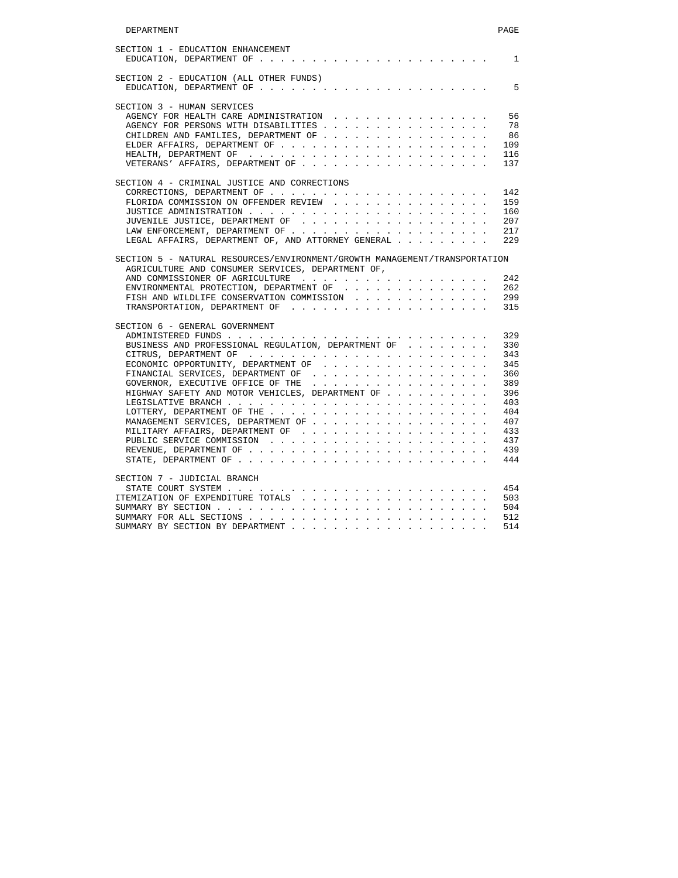| DEPARTMENT | PAGE |
|---|---|
| **SECTION 1 - EDUCATION ENHANCEMENT** | |
| EDUCATION, DEPARTMENT OF | 1 |
| **SECTION 2 - EDUCATION (ALL OTHER FUNDS)** | |
| EDUCATION, DEPARTMENT OF | 5 |
| **SECTION 3 - HUMAN SERVICES** | |
| AGENCY FOR HEALTH CARE ADMINISTRATION | 56 |
| AGENCY FOR PERSONS WITH DISABILITIES | 78 |
| CHILDREN AND FAMILIES, DEPARTMENT OF | 86 |
| ELDER AFFAIRS, DEPARTMENT OF | 109 |
| HEALTH, DEPARTMENT OF | 116 |
| VETERANS' AFFAIRS, DEPARTMENT OF | 137 |
| **SECTION 4 - CRIMINAL JUSTICE AND CORRECTIONS** | |
| CORRECTIONS, DEPARTMENT OF | 142 |
| FLORIDA COMMISSION ON OFFENDER REVIEW | 159 |
| JUSTICE ADMINISTRATION | 160 |
| JUVENILE JUSTICE, DEPARTMENT OF | 207 |
| LAW ENFORCEMENT, DEPARTMENT OF | 217 |
| LEGAL AFFAIRS, DEPARTMENT OF, AND ATTORNEY GENERAL | 229 |
| **SECTION 5 - NATURAL RESOURCES/ENVIRONMENT/GROWTH MANAGEMENT/TRANSPORTATION** | |
| AGRICULTURE AND CONSUMER SERVICES, DEPARTMENT OF, AND COMMISSIONER OF AGRICULTURE | 242 |
| ENVIRONMENTAL PROTECTION, DEPARTMENT OF | 262 |
| FISH AND WILDLIFE CONSERVATION COMMISSION | 299 |
| TRANSPORTATION, DEPARTMENT OF | 315 |
| **SECTION 6 - GENERAL GOVERNMENT** | |
| ADMINISTERED FUNDS | 329 |
| BUSINESS AND PROFESSIONAL REGULATION, DEPARTMENT OF | 330 |
| CITRUS, DEPARTMENT OF | 343 |
| ECONOMIC OPPORTUNITY, DEPARTMENT OF | 345 |
| FINANCIAL SERVICES, DEPARTMENT OF | 360 |
| GOVERNOR, EXECUTIVE OFFICE OF THE | 389 |
| HIGHWAY SAFETY AND MOTOR VEHICLES, DEPARTMENT OF | 396 |
| LEGISLATIVE BRANCH | 403 |
| LOTTERY, DEPARTMENT OF THE | 404 |
| MANAGEMENT SERVICES, DEPARTMENT OF | 407 |
| MILITARY AFFAIRS, DEPARTMENT OF | 433 |
| PUBLIC SERVICE COMMISSION | 437 |
| REVENUE, DEPARTMENT OF | 439 |
| STATE, DEPARTMENT OF | 444 |
| **SECTION 7 - JUDICIAL BRANCH** | |
| STATE COURT SYSTEM | 454 |
| ITEMIZATION OF EXPENDITURE TOTALS | 503 |
| SUMMARY BY SECTION | 504 |
| SUMMARY FOR ALL SECTIONS | 512 |
| SUMMARY BY SECTION BY DEPARTMENT | 514 |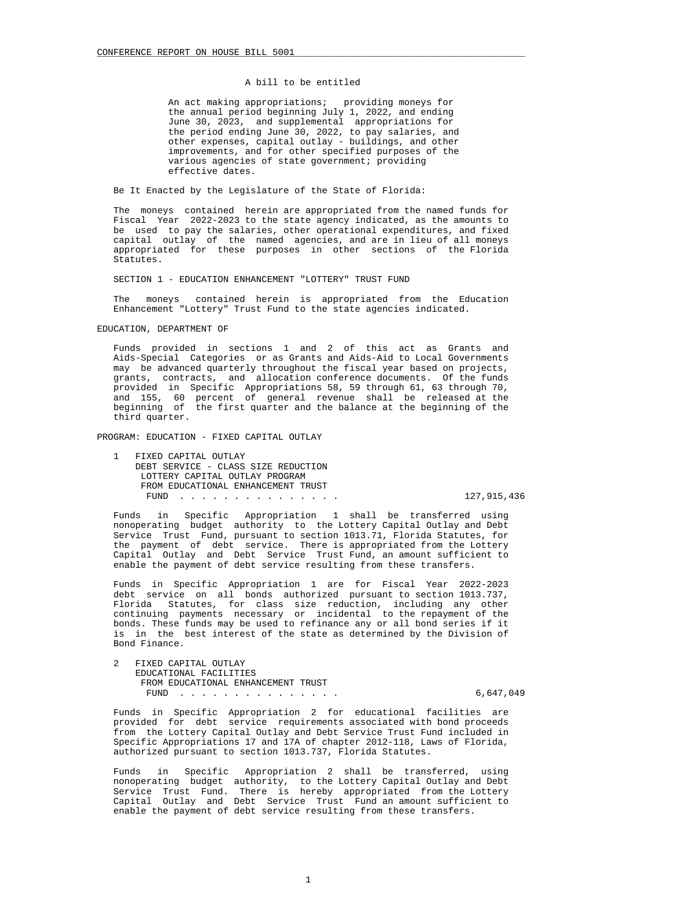A bill to be entitled

An act making appropriations; providing moneys for the annual period beginning July 1, 2022, and ending June 30, 2023, and supplemental appropriations for the period ending June 30, 2022, to pay salaries, and other expenses, capital outlay - buildings, and other improvements, and for other specified purposes of the various agencies of state government; providing effective dates.

Be It Enacted by the Legislature of the State of Florida:

The moneys contained herein are appropriated from the named funds for Fiscal Year 2022-2023 to the state agency indicated, as the amounts to be used to pay the salaries, other operational expenditures, and fixed capital outlay of the named agencies, and are in lieu of all moneys appropriated for these purposes in other sections of the Florida Statutes.

SECTION 1 - EDUCATION ENHANCEMENT "LOTTERY" TRUST FUND

The moneys contained herein is appropriated from the Education Enhancement "Lottery" Trust Fund to the state agencies indicated.

EDUCATION, DEPARTMENT OF

Funds provided in sections 1 and 2 of this act as Grants and Aids-Special Categories or as Grants and Aids-Aid to Local Governments may be advanced quarterly throughout the fiscal year based on projects, grants, contracts, and allocation conference documents. Of the funds provided in Specific Appropriations 58, 59 through 61, 63 through 70, and 155, 60 percent of general revenue shall be released at the beginning of the first quarter and the balance at the beginning of the third quarter.

PROGRAM: EDUCATION - FIXED CAPITAL OUTLAY

1 FIXED CAPITAL OUTLAY
DEBT SERVICE - CLASS SIZE REDUCTION
LOTTERY CAPITAL OUTLAY PROGRAM
FROM EDUCATIONAL ENHANCEMENT TRUST
FUND . . . . . . . . . . . . . . . 127,915,436

Funds in Specific Appropriation 1 shall be transferred using nonoperating budget authority to the Lottery Capital Outlay and Debt Service Trust Fund, pursuant to section 1013.71, Florida Statutes, for the payment of debt service. There is appropriated from the Lottery Capital Outlay and Debt Service Trust Fund, an amount sufficient to enable the payment of debt service resulting from these transfers.

Funds in Specific Appropriation 1 are for Fiscal Year 2022-2023 debt service on all bonds authorized pursuant to section 1013.737, Florida Statutes, for class size reduction, including any other continuing payments necessary or incidental to the repayment of the bonds. These funds may be used to refinance any or all bond series if it is in the best interest of the state as determined by the Division of Bond Finance.

2 FIXED CAPITAL OUTLAY
EDUCATIONAL FACILITIES
FROM EDUCATIONAL ENHANCEMENT TRUST
FUND . . . . . . . . . . . . . . . 6,647,049

Funds in Specific Appropriation 2 for educational facilities are provided for debt service requirements associated with bond proceeds from the Lottery Capital Outlay and Debt Service Trust Fund included in Specific Appropriations 17 and 17A of chapter 2012-118, Laws of Florida, authorized pursuant to section 1013.737, Florida Statutes.

Funds in Specific Appropriation 2 shall be transferred, using nonoperating budget authority, to the Lottery Capital Outlay and Debt Service Trust Fund. There is hereby appropriated from the Lottery Capital Outlay and Debt Service Trust Fund an amount sufficient to enable the payment of debt service resulting from these transfers.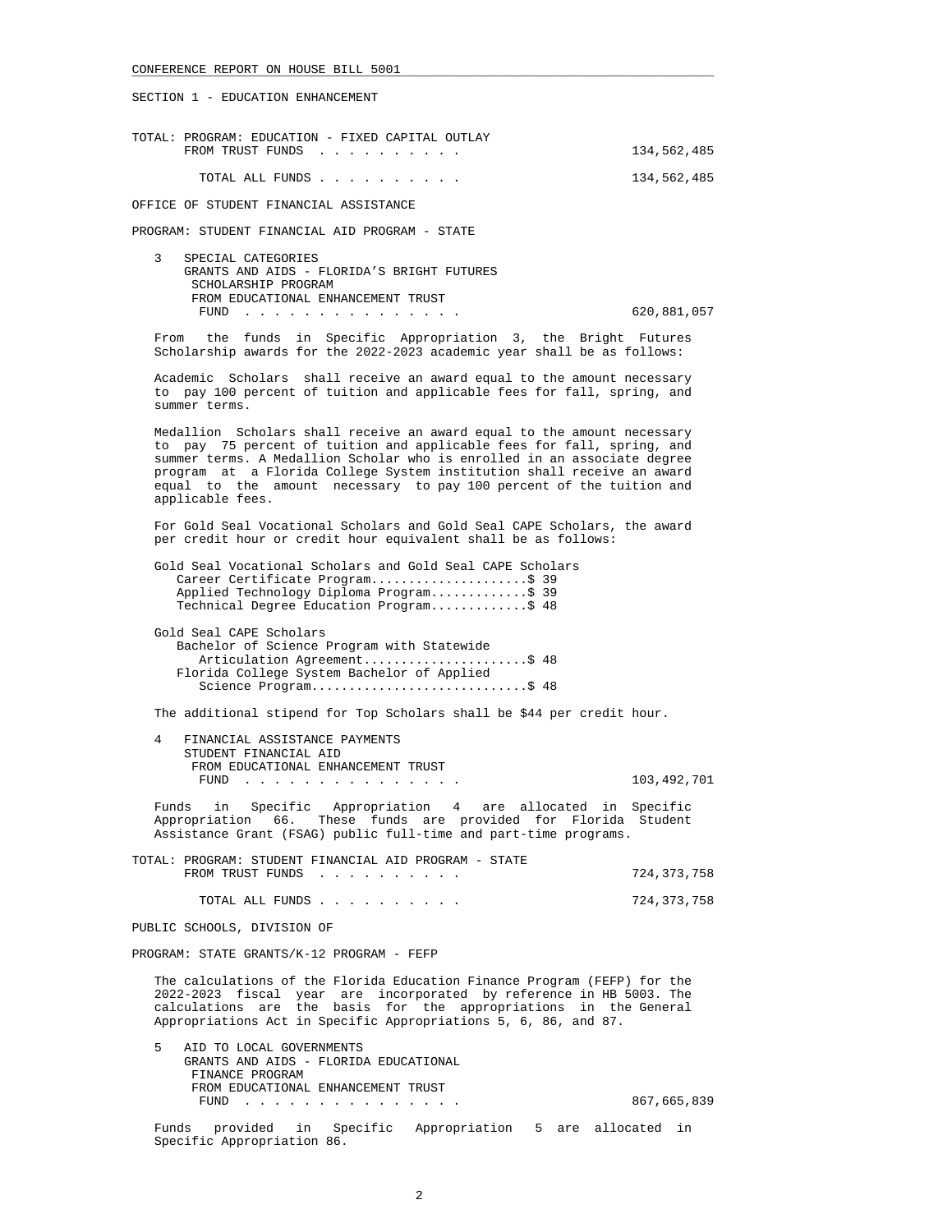SECTION 1 - EDUCATION ENHANCEMENT

TOTAL: PROGRAM: EDUCATION - FIXED CAPITAL OUTLAY

| | |
|---|---|
| FROM TRUST FUNDS . . . . . . . . . . | 134,562,485 |
| TOTAL ALL FUNDS . . . . . . . . . . | 134,562,485 |

OFFICE OF STUDENT FINANCIAL ASSISTANCE

PROGRAM: STUDENT FINANCIAL AID PROGRAM - STATE

3 SPECIAL CATEGORIES
GRANTS AND AIDS - FLORIDA'S BRIGHT FUTURES SCHOLARSHIP PROGRAM
FROM EDUCATIONAL ENHANCEMENT TRUST FUND . . . . . . . . . . . . . . . . 620,881,057

From the funds in Specific Appropriation 3, the Bright Futures Scholarship awards for the 2022-2023 academic year shall be as follows:

Academic Scholars shall receive an award equal to the amount necessary to pay 100 percent of tuition and applicable fees for fall, spring, and summer terms.

Medallion Scholars shall receive an award equal to the amount necessary to pay 75 percent of tuition and applicable fees for fall, spring, and summer terms. A Medallion Scholar who is enrolled in an associate degree program at a Florida College System institution shall receive an award equal to the amount necessary to pay 100 percent of the tuition and applicable fees.

For Gold Seal Vocational Scholars and Gold Seal CAPE Scholars, the award per credit hour or credit hour equivalent shall be as follows:

Gold Seal Vocational Scholars and Gold Seal CAPE Scholars
- Career Certificate Program.....................$ 39
- Applied Technology Diploma Program............$ 39
- Technical Degree Education Program............$ 48

Gold Seal CAPE Scholars
- Bachelor of Science Program with Statewide Articulation Agreement......................$ 48
- Florida College System Bachelor of Applied Science Program............................$ 48

The additional stipend for Top Scholars shall be $44 per credit hour.

4 FINANCIAL ASSISTANCE PAYMENTS
STUDENT FINANCIAL AID
FROM EDUCATIONAL ENHANCEMENT TRUST FUND . . . . . . . . . . . . . . . . 103,492,701

Funds in Specific Appropriation 4 are allocated in Specific Appropriation 66. These funds are provided for Florida Student Assistance Grant (FSAG) public full-time and part-time programs.

TOTAL: PROGRAM: STUDENT FINANCIAL AID PROGRAM - STATE

| | |
|---|---|
| FROM TRUST FUNDS . . . . . . . . . . | 724,373,758 |
| TOTAL ALL FUNDS . . . . . . . . . . | 724,373,758 |

PUBLIC SCHOOLS, DIVISION OF

PROGRAM: STATE GRANTS/K-12 PROGRAM - FEFP

The calculations of the Florida Education Finance Program (FEFP) for the 2022-2023 fiscal year are incorporated by reference in HB 5003. The calculations are the basis for the appropriations in the General Appropriations Act in Specific Appropriations 5, 6, 86, and 87.

5 AID TO LOCAL GOVERNMENTS
GRANTS AND AIDS - FLORIDA EDUCATIONAL FINANCE PROGRAM
FROM EDUCATIONAL ENHANCEMENT TRUST FUND . . . . . . . . . . . . . . . . 867,665,839

Funds provided in Specific Appropriation 5 are allocated in Specific Appropriation 86.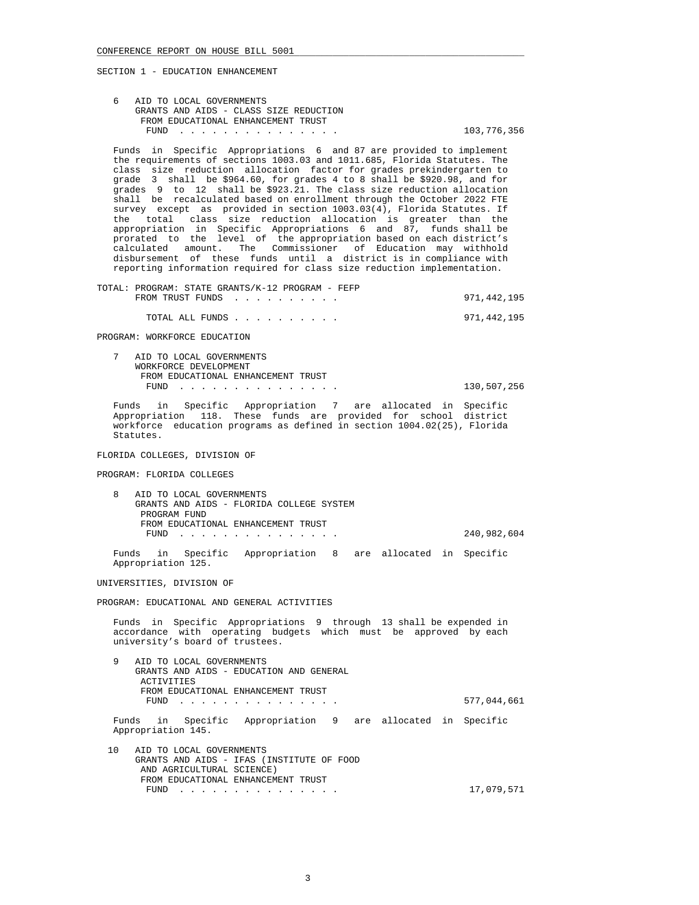SECTION 1 - EDUCATION ENHANCEMENT

6 AID TO LOCAL GOVERNMENTS
GRANTS AND AIDS - CLASS SIZE REDUCTION
FROM EDUCATIONAL ENHANCEMENT TRUST
FUND . . . . . . . . . . . . . . . 103,776,356

Funds in Specific Appropriations 6 and 87 are provided to implement the requirements of sections 1003.03 and 1011.685, Florida Statutes. The class size reduction allocation factor for grades prekindergarten to grade 3 shall be $964.60, for grades 4 to 8 shall be $920.98, and for grades 9 to 12 shall be $923.21. The class size reduction allocation shall be recalculated based on enrollment through the October 2022 FTE survey except as provided in section 1003.03(4), Florida Statutes. If the total class size reduction allocation is greater than the appropriation in Specific Appropriations 6 and 87, funds shall be prorated to the level of the appropriation based on each district's calculated amount. The Commissioner of Education may withhold disbursement of these funds until a district is in compliance with reporting information required for class size reduction implementation.

TOTAL: PROGRAM: STATE GRANTS/K-12 PROGRAM - FEFP
FROM TRUST FUNDS . . . . . . . . . . 971,442,195

TOTAL ALL FUNDS . . . . . . . . . . 971,442,195

PROGRAM: WORKFORCE EDUCATION

7 AID TO LOCAL GOVERNMENTS
WORKFORCE DEVELOPMENT
FROM EDUCATIONAL ENHANCEMENT TRUST
FUND . . . . . . . . . . . . . . . 130,507,256

Funds in Specific Appropriation 7 are allocated in Specific Appropriation 118. These funds are provided for school district workforce education programs as defined in section 1004.02(25), Florida Statutes.

FLORIDA COLLEGES, DIVISION OF

PROGRAM: FLORIDA COLLEGES

8 AID TO LOCAL GOVERNMENTS
GRANTS AND AIDS - FLORIDA COLLEGE SYSTEM
PROGRAM FUND
FROM EDUCATIONAL ENHANCEMENT TRUST
FUND . . . . . . . . . . . . . . . 240,982,604

Funds in Specific Appropriation 8 are allocated in Specific Appropriation 125.

UNIVERSITIES, DIVISION OF

PROGRAM: EDUCATIONAL AND GENERAL ACTIVITIES

Funds in Specific Appropriations 9 through 13 shall be expended in accordance with operating budgets which must be approved by each university's board of trustees.

9 AID TO LOCAL GOVERNMENTS
GRANTS AND AIDS - EDUCATION AND GENERAL
ACTIVITIES
FROM EDUCATIONAL ENHANCEMENT TRUST
FUND . . . . . . . . . . . . . . . 577,044,661

Funds in Specific Appropriation 9 are allocated in Specific Appropriation 145.

10 AID TO LOCAL GOVERNMENTS
GRANTS AND AIDS - IFAS (INSTITUTE OF FOOD
AND AGRICULTURAL SCIENCE)
FROM EDUCATIONAL ENHANCEMENT TRUST
FUND . . . . . . . . . . . . . . . 17,079,571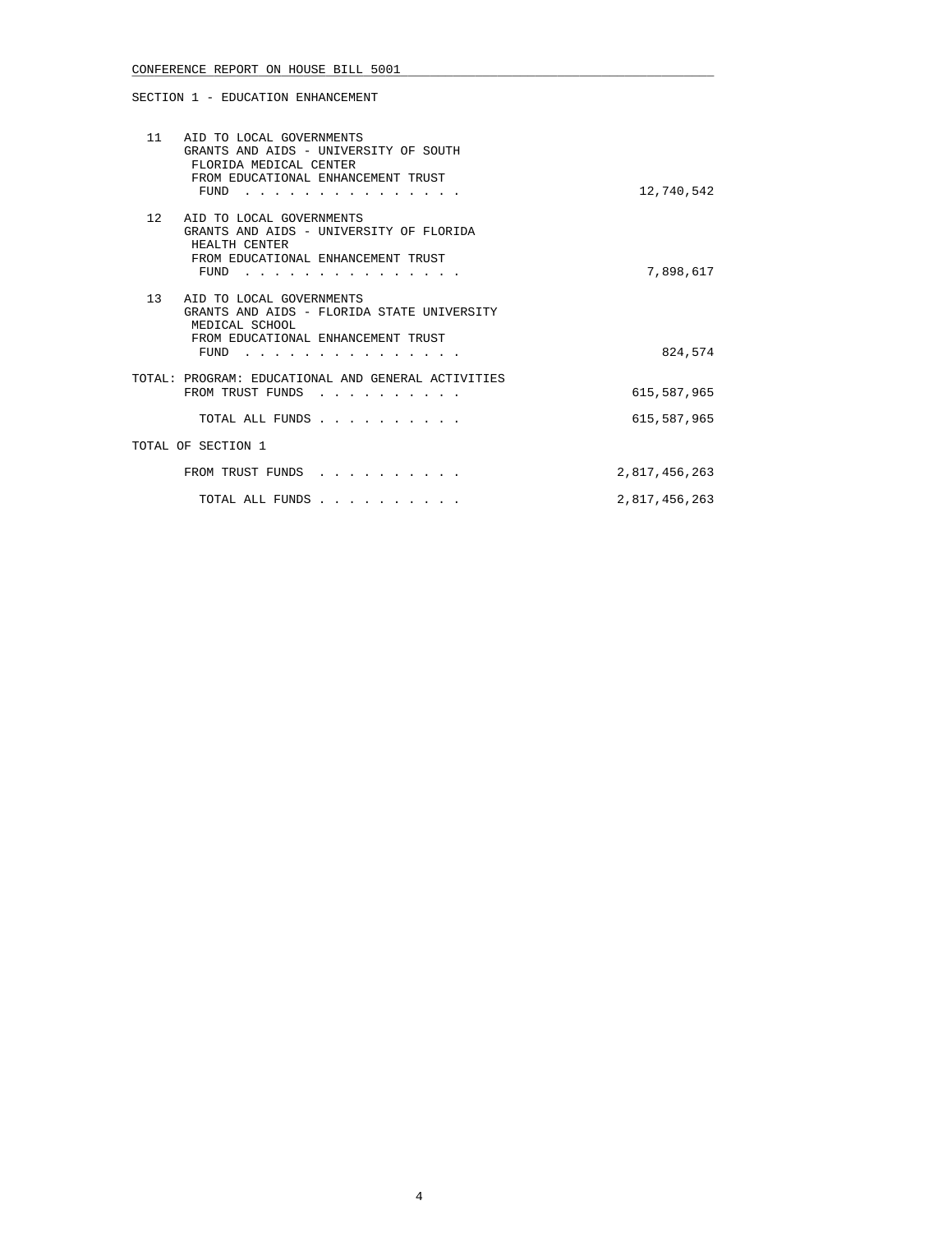SECTION 1 - EDUCATION ENHANCEMENT

| | | |
|---|---|---|
| 11 | AID TO LOCAL GOVERNMENTS<br>GRANTS AND AIDS - UNIVERSITY OF SOUTH FLORIDA MEDICAL CENTER<br>FROM EDUCATIONAL ENHANCEMENT TRUST FUND . . . . . . . . . . . . . . . | 12,740,542 |
| 12 | AID TO LOCAL GOVERNMENTS<br>GRANTS AND AIDS - UNIVERSITY OF FLORIDA HEALTH CENTER<br>FROM EDUCATIONAL ENHANCEMENT TRUST FUND . . . . . . . . . . . . . . . | 7,898,617 |
| 13 | AID TO LOCAL GOVERNMENTS<br>GRANTS AND AIDS - FLORIDA STATE UNIVERSITY MEDICAL SCHOOL<br>FROM EDUCATIONAL ENHANCEMENT TRUST FUND . . . . . . . . . . . . . . . | 824,574 |

TOTAL: PROGRAM: EDUCATIONAL AND GENERAL ACTIVITIES

| | |
|---|---|
| FROM TRUST FUNDS . . . . . . . . . . | 615,587,965 |
| TOTAL ALL FUNDS . . . . . . . . . . | 615,587,965 |

TOTAL OF SECTION 1

| | |
|---|---|
| FROM TRUST FUNDS . . . . . . . . . . | 2,817,456,263 |
| TOTAL ALL FUNDS . . . . . . . . . . | 2,817,456,263 |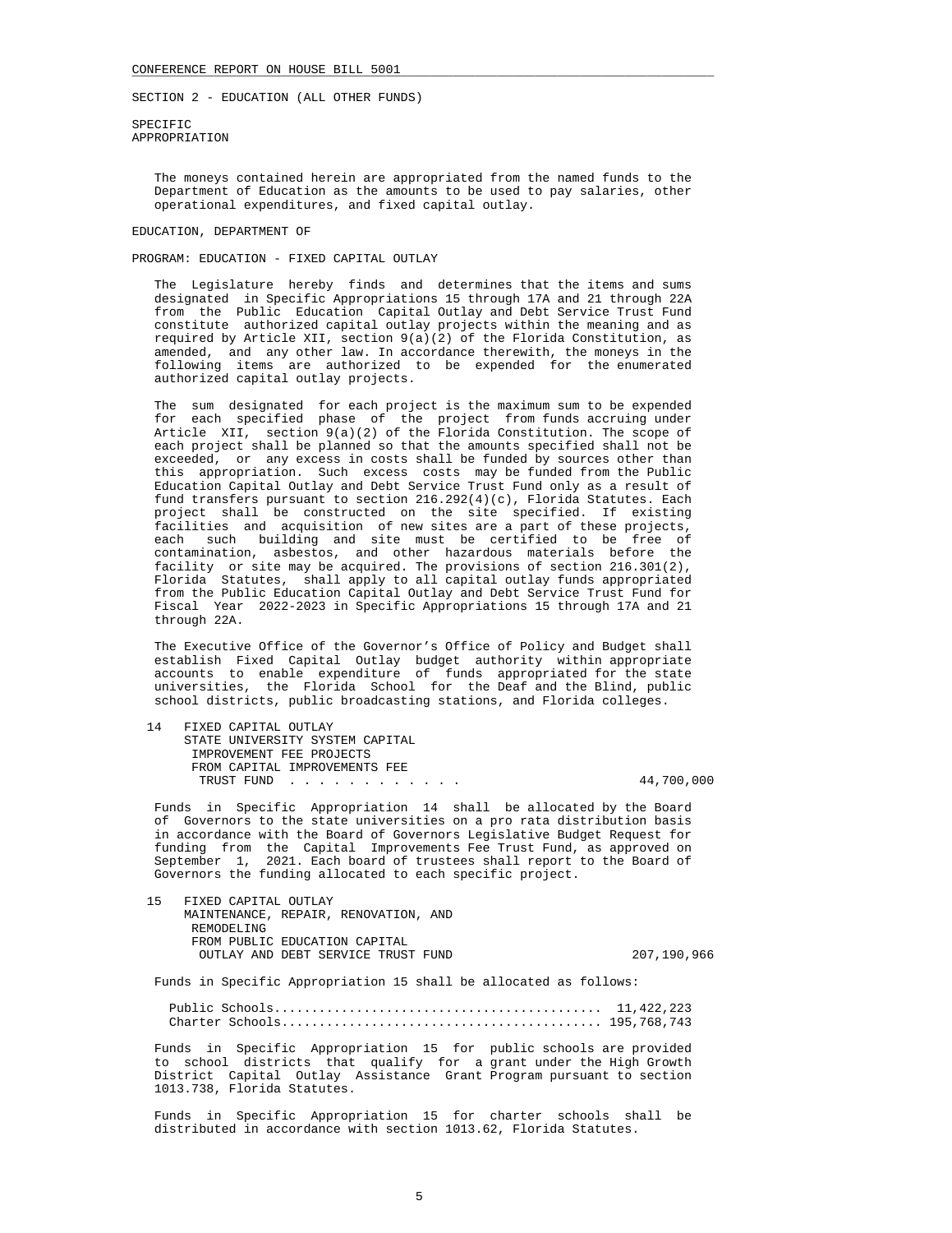SECTION 2 - EDUCATION (ALL OTHER FUNDS)

SPECIFIC
APPROPRIATION

The moneys contained herein are appropriated from the named funds to the Department of Education as the amounts to be used to pay salaries, other operational expenditures, and fixed capital outlay.

EDUCATION, DEPARTMENT OF

PROGRAM: EDUCATION - FIXED CAPITAL OUTLAY

The Legislature hereby finds and determines that the items and sums designated in Specific Appropriations 15 through 17A and 21 through 22A from the Public Education Capital Outlay and Debt Service Trust Fund constitute authorized capital outlay projects within the meaning and as required by Article XII, section 9(a)(2) of the Florida Constitution, as amended, and any other law. In accordance therewith, the moneys in the following items are authorized to be expended for the enumerated authorized capital outlay projects.

The sum designated for each project is the maximum sum to be expended for each specified phase of the project from funds accruing under Article XII, section 9(a)(2) of the Florida Constitution. The scope of each project shall be planned so that the amounts specified shall not be exceeded, or any excess in costs shall be funded by sources other than this appropriation. Such excess costs may be funded from the Public Education Capital Outlay and Debt Service Trust Fund only as a result of fund transfers pursuant to section 216.292(4)(c), Florida Statutes. Each project shall be constructed on the site specified. If existing facilities and acquisition of new sites are a part of these projects, each such building and site must be certified to be free of contamination, asbestos, and other hazardous materials before the facility or site may be acquired. The provisions of section 216.301(2), Florida Statutes, shall apply to all capital outlay funds appropriated from the Public Education Capital Outlay and Debt Service Trust Fund for Fiscal Year 2022-2023 in Specific Appropriations 15 through 17A and 21 through 22A.

The Executive Office of the Governor's Office of Policy and Budget shall establish Fixed Capital Outlay budget authority within appropriate accounts to enable expenditure of funds appropriated for the state universities, the Florida School for the Deaf and the Blind, public school districts, public broadcasting stations, and Florida colleges.

14 FIXED CAPITAL OUTLAY
STATE UNIVERSITY SYSTEM CAPITAL IMPROVEMENT FEE PROJECTS
FROM CAPITAL IMPROVEMENTS FEE TRUST FUND . . . . . . . . . . . . . 44,700,000

Funds in Specific Appropriation 14 shall be allocated by the Board of Governors to the state universities on a pro rata distribution basis in accordance with the Board of Governors Legislative Budget Request for funding from the Capital Improvements Fee Trust Fund, as approved on September 1, 2021. Each board of trustees shall report to the Board of Governors the funding allocated to each specific project.

15 FIXED CAPITAL OUTLAY
MAINTENANCE, REPAIR, RENOVATION, AND REMODELING
FROM PUBLIC EDUCATION CAPITAL OUTLAY AND DEBT SERVICE TRUST FUND 207,190,966

Funds in Specific Appropriation 15 shall be allocated as follows:

| | |
|---|---|
| Public Schools | 11,422,223 |
| Charter Schools | 195,768,743 |

Funds in Specific Appropriation 15 for public schools are provided to school districts that qualify for a grant under the High Growth District Capital Outlay Assistance Grant Program pursuant to section 1013.738, Florida Statutes.

Funds in Specific Appropriation 15 for charter schools shall be distributed in accordance with section 1013.62, Florida Statutes.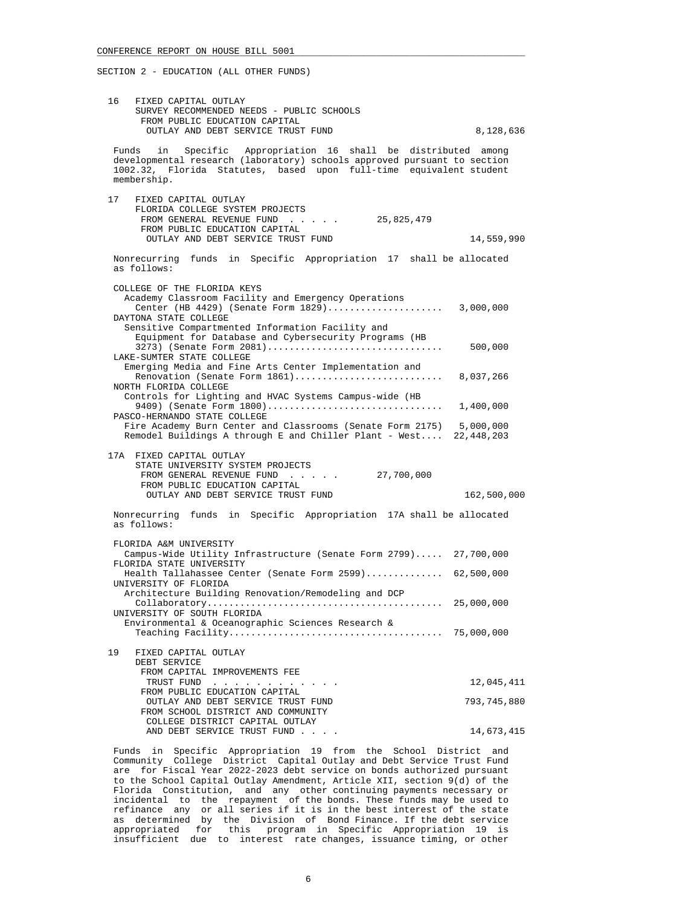SECTION 2 - EDUCATION (ALL OTHER FUNDS)

16 FIXED CAPITAL OUTLAY
SURVEY RECOMMENDED NEEDS - PUBLIC SCHOOLS
FROM PUBLIC EDUCATION CAPITAL
OUTLAY AND DEBT SERVICE TRUST FUND 8,128,636

Funds in Specific Appropriation 16 shall be distributed among developmental research (laboratory) schools approved pursuant to section 1002.32, Florida Statutes, based upon full-time equivalent student membership.

17 FIXED CAPITAL OUTLAY
FLORIDA COLLEGE SYSTEM PROJECTS
FROM GENERAL REVENUE FUND . . . . . 25,825,479
FROM PUBLIC EDUCATION CAPITAL
OUTLAY AND DEBT SERVICE TRUST FUND 14,559,990

Nonrecurring funds in Specific Appropriation 17 shall be allocated as follows:

COLLEGE OF THE FLORIDA KEYS
Academy Classroom Facility and Emergency Operations Center (HB 4429) (Senate Form 1829)..................... 3,000,000
DAYTONA STATE COLLEGE
Sensitive Compartmented Information Facility and Equipment for Database and Cybersecurity Programs (HB 3273) (Senate Form 2081)................................ 500,000
LAKE-SUMTER STATE COLLEGE
Emerging Media and Fine Arts Center Implementation and Renovation (Senate Form 1861)........................... 8,037,266
NORTH FLORIDA COLLEGE
Controls for Lighting and HVAC Systems Campus-wide (HB 9409) (Senate Form 1800)................................ 1,400,000
PASCO-HERNANDO STATE COLLEGE
Fire Academy Burn Center and Classrooms (Senate Form 2175) 5,000,000
Remodel Buildings A through E and Chiller Plant - West.... 22,448,203

17A FIXED CAPITAL OUTLAY
STATE UNIVERSITY SYSTEM PROJECTS
FROM GENERAL REVENUE FUND . . . . . 27,700,000
FROM PUBLIC EDUCATION CAPITAL
OUTLAY AND DEBT SERVICE TRUST FUND 162,500,000

Nonrecurring funds in Specific Appropriation 17A shall be allocated as follows:

FLORIDA A&M UNIVERSITY
Campus-Wide Utility Infrastructure (Senate Form 2799)..... 27,700,000
FLORIDA STATE UNIVERSITY
Health Tallahassee Center (Senate Form 2599).............. 62,500,000
UNIVERSITY OF FLORIDA
Architecture Building Renovation/Remodeling and DCP Collaboratory........................................... 25,000,000
UNIVERSITY OF SOUTH FLORIDA
Environmental & Oceanographic Sciences Research & Teaching Facility....................................... 75,000,000

19 FIXED CAPITAL OUTLAY
DEBT SERVICE
FROM CAPITAL IMPROVEMENTS FEE
TRUST FUND . . . . . . . . . . . . 12,045,411
FROM PUBLIC EDUCATION CAPITAL
OUTLAY AND DEBT SERVICE TRUST FUND 793,745,880
FROM SCHOOL DISTRICT AND COMMUNITY
COLLEGE DISTRICT CAPITAL OUTLAY
AND DEBT SERVICE TRUST FUND . . . . 14,673,415

Funds in Specific Appropriation 19 from the School District and Community College District Capital Outlay and Debt Service Trust Fund are for Fiscal Year 2022-2023 debt service on bonds authorized pursuant to the School Capital Outlay Amendment, Article XII, section 9(d) of the Florida Constitution, and any other continuing payments necessary or incidental to the repayment of the bonds. These funds may be used to refinance any or all series if it is in the best interest of the state as determined by the Division of Bond Finance. If the debt service appropriated for this program in Specific Appropriation 19 is insufficient due to interest rate changes, issuance timing, or other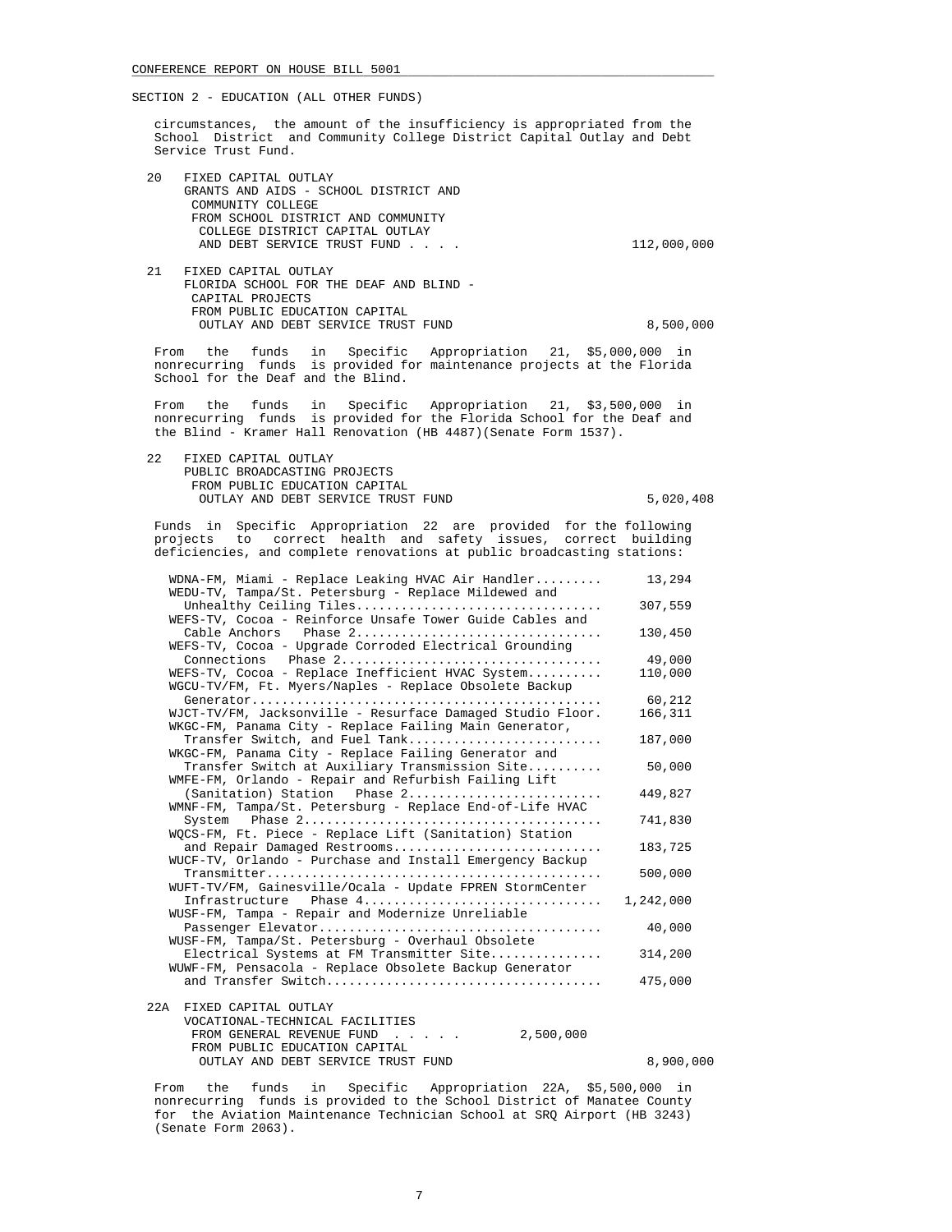SECTION 2 - EDUCATION (ALL OTHER FUNDS)

circumstances, the amount of the insufficiency is appropriated from the School District and Community College District Capital Outlay and Debt Service Trust Fund.

20 FIXED CAPITAL OUTLAY
GRANTS AND AIDS - SCHOOL DISTRICT AND COMMUNITY COLLEGE
FROM SCHOOL DISTRICT AND COMMUNITY COLLEGE DISTRICT CAPITAL OUTLAY AND DEBT SERVICE TRUST FUND . . . . 112,000,000

21 FIXED CAPITAL OUTLAY
FLORIDA SCHOOL FOR THE DEAF AND BLIND - CAPITAL PROJECTS
FROM PUBLIC EDUCATION CAPITAL OUTLAY AND DEBT SERVICE TRUST FUND 8,500,000

From the funds in Specific Appropriation 21, $5,000,000 in nonrecurring funds is provided for maintenance projects at the Florida School for the Deaf and the Blind.

From the funds in Specific Appropriation 21, $3,500,000 in nonrecurring funds is provided for the Florida School for the Deaf and the Blind - Kramer Hall Renovation (HB 4487)(Senate Form 1537).

22 FIXED CAPITAL OUTLAY
PUBLIC BROADCASTING PROJECTS
FROM PUBLIC EDUCATION CAPITAL OUTLAY AND DEBT SERVICE TRUST FUND 5,020,408

Funds in Specific Appropriation 22 are provided for the following projects to correct health and safety issues, correct building deficiencies, and complete renovations at public broadcasting stations:

| Project | Amount |
|---|---|
| WDNA-FM, Miami - Replace Leaking HVAC Air Handler | 13,294 |
| WEDU-TV, Tampa/St. Petersburg - Replace Mildewed and Unhealthy Ceiling Tiles | 307,559 |
| WEFS-TV, Cocoa - Reinforce Unsafe Tower Guide Cables and Cable Anchors Phase 2 | 130,450 |
| WEFS-TV, Cocoa - Upgrade Corroded Electrical Grounding Connections Phase 2 | 49,000 |
| WEFS-TV, Cocoa - Replace Inefficient HVAC System | 110,000 |
| WGCU-TV/FM, Ft. Myers/Naples - Replace Obsolete Backup Generator | 60,212 |
| WJCT-TV/FM, Jacksonville - Resurface Damaged Studio Floor | 166,311 |
| WKGC-FM, Panama City - Replace Failing Main Generator, Transfer Switch, and Fuel Tank | 187,000 |
| WKGC-FM, Panama City - Replace Failing Generator and Transfer Switch at Auxiliary Transmission Site | 50,000 |
| WMFE-FM, Orlando - Repair and Refurbish Failing Lift (Sanitation) Station Phase 2 | 449,827 |
| WMNF-FM, Tampa/St. Petersburg - Replace End-of-Life HVAC System Phase 2 | 741,830 |
| WQCS-FM, Ft. Piece - Replace Lift (Sanitation) Station and Repair Damaged Restrooms | 183,725 |
| WUCF-TV, Orlando - Purchase and Install Emergency Backup Transmitter | 500,000 |
| WUFT-TV/FM, Gainesville/Ocala - Update FPREN StormCenter Infrastructure Phase 4 | 1,242,000 |
| WUSF-FM, Tampa - Repair and Modernize Unreliable Passenger Elevator | 40,000 |
| WUSF-FM, Tampa/St. Petersburg - Overhaul Obsolete Electrical Systems at FM Transmitter Site | 314,200 |
| WUWF-FM, Pensacola - Replace Obsolete Backup Generator and Transfer Switch | 475,000 |

22A FIXED CAPITAL OUTLAY
VOCATIONAL-TECHNICAL FACILITIES
FROM GENERAL REVENUE FUND . . . . . 2,500,000
FROM PUBLIC EDUCATION CAPITAL OUTLAY AND DEBT SERVICE TRUST FUND 8,900,000

From the funds in Specific Appropriation 22A, $5,500,000 in nonrecurring funds is provided to the School District of Manatee County for the Aviation Maintenance Technician School at SRQ Airport (HB 3243) (Senate Form 2063).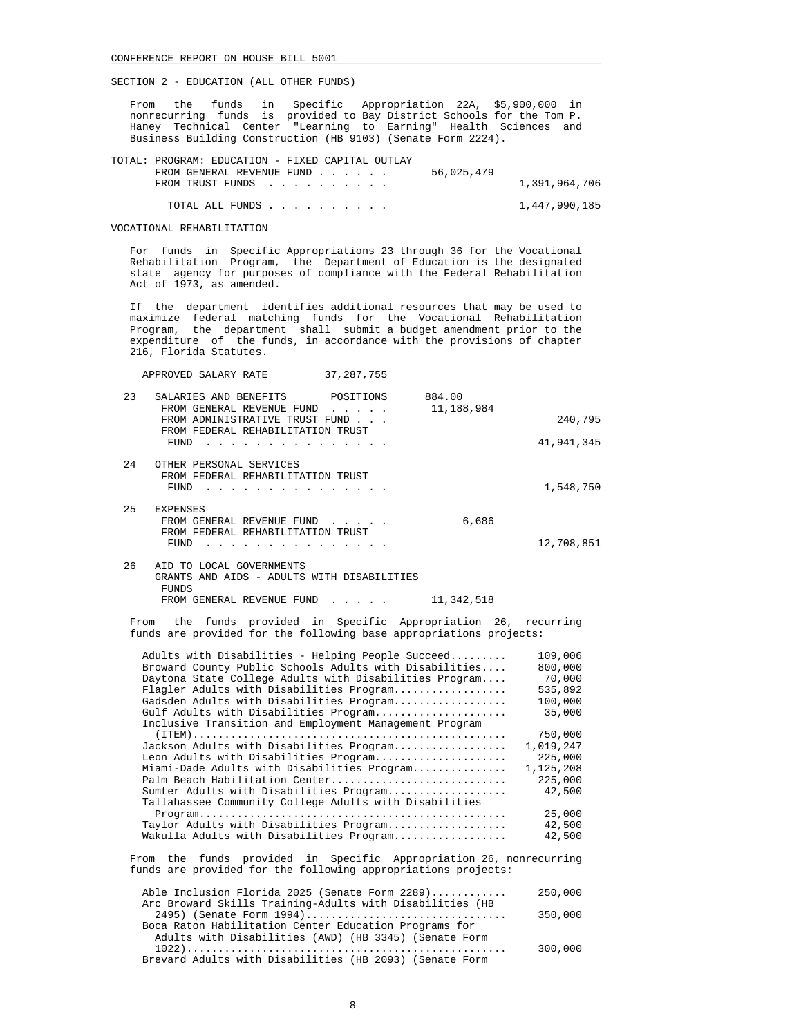SECTION 2 - EDUCATION (ALL OTHER FUNDS)

From the funds in Specific Appropriation 22A, $5,900,000 in nonrecurring funds is provided to Bay District Schools for the Tom P. Haney Technical Center "Learning to Earning" Health Sciences and Business Building Construction (HB 9103) (Senate Form 2224).

| TOTAL: PROGRAM: EDUCATION - FIXED CAPITAL OUTLAY | | |
|---|---|---|
| FROM GENERAL REVENUE FUND . . . . . . | 56,025,479 | |
| FROM TRUST FUNDS . . . . . . . . . . | | 1,391,964,706 |
| TOTAL ALL FUNDS . . . . . . . . . . | | 1,447,990,185 |

VOCATIONAL REHABILITATION

For funds in Specific Appropriations 23 through 36 for the Vocational Rehabilitation Program, the Department of Education is the designated state agency for purposes of compliance with the Federal Rehabilitation Act of 1973, as amended.

If the department identifies additional resources that may be used to maximize federal matching funds for the Vocational Rehabilitation Program, the department shall submit a budget amendment prior to the expenditure of the funds, in accordance with the provisions of chapter 216, Florida Statutes.

APPROVED SALARY RATE 37,287,755

| | | | |
|---|---|---|---|
| 23 | SALARIES AND BENEFITS POSITIONS | 884.00 | |
| | FROM GENERAL REVENUE FUND . . . . . | 11,188,984 | |
| | FROM ADMINISTRATIVE TRUST FUND . . . | | 240,795 |
| | FROM FEDERAL REHABILITATION TRUST FUND . . . . . . . . . . . . . . . | | 41,941,345 |
| 24 | OTHER PERSONAL SERVICES | | |
| | FROM FEDERAL REHABILITATION TRUST FUND . . . . . . . . . . . . . . . | | 1,548,750 |
| 25 | EXPENSES | | |
| | FROM GENERAL REVENUE FUND . . . . . | 6,686 | |
| | FROM FEDERAL REHABILITATION TRUST FUND . . . . . . . . . . . . . . . | | 12,708,851 |
| 26 | AID TO LOCAL GOVERNMENTS GRANTS AND AIDS - ADULTS WITH DISABILITIES FUNDS | | |
| | FROM GENERAL REVENUE FUND . . . . . | 11,342,518 | |

From the funds provided in Specific Appropriation 26, recurring funds are provided for the following base appropriations projects:

| | |
|---|---|
| Adults with Disabilities - Helping People Succeed......... | 109,006 |
| Broward County Public Schools Adults with Disabilities.... | 800,000 |
| Daytona State College Adults with Disabilities Program.... | 70,000 |
| Flagler Adults with Disabilities Program.................. | 535,892 |
| Gadsden Adults with Disabilities Program.................. | 100,000 |
| Gulf Adults with Disabilities Program..................... | 35,000 |
| Inclusive Transition and Employment Management Program (ITEM).................................................. | 750,000 |
| Jackson Adults with Disabilities Program.................. | 1,019,247 |
| Leon Adults with Disabilities Program..................... | 225,000 |
| Miami-Dade Adults with Disabilities Program............... | 1,125,208 |
| Palm Beach Habilitation Center............................ | 225,000 |
| Sumter Adults with Disabilities Program................... | 42,500 |
| Tallahassee Community College Adults with Disabilities Program................................................ | 25,000 |
| Taylor Adults with Disabilities Program................... | 42,500 |
| Wakulla Adults with Disabilities Program.................. | 42,500 |

From the funds provided in Specific Appropriation 26, nonrecurring funds are provided for the following appropriations projects:

| | |
|---|---|
| Able Inclusion Florida 2025 (Senate Form 2289)............ | 250,000 |
| Arc Broward Skills Training-Adults with Disabilities (HB 2495) (Senate Form 1994)................................ | 350,000 |
| Boca Raton Habilitation Center Education Programs for Adults with Disabilities (AWD) (HB 3345) (Senate Form 1022).................................................. | 300,000 |
| Brevard Adults with Disabilities (HB 2093) (Senate Form | |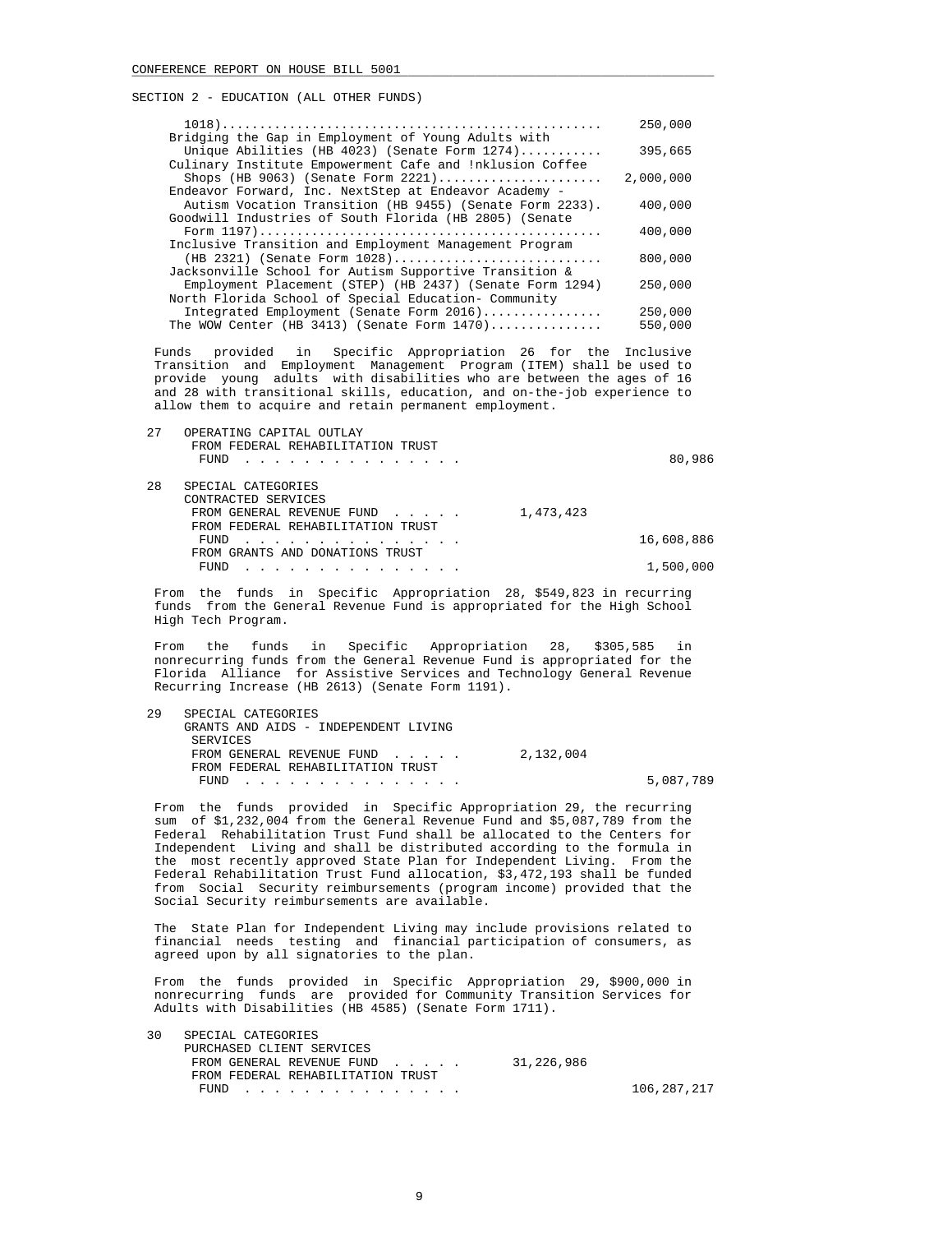SECTION 2 - EDUCATION (ALL OTHER FUNDS)

```
         1018)................................................     250,000
        Bridging the Gap in Employment of Young Adults with
         Unique Abilities (HB 4023) (Senate Form 1274)...........     395,665
        Culinary Institute Empowerment Cafe and !nklusion Coffee
         Shops (HB 9063) (Senate Form 2221)......................   2,000,000
        Endeavor Forward, Inc. NextStep at Endeavor Academy -
         Autism Vocation Transition (HB 9455) (Senate Form 2233).     400,000
        Goodwill Industries of South Florida (HB 2805) (Senate
         Form 1197)..............................................     400,000
        Inclusive Transition and Employment Management Program
         (HB 2321) (Senate Form 1028)............................     800,000
        Jacksonville School for Autism Supportive Transition &
         Employment Placement (STEP) (HB 2437) (Senate Form 1294)     250,000
        North Florida School of Special Education- Community
         Integrated Employment (Senate Form 2016)................     250,000
        The WOW Center (HB 3413) (Senate Form 1470)..............     550,000
```

Funds provided in Specific Appropriation 26 for the Inclusive Transition and Employment Management Program (ITEM) shall be used to provide young adults with disabilities who are between the ages of 16 and 28 with transitional skills, education, and on-the-job experience to allow them to acquire and retain permanent employment.

```
 27   OPERATING CAPITAL OUTLAY
       FROM FEDERAL REHABILITATION TRUST
        FUND  . . . . . . . . . . . . . . .                                80,986

 28   SPECIAL CATEGORIES
      CONTRACTED SERVICES
       FROM GENERAL REVENUE FUND  . . . . .           1,473,423
       FROM FEDERAL REHABILITATION TRUST
        FUND  . . . . . . . . . . . . . . .                            16,608,886
       FROM GRANTS AND DONATIONS TRUST
        FUND  . . . . . . . . . . . . . . .                             1,500,000
```

From the funds in Specific Appropriation 28, $549,823 in recurring funds from the General Revenue Fund is appropriated for the High School High Tech Program.

From the funds in Specific Appropriation 28, $305,585 in nonrecurring funds from the General Revenue Fund is appropriated for the Florida Alliance for Assistive Services and Technology General Revenue Recurring Increase (HB 2613) (Senate Form 1191).

```
 29   SPECIAL CATEGORIES
      GRANTS AND AIDS - INDEPENDENT LIVING
       SERVICES
       FROM GENERAL REVENUE FUND  . . . . .           2,132,004
       FROM FEDERAL REHABILITATION TRUST
        FUND  . . . . . . . . . . . . . . .                             5,087,789
```

From the funds provided in Specific Appropriation 29, the recurring sum of $1,232,004 from the General Revenue Fund and $5,087,789 from the Federal Rehabilitation Trust Fund shall be allocated to the Centers for Independent Living and shall be distributed according to the formula in the most recently approved State Plan for Independent Living. From the Federal Rehabilitation Trust Fund allocation, $3,472,193 shall be funded from Social Security reimbursements (program income) provided that the Social Security reimbursements are available.

The State Plan for Independent Living may include provisions related to financial needs testing and financial participation of consumers, as agreed upon by all signatories to the plan.

From the funds provided in Specific Appropriation 29, $900,000 in nonrecurring funds are provided for Community Transition Services for Adults with Disabilities (HB 4585) (Senate Form 1711).

```
 30   SPECIAL CATEGORIES
      PURCHASED CLIENT SERVICES
       FROM GENERAL REVENUE FUND  . . . . .          31,226,986
       FROM FEDERAL REHABILITATION TRUST
        FUND  . . . . . . . . . . . . . . .                           106,287,217
```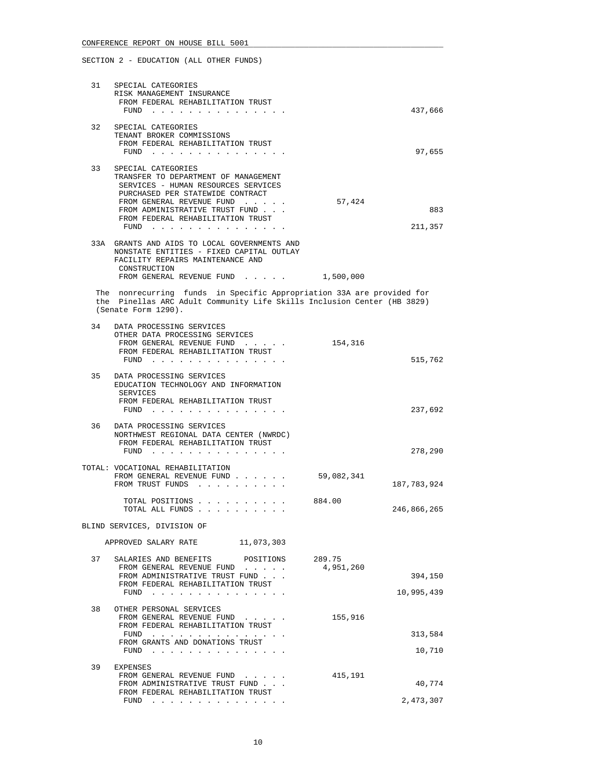SECTION 2 - EDUCATION (ALL OTHER FUNDS)

```
 31   SPECIAL CATEGORIES
      RISK MANAGEMENT INSURANCE
       FROM FEDERAL REHABILITATION TRUST
        FUND . . . . . . . . . . . . . . .                           437,666

 32   SPECIAL CATEGORIES
      TENANT BROKER COMMISSIONS
       FROM FEDERAL REHABILITATION TRUST
        FUND . . . . . . . . . . . . . . .                            97,655

 33   SPECIAL CATEGORIES
      TRANSFER TO DEPARTMENT OF MANAGEMENT
       SERVICES - HUMAN RESOURCES SERVICES
       PURCHASED PER STATEWIDE CONTRACT
       FROM GENERAL REVENUE FUND . . . . .          57,424
       FROM ADMINISTRATIVE TRUST FUND . . .                              883
       FROM FEDERAL REHABILITATION TRUST
        FUND . . . . . . . . . . . . . . .                           211,357

 33A  GRANTS AND AIDS TO LOCAL GOVERNMENTS AND
      NONSTATE ENTITIES - FIXED CAPITAL OUTLAY
      FACILITY REPAIRS MAINTENANCE AND
       CONSTRUCTION
       FROM GENERAL REVENUE FUND . . . . .       1,500,000

    The nonrecurring funds in Specific Appropriation 33A are provided for
    the Pinellas ARC Adult Community Life Skills Inclusion Center (HB 3829)
    (Senate Form 1290).

 34   DATA PROCESSING SERVICES
      OTHER DATA PROCESSING SERVICES
       FROM GENERAL REVENUE FUND . . . . .         154,316
       FROM FEDERAL REHABILITATION TRUST
        FUND . . . . . . . . . . . . . . .                           515,762

 35   DATA PROCESSING SERVICES
      EDUCATION TECHNOLOGY AND INFORMATION
       SERVICES
       FROM FEDERAL REHABILITATION TRUST
        FUND . . . . . . . . . . . . . . .                           237,692

 36   DATA PROCESSING SERVICES
      NORTHWEST REGIONAL DATA CENTER (NWRDC)
       FROM FEDERAL REHABILITATION TRUST
        FUND . . . . . . . . . . . . . . .                           278,290

TOTAL: VOCATIONAL REHABILITATION
       FROM GENERAL REVENUE FUND . . . . . .    59,082,341
       FROM TRUST FUNDS . . . . . . . . . .                      187,783,924

        TOTAL POSITIONS . . . . . . . . . .     884.00
        TOTAL ALL FUNDS . . . . . . . . . .                      246,866,265

BLIND SERVICES, DIVISION OF

    APPROVED SALARY RATE        11,073,303

 37   SALARIES AND BENEFITS      POSITIONS      289.75
       FROM GENERAL REVENUE FUND . . . . .       4,951,260
       FROM ADMINISTRATIVE TRUST FUND . . .                          394,150
       FROM FEDERAL REHABILITATION TRUST
        FUND . . . . . . . . . . . . . . .                        10,995,439

 38   OTHER PERSONAL SERVICES
       FROM GENERAL REVENUE FUND . . . . .         155,916
       FROM FEDERAL REHABILITATION TRUST
        FUND . . . . . . . . . . . . . . .                           313,584
       FROM GRANTS AND DONATIONS TRUST
        FUND . . . . . . . . . . . . . . .                            10,710

 39   EXPENSES
       FROM GENERAL REVENUE FUND . . . . .         415,191
       FROM ADMINISTRATIVE TRUST FUND . . .                           40,774
       FROM FEDERAL REHABILITATION TRUST
        FUND . . . . . . . . . . . . . . .                         2,473,307
```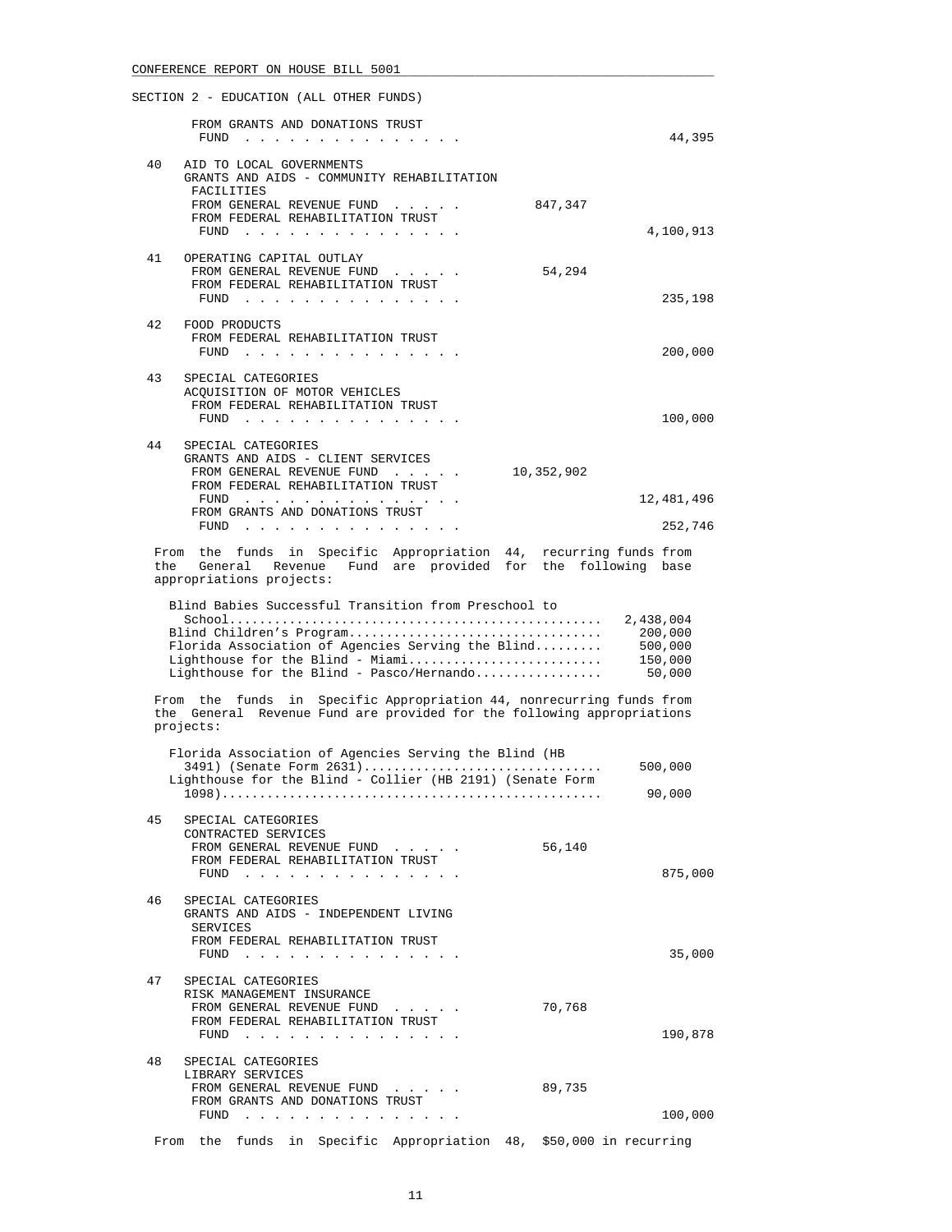SECTION 2 - EDUCATION (ALL OTHER FUNDS)

FROM GRANTS AND DONATIONS TRUST FUND . . . . . . . . . . . . . . . 44,395

40 AID TO LOCAL GOVERNMENTS
GRANTS AND AIDS - COMMUNITY REHABILITATION FACILITIES
FROM GENERAL REVENUE FUND . . . . . 847,347
FROM FEDERAL REHABILITATION TRUST FUND . . . . . . . . . . . . . . . 4,100,913

41 OPERATING CAPITAL OUTLAY
FROM GENERAL REVENUE FUND . . . . . 54,294
FROM FEDERAL REHABILITATION TRUST FUND . . . . . . . . . . . . . . . 235,198

42 FOOD PRODUCTS
FROM FEDERAL REHABILITATION TRUST FUND . . . . . . . . . . . . . . . 200,000

43 SPECIAL CATEGORIES
ACQUISITION OF MOTOR VEHICLES
FROM FEDERAL REHABILITATION TRUST FUND . . . . . . . . . . . . . . . 100,000

44 SPECIAL CATEGORIES
GRANTS AND AIDS - CLIENT SERVICES
FROM GENERAL REVENUE FUND . . . . . 10,352,902
FROM FEDERAL REHABILITATION TRUST FUND . . . . . . . . . . . . . . . 12,481,496
FROM GRANTS AND DONATIONS TRUST FUND . . . . . . . . . . . . . . . 252,746

From the funds in Specific Appropriation 44, recurring funds from the General Revenue Fund are provided for the following base appropriations projects:

| Project | Amount |
|---|---|
| Blind Babies Successful Transition from Preschool to School | 2,438,004 |
| Blind Children's Program | 200,000 |
| Florida Association of Agencies Serving the Blind | 500,000 |
| Lighthouse for the Blind - Miami | 150,000 |
| Lighthouse for the Blind - Pasco/Hernando | 50,000 |

From the funds in Specific Appropriation 44, nonrecurring funds from the General Revenue Fund are provided for the following appropriations projects:

| Project | Amount |
|---|---|
| Florida Association of Agencies Serving the Blind (HB 3491) (Senate Form 2631) | 500,000 |
| Lighthouse for the Blind - Collier (HB 2191) (Senate Form 1098) | 90,000 |

45 SPECIAL CATEGORIES
CONTRACTED SERVICES
FROM GENERAL REVENUE FUND . . . . . 56,140
FROM FEDERAL REHABILITATION TRUST FUND . . . . . . . . . . . . . . . 875,000

46 SPECIAL CATEGORIES
GRANTS AND AIDS - INDEPENDENT LIVING SERVICES
FROM FEDERAL REHABILITATION TRUST FUND . . . . . . . . . . . . . . . 35,000

47 SPECIAL CATEGORIES
RISK MANAGEMENT INSURANCE
FROM GENERAL REVENUE FUND . . . . . 70,768
FROM FEDERAL REHABILITATION TRUST FUND . . . . . . . . . . . . . . . 190,878

48 SPECIAL CATEGORIES
LIBRARY SERVICES
FROM GENERAL REVENUE FUND . . . . . 89,735
FROM GRANTS AND DONATIONS TRUST FUND . . . . . . . . . . . . . . . 100,000

From the funds in Specific Appropriation 48, $50,000 in recurring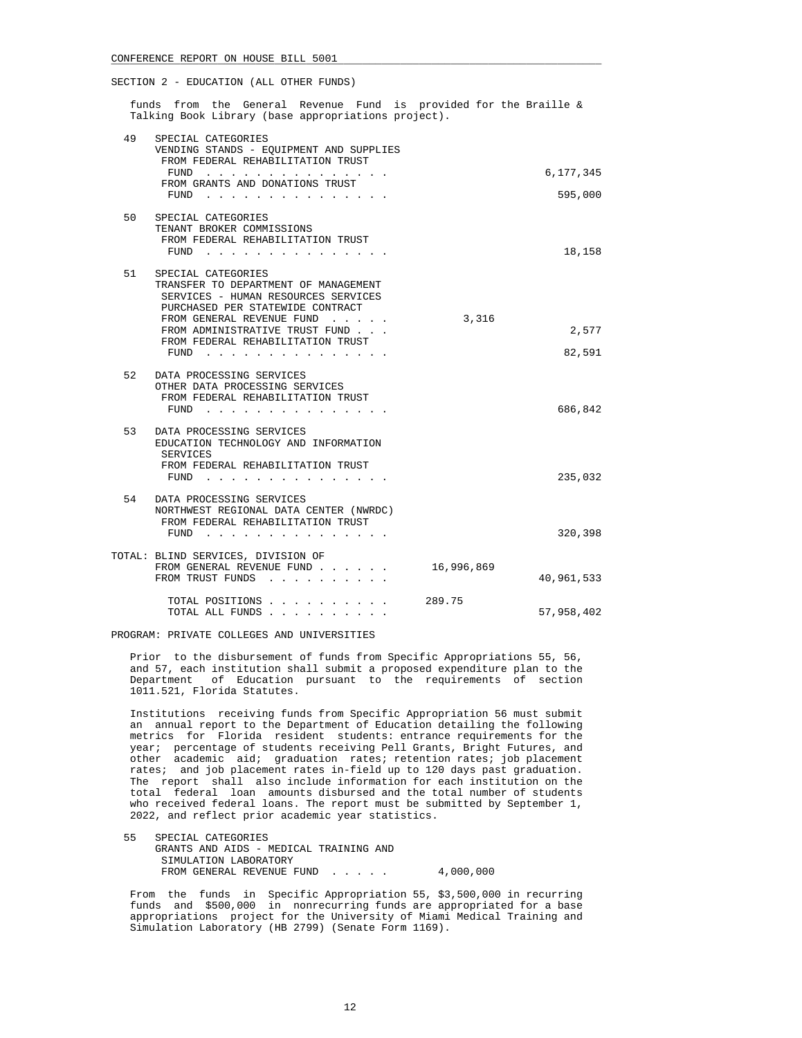SECTION 2 - EDUCATION (ALL OTHER FUNDS)

funds from the General Revenue Fund is provided for the Braille & Talking Book Library (base appropriations project).

| | | | |
|---|---|---|---|
| 49 | SPECIAL CATEGORIES<br>VENDING STANDS - EQUIPMENT AND SUPPLIES<br>FROM FEDERAL REHABILITATION TRUST FUND . . . . . . . . . . . . . . . | | 6,177,345 |
| | FROM GRANTS AND DONATIONS TRUST FUND . . . . . . . . . . . . . . . | | 595,000 |
| 50 | SPECIAL CATEGORIES<br>TENANT BROKER COMMISSIONS<br>FROM FEDERAL REHABILITATION TRUST FUND . . . . . . . . . . . . . . . | | 18,158 |
| 51 | SPECIAL CATEGORIES<br>TRANSFER TO DEPARTMENT OF MANAGEMENT SERVICES - HUMAN RESOURCES SERVICES PURCHASED PER STATEWIDE CONTRACT<br>FROM GENERAL REVENUE FUND . . . . . | 3,316 | |
| | FROM ADMINISTRATIVE TRUST FUND . . . | | 2,577 |
| | FROM FEDERAL REHABILITATION TRUST FUND . . . . . . . . . . . . . . . | | 82,591 |
| 52 | DATA PROCESSING SERVICES<br>OTHER DATA PROCESSING SERVICES<br>FROM FEDERAL REHABILITATION TRUST FUND . . . . . . . . . . . . . . . | | 686,842 |
| 53 | DATA PROCESSING SERVICES<br>EDUCATION TECHNOLOGY AND INFORMATION SERVICES<br>FROM FEDERAL REHABILITATION TRUST FUND . . . . . . . . . . . . . . . | | 235,032 |
| 54 | DATA PROCESSING SERVICES<br>NORTHWEST REGIONAL DATA CENTER (NWRDC)<br>FROM FEDERAL REHABILITATION TRUST FUND . . . . . . . . . . . . . . . | | 320,398 |

| | | |
|---|---|---|
| TOTAL: BLIND SERVICES, DIVISION OF<br>FROM GENERAL REVENUE FUND . . . . . . | 16,996,869 | |
| FROM TRUST FUNDS . . . . . . . . . . | | 40,961,533 |
| TOTAL POSITIONS . . . . . . . . . . | 289.75 | |
| TOTAL ALL FUNDS . . . . . . . . . . | | 57,958,402 |

PROGRAM: PRIVATE COLLEGES AND UNIVERSITIES

Prior to the disbursement of funds from Specific Appropriations 55, 56, and 57, each institution shall submit a proposed expenditure plan to the Department of Education pursuant to the requirements of section 1011.521, Florida Statutes.

Institutions receiving funds from Specific Appropriation 56 must submit an annual report to the Department of Education detailing the following metrics for Florida resident students: entrance requirements for the year; percentage of students receiving Pell Grants, Bright Futures, and other academic aid; graduation rates; retention rates; job placement rates; and job placement rates in-field up to 120 days past graduation. The report shall also include information for each institution on the total federal loan amounts disbursed and the total number of students who received federal loans. The report must be submitted by September 1, 2022, and reflect prior academic year statistics.

| | | | |
|---|---|---|---|
| 55 | SPECIAL CATEGORIES<br>GRANTS AND AIDS - MEDICAL TRAINING AND SIMULATION LABORATORY<br>FROM GENERAL REVENUE FUND . . . . . | 4,000,000 | |

From the funds in Specific Appropriation 55, $3,500,000 in recurring funds and $500,000 in nonrecurring funds are appropriated for a base appropriations project for the University of Miami Medical Training and Simulation Laboratory (HB 2799) (Senate Form 1169).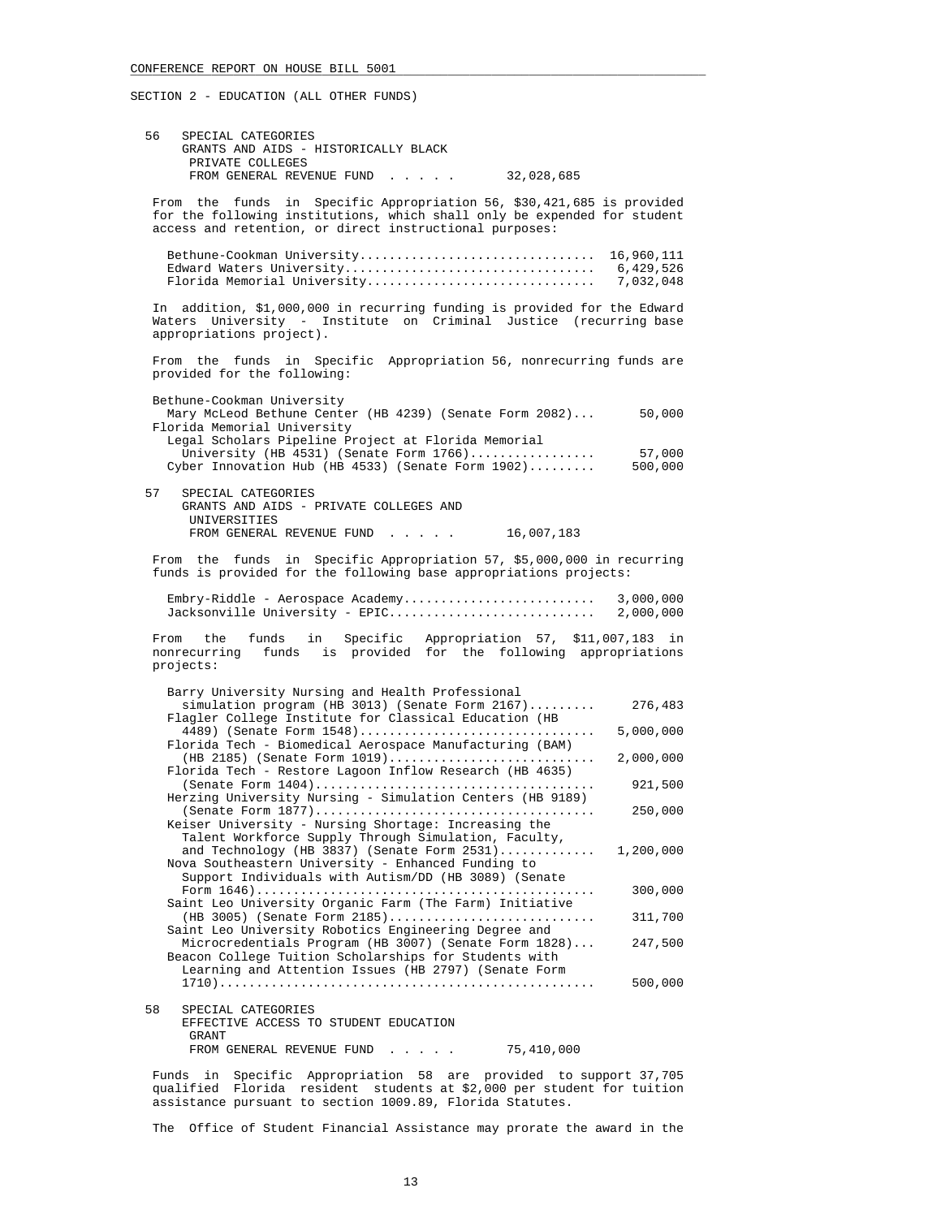SECTION 2 - EDUCATION (ALL OTHER FUNDS)

56 SPECIAL CATEGORIES
GRANTS AND AIDS - HISTORICALLY BLACK PRIVATE COLLEGES
FROM GENERAL REVENUE FUND . . . . . 32,028,685

From the funds in Specific Appropriation 56, $30,421,685 is provided for the following institutions, which shall only be expended for student access and retention, or direct instructional purposes:

| | |
|---|---|
| Bethune-Cookman University | 16,960,111 |
| Edward Waters University | 6,429,526 |
| Florida Memorial University | 7,032,048 |

In addition, $1,000,000 in recurring funding is provided for the Edward Waters University - Institute on Criminal Justice (recurring base appropriations project).

From the funds in Specific Appropriation 56, nonrecurring funds are provided for the following:

| | |
|---|---|
| Bethune-Cookman University | |
| Mary McLeod Bethune Center (HB 4239) (Senate Form 2082) | 50,000 |
| Florida Memorial University | |
| Legal Scholars Pipeline Project at Florida Memorial University (HB 4531) (Senate Form 1766) | 57,000 |
| Cyber Innovation Hub (HB 4533) (Senate Form 1902) | 500,000 |

57 SPECIAL CATEGORIES
GRANTS AND AIDS - PRIVATE COLLEGES AND UNIVERSITIES
FROM GENERAL REVENUE FUND . . . . . 16,007,183

From the funds in Specific Appropriation 57, $5,000,000 in recurring funds is provided for the following base appropriations projects:

| | |
|---|---|
| Embry-Riddle - Aerospace Academy | 3,000,000 |
| Jacksonville University - EPIC | 2,000,000 |

From the funds in Specific Appropriation 57, $11,007,183 in nonrecurring funds is provided for the following appropriations projects:

| | |
|---|---|
| Barry University Nursing and Health Professional simulation program (HB 3013) (Senate Form 2167) | 276,483 |
| Flagler College Institute for Classical Education (HB 4489) (Senate Form 1548) | 5,000,000 |
| Florida Tech - Biomedical Aerospace Manufacturing (BAM) (HB 2185) (Senate Form 1019) | 2,000,000 |
| Florida Tech - Restore Lagoon Inflow Research (HB 4635) (Senate Form 1404) | 921,500 |
| Herzing University Nursing - Simulation Centers (HB 9189) (Senate Form 1877) | 250,000 |
| Keiser University - Nursing Shortage: Increasing the Talent Workforce Supply Through Simulation, Faculty, and Technology (HB 3837) (Senate Form 2531) | 1,200,000 |
| Nova Southeastern University - Enhanced Funding to Support Individuals with Autism/DD (HB 3089) (Senate Form 1646) | 300,000 |
| Saint Leo University Organic Farm (The Farm) Initiative (HB 3005) (Senate Form 2185) | 311,700 |
| Saint Leo University Robotics Engineering Degree and Microcredentials Program (HB 3007) (Senate Form 1828) | 247,500 |
| Beacon College Tuition Scholarships for Students with Learning and Attention Issues (HB 2797) (Senate Form 1710) | 500,000 |

58 SPECIAL CATEGORIES
EFFECTIVE ACCESS TO STUDENT EDUCATION GRANT
FROM GENERAL REVENUE FUND . . . . . 75,410,000

Funds in Specific Appropriation 58 are provided to support 37,705 qualified Florida resident students at $2,000 per student for tuition assistance pursuant to section 1009.89, Florida Statutes.

The Office of Student Financial Assistance may prorate the award in the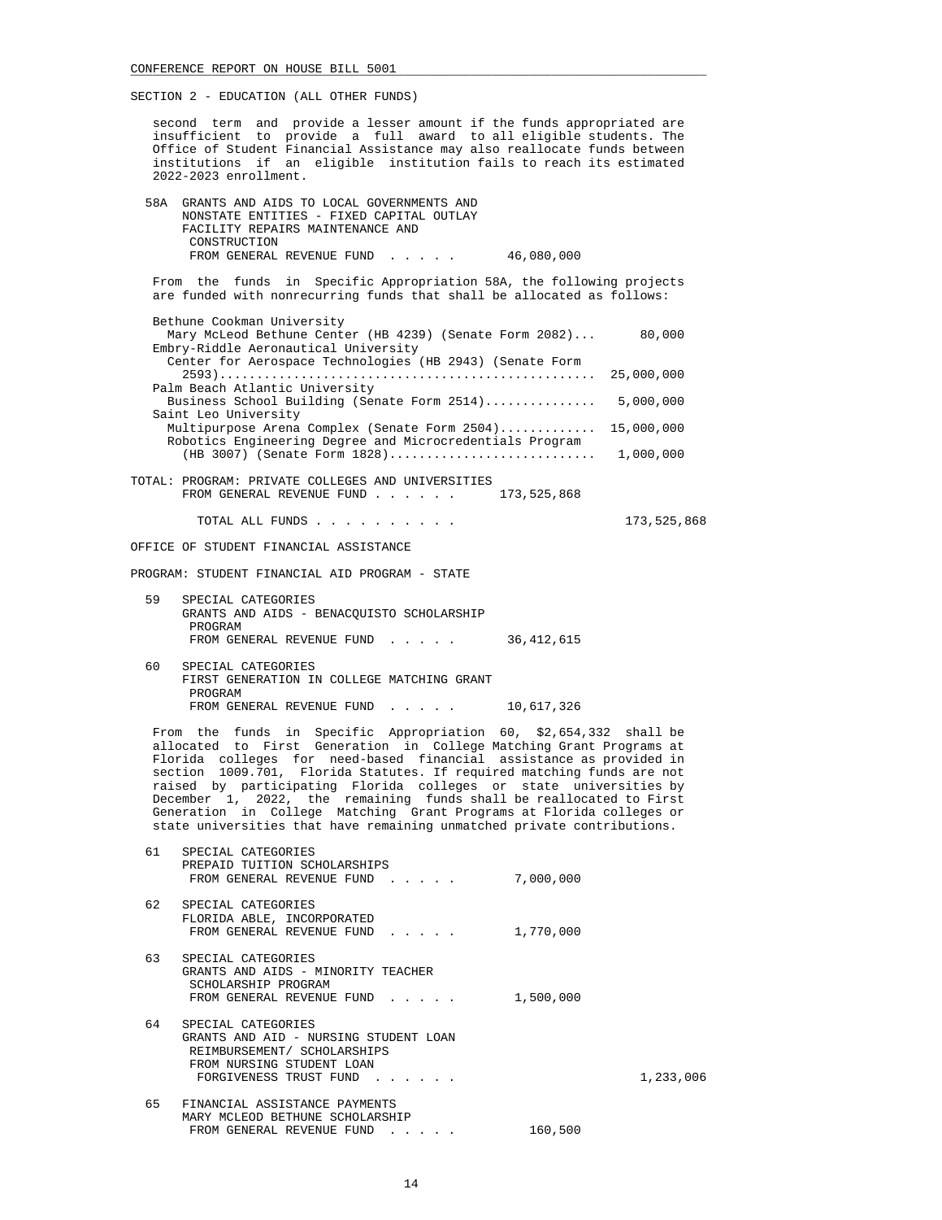SECTION 2 - EDUCATION (ALL OTHER FUNDS)

second term and provide a lesser amount if the funds appropriated are insufficient to provide a full award to all eligible students. The Office of Student Financial Assistance may also reallocate funds between institutions if an eligible institution fails to reach its estimated 2022-2023 enrollment.

58A GRANTS AND AIDS TO LOCAL GOVERNMENTS AND NONSTATE ENTITIES - FIXED CAPITAL OUTLAY FACILITY REPAIRS MAINTENANCE AND CONSTRUCTION
FROM GENERAL REVENUE FUND . . . . . 46,080,000

From the funds in Specific Appropriation 58A, the following projects are funded with nonrecurring funds that shall be allocated as follows:

Bethune Cookman University
Mary McLeod Bethune Center (HB 4239) (Senate Form 2082)... 80,000
Embry-Riddle Aeronautical University
Center for Aerospace Technologies (HB 2943) (Senate Form 2593)................................................. 25,000,000
Palm Beach Atlantic University
Business School Building (Senate Form 2514)............... 5,000,000
Saint Leo University
Multipurpose Arena Complex (Senate Form 2504)............. 15,000,000
Robotics Engineering Degree and Microcredentials Program (HB 3007) (Senate Form 1828)............................ 1,000,000

TOTAL: PROGRAM: PRIVATE COLLEGES AND UNIVERSITIES
FROM GENERAL REVENUE FUND . . . . . . 173,525,868

TOTAL ALL FUNDS . . . . . . . . . . 173,525,868

OFFICE OF STUDENT FINANCIAL ASSISTANCE

PROGRAM: STUDENT FINANCIAL AID PROGRAM - STATE

59 SPECIAL CATEGORIES
GRANTS AND AIDS - BENACQUISTO SCHOLARSHIP PROGRAM
FROM GENERAL REVENUE FUND . . . . . 36,412,615

60 SPECIAL CATEGORIES
FIRST GENERATION IN COLLEGE MATCHING GRANT PROGRAM
FROM GENERAL REVENUE FUND . . . . . 10,617,326

From the funds in Specific Appropriation 60, $2,654,332 shall be allocated to First Generation in College Matching Grant Programs at Florida colleges for need-based financial assistance as provided in section 1009.701, Florida Statutes. If required matching funds are not raised by participating Florida colleges or state universities by December 1, 2022, the remaining funds shall be reallocated to First Generation in College Matching Grant Programs at Florida colleges or state universities that have remaining unmatched private contributions.

61 SPECIAL CATEGORIES
PREPAID TUITION SCHOLARSHIPS
FROM GENERAL REVENUE FUND . . . . . 7,000,000

62 SPECIAL CATEGORIES
FLORIDA ABLE, INCORPORATED
FROM GENERAL REVENUE FUND . . . . . 1,770,000

63 SPECIAL CATEGORIES
GRANTS AND AIDS - MINORITY TEACHER SCHOLARSHIP PROGRAM
FROM GENERAL REVENUE FUND . . . . . 1,500,000

64 SPECIAL CATEGORIES
GRANTS AND AID - NURSING STUDENT LOAN REIMBURSEMENT/ SCHOLARSHIPS
FROM NURSING STUDENT LOAN FORGIVENESS TRUST FUND . . . . . . 1,233,006

65 FINANCIAL ASSISTANCE PAYMENTS
MARY MCLEOD BETHUNE SCHOLARSHIP
FROM GENERAL REVENUE FUND . . . . . 160,500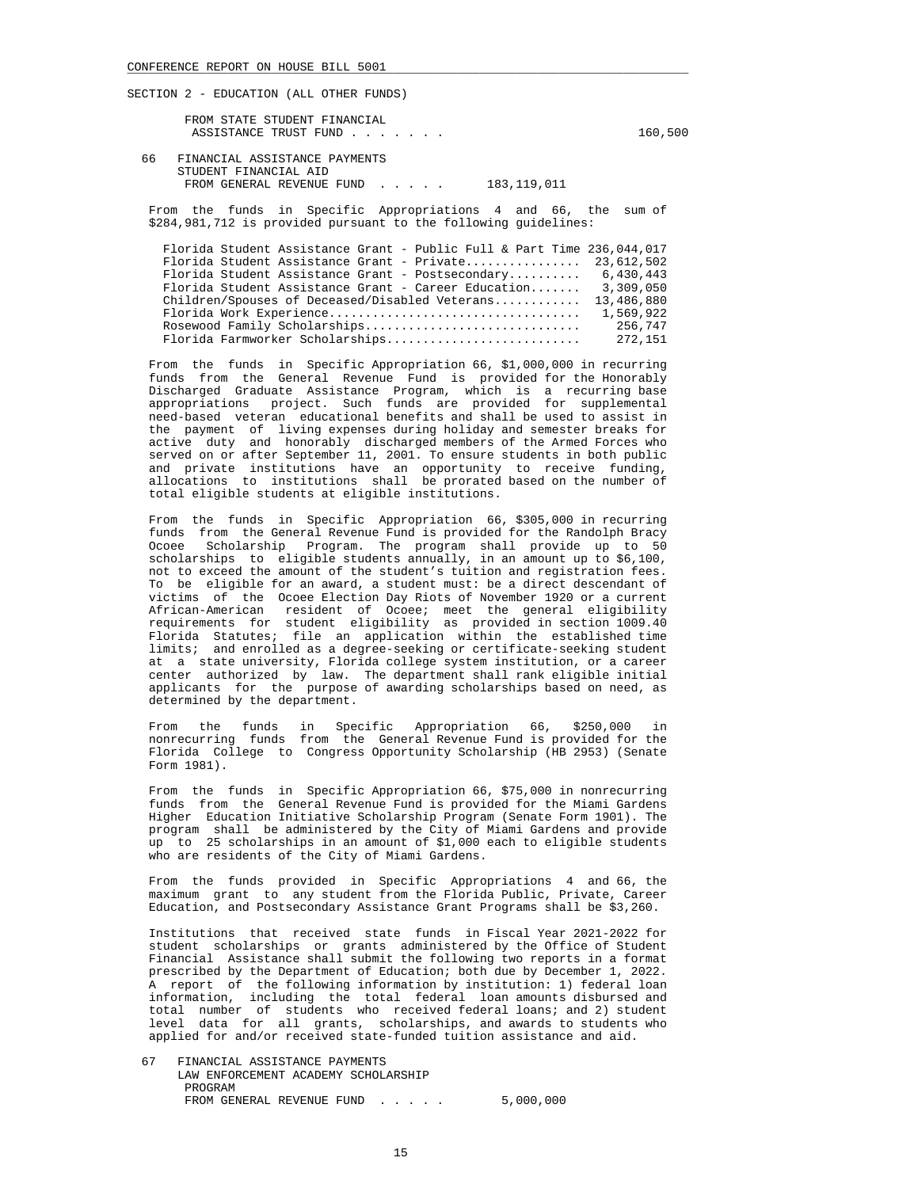SECTION 2 - EDUCATION (ALL OTHER FUNDS)

FROM STATE STUDENT FINANCIAL ASSISTANCE TRUST FUND . . . . . . . 160,500

66 FINANCIAL ASSISTANCE PAYMENTS
STUDENT FINANCIAL AID
FROM GENERAL REVENUE FUND . . . . . 183,119,011

From the funds in Specific Appropriations 4 and 66, the sum of $284,981,712 is provided pursuant to the following guidelines:

| Program | Amount |
|---|---|
| Florida Student Assistance Grant - Public Full & Part Time | 236,044,017 |
| Florida Student Assistance Grant - Private | 23,612,502 |
| Florida Student Assistance Grant - Postsecondary | 6,430,443 |
| Florida Student Assistance Grant - Career Education | 3,309,050 |
| Children/Spouses of Deceased/Disabled Veterans | 13,486,880 |
| Florida Work Experience | 1,569,922 |
| Rosewood Family Scholarships | 256,747 |
| Florida Farmworker Scholarships | 272,151 |

From the funds in Specific Appropriation 66, $1,000,000 in recurring funds from the General Revenue Fund is provided for the Honorably Discharged Graduate Assistance Program, which is a recurring base appropriations project. Such funds are provided for supplemental need-based veteran educational benefits and shall be used to assist in the payment of living expenses during holiday and semester breaks for active duty and honorably discharged members of the Armed Forces who served on or after September 11, 2001. To ensure students in both public and private institutions have an opportunity to receive funding, allocations to institutions shall be prorated based on the number of total eligible students at eligible institutions.

From the funds in Specific Appropriation 66, $305,000 in recurring funds from the General Revenue Fund is provided for the Randolph Bracy Ocoee Scholarship Program. The program shall provide up to 50 scholarships to eligible students annually, in an amount up to $6,100, not to exceed the amount of the student's tuition and registration fees. To be eligible for an award, a student must: be a direct descendant of victims of the Ocoee Election Day Riots of November 1920 or a current African-American resident of Ocoee; meet the general eligibility requirements for student eligibility as provided in section 1009.40 Florida Statutes; file an application within the established time limits; and enrolled as a degree-seeking or certificate-seeking student at a state university, Florida college system institution, or a career center authorized by law. The department shall rank eligible initial applicants for the purpose of awarding scholarships based on need, as determined by the department.

From the funds in Specific Appropriation 66, $250,000 in nonrecurring funds from the General Revenue Fund is provided for the Florida College to Congress Opportunity Scholarship (HB 2953) (Senate Form 1981).

From the funds in Specific Appropriation 66, $75,000 in nonrecurring funds from the General Revenue Fund is provided for the Miami Gardens Higher Education Initiative Scholarship Program (Senate Form 1901). The program shall be administered by the City of Miami Gardens and provide up to 25 scholarships in an amount of $1,000 each to eligible students who are residents of the City of Miami Gardens.

From the funds provided in Specific Appropriations 4 and 66, the maximum grant to any student from the Florida Public, Private, Career Education, and Postsecondary Assistance Grant Programs shall be $3,260.

Institutions that received state funds in Fiscal Year 2021-2022 for student scholarships or grants administered by the Office of Student Financial Assistance shall submit the following two reports in a format prescribed by the Department of Education; both due by December 1, 2022. A report of the following information by institution: 1) federal loan information, including the total federal loan amounts disbursed and total number of students who received federal loans; and 2) student level data for all grants, scholarships, and awards to students who applied for and/or received state-funded tuition assistance and aid.

67 FINANCIAL ASSISTANCE PAYMENTS
LAW ENFORCEMENT ACADEMY SCHOLARSHIP PROGRAM
FROM GENERAL REVENUE FUND . . . . . 5,000,000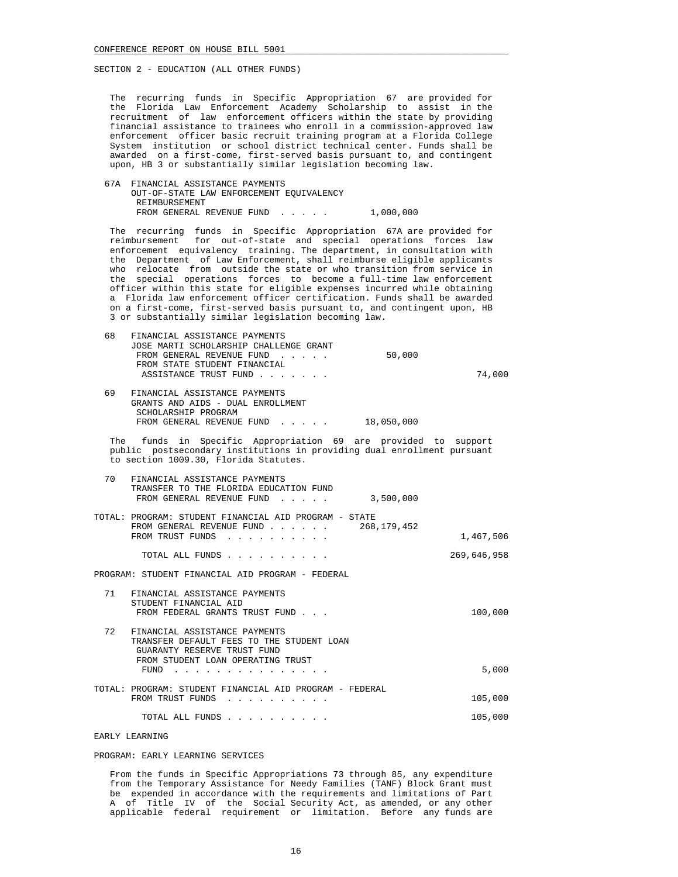SECTION 2 - EDUCATION (ALL OTHER FUNDS)

The recurring funds in Specific Appropriation 67 are provided for the Florida Law Enforcement Academy Scholarship to assist in the recruitment of law enforcement officers within the state by providing financial assistance to trainees who enroll in a commission-approved law enforcement officer basic recruit training program at a Florida College System institution or school district technical center. Funds shall be awarded on a first-come, first-served basis pursuant to, and contingent upon, HB 3 or substantially similar legislation becoming law.

| | | | |
|---|---|---|---|
| 67A | FINANCIAL ASSISTANCE PAYMENTS<br>OUT-OF-STATE LAW ENFORCEMENT EQUIVALENCY REIMBURSEMENT<br>FROM GENERAL REVENUE FUND . . . . . | 1,000,000 | |

The recurring funds in Specific Appropriation 67A are provided for reimbursement for out-of-state and special operations forces law enforcement equivalency training. The department, in consultation with the Department of Law Enforcement, shall reimburse eligible applicants who relocate from outside the state or who transition from service in the special operations forces to become a full-time law enforcement officer within this state for eligible expenses incurred while obtaining a Florida law enforcement officer certification. Funds shall be awarded on a first-come, first-served basis pursuant to, and contingent upon, HB 3 or substantially similar legislation becoming law.

| | | | |
|---|---|---|---|
| 68 | FINANCIAL ASSISTANCE PAYMENTS<br>JOSE MARTI SCHOLARSHIP CHALLENGE GRANT<br>FROM GENERAL REVENUE FUND . . . . . | 50,000 | |
| | FROM STATE STUDENT FINANCIAL ASSISTANCE TRUST FUND . . . . . . . | | 74,000 |
| 69 | FINANCIAL ASSISTANCE PAYMENTS<br>GRANTS AND AIDS - DUAL ENROLLMENT SCHOLARSHIP PROGRAM<br>FROM GENERAL REVENUE FUND . . . . . | 18,050,000 | |

The funds in Specific Appropriation 69 are provided to support public postsecondary institutions in providing dual enrollment pursuant to section 1009.30, Florida Statutes.

| | | | |
|---|---|---|---|
| 70 | FINANCIAL ASSISTANCE PAYMENTS<br>TRANSFER TO THE FLORIDA EDUCATION FUND<br>FROM GENERAL REVENUE FUND . . . . . | 3,500,000 | |

TOTAL: PROGRAM: STUDENT FINANCIAL AID PROGRAM - STATE

| | | |
|---|---|---|
| FROM GENERAL REVENUE FUND . . . . . . | 268,179,452 | |
| FROM TRUST FUNDS . . . . . . . . . . | | 1,467,506 |
| TOTAL ALL FUNDS . . . . . . . . . . | | 269,646,958 |

PROGRAM: STUDENT FINANCIAL AID PROGRAM - FEDERAL

| | | |
|---|---|---|
| 71 | FINANCIAL ASSISTANCE PAYMENTS<br>STUDENT FINANCIAL AID<br>FROM FEDERAL GRANTS TRUST FUND . . . | 100,000 |
| 72 | FINANCIAL ASSISTANCE PAYMENTS<br>TRANSFER DEFAULT FEES TO THE STUDENT LOAN GUARANTY RESERVE TRUST FUND<br>FROM STUDENT LOAN OPERATING TRUST FUND . . . . . . . . . . . . . . . | 5,000 |

TOTAL: PROGRAM: STUDENT FINANCIAL AID PROGRAM - FEDERAL

| | |
|---|---|
| FROM TRUST FUNDS . . . . . . . . . . | 105,000 |
| TOTAL ALL FUNDS . . . . . . . . . . | 105,000 |

EARLY LEARNING

PROGRAM: EARLY LEARNING SERVICES

From the funds in Specific Appropriations 73 through 85, any expenditure from the Temporary Assistance for Needy Families (TANF) Block Grant must be expended in accordance with the requirements and limitations of Part A of Title IV of the Social Security Act, as amended, or any other applicable federal requirement or limitation. Before any funds are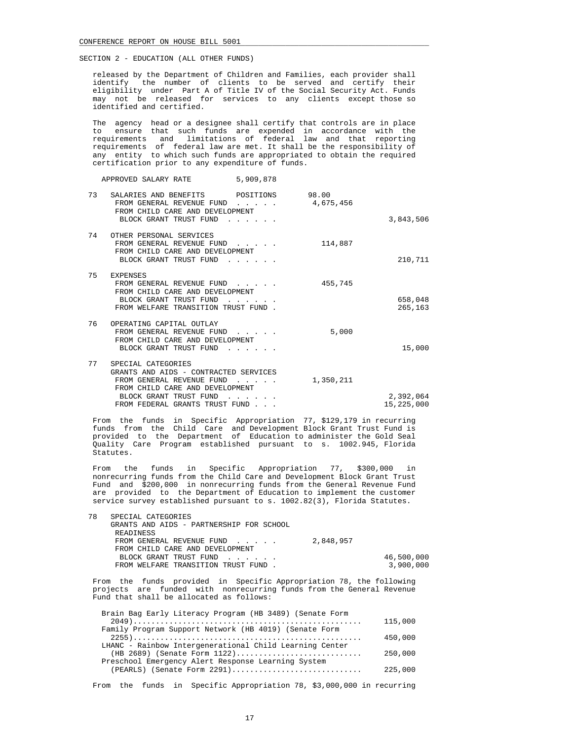SECTION 2 - EDUCATION (ALL OTHER FUNDS)

released by the Department of Children and Families, each provider shall identify the number of clients to be served and certify their eligibility under Part A of Title IV of the Social Security Act. Funds may not be released for services to any clients except those so identified and certified.

The agency head or a designee shall certify that controls are in place to ensure that such funds are expended in accordance with the requirements and limitations of federal law and that reporting requirements of federal law are met. It shall be the responsibility of any entity to which such funds are appropriated to obtain the required certification prior to any expenditure of funds.

APPROVED SALARY RATE 5,909,878

| | | | |
|---|---|---|---|
| 73 | SALARIES AND BENEFITS POSITIONS | 98.00 | |
| | FROM GENERAL REVENUE FUND . . . . . | 4,675,456 | |
| | FROM CHILD CARE AND DEVELOPMENT BLOCK GRANT TRUST FUND . . . . . . | | 3,843,506 |
| 74 | OTHER PERSONAL SERVICES | | |
| | FROM GENERAL REVENUE FUND . . . . . | 114,887 | |
| | FROM CHILD CARE AND DEVELOPMENT BLOCK GRANT TRUST FUND . . . . . . | | 210,711 |
| 75 | EXPENSES | | |
| | FROM GENERAL REVENUE FUND . . . . . | 455,745 | |
| | FROM CHILD CARE AND DEVELOPMENT BLOCK GRANT TRUST FUND . . . . . . | | 658,048 |
| | FROM WELFARE TRANSITION TRUST FUND . | | 265,163 |
| 76 | OPERATING CAPITAL OUTLAY | | |
| | FROM GENERAL REVENUE FUND . . . . . | 5,000 | |
| | FROM CHILD CARE AND DEVELOPMENT BLOCK GRANT TRUST FUND . . . . . . | | 15,000 |
| 77 | SPECIAL CATEGORIES GRANTS AND AIDS - CONTRACTED SERVICES | | |
| | FROM GENERAL REVENUE FUND . . . . . | 1,350,211 | |
| | FROM CHILD CARE AND DEVELOPMENT BLOCK GRANT TRUST FUND . . . . . . | | 2,392,064 |
| | FROM FEDERAL GRANTS TRUST FUND . . . | | 15,225,000 |

From the funds in Specific Appropriation 77, $129,179 in recurring funds from the Child Care and Development Block Grant Trust Fund is provided to the Department of Education to administer the Gold Seal Quality Care Program established pursuant to s. 1002.945, Florida Statutes.

From the funds in Specific Appropriation 77, $300,000 in nonrecurring funds from the Child Care and Development Block Grant Trust Fund and $200,000 in nonrecurring funds from the General Revenue Fund are provided to the Department of Education to implement the customer service survey established pursuant to s. 1002.82(3), Florida Statutes.

| | | | |
|---|---|---|---|
| 78 | SPECIAL CATEGORIES GRANTS AND AIDS - PARTNERSHIP FOR SCHOOL READINESS | | |
| | FROM GENERAL REVENUE FUND . . . . . | 2,848,957 | |
| | FROM CHILD CARE AND DEVELOPMENT BLOCK GRANT TRUST FUND . . . . . . | | 46,500,000 |
| | FROM WELFARE TRANSITION TRUST FUND . | | 3,900,000 |

From the funds provided in Specific Appropriation 78, the following projects are funded with nonrecurring funds from the General Revenue Fund that shall be allocated as follows:

| | |
|---|---|
| Brain Bag Early Literacy Program (HB 3489) (Senate Form 2049) | 115,000 |
| Family Program Support Network (HB 4019) (Senate Form 2255) | 450,000 |
| LHANC - Rainbow Intergenerational Child Learning Center (HB 2689) (Senate Form 1122) | 250,000 |
| Preschool Emergency Alert Response Learning System (PEARLS) (Senate Form 2291) | 225,000 |

From the funds in Specific Appropriation 78, $3,000,000 in recurring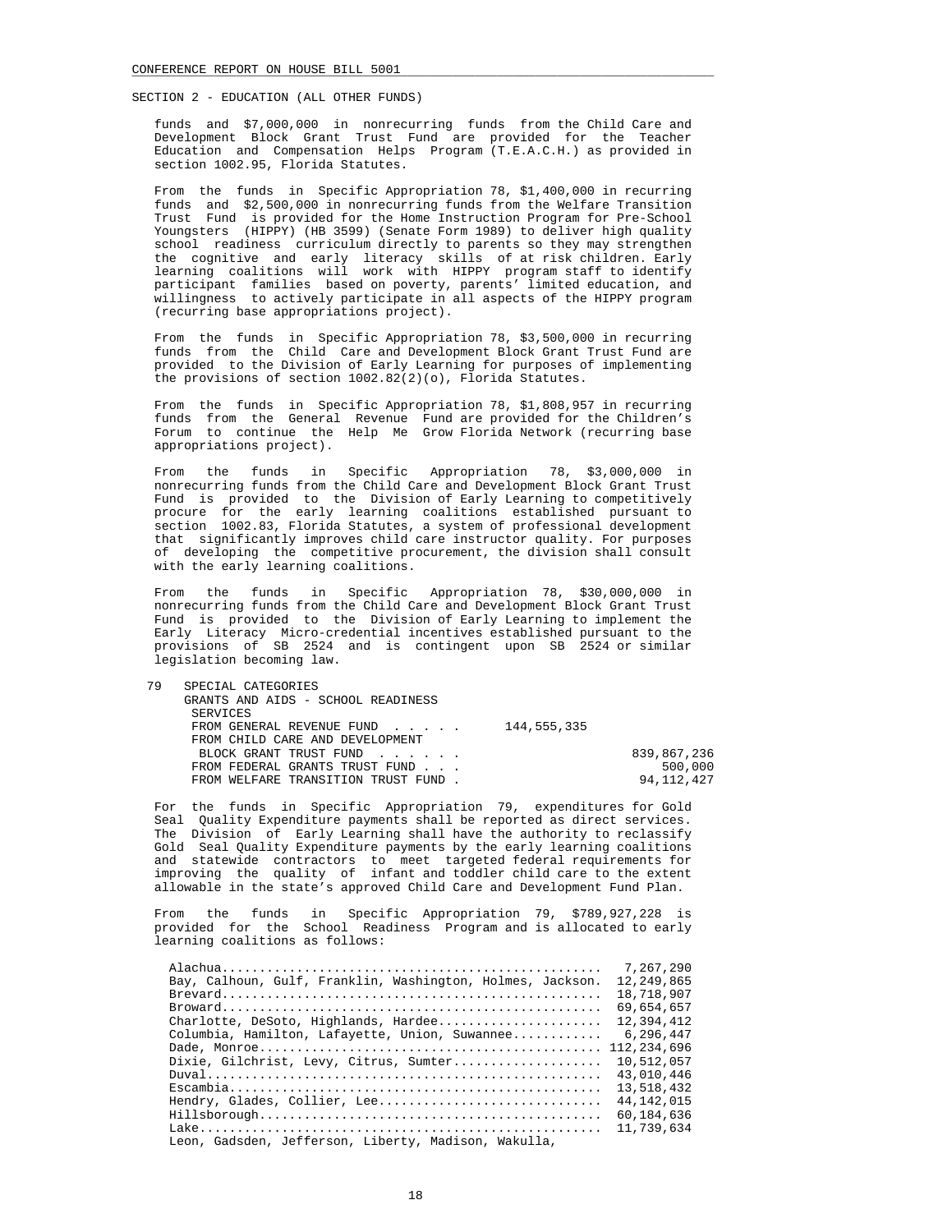SECTION 2 - EDUCATION (ALL OTHER FUNDS)

funds and $7,000,000 in nonrecurring funds from the Child Care and Development Block Grant Trust Fund are provided for the Teacher Education and Compensation Helps Program (T.E.A.C.H.) as provided in section 1002.95, Florida Statutes.

From the funds in Specific Appropriation 78, $1,400,000 in recurring funds and $2,500,000 in nonrecurring funds from the Welfare Transition Trust Fund is provided for the Home Instruction Program for Pre-School Youngsters (HIPPY) (HB 3599) (Senate Form 1989) to deliver high quality school readiness curriculum directly to parents so they may strengthen the cognitive and early literacy skills of at risk children. Early learning coalitions will work with HIPPY program staff to identify participant families based on poverty, parents' limited education, and willingness to actively participate in all aspects of the HIPPY program (recurring base appropriations project).

From the funds in Specific Appropriation 78, $3,500,000 in recurring funds from the Child Care and Development Block Grant Trust Fund are provided to the Division of Early Learning for purposes of implementing the provisions of section 1002.82(2)(o), Florida Statutes.

From the funds in Specific Appropriation 78, $1,808,957 in recurring funds from the General Revenue Fund are provided for the Children's Forum to continue the Help Me Grow Florida Network (recurring base appropriations project).

From the funds in Specific Appropriation 78, $3,000,000 in nonrecurring funds from the Child Care and Development Block Grant Trust Fund is provided to the Division of Early Learning to competitively procure for the early learning coalitions established pursuant to section 1002.83, Florida Statutes, a system of professional development that significantly improves child care instructor quality. For purposes of developing the competitive procurement, the division shall consult with the early learning coalitions.

From the funds in Specific Appropriation 78, $30,000,000 in nonrecurring funds from the Child Care and Development Block Grant Trust Fund is provided to the Division of Early Learning to implement the Early Literacy Micro-credential incentives established pursuant to the provisions of SB 2524 and is contingent upon SB 2524 or similar legislation becoming law.

79 SPECIAL CATEGORIES
GRANTS AND AIDS - SCHOOL READINESS SERVICES

| | | |
|---|---|---|
| FROM GENERAL REVENUE FUND . . . . . | 144,555,335 | |
| FROM CHILD CARE AND DEVELOPMENT BLOCK GRANT TRUST FUND . . . . . . | | 839,867,236 |
| FROM FEDERAL GRANTS TRUST FUND . . . | | 500,000 |
| FROM WELFARE TRANSITION TRUST FUND . | | 94,112,427 |

For the funds in Specific Appropriation 79, expenditures for Gold Seal Quality Expenditure payments shall be reported as direct services. The Division of Early Learning shall have the authority to reclassify Gold Seal Quality Expenditure payments by the early learning coalitions and statewide contractors to meet targeted federal requirements for improving the quality of infant and toddler child care to the extent allowable in the state's approved Child Care and Development Fund Plan.

From the funds in Specific Appropriation 79, $789,927,228 is provided for the School Readiness Program and is allocated to early learning coalitions as follows:

| | |
|---|---|
| Alachua | 7,267,290 |
| Bay, Calhoun, Gulf, Franklin, Washington, Holmes, Jackson | 12,249,865 |
| Brevard | 18,718,907 |
| Broward | 69,654,657 |
| Charlotte, DeSoto, Highlands, Hardee | 12,394,412 |
| Columbia, Hamilton, Lafayette, Union, Suwannee | 6,296,447 |
| Dade, Monroe | 112,234,696 |
| Dixie, Gilchrist, Levy, Citrus, Sumter | 10,512,057 |
| Duval | 43,010,446 |
| Escambia | 13,518,432 |
| Hendry, Glades, Collier, Lee | 44,142,015 |
| Hillsborough | 60,184,636 |
| Lake | 11,739,634 |
| Leon, Gadsden, Jefferson, Liberty, Madison, Wakulla, | |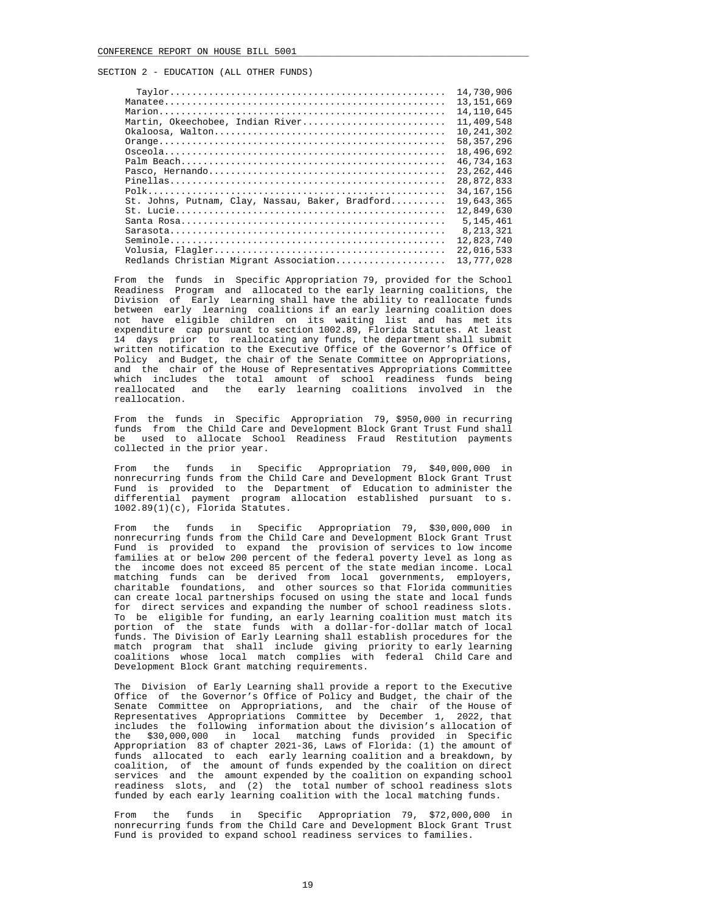SECTION 2 - EDUCATION (ALL OTHER FUNDS)

| | |
|---|---|
| Taylor | 14,730,906 |
| Manatee | 13,151,669 |
| Marion | 14,110,645 |
| Martin, Okeechobee, Indian River | 11,409,548 |
| Okaloosa, Walton | 10,241,302 |
| Orange | 58,357,296 |
| Osceola | 18,496,692 |
| Palm Beach | 46,734,163 |
| Pasco, Hernando | 23,262,446 |
| Pinellas | 28,872,833 |
| Polk | 34,167,156 |
| St. Johns, Putnam, Clay, Nassau, Baker, Bradford | 19,643,365 |
| St. Lucie | 12,849,630 |
| Santa Rosa | 5,145,461 |
| Sarasota | 8,213,321 |
| Seminole | 12,823,740 |
| Volusia, Flagler | 22,016,533 |
| Redlands Christian Migrant Association | 13,777,028 |

From the funds in Specific Appropriation 79, provided for the School Readiness Program and allocated to the early learning coalitions, the Division of Early Learning shall have the ability to reallocate funds between early learning coalitions if an early learning coalition does not have eligible children on its waiting list and has met its expenditure cap pursuant to section 1002.89, Florida Statutes. At least 14 days prior to reallocating any funds, the department shall submit written notification to the Executive Office of the Governor's Office of Policy and Budget, the chair of the Senate Committee on Appropriations, and the chair of the House of Representatives Appropriations Committee which includes the total amount of school readiness funds being reallocated and the early learning coalitions involved in the reallocation.

From the funds in Specific Appropriation 79, $950,000 in recurring funds from the Child Care and Development Block Grant Trust Fund shall be used to allocate School Readiness Fraud Restitution payments collected in the prior year.

From the funds in Specific Appropriation 79, $40,000,000 in nonrecurring funds from the Child Care and Development Block Grant Trust Fund is provided to the Department of Education to administer the differential payment program allocation established pursuant to s. 1002.89(1)(c), Florida Statutes.

From the funds in Specific Appropriation 79, $30,000,000 in nonrecurring funds from the Child Care and Development Block Grant Trust Fund is provided to expand the provision of services to low income families at or below 200 percent of the federal poverty level as long as the income does not exceed 85 percent of the state median income. Local matching funds can be derived from local governments, employers, charitable foundations, and other sources so that Florida communities can create local partnerships focused on using the state and local funds for direct services and expanding the number of school readiness slots. To be eligible for funding, an early learning coalition must match its portion of the state funds with a dollar-for-dollar match of local funds. The Division of Early Learning shall establish procedures for the match program that shall include giving priority to early learning coalitions whose local match complies with federal Child Care and Development Block Grant matching requirements.

The Division of Early Learning shall provide a report to the Executive Office of the Governor's Office of Policy and Budget, the chair of the Senate Committee on Appropriations, and the chair of the House of Representatives Appropriations Committee by December 1, 2022, that includes the following information about the division's allocation of the $30,000,000 in local matching funds provided in Specific Appropriation 83 of chapter 2021-36, Laws of Florida: (1) the amount of funds allocated to each early learning coalition and a breakdown, by coalition, of the amount of funds expended by the coalition on direct services and the amount expended by the coalition on expanding school readiness slots, and (2) the total number of school readiness slots funded by each early learning coalition with the local matching funds.

From the funds in Specific Appropriation 79, $72,000,000 in nonrecurring funds from the Child Care and Development Block Grant Trust Fund is provided to expand school readiness services to families.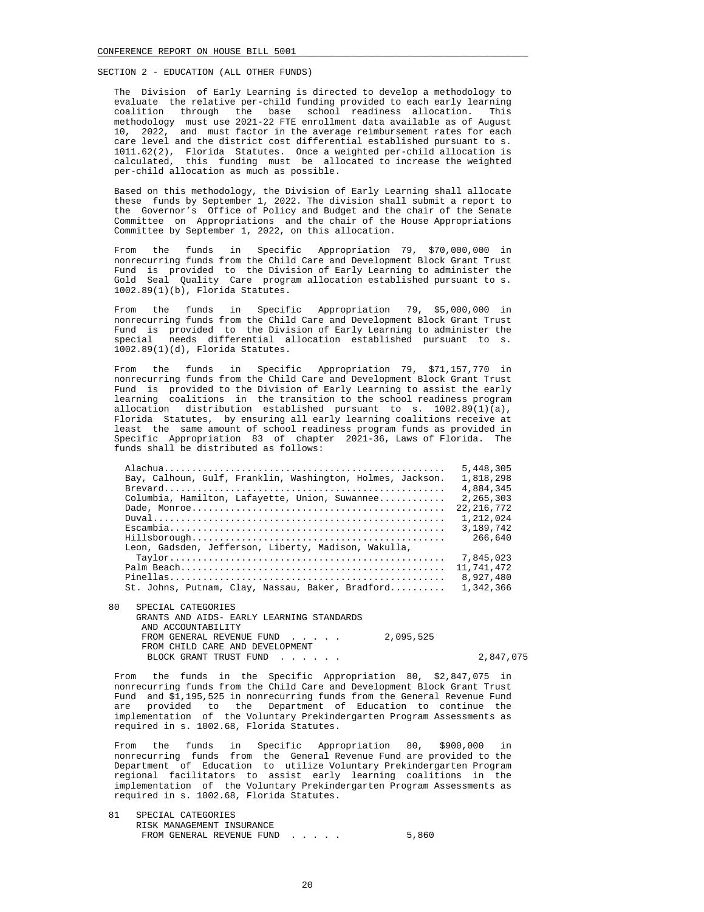SECTION 2 - EDUCATION (ALL OTHER FUNDS)

The Division of Early Learning is directed to develop a methodology to evaluate the relative per-child funding provided to each early learning coalition through the base school readiness allocation. This methodology must use 2021-22 FTE enrollment data available as of August 10, 2022, and must factor in the average reimbursement rates for each care level and the district cost differential established pursuant to s. 1011.62(2), Florida Statutes. Once a weighted per-child allocation is calculated, this funding must be allocated to increase the weighted per-child allocation as much as possible.

Based on this methodology, the Division of Early Learning shall allocate these funds by September 1, 2022. The division shall submit a report to the Governor's Office of Policy and Budget and the chair of the Senate Committee on Appropriations and the chair of the House Appropriations Committee by September 1, 2022, on this allocation.

From the funds in Specific Appropriation 79, $70,000,000 in nonrecurring funds from the Child Care and Development Block Grant Trust Fund is provided to the Division of Early Learning to administer the Gold Seal Quality Care program allocation established pursuant to s. 1002.89(1)(b), Florida Statutes.

From the funds in Specific Appropriation 79, $5,000,000 in nonrecurring funds from the Child Care and Development Block Grant Trust Fund is provided to the Division of Early Learning to administer the special needs differential allocation established pursuant to s. 1002.89(1)(d), Florida Statutes.

From the funds in Specific Appropriation 79, $71,157,770 in nonrecurring funds from the Child Care and Development Block Grant Trust Fund is provided to the Division of Early Learning to assist the early learning coalitions in the transition to the school readiness program allocation distribution established pursuant to s. 1002.89(1)(a), Florida Statutes, by ensuring all early learning coalitions receive at least the same amount of school readiness program funds as provided in Specific Appropriation 83 of chapter 2021-36, Laws of Florida. The funds shall be distributed as follows:

| Coalition | Amount |
|---|---|
| Alachua | 5,448,305 |
| Bay, Calhoun, Gulf, Franklin, Washington, Holmes, Jackson | 1,818,298 |
| Brevard | 4,884,345 |
| Columbia, Hamilton, Lafayette, Union, Suwannee | 2,265,303 |
| Dade, Monroe | 22,216,772 |
| Duval | 1,212,024 |
| Escambia | 3,189,742 |
| Hillsborough | 266,640 |
| Leon, Gadsden, Jefferson, Liberty, Madison, Wakulla, Taylor | 7,845,023 |
| Palm Beach | 11,741,472 |
| Pinellas | 8,927,480 |
| St. Johns, Putnam, Clay, Nassau, Baker, Bradford | 1,342,366 |

80 SPECIAL CATEGORIES
GRANTS AND AIDS- EARLY LEARNING STANDARDS AND ACCOUNTABILITY
FROM GENERAL REVENUE FUND . . . . . 2,095,525
FROM CHILD CARE AND DEVELOPMENT BLOCK GRANT TRUST FUND . . . . . . 2,847,075

From the funds in the Specific Appropriation 80, $2,847,075 in nonrecurring funds from the Child Care and Development Block Grant Trust Fund and $1,195,525 in nonrecurring funds from the General Revenue Fund are provided to the Department of Education to continue the implementation of the Voluntary Prekindergarten Program Assessments as required in s. 1002.68, Florida Statutes.

From the funds in Specific Appropriation 80, $900,000 in nonrecurring funds from the General Revenue Fund are provided to the Department of Education to utilize Voluntary Prekindergarten Program regional facilitators to assist early learning coalitions in the implementation of the Voluntary Prekindergarten Program Assessments as required in s. 1002.68, Florida Statutes.

81 SPECIAL CATEGORIES
RISK MANAGEMENT INSURANCE
FROM GENERAL REVENUE FUND . . . . . 5,860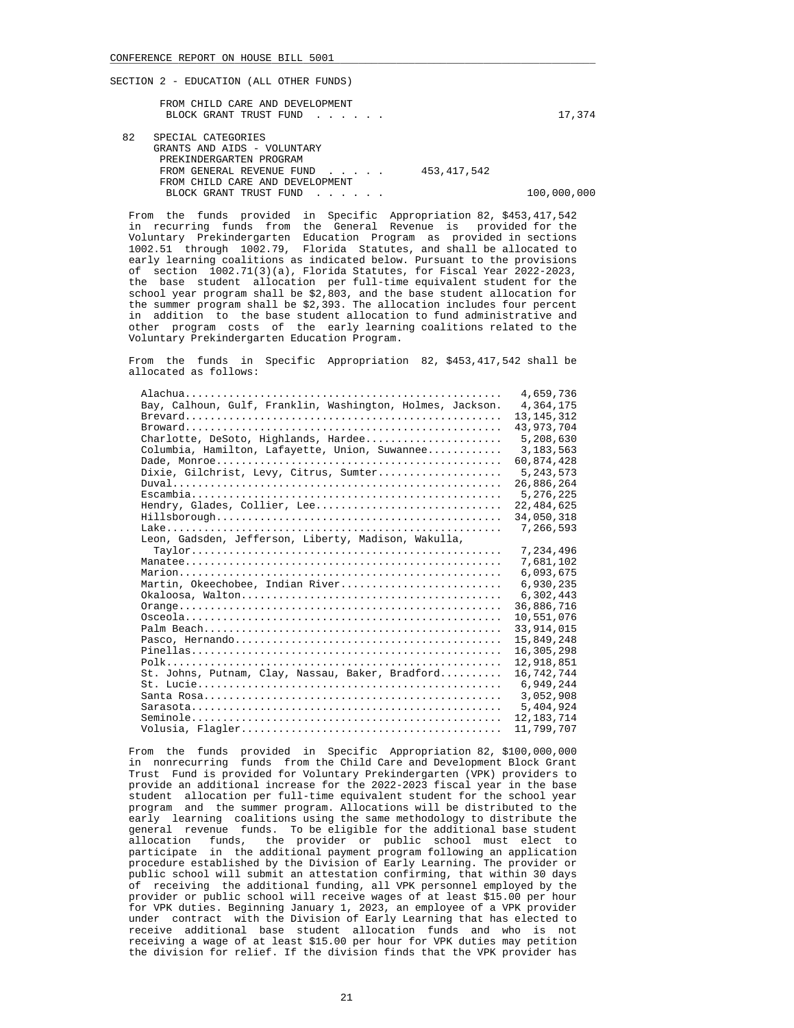SECTION 2 - EDUCATION (ALL OTHER FUNDS)

FROM CHILD CARE AND DEVELOPMENT
BLOCK GRANT TRUST FUND . . . . . . 17,374

82 SPECIAL CATEGORIES
GRANTS AND AIDS - VOLUNTARY
PREKINDERGARTEN PROGRAM
FROM GENERAL REVENUE FUND . . . . . 453,417,542
FROM CHILD CARE AND DEVELOPMENT
BLOCK GRANT TRUST FUND . . . . . . 100,000,000

From the funds provided in Specific Appropriation 82, $453,417,542 in recurring funds from the General Revenue is provided for the Voluntary Prekindergarten Education Program as provided in sections 1002.51 through 1002.79, Florida Statutes, and shall be allocated to early learning coalitions as indicated below. Pursuant to the provisions of section 1002.71(3)(a), Florida Statutes, for Fiscal Year 2022-2023, the base student allocation per full-time equivalent student for the school year program shall be $2,803, and the base student allocation for the summer program shall be $2,393. The allocation includes four percent in addition to the base student allocation to fund administrative and other program costs of the early learning coalitions related to the Voluntary Prekindergarten Education Program.

From the funds in Specific Appropriation 82, $453,417,542 shall be allocated as follows:

| | |
|---|---|
| Alachua | 4,659,736 |
| Bay, Calhoun, Gulf, Franklin, Washington, Holmes, Jackson | 4,364,175 |
| Brevard | 13,145,312 |
| Broward | 43,973,704 |
| Charlotte, DeSoto, Highlands, Hardee | 5,208,630 |
| Columbia, Hamilton, Lafayette, Union, Suwannee | 3,183,563 |
| Dade, Monroe | 60,874,428 |
| Dixie, Gilchrist, Levy, Citrus, Sumter | 5,243,573 |
| Duval | 26,886,264 |
| Escambia | 5,276,225 |
| Hendry, Glades, Collier, Lee | 22,484,625 |
| Hillsborough | 34,050,318 |
| Lake | 7,266,593 |
| Leon, Gadsden, Jefferson, Liberty, Madison, Wakulla, Taylor | 7,234,496 |
| Manatee | 7,681,102 |
| Marion | 6,093,675 |
| Martin, Okeechobee, Indian River | 6,930,235 |
| Okaloosa, Walton | 6,302,443 |
| Orange | 36,886,716 |
| Osceola | 10,551,076 |
| Palm Beach | 33,914,015 |
| Pasco, Hernando | 15,849,248 |
| Pinellas | 16,305,298 |
| Polk | 12,918,851 |
| St. Johns, Putnam, Clay, Nassau, Baker, Bradford | 16,742,744 |
| St. Lucie | 6,949,244 |
| Santa Rosa | 3,052,908 |
| Sarasota | 5,404,924 |
| Seminole | 12,183,714 |
| Volusia, Flagler | 11,799,707 |

From the funds provided in Specific Appropriation 82, $100,000,000 in nonrecurring funds from the Child Care and Development Block Grant Trust Fund is provided for Voluntary Prekindergarten (VPK) providers to provide an additional increase for the 2022-2023 fiscal year in the base student allocation per full-time equivalent student for the school year program and the summer program. Allocations will be distributed to the early learning coalitions using the same methodology to distribute the general revenue funds. To be eligible for the additional base student allocation funds, the provider or public school must elect to participate in the additional payment program following an application procedure established by the Division of Early Learning. The provider or public school will submit an attestation confirming, that within 30 days of receiving the additional funding, all VPK personnel employed by the provider or public school will receive wages of at least $15.00 per hour for VPK duties. Beginning January 1, 2023, an employee of a VPK provider under contract with the Division of Early Learning that has elected to receive additional base student allocation funds and who is not receiving a wage of at least $15.00 per hour for VPK duties may petition the division for relief. If the division finds that the VPK provider has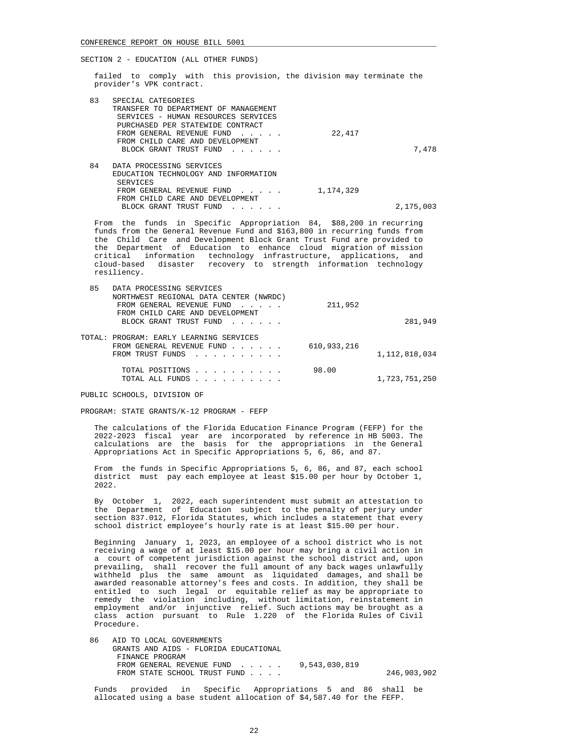SECTION 2 - EDUCATION (ALL OTHER FUNDS)

failed to comply with this provision, the division may terminate the provider's VPK contract.

| | | | |
|---|---|---|---|
| 83 | SPECIAL CATEGORIES<br>TRANSFER TO DEPARTMENT OF MANAGEMENT SERVICES - HUMAN RESOURCES SERVICES PURCHASED PER STATEWIDE CONTRACT | | |
| | FROM GENERAL REVENUE FUND . . . . . | 22,417 | |
| | FROM CHILD CARE AND DEVELOPMENT BLOCK GRANT TRUST FUND . . . . . . | | 7,478 |
| 84 | DATA PROCESSING SERVICES<br>EDUCATION TECHNOLOGY AND INFORMATION SERVICES | | |
| | FROM GENERAL REVENUE FUND . . . . . | 1,174,329 | |
| | FROM CHILD CARE AND DEVELOPMENT BLOCK GRANT TRUST FUND . . . . . . | | 2,175,003 |

From the funds in Specific Appropriation 84, $88,200 in recurring funds from the General Revenue Fund and $163,800 in recurring funds from the Child Care and Development Block Grant Trust Fund are provided to the Department of Education to enhance cloud migration of mission critical information technology infrastructure, applications, and cloud-based disaster recovery to strength information technology resiliency.

| | | | |
|---|---|---|---|
| 85 | DATA PROCESSING SERVICES<br>NORTHWEST REGIONAL DATA CENTER (NWRDC) | | |
| | FROM GENERAL REVENUE FUND . . . . . | 211,952 | |
| | FROM CHILD CARE AND DEVELOPMENT BLOCK GRANT TRUST FUND . . . . . . | | 281,949 |

| | | |
|---|---|---|
| TOTAL: PROGRAM: EARLY LEARNING SERVICES | | |
| FROM GENERAL REVENUE FUND . . . . . . | 610,933,216 | |
| FROM TRUST FUNDS . . . . . . . . . . | | 1,112,818,034 |
| TOTAL POSITIONS . . . . . . . . . . | 98.00 | |
| TOTAL ALL FUNDS . . . . . . . . . . | | 1,723,751,250 |

PUBLIC SCHOOLS, DIVISION OF

PROGRAM: STATE GRANTS/K-12 PROGRAM - FEFP

The calculations of the Florida Education Finance Program (FEFP) for the 2022-2023 fiscal year are incorporated by reference in HB 5003. The calculations are the basis for the appropriations in the General Appropriations Act in Specific Appropriations 5, 6, 86, and 87.

From the funds in Specific Appropriations 5, 6, 86, and 87, each school district must pay each employee at least $15.00 per hour by October 1, 2022.

By October 1, 2022, each superintendent must submit an attestation to the Department of Education subject to the penalty of perjury under section 837.012, Florida Statutes, which includes a statement that every school district employee's hourly rate is at least $15.00 per hour.

Beginning January 1, 2023, an employee of a school district who is not receiving a wage of at least $15.00 per hour may bring a civil action in a court of competent jurisdiction against the school district and, upon prevailing, shall recover the full amount of any back wages unlawfully withheld plus the same amount as liquidated damages, and shall be awarded reasonable attorney's fees and costs. In addition, they shall be entitled to such legal or equitable relief as may be appropriate to remedy the violation including, without limitation, reinstatement in employment and/or injunctive relief. Such actions may be brought as a class action pursuant to Rule 1.220 of the Florida Rules of Civil Procedure.

| | | | |
|---|---|---|---|
| 86 | AID TO LOCAL GOVERNMENTS<br>GRANTS AND AIDS - FLORIDA EDUCATIONAL FINANCE PROGRAM | | |
| | FROM GENERAL REVENUE FUND . . . . . | 9,543,030,819 | |
| | FROM STATE SCHOOL TRUST FUND . . . . | | 246,903,902 |

Funds provided in Specific Appropriations 5 and 86 shall be allocated using a base student allocation of $4,587.40 for the FEFP.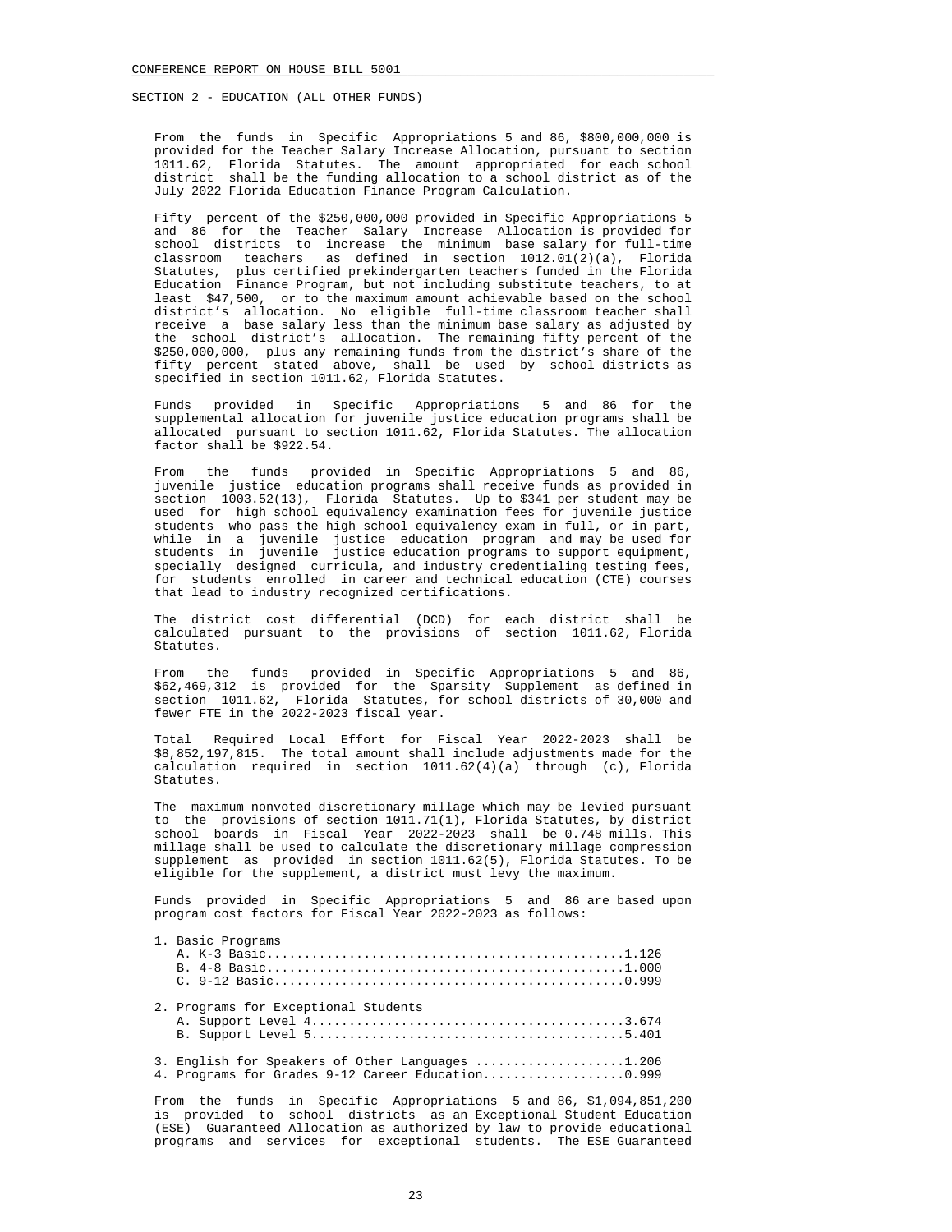SECTION 2 - EDUCATION (ALL OTHER FUNDS)

From the funds in Specific Appropriations 5 and 86, $800,000,000 is provided for the Teacher Salary Increase Allocation, pursuant to section 1011.62, Florida Statutes. The amount appropriated for each school district shall be the funding allocation to a school district as of the July 2022 Florida Education Finance Program Calculation.

Fifty percent of the $250,000,000 provided in Specific Appropriations 5 and 86 for the Teacher Salary Increase Allocation is provided for school districts to increase the minimum base salary for full-time classroom teachers as defined in section 1012.01(2)(a), Florida Statutes, plus certified prekindergarten teachers funded in the Florida Education Finance Program, but not including substitute teachers, to at least $47,500, or to the maximum amount achievable based on the school district's allocation. No eligible full-time classroom teacher shall receive a base salary less than the minimum base salary as adjusted by the school district's allocation. The remaining fifty percent of the $250,000,000, plus any remaining funds from the district's share of the fifty percent stated above, shall be used by school districts as specified in section 1011.62, Florida Statutes.

Funds provided in Specific Appropriations 5 and 86 for the supplemental allocation for juvenile justice education programs shall be allocated pursuant to section 1011.62, Florida Statutes. The allocation factor shall be $922.54.

From the funds provided in Specific Appropriations 5 and 86, juvenile justice education programs shall receive funds as provided in section 1003.52(13), Florida Statutes. Up to $341 per student may be used for high school equivalency examination fees for juvenile justice students who pass the high school equivalency exam in full, or in part, while in a juvenile justice education program and may be used for students in juvenile justice education programs to support equipment, specially designed curricula, and industry credentialing testing fees, for students enrolled in career and technical education (CTE) courses that lead to industry recognized certifications.

The district cost differential (DCD) for each district shall be calculated pursuant to the provisions of section 1011.62, Florida Statutes.

From the funds provided in Specific Appropriations 5 and 86, $62,469,312 is provided for the Sparsity Supplement as defined in section 1011.62, Florida Statutes, for school districts of 30,000 and fewer FTE in the 2022-2023 fiscal year.

Total Required Local Effort for Fiscal Year 2022-2023 shall be $8,852,197,815. The total amount shall include adjustments made for the calculation required in section 1011.62(4)(a) through (c), Florida Statutes.

The maximum nonvoted discretionary millage which may be levied pursuant to the provisions of section 1011.71(1), Florida Statutes, by district school boards in Fiscal Year 2022-2023 shall be 0.748 mills. This millage shall be used to calculate the discretionary millage compression supplement as provided in section 1011.62(5), Florida Statutes. To be eligible for the supplement, a district must levy the maximum.

Funds provided in Specific Appropriations 5 and 86 are based upon program cost factors for Fiscal Year 2022-2023 as follows:

1. Basic Programs
   - A. K-3 Basic..............................................1.126
   - B. 4-8 Basic..............................................1.000
   - C. 9-12 Basic.............................................0.999

2. Programs for Exceptional Students
   - A. Support Level 4........................................3.674
   - B. Support Level 5........................................5.401

3. English for Speakers of Other Languages ....................1.206
4. Programs for Grades 9-12 Career Education...................0.999

From the funds in Specific Appropriations 5 and 86, $1,094,851,200 is provided to school districts as an Exceptional Student Education (ESE) Guaranteed Allocation as authorized by law to provide educational programs and services for exceptional students. The ESE Guaranteed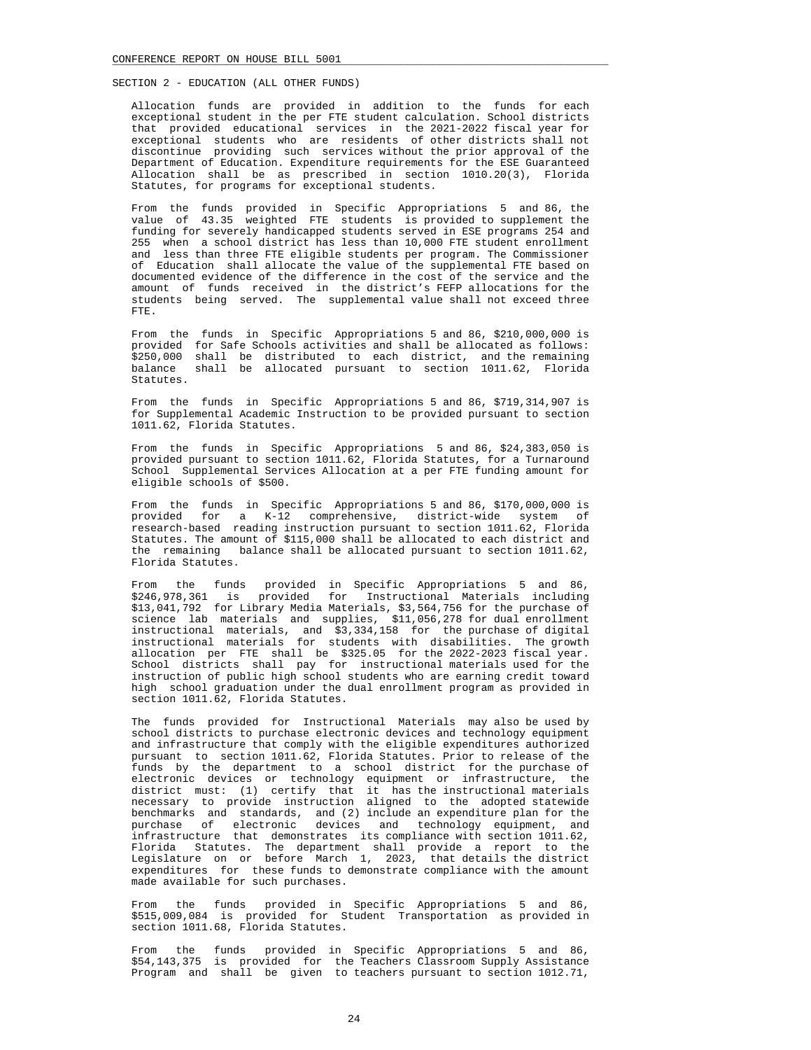SECTION 2 - EDUCATION (ALL OTHER FUNDS)

Allocation funds are provided in addition to the funds for each exceptional student in the per FTE student calculation. School districts that provided educational services in the 2021-2022 fiscal year for exceptional students who are residents of other districts shall not discontinue providing such services without the prior approval of the Department of Education. Expenditure requirements for the ESE Guaranteed Allocation shall be as prescribed in section 1010.20(3), Florida Statutes, for programs for exceptional students.

From the funds provided in Specific Appropriations 5 and 86, the value of 43.35 weighted FTE students is provided to supplement the funding for severely handicapped students served in ESE programs 254 and 255 when a school district has less than 10,000 FTE student enrollment and less than three FTE eligible students per program. The Commissioner of Education shall allocate the value of the supplemental FTE based on documented evidence of the difference in the cost of the service and the amount of funds received in the district's FEFP allocations for the students being served. The supplemental value shall not exceed three FTE.

From the funds in Specific Appropriations 5 and 86, $210,000,000 is provided for Safe Schools activities and shall be allocated as follows: $250,000 shall be distributed to each district, and the remaining balance shall be allocated pursuant to section 1011.62, Florida Statutes.

From the funds in Specific Appropriations 5 and 86, $719,314,907 is for Supplemental Academic Instruction to be provided pursuant to section 1011.62, Florida Statutes.

From the funds in Specific Appropriations 5 and 86, $24,383,050 is provided pursuant to section 1011.62, Florida Statutes, for a Turnaround School Supplemental Services Allocation at a per FTE funding amount for eligible schools of $500.

From the funds in Specific Appropriations 5 and 86, $170,000,000 is provided for a K-12 comprehensive, district-wide system of research-based reading instruction pursuant to section 1011.62, Florida Statutes. The amount of $115,000 shall be allocated to each district and the remaining balance shall be allocated pursuant to section 1011.62, Florida Statutes.

From the funds provided in Specific Appropriations 5 and 86, $246,978,361 is provided for Instructional Materials including $13,041,792 for Library Media Materials, $3,564,756 for the purchase of science lab materials and supplies, $11,056,278 for dual enrollment instructional materials, and $3,334,158 for the purchase of digital instructional materials for students with disabilities. The growth allocation per FTE shall be $325.05 for the 2022-2023 fiscal year. School districts shall pay for instructional materials used for the instruction of public high school students who are earning credit toward high school graduation under the dual enrollment program as provided in section 1011.62, Florida Statutes.

The funds provided for Instructional Materials may also be used by school districts to purchase electronic devices and technology equipment and infrastructure that comply with the eligible expenditures authorized pursuant to section 1011.62, Florida Statutes. Prior to release of the funds by the department to a school district for the purchase of electronic devices or technology equipment or infrastructure, the district must: (1) certify that it has the instructional materials necessary to provide instruction aligned to the adopted statewide benchmarks and standards, and (2) include an expenditure plan for the purchase of electronic devices and technology equipment, and infrastructure that demonstrates its compliance with section 1011.62, Florida Statutes. The department shall provide a report to the Legislature on or before March 1, 2023, that details the district expenditures for these funds to demonstrate compliance with the amount made available for such purchases.

From the funds provided in Specific Appropriations 5 and 86, $515,009,084 is provided for Student Transportation as provided in section 1011.68, Florida Statutes.

From the funds provided in Specific Appropriations 5 and 86, $54,143,375 is provided for the Teachers Classroom Supply Assistance Program and shall be given to teachers pursuant to section 1012.71,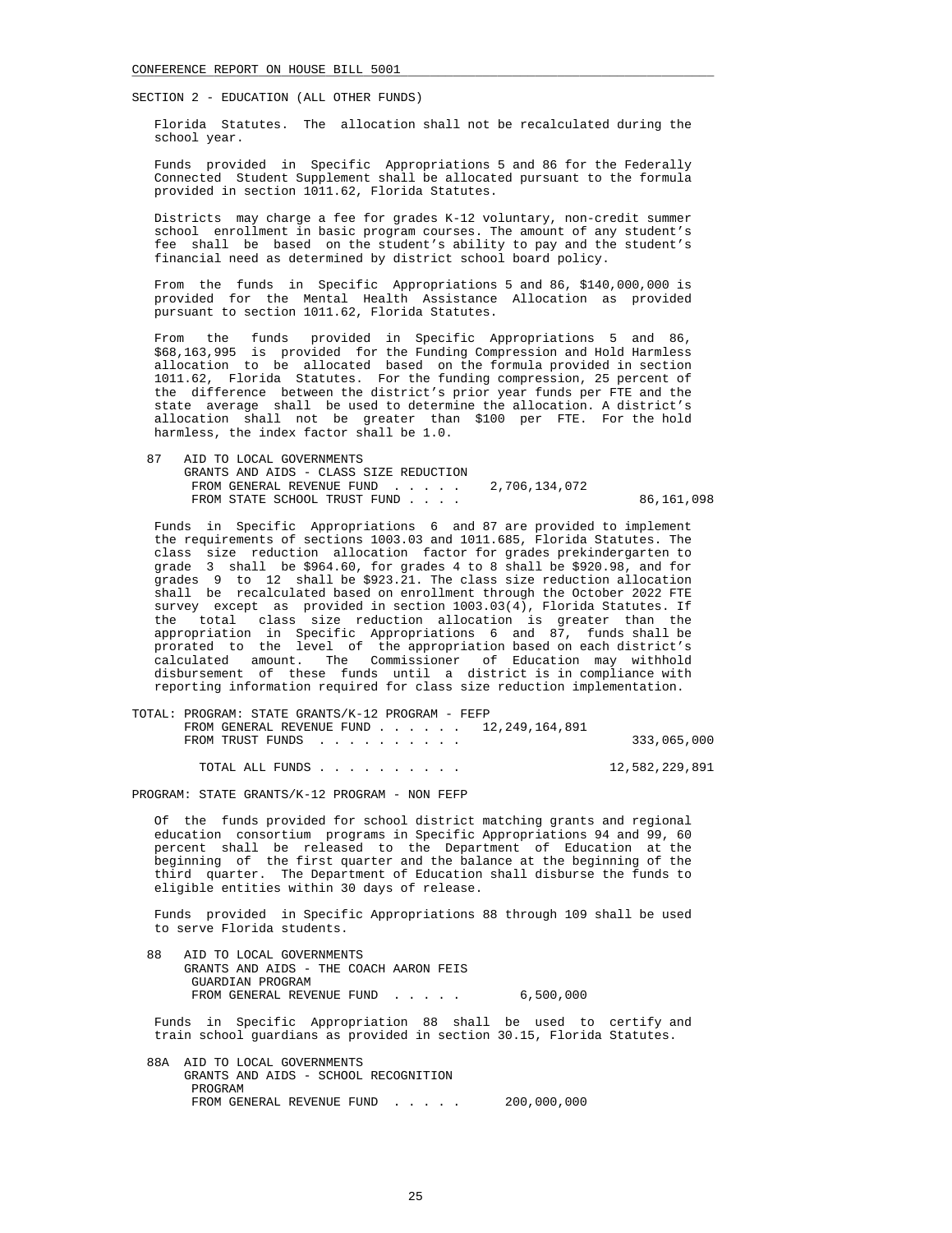SECTION 2 - EDUCATION (ALL OTHER FUNDS)

Florida Statutes. The allocation shall not be recalculated during the school year.

Funds provided in Specific Appropriations 5 and 86 for the Federally Connected Student Supplement shall be allocated pursuant to the formula provided in section 1011.62, Florida Statutes.

Districts may charge a fee for grades K-12 voluntary, non-credit summer school enrollment in basic program courses. The amount of any student's fee shall be based on the student's ability to pay and the student's financial need as determined by district school board policy.

From the funds in Specific Appropriations 5 and 86, $140,000,000 is provided for the Mental Health Assistance Allocation as provided pursuant to section 1011.62, Florida Statutes.

From the funds provided in Specific Appropriations 5 and 86, $68,163,995 is provided for the Funding Compression and Hold Harmless allocation to be allocated based on the formula provided in section 1011.62, Florida Statutes. For the funding compression, 25 percent of the difference between the district's prior year funds per FTE and the state average shall be used to determine the allocation. A district's allocation shall not be greater than $100 per FTE. For the hold harmless, the index factor shall be 1.0.

| | | | |
|---|---|---|---|
| 87 | AID TO LOCAL GOVERNMENTS GRANTS AND AIDS - CLASS SIZE REDUCTION | | |
| | FROM GENERAL REVENUE FUND . . . . . | 2,706,134,072 | |
| | FROM STATE SCHOOL TRUST FUND . . . . | | 86,161,098 |

Funds in Specific Appropriations 6 and 87 are provided to implement the requirements of sections 1003.03 and 1011.685, Florida Statutes. The class size reduction allocation factor for grades prekindergarten to grade 3 shall be $964.60, for grades 4 to 8 shall be $920.98, and for grades 9 to 12 shall be $923.21. The class size reduction allocation shall be recalculated based on enrollment through the October 2022 FTE survey except as provided in section 1003.03(4), Florida Statutes. If the total class size reduction allocation is greater than the appropriation in Specific Appropriations 6 and 87, funds shall be prorated to the level of the appropriation based on each district's calculated amount. The Commissioner of Education may withhold disbursement of these funds until a district is in compliance with reporting information required for class size reduction implementation.

| | | |
|---|---|---|
| TOTAL: PROGRAM: STATE GRANTS/K-12 PROGRAM - FEFP | | |
| FROM GENERAL REVENUE FUND . . . . . . | 12,249,164,891 | |
| FROM TRUST FUNDS . . . . . . . . . . | | 333,065,000 |
| TOTAL ALL FUNDS . . . . . . . . . . | | 12,582,229,891 |

PROGRAM: STATE GRANTS/K-12 PROGRAM - NON FEFP

Of the funds provided for school district matching grants and regional education consortium programs in Specific Appropriations 94 and 99, 60 percent shall be released to the Department of Education at the beginning of the first quarter and the balance at the beginning of the third quarter. The Department of Education shall disburse the funds to eligible entities within 30 days of release.

Funds provided in Specific Appropriations 88 through 109 shall be used to serve Florida students.

| | | |
|---|---|---|
| 88 | AID TO LOCAL GOVERNMENTS GRANTS AND AIDS - THE COACH AARON FEIS GUARDIAN PROGRAM | |
| | FROM GENERAL REVENUE FUND . . . . . | 6,500,000 |

Funds in Specific Appropriation 88 shall be used to certify and train school guardians as provided in section 30.15, Florida Statutes.

| | | |
|---|---|---|
| 88A | AID TO LOCAL GOVERNMENTS GRANTS AND AIDS - SCHOOL RECOGNITION PROGRAM | |
| | FROM GENERAL REVENUE FUND . . . . . | 200,000,000 |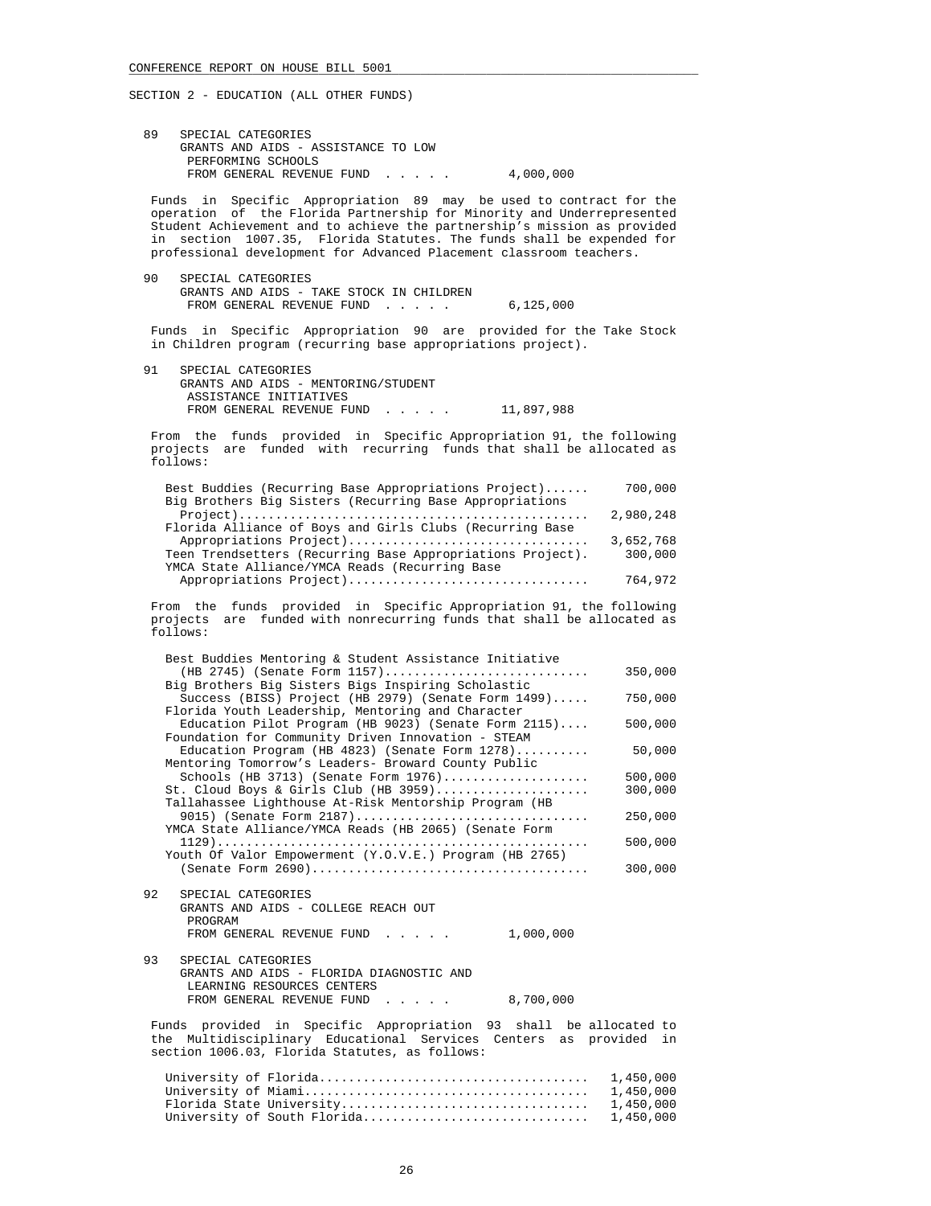SECTION 2 - EDUCATION (ALL OTHER FUNDS)

89 SPECIAL CATEGORIES
GRANTS AND AIDS - ASSISTANCE TO LOW PERFORMING SCHOOLS
FROM GENERAL REVENUE FUND . . . . . 4,000,000

Funds in Specific Appropriation 89 may be used to contract for the operation of the Florida Partnership for Minority and Underrepresented Student Achievement and to achieve the partnership's mission as provided in section 1007.35, Florida Statutes. The funds shall be expended for professional development for Advanced Placement classroom teachers.

90 SPECIAL CATEGORIES
GRANTS AND AIDS - TAKE STOCK IN CHILDREN
FROM GENERAL REVENUE FUND . . . . . 6,125,000

Funds in Specific Appropriation 90 are provided for the Take Stock in Children program (recurring base appropriations project).

91 SPECIAL CATEGORIES
GRANTS AND AIDS - MENTORING/STUDENT ASSISTANCE INITIATIVES
FROM GENERAL REVENUE FUND . . . . . 11,897,988

From the funds provided in Specific Appropriation 91, the following projects are funded with recurring funds that shall be allocated as follows:

| Project | Amount |
|---|---|
| Best Buddies (Recurring Base Appropriations Project)...... | 700,000 |
| Big Brothers Big Sisters (Recurring Base Appropriations Project)................................................ | 2,980,248 |
| Florida Alliance of Boys and Girls Clubs (Recurring Base Appropriations Project)................................ | 3,652,768 |
| Teen Trendsetters (Recurring Base Appropriations Project). | 300,000 |
| YMCA State Alliance/YMCA Reads (Recurring Base Appropriations Project)................................ | 764,972 |

From the funds provided in Specific Appropriation 91, the following projects are funded with nonrecurring funds that shall be allocated as follows:

| Project | Amount |
|---|---|
| Best Buddies Mentoring & Student Assistance Initiative (HB 2745) (Senate Form 1157)........................... | 350,000 |
| Big Brothers Big Sisters Bigs Inspiring Scholastic Success (BISS) Project (HB 2979) (Senate Form 1499)..... | 750,000 |
| Florida Youth Leadership, Mentoring and Character Education Pilot Program (HB 9023) (Senate Form 2115).... | 500,000 |
| Foundation for Community Driven Innovation - STEAM Education Program (HB 4823) (Senate Form 1278).......... | 50,000 |
| Mentoring Tomorrow's Leaders- Broward County Public Schools (HB 3713) (Senate Form 1976).................... | 500,000 |
| St. Cloud Boys & Girls Club (HB 3959)..................... | 300,000 |
| Tallahassee Lighthouse At-Risk Mentorship Program (HB 9015) (Senate Form 2187)............................... | 250,000 |
| YMCA State Alliance/YMCA Reads (HB 2065) (Senate Form 1129)................................................... | 500,000 |
| Youth Of Valor Empowerment (Y.O.V.E.) Program (HB 2765) (Senate Form 2690)..................................... | 300,000 |

92 SPECIAL CATEGORIES
GRANTS AND AIDS - COLLEGE REACH OUT PROGRAM
FROM GENERAL REVENUE FUND . . . . . 1,000,000

93 SPECIAL CATEGORIES
GRANTS AND AIDS - FLORIDA DIAGNOSTIC AND LEARNING RESOURCES CENTERS
FROM GENERAL REVENUE FUND . . . . . 8,700,000

Funds provided in Specific Appropriation 93 shall be allocated to the Multidisciplinary Educational Services Centers as provided in section 1006.03, Florida Statutes, as follows:

| Center | Amount |
|---|---|
| University of Florida.................................... | 1,450,000 |
| University of Miami...................................... | 1,450,000 |
| Florida State University................................. | 1,450,000 |
| University of South Florida.............................. | 1,450,000 |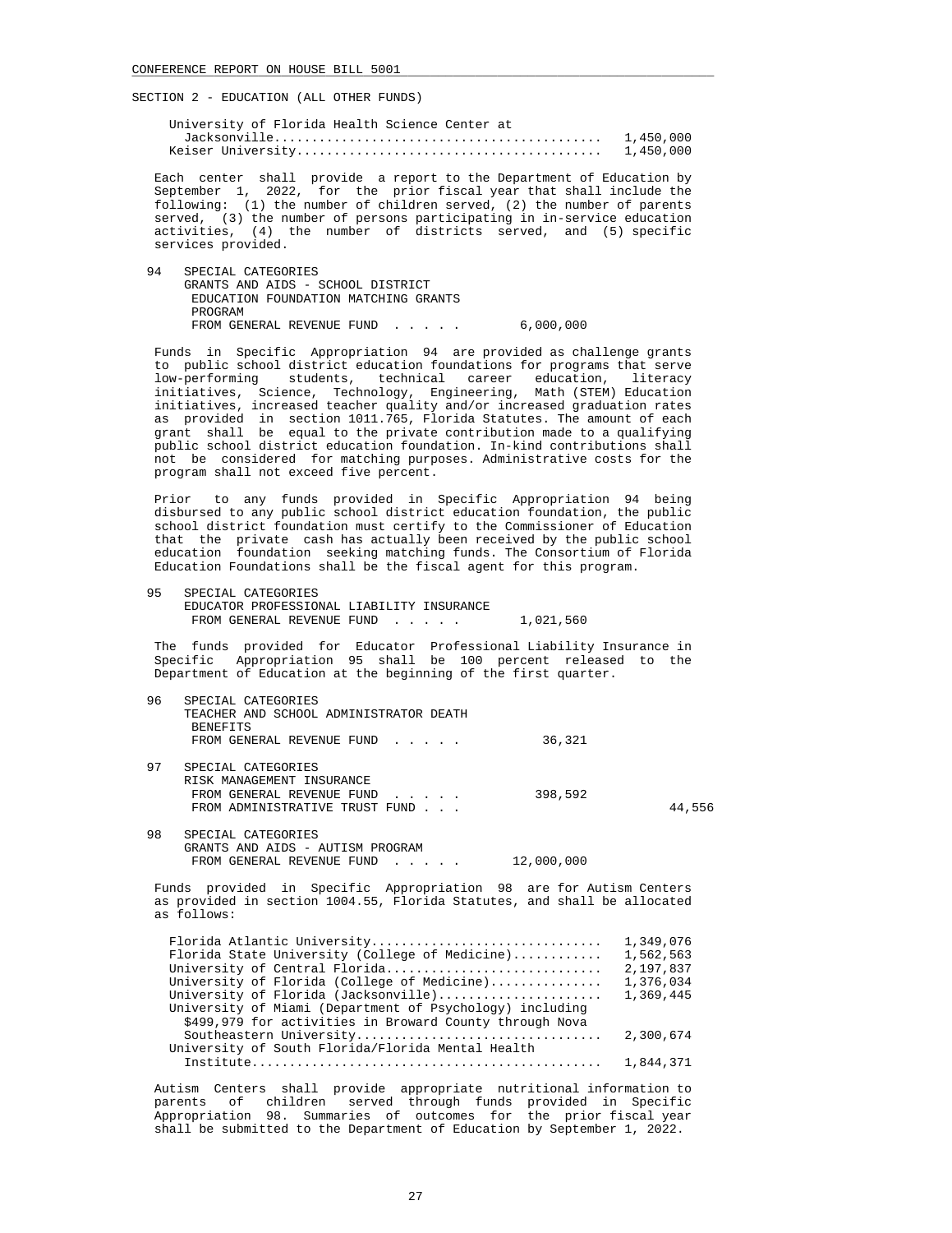SECTION 2 - EDUCATION (ALL OTHER FUNDS)

| | |
|---|---|
| University of Florida Health Science Center at Jacksonville | 1,450,000 |
| Keiser University | 1,450,000 |

Each center shall provide a report to the Department of Education by September 1, 2022, for the prior fiscal year that shall include the following: (1) the number of children served, (2) the number of parents served, (3) the number of persons participating in in-service education activities, (4) the number of districts served, and (5) specific services provided.

94 SPECIAL CATEGORIES
GRANTS AND AIDS - SCHOOL DISTRICT EDUCATION FOUNDATION MATCHING GRANTS PROGRAM
FROM GENERAL REVENUE FUND . . . . . 6,000,000

Funds in Specific Appropriation 94 are provided as challenge grants to public school district education foundations for programs that serve low-performing students, technical career education, literacy initiatives, Science, Technology, Engineering, Math (STEM) Education initiatives, increased teacher quality and/or increased graduation rates as provided in section 1011.765, Florida Statutes. The amount of each grant shall be equal to the private contribution made to a qualifying public school district education foundation. In-kind contributions shall not be considered for matching purposes. Administrative costs for the program shall not exceed five percent.

Prior to any funds provided in Specific Appropriation 94 being disbursed to any public school district education foundation, the public school district foundation must certify to the Commissioner of Education that the private cash has actually been received by the public school education foundation seeking matching funds. The Consortium of Florida Education Foundations shall be the fiscal agent for this program.

95 SPECIAL CATEGORIES
EDUCATOR PROFESSIONAL LIABILITY INSURANCE
FROM GENERAL REVENUE FUND . . . . . 1,021,560

The funds provided for Educator Professional Liability Insurance in Specific Appropriation 95 shall be 100 percent released to the Department of Education at the beginning of the first quarter.

96 SPECIAL CATEGORIES
TEACHER AND SCHOOL ADMINISTRATOR DEATH BENEFITS
FROM GENERAL REVENUE FUND . . . . . 36,321

97 SPECIAL CATEGORIES
RISK MANAGEMENT INSURANCE
FROM GENERAL REVENUE FUND . . . . . 398,592
FROM ADMINISTRATIVE TRUST FUND . . . 44,556

98 SPECIAL CATEGORIES
GRANTS AND AIDS - AUTISM PROGRAM
FROM GENERAL REVENUE FUND . . . . . 12,000,000

Funds provided in Specific Appropriation 98 are for Autism Centers as provided in section 1004.55, Florida Statutes, and shall be allocated as follows:

| | |
|---|---|
| Florida Atlantic University | 1,349,076 |
| Florida State University (College of Medicine) | 1,562,563 |
| University of Central Florida | 2,197,837 |
| University of Florida (College of Medicine) | 1,376,034 |
| University of Florida (Jacksonville) | 1,369,445 |
| University of Miami (Department of Psychology) including $499,979 for activities in Broward County through Nova Southeastern University | 2,300,674 |
| University of South Florida/Florida Mental Health Institute | 1,844,371 |

Autism Centers shall provide appropriate nutritional information to parents of children served through funds provided in Specific Appropriation 98. Summaries of outcomes for the prior fiscal year shall be submitted to the Department of Education by September 1, 2022.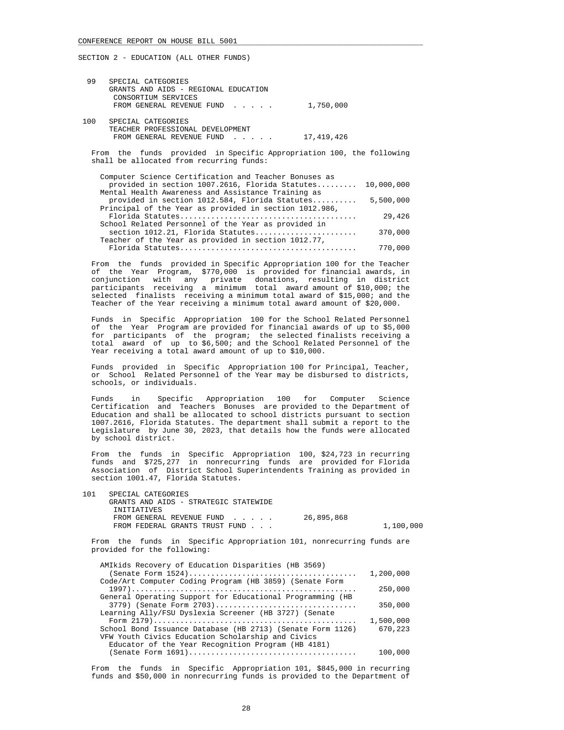SECTION 2 - EDUCATION (ALL OTHER FUNDS)

99 SPECIAL CATEGORIES
GRANTS AND AIDS - REGIONAL EDUCATION CONSORTIUM SERVICES
FROM GENERAL REVENUE FUND . . . . . 1,750,000

100 SPECIAL CATEGORIES
TEACHER PROFESSIONAL DEVELOPMENT
FROM GENERAL REVENUE FUND . . . . . 17,419,426

From the funds provided in Specific Appropriation 100, the following shall be allocated from recurring funds:

| | |
|---|---|
| Computer Science Certification and Teacher Bonuses as provided in section 1007.2616, Florida Statutes | 10,000,000 |
| Mental Health Awareness and Assistance Training as provided in section 1012.584, Florida Statutes | 5,500,000 |
| Principal of the Year as provided in section 1012.986, Florida Statutes | 29,426 |
| School Related Personnel of the Year as provided in section 1012.21, Florida Statutes | 370,000 |
| Teacher of the Year as provided in section 1012.77, Florida Statutes | 770,000 |

From the funds provided in Specific Appropriation 100 for the Teacher of the Year Program, $770,000 is provided for financial awards, in conjunction with any private donations, resulting in district participants receiving a minimum total award amount of $10,000; the selected finalists receiving a minimum total award of $15,000; and the Teacher of the Year receiving a minimum total award amount of $20,000.

Funds in Specific Appropriation 100 for the School Related Personnel of the Year Program are provided for financial awards of up to $5,000 for participants of the program; the selected finalists receiving a total award of up to $6,500; and the School Related Personnel of the Year receiving a total award amount of up to $10,000.

Funds provided in Specific Appropriation 100 for Principal, Teacher, or School Related Personnel of the Year may be disbursed to districts, schools, or individuals.

Funds in Specific Appropriation 100 for Computer Science Certification and Teachers Bonuses are provided to the Department of Education and shall be allocated to school districts pursuant to section 1007.2616, Florida Statutes. The department shall submit a report to the Legislature by June 30, 2023, that details how the funds were allocated by school district.

From the funds in Specific Appropriation 100, $24,723 in recurring funds and $725,277 in nonrecurring funds are provided for Florida Association of District School Superintendents Training as provided in section 1001.47, Florida Statutes.

101 SPECIAL CATEGORIES
GRANTS AND AIDS - STRATEGIC STATEWIDE INITIATIVES
FROM GENERAL REVENUE FUND . . . . . 26,895,868
FROM FEDERAL GRANTS TRUST FUND . . . 1,100,000

From the funds in Specific Appropriation 101, nonrecurring funds are provided for the following:

| | |
|---|---|
| AMIkids Recovery of Education Disparities (HB 3569) (Senate Form 1524) | 1,200,000 |
| Code/Art Computer Coding Program (HB 3859) (Senate Form 1997) | 250,000 |
| General Operating Support for Educational Programming (HB 3779) (Senate Form 2703) | 350,000 |
| Learning Ally/FSU Dyslexia Screener (HB 3727) (Senate Form 2179) | 1,500,000 |
| School Bond Issuance Database (HB 2713) (Senate Form 1126) | 670,223 |
| VFW Youth Civics Education Scholarship and Civics Educator of the Year Recognition Program (HB 4181) (Senate Form 1691) | 100,000 |

From the funds in Specific Appropriation 101, $845,000 in recurring funds and $50,000 in nonrecurring funds is provided to the Department of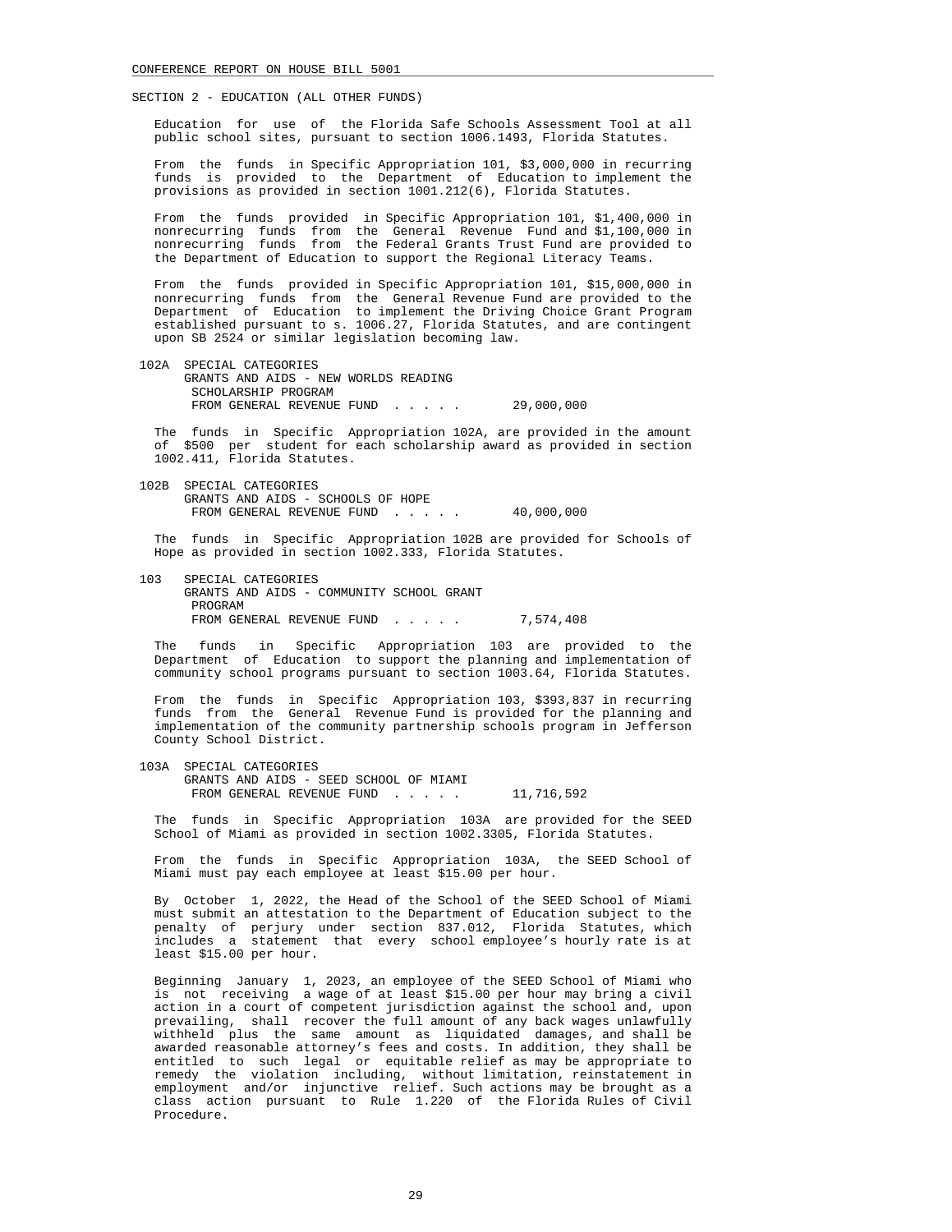SECTION 2 - EDUCATION (ALL OTHER FUNDS)

Education for use of the Florida Safe Schools Assessment Tool at all public school sites, pursuant to section 1006.1493, Florida Statutes.

From the funds in Specific Appropriation 101, $3,000,000 in recurring funds is provided to the Department of Education to implement the provisions as provided in section 1001.212(6), Florida Statutes.

From the funds provided in Specific Appropriation 101, $1,400,000 in nonrecurring funds from the General Revenue Fund and $1,100,000 in nonrecurring funds from the Federal Grants Trust Fund are provided to the Department of Education to support the Regional Literacy Teams.

From the funds provided in Specific Appropriation 101, $15,000,000 in nonrecurring funds from the General Revenue Fund are provided to the Department of Education to implement the Driving Choice Grant Program established pursuant to s. 1006.27, Florida Statutes, and are contingent upon SB 2524 or similar legislation becoming law.

102A SPECIAL CATEGORIES
GRANTS AND AIDS - NEW WORLDS READING SCHOLARSHIP PROGRAM
FROM GENERAL REVENUE FUND . . . . . 29,000,000

The funds in Specific Appropriation 102A, are provided in the amount of $500 per student for each scholarship award as provided in section 1002.411, Florida Statutes.

102B SPECIAL CATEGORIES
GRANTS AND AIDS - SCHOOLS OF HOPE
FROM GENERAL REVENUE FUND . . . . . 40,000,000

The funds in Specific Appropriation 102B are provided for Schools of Hope as provided in section 1002.333, Florida Statutes.

103 SPECIAL CATEGORIES
GRANTS AND AIDS - COMMUNITY SCHOOL GRANT PROGRAM
FROM GENERAL REVENUE FUND . . . . . 7,574,408

The funds in Specific Appropriation 103 are provided to the Department of Education to support the planning and implementation of community school programs pursuant to section 1003.64, Florida Statutes.

From the funds in Specific Appropriation 103, $393,837 in recurring funds from the General Revenue Fund is provided for the planning and implementation of the community partnership schools program in Jefferson County School District.

103A SPECIAL CATEGORIES
GRANTS AND AIDS - SEED SCHOOL OF MIAMI
FROM GENERAL REVENUE FUND . . . . . 11,716,592

The funds in Specific Appropriation 103A are provided for the SEED School of Miami as provided in section 1002.3305, Florida Statutes.

From the funds in Specific Appropriation 103A, the SEED School of Miami must pay each employee at least $15.00 per hour.

By October 1, 2022, the Head of the School of the SEED School of Miami must submit an attestation to the Department of Education subject to the penalty of perjury under section 837.012, Florida Statutes, which includes a statement that every school employee's hourly rate is at least $15.00 per hour.

Beginning January 1, 2023, an employee of the SEED School of Miami who is not receiving a wage of at least $15.00 per hour may bring a civil action in a court of competent jurisdiction against the school and, upon prevailing, shall recover the full amount of any back wages unlawfully withheld plus the same amount as liquidated damages, and shall be awarded reasonable attorney's fees and costs. In addition, they shall be entitled to such legal or equitable relief as may be appropriate to remedy the violation including, without limitation, reinstatement in employment and/or injunctive relief. Such actions may be brought as a class action pursuant to Rule 1.220 of the Florida Rules of Civil Procedure.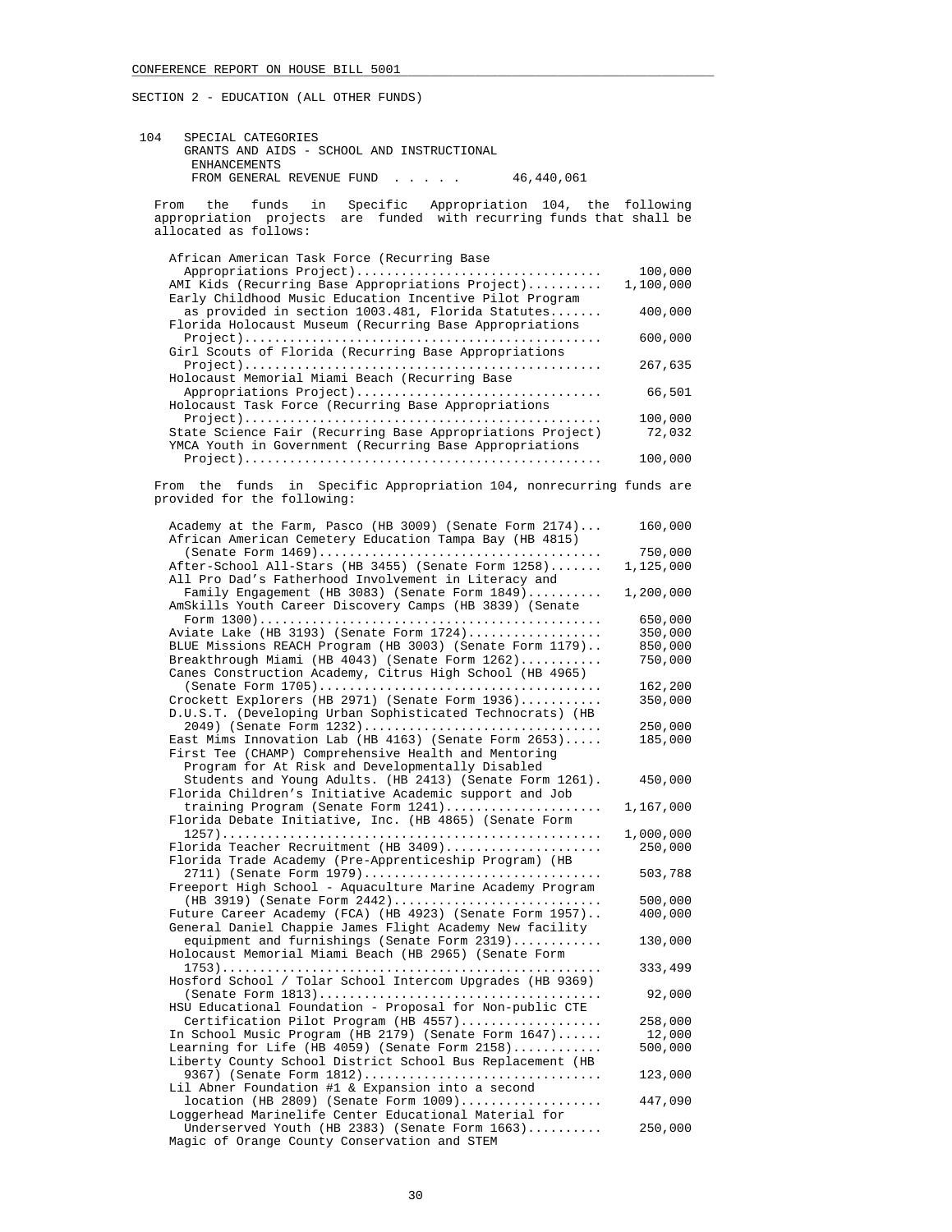SECTION 2 - EDUCATION (ALL OTHER FUNDS)

104 SPECIAL CATEGORIES
GRANTS AND AIDS - SCHOOL AND INSTRUCTIONAL ENHANCEMENTS
FROM GENERAL REVENUE FUND . . . . . 46,440,061

From the funds in Specific Appropriation 104, the following appropriation projects are funded with recurring funds that shall be allocated as follows:

| Project | Amount |
|---|---|
| African American Task Force (Recurring Base Appropriations Project) | 100,000 |
| AMI Kids (Recurring Base Appropriations Project) | 1,100,000 |
| Early Childhood Music Education Incentive Pilot Program as provided in section 1003.481, Florida Statutes | 400,000 |
| Florida Holocaust Museum (Recurring Base Appropriations Project) | 600,000 |
| Girl Scouts of Florida (Recurring Base Appropriations Project) | 267,635 |
| Holocaust Memorial Miami Beach (Recurring Base Appropriations Project) | 66,501 |
| Holocaust Task Force (Recurring Base Appropriations Project) | 100,000 |
| State Science Fair (Recurring Base Appropriations Project) | 72,032 |
| YMCA Youth in Government (Recurring Base Appropriations Project) | 100,000 |

From the funds in Specific Appropriation 104, nonrecurring funds are provided for the following:

| Project | Amount |
|---|---|
| Academy at the Farm, Pasco (HB 3009) (Senate Form 2174) | 160,000 |
| African American Cemetery Education Tampa Bay (HB 4815) (Senate Form 1469) | 750,000 |
| After-School All-Stars (HB 3455) (Senate Form 1258) | 1,125,000 |
| All Pro Dad's Fatherhood Involvement in Literacy and Family Engagement (HB 3083) (Senate Form 1849) | 1,200,000 |
| AmSkills Youth Career Discovery Camps (HB 3839) (Senate Form 1300) | 650,000 |
| Aviate Lake (HB 3193) (Senate Form 1724) | 350,000 |
| BLUE Missions REACH Program (HB 3003) (Senate Form 1179) | 850,000 |
| Breakthrough Miami (HB 4043) (Senate Form 1262) | 750,000 |
| Canes Construction Academy, Citrus High School (HB 4965) (Senate Form 1705) | 162,200 |
| Crockett Explorers (HB 2971) (Senate Form 1936) | 350,000 |
| D.U.S.T. (Developing Urban Sophisticated Technocrats) (HB 2049) (Senate Form 1232) | 250,000 |
| East Mims Innovation Lab (HB 4163) (Senate Form 2653) | 185,000 |
| First Tee (CHAMP) Comprehensive Health and Mentoring Program for At Risk and Developmentally Disabled Students and Young Adults. (HB 2413) (Senate Form 1261) | 450,000 |
| Florida Children's Initiative Academic support and Job training Program (Senate Form 1241) | 1,167,000 |
| Florida Debate Initiative, Inc. (HB 4865) (Senate Form 1257) | 1,000,000 |
| Florida Teacher Recruitment (HB 3409) | 250,000 |
| Florida Trade Academy (Pre-Apprenticeship Program) (HB 2711) (Senate Form 1979) | 503,788 |
| Freeport High School - Aquaculture Marine Academy Program (HB 3919) (Senate Form 2442) | 500,000 |
| Future Career Academy (FCA) (HB 4923) (Senate Form 1957) | 400,000 |
| General Daniel Chappie James Flight Academy New facility equipment and furnishings (Senate Form 2319) | 130,000 |
| Holocaust Memorial Miami Beach (HB 2965) (Senate Form 1753) | 333,499 |
| Hosford School / Tolar School Intercom Upgrades (HB 9369) (Senate Form 1813) | 92,000 |
| HSU Educational Foundation - Proposal for Non-public CTE Certification Pilot Program (HB 4557) | 258,000 |
| In School Music Program (HB 2179) (Senate Form 1647) | 12,000 |
| Learning for Life (HB 4059) (Senate Form 2158) | 500,000 |
| Liberty County School District School Bus Replacement (HB 9367) (Senate Form 1812) | 123,000 |
| Lil Abner Foundation #1 & Expansion into a second location (HB 2809) (Senate Form 1009) | 447,090 |
| Loggerhead Marinelife Center Educational Material for Underserved Youth (HB 2383) (Senate Form 1663) | 250,000 |
| Magic of Orange County Conservation and STEM | |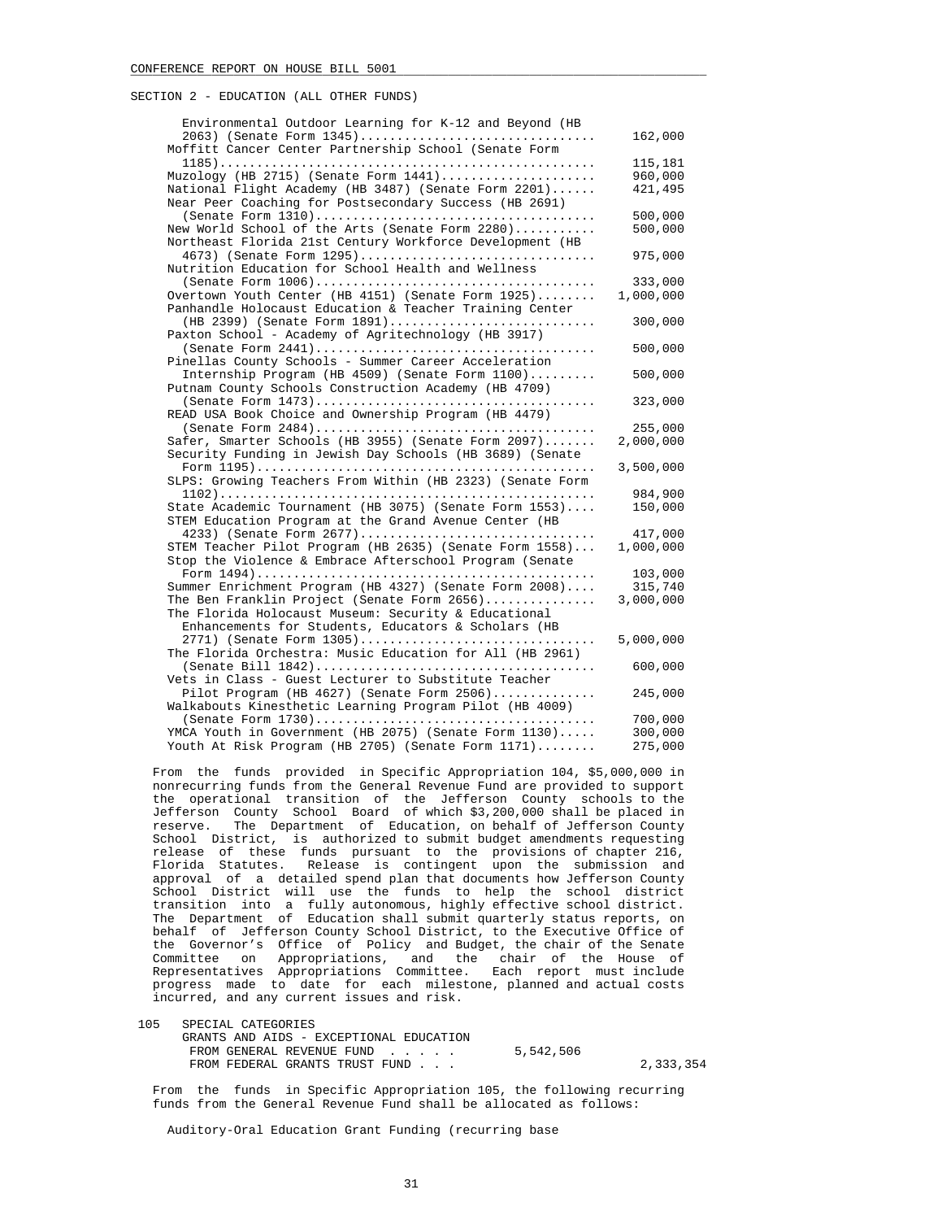SECTION 2 - EDUCATION (ALL OTHER FUNDS)

| Item | Amount |
|---|---|
| Environmental Outdoor Learning for K-12 and Beyond (HB 2063) (Senate Form 1345) | 162,000 |
| Moffitt Cancer Center Partnership School (Senate Form 1185) | 115,181 |
| Muzology (HB 2715) (Senate Form 1441) | 960,000 |
| National Flight Academy (HB 3487) (Senate Form 2201) | 421,495 |
| Near Peer Coaching for Postsecondary Success (HB 2691) (Senate Form 1310) | 500,000 |
| New World School of the Arts (Senate Form 2280) | 500,000 |
| Northeast Florida 21st Century Workforce Development (HB 4673) (Senate Form 1295) | 975,000 |
| Nutrition Education for School Health and Wellness (Senate Form 1006) | 333,000 |
| Overtown Youth Center (HB 4151) (Senate Form 1925) | 1,000,000 |
| Panhandle Holocaust Education & Teacher Training Center (HB 2399) (Senate Form 1891) | 300,000 |
| Paxton School - Academy of Agritechnology (HB 3917) (Senate Form 2441) | 500,000 |
| Pinellas County Schools - Summer Career Acceleration Internship Program (HB 4509) (Senate Form 1100) | 500,000 |
| Putnam County Schools Construction Academy (HB 4709) (Senate Form 1473) | 323,000 |
| READ USA Book Choice and Ownership Program (HB 4479) (Senate Form 2484) | 255,000 |
| Safer, Smarter Schools (HB 3955) (Senate Form 2097) | 2,000,000 |
| Security Funding in Jewish Day Schools (HB 3689) (Senate Form 1195) | 3,500,000 |
| SLPS: Growing Teachers From Within (HB 2323) (Senate Form 1102) | 984,900 |
| State Academic Tournament (HB 3075) (Senate Form 1553) | 150,000 |
| STEM Education Program at the Grand Avenue Center (HB 4233) (Senate Form 2677) | 417,000 |
| STEM Teacher Pilot Program (HB 2635) (Senate Form 1558) | 1,000,000 |
| Stop the Violence & Embrace Afterschool Program (Senate Form 1494) | 103,000 |
| Summer Enrichment Program (HB 4327) (Senate Form 2008) | 315,740 |
| The Ben Franklin Project (Senate Form 2656) | 3,000,000 |
| The Florida Holocaust Museum: Security & Educational Enhancements for Students, Educators & Scholars (HB 2771) (Senate Form 1305) | 5,000,000 |
| The Florida Orchestra: Music Education for All (HB 2961) (Senate Bill 1842) | 600,000 |
| Vets in Class - Guest Lecturer to Substitute Teacher Pilot Program (HB 4627) (Senate Form 2506) | 245,000 |
| Walkabouts Kinesthetic Learning Program Pilot (HB 4009) (Senate Form 1730) | 700,000 |
| YMCA Youth in Government (HB 2075) (Senate Form 1130) | 300,000 |
| Youth At Risk Program (HB 2705) (Senate Form 1171) | 275,000 |

From the funds provided in Specific Appropriation 104, $5,000,000 in nonrecurring funds from the General Revenue Fund are provided to support the operational transition of the Jefferson County schools to the Jefferson County School Board of which $3,200,000 shall be placed in reserve. The Department of Education, on behalf of Jefferson County School District, is authorized to submit budget amendments requesting release of these funds pursuant to the provisions of chapter 216, Florida Statutes. Release is contingent upon the submission and approval of a detailed spend plan that documents how Jefferson County School District will use the funds to help the school district transition into a fully autonomous, highly effective school district. The Department of Education shall submit quarterly status reports, on behalf of Jefferson County School District, to the Executive Office of the Governor's Office of Policy and Budget, the chair of the Senate Committee on Appropriations, and the chair of the House of Representatives Appropriations Committee. Each report must include progress made to date for each milestone, planned and actual costs incurred, and any current issues and risk.

105 SPECIAL CATEGORIES
GRANTS AND AIDS - EXCEPTIONAL EDUCATION

| | | |
|---|---|---|
| FROM GENERAL REVENUE FUND . . . . . | 5,542,506 | |
| FROM FEDERAL GRANTS TRUST FUND . . . | | 2,333,354 |

From the funds in Specific Appropriation 105, the following recurring funds from the General Revenue Fund shall be allocated as follows:

Auditory-Oral Education Grant Funding (recurring base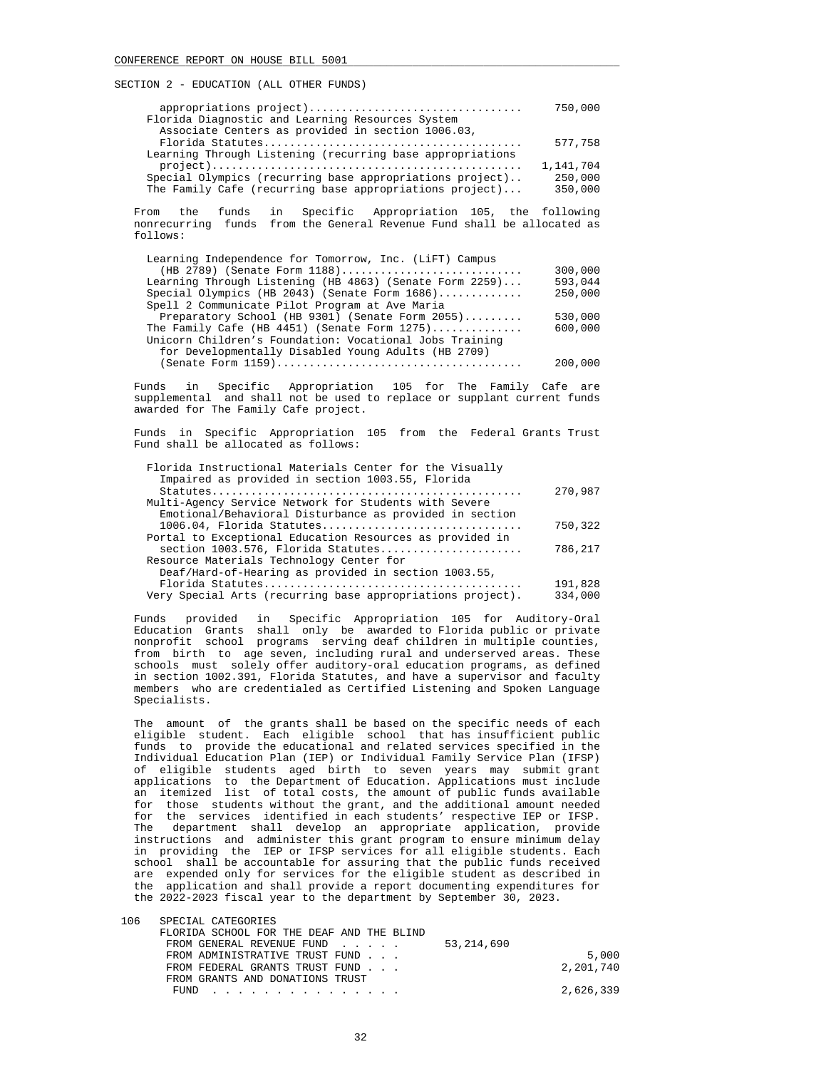SECTION 2 - EDUCATION (ALL OTHER FUNDS)

| Item | Amount |
|---|---|
| appropriations project) | 750,000 |
| Florida Diagnostic and Learning Resources System Associate Centers as provided in section 1006.03, Florida Statutes | 577,758 |
| Learning Through Listening (recurring base appropriations project) | 1,141,704 |
| Special Olympics (recurring base appropriations project) | 250,000 |
| The Family Cafe (recurring base appropriations project) | 350,000 |

From the funds in Specific Appropriation 105, the following nonrecurring funds from the General Revenue Fund shall be allocated as follows:

| Item | Amount |
|---|---|
| Learning Independence for Tomorrow, Inc. (LiFT) Campus (HB 2789) (Senate Form 1188) | 300,000 |
| Learning Through Listening (HB 4863) (Senate Form 2259) | 593,044 |
| Special Olympics (HB 2043) (Senate Form 1686) | 250,000 |
| Spell 2 Communicate Pilot Program at Ave Maria Preparatory School (HB 9301) (Senate Form 2055) | 530,000 |
| The Family Cafe (HB 4451) (Senate Form 1275) | 600,000 |
| Unicorn Children's Foundation: Vocational Jobs Training for Developmentally Disabled Young Adults (HB 2709) (Senate Form 1159) | 200,000 |

Funds in Specific Appropriation 105 for The Family Cafe are supplemental and shall not be used to replace or supplant current funds awarded for The Family Cafe project.

Funds in Specific Appropriation 105 from the Federal Grants Trust Fund shall be allocated as follows:

| Item | Amount |
|---|---|
| Florida Instructional Materials Center for the Visually Impaired as provided in section 1003.55, Florida Statutes | 270,987 |
| Multi-Agency Service Network for Students with Severe Emotional/Behavioral Disturbance as provided in section 1006.04, Florida Statutes | 750,322 |
| Portal to Exceptional Education Resources as provided in section 1003.576, Florida Statutes | 786,217 |
| Resource Materials Technology Center for Deaf/Hard-of-Hearing as provided in section 1003.55, Florida Statutes | 191,828 |
| Very Special Arts (recurring base appropriations project) | 334,000 |

Funds provided in Specific Appropriation 105 for Auditory-Oral Education Grants shall only be awarded to Florida public or private nonprofit school programs serving deaf children in multiple counties, from birth to age seven, including rural and underserved areas. These schools must solely offer auditory-oral education programs, as defined in section 1002.391, Florida Statutes, and have a supervisor and faculty members who are credentialed as Certified Listening and Spoken Language Specialists.

The amount of the grants shall be based on the specific needs of each eligible student. Each eligible school that has insufficient public funds to provide the educational and related services specified in the Individual Education Plan (IEP) or Individual Family Service Plan (IFSP) of eligible students aged birth to seven years may submit grant applications to the Department of Education. Applications must include an itemized list of total costs, the amount of public funds available for those students without the grant, and the additional amount needed for the services identified in each students' respective IEP or IFSP. The department shall develop an appropriate application, provide instructions and administer this grant program to ensure minimum delay in providing the IEP or IFSP services for all eligible students. Each school shall be accountable for assuring that the public funds received are expended only for services for the eligible student as described in the application and shall provide a report documenting expenditures for the 2022-2023 fiscal year to the department by September 30, 2023.

| No. | Item | General Revenue | Other Funds |
|---|---|---|---|
| 106 | SPECIAL CATEGORIES | | |
| | FLORIDA SCHOOL FOR THE DEAF AND THE BLIND | | |
| | FROM GENERAL REVENUE FUND | 53,214,690 | |
| | FROM ADMINISTRATIVE TRUST FUND | | 5,000 |
| | FROM FEDERAL GRANTS TRUST FUND | | 2,201,740 |
| | FROM GRANTS AND DONATIONS TRUST FUND | | 2,626,339 |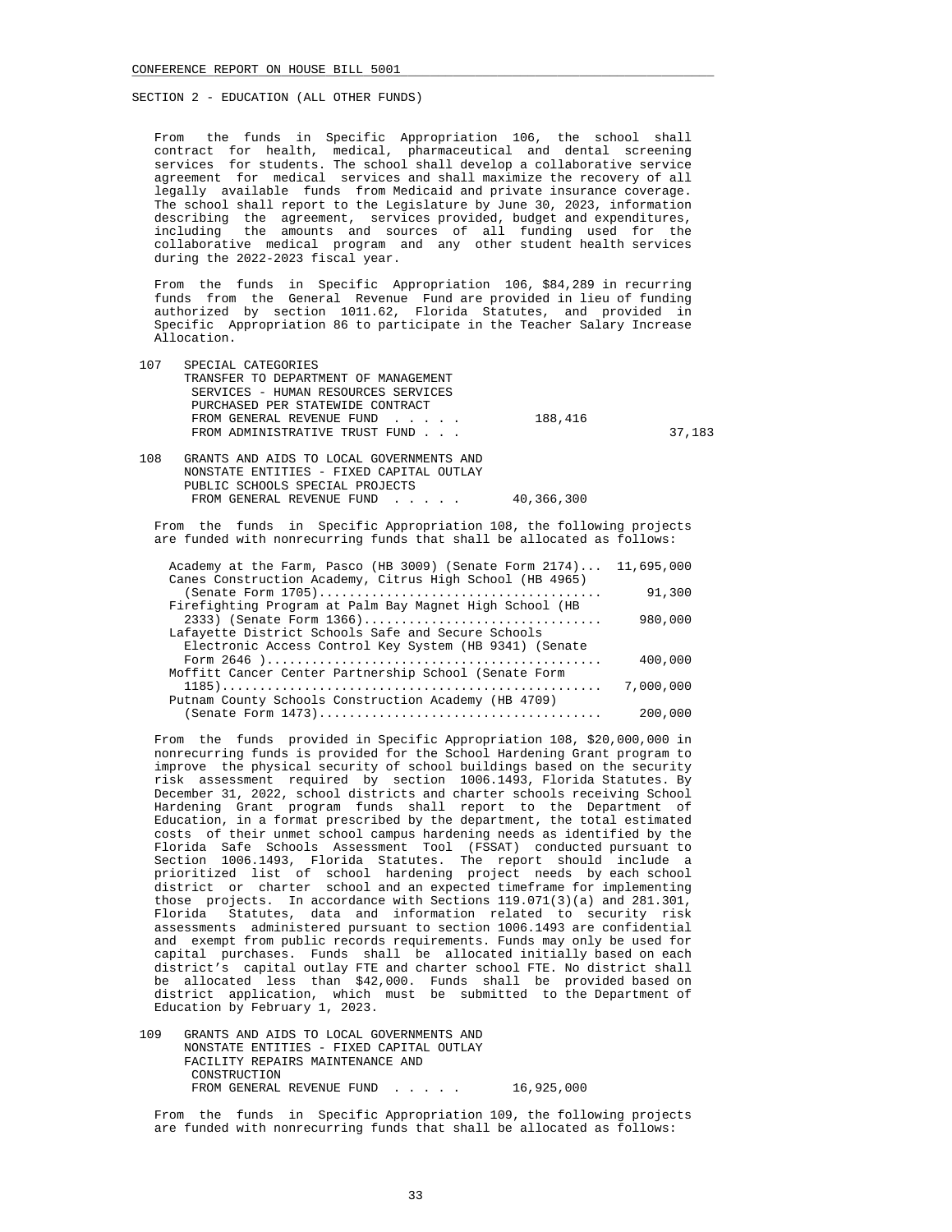SECTION 2 - EDUCATION (ALL OTHER FUNDS)

From the funds in Specific Appropriation 106, the school shall contract for health, medical, pharmaceutical and dental screening services for students. The school shall develop a collaborative service agreement for medical services and shall maximize the recovery of all legally available funds from Medicaid and private insurance coverage. The school shall report to the Legislature by June 30, 2023, information describing the agreement, services provided, budget and expenditures, including the amounts and sources of all funding used for the collaborative medical program and any other student health services during the 2022-2023 fiscal year.

From the funds in Specific Appropriation 106, $84,289 in recurring funds from the General Revenue Fund are provided in lieu of funding authorized by section 1011.62, Florida Statutes, and provided in Specific Appropriation 86 to participate in the Teacher Salary Increase Allocation.

107 SPECIAL CATEGORIES
TRANSFER TO DEPARTMENT OF MANAGEMENT SERVICES - HUMAN RESOURCES SERVICES PURCHASED PER STATEWIDE CONTRACT

| | | |
|---|---|---|
| FROM GENERAL REVENUE FUND . . . . . | 188,416 | |
| FROM ADMINISTRATIVE TRUST FUND . . . | | 37,183 |

108 GRANTS AND AIDS TO LOCAL GOVERNMENTS AND NONSTATE ENTITIES - FIXED CAPITAL OUTLAY
PUBLIC SCHOOLS SPECIAL PROJECTS

| | |
|---|---|
| FROM GENERAL REVENUE FUND . . . . . | 40,366,300 |

From the funds in Specific Appropriation 108, the following projects are funded with nonrecurring funds that shall be allocated as follows:

| Project | Amount |
|---|---|
| Academy at the Farm, Pasco (HB 3009) (Senate Form 2174)... | 11,695,000 |
| Canes Construction Academy, Citrus High School (HB 4965) (Senate Form 1705)...................................... | 91,300 |
| Firefighting Program at Palm Bay Magnet High School (HB 2333) (Senate Form 1366)................................ | 980,000 |
| Lafayette District Schools Safe and Secure Schools Electronic Access Control Key System (HB 9341) (Senate Form 2646 )............................................ | 400,000 |
| Moffitt Cancer Center Partnership School (Senate Form 1185)................................................... | 7,000,000 |
| Putnam County Schools Construction Academy (HB 4709) (Senate Form 1473)...................................... | 200,000 |

From the funds provided in Specific Appropriation 108, $20,000,000 in nonrecurring funds is provided for the School Hardening Grant program to improve the physical security of school buildings based on the security risk assessment required by section 1006.1493, Florida Statutes. By December 31, 2022, school districts and charter schools receiving School Hardening Grant program funds shall report to the Department of Education, in a format prescribed by the department, the total estimated costs of their unmet school campus hardening needs as identified by the Florida Safe Schools Assessment Tool (FSSAT) conducted pursuant to Section 1006.1493, Florida Statutes. The report should include a prioritized list of school hardening project needs by each school district or charter school and an expected timeframe for implementing those projects. In accordance with Sections 119.071(3)(a) and 281.301, Florida Statutes, data and information related to security risk assessments administered pursuant to section 1006.1493 are confidential and exempt from public records requirements. Funds may only be used for capital purchases. Funds shall be allocated initially based on each district's capital outlay FTE and charter school FTE. No district shall be allocated less than $42,000. Funds shall be provided based on district application, which must be submitted to the Department of Education by February 1, 2023.

109 GRANTS AND AIDS TO LOCAL GOVERNMENTS AND NONSTATE ENTITIES - FIXED CAPITAL OUTLAY
FACILITY REPAIRS MAINTENANCE AND CONSTRUCTION

| | |
|---|---|
| FROM GENERAL REVENUE FUND . . . . . | 16,925,000 |

From the funds in Specific Appropriation 109, the following projects are funded with nonrecurring funds that shall be allocated as follows: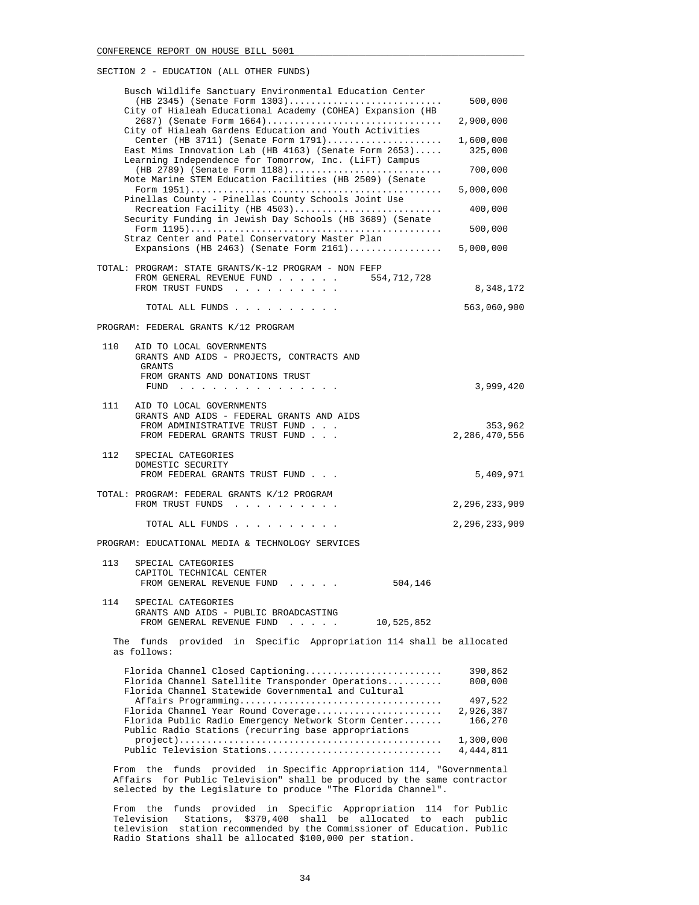SECTION 2 - EDUCATION (ALL OTHER FUNDS)

| Item | Amount |
|---|---|
| Busch Wildlife Sanctuary Environmental Education Center (HB 2345) (Senate Form 1303) | 500,000 |
| City of Hialeah Educational Academy (COHEA) Expansion (HB 2687) (Senate Form 1664) | 2,900,000 |
| City of Hialeah Gardens Education and Youth Activities Center (HB 3711) (Senate Form 1791) | 1,600,000 |
| East Mims Innovation Lab (HB 4163) (Senate Form 2653) | 325,000 |
| Learning Independence for Tomorrow, Inc. (LiFT) Campus (HB 2789) (Senate Form 1188) | 700,000 |
| Mote Marine STEM Education Facilities (HB 2509) (Senate Form 1951) | 5,000,000 |
| Pinellas County - Pinellas County Schools Joint Use Recreation Facility (HB 4503) | 400,000 |
| Security Funding in Jewish Day Schools (HB 3689) (Senate Form 1195) | 500,000 |
| Straz Center and Patel Conservatory Master Plan Expansions (HB 2463) (Senate Form 2161) | 5,000,000 |

TOTAL: PROGRAM: STATE GRANTS/K-12 PROGRAM - NON FEFP

| | | |
|---|---|---|
| FROM GENERAL REVENUE FUND | 554,712,728 | |
| FROM TRUST FUNDS | | 8,348,172 |
| TOTAL ALL FUNDS | | 563,060,900 |

PROGRAM: FEDERAL GRANTS K/12 PROGRAM

110 AID TO LOCAL GOVERNMENTS
GRANTS AND AIDS - PROJECTS, CONTRACTS AND GRANTS

| | |
|---|---|
| FROM GRANTS AND DONATIONS TRUST FUND | 3,999,420 |

111 AID TO LOCAL GOVERNMENTS
GRANTS AND AIDS - FEDERAL GRANTS AND AIDS

| | |
|---|---|
| FROM ADMINISTRATIVE TRUST FUND | 353,962 |
| FROM FEDERAL GRANTS TRUST FUND | 2,286,470,556 |

112 SPECIAL CATEGORIES
DOMESTIC SECURITY

| | |
|---|---|
| FROM FEDERAL GRANTS TRUST FUND | 5,409,971 |

TOTAL: PROGRAM: FEDERAL GRANTS K/12 PROGRAM

| | |
|---|---|
| FROM TRUST FUNDS | 2,296,233,909 |
| TOTAL ALL FUNDS | 2,296,233,909 |

PROGRAM: EDUCATIONAL MEDIA & TECHNOLOGY SERVICES

113 SPECIAL CATEGORIES
CAPITOL TECHNICAL CENTER

| | |
|---|---|
| FROM GENERAL REVENUE FUND | 504,146 |

114 SPECIAL CATEGORIES
GRANTS AND AIDS - PUBLIC BROADCASTING

| | |
|---|---|
| FROM GENERAL REVENUE FUND | 10,525,852 |

The funds provided in Specific Appropriation 114 shall be allocated as follows:

| Item | Amount |
|---|---|
| Florida Channel Closed Captioning | 390,862 |
| Florida Channel Satellite Transponder Operations | 800,000 |
| Florida Channel Statewide Governmental and Cultural Affairs Programming | 497,522 |
| Florida Channel Year Round Coverage | 2,926,387 |
| Florida Public Radio Emergency Network Storm Center | 166,270 |
| Public Radio Stations (recurring base appropriations project) | 1,300,000 |
| Public Television Stations | 4,444,811 |

From the funds provided in Specific Appropriation 114, "Governmental Affairs for Public Television" shall be produced by the same contractor selected by the Legislature to produce "The Florida Channel".

From the funds provided in Specific Appropriation 114 for Public Television Stations, $370,400 shall be allocated to each public television station recommended by the Commissioner of Education. Public Radio Stations shall be allocated $100,000 per station.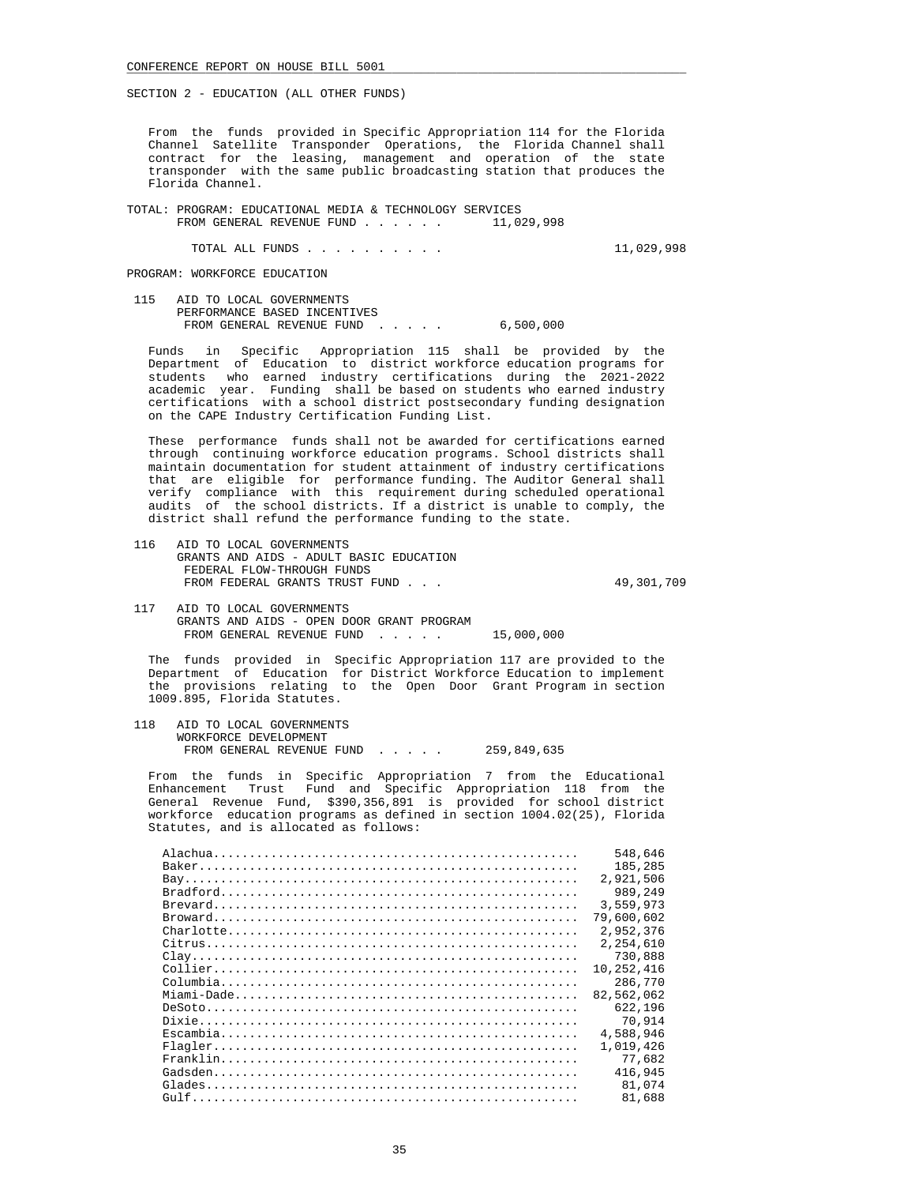SECTION 2 - EDUCATION (ALL OTHER FUNDS)

From the funds provided in Specific Appropriation 114 for the Florida Channel Satellite Transponder Operations, the Florida Channel shall contract for the leasing, management and operation of the state transponder with the same public broadcasting station that produces the Florida Channel.

TOTAL: PROGRAM: EDUCATIONAL MEDIA & TECHNOLOGY SERVICES
FROM GENERAL REVENUE FUND . . . . . . 11,029,998

TOTAL ALL FUNDS . . . . . . . . . . 11,029,998

PROGRAM: WORKFORCE EDUCATION

115 AID TO LOCAL GOVERNMENTS
PERFORMANCE BASED INCENTIVES
FROM GENERAL REVENUE FUND . . . . . 6,500,000

Funds in Specific Appropriation 115 shall be provided by the Department of Education to district workforce education programs for students who earned industry certifications during the 2021-2022 academic year. Funding shall be based on students who earned industry certifications with a school district postsecondary funding designation on the CAPE Industry Certification Funding List.

These performance funds shall not be awarded for certifications earned through continuing workforce education programs. School districts shall maintain documentation for student attainment of industry certifications that are eligible for performance funding. The Auditor General shall verify compliance with this requirement during scheduled operational audits of the school districts. If a district is unable to comply, the district shall refund the performance funding to the state.

116 AID TO LOCAL GOVERNMENTS
GRANTS AND AIDS - ADULT BASIC EDUCATION
FEDERAL FLOW-THROUGH FUNDS
FROM FEDERAL GRANTS TRUST FUND . . . 49,301,709

117 AID TO LOCAL GOVERNMENTS
GRANTS AND AIDS - OPEN DOOR GRANT PROGRAM
FROM GENERAL REVENUE FUND . . . . . 15,000,000

The funds provided in Specific Appropriation 117 are provided to the Department of Education for District Workforce Education to implement the provisions relating to the Open Door Grant Program in section 1009.895, Florida Statutes.

118 AID TO LOCAL GOVERNMENTS
WORKFORCE DEVELOPMENT
FROM GENERAL REVENUE FUND . . . . . 259,849,635

From the funds in Specific Appropriation 7 from the Educational Enhancement Trust Fund and Specific Appropriation 118 from the General Revenue Fund, $390,356,891 is provided for school district workforce education programs as defined in section 1004.02(25), Florida Statutes, and is allocated as follows:

| District | Amount |
|---|---|
| Alachua | 548,646 |
| Baker | 185,285 |
| Bay | 2,921,506 |
| Bradford | 989,249 |
| Brevard | 3,559,973 |
| Broward | 79,600,602 |
| Charlotte | 2,952,376 |
| Citrus | 2,254,610 |
| Clay | 730,888 |
| Collier | 10,252,416 |
| Columbia | 286,770 |
| Miami-Dade | 82,562,062 |
| DeSoto | 622,196 |
| Dixie | 70,914 |
| Escambia | 4,588,946 |
| Flagler | 1,019,426 |
| Franklin | 77,682 |
| Gadsden | 416,945 |
| Glades | 81,074 |
| Gulf | 81,688 |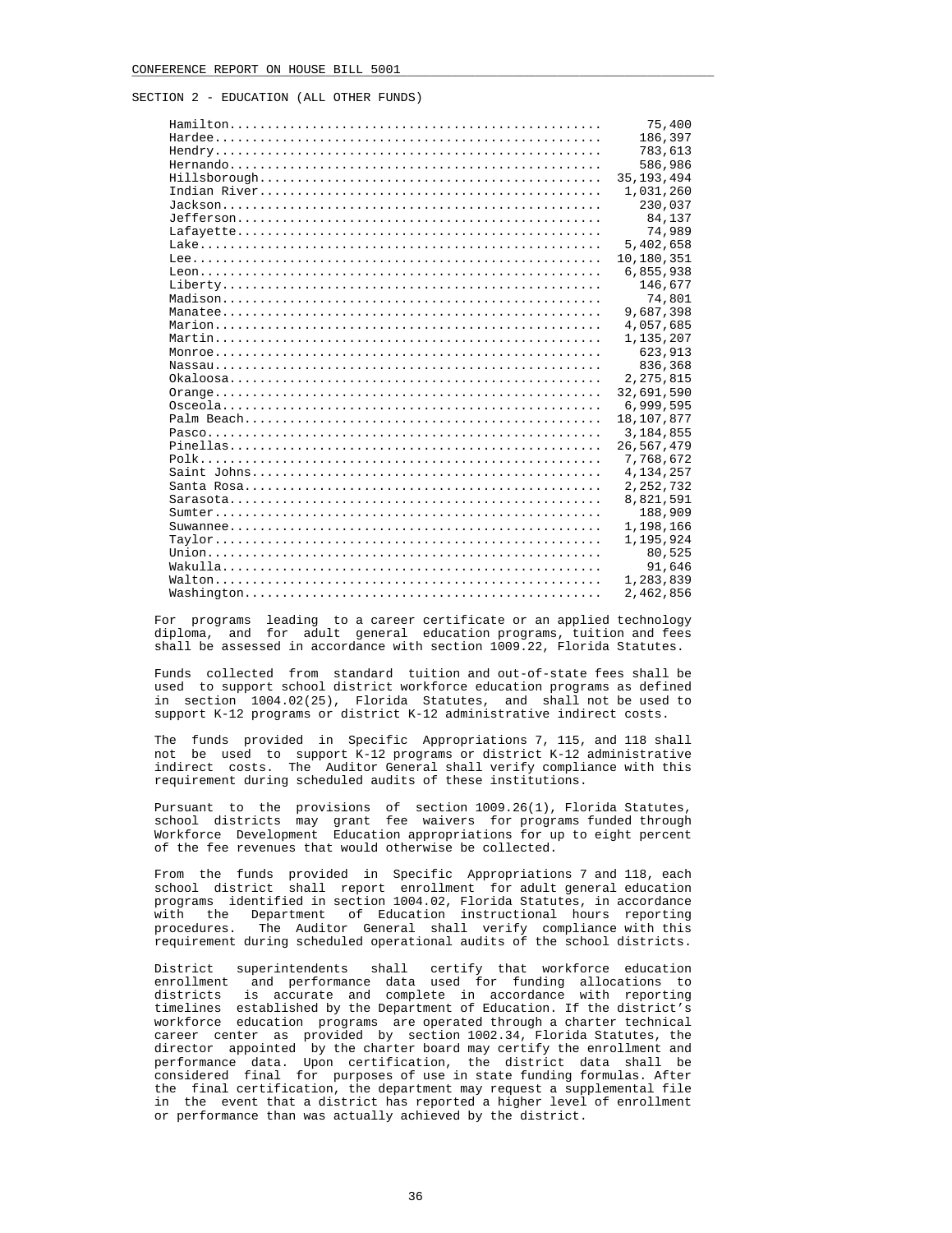SECTION 2 - EDUCATION (ALL OTHER FUNDS)

| County | Amount |
|---|---|
| Hamilton | 75,400 |
| Hardee | 186,397 |
| Hendry | 783,613 |
| Hernando | 586,986 |
| Hillsborough | 35,193,494 |
| Indian River | 1,031,260 |
| Jackson | 230,037 |
| Jefferson | 84,137 |
| Lafayette | 74,989 |
| Lake | 5,402,658 |
| Lee | 10,180,351 |
| Leon | 6,855,938 |
| Liberty | 146,677 |
| Madison | 74,801 |
| Manatee | 9,687,398 |
| Marion | 4,057,685 |
| Martin | 1,135,207 |
| Monroe | 623,913 |
| Nassau | 836,368 |
| Okaloosa | 2,275,815 |
| Orange | 32,691,590 |
| Osceola | 6,999,595 |
| Palm Beach | 18,107,877 |
| Pasco | 3,184,855 |
| Pinellas | 26,567,479 |
| Polk | 7,768,672 |
| Saint Johns | 4,134,257 |
| Santa Rosa | 2,252,732 |
| Sarasota | 8,821,591 |
| Sumter | 188,909 |
| Suwannee | 1,198,166 |
| Taylor | 1,195,924 |
| Union | 80,525 |
| Wakulla | 91,646 |
| Walton | 1,283,839 |
| Washington | 2,462,856 |

For programs leading to a career certificate or an applied technology diploma, and for adult general education programs, tuition and fees shall be assessed in accordance with section 1009.22, Florida Statutes.

Funds collected from standard tuition and out-of-state fees shall be used to support school district workforce education programs as defined in section 1004.02(25), Florida Statutes, and shall not be used to support K-12 programs or district K-12 administrative indirect costs.

The funds provided in Specific Appropriations 7, 115, and 118 shall not be used to support K-12 programs or district K-12 administrative indirect costs. The Auditor General shall verify compliance with this requirement during scheduled audits of these institutions.

Pursuant to the provisions of section 1009.26(1), Florida Statutes, school districts may grant fee waivers for programs funded through Workforce Development Education appropriations for up to eight percent of the fee revenues that would otherwise be collected.

From the funds provided in Specific Appropriations 7 and 118, each school district shall report enrollment for adult general education programs identified in section 1004.02, Florida Statutes, in accordance with the Department of Education instructional hours reporting procedures. The Auditor General shall verify compliance with this requirement during scheduled operational audits of the school districts.

District superintendents shall certify that workforce education enrollment and performance data used for funding allocations to districts is accurate and complete in accordance with reporting timelines established by the Department of Education. If the district's workforce education programs are operated through a charter technical career center as provided by section 1002.34, Florida Statutes, the director appointed by the charter board may certify the enrollment and performance data. Upon certification, the district data shall be considered final for purposes of use in state funding formulas. After the final certification, the department may request a supplemental file in the event that a district has reported a higher level of enrollment or performance than was actually achieved by the district.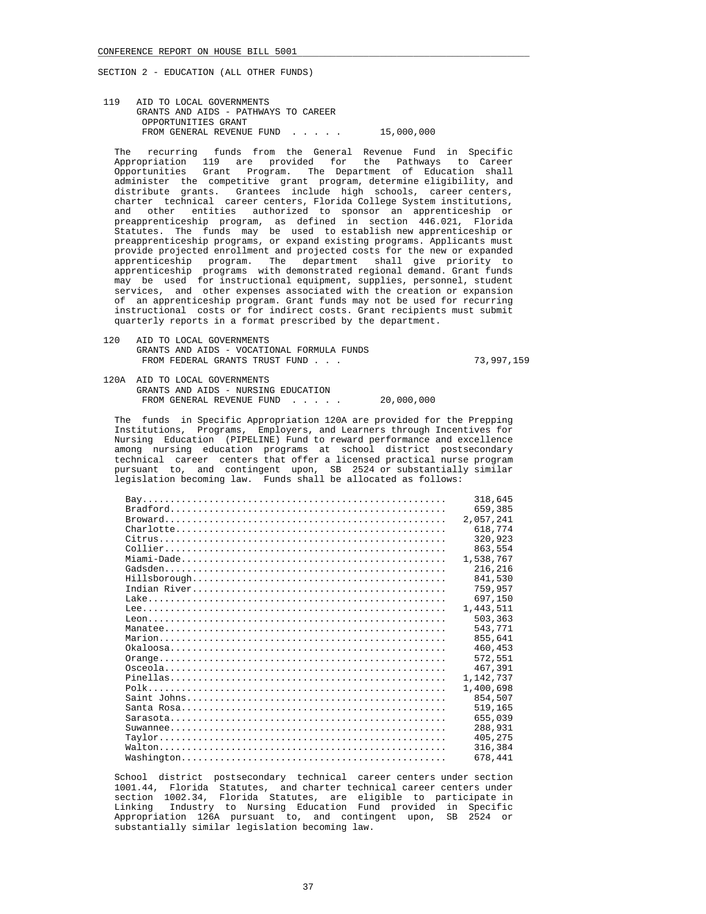SECTION 2 - EDUCATION (ALL OTHER FUNDS)

119 AID TO LOCAL GOVERNMENTS
GRANTS AND AIDS - PATHWAYS TO CAREER
OPPORTUNITIES GRANT
FROM GENERAL REVENUE FUND . . . . . 15,000,000

The recurring funds from the General Revenue Fund in Specific Appropriation 119 are provided for the Pathways to Career Opportunities Grant Program. The Department of Education shall administer the competitive grant program, determine eligibility, and distribute grants. Grantees include high schools, career centers, charter technical career centers, Florida College System institutions, and other entities authorized to sponsor an apprenticeship or preapprenticeship program, as defined in section 446.021, Florida Statutes. The funds may be used to establish new apprenticeship or preapprenticeship programs, or expand existing programs. Applicants must provide projected enrollment and projected costs for the new or expanded apprenticeship program. The department shall give priority to apprenticeship programs with demonstrated regional demand. Grant funds may be used for instructional equipment, supplies, personnel, student services, and other expenses associated with the creation or expansion of an apprenticeship program. Grant funds may not be used for recurring instructional costs or for indirect costs. Grant recipients must submit quarterly reports in a format prescribed by the department.

120 AID TO LOCAL GOVERNMENTS
GRANTS AND AIDS - VOCATIONAL FORMULA FUNDS
FROM FEDERAL GRANTS TRUST FUND . . . 73,997,159

120A AID TO LOCAL GOVERNMENTS
GRANTS AND AIDS - NURSING EDUCATION
FROM GENERAL REVENUE FUND . . . . . 20,000,000

The funds in Specific Appropriation 120A are provided for the Prepping Institutions, Programs, Employers, and Learners through Incentives for Nursing Education (PIPELINE) Fund to reward performance and excellence among nursing education programs at school district postsecondary technical career centers that offer a licensed practical nurse program pursuant to, and contingent upon, SB 2524 or substantially similar legislation becoming law. Funds shall be allocated as follows:

| District | Amount |
|---|---|
| Bay | 318,645 |
| Bradford | 659,385 |
| Broward | 2,057,241 |
| Charlotte | 618,774 |
| Citrus | 320,923 |
| Collier | 863,554 |
| Miami-Dade | 1,538,767 |
| Gadsden | 216,216 |
| Hillsborough | 841,530 |
| Indian River | 759,957 |
| Lake | 697,150 |
| Lee | 1,443,511 |
| Leon | 503,363 |
| Manatee | 543,771 |
| Marion | 855,641 |
| Okaloosa | 460,453 |
| Orange | 572,551 |
| Osceola | 467,391 |
| Pinellas | 1,142,737 |
| Polk | 1,400,698 |
| Saint Johns | 854,507 |
| Santa Rosa | 519,165 |
| Sarasota | 655,039 |
| Suwannee | 288,931 |
| Taylor | 405,275 |
| Walton | 316,384 |
| Washington | 678,441 |

School district postsecondary technical career centers under section 1001.44, Florida Statutes, and charter technical career centers under section 1002.34, Florida Statutes, are eligible to participate in Linking Industry to Nursing Education Fund provided in Specific Appropriation 126A pursuant to, and contingent upon, SB 2524 or substantially similar legislation becoming law.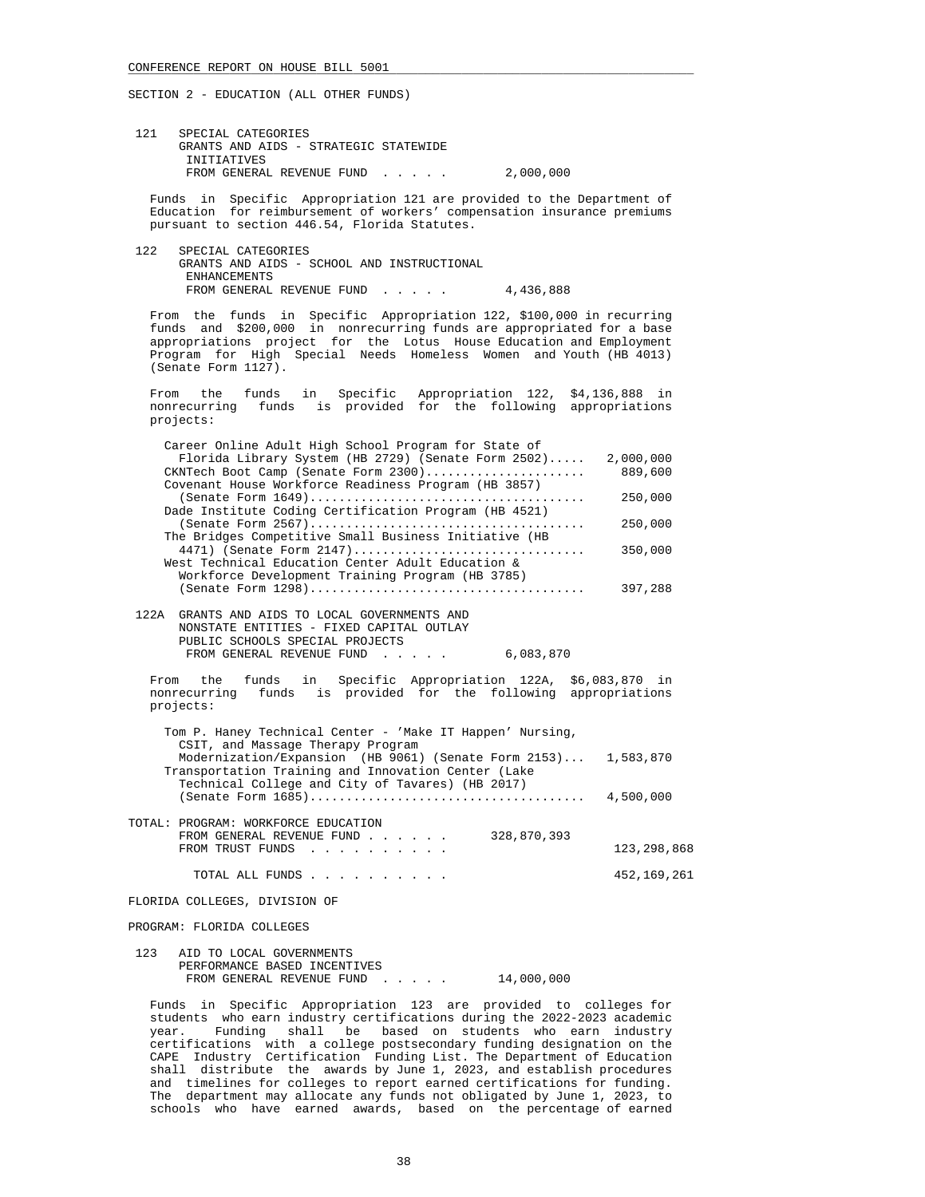SECTION 2 - EDUCATION (ALL OTHER FUNDS)

121 SPECIAL CATEGORIES
GRANTS AND AIDS - STRATEGIC STATEWIDE INITIATIVES
FROM GENERAL REVENUE FUND . . . . . 2,000,000

Funds in Specific Appropriation 121 are provided to the Department of Education for reimbursement of workers' compensation insurance premiums pursuant to section 446.54, Florida Statutes.

122 SPECIAL CATEGORIES
GRANTS AND AIDS - SCHOOL AND INSTRUCTIONAL ENHANCEMENTS
FROM GENERAL REVENUE FUND . . . . . 4,436,888

From the funds in Specific Appropriation 122, $100,000 in recurring funds and $200,000 in nonrecurring funds are appropriated for a base appropriations project for the Lotus House Education and Employment Program for High Special Needs Homeless Women and Youth (HB 4013) (Senate Form 1127).

From the funds in Specific Appropriation 122, $4,136,888 in nonrecurring funds is provided for the following appropriations projects:

| Project | Amount |
|---|---|
| Career Online Adult High School Program for State of Florida Library System (HB 2729) (Senate Form 2502) | 2,000,000 |
| CKNTech Boot Camp (Senate Form 2300) | 889,600 |
| Covenant House Workforce Readiness Program (HB 3857) (Senate Form 1649) | 250,000 |
| Dade Institute Coding Certification Program (HB 4521) (Senate Form 2567) | 250,000 |
| The Bridges Competitive Small Business Initiative (HB 4471) (Senate Form 2147) | 350,000 |
| West Technical Education Center Adult Education & Workforce Development Training Program (HB 3785) (Senate Form 1298) | 397,288 |

122A GRANTS AND AIDS TO LOCAL GOVERNMENTS AND NONSTATE ENTITIES - FIXED CAPITAL OUTLAY
PUBLIC SCHOOLS SPECIAL PROJECTS
FROM GENERAL REVENUE FUND . . . . . 6,083,870

From the funds in Specific Appropriation 122A, $6,083,870 in nonrecurring funds is provided for the following appropriations projects:

| Project | Amount |
|---|---|
| Tom P. Haney Technical Center - 'Make IT Happen' Nursing, CSIT, and Massage Therapy Program Modernization/Expansion (HB 9061) (Senate Form 2153) | 1,583,870 |
| Transportation Training and Innovation Center (Lake Technical College and City of Tavares) (HB 2017) (Senate Form 1685) | 4,500,000 |

TOTAL: PROGRAM: WORKFORCE EDUCATION

| | | |
|---|---|---|
| FROM GENERAL REVENUE FUND | 328,870,393 | |
| FROM TRUST FUNDS | | 123,298,868 |
| TOTAL ALL FUNDS | | 452,169,261 |

FLORIDA COLLEGES, DIVISION OF

PROGRAM: FLORIDA COLLEGES

123 AID TO LOCAL GOVERNMENTS
PERFORMANCE BASED INCENTIVES
FROM GENERAL REVENUE FUND . . . . . 14,000,000

Funds in Specific Appropriation 123 are provided to colleges for students who earn industry certifications during the 2022-2023 academic year. Funding shall be based on students who earn industry certifications with a college postsecondary funding designation on the CAPE Industry Certification Funding List. The Department of Education shall distribute the awards by June 1, 2023, and establish procedures and timelines for colleges to report earned certifications for funding. The department may allocate any funds not obligated by June 1, 2023, to schools who have earned awards, based on the percentage of earned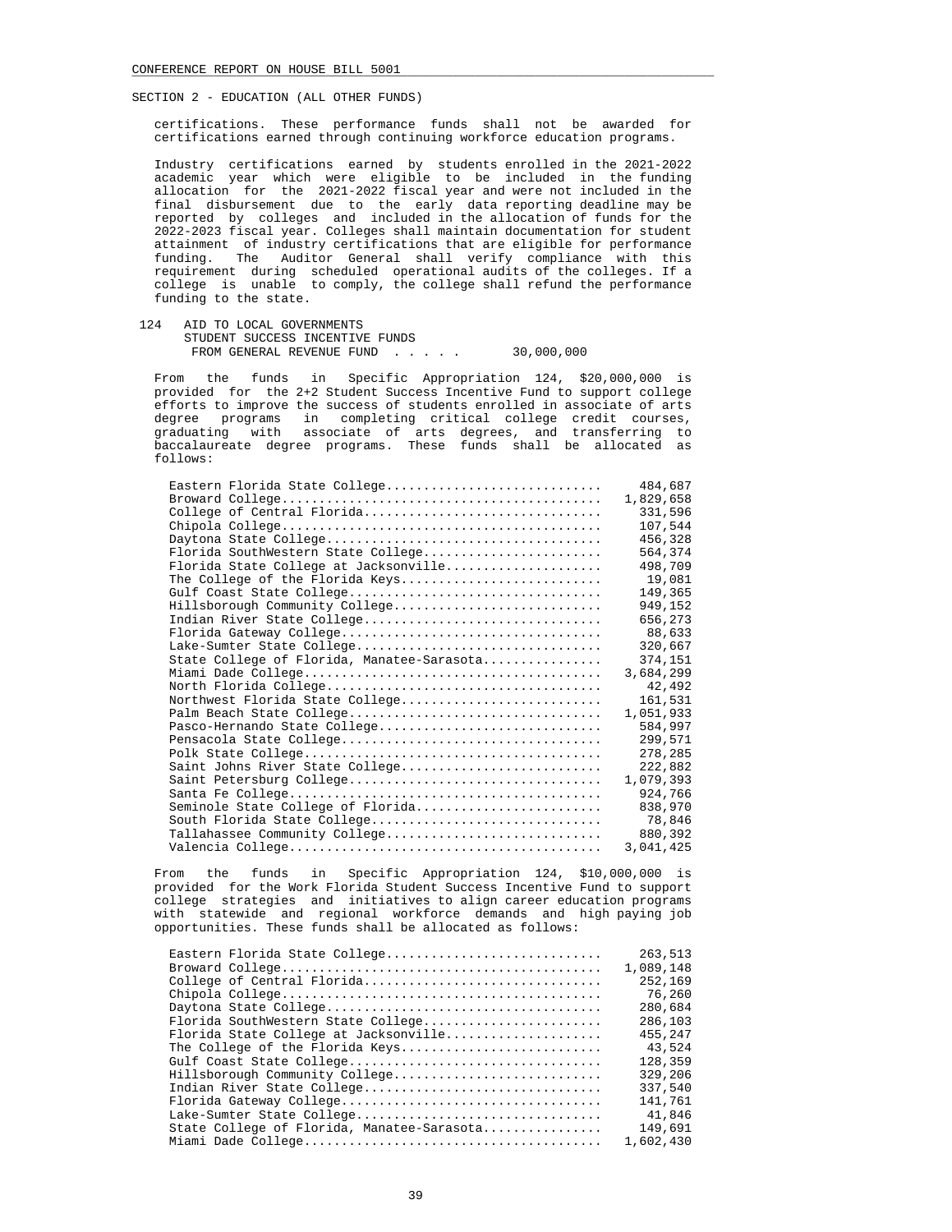SECTION 2 - EDUCATION (ALL OTHER FUNDS)

certifications. These performance funds shall not be awarded for certifications earned through continuing workforce education programs.

Industry certifications earned by students enrolled in the 2021-2022 academic year which were eligible to be included in the funding allocation for the 2021-2022 fiscal year and were not included in the final disbursement due to the early data reporting deadline may be reported by colleges and included in the allocation of funds for the 2022-2023 fiscal year. Colleges shall maintain documentation for student attainment of industry certifications that are eligible for performance funding. The Auditor General shall verify compliance with this requirement during scheduled operational audits of the colleges. If a college is unable to comply, the college shall refund the performance funding to the state.

124 AID TO LOCAL GOVERNMENTS
STUDENT SUCCESS INCENTIVE FUNDS
FROM GENERAL REVENUE FUND . . . . . 30,000,000

From the funds in Specific Appropriation 124, $20,000,000 is provided for the 2+2 Student Success Incentive Fund to support college efforts to improve the success of students enrolled in associate of arts degree programs in completing critical college credit courses, graduating with associate of arts degrees, and transferring to baccalaureate degree programs. These funds shall be allocated as follows:

| College | Amount |
|---|---|
| Eastern Florida State College | 484,687 |
| Broward College | 1,829,658 |
| College of Central Florida | 331,596 |
| Chipola College | 107,544 |
| Daytona State College | 456,328 |
| Florida SouthWestern State College | 564,374 |
| Florida State College at Jacksonville | 498,709 |
| The College of the Florida Keys | 19,081 |
| Gulf Coast State College | 149,365 |
| Hillsborough Community College | 949,152 |
| Indian River State College | 656,273 |
| Florida Gateway College | 88,633 |
| Lake-Sumter State College | 320,667 |
| State College of Florida, Manatee-Sarasota | 374,151 |
| Miami Dade College | 3,684,299 |
| North Florida College | 42,492 |
| Northwest Florida State College | 161,531 |
| Palm Beach State College | 1,051,933 |
| Pasco-Hernando State College | 584,997 |
| Pensacola State College | 299,571 |
| Polk State College | 278,285 |
| Saint Johns River State College | 222,882 |
| Saint Petersburg College | 1,079,393 |
| Santa Fe College | 924,766 |
| Seminole State College of Florida | 838,970 |
| South Florida State College | 78,846 |
| Tallahassee Community College | 880,392 |
| Valencia College | 3,041,425 |

From the funds in Specific Appropriation 124, $10,000,000 is provided for the Work Florida Student Success Incentive Fund to support college strategies and initiatives to align career education programs with statewide and regional workforce demands and high paying job opportunities. These funds shall be allocated as follows:

| College | Amount |
|---|---|
| Eastern Florida State College | 263,513 |
| Broward College | 1,089,148 |
| College of Central Florida | 252,169 |
| Chipola College | 76,260 |
| Daytona State College | 280,684 |
| Florida SouthWestern State College | 286,103 |
| Florida State College at Jacksonville | 455,247 |
| The College of the Florida Keys | 43,524 |
| Gulf Coast State College | 128,359 |
| Hillsborough Community College | 329,206 |
| Indian River State College | 337,540 |
| Florida Gateway College | 141,761 |
| Lake-Sumter State College | 41,846 |
| State College of Florida, Manatee-Sarasota | 149,691 |
| Miami Dade College | 1,602,430 |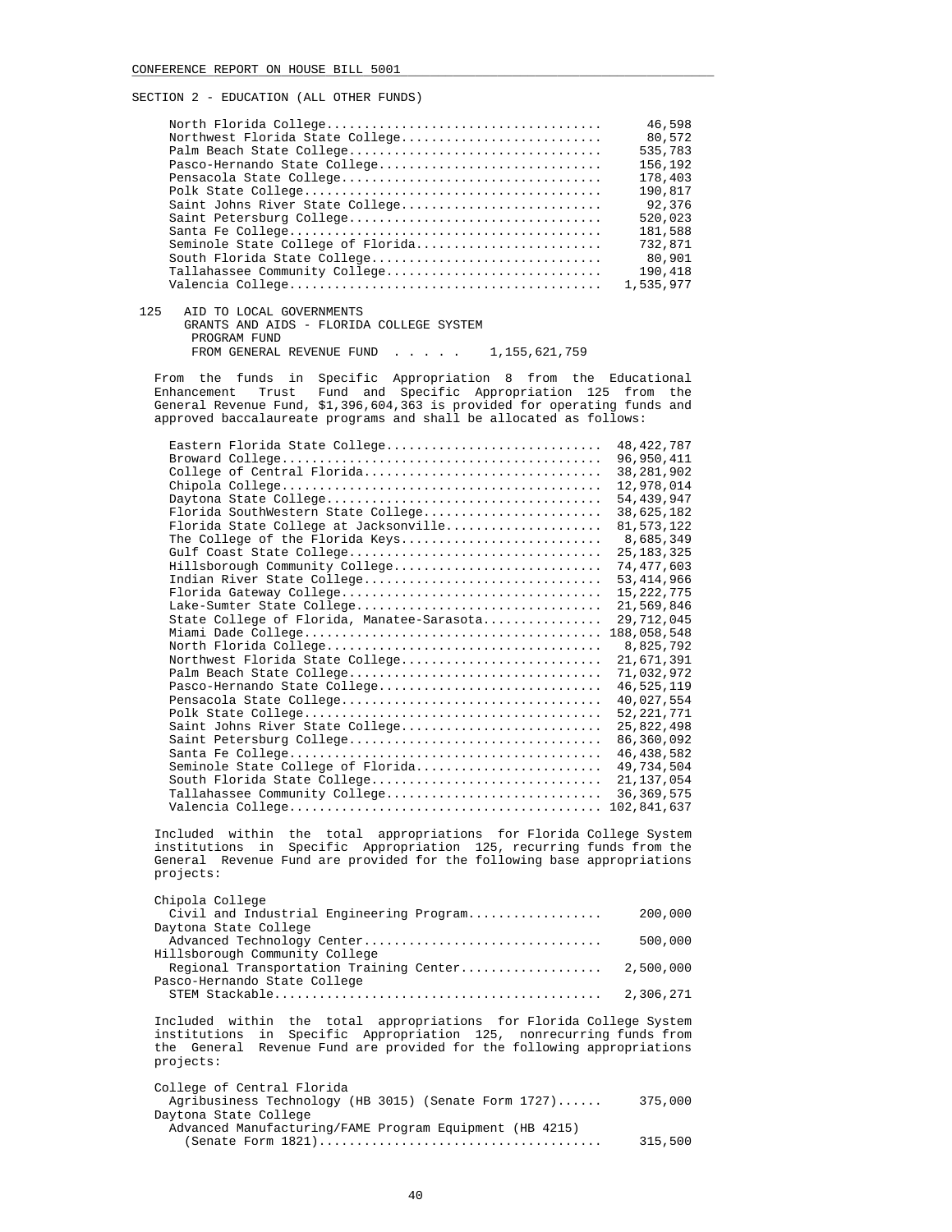SECTION 2 - EDUCATION (ALL OTHER FUNDS)

| | |
|---|---:|
| North Florida College | 46,598 |
| Northwest Florida State College | 80,572 |
| Palm Beach State College | 535,783 |
| Pasco-Hernando State College | 156,192 |
| Pensacola State College | 178,403 |
| Polk State College | 190,817 |
| Saint Johns River State College | 92,376 |
| Saint Petersburg College | 520,023 |
| Santa Fe College | 181,588 |
| Seminole State College of Florida | 732,871 |
| South Florida State College | 80,901 |
| Tallahassee Community College | 190,418 |
| Valencia College | 1,535,977 |

125 AID TO LOCAL GOVERNMENTS
GRANTS AND AIDS - FLORIDA COLLEGE SYSTEM PROGRAM FUND
FROM GENERAL REVENUE FUND . . . . . 1,155,621,759

From the funds in Specific Appropriation 8 from the Educational Enhancement Trust Fund and Specific Appropriation 125 from the General Revenue Fund, $1,396,604,363 is provided for operating funds and approved baccalaureate programs and shall be allocated as follows:

| | |
|---|---:|
| Eastern Florida State College | 48,422,787 |
| Broward College | 96,950,411 |
| College of Central Florida | 38,281,902 |
| Chipola College | 12,978,014 |
| Daytona State College | 54,439,947 |
| Florida SouthWestern State College | 38,625,182 |
| Florida State College at Jacksonville | 81,573,122 |
| The College of the Florida Keys | 8,685,349 |
| Gulf Coast State College | 25,183,325 |
| Hillsborough Community College | 74,477,603 |
| Indian River State College | 53,414,966 |
| Florida Gateway College | 15,222,775 |
| Lake-Sumter State College | 21,569,846 |
| State College of Florida, Manatee-Sarasota | 29,712,045 |
| Miami Dade College | 188,058,548 |
| North Florida College | 8,825,792 |
| Northwest Florida State College | 21,671,391 |
| Palm Beach State College | 71,032,972 |
| Pasco-Hernando State College | 46,525,119 |
| Pensacola State College | 40,027,554 |
| Polk State College | 52,221,771 |
| Saint Johns River State College | 25,822,498 |
| Saint Petersburg College | 86,360,092 |
| Santa Fe College | 46,438,582 |
| Seminole State College of Florida | 49,734,504 |
| South Florida State College | 21,137,054 |
| Tallahassee Community College | 36,369,575 |
| Valencia College | 102,841,637 |

Included within the total appropriations for Florida College System institutions in Specific Appropriation 125, recurring funds from the General Revenue Fund are provided for the following base appropriations projects:

| | |
|---|---:|
| Chipola College | |
| Civil and Industrial Engineering Program | 200,000 |
| Daytona State College | |
| Advanced Technology Center | 500,000 |
| Hillsborough Community College | |
| Regional Transportation Training Center | 2,500,000 |
| Pasco-Hernando State College | |
| STEM Stackable | 2,306,271 |

Included within the total appropriations for Florida College System institutions in Specific Appropriation 125, nonrecurring funds from the General Revenue Fund are provided for the following appropriations projects:

| | |
|---|---:|
| College of Central Florida | |
| Agribusiness Technology (HB 3015) (Senate Form 1727) | 375,000 |
| Daytona State College | |
| Advanced Manufacturing/FAME Program Equipment (HB 4215) (Senate Form 1821) | 315,500 |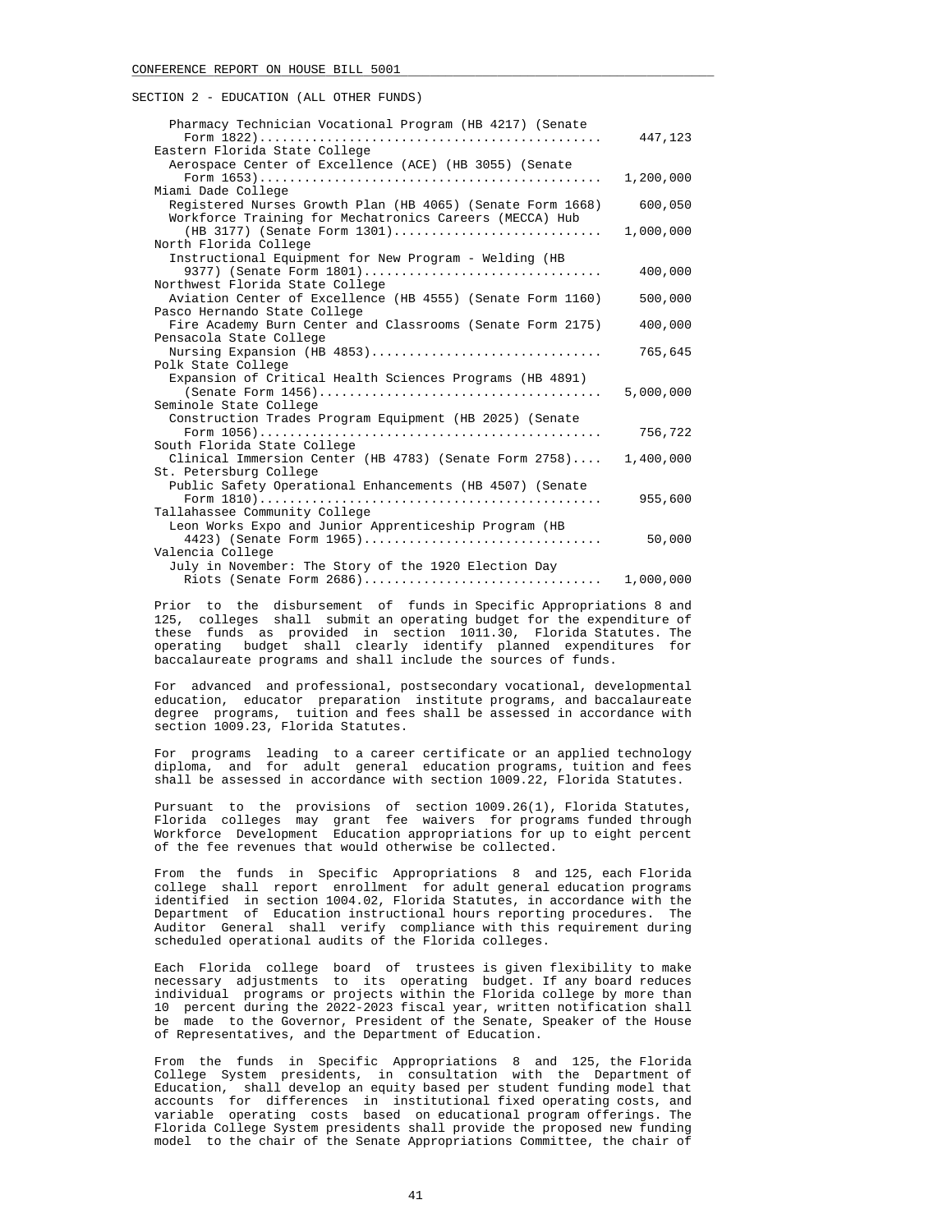SECTION 2 - EDUCATION (ALL OTHER FUNDS)

| Item | Amount |
|---|---|
| Pharmacy Technician Vocational Program (HB 4217) (Senate Form 1822) | 447,123 |
| **Eastern Florida State College** | |
| Aerospace Center of Excellence (ACE) (HB 3055) (Senate Form 1653) | 1,200,000 |
| **Miami Dade College** | |
| Registered Nurses Growth Plan (HB 4065) (Senate Form 1668) | 600,050 |
| Workforce Training for Mechatronics Careers (MECCA) Hub (HB 3177) (Senate Form 1301) | 1,000,000 |
| **North Florida College** | |
| Instructional Equipment for New Program - Welding (HB 9377) (Senate Form 1801) | 400,000 |
| **Northwest Florida State College** | |
| Aviation Center of Excellence (HB 4555) (Senate Form 1160) | 500,000 |
| **Pasco Hernando State College** | |
| Fire Academy Burn Center and Classrooms (Senate Form 2175) | 400,000 |
| **Pensacola State College** | |
| Nursing Expansion (HB 4853) | 765,645 |
| **Polk State College** | |
| Expansion of Critical Health Sciences Programs (HB 4891) (Senate Form 1456) | 5,000,000 |
| **Seminole State College** | |
| Construction Trades Program Equipment (HB 2025) (Senate Form 1056) | 756,722 |
| **South Florida State College** | |
| Clinical Immersion Center (HB 4783) (Senate Form 2758) | 1,400,000 |
| **St. Petersburg College** | |
| Public Safety Operational Enhancements (HB 4507) (Senate Form 1810) | 955,600 |
| **Tallahassee Community College** | |
| Leon Works Expo and Junior Apprenticeship Program (HB 4423) (Senate Form 1965) | 50,000 |
| **Valencia College** | |
| July in November: The Story of the 1920 Election Day Riots (Senate Form 2686) | 1,000,000 |

Prior to the disbursement of funds in Specific Appropriations 8 and 125, colleges shall submit an operating budget for the expenditure of these funds as provided in section 1011.30, Florida Statutes. The operating budget shall clearly identify planned expenditures for baccalaureate programs and shall include the sources of funds.

For advanced and professional, postsecondary vocational, developmental education, educator preparation institute programs, and baccalaureate degree programs, tuition and fees shall be assessed in accordance with section 1009.23, Florida Statutes.

For programs leading to a career certificate or an applied technology diploma, and for adult general education programs, tuition and fees shall be assessed in accordance with section 1009.22, Florida Statutes.

Pursuant to the provisions of section 1009.26(1), Florida Statutes, Florida colleges may grant fee waivers for programs funded through Workforce Development Education appropriations for up to eight percent of the fee revenues that would otherwise be collected.

From the funds in Specific Appropriations 8 and 125, each Florida college shall report enrollment for adult general education programs identified in section 1004.02, Florida Statutes, in accordance with the Department of Education instructional hours reporting procedures. The Auditor General shall verify compliance with this requirement during scheduled operational audits of the Florida colleges.

Each Florida college board of trustees is given flexibility to make necessary adjustments to its operating budget. If any board reduces individual programs or projects within the Florida college by more than 10 percent during the 2022-2023 fiscal year, written notification shall be made to the Governor, President of the Senate, Speaker of the House of Representatives, and the Department of Education.

From the funds in Specific Appropriations 8 and 125, the Florida College System presidents, in consultation with the Department of Education, shall develop an equity based per student funding model that accounts for differences in institutional fixed operating costs, and variable operating costs based on educational program offerings. The Florida College System presidents shall provide the proposed new funding model to the chair of the Senate Appropriations Committee, the chair of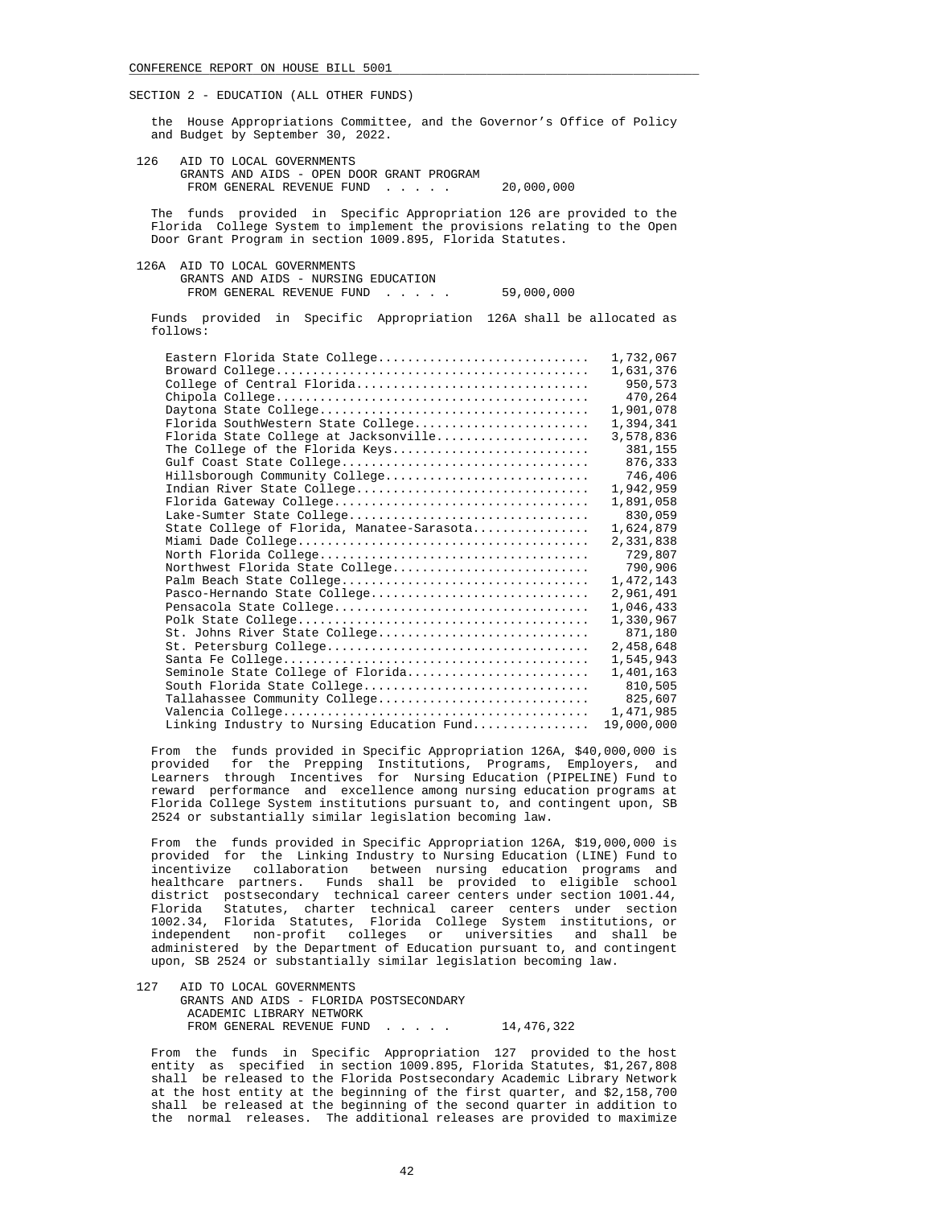SECTION 2 - EDUCATION (ALL OTHER FUNDS)

the House Appropriations Committee, and the Governor's Office of Policy and Budget by September 30, 2022.

126 AID TO LOCAL GOVERNMENTS
GRANTS AND AIDS - OPEN DOOR GRANT PROGRAM
FROM GENERAL REVENUE FUND . . . . . 20,000,000

The funds provided in Specific Appropriation 126 are provided to the Florida College System to implement the provisions relating to the Open Door Grant Program in section 1009.895, Florida Statutes.

126A AID TO LOCAL GOVERNMENTS
GRANTS AND AIDS - NURSING EDUCATION
FROM GENERAL REVENUE FUND . . . . . 59,000,000

Funds provided in Specific Appropriation 126A shall be allocated as follows:

| Institution | Amount |
|---|---|
| Eastern Florida State College | 1,732,067 |
| Broward College | 1,631,376 |
| College of Central Florida | 950,573 |
| Chipola College | 470,264 |
| Daytona State College | 1,901,078 |
| Florida SouthWestern State College | 1,394,341 |
| Florida State College at Jacksonville | 3,578,836 |
| The College of the Florida Keys | 381,155 |
| Gulf Coast State College | 876,333 |
| Hillsborough Community College | 746,406 |
| Indian River State College | 1,942,959 |
| Florida Gateway College | 1,891,058 |
| Lake-Sumter State College | 830,059 |
| State College of Florida, Manatee-Sarasota | 1,624,879 |
| Miami Dade College | 2,331,838 |
| North Florida College | 729,807 |
| Northwest Florida State College | 790,906 |
| Palm Beach State College | 1,472,143 |
| Pasco-Hernando State College | 2,961,491 |
| Pensacola State College | 1,046,433 |
| Polk State College | 1,330,967 |
| St. Johns River State College | 871,180 |
| St. Petersburg College | 2,458,648 |
| Santa Fe College | 1,545,943 |
| Seminole State College of Florida | 1,401,163 |
| South Florida State College | 810,505 |
| Tallahassee Community College | 825,607 |
| Valencia College | 1,471,985 |
| Linking Industry to Nursing Education Fund | 19,000,000 |

From the funds provided in Specific Appropriation 126A, $40,000,000 is provided for the Prepping Institutions, Programs, Employers, and Learners through Incentives for Nursing Education (PIPELINE) Fund to reward performance and excellence among nursing education programs at Florida College System institutions pursuant to, and contingent upon, SB 2524 or substantially similar legislation becoming law.

From the funds provided in Specific Appropriation 126A, $19,000,000 is provided for the Linking Industry to Nursing Education (LINE) Fund to incentivize collaboration between nursing education programs and healthcare partners. Funds shall be provided to eligible school district postsecondary technical career centers under section 1001.44, Florida Statutes, charter technical career centers under section 1002.34, Florida Statutes, Florida College System institutions, or independent non-profit colleges or universities and shall be administered by the Department of Education pursuant to, and contingent upon, SB 2524 or substantially similar legislation becoming law.

127 AID TO LOCAL GOVERNMENTS
GRANTS AND AIDS - FLORIDA POSTSECONDARY ACADEMIC LIBRARY NETWORK
FROM GENERAL REVENUE FUND . . . . . 14,476,322

From the funds in Specific Appropriation 127 provided to the host entity as specified in section 1009.895, Florida Statutes, $1,267,808 shall be released to the Florida Postsecondary Academic Library Network at the host entity at the beginning of the first quarter, and $2,158,700 shall be released at the beginning of the second quarter in addition to the normal releases. The additional releases are provided to maximize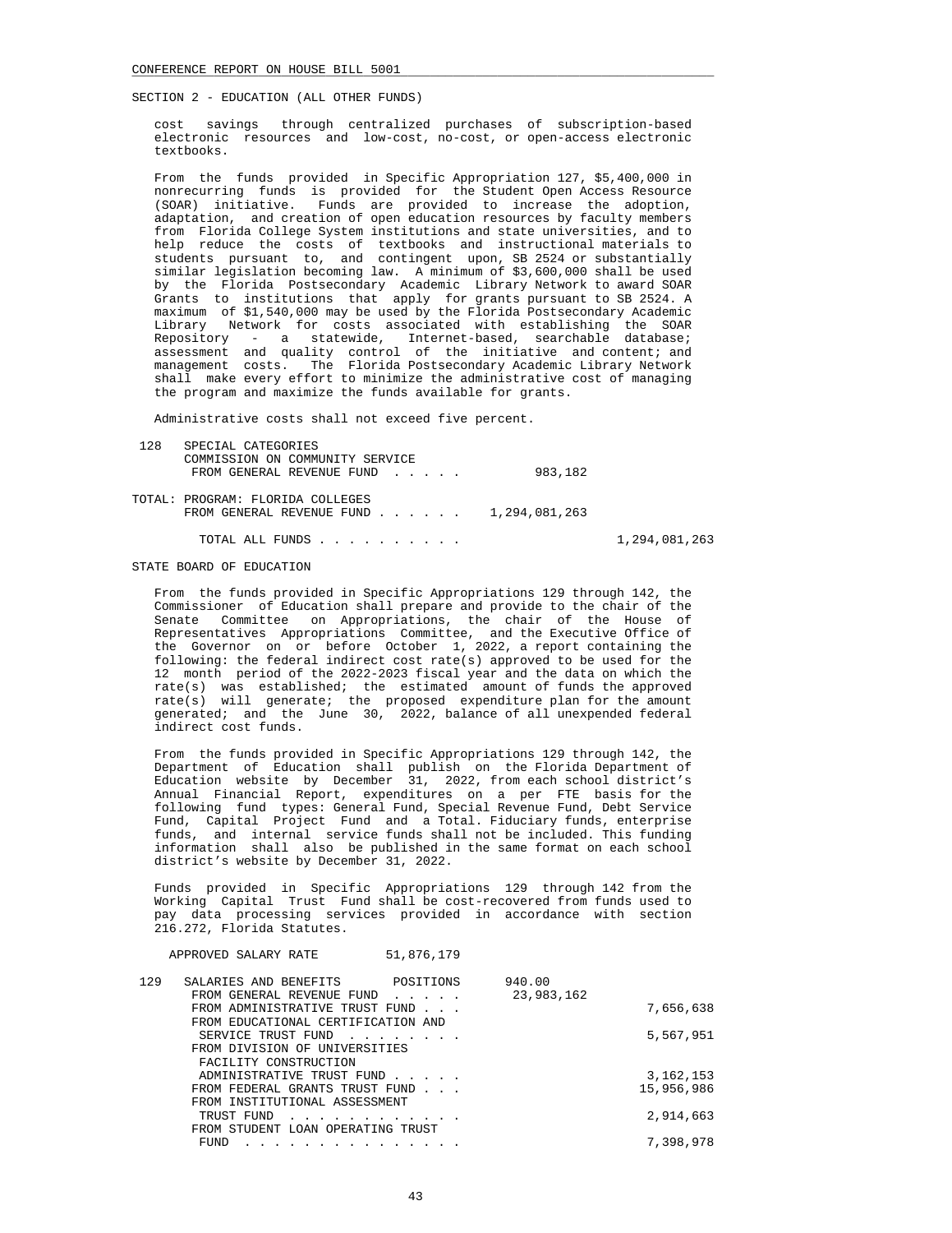SECTION 2 - EDUCATION (ALL OTHER FUNDS)

cost savings through centralized purchases of subscription-based electronic resources and low-cost, no-cost, or open-access electronic textbooks.

From the funds provided in Specific Appropriation 127, $5,400,000 in nonrecurring funds is provided for the Student Open Access Resource (SOAR) initiative. Funds are provided to increase the adoption, adaptation, and creation of open education resources by faculty members from Florida College System institutions and state universities, and to help reduce the costs of textbooks and instructional materials to students pursuant to, and contingent upon, SB 2524 or substantially similar legislation becoming law. A minimum of $3,600,000 shall be used by the Florida Postsecondary Academic Library Network to award SOAR Grants to institutions that apply for grants pursuant to SB 2524. A maximum of $1,540,000 may be used by the Florida Postsecondary Academic Library Network for costs associated with establishing the SOAR Repository - a statewide, Internet-based, searchable database; assessment and quality control of the initiative and content; and management costs. The Florida Postsecondary Academic Library Network shall make every effort to minimize the administrative cost of managing the program and maximize the funds available for grants.

Administrative costs shall not exceed five percent.

```
 128   SPECIAL CATEGORIES
       COMMISSION ON COMMUNITY SERVICE
        FROM GENERAL REVENUE FUND  . . . . .          983,182

TOTAL: PROGRAM: FLORIDA COLLEGES
       FROM GENERAL REVENUE FUND . . . . . .    1,294,081,263

         TOTAL ALL FUNDS . . . . . . . . . .                        1,294,081,263
```

STATE BOARD OF EDUCATION

From the funds provided in Specific Appropriations 129 through 142, the Commissioner of Education shall prepare and provide to the chair of the Senate Committee on Appropriations, the chair of the House of Representatives Appropriations Committee, and the Executive Office of the Governor on or before October 1, 2022, a report containing the following: the federal indirect cost rate(s) approved to be used for the 12 month period of the 2022-2023 fiscal year and the data on which the rate(s) was established; the estimated amount of funds the approved rate(s) will generate; the proposed expenditure plan for the amount generated; and the June 30, 2022, balance of all unexpended federal indirect cost funds.

From the funds provided in Specific Appropriations 129 through 142, the Department of Education shall publish on the Florida Department of Education website by December 31, 2022, from each school district's Annual Financial Report, expenditures on a per FTE basis for the following fund types: General Fund, Special Revenue Fund, Debt Service Fund, Capital Project Fund and a Total. Fiduciary funds, enterprise funds, and internal service funds shall not be included. This funding information shall also be published in the same format on each school district's website by December 31, 2022.

Funds provided in Specific Appropriations 129 through 142 from the Working Capital Trust Fund shall be cost-recovered from funds used to pay data processing services provided in accordance with section 216.272, Florida Statutes.

```
    APPROVED SALARY RATE         51,876,179

 129   SALARIES AND BENEFITS       POSITIONS      940.00
        FROM GENERAL REVENUE FUND  . . . . .   23,983,162
        FROM ADMINISTRATIVE TRUST FUND . . .                        7,656,638
        FROM EDUCATIONAL CERTIFICATION AND
         SERVICE TRUST FUND  . . . . . . . .                        5,567,951
        FROM DIVISION OF UNIVERSITIES
         FACILITY CONSTRUCTION
         ADMINISTRATIVE TRUST FUND . . . . .                        3,162,153
        FROM FEDERAL GRANTS TRUST FUND . . .                       15,956,986
        FROM INSTITUTIONAL ASSESSMENT
         TRUST FUND  . . . . . . . . . . . .                        2,914,663
        FROM STUDENT LOAN OPERATING TRUST
         FUND  . . . . . . . . . . . . . . .                        7,398,978
```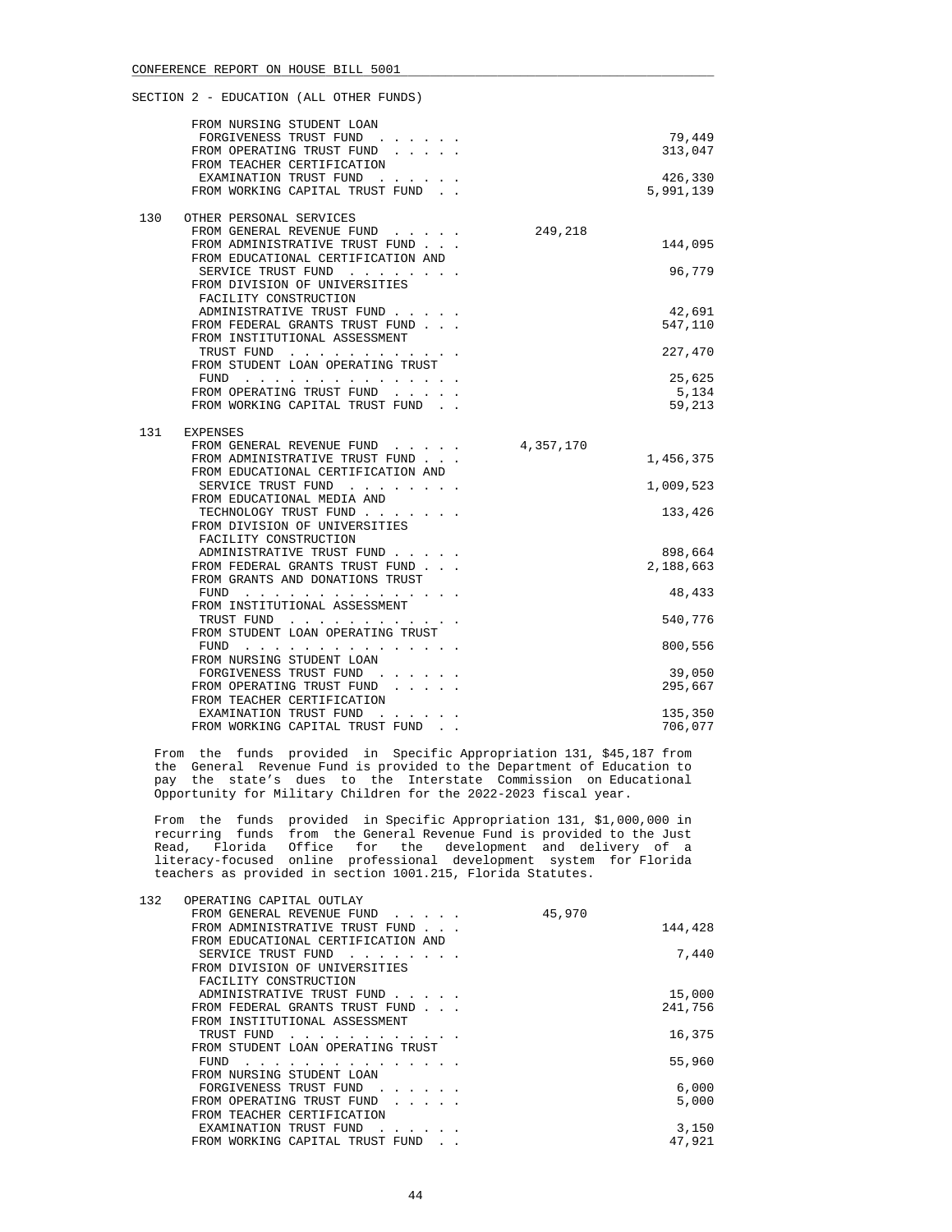SECTION 2 - EDUCATION (ALL OTHER FUNDS)

| | | General Revenue | Other Funds |
|---|---|---|---|
| | FROM NURSING STUDENT LOAN FORGIVENESS TRUST FUND | | 79,449 |
| | FROM OPERATING TRUST FUND | | 313,047 |
| | FROM TEACHER CERTIFICATION EXAMINATION TRUST FUND | | 426,330 |
| | FROM WORKING CAPITAL TRUST FUND | | 5,991,139 |
| 130 | OTHER PERSONAL SERVICES | | |
| | FROM GENERAL REVENUE FUND | 249,218 | |
| | FROM ADMINISTRATIVE TRUST FUND | | 144,095 |
| | FROM EDUCATIONAL CERTIFICATION AND SERVICE TRUST FUND | | 96,779 |
| | FROM DIVISION OF UNIVERSITIES FACILITY CONSTRUCTION ADMINISTRATIVE TRUST FUND | | 42,691 |
| | FROM FEDERAL GRANTS TRUST FUND | | 547,110 |
| | FROM INSTITUTIONAL ASSESSMENT TRUST FUND | | 227,470 |
| | FROM STUDENT LOAN OPERATING TRUST FUND | | 25,625 |
| | FROM OPERATING TRUST FUND | | 5,134 |
| | FROM WORKING CAPITAL TRUST FUND | | 59,213 |
| 131 | EXPENSES | | |
| | FROM GENERAL REVENUE FUND | 4,357,170 | |
| | FROM ADMINISTRATIVE TRUST FUND | | 1,456,375 |
| | FROM EDUCATIONAL CERTIFICATION AND SERVICE TRUST FUND | | 1,009,523 |
| | FROM EDUCATIONAL MEDIA AND TECHNOLOGY TRUST FUND | | 133,426 |
| | FROM DIVISION OF UNIVERSITIES FACILITY CONSTRUCTION ADMINISTRATIVE TRUST FUND | | 898,664 |
| | FROM FEDERAL GRANTS TRUST FUND | | 2,188,663 |
| | FROM GRANTS AND DONATIONS TRUST FUND | | 48,433 |
| | FROM INSTITUTIONAL ASSESSMENT TRUST FUND | | 540,776 |
| | FROM STUDENT LOAN OPERATING TRUST FUND | | 800,556 |
| | FROM NURSING STUDENT LOAN FORGIVENESS TRUST FUND | | 39,050 |
| | FROM OPERATING TRUST FUND | | 295,667 |
| | FROM TEACHER CERTIFICATION EXAMINATION TRUST FUND | | 135,350 |
| | FROM WORKING CAPITAL TRUST FUND | | 706,077 |

From the funds provided in Specific Appropriation 131, $45,187 from the General Revenue Fund is provided to the Department of Education to pay the state's dues to the Interstate Commission on Educational Opportunity for Military Children for the 2022-2023 fiscal year.

From the funds provided in Specific Appropriation 131, $1,000,000 in recurring funds from the General Revenue Fund is provided to the Just Read, Florida Office for the development and delivery of a literacy-focused online professional development system for Florida teachers as provided in section 1001.215, Florida Statutes.

| | | General Revenue | Other Funds |
|---|---|---|---|
| 132 | OPERATING CAPITAL OUTLAY | | |
| | FROM GENERAL REVENUE FUND | 45,970 | |
| | FROM ADMINISTRATIVE TRUST FUND | | 144,428 |
| | FROM EDUCATIONAL CERTIFICATION AND SERVICE TRUST FUND | | 7,440 |
| | FROM DIVISION OF UNIVERSITIES FACILITY CONSTRUCTION ADMINISTRATIVE TRUST FUND | | 15,000 |
| | FROM FEDERAL GRANTS TRUST FUND | | 241,756 |
| | FROM INSTITUTIONAL ASSESSMENT TRUST FUND | | 16,375 |
| | FROM STUDENT LOAN OPERATING TRUST FUND | | 55,960 |
| | FROM NURSING STUDENT LOAN FORGIVENESS TRUST FUND | | 6,000 |
| | FROM OPERATING TRUST FUND | | 5,000 |
| | FROM TEACHER CERTIFICATION EXAMINATION TRUST FUND | | 3,150 |
| | FROM WORKING CAPITAL TRUST FUND | | 47,921 |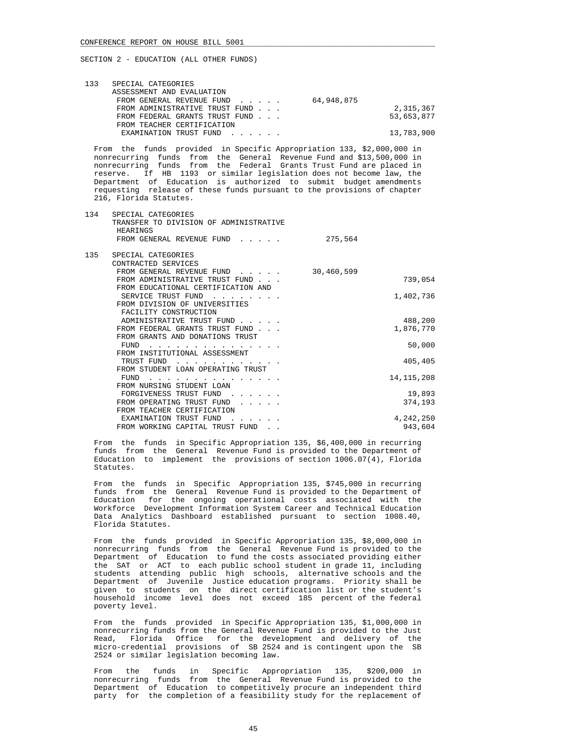SECTION 2 - EDUCATION (ALL OTHER FUNDS)

| | | | |
|---|---|---|---|
| 133 | SPECIAL CATEGORIES<br>ASSESSMENT AND EVALUATION | | |
| | FROM GENERAL REVENUE FUND . . . . . | 64,948,875 | |
| | FROM ADMINISTRATIVE TRUST FUND . . . | | 2,315,367 |
| | FROM FEDERAL GRANTS TRUST FUND . . . | | 53,653,877 |
| | FROM TEACHER CERTIFICATION EXAMINATION TRUST FUND . . . . . . | | 13,783,900 |

From the funds provided in Specific Appropriation 133, $2,000,000 in nonrecurring funds from the General Revenue Fund and $13,500,000 in nonrecurring funds from the Federal Grants Trust Fund are placed in reserve. If HB 1193 or similar legislation does not become law, the Department of Education is authorized to submit budget amendments requesting release of these funds pursuant to the provisions of chapter 216, Florida Statutes.

| | | | |
|---|---|---|---|
| 134 | SPECIAL CATEGORIES<br>TRANSFER TO DIVISION OF ADMINISTRATIVE HEARINGS | | |
| | FROM GENERAL REVENUE FUND . . . . . | 275,564 | |

| | | | |
|---|---|---|---|
| 135 | SPECIAL CATEGORIES<br>CONTRACTED SERVICES | | |
| | FROM GENERAL REVENUE FUND . . . . . | 30,460,599 | |
| | FROM ADMINISTRATIVE TRUST FUND . . . | | 739,054 |
| | FROM EDUCATIONAL CERTIFICATION AND SERVICE TRUST FUND . . . . . . . . | | 1,402,736 |
| | FROM DIVISION OF UNIVERSITIES FACILITY CONSTRUCTION ADMINISTRATIVE TRUST FUND . . . . . | | 488,200 |
| | FROM FEDERAL GRANTS TRUST FUND . . . | | 1,876,770 |
| | FROM GRANTS AND DONATIONS TRUST FUND . . . . . . . . . . . . . . . | | 50,000 |
| | FROM INSTITUTIONAL ASSESSMENT TRUST FUND . . . . . . . . . . . . | | 405,405 |
| | FROM STUDENT LOAN OPERATING TRUST FUND . . . . . . . . . . . . . . . | | 14,115,208 |
| | FROM NURSING STUDENT LOAN FORGIVENESS TRUST FUND . . . . . . | | 19,893 |
| | FROM OPERATING TRUST FUND . . . . . | | 374,193 |
| | FROM TEACHER CERTIFICATION EXAMINATION TRUST FUND . . . . . . | | 4,242,250 |
| | FROM WORKING CAPITAL TRUST FUND . . | | 943,604 |

From the funds in Specific Appropriation 135, $6,400,000 in recurring funds from the General Revenue Fund is provided to the Department of Education to implement the provisions of section 1006.07(4), Florida Statutes.

From the funds in Specific Appropriation 135, $745,000 in recurring funds from the General Revenue Fund is provided to the Department of Education for the ongoing operational costs associated with the Workforce Development Information System Career and Technical Education Data Analytics Dashboard established pursuant to section 1008.40, Florida Statutes.

From the funds provided in Specific Appropriation 135, $8,000,000 in nonrecurring funds from the General Revenue Fund is provided to the Department of Education to fund the costs associated providing either the SAT or ACT to each public school student in grade 11, including students attending public high schools, alternative schools and the Department of Juvenile Justice education programs. Priority shall be given to students on the direct certification list or the student's household income level does not exceed 185 percent of the federal poverty level.

From the funds provided in Specific Appropriation 135, $1,000,000 in nonrecurring funds from the General Revenue Fund is provided to the Just Read, Florida Office for the development and delivery of the micro-credential provisions of SB 2524 and is contingent upon the SB 2524 or similar legislation becoming law.

From the funds in Specific Appropriation 135, $200,000 in nonrecurring funds from the General Revenue Fund is provided to the Department of Education to competitively procure an independent third party for the completion of a feasibility study for the replacement of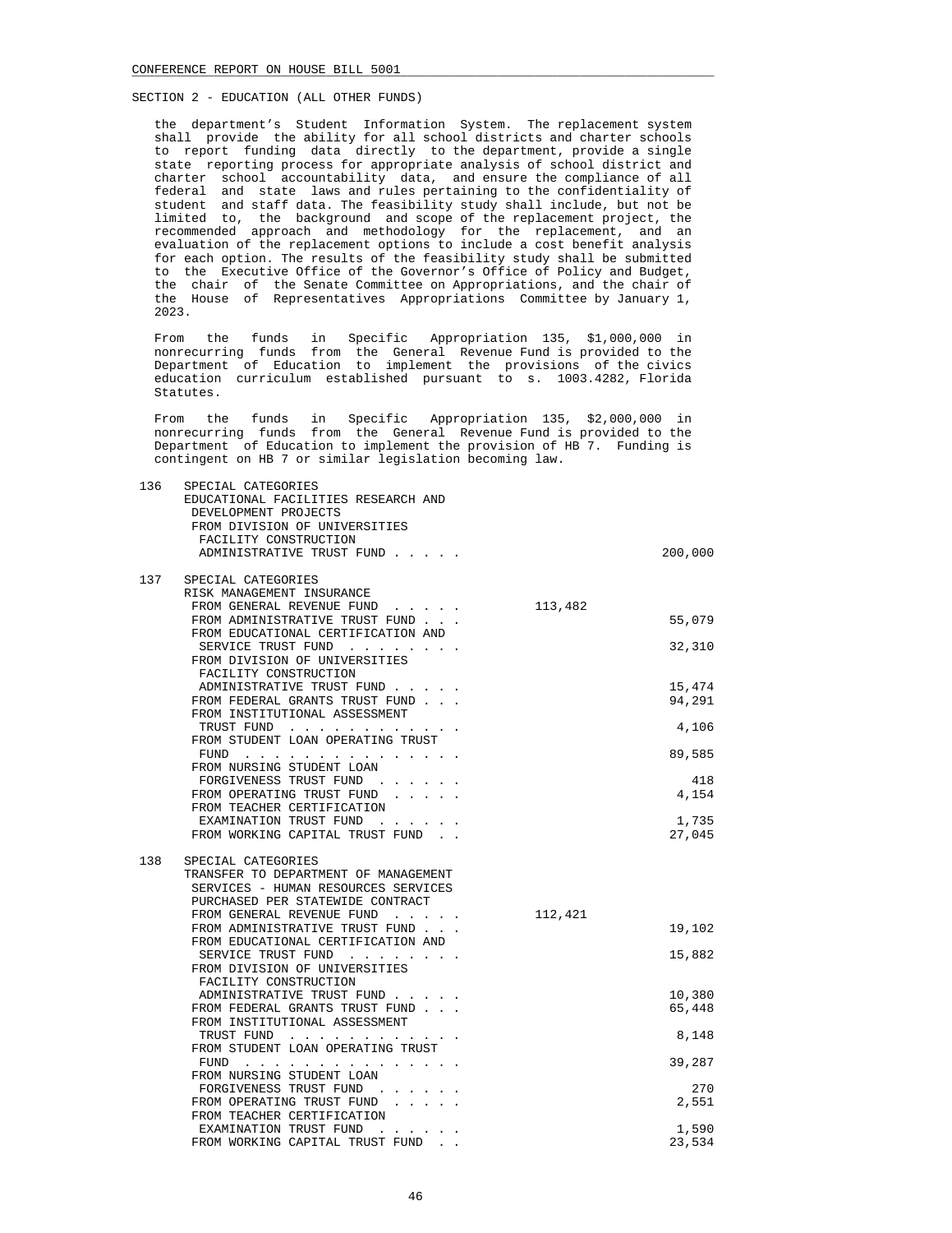SECTION 2 - EDUCATION (ALL OTHER FUNDS)

the department's Student Information System. The replacement system shall provide the ability for all school districts and charter schools to report funding data directly to the department, provide a single state reporting process for appropriate analysis of school district and charter school accountability data, and ensure the compliance of all federal and state laws and rules pertaining to the confidentiality of student and staff data. The feasibility study shall include, but not be limited to, the background and scope of the replacement project, the recommended approach and methodology for the replacement, and an evaluation of the replacement options to include a cost benefit analysis for each option. The results of the feasibility study shall be submitted to the Executive Office of the Governor's Office of Policy and Budget, the chair of the Senate Committee on Appropriations, and the chair of the House of Representatives Appropriations Committee by January 1, 2023.

From the funds in Specific Appropriation 135, $1,000,000 in nonrecurring funds from the General Revenue Fund is provided to the Department of Education to implement the provisions of the civics education curriculum established pursuant to s. 1003.4282, Florida Statutes.

From the funds in Specific Appropriation 135, $2,000,000 in nonrecurring funds from the General Revenue Fund is provided to the Department of Education to implement the provision of HB 7. Funding is contingent on HB 7 or similar legislation becoming law.

| | | | |
|---|---|---|---|
| 136 | SPECIAL CATEGORIES<br>EDUCATIONAL FACILITIES RESEARCH AND DEVELOPMENT PROJECTS | | |
| | FROM DIVISION OF UNIVERSITIES FACILITY CONSTRUCTION ADMINISTRATIVE TRUST FUND . . . . . | | 200,000 |
| 137 | SPECIAL CATEGORIES<br>RISK MANAGEMENT INSURANCE | | |
| | FROM GENERAL REVENUE FUND . . . . . | 113,482 | |
| | FROM ADMINISTRATIVE TRUST FUND . . . | | 55,079 |
| | FROM EDUCATIONAL CERTIFICATION AND SERVICE TRUST FUND . . . . . . . . | | 32,310 |
| | FROM DIVISION OF UNIVERSITIES FACILITY CONSTRUCTION ADMINISTRATIVE TRUST FUND . . . . . | | 15,474 |
| | FROM FEDERAL GRANTS TRUST FUND . . . | | 94,291 |
| | FROM INSTITUTIONAL ASSESSMENT TRUST FUND . . . . . . . . . . . . | | 4,106 |
| | FROM STUDENT LOAN OPERATING TRUST FUND . . . . . . . . . . . . . . . | | 89,585 |
| | FROM NURSING STUDENT LOAN FORGIVENESS TRUST FUND . . . . . . | | 418 |
| | FROM OPERATING TRUST FUND . . . . . | | 4,154 |
| | FROM TEACHER CERTIFICATION EXAMINATION TRUST FUND . . . . . . | | 1,735 |
| | FROM WORKING CAPITAL TRUST FUND . . | | 27,045 |
| 138 | SPECIAL CATEGORIES<br>TRANSFER TO DEPARTMENT OF MANAGEMENT SERVICES - HUMAN RESOURCES SERVICES PURCHASED PER STATEWIDE CONTRACT | | |
| | FROM GENERAL REVENUE FUND . . . . . | 112,421 | |
| | FROM ADMINISTRATIVE TRUST FUND . . . | | 19,102 |
| | FROM EDUCATIONAL CERTIFICATION AND SERVICE TRUST FUND . . . . . . . . | | 15,882 |
| | FROM DIVISION OF UNIVERSITIES FACILITY CONSTRUCTION ADMINISTRATIVE TRUST FUND . . . . . | | 10,380 |
| | FROM FEDERAL GRANTS TRUST FUND . . . | | 65,448 |
| | FROM INSTITUTIONAL ASSESSMENT TRUST FUND . . . . . . . . . . . . | | 8,148 |
| | FROM STUDENT LOAN OPERATING TRUST FUND . . . . . . . . . . . . . . . | | 39,287 |
| | FROM NURSING STUDENT LOAN FORGIVENESS TRUST FUND . . . . . . | | 270 |
| | FROM OPERATING TRUST FUND . . . . . | | 2,551 |
| | FROM TEACHER CERTIFICATION EXAMINATION TRUST FUND . . . . . . | | 1,590 |
| | FROM WORKING CAPITAL TRUST FUND . . | | 23,534 |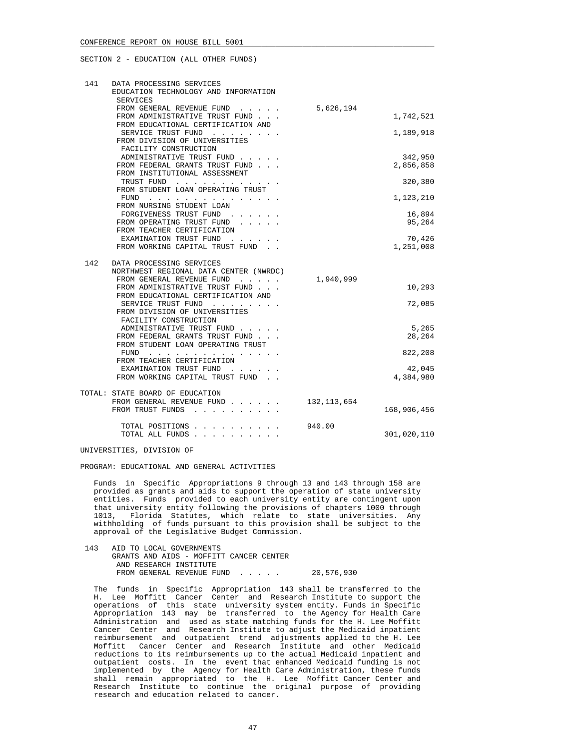SECTION 2 - EDUCATION (ALL OTHER FUNDS)

141 DATA PROCESSING SERVICES
EDUCATION TECHNOLOGY AND INFORMATION SERVICES

| | | |
|---|---|---|
| FROM GENERAL REVENUE FUND | 5,626,194 | |
| FROM ADMINISTRATIVE TRUST FUND | | 1,742,521 |
| FROM EDUCATIONAL CERTIFICATION AND SERVICE TRUST FUND | | 1,189,918 |
| FROM DIVISION OF UNIVERSITIES FACILITY CONSTRUCTION ADMINISTRATIVE TRUST FUND | | 342,950 |
| FROM FEDERAL GRANTS TRUST FUND | | 2,856,858 |
| FROM INSTITUTIONAL ASSESSMENT TRUST FUND | | 320,380 |
| FROM STUDENT LOAN OPERATING TRUST FUND | | 1,123,210 |
| FROM NURSING STUDENT LOAN FORGIVENESS TRUST FUND | | 16,894 |
| FROM OPERATING TRUST FUND | | 95,264 |
| FROM TEACHER CERTIFICATION EXAMINATION TRUST FUND | | 70,426 |
| FROM WORKING CAPITAL TRUST FUND | | 1,251,008 |

142 DATA PROCESSING SERVICES
NORTHWEST REGIONAL DATA CENTER (NWRDC)

| | | |
|---|---|---|
| FROM GENERAL REVENUE FUND | 1,940,999 | |
| FROM ADMINISTRATIVE TRUST FUND | | 10,293 |
| FROM EDUCATIONAL CERTIFICATION AND SERVICE TRUST FUND | | 72,085 |
| FROM DIVISION OF UNIVERSITIES FACILITY CONSTRUCTION ADMINISTRATIVE TRUST FUND | | 5,265 |
| FROM FEDERAL GRANTS TRUST FUND | | 28,264 |
| FROM STUDENT LOAN OPERATING TRUST FUND | | 822,208 |
| FROM TEACHER CERTIFICATION EXAMINATION TRUST FUND | | 42,045 |
| FROM WORKING CAPITAL TRUST FUND | | 4,384,980 |

TOTAL: STATE BOARD OF EDUCATION

| | | |
|---|---|---|
| FROM GENERAL REVENUE FUND | 132,113,654 | |
| FROM TRUST FUNDS | | 168,906,456 |
| TOTAL POSITIONS | 940.00 | |
| TOTAL ALL FUNDS | | 301,020,110 |

UNIVERSITIES, DIVISION OF

PROGRAM: EDUCATIONAL AND GENERAL ACTIVITIES

Funds in Specific Appropriations 9 through 13 and 143 through 158 are provided as grants and aids to support the operation of state university entities. Funds provided to each university entity are contingent upon that university entity following the provisions of chapters 1000 through 1013, Florida Statutes, which relate to state universities. Any withholding of funds pursuant to this provision shall be subject to the approval of the Legislative Budget Commission.

143 AID TO LOCAL GOVERNMENTS
GRANTS AND AIDS - MOFFITT CANCER CENTER AND RESEARCH INSTITUTE

| | | |
|---|---|---|
| FROM GENERAL REVENUE FUND | 20,576,930 | |

The funds in Specific Appropriation 143 shall be transferred to the H. Lee Moffitt Cancer Center and Research Institute to support the operations of this state university system entity. Funds in Specific Appropriation 143 may be transferred to the Agency for Health Care Administration and used as state matching funds for the H. Lee Moffitt Cancer Center and Research Institute to adjust the Medicaid inpatient reimbursement and outpatient trend adjustments applied to the H. Lee Moffitt Cancer Center and Research Institute and other Medicaid reductions to its reimbursements up to the actual Medicaid inpatient and outpatient costs. In the event that enhanced Medicaid funding is not implemented by the Agency for Health Care Administration, these funds shall remain appropriated to the H. Lee Moffitt Cancer Center and Research Institute to continue the original purpose of providing research and education related to cancer.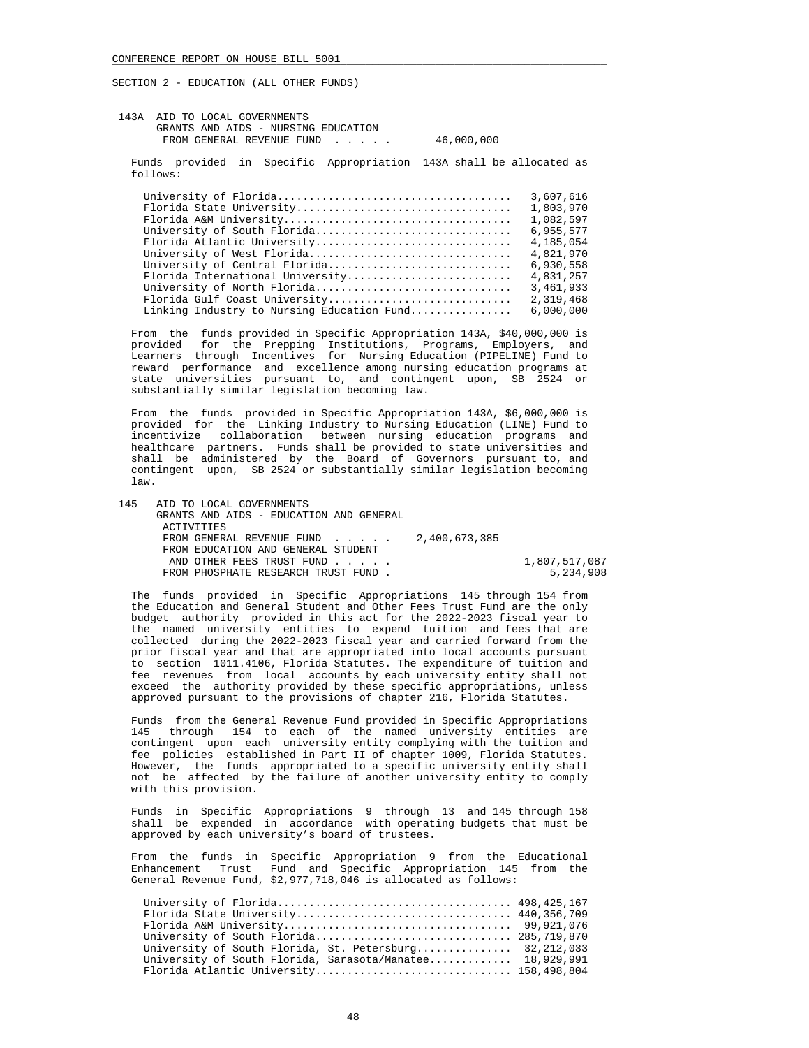SECTION 2 - EDUCATION (ALL OTHER FUNDS)

143A AID TO LOCAL GOVERNMENTS
GRANTS AND AIDS - NURSING EDUCATION
FROM GENERAL REVENUE FUND . . . . . 46,000,000

Funds provided in Specific Appropriation 143A shall be allocated as follows:

| | |
|---|---|
| University of Florida | 3,607,616 |
| Florida State University | 1,803,970 |
| Florida A&M University | 1,082,597 |
| University of South Florida | 6,955,577 |
| Florida Atlantic University | 4,185,054 |
| University of West Florida | 4,821,970 |
| University of Central Florida | 6,930,558 |
| Florida International University | 4,831,257 |
| University of North Florida | 3,461,933 |
| Florida Gulf Coast University | 2,319,468 |
| Linking Industry to Nursing Education Fund | 6,000,000 |

From the funds provided in Specific Appropriation 143A, $40,000,000 is provided for the Prepping Institutions, Programs, Employers, and Learners through Incentives for Nursing Education (PIPELINE) Fund to reward performance and excellence among nursing education programs at state universities pursuant to, and contingent upon, SB 2524 or substantially similar legislation becoming law.

From the funds provided in Specific Appropriation 143A, $6,000,000 is provided for the Linking Industry to Nursing Education (LINE) Fund to incentivize collaboration between nursing education programs and healthcare partners. Funds shall be provided to state universities and shall be administered by the Board of Governors pursuant to, and contingent upon, SB 2524 or substantially similar legislation becoming law.

145 AID TO LOCAL GOVERNMENTS
GRANTS AND AIDS - EDUCATION AND GENERAL ACTIVITIES
FROM GENERAL REVENUE FUND . . . . . 2,400,673,385
FROM EDUCATION AND GENERAL STUDENT AND OTHER FEES TRUST FUND . . . . . 1,807,517,087
FROM PHOSPHATE RESEARCH TRUST FUND . 5,234,908

The funds provided in Specific Appropriations 145 through 154 from the Education and General Student and Other Fees Trust Fund are the only budget authority provided in this act for the 2022-2023 fiscal year to the named university entities to expend tuition and fees that are collected during the 2022-2023 fiscal year and carried forward from the prior fiscal year and that are appropriated into local accounts pursuant to section 1011.4106, Florida Statutes. The expenditure of tuition and fee revenues from local accounts by each university entity shall not exceed the authority provided by these specific appropriations, unless approved pursuant to the provisions of chapter 216, Florida Statutes.

Funds from the General Revenue Fund provided in Specific Appropriations 145 through 154 to each of the named university entities are contingent upon each university entity complying with the tuition and fee policies established in Part II of chapter 1009, Florida Statutes. However, the funds appropriated to a specific university entity shall not be affected by the failure of another university entity to comply with this provision.

Funds in Specific Appropriations 9 through 13 and 145 through 158 shall be expended in accordance with operating budgets that must be approved by each university's board of trustees.

From the funds in Specific Appropriation 9 from the Educational Enhancement Trust Fund and Specific Appropriation 145 from the General Revenue Fund, $2,977,718,046 is allocated as follows:

| | |
|---|---|
| University of Florida | 498,425,167 |
| Florida State University | 440,356,709 |
| Florida A&M University | 99,921,076 |
| University of South Florida | 285,719,870 |
| University of South Florida, St. Petersburg | 32,212,033 |
| University of South Florida, Sarasota/Manatee | 18,929,991 |
| Florida Atlantic University | 158,498,804 |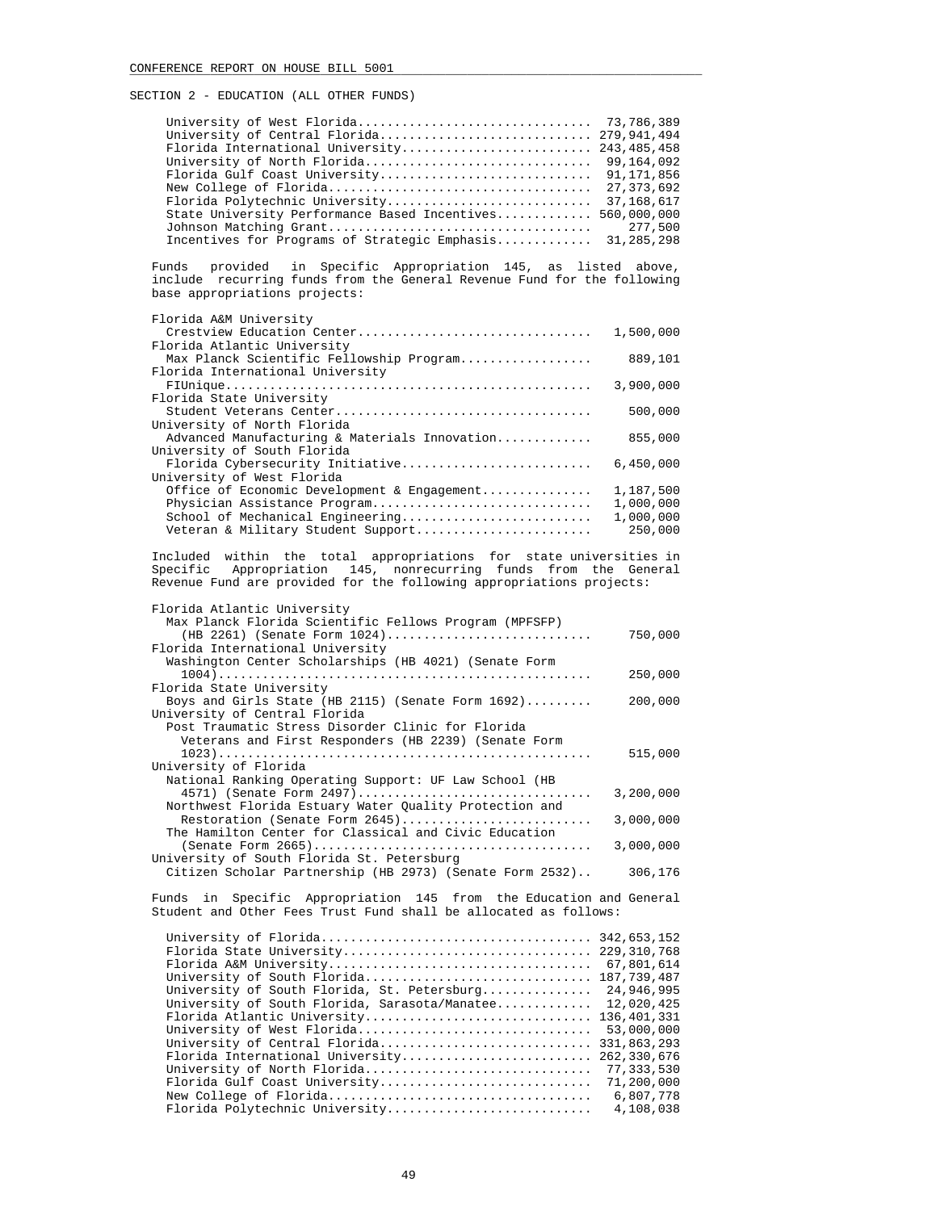SECTION 2 - EDUCATION (ALL OTHER FUNDS)

| | |
|---|---|
| University of West Florida | 73,786,389 |
| University of Central Florida | 279,941,494 |
| Florida International University | 243,485,458 |
| University of North Florida | 99,164,092 |
| Florida Gulf Coast University | 91,171,856 |
| New College of Florida | 27,373,692 |
| Florida Polytechnic University | 37,168,617 |
| State University Performance Based Incentives | 560,000,000 |
| Johnson Matching Grant | 277,500 |
| Incentives for Programs of Strategic Emphasis | 31,285,298 |

Funds provided in Specific Appropriation 145, as listed above, include recurring funds from the General Revenue Fund for the following base appropriations projects:

| | |
|---|---|
| Florida A&M University | |
| Crestview Education Center | 1,500,000 |
| Florida Atlantic University | |
| Max Planck Scientific Fellowship Program | 889,101 |
| Florida International University | |
| FIUnique | 3,900,000 |
| Florida State University | |
| Student Veterans Center | 500,000 |
| University of North Florida | |
| Advanced Manufacturing & Materials Innovation | 855,000 |
| University of South Florida | |
| Florida Cybersecurity Initiative | 6,450,000 |
| University of West Florida | |
| Office of Economic Development & Engagement | 1,187,500 |
| Physician Assistance Program | 1,000,000 |
| School of Mechanical Engineering | 1,000,000 |
| Veteran & Military Student Support | 250,000 |

Included within the total appropriations for state universities in Specific Appropriation 145, nonrecurring funds from the General Revenue Fund are provided for the following appropriations projects:

| | |
|---|---|
| Florida Atlantic University | |
| Max Planck Florida Scientific Fellows Program (MPFSFP) (HB 2261) (Senate Form 1024) | 750,000 |
| Florida International University | |
| Washington Center Scholarships (HB 4021) (Senate Form 1004) | 250,000 |
| Florida State University | |
| Boys and Girls State (HB 2115) (Senate Form 1692) | 200,000 |
| University of Central Florida | |
| Post Traumatic Stress Disorder Clinic for Florida Veterans and First Responders (HB 2239) (Senate Form 1023) | 515,000 |
| University of Florida | |
| National Ranking Operating Support: UF Law School (HB 4571) (Senate Form 2497) | 3,200,000 |
| Northwest Florida Estuary Water Quality Protection and Restoration (Senate Form 2645) | 3,000,000 |
| The Hamilton Center for Classical and Civic Education (Senate Form 2665) | 3,000,000 |
| University of South Florida St. Petersburg | |
| Citizen Scholar Partnership (HB 2973) (Senate Form 2532) | 306,176 |

Funds in Specific Appropriation 145 from the Education and General Student and Other Fees Trust Fund shall be allocated as follows:

| | |
|---|---|
| University of Florida | 342,653,152 |
| Florida State University | 229,310,768 |
| Florida A&M University | 67,801,614 |
| University of South Florida | 187,739,487 |
| University of South Florida, St. Petersburg | 24,946,995 |
| University of South Florida, Sarasota/Manatee | 12,020,425 |
| Florida Atlantic University | 136,401,331 |
| University of West Florida | 53,000,000 |
| University of Central Florida | 331,863,293 |
| Florida International University | 262,330,676 |
| University of North Florida | 77,333,530 |
| Florida Gulf Coast University | 71,200,000 |
| New College of Florida | 6,807,778 |
| Florida Polytechnic University | 4,108,038 |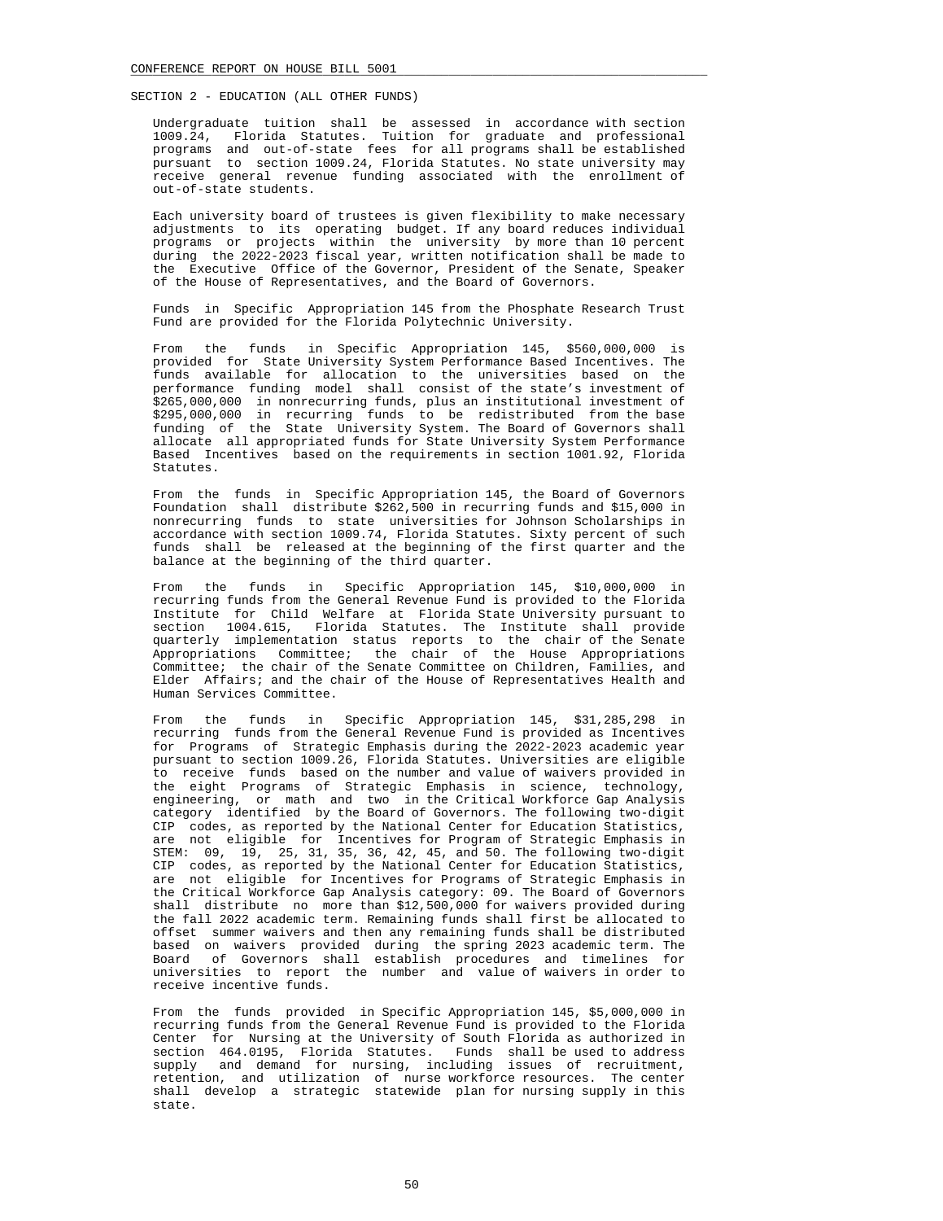SECTION 2 - EDUCATION (ALL OTHER FUNDS)

Undergraduate tuition shall be assessed in accordance with section 1009.24, Florida Statutes. Tuition for graduate and professional programs and out-of-state fees for all programs shall be established pursuant to section 1009.24, Florida Statutes. No state university may receive general revenue funding associated with the enrollment of out-of-state students.

Each university board of trustees is given flexibility to make necessary adjustments to its operating budget. If any board reduces individual programs or projects within the university by more than 10 percent during the 2022-2023 fiscal year, written notification shall be made to the Executive Office of the Governor, President of the Senate, Speaker of the House of Representatives, and the Board of Governors.

Funds in Specific Appropriation 145 from the Phosphate Research Trust Fund are provided for the Florida Polytechnic University.

From the funds in Specific Appropriation 145, $560,000,000 is provided for State University System Performance Based Incentives. The funds available for allocation to the universities based on the performance funding model shall consist of the state's investment of $265,000,000 in nonrecurring funds, plus an institutional investment of $295,000,000 in recurring funds to be redistributed from the base funding of the State University System. The Board of Governors shall allocate all appropriated funds for State University System Performance Based Incentives based on the requirements in section 1001.92, Florida Statutes.

From the funds in Specific Appropriation 145, the Board of Governors Foundation shall distribute $262,500 in recurring funds and $15,000 in nonrecurring funds to state universities for Johnson Scholarships in accordance with section 1009.74, Florida Statutes. Sixty percent of such funds shall be released at the beginning of the first quarter and the balance at the beginning of the third quarter.

From the funds in Specific Appropriation 145, $10,000,000 in recurring funds from the General Revenue Fund is provided to the Florida Institute for Child Welfare at Florida State University pursuant to section 1004.615, Florida Statutes. The Institute shall provide quarterly implementation status reports to the chair of the Senate Appropriations Committee; the chair of the House Appropriations Committee; the chair of the Senate Committee on Children, Families, and Elder Affairs; and the chair of the House of Representatives Health and Human Services Committee.

From the funds in Specific Appropriation 145, $31,285,298 in recurring funds from the General Revenue Fund is provided as Incentives for Programs of Strategic Emphasis during the 2022-2023 academic year pursuant to section 1009.26, Florida Statutes. Universities are eligible to receive funds based on the number and value of waivers provided in the eight Programs of Strategic Emphasis in science, technology, engineering, or math and two in the Critical Workforce Gap Analysis category identified by the Board of Governors. The following two-digit CIP codes, as reported by the National Center for Education Statistics, are not eligible for Incentives for Program of Strategic Emphasis in STEM: 09, 19, 25, 31, 35, 36, 42, 45, and 50. The following two-digit CIP codes, as reported by the National Center for Education Statistics, are not eligible for Incentives for Programs of Strategic Emphasis in the Critical Workforce Gap Analysis category: 09. The Board of Governors shall distribute no more than $12,500,000 for waivers provided during the fall 2022 academic term. Remaining funds shall first be allocated to offset summer waivers and then any remaining funds shall be distributed based on waivers provided during the spring 2023 academic term. The Board of Governors shall establish procedures and timelines for universities to report the number and value of waivers in order to receive incentive funds.

From the funds provided in Specific Appropriation 145, $5,000,000 in recurring funds from the General Revenue Fund is provided to the Florida Center for Nursing at the University of South Florida as authorized in section 464.0195, Florida Statutes. Funds shall be used to address supply and demand for nursing, including issues of recruitment, retention, and utilization of nurse workforce resources. The center shall develop a strategic statewide plan for nursing supply in this state.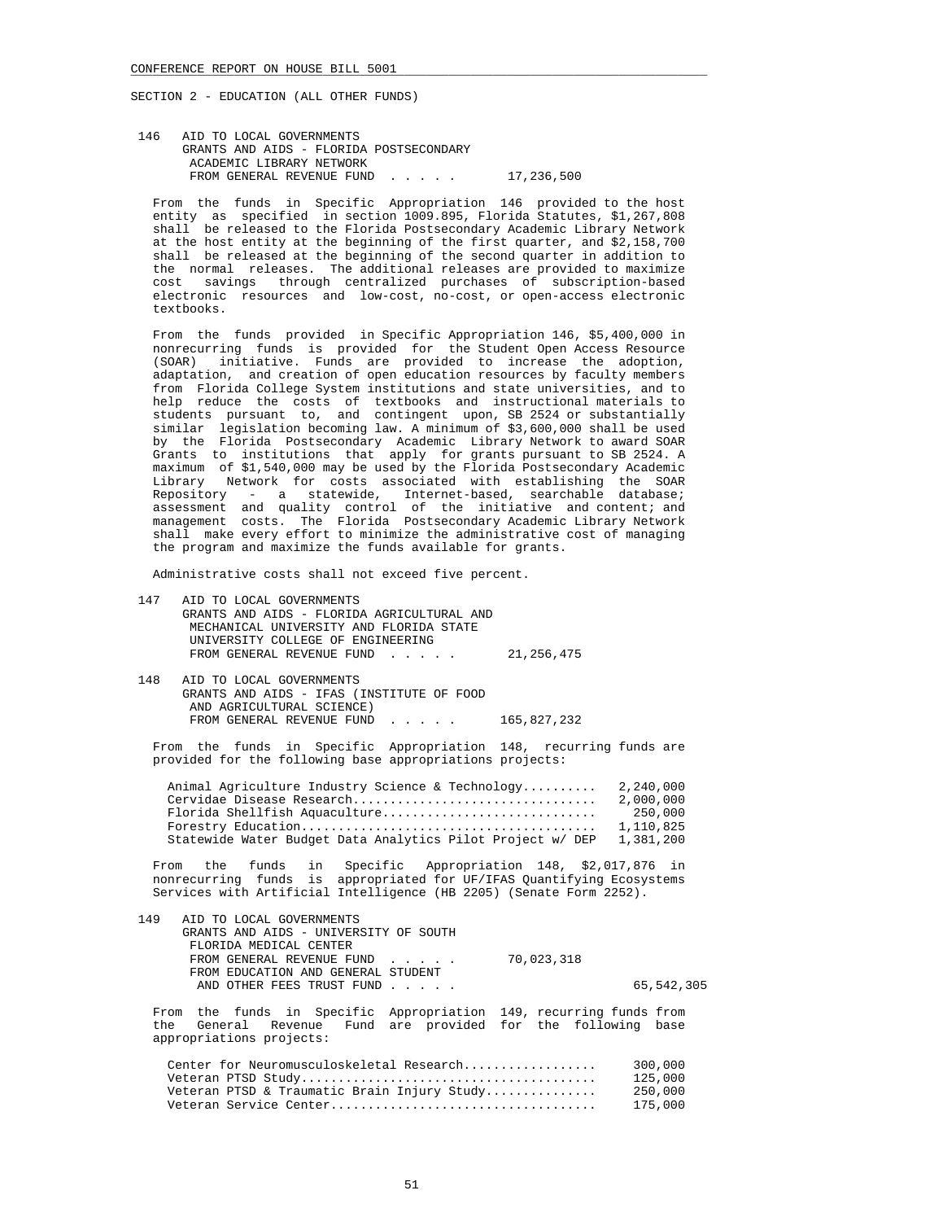SECTION 2 - EDUCATION (ALL OTHER FUNDS)

146 AID TO LOCAL GOVERNMENTS
GRANTS AND AIDS - FLORIDA POSTSECONDARY ACADEMIC LIBRARY NETWORK
FROM GENERAL REVENUE FUND . . . . . 17,236,500

From the funds in Specific Appropriation 146 provided to the host entity as specified in section 1009.895, Florida Statutes, $1,267,808 shall be released to the Florida Postsecondary Academic Library Network at the host entity at the beginning of the first quarter, and $2,158,700 shall be released at the beginning of the second quarter in addition to the normal releases. The additional releases are provided to maximize cost savings through centralized purchases of subscription-based electronic resources and low-cost, no-cost, or open-access electronic textbooks.

From the funds provided in Specific Appropriation 146, $5,400,000 in nonrecurring funds is provided for the Student Open Access Resource (SOAR) initiative. Funds are provided to increase the adoption, adaptation, and creation of open education resources by faculty members from Florida College System institutions and state universities, and to help reduce the costs of textbooks and instructional materials to students pursuant to, and contingent upon, SB 2524 or substantially similar legislation becoming law. A minimum of $3,600,000 shall be used by the Florida Postsecondary Academic Library Network to award SOAR Grants to institutions that apply for grants pursuant to SB 2524. A maximum of $1,540,000 may be used by the Florida Postsecondary Academic Library Network for costs associated with establishing the SOAR Repository - a statewide, Internet-based, searchable database; assessment and quality control of the initiative and content; and management costs. The Florida Postsecondary Academic Library Network shall make every effort to minimize the administrative cost of managing the program and maximize the funds available for grants.

Administrative costs shall not exceed five percent.

147 AID TO LOCAL GOVERNMENTS
GRANTS AND AIDS - FLORIDA AGRICULTURAL AND MECHANICAL UNIVERSITY AND FLORIDA STATE UNIVERSITY COLLEGE OF ENGINEERING
FROM GENERAL REVENUE FUND . . . . . 21,256,475

148 AID TO LOCAL GOVERNMENTS
GRANTS AND AIDS - IFAS (INSTITUTE OF FOOD AND AGRICULTURAL SCIENCE)
FROM GENERAL REVENUE FUND . . . . . 165,827,232

From the funds in Specific Appropriation 148, recurring funds are provided for the following base appropriations projects:

| Project | Amount |
|---|---|
| Animal Agriculture Industry Science & Technology.......... | 2,240,000 |
| Cervidae Disease Research................................ | 2,000,000 |
| Florida Shellfish Aquaculture............................ | 250,000 |
| Forestry Education....................................... | 1,110,825 |
| Statewide Water Budget Data Analytics Pilot Project w/ DEP | 1,381,200 |

From the funds in Specific Appropriation 148, $2,017,876 in nonrecurring funds is appropriated for UF/IFAS Quantifying Ecosystems Services with Artificial Intelligence (HB 2205) (Senate Form 2252).

149 AID TO LOCAL GOVERNMENTS
GRANTS AND AIDS - UNIVERSITY OF SOUTH FLORIDA MEDICAL CENTER
FROM GENERAL REVENUE FUND . . . . . 70,023,318
FROM EDUCATION AND GENERAL STUDENT AND OTHER FEES TRUST FUND . . . . . 65,542,305

From the funds in Specific Appropriation 149, recurring funds from the General Revenue Fund are provided for the following base appropriations projects:

| Project | Amount |
|---|---|
| Center for Neuromusculoskeletal Research.................. | 300,000 |
| Veteran PTSD Study........................................ | 125,000 |
| Veteran PTSD & Traumatic Brain Injury Study............... | 250,000 |
| Veteran Service Center.................................... | 175,000 |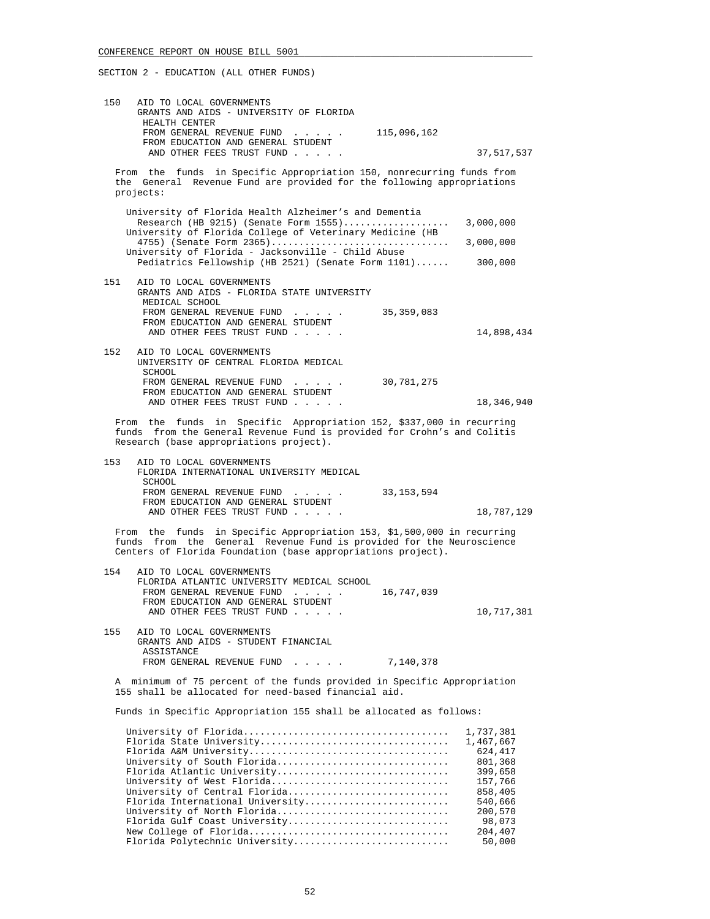SECTION 2 - EDUCATION (ALL OTHER FUNDS)

150 AID TO LOCAL GOVERNMENTS
GRANTS AND AIDS - UNIVERSITY OF FLORIDA HEALTH CENTER

| | | |
|---|---|---|
| FROM GENERAL REVENUE FUND . . . . . | 115,096,162 | |
| FROM EDUCATION AND GENERAL STUDENT AND OTHER FEES TRUST FUND . . . . . | | 37,517,537 |

From the funds in Specific Appropriation 150, nonrecurring funds from the General Revenue Fund are provided for the following appropriations projects:

| | |
|---|---|
| University of Florida Health Alzheimer's and Dementia Research (HB 9215) (Senate Form 1555) | 3,000,000 |
| University of Florida College of Veterinary Medicine (HB 4755) (Senate Form 2365) | 3,000,000 |
| University of Florida - Jacksonville - Child Abuse Pediatrics Fellowship (HB 2521) (Senate Form 1101) | 300,000 |

151 AID TO LOCAL GOVERNMENTS
GRANTS AND AIDS - FLORIDA STATE UNIVERSITY MEDICAL SCHOOL

| | | |
|---|---|---|
| FROM GENERAL REVENUE FUND . . . . . | 35,359,083 | |
| FROM EDUCATION AND GENERAL STUDENT AND OTHER FEES TRUST FUND . . . . . | | 14,898,434 |

152 AID TO LOCAL GOVERNMENTS
UNIVERSITY OF CENTRAL FLORIDA MEDICAL SCHOOL

| | | |
|---|---|---|
| FROM GENERAL REVENUE FUND . . . . . | 30,781,275 | |
| FROM EDUCATION AND GENERAL STUDENT AND OTHER FEES TRUST FUND . . . . . | | 18,346,940 |

From the funds in Specific Appropriation 152, $337,000 in recurring funds from the General Revenue Fund is provided for Crohn's and Colitis Research (base appropriations project).

153 AID TO LOCAL GOVERNMENTS
FLORIDA INTERNATIONAL UNIVERSITY MEDICAL SCHOOL

| | | |
|---|---|---|
| FROM GENERAL REVENUE FUND . . . . . | 33,153,594 | |
| FROM EDUCATION AND GENERAL STUDENT AND OTHER FEES TRUST FUND . . . . . | | 18,787,129 |

From the funds in Specific Appropriation 153, $1,500,000 in recurring funds from the General Revenue Fund is provided for the Neuroscience Centers of Florida Foundation (base appropriations project).

154 AID TO LOCAL GOVERNMENTS
FLORIDA ATLANTIC UNIVERSITY MEDICAL SCHOOL

| | | |
|---|---|---|
| FROM GENERAL REVENUE FUND . . . . . | 16,747,039 | |
| FROM EDUCATION AND GENERAL STUDENT AND OTHER FEES TRUST FUND . . . . . | | 10,717,381 |

155 AID TO LOCAL GOVERNMENTS
GRANTS AND AIDS - STUDENT FINANCIAL ASSISTANCE

| | |
|---|---|
| FROM GENERAL REVENUE FUND . . . . . | 7,140,378 |

A minimum of 75 percent of the funds provided in Specific Appropriation 155 shall be allocated for need-based financial aid.

Funds in Specific Appropriation 155 shall be allocated as follows:

| | |
|---|---|
| University of Florida | 1,737,381 |
| Florida State University | 1,467,667 |
| Florida A&M University | 624,417 |
| University of South Florida | 801,368 |
| Florida Atlantic University | 399,658 |
| University of West Florida | 157,766 |
| University of Central Florida | 858,405 |
| Florida International University | 540,666 |
| University of North Florida | 200,570 |
| Florida Gulf Coast University | 98,073 |
| New College of Florida | 204,407 |
| Florida Polytechnic University | 50,000 |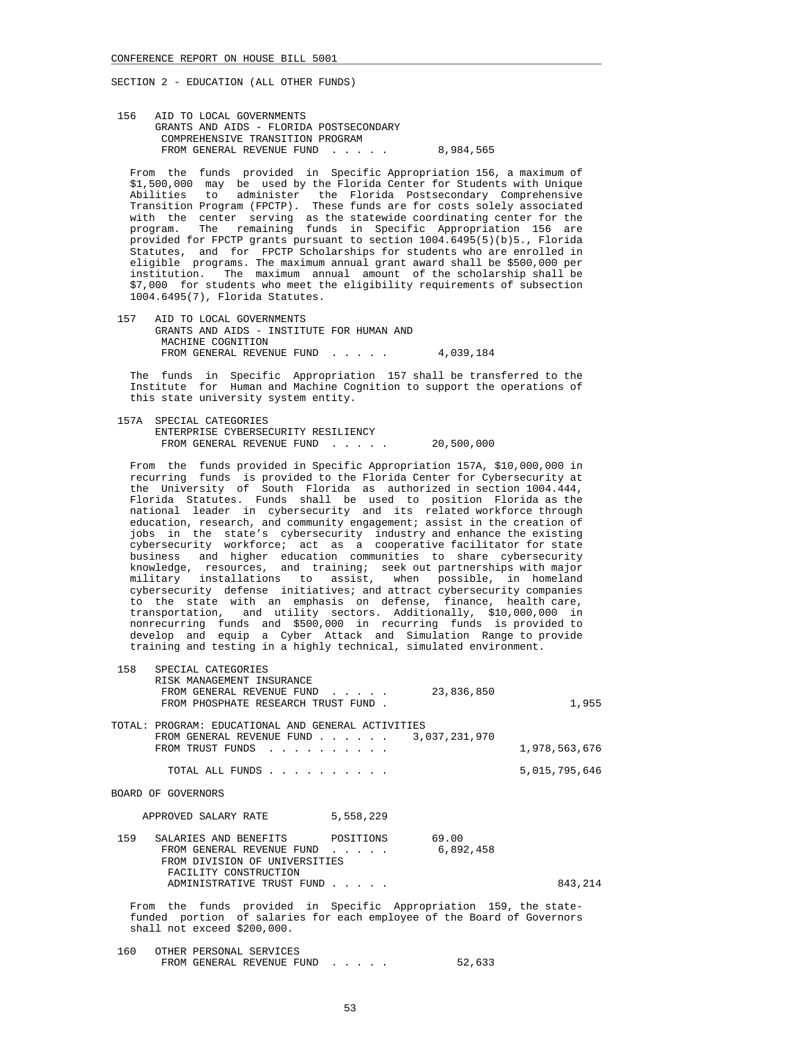SECTION 2 - EDUCATION (ALL OTHER FUNDS)

156 AID TO LOCAL GOVERNMENTS
GRANTS AND AIDS - FLORIDA POSTSECONDARY COMPREHENSIVE TRANSITION PROGRAM
FROM GENERAL REVENUE FUND . . . . . 8,984,565

From the funds provided in Specific Appropriation 156, a maximum of $1,500,000 may be used by the Florida Center for Students with Unique Abilities to administer the Florida Postsecondary Comprehensive Transition Program (FPCTP). These funds are for costs solely associated with the center serving as the statewide coordinating center for the program. The remaining funds in Specific Appropriation 156 are provided for FPCTP grants pursuant to section 1004.6495(5)(b)5., Florida Statutes, and for FPCTP Scholarships for students who are enrolled in eligible programs. The maximum annual grant award shall be $500,000 per institution. The maximum annual amount of the scholarship shall be $7,000 for students who meet the eligibility requirements of subsection 1004.6495(7), Florida Statutes.

157 AID TO LOCAL GOVERNMENTS
GRANTS AND AIDS - INSTITUTE FOR HUMAN AND MACHINE COGNITION
FROM GENERAL REVENUE FUND . . . . . 4,039,184

The funds in Specific Appropriation 157 shall be transferred to the Institute for Human and Machine Cognition to support the operations of this state university system entity.

157A SPECIAL CATEGORIES
ENTERPRISE CYBERSECURITY RESILIENCY
FROM GENERAL REVENUE FUND . . . . . 20,500,000

From the funds provided in Specific Appropriation 157A, $10,000,000 in recurring funds is provided to the Florida Center for Cybersecurity at the University of South Florida as authorized in section 1004.444, Florida Statutes. Funds shall be used to position Florida as the national leader in cybersecurity and its related workforce through education, research, and community engagement; assist in the creation of jobs in the state's cybersecurity industry and enhance the existing cybersecurity workforce; act as a cooperative facilitator for state business and higher education communities to share cybersecurity knowledge, resources, and training; seek out partnerships with major military installations to assist, when possible, in homeland cybersecurity defense initiatives; and attract cybersecurity companies to the state with an emphasis on defense, finance, health care, transportation, and utility sectors. Additionally, $10,000,000 in nonrecurring funds and $500,000 in recurring funds is provided to develop and equip a Cyber Attack and Simulation Range to provide training and testing in a highly technical, simulated environment.

158 SPECIAL CATEGORIES
RISK MANAGEMENT INSURANCE
FROM GENERAL REVENUE FUND . . . . . 23,836,850
FROM PHOSPHATE RESEARCH TRUST FUND . 1,955

TOTAL: PROGRAM: EDUCATIONAL AND GENERAL ACTIVITIES
FROM GENERAL REVENUE FUND . . . . . . 3,037,231,970
FROM TRUST FUNDS . . . . . . . . . . 1,978,563,676

TOTAL ALL FUNDS . . . . . . . . . . 5,015,795,646

BOARD OF GOVERNORS

APPROVED SALARY RATE 5,558,229

159 SALARIES AND BENEFITS POSITIONS 69.00
FROM GENERAL REVENUE FUND . . . . . 6,892,458
FROM DIVISION OF UNIVERSITIES FACILITY CONSTRUCTION ADMINISTRATIVE TRUST FUND . . . . . 843,214

From the funds provided in Specific Appropriation 159, the state-funded portion of salaries for each employee of the Board of Governors shall not exceed $200,000.

160 OTHER PERSONAL SERVICES
FROM GENERAL REVENUE FUND . . . . . 52,633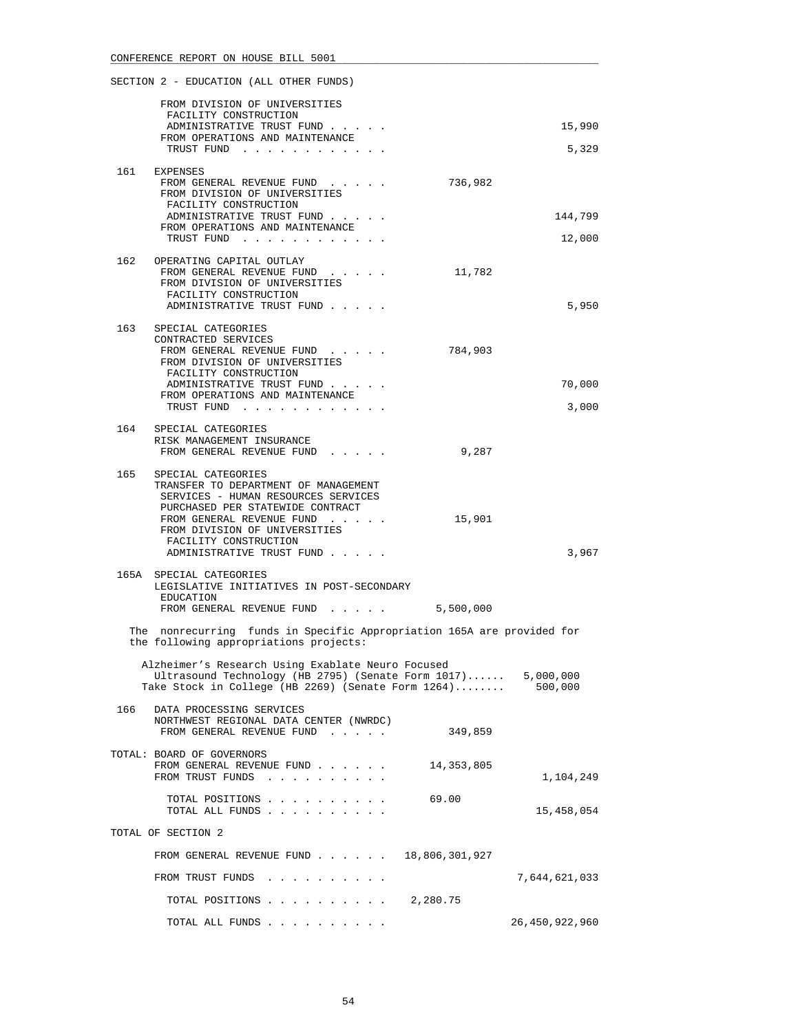SECTION 2 - EDUCATION (ALL OTHER FUNDS)

| | | General Revenue | Trust Funds |
|---|---|---|---|
| | FROM DIVISION OF UNIVERSITIES FACILITY CONSTRUCTION ADMINISTRATIVE TRUST FUND . . . . . | | 15,990 |
| | FROM OPERATIONS AND MAINTENANCE TRUST FUND . . . . . . . . . . . . | | 5,329 |
| 161 | EXPENSES | | |
| | FROM GENERAL REVENUE FUND . . . . . | 736,982 | |
| | FROM DIVISION OF UNIVERSITIES FACILITY CONSTRUCTION ADMINISTRATIVE TRUST FUND . . . . . | | 144,799 |
| | FROM OPERATIONS AND MAINTENANCE TRUST FUND . . . . . . . . . . . . | | 12,000 |
| 162 | OPERATING CAPITAL OUTLAY | | |
| | FROM GENERAL REVENUE FUND . . . . . | 11,782 | |
| | FROM DIVISION OF UNIVERSITIES FACILITY CONSTRUCTION ADMINISTRATIVE TRUST FUND . . . . . | | 5,950 |
| 163 | SPECIAL CATEGORIES CONTRACTED SERVICES | | |
| | FROM GENERAL REVENUE FUND . . . . . | 784,903 | |
| | FROM DIVISION OF UNIVERSITIES FACILITY CONSTRUCTION ADMINISTRATIVE TRUST FUND . . . . . | | 70,000 |
| | FROM OPERATIONS AND MAINTENANCE TRUST FUND . . . . . . . . . . . . | | 3,000 |
| 164 | SPECIAL CATEGORIES RISK MANAGEMENT INSURANCE | | |
| | FROM GENERAL REVENUE FUND . . . . . | 9,287 | |
| 165 | SPECIAL CATEGORIES TRANSFER TO DEPARTMENT OF MANAGEMENT SERVICES - HUMAN RESOURCES SERVICES PURCHASED PER STATEWIDE CONTRACT | | |
| | FROM GENERAL REVENUE FUND . . . . . | 15,901 | |
| | FROM DIVISION OF UNIVERSITIES FACILITY CONSTRUCTION ADMINISTRATIVE TRUST FUND . . . . . | | 3,967 |
| 165A | SPECIAL CATEGORIES LEGISLATIVE INITIATIVES IN POST-SECONDARY EDUCATION | | |
| | FROM GENERAL REVENUE FUND . . . . . | 5,500,000 | |

The nonrecurring funds in Specific Appropriation 165A are provided for the following appropriations projects:

| Project | Amount |
|---|---|
| Alzheimer's Research Using Exablate Neuro Focused Ultrasound Technology (HB 2795) (Senate Form 1017)...... | 5,000,000 |
| Take Stock in College (HB 2269) (Senate Form 1264)........ | 500,000 |

| | | General Revenue | Trust Funds |
|---|---|---|---|
| 166 | DATA PROCESSING SERVICES NORTHWEST REGIONAL DATA CENTER (NWRDC) | | |
| | FROM GENERAL REVENUE FUND . . . . . | 349,859 | |
| TOTAL: BOARD OF GOVERNORS | | | |
| | FROM GENERAL REVENUE FUND . . . . . . | 14,353,805 | |
| | FROM TRUST FUNDS . . . . . . . . . . | | 1,104,249 |
| | TOTAL POSITIONS . . . . . . . . . . | 69.00 | |
| | TOTAL ALL FUNDS . . . . . . . . . . | | 15,458,054 |
| TOTAL OF SECTION 2 | | | |
| | FROM GENERAL REVENUE FUND . . . . . . | 18,806,301,927 | |
| | FROM TRUST FUNDS . . . . . . . . . . | | 7,644,621,033 |
| | TOTAL POSITIONS . . . . . . . . . . | 2,280.75 | |
| | TOTAL ALL FUNDS . . . . . . . . . . | | 26,450,922,960 |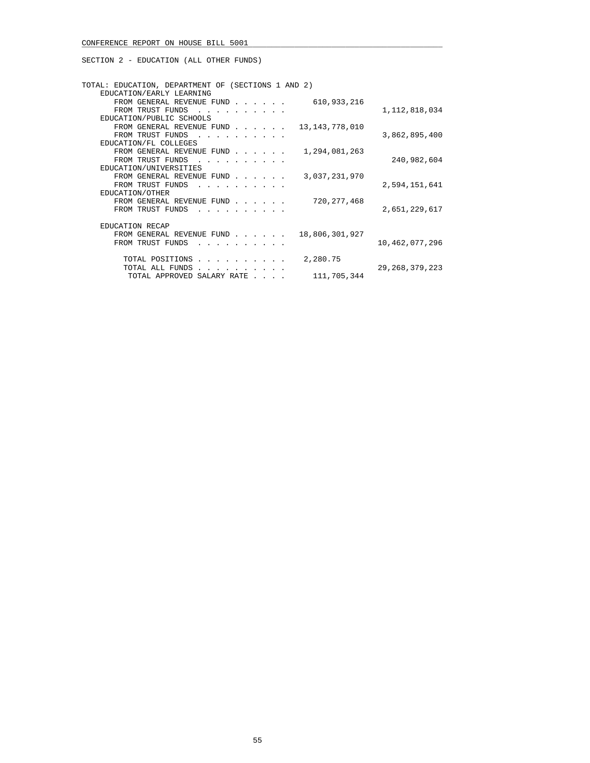SECTION 2 - EDUCATION (ALL OTHER FUNDS)

TOTAL: EDUCATION, DEPARTMENT OF (SECTIONS 1 AND 2)

| | | |
|---|---|---|
| **EDUCATION/EARLY LEARNING** | | |
| FROM GENERAL REVENUE FUND | 610,933,216 | |
| FROM TRUST FUNDS | | 1,112,818,034 |
| **EDUCATION/PUBLIC SCHOOLS** | | |
| FROM GENERAL REVENUE FUND | 13,143,778,010 | |
| FROM TRUST FUNDS | | 3,862,895,400 |
| **EDUCATION/FL COLLEGES** | | |
| FROM GENERAL REVENUE FUND | 1,294,081,263 | |
| FROM TRUST FUNDS | | 240,982,604 |
| **EDUCATION/UNIVERSITIES** | | |
| FROM GENERAL REVENUE FUND | 3,037,231,970 | |
| FROM TRUST FUNDS | | 2,594,151,641 |
| **EDUCATION/OTHER** | | |
| FROM GENERAL REVENUE FUND | 720,277,468 | |
| FROM TRUST FUNDS | | 2,651,229,617 |
| **EDUCATION RECAP** | | |
| FROM GENERAL REVENUE FUND | 18,806,301,927 | |
| FROM TRUST FUNDS | | 10,462,077,296 |
| TOTAL POSITIONS | 2,280.75 | |
| TOTAL ALL FUNDS | | 29,268,379,223 |
| TOTAL APPROVED SALARY RATE | 111,705,344 | |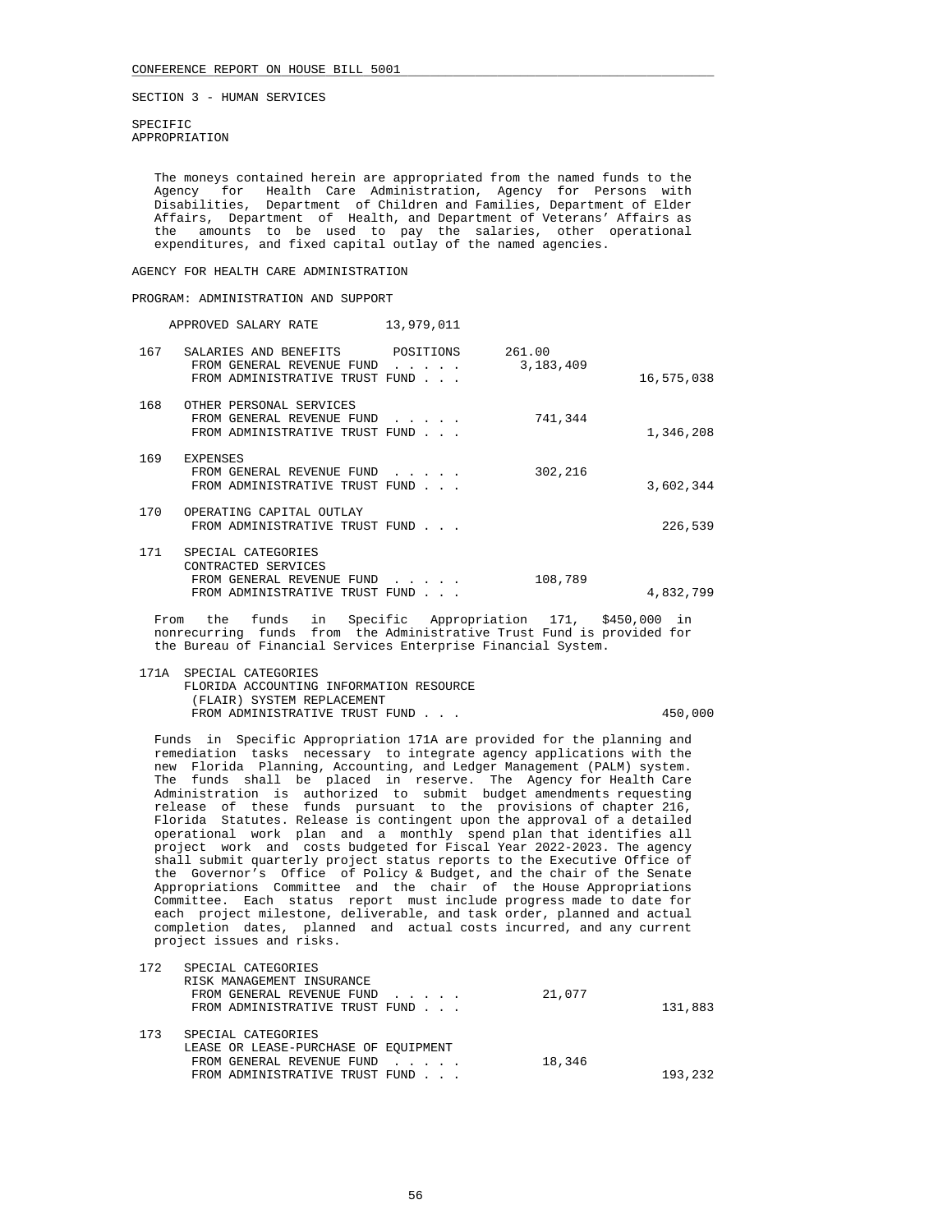CONFERENCE REPORT ON HOUSE BILL 5001

SECTION 3 - HUMAN SERVICES

SPECIFIC APPROPRIATION

The moneys contained herein are appropriated from the named funds to the Agency for Health Care Administration, Agency for Persons with Disabilities, Department of Children and Families, Department of Elder Affairs, Department of Health, and Department of Veterans' Affairs as the amounts to be used to pay the salaries, other operational expenditures, and fixed capital outlay of the named agencies.

## AGENCY FOR HEALTH CARE ADMINISTRATION

### PROGRAM: ADMINISTRATION AND SUPPORT

APPROVED SALARY RATE 13,979,011

| | | | |
|---|---|---|---|
| 167 | SALARIES AND BENEFITS POSITIONS | 261.00 | |
| | FROM GENERAL REVENUE FUND . . . . . | 3,183,409 | |
| | FROM ADMINISTRATIVE TRUST FUND . . . | | 16,575,038 |
| 168 | OTHER PERSONAL SERVICES | | |
| | FROM GENERAL REVENUE FUND . . . . . | 741,344 | |
| | FROM ADMINISTRATIVE TRUST FUND . . . | | 1,346,208 |
| 169 | EXPENSES | | |
| | FROM GENERAL REVENUE FUND . . . . . | 302,216 | |
| | FROM ADMINISTRATIVE TRUST FUND . . . | | 3,602,344 |
| 170 | OPERATING CAPITAL OUTLAY | | |
| | FROM ADMINISTRATIVE TRUST FUND . . . | | 226,539 |
| 171 | SPECIAL CATEGORIES CONTRACTED SERVICES | | |
| | FROM GENERAL REVENUE FUND . . . . . | 108,789 | |
| | FROM ADMINISTRATIVE TRUST FUND . . . | | 4,832,799 |

From the funds in Specific Appropriation 171, $450,000 in nonrecurring funds from the Administrative Trust Fund is provided for the Bureau of Financial Services Enterprise Financial System.

| | | | |
|---|---|---|---|
| 171A | SPECIAL CATEGORIES FLORIDA ACCOUNTING INFORMATION RESOURCE (FLAIR) SYSTEM REPLACEMENT | | |
| | FROM ADMINISTRATIVE TRUST FUND . . . | | 450,000 |

Funds in Specific Appropriation 171A are provided for the planning and remediation tasks necessary to integrate agency applications with the new Florida Planning, Accounting, and Ledger Management (PALM) system. The funds shall be placed in reserve. The Agency for Health Care Administration is authorized to submit budget amendments requesting release of these funds pursuant to the provisions of chapter 216, Florida Statutes. Release is contingent upon the approval of a detailed operational work plan and a monthly spend plan that identifies all project work and costs budgeted for Fiscal Year 2022-2023. The agency shall submit quarterly project status reports to the Executive Office of the Governor's Office of Policy & Budget, and the chair of the Senate Appropriations Committee and the chair of the House Appropriations Committee. Each status report must include progress made to date for each project milestone, deliverable, and task order, planned and actual completion dates, planned and actual costs incurred, and any current project issues and risks.

| | | | |
|---|---|---|---|
| 172 | SPECIAL CATEGORIES RISK MANAGEMENT INSURANCE | | |
| | FROM GENERAL REVENUE FUND . . . . . | 21,077 | |
| | FROM ADMINISTRATIVE TRUST FUND . . . | | 131,883 |
| 173 | SPECIAL CATEGORIES LEASE OR LEASE-PURCHASE OF EQUIPMENT | | |
| | FROM GENERAL REVENUE FUND . . . . . | 18,346 | |
| | FROM ADMINISTRATIVE TRUST FUND . . . | | 193,232 |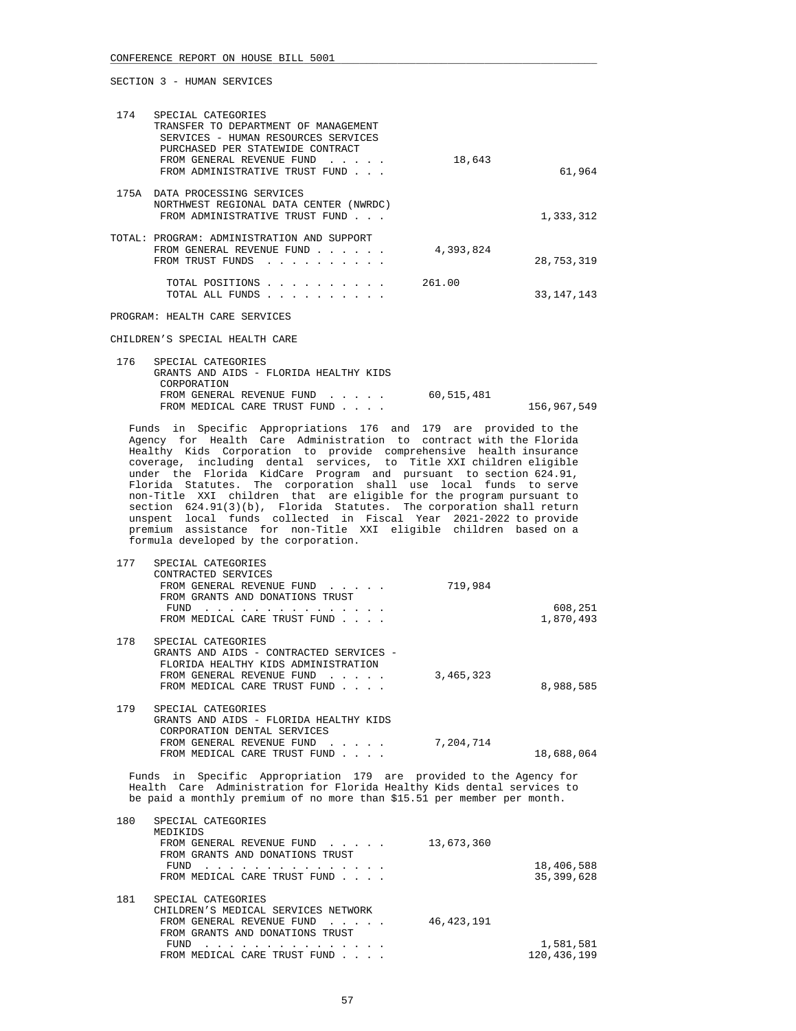SECTION 3 - HUMAN SERVICES

| | | | |
|---|---|---|---|
| 174 | SPECIAL CATEGORIES<br>TRANSFER TO DEPARTMENT OF MANAGEMENT SERVICES - HUMAN RESOURCES SERVICES PURCHASED PER STATEWIDE CONTRACT | | |
| | FROM GENERAL REVENUE FUND . . . . . | 18,643 | |
| | FROM ADMINISTRATIVE TRUST FUND . . . | | 61,964 |
| 175A | DATA PROCESSING SERVICES<br>NORTHWEST REGIONAL DATA CENTER (NWRDC) | | |
| | FROM ADMINISTRATIVE TRUST FUND . . . | | 1,333,312 |

TOTAL: PROGRAM: ADMINISTRATION AND SUPPORT

| | | |
|---|---|---|
| FROM GENERAL REVENUE FUND . . . . . . | 4,393,824 | |
| FROM TRUST FUNDS . . . . . . . . . . | | 28,753,319 |
| TOTAL POSITIONS . . . . . . . . . . | 261.00 | |
| TOTAL ALL FUNDS . . . . . . . . . . | | 33,147,143 |

PROGRAM: HEALTH CARE SERVICES

CHILDREN'S SPECIAL HEALTH CARE

| | | | |
|---|---|---|---|
| 176 | SPECIAL CATEGORIES<br>GRANTS AND AIDS - FLORIDA HEALTHY KIDS CORPORATION | | |
| | FROM GENERAL REVENUE FUND . . . . . | 60,515,481 | |
| | FROM MEDICAL CARE TRUST FUND . . . . | | 156,967,549 |

Funds in Specific Appropriations 176 and 179 are provided to the Agency for Health Care Administration to contract with the Florida Healthy Kids Corporation to provide comprehensive health insurance coverage, including dental services, to Title XXI children eligible under the Florida KidCare Program and pursuant to section 624.91, Florida Statutes. The corporation shall use local funds to serve non-Title XXI children that are eligible for the program pursuant to section 624.91(3)(b), Florida Statutes. The corporation shall return unspent local funds collected in Fiscal Year 2021-2022 to provide premium assistance for non-Title XXI eligible children based on a formula developed by the corporation.

| | | | |
|---|---|---|---|
| 177 | SPECIAL CATEGORIES<br>CONTRACTED SERVICES | | |
| | FROM GENERAL REVENUE FUND . . . . . | 719,984 | |
| | FROM GRANTS AND DONATIONS TRUST FUND . . . . . . . . . . . . . . . | | 608,251 |
| | FROM MEDICAL CARE TRUST FUND . . . . | | 1,870,493 |
| 178 | SPECIAL CATEGORIES<br>GRANTS AND AIDS - CONTRACTED SERVICES - FLORIDA HEALTHY KIDS ADMINISTRATION | | |
| | FROM GENERAL REVENUE FUND . . . . . | 3,465,323 | |
| | FROM MEDICAL CARE TRUST FUND . . . . | | 8,988,585 |
| 179 | SPECIAL CATEGORIES<br>GRANTS AND AIDS - FLORIDA HEALTHY KIDS CORPORATION DENTAL SERVICES | | |
| | FROM GENERAL REVENUE FUND . . . . . | 7,204,714 | |
| | FROM MEDICAL CARE TRUST FUND . . . . | | 18,688,064 |

Funds in Specific Appropriation 179 are provided to the Agency for Health Care Administration for Florida Healthy Kids dental services to be paid a monthly premium of no more than $15.51 per member per month.

| | | | |
|---|---|---|---|
| 180 | SPECIAL CATEGORIES<br>MEDIKIDS | | |
| | FROM GENERAL REVENUE FUND . . . . . | 13,673,360 | |
| | FROM GRANTS AND DONATIONS TRUST FUND . . . . . . . . . . . . . . . | | 18,406,588 |
| | FROM MEDICAL CARE TRUST FUND . . . . | | 35,399,628 |
| 181 | SPECIAL CATEGORIES<br>CHILDREN'S MEDICAL SERVICES NETWORK | | |
| | FROM GENERAL REVENUE FUND . . . . . | 46,423,191 | |
| | FROM GRANTS AND DONATIONS TRUST FUND . . . . . . . . . . . . . . . | | 1,581,581 |
| | FROM MEDICAL CARE TRUST FUND . . . . | | 120,436,199 |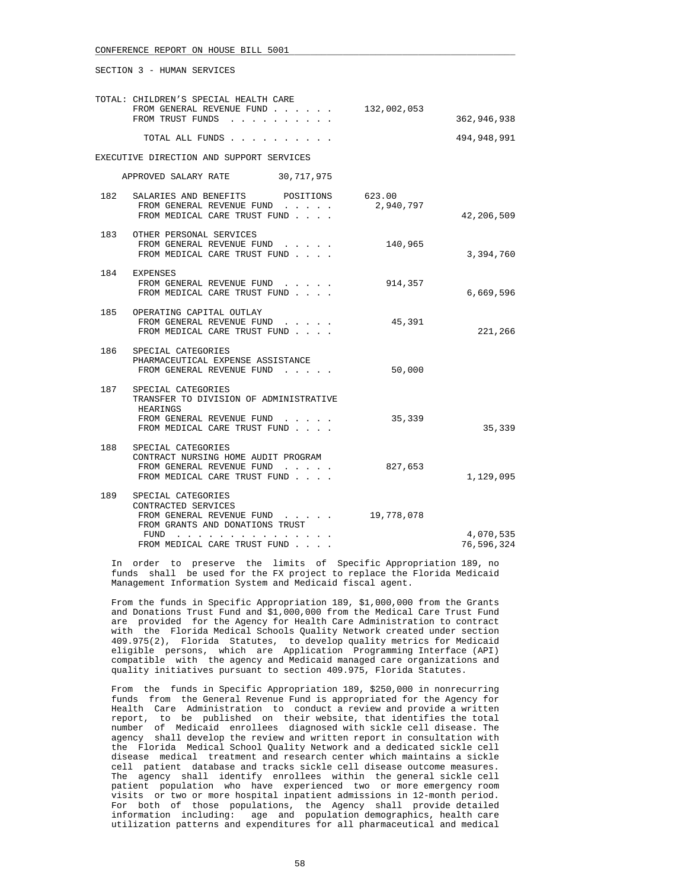SECTION 3 - HUMAN SERVICES

TOTAL: CHILDREN'S SPECIAL HEALTH CARE

| | | |
|---|---|---|
| FROM GENERAL REVENUE FUND . . . . . . | 132,002,053 | |
| FROM TRUST FUNDS . . . . . . . . . . | | 362,946,938 |
| TOTAL ALL FUNDS . . . . . . . . . . | | 494,948,991 |

EXECUTIVE DIRECTION AND SUPPORT SERVICES

APPROVED SALARY RATE 30,717,975

| | | | |
|---|---|---|---|
| 182 | SALARIES AND BENEFITS POSITIONS | 623.00 | |
| | FROM GENERAL REVENUE FUND . . . . . | 2,940,797 | |
| | FROM MEDICAL CARE TRUST FUND . . . . | | 42,206,509 |
| 183 | OTHER PERSONAL SERVICES | | |
| | FROM GENERAL REVENUE FUND . . . . . | 140,965 | |
| | FROM MEDICAL CARE TRUST FUND . . . . | | 3,394,760 |
| 184 | EXPENSES | | |
| | FROM GENERAL REVENUE FUND . . . . . | 914,357 | |
| | FROM MEDICAL CARE TRUST FUND . . . . | | 6,669,596 |
| 185 | OPERATING CAPITAL OUTLAY | | |
| | FROM GENERAL REVENUE FUND . . . . . | 45,391 | |
| | FROM MEDICAL CARE TRUST FUND . . . . | | 221,266 |
| 186 | SPECIAL CATEGORIES PHARMACEUTICAL EXPENSE ASSISTANCE | | |
| | FROM GENERAL REVENUE FUND . . . . . | 50,000 | |
| 187 | SPECIAL CATEGORIES TRANSFER TO DIVISION OF ADMINISTRATIVE HEARINGS | | |
| | FROM GENERAL REVENUE FUND . . . . . | 35,339 | |
| | FROM MEDICAL CARE TRUST FUND . . . . | | 35,339 |
| 188 | SPECIAL CATEGORIES CONTRACT NURSING HOME AUDIT PROGRAM | | |
| | FROM GENERAL REVENUE FUND . . . . . | 827,653 | |
| | FROM MEDICAL CARE TRUST FUND . . . . | | 1,129,095 |
| 189 | SPECIAL CATEGORIES CONTRACTED SERVICES | | |
| | FROM GENERAL REVENUE FUND . . . . . | 19,778,078 | |
| | FROM GRANTS AND DONATIONS TRUST FUND . . . . . . . . . . . . . . . | | 4,070,535 |
| | FROM MEDICAL CARE TRUST FUND . . . . | | 76,596,324 |

In order to preserve the limits of Specific Appropriation 189, no funds shall be used for the FX project to replace the Florida Medicaid Management Information System and Medicaid fiscal agent.

From the funds in Specific Appropriation 189, $1,000,000 from the Grants and Donations Trust Fund and $1,000,000 from the Medical Care Trust Fund are provided for the Agency for Health Care Administration to contract with the Florida Medical Schools Quality Network created under section 409.975(2), Florida Statutes, to develop quality metrics for Medicaid eligible persons, which are Application Programming Interface (API) compatible with the agency and Medicaid managed care organizations and quality initiatives pursuant to section 409.975, Florida Statutes.

From the funds in Specific Appropriation 189, $250,000 in nonrecurring funds from the General Revenue Fund is appropriated for the Agency for Health Care Administration to conduct a review and provide a written report, to be published on their website, that identifies the total number of Medicaid enrollees diagnosed with sickle cell disease. The agency shall develop the review and written report in consultation with the Florida Medical School Quality Network and a dedicated sickle cell disease medical treatment and research center which maintains a sickle cell patient database and tracks sickle cell disease outcome measures. The agency shall identify enrollees within the general sickle cell patient population who have experienced two or more emergency room visits or two or more hospital inpatient admissions in 12-month period. For both of those populations, the Agency shall provide detailed information including: age and population demographics, health care utilization patterns and expenditures for all pharmaceutical and medical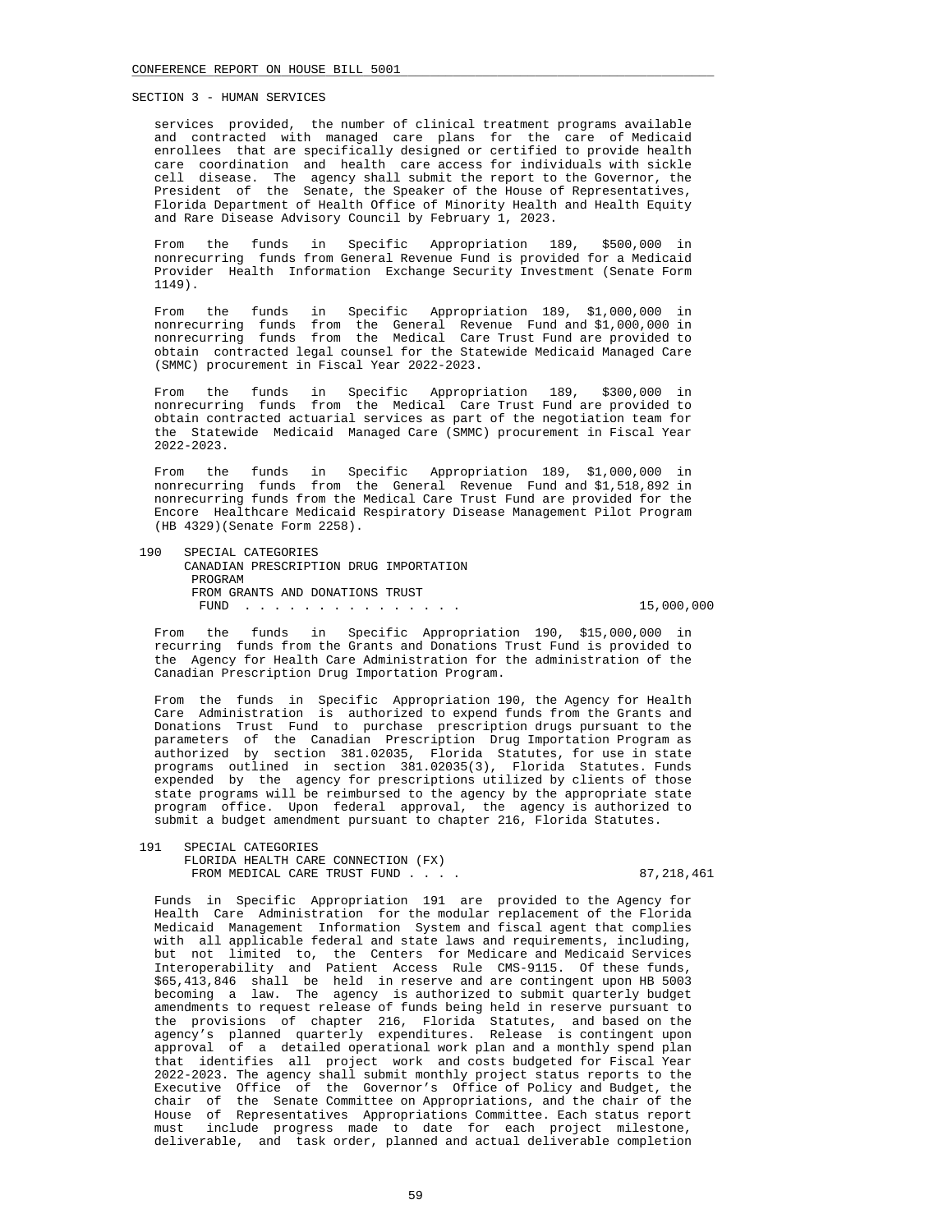SECTION 3 - HUMAN SERVICES

services provided, the number of clinical treatment programs available and contracted with managed care plans for the care of Medicaid enrollees that are specifically designed or certified to provide health care coordination and health care access for individuals with sickle cell disease. The agency shall submit the report to the Governor, the President of the Senate, the Speaker of the House of Representatives, Florida Department of Health Office of Minority Health and Health Equity and Rare Disease Advisory Council by February 1, 2023.

From the funds in Specific Appropriation 189, $500,000 in nonrecurring funds from General Revenue Fund is provided for a Medicaid Provider Health Information Exchange Security Investment (Senate Form 1149).

From the funds in Specific Appropriation 189, $1,000,000 in nonrecurring funds from the General Revenue Fund and $1,000,000 in nonrecurring funds from the Medical Care Trust Fund are provided to obtain contracted legal counsel for the Statewide Medicaid Managed Care (SMMC) procurement in Fiscal Year 2022-2023.

From the funds in Specific Appropriation 189, $300,000 in nonrecurring funds from the Medical Care Trust Fund are provided to obtain contracted actuarial services as part of the negotiation team for the Statewide Medicaid Managed Care (SMMC) procurement in Fiscal Year 2022-2023.

From the funds in Specific Appropriation 189, $1,000,000 in nonrecurring funds from the General Revenue Fund and $1,518,892 in nonrecurring funds from the Medical Care Trust Fund are provided for the Encore Healthcare Medicaid Respiratory Disease Management Pilot Program (HB 4329)(Senate Form 2258).

190 SPECIAL CATEGORIES
CANADIAN PRESCRIPTION DRUG IMPORTATION PROGRAM
FROM GRANTS AND DONATIONS TRUST FUND . . . . . . . . . . . . . . . 15,000,000

From the funds in Specific Appropriation 190, $15,000,000 in recurring funds from the Grants and Donations Trust Fund is provided to the Agency for Health Care Administration for the administration of the Canadian Prescription Drug Importation Program.

From the funds in Specific Appropriation 190, the Agency for Health Care Administration is authorized to expend funds from the Grants and Donations Trust Fund to purchase prescription drugs pursuant to the parameters of the Canadian Prescription Drug Importation Program as authorized by section 381.02035, Florida Statutes, for use in state programs outlined in section 381.02035(3), Florida Statutes. Funds expended by the agency for prescriptions utilized by clients of those state programs will be reimbursed to the agency by the appropriate state program office. Upon federal approval, the agency is authorized to submit a budget amendment pursuant to chapter 216, Florida Statutes.

191 SPECIAL CATEGORIES
FLORIDA HEALTH CARE CONNECTION (FX)
FROM MEDICAL CARE TRUST FUND . . . . 87,218,461

Funds in Specific Appropriation 191 are provided to the Agency for Health Care Administration for the modular replacement of the Florida Medicaid Management Information System and fiscal agent that complies with all applicable federal and state laws and requirements, including, but not limited to, the Centers for Medicare and Medicaid Services Interoperability and Patient Access Rule CMS-9115. Of these funds, $65,413,846 shall be held in reserve and are contingent upon HB 5003 becoming a law. The agency is authorized to submit quarterly budget amendments to request release of funds being held in reserve pursuant to the provisions of chapter 216, Florida Statutes, and based on the agency's planned quarterly expenditures. Release is contingent upon approval of a detailed operational work plan and a monthly spend plan that identifies all project work and costs budgeted for Fiscal Year 2022-2023. The agency shall submit monthly project status reports to the Executive Office of the Governor's Office of Policy and Budget, the chair of the Senate Committee on Appropriations, and the chair of the House of Representatives Appropriations Committee. Each status report must include progress made to date for each project milestone, deliverable, and task order, planned and actual deliverable completion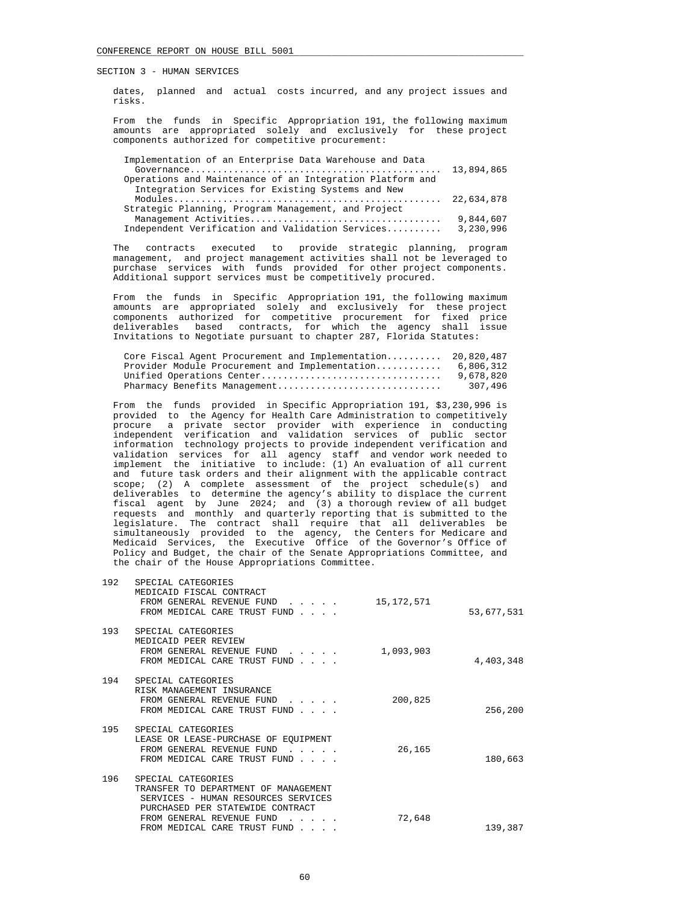SECTION 3 - HUMAN SERVICES

dates, planned and actual costs incurred, and any project issues and risks.

From the funds in Specific Appropriation 191, the following maximum amounts are appropriated solely and exclusively for these project components authorized for competitive procurement:

| | |
|---|---|
| Implementation of an Enterprise Data Warehouse and Data Governance | 13,894,865 |
| Operations and Maintenance of an Integration Platform and Integration Services for Existing Systems and New Modules | 22,634,878 |
| Strategic Planning, Program Management, and Project Management Activities | 9,844,607 |
| Independent Verification and Validation Services | 3,230,996 |

The contracts executed to provide strategic planning, program management, and project management activities shall not be leveraged to purchase services with funds provided for other project components. Additional support services must be competitively procured.

From the funds in Specific Appropriation 191, the following maximum amounts are appropriated solely and exclusively for these project components authorized for competitive procurement for fixed price deliverables based contracts, for which the agency shall issue Invitations to Negotiate pursuant to chapter 287, Florida Statutes:

| | |
|---|---|
| Core Fiscal Agent Procurement and Implementation | 20,820,487 |
| Provider Module Procurement and Implementation | 6,806,312 |
| Unified Operations Center | 9,678,820 |
| Pharmacy Benefits Management | 307,496 |

From the funds provided in Specific Appropriation 191, $3,230,996 is provided to the Agency for Health Care Administration to competitively procure a private sector provider with experience in conducting independent verification and validation services of public sector information technology projects to provide independent verification and validation services for all agency staff and vendor work needed to implement the initiative to include: (1) An evaluation of all current and future task orders and their alignment with the applicable contract scope; (2) A complete assessment of the project schedule(s) and deliverables to determine the agency's ability to displace the current fiscal agent by June 2024; and (3) a thorough review of all budget requests and monthly and quarterly reporting that is submitted to the legislature. The contract shall require that all deliverables be simultaneously provided to the agency, the Centers for Medicare and Medicaid Services, the Executive Office of the Governor's Office of Policy and Budget, the chair of the Senate Appropriations Committee, and the chair of the House Appropriations Committee.

| | | | |
|---|---|---|---|
| 192 | SPECIAL CATEGORIES<br>MEDICAID FISCAL CONTRACT<br>FROM GENERAL REVENUE FUND<br>FROM MEDICAL CARE TRUST FUND | 15,172,571 | 53,677,531 |
| 193 | SPECIAL CATEGORIES<br>MEDICAID PEER REVIEW<br>FROM GENERAL REVENUE FUND<br>FROM MEDICAL CARE TRUST FUND | 1,093,903 | 4,403,348 |
| 194 | SPECIAL CATEGORIES<br>RISK MANAGEMENT INSURANCE<br>FROM GENERAL REVENUE FUND<br>FROM MEDICAL CARE TRUST FUND | 200,825 | 256,200 |
| 195 | SPECIAL CATEGORIES<br>LEASE OR LEASE-PURCHASE OF EQUIPMENT<br>FROM GENERAL REVENUE FUND<br>FROM MEDICAL CARE TRUST FUND | 26,165 | 180,663 |
| 196 | SPECIAL CATEGORIES<br>TRANSFER TO DEPARTMENT OF MANAGEMENT SERVICES - HUMAN RESOURCES SERVICES PURCHASED PER STATEWIDE CONTRACT<br>FROM GENERAL REVENUE FUND<br>FROM MEDICAL CARE TRUST FUND | 72,648 | 139,387 |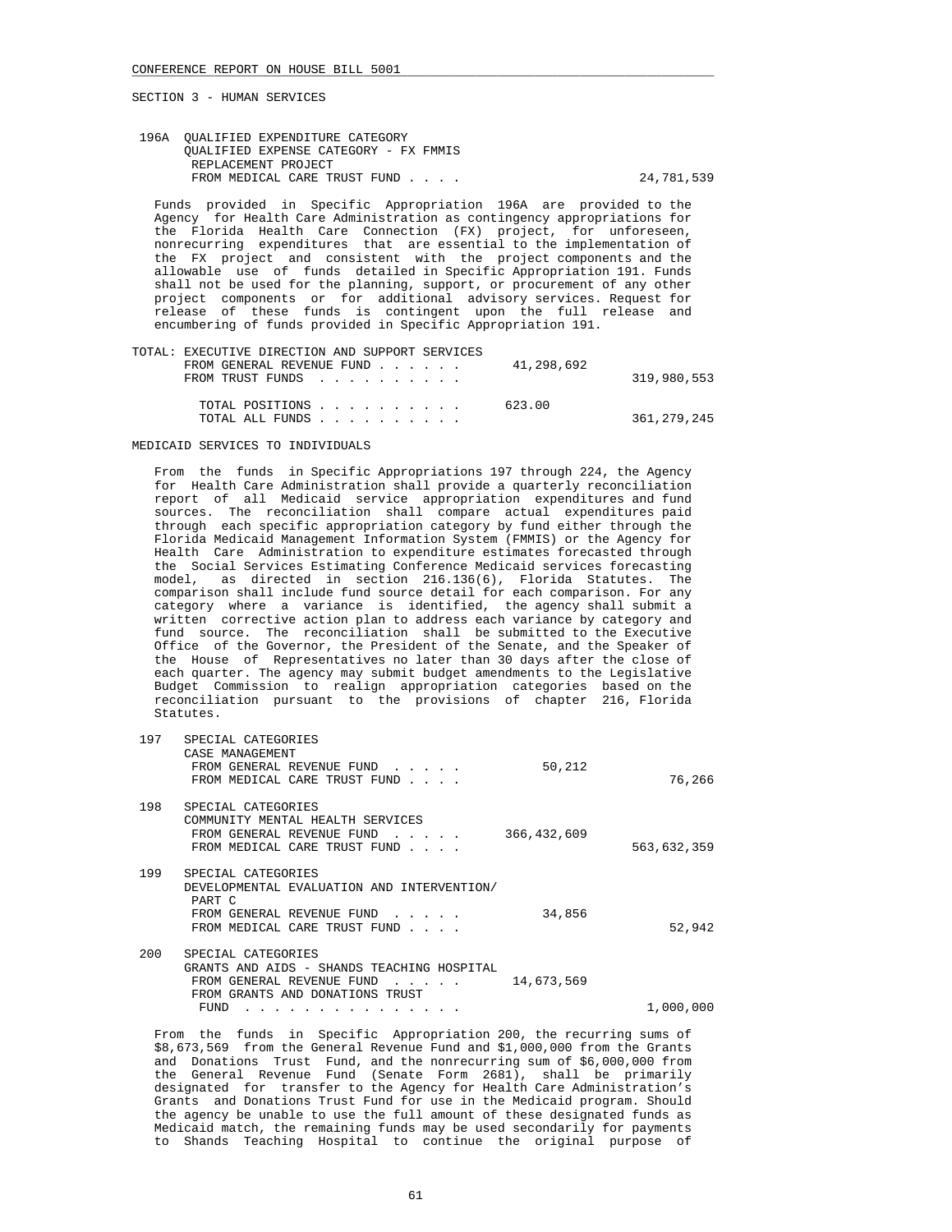CONFERENCE REPORT ON HOUSE BILL 5001

SECTION 3 - HUMAN SERVICES

196A QUALIFIED EXPENDITURE CATEGORY
QUALIFIED EXPENSE CATEGORY - FX FMMIS REPLACEMENT PROJECT

| | | |
|---|---|---|
| FROM MEDICAL CARE TRUST FUND . . . . | | 24,781,539 |

Funds provided in Specific Appropriation 196A are provided to the Agency for Health Care Administration as contingency appropriations for the Florida Health Care Connection (FX) project, for unforeseen, nonrecurring expenditures that are essential to the implementation of the FX project and consistent with the project components and the allowable use of funds detailed in Specific Appropriation 191. Funds shall not be used for the planning, support, or procurement of any other project components or for additional advisory services. Request for release of these funds is contingent upon the full release and encumbering of funds provided in Specific Appropriation 191.

TOTAL: EXECUTIVE DIRECTION AND SUPPORT SERVICES

| | | |
|---|---|---|
| FROM GENERAL REVENUE FUND . . . . . . | 41,298,692 | |
| FROM TRUST FUNDS . . . . . . . . . . | | 319,980,553 |
| TOTAL POSITIONS . . . . . . . . . . | 623.00 | |
| TOTAL ALL FUNDS . . . . . . . . . . | | 361,279,245 |

MEDICAID SERVICES TO INDIVIDUALS

From the funds in Specific Appropriations 197 through 224, the Agency for Health Care Administration shall provide a quarterly reconciliation report of all Medicaid service appropriation expenditures and fund sources. The reconciliation shall compare actual expenditures paid through each specific appropriation category by fund either through the Florida Medicaid Management Information System (FMMIS) or the Agency for Health Care Administration to expenditure estimates forecasted through the Social Services Estimating Conference Medicaid services forecasting model, as directed in section 216.136(6), Florida Statutes. The comparison shall include fund source detail for each comparison. For any category where a variance is identified, the agency shall submit a written corrective action plan to address each variance by category and fund source. The reconciliation shall be submitted to the Executive Office of the Governor, the President of the Senate, and the Speaker of the House of Representatives no later than 30 days after the close of each quarter. The agency may submit budget amendments to the Legislative Budget Commission to realign appropriation categories based on the reconciliation pursuant to the provisions of chapter 216, Florida Statutes.

197 SPECIAL CATEGORIES
CASE MANAGEMENT

| | | |
|---|---|---|
| FROM GENERAL REVENUE FUND . . . . . | 50,212 | |
| FROM MEDICAL CARE TRUST FUND . . . . | | 76,266 |

198 SPECIAL CATEGORIES
COMMUNITY MENTAL HEALTH SERVICES

| | | |
|---|---|---|
| FROM GENERAL REVENUE FUND . . . . . | 366,432,609 | |
| FROM MEDICAL CARE TRUST FUND . . . . | | 563,632,359 |

199 SPECIAL CATEGORIES
DEVELOPMENTAL EVALUATION AND INTERVENTION/ PART C

| | | |
|---|---|---|
| FROM GENERAL REVENUE FUND . . . . . | 34,856 | |
| FROM MEDICAL CARE TRUST FUND . . . . | | 52,942 |

200 SPECIAL CATEGORIES
GRANTS AND AIDS - SHANDS TEACHING HOSPITAL

| | | |
|---|---|---|
| FROM GENERAL REVENUE FUND . . . . . | 14,673,569 | |
| FROM GRANTS AND DONATIONS TRUST FUND . . . . . . . . . . . . . . . | | 1,000,000 |

From the funds in Specific Appropriation 200, the recurring sums of $8,673,569 from the General Revenue Fund and $1,000,000 from the Grants and Donations Trust Fund, and the nonrecurring sum of $6,000,000 from the General Revenue Fund (Senate Form 2681), shall be primarily designated for transfer to the Agency for Health Care Administration's Grants and Donations Trust Fund for use in the Medicaid program. Should the agency be unable to use the full amount of these designated funds as Medicaid match, the remaining funds may be used secondarily for payments to Shands Teaching Hospital to continue the original purpose of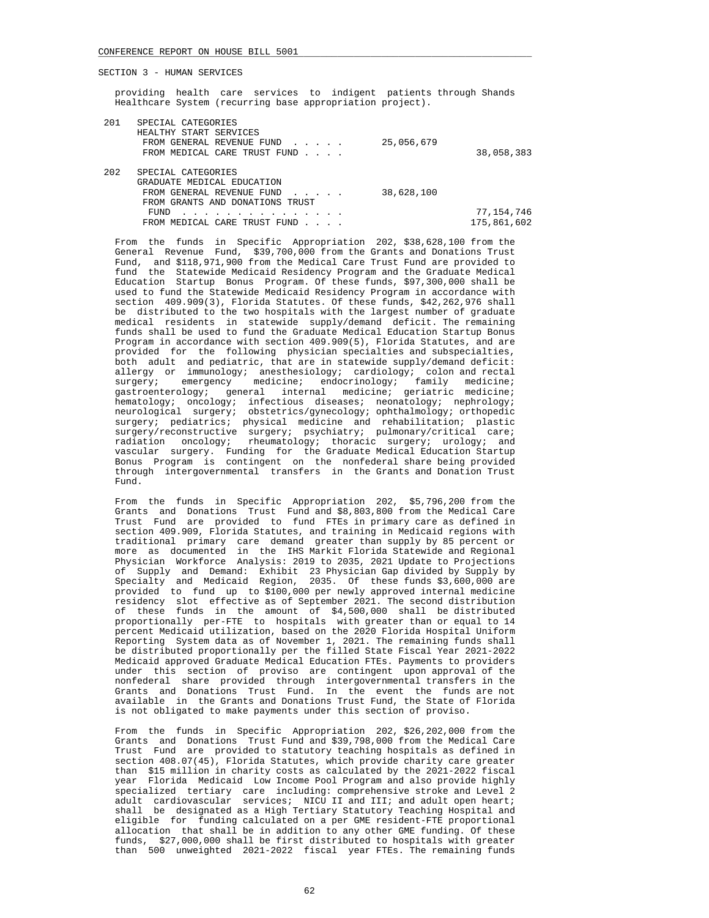SECTION 3 - HUMAN SERVICES

providing health care services to indigent patients through Shands Healthcare System (recurring base appropriation project).

| | | | |
|---|---|---|---|
| 201 | SPECIAL CATEGORIES<br>HEALTHY START SERVICES | | |
| | FROM GENERAL REVENUE FUND . . . . . | 25,056,679 | |
| | FROM MEDICAL CARE TRUST FUND . . . . | | 38,058,383 |
| 202 | SPECIAL CATEGORIES<br>GRADUATE MEDICAL EDUCATION | | |
| | FROM GENERAL REVENUE FUND . . . . . | 38,628,100 | |
| | FROM GRANTS AND DONATIONS TRUST FUND . . . . . . . . . . . . . . . | | 77,154,746 |
| | FROM MEDICAL CARE TRUST FUND . . . . | | 175,861,602 |

From the funds in Specific Appropriation 202, $38,628,100 from the General Revenue Fund, $39,700,000 from the Grants and Donations Trust Fund, and $118,971,900 from the Medical Care Trust Fund are provided to fund the Statewide Medicaid Residency Program and the Graduate Medical Education Startup Bonus Program. Of these funds, $97,300,000 shall be used to fund the Statewide Medicaid Residency Program in accordance with section 409.909(3), Florida Statutes. Of these funds, $42,262,976 shall be distributed to the two hospitals with the largest number of graduate medical residents in statewide supply/demand deficit. The remaining funds shall be used to fund the Graduate Medical Education Startup Bonus Program in accordance with section 409.909(5), Florida Statutes, and are provided for the following physician specialties and subspecialties, both adult and pediatric, that are in statewide supply/demand deficit: allergy or immunology; anesthesiology; cardiology; colon and rectal surgery; emergency medicine; endocrinology; family medicine; gastroenterology; general internal medicine; geriatric medicine; hematology; oncology; infectious diseases; neonatology; nephrology; neurological surgery; obstetrics/gynecology; ophthalmology; orthopedic surgery; pediatrics; physical medicine and rehabilitation; plastic surgery/reconstructive surgery; psychiatry; pulmonary/critical care; radiation oncology; rheumatology; thoracic surgery; urology; and vascular surgery. Funding for the Graduate Medical Education Startup Bonus Program is contingent on the nonfederal share being provided through intergovernmental transfers in the Grants and Donation Trust Fund.

From the funds in Specific Appropriation 202, $5,796,200 from the Grants and Donations Trust Fund and $8,803,800 from the Medical Care Trust Fund are provided to fund FTEs in primary care as defined in section 409.909, Florida Statutes, and training in Medicaid regions with traditional primary care demand greater than supply by 85 percent or more as documented in the IHS Markit Florida Statewide and Regional Physician Workforce Analysis: 2019 to 2035, 2021 Update to Projections of Supply and Demand: Exhibit 23 Physician Gap divided by Supply by Specialty and Medicaid Region, 2035. Of these funds $3,600,000 are provided to fund up to $100,000 per newly approved internal medicine residency slot effective as of September 2021. The second distribution of these funds in the amount of $4,500,000 shall be distributed proportionally per-FTE to hospitals with greater than or equal to 14 percent Medicaid utilization, based on the 2020 Florida Hospital Uniform Reporting System data as of November 1, 2021. The remaining funds shall be distributed proportionally per the filled State Fiscal Year 2021-2022 Medicaid approved Graduate Medical Education FTEs. Payments to providers under this section of proviso are contingent upon approval of the nonfederal share provided through intergovernmental transfers in the Grants and Donations Trust Fund. In the event the funds are not available in the Grants and Donations Trust Fund, the State of Florida is not obligated to make payments under this section of proviso.

From the funds in Specific Appropriation 202, $26,202,000 from the Grants and Donations Trust Fund and $39,798,000 from the Medical Care Trust Fund are provided to statutory teaching hospitals as defined in section 408.07(45), Florida Statutes, which provide charity care greater than $15 million in charity costs as calculated by the 2021-2022 fiscal year Florida Medicaid Low Income Pool Program and also provide highly specialized tertiary care including: comprehensive stroke and Level 2 adult cardiovascular services; NICU II and III; and adult open heart; shall be designated as a High Tertiary Statutory Teaching Hospital and eligible for funding calculated on a per GME resident-FTE proportional allocation that shall be in addition to any other GME funding. Of these funds, $27,000,000 shall be first distributed to hospitals with greater than 500 unweighted 2021-2022 fiscal year FTEs. The remaining funds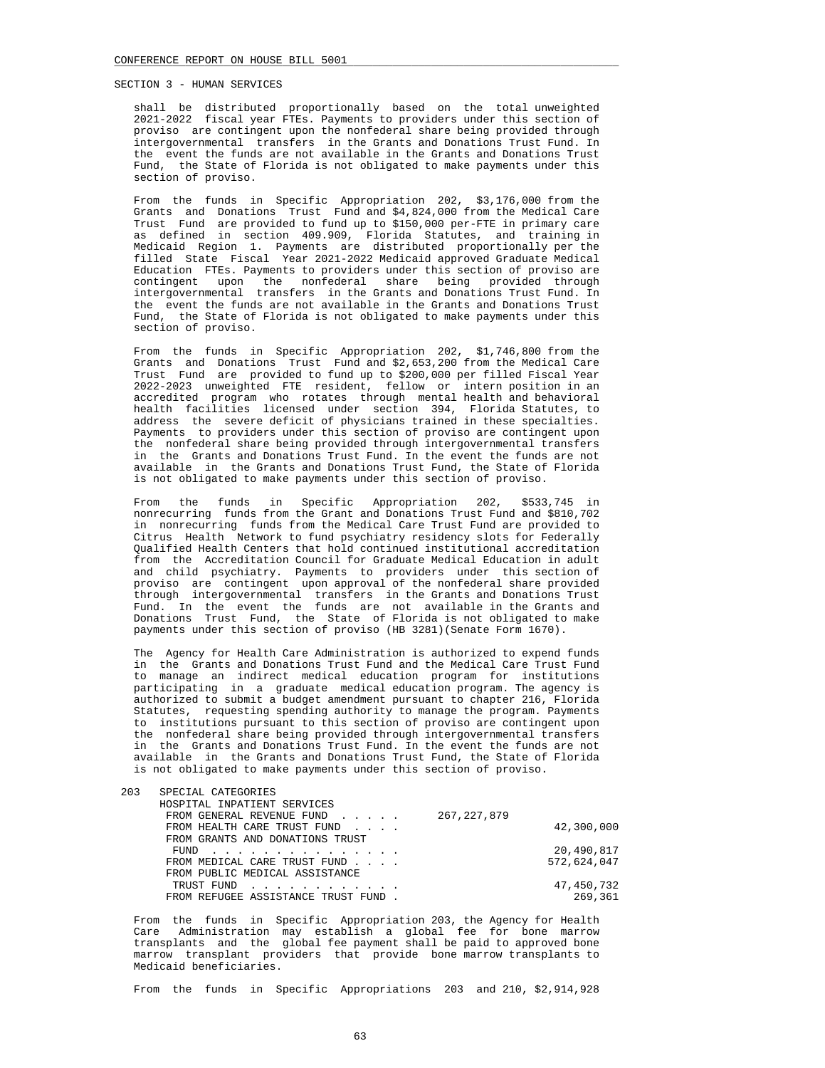CONFERENCE REPORT ON HOUSE BILL 5001

SECTION 3 - HUMAN SERVICES

shall be distributed proportionally based on the total unweighted 2021-2022 fiscal year FTEs. Payments to providers under this section of proviso are contingent upon the nonfederal share being provided through intergovernmental transfers in the Grants and Donations Trust Fund. In the event the funds are not available in the Grants and Donations Trust Fund, the State of Florida is not obligated to make payments under this section of proviso.

From the funds in Specific Appropriation 202, $3,176,000 from the Grants and Donations Trust Fund and $4,824,000 from the Medical Care Trust Fund are provided to fund up to $150,000 per-FTE in primary care as defined in section 409.909, Florida Statutes, and training in Medicaid Region 1. Payments are distributed proportionally per the filled State Fiscal Year 2021-2022 Medicaid approved Graduate Medical Education FTEs. Payments to providers under this section of proviso are contingent upon the nonfederal share being provided through intergovernmental transfers in the Grants and Donations Trust Fund. In the event the funds are not available in the Grants and Donations Trust Fund, the State of Florida is not obligated to make payments under this section of proviso.

From the funds in Specific Appropriation 202, $1,746,800 from the Grants and Donations Trust Fund and $2,653,200 from the Medical Care Trust Fund are provided to fund up to $200,000 per filled Fiscal Year 2022-2023 unweighted FTE resident, fellow or intern position in an accredited program who rotates through mental health and behavioral health facilities licensed under section 394, Florida Statutes, to address the severe deficit of physicians trained in these specialties. Payments to providers under this section of proviso are contingent upon the nonfederal share being provided through intergovernmental transfers in the Grants and Donations Trust Fund. In the event the funds are not available in the Grants and Donations Trust Fund, the State of Florida is not obligated to make payments under this section of proviso.

From the funds in Specific Appropriation 202, $533,745 in nonrecurring funds from the Grant and Donations Trust Fund and $810,702 in nonrecurring funds from the Medical Care Trust Fund are provided to Citrus Health Network to fund psychiatry residency slots for Federally Qualified Health Centers that hold continued institutional accreditation from the Accreditation Council for Graduate Medical Education in adult and child psychiatry. Payments to providers under this section of proviso are contingent upon approval of the nonfederal share provided through intergovernmental transfers in the Grants and Donations Trust Fund. In the event the funds are not available in the Grants and Donations Trust Fund, the State of Florida is not obligated to make payments under this section of proviso (HB 3281)(Senate Form 1670).

The Agency for Health Care Administration is authorized to expend funds in the Grants and Donations Trust Fund and the Medical Care Trust Fund to manage an indirect medical education program for institutions participating in a graduate medical education program. The agency is authorized to submit a budget amendment pursuant to chapter 216, Florida Statutes, requesting spending authority to manage the program. Payments to institutions pursuant to this section of proviso are contingent upon the nonfederal share being provided through intergovernmental transfers in the Grants and Donations Trust Fund. In the event the funds are not available in the Grants and Donations Trust Fund, the State of Florida is not obligated to make payments under this section of proviso.

| 203 | SPECIAL CATEGORIES | | |
|---|---|---|---|
| | HOSPITAL INPATIENT SERVICES | | |
| | FROM GENERAL REVENUE FUND . . . . . | 267,227,879 | |
| | FROM HEALTH CARE TRUST FUND . . . . | | 42,300,000 |
| | FROM GRANTS AND DONATIONS TRUST FUND . . . . . . . . . . . . . . . | | 20,490,817 |
| | FROM MEDICAL CARE TRUST FUND . . . . | | 572,624,047 |
| | FROM PUBLIC MEDICAL ASSISTANCE TRUST FUND . . . . . . . . . . . . | | 47,450,732 |
| | FROM REFUGEE ASSISTANCE TRUST FUND . | | 269,361 |

From the funds in Specific Appropriation 203, the Agency for Health Care Administration may establish a global fee for bone marrow transplants and the global fee payment shall be paid to approved bone marrow transplant providers that provide bone marrow transplants to Medicaid beneficiaries.

From the funds in Specific Appropriations 203 and 210, $2,914,928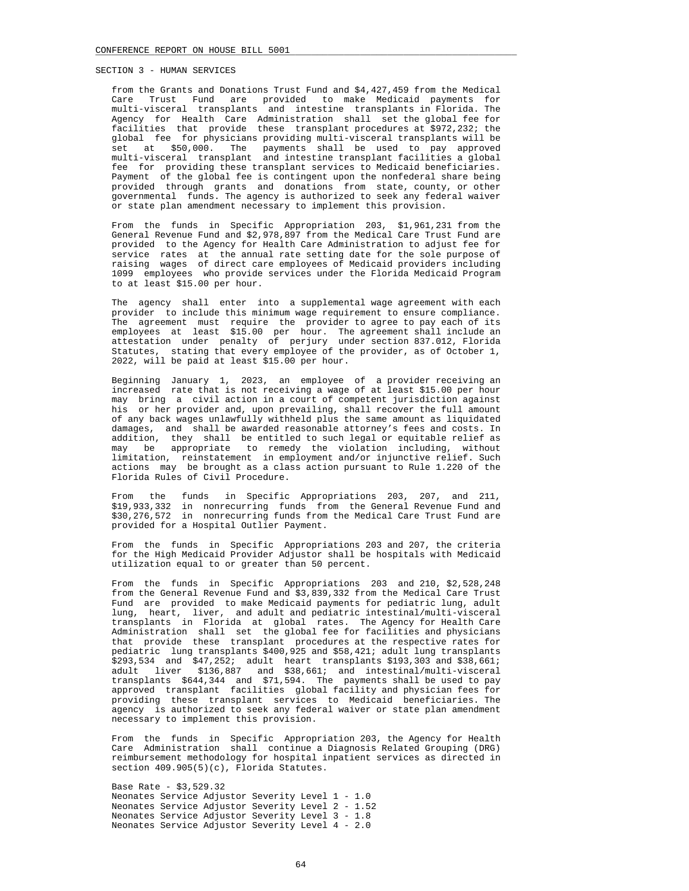SECTION 3 - HUMAN SERVICES

from the Grants and Donations Trust Fund and $4,427,459 from the Medical Care Trust Fund are provided to make Medicaid payments for multi-visceral transplants and intestine transplants in Florida. The Agency for Health Care Administration shall set the global fee for facilities that provide these transplant procedures at $972,232; the global fee for physicians providing multi-visceral transplants will be set at $50,000. The payments shall be used to pay approved multi-visceral transplant and intestine transplant facilities a global fee for providing these transplant services to Medicaid beneficiaries. Payment of the global fee is contingent upon the nonfederal share being provided through grants and donations from state, county, or other governmental funds. The agency is authorized to seek any federal waiver or state plan amendment necessary to implement this provision.

From the funds in Specific Appropriation 203, $1,961,231 from the General Revenue Fund and $2,978,897 from the Medical Care Trust Fund are provided to the Agency for Health Care Administration to adjust fee for service rates at the annual rate setting date for the sole purpose of raising wages of direct care employees of Medicaid providers including 1099 employees who provide services under the Florida Medicaid Program to at least $15.00 per hour.

The agency shall enter into a supplemental wage agreement with each provider to include this minimum wage requirement to ensure compliance. The agreement must require the provider to agree to pay each of its employees at least $15.00 per hour. The agreement shall include an attestation under penalty of perjury under section 837.012, Florida Statutes, stating that every employee of the provider, as of October 1, 2022, will be paid at least $15.00 per hour.

Beginning January 1, 2023, an employee of a provider receiving an increased rate that is not receiving a wage of at least $15.00 per hour may bring a civil action in a court of competent jurisdiction against his or her provider and, upon prevailing, shall recover the full amount of any back wages unlawfully withheld plus the same amount as liquidated damages, and shall be awarded reasonable attorney's fees and costs. In addition, they shall be entitled to such legal or equitable relief as may be appropriate to remedy the violation including, without limitation, reinstatement in employment and/or injunctive relief. Such actions may be brought as a class action pursuant to Rule 1.220 of the Florida Rules of Civil Procedure.

From the funds in Specific Appropriations 203, 207, and 211, $19,933,332 in nonrecurring funds from the General Revenue Fund and $30,276,572 in nonrecurring funds from the Medical Care Trust Fund are provided for a Hospital Outlier Payment.

From the funds in Specific Appropriations 203 and 207, the criteria for the High Medicaid Provider Adjustor shall be hospitals with Medicaid utilization equal to or greater than 50 percent.

From the funds in Specific Appropriations 203 and 210, $2,528,248 from the General Revenue Fund and $3,839,332 from the Medical Care Trust Fund are provided to make Medicaid payments for pediatric lung, adult lung, heart, liver, and adult and pediatric intestinal/multi-visceral transplants in Florida at global rates. The Agency for Health Care Administration shall set the global fee for facilities and physicians that provide these transplant procedures at the respective rates for pediatric lung transplants $400,925 and $58,421; adult lung transplants $293,534 and $47,252; adult heart transplants $193,303 and $38,661; adult liver $136,887 and $38,661; and intestinal/multi-visceral transplants $644,344 and $71,594. The payments shall be used to pay approved transplant facilities global facility and physician fees for providing these transplant services to Medicaid beneficiaries. The agency is authorized to seek any federal waiver or state plan amendment necessary to implement this provision.

From the funds in Specific Appropriation 203, the Agency for Health Care Administration shall continue a Diagnosis Related Grouping (DRG) reimbursement methodology for hospital inpatient services as directed in section 409.905(5)(c), Florida Statutes.

Base Rate - $3,529.32
Neonates Service Adjustor Severity Level 1 - 1.0
Neonates Service Adjustor Severity Level 2 - 1.52
Neonates Service Adjustor Severity Level 3 - 1.8
Neonates Service Adjustor Severity Level 4 - 2.0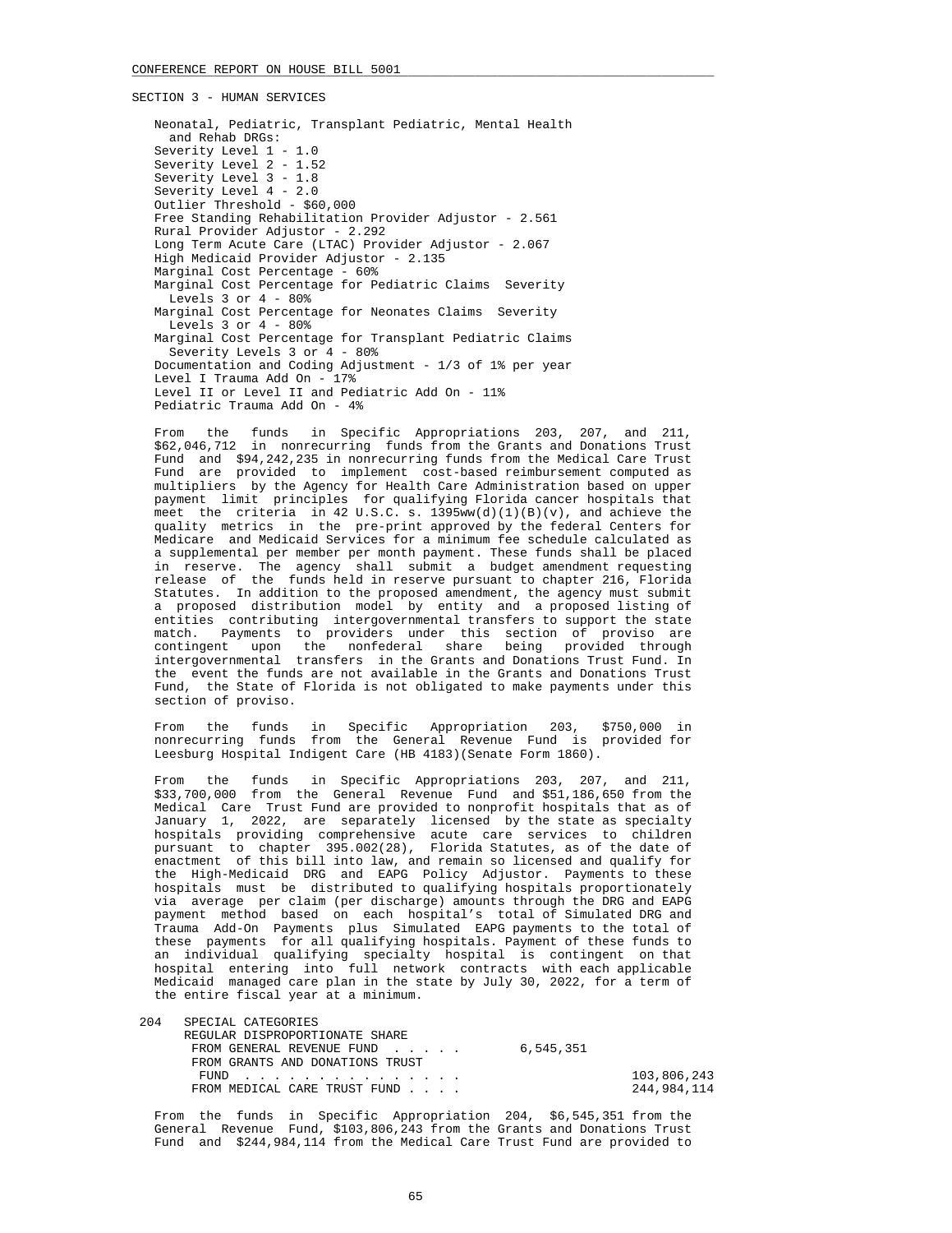SECTION 3 - HUMAN SERVICES

Neonatal, Pediatric, Transplant Pediatric, Mental Health and Rehab DRGs:
Severity Level 1 - 1.0
Severity Level 2 - 1.52
Severity Level 3 - 1.8
Severity Level 4 - 2.0
Outlier Threshold - $60,000
Free Standing Rehabilitation Provider Adjustor - 2.561
Rural Provider Adjustor - 2.292
Long Term Acute Care (LTAC) Provider Adjustor - 2.067
High Medicaid Provider Adjustor - 2.135
Marginal Cost Percentage - 60%
Marginal Cost Percentage for Pediatric Claims Severity Levels 3 or 4 - 80%
Marginal Cost Percentage for Neonates Claims Severity Levels 3 or 4 - 80%
Marginal Cost Percentage for Transplant Pediatric Claims Severity Levels 3 or 4 - 80%
Documentation and Coding Adjustment - 1/3 of 1% per year
Level I Trauma Add On - 17%
Level II or Level II and Pediatric Add On - 11%
Pediatric Trauma Add On - 4%

From the funds in Specific Appropriations 203, 207, and 211, $62,046,712 in nonrecurring funds from the Grants and Donations Trust Fund and $94,242,235 in nonrecurring funds from the Medical Care Trust Fund are provided to implement cost-based reimbursement computed as multipliers by the Agency for Health Care Administration based on upper payment limit principles for qualifying Florida cancer hospitals that meet the criteria in 42 U.S.C. s. 1395ww(d)(1)(B)(v), and achieve the quality metrics in the pre-print approved by the federal Centers for Medicare and Medicaid Services for a minimum fee schedule calculated as a supplemental per member per month payment. These funds shall be placed in reserve. The agency shall submit a budget amendment requesting release of the funds held in reserve pursuant to chapter 216, Florida Statutes. In addition to the proposed amendment, the agency must submit a proposed distribution model by entity and a proposed listing of entities contributing intergovernmental transfers to support the state match. Payments to providers under this section of proviso are contingent upon the nonfederal share being provided through intergovernmental transfers in the Grants and Donations Trust Fund. In the event the funds are not available in the Grants and Donations Trust Fund, the State of Florida is not obligated to make payments under this section of proviso.

From the funds in Specific Appropriation 203, $750,000 in nonrecurring funds from the General Revenue Fund is provided for Leesburg Hospital Indigent Care (HB 4183)(Senate Form 1860).

From the funds in Specific Appropriations 203, 207, and 211, $33,700,000 from the General Revenue Fund and $51,186,650 from the Medical Care Trust Fund are provided to nonprofit hospitals that as of January 1, 2022, are separately licensed by the state as specialty hospitals providing comprehensive acute care services to children pursuant to chapter 395.002(28), Florida Statutes, as of the date of enactment of this bill into law, and remain so licensed and qualify for the High-Medicaid DRG and EAPG Policy Adjustor. Payments to these hospitals must be distributed to qualifying hospitals proportionately via average per claim (per discharge) amounts through the DRG and EAPG payment method based on each hospital's total of Simulated DRG and Trauma Add-On Payments plus Simulated EAPG payments to the total of these payments for all qualifying hospitals. Payment of these funds to an individual qualifying specialty hospital is contingent on that hospital entering into full network contracts with each applicable Medicaid managed care plan in the state by July 30, 2022, for a term of the entire fiscal year at a minimum.

204 SPECIAL CATEGORIES
REGULAR DISPROPORTIONATE SHARE

| | | |
|---|---|---|
| FROM GENERAL REVENUE FUND . . . . . | 6,545,351 | |
| FROM GRANTS AND DONATIONS TRUST FUND . . . . . . . . . . . . . . . | | 103,806,243 |
| FROM MEDICAL CARE TRUST FUND . . . . | | 244,984,114 |

From the funds in Specific Appropriation 204, $6,545,351 from the General Revenue Fund, $103,806,243 from the Grants and Donations Trust Fund and $244,984,114 from the Medical Care Trust Fund are provided to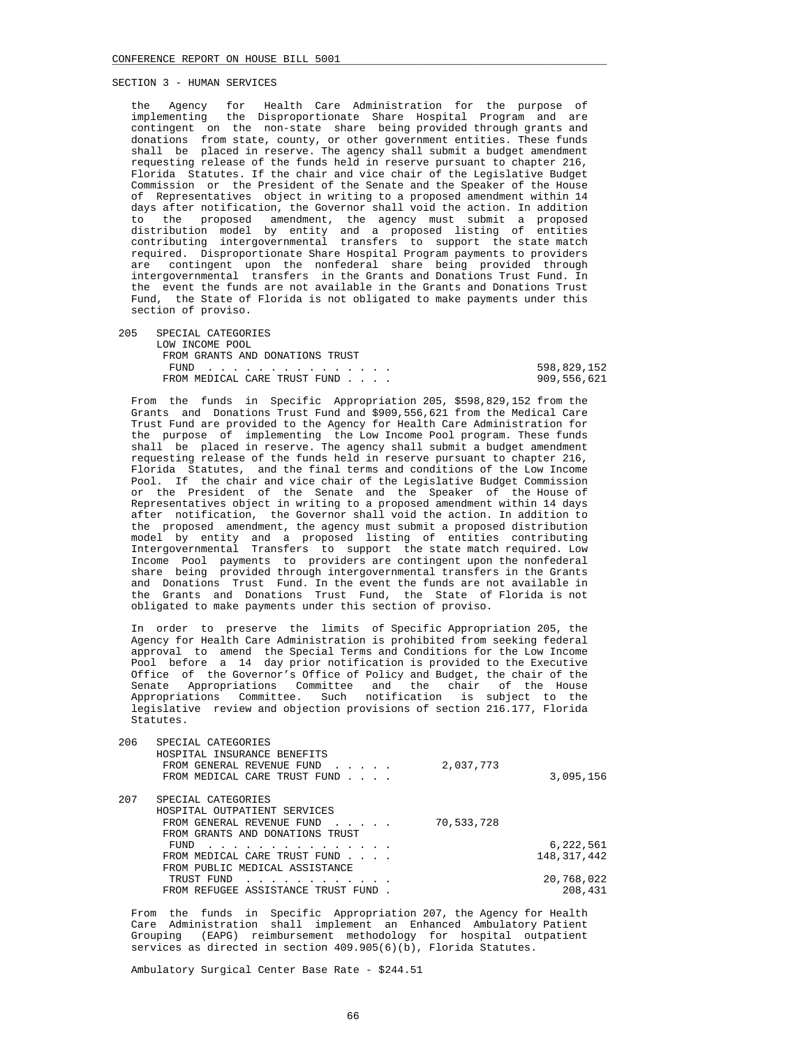SECTION 3 - HUMAN SERVICES

the Agency for Health Care Administration for the purpose of implementing the Disproportionate Share Hospital Program and are contingent on the non-state share being provided through grants and donations from state, county, or other government entities. These funds shall be placed in reserve. The agency shall submit a budget amendment requesting release of the funds held in reserve pursuant to chapter 216, Florida Statutes. If the chair and vice chair of the Legislative Budget Commission or the President of the Senate and the Speaker of the House of Representatives object in writing to a proposed amendment within 14 days after notification, the Governor shall void the action. In addition to the proposed amendment, the agency must submit a proposed distribution model by entity and a proposed listing of entities contributing intergovernmental transfers to support the state match required. Disproportionate Share Hospital Program payments to providers are contingent upon the nonfederal share being provided through intergovernmental transfers in the Grants and Donations Trust Fund. In the event the funds are not available in the Grants and Donations Trust Fund, the State of Florida is not obligated to make payments under this section of proviso.

| | | | |
|---|---|---|---|
| 205 | SPECIAL CATEGORIES<br>LOW INCOME POOL | | |
| | FROM GRANTS AND DONATIONS TRUST FUND . . . . . . . . . . . . . . . | | 598,829,152 |
| | FROM MEDICAL CARE TRUST FUND . . . . | | 909,556,621 |

From the funds in Specific Appropriation 205, $598,829,152 from the Grants and Donations Trust Fund and $909,556,621 from the Medical Care Trust Fund are provided to the Agency for Health Care Administration for the purpose of implementing the Low Income Pool program. These funds shall be placed in reserve. The agency shall submit a budget amendment requesting release of the funds held in reserve pursuant to chapter 216, Florida Statutes, and the final terms and conditions of the Low Income Pool. If the chair and vice chair of the Legislative Budget Commission or the President of the Senate and the Speaker of the House of Representatives object in writing to a proposed amendment within 14 days after notification, the Governor shall void the action. In addition to the proposed amendment, the agency must submit a proposed distribution model by entity and a proposed listing of entities contributing Intergovernmental Transfers to support the state match required. Low Income Pool payments to providers are contingent upon the nonfederal share being provided through intergovernmental transfers in the Grants and Donations Trust Fund. In the event the funds are not available in the Grants and Donations Trust Fund, the State of Florida is not obligated to make payments under this section of proviso.

In order to preserve the limits of Specific Appropriation 205, the Agency for Health Care Administration is prohibited from seeking federal approval to amend the Special Terms and Conditions for the Low Income Pool before a 14 day prior notification is provided to the Executive Office of the Governor's Office of Policy and Budget, the chair of the Senate Appropriations Committee and the chair of the House Appropriations Committee. Such notification is subject to the legislative review and objection provisions of section 216.177, Florida Statutes.

| | | | |
|---|---|---|---|
| 206 | SPECIAL CATEGORIES<br>HOSPITAL INSURANCE BENEFITS | | |
| | FROM GENERAL REVENUE FUND . . . . . | 2,037,773 | |
| | FROM MEDICAL CARE TRUST FUND . . . . | | 3,095,156 |
| 207 | SPECIAL CATEGORIES<br>HOSPITAL OUTPATIENT SERVICES | | |
| | FROM GENERAL REVENUE FUND . . . . . | 70,533,728 | |
| | FROM GRANTS AND DONATIONS TRUST FUND . . . . . . . . . . . . . . . | | 6,222,561 |
| | FROM MEDICAL CARE TRUST FUND . . . . | | 148,317,442 |
| | FROM PUBLIC MEDICAL ASSISTANCE TRUST FUND . . . . . . . . . . . . | | 20,768,022 |
| | FROM REFUGEE ASSISTANCE TRUST FUND . | | 208,431 |

From the funds in Specific Appropriation 207, the Agency for Health Care Administration shall implement an Enhanced Ambulatory Patient Grouping (EAPG) reimbursement methodology for hospital outpatient services as directed in section 409.905(6)(b), Florida Statutes.

Ambulatory Surgical Center Base Rate - $244.51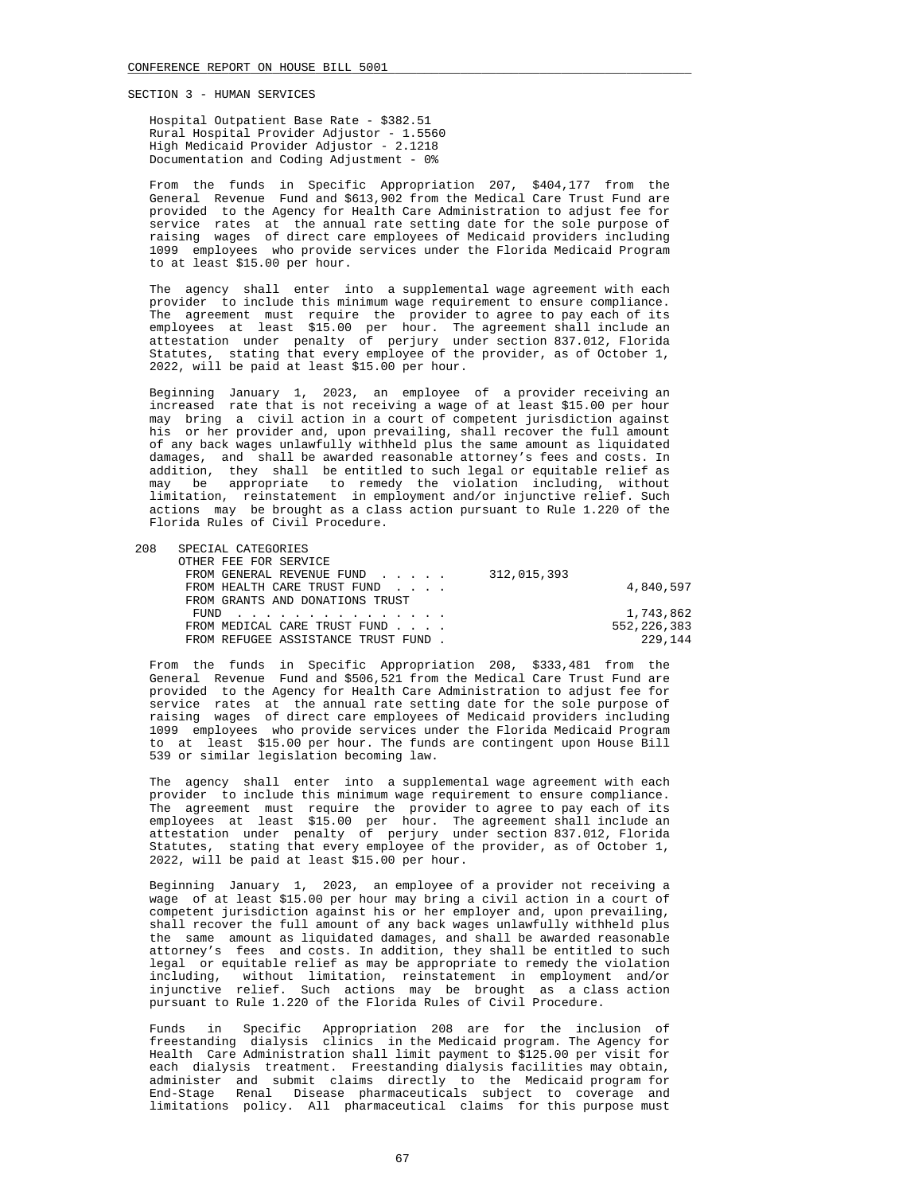SECTION 3 - HUMAN SERVICES

Hospital Outpatient Base Rate - $382.51
Rural Hospital Provider Adjustor - 1.5560
High Medicaid Provider Adjustor - 2.1218
Documentation and Coding Adjustment - 0%

From the funds in Specific Appropriation 207, $404,177 from the General Revenue Fund and $613,902 from the Medical Care Trust Fund are provided to the Agency for Health Care Administration to adjust fee for service rates at the annual rate setting date for the sole purpose of raising wages of direct care employees of Medicaid providers including 1099 employees who provide services under the Florida Medicaid Program to at least $15.00 per hour.

The agency shall enter into a supplemental wage agreement with each provider to include this minimum wage requirement to ensure compliance. The agreement must require the provider to agree to pay each of its employees at least $15.00 per hour. The agreement shall include an attestation under penalty of perjury under section 837.012, Florida Statutes, stating that every employee of the provider, as of October 1, 2022, will be paid at least $15.00 per hour.

Beginning January 1, 2023, an employee of a provider receiving an increased rate that is not receiving a wage of at least $15.00 per hour may bring a civil action in a court of competent jurisdiction against his or her provider and, upon prevailing, shall recover the full amount of any back wages unlawfully withheld plus the same amount as liquidated damages, and shall be awarded reasonable attorney's fees and costs. In addition, they shall be entitled to such legal or equitable relief as may be appropriate to remedy the violation including, without limitation, reinstatement in employment and/or injunctive relief. Such actions may be brought as a class action pursuant to Rule 1.220 of the Florida Rules of Civil Procedure.

208 SPECIAL CATEGORIES
OTHER FEE FOR SERVICE

| | | |
|---|---|---|
| FROM GENERAL REVENUE FUND . . . . . | 312,015,393 | |
| FROM HEALTH CARE TRUST FUND . . . . | | 4,840,597 |
| FROM GRANTS AND DONATIONS TRUST FUND . . . . . . . . . . . . . . . | | 1,743,862 |
| FROM MEDICAL CARE TRUST FUND . . . . | | 552,226,383 |
| FROM REFUGEE ASSISTANCE TRUST FUND . | | 229,144 |

From the funds in Specific Appropriation 208, $333,481 from the General Revenue Fund and $506,521 from the Medical Care Trust Fund are provided to the Agency for Health Care Administration to adjust fee for service rates at the annual rate setting date for the sole purpose of raising wages of direct care employees of Medicaid providers including 1099 employees who provide services under the Florida Medicaid Program to at least $15.00 per hour. The funds are contingent upon House Bill 539 or similar legislation becoming law.

The agency shall enter into a supplemental wage agreement with each provider to include this minimum wage requirement to ensure compliance. The agreement must require the provider to agree to pay each of its employees at least $15.00 per hour. The agreement shall include an attestation under penalty of perjury under section 837.012, Florida Statutes, stating that every employee of the provider, as of October 1, 2022, will be paid at least $15.00 per hour.

Beginning January 1, 2023, an employee of a provider not receiving a wage of at least $15.00 per hour may bring a civil action in a court of competent jurisdiction against his or her employer and, upon prevailing, shall recover the full amount of any back wages unlawfully withheld plus the same amount as liquidated damages, and shall be awarded reasonable attorney's fees and costs. In addition, they shall be entitled to such legal or equitable relief as may be appropriate to remedy the violation including, without limitation, reinstatement in employment and/or injunctive relief. Such actions may be brought as a class action pursuant to Rule 1.220 of the Florida Rules of Civil Procedure.

Funds in Specific Appropriation 208 are for the inclusion of freestanding dialysis clinics in the Medicaid program. The Agency for Health Care Administration shall limit payment to $125.00 per visit for each dialysis treatment. Freestanding dialysis facilities may obtain, administer and submit claims directly to the Medicaid program for End-Stage Renal Disease pharmaceuticals subject to coverage and limitations policy. All pharmaceutical claims for this purpose must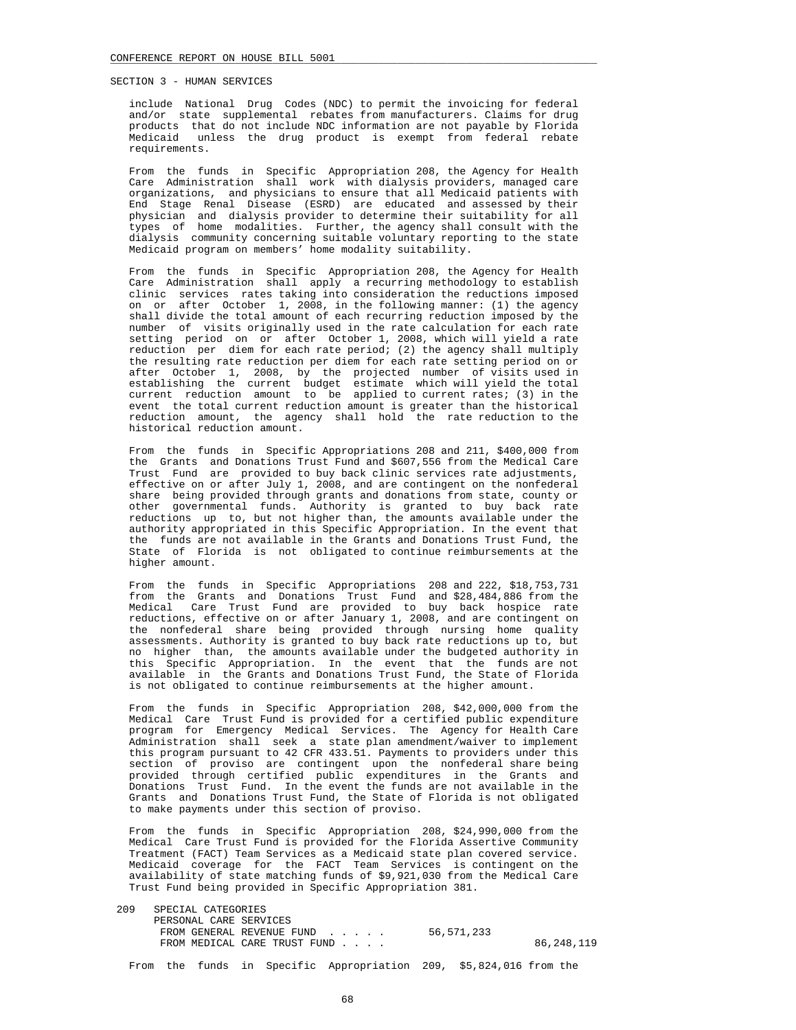SECTION 3 - HUMAN SERVICES

include National Drug Codes (NDC) to permit the invoicing for federal and/or state supplemental rebates from manufacturers. Claims for drug products that do not include NDC information are not payable by Florida Medicaid unless the drug product is exempt from federal rebate requirements.

From the funds in Specific Appropriation 208, the Agency for Health Care Administration shall work with dialysis providers, managed care organizations, and physicians to ensure that all Medicaid patients with End Stage Renal Disease (ESRD) are educated and assessed by their physician and dialysis provider to determine their suitability for all types of home modalities. Further, the agency shall consult with the dialysis community concerning suitable voluntary reporting to the state Medicaid program on members' home modality suitability.

From the funds in Specific Appropriation 208, the Agency for Health Care Administration shall apply a recurring methodology to establish clinic services rates taking into consideration the reductions imposed on or after October 1, 2008, in the following manner: (1) the agency shall divide the total amount of each recurring reduction imposed by the number of visits originally used in the rate calculation for each rate setting period on or after October 1, 2008, which will yield a rate reduction per diem for each rate period; (2) the agency shall multiply the resulting rate reduction per diem for each rate setting period on or after October 1, 2008, by the projected number of visits used in establishing the current budget estimate which will yield the total current reduction amount to be applied to current rates; (3) in the event the total current reduction amount is greater than the historical reduction amount, the agency shall hold the rate reduction to the historical reduction amount.

From the funds in Specific Appropriations 208 and 211, $400,000 from the Grants and Donations Trust Fund and $607,556 from the Medical Care Trust Fund are provided to buy back clinic services rate adjustments, effective on or after July 1, 2008, and are contingent on the nonfederal share being provided through grants and donations from state, county or other governmental funds. Authority is granted to buy back rate reductions up to, but not higher than, the amounts available under the authority appropriated in this Specific Appropriation. In the event that the funds are not available in the Grants and Donations Trust Fund, the State of Florida is not obligated to continue reimbursements at the higher amount.

From the funds in Specific Appropriations 208 and 222, $18,753,731 from the Grants and Donations Trust Fund and $28,484,886 from the Medical Care Trust Fund are provided to buy back hospice rate reductions, effective on or after January 1, 2008, and are contingent on the nonfederal share being provided through nursing home quality assessments. Authority is granted to buy back rate reductions up to, but no higher than, the amounts available under the budgeted authority in this Specific Appropriation. In the event that the funds are not available in the Grants and Donations Trust Fund, the State of Florida is not obligated to continue reimbursements at the higher amount.

From the funds in Specific Appropriation 208, $42,000,000 from the Medical Care Trust Fund is provided for a certified public expenditure program for Emergency Medical Services. The Agency for Health Care Administration shall seek a state plan amendment/waiver to implement this program pursuant to 42 CFR 433.51. Payments to providers under this section of proviso are contingent upon the nonfederal share being provided through certified public expenditures in the Grants and Donations Trust Fund. In the event the funds are not available in the Grants and Donations Trust Fund, the State of Florida is not obligated to make payments under this section of proviso.

From the funds in Specific Appropriation 208, $24,990,000 from the Medical Care Trust Fund is provided for the Florida Assertive Community Treatment (FACT) Team Services as a Medicaid state plan covered service. Medicaid coverage for the FACT Team Services is contingent on the availability of state matching funds of $9,921,030 from the Medical Care Trust Fund being provided in Specific Appropriation 381.

209 SPECIAL CATEGORIES
PERSONAL CARE SERVICES
FROM GENERAL REVENUE FUND . . . . . 56,571,233
FROM MEDICAL CARE TRUST FUND . . . . 86,248,119

From the funds in Specific Appropriation 209, $5,824,016 from the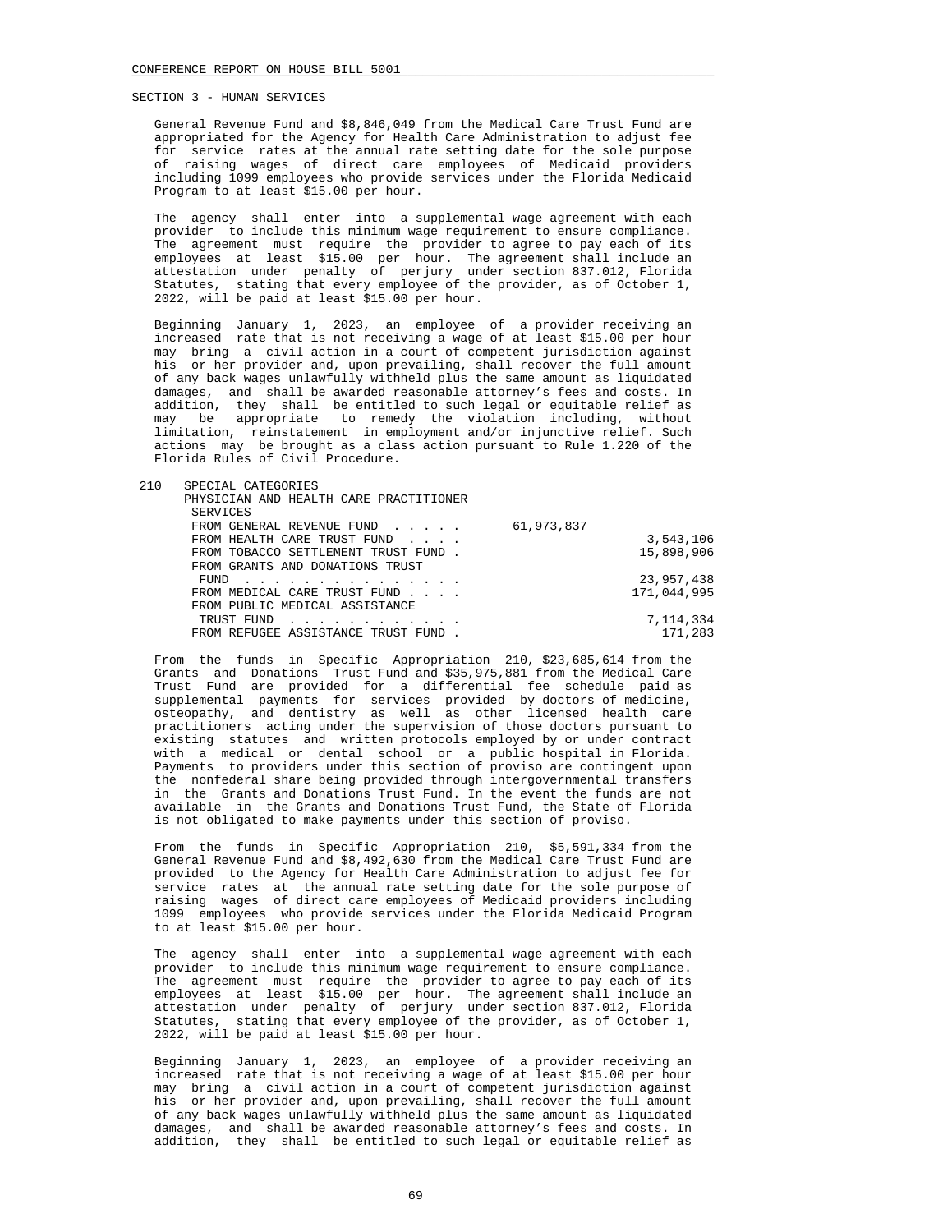SECTION 3 - HUMAN SERVICES

General Revenue Fund and $8,846,049 from the Medical Care Trust Fund are appropriated for the Agency for Health Care Administration to adjust fee for service rates at the annual rate setting date for the sole purpose of raising wages of direct care employees of Medicaid providers including 1099 employees who provide services under the Florida Medicaid Program to at least $15.00 per hour.

The agency shall enter into a supplemental wage agreement with each provider to include this minimum wage requirement to ensure compliance. The agreement must require the provider to agree to pay each of its employees at least $15.00 per hour. The agreement shall include an attestation under penalty of perjury under section 837.012, Florida Statutes, stating that every employee of the provider, as of October 1, 2022, will be paid at least $15.00 per hour.

Beginning January 1, 2023, an employee of a provider receiving an increased rate that is not receiving a wage of at least $15.00 per hour may bring a civil action in a court of competent jurisdiction against his or her provider and, upon prevailing, shall recover the full amount of any back wages unlawfully withheld plus the same amount as liquidated damages, and shall be awarded reasonable attorney's fees and costs. In addition, they shall be entitled to such legal or equitable relief as may be appropriate to remedy the violation including, without limitation, reinstatement in employment and/or injunctive relief. Such actions may be brought as a class action pursuant to Rule 1.220 of the Florida Rules of Civil Procedure.

| | | | |
|---|---|---|---|
| 210 | SPECIAL CATEGORIES<br>PHYSICIAN AND HEALTH CARE PRACTITIONER SERVICES | | |
| | FROM GENERAL REVENUE FUND | 61,973,837 | |
| | FROM HEALTH CARE TRUST FUND | | 3,543,106 |
| | FROM TOBACCO SETTLEMENT TRUST FUND | | 15,898,906 |
| | FROM GRANTS AND DONATIONS TRUST FUND | | 23,957,438 |
| | FROM MEDICAL CARE TRUST FUND | | 171,044,995 |
| | FROM PUBLIC MEDICAL ASSISTANCE TRUST FUND | | 7,114,334 |
| | FROM REFUGEE ASSISTANCE TRUST FUND | | 171,283 |

From the funds in Specific Appropriation 210, $23,685,614 from the Grants and Donations Trust Fund and $35,975,881 from the Medical Care Trust Fund are provided for a differential fee schedule paid as supplemental payments for services provided by doctors of medicine, osteopathy, and dentistry as well as other licensed health care practitioners acting under the supervision of those doctors pursuant to existing statutes and written protocols employed by or under contract with a medical or dental school or a public hospital in Florida. Payments to providers under this section of proviso are contingent upon the nonfederal share being provided through intergovernmental transfers in the Grants and Donations Trust Fund. In the event the funds are not available in the Grants and Donations Trust Fund, the State of Florida is not obligated to make payments under this section of proviso.

From the funds in Specific Appropriation 210, $5,591,334 from the General Revenue Fund and $8,492,630 from the Medical Care Trust Fund are provided to the Agency for Health Care Administration to adjust fee for service rates at the annual rate setting date for the sole purpose of raising wages of direct care employees of Medicaid providers including 1099 employees who provide services under the Florida Medicaid Program to at least $15.00 per hour.

The agency shall enter into a supplemental wage agreement with each provider to include this minimum wage requirement to ensure compliance. The agreement must require the provider to agree to pay each of its employees at least $15.00 per hour. The agreement shall include an attestation under penalty of perjury under section 837.012, Florida Statutes, stating that every employee of the provider, as of October 1, 2022, will be paid at least $15.00 per hour.

Beginning January 1, 2023, an employee of a provider receiving an increased rate that is not receiving a wage of at least $15.00 per hour may bring a civil action in a court of competent jurisdiction against his or her provider and, upon prevailing, shall recover the full amount of any back wages unlawfully withheld plus the same amount as liquidated damages, and shall be awarded reasonable attorney's fees and costs. In addition, they shall be entitled to such legal or equitable relief as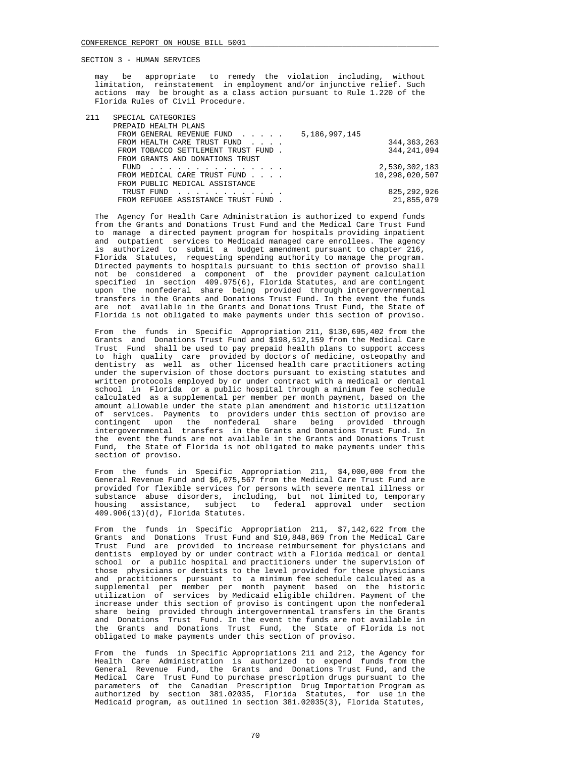SECTION 3 - HUMAN SERVICES

may be appropriate to remedy the violation including, without limitation, reinstatement in employment and/or injunctive relief. Such actions may be brought as a class action pursuant to Rule 1.220 of the Florida Rules of Civil Procedure.

211 SPECIAL CATEGORIES
PREPAID HEALTH PLANS

| | | |
|---|---|---|
| FROM GENERAL REVENUE FUND . . . . . | 5,186,997,145 | |
| FROM HEALTH CARE TRUST FUND . . . . | | 344,363,263 |
| FROM TOBACCO SETTLEMENT TRUST FUND . | | 344,241,094 |
| FROM GRANTS AND DONATIONS TRUST FUND . . . . . . . . . . . . . . . | | 2,530,302,183 |
| FROM MEDICAL CARE TRUST FUND . . . . | | 10,298,020,507 |
| FROM PUBLIC MEDICAL ASSISTANCE TRUST FUND . . . . . . . . . . . . | | 825,292,926 |
| FROM REFUGEE ASSISTANCE TRUST FUND . | | 21,855,079 |

The Agency for Health Care Administration is authorized to expend funds from the Grants and Donations Trust Fund and the Medical Care Trust Fund to manage a directed payment program for hospitals providing inpatient and outpatient services to Medicaid managed care enrollees. The agency is authorized to submit a budget amendment pursuant to chapter 216, Florida Statutes, requesting spending authority to manage the program. Directed payments to hospitals pursuant to this section of proviso shall not be considered a component of the provider payment calculation specified in section 409.975(6), Florida Statutes, and are contingent upon the nonfederal share being provided through intergovernmental transfers in the Grants and Donations Trust Fund. In the event the funds are not available in the Grants and Donations Trust Fund, the State of Florida is not obligated to make payments under this section of proviso.

From the funds in Specific Appropriation 211, $130,695,402 from the Grants and Donations Trust Fund and $198,512,159 from the Medical Care Trust Fund shall be used to pay prepaid health plans to support access to high quality care provided by doctors of medicine, osteopathy and dentistry as well as other licensed health care practitioners acting under the supervision of those doctors pursuant to existing statutes and written protocols employed by or under contract with a medical or dental school in Florida or a public hospital through a minimum fee schedule calculated as a supplemental per member per month payment, based on the amount allowable under the state plan amendment and historic utilization of services. Payments to providers under this section of proviso are contingent upon the nonfederal share being provided through intergovernmental transfers in the Grants and Donations Trust Fund. In the event the funds are not available in the Grants and Donations Trust Fund, the State of Florida is not obligated to make payments under this section of proviso.

From the funds in Specific Appropriation 211, $4,000,000 from the General Revenue Fund and $6,075,567 from the Medical Care Trust Fund are provided for flexible services for persons with severe mental illness or substance abuse disorders, including, but not limited to, temporary housing assistance, subject to federal approval under section 409.906(13)(d), Florida Statutes.

From the funds in Specific Appropriation 211, $7,142,622 from the Grants and Donations Trust Fund and $10,848,869 from the Medical Care Trust Fund are provided to increase reimbursement for physicians and dentists employed by or under contract with a Florida medical or dental school or a public hospital and practitioners under the supervision of those physicians or dentists to the level provided for these physicians and practitioners pursuant to a minimum fee schedule calculated as a supplemental per member per month payment based on the historic utilization of services by Medicaid eligible children. Payment of the increase under this section of proviso is contingent upon the nonfederal share being provided through intergovernmental transfers in the Grants and Donations Trust Fund. In the event the funds are not available in the Grants and Donations Trust Fund, the State of Florida is not obligated to make payments under this section of proviso.

From the funds in Specific Appropriations 211 and 212, the Agency for Health Care Administration is authorized to expend funds from the General Revenue Fund, the Grants and Donations Trust Fund, and the Medical Care Trust Fund to purchase prescription drugs pursuant to the parameters of the Canadian Prescription Drug Importation Program as authorized by section 381.02035, Florida Statutes, for use in the Medicaid program, as outlined in section 381.02035(3), Florida Statutes,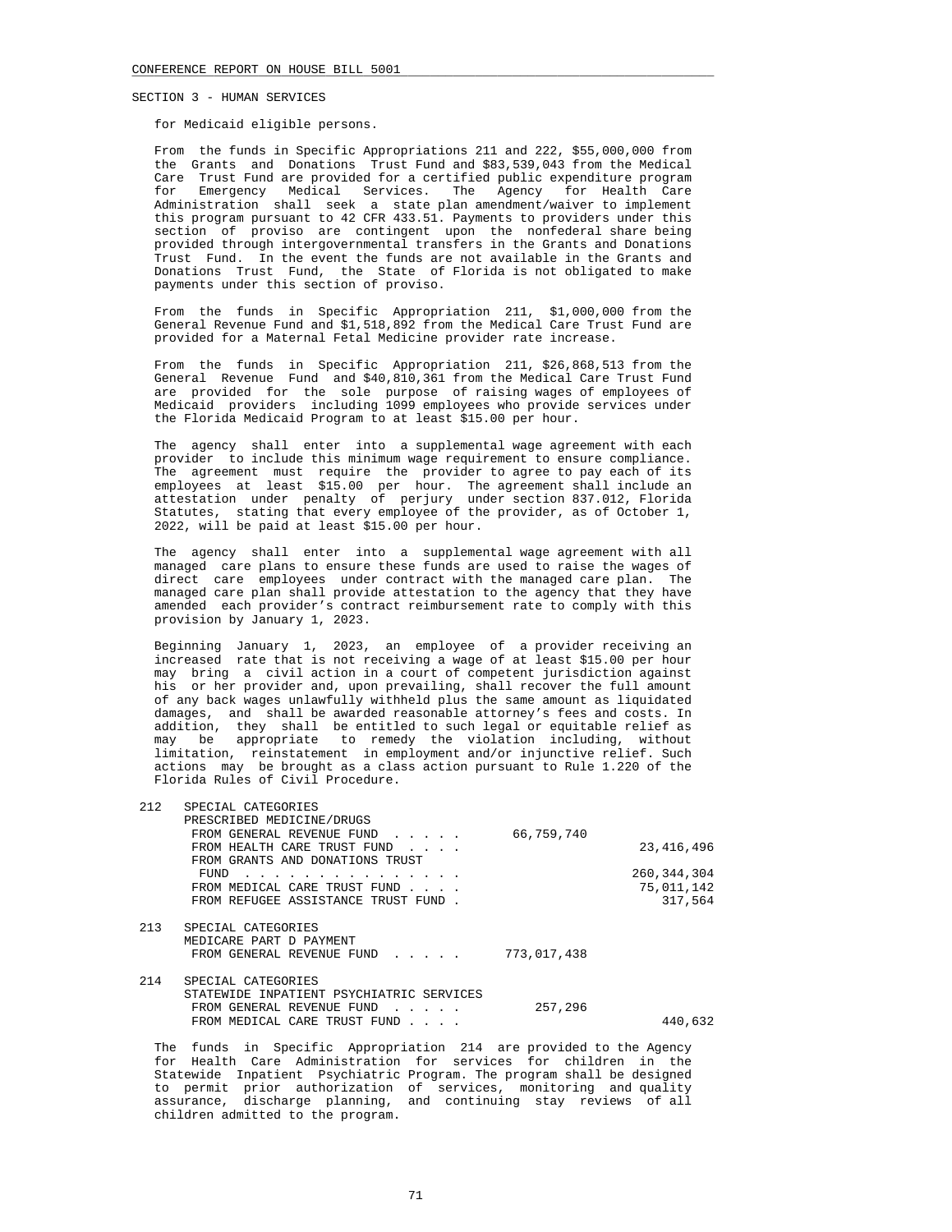CONFERENCE REPORT ON HOUSE BILL 5001

SECTION 3 - HUMAN SERVICES

for Medicaid eligible persons.

From the funds in Specific Appropriations 211 and 222, $55,000,000 from the Grants and Donations Trust Fund and $83,539,043 from the Medical Care Trust Fund are provided for a certified public expenditure program for Emergency Medical Services. The Agency for Health Care Administration shall seek a state plan amendment/waiver to implement this program pursuant to 42 CFR 433.51. Payments to providers under this section of proviso are contingent upon the nonfederal share being provided through intergovernmental transfers in the Grants and Donations Trust Fund. In the event the funds are not available in the Grants and Donations Trust Fund, the State of Florida is not obligated to make payments under this section of proviso.

From the funds in Specific Appropriation 211, $1,000,000 from the General Revenue Fund and $1,518,892 from the Medical Care Trust Fund are provided for a Maternal Fetal Medicine provider rate increase.

From the funds in Specific Appropriation 211, $26,868,513 from the General Revenue Fund and $40,810,361 from the Medical Care Trust Fund are provided for the sole purpose of raising wages of employees of Medicaid providers including 1099 employees who provide services under the Florida Medicaid Program to at least $15.00 per hour.

The agency shall enter into a supplemental wage agreement with each provider to include this minimum wage requirement to ensure compliance. The agreement must require the provider to agree to pay each of its employees at least $15.00 per hour. The agreement shall include an attestation under penalty of perjury under section 837.012, Florida Statutes, stating that every employee of the provider, as of October 1, 2022, will be paid at least $15.00 per hour.

The agency shall enter into a supplemental wage agreement with all managed care plans to ensure these funds are used to raise the wages of direct care employees under contract with the managed care plan. The managed care plan shall provide attestation to the agency that they have amended each provider's contract reimbursement rate to comply with this provision by January 1, 2023.

Beginning January 1, 2023, an employee of a provider receiving an increased rate that is not receiving a wage of at least $15.00 per hour may bring a civil action in a court of competent jurisdiction against his or her provider and, upon prevailing, shall recover the full amount of any back wages unlawfully withheld plus the same amount as liquidated damages, and shall be awarded reasonable attorney's fees and costs. In addition, they shall be entitled to such legal or equitable relief as may be appropriate to remedy the violation including, without limitation, reinstatement in employment and/or injunctive relief. Such actions may be brought as a class action pursuant to Rule 1.220 of the Florida Rules of Civil Procedure.

| | | | |
|---|---|---|---|
| 212 | SPECIAL CATEGORIES<br>PRESCRIBED MEDICINE/DRUGS | | |
| | FROM GENERAL REVENUE FUND . . . . . | 66,759,740 | |
| | FROM HEALTH CARE TRUST FUND . . . . | | 23,416,496 |
| | FROM GRANTS AND DONATIONS TRUST FUND . . . . . . . . . . . . . . | | 260,344,304 |
| | FROM MEDICAL CARE TRUST FUND . . . . | | 75,011,142 |
| | FROM REFUGEE ASSISTANCE TRUST FUND . | | 317,564 |
| 213 | SPECIAL CATEGORIES<br>MEDICARE PART D PAYMENT | | |
| | FROM GENERAL REVENUE FUND . . . . . | 773,017,438 | |
| 214 | SPECIAL CATEGORIES<br>STATEWIDE INPATIENT PSYCHIATRIC SERVICES | | |
| | FROM GENERAL REVENUE FUND . . . . . | 257,296 | |
| | FROM MEDICAL CARE TRUST FUND . . . . | | 440,632 |

The funds in Specific Appropriation 214 are provided to the Agency for Health Care Administration for services for children in the Statewide Inpatient Psychiatric Program. The program shall be designed to permit prior authorization of services, monitoring and quality assurance, discharge planning, and continuing stay reviews of all children admitted to the program.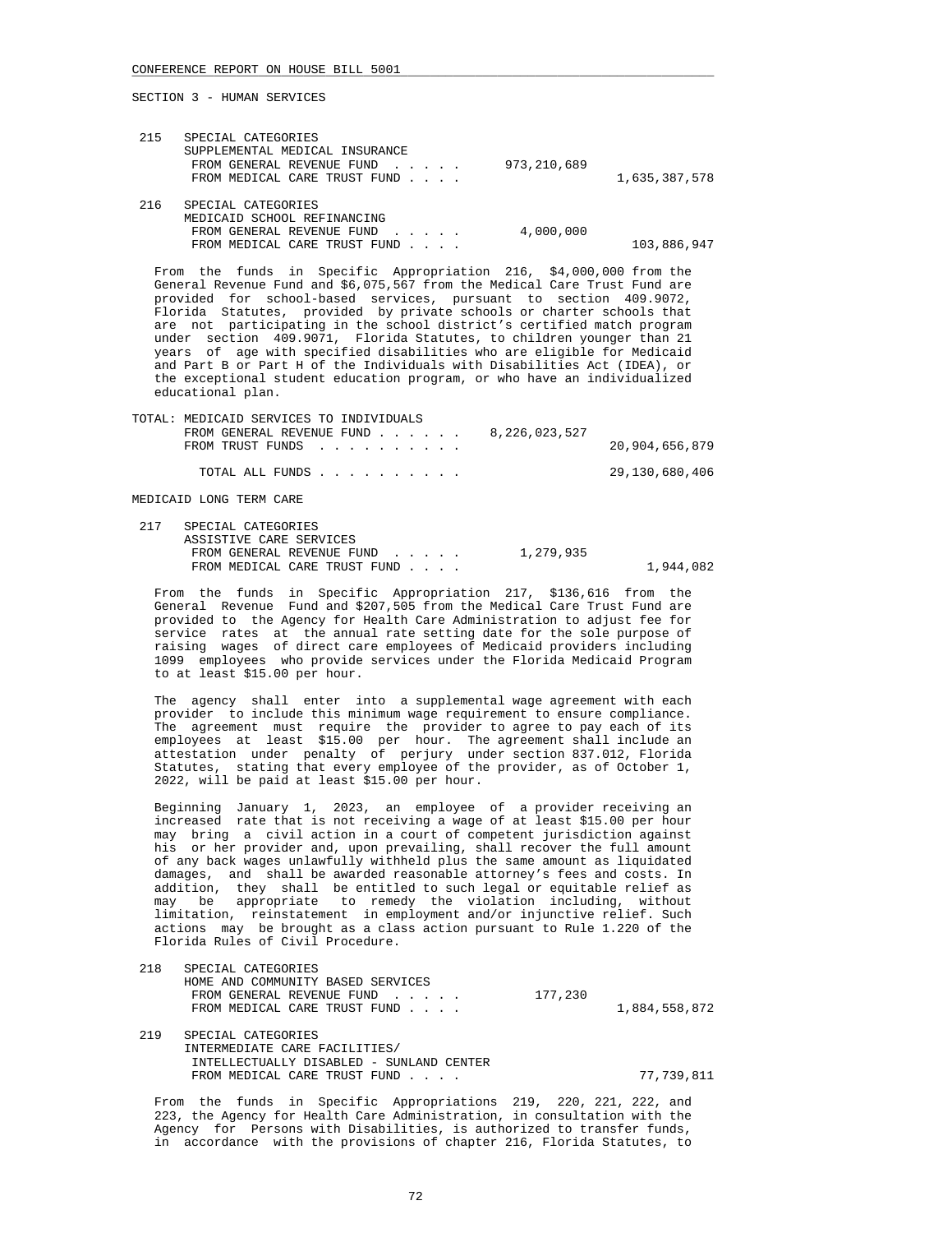SECTION 3 - HUMAN SERVICES

| | | | |
|---|---|---|---|
| 215 | SPECIAL CATEGORIES<br>SUPPLEMENTAL MEDICAL INSURANCE | | |
| | FROM GENERAL REVENUE FUND . . . . . | 973,210,689 | |
| | FROM MEDICAL CARE TRUST FUND . . . . | | 1,635,387,578 |
| 216 | SPECIAL CATEGORIES<br>MEDICAID SCHOOL REFINANCING | | |
| | FROM GENERAL REVENUE FUND . . . . . | 4,000,000 | |
| | FROM MEDICAL CARE TRUST FUND . . . . | | 103,886,947 |

From the funds in Specific Appropriation 216, $4,000,000 from the General Revenue Fund and $6,075,567 from the Medical Care Trust Fund are provided for school-based services, pursuant to section 409.9072, Florida Statutes, provided by private schools or charter schools that are not participating in the school district's certified match program under section 409.9071, Florida Statutes, to children younger than 21 years of age with specified disabilities who are eligible for Medicaid and Part B or Part H of the Individuals with Disabilities Act (IDEA), or the exceptional student education program, or who have an individualized educational plan.

| | | |
|---|---|---|
| TOTAL: MEDICAID SERVICES TO INDIVIDUALS | | |
| FROM GENERAL REVENUE FUND . . . . . . | 8,226,023,527 | |
| FROM TRUST FUNDS . . . . . . . . . . | | 20,904,656,879 |
| TOTAL ALL FUNDS . . . . . . . . . . | | 29,130,680,406 |

MEDICAID LONG TERM CARE

| | | | |
|---|---|---|---|
| 217 | SPECIAL CATEGORIES<br>ASSISTIVE CARE SERVICES | | |
| | FROM GENERAL REVENUE FUND . . . . . | 1,279,935 | |
| | FROM MEDICAL CARE TRUST FUND . . . . | | 1,944,082 |

From the funds in Specific Appropriation 217, $136,616 from the General Revenue Fund and $207,505 from the Medical Care Trust Fund are provided to the Agency for Health Care Administration to adjust fee for service rates at the annual rate setting date for the sole purpose of raising wages of direct care employees of Medicaid providers including 1099 employees who provide services under the Florida Medicaid Program to at least $15.00 per hour.

The agency shall enter into a supplemental wage agreement with each provider to include this minimum wage requirement to ensure compliance. The agreement must require the provider to agree to pay each of its employees at least $15.00 per hour. The agreement shall include an attestation under penalty of perjury under section 837.012, Florida Statutes, stating that every employee of the provider, as of October 1, 2022, will be paid at least $15.00 per hour.

Beginning January 1, 2023, an employee of a provider receiving an increased rate that is not receiving a wage of at least $15.00 per hour may bring a civil action in a court of competent jurisdiction against his or her provider and, upon prevailing, shall recover the full amount of any back wages unlawfully withheld plus the same amount as liquidated damages, and shall be awarded reasonable attorney's fees and costs. In addition, they shall be entitled to such legal or equitable relief as may be appropriate to remedy the violation including, without limitation, reinstatement in employment and/or injunctive relief. Such actions may be brought as a class action pursuant to Rule 1.220 of the Florida Rules of Civil Procedure.

| | | | |
|---|---|---|---|
| 218 | SPECIAL CATEGORIES<br>HOME AND COMMUNITY BASED SERVICES | | |
| | FROM GENERAL REVENUE FUND . . . . . | 177,230 | |
| | FROM MEDICAL CARE TRUST FUND . . . . | | 1,884,558,872 |
| 219 | SPECIAL CATEGORIES<br>INTERMEDIATE CARE FACILITIES/<br>INTELLECTUALLY DISABLED - SUNLAND CENTER | | |
| | FROM MEDICAL CARE TRUST FUND . . . . | | 77,739,811 |

From the funds in Specific Appropriations 219, 220, 221, 222, and 223, the Agency for Health Care Administration, in consultation with the Agency for Persons with Disabilities, is authorized to transfer funds, in accordance with the provisions of chapter 216, Florida Statutes, to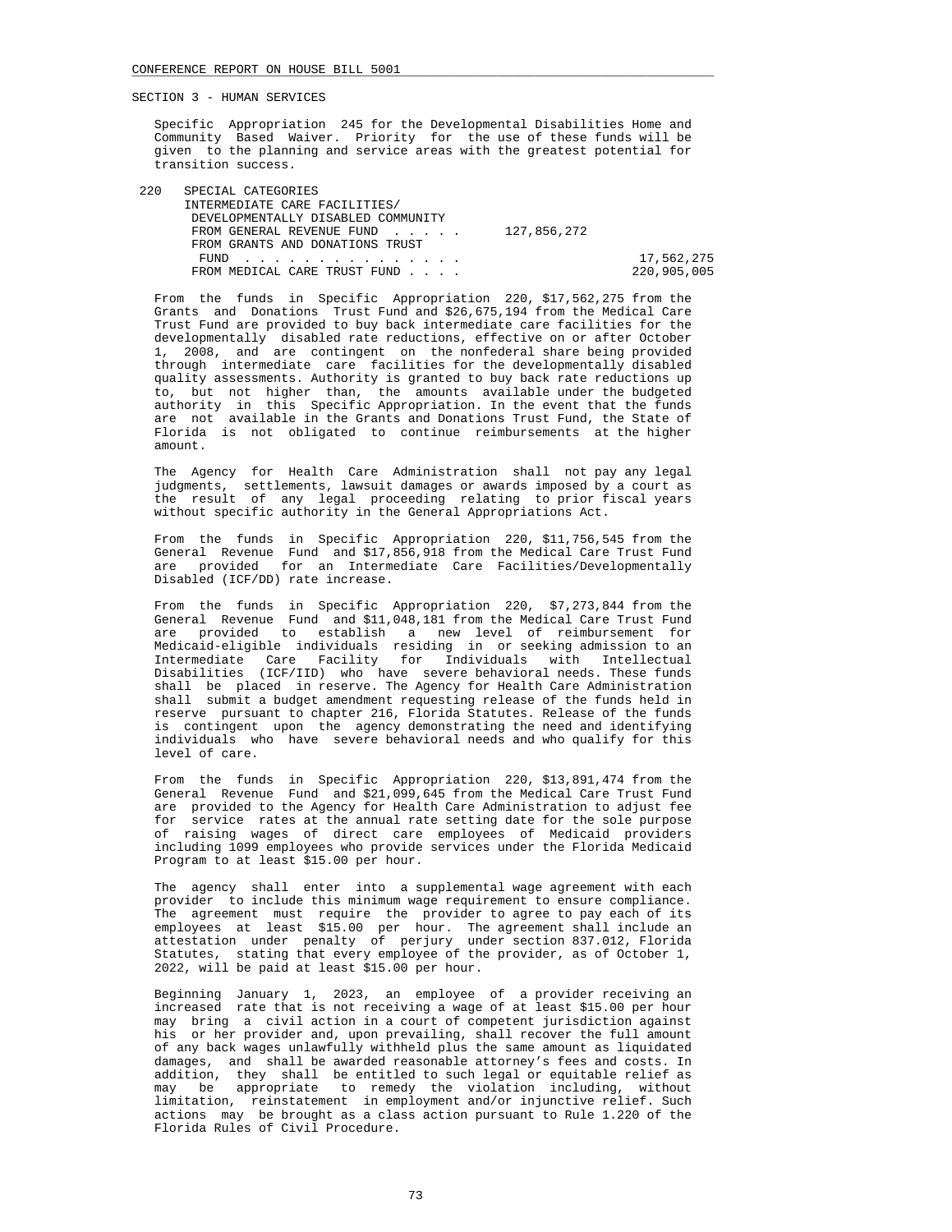SECTION 3 - HUMAN SERVICES

Specific Appropriation 245 for the Developmental Disabilities Home and Community Based Waiver. Priority for the use of these funds will be given to the planning and service areas with the greatest potential for transition success.

220 SPECIAL CATEGORIES
INTERMEDIATE CARE FACILITIES/
DEVELOPMENTALLY DISABLED COMMUNITY

| | | |
|---|---|---|
| FROM GENERAL REVENUE FUND . . . . . | 127,856,272 | |
| FROM GRANTS AND DONATIONS TRUST FUND . . . . . . . . . . . . . . . | | 17,562,275 |
| FROM MEDICAL CARE TRUST FUND . . . . | | 220,905,005 |

From the funds in Specific Appropriation 220, $17,562,275 from the Grants and Donations Trust Fund and $26,675,194 from the Medical Care Trust Fund are provided to buy back intermediate care facilities for the developmentally disabled rate reductions, effective on or after October 1, 2008, and are contingent on the nonfederal share being provided through intermediate care facilities for the developmentally disabled quality assessments. Authority is granted to buy back rate reductions up to, but not higher than, the amounts available under the budgeted authority in this Specific Appropriation. In the event that the funds are not available in the Grants and Donations Trust Fund, the State of Florida is not obligated to continue reimbursements at the higher amount.

The Agency for Health Care Administration shall not pay any legal judgments, settlements, lawsuit damages or awards imposed by a court as the result of any legal proceeding relating to prior fiscal years without specific authority in the General Appropriations Act.

From the funds in Specific Appropriation 220, $11,756,545 from the General Revenue Fund and $17,856,918 from the Medical Care Trust Fund are provided for an Intermediate Care Facilities/Developmentally Disabled (ICF/DD) rate increase.

From the funds in Specific Appropriation 220, $7,273,844 from the General Revenue Fund and $11,048,181 from the Medical Care Trust Fund are provided to establish a new level of reimbursement for Medicaid-eligible individuals residing in or seeking admission to an Intermediate Care Facility for Individuals with Intellectual Disabilities (ICF/IID) who have severe behavioral needs. These funds shall be placed in reserve. The Agency for Health Care Administration shall submit a budget amendment requesting release of the funds held in reserve pursuant to chapter 216, Florida Statutes. Release of the funds is contingent upon the agency demonstrating the need and identifying individuals who have severe behavioral needs and who qualify for this level of care.

From the funds in Specific Appropriation 220, $13,891,474 from the General Revenue Fund and $21,099,645 from the Medical Care Trust Fund are provided to the Agency for Health Care Administration to adjust fee for service rates at the annual rate setting date for the sole purpose of raising wages of direct care employees of Medicaid providers including 1099 employees who provide services under the Florida Medicaid Program to at least $15.00 per hour.

The agency shall enter into a supplemental wage agreement with each provider to include this minimum wage requirement to ensure compliance. The agreement must require the provider to agree to pay each of its employees at least $15.00 per hour. The agreement shall include an attestation under penalty of perjury under section 837.012, Florida Statutes, stating that every employee of the provider, as of October 1, 2022, will be paid at least $15.00 per hour.

Beginning January 1, 2023, an employee of a provider receiving an increased rate that is not receiving a wage of at least $15.00 per hour may bring a civil action in a court of competent jurisdiction against his or her provider and, upon prevailing, shall recover the full amount of any back wages unlawfully withheld plus the same amount as liquidated damages, and shall be awarded reasonable attorney's fees and costs. In addition, they shall be entitled to such legal or equitable relief as may be appropriate to remedy the violation including, without limitation, reinstatement in employment and/or injunctive relief. Such actions may be brought as a class action pursuant to Rule 1.220 of the Florida Rules of Civil Procedure.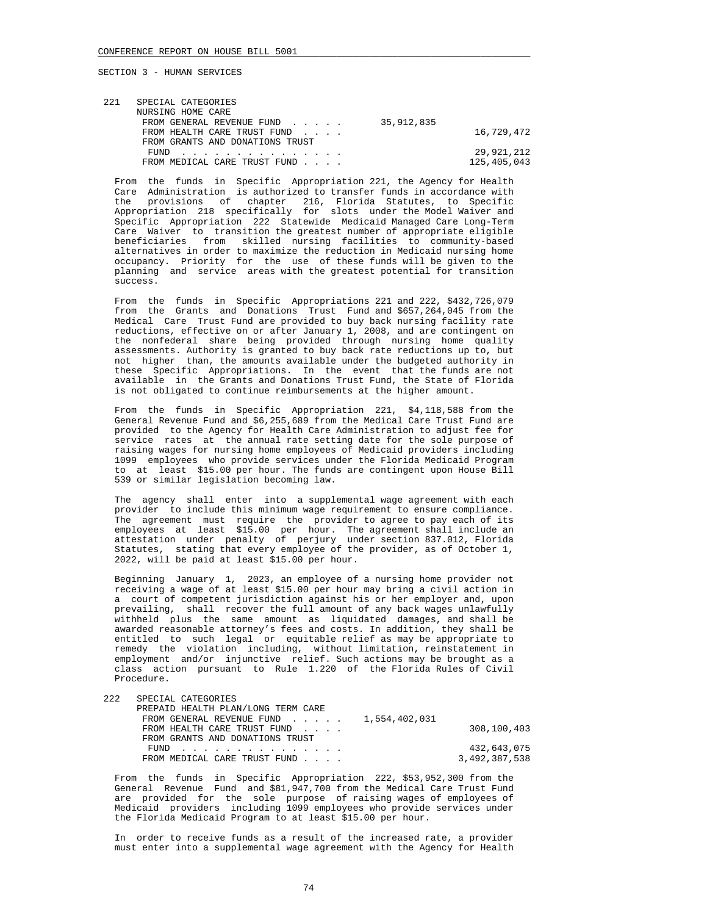SECTION 3 - HUMAN SERVICES

| | | | |
|---|---|---|---|
| 221 | SPECIAL CATEGORIES<br>NURSING HOME CARE | | |
| | FROM GENERAL REVENUE FUND . . . . . | 35,912,835 | |
| | FROM HEALTH CARE TRUST FUND . . . . | | 16,729,472 |
| | FROM GRANTS AND DONATIONS TRUST FUND . . . . . . . . . . . . . . . | | 29,921,212 |
| | FROM MEDICAL CARE TRUST FUND . . . . | | 125,405,043 |

From the funds in Specific Appropriation 221, the Agency for Health Care Administration is authorized to transfer funds in accordance with the provisions of chapter 216, Florida Statutes, to Specific Appropriation 218 specifically for slots under the Model Waiver and Specific Appropriation 222 Statewide Medicaid Managed Care Long-Term Care Waiver to transition the greatest number of appropriate eligible beneficiaries from skilled nursing facilities to community-based alternatives in order to maximize the reduction in Medicaid nursing home occupancy. Priority for the use of these funds will be given to the planning and service areas with the greatest potential for transition success.

From the funds in Specific Appropriations 221 and 222, $432,726,079 from the Grants and Donations Trust Fund and $657,264,045 from the Medical Care Trust Fund are provided to buy back nursing facility rate reductions, effective on or after January 1, 2008, and are contingent on the nonfederal share being provided through nursing home quality assessments. Authority is granted to buy back rate reductions up to, but not higher than, the amounts available under the budgeted authority in these Specific Appropriations. In the event that the funds are not available in the Grants and Donations Trust Fund, the State of Florida is not obligated to continue reimbursements at the higher amount.

From the funds in Specific Appropriation 221, $4,118,588 from the General Revenue Fund and $6,255,689 from the Medical Care Trust Fund are provided to the Agency for Health Care Administration to adjust fee for service rates at the annual rate setting date for the sole purpose of raising wages for nursing home employees of Medicaid providers including 1099 employees who provide services under the Florida Medicaid Program to at least $15.00 per hour. The funds are contingent upon House Bill 539 or similar legislation becoming law.

The agency shall enter into a supplemental wage agreement with each provider to include this minimum wage requirement to ensure compliance. The agreement must require the provider to agree to pay each of its employees at least $15.00 per hour. The agreement shall include an attestation under penalty of perjury under section 837.012, Florida Statutes, stating that every employee of the provider, as of October 1, 2022, will be paid at least $15.00 per hour.

Beginning January 1, 2023, an employee of a nursing home provider not receiving a wage of at least $15.00 per hour may bring a civil action in a court of competent jurisdiction against his or her employer and, upon prevailing, shall recover the full amount of any back wages unlawfully withheld plus the same amount as liquidated damages, and shall be awarded reasonable attorney's fees and costs. In addition, they shall be entitled to such legal or equitable relief as may be appropriate to remedy the violation including, without limitation, reinstatement in employment and/or injunctive relief. Such actions may be brought as a class action pursuant to Rule 1.220 of the Florida Rules of Civil Procedure.

| | | | |
|---|---|---|---|
| 222 | SPECIAL CATEGORIES<br>PREPAID HEALTH PLAN/LONG TERM CARE | | |
| | FROM GENERAL REVENUE FUND . . . . . | 1,554,402,031 | |
| | FROM HEALTH CARE TRUST FUND . . . . | | 308,100,403 |
| | FROM GRANTS AND DONATIONS TRUST FUND . . . . . . . . . . . . . . . | | 432,643,075 |
| | FROM MEDICAL CARE TRUST FUND . . . . | | 3,492,387,538 |

From the funds in Specific Appropriation 222, $53,952,300 from the General Revenue Fund and $81,947,700 from the Medical Care Trust Fund are provided for the sole purpose of raising wages of employees of Medicaid providers including 1099 employees who provide services under the Florida Medicaid Program to at least $15.00 per hour.

In order to receive funds as a result of the increased rate, a provider must enter into a supplemental wage agreement with the Agency for Health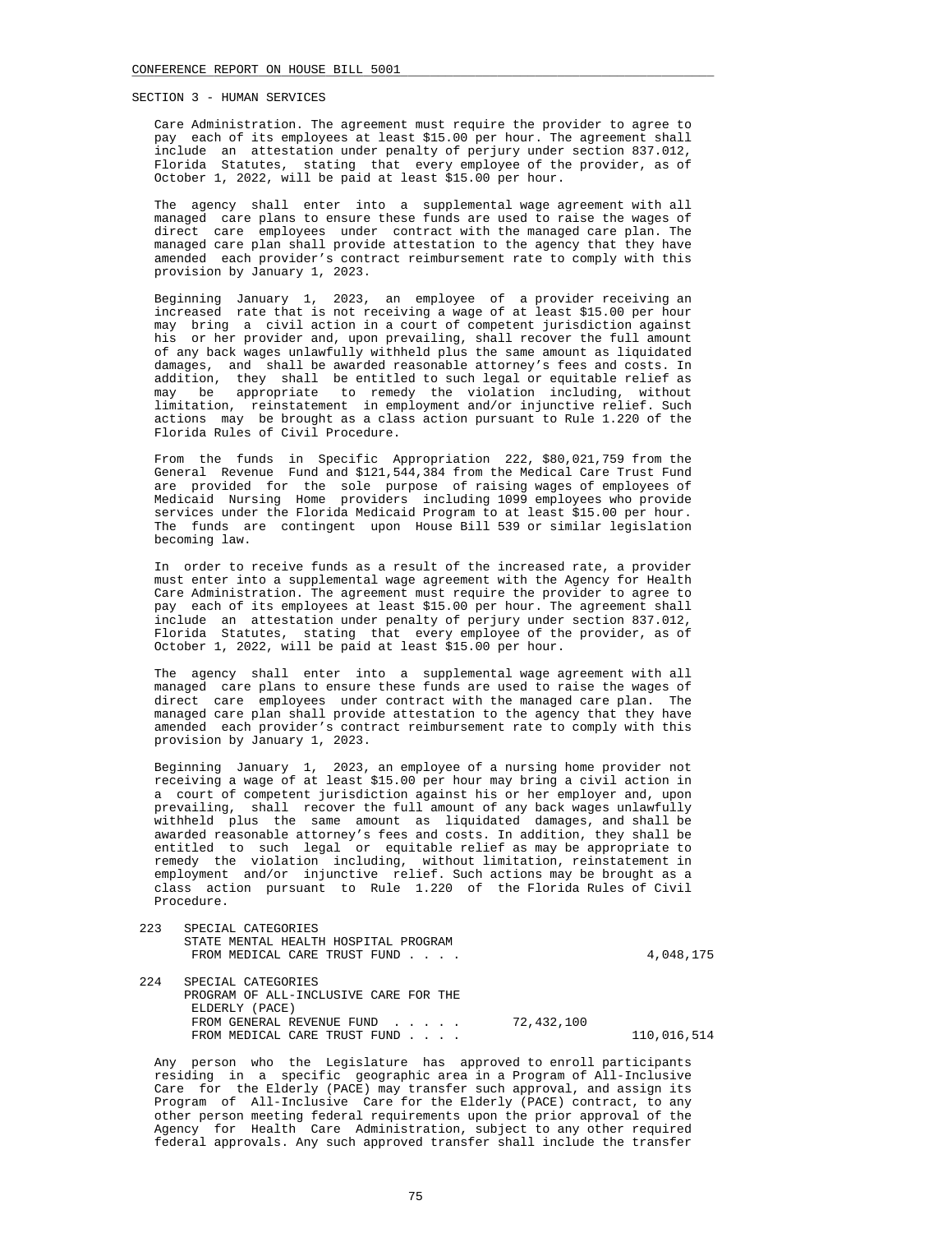SECTION 3 - HUMAN SERVICES

Care Administration. The agreement must require the provider to agree to pay each of its employees at least $15.00 per hour. The agreement shall include an attestation under penalty of perjury under section 837.012, Florida Statutes, stating that every employee of the provider, as of October 1, 2022, will be paid at least $15.00 per hour.

The agency shall enter into a supplemental wage agreement with all managed care plans to ensure these funds are used to raise the wages of direct care employees under contract with the managed care plan. The managed care plan shall provide attestation to the agency that they have amended each provider's contract reimbursement rate to comply with this provision by January 1, 2023.

Beginning January 1, 2023, an employee of a provider receiving an increased rate that is not receiving a wage of at least $15.00 per hour may bring a civil action in a court of competent jurisdiction against his or her provider and, upon prevailing, shall recover the full amount of any back wages unlawfully withheld plus the same amount as liquidated damages, and shall be awarded reasonable attorney's fees and costs. In addition, they shall be entitled to such legal or equitable relief as may be appropriate to remedy the violation including, without limitation, reinstatement in employment and/or injunctive relief. Such actions may be brought as a class action pursuant to Rule 1.220 of the Florida Rules of Civil Procedure.

From the funds in Specific Appropriation 222, $80,021,759 from the General Revenue Fund and $121,544,384 from the Medical Care Trust Fund are provided for the sole purpose of raising wages of employees of Medicaid Nursing Home providers including 1099 employees who provide services under the Florida Medicaid Program to at least $15.00 per hour. The funds are contingent upon House Bill 539 or similar legislation becoming law.

In order to receive funds as a result of the increased rate, a provider must enter into a supplemental wage agreement with the Agency for Health Care Administration. The agreement must require the provider to agree to pay each of its employees at least $15.00 per hour. The agreement shall include an attestation under penalty of perjury under section 837.012, Florida Statutes, stating that every employee of the provider, as of October 1, 2022, will be paid at least $15.00 per hour.

The agency shall enter into a supplemental wage agreement with all managed care plans to ensure these funds are used to raise the wages of direct care employees under contract with the managed care plan. The managed care plan shall provide attestation to the agency that they have amended each provider's contract reimbursement rate to comply with this provision by January 1, 2023.

Beginning January 1, 2023, an employee of a nursing home provider not receiving a wage of at least $15.00 per hour may bring a civil action in a court of competent jurisdiction against his or her employer and, upon prevailing, shall recover the full amount of any back wages unlawfully withheld plus the same amount as liquidated damages, and shall be awarded reasonable attorney's fees and costs. In addition, they shall be entitled to such legal or equitable relief as may be appropriate to remedy the violation including, without limitation, reinstatement in employment and/or injunctive relief. Such actions may be brought as a class action pursuant to Rule 1.220 of the Florida Rules of Civil Procedure.

| | | | |
|---|---|---|---|
| 223 | SPECIAL CATEGORIES<br>STATE MENTAL HEALTH HOSPITAL PROGRAM<br>FROM MEDICAL CARE TRUST FUND . . . . | | 4,048,175 |
| 224 | SPECIAL CATEGORIES<br>PROGRAM OF ALL-INCLUSIVE CARE FOR THE ELDERLY (PACE)<br>FROM GENERAL REVENUE FUND . . . . .<br>FROM MEDICAL CARE TRUST FUND . . . . | <br><br>72,432,100 | <br><br><br>110,016,514 |

Any person who the Legislature has approved to enroll participants residing in a specific geographic area in a Program of All-Inclusive Care for the Elderly (PACE) may transfer such approval, and assign its Program of All-Inclusive Care for the Elderly (PACE) contract, to any other person meeting federal requirements upon the prior approval of the Agency for Health Care Administration, subject to any other required federal approvals. Any such approved transfer shall include the transfer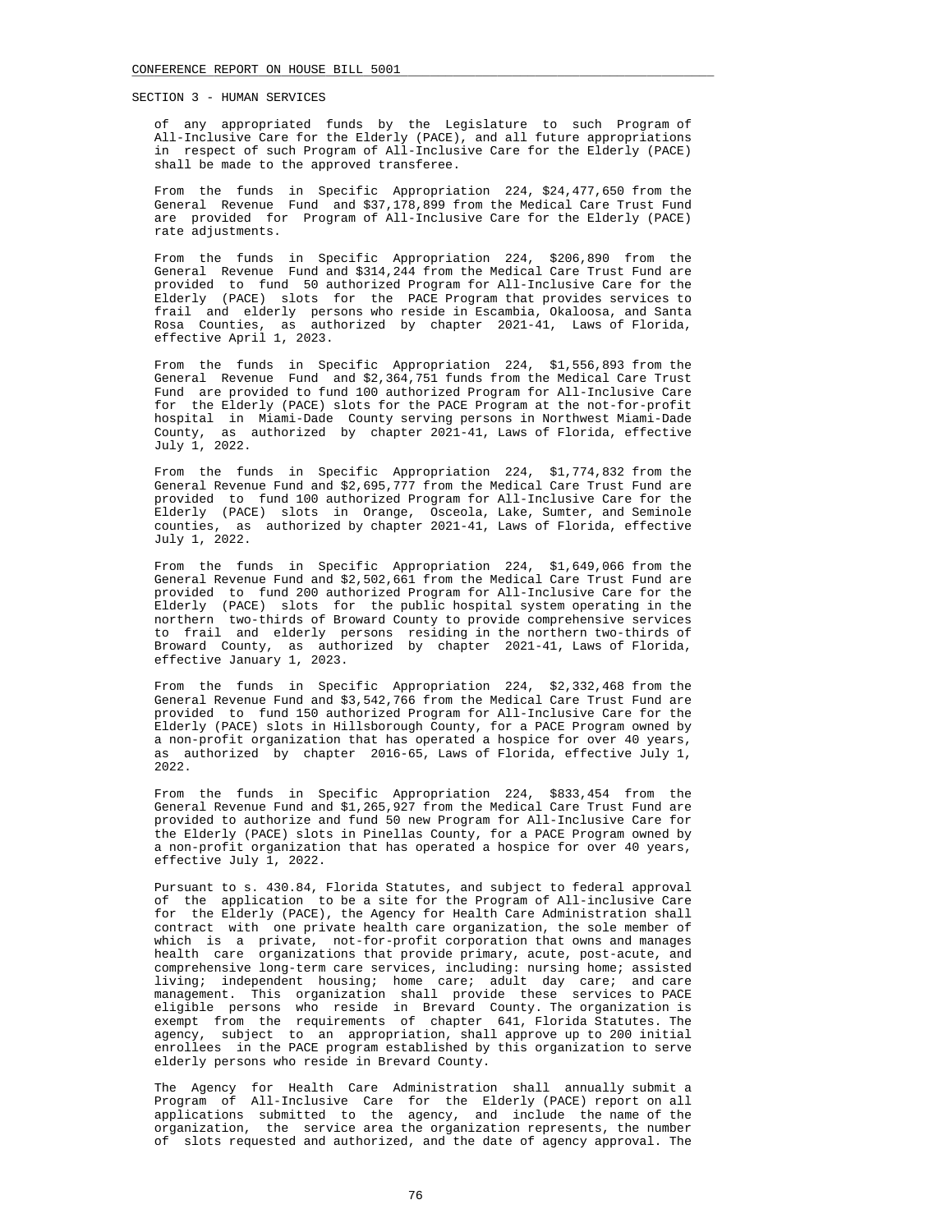of any appropriated funds by the Legislature to such Program of All-Inclusive Care for the Elderly (PACE), and all future appropriations in respect of such Program of All-Inclusive Care for the Elderly (PACE) shall be made to the approved transferee.

From the funds in Specific Appropriation 224, $24,477,650 from the General Revenue Fund and $37,178,899 from the Medical Care Trust Fund are provided for Program of All-Inclusive Care for the Elderly (PACE) rate adjustments.

From the funds in Specific Appropriation 224, $206,890 from the General Revenue Fund and $314,244 from the Medical Care Trust Fund are provided to fund 50 authorized Program for All-Inclusive Care for the Elderly (PACE) slots for the PACE Program that provides services to frail and elderly persons who reside in Escambia, Okaloosa, and Santa Rosa Counties, as authorized by chapter 2021-41, Laws of Florida, effective April 1, 2023.

From the funds in Specific Appropriation 224, $1,556,893 from the General Revenue Fund and $2,364,751 funds from the Medical Care Trust Fund are provided to fund 100 authorized Program for All-Inclusive Care for the Elderly (PACE) slots for the PACE Program at the not-for-profit hospital in Miami-Dade County serving persons in Northwest Miami-Dade County, as authorized by chapter 2021-41, Laws of Florida, effective July 1, 2022.

From the funds in Specific Appropriation 224, $1,774,832 from the General Revenue Fund and $2,695,777 from the Medical Care Trust Fund are provided to fund 100 authorized Program for All-Inclusive Care for the Elderly (PACE) slots in Orange, Osceola, Lake, Sumter, and Seminole counties, as authorized by chapter 2021-41, Laws of Florida, effective July 1, 2022.

From the funds in Specific Appropriation 224, $1,649,066 from the General Revenue Fund and $2,502,661 from the Medical Care Trust Fund are provided to fund 200 authorized Program for All-Inclusive Care for the Elderly (PACE) slots for the public hospital system operating in the northern two-thirds of Broward County to provide comprehensive services to frail and elderly persons residing in the northern two-thirds of Broward County, as authorized by chapter 2021-41, Laws of Florida, effective January 1, 2023.

From the funds in Specific Appropriation 224, $2,332,468 from the General Revenue Fund and $3,542,766 from the Medical Care Trust Fund are provided to fund 150 authorized Program for All-Inclusive Care for the Elderly (PACE) slots in Hillsborough County, for a PACE Program owned by a non-profit organization that has operated a hospice for over 40 years, as authorized by chapter 2016-65, Laws of Florida, effective July 1, 2022.

From the funds in Specific Appropriation 224, $833,454 from the General Revenue Fund and $1,265,927 from the Medical Care Trust Fund are provided to authorize and fund 50 new Program for All-Inclusive Care for the Elderly (PACE) slots in Pinellas County, for a PACE Program owned by a non-profit organization that has operated a hospice for over 40 years, effective July 1, 2022.

Pursuant to s. 430.84, Florida Statutes, and subject to federal approval of the application to be a site for the Program of All-inclusive Care for the Elderly (PACE), the Agency for Health Care Administration shall contract with one private health care organization, the sole member of which is a private, not-for-profit corporation that owns and manages health care organizations that provide primary, acute, post-acute, and comprehensive long-term care services, including: nursing home; assisted living; independent housing; home care; adult day care; and care management. This organization shall provide these services to PACE eligible persons who reside in Brevard County. The organization is exempt from the requirements of chapter 641, Florida Statutes. The agency, subject to an appropriation, shall approve up to 200 initial enrollees in the PACE program established by this organization to serve elderly persons who reside in Brevard County.

The Agency for Health Care Administration shall annually submit a Program of All-Inclusive Care for the Elderly (PACE) report on all applications submitted to the agency, and include the name of the organization, the service area the organization represents, the number of slots requested and authorized, and the date of agency approval. The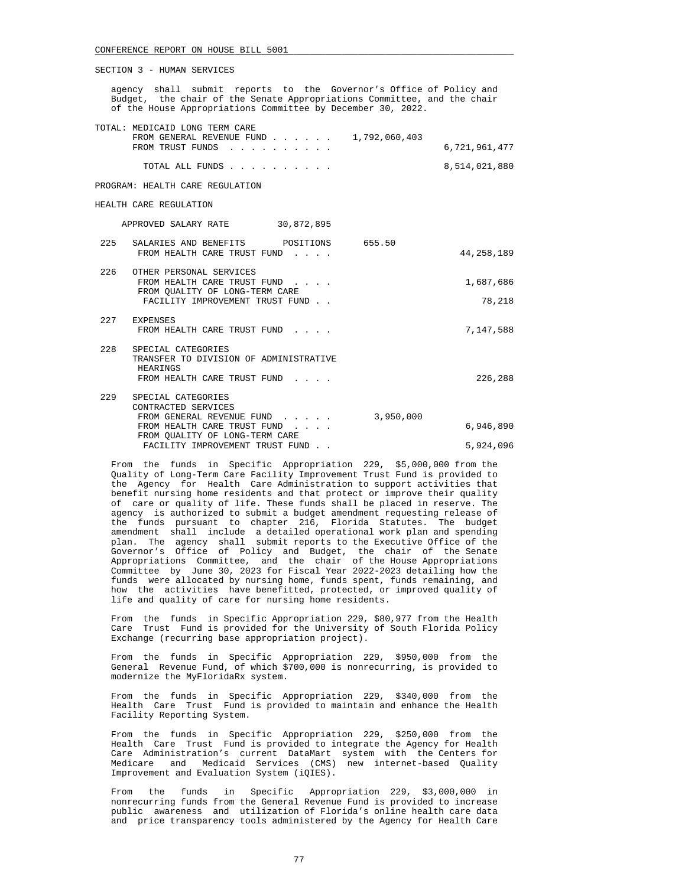SECTION 3 - HUMAN SERVICES

agency shall submit reports to the Governor's Office of Policy and Budget, the chair of the Senate Appropriations Committee, and the chair of the House Appropriations Committee by December 30, 2022.

TOTAL: MEDICAID LONG TERM CARE

| | | |
|---|---|---|
| FROM GENERAL REVENUE FUND . . . . . . | 1,792,060,403 | |
| FROM TRUST FUNDS . . . . . . . . . . | | 6,721,961,477 |
| TOTAL ALL FUNDS . . . . . . . . . . | | 8,514,021,880 |

PROGRAM: HEALTH CARE REGULATION

HEALTH CARE REGULATION

APPROVED SALARY RATE 30,872,895

| | | | |
|---|---|---|---|
| 225 | SALARIES AND BENEFITS POSITIONS | 655.50 | |
| | FROM HEALTH CARE TRUST FUND . . . . | | 44,258,189 |
| 226 | OTHER PERSONAL SERVICES | | |
| | FROM HEALTH CARE TRUST FUND . . . . | | 1,687,686 |
| | FROM QUALITY OF LONG-TERM CARE FACILITY IMPROVEMENT TRUST FUND . . | | 78,218 |
| 227 | EXPENSES | | |
| | FROM HEALTH CARE TRUST FUND . . . . | | 7,147,588 |
| 228 | SPECIAL CATEGORIES TRANSFER TO DIVISION OF ADMINISTRATIVE HEARINGS | | |
| | FROM HEALTH CARE TRUST FUND . . . . | | 226,288 |
| 229 | SPECIAL CATEGORIES CONTRACTED SERVICES | | |
| | FROM GENERAL REVENUE FUND . . . . . | 3,950,000 | |
| | FROM HEALTH CARE TRUST FUND . . . . | | 6,946,890 |
| | FROM QUALITY OF LONG-TERM CARE FACILITY IMPROVEMENT TRUST FUND . . | | 5,924,096 |

From the funds in Specific Appropriation 229, $5,000,000 from the Quality of Long-Term Care Facility Improvement Trust Fund is provided to the Agency for Health Care Administration to support activities that benefit nursing home residents and that protect or improve their quality of care or quality of life. These funds shall be placed in reserve. The agency is authorized to submit a budget amendment requesting release of the funds pursuant to chapter 216, Florida Statutes. The budget amendment shall include a detailed operational work plan and spending plan. The agency shall submit reports to the Executive Office of the Governor's Office of Policy and Budget, the chair of the Senate Appropriations Committee, and the chair of the House Appropriations Committee by June 30, 2023 for Fiscal Year 2022-2023 detailing how the funds were allocated by nursing home, funds spent, funds remaining, and how the activities have benefitted, protected, or improved quality of life and quality of care for nursing home residents.

From the funds in Specific Appropriation 229, $80,977 from the Health Care Trust Fund is provided for the University of South Florida Policy Exchange (recurring base appropriation project).

From the funds in Specific Appropriation 229, $950,000 from the General Revenue Fund, of which $700,000 is nonrecurring, is provided to modernize the MyFloridaRx system.

From the funds in Specific Appropriation 229, $340,000 from the Health Care Trust Fund is provided to maintain and enhance the Health Facility Reporting System.

From the funds in Specific Appropriation 229, $250,000 from the Health Care Trust Fund is provided to integrate the Agency for Health Care Administration's current DataMart system with the Centers for Medicare and Medicaid Services (CMS) new internet-based Quality Improvement and Evaluation System (iQIES).

From the funds in Specific Appropriation 229, $3,000,000 in nonrecurring funds from the General Revenue Fund is provided to increase public awareness and utilization of Florida's online health care data and price transparency tools administered by the Agency for Health Care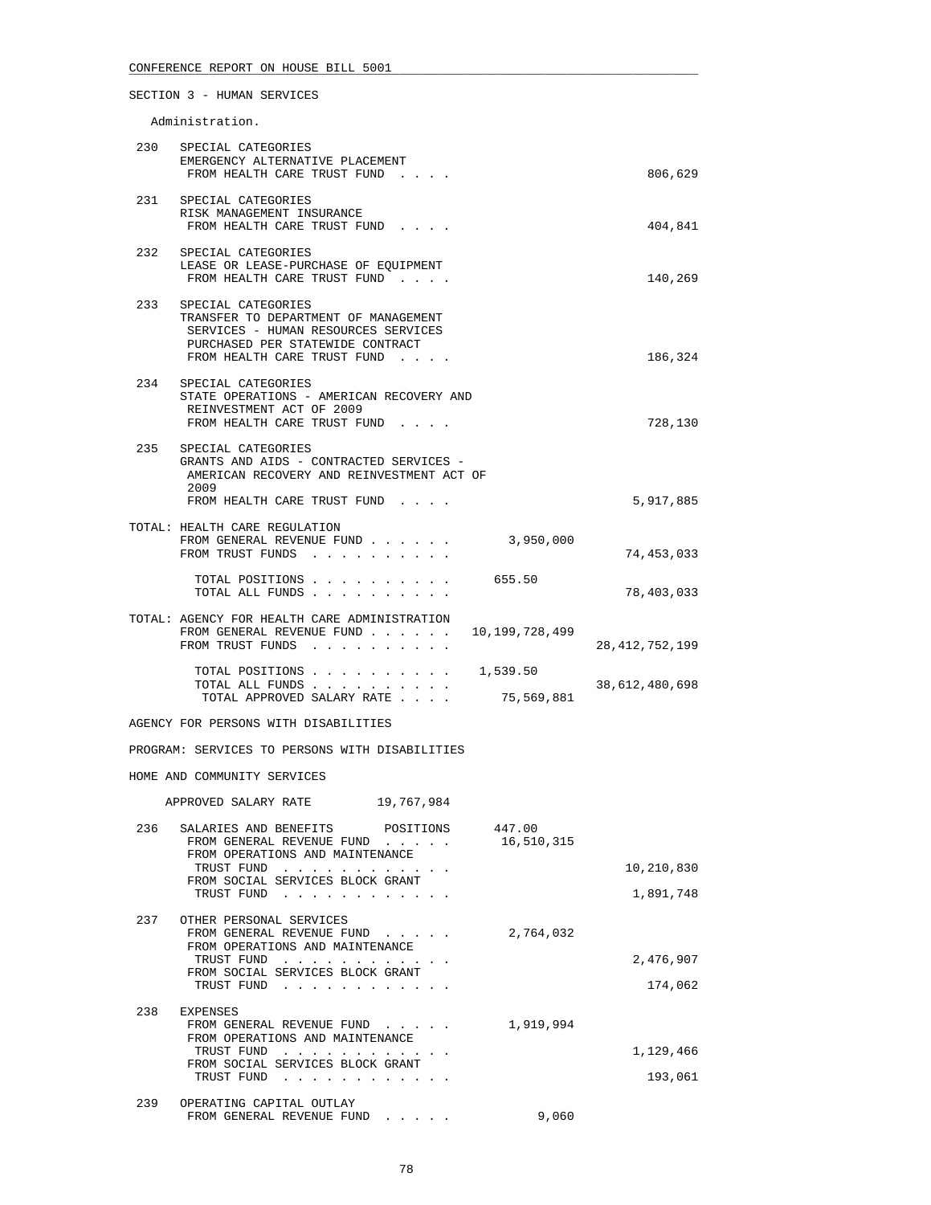SECTION 3 - HUMAN SERVICES

Administration.

230 SPECIAL CATEGORIES
EMERGENCY ALTERNATIVE PLACEMENT
FROM HEALTH CARE TRUST FUND . . . . 806,629

231 SPECIAL CATEGORIES
RISK MANAGEMENT INSURANCE
FROM HEALTH CARE TRUST FUND . . . . 404,841

232 SPECIAL CATEGORIES
LEASE OR LEASE-PURCHASE OF EQUIPMENT
FROM HEALTH CARE TRUST FUND . . . . 140,269

233 SPECIAL CATEGORIES
TRANSFER TO DEPARTMENT OF MANAGEMENT
SERVICES - HUMAN RESOURCES SERVICES
PURCHASED PER STATEWIDE CONTRACT
FROM HEALTH CARE TRUST FUND . . . . 186,324

234 SPECIAL CATEGORIES
STATE OPERATIONS - AMERICAN RECOVERY AND
REINVESTMENT ACT OF 2009
FROM HEALTH CARE TRUST FUND . . . . 728,130

235 SPECIAL CATEGORIES
GRANTS AND AIDS - CONTRACTED SERVICES -
AMERICAN RECOVERY AND REINVESTMENT ACT OF
2009
FROM HEALTH CARE TRUST FUND . . . . 5,917,885

TOTAL: HEALTH CARE REGULATION
FROM GENERAL REVENUE FUND . . . . . . 3,950,000
FROM TRUST FUNDS . . . . . . . . . . 74,453,033

TOTAL POSITIONS . . . . . . . . . . 655.50
TOTAL ALL FUNDS . . . . . . . . . . 78,403,033

TOTAL: AGENCY FOR HEALTH CARE ADMINISTRATION
FROM GENERAL REVENUE FUND . . . . . . 10,199,728,499
FROM TRUST FUNDS . . . . . . . . . . 28,412,752,199

TOTAL POSITIONS . . . . . . . . . . 1,539.50
TOTAL ALL FUNDS . . . . . . . . . . 38,612,480,698
TOTAL APPROVED SALARY RATE . . . . 75,569,881

AGENCY FOR PERSONS WITH DISABILITIES

PROGRAM: SERVICES TO PERSONS WITH DISABILITIES

HOME AND COMMUNITY SERVICES

APPROVED SALARY RATE 19,767,984

236 SALARIES AND BENEFITS POSITIONS 447.00
FROM GENERAL REVENUE FUND . . . . . 16,510,315
FROM OPERATIONS AND MAINTENANCE
TRUST FUND . . . . . . . . . . . . 10,210,830
FROM SOCIAL SERVICES BLOCK GRANT
TRUST FUND . . . . . . . . . . . . 1,891,748

237 OTHER PERSONAL SERVICES
FROM GENERAL REVENUE FUND . . . . . 2,764,032
FROM OPERATIONS AND MAINTENANCE
TRUST FUND . . . . . . . . . . . . 2,476,907
FROM SOCIAL SERVICES BLOCK GRANT
TRUST FUND . . . . . . . . . . . . 174,062

238 EXPENSES
FROM GENERAL REVENUE FUND . . . . . 1,919,994
FROM OPERATIONS AND MAINTENANCE
TRUST FUND . . . . . . . . . . . . 1,129,466
FROM SOCIAL SERVICES BLOCK GRANT
TRUST FUND . . . . . . . . . . . . 193,061

239 OPERATING CAPITAL OUTLAY
FROM GENERAL REVENUE FUND . . . . . 9,060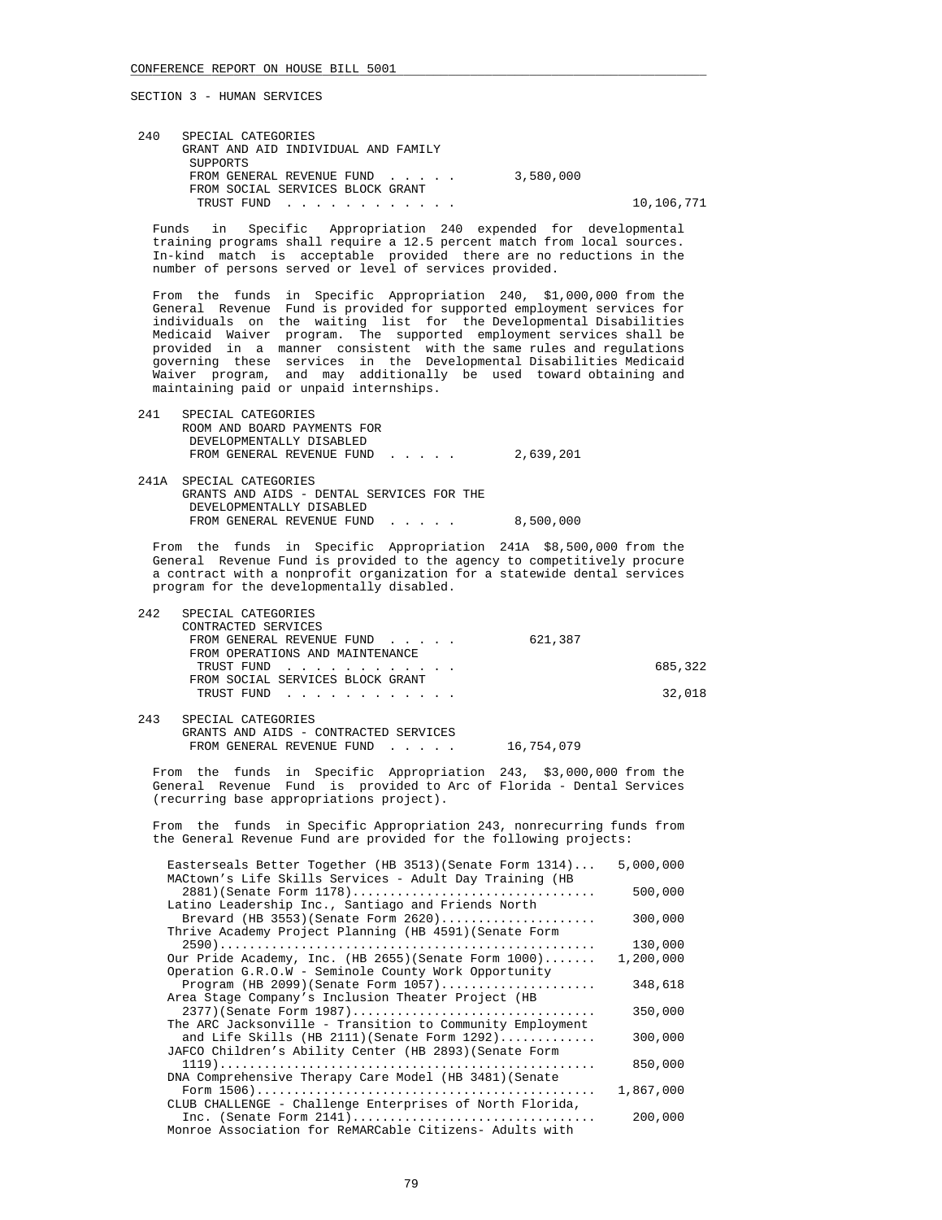CONFERENCE REPORT ON HOUSE BILL 5001

SECTION 3 - HUMAN SERVICES

240 SPECIAL CATEGORIES
GRANT AND AID INDIVIDUAL AND FAMILY SUPPORTS

| | | |
|---|---|---|
| FROM GENERAL REVENUE FUND . . . . . | 3,580,000 | |
| FROM SOCIAL SERVICES BLOCK GRANT TRUST FUND . . . . . . . . . . . . | | 10,106,771 |

Funds in Specific Appropriation 240 expended for developmental training programs shall require a 12.5 percent match from local sources. In-kind match is acceptable provided there are no reductions in the number of persons served or level of services provided.

From the funds in Specific Appropriation 240, $1,000,000 from the General Revenue Fund is provided for supported employment services for individuals on the waiting list for the Developmental Disabilities Medicaid Waiver program. The supported employment services shall be provided in a manner consistent with the same rules and regulations governing these services in the Developmental Disabilities Medicaid Waiver program, and may additionally be used toward obtaining and maintaining paid or unpaid internships.

241 SPECIAL CATEGORIES
ROOM AND BOARD PAYMENTS FOR DEVELOPMENTALLY DISABLED

| | | |
|---|---|---|
| FROM GENERAL REVENUE FUND . . . . . | 2,639,201 | |

241A SPECIAL CATEGORIES
GRANTS AND AIDS - DENTAL SERVICES FOR THE DEVELOPMENTALLY DISABLED

| | | |
|---|---|---|
| FROM GENERAL REVENUE FUND . . . . . | 8,500,000 | |

From the funds in Specific Appropriation 241A $8,500,000 from the General Revenue Fund is provided to the agency to competitively procure a contract with a nonprofit organization for a statewide dental services program for the developmentally disabled.

242 SPECIAL CATEGORIES
CONTRACTED SERVICES

| | | |
|---|---|---|
| FROM GENERAL REVENUE FUND . . . . . | 621,387 | |
| FROM OPERATIONS AND MAINTENANCE TRUST FUND . . . . . . . . . . . . | | 685,322 |
| FROM SOCIAL SERVICES BLOCK GRANT TRUST FUND . . . . . . . . . . . . | | 32,018 |

243 SPECIAL CATEGORIES
GRANTS AND AIDS - CONTRACTED SERVICES

| | | |
|---|---|---|
| FROM GENERAL REVENUE FUND . . . . . | 16,754,079 | |

From the funds in Specific Appropriation 243, $3,000,000 from the General Revenue Fund is provided to Arc of Florida - Dental Services (recurring base appropriations project).

From the funds in Specific Appropriation 243, nonrecurring funds from the General Revenue Fund are provided for the following projects:

| Project | Amount |
|---|---|
| Easterseals Better Together (HB 3513)(Senate Form 1314)... | 5,000,000 |
| MACtown's Life Skills Services - Adult Day Training (HB 2881)(Senate Form 1178)................................ | 500,000 |
| Latino Leadership Inc., Santiago and Friends North Brevard (HB 3553)(Senate Form 2620).................... | 300,000 |
| Thrive Academy Project Planning (HB 4591)(Senate Form 2590)................................................ | 130,000 |
| Our Pride Academy, Inc. (HB 2655)(Senate Form 1000)....... | 1,200,000 |
| Operation G.R.O.W - Seminole County Work Opportunity Program (HB 2099)(Senate Form 1057).................... | 348,618 |
| Area Stage Company's Inclusion Theater Project (HB 2377)(Senate Form 1987)................................ | 350,000 |
| The ARC Jacksonville - Transition to Community Employment and Life Skills (HB 2111)(Senate Form 1292)............ | 300,000 |
| JAFCO Children's Ability Center (HB 2893)(Senate Form 1119)................................................ | 850,000 |
| DNA Comprehensive Therapy Care Model (HB 3481)(Senate Form 1506)........................................... | 1,867,000 |
| CLUB CHALLENGE - Challenge Enterprises of North Florida, Inc. (Senate Form 2141)................................ | 200,000 |
| Monroe Association for ReMARCable Citizens- Adults with | |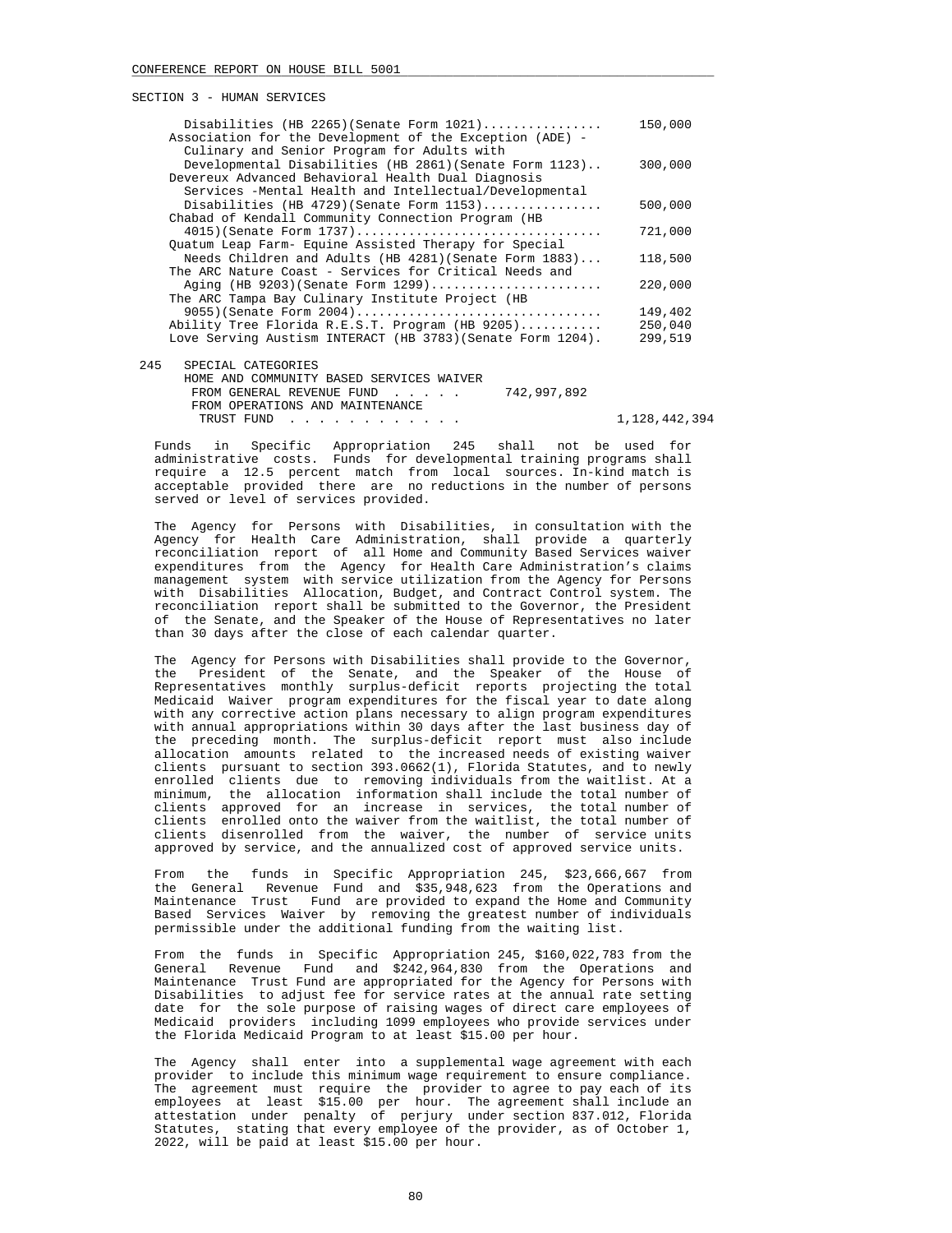SECTION 3 - HUMAN SERVICES

| Item | Amount |
|---|---|
| Disabilities (HB 2265)(Senate Form 1021)................ | 150,000 |
| Association for the Development of the Exception (ADE) - Culinary and Senior Program for Adults with Developmental Disabilities (HB 2861)(Senate Form 1123).. | 300,000 |
| Devereux Advanced Behavioral Health Dual Diagnosis Services -Mental Health and Intellectual/Developmental Disabilities (HB 4729)(Senate Form 1153)................ | 500,000 |
| Chabad of Kendall Community Connection Program (HB 4015)(Senate Form 1737)................................ | 721,000 |
| Quatum Leap Farm- Equine Assisted Therapy for Special Needs Children and Adults (HB 4281)(Senate Form 1883)... | 118,500 |
| The ARC Nature Coast - Services for Critical Needs and Aging (HB 9203)(Senate Form 1299)....................... | 220,000 |
| The ARC Tampa Bay Culinary Institute Project (HB 9055)(Senate Form 2004)................................ | 149,402 |
| Ability Tree Florida R.E.S.T. Program (HB 9205)........... | 250,040 |
| Love Serving Austism INTERACT (HB 3783)(Senate Form 1204). | 299,519 |

245 SPECIAL CATEGORIES
HOME AND COMMUNITY BASED SERVICES WAIVER

| | | |
|---|---|---|
| FROM GENERAL REVENUE FUND . . . . . | 742,997,892 | |
| FROM OPERATIONS AND MAINTENANCE TRUST FUND . . . . . . . . . . . . | | 1,128,442,394 |

Funds in Specific Appropriation 245 shall not be used for administrative costs. Funds for developmental training programs shall require a 12.5 percent match from local sources. In-kind match is acceptable provided there are no reductions in the number of persons served or level of services provided.

The Agency for Persons with Disabilities, in consultation with the Agency for Health Care Administration, shall provide a quarterly reconciliation report of all Home and Community Based Services waiver expenditures from the Agency for Health Care Administration's claims management system with service utilization from the Agency for Persons with Disabilities Allocation, Budget, and Contract Control system. The reconciliation report shall be submitted to the Governor, the President of the Senate, and the Speaker of the House of Representatives no later than 30 days after the close of each calendar quarter.

The Agency for Persons with Disabilities shall provide to the Governor, the President of the Senate, and the Speaker of the House of Representatives monthly surplus-deficit reports projecting the total Medicaid Waiver program expenditures for the fiscal year to date along with any corrective action plans necessary to align program expenditures with annual appropriations within 30 days after the last business day of the preceding month. The surplus-deficit report must also include allocation amounts related to the increased needs of existing waiver clients pursuant to section 393.0662(1), Florida Statutes, and to newly enrolled clients due to removing individuals from the waitlist. At a minimum, the allocation information shall include the total number of clients approved for an increase in services, the total number of clients enrolled onto the waiver from the waitlist, the total number of clients disenrolled from the waiver, the number of service units approved by service, and the annualized cost of approved service units.

From the funds in Specific Appropriation 245, $23,666,667 from the General Revenue Fund and $35,948,623 from the Operations and Maintenance Trust Fund are provided to expand the Home and Community Based Services Waiver by removing the greatest number of individuals permissible under the additional funding from the waiting list.

From the funds in Specific Appropriation 245, $160,022,783 from the General Revenue Fund and $242,964,830 from the Operations and Maintenance Trust Fund are appropriated for the Agency for Persons with Disabilities to adjust fee for service rates at the annual rate setting date for the sole purpose of raising wages of direct care employees of Medicaid providers including 1099 employees who provide services under the Florida Medicaid Program to at least $15.00 per hour.

The Agency shall enter into a supplemental wage agreement with each provider to include this minimum wage requirement to ensure compliance. The agreement must require the provider to agree to pay each of its employees at least $15.00 per hour. The agreement shall include an attestation under penalty of perjury under section 837.012, Florida Statutes, stating that every employee of the provider, as of October 1, 2022, will be paid at least $15.00 per hour.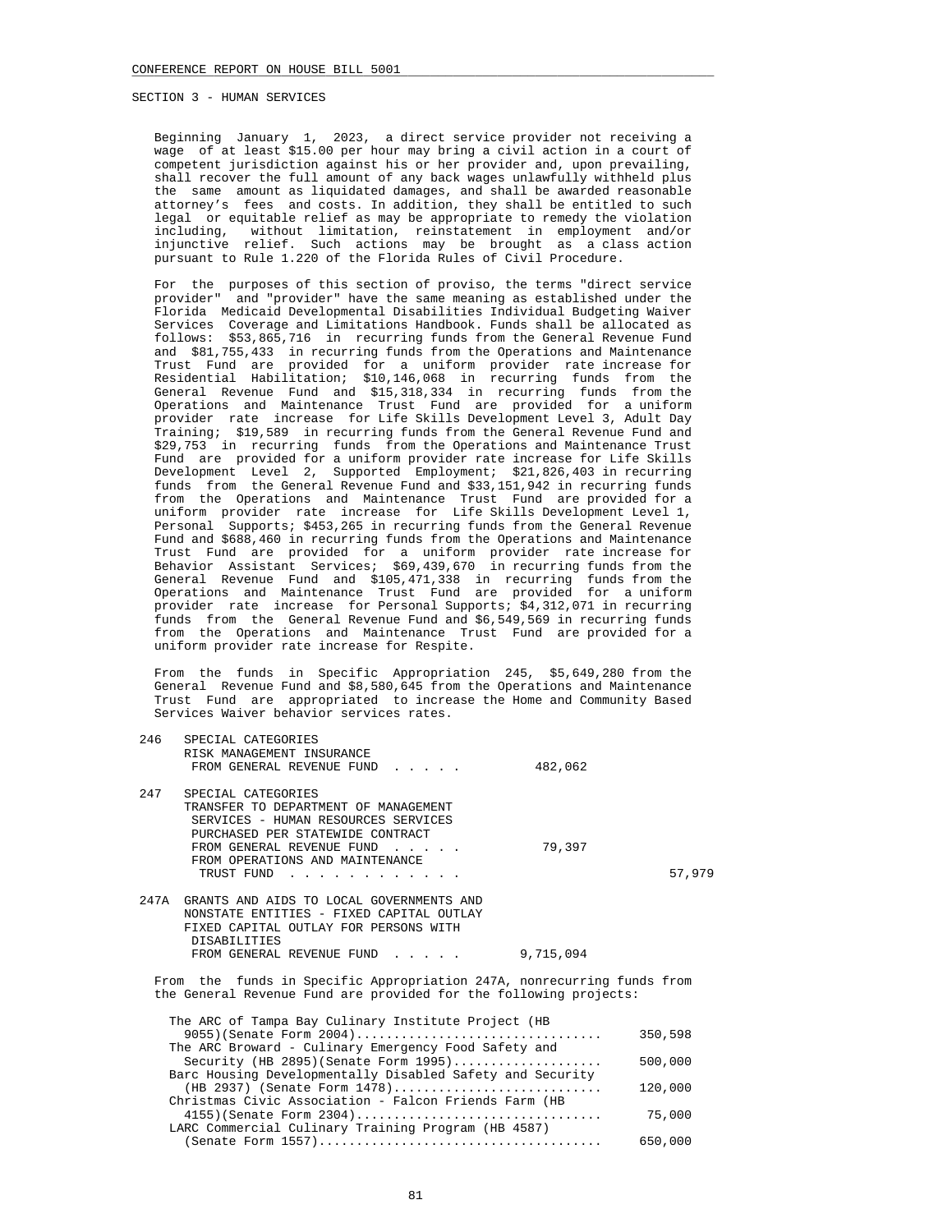SECTION 3 - HUMAN SERVICES

Beginning January 1, 2023, a direct service provider not receiving a wage of at least $15.00 per hour may bring a civil action in a court of competent jurisdiction against his or her provider and, upon prevailing, shall recover the full amount of any back wages unlawfully withheld plus the same amount as liquidated damages, and shall be awarded reasonable attorney's fees and costs. In addition, they shall be entitled to such legal or equitable relief as may be appropriate to remedy the violation including, without limitation, reinstatement in employment and/or injunctive relief. Such actions may be brought as a class action pursuant to Rule 1.220 of the Florida Rules of Civil Procedure.

For the purposes of this section of proviso, the terms "direct service provider" and "provider" have the same meaning as established under the Florida Medicaid Developmental Disabilities Individual Budgeting Waiver Services Coverage and Limitations Handbook. Funds shall be allocated as follows: $53,865,716 in recurring funds from the General Revenue Fund and $81,755,433 in recurring funds from the Operations and Maintenance Trust Fund are provided for a uniform provider rate increase for Residential Habilitation; $10,146,068 in recurring funds from the General Revenue Fund and $15,318,334 in recurring funds from the Operations and Maintenance Trust Fund are provided for a uniform provider rate increase for Life Skills Development Level 3, Adult Day Training; $19,589 in recurring funds from the General Revenue Fund and $29,753 in recurring funds from the Operations and Maintenance Trust Fund are provided for a uniform provider rate increase for Life Skills Development Level 2, Supported Employment; $21,826,403 in recurring funds from the General Revenue Fund and $33,151,942 in recurring funds from the Operations and Maintenance Trust Fund are provided for a uniform provider rate increase for Life Skills Development Level 1, Personal Supports; $453,265 in recurring funds from the General Revenue Fund and $688,460 in recurring funds from the Operations and Maintenance Trust Fund are provided for a uniform provider rate increase for Behavior Assistant Services; $69,439,670 in recurring funds from the General Revenue Fund and $105,471,338 in recurring funds from the Operations and Maintenance Trust Fund are provided for a uniform provider rate increase for Personal Supports; $4,312,071 in recurring funds from the General Revenue Fund and $6,549,569 in recurring funds from the Operations and Maintenance Trust Fund are provided for a uniform provider rate increase for Respite.

From the funds in Specific Appropriation 245, $5,649,280 from the General Revenue Fund and $8,580,645 from the Operations and Maintenance Trust Fund are appropriated to increase the Home and Community Based Services Waiver behavior services rates.

246 SPECIAL CATEGORIES
RISK MANAGEMENT INSURANCE
FROM GENERAL REVENUE FUND . . . . . 482,062

247 SPECIAL CATEGORIES
TRANSFER TO DEPARTMENT OF MANAGEMENT SERVICES - HUMAN RESOURCES SERVICES PURCHASED PER STATEWIDE CONTRACT
FROM GENERAL REVENUE FUND . . . . . 79,397
FROM OPERATIONS AND MAINTENANCE TRUST FUND . . . . . . . . . . . . 57,979

247A GRANTS AND AIDS TO LOCAL GOVERNMENTS AND NONSTATE ENTITIES - FIXED CAPITAL OUTLAY
FIXED CAPITAL OUTLAY FOR PERSONS WITH DISABILITIES
FROM GENERAL REVENUE FUND . . . . . 9,715,094

From the funds in Specific Appropriation 247A, nonrecurring funds from the General Revenue Fund are provided for the following projects:

| Project | Amount |
|---|---|
| The ARC of Tampa Bay Culinary Institute Project (HB 9055)(Senate Form 2004) | 350,598 |
| The ARC Broward - Culinary Emergency Food Safety and Security (HB 2895)(Senate Form 1995) | 500,000 |
| Barc Housing Developmentally Disabled Safety and Security (HB 2937) (Senate Form 1478) | 120,000 |
| Christmas Civic Association - Falcon Friends Farm (HB 4155)(Senate Form 2304) | 75,000 |
| LARC Commercial Culinary Training Program (HB 4587) (Senate Form 1557) | 650,000 |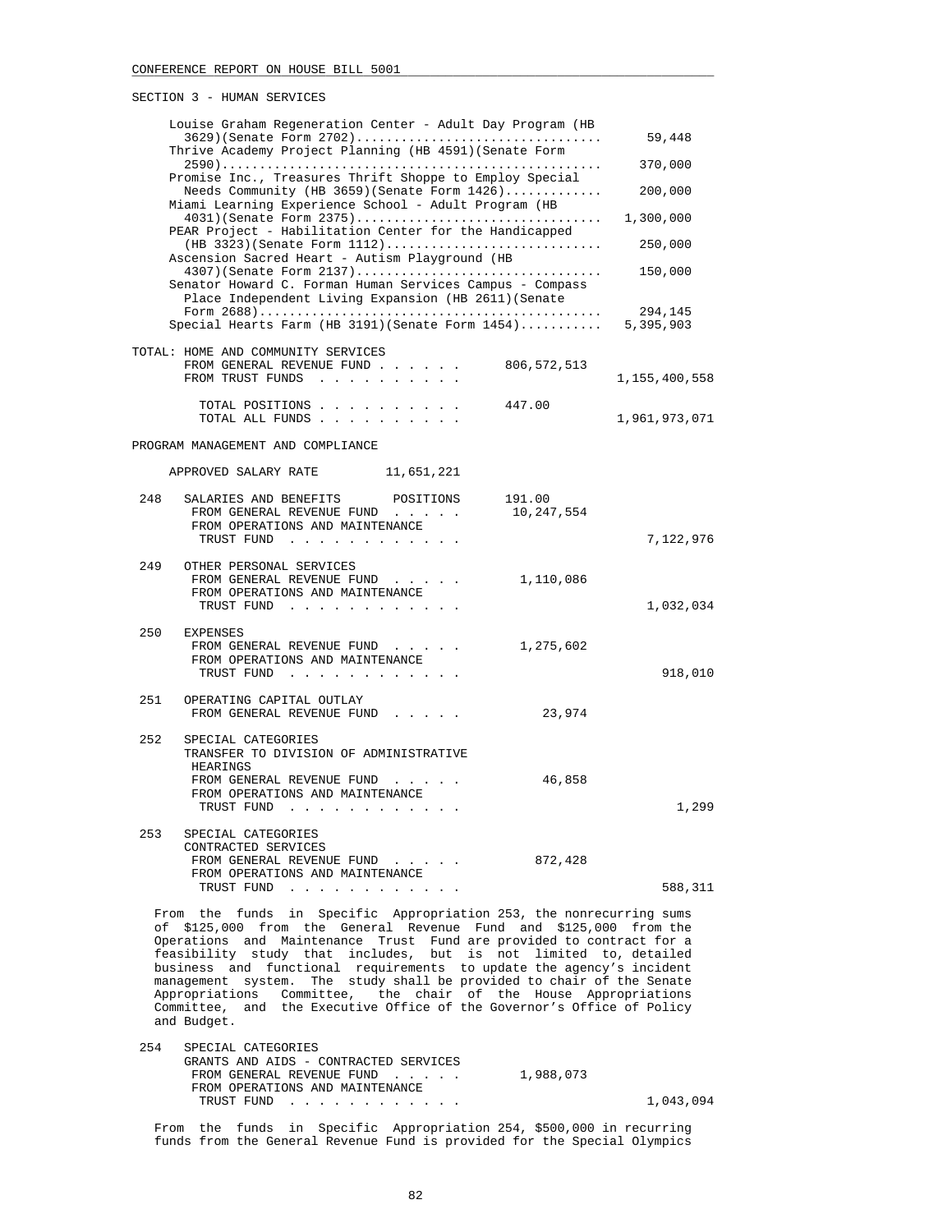SECTION 3 - HUMAN SERVICES

| | | |
|---|---|---|
| Louise Graham Regeneration Center - Adult Day Program (HB 3629)(Senate Form 2702) | | 59,448 |
| Thrive Academy Project Planning (HB 4591)(Senate Form 2590) | | 370,000 |
| Promise Inc., Treasures Thrift Shoppe to Employ Special Needs Community (HB 3659)(Senate Form 1426) | | 200,000 |
| Miami Learning Experience School - Adult Program (HB 4031)(Senate Form 2375) | | 1,300,000 |
| PEAR Project - Habilitation Center for the Handicapped (HB 3323)(Senate Form 1112) | | 250,000 |
| Ascension Sacred Heart - Autism Playground (HB 4307)(Senate Form 2137) | | 150,000 |
| Senator Howard C. Forman Human Services Campus - Compass Place Independent Living Expansion (HB 2611)(Senate Form 2688) | | 294,145 |
| Special Hearts Farm (HB 3191)(Senate Form 1454) | | 5,395,903 |

TOTAL: HOME AND COMMUNITY SERVICES

| | | |
|---|---|---|
| FROM GENERAL REVENUE FUND | 806,572,513 | |
| FROM TRUST FUNDS | | 1,155,400,558 |
| TOTAL POSITIONS | 447.00 | |
| TOTAL ALL FUNDS | | 1,961,973,071 |

PROGRAM MANAGEMENT AND COMPLIANCE

APPROVED SALARY RATE 11,651,221

| | | | |
|---|---|---|---|
| 248 | SALARIES AND BENEFITS POSITIONS | 191.00 | |
| | FROM GENERAL REVENUE FUND | 10,247,554 | |
| | FROM OPERATIONS AND MAINTENANCE TRUST FUND | | 7,122,976 |
| 249 | OTHER PERSONAL SERVICES | | |
| | FROM GENERAL REVENUE FUND | 1,110,086 | |
| | FROM OPERATIONS AND MAINTENANCE TRUST FUND | | 1,032,034 |
| 250 | EXPENSES | | |
| | FROM GENERAL REVENUE FUND | 1,275,602 | |
| | FROM OPERATIONS AND MAINTENANCE TRUST FUND | | 918,010 |
| 251 | OPERATING CAPITAL OUTLAY | | |
| | FROM GENERAL REVENUE FUND | 23,974 | |
| 252 | SPECIAL CATEGORIES TRANSFER TO DIVISION OF ADMINISTRATIVE HEARINGS | | |
| | FROM GENERAL REVENUE FUND | 46,858 | |
| | FROM OPERATIONS AND MAINTENANCE TRUST FUND | | 1,299 |
| 253 | SPECIAL CATEGORIES CONTRACTED SERVICES | | |
| | FROM GENERAL REVENUE FUND | 872,428 | |
| | FROM OPERATIONS AND MAINTENANCE TRUST FUND | | 588,311 |

From the funds in Specific Appropriation 253, the nonrecurring sums of $125,000 from the General Revenue Fund and $125,000 from the Operations and Maintenance Trust Fund are provided to contract for a feasibility study that includes, but is not limited to, detailed business and functional requirements to update the agency's incident management system. The study shall be provided to chair of the Senate Appropriations Committee, the chair of the House Appropriations Committee, and the Executive Office of the Governor's Office of Policy and Budget.

| | | | |
|---|---|---|---|
| 254 | SPECIAL CATEGORIES GRANTS AND AIDS - CONTRACTED SERVICES | | |
| | FROM GENERAL REVENUE FUND | 1,988,073 | |
| | FROM OPERATIONS AND MAINTENANCE TRUST FUND | | 1,043,094 |

From the funds in Specific Appropriation 254, $500,000 in recurring funds from the General Revenue Fund is provided for the Special Olympics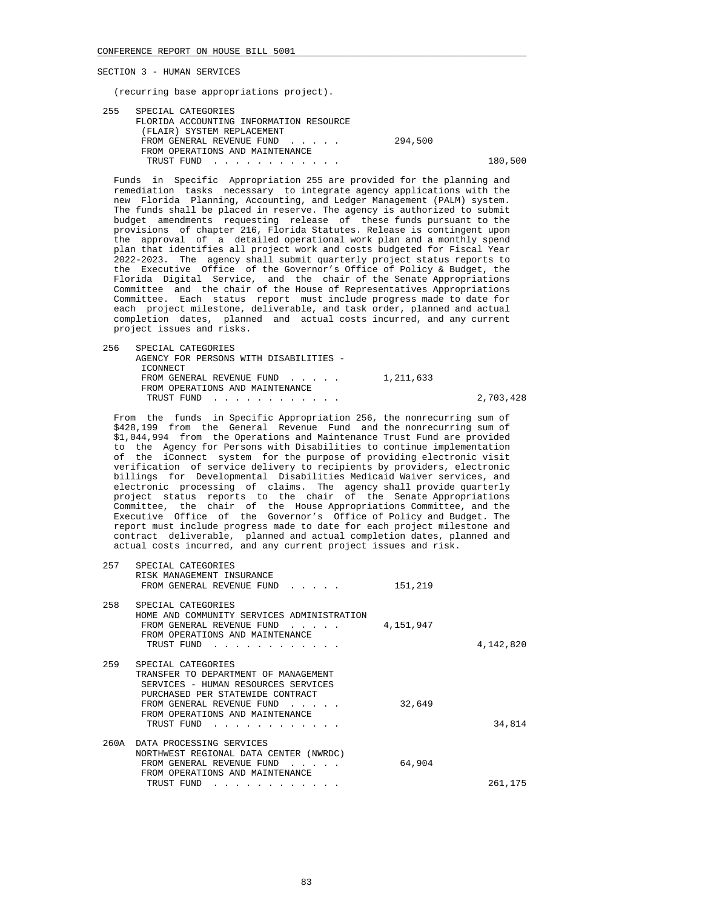SECTION 3 - HUMAN SERVICES

(recurring base appropriations project).

255 SPECIAL CATEGORIES
FLORIDA ACCOUNTING INFORMATION RESOURCE (FLAIR) SYSTEM REPLACEMENT

| | | |
|---|---|---|
| FROM GENERAL REVENUE FUND . . . . . | 294,500 | |
| FROM OPERATIONS AND MAINTENANCE TRUST FUND . . . . . . . . . . . . | | 180,500 |

Funds in Specific Appropriation 255 are provided for the planning and remediation tasks necessary to integrate agency applications with the new Florida Planning, Accounting, and Ledger Management (PALM) system. The funds shall be placed in reserve. The agency is authorized to submit budget amendments requesting release of these funds pursuant to the provisions of chapter 216, Florida Statutes. Release is contingent upon the approval of a detailed operational work plan and a monthly spend plan that identifies all project work and costs budgeted for Fiscal Year 2022-2023. The agency shall submit quarterly project status reports to the Executive Office of the Governor's Office of Policy & Budget, the Florida Digital Service, and the chair of the Senate Appropriations Committee and the chair of the House of Representatives Appropriations Committee. Each status report must include progress made to date for each project milestone, deliverable, and task order, planned and actual completion dates, planned and actual costs incurred, and any current project issues and risks.

256 SPECIAL CATEGORIES
AGENCY FOR PERSONS WITH DISABILITIES - ICONNECT

| | | |
|---|---|---|
| FROM GENERAL REVENUE FUND . . . . . | 1,211,633 | |
| FROM OPERATIONS AND MAINTENANCE TRUST FUND . . . . . . . . . . . . | | 2,703,428 |

From the funds in Specific Appropriation 256, the nonrecurring sum of $428,199 from the General Revenue Fund and the nonrecurring sum of $1,044,994 from the Operations and Maintenance Trust Fund are provided to the Agency for Persons with Disabilities to continue implementation of the iConnect system for the purpose of providing electronic visit verification of service delivery to recipients by providers, electronic billings for Developmental Disabilities Medicaid Waiver services, and electronic processing of claims. The agency shall provide quarterly project status reports to the chair of the Senate Appropriations Committee, the chair of the House Appropriations Committee, and the Executive Office of the Governor's Office of Policy and Budget. The report must include progress made to date for each project milestone and contract deliverable, planned and actual completion dates, planned and actual costs incurred, and any current project issues and risk.

257 SPECIAL CATEGORIES
RISK MANAGEMENT INSURANCE

| | | |
|---|---|---|
| FROM GENERAL REVENUE FUND . . . . . | 151,219 | |

258 SPECIAL CATEGORIES
HOME AND COMMUNITY SERVICES ADMINISTRATION

| | | |
|---|---|---|
| FROM GENERAL REVENUE FUND . . . . . | 4,151,947 | |
| FROM OPERATIONS AND MAINTENANCE TRUST FUND . . . . . . . . . . . . | | 4,142,820 |

259 SPECIAL CATEGORIES
TRANSFER TO DEPARTMENT OF MANAGEMENT SERVICES - HUMAN RESOURCES SERVICES PURCHASED PER STATEWIDE CONTRACT

| | | |
|---|---|---|
| FROM GENERAL REVENUE FUND . . . . . | 32,649 | |
| FROM OPERATIONS AND MAINTENANCE TRUST FUND . . . . . . . . . . . . | | 34,814 |

260A DATA PROCESSING SERVICES
NORTHWEST REGIONAL DATA CENTER (NWRDC)

| | | |
|---|---|---|
| FROM GENERAL REVENUE FUND . . . . . | 64,904 | |
| FROM OPERATIONS AND MAINTENANCE TRUST FUND . . . . . . . . . . . . | | 261,175 |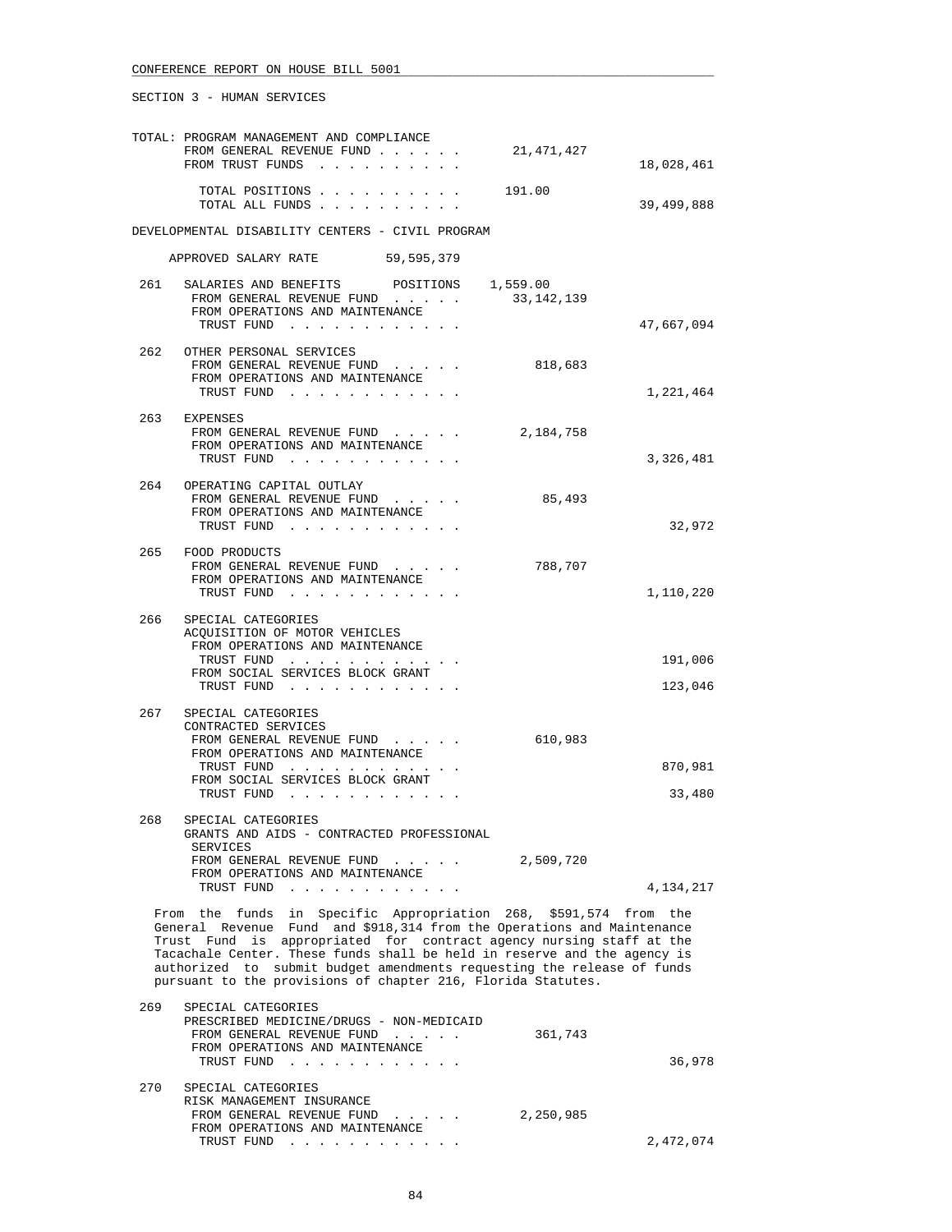CONFERENCE REPORT ON HOUSE BILL 5001

SECTION 3 - HUMAN SERVICES

```
TOTAL: PROGRAM MANAGEMENT AND COMPLIANCE
       FROM GENERAL REVENUE FUND . . . . . .      21,471,427
       FROM TRUST FUNDS  . . . . . . . . . .                        18,028,461

         TOTAL POSITIONS . . . . . . . . . .      191.00
         TOTAL ALL FUNDS . . . . . . . . . .                        39,499,888

DEVELOPMENTAL DISABILITY CENTERS - CIVIL PROGRAM

     APPROVED SALARY RATE         59,595,379

 261   SALARIES AND BENEFITS       POSITIONS   1,559.00
       FROM GENERAL REVENUE FUND  . . . . .      33,142,139
       FROM OPERATIONS AND MAINTENANCE
        TRUST FUND  . . . . . . . . . . . .                         47,667,094

 262   OTHER PERSONAL SERVICES
       FROM GENERAL REVENUE FUND  . . . . .         818,683
       FROM OPERATIONS AND MAINTENANCE
        TRUST FUND  . . . . . . . . . . . .                          1,221,464

 263   EXPENSES
       FROM GENERAL REVENUE FUND  . . . . .       2,184,758
       FROM OPERATIONS AND MAINTENANCE
        TRUST FUND  . . . . . . . . . . . .                          3,326,481

 264   OPERATING CAPITAL OUTLAY
       FROM GENERAL REVENUE FUND  . . . . .          85,493
       FROM OPERATIONS AND MAINTENANCE
        TRUST FUND  . . . . . . . . . . . .                             32,972

 265   FOOD PRODUCTS
       FROM GENERAL REVENUE FUND  . . . . .         788,707
       FROM OPERATIONS AND MAINTENANCE
        TRUST FUND  . . . . . . . . . . . .                          1,110,220

 266   SPECIAL CATEGORIES
       ACQUISITION OF MOTOR VEHICLES
       FROM OPERATIONS AND MAINTENANCE
        TRUST FUND  . . . . . . . . . . . .                            191,006
       FROM SOCIAL SERVICES BLOCK GRANT
        TRUST FUND  . . . . . . . . . . . .                            123,046

 267   SPECIAL CATEGORIES
       CONTRACTED SERVICES
       FROM GENERAL REVENUE FUND  . . . . .         610,983
       FROM OPERATIONS AND MAINTENANCE
        TRUST FUND  . . . . . . . . . . . .                            870,981
       FROM SOCIAL SERVICES BLOCK GRANT
        TRUST FUND  . . . . . . . . . . . .                             33,480

 268   SPECIAL CATEGORIES
       GRANTS AND AIDS - CONTRACTED PROFESSIONAL
        SERVICES
       FROM GENERAL REVENUE FUND  . . . . .       2,509,720
       FROM OPERATIONS AND MAINTENANCE
        TRUST FUND  . . . . . . . . . . . .                          4,134,217
```

From the funds in Specific Appropriation 268, $591,574 from the General Revenue Fund and $918,314 from the Operations and Maintenance Trust Fund is appropriated for contract agency nursing staff at the Tacachale Center. These funds shall be held in reserve and the agency is authorized to submit budget amendments requesting the release of funds pursuant to the provisions of chapter 216, Florida Statutes.

```
 269   SPECIAL CATEGORIES
       PRESCRIBED MEDICINE/DRUGS - NON-MEDICAID
       FROM GENERAL REVENUE FUND  . . . . .         361,743
       FROM OPERATIONS AND MAINTENANCE
        TRUST FUND  . . . . . . . . . . . .                             36,978

 270   SPECIAL CATEGORIES
       RISK MANAGEMENT INSURANCE
       FROM GENERAL REVENUE FUND  . . . . .       2,250,985
       FROM OPERATIONS AND MAINTENANCE
        TRUST FUND  . . . . . . . . . . . .                          2,472,074
```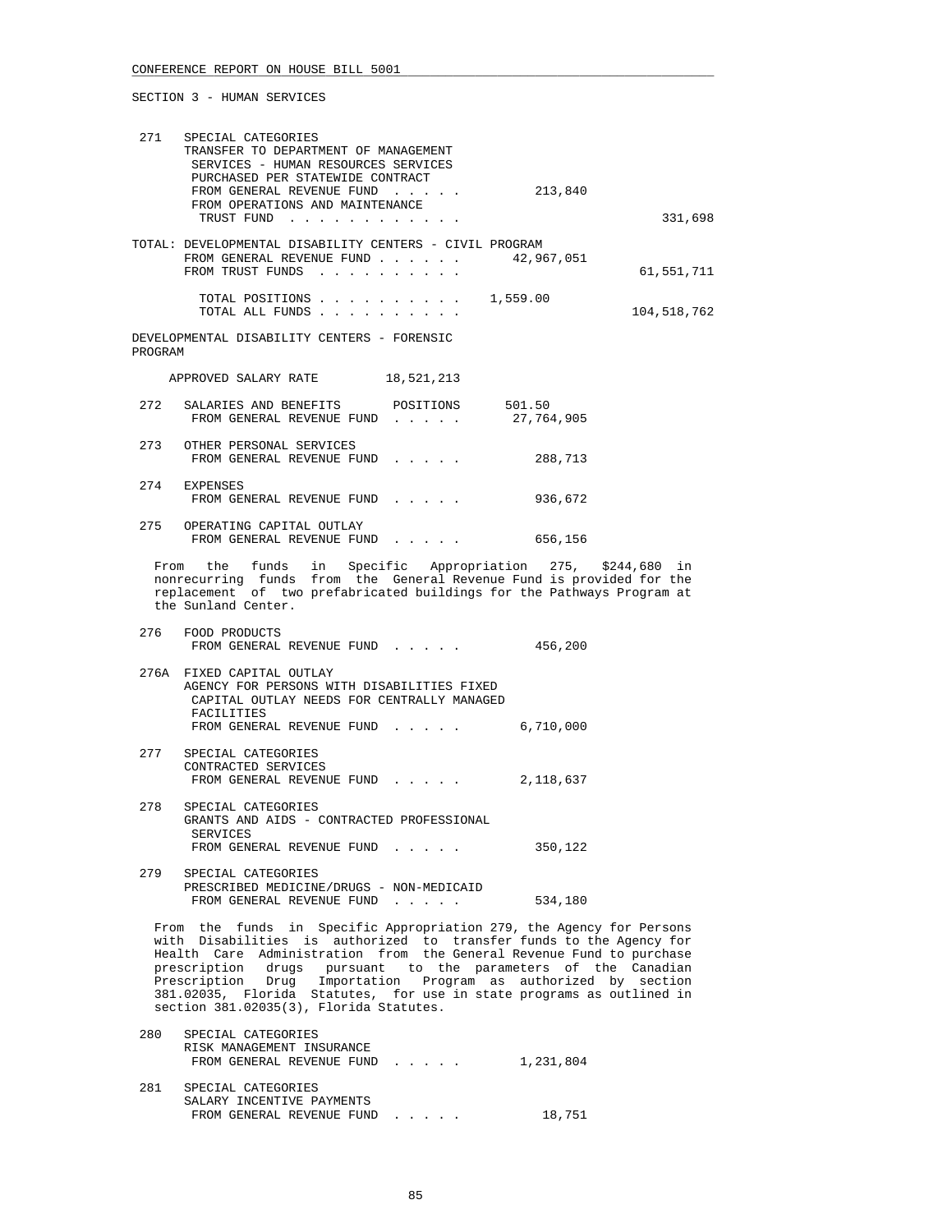CONFERENCE REPORT ON HOUSE BILL 5001

SECTION 3 - HUMAN SERVICES

271 SPECIAL CATEGORIES
TRANSFER TO DEPARTMENT OF MANAGEMENT SERVICES - HUMAN RESOURCES SERVICES PURCHASED PER STATEWIDE CONTRACT
FROM GENERAL REVENUE FUND . . . . . 213,840
FROM OPERATIONS AND MAINTENANCE TRUST FUND . . . . . . . . . . . . 331,698

TOTAL: DEVELOPMENTAL DISABILITY CENTERS - CIVIL PROGRAM
FROM GENERAL REVENUE FUND . . . . . . 42,967,051
FROM TRUST FUNDS . . . . . . . . . . 61,551,711

TOTAL POSITIONS . . . . . . . . . . 1,559.00
TOTAL ALL FUNDS . . . . . . . . . . 104,518,762

DEVELOPMENTAL DISABILITY CENTERS - FORENSIC PROGRAM

APPROVED SALARY RATE 18,521,213

272 SALARIES AND BENEFITS POSITIONS 501.50
FROM GENERAL REVENUE FUND . . . . . 27,764,905

273 OTHER PERSONAL SERVICES
FROM GENERAL REVENUE FUND . . . . . 288,713

274 EXPENSES
FROM GENERAL REVENUE FUND . . . . . 936,672

275 OPERATING CAPITAL OUTLAY
FROM GENERAL REVENUE FUND . . . . . 656,156

From the funds in Specific Appropriation 275, $244,680 in nonrecurring funds from the General Revenue Fund is provided for the replacement of two prefabricated buildings for the Pathways Program at the Sunland Center.

276 FOOD PRODUCTS
FROM GENERAL REVENUE FUND . . . . . 456,200

276A FIXED CAPITAL OUTLAY
AGENCY FOR PERSONS WITH DISABILITIES FIXED CAPITAL OUTLAY NEEDS FOR CENTRALLY MANAGED FACILITIES
FROM GENERAL REVENUE FUND . . . . . 6,710,000

277 SPECIAL CATEGORIES
CONTRACTED SERVICES
FROM GENERAL REVENUE FUND . . . . . 2,118,637

278 SPECIAL CATEGORIES
GRANTS AND AIDS - CONTRACTED PROFESSIONAL SERVICES
FROM GENERAL REVENUE FUND . . . . . 350,122

279 SPECIAL CATEGORIES
PRESCRIBED MEDICINE/DRUGS - NON-MEDICAID
FROM GENERAL REVENUE FUND . . . . . 534,180

From the funds in Specific Appropriation 279, the Agency for Persons with Disabilities is authorized to transfer funds to the Agency for Health Care Administration from the General Revenue Fund to purchase prescription drugs pursuant to the parameters of the Canadian Prescription Drug Importation Program as authorized by section 381.02035, Florida Statutes, for use in state programs as outlined in section 381.02035(3), Florida Statutes.

280 SPECIAL CATEGORIES
RISK MANAGEMENT INSURANCE
FROM GENERAL REVENUE FUND . . . . . 1,231,804

281 SPECIAL CATEGORIES
SALARY INCENTIVE PAYMENTS
FROM GENERAL REVENUE FUND . . . . . 18,751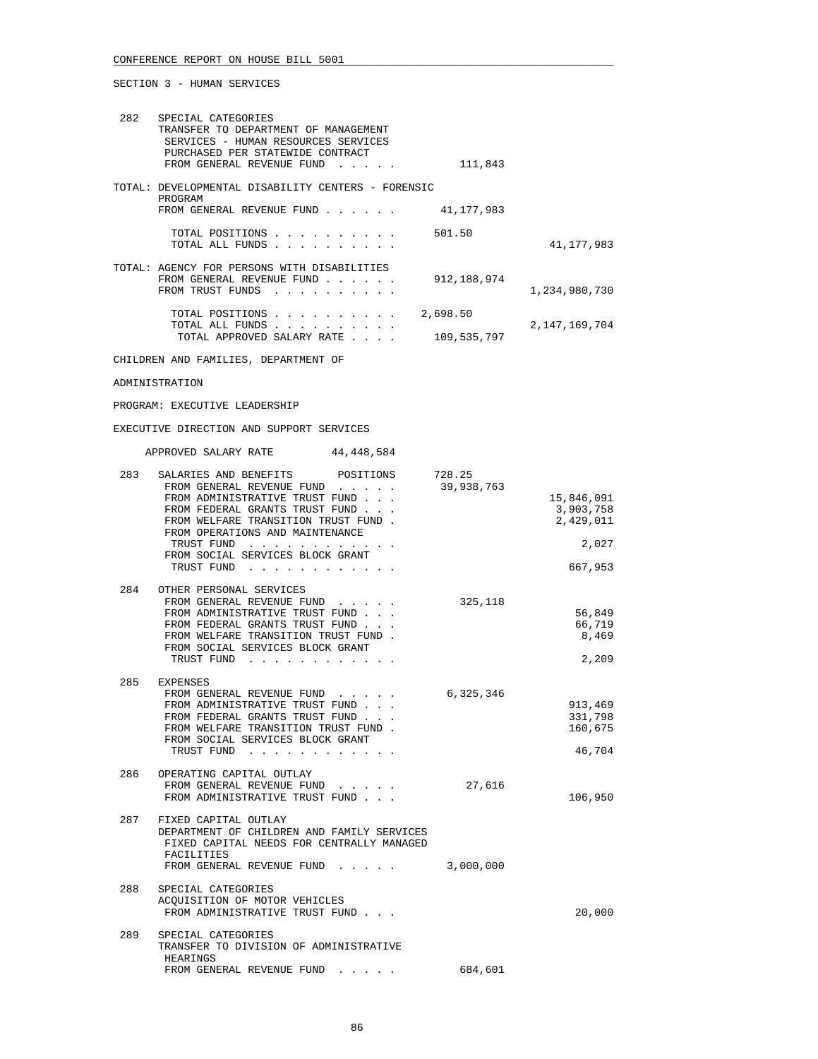SECTION 3 - HUMAN SERVICES

```
 282   SPECIAL CATEGORIES
       TRANSFER TO DEPARTMENT OF MANAGEMENT
        SERVICES - HUMAN RESOURCES SERVICES
        PURCHASED PER STATEWIDE CONTRACT
        FROM GENERAL REVENUE FUND  . . . . .         111,843

     TOTAL: DEVELOPMENTAL DISABILITY CENTERS - FORENSIC
            PROGRAM
            FROM GENERAL REVENUE FUND . . . . . .     41,177,983

              TOTAL POSITIONS . . . . . . . . . .      501.50
              TOTAL ALL FUNDS . . . . . . . . . .                        41,177,983

     TOTAL: AGENCY FOR PERSONS WITH DISABILITIES
            FROM GENERAL REVENUE FUND . . . . . .    912,188,974
            FROM TRUST FUNDS  . . . . . . . . . .                     1,234,980,730

              TOTAL POSITIONS . . . . . . . . . .    2,698.50
              TOTAL ALL FUNDS . . . . . . . . . .                     2,147,169,704
               TOTAL APPROVED SALARY RATE . . . .    109,535,797

     CHILDREN AND FAMILIES, DEPARTMENT OF

     ADMINISTRATION

     PROGRAM: EXECUTIVE LEADERSHIP

     EXECUTIVE DIRECTION AND SUPPORT SERVICES

         APPROVED SALARY RATE          44,448,584

 283   SALARIES AND BENEFITS       POSITIONS       728.25
        FROM GENERAL REVENUE FUND  . . . . .      39,938,763
        FROM ADMINISTRATIVE TRUST FUND . . .                             15,846,091
        FROM FEDERAL GRANTS TRUST FUND . . .                              3,903,758
        FROM WELFARE TRANSITION TRUST FUND .                              2,429,011
        FROM OPERATIONS AND MAINTENANCE
         TRUST FUND  . . . . . . . . . . . .                                  2,027
        FROM SOCIAL SERVICES BLOCK GRANT
         TRUST FUND  . . . . . . . . . . . .                                667,953

 284   OTHER PERSONAL SERVICES
        FROM GENERAL REVENUE FUND  . . . . .         325,118
        FROM ADMINISTRATIVE TRUST FUND . . .                                 56,849
        FROM FEDERAL GRANTS TRUST FUND . . .                                 66,719
        FROM WELFARE TRANSITION TRUST FUND .                                  8,469
        FROM SOCIAL SERVICES BLOCK GRANT
         TRUST FUND  . . . . . . . . . . . .                                  2,209

 285   EXPENSES
        FROM GENERAL REVENUE FUND  . . . . .       6,325,346
        FROM ADMINISTRATIVE TRUST FUND . . .                                913,469
        FROM FEDERAL GRANTS TRUST FUND . . .                                331,798
        FROM WELFARE TRANSITION TRUST FUND .                                160,675
        FROM SOCIAL SERVICES BLOCK GRANT
         TRUST FUND  . . . . . . . . . . . .                                 46,704

 286   OPERATING CAPITAL OUTLAY
        FROM GENERAL REVENUE FUND  . . . . .          27,616
        FROM ADMINISTRATIVE TRUST FUND . . .                                106,950

 287   FIXED CAPITAL OUTLAY
       DEPARTMENT OF CHILDREN AND FAMILY SERVICES
        FIXED CAPITAL NEEDS FOR CENTRALLY MANAGED
        FACILITIES
        FROM GENERAL REVENUE FUND  . . . . .       3,000,000

 288   SPECIAL CATEGORIES
       ACQUISITION OF MOTOR VEHICLES
        FROM ADMINISTRATIVE TRUST FUND . . .                                 20,000

 289   SPECIAL CATEGORIES
       TRANSFER TO DIVISION OF ADMINISTRATIVE
        HEARINGS
        FROM GENERAL REVENUE FUND  . . . . .         684,601
```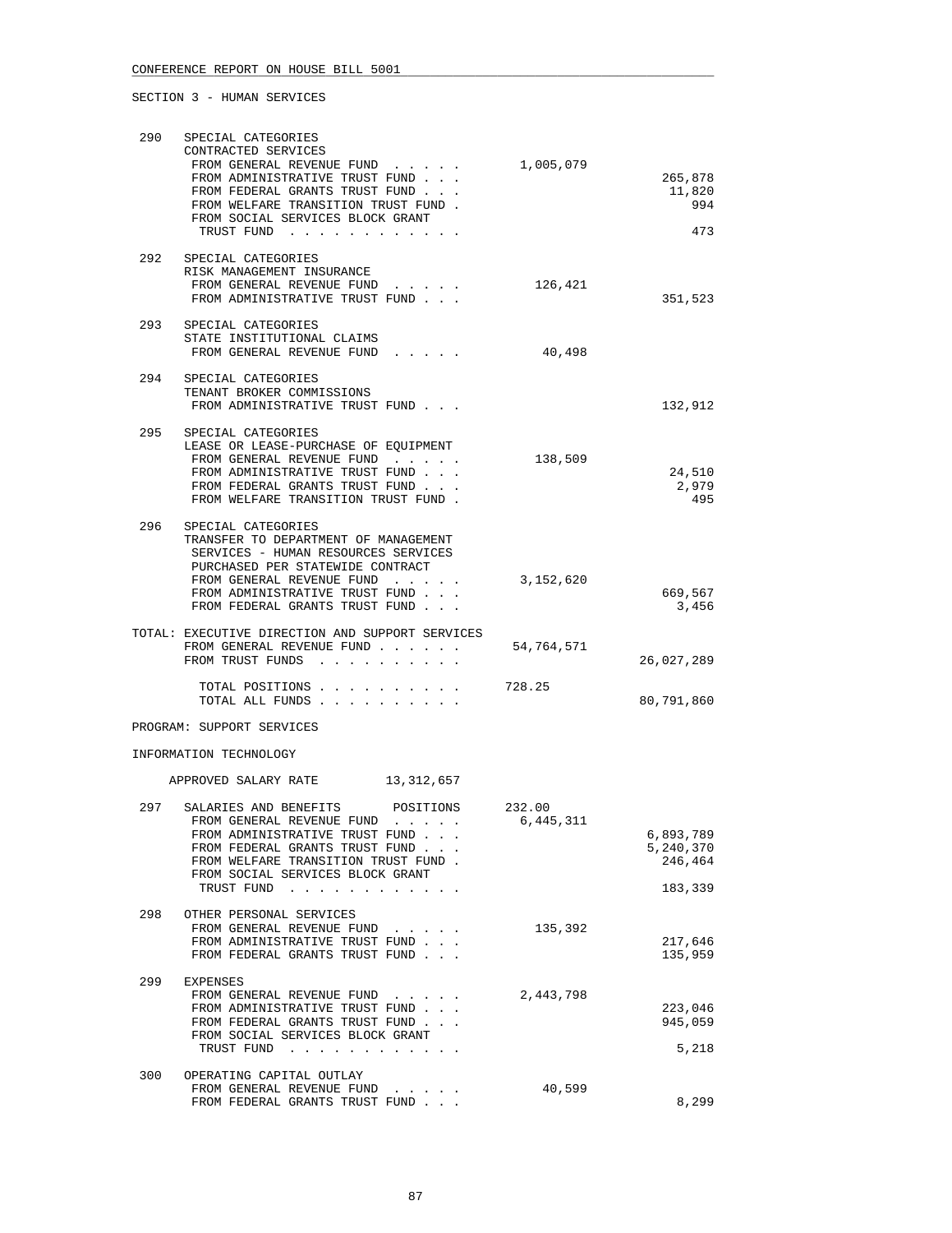CONFERENCE REPORT ON HOUSE BILL 5001

SECTION 3 - HUMAN SERVICES

| | | | |
|---|---|---|---|
| 290 | SPECIAL CATEGORIES<br>CONTRACTED SERVICES | | |
| | FROM GENERAL REVENUE FUND . . . . . | 1,005,079 | |
| | FROM ADMINISTRATIVE TRUST FUND . . . | | 265,878 |
| | FROM FEDERAL GRANTS TRUST FUND . . . | | 11,820 |
| | FROM WELFARE TRANSITION TRUST FUND . | | 994 |
| | FROM SOCIAL SERVICES BLOCK GRANT TRUST FUND . . . . . . . . . . . | | 473 |
| 292 | SPECIAL CATEGORIES<br>RISK MANAGEMENT INSURANCE | | |
| | FROM GENERAL REVENUE FUND . . . . . | 126,421 | |
| | FROM ADMINISTRATIVE TRUST FUND . . . | | 351,523 |
| 293 | SPECIAL CATEGORIES<br>STATE INSTITUTIONAL CLAIMS | | |
| | FROM GENERAL REVENUE FUND . . . . . | 40,498 | |
| 294 | SPECIAL CATEGORIES<br>TENANT BROKER COMMISSIONS | | |
| | FROM ADMINISTRATIVE TRUST FUND . . . | | 132,912 |
| 295 | SPECIAL CATEGORIES<br>LEASE OR LEASE-PURCHASE OF EQUIPMENT | | |
| | FROM GENERAL REVENUE FUND . . . . . | 138,509 | |
| | FROM ADMINISTRATIVE TRUST FUND . . . | | 24,510 |
| | FROM FEDERAL GRANTS TRUST FUND . . . | | 2,979 |
| | FROM WELFARE TRANSITION TRUST FUND . | | 495 |
| 296 | SPECIAL CATEGORIES<br>TRANSFER TO DEPARTMENT OF MANAGEMENT SERVICES - HUMAN RESOURCES SERVICES PURCHASED PER STATEWIDE CONTRACT | | |
| | FROM GENERAL REVENUE FUND . . . . . | 3,152,620 | |
| | FROM ADMINISTRATIVE TRUST FUND . . . | | 669,567 |
| | FROM FEDERAL GRANTS TRUST FUND . . . | | 3,456 |

TOTAL: EXECUTIVE DIRECTION AND SUPPORT SERVICES

| | | |
|---|---|---|
| FROM GENERAL REVENUE FUND . . . . . . | 54,764,571 | |
| FROM TRUST FUNDS . . . . . . . . . . | | 26,027,289 |
| TOTAL POSITIONS . . . . . . . . . . | 728.25 | |
| TOTAL ALL FUNDS . . . . . . . . . . | | 80,791,860 |

PROGRAM: SUPPORT SERVICES

INFORMATION TECHNOLOGY

APPROVED SALARY RATE 13,312,657

| | | | |
|---|---|---|---|
| 297 | SALARIES AND BENEFITS POSITIONS | 232.00 | |
| | FROM GENERAL REVENUE FUND . . . . . | 6,445,311 | |
| | FROM ADMINISTRATIVE TRUST FUND . . . | | 6,893,789 |
| | FROM FEDERAL GRANTS TRUST FUND . . . | | 5,240,370 |
| | FROM WELFARE TRANSITION TRUST FUND . | | 246,464 |
| | FROM SOCIAL SERVICES BLOCK GRANT TRUST FUND . . . . . . . . . . . | | 183,339 |
| 298 | OTHER PERSONAL SERVICES | | |
| | FROM GENERAL REVENUE FUND . . . . . | 135,392 | |
| | FROM ADMINISTRATIVE TRUST FUND . . . | | 217,646 |
| | FROM FEDERAL GRANTS TRUST FUND . . . | | 135,959 |
| 299 | EXPENSES | | |
| | FROM GENERAL REVENUE FUND . . . . . | 2,443,798 | |
| | FROM ADMINISTRATIVE TRUST FUND . . . | | 223,046 |
| | FROM FEDERAL GRANTS TRUST FUND . . . | | 945,059 |
| | FROM SOCIAL SERVICES BLOCK GRANT TRUST FUND . . . . . . . . . . . | | 5,218 |
| 300 | OPERATING CAPITAL OUTLAY | | |
| | FROM GENERAL REVENUE FUND . . . . . | 40,599 | |
| | FROM FEDERAL GRANTS TRUST FUND . . . | | 8,299 |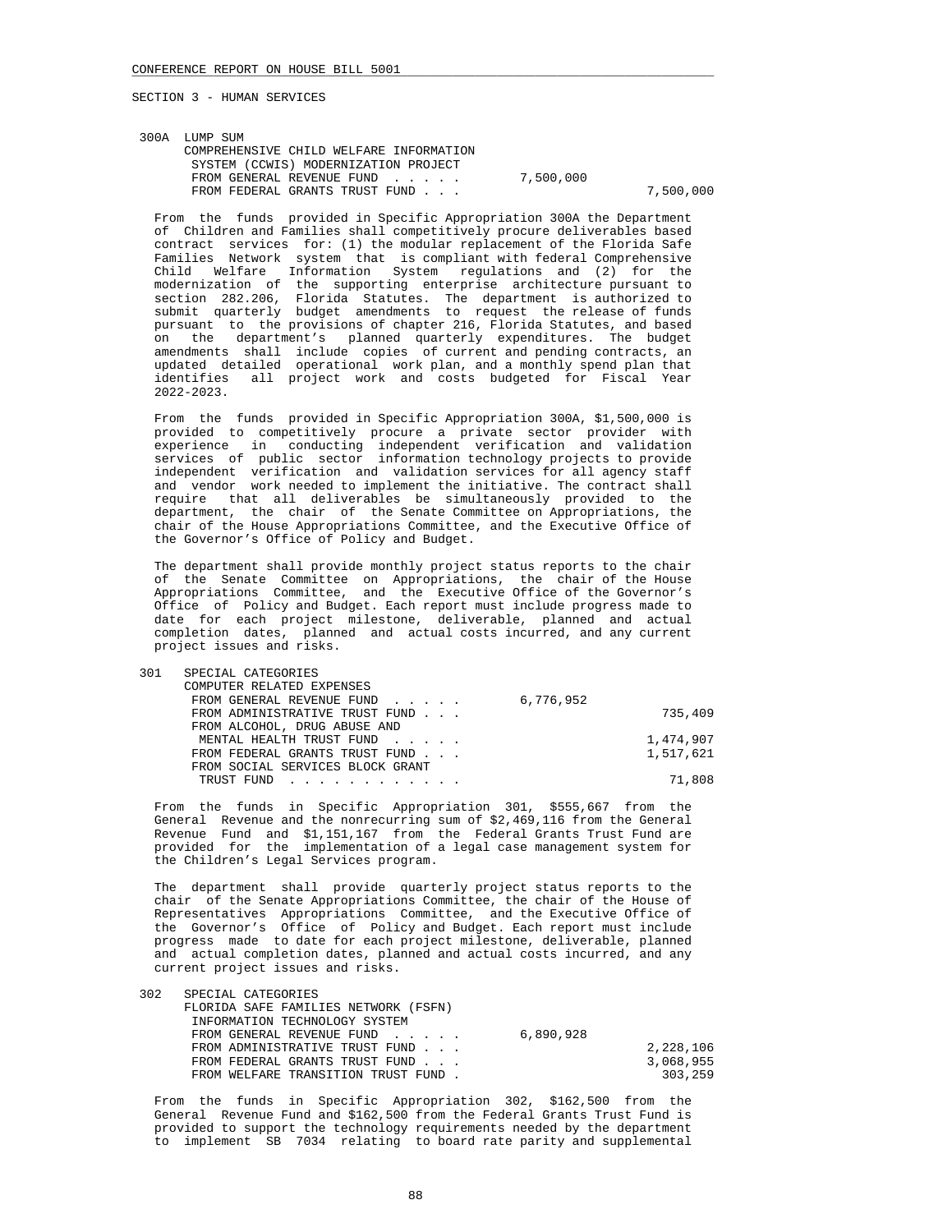SECTION 3 - HUMAN SERVICES

300A LUMP SUM
COMPREHENSIVE CHILD WELFARE INFORMATION SYSTEM (CCWIS) MODERNIZATION PROJECT

| | | |
|---|---|---|
| FROM GENERAL REVENUE FUND . . . . . | 7,500,000 | |
| FROM FEDERAL GRANTS TRUST FUND . . . | | 7,500,000 |

From the funds provided in Specific Appropriation 300A the Department of Children and Families shall competitively procure deliverables based contract services for: (1) the modular replacement of the Florida Safe Families Network system that is compliant with federal Comprehensive Child Welfare Information System regulations and (2) for the modernization of the supporting enterprise architecture pursuant to section 282.206, Florida Statutes. The department is authorized to submit quarterly budget amendments to request the release of funds pursuant to the provisions of chapter 216, Florida Statutes, and based on the department's planned quarterly expenditures. The budget amendments shall include copies of current and pending contracts, an updated detailed operational work plan, and a monthly spend plan that identifies all project work and costs budgeted for Fiscal Year 2022-2023.

From the funds provided in Specific Appropriation 300A, $1,500,000 is provided to competitively procure a private sector provider with experience in conducting independent verification and validation services of public sector information technology projects to provide independent verification and validation services for all agency staff and vendor work needed to implement the initiative. The contract shall require that all deliverables be simultaneously provided to the department, the chair of the Senate Committee on Appropriations, the chair of the House Appropriations Committee, and the Executive Office of the Governor's Office of Policy and Budget.

The department shall provide monthly project status reports to the chair of the Senate Committee on Appropriations, the chair of the House Appropriations Committee, and the Executive Office of the Governor's Office of Policy and Budget. Each report must include progress made to date for each project milestone, deliverable, planned and actual completion dates, planned and actual costs incurred, and any current project issues and risks.

301 SPECIAL CATEGORIES
COMPUTER RELATED EXPENSES

| | | |
|---|---|---|
| FROM GENERAL REVENUE FUND . . . . . | 6,776,952 | |
| FROM ADMINISTRATIVE TRUST FUND . . . | | 735,409 |
| FROM ALCOHOL, DRUG ABUSE AND MENTAL HEALTH TRUST FUND . . . . . | | 1,474,907 |
| FROM FEDERAL GRANTS TRUST FUND . . . | | 1,517,621 |
| FROM SOCIAL SERVICES BLOCK GRANT TRUST FUND . . . . . . . . . . . . | | 71,808 |

From the funds in Specific Appropriation 301, $555,667 from the General Revenue and the nonrecurring sum of $2,469,116 from the General Revenue Fund and $1,151,167 from the Federal Grants Trust Fund are provided for the implementation of a legal case management system for the Children's Legal Services program.

The department shall provide quarterly project status reports to the chair of the Senate Appropriations Committee, the chair of the House of Representatives Appropriations Committee, and the Executive Office of the Governor's Office of Policy and Budget. Each report must include progress made to date for each project milestone, deliverable, planned and actual completion dates, planned and actual costs incurred, and any current project issues and risks.

302 SPECIAL CATEGORIES
FLORIDA SAFE FAMILIES NETWORK (FSFN) INFORMATION TECHNOLOGY SYSTEM

| | | |
|---|---|---|
| FROM GENERAL REVENUE FUND . . . . . | 6,890,928 | |
| FROM ADMINISTRATIVE TRUST FUND . . . | | 2,228,106 |
| FROM FEDERAL GRANTS TRUST FUND . . . | | 3,068,955 |
| FROM WELFARE TRANSITION TRUST FUND . | | 303,259 |

From the funds in Specific Appropriation 302, $162,500 from the General Revenue Fund and $162,500 from the Federal Grants Trust Fund is provided to support the technology requirements needed by the department to implement SB 7034 relating to board rate parity and supplemental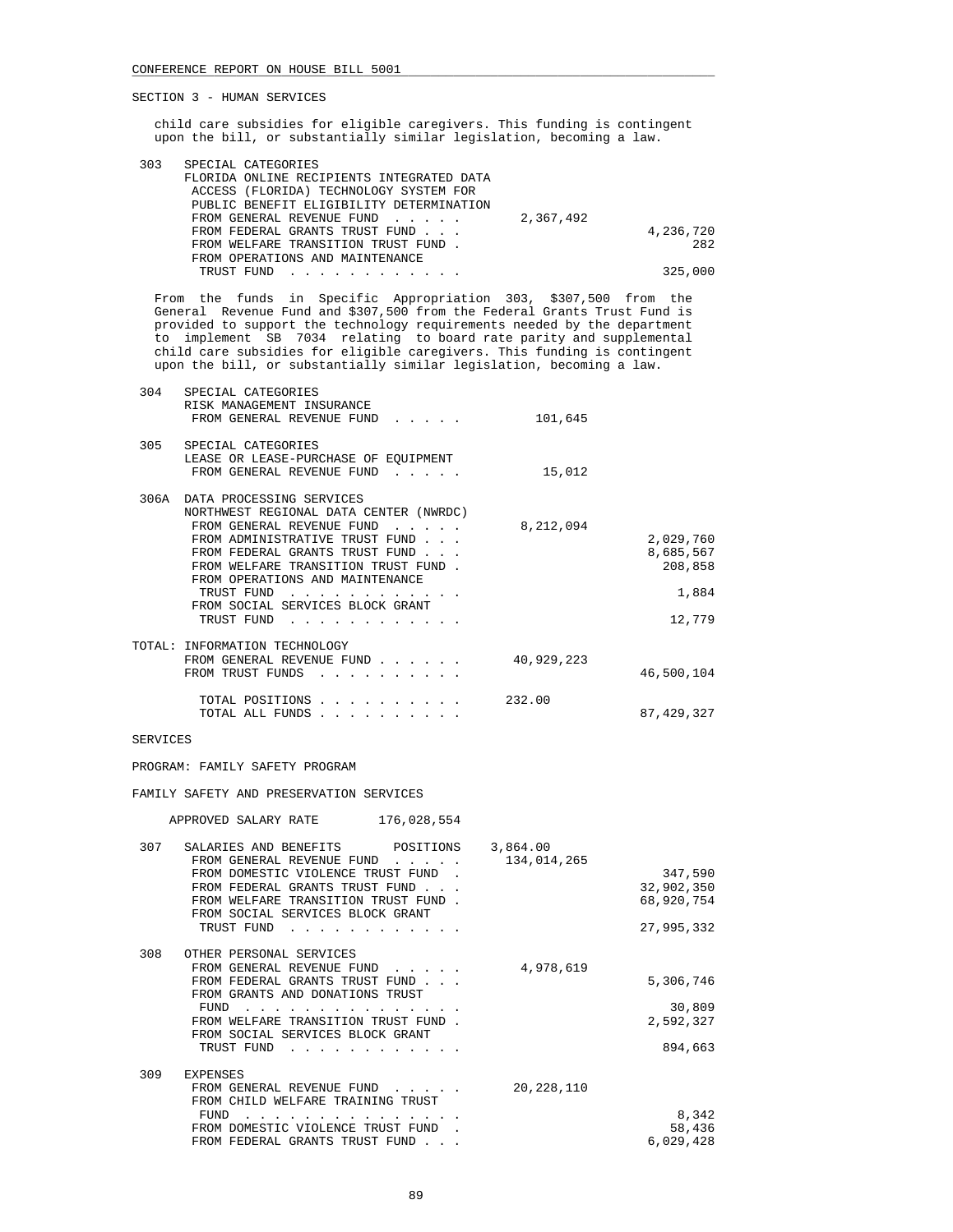SECTION 3 - HUMAN SERVICES

child care subsidies for eligible caregivers. This funding is contingent upon the bill, or substantially similar legislation, becoming a law.

| | | | |
|---|---|---|---|
| 303 | SPECIAL CATEGORIES<br>FLORIDA ONLINE RECIPIENTS INTEGRATED DATA ACCESS (FLORIDA) TECHNOLOGY SYSTEM FOR PUBLIC BENEFIT ELIGIBILITY DETERMINATION | | |
| | FROM GENERAL REVENUE FUND | 2,367,492 | |
| | FROM FEDERAL GRANTS TRUST FUND | | 4,236,720 |
| | FROM WELFARE TRANSITION TRUST FUND | | 282 |
| | FROM OPERATIONS AND MAINTENANCE TRUST FUND | | 325,000 |

From the funds in Specific Appropriation 303, $307,500 from the General Revenue Fund and $307,500 from the Federal Grants Trust Fund is provided to support the technology requirements needed by the department to implement SB 7034 relating to board rate parity and supplemental child care subsidies for eligible caregivers. This funding is contingent upon the bill, or substantially similar legislation, becoming a law.

| | | | |
|---|---|---|---|
| 304 | SPECIAL CATEGORIES<br>RISK MANAGEMENT INSURANCE | | |
| | FROM GENERAL REVENUE FUND | 101,645 | |
| 305 | SPECIAL CATEGORIES<br>LEASE OR LEASE-PURCHASE OF EQUIPMENT | | |
| | FROM GENERAL REVENUE FUND | 15,012 | |
| 306A | DATA PROCESSING SERVICES<br>NORTHWEST REGIONAL DATA CENTER (NWRDC) | | |
| | FROM GENERAL REVENUE FUND | 8,212,094 | |
| | FROM ADMINISTRATIVE TRUST FUND | | 2,029,760 |
| | FROM FEDERAL GRANTS TRUST FUND | | 8,685,567 |
| | FROM WELFARE TRANSITION TRUST FUND | | 208,858 |
| | FROM OPERATIONS AND MAINTENANCE TRUST FUND | | 1,884 |
| | FROM SOCIAL SERVICES BLOCK GRANT TRUST FUND | | 12,779 |

| | | |
|---|---|---|
| TOTAL: INFORMATION TECHNOLOGY | | |
| FROM GENERAL REVENUE FUND | 40,929,223 | |
| FROM TRUST FUNDS | | 46,500,104 |
| TOTAL POSITIONS | 232.00 | |
| TOTAL ALL FUNDS | | 87,429,327 |

SERVICES

PROGRAM: FAMILY SAFETY PROGRAM

FAMILY SAFETY AND PRESERVATION SERVICES

APPROVED SALARY RATE 176,028,554

| | | | |
|---|---|---|---|
| 307 | SALARIES AND BENEFITS POSITIONS | 3,864.00 | |
| | FROM GENERAL REVENUE FUND | 134,014,265 | |
| | FROM DOMESTIC VIOLENCE TRUST FUND | | 347,590 |
| | FROM FEDERAL GRANTS TRUST FUND | | 32,902,350 |
| | FROM WELFARE TRANSITION TRUST FUND | | 68,920,754 |
| | FROM SOCIAL SERVICES BLOCK GRANT TRUST FUND | | 27,995,332 |
| 308 | OTHER PERSONAL SERVICES | | |
| | FROM GENERAL REVENUE FUND | 4,978,619 | |
| | FROM FEDERAL GRANTS TRUST FUND | | 5,306,746 |
| | FROM GRANTS AND DONATIONS TRUST FUND | | 30,809 |
| | FROM WELFARE TRANSITION TRUST FUND | | 2,592,327 |
| | FROM SOCIAL SERVICES BLOCK GRANT TRUST FUND | | 894,663 |
| 309 | EXPENSES | | |
| | FROM GENERAL REVENUE FUND | 20,228,110 | |
| | FROM CHILD WELFARE TRAINING TRUST FUND | | 8,342 |
| | FROM DOMESTIC VIOLENCE TRUST FUND | | 58,436 |
| | FROM FEDERAL GRANTS TRUST FUND | | 6,029,428 |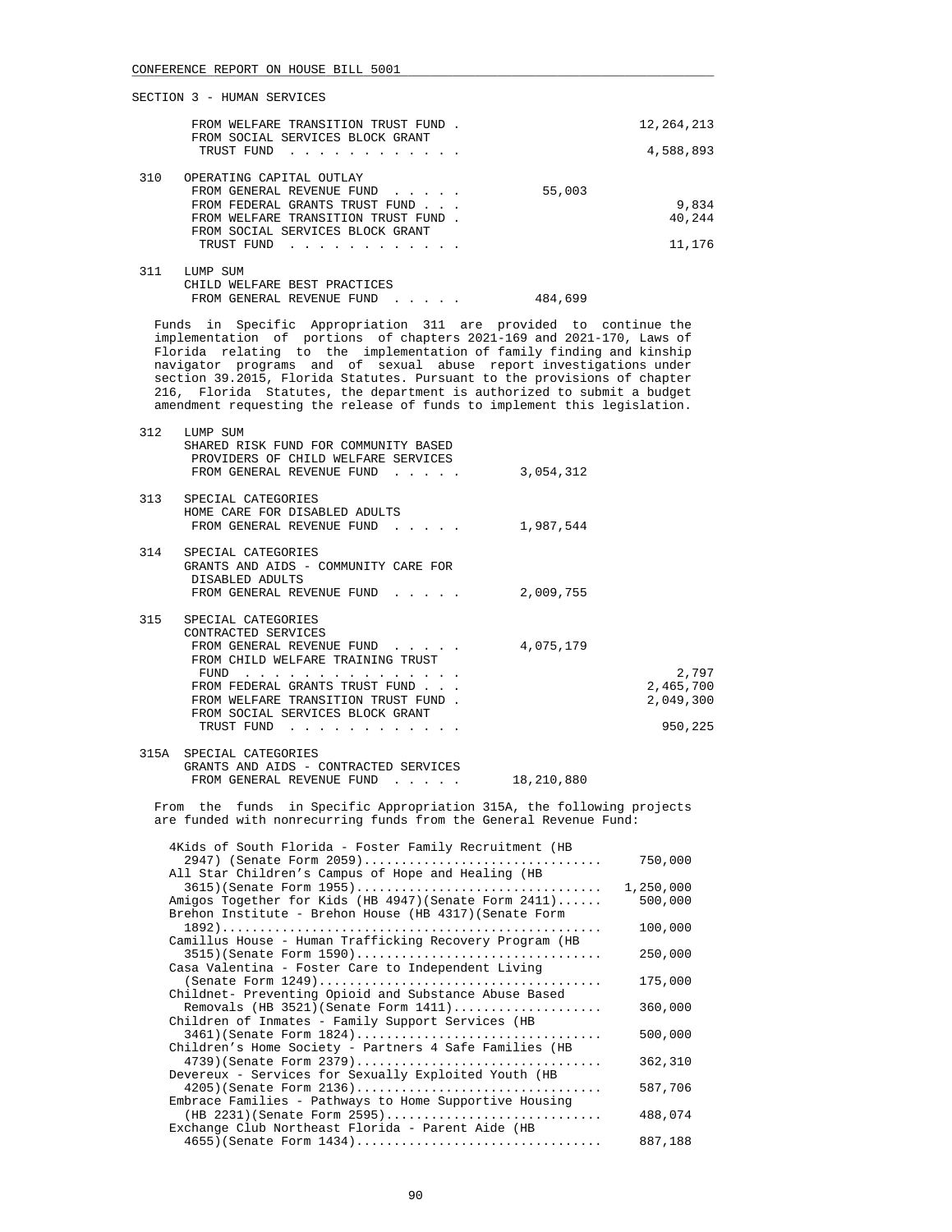SECTION 3 - HUMAN SERVICES

| | | | |
|---|---|---|---|
| | FROM WELFARE TRANSITION TRUST FUND . | | 12,264,213 |
| | FROM SOCIAL SERVICES BLOCK GRANT TRUST FUND . . . . . . . . . . . . | | 4,588,893 |
| 310 | OPERATING CAPITAL OUTLAY | | |
| | FROM GENERAL REVENUE FUND . . . . . | 55,003 | |
| | FROM FEDERAL GRANTS TRUST FUND . . . | | 9,834 |
| | FROM WELFARE TRANSITION TRUST FUND . | | 40,244 |
| | FROM SOCIAL SERVICES BLOCK GRANT TRUST FUND . . . . . . . . . . . . | | 11,176 |
| 311 | LUMP SUM | | |
| | CHILD WELFARE BEST PRACTICES | | |
| | FROM GENERAL REVENUE FUND . . . . . | 484,699 | |

Funds in Specific Appropriation 311 are provided to continue the implementation of portions of chapters 2021-169 and 2021-170, Laws of Florida relating to the implementation of family finding and kinship navigator programs and of sexual abuse report investigations under section 39.2015, Florida Statutes. Pursuant to the provisions of chapter 216, Florida Statutes, the department is authorized to submit a budget amendment requesting the release of funds to implement this legislation.

| | | | |
|---|---|---|---|
| 312 | LUMP SUM | | |
| | SHARED RISK FUND FOR COMMUNITY BASED PROVIDERS OF CHILD WELFARE SERVICES | | |
| | FROM GENERAL REVENUE FUND . . . . . | 3,054,312 | |
| 313 | SPECIAL CATEGORIES | | |
| | HOME CARE FOR DISABLED ADULTS | | |
| | FROM GENERAL REVENUE FUND . . . . . | 1,987,544 | |
| 314 | SPECIAL CATEGORIES | | |
| | GRANTS AND AIDS - COMMUNITY CARE FOR DISABLED ADULTS | | |
| | FROM GENERAL REVENUE FUND . . . . . | 2,009,755 | |
| 315 | SPECIAL CATEGORIES | | |
| | CONTRACTED SERVICES | | |
| | FROM GENERAL REVENUE FUND . . . . . | 4,075,179 | |
| | FROM CHILD WELFARE TRAINING TRUST FUND . . . . . . . . . . . . . . . | | 2,797 |
| | FROM FEDERAL GRANTS TRUST FUND . . . | | 2,465,700 |
| | FROM WELFARE TRANSITION TRUST FUND . | | 2,049,300 |
| | FROM SOCIAL SERVICES BLOCK GRANT TRUST FUND . . . . . . . . . . . . | | 950,225 |
| 315A | SPECIAL CATEGORIES | | |
| | GRANTS AND AIDS - CONTRACTED SERVICES | | |
| | FROM GENERAL REVENUE FUND . . . . . | 18,210,880 | |

From the funds in Specific Appropriation 315A, the following projects are funded with nonrecurring funds from the General Revenue Fund:

| Project | Amount |
|---|---|
| 4Kids of South Florida - Foster Family Recruitment (HB 2947) (Senate Form 2059) | 750,000 |
| All Star Children's Campus of Hope and Healing (HB 3615)(Senate Form 1955) | 1,250,000 |
| Amigos Together for Kids (HB 4947)(Senate Form 2411) | 500,000 |
| Brehon Institute - Brehon House (HB 4317)(Senate Form 1892) | 100,000 |
| Camillus House - Human Trafficking Recovery Program (HB 3515)(Senate Form 1590) | 250,000 |
| Casa Valentina - Foster Care to Independent Living (Senate Form 1249) | 175,000 |
| Childnet- Preventing Opioid and Substance Abuse Based Removals (HB 3521)(Senate Form 1411) | 360,000 |
| Children of Inmates - Family Support Services (HB 3461)(Senate Form 1824) | 500,000 |
| Children's Home Society - Partners 4 Safe Families (HB 4739)(Senate Form 2379) | 362,310 |
| Devereux - Services for Sexually Exploited Youth (HB 4205)(Senate Form 2136) | 587,706 |
| Embrace Families - Pathways to Home Supportive Housing (HB 2231)(Senate Form 2595) | 488,074 |
| Exchange Club Northeast Florida - Parent Aide (HB 4655)(Senate Form 1434) | 887,188 |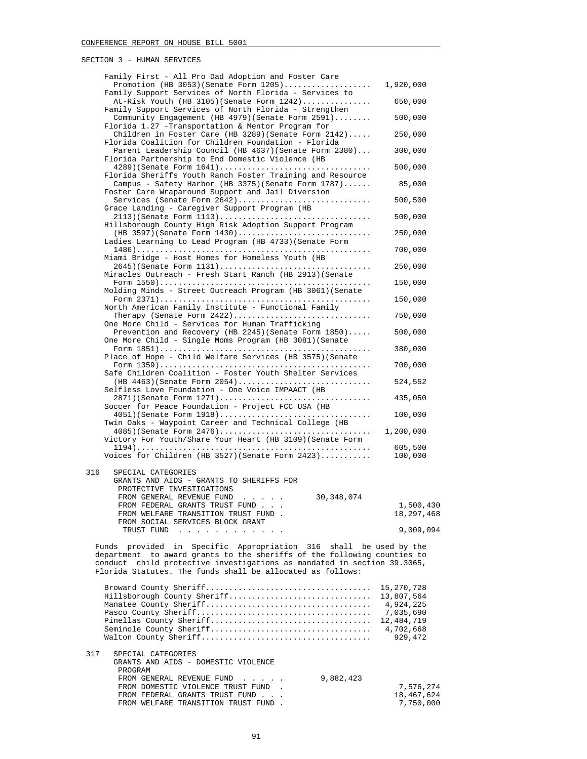SECTION 3 - HUMAN SERVICES

| Item | Amount |
|---|---|
| Family First - All Pro Dad Adoption and Foster Care Promotion (HB 3053)(Senate Form 1205) | 1,920,000 |
| Family Support Services of North Florida - Services to At-Risk Youth (HB 3105)(Senate Form 1242) | 650,000 |
| Family Support Services of North Florida - Strengthen Community Engagement (HB 4979)(Senate Form 2591) | 500,000 |
| Florida 1.27 -Transportation & Mentor Program for Children in Foster Care (HB 3289)(Senate Form 2142) | 250,000 |
| Florida Coalition for Children Foundation - Florida Parent Leadership Council (HB 4637)(Senate Form 2380) | 300,000 |
| Florida Partnership to End Domestic Violence (HB 4289)(Senate Form 1641) | 500,000 |
| Florida Sheriffs Youth Ranch Foster Training and Resource Campus - Safety Harbor (HB 3375)(Senate Form 1787) | 85,000 |
| Foster Care Wraparound Support and Jail Diversion Services (Senate Form 2642) | 500,500 |
| Grace Landing - Caregiver Support Program (HB 2113)(Senate Form 1113) | 500,000 |
| Hillsborough County High Risk Adoption Support Program (HB 3597)(Senate Form 1430) | 250,000 |
| Ladies Learning to Lead Program (HB 4733)(Senate Form 1486) | 700,000 |
| Miami Bridge - Host Homes for Homeless Youth (HB 2645)(Senate Form 1131) | 250,000 |
| Miracles Outreach - Fresh Start Ranch (HB 2913)(Senate Form 1550) | 150,000 |
| Molding Minds - Street Outreach Program (HB 3061)(Senate Form 2371) | 150,000 |
| North American Family Institute - Functional Family Therapy (Senate Form 2422) | 750,000 |
| One More Child - Services for Human Trafficking Prevention and Recovery (HB 2245)(Senate Form 1850) | 500,000 |
| One More Child - Single Moms Program (HB 3081)(Senate Form 1851) | 380,000 |
| Place of Hope - Child Welfare Services (HB 3575)(Senate Form 1359) | 700,000 |
| Safe Children Coalition - Foster Youth Shelter Services (HB 4463)(Senate Form 2054) | 524,552 |
| Selfless Love Foundation - One Voice IMPAACT (HB 2871)(Senate Form 1271) | 435,050 |
| Soccer for Peace Foundation - Project FCC USA (HB 4051)(Senate Form 1918) | 100,000 |
| Twin Oaks - Waypoint Career and Technical College (HB 4085)(Senate Form 2476) | 1,200,000 |
| Victory For Youth/Share Your Heart (HB 3109)(Senate Form 1194) | 605,500 |
| Voices for Children (HB 3527)(Senate Form 2423) | 100,000 |

316 SPECIAL CATEGORIES
GRANTS AND AIDS - GRANTS TO SHERIFFS FOR PROTECTIVE INVESTIGATIONS

| | | |
|---|---|---|
| FROM GENERAL REVENUE FUND | 30,348,074 | |
| FROM FEDERAL GRANTS TRUST FUND | | 1,500,430 |
| FROM WELFARE TRANSITION TRUST FUND | | 18,297,468 |
| FROM SOCIAL SERVICES BLOCK GRANT TRUST FUND | | 9,009,094 |

Funds provided in Specific Appropriation 316 shall be used by the department to award grants to the sheriffs of the following counties to conduct child protective investigations as mandated in section 39.3065, Florida Statutes. The funds shall be allocated as follows:

| County | Amount |
|---|---|
| Broward County Sheriff | 15,270,728 |
| Hillsborough County Sheriff | 13,807,564 |
| Manatee County Sheriff | 4,924,225 |
| Pasco County Sheriff | 7,035,690 |
| Pinellas County Sheriff | 12,484,719 |
| Seminole County Sheriff | 4,702,668 |
| Walton County Sheriff | 929,472 |

317 SPECIAL CATEGORIES
GRANTS AND AIDS - DOMESTIC VIOLENCE PROGRAM

| | | |
|---|---|---|
| FROM GENERAL REVENUE FUND | 9,882,423 | |
| FROM DOMESTIC VIOLENCE TRUST FUND | | 7,576,274 |
| FROM FEDERAL GRANTS TRUST FUND | | 18,467,624 |
| FROM WELFARE TRANSITION TRUST FUND | | 7,750,000 |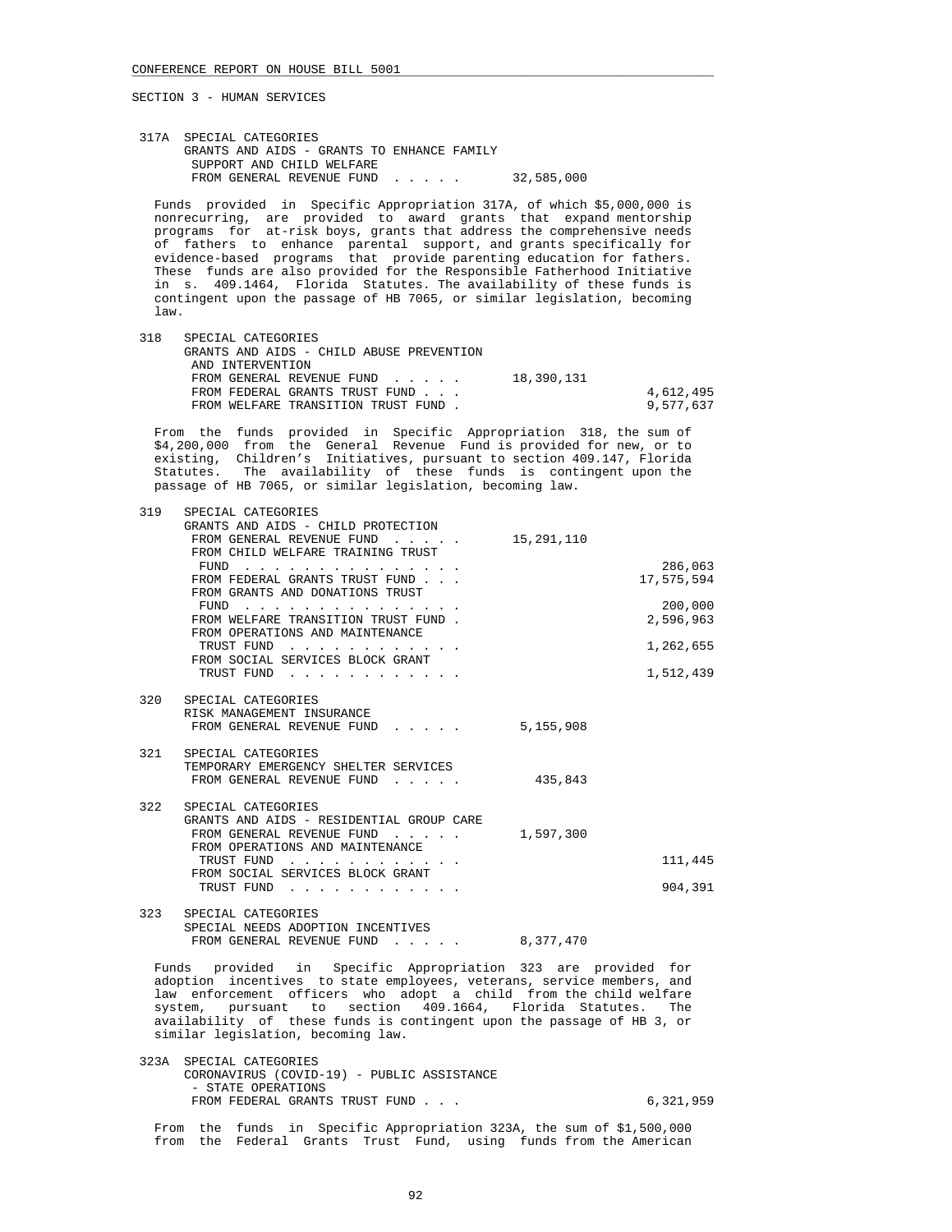CONFERENCE REPORT ON HOUSE BILL 5001

SECTION 3 - HUMAN SERVICES

317A SPECIAL CATEGORIES
GRANTS AND AIDS - GRANTS TO ENHANCE FAMILY SUPPORT AND CHILD WELFARE
FROM GENERAL REVENUE FUND . . . . . 32,585,000

Funds provided in Specific Appropriation 317A, of which $5,000,000 is nonrecurring, are provided to award grants that expand mentorship programs for at-risk boys, grants that address the comprehensive needs of fathers to enhance parental support, and grants specifically for evidence-based programs that provide parenting education for fathers. These funds are also provided for the Responsible Fatherhood Initiative in s. 409.1464, Florida Statutes. The availability of these funds is contingent upon the passage of HB 7065, or similar legislation, becoming law.

318 SPECIAL CATEGORIES
GRANTS AND AIDS - CHILD ABUSE PREVENTION AND INTERVENTION

| | | |
|---|---|---|
| FROM GENERAL REVENUE FUND . . . . . | 18,390,131 | |
| FROM FEDERAL GRANTS TRUST FUND . . . | | 4,612,495 |
| FROM WELFARE TRANSITION TRUST FUND . | | 9,577,637 |

From the funds provided in Specific Appropriation 318, the sum of $4,200,000 from the General Revenue Fund is provided for new, or to existing, Children's Initiatives, pursuant to section 409.147, Florida Statutes. The availability of these funds is contingent upon the passage of HB 7065, or similar legislation, becoming law.

319 SPECIAL CATEGORIES
GRANTS AND AIDS - CHILD PROTECTION

| | | |
|---|---|---|
| FROM GENERAL REVENUE FUND . . . . . | 15,291,110 | |
| FROM CHILD WELFARE TRAINING TRUST FUND . . . . . . . . . . . . . . . | | 286,063 |
| FROM FEDERAL GRANTS TRUST FUND . . . | | 17,575,594 |
| FROM GRANTS AND DONATIONS TRUST FUND . . . . . . . . . . . . . . . | | 200,000 |
| FROM WELFARE TRANSITION TRUST FUND . | | 2,596,963 |
| FROM OPERATIONS AND MAINTENANCE TRUST FUND . . . . . . . . . . . . | | 1,262,655 |
| FROM SOCIAL SERVICES BLOCK GRANT TRUST FUND . . . . . . . . . . . . | | 1,512,439 |

320 SPECIAL CATEGORIES
RISK MANAGEMENT INSURANCE
FROM GENERAL REVENUE FUND . . . . . 5,155,908

321 SPECIAL CATEGORIES
TEMPORARY EMERGENCY SHELTER SERVICES
FROM GENERAL REVENUE FUND . . . . . 435,843

322 SPECIAL CATEGORIES
GRANTS AND AIDS - RESIDENTIAL GROUP CARE

| | | |
|---|---|---|
| FROM GENERAL REVENUE FUND . . . . . | 1,597,300 | |
| FROM OPERATIONS AND MAINTENANCE TRUST FUND . . . . . . . . . . . . | | 111,445 |
| FROM SOCIAL SERVICES BLOCK GRANT TRUST FUND . . . . . . . . . . . . | | 904,391 |

323 SPECIAL CATEGORIES
SPECIAL NEEDS ADOPTION INCENTIVES
FROM GENERAL REVENUE FUND . . . . . 8,377,470

Funds provided in Specific Appropriation 323 are provided for adoption incentives to state employees, veterans, service members, and law enforcement officers who adopt a child from the child welfare system, pursuant to section 409.1664, Florida Statutes. The availability of these funds is contingent upon the passage of HB 3, or similar legislation, becoming law.

323A SPECIAL CATEGORIES
CORONAVIRUS (COVID-19) - PUBLIC ASSISTANCE - STATE OPERATIONS
FROM FEDERAL GRANTS TRUST FUND . . . 6,321,959

From the funds in Specific Appropriation 323A, the sum of $1,500,000 from the Federal Grants Trust Fund, using funds from the American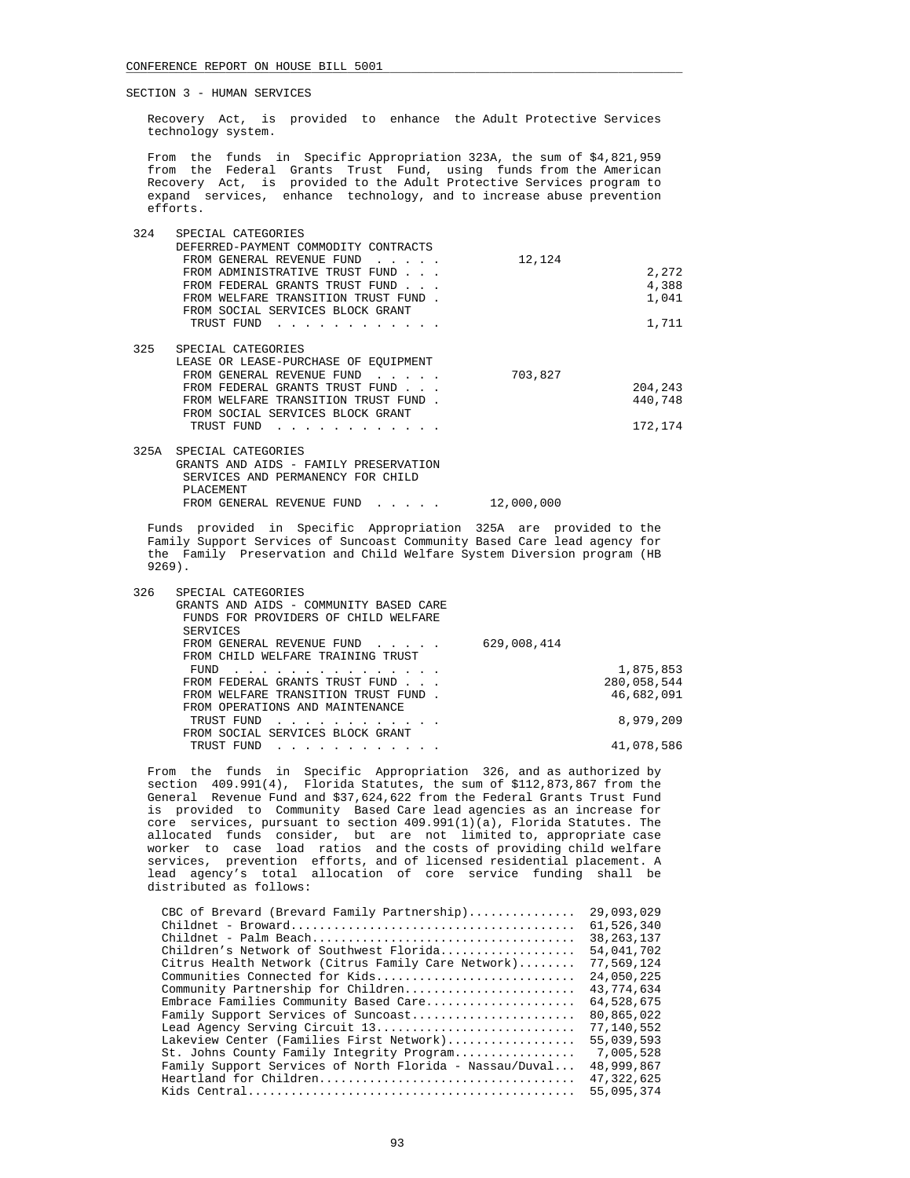SECTION 3 - HUMAN SERVICES

Recovery Act, is provided to enhance the Adult Protective Services technology system.

From the funds in Specific Appropriation 323A, the sum of $4,821,959 from the Federal Grants Trust Fund, using funds from the American Recovery Act, is provided to the Adult Protective Services program to expand services, enhance technology, and to increase abuse prevention efforts.

| | | | |
|---|---|---|---|
| 324 | SPECIAL CATEGORIES<br>DEFERRED-PAYMENT COMMODITY CONTRACTS | | |
| | FROM GENERAL REVENUE FUND . . . . . | 12,124 | |
| | FROM ADMINISTRATIVE TRUST FUND . . . | | 2,272 |
| | FROM FEDERAL GRANTS TRUST FUND . . . | | 4,388 |
| | FROM WELFARE TRANSITION TRUST FUND . | | 1,041 |
| | FROM SOCIAL SERVICES BLOCK GRANT TRUST FUND . . . . . . . . . . . . | | 1,711 |
| 325 | SPECIAL CATEGORIES<br>LEASE OR LEASE-PURCHASE OF EQUIPMENT | | |
| | FROM GENERAL REVENUE FUND . . . . . | 703,827 | |
| | FROM FEDERAL GRANTS TRUST FUND . . . | | 204,243 |
| | FROM WELFARE TRANSITION TRUST FUND . | | 440,748 |
| | FROM SOCIAL SERVICES BLOCK GRANT TRUST FUND . . . . . . . . . . . . | | 172,174 |
| 325A | SPECIAL CATEGORIES<br>GRANTS AND AIDS - FAMILY PRESERVATION SERVICES AND PERMANENCY FOR CHILD PLACEMENT | | |
| | FROM GENERAL REVENUE FUND . . . . . | 12,000,000 | |

Funds provided in Specific Appropriation 325A are provided to the Family Support Services of Suncoast Community Based Care lead agency for the Family Preservation and Child Welfare System Diversion program (HB 9269).

| | | | |
|---|---|---|---|
| 326 | SPECIAL CATEGORIES<br>GRANTS AND AIDS - COMMUNITY BASED CARE FUNDS FOR PROVIDERS OF CHILD WELFARE SERVICES | | |
| | FROM GENERAL REVENUE FUND . . . . . | 629,008,414 | |
| | FROM CHILD WELFARE TRAINING TRUST FUND . . . . . . . . . . . . . . | | 1,875,853 |
| | FROM FEDERAL GRANTS TRUST FUND . . . | | 280,058,544 |
| | FROM WELFARE TRANSITION TRUST FUND . | | 46,682,091 |
| | FROM OPERATIONS AND MAINTENANCE TRUST FUND . . . . . . . . . . . . | | 8,979,209 |
| | FROM SOCIAL SERVICES BLOCK GRANT TRUST FUND . . . . . . . . . . . . | | 41,078,586 |

From the funds in Specific Appropriation 326, and as authorized by section 409.991(4), Florida Statutes, the sum of $112,873,867 from the General Revenue Fund and $37,624,622 from the Federal Grants Trust Fund is provided to Community Based Care lead agencies as an increase for core services, pursuant to section 409.991(1)(a), Florida Statutes. The allocated funds consider, but are not limited to, appropriate case worker to case load ratios and the costs of providing child welfare services, prevention efforts, and of licensed residential placement. A lead agency's total allocation of core service funding shall be distributed as follows:

| | |
|---|---|
| CBC of Brevard (Brevard Family Partnership).............. | 29,093,029 |
| Childnet - Broward....................................... | 61,526,340 |
| Childnet - Palm Beach.................................... | 38,263,137 |
| Children's Network of Southwest Florida.................. | 54,041,702 |
| Citrus Health Network (Citrus Family Care Network)........ | 77,569,124 |
| Communities Connected for Kids........................... | 24,050,225 |
| Community Partnership for Children....................... | 43,774,634 |
| Embrace Families Community Based Care.................... | 64,528,675 |
| Family Support Services of Suncoast...................... | 80,865,022 |
| Lead Agency Serving Circuit 13........................... | 77,140,552 |
| Lakeview Center (Families First Network)................. | 55,039,593 |
| St. Johns County Family Integrity Program................ | 7,005,528 |
| Family Support Services of North Florida - Nassau/Duval... | 48,999,867 |
| Heartland for Children................................... | 47,322,625 |
| Kids Central............................................. | 55,095,374 |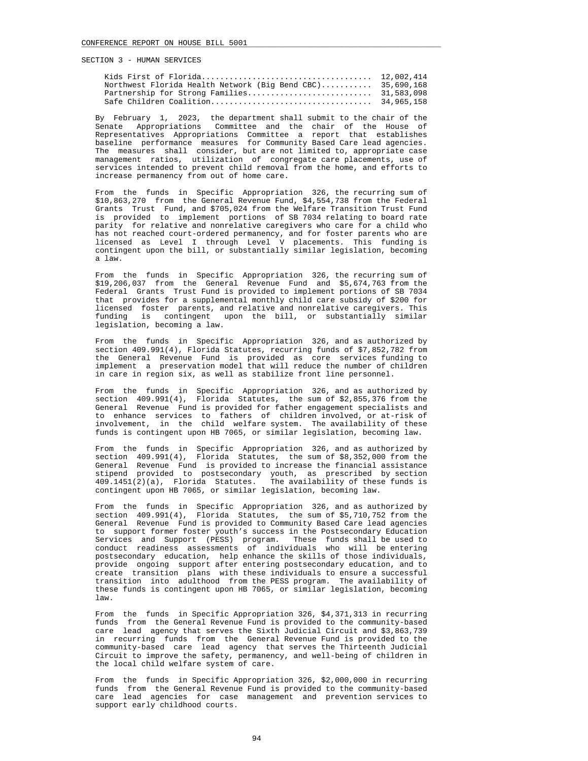SECTION 3 - HUMAN SERVICES

| | |
|---|---|
| Kids First of Florida.................................... | 12,002,414 |
| Northwest Florida Health Network (Big Bend CBC)........... | 35,690,168 |
| Partnership for Strong Families........................... | 31,583,098 |
| Safe Children Coalition................................... | 34,965,158 |

By February 1, 2023, the department shall submit to the chair of the Senate Appropriations Committee and the chair of the House of Representatives Appropriations Committee a report that establishes baseline performance measures for Community Based Care lead agencies. The measures shall consider, but are not limited to, appropriate case management ratios, utilization of congregate care placements, use of services intended to prevent child removal from the home, and efforts to increase permanency from out of home care.

From the funds in Specific Appropriation 326, the recurring sum of $10,863,270 from the General Revenue Fund, $4,554,738 from the Federal Grants Trust Fund, and $705,024 from the Welfare Transition Trust Fund is provided to implement portions of SB 7034 relating to board rate parity for relative and nonrelative caregivers who care for a child who has not reached court-ordered permanency, and for foster parents who are licensed as Level I through Level V placements. This funding is contingent upon the bill, or substantially similar legislation, becoming a law.

From the funds in Specific Appropriation 326, the recurring sum of $19,206,037 from the General Revenue Fund and $5,674,763 from the Federal Grants Trust Fund is provided to implement portions of SB 7034 that provides for a supplemental monthly child care subsidy of $200 for licensed foster parents, and relative and nonrelative caregivers. This funding is contingent upon the bill, or substantially similar legislation, becoming a law.

From the funds in Specific Appropriation 326, and as authorized by section 409.991(4), Florida Statutes, recurring funds of $7,852,782 from the General Revenue Fund is provided as core services funding to implement a preservation model that will reduce the number of children in care in region six, as well as stabilize front line personnel.

From the funds in Specific Appropriation 326, and as authorized by section 409.991(4), Florida Statutes, the sum of $2,855,376 from the General Revenue Fund is provided for father engagement specialists and to enhance services to fathers of children involved, or at-risk of involvement, in the child welfare system. The availability of these funds is contingent upon HB 7065, or similar legislation, becoming law.

From the funds in Specific Appropriation 326, and as authorized by section 409.991(4), Florida Statutes, the sum of $8,352,000 from the General Revenue Fund is provided to increase the financial assistance stipend provided to postsecondary youth, as prescribed by section 409.1451(2)(a), Florida Statutes. The availability of these funds is contingent upon HB 7065, or similar legislation, becoming law.

From the funds in Specific Appropriation 326, and as authorized by section 409.991(4), Florida Statutes, the sum of $5,710,752 from the General Revenue Fund is provided to Community Based Care lead agencies to support former foster youth's success in the Postsecondary Education Services and Support (PESS) program. These funds shall be used to conduct readiness assessments of individuals who will be entering postsecondary education, help enhance the skills of those individuals, provide ongoing support after entering postsecondary education, and to create transition plans with these individuals to ensure a successful transition into adulthood from the PESS program. The availability of these funds is contingent upon HB 7065, or similar legislation, becoming law.

From the funds in Specific Appropriation 326, $4,371,313 in recurring funds from the General Revenue Fund is provided to the community-based care lead agency that serves the Sixth Judicial Circuit and $3,863,739 in recurring funds from the General Revenue Fund is provided to the community-based care lead agency that serves the Thirteenth Judicial Circuit to improve the safety, permanency, and well-being of children in the local child welfare system of care.

From the funds in Specific Appropriation 326, $2,000,000 in recurring funds from the General Revenue Fund is provided to the community-based care lead agencies for case management and prevention services to support early childhood courts.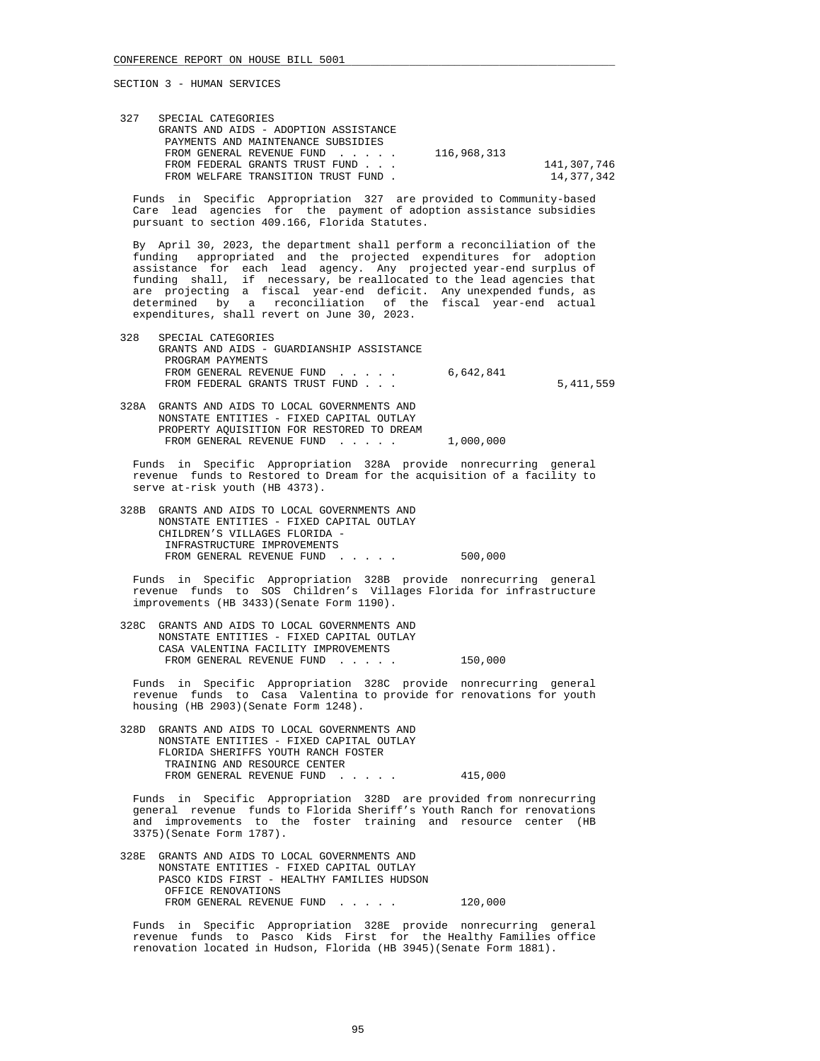SECTION 3 - HUMAN SERVICES

327 SPECIAL CATEGORIES
GRANTS AND AIDS - ADOPTION ASSISTANCE
PAYMENTS AND MAINTENANCE SUBSIDIES

| | | |
|---|---|---|
| FROM GENERAL REVENUE FUND . . . . . | 116,968,313 | |
| FROM FEDERAL GRANTS TRUST FUND . . . | | 141,307,746 |
| FROM WELFARE TRANSITION TRUST FUND . | | 14,377,342 |

Funds in Specific Appropriation 327 are provided to Community-based Care lead agencies for the payment of adoption assistance subsidies pursuant to section 409.166, Florida Statutes.

By April 30, 2023, the department shall perform a reconciliation of the funding appropriated and the projected expenditures for adoption assistance for each lead agency. Any projected year-end surplus of funding shall, if necessary, be reallocated to the lead agencies that are projecting a fiscal year-end deficit. Any unexpended funds, as determined by a reconciliation of the fiscal year-end actual expenditures, shall revert on June 30, 2023.

328 SPECIAL CATEGORIES
GRANTS AND AIDS - GUARDIANSHIP ASSISTANCE
PROGRAM PAYMENTS

| | | |
|---|---|---|
| FROM GENERAL REVENUE FUND . . . . . | 6,642,841 | |
| FROM FEDERAL GRANTS TRUST FUND . . . | | 5,411,559 |

328A GRANTS AND AIDS TO LOCAL GOVERNMENTS AND
NONSTATE ENTITIES - FIXED CAPITAL OUTLAY
PROPERTY AQUISITION FOR RESTORED TO DREAM
FROM GENERAL REVENUE FUND . . . . . 1,000,000

Funds in Specific Appropriation 328A provide nonrecurring general revenue funds to Restored to Dream for the acquisition of a facility to serve at-risk youth (HB 4373).

328B GRANTS AND AIDS TO LOCAL GOVERNMENTS AND
NONSTATE ENTITIES - FIXED CAPITAL OUTLAY
CHILDREN'S VILLAGES FLORIDA -
INFRASTRUCTURE IMPROVEMENTS
FROM GENERAL REVENUE FUND . . . . . 500,000

Funds in Specific Appropriation 328B provide nonrecurring general revenue funds to SOS Children's Villages Florida for infrastructure improvements (HB 3433)(Senate Form 1190).

328C GRANTS AND AIDS TO LOCAL GOVERNMENTS AND
NONSTATE ENTITIES - FIXED CAPITAL OUTLAY
CASA VALENTINA FACILITY IMPROVEMENTS
FROM GENERAL REVENUE FUND . . . . . 150,000

Funds in Specific Appropriation 328C provide nonrecurring general revenue funds to Casa Valentina to provide for renovations for youth housing (HB 2903)(Senate Form 1248).

328D GRANTS AND AIDS TO LOCAL GOVERNMENTS AND
NONSTATE ENTITIES - FIXED CAPITAL OUTLAY
FLORIDA SHERIFFS YOUTH RANCH FOSTER
TRAINING AND RESOURCE CENTER
FROM GENERAL REVENUE FUND . . . . . 415,000

Funds in Specific Appropriation 328D are provided from nonrecurring general revenue funds to Florida Sheriff's Youth Ranch for renovations and improvements to the foster training and resource center (HB 3375)(Senate Form 1787).

328E GRANTS AND AIDS TO LOCAL GOVERNMENTS AND
NONSTATE ENTITIES - FIXED CAPITAL OUTLAY
PASCO KIDS FIRST - HEALTHY FAMILIES HUDSON
OFFICE RENOVATIONS
FROM GENERAL REVENUE FUND . . . . . 120,000

Funds in Specific Appropriation 328E provide nonrecurring general revenue funds to Pasco Kids First for the Healthy Families office renovation located in Hudson, Florida (HB 3945)(Senate Form 1881).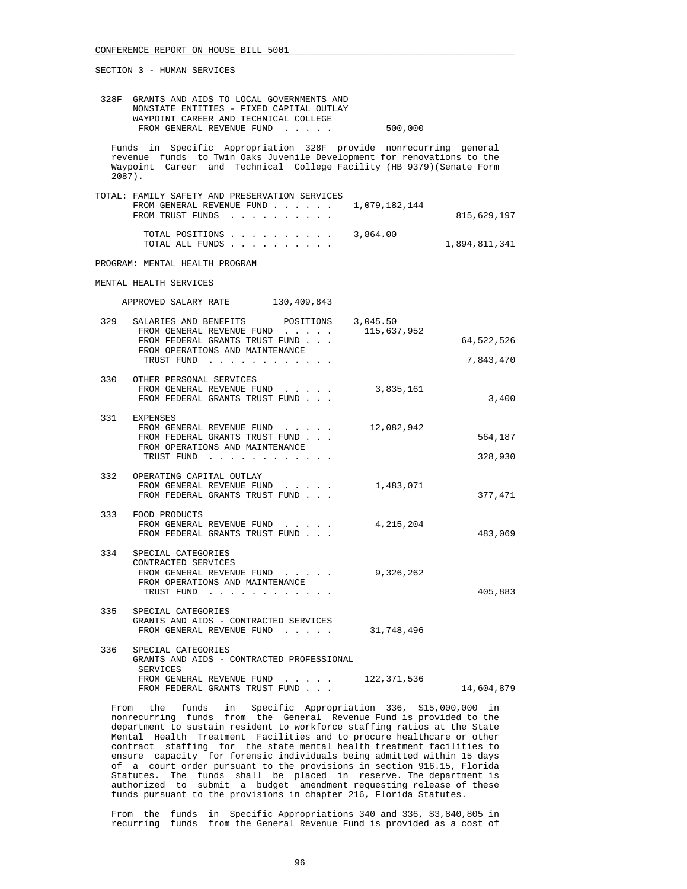SECTION 3 - HUMAN SERVICES

328F GRANTS AND AIDS TO LOCAL GOVERNMENTS AND NONSTATE ENTITIES - FIXED CAPITAL OUTLAY WAYPOINT CAREER AND TECHNICAL COLLEGE
FROM GENERAL REVENUE FUND . . . . . 500,000

Funds in Specific Appropriation 328F provide nonrecurring general revenue funds to Twin Oaks Juvenile Development for renovations to the Waypoint Career and Technical College Facility (HB 9379)(Senate Form 2087).

TOTAL: FAMILY SAFETY AND PRESERVATION SERVICES

| | | |
|---|---|---|
| FROM GENERAL REVENUE FUND . . . . . . | 1,079,182,144 | |
| FROM TRUST FUNDS . . . . . . . . . . | | 815,629,197 |
| TOTAL POSITIONS . . . . . . . . . . | 3,864.00 | |
| TOTAL ALL FUNDS . . . . . . . . . . | | 1,894,811,341 |

PROGRAM: MENTAL HEALTH PROGRAM

MENTAL HEALTH SERVICES

APPROVED SALARY RATE 130,409,843

| | | | |
|---|---|---|---|
| 329 | SALARIES AND BENEFITS POSITIONS | 3,045.50 | |
| | FROM GENERAL REVENUE FUND . . . . . | 115,637,952 | |
| | FROM FEDERAL GRANTS TRUST FUND . . . | | 64,522,526 |
| | FROM OPERATIONS AND MAINTENANCE TRUST FUND . . . . . . . . . . . . | | 7,843,470 |
| 330 | OTHER PERSONAL SERVICES | | |
| | FROM GENERAL REVENUE FUND . . . . . | 3,835,161 | |
| | FROM FEDERAL GRANTS TRUST FUND . . . | | 3,400 |
| 331 | EXPENSES | | |
| | FROM GENERAL REVENUE FUND . . . . . | 12,082,942 | |
| | FROM FEDERAL GRANTS TRUST FUND . . . | | 564,187 |
| | FROM OPERATIONS AND MAINTENANCE TRUST FUND . . . . . . . . . . . . | | 328,930 |
| 332 | OPERATING CAPITAL OUTLAY | | |
| | FROM GENERAL REVENUE FUND . . . . . | 1,483,071 | |
| | FROM FEDERAL GRANTS TRUST FUND . . . | | 377,471 |
| 333 | FOOD PRODUCTS | | |
| | FROM GENERAL REVENUE FUND . . . . . | 4,215,204 | |
| | FROM FEDERAL GRANTS TRUST FUND . . . | | 483,069 |
| 334 | SPECIAL CATEGORIES CONTRACTED SERVICES | | |
| | FROM GENERAL REVENUE FUND . . . . . | 9,326,262 | |
| | FROM OPERATIONS AND MAINTENANCE TRUST FUND . . . . . . . . . . . . | | 405,883 |
| 335 | SPECIAL CATEGORIES GRANTS AND AIDS - CONTRACTED SERVICES | | |
| | FROM GENERAL REVENUE FUND . . . . . | 31,748,496 | |
| 336 | SPECIAL CATEGORIES GRANTS AND AIDS - CONTRACTED PROFESSIONAL SERVICES | | |
| | FROM GENERAL REVENUE FUND . . . . . | 122,371,536 | |
| | FROM FEDERAL GRANTS TRUST FUND . . . | | 14,604,879 |

From the funds in Specific Appropriation 336, $15,000,000 in nonrecurring funds from the General Revenue Fund is provided to the department to sustain resident to workforce staffing ratios at the State Mental Health Treatment Facilities and to procure healthcare or other contract staffing for the state mental health treatment facilities to ensure capacity for forensic individuals being admitted within 15 days of a court order pursuant to the provisions in section 916.15, Florida Statutes. The funds shall be placed in reserve. The department is authorized to submit a budget amendment requesting release of these funds pursuant to the provisions in chapter 216, Florida Statutes.

From the funds in Specific Appropriations 340 and 336, $3,840,805 in recurring funds from the General Revenue Fund is provided as a cost of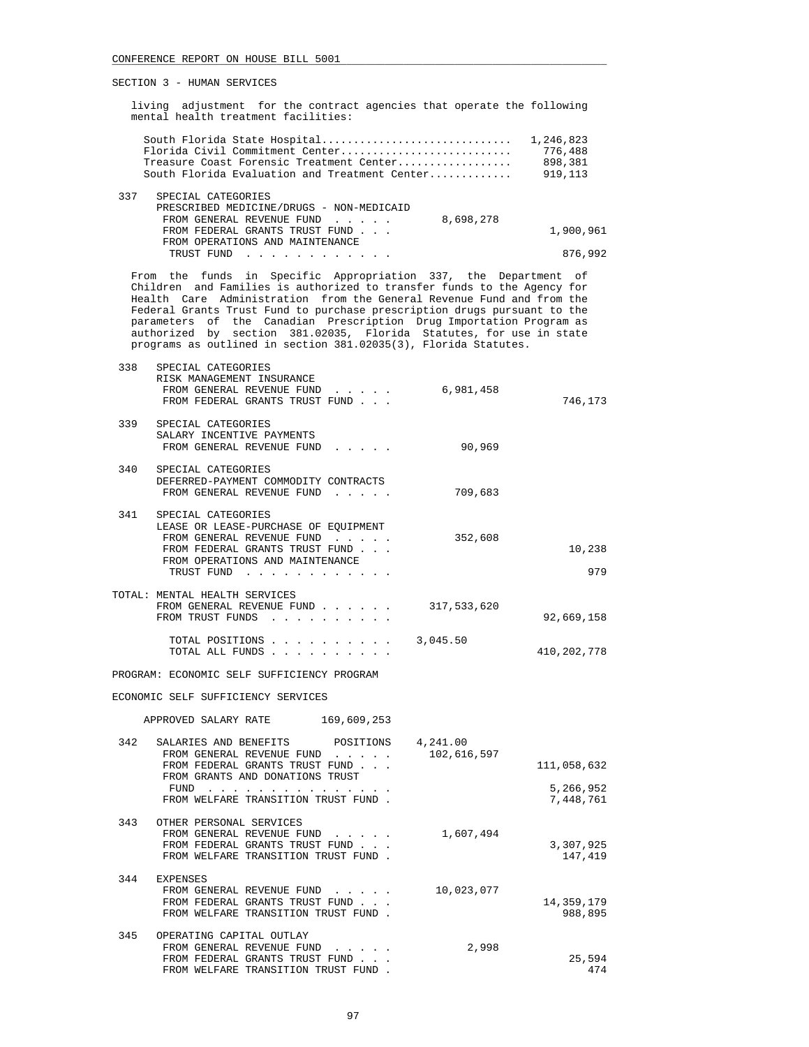SECTION 3 - HUMAN SERVICES

living adjustment for the contract agencies that operate the following mental health treatment facilities:

| Facility | Amount |
|---|---|
| South Florida State Hospital | 1,246,823 |
| Florida Civil Commitment Center | 776,488 |
| Treasure Coast Forensic Treatment Center | 898,381 |
| South Florida Evaluation and Treatment Center | 919,113 |

| No. | Item | General Revenue | Trust Funds |
|---|---|---|---|
| 337 | SPECIAL CATEGORIES<br>PRESCRIBED MEDICINE/DRUGS - NON-MEDICAID | | |
| | FROM GENERAL REVENUE FUND | 8,698,278 | |
| | FROM FEDERAL GRANTS TRUST FUND | | 1,900,961 |
| | FROM OPERATIONS AND MAINTENANCE TRUST FUND | | 876,992 |

From the funds in Specific Appropriation 337, the Department of Children and Families is authorized to transfer funds to the Agency for Health Care Administration from the General Revenue Fund and from the Federal Grants Trust Fund to purchase prescription drugs pursuant to the parameters of the Canadian Prescription Drug Importation Program as authorized by section 381.02035, Florida Statutes, for use in state programs as outlined in section 381.02035(3), Florida Statutes.

| No. | Item | General Revenue | Trust Funds |
|---|---|---|---|
| 338 | SPECIAL CATEGORIES<br>RISK MANAGEMENT INSURANCE | | |
| | FROM GENERAL REVENUE FUND | 6,981,458 | |
| | FROM FEDERAL GRANTS TRUST FUND | | 746,173 |
| 339 | SPECIAL CATEGORIES<br>SALARY INCENTIVE PAYMENTS | | |
| | FROM GENERAL REVENUE FUND | 90,969 | |
| 340 | SPECIAL CATEGORIES<br>DEFERRED-PAYMENT COMMODITY CONTRACTS | | |
| | FROM GENERAL REVENUE FUND | 709,683 | |
| 341 | SPECIAL CATEGORIES<br>LEASE OR LEASE-PURCHASE OF EQUIPMENT | | |
| | FROM GENERAL REVENUE FUND | 352,608 | |
| | FROM FEDERAL GRANTS TRUST FUND | | 10,238 |
| | FROM OPERATIONS AND MAINTENANCE TRUST FUND | | 979 |

TOTAL: MENTAL HEALTH SERVICES

| | | |
|---|---|---|
| FROM GENERAL REVENUE FUND | 317,533,620 | |
| FROM TRUST FUNDS | | 92,669,158 |
| TOTAL POSITIONS | 3,045.50 | |
| TOTAL ALL FUNDS | | 410,202,778 |

PROGRAM: ECONOMIC SELF SUFFICIENCY PROGRAM

ECONOMIC SELF SUFFICIENCY SERVICES

APPROVED SALARY RATE 169,609,253

| No. | Item | General Revenue | Trust Funds |
|---|---|---|---|
| 342 | SALARIES AND BENEFITS POSITIONS | 4,241.00 | |
| | FROM GENERAL REVENUE FUND | 102,616,597 | |
| | FROM FEDERAL GRANTS TRUST FUND | | 111,058,632 |
| | FROM GRANTS AND DONATIONS TRUST FUND | | 5,266,952 |
| | FROM WELFARE TRANSITION TRUST FUND | | 7,448,761 |
| 343 | OTHER PERSONAL SERVICES | | |
| | FROM GENERAL REVENUE FUND | 1,607,494 | |
| | FROM FEDERAL GRANTS TRUST FUND | | 3,307,925 |
| | FROM WELFARE TRANSITION TRUST FUND | | 147,419 |
| 344 | EXPENSES | | |
| | FROM GENERAL REVENUE FUND | 10,023,077 | |
| | FROM FEDERAL GRANTS TRUST FUND | | 14,359,179 |
| | FROM WELFARE TRANSITION TRUST FUND | | 988,895 |
| 345 | OPERATING CAPITAL OUTLAY | | |
| | FROM GENERAL REVENUE FUND | 2,998 | |
| | FROM FEDERAL GRANTS TRUST FUND | | 25,594 |
| | FROM WELFARE TRANSITION TRUST FUND | | 474 |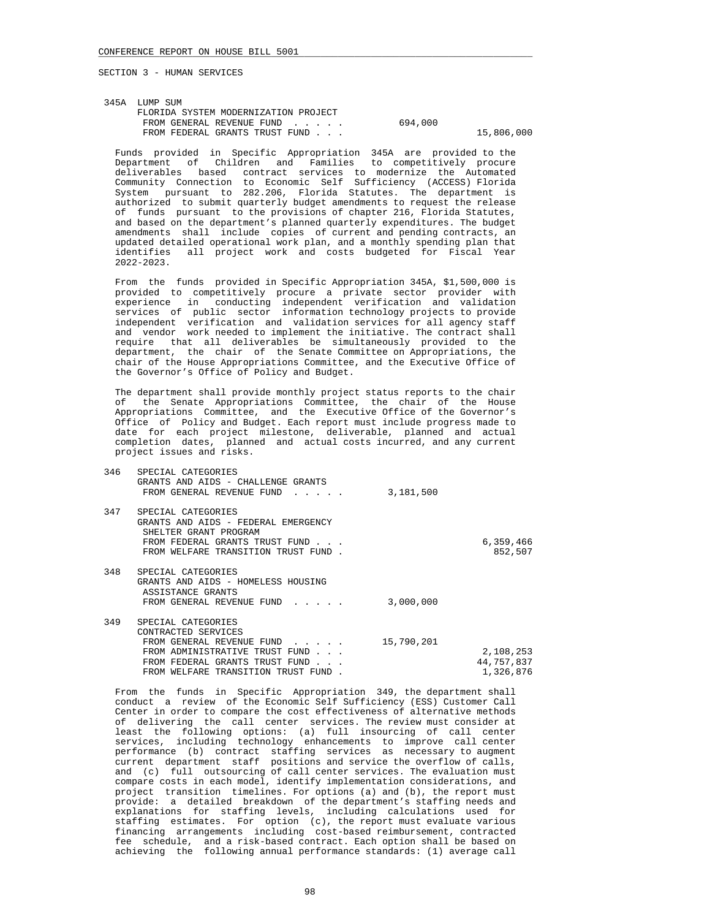SECTION 3 - HUMAN SERVICES

345A LUMP SUM
FLORIDA SYSTEM MODERNIZATION PROJECT

| | | |
|---|---|---|
| FROM GENERAL REVENUE FUND . . . . . | 694,000 | |
| FROM FEDERAL GRANTS TRUST FUND . . . | | 15,806,000 |

Funds provided in Specific Appropriation 345A are provided to the Department of Children and Families to competitively procure deliverables based contract services to modernize the Automated Community Connection to Economic Self Sufficiency (ACCESS) Florida System pursuant to 282.206, Florida Statutes. The department is authorized to submit quarterly budget amendments to request the release of funds pursuant to the provisions of chapter 216, Florida Statutes, and based on the department's planned quarterly expenditures. The budget amendments shall include copies of current and pending contracts, an updated detailed operational work plan, and a monthly spending plan that identifies all project work and costs budgeted for Fiscal Year 2022-2023.

From the funds provided in Specific Appropriation 345A, $1,500,000 is provided to competitively procure a private sector provider with experience in conducting independent verification and validation services of public sector information technology projects to provide independent verification and validation services for all agency staff and vendor work needed to implement the initiative. The contract shall require that all deliverables be simultaneously provided to the department, the chair of the Senate Committee on Appropriations, the chair of the House Appropriations Committee, and the Executive Office of the Governor's Office of Policy and Budget.

The department shall provide monthly project status reports to the chair of the Senate Appropriations Committee, the chair of the House Appropriations Committee, and the Executive Office of the Governor's Office of Policy and Budget. Each report must include progress made to date for each project milestone, deliverable, planned and actual completion dates, planned and actual costs incurred, and any current project issues and risks.

346 SPECIAL CATEGORIES
GRANTS AND AIDS - CHALLENGE GRANTS

| | | |
|---|---|---|
| FROM GENERAL REVENUE FUND . . . . . | 3,181,500 | |

347 SPECIAL CATEGORIES
GRANTS AND AIDS - FEDERAL EMERGENCY SHELTER GRANT PROGRAM

| | | |
|---|---|---|
| FROM FEDERAL GRANTS TRUST FUND . . . | | 6,359,466 |
| FROM WELFARE TRANSITION TRUST FUND . | | 852,507 |

348 SPECIAL CATEGORIES
GRANTS AND AIDS - HOMELESS HOUSING ASSISTANCE GRANTS

| | | |
|---|---|---|
| FROM GENERAL REVENUE FUND . . . . . | 3,000,000 | |

349 SPECIAL CATEGORIES
CONTRACTED SERVICES

| | | |
|---|---|---|
| FROM GENERAL REVENUE FUND . . . . . | 15,790,201 | |
| FROM ADMINISTRATIVE TRUST FUND . . . | | 2,108,253 |
| FROM FEDERAL GRANTS TRUST FUND . . . | | 44,757,837 |
| FROM WELFARE TRANSITION TRUST FUND . | | 1,326,876 |

From the funds in Specific Appropriation 349, the department shall conduct a review of the Economic Self Sufficiency (ESS) Customer Call Center in order to compare the cost effectiveness of alternative methods of delivering the call center services. The review must consider at least the following options: (a) full insourcing of call center services, including technology enhancements to improve call center performance (b) contract staffing services as necessary to augment current department staff positions and service the overflow of calls, and (c) full outsourcing of call center services. The evaluation must compare costs in each model, identify implementation considerations, and project transition timelines. For options (a) and (b), the report must provide: a detailed breakdown of the department's staffing needs and explanations for staffing levels, including calculations used for staffing estimates. For option (c), the report must evaluate various financing arrangements including cost-based reimbursement, contracted fee schedule, and a risk-based contract. Each option shall be based on achieving the following annual performance standards: (1) average call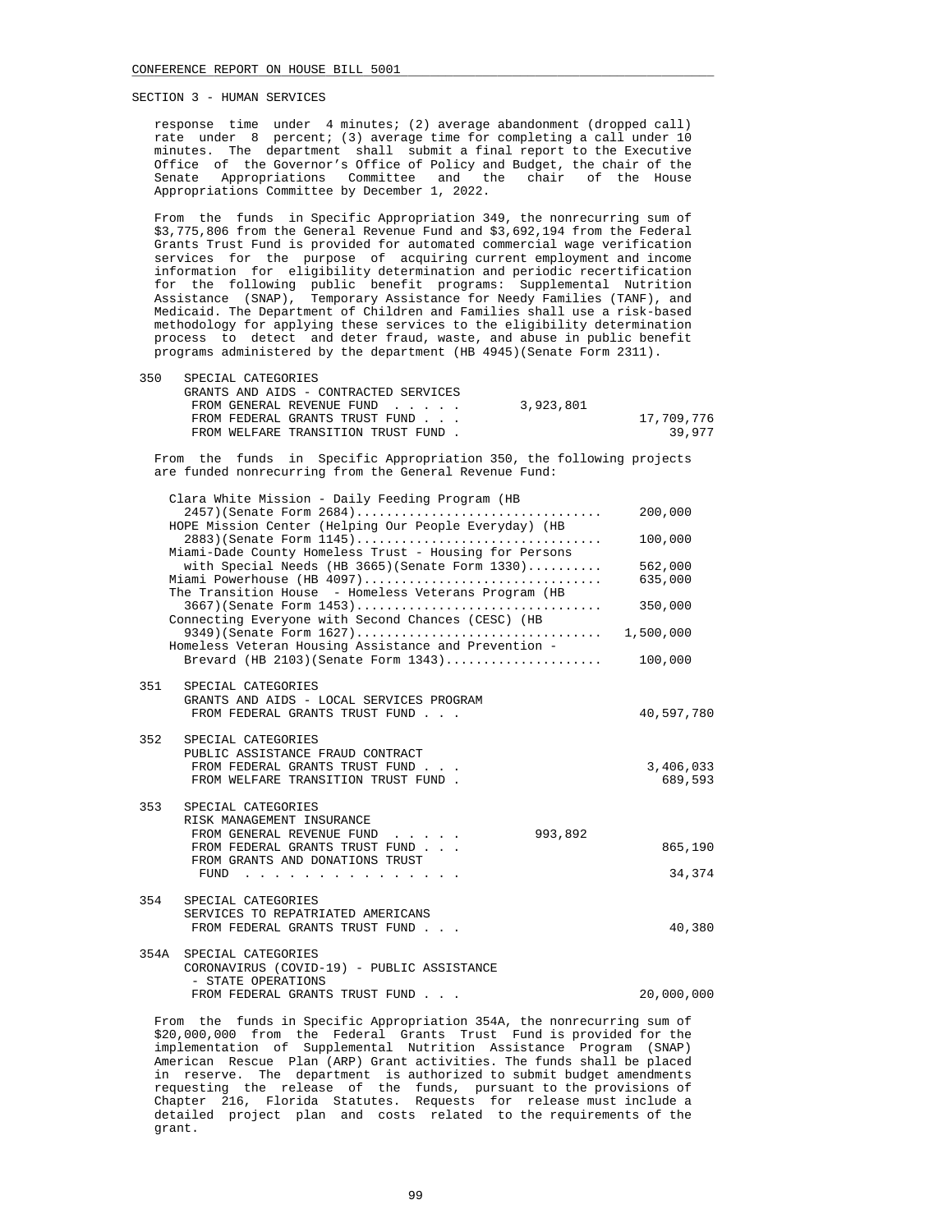SECTION 3 - HUMAN SERVICES

response time under 4 minutes; (2) average abandonment (dropped call) rate under 8 percent; (3) average time for completing a call under 10 minutes. The department shall submit a final report to the Executive Office of the Governor's Office of Policy and Budget, the chair of the Senate Appropriations Committee and the chair of the House Appropriations Committee by December 1, 2022.

From the funds in Specific Appropriation 349, the nonrecurring sum of $3,775,806 from the General Revenue Fund and $3,692,194 from the Federal Grants Trust Fund is provided for automated commercial wage verification services for the purpose of acquiring current employment and income information for eligibility determination and periodic recertification for the following public benefit programs: Supplemental Nutrition Assistance (SNAP), Temporary Assistance for Needy Families (TANF), and Medicaid. The Department of Children and Families shall use a risk-based methodology for applying these services to the eligibility determination process to detect and deter fraud, waste, and abuse in public benefit programs administered by the department (HB 4945)(Senate Form 2311).

350 SPECIAL CATEGORIES
GRANTS AND AIDS - CONTRACTED SERVICES

| | | |
|---|---|---|
| FROM GENERAL REVENUE FUND . . . . . | 3,923,801 | |
| FROM FEDERAL GRANTS TRUST FUND . . . | | 17,709,776 |
| FROM WELFARE TRANSITION TRUST FUND . | | 39,977 |

From the funds in Specific Appropriation 350, the following projects are funded nonrecurring from the General Revenue Fund:

| | |
|---|---|
| Clara White Mission - Daily Feeding Program (HB 2457)(Senate Form 2684)................................ | 200,000 |
| HOPE Mission Center (Helping Our People Everyday) (HB 2883)(Senate Form 1145)................................ | 100,000 |
| Miami-Dade County Homeless Trust - Housing for Persons with Special Needs (HB 3665)(Senate Form 1330).......... | 562,000 |
| Miami Powerhouse (HB 4097)................................ | 635,000 |
| The Transition House - Homeless Veterans Program (HB 3667)(Senate Form 1453)................................ | 350,000 |
| Connecting Everyone with Second Chances (CESC) (HB 9349)(Senate Form 1627)................................ | 1,500,000 |
| Homeless Veteran Housing Assistance and Prevention - Brevard (HB 2103)(Senate Form 1343)..................... | 100,000 |

351 SPECIAL CATEGORIES
GRANTS AND AIDS - LOCAL SERVICES PROGRAM

| | | |
|---|---|---|
| FROM FEDERAL GRANTS TRUST FUND . . . | | 40,597,780 |

352 SPECIAL CATEGORIES
PUBLIC ASSISTANCE FRAUD CONTRACT

| | | |
|---|---|---|
| FROM FEDERAL GRANTS TRUST FUND . . . | | 3,406,033 |
| FROM WELFARE TRANSITION TRUST FUND . | | 689,593 |

353 SPECIAL CATEGORIES
RISK MANAGEMENT INSURANCE

| | | |
|---|---|---|
| FROM GENERAL REVENUE FUND . . . . . | 993,892 | |
| FROM FEDERAL GRANTS TRUST FUND . . . | | 865,190 |
| FROM GRANTS AND DONATIONS TRUST FUND . . . . . . . . . . . . . . . | | 34,374 |

354 SPECIAL CATEGORIES
SERVICES TO REPATRIATED AMERICANS

| | | |
|---|---|---|
| FROM FEDERAL GRANTS TRUST FUND . . . | | 40,380 |

354A SPECIAL CATEGORIES
CORONAVIRUS (COVID-19) - PUBLIC ASSISTANCE - STATE OPERATIONS

| | | |
|---|---|---|
| FROM FEDERAL GRANTS TRUST FUND . . . | | 20,000,000 |

From the funds in Specific Appropriation 354A, the nonrecurring sum of $20,000,000 from the Federal Grants Trust Fund is provided for the implementation of Supplemental Nutrition Assistance Program (SNAP) American Rescue Plan (ARP) Grant activities. The funds shall be placed in reserve. The department is authorized to submit budget amendments requesting the release of the funds, pursuant to the provisions of Chapter 216, Florida Statutes. Requests for release must include a detailed project plan and costs related to the requirements of the grant.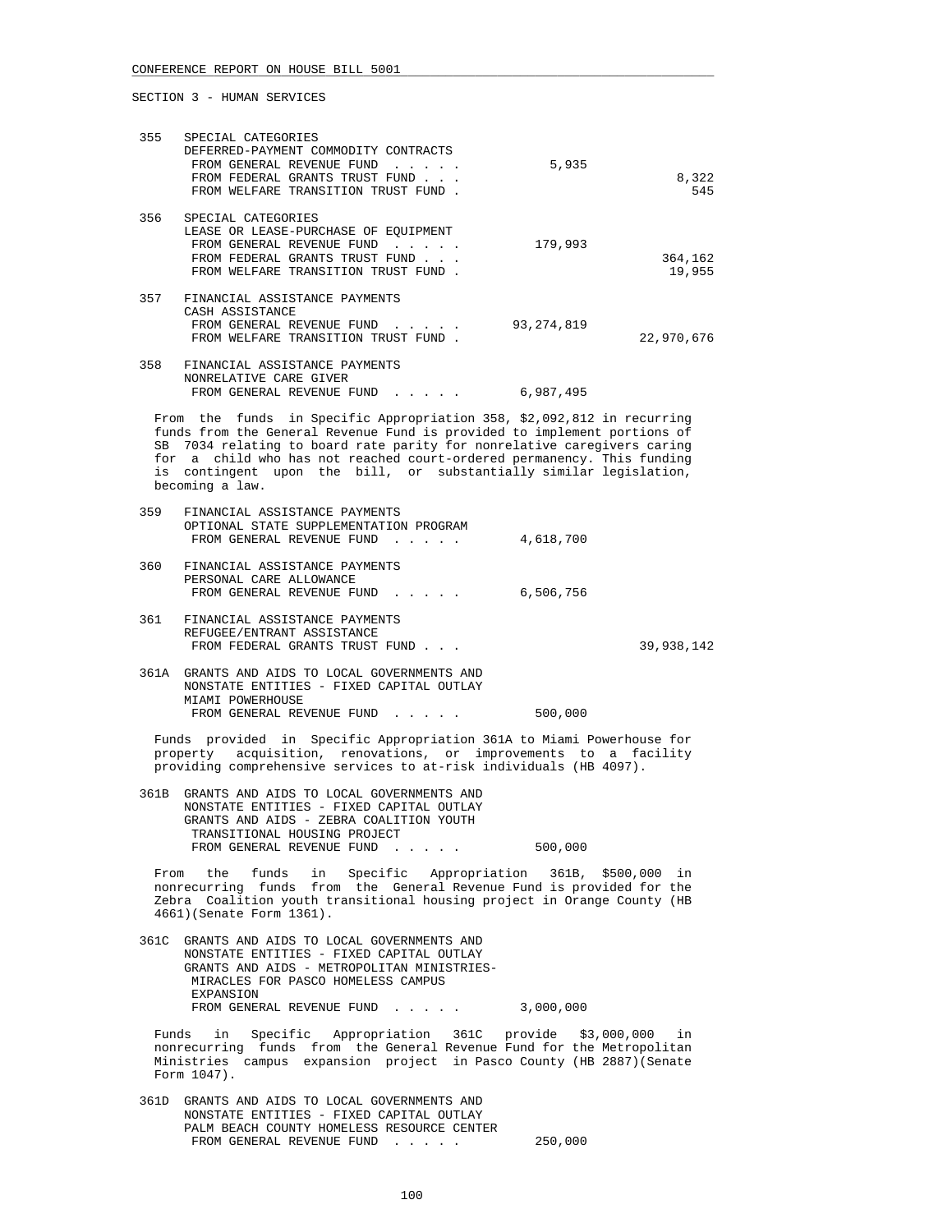CONFERENCE REPORT ON HOUSE BILL 5001

SECTION 3 - HUMAN SERVICES

| | | | |
|---|---|---|---|
| 355 | SPECIAL CATEGORIES<br>DEFERRED-PAYMENT COMMODITY CONTRACTS | | |
| | FROM GENERAL REVENUE FUND . . . . . | 5,935 | |
| | FROM FEDERAL GRANTS TRUST FUND . . . | | 8,322 |
| | FROM WELFARE TRANSITION TRUST FUND . | | 545 |
| 356 | SPECIAL CATEGORIES<br>LEASE OR LEASE-PURCHASE OF EQUIPMENT | | |
| | FROM GENERAL REVENUE FUND . . . . . | 179,993 | |
| | FROM FEDERAL GRANTS TRUST FUND . . . | | 364,162 |
| | FROM WELFARE TRANSITION TRUST FUND . | | 19,955 |
| 357 | FINANCIAL ASSISTANCE PAYMENTS<br>CASH ASSISTANCE | | |
| | FROM GENERAL REVENUE FUND . . . . . | 93,274,819 | |
| | FROM WELFARE TRANSITION TRUST FUND . | | 22,970,676 |
| 358 | FINANCIAL ASSISTANCE PAYMENTS<br>NONRELATIVE CARE GIVER | | |
| | FROM GENERAL REVENUE FUND . . . . . | 6,987,495 | |

From the funds in Specific Appropriation 358, $2,092,812 in recurring funds from the General Revenue Fund is provided to implement portions of SB 7034 relating to board rate parity for nonrelative caregivers caring for a child who has not reached court-ordered permanency. This funding is contingent upon the bill, or substantially similar legislation, becoming a law.

| | | | |
|---|---|---|---|
| 359 | FINANCIAL ASSISTANCE PAYMENTS<br>OPTIONAL STATE SUPPLEMENTATION PROGRAM | | |
| | FROM GENERAL REVENUE FUND . . . . . | 4,618,700 | |
| 360 | FINANCIAL ASSISTANCE PAYMENTS<br>PERSONAL CARE ALLOWANCE | | |
| | FROM GENERAL REVENUE FUND . . . . . | 6,506,756 | |
| 361 | FINANCIAL ASSISTANCE PAYMENTS<br>REFUGEE/ENTRANT ASSISTANCE | | |
| | FROM FEDERAL GRANTS TRUST FUND . . . | | 39,938,142 |
| 361A | GRANTS AND AIDS TO LOCAL GOVERNMENTS AND<br>NONSTATE ENTITIES - FIXED CAPITAL OUTLAY<br>MIAMI POWERHOUSE | | |
| | FROM GENERAL REVENUE FUND . . . . . | 500,000 | |

Funds provided in Specific Appropriation 361A to Miami Powerhouse for property acquisition, renovations, or improvements to a facility providing comprehensive services to at-risk individuals (HB 4097).

| | | | |
|---|---|---|---|
| 361B | GRANTS AND AIDS TO LOCAL GOVERNMENTS AND<br>NONSTATE ENTITIES - FIXED CAPITAL OUTLAY<br>GRANTS AND AIDS - ZEBRA COALITION YOUTH<br>TRANSITIONAL HOUSING PROJECT | | |
| | FROM GENERAL REVENUE FUND . . . . . | 500,000 | |

From the funds in Specific Appropriation 361B, $500,000 in nonrecurring funds from the General Revenue Fund is provided for the Zebra Coalition youth transitional housing project in Orange County (HB 4661)(Senate Form 1361).

| | | | |
|---|---|---|---|
| 361C | GRANTS AND AIDS TO LOCAL GOVERNMENTS AND<br>NONSTATE ENTITIES - FIXED CAPITAL OUTLAY<br>GRANTS AND AIDS - METROPOLITAN MINISTRIES-<br>MIRACLES FOR PASCO HOMELESS CAMPUS<br>EXPANSION | | |
| | FROM GENERAL REVENUE FUND . . . . . | 3,000,000 | |

Funds in Specific Appropriation 361C provide $3,000,000 in nonrecurring funds from the General Revenue Fund for the Metropolitan Ministries campus expansion project in Pasco County (HB 2887)(Senate Form 1047).

| | | | |
|---|---|---|---|
| 361D | GRANTS AND AIDS TO LOCAL GOVERNMENTS AND<br>NONSTATE ENTITIES - FIXED CAPITAL OUTLAY<br>PALM BEACH COUNTY HOMELESS RESOURCE CENTER | | |
| | FROM GENERAL REVENUE FUND . . . . . | 250,000 | |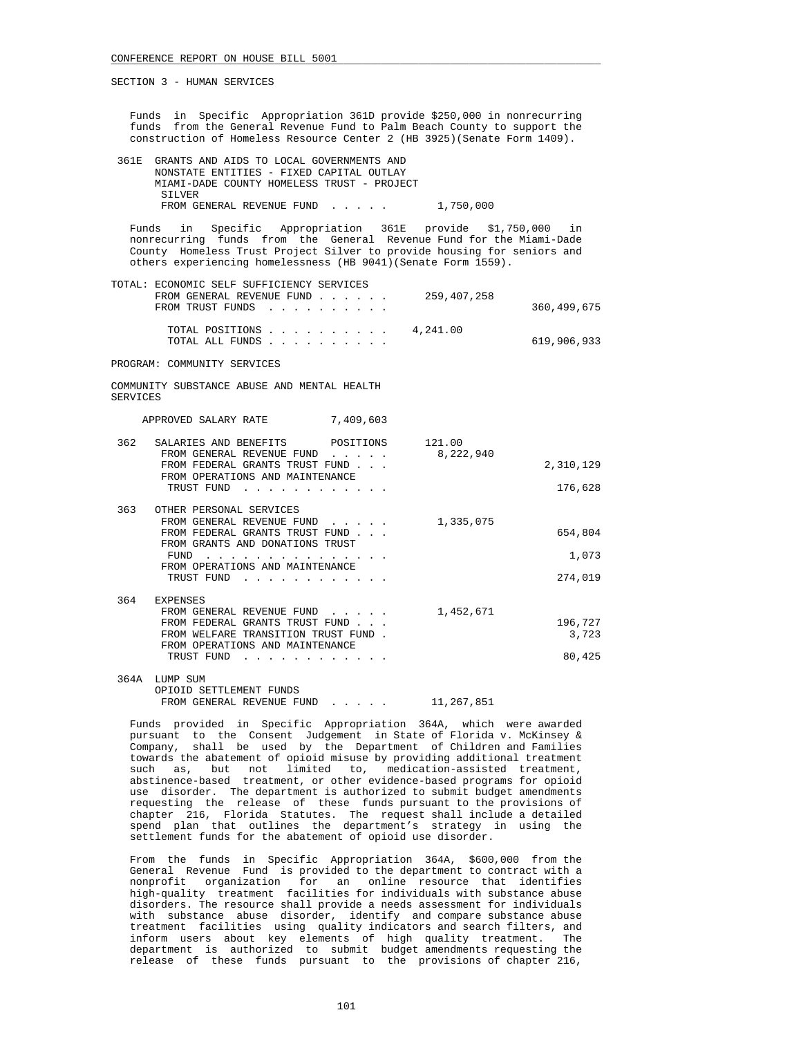SECTION 3 - HUMAN SERVICES

Funds in Specific Appropriation 361D provide $250,000 in nonrecurring funds from the General Revenue Fund to Palm Beach County to support the construction of Homeless Resource Center 2 (HB 3925)(Senate Form 1409).

| | | | |
|---|---|---|---|
| 361E | GRANTS AND AIDS TO LOCAL GOVERNMENTS AND NONSTATE ENTITIES - FIXED CAPITAL OUTLAY MIAMI-DADE COUNTY HOMELESS TRUST - PROJECT SILVER | | |
| | FROM GENERAL REVENUE FUND . . . . . | 1,750,000 | |

Funds in Specific Appropriation 361E provide $1,750,000 in nonrecurring funds from the General Revenue Fund for the Miami-Dade County Homeless Trust Project Silver to provide housing for seniors and others experiencing homelessness (HB 9041)(Senate Form 1559).

| | | |
|---|---|---|
| TOTAL: ECONOMIC SELF SUFFICIENCY SERVICES | | |
| FROM GENERAL REVENUE FUND . . . . . . | 259,407,258 | |
| FROM TRUST FUNDS . . . . . . . . . . | | 360,499,675 |
| TOTAL POSITIONS . . . . . . . . . . | 4,241.00 | |
| TOTAL ALL FUNDS . . . . . . . . . . | | 619,906,933 |

PROGRAM: COMMUNITY SERVICES

COMMUNITY SUBSTANCE ABUSE AND MENTAL HEALTH SERVICES

APPROVED SALARY RATE 7,409,603

| | | | |
|---|---|---|---|
| 362 | SALARIES AND BENEFITS POSITIONS | 121.00 | |
| | FROM GENERAL REVENUE FUND . . . . . | 8,222,940 | |
| | FROM FEDERAL GRANTS TRUST FUND . . . | | 2,310,129 |
| | FROM OPERATIONS AND MAINTENANCE TRUST FUND . . . . . . . . . . . . | | 176,628 |
| 363 | OTHER PERSONAL SERVICES | | |
| | FROM GENERAL REVENUE FUND . . . . . | 1,335,075 | |
| | FROM FEDERAL GRANTS TRUST FUND . . . | | 654,804 |
| | FROM GRANTS AND DONATIONS TRUST FUND . . . . . . . . . . . . . . . | | 1,073 |
| | FROM OPERATIONS AND MAINTENANCE TRUST FUND . . . . . . . . . . . . | | 274,019 |
| 364 | EXPENSES | | |
| | FROM GENERAL REVENUE FUND . . . . . | 1,452,671 | |
| | FROM FEDERAL GRANTS TRUST FUND . . . | | 196,727 |
| | FROM WELFARE TRANSITION TRUST FUND . | | 3,723 |
| | FROM OPERATIONS AND MAINTENANCE TRUST FUND . . . . . . . . . . . . | | 80,425 |
| 364A | LUMP SUM OPIOID SETTLEMENT FUNDS | | |
| | FROM GENERAL REVENUE FUND . . . . . | 11,267,851 | |

Funds provided in Specific Appropriation 364A, which were awarded pursuant to the Consent Judgement in State of Florida v. McKinsey & Company, shall be used by the Department of Children and Families towards the abatement of opioid misuse by providing additional treatment such as, but not limited to, medication-assisted treatment, abstinence-based treatment, or other evidence-based programs for opioid use disorder. The department is authorized to submit budget amendments requesting the release of these funds pursuant to the provisions of chapter 216, Florida Statutes. The request shall include a detailed spend plan that outlines the department's strategy in using the settlement funds for the abatement of opioid use disorder.

From the funds in Specific Appropriation 364A, $600,000 from the General Revenue Fund is provided to the department to contract with a nonprofit organization for an online resource that identifies high-quality treatment facilities for individuals with substance abuse disorders. The resource shall provide a needs assessment for individuals with substance abuse disorder, identify and compare substance abuse treatment facilities using quality indicators and search filters, and inform users about key elements of high quality treatment. The department is authorized to submit budget amendments requesting the release of these funds pursuant to the provisions of chapter 216,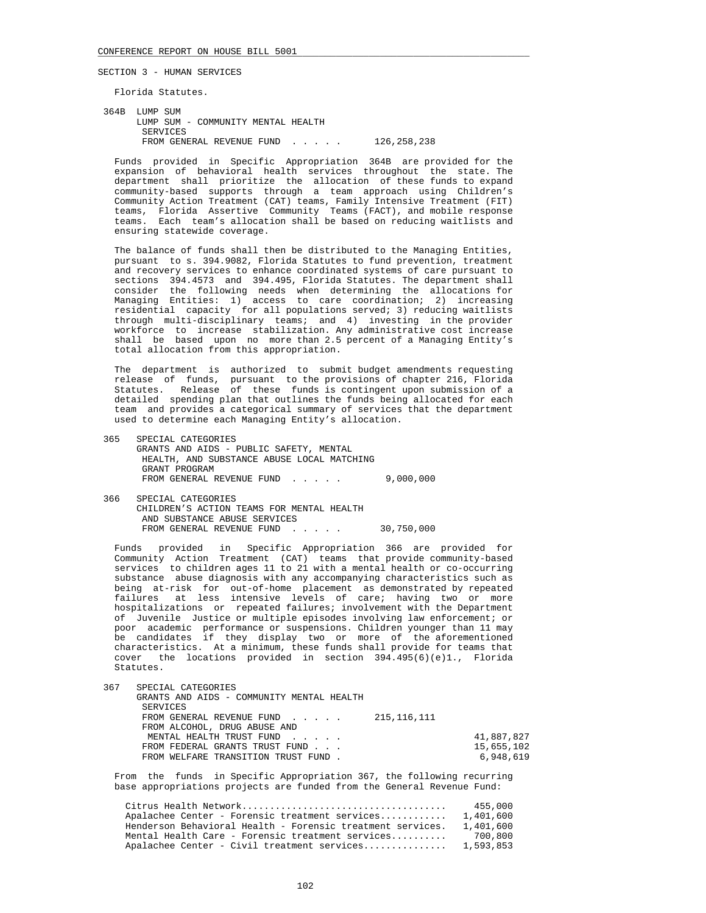SECTION 3 - HUMAN SERVICES

Florida Statutes.

364B LUMP SUM
LUMP SUM - COMMUNITY MENTAL HEALTH SERVICES
FROM GENERAL REVENUE FUND . . . . . 126,258,238

Funds provided in Specific Appropriation 364B are provided for the expansion of behavioral health services throughout the state. The department shall prioritize the allocation of these funds to expand community-based supports through a team approach using Children's Community Action Treatment (CAT) teams, Family Intensive Treatment (FIT) teams, Florida Assertive Community Teams (FACT), and mobile response teams. Each team's allocation shall be based on reducing waitlists and ensuring statewide coverage.

The balance of funds shall then be distributed to the Managing Entities, pursuant to s. 394.9082, Florida Statutes to fund prevention, treatment and recovery services to enhance coordinated systems of care pursuant to sections 394.4573 and 394.495, Florida Statutes. The department shall consider the following needs when determining the allocations for Managing Entities: 1) access to care coordination; 2) increasing residential capacity for all populations served; 3) reducing waitlists through multi-disciplinary teams; and 4) investing in the provider workforce to increase stabilization. Any administrative cost increase shall be based upon no more than 2.5 percent of a Managing Entity's total allocation from this appropriation.

The department is authorized to submit budget amendments requesting release of funds, pursuant to the provisions of chapter 216, Florida Statutes. Release of these funds is contingent upon submission of a detailed spending plan that outlines the funds being allocated for each team and provides a categorical summary of services that the department used to determine each Managing Entity's allocation.

365 SPECIAL CATEGORIES
GRANTS AND AIDS - PUBLIC SAFETY, MENTAL HEALTH, AND SUBSTANCE ABUSE LOCAL MATCHING GRANT PROGRAM
FROM GENERAL REVENUE FUND . . . . . 9,000,000

366 SPECIAL CATEGORIES
CHILDREN'S ACTION TEAMS FOR MENTAL HEALTH AND SUBSTANCE ABUSE SERVICES
FROM GENERAL REVENUE FUND . . . . . 30,750,000

Funds provided in Specific Appropriation 366 are provided for Community Action Treatment (CAT) teams that provide community-based services to children ages 11 to 21 with a mental health or co-occurring substance abuse diagnosis with any accompanying characteristics such as being at-risk for out-of-home placement as demonstrated by repeated failures at less intensive levels of care; having two or more hospitalizations or repeated failures; involvement with the Department of Juvenile Justice or multiple episodes involving law enforcement; or poor academic performance or suspensions. Children younger than 11 may be candidates if they display two or more of the aforementioned characteristics. At a minimum, these funds shall provide for teams that cover the locations provided in section 394.495(6)(e)1., Florida Statutes.

367 SPECIAL CATEGORIES
GRANTS AND AIDS - COMMUNITY MENTAL HEALTH SERVICES
FROM GENERAL REVENUE FUND . . . . . 215,116,111
FROM ALCOHOL, DRUG ABUSE AND MENTAL HEALTH TRUST FUND . . . . . 41,887,827
FROM FEDERAL GRANTS TRUST FUND . . . 15,655,102
FROM WELFARE TRANSITION TRUST FUND . 6,948,619

From the funds in Specific Appropriation 367, the following recurring base appropriations projects are funded from the General Revenue Fund:

| Project | Amount |
|---|---|
| Citrus Health Network | 455,000 |
| Apalachee Center - Forensic treatment services | 1,401,600 |
| Henderson Behavioral Health - Forensic treatment services. | 1,401,600 |
| Mental Health Care - Forensic treatment services | 700,800 |
| Apalachee Center - Civil treatment services | 1,593,853 |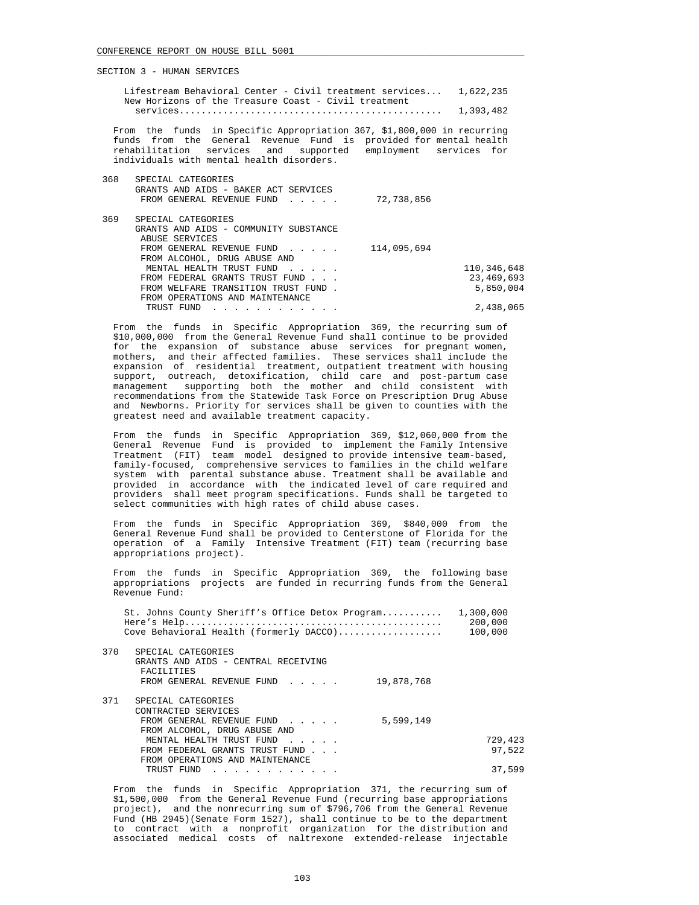SECTION 3 - HUMAN SERVICES

| | |
|---|---|
| Lifestream Behavioral Center - Civil treatment services... | 1,622,235 |
| New Horizons of the Treasure Coast - Civil treatment services............................................... | 1,393,482 |

From the funds in Specific Appropriation 367, $1,800,000 in recurring funds from the General Revenue Fund is provided for mental health rehabilitation services and supported employment services for individuals with mental health disorders.

| | | | |
|---|---|---|---|
| 368 | SPECIAL CATEGORIES<br>GRANTS AND AIDS - BAKER ACT SERVICES | | |
| | FROM GENERAL REVENUE FUND . . . . . | 72,738,856 | |
| 369 | SPECIAL CATEGORIES<br>GRANTS AND AIDS - COMMUNITY SUBSTANCE ABUSE SERVICES | | |
| | FROM GENERAL REVENUE FUND . . . . . | 114,095,694 | |
| | FROM ALCOHOL, DRUG ABUSE AND MENTAL HEALTH TRUST FUND . . . . . | | 110,346,648 |
| | FROM FEDERAL GRANTS TRUST FUND . . . | | 23,469,693 |
| | FROM WELFARE TRANSITION TRUST FUND . | | 5,850,004 |
| | FROM OPERATIONS AND MAINTENANCE TRUST FUND . . . . . . . . . . . . | | 2,438,065 |

From the funds in Specific Appropriation 369, the recurring sum of $10,000,000 from the General Revenue Fund shall continue to be provided for the expansion of substance abuse services for pregnant women, mothers, and their affected families. These services shall include the expansion of residential treatment, outpatient treatment with housing support, outreach, detoxification, child care and post-partum case management supporting both the mother and child consistent with recommendations from the Statewide Task Force on Prescription Drug Abuse and Newborns. Priority for services shall be given to counties with the greatest need and available treatment capacity.

From the funds in Specific Appropriation 369, $12,060,000 from the General Revenue Fund is provided to implement the Family Intensive Treatment (FIT) team model designed to provide intensive team-based, family-focused, comprehensive services to families in the child welfare system with parental substance abuse. Treatment shall be available and provided in accordance with the indicated level of care required and providers shall meet program specifications. Funds shall be targeted to select communities with high rates of child abuse cases.

From the funds in Specific Appropriation 369, $840,000 from the General Revenue Fund shall be provided to Centerstone of Florida for the operation of a Family Intensive Treatment (FIT) team (recurring base appropriations project).

From the funds in Specific Appropriation 369, the following base appropriations projects are funded in recurring funds from the General Revenue Fund:

| | |
|---|---|
| St. Johns County Sheriff's Office Detox Program........... | 1,300,000 |
| Here's Help............................................... | 200,000 |
| Cove Behavioral Health (formerly DACCO)................... | 100,000 |

| | | | |
|---|---|---|---|
| 370 | SPECIAL CATEGORIES<br>GRANTS AND AIDS - CENTRAL RECEIVING FACILITIES | | |
| | FROM GENERAL REVENUE FUND . . . . . | 19,878,768 | |
| 371 | SPECIAL CATEGORIES<br>CONTRACTED SERVICES | | |
| | FROM GENERAL REVENUE FUND . . . . . | 5,599,149 | |
| | FROM ALCOHOL, DRUG ABUSE AND MENTAL HEALTH TRUST FUND . . . . . | | 729,423 |
| | FROM FEDERAL GRANTS TRUST FUND . . . | | 97,522 |
| | FROM OPERATIONS AND MAINTENANCE TRUST FUND . . . . . . . . . . . . | | 37,599 |

From the funds in Specific Appropriation 371, the recurring sum of $1,500,000 from the General Revenue Fund (recurring base appropriations project), and the nonrecurring sum of $796,706 from the General Revenue Fund (HB 2945)(Senate Form 1527), shall continue to be to the department to contract with a nonprofit organization for the distribution and associated medical costs of naltrexone extended-release injectable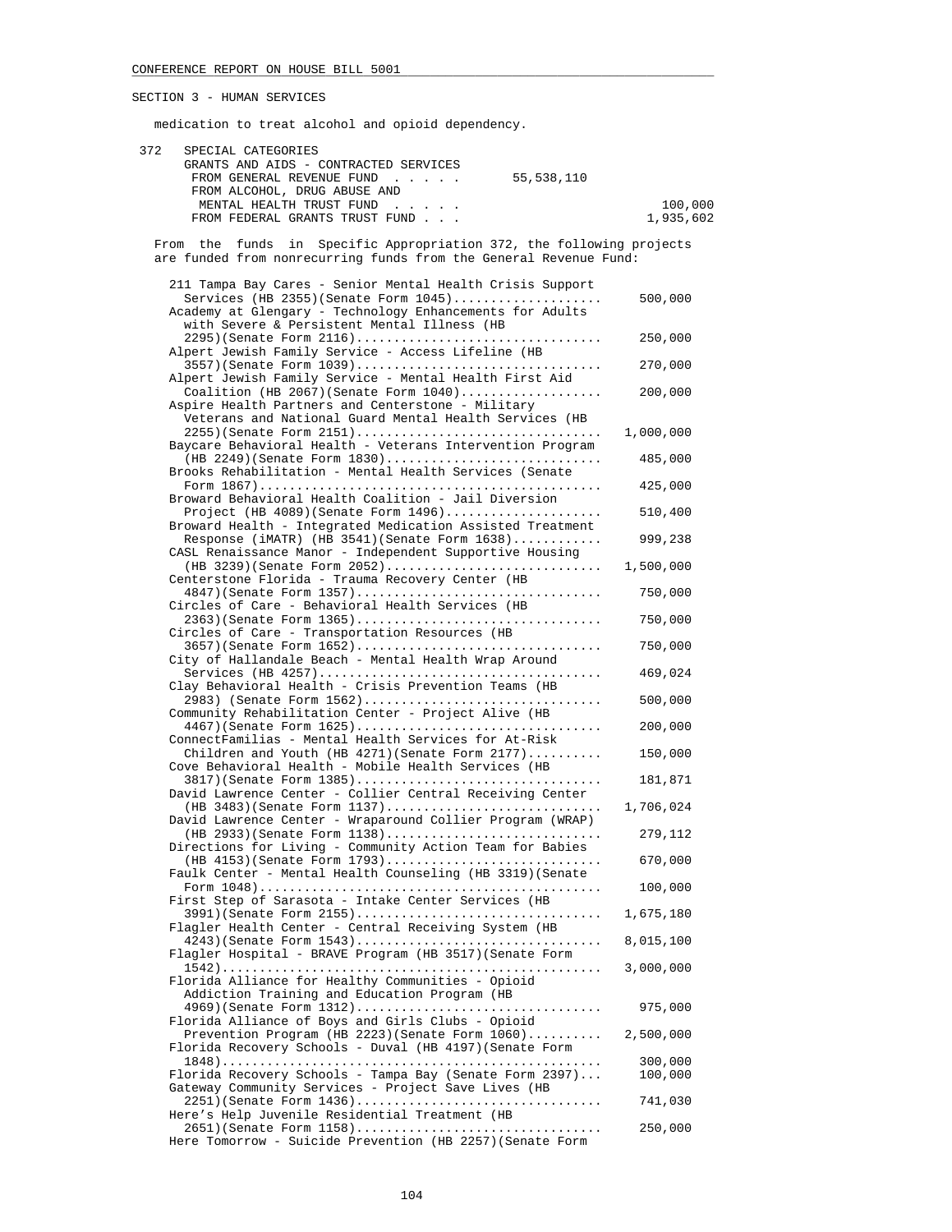SECTION 3 - HUMAN SERVICES

medication to treat alcohol and opioid dependency.

372 SPECIAL CATEGORIES
GRANTS AND AIDS - CONTRACTED SERVICES

| | | |
|---|---|---|
| FROM GENERAL REVENUE FUND . . . . . | 55,538,110 | |
| FROM ALCOHOL, DRUG ABUSE AND MENTAL HEALTH TRUST FUND . . . . . | | 100,000 |
| FROM FEDERAL GRANTS TRUST FUND . . . | | 1,935,602 |

From the funds in Specific Appropriation 372, the following projects are funded from nonrecurring funds from the General Revenue Fund:

| Project | Amount |
|---|---|
| 211 Tampa Bay Cares - Senior Mental Health Crisis Support Services (HB 2355)(Senate Form 1045) | 500,000 |
| Academy at Glengary - Technology Enhancements for Adults with Severe & Persistent Mental Illness (HB 2295)(Senate Form 2116) | 250,000 |
| Alpert Jewish Family Service - Access Lifeline (HB 3557)(Senate Form 1039) | 270,000 |
| Alpert Jewish Family Service - Mental Health First Aid Coalition (HB 2067)(Senate Form 1040) | 200,000 |
| Aspire Health Partners and Centerstone - Military Veterans and National Guard Mental Health Services (HB 2255)(Senate Form 2151) | 1,000,000 |
| Baycare Behavioral Health - Veterans Intervention Program (HB 2249)(Senate Form 1830) | 485,000 |
| Brooks Rehabilitation - Mental Health Services (Senate Form 1867) | 425,000 |
| Broward Behavioral Health Coalition - Jail Diversion Project (HB 4089)(Senate Form 1496) | 510,400 |
| Broward Health - Integrated Medication Assisted Treatment Response (iMATR) (HB 3541)(Senate Form 1638) | 999,238 |
| CASL Renaissance Manor - Independent Supportive Housing (HB 3239)(Senate Form 2052) | 1,500,000 |
| Centerstone Florida - Trauma Recovery Center (HB 4847)(Senate Form 1357) | 750,000 |
| Circles of Care - Behavioral Health Services (HB 2363)(Senate Form 1365) | 750,000 |
| Circles of Care - Transportation Resources (HB 3657)(Senate Form 1652) | 750,000 |
| City of Hallandale Beach - Mental Health Wrap Around Services (HB 4257) | 469,024 |
| Clay Behavioral Health - Crisis Prevention Teams (HB 2983) (Senate Form 1562) | 500,000 |
| Community Rehabilitation Center - Project Alive (HB 4467)(Senate Form 1625) | 200,000 |
| ConnectFamilias - Mental Health Services for At-Risk Children and Youth (HB 4271)(Senate Form 2177) | 150,000 |
| Cove Behavioral Health - Mobile Health Services (HB 3817)(Senate Form 1385) | 181,871 |
| David Lawrence Center - Collier Central Receiving Center (HB 3483)(Senate Form 1137) | 1,706,024 |
| David Lawrence Center - Wraparound Collier Program (WRAP) (HB 2933)(Senate Form 1138) | 279,112 |
| Directions for Living - Community Action Team for Babies (HB 4153)(Senate Form 1793) | 670,000 |
| Faulk Center - Mental Health Counseling (HB 3319)(Senate Form 1048) | 100,000 |
| First Step of Sarasota - Intake Center Services (HB 3991)(Senate Form 2155) | 1,675,180 |
| Flagler Health Center - Central Receiving System (HB 4243)(Senate Form 1543) | 8,015,100 |
| Flagler Hospital - BRAVE Program (HB 3517)(Senate Form 1542) | 3,000,000 |
| Florida Alliance for Healthy Communities - Opioid Addiction Training and Education Program (HB 4969)(Senate Form 1312) | 975,000 |
| Florida Alliance of Boys and Girls Clubs - Opioid Prevention Program (HB 2223)(Senate Form 1060) | 2,500,000 |
| Florida Recovery Schools - Duval (HB 4197)(Senate Form 1848) | 300,000 |
| Florida Recovery Schools - Tampa Bay (Senate Form 2397) | 100,000 |
| Gateway Community Services - Project Save Lives (HB 2251)(Senate Form 1436) | 741,030 |
| Here's Help Juvenile Residential Treatment (HB 2651)(Senate Form 1158) | 250,000 |

Here Tomorrow - Suicide Prevention (HB 2257)(Senate Form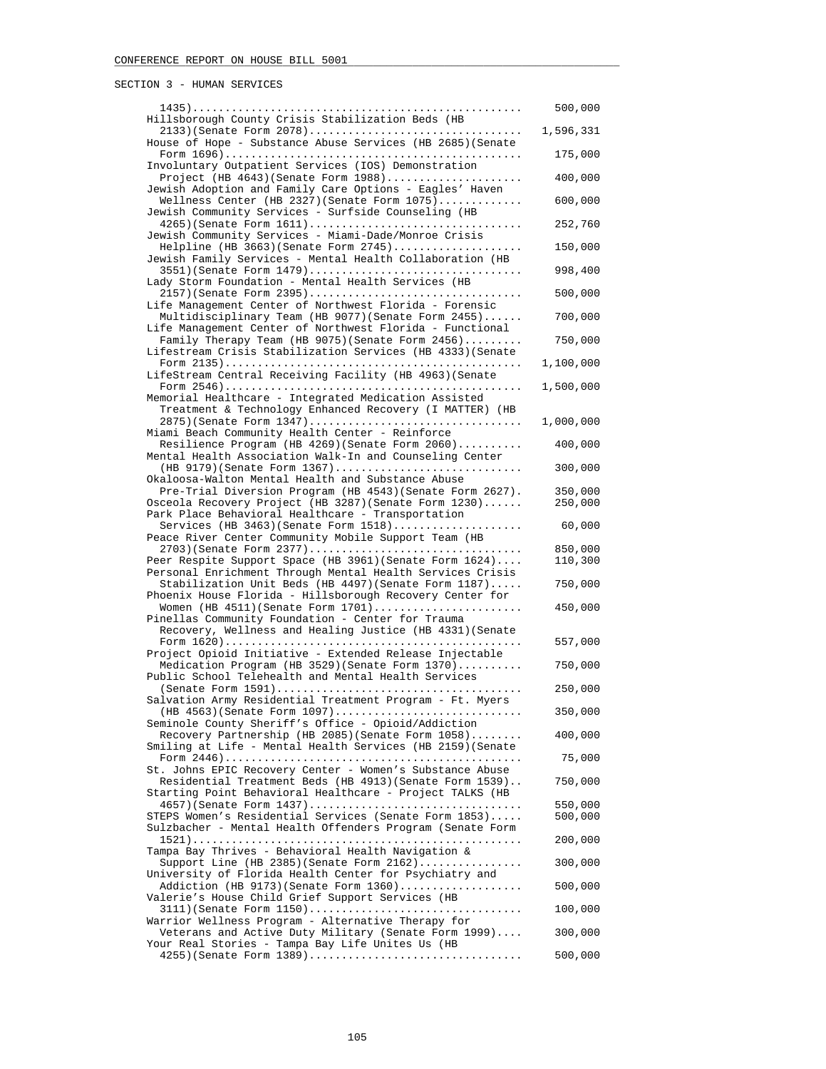SECTION 3 - HUMAN SERVICES

| Item | Amount |
|---|---|
| 1435) | 500,000 |
| Hillsborough County Crisis Stabilization Beds (HB 2133)(Senate Form 2078) | 1,596,331 |
| House of Hope - Substance Abuse Services (HB 2685)(Senate Form 1696) | 175,000 |
| Involuntary Outpatient Services (IOS) Demonstration Project (HB 4643)(Senate Form 1988) | 400,000 |
| Jewish Adoption and Family Care Options - Eagles' Haven Wellness Center (HB 2327)(Senate Form 1075) | 600,000 |
| Jewish Community Services - Surfside Counseling (HB 4265)(Senate Form 1611) | 252,760 |
| Jewish Community Services - Miami-Dade/Monroe Crisis Helpline (HB 3663)(Senate Form 2745) | 150,000 |
| Jewish Family Services - Mental Health Collaboration (HB 3551)(Senate Form 1479) | 998,400 |
| Lady Storm Foundation - Mental Health Services (HB 2157)(Senate Form 2395) | 500,000 |
| Life Management Center of Northwest Florida - Forensic Multidisciplinary Team (HB 9077)(Senate Form 2455) | 700,000 |
| Life Management Center of Northwest Florida - Functional Family Therapy Team (HB 9075)(Senate Form 2456) | 750,000 |
| Lifestream Crisis Stabilization Services (HB 4333)(Senate Form 2135) | 1,100,000 |
| LifeStream Central Receiving Facility (HB 4963)(Senate Form 2546) | 1,500,000 |
| Memorial Healthcare - Integrated Medication Assisted Treatment & Technology Enhanced Recovery (I MATTER) (HB 2875)(Senate Form 1347) | 1,000,000 |
| Miami Beach Community Health Center - Reinforce Resilience Program (HB 4269)(Senate Form 2060) | 400,000 |
| Mental Health Association Walk-In and Counseling Center (HB 9179)(Senate Form 1367) | 300,000 |
| Okaloosa-Walton Mental Health and Substance Abuse Pre-Trial Diversion Program (HB 4543)(Senate Form 2627) | 350,000 |
| Osceola Recovery Project (HB 3287)(Senate Form 1230) | 250,000 |
| Park Place Behavioral Healthcare - Transportation Services (HB 3463)(Senate Form 1518) | 60,000 |
| Peace River Center Community Mobile Support Team (HB 2703)(Senate Form 2377) | 850,000 |
| Peer Respite Support Space (HB 3961)(Senate Form 1624) | 110,300 |
| Personal Enrichment Through Mental Health Services Crisis Stabilization Unit Beds (HB 4497)(Senate Form 1187) | 750,000 |
| Phoenix House Florida - Hillsborough Recovery Center for Women (HB 4511)(Senate Form 1701) | 450,000 |
| Pinellas Community Foundation - Center for Trauma Recovery, Wellness and Healing Justice (HB 4331)(Senate Form 1620) | 557,000 |
| Project Opioid Initiative - Extended Release Injectable Medication Program (HB 3529)(Senate Form 1370) | 750,000 |
| Public School Telehealth and Mental Health Services (Senate Form 1591) | 250,000 |
| Salvation Army Residential Treatment Program - Ft. Myers (HB 4563)(Senate Form 1097) | 350,000 |
| Seminole County Sheriff's Office - Opioid/Addiction Recovery Partnership (HB 2085)(Senate Form 1058) | 400,000 |
| Smiling at Life - Mental Health Services (HB 2159)(Senate Form 2446) | 75,000 |
| St. Johns EPIC Recovery Center - Women's Substance Abuse Residential Treatment Beds (HB 4913)(Senate Form 1539) | 750,000 |
| Starting Point Behavioral Healthcare - Project TALKS (HB 4657)(Senate Form 1437) | 550,000 |
| STEPS Women's Residential Services (Senate Form 1853) | 500,000 |
| Sulzbacher - Mental Health Offenders Program (Senate Form 1521) | 200,000 |
| Tampa Bay Thrives - Behavioral Health Navigation & Support Line (HB 2385)(Senate Form 2162) | 300,000 |
| University of Florida Health Center for Psychiatry and Addiction (HB 9173)(Senate Form 1360) | 500,000 |
| Valerie's House Child Grief Support Services (HB 3111)(Senate Form 1150) | 100,000 |
| Warrior Wellness Program - Alternative Therapy for Veterans and Active Duty Military (Senate Form 1999) | 300,000 |
| Your Real Stories - Tampa Bay Life Unites Us (HB 4255)(Senate Form 1389) | 500,000 |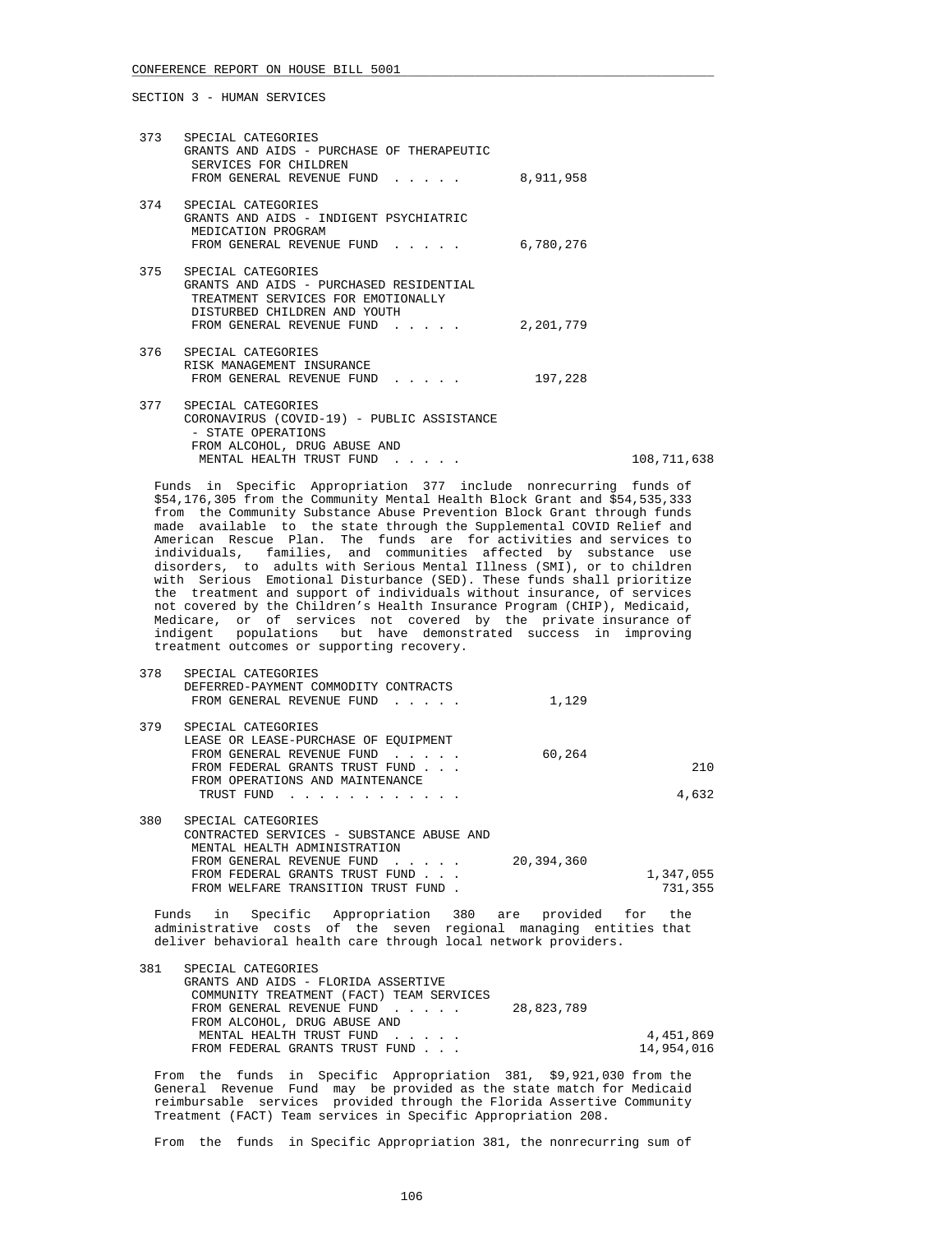SECTION 3 - HUMAN SERVICES

373 SPECIAL CATEGORIES
GRANTS AND AIDS - PURCHASE OF THERAPEUTIC SERVICES FOR CHILDREN
FROM GENERAL REVENUE FUND . . . . . 8,911,958

374 SPECIAL CATEGORIES
GRANTS AND AIDS - INDIGENT PSYCHIATRIC MEDICATION PROGRAM
FROM GENERAL REVENUE FUND . . . . . 6,780,276

375 SPECIAL CATEGORIES
GRANTS AND AIDS - PURCHASED RESIDENTIAL TREATMENT SERVICES FOR EMOTIONALLY DISTURBED CHILDREN AND YOUTH
FROM GENERAL REVENUE FUND . . . . . 2,201,779

376 SPECIAL CATEGORIES
RISK MANAGEMENT INSURANCE
FROM GENERAL REVENUE FUND . . . . . 197,228

377 SPECIAL CATEGORIES
CORONAVIRUS (COVID-19) - PUBLIC ASSISTANCE - STATE OPERATIONS
FROM ALCOHOL, DRUG ABUSE AND MENTAL HEALTH TRUST FUND . . . . . 108,711,638

Funds in Specific Appropriation 377 include nonrecurring funds of $54,176,305 from the Community Mental Health Block Grant and $54,535,333 from the Community Substance Abuse Prevention Block Grant through funds made available to the state through the Supplemental COVID Relief and American Rescue Plan. The funds are for activities and services to individuals, families, and communities affected by substance use disorders, to adults with Serious Mental Illness (SMI), or to children with Serious Emotional Disturbance (SED). These funds shall prioritize the treatment and support of individuals without insurance, of services not covered by the Children's Health Insurance Program (CHIP), Medicaid, Medicare, or of services not covered by the private insurance of indigent populations but have demonstrated success in improving treatment outcomes or supporting recovery.

378 SPECIAL CATEGORIES
DEFERRED-PAYMENT COMMODITY CONTRACTS
FROM GENERAL REVENUE FUND . . . . . 1,129

379 SPECIAL CATEGORIES
LEASE OR LEASE-PURCHASE OF EQUIPMENT
FROM GENERAL REVENUE FUND . . . . . 60,264
FROM FEDERAL GRANTS TRUST FUND . . . 210
FROM OPERATIONS AND MAINTENANCE TRUST FUND . . . . . . . . . . . . 4,632

380 SPECIAL CATEGORIES
CONTRACTED SERVICES - SUBSTANCE ABUSE AND MENTAL HEALTH ADMINISTRATION
FROM GENERAL REVENUE FUND . . . . . 20,394,360
FROM FEDERAL GRANTS TRUST FUND . . . 1,347,055
FROM WELFARE TRANSITION TRUST FUND . 731,355

Funds in Specific Appropriation 380 are provided for the administrative costs of the seven regional managing entities that deliver behavioral health care through local network providers.

381 SPECIAL CATEGORIES
GRANTS AND AIDS - FLORIDA ASSERTIVE COMMUNITY TREATMENT (FACT) TEAM SERVICES
FROM GENERAL REVENUE FUND . . . . . 28,823,789
FROM ALCOHOL, DRUG ABUSE AND MENTAL HEALTH TRUST FUND . . . . . 4,451,869
FROM FEDERAL GRANTS TRUST FUND . . . 14,954,016

From the funds in Specific Appropriation 381, $9,921,030 from the General Revenue Fund may be provided as the state match for Medicaid reimbursable services provided through the Florida Assertive Community Treatment (FACT) Team services in Specific Appropriation 208.

From the funds in Specific Appropriation 381, the nonrecurring sum of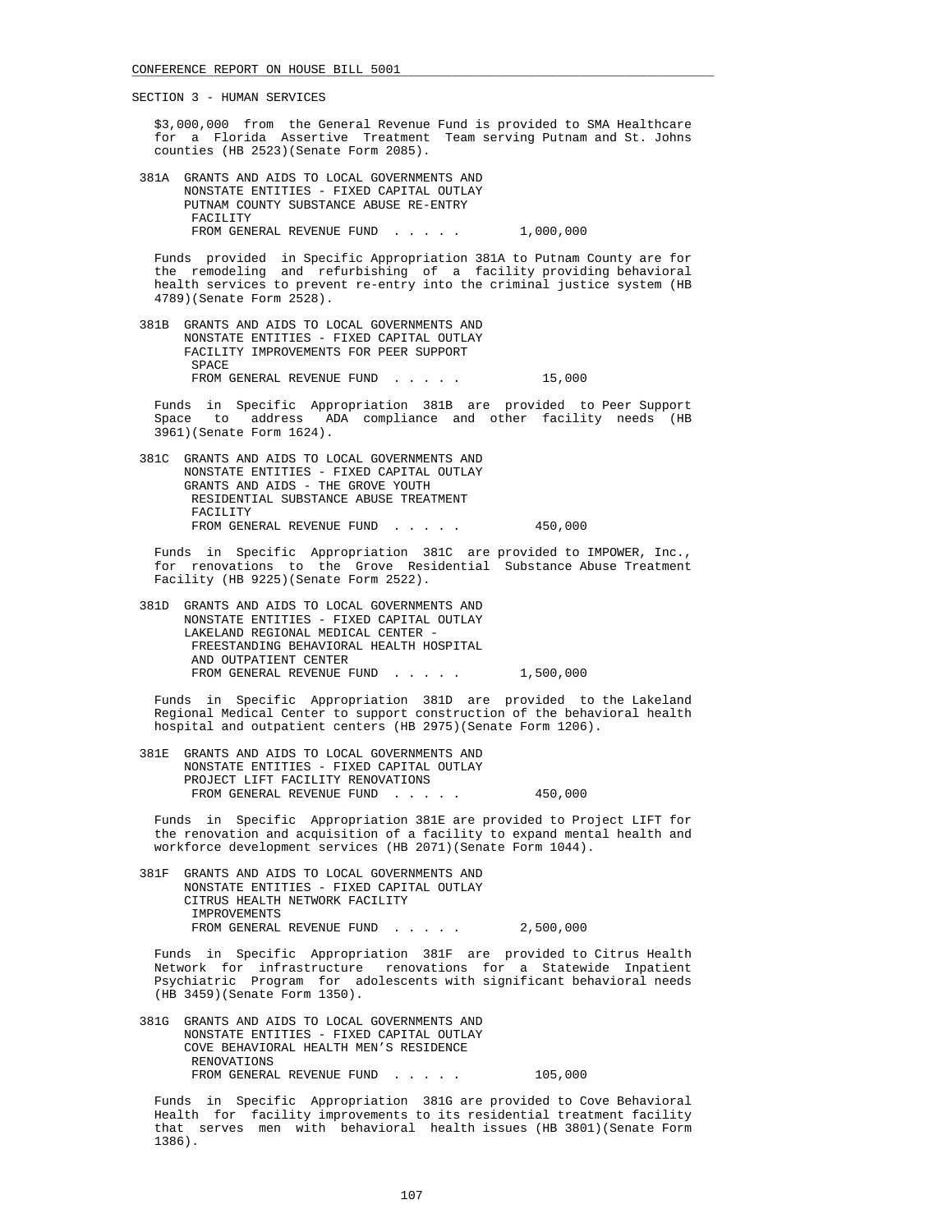SECTION 3 - HUMAN SERVICES

$3,000,000 from the General Revenue Fund is provided to SMA Healthcare for a Florida Assertive Treatment Team serving Putnam and St. Johns counties (HB 2523)(Senate Form 2085).

381A GRANTS AND AIDS TO LOCAL GOVERNMENTS AND NONSTATE ENTITIES - FIXED CAPITAL OUTLAY PUTNAM COUNTY SUBSTANCE ABUSE RE-ENTRY FACILITY
FROM GENERAL REVENUE FUND . . . . . 1,000,000

Funds provided in Specific Appropriation 381A to Putnam County are for the remodeling and refurbishing of a facility providing behavioral health services to prevent re-entry into the criminal justice system (HB 4789)(Senate Form 2528).

381B GRANTS AND AIDS TO LOCAL GOVERNMENTS AND NONSTATE ENTITIES - FIXED CAPITAL OUTLAY FACILITY IMPROVEMENTS FOR PEER SUPPORT SPACE
FROM GENERAL REVENUE FUND . . . . . 15,000

Funds in Specific Appropriation 381B are provided to Peer Support Space to address ADA compliance and other facility needs (HB 3961)(Senate Form 1624).

381C GRANTS AND AIDS TO LOCAL GOVERNMENTS AND NONSTATE ENTITIES - FIXED CAPITAL OUTLAY GRANTS AND AIDS - THE GROVE YOUTH RESIDENTIAL SUBSTANCE ABUSE TREATMENT FACILITY
FROM GENERAL REVENUE FUND . . . . . 450,000

Funds in Specific Appropriation 381C are provided to IMPOWER, Inc., for renovations to the Grove Residential Substance Abuse Treatment Facility (HB 9225)(Senate Form 2522).

381D GRANTS AND AIDS TO LOCAL GOVERNMENTS AND NONSTATE ENTITIES - FIXED CAPITAL OUTLAY LAKELAND REGIONAL MEDICAL CENTER - FREESTANDING BEHAVIORAL HEALTH HOSPITAL AND OUTPATIENT CENTER
FROM GENERAL REVENUE FUND . . . . . 1,500,000

Funds in Specific Appropriation 381D are provided to the Lakeland Regional Medical Center to support construction of the behavioral health hospital and outpatient centers (HB 2975)(Senate Form 1206).

381E GRANTS AND AIDS TO LOCAL GOVERNMENTS AND NONSTATE ENTITIES - FIXED CAPITAL OUTLAY PROJECT LIFT FACILITY RENOVATIONS
FROM GENERAL REVENUE FUND . . . . . 450,000

Funds in Specific Appropriation 381E are provided to Project LIFT for the renovation and acquisition of a facility to expand mental health and workforce development services (HB 2071)(Senate Form 1044).

381F GRANTS AND AIDS TO LOCAL GOVERNMENTS AND NONSTATE ENTITIES - FIXED CAPITAL OUTLAY CITRUS HEALTH NETWORK FACILITY IMPROVEMENTS
FROM GENERAL REVENUE FUND . . . . . 2,500,000

Funds in Specific Appropriation 381F are provided to Citrus Health Network for infrastructure renovations for a Statewide Inpatient Psychiatric Program for adolescents with significant behavioral needs (HB 3459)(Senate Form 1350).

381G GRANTS AND AIDS TO LOCAL GOVERNMENTS AND NONSTATE ENTITIES - FIXED CAPITAL OUTLAY COVE BEHAVIORAL HEALTH MEN'S RESIDENCE RENOVATIONS
FROM GENERAL REVENUE FUND . . . . . 105,000

Funds in Specific Appropriation 381G are provided to Cove Behavioral Health for facility improvements to its residential treatment facility that serves men with behavioral health issues (HB 3801)(Senate Form 1386).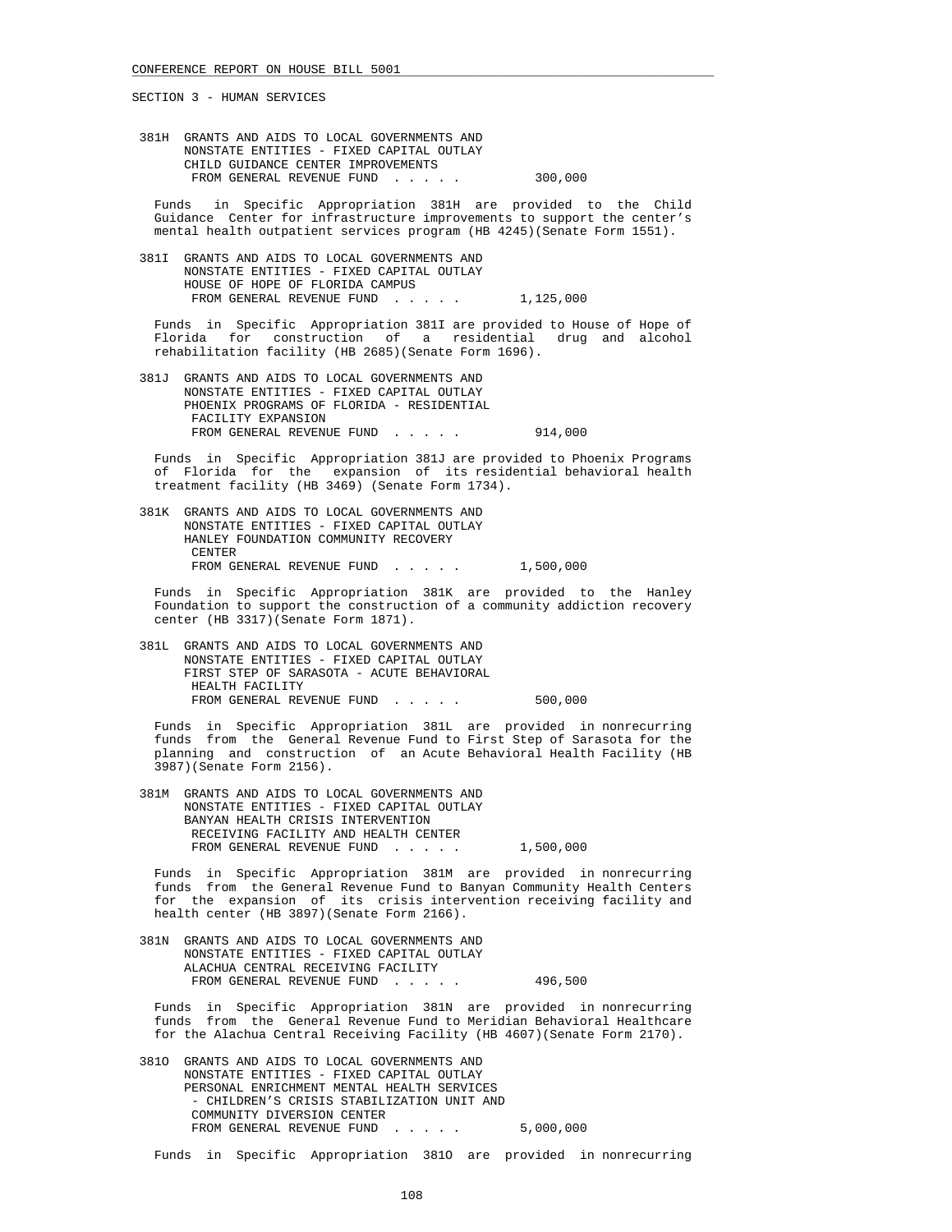SECTION 3 - HUMAN SERVICES

381H GRANTS AND AIDS TO LOCAL GOVERNMENTS AND NONSTATE ENTITIES - FIXED CAPITAL OUTLAY CHILD GUIDANCE CENTER IMPROVEMENTS
FROM GENERAL REVENUE FUND . . . . . 300,000

Funds in Specific Appropriation 381H are provided to the Child Guidance Center for infrastructure improvements to support the center's mental health outpatient services program (HB 4245)(Senate Form 1551).

381I GRANTS AND AIDS TO LOCAL GOVERNMENTS AND NONSTATE ENTITIES - FIXED CAPITAL OUTLAY HOUSE OF HOPE OF FLORIDA CAMPUS
FROM GENERAL REVENUE FUND . . . . . 1,125,000

Funds in Specific Appropriation 381I are provided to House of Hope of Florida for construction of a residential drug and alcohol rehabilitation facility (HB 2685)(Senate Form 1696).

381J GRANTS AND AIDS TO LOCAL GOVERNMENTS AND NONSTATE ENTITIES - FIXED CAPITAL OUTLAY PHOENIX PROGRAMS OF FLORIDA - RESIDENTIAL FACILITY EXPANSION
FROM GENERAL REVENUE FUND . . . . . 914,000

Funds in Specific Appropriation 381J are provided to Phoenix Programs of Florida for the expansion of its residential behavioral health treatment facility (HB 3469) (Senate Form 1734).

381K GRANTS AND AIDS TO LOCAL GOVERNMENTS AND NONSTATE ENTITIES - FIXED CAPITAL OUTLAY HANLEY FOUNDATION COMMUNITY RECOVERY CENTER
FROM GENERAL REVENUE FUND . . . . . 1,500,000

Funds in Specific Appropriation 381K are provided to the Hanley Foundation to support the construction of a community addiction recovery center (HB 3317)(Senate Form 1871).

381L GRANTS AND AIDS TO LOCAL GOVERNMENTS AND NONSTATE ENTITIES - FIXED CAPITAL OUTLAY FIRST STEP OF SARASOTA - ACUTE BEHAVIORAL HEALTH FACILITY
FROM GENERAL REVENUE FUND . . . . . 500,000

Funds in Specific Appropriation 381L are provided in nonrecurring funds from the General Revenue Fund to First Step of Sarasota for the planning and construction of an Acute Behavioral Health Facility (HB 3987)(Senate Form 2156).

381M GRANTS AND AIDS TO LOCAL GOVERNMENTS AND NONSTATE ENTITIES - FIXED CAPITAL OUTLAY BANYAN HEALTH CRISIS INTERVENTION RECEIVING FACILITY AND HEALTH CENTER
FROM GENERAL REVENUE FUND . . . . . 1,500,000

Funds in Specific Appropriation 381M are provided in nonrecurring funds from the General Revenue Fund to Banyan Community Health Centers for the expansion of its crisis intervention receiving facility and health center (HB 3897)(Senate Form 2166).

381N GRANTS AND AIDS TO LOCAL GOVERNMENTS AND NONSTATE ENTITIES - FIXED CAPITAL OUTLAY ALACHUA CENTRAL RECEIVING FACILITY
FROM GENERAL REVENUE FUND . . . . . 496,500

Funds in Specific Appropriation 381N are provided in nonrecurring funds from the General Revenue Fund to Meridian Behavioral Healthcare for the Alachua Central Receiving Facility (HB 4607)(Senate Form 2170).

381O GRANTS AND AIDS TO LOCAL GOVERNMENTS AND NONSTATE ENTITIES - FIXED CAPITAL OUTLAY PERSONAL ENRICHMENT MENTAL HEALTH SERVICES - CHILDREN'S CRISIS STABILIZATION UNIT AND COMMUNITY DIVERSION CENTER
FROM GENERAL REVENUE FUND . . . . . 5,000,000

Funds in Specific Appropriation 381O are provided in nonrecurring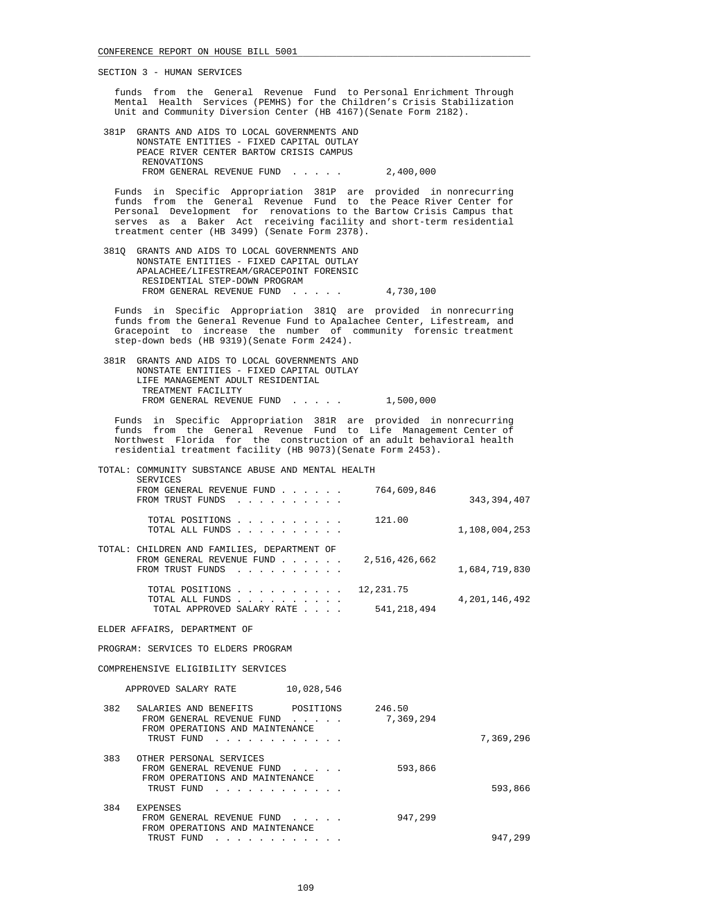SECTION 3 - HUMAN SERVICES

funds from the General Revenue Fund to Personal Enrichment Through Mental Health Services (PEMHS) for the Children's Crisis Stabilization Unit and Community Diversion Center (HB 4167)(Senate Form 2182).

381P GRANTS AND AIDS TO LOCAL GOVERNMENTS AND NONSTATE ENTITIES - FIXED CAPITAL OUTLAY PEACE RIVER CENTER BARTOW CRISIS CAMPUS RENOVATIONS

| | | |
|---|---|---|
| FROM GENERAL REVENUE FUND . . . . . | 2,400,000 | |

Funds in Specific Appropriation 381P are provided in nonrecurring funds from the General Revenue Fund to the Peace River Center for Personal Development for renovations to the Bartow Crisis Campus that serves as a Baker Act receiving facility and short-term residential treatment center (HB 3499) (Senate Form 2378).

381Q GRANTS AND AIDS TO LOCAL GOVERNMENTS AND NONSTATE ENTITIES - FIXED CAPITAL OUTLAY APALACHEE/LIFESTREAM/GRACEPOINT FORENSIC RESIDENTIAL STEP-DOWN PROGRAM

| | | |
|---|---|---|
| FROM GENERAL REVENUE FUND . . . . . | 4,730,100 | |

Funds in Specific Appropriation 381Q are provided in nonrecurring funds from the General Revenue Fund to Apalachee Center, Lifestream, and Gracepoint to increase the number of community forensic treatment step-down beds (HB 9319)(Senate Form 2424).

381R GRANTS AND AIDS TO LOCAL GOVERNMENTS AND NONSTATE ENTITIES - FIXED CAPITAL OUTLAY LIFE MANAGEMENT ADULT RESIDENTIAL TREATMENT FACILITY

| | | |
|---|---|---|
| FROM GENERAL REVENUE FUND . . . . . | 1,500,000 | |

Funds in Specific Appropriation 381R are provided in nonrecurring funds from the General Revenue Fund to Life Management Center of Northwest Florida for the construction of an adult behavioral health residential treatment facility (HB 9073)(Senate Form 2453).

TOTAL: COMMUNITY SUBSTANCE ABUSE AND MENTAL HEALTH SERVICES

| | | |
|---|---|---|
| FROM GENERAL REVENUE FUND . . . . . . | 764,609,846 | |
| FROM TRUST FUNDS . . . . . . . . . . | | 343,394,407 |
| TOTAL POSITIONS . . . . . . . . . . | 121.00 | |
| TOTAL ALL FUNDS . . . . . . . . . . | | 1,108,004,253 |

TOTAL: CHILDREN AND FAMILIES, DEPARTMENT OF

| | | |
|---|---|---|
| FROM GENERAL REVENUE FUND . . . . . . | 2,516,426,662 | |
| FROM TRUST FUNDS . . . . . . . . . . | | 1,684,719,830 |
| TOTAL POSITIONS . . . . . . . . . . | 12,231.75 | |
| TOTAL ALL FUNDS . . . . . . . . . . | | 4,201,146,492 |
| TOTAL APPROVED SALARY RATE . . . . | 541,218,494 | |

ELDER AFFAIRS, DEPARTMENT OF

PROGRAM: SERVICES TO ELDERS PROGRAM

COMPREHENSIVE ELIGIBILITY SERVICES

APPROVED SALARY RATE 10,028,546

382 SALARIES AND BENEFITS POSITIONS 246.50

| | | |
|---|---|---|
| FROM GENERAL REVENUE FUND . . . . . | 7,369,294 | |
| FROM OPERATIONS AND MAINTENANCE TRUST FUND . . . . . . . . . . . . | | 7,369,296 |

383 OTHER PERSONAL SERVICES

| | | |
|---|---|---|
| FROM GENERAL REVENUE FUND . . . . . | 593,866 | |
| FROM OPERATIONS AND MAINTENANCE TRUST FUND . . . . . . . . . . . . | | 593,866 |

384 EXPENSES

| | | |
|---|---|---|
| FROM GENERAL REVENUE FUND . . . . . | 947,299 | |
| FROM OPERATIONS AND MAINTENANCE TRUST FUND . . . . . . . . . . . . | | 947,299 |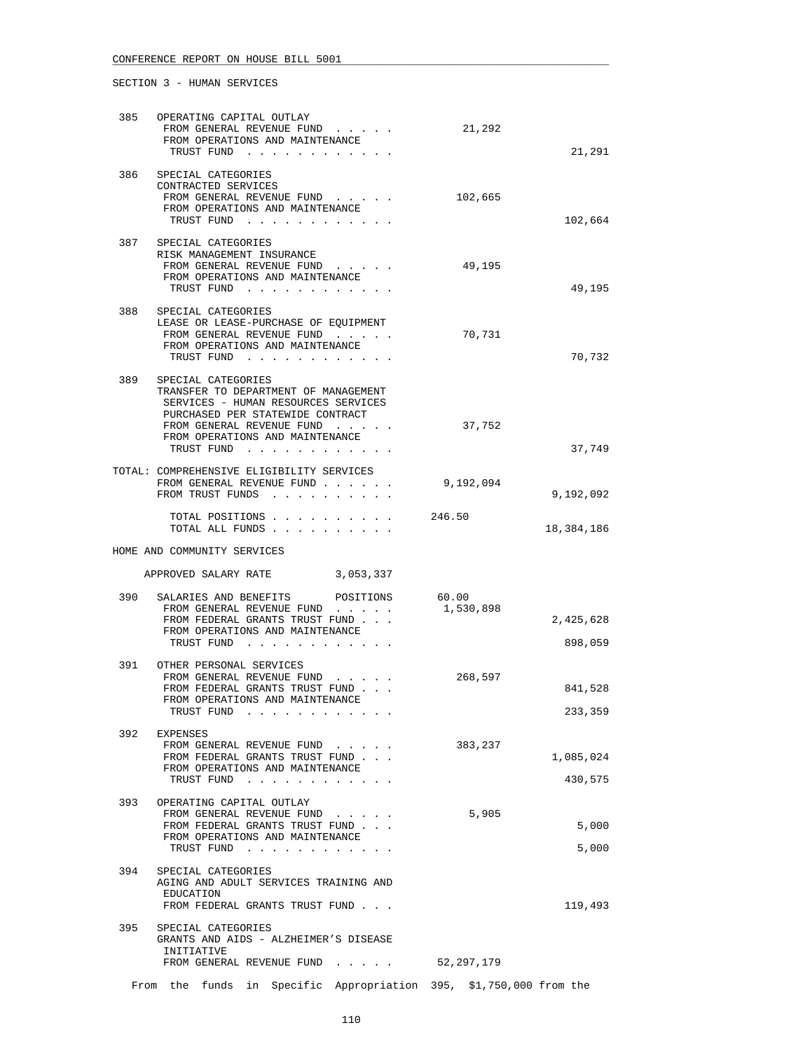CONFERENCE REPORT ON HOUSE BILL 5001

SECTION 3 - HUMAN SERVICES

| | | | |
|---|---|---|---|
| 385 | OPERATING CAPITAL OUTLAY | | |
| | FROM GENERAL REVENUE FUND . . . . . | 21,292 | |
| | FROM OPERATIONS AND MAINTENANCE TRUST FUND . . . . . . . . . . . . | | 21,291 |
| 386 | SPECIAL CATEGORIES CONTRACTED SERVICES | | |
| | FROM GENERAL REVENUE FUND . . . . . | 102,665 | |
| | FROM OPERATIONS AND MAINTENANCE TRUST FUND . . . . . . . . . . . . | | 102,664 |
| 387 | SPECIAL CATEGORIES RISK MANAGEMENT INSURANCE | | |
| | FROM GENERAL REVENUE FUND . . . . . | 49,195 | |
| | FROM OPERATIONS AND MAINTENANCE TRUST FUND . . . . . . . . . . . . | | 49,195 |
| 388 | SPECIAL CATEGORIES LEASE OR LEASE-PURCHASE OF EQUIPMENT | | |
| | FROM GENERAL REVENUE FUND . . . . . | 70,731 | |
| | FROM OPERATIONS AND MAINTENANCE TRUST FUND . . . . . . . . . . . . | | 70,732 |
| 389 | SPECIAL CATEGORIES TRANSFER TO DEPARTMENT OF MANAGEMENT SERVICES - HUMAN RESOURCES SERVICES PURCHASED PER STATEWIDE CONTRACT | | |
| | FROM GENERAL REVENUE FUND . . . . . | 37,752 | |
| | FROM OPERATIONS AND MAINTENANCE TRUST FUND . . . . . . . . . . . . | | 37,749 |

TOTAL: COMPREHENSIVE ELIGIBILITY SERVICES

| | | |
|---|---|---|
| FROM GENERAL REVENUE FUND . . . . . . | 9,192,094 | |
| FROM TRUST FUNDS . . . . . . . . . . | | 9,192,092 |
| TOTAL POSITIONS . . . . . . . . . . | 246.50 | |
| TOTAL ALL FUNDS . . . . . . . . . . | | 18,384,186 |

HOME AND COMMUNITY SERVICES

APPROVED SALARY RATE 3,053,337

| | | | |
|---|---|---|---|
| 390 | SALARIES AND BENEFITS POSITIONS | 60.00 | |
| | FROM GENERAL REVENUE FUND . . . . . | 1,530,898 | |
| | FROM FEDERAL GRANTS TRUST FUND . . . | | 2,425,628 |
| | FROM OPERATIONS AND MAINTENANCE TRUST FUND . . . . . . . . . . . . | | 898,059 |
| 391 | OTHER PERSONAL SERVICES | | |
| | FROM GENERAL REVENUE FUND . . . . . | 268,597 | |
| | FROM FEDERAL GRANTS TRUST FUND . . . | | 841,528 |
| | FROM OPERATIONS AND MAINTENANCE TRUST FUND . . . . . . . . . . . . | | 233,359 |
| 392 | EXPENSES | | |
| | FROM GENERAL REVENUE FUND . . . . . | 383,237 | |
| | FROM FEDERAL GRANTS TRUST FUND . . . | | 1,085,024 |
| | FROM OPERATIONS AND MAINTENANCE TRUST FUND . . . . . . . . . . . . | | 430,575 |
| 393 | OPERATING CAPITAL OUTLAY | | |
| | FROM GENERAL REVENUE FUND . . . . . | 5,905 | |
| | FROM FEDERAL GRANTS TRUST FUND . . . | | 5,000 |
| | FROM OPERATIONS AND MAINTENANCE TRUST FUND . . . . . . . . . . . . | | 5,000 |
| 394 | SPECIAL CATEGORIES AGING AND ADULT SERVICES TRAINING AND EDUCATION | | |
| | FROM FEDERAL GRANTS TRUST FUND . . . | | 119,493 |
| 395 | SPECIAL CATEGORIES GRANTS AND AIDS - ALZHEIMER'S DISEASE INITIATIVE | | |
| | FROM GENERAL REVENUE FUND . . . . . | 52,297,179 | |

From the funds in Specific Appropriation 395, $1,750,000 from the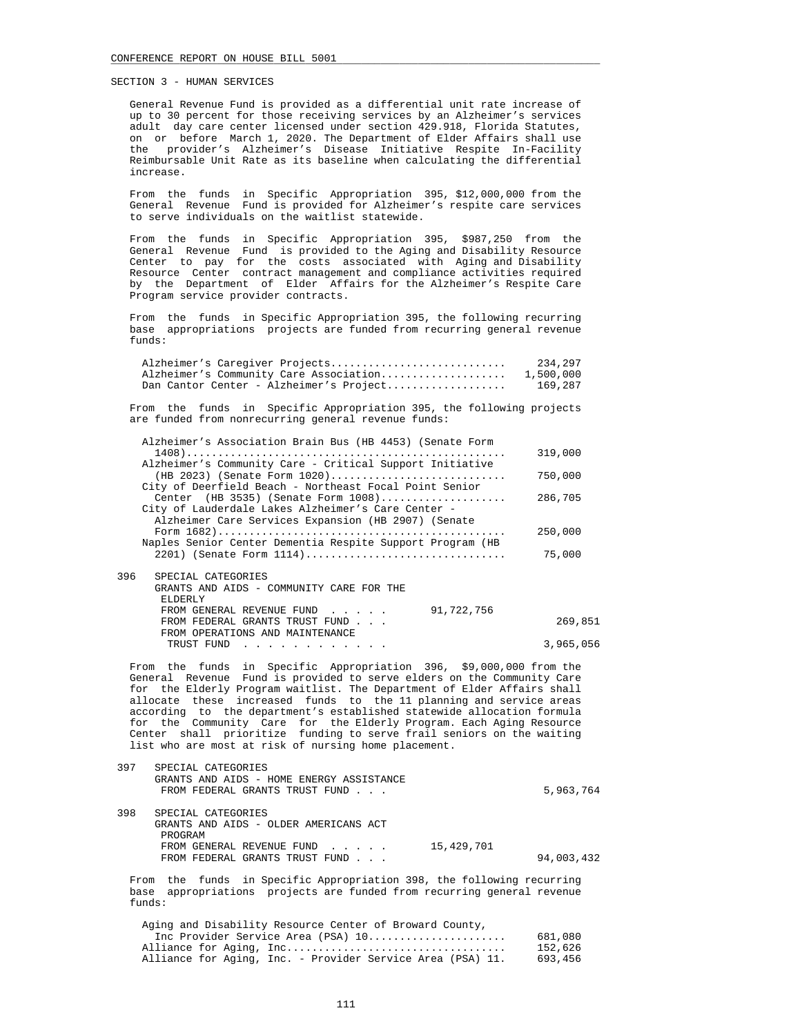SECTION 3 - HUMAN SERVICES

General Revenue Fund is provided as a differential unit rate increase of up to 30 percent for those receiving services by an Alzheimer's services adult day care center licensed under section 429.918, Florida Statutes, on or before March 1, 2020. The Department of Elder Affairs shall use the provider's Alzheimer's Disease Initiative Respite In-Facility Reimbursable Unit Rate as its baseline when calculating the differential increase.

From the funds in Specific Appropriation 395, $12,000,000 from the General Revenue Fund is provided for Alzheimer's respite care services to serve individuals on the waitlist statewide.

From the funds in Specific Appropriation 395, $987,250 from the General Revenue Fund is provided to the Aging and Disability Resource Center to pay for the costs associated with Aging and Disability Resource Center contract management and compliance activities required by the Department of Elder Affairs for the Alzheimer's Respite Care Program service provider contracts.

From the funds in Specific Appropriation 395, the following recurring base appropriations projects are funded from recurring general revenue funds:

| Project | Amount |
|---|---|
| Alzheimer's Caregiver Projects | 234,297 |
| Alzheimer's Community Care Association | 1,500,000 |
| Dan Cantor Center - Alzheimer's Project | 169,287 |

From the funds in Specific Appropriation 395, the following projects are funded from nonrecurring general revenue funds:

| Project | Amount |
|---|---|
| Alzheimer's Association Brain Bus (HB 4453) (Senate Form 1408) | 319,000 |
| Alzheimer's Community Care - Critical Support Initiative (HB 2023) (Senate Form 1020) | 750,000 |
| City of Deerfield Beach - Northeast Focal Point Senior Center (HB 3535) (Senate Form 1008) | 286,705 |
| City of Lauderdale Lakes Alzheimer's Care Center - Alzheimer Care Services Expansion (HB 2907) (Senate Form 1682) | 250,000 |
| Naples Senior Center Dementia Respite Support Program (HB 2201) (Senate Form 1114) | 75,000 |

396 SPECIAL CATEGORIES
GRANTS AND AIDS - COMMUNITY CARE FOR THE ELDERLY

| | | |
|---|---|---|
| FROM GENERAL REVENUE FUND | 91,722,756 | |
| FROM FEDERAL GRANTS TRUST FUND | | 269,851 |
| FROM OPERATIONS AND MAINTENANCE TRUST FUND | | 3,965,056 |

From the funds in Specific Appropriation 396, $9,000,000 from the General Revenue Fund is provided to serve elders on the Community Care for the Elderly Program waitlist. The Department of Elder Affairs shall allocate these increased funds to the 11 planning and service areas according to the department's established statewide allocation formula for the Community Care for the Elderly Program. Each Aging Resource Center shall prioritize funding to serve frail seniors on the waiting list who are most at risk of nursing home placement.

397 SPECIAL CATEGORIES
GRANTS AND AIDS - HOME ENERGY ASSISTANCE

| | | |
|---|---|---|
| FROM FEDERAL GRANTS TRUST FUND | | 5,963,764 |

398 SPECIAL CATEGORIES
GRANTS AND AIDS - OLDER AMERICANS ACT PROGRAM

| | | |
|---|---|---|
| FROM GENERAL REVENUE FUND | 15,429,701 | |
| FROM FEDERAL GRANTS TRUST FUND | | 94,003,432 |

From the funds in Specific Appropriation 398, the following recurring base appropriations projects are funded from recurring general revenue funds:

| Project | Amount |
|---|---|
| Aging and Disability Resource Center of Broward County, Inc Provider Service Area (PSA) 10 | 681,080 |
| Alliance for Aging, Inc | 152,626 |
| Alliance for Aging, Inc. - Provider Service Area (PSA) 11. | 693,456 |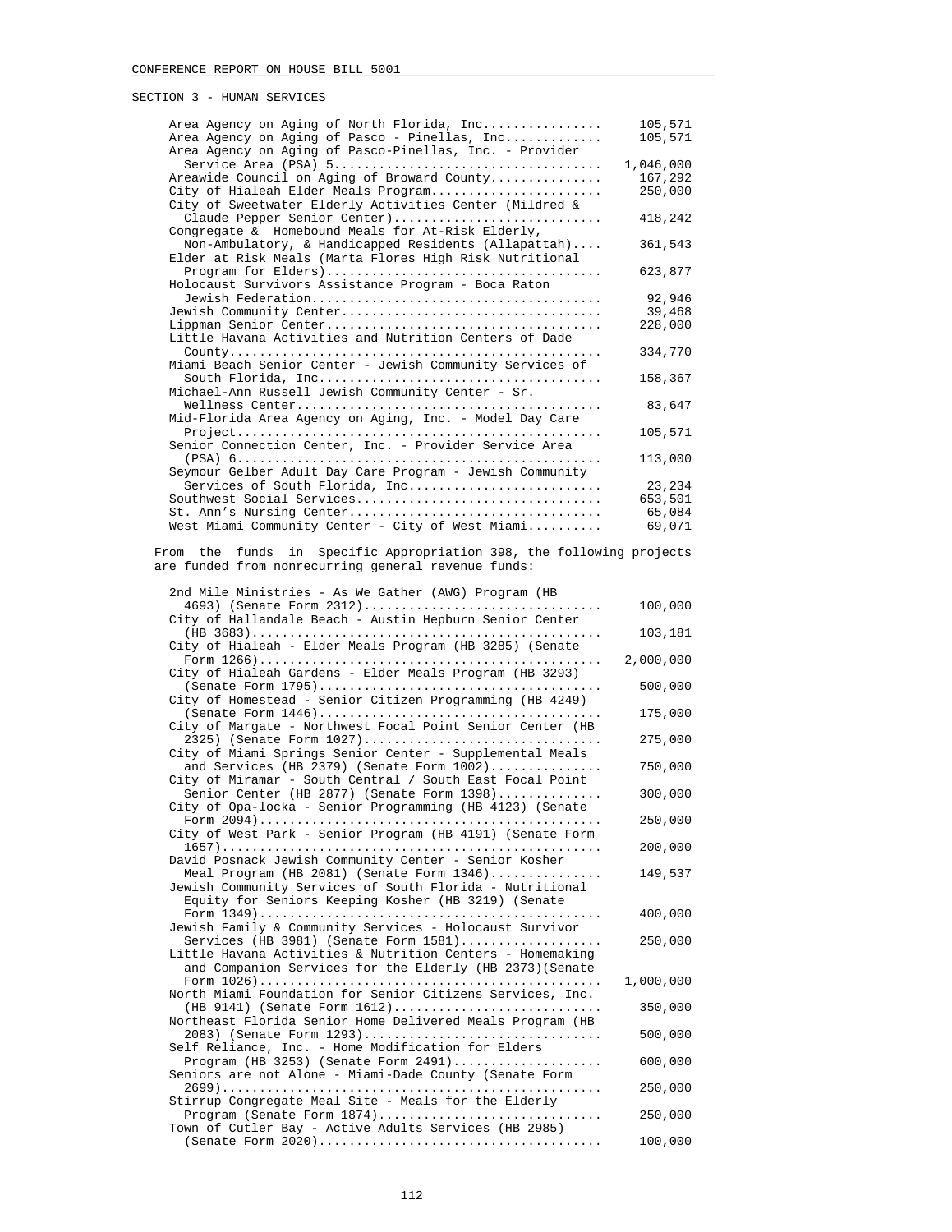SECTION 3 - HUMAN SERVICES

| | |
|---|---|
| Area Agency on Aging of North Florida, Inc. | 105,571 |
| Area Agency on Aging of Pasco - Pinellas, Inc. | 105,571 |
| Area Agency on Aging of Pasco-Pinellas, Inc. - Provider Service Area (PSA) 5 | 1,046,000 |
| Areawide Council on Aging of Broward County | 167,292 |
| City of Hialeah Elder Meals Program | 250,000 |
| City of Sweetwater Elderly Activities Center (Mildred & Claude Pepper Senior Center) | 418,242 |
| Congregate & Homebound Meals for At-Risk Elderly, Non-Ambulatory, & Handicapped Residents (Allapattah) | 361,543 |
| Elder at Risk Meals (Marta Flores High Risk Nutritional Program for Elders) | 623,877 |
| Holocaust Survivors Assistance Program - Boca Raton Jewish Federation | 92,946 |
| Jewish Community Center | 39,468 |
| Lippman Senior Center | 228,000 |
| Little Havana Activities and Nutrition Centers of Dade County | 334,770 |
| Miami Beach Senior Center - Jewish Community Services of South Florida, Inc. | 158,367 |
| Michael-Ann Russell Jewish Community Center - Sr. Wellness Center | 83,647 |
| Mid-Florida Area Agency on Aging, Inc. - Model Day Care Project | 105,571 |
| Senior Connection Center, Inc. - Provider Service Area (PSA) 6 | 113,000 |
| Seymour Gelber Adult Day Care Program - Jewish Community Services of South Florida, Inc. | 23,234 |
| Southwest Social Services | 653,501 |
| St. Ann's Nursing Center | 65,084 |
| West Miami Community Center - City of West Miami | 69,071 |

From the funds in Specific Appropriation 398, the following projects are funded from nonrecurring general revenue funds:

| | |
|---|---|
| 2nd Mile Ministries - As We Gather (AWG) Program (HB 4693) (Senate Form 2312) | 100,000 |
| City of Hallandale Beach - Austin Hepburn Senior Center (HB 3683) | 103,181 |
| City of Hialeah - Elder Meals Program (HB 3285) (Senate Form 1266) | 2,000,000 |
| City of Hialeah Gardens - Elder Meals Program (HB 3293) (Senate Form 1795) | 500,000 |
| City of Homestead - Senior Citizen Programming (HB 4249) (Senate Form 1446) | 175,000 |
| City of Margate - Northwest Focal Point Senior Center (HB 2325) (Senate Form 1027) | 275,000 |
| City of Miami Springs Senior Center - Supplemental Meals and Services (HB 2379) (Senate Form 1002) | 750,000 |
| City of Miramar - South Central / South East Focal Point Senior Center (HB 2877) (Senate Form 1398) | 300,000 |
| City of Opa-locka - Senior Programming (HB 4123) (Senate Form 2094) | 250,000 |
| City of West Park - Senior Program (HB 4191) (Senate Form 1657) | 200,000 |
| David Posnack Jewish Community Center - Senior Kosher Meal Program (HB 2081) (Senate Form 1346) | 149,537 |
| Jewish Community Services of South Florida - Nutritional Equity for Seniors Keeping Kosher (HB 3219) (Senate Form 1349) | 400,000 |
| Jewish Family & Community Services - Holocaust Survivor Services (HB 3981) (Senate Form 1581) | 250,000 |
| Little Havana Activities & Nutrition Centers - Homemaking and Companion Services for the Elderly (HB 2373)(Senate Form 1026) | 1,000,000 |
| North Miami Foundation for Senior Citizens Services, Inc. (HB 9141) (Senate Form 1612) | 350,000 |
| Northeast Florida Senior Home Delivered Meals Program (HB 2083) (Senate Form 1293) | 500,000 |
| Self Reliance, Inc. - Home Modification for Elders Program (HB 3253) (Senate Form 2491) | 600,000 |
| Seniors are not Alone - Miami-Dade County (Senate Form 2699) | 250,000 |
| Stirrup Congregate Meal Site - Meals for the Elderly Program (Senate Form 1874) | 250,000 |
| Town of Cutler Bay - Active Adults Services (HB 2985) (Senate Form 2020) | 100,000 |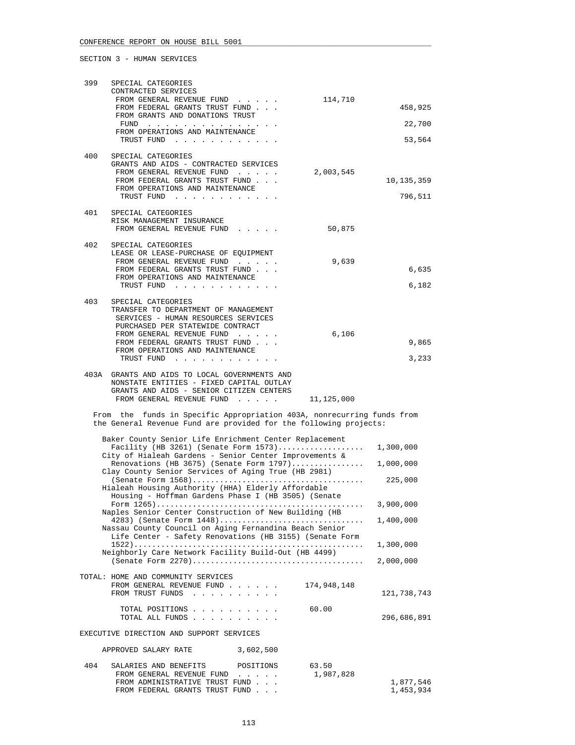CONFERENCE REPORT ON HOUSE BILL 5001

SECTION 3 - HUMAN SERVICES

```
 399   SPECIAL CATEGORIES
       CONTRACTED SERVICES
        FROM GENERAL REVENUE FUND  . . . . .          114,710
        FROM FEDERAL GRANTS TRUST FUND . . .                             458,925
        FROM GRANTS AND DONATIONS TRUST
         FUND  . . . . . . . . . . . . . . .                              22,700
        FROM OPERATIONS AND MAINTENANCE
         TRUST FUND  . . . . . . . . . . . .                              53,564

 400   SPECIAL CATEGORIES
       GRANTS AND AIDS - CONTRACTED SERVICES
        FROM GENERAL REVENUE FUND  . . . . .        2,003,545
        FROM FEDERAL GRANTS TRUST FUND . . .                          10,135,359
        FROM OPERATIONS AND MAINTENANCE
         TRUST FUND  . . . . . . . . . . . .                             796,511

 401   SPECIAL CATEGORIES
       RISK MANAGEMENT INSURANCE
        FROM GENERAL REVENUE FUND  . . . . .           50,875

 402   SPECIAL CATEGORIES
       LEASE OR LEASE-PURCHASE OF EQUIPMENT
        FROM GENERAL REVENUE FUND  . . . . .            9,639
        FROM FEDERAL GRANTS TRUST FUND . . .                               6,635
        FROM OPERATIONS AND MAINTENANCE
         TRUST FUND  . . . . . . . . . . . .                               6,182

 403   SPECIAL CATEGORIES
       TRANSFER TO DEPARTMENT OF MANAGEMENT
        SERVICES - HUMAN RESOURCES SERVICES
        PURCHASED PER STATEWIDE CONTRACT
        FROM GENERAL REVENUE FUND  . . . . .            6,106
        FROM FEDERAL GRANTS TRUST FUND . . .                               9,865
        FROM OPERATIONS AND MAINTENANCE
         TRUST FUND  . . . . . . . . . . . .                               3,233

 403A  GRANTS AND AIDS TO LOCAL GOVERNMENTS AND
       NONSTATE ENTITIES - FIXED CAPITAL OUTLAY
       GRANTS AND AIDS - SENIOR CITIZEN CENTERS
        FROM GENERAL REVENUE FUND  . . . . .       11,125,000
```

From the funds in Specific Appropriation 403A, nonrecurring funds from the General Revenue Fund are provided for the following projects:

```
   Baker County Senior Life Enrichment Center Replacement
     Facility (HB 3261) (Senate Form 1573)..................  1,300,000
   City of Hialeah Gardens - Senior Center Improvements &
     Renovations (HB 3675) (Senate Form 1797)................  1,000,000
   Clay County Senior Services of Aging True (HB 2981)
     (Senate Form 1568).....................................    225,000
   Hialeah Housing Authority (HHA) Elderly Affordable
     Housing - Hoffman Gardens Phase I (HB 3505) (Senate
     Form 1265).............................................  3,900,000
   Naples Senior Center Construction of New Building (HB
     4283) (Senate Form 1448)...............................  1,400,000
   Nassau County Council on Aging Fernandina Beach Senior
     Life Center - Safety Renovations (HB 3155) (Senate Form
     1522)..................................................  1,300,000
   Neighborly Care Network Facility Build-Out (HB 4499)
     (Senate Form 2270).....................................  2,000,000

TOTAL: HOME AND COMMUNITY SERVICES
        FROM GENERAL REVENUE FUND . . . . . .     174,948,148
        FROM TRUST FUNDS  . . . . . . . . . .                        121,738,743

          TOTAL POSITIONS . . . . . . . . . .           60.00
          TOTAL ALL FUNDS . . . . . . . . . .                        296,686,891

EXECUTIVE DIRECTION AND SUPPORT SERVICES

    APPROVED SALARY RATE          3,602,500

 404   SALARIES AND BENEFITS       POSITIONS        63.50
        FROM GENERAL REVENUE FUND  . . . . .        1,987,828
        FROM ADMINISTRATIVE TRUST FUND . . .                           1,877,546
        FROM FEDERAL GRANTS TRUST FUND . . .                           1,453,934
```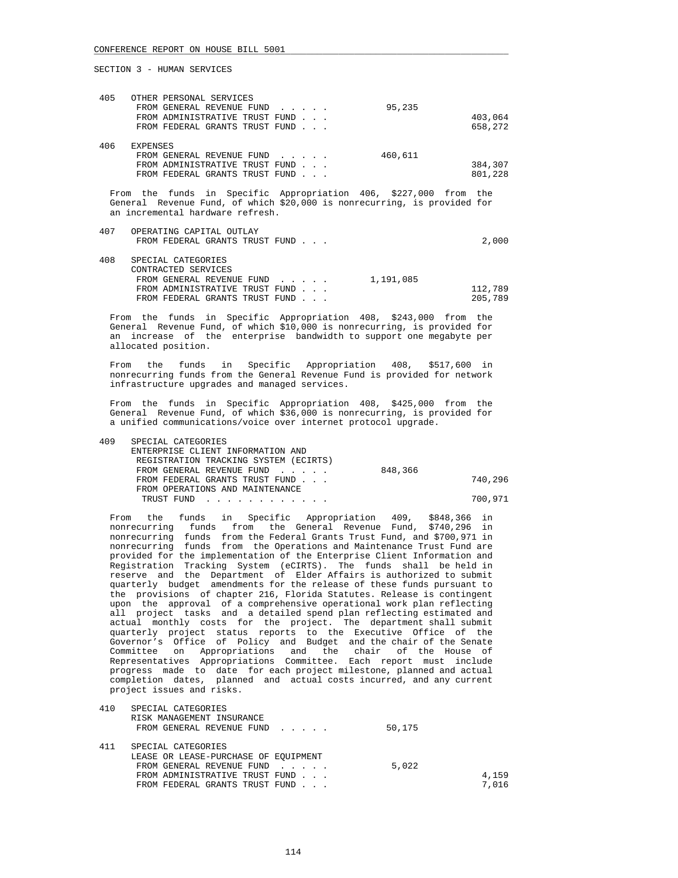CONFERENCE REPORT ON HOUSE BILL 5001

SECTION 3 - HUMAN SERVICES

| | | | |
|---|---|---|---|
| 405 | OTHER PERSONAL SERVICES | | |
| | FROM GENERAL REVENUE FUND . . . . . | 95,235 | |
| | FROM ADMINISTRATIVE TRUST FUND . . . | | 403,064 |
| | FROM FEDERAL GRANTS TRUST FUND . . . | | 658,272 |
| 406 | EXPENSES | | |
| | FROM GENERAL REVENUE FUND . . . . . | 460,611 | |
| | FROM ADMINISTRATIVE TRUST FUND . . . | | 384,307 |
| | FROM FEDERAL GRANTS TRUST FUND . . . | | 801,228 |

From the funds in Specific Appropriation 406, $227,000 from the General Revenue Fund, of which $20,000 is nonrecurring, is provided for an incremental hardware refresh.

| | | | |
|---|---|---|---|
| 407 | OPERATING CAPITAL OUTLAY | | |
| | FROM FEDERAL GRANTS TRUST FUND . . . | | 2,000 |
| 408 | SPECIAL CATEGORIES | | |
| | CONTRACTED SERVICES | | |
| | FROM GENERAL REVENUE FUND . . . . . | 1,191,085 | |
| | FROM ADMINISTRATIVE TRUST FUND . . . | | 112,789 |
| | FROM FEDERAL GRANTS TRUST FUND . . . | | 205,789 |

From the funds in Specific Appropriation 408, $243,000 from the General Revenue Fund, of which $10,000 is nonrecurring, is provided for an increase of the enterprise bandwidth to support one megabyte per allocated position.

From the funds in Specific Appropriation 408, $517,600 in nonrecurring funds from the General Revenue Fund is provided for network infrastructure upgrades and managed services.

From the funds in Specific Appropriation 408, $425,000 from the General Revenue Fund, of which $36,000 is nonrecurring, is provided for a unified communications/voice over internet protocol upgrade.

| | | | |
|---|---|---|---|
| 409 | SPECIAL CATEGORIES | | |
| | ENTERPRISE CLIENT INFORMATION AND REGISTRATION TRACKING SYSTEM (ECIRTS) | | |
| | FROM GENERAL REVENUE FUND . . . . . | 848,366 | |
| | FROM FEDERAL GRANTS TRUST FUND . . . | | 740,296 |
| | FROM OPERATIONS AND MAINTENANCE TRUST FUND . . . . . . . . . . . . | | 700,971 |

From the funds in Specific Appropriation 409, $848,366 in nonrecurring funds from the General Revenue Fund, $740,296 in nonrecurring funds from the Federal Grants Trust Fund, and $700,971 in nonrecurring funds from the Operations and Maintenance Trust Fund are provided for the implementation of the Enterprise Client Information and Registration Tracking System (eCIRTS). The funds shall be held in reserve and the Department of Elder Affairs is authorized to submit quarterly budget amendments for the release of these funds pursuant to the provisions of chapter 216, Florida Statutes. Release is contingent upon the approval of a comprehensive operational work plan reflecting all project tasks and a detailed spend plan reflecting estimated and actual monthly costs for the project. The department shall submit quarterly project status reports to the Executive Office of the Governor's Office of Policy and Budget and the chair of the Senate Committee on Appropriations and the chair of the House of Representatives Appropriations Committee. Each report must include progress made to date for each project milestone, planned and actual completion dates, planned and actual costs incurred, and any current project issues and risks.

| | | | |
|---|---|---|---|
| 410 | SPECIAL CATEGORIES | | |
| | RISK MANAGEMENT INSURANCE | | |
| | FROM GENERAL REVENUE FUND . . . . . | 50,175 | |
| 411 | SPECIAL CATEGORIES | | |
| | LEASE OR LEASE-PURCHASE OF EQUIPMENT | | |
| | FROM GENERAL REVENUE FUND . . . . . | 5,022 | |
| | FROM ADMINISTRATIVE TRUST FUND . . . | | 4,159 |
| | FROM FEDERAL GRANTS TRUST FUND . . . | | 7,016 |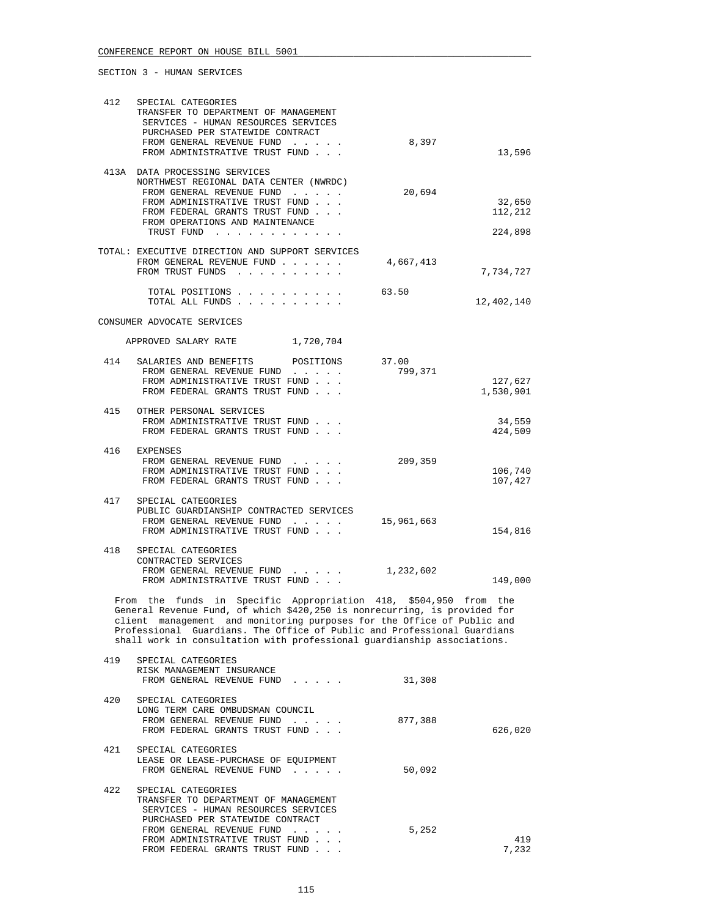SECTION 3 - HUMAN SERVICES

| | | | |
|---|---|---|---|
| 412 | SPECIAL CATEGORIES<br>TRANSFER TO DEPARTMENT OF MANAGEMENT SERVICES - HUMAN RESOURCES SERVICES PURCHASED PER STATEWIDE CONTRACT | | |
| | FROM GENERAL REVENUE FUND . . . . . | 8,397 | |
| | FROM ADMINISTRATIVE TRUST FUND . . . | | 13,596 |
| 413A | DATA PROCESSING SERVICES<br>NORTHWEST REGIONAL DATA CENTER (NWRDC) | | |
| | FROM GENERAL REVENUE FUND . . . . . | 20,694 | |
| | FROM ADMINISTRATIVE TRUST FUND . . . | | 32,650 |
| | FROM FEDERAL GRANTS TRUST FUND . . . | | 112,212 |
| | FROM OPERATIONS AND MAINTENANCE TRUST FUND . . . . . . . . . . . | | 224,898 |

TOTAL: EXECUTIVE DIRECTION AND SUPPORT SERVICES

| | | |
|---|---|---|
| FROM GENERAL REVENUE FUND . . . . . . | 4,667,413 | |
| FROM TRUST FUNDS . . . . . . . . . . | | 7,734,727 |
| TOTAL POSITIONS . . . . . . . . . . | 63.50 | |
| TOTAL ALL FUNDS . . . . . . . . . . | | 12,402,140 |

CONSUMER ADVOCATE SERVICES

APPROVED SALARY RATE 1,720,704

| | | | |
|---|---|---|---|
| 414 | SALARIES AND BENEFITS POSITIONS | 37.00 | |
| | FROM GENERAL REVENUE FUND . . . . . | 799,371 | |
| | FROM ADMINISTRATIVE TRUST FUND . . . | | 127,627 |
| | FROM FEDERAL GRANTS TRUST FUND . . . | | 1,530,901 |
| 415 | OTHER PERSONAL SERVICES | | |
| | FROM ADMINISTRATIVE TRUST FUND . . . | | 34,559 |
| | FROM FEDERAL GRANTS TRUST FUND . . . | | 424,509 |
| 416 | EXPENSES | | |
| | FROM GENERAL REVENUE FUND . . . . . | 209,359 | |
| | FROM ADMINISTRATIVE TRUST FUND . . . | | 106,740 |
| | FROM FEDERAL GRANTS TRUST FUND . . . | | 107,427 |
| 417 | SPECIAL CATEGORIES<br>PUBLIC GUARDIANSHIP CONTRACTED SERVICES | | |
| | FROM GENERAL REVENUE FUND . . . . . | 15,961,663 | |
| | FROM ADMINISTRATIVE TRUST FUND . . . | | 154,816 |
| 418 | SPECIAL CATEGORIES<br>CONTRACTED SERVICES | | |
| | FROM GENERAL REVENUE FUND . . . . . | 1,232,602 | |
| | FROM ADMINISTRATIVE TRUST FUND . . . | | 149,000 |

From the funds in Specific Appropriation 418, $504,950 from the General Revenue Fund, of which $420,250 is nonrecurring, is provided for client management and monitoring purposes for the Office of Public and Professional Guardians. The Office of Public and Professional Guardians shall work in consultation with professional guardianship associations.

| | | | |
|---|---|---|---|
| 419 | SPECIAL CATEGORIES<br>RISK MANAGEMENT INSURANCE | | |
| | FROM GENERAL REVENUE FUND . . . . . | 31,308 | |
| 420 | SPECIAL CATEGORIES<br>LONG TERM CARE OMBUDSMAN COUNCIL | | |
| | FROM GENERAL REVENUE FUND . . . . . | 877,388 | |
| | FROM FEDERAL GRANTS TRUST FUND . . . | | 626,020 |
| 421 | SPECIAL CATEGORIES<br>LEASE OR LEASE-PURCHASE OF EQUIPMENT | | |
| | FROM GENERAL REVENUE FUND . . . . . | 50,092 | |
| 422 | SPECIAL CATEGORIES<br>TRANSFER TO DEPARTMENT OF MANAGEMENT SERVICES - HUMAN RESOURCES SERVICES PURCHASED PER STATEWIDE CONTRACT | | |
| | FROM GENERAL REVENUE FUND . . . . . | 5,252 | |
| | FROM ADMINISTRATIVE TRUST FUND . . . | | 419 |
| | FROM FEDERAL GRANTS TRUST FUND . . . | | 7,232 |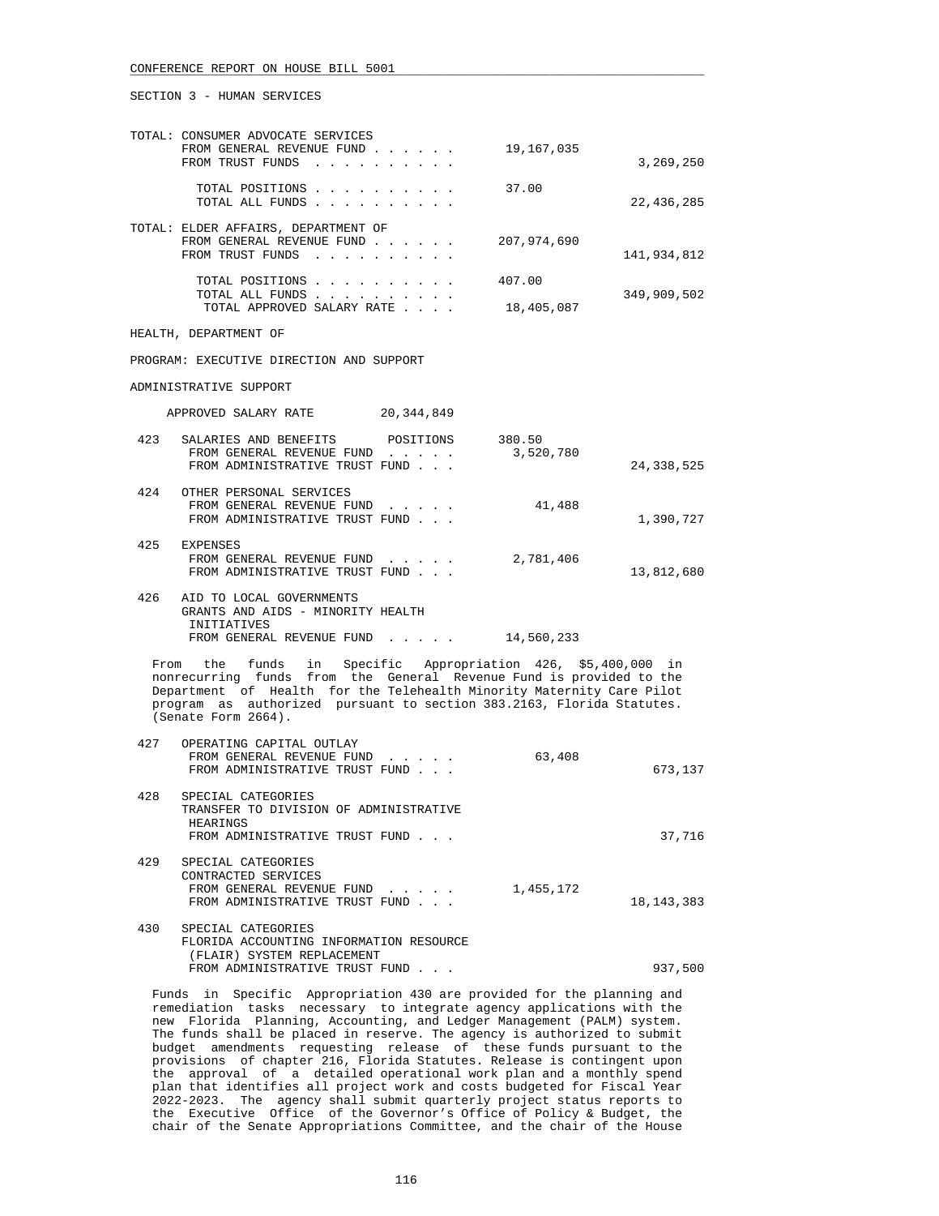SECTION 3 - HUMAN SERVICES

TOTAL: CONSUMER ADVOCATE SERVICES

| | | |
|---|---|---|
| FROM GENERAL REVENUE FUND | 19,167,035 | |
| FROM TRUST FUNDS | | 3,269,250 |
| TOTAL POSITIONS | 37.00 | |
| TOTAL ALL FUNDS | | 22,436,285 |

TOTAL: ELDER AFFAIRS, DEPARTMENT OF

| | | |
|---|---|---|
| FROM GENERAL REVENUE FUND | 207,974,690 | |
| FROM TRUST FUNDS | | 141,934,812 |
| TOTAL POSITIONS | 407.00 | |
| TOTAL ALL FUNDS | | 349,909,502 |
| TOTAL APPROVED SALARY RATE | 18,405,087 | |

HEALTH, DEPARTMENT OF

PROGRAM: EXECUTIVE DIRECTION AND SUPPORT

ADMINISTRATIVE SUPPORT

APPROVED SALARY RATE 20,344,849

| | | | |
|---|---|---|---|
| 423 | SALARIES AND BENEFITS POSITIONS | 380.50 | |
| | FROM GENERAL REVENUE FUND | 3,520,780 | |
| | FROM ADMINISTRATIVE TRUST FUND | | 24,338,525 |
| 424 | OTHER PERSONAL SERVICES | | |
| | FROM GENERAL REVENUE FUND | 41,488 | |
| | FROM ADMINISTRATIVE TRUST FUND | | 1,390,727 |
| 425 | EXPENSES | | |
| | FROM GENERAL REVENUE FUND | 2,781,406 | |
| | FROM ADMINISTRATIVE TRUST FUND | | 13,812,680 |
| 426 | AID TO LOCAL GOVERNMENTS GRANTS AND AIDS - MINORITY HEALTH INITIATIVES | | |
| | FROM GENERAL REVENUE FUND | 14,560,233 | |

From the funds in Specific Appropriation 426, $5,400,000 in nonrecurring funds from the General Revenue Fund is provided to the Department of Health for the Telehealth Minority Maternity Care Pilot program as authorized pursuant to section 383.2163, Florida Statutes. (Senate Form 2664).

| | | | |
|---|---|---|---|
| 427 | OPERATING CAPITAL OUTLAY | | |
| | FROM GENERAL REVENUE FUND | 63,408 | |
| | FROM ADMINISTRATIVE TRUST FUND | | 673,137 |
| 428 | SPECIAL CATEGORIES TRANSFER TO DIVISION OF ADMINISTRATIVE HEARINGS | | |
| | FROM ADMINISTRATIVE TRUST FUND | | 37,716 |
| 429 | SPECIAL CATEGORIES CONTRACTED SERVICES | | |
| | FROM GENERAL REVENUE FUND | 1,455,172 | |
| | FROM ADMINISTRATIVE TRUST FUND | | 18,143,383 |
| 430 | SPECIAL CATEGORIES FLORIDA ACCOUNTING INFORMATION RESOURCE (FLAIR) SYSTEM REPLACEMENT | | |
| | FROM ADMINISTRATIVE TRUST FUND | | 937,500 |

Funds in Specific Appropriation 430 are provided for the planning and remediation tasks necessary to integrate agency applications with the new Florida Planning, Accounting, and Ledger Management (PALM) system. The funds shall be placed in reserve. The agency is authorized to submit budget amendments requesting release of these funds pursuant to the provisions of chapter 216, Florida Statutes. Release is contingent upon the approval of a detailed operational work plan and a monthly spend plan that identifies all project work and costs budgeted for Fiscal Year 2022-2023. The agency shall submit quarterly project status reports to the Executive Office of the Governor's Office of Policy & Budget, the chair of the Senate Appropriations Committee, and the chair of the House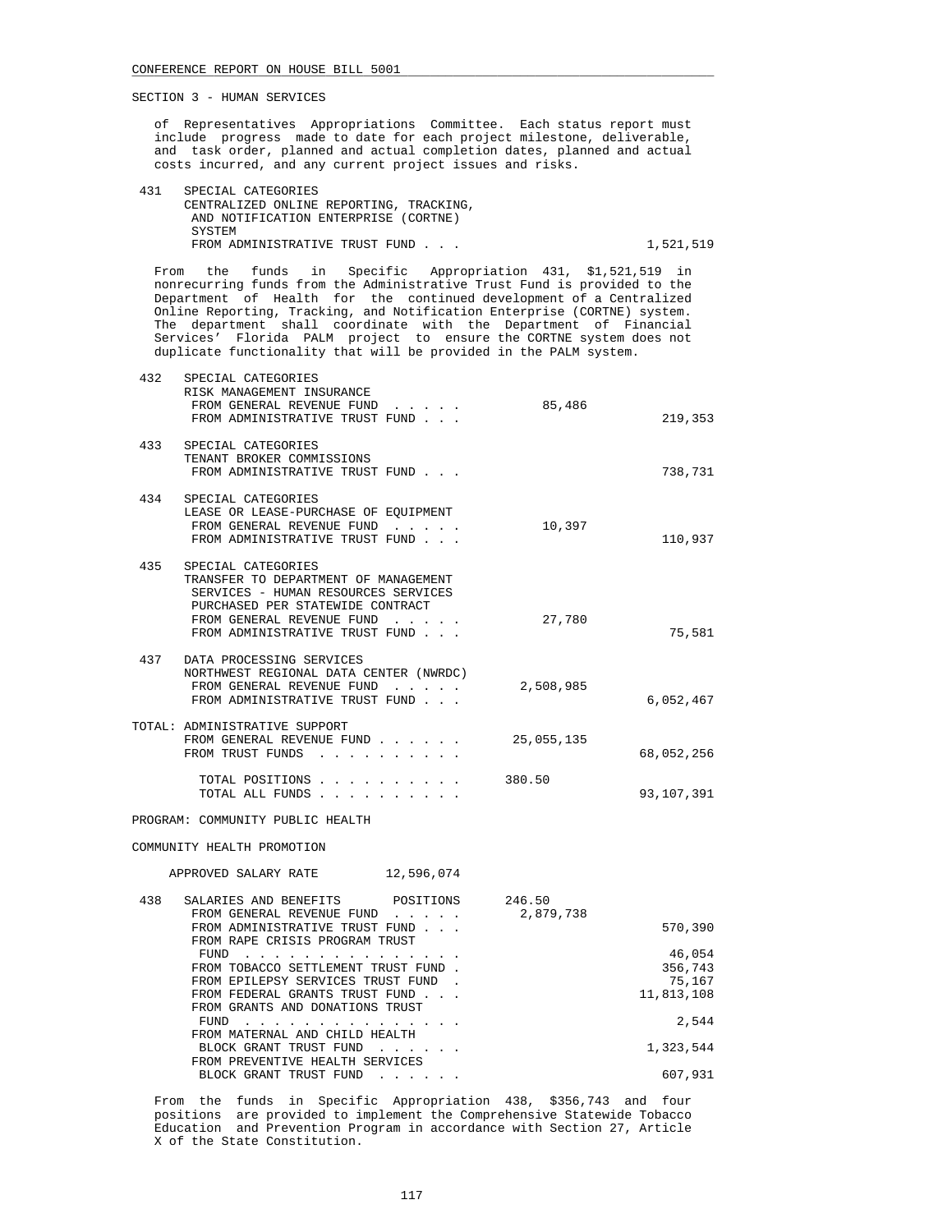SECTION 3 - HUMAN SERVICES

of Representatives Appropriations Committee. Each status report must include progress made to date for each project milestone, deliverable, and task order, planned and actual completion dates, planned and actual costs incurred, and any current project issues and risks.

| | | | |
|---|---|---|---|
| 431 | SPECIAL CATEGORIES<br>CENTRALIZED ONLINE REPORTING, TRACKING, AND NOTIFICATION ENTERPRISE (CORTNE) SYSTEM<br>FROM ADMINISTRATIVE TRUST FUND . . . | | 1,521,519 |

From the funds in Specific Appropriation 431, $1,521,519 in nonrecurring funds from the Administrative Trust Fund is provided to the Department of Health for the continued development of a Centralized Online Reporting, Tracking, and Notification Enterprise (CORTNE) system. The department shall coordinate with the Department of Financial Services' Florida PALM project to ensure the CORTNE system does not duplicate functionality that will be provided in the PALM system.

| | | | |
|---|---|---|---|
| 432 | SPECIAL CATEGORIES<br>RISK MANAGEMENT INSURANCE | | |
| | FROM GENERAL REVENUE FUND . . . . . | 85,486 | |
| | FROM ADMINISTRATIVE TRUST FUND . . . | | 219,353 |
| 433 | SPECIAL CATEGORIES<br>TENANT BROKER COMMISSIONS | | |
| | FROM ADMINISTRATIVE TRUST FUND . . . | | 738,731 |
| 434 | SPECIAL CATEGORIES<br>LEASE OR LEASE-PURCHASE OF EQUIPMENT | | |
| | FROM GENERAL REVENUE FUND . . . . . | 10,397 | |
| | FROM ADMINISTRATIVE TRUST FUND . . . | | 110,937 |
| 435 | SPECIAL CATEGORIES<br>TRANSFER TO DEPARTMENT OF MANAGEMENT SERVICES - HUMAN RESOURCES SERVICES PURCHASED PER STATEWIDE CONTRACT | | |
| | FROM GENERAL REVENUE FUND . . . . . | 27,780 | |
| | FROM ADMINISTRATIVE TRUST FUND . . . | | 75,581 |
| 437 | DATA PROCESSING SERVICES<br>NORTHWEST REGIONAL DATA CENTER (NWRDC) | | |
| | FROM GENERAL REVENUE FUND . . . . . | 2,508,985 | |
| | FROM ADMINISTRATIVE TRUST FUND . . . | | 6,052,467 |
| TOTAL: | ADMINISTRATIVE SUPPORT | | |
| | FROM GENERAL REVENUE FUND . . . . . . | 25,055,135 | |
| | FROM TRUST FUNDS . . . . . . . . . . | | 68,052,256 |
| | TOTAL POSITIONS . . . . . . . . . . | 380.50 | |
| | TOTAL ALL FUNDS . . . . . . . . . . | | 93,107,391 |

PROGRAM: COMMUNITY PUBLIC HEALTH

COMMUNITY HEALTH PROMOTION

APPROVED SALARY RATE 12,596,074

| | | | |
|---|---|---|---|
| 438 | SALARIES AND BENEFITS POSITIONS | 246.50 | |
| | FROM GENERAL REVENUE FUND . . . . . | 2,879,738 | |
| | FROM ADMINISTRATIVE TRUST FUND . . . | | 570,390 |
| | FROM RAPE CRISIS PROGRAM TRUST FUND . . . . . . . . . . . . . . . | | 46,054 |
| | FROM TOBACCO SETTLEMENT TRUST FUND . | | 356,743 |
| | FROM EPILEPSY SERVICES TRUST FUND . | | 75,167 |
| | FROM FEDERAL GRANTS TRUST FUND . . . | | 11,813,108 |
| | FROM GRANTS AND DONATIONS TRUST FUND . . . . . . . . . . . . . . . | | 2,544 |
| | FROM MATERNAL AND CHILD HEALTH BLOCK GRANT TRUST FUND . . . . . . | | 1,323,544 |
| | FROM PREVENTIVE HEALTH SERVICES BLOCK GRANT TRUST FUND . . . . . . | | 607,931 |

From the funds in Specific Appropriation 438, $356,743 and four positions are provided to implement the Comprehensive Statewide Tobacco Education and Prevention Program in accordance with Section 27, Article X of the State Constitution.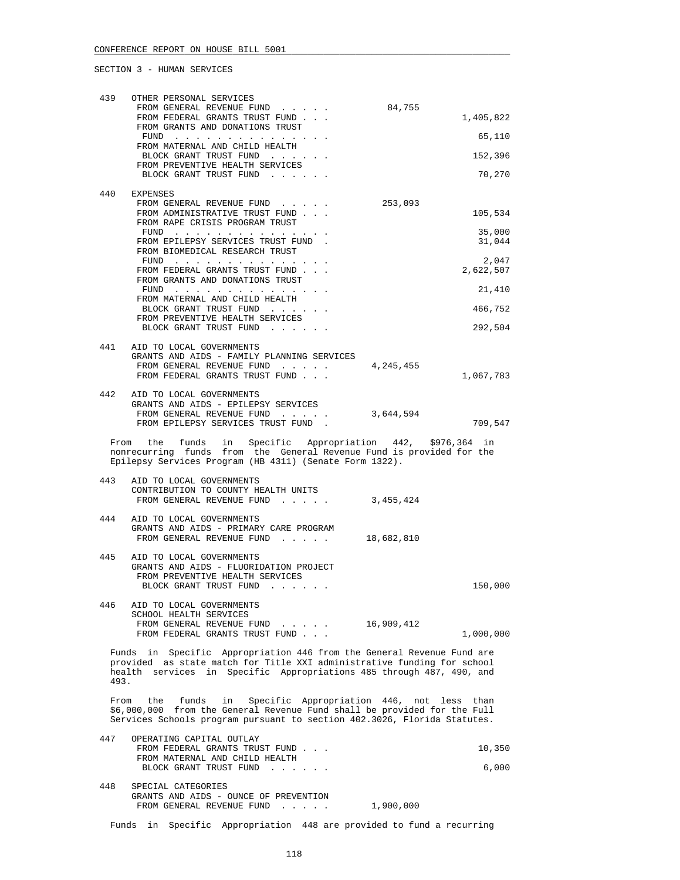CONFERENCE REPORT ON HOUSE BILL 5001

SECTION 3 - HUMAN SERVICES

| | | General Revenue | Trust Funds |
|---|---|---|---|
| 439 | OTHER PERSONAL SERVICES | | |
| | FROM GENERAL REVENUE FUND . . . . . | 84,755 | |
| | FROM FEDERAL GRANTS TRUST FUND . . . | | 1,405,822 |
| | FROM GRANTS AND DONATIONS TRUST FUND . . . . . . . . . . . . . . . | | 65,110 |
| | FROM MATERNAL AND CHILD HEALTH BLOCK GRANT TRUST FUND . . . . . . | | 152,396 |
| | FROM PREVENTIVE HEALTH SERVICES BLOCK GRANT TRUST FUND . . . . . . | | 70,270 |
| 440 | EXPENSES | | |
| | FROM GENERAL REVENUE FUND . . . . . | 253,093 | |
| | FROM ADMINISTRATIVE TRUST FUND . . . | | 105,534 |
| | FROM RAPE CRISIS PROGRAM TRUST FUND . . . . . . . . . . . . . . . | | 35,000 |
| | FROM EPILEPSY SERVICES TRUST FUND . | | 31,044 |
| | FROM BIOMEDICAL RESEARCH TRUST FUND . . . . . . . . . . . . . . . | | 2,047 |
| | FROM FEDERAL GRANTS TRUST FUND . . . | | 2,622,507 |
| | FROM GRANTS AND DONATIONS TRUST FUND . . . . . . . . . . . . . . . | | 21,410 |
| | FROM MATERNAL AND CHILD HEALTH BLOCK GRANT TRUST FUND . . . . . . | | 466,752 |
| | FROM PREVENTIVE HEALTH SERVICES BLOCK GRANT TRUST FUND . . . . . . | | 292,504 |
| 441 | AID TO LOCAL GOVERNMENTS<br>GRANTS AND AIDS - FAMILY PLANNING SERVICES | | |
| | FROM GENERAL REVENUE FUND . . . . . | 4,245,455 | |
| | FROM FEDERAL GRANTS TRUST FUND . . . | | 1,067,783 |
| 442 | AID TO LOCAL GOVERNMENTS<br>GRANTS AND AIDS - EPILEPSY SERVICES | | |
| | FROM GENERAL REVENUE FUND . . . . . | 3,644,594 | |
| | FROM EPILEPSY SERVICES TRUST FUND . | | 709,547 |

From the funds in Specific Appropriation 442, $976,364 in nonrecurring funds from the General Revenue Fund is provided for the Epilepsy Services Program (HB 4311) (Senate Form 1322).

| | | General Revenue | Trust Funds |
|---|---|---|---|
| 443 | AID TO LOCAL GOVERNMENTS<br>CONTRIBUTION TO COUNTY HEALTH UNITS | | |
| | FROM GENERAL REVENUE FUND . . . . . | 3,455,424 | |
| 444 | AID TO LOCAL GOVERNMENTS<br>GRANTS AND AIDS - PRIMARY CARE PROGRAM | | |
| | FROM GENERAL REVENUE FUND . . . . . | 18,682,810 | |
| 445 | AID TO LOCAL GOVERNMENTS<br>GRANTS AND AIDS - FLUORIDATION PROJECT | | |
| | FROM PREVENTIVE HEALTH SERVICES BLOCK GRANT TRUST FUND . . . . . . | | 150,000 |
| 446 | AID TO LOCAL GOVERNMENTS<br>SCHOOL HEALTH SERVICES | | |
| | FROM GENERAL REVENUE FUND . . . . . | 16,909,412 | |
| | FROM FEDERAL GRANTS TRUST FUND . . . | | 1,000,000 |

Funds in Specific Appropriation 446 from the General Revenue Fund are provided as state match for Title XXI administrative funding for school health services in Specific Appropriations 485 through 487, 490, and 493.

From the funds in Specific Appropriation 446, not less than $6,000,000 from the General Revenue Fund shall be provided for the Full Services Schools program pursuant to section 402.3026, Florida Statutes.

| | | General Revenue | Trust Funds |
|---|---|---|---|
| 447 | OPERATING CAPITAL OUTLAY | | |
| | FROM FEDERAL GRANTS TRUST FUND . . . | | 10,350 |
| | FROM MATERNAL AND CHILD HEALTH BLOCK GRANT TRUST FUND . . . . . . | | 6,000 |
| 448 | SPECIAL CATEGORIES<br>GRANTS AND AIDS - OUNCE OF PREVENTION | | |
| | FROM GENERAL REVENUE FUND . . . . . | 1,900,000 | |

Funds in Specific Appropriation 448 are provided to fund a recurring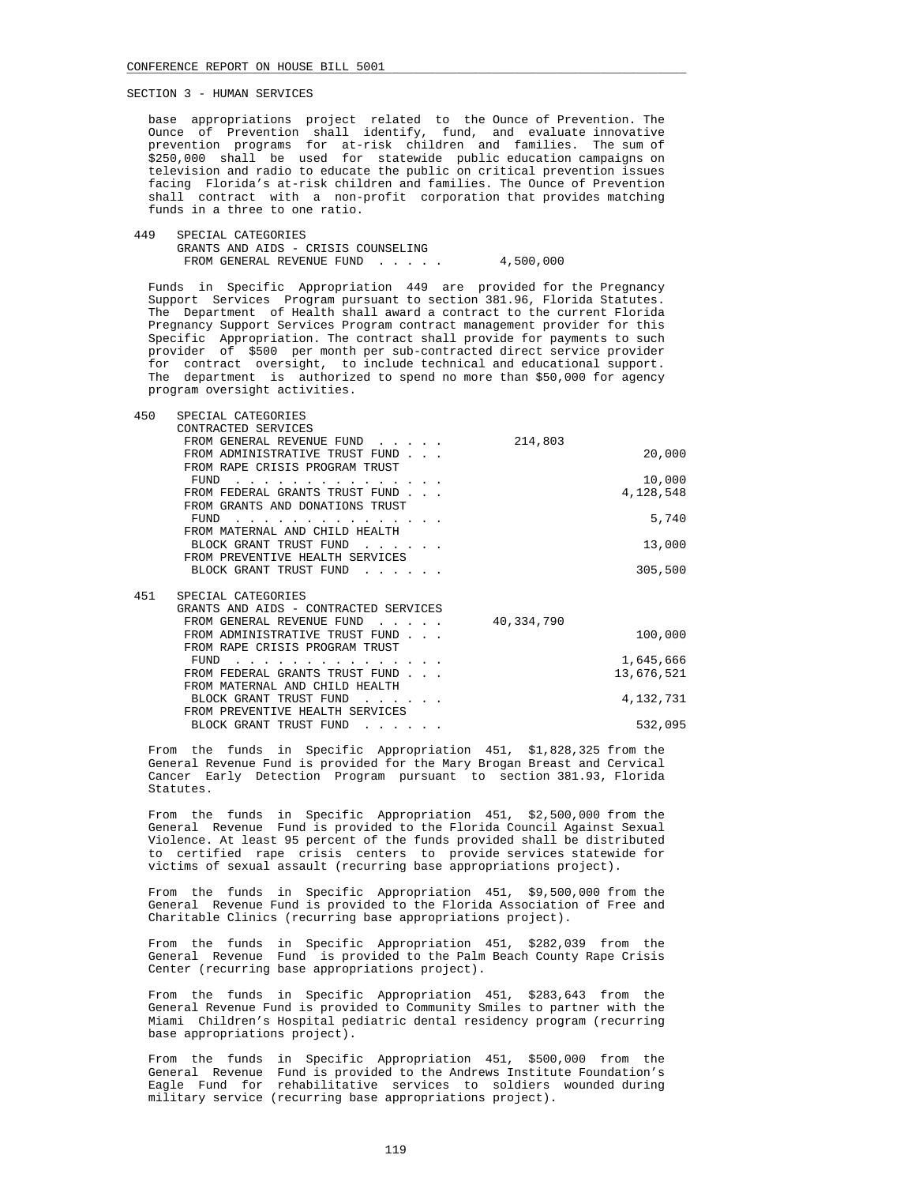SECTION 3 - HUMAN SERVICES

base appropriations project related to the Ounce of Prevention. The Ounce of Prevention shall identify, fund, and evaluate innovative prevention programs for at-risk children and families. The sum of $250,000 shall be used for statewide public education campaigns on television and radio to educate the public on critical prevention issues facing Florida's at-risk children and families. The Ounce of Prevention shall contract with a non-profit corporation that provides matching funds in a three to one ratio.

449 SPECIAL CATEGORIES
GRANTS AND AIDS - CRISIS COUNSELING

| | | |
|---|---|---|
| FROM GENERAL REVENUE FUND . . . . . | 4,500,000 | |

Funds in Specific Appropriation 449 are provided for the Pregnancy Support Services Program pursuant to section 381.96, Florida Statutes. The Department of Health shall award a contract to the current Florida Pregnancy Support Services Program contract management provider for this Specific Appropriation. The contract shall provide for payments to such provider of $500 per month per sub-contracted direct service provider for contract oversight, to include technical and educational support. The department is authorized to spend no more than $50,000 for agency program oversight activities.

450 SPECIAL CATEGORIES
CONTRACTED SERVICES

| | | |
|---|---|---|
| FROM GENERAL REVENUE FUND . . . . . | 214,803 | |
| FROM ADMINISTRATIVE TRUST FUND . . . | | 20,000 |
| FROM RAPE CRISIS PROGRAM TRUST FUND . . . . . . . . . . . . . . . | | 10,000 |
| FROM FEDERAL GRANTS TRUST FUND . . . | | 4,128,548 |
| FROM GRANTS AND DONATIONS TRUST FUND . . . . . . . . . . . . . . . | | 5,740 |
| FROM MATERNAL AND CHILD HEALTH BLOCK GRANT TRUST FUND . . . . . . | | 13,000 |
| FROM PREVENTIVE HEALTH SERVICES BLOCK GRANT TRUST FUND . . . . . . | | 305,500 |

451 SPECIAL CATEGORIES
GRANTS AND AIDS - CONTRACTED SERVICES

| | | |
|---|---|---|
| FROM GENERAL REVENUE FUND . . . . . | 40,334,790 | |
| FROM ADMINISTRATIVE TRUST FUND . . . | | 100,000 |
| FROM RAPE CRISIS PROGRAM TRUST FUND . . . . . . . . . . . . . . . | | 1,645,666 |
| FROM FEDERAL GRANTS TRUST FUND . . . | | 13,676,521 |
| FROM MATERNAL AND CHILD HEALTH BLOCK GRANT TRUST FUND . . . . . . | | 4,132,731 |
| FROM PREVENTIVE HEALTH SERVICES BLOCK GRANT TRUST FUND . . . . . . | | 532,095 |

From the funds in Specific Appropriation 451, $1,828,325 from the General Revenue Fund is provided for the Mary Brogan Breast and Cervical Cancer Early Detection Program pursuant to section 381.93, Florida Statutes.

From the funds in Specific Appropriation 451, $2,500,000 from the General Revenue Fund is provided to the Florida Council Against Sexual Violence. At least 95 percent of the funds provided shall be distributed to certified rape crisis centers to provide services statewide for victims of sexual assault (recurring base appropriations project).

From the funds in Specific Appropriation 451, $9,500,000 from the General Revenue Fund is provided to the Florida Association of Free and Charitable Clinics (recurring base appropriations project).

From the funds in Specific Appropriation 451, $282,039 from the General Revenue Fund is provided to the Palm Beach County Rape Crisis Center (recurring base appropriations project).

From the funds in Specific Appropriation 451, $283,643 from the General Revenue Fund is provided to Community Smiles to partner with the Miami Children's Hospital pediatric dental residency program (recurring base appropriations project).

From the funds in Specific Appropriation 451, $500,000 from the General Revenue Fund is provided to the Andrews Institute Foundation's Eagle Fund for rehabilitative services to soldiers wounded during military service (recurring base appropriations project).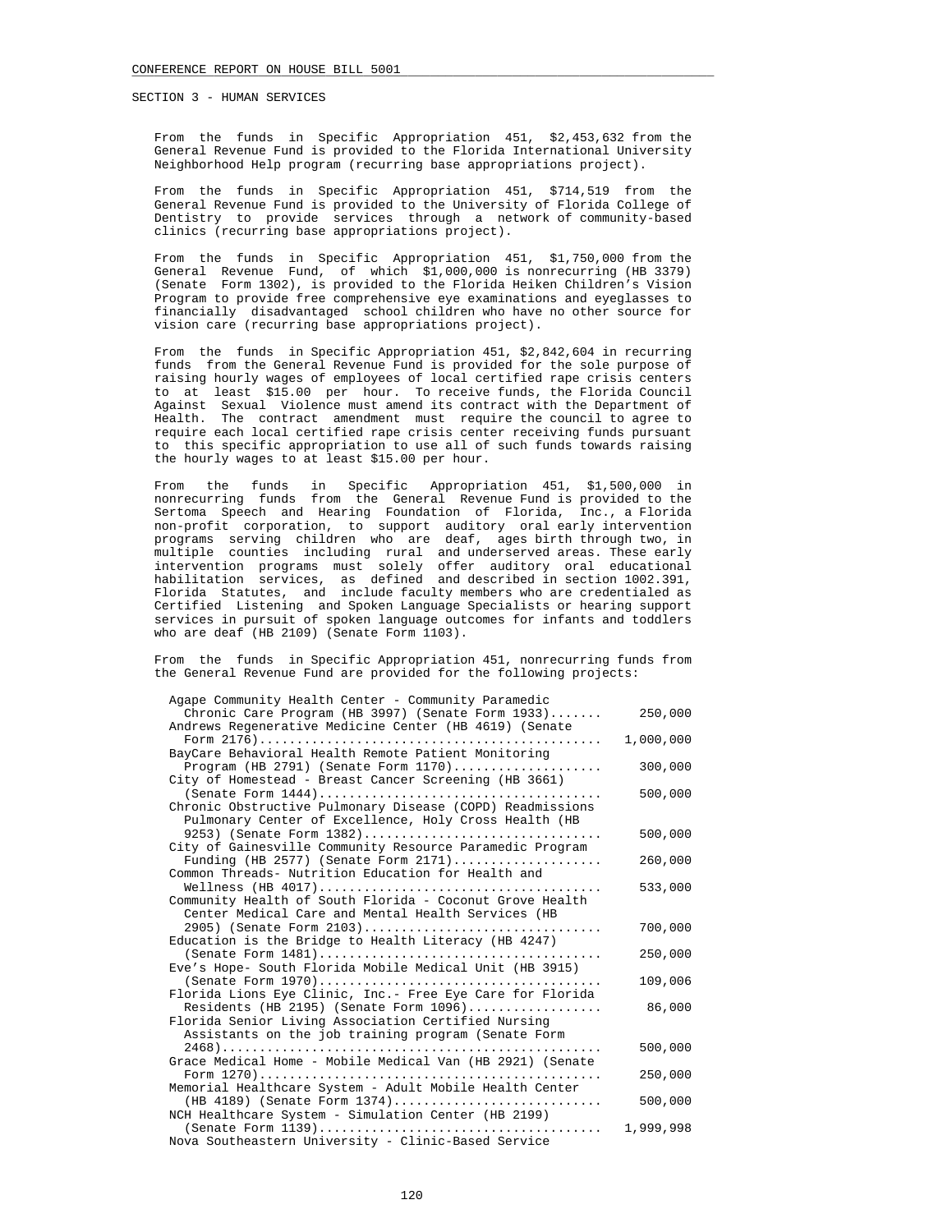SECTION 3 - HUMAN SERVICES

From the funds in Specific Appropriation 451, $2,453,632 from the General Revenue Fund is provided to the Florida International University Neighborhood Help program (recurring base appropriations project).

From the funds in Specific Appropriation 451, $714,519 from the General Revenue Fund is provided to the University of Florida College of Dentistry to provide services through a network of community-based clinics (recurring base appropriations project).

From the funds in Specific Appropriation 451, $1,750,000 from the General Revenue Fund, of which $1,000,000 is nonrecurring (HB 3379) (Senate Form 1302), is provided to the Florida Heiken Children's Vision Program to provide free comprehensive eye examinations and eyeglasses to financially disadvantaged school children who have no other source for vision care (recurring base appropriations project).

From the funds in Specific Appropriation 451, $2,842,604 in recurring funds from the General Revenue Fund is provided for the sole purpose of raising hourly wages of employees of local certified rape crisis centers to at least $15.00 per hour. To receive funds, the Florida Council Against Sexual Violence must amend its contract with the Department of Health. The contract amendment must require the council to agree to require each local certified rape crisis center receiving funds pursuant to this specific appropriation to use all of such funds towards raising the hourly wages to at least $15.00 per hour.

From the funds in Specific Appropriation 451, $1,500,000 in nonrecurring funds from the General Revenue Fund is provided to the Sertoma Speech and Hearing Foundation of Florida, Inc., a Florida non-profit corporation, to support auditory oral early intervention programs serving children who are deaf, ages birth through two, in multiple counties including rural and underserved areas. These early intervention programs must solely offer auditory oral educational habilitation services, as defined and described in section 1002.391, Florida Statutes, and include faculty members who are credentialed as Certified Listening and Spoken Language Specialists or hearing support services in pursuit of spoken language outcomes for infants and toddlers who are deaf (HB 2109) (Senate Form 1103).

From the funds in Specific Appropriation 451, nonrecurring funds from the General Revenue Fund are provided for the following projects:

| Project | Amount |
|---|---|
| Agape Community Health Center - Community Paramedic Chronic Care Program (HB 3997) (Senate Form 1933) | 250,000 |
| Andrews Regenerative Medicine Center (HB 4619) (Senate Form 2176) | 1,000,000 |
| BayCare Behavioral Health Remote Patient Monitoring Program (HB 2791) (Senate Form 1170) | 300,000 |
| City of Homestead - Breast Cancer Screening (HB 3661) (Senate Form 1444) | 500,000 |
| Chronic Obstructive Pulmonary Disease (COPD) Readmissions Pulmonary Center of Excellence, Holy Cross Health (HB 9253) (Senate Form 1382) | 500,000 |
| City of Gainesville Community Resource Paramedic Program Funding (HB 2577) (Senate Form 2171) | 260,000 |
| Common Threads- Nutrition Education for Health and Wellness (HB 4017) | 533,000 |
| Community Health of South Florida - Coconut Grove Health Center Medical Care and Mental Health Services (HB 2905) (Senate Form 2103) | 700,000 |
| Education is the Bridge to Health Literacy (HB 4247) (Senate Form 1481) | 250,000 |
| Eve's Hope- South Florida Mobile Medical Unit (HB 3915) (Senate Form 1970) | 109,006 |
| Florida Lions Eye Clinic, Inc.- Free Eye Care for Florida Residents (HB 2195) (Senate Form 1096) | 86,000 |
| Florida Senior Living Association Certified Nursing Assistants on the job training program (Senate Form 2468) | 500,000 |
| Grace Medical Home - Mobile Medical Van (HB 2921) (Senate Form 1270) | 250,000 |
| Memorial Healthcare System - Adult Mobile Health Center (HB 4189) (Senate Form 1374) | 500,000 |
| NCH Healthcare System - Simulation Center (HB 2199) (Senate Form 1139) | 1,999,998 |
| Nova Southeastern University - Clinic-Based Service | |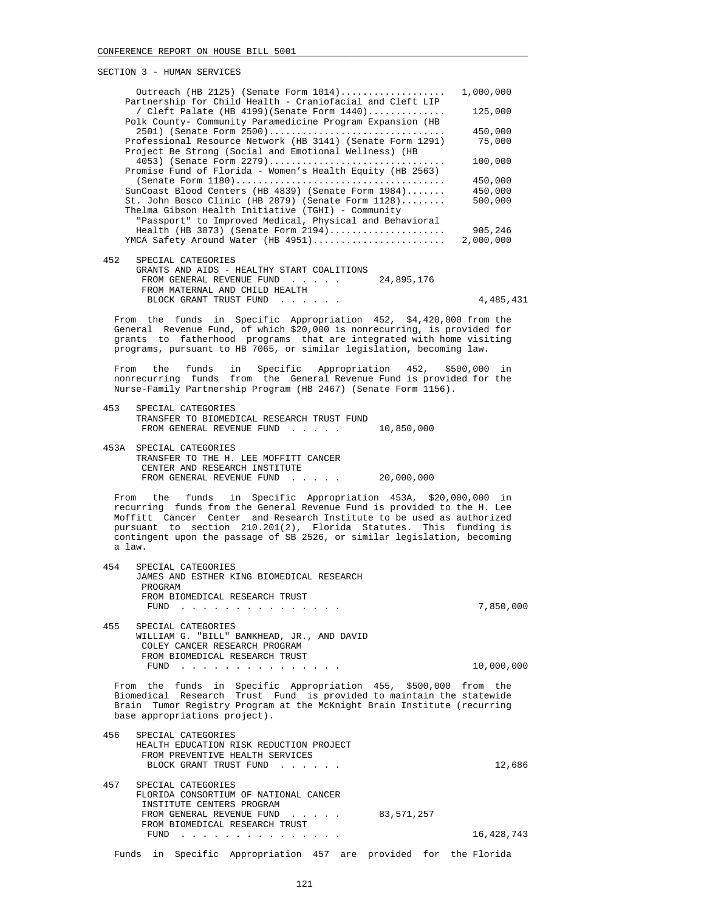CONFERENCE REPORT ON HOUSE BILL 5001

SECTION 3 - HUMAN SERVICES

| Item | Amount |
|---|---|
| Outreach (HB 2125) (Senate Form 1014) | 1,000,000 |
| Partnership for Child Health - Craniofacial and Cleft LIP / Cleft Palate (HB 4199)(Senate Form 1440) | 125,000 |
| Polk County- Community Paramedicine Program Expansion (HB 2501) (Senate Form 2500) | 450,000 |
| Professional Resource Network (HB 3141) (Senate Form 1291) | 75,000 |
| Project Be Strong (Social and Emotional Wellness) (HB 4053) (Senate Form 2279) | 100,000 |
| Promise Fund of Florida - Women's Health Equity (HB 2563) (Senate Form 1180) | 450,000 |
| SunCoast Blood Centers (HB 4839) (Senate Form 1984) | 450,000 |
| St. John Bosco Clinic (HB 2879) (Senate Form 1128) | 500,000 |
| Thelma Gibson Health Initiative (TGHI) - Community "Passport" to Improved Medical, Physical and Behavioral Health (HB 3873) (Senate Form 2194) | 905,246 |
| YMCA Safety Around Water (HB 4951) | 2,000,000 |

452 SPECIAL CATEGORIES
GRANTS AND AIDS - HEALTHY START COALITIONS
FROM GENERAL REVENUE FUND . . . . . 24,895,176
FROM MATERNAL AND CHILD HEALTH BLOCK GRANT TRUST FUND . . . . . . 4,485,431

From the funds in Specific Appropriation 452, $4,420,000 from the General Revenue Fund, of which $20,000 is nonrecurring, is provided for grants to fatherhood programs that are integrated with home visiting programs, pursuant to HB 7065, or similar legislation, becoming law.

From the funds in Specific Appropriation 452, $500,000 in nonrecurring funds from the General Revenue Fund is provided for the Nurse-Family Partnership Program (HB 2467) (Senate Form 1156).

453 SPECIAL CATEGORIES
TRANSFER TO BIOMEDICAL RESEARCH TRUST FUND
FROM GENERAL REVENUE FUND . . . . . 10,850,000

453A SPECIAL CATEGORIES
TRANSFER TO THE H. LEE MOFFITT CANCER CENTER AND RESEARCH INSTITUTE
FROM GENERAL REVENUE FUND . . . . . 20,000,000

From the funds in Specific Appropriation 453A, $20,000,000 in recurring funds from the General Revenue Fund is provided to the H. Lee Moffitt Cancer Center and Research Institute to be used as authorized pursuant to section 210.201(2), Florida Statutes. This funding is contingent upon the passage of SB 2526, or similar legislation, becoming a law.

454 SPECIAL CATEGORIES
JAMES AND ESTHER KING BIOMEDICAL RESEARCH PROGRAM
FROM BIOMEDICAL RESEARCH TRUST FUND . . . . . . . . . . . . . . . 7,850,000

455 SPECIAL CATEGORIES
WILLIAM G. "BILL" BANKHEAD, JR., AND DAVID COLEY CANCER RESEARCH PROGRAM
FROM BIOMEDICAL RESEARCH TRUST FUND . . . . . . . . . . . . . . . 10,000,000

From the funds in Specific Appropriation 455, $500,000 from the Biomedical Research Trust Fund is provided to maintain the statewide Brain Tumor Registry Program at the McKnight Brain Institute (recurring base appropriations project).

456 SPECIAL CATEGORIES
HEALTH EDUCATION RISK REDUCTION PROJECT
FROM PREVENTIVE HEALTH SERVICES BLOCK GRANT TRUST FUND . . . . . . 12,686

457 SPECIAL CATEGORIES
FLORIDA CONSORTIUM OF NATIONAL CANCER INSTITUTE CENTERS PROGRAM
FROM GENERAL REVENUE FUND . . . . . 83,571,257
FROM BIOMEDICAL RESEARCH TRUST FUND . . . . . . . . . . . . . . . 16,428,743

Funds in Specific Appropriation 457 are provided for the Florida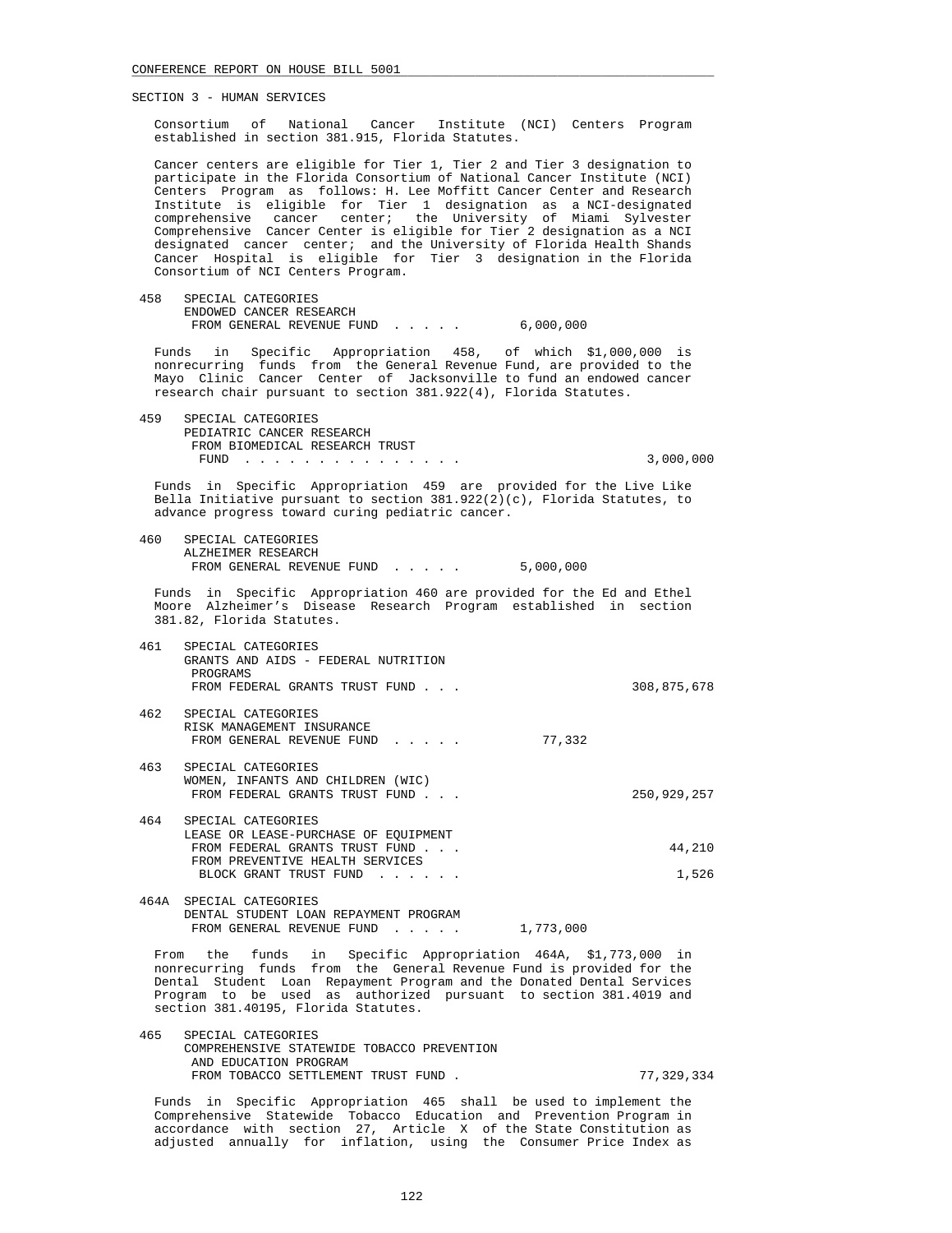SECTION 3 - HUMAN SERVICES

Consortium of National Cancer Institute (NCI) Centers Program established in section 381.915, Florida Statutes.

Cancer centers are eligible for Tier 1, Tier 2 and Tier 3 designation to participate in the Florida Consortium of National Cancer Institute (NCI) Centers Program as follows: H. Lee Moffitt Cancer Center and Research Institute is eligible for Tier 1 designation as a NCI-designated comprehensive cancer center; the University of Miami Sylvester Comprehensive Cancer Center is eligible for Tier 2 designation as a NCI designated cancer center; and the University of Florida Health Shands Cancer Hospital is eligible for Tier 3 designation in the Florida Consortium of NCI Centers Program.

458 SPECIAL CATEGORIES
ENDOWED CANCER RESEARCH
FROM GENERAL REVENUE FUND . . . . . 6,000,000

Funds in Specific Appropriation 458, of which $1,000,000 is nonrecurring funds from the General Revenue Fund, are provided to the Mayo Clinic Cancer Center of Jacksonville to fund an endowed cancer research chair pursuant to section 381.922(4), Florida Statutes.

459 SPECIAL CATEGORIES
PEDIATRIC CANCER RESEARCH
FROM BIOMEDICAL RESEARCH TRUST
FUND . . . . . . . . . . . . . . . 3,000,000

Funds in Specific Appropriation 459 are provided for the Live Like Bella Initiative pursuant to section 381.922(2)(c), Florida Statutes, to advance progress toward curing pediatric cancer.

460 SPECIAL CATEGORIES
ALZHEIMER RESEARCH
FROM GENERAL REVENUE FUND . . . . . 5,000,000

Funds in Specific Appropriation 460 are provided for the Ed and Ethel Moore Alzheimer's Disease Research Program established in section 381.82, Florida Statutes.

461 SPECIAL CATEGORIES
GRANTS AND AIDS - FEDERAL NUTRITION
PROGRAMS
FROM FEDERAL GRANTS TRUST FUND . . . 308,875,678

462 SPECIAL CATEGORIES
RISK MANAGEMENT INSURANCE
FROM GENERAL REVENUE FUND . . . . . 77,332

463 SPECIAL CATEGORIES
WOMEN, INFANTS AND CHILDREN (WIC)
FROM FEDERAL GRANTS TRUST FUND . . . 250,929,257

464 SPECIAL CATEGORIES
LEASE OR LEASE-PURCHASE OF EQUIPMENT
FROM FEDERAL GRANTS TRUST FUND . . . 44,210
FROM PREVENTIVE HEALTH SERVICES
BLOCK GRANT TRUST FUND . . . . . . 1,526

464A SPECIAL CATEGORIES
DENTAL STUDENT LOAN REPAYMENT PROGRAM
FROM GENERAL REVENUE FUND . . . . . 1,773,000

From the funds in Specific Appropriation 464A, $1,773,000 in nonrecurring funds from the General Revenue Fund is provided for the Dental Student Loan Repayment Program and the Donated Dental Services Program to be used as authorized pursuant to section 381.4019 and section 381.40195, Florida Statutes.

465 SPECIAL CATEGORIES
COMPREHENSIVE STATEWIDE TOBACCO PREVENTION
AND EDUCATION PROGRAM
FROM TOBACCO SETTLEMENT TRUST FUND . 77,329,334

Funds in Specific Appropriation 465 shall be used to implement the Comprehensive Statewide Tobacco Education and Prevention Program in accordance with section 27, Article X of the State Constitution as adjusted annually for inflation, using the Consumer Price Index as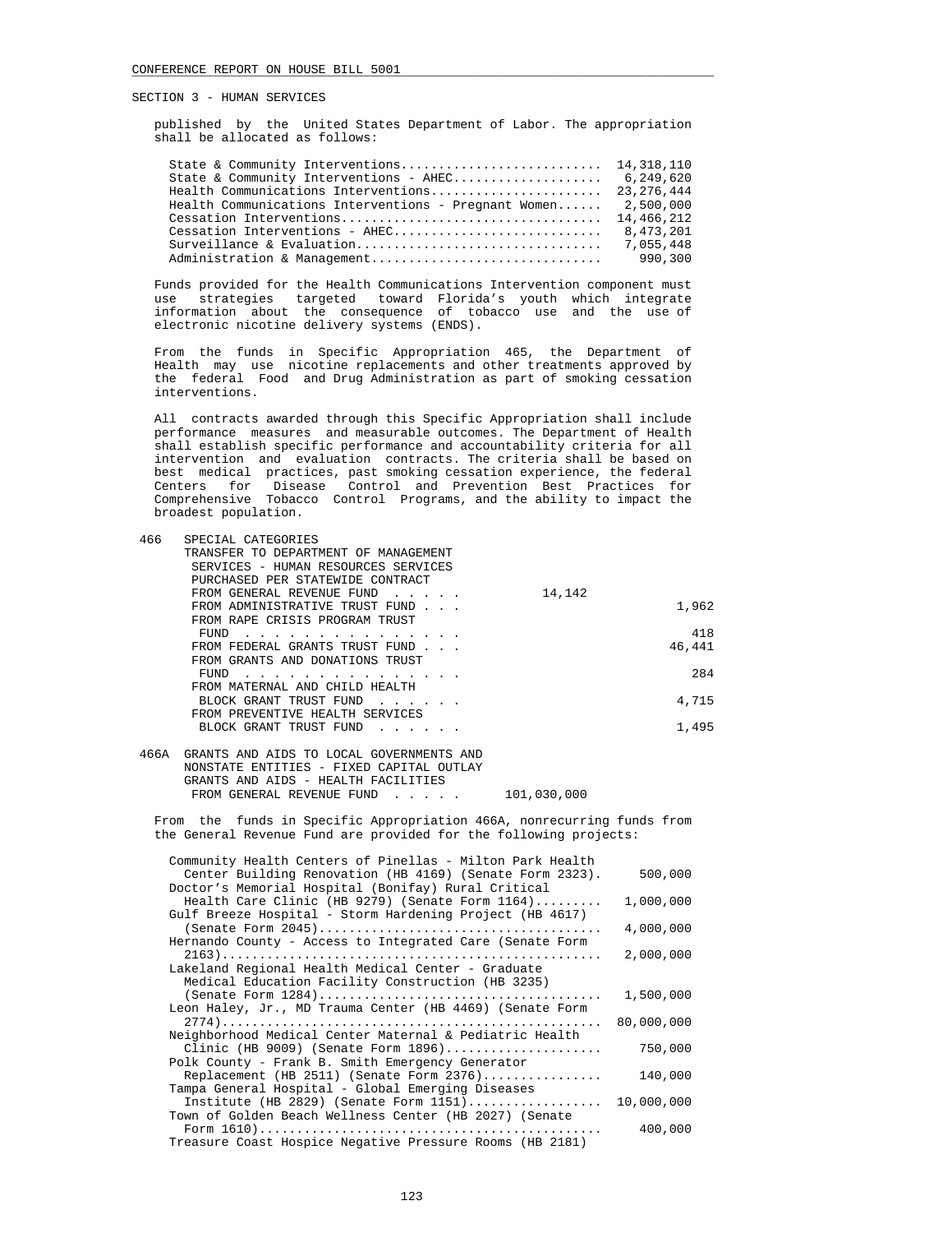SECTION 3 - HUMAN SERVICES

published by the United States Department of Labor. The appropriation shall be allocated as follows:

| | |
|---|---|
| State & Community Interventions | 14,318,110 |
| State & Community Interventions - AHEC | 6,249,620 |
| Health Communications Interventions | 23,276,444 |
| Health Communications Interventions - Pregnant Women | 2,500,000 |
| Cessation Interventions | 14,466,212 |
| Cessation Interventions - AHEC | 8,473,201 |
| Surveillance & Evaluation | 7,055,448 |
| Administration & Management | 990,300 |

Funds provided for the Health Communications Intervention component must use strategies targeted toward Florida's youth which integrate information about the consequence of tobacco use and the use of electronic nicotine delivery systems (ENDS).

From the funds in Specific Appropriation 465, the Department of Health may use nicotine replacements and other treatments approved by the federal Food and Drug Administration as part of smoking cessation interventions.

All contracts awarded through this Specific Appropriation shall include performance measures and measurable outcomes. The Department of Health shall establish specific performance and accountability criteria for all intervention and evaluation contracts. The criteria shall be based on best medical practices, past smoking cessation experience, the federal Centers for Disease Control and Prevention Best Practices for Comprehensive Tobacco Control Programs, and the ability to impact the broadest population.

466 SPECIAL CATEGORIES
TRANSFER TO DEPARTMENT OF MANAGEMENT SERVICES - HUMAN RESOURCES SERVICES PURCHASED PER STATEWIDE CONTRACT

| | | |
|---|---|---|
| FROM GENERAL REVENUE FUND | 14,142 | |
| FROM ADMINISTRATIVE TRUST FUND | | 1,962 |
| FROM RAPE CRISIS PROGRAM TRUST FUND | | 418 |
| FROM FEDERAL GRANTS TRUST FUND | | 46,441 |
| FROM GRANTS AND DONATIONS TRUST FUND | | 284 |
| FROM MATERNAL AND CHILD HEALTH BLOCK GRANT TRUST FUND | | 4,715 |
| FROM PREVENTIVE HEALTH SERVICES BLOCK GRANT TRUST FUND | | 1,495 |

466A GRANTS AND AIDS TO LOCAL GOVERNMENTS AND NONSTATE ENTITIES - FIXED CAPITAL OUTLAY
GRANTS AND AIDS - HEALTH FACILITIES

| | | |
|---|---|---|
| FROM GENERAL REVENUE FUND | 101,030,000 | |

From the funds in Specific Appropriation 466A, nonrecurring funds from the General Revenue Fund are provided for the following projects:

| | |
|---|---|
| Community Health Centers of Pinellas - Milton Park Health Center Building Renovation (HB 4169) (Senate Form 2323) | 500,000 |
| Doctor's Memorial Hospital (Bonifay) Rural Critical Health Care Clinic (HB 9279) (Senate Form 1164) | 1,000,000 |
| Gulf Breeze Hospital - Storm Hardening Project (HB 4617) (Senate Form 2045) | 4,000,000 |
| Hernando County - Access to Integrated Care (Senate Form 2163) | 2,000,000 |
| Lakeland Regional Health Medical Center - Graduate Medical Education Facility Construction (HB 3235) (Senate Form 1284) | 1,500,000 |
| Leon Haley, Jr., MD Trauma Center (HB 4469) (Senate Form 2774) | 80,000,000 |
| Neighborhood Medical Center Maternal & Pediatric Health Clinic (HB 9009) (Senate Form 1896) | 750,000 |
| Polk County - Frank B. Smith Emergency Generator Replacement (HB 2511) (Senate Form 2376) | 140,000 |
| Tampa General Hospital - Global Emerging Diseases Institute (HB 2829) (Senate Form 1151) | 10,000,000 |
| Town of Golden Beach Wellness Center (HB 2027) (Senate Form 1610) | 400,000 |
| Treasure Coast Hospice Negative Pressure Rooms (HB 2181) | |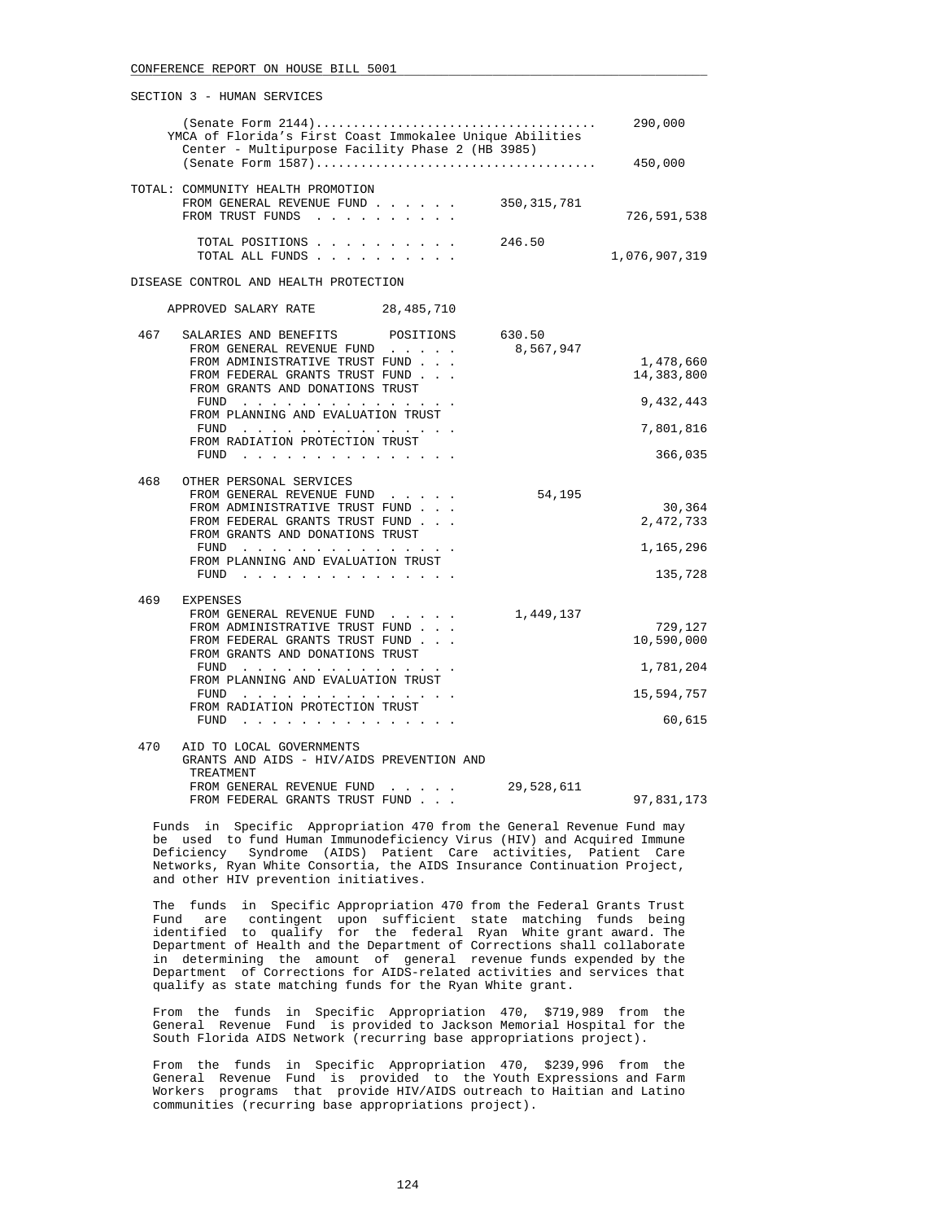SECTION 3 - HUMAN SERVICES

(Senate Form 2144)...................................... 290,000

YMCA of Florida's First Coast Immokalee Unique Abilities Center - Multipurpose Facility Phase 2 (HB 3985) (Senate Form 1587)...................................... 450,000

TOTAL: COMMUNITY HEALTH PROMOTION

| | | |
|---|---|---|
| FROM GENERAL REVENUE FUND | 350,315,781 | |
| FROM TRUST FUNDS | | 726,591,538 |
| TOTAL POSITIONS | 246.50 | |
| TOTAL ALL FUNDS | | 1,076,907,319 |

DISEASE CONTROL AND HEALTH PROTECTION

APPROVED SALARY RATE 28,485,710

| | | | |
|---|---|---|---|
| 467 | SALARIES AND BENEFITS POSITIONS | 630.50 | |
| | FROM GENERAL REVENUE FUND | 8,567,947 | |
| | FROM ADMINISTRATIVE TRUST FUND | | 1,478,660 |
| | FROM FEDERAL GRANTS TRUST FUND | | 14,383,800 |
| | FROM GRANTS AND DONATIONS TRUST FUND | | 9,432,443 |
| | FROM PLANNING AND EVALUATION TRUST FUND | | 7,801,816 |
| | FROM RADIATION PROTECTION TRUST FUND | | 366,035 |
| 468 | OTHER PERSONAL SERVICES | | |
| | FROM GENERAL REVENUE FUND | 54,195 | |
| | FROM ADMINISTRATIVE TRUST FUND | | 30,364 |
| | FROM FEDERAL GRANTS TRUST FUND | | 2,472,733 |
| | FROM GRANTS AND DONATIONS TRUST FUND | | 1,165,296 |
| | FROM PLANNING AND EVALUATION TRUST FUND | | 135,728 |
| 469 | EXPENSES | | |
| | FROM GENERAL REVENUE FUND | 1,449,137 | |
| | FROM ADMINISTRATIVE TRUST FUND | | 729,127 |
| | FROM FEDERAL GRANTS TRUST FUND | | 10,590,000 |
| | FROM GRANTS AND DONATIONS TRUST FUND | | 1,781,204 |
| | FROM PLANNING AND EVALUATION TRUST FUND | | 15,594,757 |
| | FROM RADIATION PROTECTION TRUST FUND | | 60,615 |
| 470 | AID TO LOCAL GOVERNMENTS GRANTS AND AIDS - HIV/AIDS PREVENTION AND TREATMENT | | |
| | FROM GENERAL REVENUE FUND | 29,528,611 | |
| | FROM FEDERAL GRANTS TRUST FUND | | 97,831,173 |

Funds in Specific Appropriation 470 from the General Revenue Fund may be used to fund Human Immunodeficiency Virus (HIV) and Acquired Immune Deficiency Syndrome (AIDS) Patient Care activities, Patient Care Networks, Ryan White Consortia, the AIDS Insurance Continuation Project, and other HIV prevention initiatives.

The funds in Specific Appropriation 470 from the Federal Grants Trust Fund are contingent upon sufficient state matching funds being identified to qualify for the federal Ryan White grant award. The Department of Health and the Department of Corrections shall collaborate in determining the amount of general revenue funds expended by the Department of Corrections for AIDS-related activities and services that qualify as state matching funds for the Ryan White grant.

From the funds in Specific Appropriation 470, $719,989 from the General Revenue Fund is provided to Jackson Memorial Hospital for the South Florida AIDS Network (recurring base appropriations project).

From the funds in Specific Appropriation 470, $239,996 from the General Revenue Fund is provided to the Youth Expressions and Farm Workers programs that provide HIV/AIDS outreach to Haitian and Latino communities (recurring base appropriations project).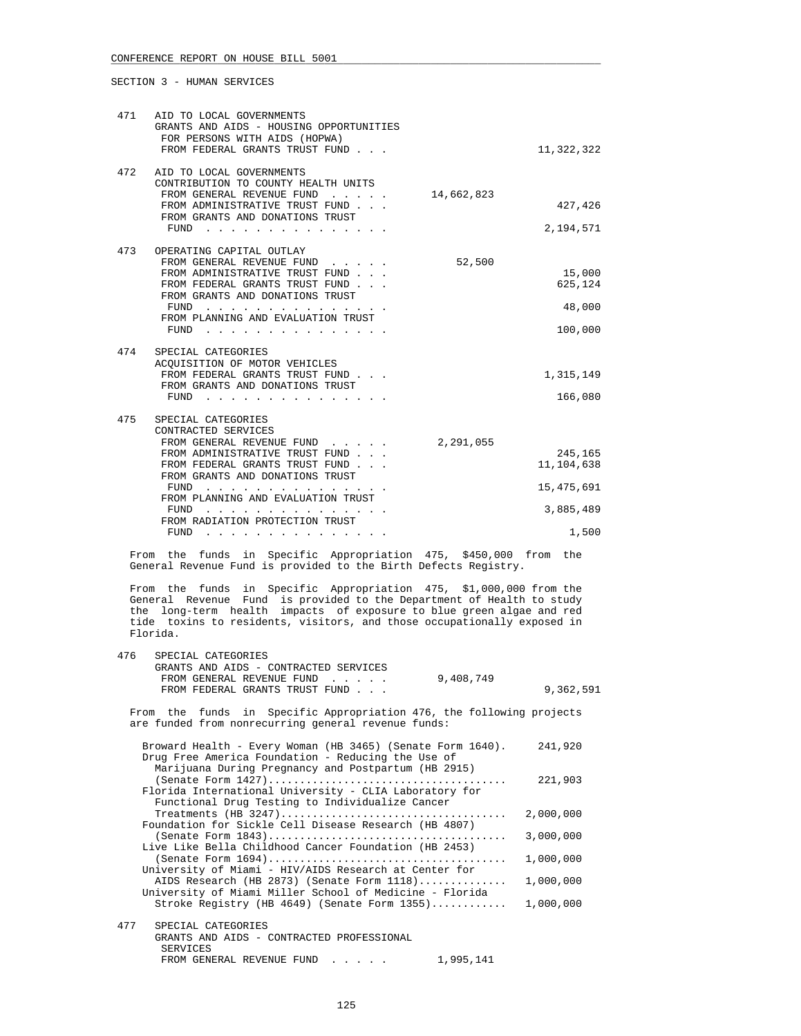SECTION 3 - HUMAN SERVICES

471 AID TO LOCAL GOVERNMENTS
GRANTS AND AIDS - HOUSING OPPORTUNITIES FOR PERSONS WITH AIDS (HOPWA)

| | | |
|---|---|---|
| FROM FEDERAL GRANTS TRUST FUND . . . | | 11,322,322 |

472 AID TO LOCAL GOVERNMENTS
CONTRIBUTION TO COUNTY HEALTH UNITS

| | | |
|---|---|---|
| FROM GENERAL REVENUE FUND . . . . . | 14,662,823 | |
| FROM ADMINISTRATIVE TRUST FUND . . . | | 427,426 |
| FROM GRANTS AND DONATIONS TRUST FUND . . . . . . . . . . . . . . . | | 2,194,571 |

473 OPERATING CAPITAL OUTLAY

| | | |
|---|---|---|
| FROM GENERAL REVENUE FUND . . . . . | 52,500 | |
| FROM ADMINISTRATIVE TRUST FUND . . . | | 15,000 |
| FROM FEDERAL GRANTS TRUST FUND . . . | | 625,124 |
| FROM GRANTS AND DONATIONS TRUST FUND . . . . . . . . . . . . . . . | | 48,000 |
| FROM PLANNING AND EVALUATION TRUST FUND . . . . . . . . . . . . . . . | | 100,000 |

474 SPECIAL CATEGORIES
ACQUISITION OF MOTOR VEHICLES

| | | |
|---|---|---|
| FROM FEDERAL GRANTS TRUST FUND . . . | | 1,315,149 |
| FROM GRANTS AND DONATIONS TRUST FUND . . . . . . . . . . . . . . . | | 166,080 |

475 SPECIAL CATEGORIES
CONTRACTED SERVICES

| | | |
|---|---|---|
| FROM GENERAL REVENUE FUND . . . . . | 2,291,055 | |
| FROM ADMINISTRATIVE TRUST FUND . . . | | 245,165 |
| FROM FEDERAL GRANTS TRUST FUND . . . | | 11,104,638 |
| FROM GRANTS AND DONATIONS TRUST FUND . . . . . . . . . . . . . . . | | 15,475,691 |
| FROM PLANNING AND EVALUATION TRUST FUND . . . . . . . . . . . . . . . | | 3,885,489 |
| FROM RADIATION PROTECTION TRUST FUND . . . . . . . . . . . . . . . | | 1,500 |

From the funds in Specific Appropriation 475, $450,000 from the General Revenue Fund is provided to the Birth Defects Registry.

From the funds in Specific Appropriation 475, $1,000,000 from the General Revenue Fund is provided to the Department of Health to study the long-term health impacts of exposure to blue green algae and red tide toxins to residents, visitors, and those occupationally exposed in Florida.

476 SPECIAL CATEGORIES
GRANTS AND AIDS - CONTRACTED SERVICES

| | | |
|---|---|---|
| FROM GENERAL REVENUE FUND . . . . . | 9,408,749 | |
| FROM FEDERAL GRANTS TRUST FUND . . . | | 9,362,591 |

From the funds in Specific Appropriation 476, the following projects are funded from nonrecurring general revenue funds:

| | |
|---|---|
| Broward Health - Every Woman (HB 3465) (Senate Form 1640). | 241,920 |
| Drug Free America Foundation - Reducing the Use of Marijuana During Pregnancy and Postpartum (HB 2915) (Senate Form 1427)...................................... | 221,903 |
| Florida International University - CLIA Laboratory for Functional Drug Testing to Individualize Cancer Treatments (HB 3247).................................... | 2,000,000 |
| Foundation for Sickle Cell Disease Research (HB 4807) (Senate Form 1843)...................................... | 3,000,000 |
| Live Like Bella Childhood Cancer Foundation (HB 2453) (Senate Form 1694)...................................... | 1,000,000 |
| University of Miami - HIV/AIDS Research at Center for AIDS Research (HB 2873) (Senate Form 1118).............. | 1,000,000 |
| University of Miami Miller School of Medicine - Florida Stroke Registry (HB 4649) (Senate Form 1355)............ | 1,000,000 |

477 SPECIAL CATEGORIES
GRANTS AND AIDS - CONTRACTED PROFESSIONAL SERVICES

| | | |
|---|---|---|
| FROM GENERAL REVENUE FUND . . . . . | 1,995,141 | |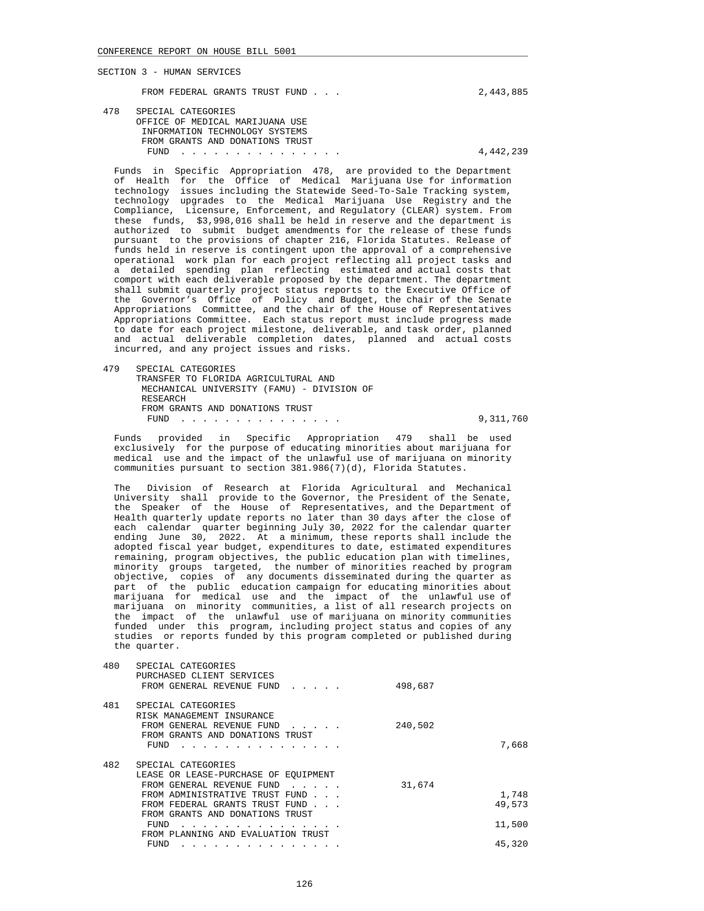SECTION 3 - HUMAN SERVICES

FROM FEDERAL GRANTS TRUST FUND . . . 2,443,885

478 SPECIAL CATEGORIES
OFFICE OF MEDICAL MARIJUANA USE
INFORMATION TECHNOLOGY SYSTEMS
FROM GRANTS AND DONATIONS TRUST
FUND . . . . . . . . . . . . . . . 4,442,239

Funds in Specific Appropriation 478, are provided to the Department of Health for the Office of Medical Marijuana Use for information technology issues including the Statewide Seed-To-Sale Tracking system, technology upgrades to the Medical Marijuana Use Registry and the Compliance, Licensure, Enforcement, and Regulatory (CLEAR) system. From these funds, $3,998,016 shall be held in reserve and the department is authorized to submit budget amendments for the release of these funds pursuant to the provisions of chapter 216, Florida Statutes. Release of funds held in reserve is contingent upon the approval of a comprehensive operational work plan for each project reflecting all project tasks and a detailed spending plan reflecting estimated and actual costs that comport with each deliverable proposed by the department. The department shall submit quarterly project status reports to the Executive Office of the Governor's Office of Policy and Budget, the chair of the Senate Appropriations Committee, and the chair of the House of Representatives Appropriations Committee. Each status report must include progress made to date for each project milestone, deliverable, and task order, planned and actual deliverable completion dates, planned and actual costs incurred, and any project issues and risks.

479 SPECIAL CATEGORIES
TRANSFER TO FLORIDA AGRICULTURAL AND
MECHANICAL UNIVERSITY (FAMU) - DIVISION OF
RESEARCH
FROM GRANTS AND DONATIONS TRUST
FUND . . . . . . . . . . . . . . . 9,311,760

Funds provided in Specific Appropriation 479 shall be used exclusively for the purpose of educating minorities about marijuana for medical use and the impact of the unlawful use of marijuana on minority communities pursuant to section 381.986(7)(d), Florida Statutes.

The Division of Research at Florida Agricultural and Mechanical University shall provide to the Governor, the President of the Senate, the Speaker of the House of Representatives, and the Department of Health quarterly update reports no later than 30 days after the close of each calendar quarter beginning July 30, 2022 for the calendar quarter ending June 30, 2022. At a minimum, these reports shall include the adopted fiscal year budget, expenditures to date, estimated expenditures remaining, program objectives, the public education plan with timelines, minority groups targeted, the number of minorities reached by program objective, copies of any documents disseminated during the quarter as part of the public education campaign for educating minorities about marijuana for medical use and the impact of the unlawful use of marijuana on minority communities, a list of all research projects on the impact of the unlawful use of marijuana on minority communities funded under this program, including project status and copies of any studies or reports funded by this program completed or published during the quarter.

480 SPECIAL CATEGORIES
PURCHASED CLIENT SERVICES
FROM GENERAL REVENUE FUND . . . . . 498,687

481 SPECIAL CATEGORIES
RISK MANAGEMENT INSURANCE
FROM GENERAL REVENUE FUND . . . . . 240,502
FROM GRANTS AND DONATIONS TRUST
FUND . . . . . . . . . . . . . . . 7,668

482 SPECIAL CATEGORIES
LEASE OR LEASE-PURCHASE OF EQUIPMENT
FROM GENERAL REVENUE FUND . . . . . 31,674
FROM ADMINISTRATIVE TRUST FUND . . . 1,748
FROM FEDERAL GRANTS TRUST FUND . . . 49,573
FROM GRANTS AND DONATIONS TRUST
FUND . . . . . . . . . . . . . . . 11,500
FROM PLANNING AND EVALUATION TRUST
FUND . . . . . . . . . . . . . . . 45,320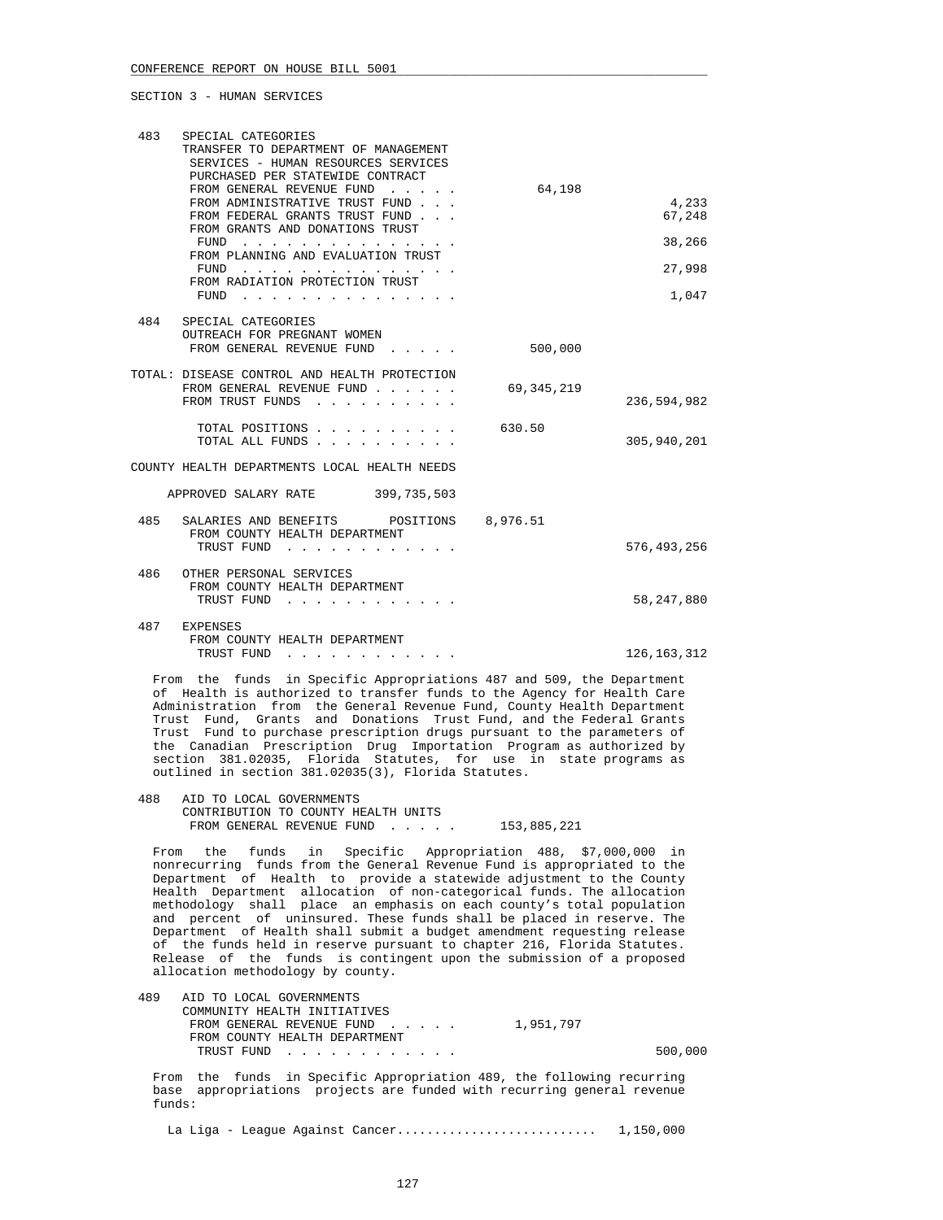CONFERENCE REPORT ON HOUSE BILL 5001

SECTION 3 - HUMAN SERVICES

| | | | |
|---|---|---|---|
| 483 | SPECIAL CATEGORIES<br>TRANSFER TO DEPARTMENT OF MANAGEMENT SERVICES - HUMAN RESOURCES SERVICES PURCHASED PER STATEWIDE CONTRACT | | |
| | FROM GENERAL REVENUE FUND . . . . . | 64,198 | |
| | FROM ADMINISTRATIVE TRUST FUND . . . | | 4,233 |
| | FROM FEDERAL GRANTS TRUST FUND . . . | | 67,248 |
| | FROM GRANTS AND DONATIONS TRUST FUND . . . . . . . . . . . . . . . | | 38,266 |
| | FROM PLANNING AND EVALUATION TRUST FUND . . . . . . . . . . . . . . . | | 27,998 |
| | FROM RADIATION PROTECTION TRUST FUND . . . . . . . . . . . . . . . | | 1,047 |
| 484 | SPECIAL CATEGORIES<br>OUTREACH FOR PREGNANT WOMEN | | |
| | FROM GENERAL REVENUE FUND . . . . . | 500,000 | |

TOTAL: DISEASE CONTROL AND HEALTH PROTECTION

| | | |
|---|---|---|
| FROM GENERAL REVENUE FUND . . . . . . | 69,345,219 | |
| FROM TRUST FUNDS . . . . . . . . . . | | 236,594,982 |
| TOTAL POSITIONS . . . . . . . . . . | 630.50 | |
| TOTAL ALL FUNDS . . . . . . . . . . | | 305,940,201 |

COUNTY HEALTH DEPARTMENTS LOCAL HEALTH NEEDS

APPROVED SALARY RATE 399,735,503

| | | | |
|---|---|---|---|
| 485 | SALARIES AND BENEFITS POSITIONS | 8,976.51 | |
| | FROM COUNTY HEALTH DEPARTMENT TRUST FUND . . . . . . . . . . . . | | 576,493,256 |
| 486 | OTHER PERSONAL SERVICES | | |
| | FROM COUNTY HEALTH DEPARTMENT TRUST FUND . . . . . . . . . . . . | | 58,247,880 |
| 487 | EXPENSES | | |
| | FROM COUNTY HEALTH DEPARTMENT TRUST FUND . . . . . . . . . . . . | | 126,163,312 |

From the funds in Specific Appropriations 487 and 509, the Department of Health is authorized to transfer funds to the Agency for Health Care Administration from the General Revenue Fund, County Health Department Trust Fund, Grants and Donations Trust Fund, and the Federal Grants Trust Fund to purchase prescription drugs pursuant to the parameters of the Canadian Prescription Drug Importation Program as authorized by section 381.02035, Florida Statutes, for use in state programs as outlined in section 381.02035(3), Florida Statutes.

| | | | |
|---|---|---|---|
| 488 | AID TO LOCAL GOVERNMENTS<br>CONTRIBUTION TO COUNTY HEALTH UNITS | | |
| | FROM GENERAL REVENUE FUND . . . . . | 153,885,221 | |

From the funds in Specific Appropriation 488, $7,000,000 in nonrecurring funds from the General Revenue Fund is appropriated to the Department of Health to provide a statewide adjustment to the County Health Department allocation of non-categorical funds. The allocation methodology shall place an emphasis on each county's total population and percent of uninsured. These funds shall be placed in reserve. The Department of Health shall submit a budget amendment requesting release of the funds held in reserve pursuant to chapter 216, Florida Statutes. Release of the funds is contingent upon the submission of a proposed allocation methodology by county.

| | | | |
|---|---|---|---|
| 489 | AID TO LOCAL GOVERNMENTS<br>COMMUNITY HEALTH INITIATIVES | | |
| | FROM GENERAL REVENUE FUND . . . . . | 1,951,797 | |
| | FROM COUNTY HEALTH DEPARTMENT TRUST FUND . . . . . . . . . . . . | | 500,000 |

From the funds in Specific Appropriation 489, the following recurring base appropriations projects are funded with recurring general revenue funds:

La Liga - League Against Cancer........................... 1,150,000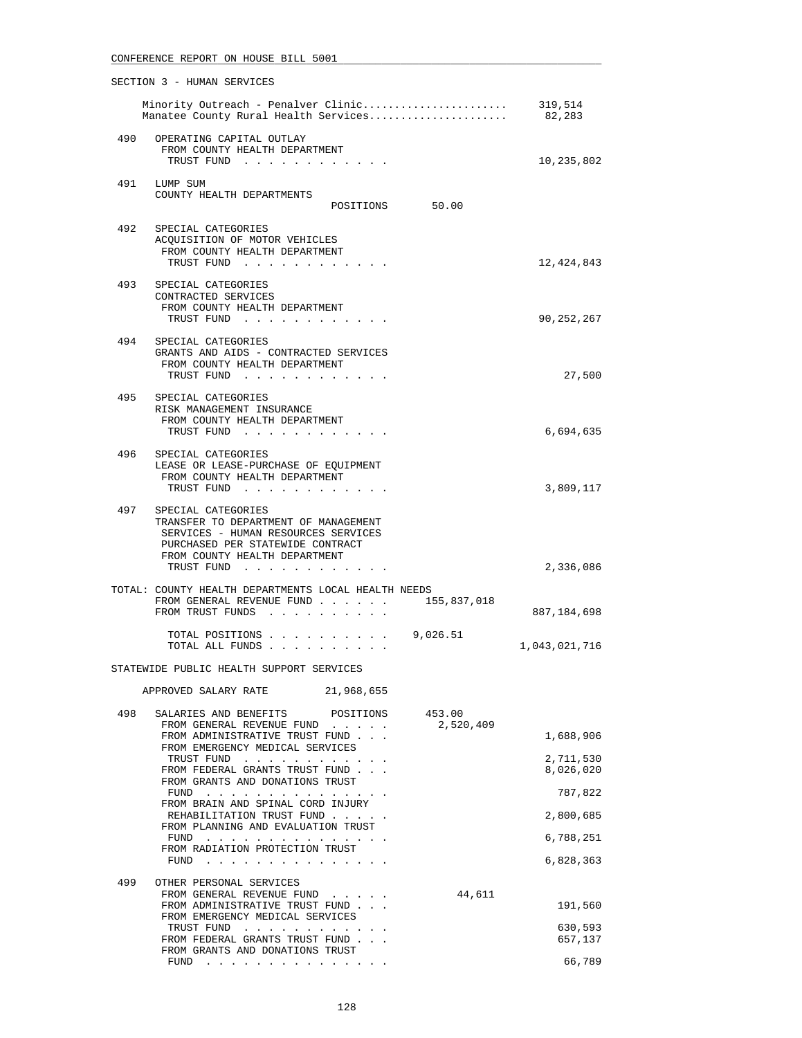CONFERENCE REPORT ON HOUSE BILL 5001

SECTION 3 - HUMAN SERVICES

```
     Minority Outreach - Penalver Clinic.......................     319,514
     Manatee County Rural Health Services......................      82,283

 490  OPERATING CAPITAL OUTLAY
       FROM COUNTY HEALTH DEPARTMENT
        TRUST FUND  . . . . . . . . . . . .                          10,235,802

 491  LUMP SUM
       COUNTY HEALTH DEPARTMENTS
                                     POSITIONS       50.00

 492  SPECIAL CATEGORIES
       ACQUISITION OF MOTOR VEHICLES
       FROM COUNTY HEALTH DEPARTMENT
        TRUST FUND  . . . . . . . . . . . .                          12,424,843

 493  SPECIAL CATEGORIES
       CONTRACTED SERVICES
       FROM COUNTY HEALTH DEPARTMENT
        TRUST FUND  . . . . . . . . . . . .                          90,252,267

 494  SPECIAL CATEGORIES
       GRANTS AND AIDS - CONTRACTED SERVICES
       FROM COUNTY HEALTH DEPARTMENT
        TRUST FUND  . . . . . . . . . . . .                              27,500

 495  SPECIAL CATEGORIES
       RISK MANAGEMENT INSURANCE
       FROM COUNTY HEALTH DEPARTMENT
        TRUST FUND  . . . . . . . . . . . .                           6,694,635

 496  SPECIAL CATEGORIES
       LEASE OR LEASE-PURCHASE OF EQUIPMENT
       FROM COUNTY HEALTH DEPARTMENT
        TRUST FUND  . . . . . . . . . . . .                           3,809,117

 497  SPECIAL CATEGORIES
       TRANSFER TO DEPARTMENT OF MANAGEMENT
        SERVICES - HUMAN RESOURCES SERVICES
        PURCHASED PER STATEWIDE CONTRACT
       FROM COUNTY HEALTH DEPARTMENT
        TRUST FUND  . . . . . . . . . . . .                           2,336,086

TOTAL: COUNTY HEALTH DEPARTMENTS LOCAL HEALTH NEEDS
       FROM GENERAL REVENUE FUND . . . . . .     155,837,018
       FROM TRUST FUNDS  . . . . . . . . . .                        887,184,698

        TOTAL POSITIONS . . . . . . . . . .        9,026.51
        TOTAL ALL FUNDS . . . . . . . . . .                       1,043,021,716

STATEWIDE PUBLIC HEALTH SUPPORT SERVICES

     APPROVED SALARY RATE         21,968,655

 498  SALARIES AND BENEFITS      POSITIONS       453.00
       FROM GENERAL REVENUE FUND  . . . . .       2,520,409
       FROM ADMINISTRATIVE TRUST FUND . . .                           1,688,906
       FROM EMERGENCY MEDICAL SERVICES
        TRUST FUND  . . . . . . . . . . . .                           2,711,530
       FROM FEDERAL GRANTS TRUST FUND . . .                           8,026,020
       FROM GRANTS AND DONATIONS TRUST
        FUND  . . . . . . . . . . . . . . .                             787,822
       FROM BRAIN AND SPINAL CORD INJURY
        REHABILITATION TRUST FUND . . . . .                           2,800,685
       FROM PLANNING AND EVALUATION TRUST
        FUND  . . . . . . . . . . . . . . .                           6,788,251
       FROM RADIATION PROTECTION TRUST
        FUND  . . . . . . . . . . . . . . .                           6,828,363

 499  OTHER PERSONAL SERVICES
       FROM GENERAL REVENUE FUND  . . . . .          44,611
       FROM ADMINISTRATIVE TRUST FUND . . .                             191,560
       FROM EMERGENCY MEDICAL SERVICES
        TRUST FUND  . . . . . . . . . . . .                             630,593
       FROM FEDERAL GRANTS TRUST FUND . . .                             657,137
       FROM GRANTS AND DONATIONS TRUST
        FUND  . . . . . . . . . . . . . . .                              66,789
```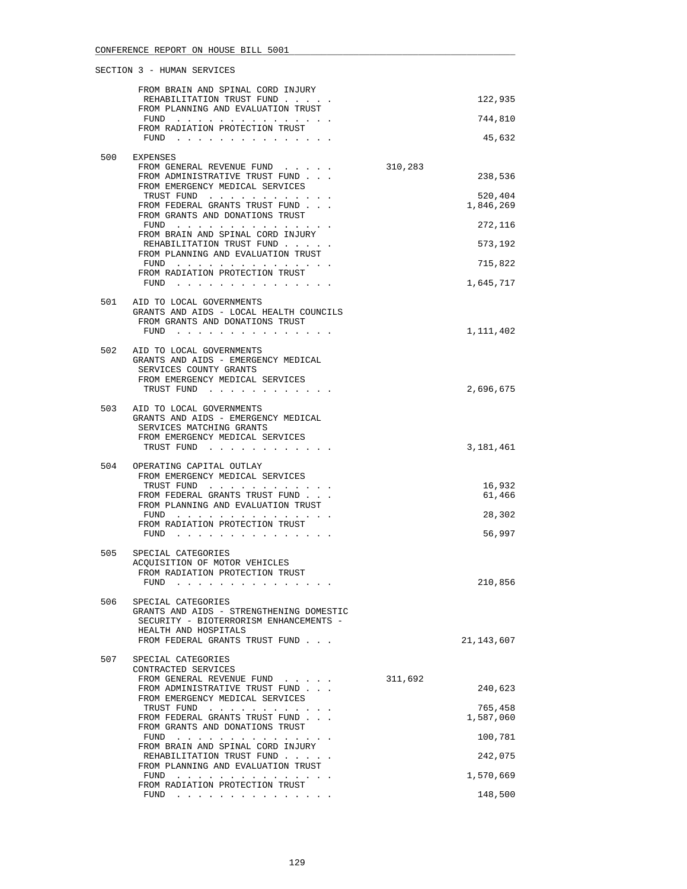SECTION 3 - HUMAN SERVICES

| | | | |
|---|---|---|---|
| | FROM BRAIN AND SPINAL CORD INJURY REHABILITATION TRUST FUND . . . . . | | 122,935 |
| | FROM PLANNING AND EVALUATION TRUST FUND . . . . . . . . . . . . . . . | | 744,810 |
| | FROM RADIATION PROTECTION TRUST FUND . . . . . . . . . . . . . . . | | 45,632 |
| 500 | EXPENSES | | |
| | FROM GENERAL REVENUE FUND . . . . . | 310,283 | |
| | FROM ADMINISTRATIVE TRUST FUND . . . | | 238,536 |
| | FROM EMERGENCY MEDICAL SERVICES TRUST FUND . . . . . . . . . . . . | | 520,404 |
| | FROM FEDERAL GRANTS TRUST FUND . . . | | 1,846,269 |
| | FROM GRANTS AND DONATIONS TRUST FUND . . . . . . . . . . . . . . . | | 272,116 |
| | FROM BRAIN AND SPINAL CORD INJURY REHABILITATION TRUST FUND . . . . . | | 573,192 |
| | FROM PLANNING AND EVALUATION TRUST FUND . . . . . . . . . . . . . . . | | 715,822 |
| | FROM RADIATION PROTECTION TRUST FUND . . . . . . . . . . . . . . . | | 1,645,717 |
| 501 | AID TO LOCAL GOVERNMENTS<br>GRANTS AND AIDS - LOCAL HEALTH COUNCILS | | |
| | FROM GRANTS AND DONATIONS TRUST FUND . . . . . . . . . . . . . . . | | 1,111,402 |
| 502 | AID TO LOCAL GOVERNMENTS<br>GRANTS AND AIDS - EMERGENCY MEDICAL SERVICES COUNTY GRANTS | | |
| | FROM EMERGENCY MEDICAL SERVICES TRUST FUND . . . . . . . . . . . . | | 2,696,675 |
| 503 | AID TO LOCAL GOVERNMENTS<br>GRANTS AND AIDS - EMERGENCY MEDICAL SERVICES MATCHING GRANTS | | |
| | FROM EMERGENCY MEDICAL SERVICES TRUST FUND . . . . . . . . . . . . | | 3,181,461 |
| 504 | OPERATING CAPITAL OUTLAY | | |
| | FROM EMERGENCY MEDICAL SERVICES TRUST FUND . . . . . . . . . . . . | | 16,932 |
| | FROM FEDERAL GRANTS TRUST FUND . . . | | 61,466 |
| | FROM PLANNING AND EVALUATION TRUST FUND . . . . . . . . . . . . . . . | | 28,302 |
| | FROM RADIATION PROTECTION TRUST FUND . . . . . . . . . . . . . . . | | 56,997 |
| 505 | SPECIAL CATEGORIES<br>ACQUISITION OF MOTOR VEHICLES | | |
| | FROM RADIATION PROTECTION TRUST FUND . . . . . . . . . . . . . . . | | 210,856 |
| 506 | SPECIAL CATEGORIES<br>GRANTS AND AIDS - STRENGTHENING DOMESTIC SECURITY - BIOTERRORISM ENHANCEMENTS - HEALTH AND HOSPITALS | | |
| | FROM FEDERAL GRANTS TRUST FUND . . . | | 21,143,607 |
| 507 | SPECIAL CATEGORIES<br>CONTRACTED SERVICES | | |
| | FROM GENERAL REVENUE FUND . . . . . | 311,692 | |
| | FROM ADMINISTRATIVE TRUST FUND . . . | | 240,623 |
| | FROM EMERGENCY MEDICAL SERVICES TRUST FUND . . . . . . . . . . . . | | 765,458 |
| | FROM FEDERAL GRANTS TRUST FUND . . . | | 1,587,060 |
| | FROM GRANTS AND DONATIONS TRUST FUND . . . . . . . . . . . . . . . | | 100,781 |
| | FROM BRAIN AND SPINAL CORD INJURY REHABILITATION TRUST FUND . . . . . | | 242,075 |
| | FROM PLANNING AND EVALUATION TRUST FUND . . . . . . . . . . . . . . . | | 1,570,669 |
| | FROM RADIATION PROTECTION TRUST FUND . . . . . . . . . . . . . . . | | 148,500 |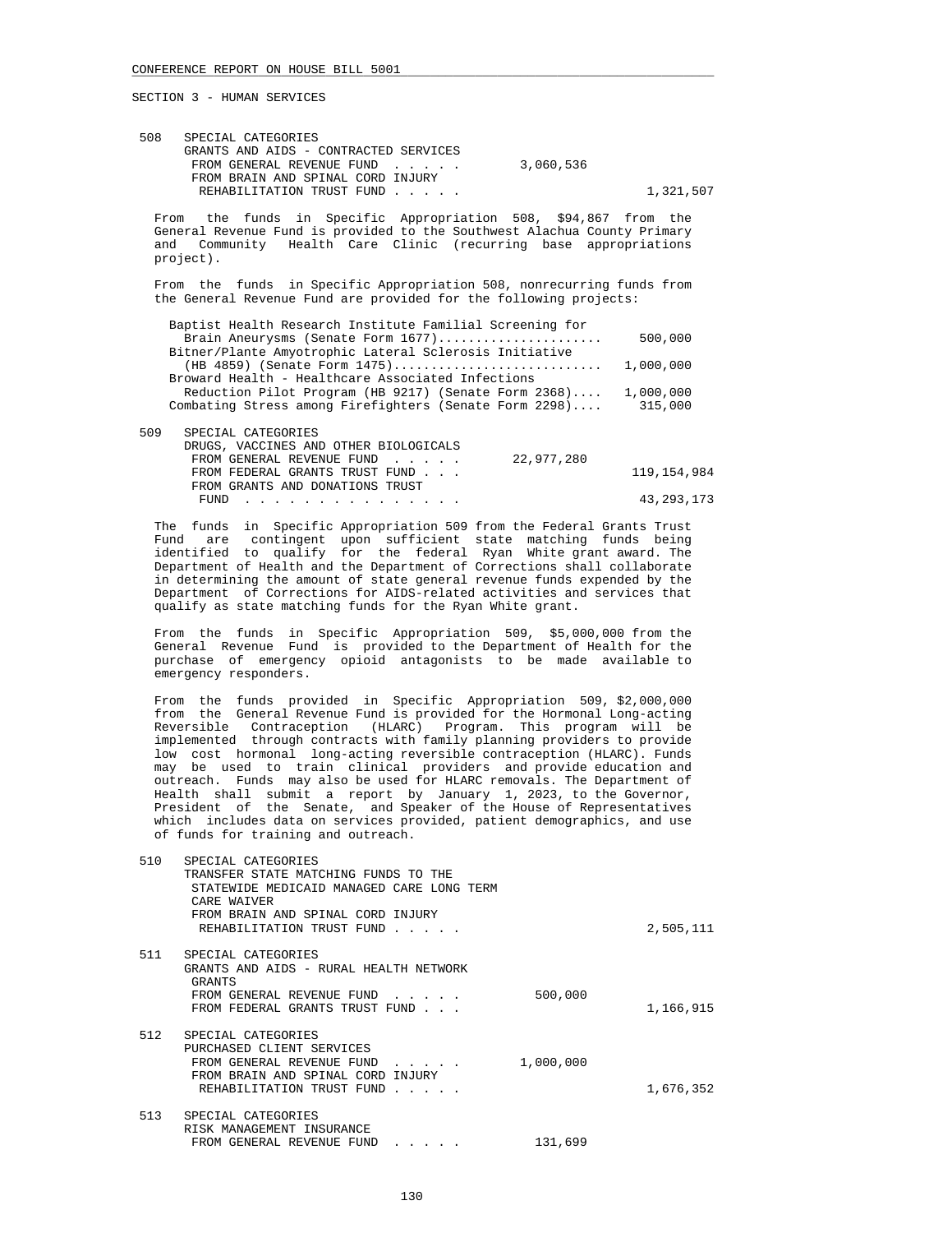SECTION 3 - HUMAN SERVICES

508 SPECIAL CATEGORIES
GRANTS AND AIDS - CONTRACTED SERVICES
FROM GENERAL REVENUE FUND . . . . . 3,060,536
FROM BRAIN AND SPINAL CORD INJURY
REHABILITATION TRUST FUND . . . . . 1,321,507

From the funds in Specific Appropriation 508, $94,867 from the General Revenue Fund is provided to the Southwest Alachua County Primary and Community Health Care Clinic (recurring base appropriations project).

From the funds in Specific Appropriation 508, nonrecurring funds from the General Revenue Fund are provided for the following projects:

| Project | Amount |
|---|---|
| Baptist Health Research Institute Familial Screening for Brain Aneurysms (Senate Form 1677) | 500,000 |
| Bitner/Plante Amyotrophic Lateral Sclerosis Initiative (HB 4859) (Senate Form 1475) | 1,000,000 |
| Broward Health - Healthcare Associated Infections Reduction Pilot Program (HB 9217) (Senate Form 2368) | 1,000,000 |
| Combating Stress among Firefighters (Senate Form 2298) | 315,000 |

509 SPECIAL CATEGORIES
DRUGS, VACCINES AND OTHER BIOLOGICALS
FROM GENERAL REVENUE FUND . . . . . 22,977,280
FROM FEDERAL GRANTS TRUST FUND . . . 119,154,984
FROM GRANTS AND DONATIONS TRUST
FUND . . . . . . . . . . . . . . . 43,293,173

The funds in Specific Appropriation 509 from the Federal Grants Trust Fund are contingent upon sufficient state matching funds being identified to qualify for the federal Ryan White grant award. The Department of Health and the Department of Corrections shall collaborate in determining the amount of state general revenue funds expended by the Department of Corrections for AIDS-related activities and services that qualify as state matching funds for the Ryan White grant.

From the funds in Specific Appropriation 509, $5,000,000 from the General Revenue Fund is provided to the Department of Health for the purchase of emergency opioid antagonists to be made available to emergency responders.

From the funds provided in Specific Appropriation 509, $2,000,000 from the General Revenue Fund is provided for the Hormonal Long-acting Reversible Contraception (HLARC) Program. This program will be implemented through contracts with family planning providers to provide low cost hormonal long-acting reversible contraception (HLARC). Funds may be used to train clinical providers and provide education and outreach. Funds may also be used for HLARC removals. The Department of Health shall submit a report by January 1, 2023, to the Governor, President of the Senate, and Speaker of the House of Representatives which includes data on services provided, patient demographics, and use of funds for training and outreach.

510 SPECIAL CATEGORIES
TRANSFER STATE MATCHING FUNDS TO THE
STATEWIDE MEDICAID MANAGED CARE LONG TERM
CARE WAIVER
FROM BRAIN AND SPINAL CORD INJURY
REHABILITATION TRUST FUND . . . . . 2,505,111

511 SPECIAL CATEGORIES
GRANTS AND AIDS - RURAL HEALTH NETWORK
GRANTS
FROM GENERAL REVENUE FUND . . . . . 500,000
FROM FEDERAL GRANTS TRUST FUND . . . 1,166,915

512 SPECIAL CATEGORIES
PURCHASED CLIENT SERVICES
FROM GENERAL REVENUE FUND . . . . . 1,000,000
FROM BRAIN AND SPINAL CORD INJURY
REHABILITATION TRUST FUND . . . . . 1,676,352

513 SPECIAL CATEGORIES
RISK MANAGEMENT INSURANCE
FROM GENERAL REVENUE FUND . . . . . 131,699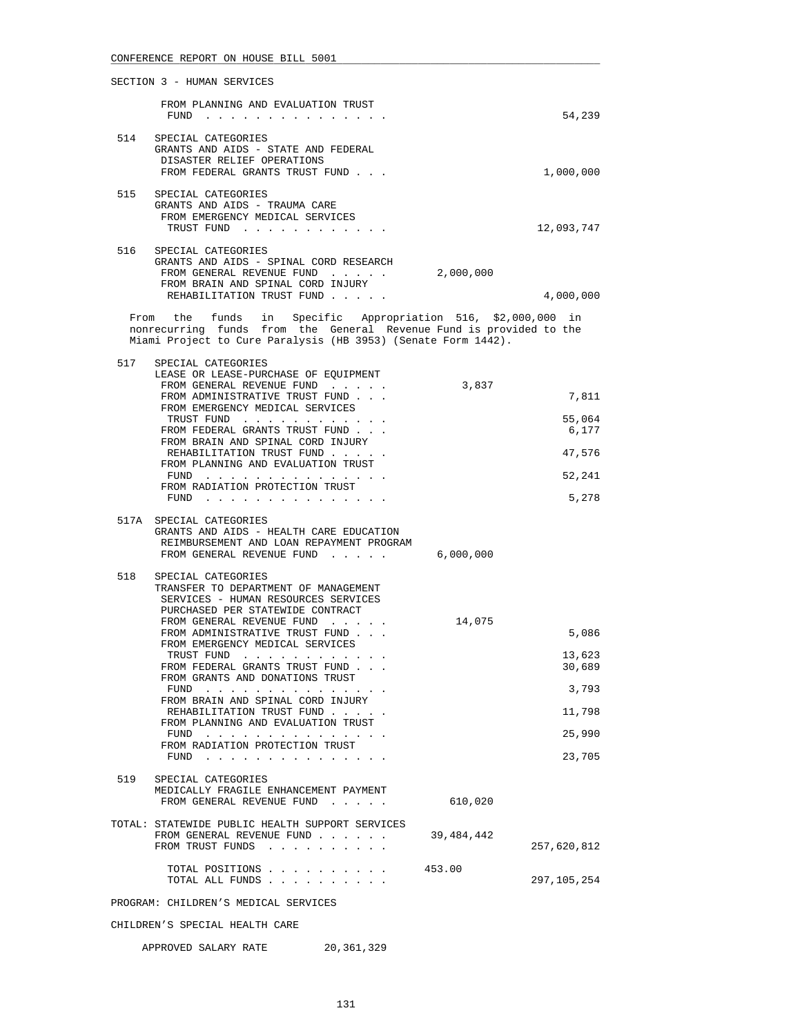SECTION 3 - HUMAN SERVICES

```
        FROM PLANNING AND EVALUATION TRUST
         FUND  . . . . . . . . . . . . . . .                          54,239

 514   SPECIAL CATEGORIES
       GRANTS AND AIDS - STATE AND FEDERAL
        DISASTER RELIEF OPERATIONS
        FROM FEDERAL GRANTS TRUST FUND . . .                       1,000,000

 515   SPECIAL CATEGORIES
       GRANTS AND AIDS - TRAUMA CARE
        FROM EMERGENCY MEDICAL SERVICES
         TRUST FUND  . . . . . . . . . . . .                      12,093,747

 516   SPECIAL CATEGORIES
       GRANTS AND AIDS - SPINAL CORD RESEARCH
        FROM GENERAL REVENUE FUND  . . . . .        2,000,000
        FROM BRAIN AND SPINAL CORD INJURY
         REHABILITATION TRUST FUND . . . . .                       4,000,000
```

From the funds in Specific Appropriation 516, $2,000,000 in nonrecurring funds from the General Revenue Fund is provided to the Miami Project to Cure Paralysis (HB 3953) (Senate Form 1442).

```
 517   SPECIAL CATEGORIES
       LEASE OR LEASE-PURCHASE OF EQUIPMENT
        FROM GENERAL REVENUE FUND  . . . . .            3,837
        FROM ADMINISTRATIVE TRUST FUND . . .                           7,811
        FROM EMERGENCY MEDICAL SERVICES
         TRUST FUND  . . . . . . . . . . . .                          55,064
        FROM FEDERAL GRANTS TRUST FUND . . .                           6,177
        FROM BRAIN AND SPINAL CORD INJURY
         REHABILITATION TRUST FUND . . . . .                          47,576
        FROM PLANNING AND EVALUATION TRUST
         FUND  . . . . . . . . . . . . . . .                          52,241
        FROM RADIATION PROTECTION TRUST
         FUND  . . . . . . . . . . . . . . .                           5,278

 517A  SPECIAL CATEGORIES
       GRANTS AND AIDS - HEALTH CARE EDUCATION
        REIMBURSEMENT AND LOAN REPAYMENT PROGRAM
        FROM GENERAL REVENUE FUND  . . . . .        6,000,000

 518   SPECIAL CATEGORIES
       TRANSFER TO DEPARTMENT OF MANAGEMENT
        SERVICES - HUMAN RESOURCES SERVICES
        PURCHASED PER STATEWIDE CONTRACT
        FROM GENERAL REVENUE FUND  . . . . .           14,075
        FROM ADMINISTRATIVE TRUST FUND . . .                           5,086
        FROM EMERGENCY MEDICAL SERVICES
         TRUST FUND  . . . . . . . . . . . .                          13,623
        FROM FEDERAL GRANTS TRUST FUND . . .                          30,689
        FROM GRANTS AND DONATIONS TRUST
         FUND  . . . . . . . . . . . . . . .                           3,793
        FROM BRAIN AND SPINAL CORD INJURY
         REHABILITATION TRUST FUND . . . . .                          11,798
        FROM PLANNING AND EVALUATION TRUST
         FUND  . . . . . . . . . . . . . . .                          25,990
        FROM RADIATION PROTECTION TRUST
         FUND  . . . . . . . . . . . . . . .                          23,705

 519   SPECIAL CATEGORIES
       MEDICALLY FRAGILE ENHANCEMENT PAYMENT
        FROM GENERAL REVENUE FUND  . . . . .          610,020

TOTAL: STATEWIDE PUBLIC HEALTH SUPPORT SERVICES
        FROM GENERAL REVENUE FUND . . . . . .      39,484,442
        FROM TRUST FUNDS  . . . . . . . . . .                    257,620,812

         TOTAL POSITIONS . . . . . . . . . .         453.00
         TOTAL ALL FUNDS . . . . . . . . . .                     297,105,254
```

PROGRAM: CHILDREN'S MEDICAL SERVICES

CHILDREN'S SPECIAL HEALTH CARE

```
     APPROVED SALARY RATE         20,361,329
```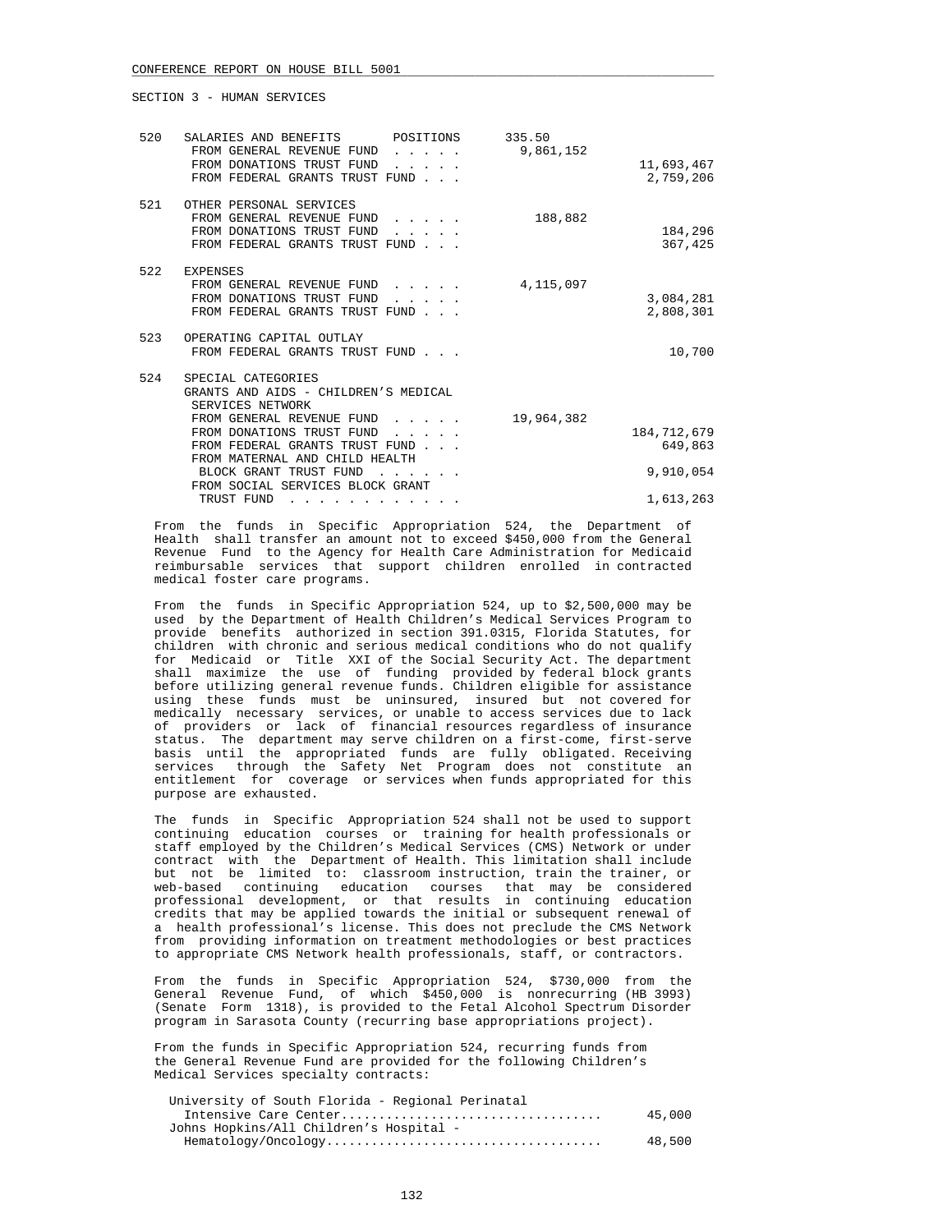SECTION 3 - HUMAN SERVICES

| | | | |
|---|---|---|---|
| 520 | SALARIES AND BENEFITS POSITIONS | 335.50 | |
| | FROM GENERAL REVENUE FUND . . . . . | 9,861,152 | |
| | FROM DONATIONS TRUST FUND . . . . . | | 11,693,467 |
| | FROM FEDERAL GRANTS TRUST FUND . . . | | 2,759,206 |
| 521 | OTHER PERSONAL SERVICES | | |
| | FROM GENERAL REVENUE FUND . . . . . | 188,882 | |
| | FROM DONATIONS TRUST FUND . . . . . | | 184,296 |
| | FROM FEDERAL GRANTS TRUST FUND . . . | | 367,425 |
| 522 | EXPENSES | | |
| | FROM GENERAL REVENUE FUND . . . . . | 4,115,097 | |
| | FROM DONATIONS TRUST FUND . . . . . | | 3,084,281 |
| | FROM FEDERAL GRANTS TRUST FUND . . . | | 2,808,301 |
| 523 | OPERATING CAPITAL OUTLAY | | |
| | FROM FEDERAL GRANTS TRUST FUND . . . | | 10,700 |
| 524 | SPECIAL CATEGORIES GRANTS AND AIDS - CHILDREN'S MEDICAL SERVICES NETWORK | | |
| | FROM GENERAL REVENUE FUND . . . . . | 19,964,382 | |
| | FROM DONATIONS TRUST FUND . . . . . | | 184,712,679 |
| | FROM FEDERAL GRANTS TRUST FUND . . . | | 649,863 |
| | FROM MATERNAL AND CHILD HEALTH BLOCK GRANT TRUST FUND . . . . . . | | 9,910,054 |
| | FROM SOCIAL SERVICES BLOCK GRANT TRUST FUND . . . . . . . . . . . | | 1,613,263 |

From the funds in Specific Appropriation 524, the Department of Health shall transfer an amount not to exceed $450,000 from the General Revenue Fund to the Agency for Health Care Administration for Medicaid reimbursable services that support children enrolled in contracted medical foster care programs.

From the funds in Specific Appropriation 524, up to $2,500,000 may be used by the Department of Health Children's Medical Services Program to provide benefits authorized in section 391.0315, Florida Statutes, for children with chronic and serious medical conditions who do not qualify for Medicaid or Title XXI of the Social Security Act. The department shall maximize the use of funding provided by federal block grants before utilizing general revenue funds. Children eligible for assistance using these funds must be uninsured, insured but not covered for medically necessary services, or unable to access services due to lack of providers or lack of financial resources regardless of insurance status. The department may serve children on a first-come, first-serve basis until the appropriated funds are fully obligated. Receiving services through the Safety Net Program does not constitute an entitlement for coverage or services when funds appropriated for this purpose are exhausted.

The funds in Specific Appropriation 524 shall not be used to support continuing education courses or training for health professionals or staff employed by the Children's Medical Services (CMS) Network or under contract with the Department of Health. This limitation shall include but not be limited to: classroom instruction, train the trainer, or web-based continuing education courses that may be considered professional development, or that results in continuing education credits that may be applied towards the initial or subsequent renewal of a health professional's license. This does not preclude the CMS Network from providing information on treatment methodologies or best practices to appropriate CMS Network health professionals, staff, or contractors.

From the funds in Specific Appropriation 524, $730,000 from the General Revenue Fund, of which $450,000 is nonrecurring (HB 3993) (Senate Form 1318), is provided to the Fetal Alcohol Spectrum Disorder program in Sarasota County (recurring base appropriations project).

From the funds in Specific Appropriation 524, recurring funds from the General Revenue Fund are provided for the following Children's Medical Services specialty contracts:

| | |
|---|---|
| University of South Florida - Regional Perinatal Intensive Care Center.................................. | 45,000 |
| Johns Hopkins/All Children's Hospital - Hematology/Oncology..................................... | 48,500 |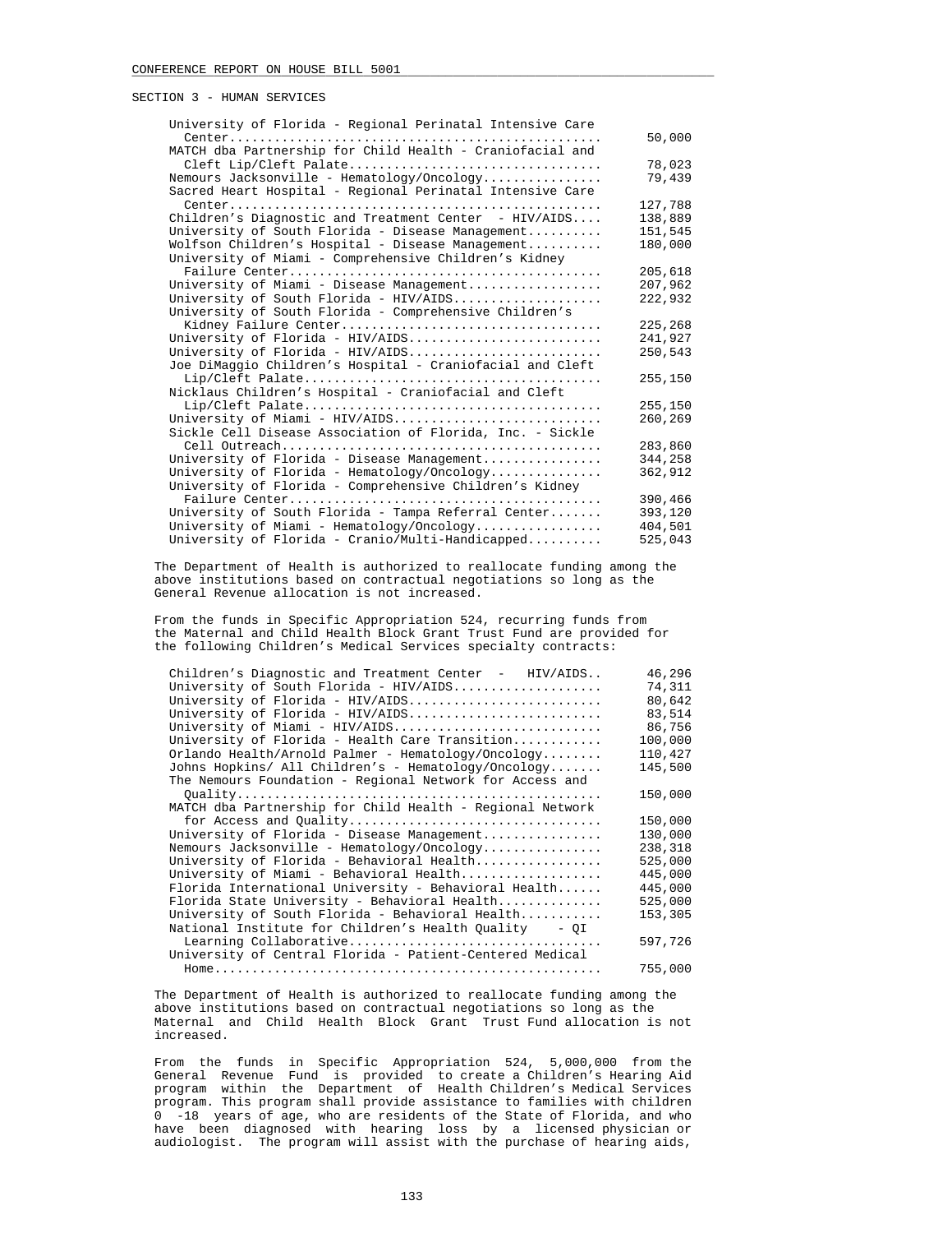SECTION 3 - HUMAN SERVICES

| | |
|---|---|
| University of Florida - Regional Perinatal Intensive Care Center | 50,000 |
| MATCH dba Partnership for Child Health - Craniofacial and Cleft Lip/Cleft Palate | 78,023 |
| Nemours Jacksonville - Hematology/Oncology | 79,439 |
| Sacred Heart Hospital - Regional Perinatal Intensive Care Center | 127,788 |
| Children's Diagnostic and Treatment Center - HIV/AIDS | 138,889 |
| University of South Florida - Disease Management | 151,545 |
| Wolfson Children's Hospital - Disease Management | 180,000 |
| University of Miami - Comprehensive Children's Kidney Failure Center | 205,618 |
| University of Miami - Disease Management | 207,962 |
| University of South Florida - HIV/AIDS | 222,932 |
| University of South Florida - Comprehensive Children's Kidney Failure Center | 225,268 |
| University of Florida - HIV/AIDS | 241,927 |
| University of Florida - HIV/AIDS | 250,543 |
| Joe DiMaggio Children's Hospital - Craniofacial and Cleft Lip/Cleft Palate | 255,150 |
| Nicklaus Children's Hospital - Craniofacial and Cleft Lip/Cleft Palate | 255,150 |
| University of Miami - HIV/AIDS | 260,269 |
| Sickle Cell Disease Association of Florida, Inc. - Sickle Cell Outreach | 283,860 |
| University of Florida - Disease Management | 344,258 |
| University of Florida - Hematology/Oncology | 362,912 |
| University of Florida - Comprehensive Children's Kidney Failure Center | 390,466 |
| University of South Florida - Tampa Referral Center | 393,120 |
| University of Miami - Hematology/Oncology | 404,501 |
| University of Florida - Cranio/Multi-Handicapped | 525,043 |

The Department of Health is authorized to reallocate funding among the above institutions based on contractual negotiations so long as the General Revenue allocation is not increased.

From the funds in Specific Appropriation 524, recurring funds from the Maternal and Child Health Block Grant Trust Fund are provided for the following Children's Medical Services specialty contracts:

| | |
|---|---|
| Children's Diagnostic and Treatment Center - HIV/AIDS | 46,296 |
| University of South Florida - HIV/AIDS | 74,311 |
| University of Florida - HIV/AIDS | 80,642 |
| University of Florida - HIV/AIDS | 83,514 |
| University of Miami - HIV/AIDS | 86,756 |
| University of Florida - Health Care Transition | 100,000 |
| Orlando Health/Arnold Palmer - Hematology/Oncology | 110,427 |
| Johns Hopkins/ All Children's - Hematology/Oncology | 145,500 |
| The Nemours Foundation - Regional Network for Access and Quality | 150,000 |
| MATCH dba Partnership for Child Health - Regional Network for Access and Quality | 150,000 |
| University of Florida - Disease Management | 130,000 |
| Nemours Jacksonville - Hematology/Oncology | 238,318 |
| University of Florida - Behavioral Health | 525,000 |
| University of Miami - Behavioral Health | 445,000 |
| Florida International University - Behavioral Health | 445,000 |
| Florida State University - Behavioral Health | 525,000 |
| University of South Florida - Behavioral Health | 153,305 |
| National Institute for Children's Health Quality - QI Learning Collaborative | 597,726 |
| University of Central Florida - Patient-Centered Medical Home | 755,000 |

The Department of Health is authorized to reallocate funding among the above institutions based on contractual negotiations so long as the Maternal and Child Health Block Grant Trust Fund allocation is not increased.

From the funds in Specific Appropriation 524, 5,000,000 from the General Revenue Fund is provided to create a Children's Hearing Aid program within the Department of Health Children's Medical Services program. This program shall provide assistance to families with children 0 -18 years of age, who are residents of the State of Florida, and who have been diagnosed with hearing loss by a licensed physician or audiologist. The program will assist with the purchase of hearing aids,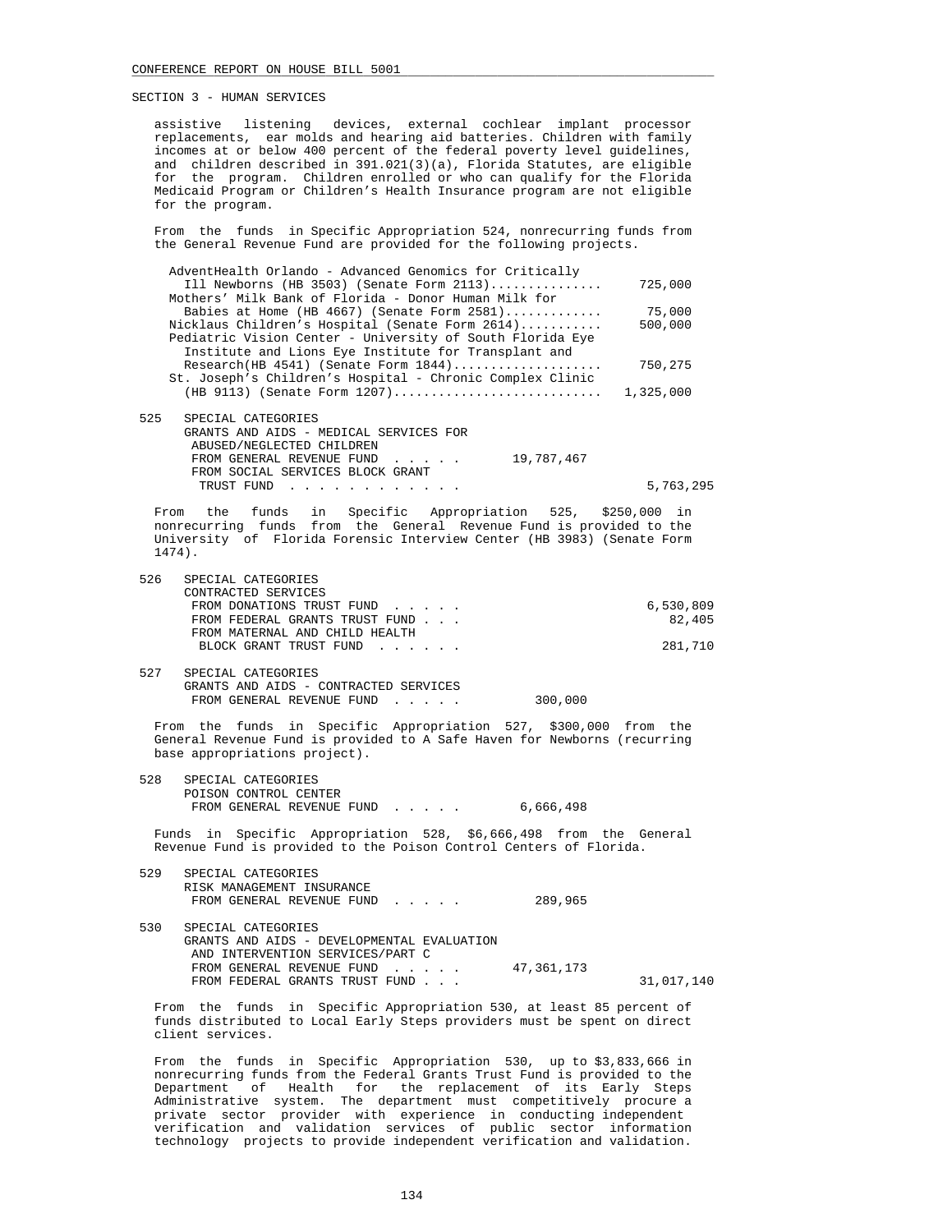SECTION 3 - HUMAN SERVICES

assistive listening devices, external cochlear implant processor replacements, ear molds and hearing aid batteries. Children with family incomes at or below 400 percent of the federal poverty level guidelines, and children described in 391.021(3)(a), Florida Statutes, are eligible for the program. Children enrolled or who can qualify for the Florida Medicaid Program or Children's Health Insurance program are not eligible for the program.

From the funds in Specific Appropriation 524, nonrecurring funds from the General Revenue Fund are provided for the following projects.

| | |
|---|---|
| AdventHealth Orlando - Advanced Genomics for Critically Ill Newborns (HB 3503) (Senate Form 2113)............... | 725,000 |
| Mothers' Milk Bank of Florida - Donor Human Milk for Babies at Home (HB 4667) (Senate Form 2581)............. | 75,000 |
| Nicklaus Children's Hospital (Senate Form 2614)........... | 500,000 |
| Pediatric Vision Center - University of South Florida Eye Institute and Lions Eye Institute for Transplant and Research(HB 4541) (Senate Form 1844).................... | 750,275 |
| St. Joseph's Children's Hospital - Chronic Complex Clinic (HB 9113) (Senate Form 1207)............................ | 1,325,000 |

525 SPECIAL CATEGORIES
GRANTS AND AIDS - MEDICAL SERVICES FOR ABUSED/NEGLECTED CHILDREN

| | | |
|---|---|---|
| FROM GENERAL REVENUE FUND . . . . . | 19,787,467 | |
| FROM SOCIAL SERVICES BLOCK GRANT TRUST FUND . . . . . . . . . . . . | | 5,763,295 |

From the funds in Specific Appropriation 525, $250,000 in nonrecurring funds from the General Revenue Fund is provided to the University of Florida Forensic Interview Center (HB 3983) (Senate Form 1474).

526 SPECIAL CATEGORIES
CONTRACTED SERVICES

| | | |
|---|---|---|
| FROM DONATIONS TRUST FUND . . . . . | | 6,530,809 |
| FROM FEDERAL GRANTS TRUST FUND . . . | | 82,405 |
| FROM MATERNAL AND CHILD HEALTH BLOCK GRANT TRUST FUND . . . . . . | | 281,710 |

527 SPECIAL CATEGORIES
GRANTS AND AIDS - CONTRACTED SERVICES

| | | |
|---|---|---|
| FROM GENERAL REVENUE FUND . . . . . | 300,000 | |

From the funds in Specific Appropriation 527, $300,000 from the General Revenue Fund is provided to A Safe Haven for Newborns (recurring base appropriations project).

528 SPECIAL CATEGORIES
POISON CONTROL CENTER

| | | |
|---|---|---|
| FROM GENERAL REVENUE FUND . . . . . | 6,666,498 | |

Funds in Specific Appropriation 528, $6,666,498 from the General Revenue Fund is provided to the Poison Control Centers of Florida.

529 SPECIAL CATEGORIES
RISK MANAGEMENT INSURANCE

| | | |
|---|---|---|
| FROM GENERAL REVENUE FUND . . . . . | 289,965 | |

530 SPECIAL CATEGORIES
GRANTS AND AIDS - DEVELOPMENTAL EVALUATION AND INTERVENTION SERVICES/PART C

| | | |
|---|---|---|
| FROM GENERAL REVENUE FUND . . . . . | 47,361,173 | |
| FROM FEDERAL GRANTS TRUST FUND . . . | | 31,017,140 |

From the funds in Specific Appropriation 530, at least 85 percent of funds distributed to Local Early Steps providers must be spent on direct client services.

From the funds in Specific Appropriation 530, up to $3,833,666 in nonrecurring funds from the Federal Grants Trust Fund is provided to the Department of Health for the replacement of its Early Steps Administrative system. The department must competitively procure a private sector provider with experience in conducting independent verification and validation services of public sector information technology projects to provide independent verification and validation.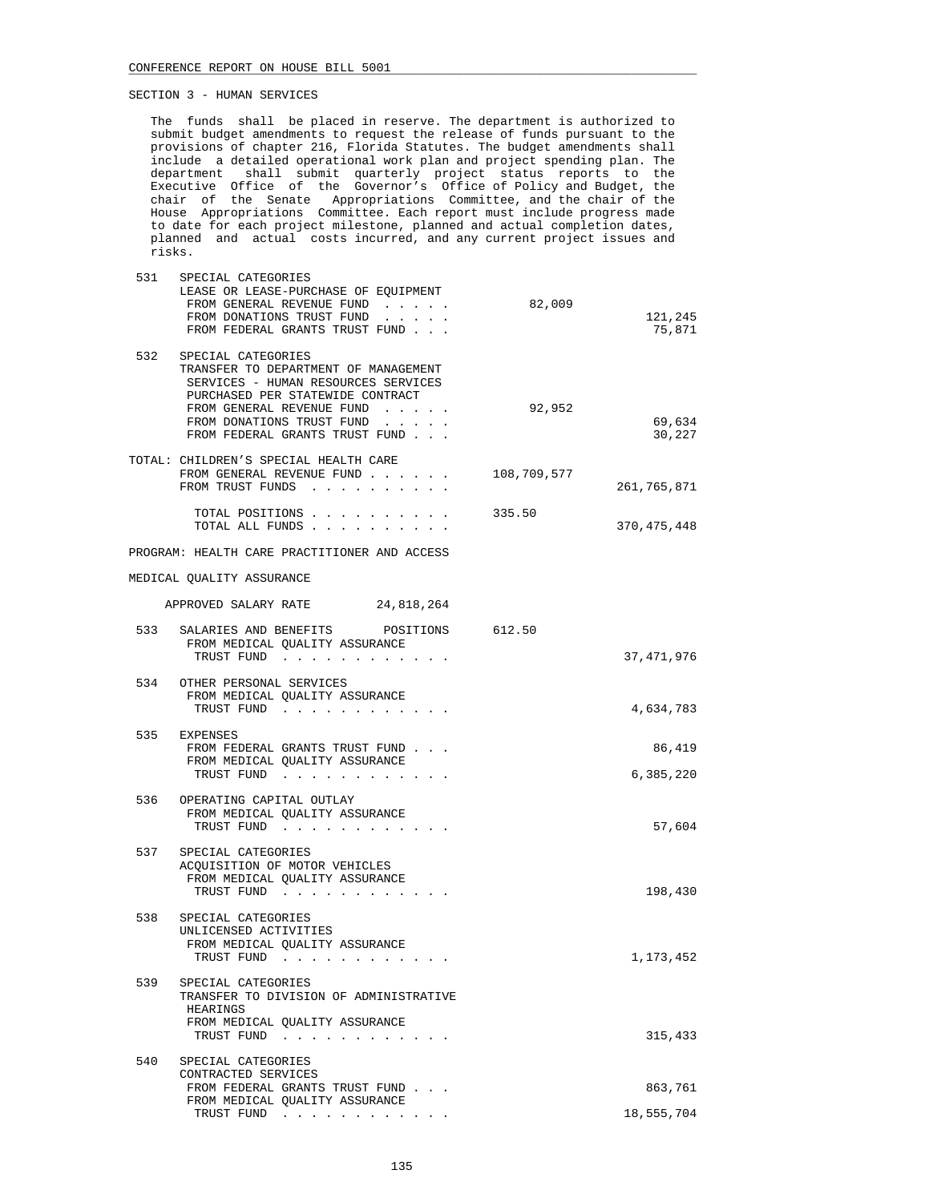SECTION 3 - HUMAN SERVICES

The funds shall be placed in reserve. The department is authorized to submit budget amendments to request the release of funds pursuant to the provisions of chapter 216, Florida Statutes. The budget amendments shall include a detailed operational work plan and project spending plan. The department shall submit quarterly project status reports to the Executive Office of the Governor's Office of Policy and Budget, the chair of the Senate Appropriations Committee, and the chair of the House Appropriations Committee. Each report must include progress made to date for each project milestone, planned and actual completion dates, planned and actual costs incurred, and any current project issues and risks.

| | | | |
|---|---|---|---|
| 531 | SPECIAL CATEGORIES<br>LEASE OR LEASE-PURCHASE OF EQUIPMENT | | |
| | FROM GENERAL REVENUE FUND . . . . . | 82,009 | |
| | FROM DONATIONS TRUST FUND . . . . . | | 121,245 |
| | FROM FEDERAL GRANTS TRUST FUND . . . | | 75,871 |
| 532 | SPECIAL CATEGORIES<br>TRANSFER TO DEPARTMENT OF MANAGEMENT SERVICES - HUMAN RESOURCES SERVICES PURCHASED PER STATEWIDE CONTRACT | | |
| | FROM GENERAL REVENUE FUND . . . . . | 92,952 | |
| | FROM DONATIONS TRUST FUND . . . . . | | 69,634 |
| | FROM FEDERAL GRANTS TRUST FUND . . . | | 30,227 |

TOTAL: CHILDREN'S SPECIAL HEALTH CARE

| | | |
|---|---|---|
| FROM GENERAL REVENUE FUND . . . . . . | 108,709,577 | |
| FROM TRUST FUNDS . . . . . . . . . . | | 261,765,871 |
| TOTAL POSITIONS . . . . . . . . . . | 335.50 | |
| TOTAL ALL FUNDS . . . . . . . . . . | | 370,475,448 |

PROGRAM: HEALTH CARE PRACTITIONER AND ACCESS

MEDICAL QUALITY ASSURANCE

APPROVED SALARY RATE 24,818,264

| | | | |
|---|---|---|---|
| 533 | SALARIES AND BENEFITS POSITIONS | 612.50 | |
| | FROM MEDICAL QUALITY ASSURANCE TRUST FUND . . . . . . . . . . . . | | 37,471,976 |
| 534 | OTHER PERSONAL SERVICES | | |
| | FROM MEDICAL QUALITY ASSURANCE TRUST FUND . . . . . . . . . . . . | | 4,634,783 |
| 535 | EXPENSES | | |
| | FROM FEDERAL GRANTS TRUST FUND . . . | | 86,419 |
| | FROM MEDICAL QUALITY ASSURANCE TRUST FUND . . . . . . . . . . . . | | 6,385,220 |
| 536 | OPERATING CAPITAL OUTLAY | | |
| | FROM MEDICAL QUALITY ASSURANCE TRUST FUND . . . . . . . . . . . . | | 57,604 |
| 537 | SPECIAL CATEGORIES<br>ACQUISITION OF MOTOR VEHICLES | | |
| | FROM MEDICAL QUALITY ASSURANCE TRUST FUND . . . . . . . . . . . . | | 198,430 |
| 538 | SPECIAL CATEGORIES<br>UNLICENSED ACTIVITIES | | |
| | FROM MEDICAL QUALITY ASSURANCE TRUST FUND . . . . . . . . . . . . | | 1,173,452 |
| 539 | SPECIAL CATEGORIES<br>TRANSFER TO DIVISION OF ADMINISTRATIVE HEARINGS | | |
| | FROM MEDICAL QUALITY ASSURANCE TRUST FUND . . . . . . . . . . . . | | 315,433 |
| 540 | SPECIAL CATEGORIES<br>CONTRACTED SERVICES | | |
| | FROM FEDERAL GRANTS TRUST FUND . . . | | 863,761 |
| | FROM MEDICAL QUALITY ASSURANCE TRUST FUND . . . . . . . . . . . . | | 18,555,704 |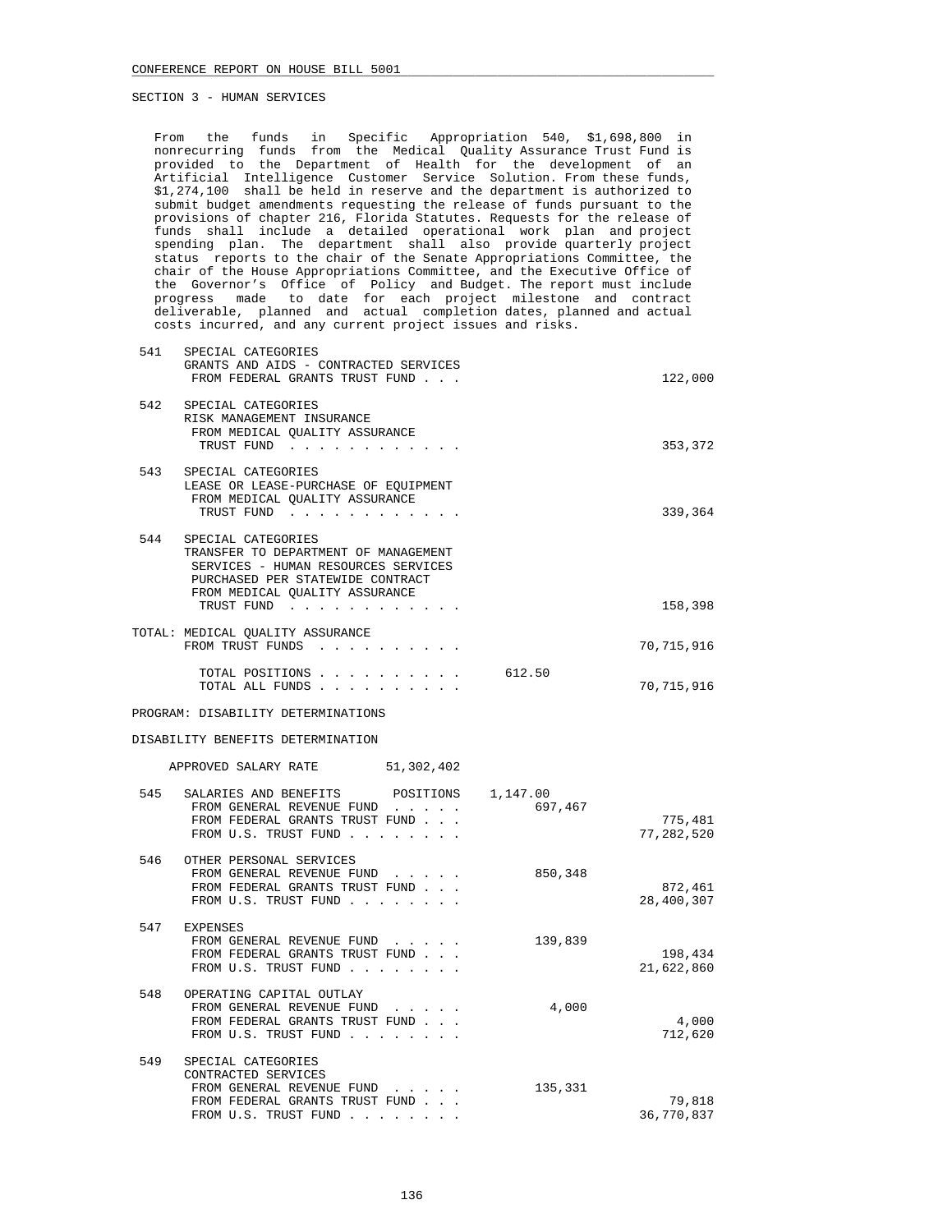SECTION 3 - HUMAN SERVICES

From the funds in Specific Appropriation 540, $1,698,800 in nonrecurring funds from the Medical Quality Assurance Trust Fund is provided to the Department of Health for the development of an Artificial Intelligence Customer Service Solution. From these funds, $1,274,100 shall be held in reserve and the department is authorized to submit budget amendments requesting the release of funds pursuant to the provisions of chapter 216, Florida Statutes. Requests for the release of funds shall include a detailed operational work plan and project spending plan. The department shall also provide quarterly project status reports to the chair of the Senate Appropriations Committee, the chair of the House Appropriations Committee, and the Executive Office of the Governor's Office of Policy and Budget. The report must include progress made to date for each project milestone and contract deliverable, planned and actual completion dates, planned and actual costs incurred, and any current project issues and risks.

| No. | Item | Positions / General Revenue | Trust Funds |
|---|---|---|---|
| 541 | SPECIAL CATEGORIES<br>GRANTS AND AIDS - CONTRACTED SERVICES<br>FROM FEDERAL GRANTS TRUST FUND . . . | | 122,000 |
| 542 | SPECIAL CATEGORIES<br>RISK MANAGEMENT INSURANCE<br>FROM MEDICAL QUALITY ASSURANCE TRUST FUND . . . . . . . . . . . . | | 353,372 |
| 543 | SPECIAL CATEGORIES<br>LEASE OR LEASE-PURCHASE OF EQUIPMENT<br>FROM MEDICAL QUALITY ASSURANCE TRUST FUND . . . . . . . . . . . . | | 339,364 |
| 544 | SPECIAL CATEGORIES<br>TRANSFER TO DEPARTMENT OF MANAGEMENT SERVICES - HUMAN RESOURCES SERVICES PURCHASED PER STATEWIDE CONTRACT<br>FROM MEDICAL QUALITY ASSURANCE TRUST FUND . . . . . . . . . . . . | | 158,398 |
| | TOTAL: MEDICAL QUALITY ASSURANCE<br>FROM TRUST FUNDS . . . . . . . . . . | | 70,715,916 |
| | TOTAL POSITIONS . . . . . . . . . . | 612.50 | |
| | TOTAL ALL FUNDS . . . . . . . . . . | | 70,715,916 |

PROGRAM: DISABILITY DETERMINATIONS

DISABILITY BENEFITS DETERMINATION

APPROVED SALARY RATE 51,302,402

| No. | Item | Positions / General Revenue | Trust Funds |
|---|---|---|---|
| 545 | SALARIES AND BENEFITS POSITIONS | 1,147.00 | |
| | FROM GENERAL REVENUE FUND . . . . . | 697,467 | |
| | FROM FEDERAL GRANTS TRUST FUND . . . | | 775,481 |
| | FROM U.S. TRUST FUND . . . . . . . . | | 77,282,520 |
| 546 | OTHER PERSONAL SERVICES | | |
| | FROM GENERAL REVENUE FUND . . . . . | 850,348 | |
| | FROM FEDERAL GRANTS TRUST FUND . . . | | 872,461 |
| | FROM U.S. TRUST FUND . . . . . . . . | | 28,400,307 |
| 547 | EXPENSES | | |
| | FROM GENERAL REVENUE FUND . . . . . | 139,839 | |
| | FROM FEDERAL GRANTS TRUST FUND . . . | | 198,434 |
| | FROM U.S. TRUST FUND . . . . . . . . | | 21,622,860 |
| 548 | OPERATING CAPITAL OUTLAY | | |
| | FROM GENERAL REVENUE FUND . . . . . | 4,000 | |
| | FROM FEDERAL GRANTS TRUST FUND . . . | | 4,000 |
| | FROM U.S. TRUST FUND . . . . . . . . | | 712,620 |
| 549 | SPECIAL CATEGORIES<br>CONTRACTED SERVICES | | |
| | FROM GENERAL REVENUE FUND . . . . . | 135,331 | |
| | FROM FEDERAL GRANTS TRUST FUND . . . | | 79,818 |
| | FROM U.S. TRUST FUND . . . . . . . . | | 36,770,837 |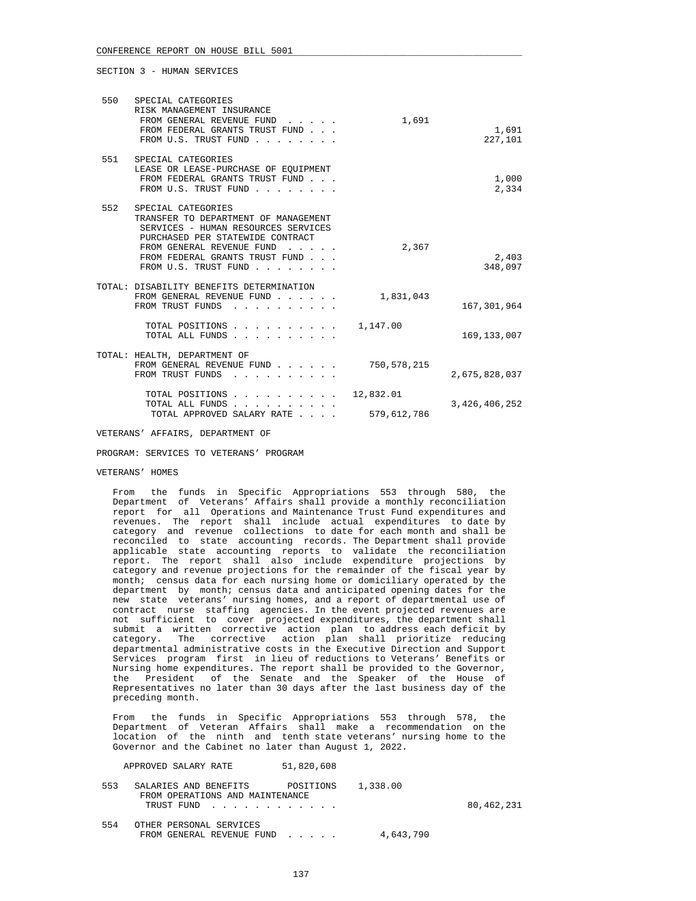SECTION 3 - HUMAN SERVICES

| | | | |
|---|---|---|---|
| 550 | SPECIAL CATEGORIES<br>RISK MANAGEMENT INSURANCE | | |
| | FROM GENERAL REVENUE FUND . . . . . | 1,691 | |
| | FROM FEDERAL GRANTS TRUST FUND . . . | | 1,691 |
| | FROM U.S. TRUST FUND . . . . . . . . | | 227,101 |
| 551 | SPECIAL CATEGORIES<br>LEASE OR LEASE-PURCHASE OF EQUIPMENT | | |
| | FROM FEDERAL GRANTS TRUST FUND . . . | | 1,000 |
| | FROM U.S. TRUST FUND . . . . . . . . | | 2,334 |
| 552 | SPECIAL CATEGORIES<br>TRANSFER TO DEPARTMENT OF MANAGEMENT SERVICES - HUMAN RESOURCES SERVICES PURCHASED PER STATEWIDE CONTRACT | | |
| | FROM GENERAL REVENUE FUND . . . . . | 2,367 | |
| | FROM FEDERAL GRANTS TRUST FUND . . . | | 2,403 |
| | FROM U.S. TRUST FUND . . . . . . . . | | 348,097 |
| TOTAL: | DISABILITY BENEFITS DETERMINATION | | |
| | FROM GENERAL REVENUE FUND . . . . . . | 1,831,043 | |
| | FROM TRUST FUNDS . . . . . . . . . . | | 167,301,964 |
| | TOTAL POSITIONS . . . . . . . . . . | 1,147.00 | |
| | TOTAL ALL FUNDS . . . . . . . . . . | | 169,133,007 |
| TOTAL: | HEALTH, DEPARTMENT OF | | |
| | FROM GENERAL REVENUE FUND . . . . . . | 750,578,215 | |
| | FROM TRUST FUNDS . . . . . . . . . . | | 2,675,828,037 |
| | TOTAL POSITIONS . . . . . . . . . . | 12,832.01 | |
| | TOTAL ALL FUNDS . . . . . . . . . . | | 3,426,406,252 |
| | TOTAL APPROVED SALARY RATE . . . . | 579,612,786 | |

VETERANS' AFFAIRS, DEPARTMENT OF

PROGRAM: SERVICES TO VETERANS' PROGRAM

VETERANS' HOMES

From the funds in Specific Appropriations 553 through 580, the Department of Veterans' Affairs shall provide a monthly reconciliation report for all Operations and Maintenance Trust Fund expenditures and revenues. The report shall include actual expenditures to date by category and revenue collections to date for each month and shall be reconciled to state accounting records. The Department shall provide applicable state accounting reports to validate the reconciliation report. The report shall also include expenditure projections by category and revenue projections for the remainder of the fiscal year by month; census data for each nursing home or domiciliary operated by the department by month; census data and anticipated opening dates for the new state veterans' nursing homes, and a report of departmental use of contract nurse staffing agencies. In the event projected revenues are not sufficient to cover projected expenditures, the department shall submit a written corrective action plan to address each deficit by category. The corrective action plan shall prioritize reducing departmental administrative costs in the Executive Direction and Support Services program first in lieu of reductions to Veterans' Benefits or Nursing home expenditures. The report shall be provided to the Governor, the President of the Senate and the Speaker of the House of Representatives no later than 30 days after the last business day of the preceding month.

From the funds in Specific Appropriations 553 through 578, the Department of Veteran Affairs shall make a recommendation on the location of the ninth and tenth state veterans' nursing home to the Governor and the Cabinet no later than August 1, 2022.

APPROVED SALARY RATE 51,820,608

| | | | |
|---|---|---|---|
| 553 | SALARIES AND BENEFITS POSITIONS | 1,338.00 | |
| | FROM OPERATIONS AND MAINTENANCE TRUST FUND . . . . . . . . . . . . | | 80,462,231 |
| 554 | OTHER PERSONAL SERVICES | | |
| | FROM GENERAL REVENUE FUND . . . . . | 4,643,790 | |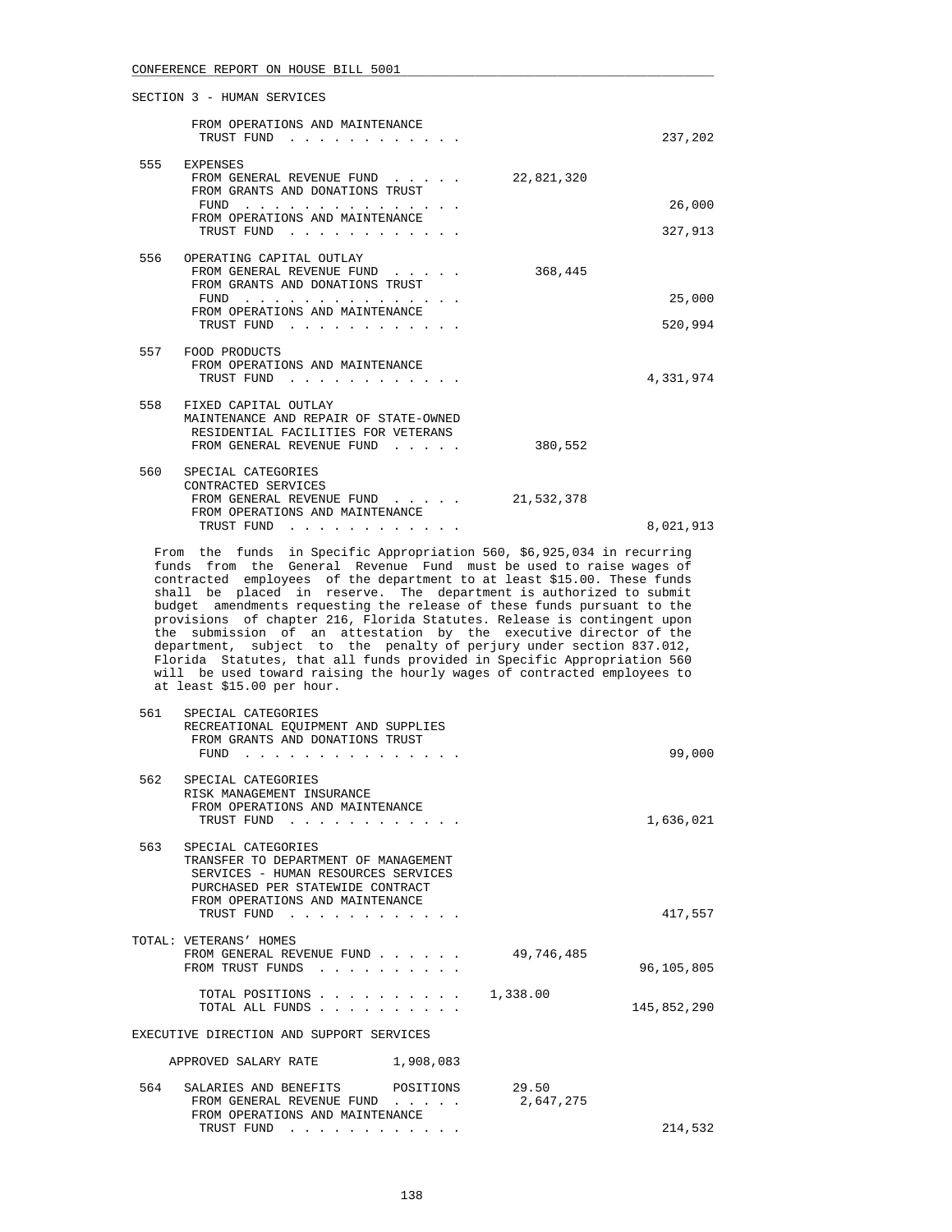SECTION 3 - HUMAN SERVICES

| | | | |
|---|---|---|---|
| | FROM OPERATIONS AND MAINTENANCE TRUST FUND . . . . . . . . . . . . | | 237,202 |
| 555 | EXPENSES | | |
| | FROM GENERAL REVENUE FUND . . . . . | 22,821,320 | |
| | FROM GRANTS AND DONATIONS TRUST FUND . . . . . . . . . . . . . . . | | 26,000 |
| | FROM OPERATIONS AND MAINTENANCE TRUST FUND . . . . . . . . . . . . | | 327,913 |
| 556 | OPERATING CAPITAL OUTLAY | | |
| | FROM GENERAL REVENUE FUND . . . . . | 368,445 | |
| | FROM GRANTS AND DONATIONS TRUST FUND . . . . . . . . . . . . . . . | | 25,000 |
| | FROM OPERATIONS AND MAINTENANCE TRUST FUND . . . . . . . . . . . . | | 520,994 |
| 557 | FOOD PRODUCTS | | |
| | FROM OPERATIONS AND MAINTENANCE TRUST FUND . . . . . . . . . . . . | | 4,331,974 |
| 558 | FIXED CAPITAL OUTLAY | | |
| | MAINTENANCE AND REPAIR OF STATE-OWNED RESIDENTIAL FACILITIES FOR VETERANS | | |
| | FROM GENERAL REVENUE FUND . . . . . | 380,552 | |
| 560 | SPECIAL CATEGORIES | | |
| | CONTRACTED SERVICES | | |
| | FROM GENERAL REVENUE FUND . . . . . | 21,532,378 | |
| | FROM OPERATIONS AND MAINTENANCE TRUST FUND . . . . . . . . . . . . | | 8,021,913 |

From the funds in Specific Appropriation 560, $6,925,034 in recurring funds from the General Revenue Fund must be used to raise wages of contracted employees of the department to at least $15.00. These funds shall be placed in reserve. The department is authorized to submit budget amendments requesting the release of these funds pursuant to the provisions of chapter 216, Florida Statutes. Release is contingent upon the submission of an attestation by the executive director of the department, subject to the penalty of perjury under section 837.012, Florida Statutes, that all funds provided in Specific Appropriation 560 will be used toward raising the hourly wages of contracted employees to at least $15.00 per hour.

| | | | |
|---|---|---|---|
| 561 | SPECIAL CATEGORIES | | |
| | RECREATIONAL EQUIPMENT AND SUPPLIES | | |
| | FROM GRANTS AND DONATIONS TRUST FUND . . . . . . . . . . . . . . . | | 99,000 |
| 562 | SPECIAL CATEGORIES | | |
| | RISK MANAGEMENT INSURANCE | | |
| | FROM OPERATIONS AND MAINTENANCE TRUST FUND . . . . . . . . . . . . | | 1,636,021 |
| 563 | SPECIAL CATEGORIES | | |
| | TRANSFER TO DEPARTMENT OF MANAGEMENT SERVICES - HUMAN RESOURCES SERVICES PURCHASED PER STATEWIDE CONTRACT | | |
| | FROM OPERATIONS AND MAINTENANCE TRUST FUND . . . . . . . . . . . . | | 417,557 |

| | | |
|---|---|---|
| TOTAL: VETERANS' HOMES | | |
| FROM GENERAL REVENUE FUND . . . . . . | 49,746,485 | |
| FROM TRUST FUNDS . . . . . . . . . . | | 96,105,805 |
| TOTAL POSITIONS . . . . . . . . . . | 1,338.00 | |
| TOTAL ALL FUNDS . . . . . . . . . . | | 145,852,290 |

EXECUTIVE DIRECTION AND SUPPORT SERVICES

APPROVED SALARY RATE 1,908,083

| | | | |
|---|---|---|---|
| 564 | SALARIES AND BENEFITS POSITIONS | 29.50 | |
| | FROM GENERAL REVENUE FUND . . . . . | 2,647,275 | |
| | FROM OPERATIONS AND MAINTENANCE TRUST FUND . . . . . . . . . . . . | | 214,532 |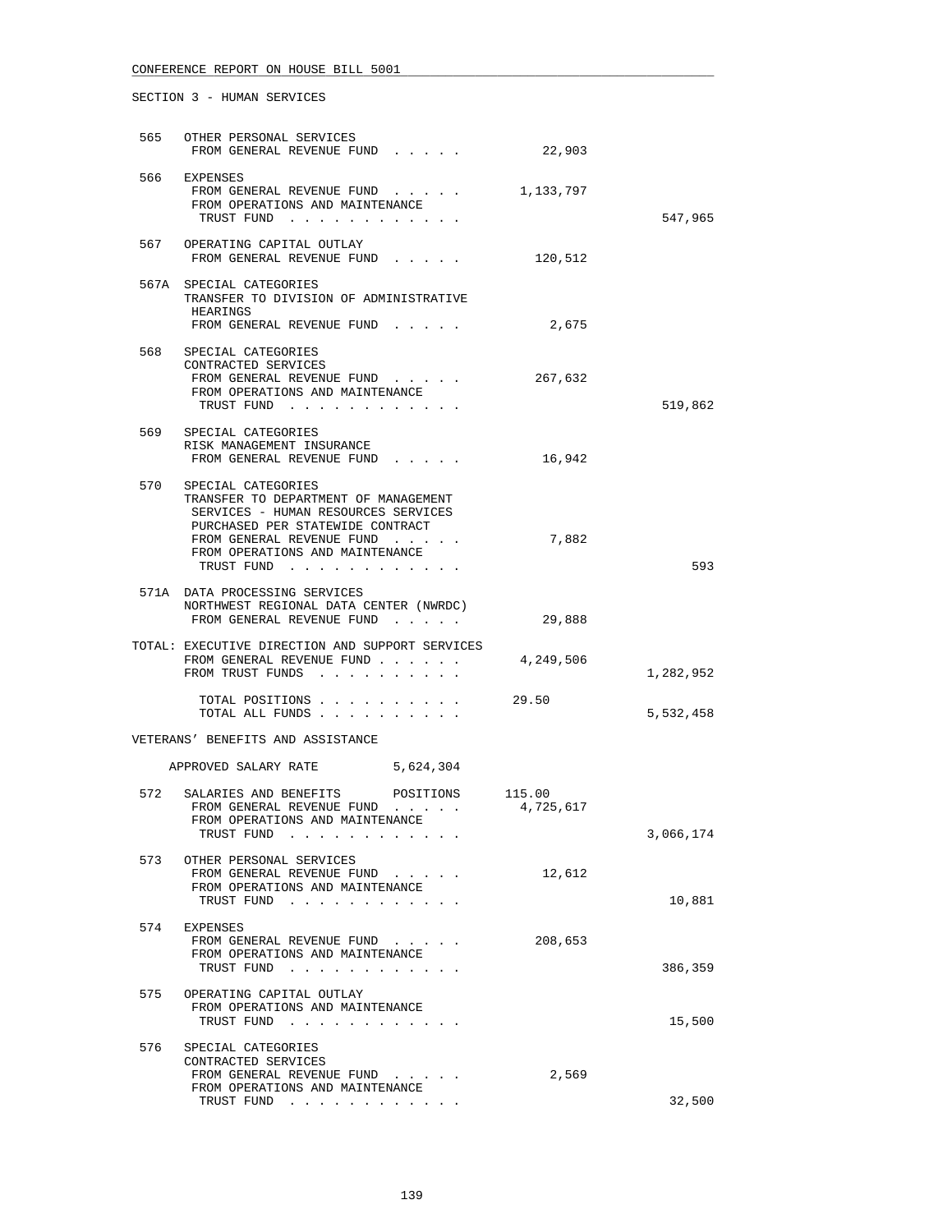CONFERENCE REPORT ON HOUSE BILL 5001

SECTION 3 - HUMAN SERVICES

| | | | |
|---|---|---|---|
| 565 | OTHER PERSONAL SERVICES<br>FROM GENERAL REVENUE FUND . . . . . | 22,903 | |
| 566 | EXPENSES<br>FROM GENERAL REVENUE FUND . . . . . | 1,133,797 | |
| | FROM OPERATIONS AND MAINTENANCE<br>TRUST FUND . . . . . . . . . . . . | | 547,965 |
| 567 | OPERATING CAPITAL OUTLAY<br>FROM GENERAL REVENUE FUND . . . . . | 120,512 | |
| 567A | SPECIAL CATEGORIES<br>TRANSFER TO DIVISION OF ADMINISTRATIVE HEARINGS<br>FROM GENERAL REVENUE FUND . . . . . | 2,675 | |
| 568 | SPECIAL CATEGORIES<br>CONTRACTED SERVICES<br>FROM GENERAL REVENUE FUND . . . . . | 267,632 | |
| | FROM OPERATIONS AND MAINTENANCE<br>TRUST FUND . . . . . . . . . . . . | | 519,862 |
| 569 | SPECIAL CATEGORIES<br>RISK MANAGEMENT INSURANCE<br>FROM GENERAL REVENUE FUND . . . . . | 16,942 | |
| 570 | SPECIAL CATEGORIES<br>TRANSFER TO DEPARTMENT OF MANAGEMENT SERVICES - HUMAN RESOURCES SERVICES PURCHASED PER STATEWIDE CONTRACT<br>FROM GENERAL REVENUE FUND . . . . . | 7,882 | |
| | FROM OPERATIONS AND MAINTENANCE<br>TRUST FUND . . . . . . . . . . . . | | 593 |
| 571A | DATA PROCESSING SERVICES<br>NORTHWEST REGIONAL DATA CENTER (NWRDC)<br>FROM GENERAL REVENUE FUND . . . . . | 29,888 | |

TOTAL: EXECUTIVE DIRECTION AND SUPPORT SERVICES

| | | |
|---|---|---|
| FROM GENERAL REVENUE FUND . . . . . . | 4,249,506 | |
| FROM TRUST FUNDS . . . . . . . . . . | | 1,282,952 |
| TOTAL POSITIONS . . . . . . . . . . | 29.50 | |
| TOTAL ALL FUNDS . . . . . . . . . . | | 5,532,458 |

VETERANS' BENEFITS AND ASSISTANCE

APPROVED SALARY RATE 5,624,304

| | | | |
|---|---|---|---|
| 572 | SALARIES AND BENEFITS POSITIONS | 115.00 | |
| | FROM GENERAL REVENUE FUND . . . . . | 4,725,617 | |
| | FROM OPERATIONS AND MAINTENANCE<br>TRUST FUND . . . . . . . . . . . . | | 3,066,174 |
| 573 | OTHER PERSONAL SERVICES<br>FROM GENERAL REVENUE FUND . . . . . | 12,612 | |
| | FROM OPERATIONS AND MAINTENANCE<br>TRUST FUND . . . . . . . . . . . . | | 10,881 |
| 574 | EXPENSES<br>FROM GENERAL REVENUE FUND . . . . . | 208,653 | |
| | FROM OPERATIONS AND MAINTENANCE<br>TRUST FUND . . . . . . . . . . . . | | 386,359 |
| 575 | OPERATING CAPITAL OUTLAY<br>FROM OPERATIONS AND MAINTENANCE<br>TRUST FUND . . . . . . . . . . . . | | 15,500 |
| 576 | SPECIAL CATEGORIES<br>CONTRACTED SERVICES<br>FROM GENERAL REVENUE FUND . . . . . | 2,569 | |
| | FROM OPERATIONS AND MAINTENANCE<br>TRUST FUND . . . . . . . . . . . . | | 32,500 |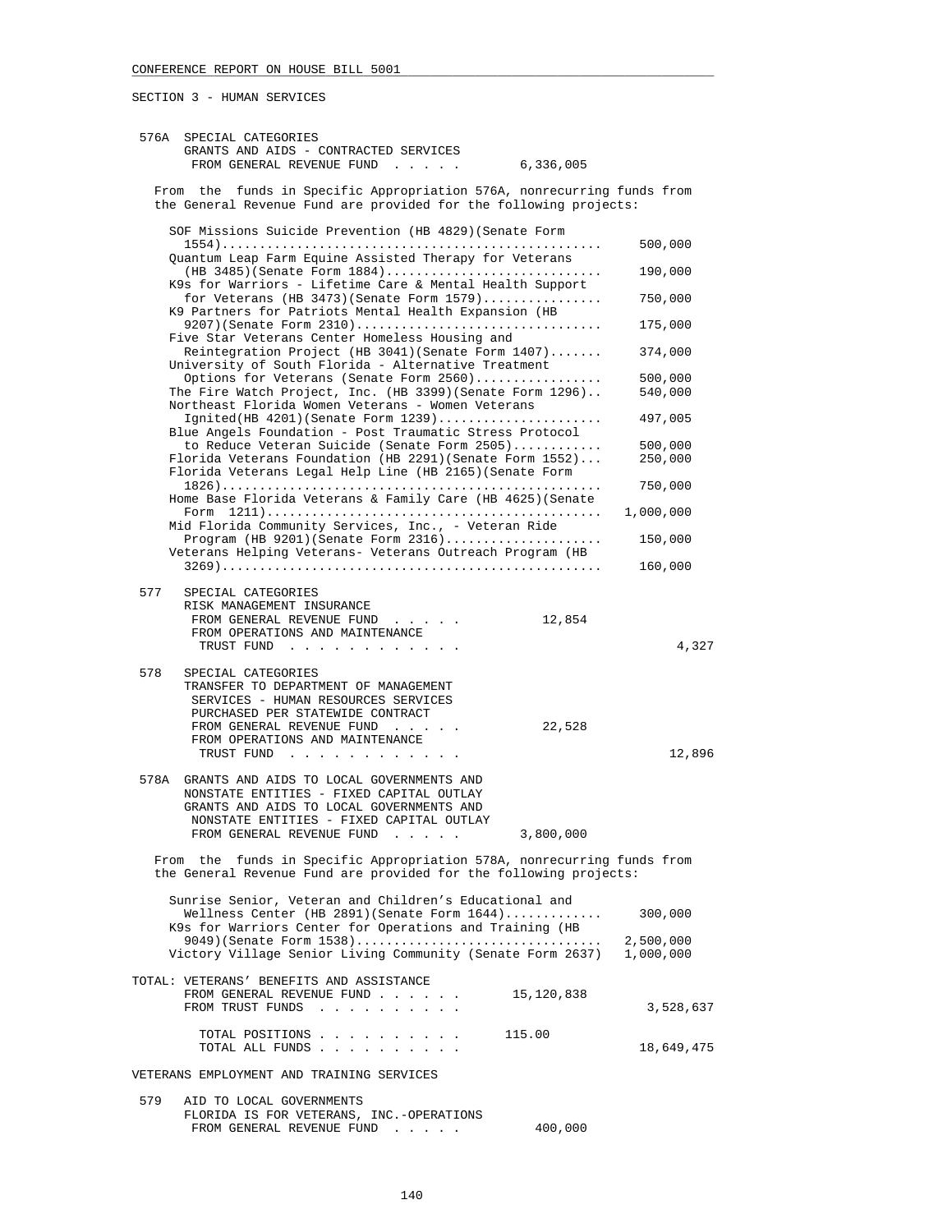SECTION 3 - HUMAN SERVICES

576A SPECIAL CATEGORIES
GRANTS AND AIDS - CONTRACTED SERVICES
FROM GENERAL REVENUE FUND . . . . . 6,336,005

From the funds in Specific Appropriation 576A, nonrecurring funds from the General Revenue Fund are provided for the following projects:

| Project | Amount |
|---|---|
| SOF Missions Suicide Prevention (HB 4829)(Senate Form 1554) | 500,000 |
| Quantum Leap Farm Equine Assisted Therapy for Veterans (HB 3485)(Senate Form 1884) | 190,000 |
| K9s for Warriors - Lifetime Care & Mental Health Support for Veterans (HB 3473)(Senate Form 1579) | 750,000 |
| K9 Partners for Patriots Mental Health Expansion (HB 9207)(Senate Form 2310) | 175,000 |
| Five Star Veterans Center Homeless Housing and Reintegration Project (HB 3041)(Senate Form 1407) | 374,000 |
| University of South Florida - Alternative Treatment Options for Veterans (Senate Form 2560) | 500,000 |
| The Fire Watch Project, Inc. (HB 3399)(Senate Form 1296) | 540,000 |
| Northeast Florida Women Veterans - Women Veterans Ignited(HB 4201)(Senate Form 1239) | 497,005 |
| Blue Angels Foundation - Post Traumatic Stress Protocol to Reduce Veteran Suicide (Senate Form 2505) | 500,000 |
| Florida Veterans Foundation (HB 2291)(Senate Form 1552) | 250,000 |
| Florida Veterans Legal Help Line (HB 2165)(Senate Form 1826) | 750,000 |
| Home Base Florida Veterans & Family Care (HB 4625)(Senate Form 1211) | 1,000,000 |
| Mid Florida Community Services, Inc., - Veteran Ride Program (HB 9201)(Senate Form 2316) | 150,000 |
| Veterans Helping Veterans- Veterans Outreach Program (HB 3269) | 160,000 |

577 SPECIAL CATEGORIES
RISK MANAGEMENT INSURANCE
FROM GENERAL REVENUE FUND . . . . . 12,854
FROM OPERATIONS AND MAINTENANCE TRUST FUND . . . . . . . . . . . . 4,327

578 SPECIAL CATEGORIES
TRANSFER TO DEPARTMENT OF MANAGEMENT SERVICES - HUMAN RESOURCES SERVICES PURCHASED PER STATEWIDE CONTRACT
FROM GENERAL REVENUE FUND . . . . . 22,528
FROM OPERATIONS AND MAINTENANCE TRUST FUND . . . . . . . . . . . . 12,896

578A GRANTS AND AIDS TO LOCAL GOVERNMENTS AND NONSTATE ENTITIES - FIXED CAPITAL OUTLAY
GRANTS AND AIDS TO LOCAL GOVERNMENTS AND NONSTATE ENTITIES - FIXED CAPITAL OUTLAY
FROM GENERAL REVENUE FUND . . . . . 3,800,000

From the funds in Specific Appropriation 578A, nonrecurring funds from the General Revenue Fund are provided for the following projects:

| Project | Amount |
|---|---|
| Sunrise Senior, Veteran and Children's Educational and Wellness Center (HB 2891)(Senate Form 1644) | 300,000 |
| K9s for Warriors Center for Operations and Training (HB 9049)(Senate Form 1538) | 2,500,000 |
| Victory Village Senior Living Community (Senate Form 2637) | 1,000,000 |

TOTAL: VETERANS' BENEFITS AND ASSISTANCE
FROM GENERAL REVENUE FUND . . . . . . 15,120,838
FROM TRUST FUNDS . . . . . . . . . . 3,528,637

TOTAL POSITIONS . . . . . . . . . . 115.00
TOTAL ALL FUNDS . . . . . . . . . . 18,649,475

VETERANS EMPLOYMENT AND TRAINING SERVICES

579 AID TO LOCAL GOVERNMENTS
FLORIDA IS FOR VETERANS, INC.-OPERATIONS
FROM GENERAL REVENUE FUND . . . . . 400,000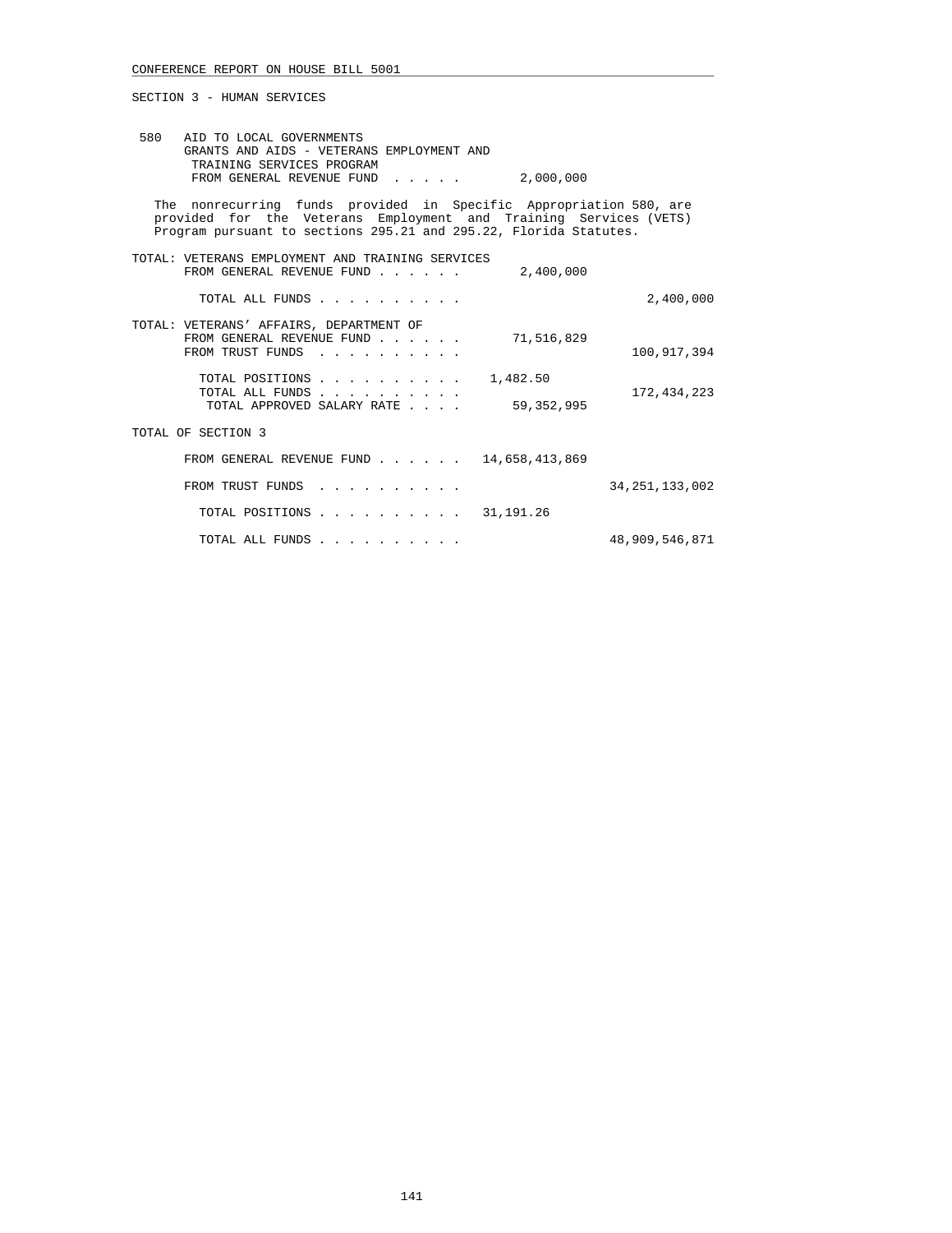SECTION 3 - HUMAN SERVICES

580 AID TO LOCAL GOVERNMENTS
GRANTS AND AIDS - VETERANS EMPLOYMENT AND TRAINING SERVICES PROGRAM
FROM GENERAL REVENUE FUND . . . . . 2,000,000

The nonrecurring funds provided in Specific Appropriation 580, are provided for the Veterans Employment and Training Services (VETS) Program pursuant to sections 295.21 and 295.22, Florida Statutes.

TOTAL: VETERANS EMPLOYMENT AND TRAINING SERVICES

| | | |
|---|---|---|
| FROM GENERAL REVENUE FUND . . . . . . | 2,400,000 | |
| TOTAL ALL FUNDS . . . . . . . . . . | | 2,400,000 |

TOTAL: VETERANS' AFFAIRS, DEPARTMENT OF

| | | |
|---|---|---|
| FROM GENERAL REVENUE FUND . . . . . . | 71,516,829 | |
| FROM TRUST FUNDS . . . . . . . . . . | | 100,917,394 |
| TOTAL POSITIONS . . . . . . . . . . | 1,482.50 | |
| TOTAL ALL FUNDS . . . . . . . . . . | | 172,434,223 |
| TOTAL APPROVED SALARY RATE . . . . | 59,352,995 | |

TOTAL OF SECTION 3

| | | |
|---|---|---|
| FROM GENERAL REVENUE FUND . . . . . . | 14,658,413,869 | |
| FROM TRUST FUNDS . . . . . . . . . . | | 34,251,133,002 |
| TOTAL POSITIONS . . . . . . . . . . | 31,191.26 | |
| TOTAL ALL FUNDS . . . . . . . . . . | | 48,909,546,871 |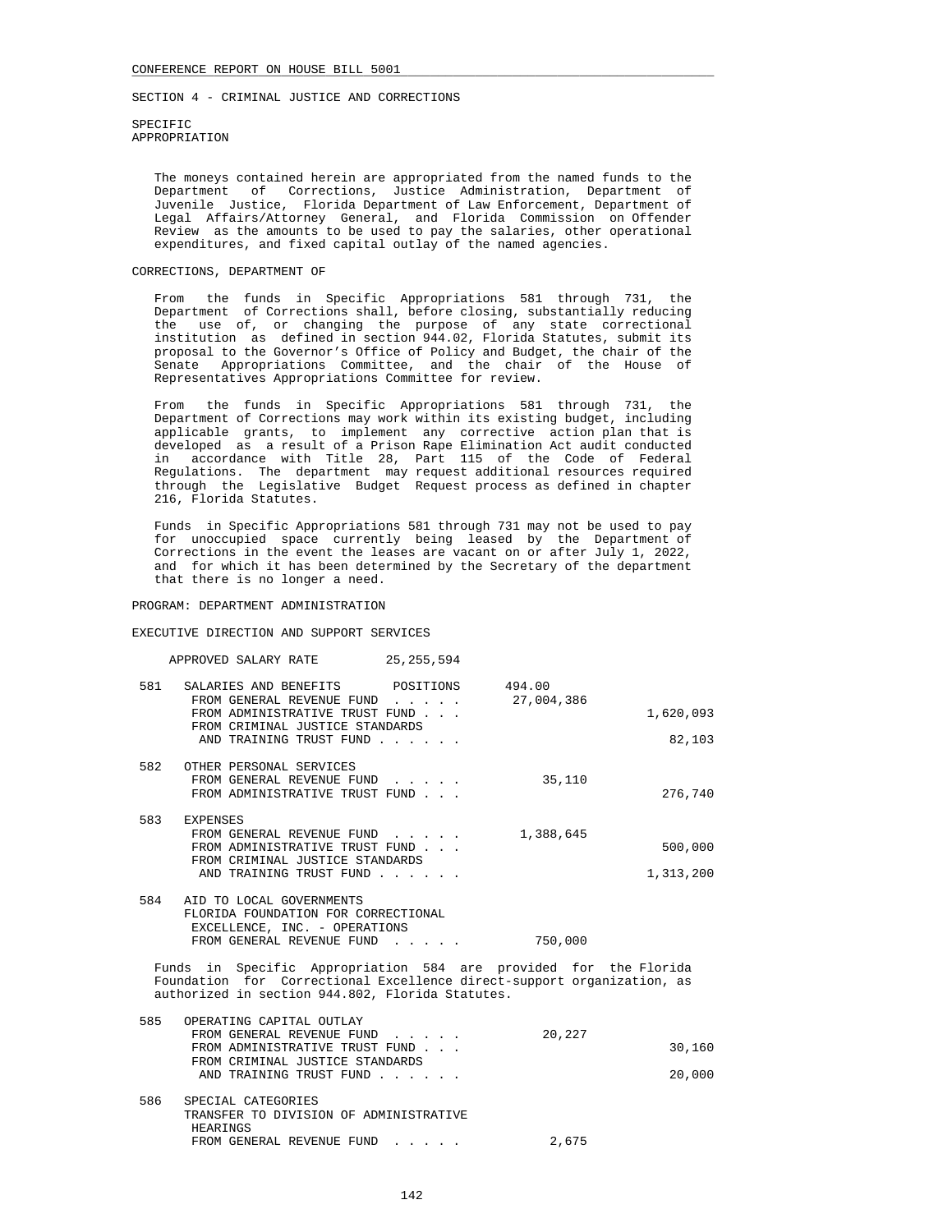SECTION 4 - CRIMINAL JUSTICE AND CORRECTIONS

SPECIFIC APPROPRIATION

The moneys contained herein are appropriated from the named funds to the Department of Corrections, Justice Administration, Department of Juvenile Justice, Florida Department of Law Enforcement, Department of Legal Affairs/Attorney General, and Florida Commission on Offender Review as the amounts to be used to pay the salaries, other operational expenditures, and fixed capital outlay of the named agencies.

## CORRECTIONS, DEPARTMENT OF

From the funds in Specific Appropriations 581 through 731, the Department of Corrections shall, before closing, substantially reducing the use of, or changing the purpose of any state correctional institution as defined in section 944.02, Florida Statutes, submit its proposal to the Governor's Office of Policy and Budget, the chair of the Senate Appropriations Committee, and the chair of the House of Representatives Appropriations Committee for review.

From the funds in Specific Appropriations 581 through 731, the Department of Corrections may work within its existing budget, including applicable grants, to implement any corrective action plan that is developed as a result of a Prison Rape Elimination Act audit conducted in accordance with Title 28, Part 115 of the Code of Federal Regulations. The department may request additional resources required through the Legislative Budget Request process as defined in chapter 216, Florida Statutes.

Funds in Specific Appropriations 581 through 731 may not be used to pay for unoccupied space currently being leased by the Department of Corrections in the event the leases are vacant on or after July 1, 2022, and for which it has been determined by the Secretary of the department that there is no longer a need.

### PROGRAM: DEPARTMENT ADMINISTRATION

#### EXECUTIVE DIRECTION AND SUPPORT SERVICES

APPROVED SALARY RATE 25,255,594

| | | | |
|---|---|---|---|
| 581 | SALARIES AND BENEFITS POSITIONS | 494.00 | |
| | FROM GENERAL REVENUE FUND . . . . . | 27,004,386 | |
| | FROM ADMINISTRATIVE TRUST FUND . . . | | 1,620,093 |
| | FROM CRIMINAL JUSTICE STANDARDS AND TRAINING TRUST FUND . . . . . . | | 82,103 |
| 582 | OTHER PERSONAL SERVICES | | |
| | FROM GENERAL REVENUE FUND . . . . . | 35,110 | |
| | FROM ADMINISTRATIVE TRUST FUND . . . | | 276,740 |
| 583 | EXPENSES | | |
| | FROM GENERAL REVENUE FUND . . . . . | 1,388,645 | |
| | FROM ADMINISTRATIVE TRUST FUND . . . | | 500,000 |
| | FROM CRIMINAL JUSTICE STANDARDS AND TRAINING TRUST FUND . . . . . . | | 1,313,200 |
| 584 | AID TO LOCAL GOVERNMENTS FLORIDA FOUNDATION FOR CORRECTIONAL EXCELLENCE, INC. - OPERATIONS | | |
| | FROM GENERAL REVENUE FUND . . . . . | 750,000 | |

Funds in Specific Appropriation 584 are provided for the Florida Foundation for Correctional Excellence direct-support organization, as authorized in section 944.802, Florida Statutes.

| | | | |
|---|---|---|---|
| 585 | OPERATING CAPITAL OUTLAY | | |
| | FROM GENERAL REVENUE FUND . . . . . | 20,227 | |
| | FROM ADMINISTRATIVE TRUST FUND . . . | | 30,160 |
| | FROM CRIMINAL JUSTICE STANDARDS AND TRAINING TRUST FUND . . . . . . | | 20,000 |
| 586 | SPECIAL CATEGORIES TRANSFER TO DIVISION OF ADMINISTRATIVE HEARINGS | | |
| | FROM GENERAL REVENUE FUND . . . . . | 2,675 | |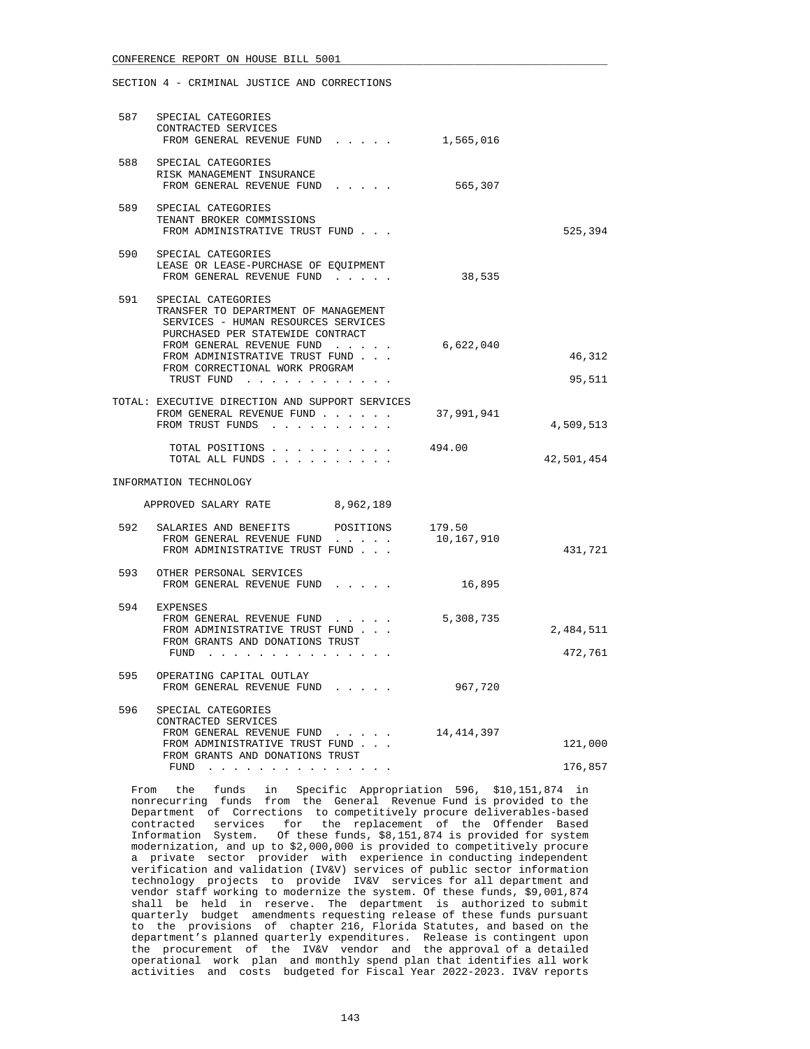SECTION 4 - CRIMINAL JUSTICE AND CORRECTIONS

| | | | |
|---|---|---|---|
| 587 | SPECIAL CATEGORIES<br>CONTRACTED SERVICES<br>FROM GENERAL REVENUE FUND . . . . . | 1,565,016 | |
| 588 | SPECIAL CATEGORIES<br>RISK MANAGEMENT INSURANCE<br>FROM GENERAL REVENUE FUND . . . . . | 565,307 | |
| 589 | SPECIAL CATEGORIES<br>TENANT BROKER COMMISSIONS<br>FROM ADMINISTRATIVE TRUST FUND . . . | | 525,394 |
| 590 | SPECIAL CATEGORIES<br>LEASE OR LEASE-PURCHASE OF EQUIPMENT<br>FROM GENERAL REVENUE FUND . . . . . | 38,535 | |
| 591 | SPECIAL CATEGORIES<br>TRANSFER TO DEPARTMENT OF MANAGEMENT SERVICES - HUMAN RESOURCES SERVICES PURCHASED PER STATEWIDE CONTRACT<br>FROM GENERAL REVENUE FUND . . . . . | 6,622,040 | |
| | FROM ADMINISTRATIVE TRUST FUND . . . | | 46,312 |
| | FROM CORRECTIONAL WORK PROGRAM TRUST FUND . . . . . . . . . . . . | | 95,511 |
| TOTAL: | EXECUTIVE DIRECTION AND SUPPORT SERVICES<br>FROM GENERAL REVENUE FUND . . . . . . | 37,991,941 | |
| | FROM TRUST FUNDS . . . . . . . . . . | | 4,509,513 |
| | TOTAL POSITIONS . . . . . . . . . . | 494.00 | |
| | TOTAL ALL FUNDS . . . . . . . . . . | | 42,501,454 |

INFORMATION TECHNOLOGY

APPROVED SALARY RATE 8,962,189

| | | | |
|---|---|---|---|
| 592 | SALARIES AND BENEFITS POSITIONS | 179.50 | |
| | FROM GENERAL REVENUE FUND . . . . . | 10,167,910 | |
| | FROM ADMINISTRATIVE TRUST FUND . . . | | 431,721 |
| 593 | OTHER PERSONAL SERVICES<br>FROM GENERAL REVENUE FUND . . . . . | 16,895 | |
| 594 | EXPENSES<br>FROM GENERAL REVENUE FUND . . . . . | 5,308,735 | |
| | FROM ADMINISTRATIVE TRUST FUND . . . | | 2,484,511 |
| | FROM GRANTS AND DONATIONS TRUST FUND . . . . . . . . . . . . . . . | | 472,761 |
| 595 | OPERATING CAPITAL OUTLAY<br>FROM GENERAL REVENUE FUND . . . . . | 967,720 | |
| 596 | SPECIAL CATEGORIES<br>CONTRACTED SERVICES<br>FROM GENERAL REVENUE FUND . . . . . | 14,414,397 | |
| | FROM ADMINISTRATIVE TRUST FUND . . . | | 121,000 |
| | FROM GRANTS AND DONATIONS TRUST FUND . . . . . . . . . . . . . . . | | 176,857 |

From the funds in Specific Appropriation 596, $10,151,874 in nonrecurring funds from the General Revenue Fund is provided to the Department of Corrections to competitively procure deliverables-based contracted services for the replacement of the Offender Based Information System. Of these funds, $8,151,874 is provided for system modernization, and up to $2,000,000 is provided to competitively procure a private sector provider with experience in conducting independent verification and validation (IV&V) services of public sector information technology projects to provide IV&V services for all department and vendor staff working to modernize the system. Of these funds, $9,001,874 shall be held in reserve. The department is authorized to submit quarterly budget amendments requesting release of these funds pursuant to the provisions of chapter 216, Florida Statutes, and based on the department's planned quarterly expenditures. Release is contingent upon the procurement of the IV&V vendor and the approval of a detailed operational work plan and monthly spend plan that identifies all work activities and costs budgeted for Fiscal Year 2022-2023. IV&V reports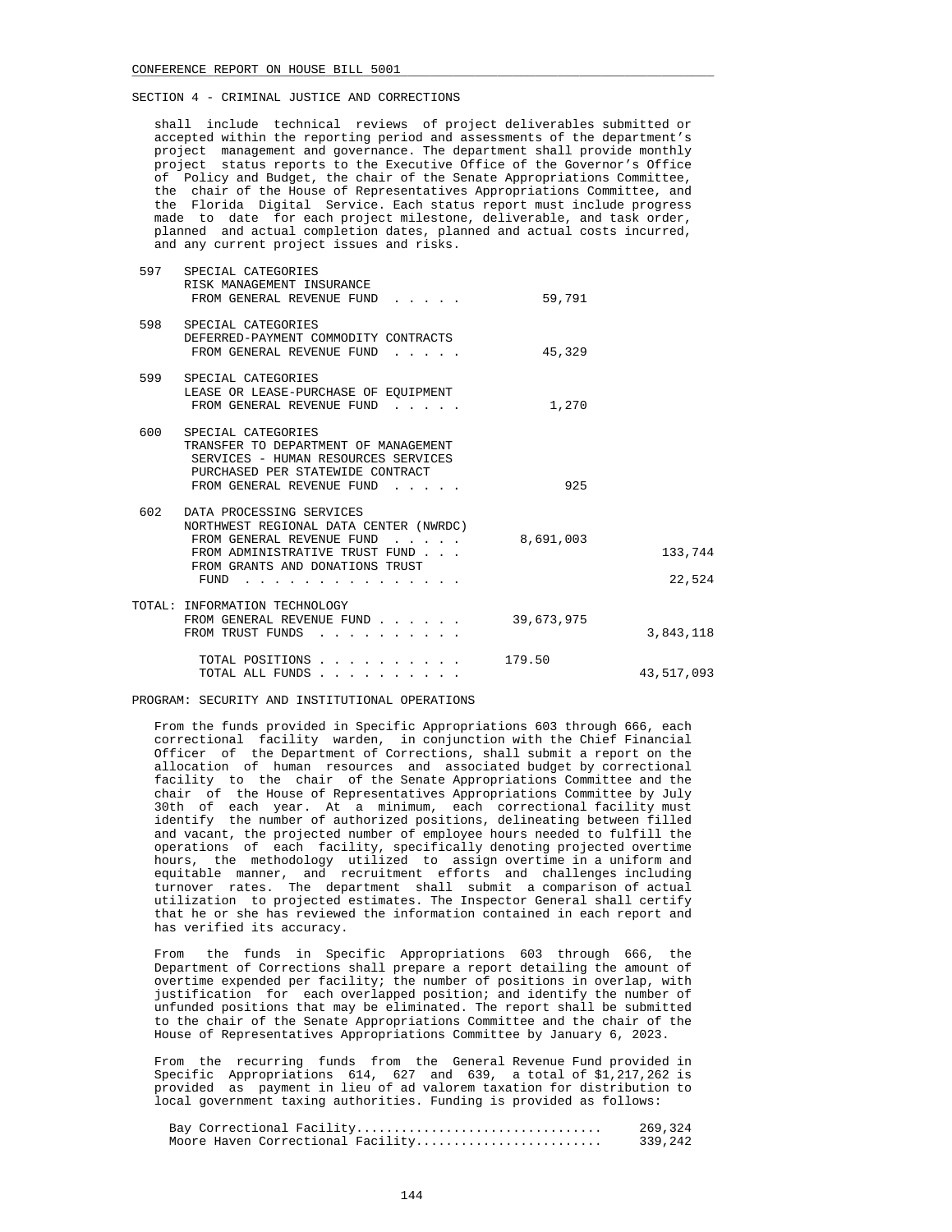SECTION 4 - CRIMINAL JUSTICE AND CORRECTIONS

shall include technical reviews of project deliverables submitted or accepted within the reporting period and assessments of the department's project management and governance. The department shall provide monthly project status reports to the Executive Office of the Governor's Office of Policy and Budget, the chair of the Senate Appropriations Committee, the chair of the House of Representatives Appropriations Committee, and the Florida Digital Service. Each status report must include progress made to date for each project milestone, deliverable, and task order, planned and actual completion dates, planned and actual costs incurred, and any current project issues and risks.

| | | | |
|---|---|---|---|
| 597 | SPECIAL CATEGORIES<br>RISK MANAGEMENT INSURANCE<br>FROM GENERAL REVENUE FUND . . . . . | 59,791 | |
| 598 | SPECIAL CATEGORIES<br>DEFERRED-PAYMENT COMMODITY CONTRACTS<br>FROM GENERAL REVENUE FUND . . . . . | 45,329 | |
| 599 | SPECIAL CATEGORIES<br>LEASE OR LEASE-PURCHASE OF EQUIPMENT<br>FROM GENERAL REVENUE FUND . . . . . | 1,270 | |
| 600 | SPECIAL CATEGORIES<br>TRANSFER TO DEPARTMENT OF MANAGEMENT SERVICES - HUMAN RESOURCES SERVICES PURCHASED PER STATEWIDE CONTRACT<br>FROM GENERAL REVENUE FUND . . . . . | 925 | |
| 602 | DATA PROCESSING SERVICES<br>NORTHWEST REGIONAL DATA CENTER (NWRDC)<br>FROM GENERAL REVENUE FUND . . . . . | 8,691,003 | |
| | FROM ADMINISTRATIVE TRUST FUND . . . | | 133,744 |
| | FROM GRANTS AND DONATIONS TRUST FUND . . . . . . . . . . . . . . . | | 22,524 |
| TOTAL: | INFORMATION TECHNOLOGY<br>FROM GENERAL REVENUE FUND . . . . . . | 39,673,975 | |
| | FROM TRUST FUNDS . . . . . . . . . . | | 3,843,118 |
| | TOTAL POSITIONS . . . . . . . . . . | 179.50 | |
| | TOTAL ALL FUNDS . . . . . . . . . . | | 43,517,093 |

PROGRAM: SECURITY AND INSTITUTIONAL OPERATIONS

From the funds provided in Specific Appropriations 603 through 666, each correctional facility warden, in conjunction with the Chief Financial Officer of the Department of Corrections, shall submit a report on the allocation of human resources and associated budget by correctional facility to the chair of the Senate Appropriations Committee and the chair of the House of Representatives Appropriations Committee by July 30th of each year. At a minimum, each correctional facility must identify the number of authorized positions, delineating between filled and vacant, the projected number of employee hours needed to fulfill the operations of each facility, specifically denoting projected overtime hours, the methodology utilized to assign overtime in a uniform and equitable manner, and recruitment efforts and challenges including turnover rates. The department shall submit a comparison of actual utilization to projected estimates. The Inspector General shall certify that he or she has reviewed the information contained in each report and has verified its accuracy.

From the funds in Specific Appropriations 603 through 666, the Department of Corrections shall prepare a report detailing the amount of overtime expended per facility; the number of positions in overlap, with justification for each overlapped position; and identify the number of unfunded positions that may be eliminated. The report shall be submitted to the chair of the Senate Appropriations Committee and the chair of the House of Representatives Appropriations Committee by January 6, 2023.

From the recurring funds from the General Revenue Fund provided in Specific Appropriations 614, 627 and 639, a total of $1,217,262 is provided as payment in lieu of ad valorem taxation for distribution to local government taxing authorities. Funding is provided as follows:

| | |
|---|---|
| Bay Correctional Facility................................ | 269,324 |
| Moore Haven Correctional Facility........................ | 339,242 |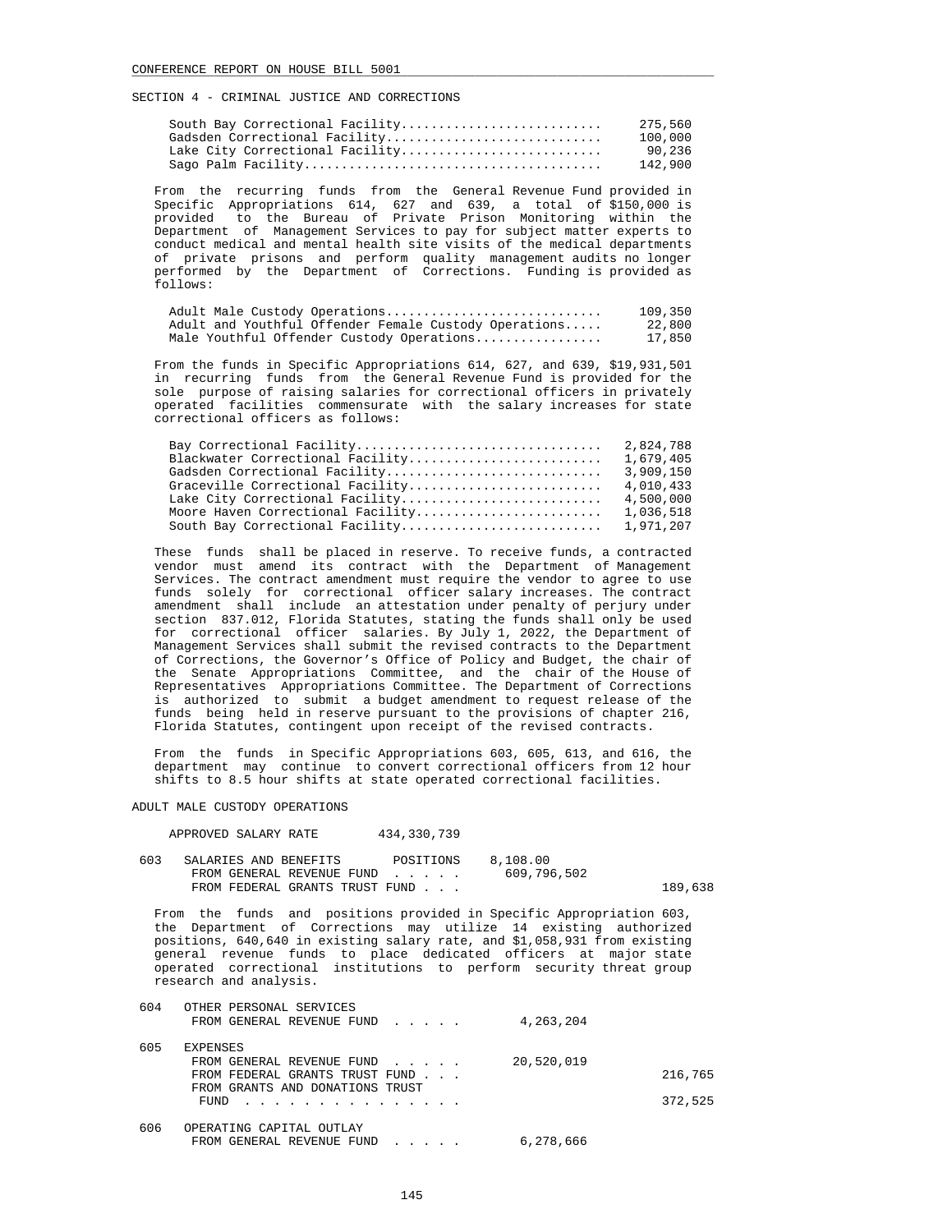SECTION 4 - CRIMINAL JUSTICE AND CORRECTIONS

| | |
|---|---|
| South Bay Correctional Facility | 275,560 |
| Gadsden Correctional Facility | 100,000 |
| Lake City Correctional Facility | 90,236 |
| Sago Palm Facility | 142,900 |

From the recurring funds from the General Revenue Fund provided in Specific Appropriations 614, 627 and 639, a total of $150,000 is provided to the Bureau of Private Prison Monitoring within the Department of Management Services to pay for subject matter experts to conduct medical and mental health site visits of the medical departments of private prisons and perform quality management audits no longer performed by the Department of Corrections. Funding is provided as follows:

| | |
|---|---|
| Adult Male Custody Operations | 109,350 |
| Adult and Youthful Offender Female Custody Operations | 22,800 |
| Male Youthful Offender Custody Operations | 17,850 |

From the funds in Specific Appropriations 614, 627, and 639, $19,931,501 in recurring funds from the General Revenue Fund is provided for the sole purpose of raising salaries for correctional officers in privately operated facilities commensurate with the salary increases for state correctional officers as follows:

| | |
|---|---|
| Bay Correctional Facility | 2,824,788 |
| Blackwater Correctional Facility | 1,679,405 |
| Gadsden Correctional Facility | 3,909,150 |
| Graceville Correctional Facility | 4,010,433 |
| Lake City Correctional Facility | 4,500,000 |
| Moore Haven Correctional Facility | 1,036,518 |
| South Bay Correctional Facility | 1,971,207 |

These funds shall be placed in reserve. To receive funds, a contracted vendor must amend its contract with the Department of Management Services. The contract amendment must require the vendor to agree to use funds solely for correctional officer salary increases. The contract amendment shall include an attestation under penalty of perjury under section 837.012, Florida Statutes, stating the funds shall only be used for correctional officer salaries. By July 1, 2022, the Department of Management Services shall submit the revised contracts to the Department of Corrections, the Governor's Office of Policy and Budget, the chair of the Senate Appropriations Committee, and the chair of the House of Representatives Appropriations Committee. The Department of Corrections is authorized to submit a budget amendment to request release of the funds being held in reserve pursuant to the provisions of chapter 216, Florida Statutes, contingent upon receipt of the revised contracts.

From the funds in Specific Appropriations 603, 605, 613, and 616, the department may continue to convert correctional officers from 12 hour shifts to 8.5 hour shifts at state operated correctional facilities.

## ADULT MALE CUSTODY OPERATIONS

APPROVED SALARY RATE 434,330,739

603 SALARIES AND BENEFITS POSITIONS 8,108.00

| | | |
|---|---|---|
| FROM GENERAL REVENUE FUND | 609,796,502 | |
| FROM FEDERAL GRANTS TRUST FUND | | 189,638 |

From the funds and positions provided in Specific Appropriation 603, the Department of Corrections may utilize 14 existing authorized positions, 640,640 in existing salary rate, and $1,058,931 from existing general revenue funds to place dedicated officers at major state operated correctional institutions to perform security threat group research and analysis.

604 OTHER PERSONAL SERVICES

| | | |
|---|---|---|
| FROM GENERAL REVENUE FUND | 4,263,204 | |

605 EXPENSES

| | | |
|---|---|---|
| FROM GENERAL REVENUE FUND | 20,520,019 | |
| FROM FEDERAL GRANTS TRUST FUND | | 216,765 |
| FROM GRANTS AND DONATIONS TRUST FUND | | 372,525 |

606 OPERATING CAPITAL OUTLAY

| | | |
|---|---|---|
| FROM GENERAL REVENUE FUND | 6,278,666 | |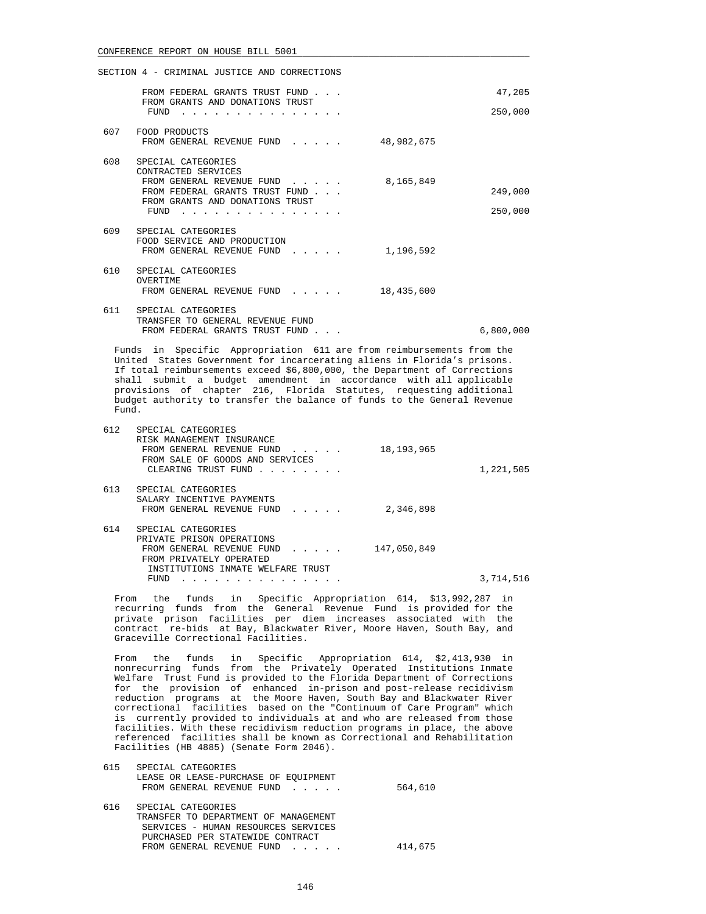SECTION 4 - CRIMINAL JUSTICE AND CORRECTIONS

| | | | |
|---|---|---|---|
| | FROM FEDERAL GRANTS TRUST FUND . . . | | 47,205 |
| | FROM GRANTS AND DONATIONS TRUST FUND . . . . . . . . . . . . . . . | | 250,000 |
| 607 | FOOD PRODUCTS | | |
| | FROM GENERAL REVENUE FUND . . . . . | 48,982,675 | |
| 608 | SPECIAL CATEGORIES CONTRACTED SERVICES | | |
| | FROM GENERAL REVENUE FUND . . . . . | 8,165,849 | |
| | FROM FEDERAL GRANTS TRUST FUND . . . | | 249,000 |
| | FROM GRANTS AND DONATIONS TRUST FUND . . . . . . . . . . . . . . . | | 250,000 |
| 609 | SPECIAL CATEGORIES FOOD SERVICE AND PRODUCTION | | |
| | FROM GENERAL REVENUE FUND . . . . . | 1,196,592 | |
| 610 | SPECIAL CATEGORIES OVERTIME | | |
| | FROM GENERAL REVENUE FUND . . . . . | 18,435,600 | |
| 611 | SPECIAL CATEGORIES TRANSFER TO GENERAL REVENUE FUND | | |
| | FROM FEDERAL GRANTS TRUST FUND . . . | | 6,800,000 |

Funds in Specific Appropriation 611 are from reimbursements from the United States Government for incarcerating aliens in Florida's prisons. If total reimbursements exceed $6,800,000, the Department of Corrections shall submit a budget amendment in accordance with all applicable provisions of chapter 216, Florida Statutes, requesting additional budget authority to transfer the balance of funds to the General Revenue Fund.

| | | | |
|---|---|---|---|
| 612 | SPECIAL CATEGORIES RISK MANAGEMENT INSURANCE | | |
| | FROM GENERAL REVENUE FUND . . . . . | 18,193,965 | |
| | FROM SALE OF GOODS AND SERVICES CLEARING TRUST FUND . . . . . . . . | | 1,221,505 |
| 613 | SPECIAL CATEGORIES SALARY INCENTIVE PAYMENTS | | |
| | FROM GENERAL REVENUE FUND . . . . . | 2,346,898 | |
| 614 | SPECIAL CATEGORIES PRIVATE PRISON OPERATIONS | | |
| | FROM GENERAL REVENUE FUND . . . . . | 147,050,849 | |
| | FROM PRIVATELY OPERATED INSTITUTIONS INMATE WELFARE TRUST FUND . . . . . . . . . . . . . . . | | 3,714,516 |

From the funds in Specific Appropriation 614, $13,992,287 in recurring funds from the General Revenue Fund is provided for the private prison facilities per diem increases associated with the contract re-bids at Bay, Blackwater River, Moore Haven, South Bay, and Graceville Correctional Facilities.

From the funds in Specific Appropriation 614, $2,413,930 in nonrecurring funds from the Privately Operated Institutions Inmate Welfare Trust Fund is provided to the Florida Department of Corrections for the provision of enhanced in-prison and post-release recidivism reduction programs at the Moore Haven, South Bay and Blackwater River correctional facilities based on the "Continuum of Care Program" which is currently provided to individuals at and who are released from those facilities. With these recidivism reduction programs in place, the above referenced facilities shall be known as Correctional and Rehabilitation Facilities (HB 4885) (Senate Form 2046).

| | | | |
|---|---|---|---|
| 615 | SPECIAL CATEGORIES LEASE OR LEASE-PURCHASE OF EQUIPMENT | | |
| | FROM GENERAL REVENUE FUND . . . . . | 564,610 | |
| 616 | SPECIAL CATEGORIES TRANSFER TO DEPARTMENT OF MANAGEMENT SERVICES - HUMAN RESOURCES SERVICES PURCHASED PER STATEWIDE CONTRACT | | |
| | FROM GENERAL REVENUE FUND . . . . . | 414,675 | |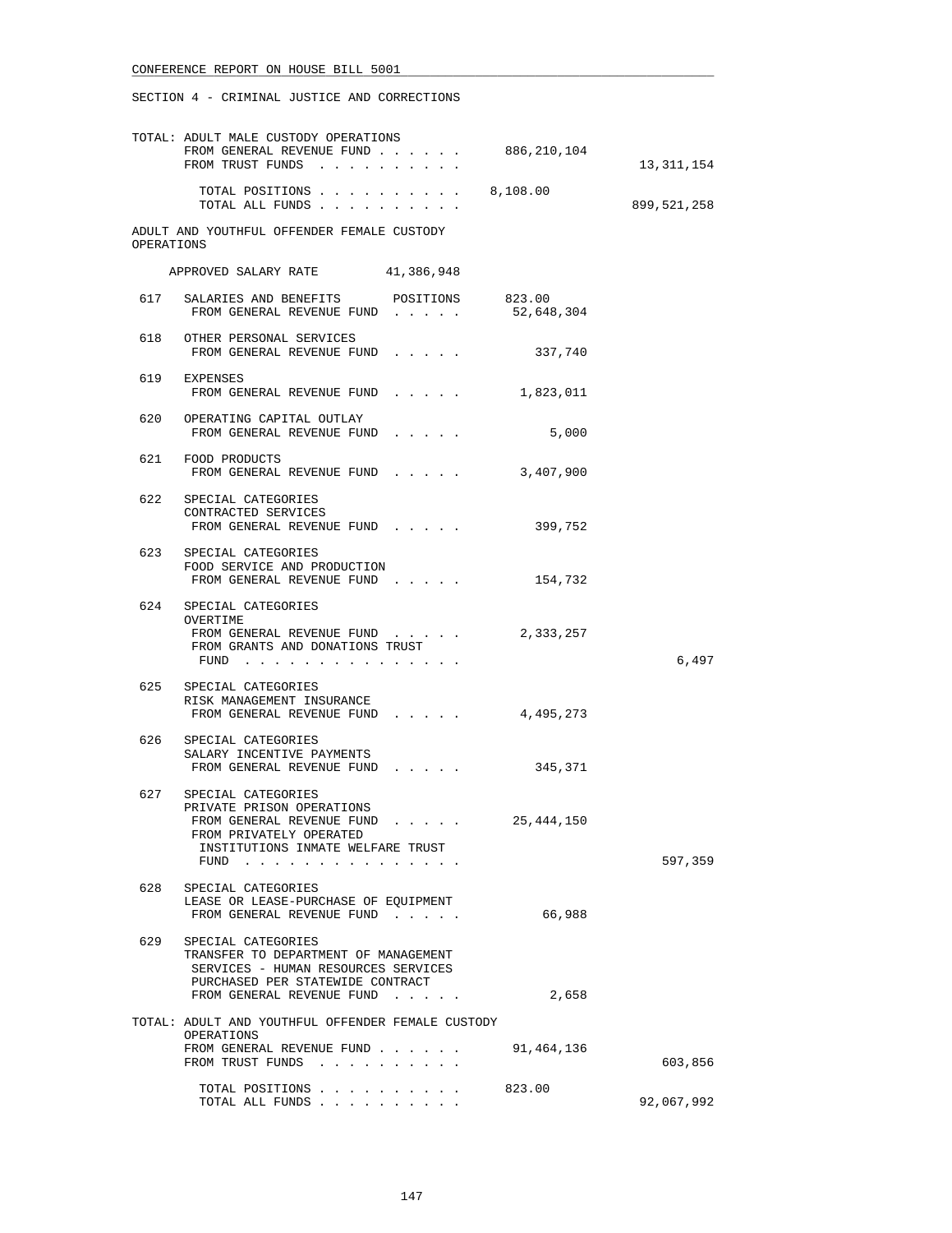SECTION 4 - CRIMINAL JUSTICE AND CORRECTIONS

TOTAL: ADULT MALE CUSTODY OPERATIONS

| | | |
|---|---|---|
| FROM GENERAL REVENUE FUND | 886,210,104 | |
| FROM TRUST FUNDS | | 13,311,154 |
| TOTAL POSITIONS | 8,108.00 | |
| TOTAL ALL FUNDS | | 899,521,258 |

ADULT AND YOUTHFUL OFFENDER FEMALE CUSTODY OPERATIONS

APPROVED SALARY RATE 41,386,948

| | | | |
|---|---|---|---|
| 617 | SALARIES AND BENEFITS POSITIONS | 823.00 | |
| | FROM GENERAL REVENUE FUND | 52,648,304 | |
| 618 | OTHER PERSONAL SERVICES | | |
| | FROM GENERAL REVENUE FUND | 337,740 | |
| 619 | EXPENSES | | |
| | FROM GENERAL REVENUE FUND | 1,823,011 | |
| 620 | OPERATING CAPITAL OUTLAY | | |
| | FROM GENERAL REVENUE FUND | 5,000 | |
| 621 | FOOD PRODUCTS | | |
| | FROM GENERAL REVENUE FUND | 3,407,900 | |
| 622 | SPECIAL CATEGORIES<br>CONTRACTED SERVICES | | |
| | FROM GENERAL REVENUE FUND | 399,752 | |
| 623 | SPECIAL CATEGORIES<br>FOOD SERVICE AND PRODUCTION | | |
| | FROM GENERAL REVENUE FUND | 154,732 | |
| 624 | SPECIAL CATEGORIES<br>OVERTIME | | |
| | FROM GENERAL REVENUE FUND | 2,333,257 | |
| | FROM GRANTS AND DONATIONS TRUST FUND | | 6,497 |
| 625 | SPECIAL CATEGORIES<br>RISK MANAGEMENT INSURANCE | | |
| | FROM GENERAL REVENUE FUND | 4,495,273 | |
| 626 | SPECIAL CATEGORIES<br>SALARY INCENTIVE PAYMENTS | | |
| | FROM GENERAL REVENUE FUND | 345,371 | |
| 627 | SPECIAL CATEGORIES<br>PRIVATE PRISON OPERATIONS | | |
| | FROM GENERAL REVENUE FUND | 25,444,150 | |
| | FROM PRIVATELY OPERATED INSTITUTIONS INMATE WELFARE TRUST FUND | | 597,359 |
| 628 | SPECIAL CATEGORIES<br>LEASE OR LEASE-PURCHASE OF EQUIPMENT | | |
| | FROM GENERAL REVENUE FUND | 66,988 | |
| 629 | SPECIAL CATEGORIES<br>TRANSFER TO DEPARTMENT OF MANAGEMENT SERVICES - HUMAN RESOURCES SERVICES PURCHASED PER STATEWIDE CONTRACT | | |
| | FROM GENERAL REVENUE FUND | 2,658 | |

TOTAL: ADULT AND YOUTHFUL OFFENDER FEMALE CUSTODY OPERATIONS

| | | |
|---|---|---|
| FROM GENERAL REVENUE FUND | 91,464,136 | |
| FROM TRUST FUNDS | | 603,856 |
| TOTAL POSITIONS | 823.00 | |
| TOTAL ALL FUNDS | | 92,067,992 |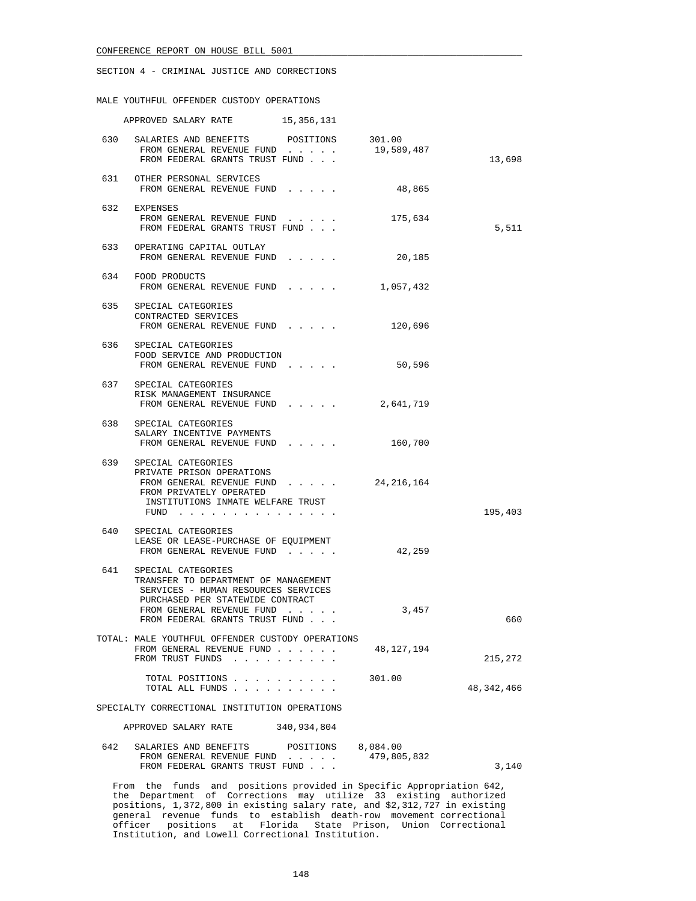SECTION 4 - CRIMINAL JUSTICE AND CORRECTIONS

MALE YOUTHFUL OFFENDER CUSTODY OPERATIONS

APPROVED SALARY RATE 15,356,131

| | | | |
|---|---|---|---|
| 630 | SALARIES AND BENEFITS POSITIONS | 301.00 | |
| | FROM GENERAL REVENUE FUND . . . . . | 19,589,487 | |
| | FROM FEDERAL GRANTS TRUST FUND . . . | | 13,698 |
| 631 | OTHER PERSONAL SERVICES | | |
| | FROM GENERAL REVENUE FUND . . . . . | 48,865 | |
| 632 | EXPENSES | | |
| | FROM GENERAL REVENUE FUND . . . . . | 175,634 | |
| | FROM FEDERAL GRANTS TRUST FUND . . . | | 5,511 |
| 633 | OPERATING CAPITAL OUTLAY | | |
| | FROM GENERAL REVENUE FUND . . . . . | 20,185 | |
| 634 | FOOD PRODUCTS | | |
| | FROM GENERAL REVENUE FUND . . . . . | 1,057,432 | |
| 635 | SPECIAL CATEGORIES<br>CONTRACTED SERVICES | | |
| | FROM GENERAL REVENUE FUND . . . . . | 120,696 | |
| 636 | SPECIAL CATEGORIES<br>FOOD SERVICE AND PRODUCTION | | |
| | FROM GENERAL REVENUE FUND . . . . . | 50,596 | |
| 637 | SPECIAL CATEGORIES<br>RISK MANAGEMENT INSURANCE | | |
| | FROM GENERAL REVENUE FUND . . . . . | 2,641,719 | |
| 638 | SPECIAL CATEGORIES<br>SALARY INCENTIVE PAYMENTS | | |
| | FROM GENERAL REVENUE FUND . . . . . | 160,700 | |
| 639 | SPECIAL CATEGORIES<br>PRIVATE PRISON OPERATIONS | | |
| | FROM GENERAL REVENUE FUND . . . . . | 24,216,164 | |
| | FROM PRIVATELY OPERATED INSTITUTIONS INMATE WELFARE TRUST FUND . . . . . . . . . . . . . . . | | 195,403 |
| 640 | SPECIAL CATEGORIES<br>LEASE OR LEASE-PURCHASE OF EQUIPMENT | | |
| | FROM GENERAL REVENUE FUND . . . . . | 42,259 | |
| 641 | SPECIAL CATEGORIES<br>TRANSFER TO DEPARTMENT OF MANAGEMENT SERVICES - HUMAN RESOURCES SERVICES PURCHASED PER STATEWIDE CONTRACT | | |
| | FROM GENERAL REVENUE FUND . . . . . | 3,457 | |
| | FROM FEDERAL GRANTS TRUST FUND . . . | | 660 |

| | | |
|---|---|---|
| TOTAL: MALE YOUTHFUL OFFENDER CUSTODY OPERATIONS | | |
| FROM GENERAL REVENUE FUND . . . . . . | 48,127,194 | |
| FROM TRUST FUNDS . . . . . . . . . . | | 215,272 |
| TOTAL POSITIONS . . . . . . . . . . | 301.00 | |
| TOTAL ALL FUNDS . . . . . . . . . . | | 48,342,466 |

SPECIALTY CORRECTIONAL INSTITUTION OPERATIONS

APPROVED SALARY RATE 340,934,804

| | | | |
|---|---|---|---|
| 642 | SALARIES AND BENEFITS POSITIONS | 8,084.00 | |
| | FROM GENERAL REVENUE FUND . . . . . | 479,805,832 | |
| | FROM FEDERAL GRANTS TRUST FUND . . . | | 3,140 |

From the funds and positions provided in Specific Appropriation 642, the Department of Corrections may utilize 33 existing authorized positions, 1,372,800 in existing salary rate, and $2,312,727 in existing general revenue funds to establish death-row movement correctional officer positions at Florida State Prison, Union Correctional Institution, and Lowell Correctional Institution.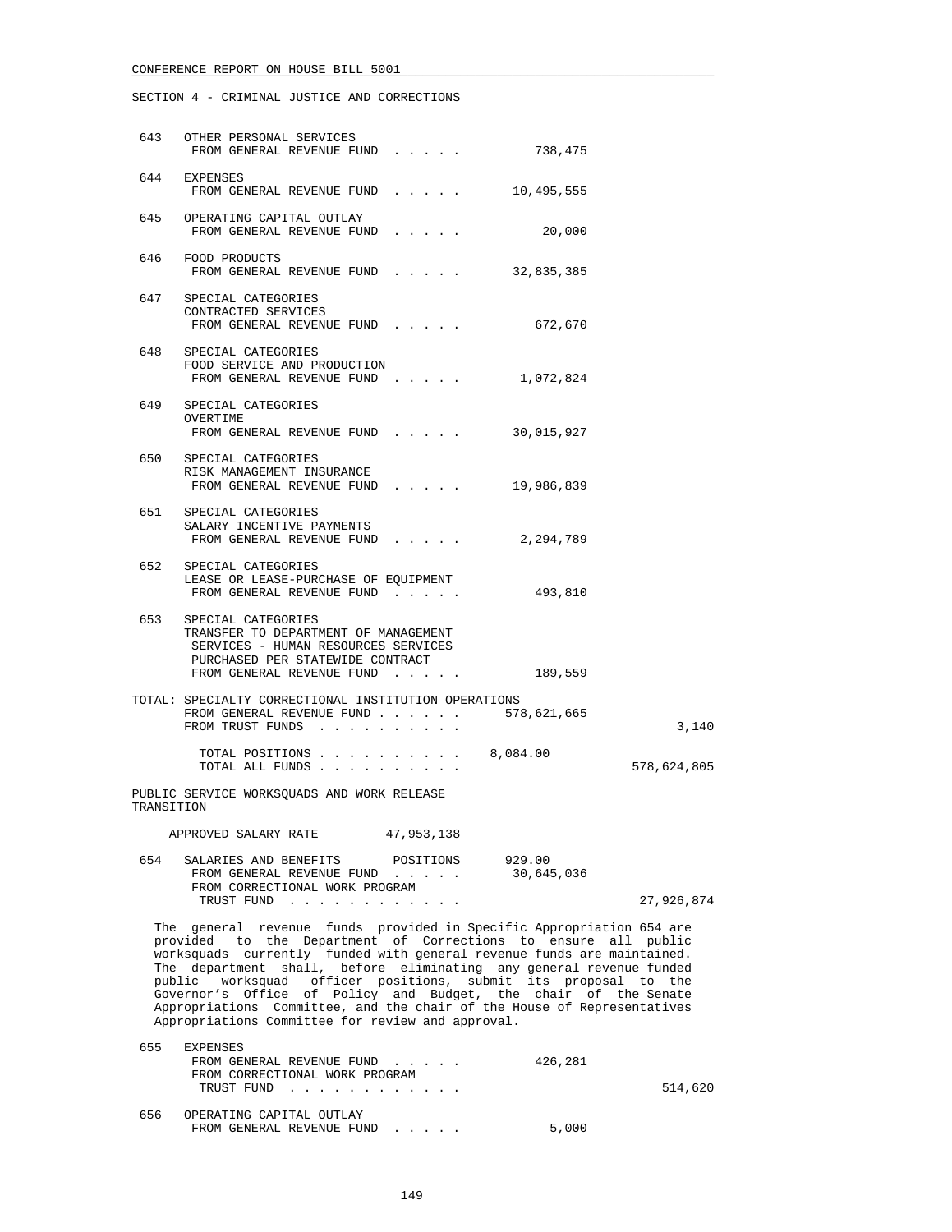CONFERENCE REPORT ON HOUSE BILL 5001

SECTION 4 - CRIMINAL JUSTICE AND CORRECTIONS

| No. | Item | General Revenue / Amount | Trust Funds |
|---|---|---|---|
| 643 | OTHER PERSONAL SERVICES<br>FROM GENERAL REVENUE FUND . . . . . | 738,475 | |
| 644 | EXPENSES<br>FROM GENERAL REVENUE FUND . . . . . | 10,495,555 | |
| 645 | OPERATING CAPITAL OUTLAY<br>FROM GENERAL REVENUE FUND . . . . . | 20,000 | |
| 646 | FOOD PRODUCTS<br>FROM GENERAL REVENUE FUND . . . . . | 32,835,385 | |
| 647 | SPECIAL CATEGORIES<br>CONTRACTED SERVICES<br>FROM GENERAL REVENUE FUND . . . . . | 672,670 | |
| 648 | SPECIAL CATEGORIES<br>FOOD SERVICE AND PRODUCTION<br>FROM GENERAL REVENUE FUND . . . . . | 1,072,824 | |
| 649 | SPECIAL CATEGORIES<br>OVERTIME<br>FROM GENERAL REVENUE FUND . . . . . | 30,015,927 | |
| 650 | SPECIAL CATEGORIES<br>RISK MANAGEMENT INSURANCE<br>FROM GENERAL REVENUE FUND . . . . . | 19,986,839 | |
| 651 | SPECIAL CATEGORIES<br>SALARY INCENTIVE PAYMENTS<br>FROM GENERAL REVENUE FUND . . . . . | 2,294,789 | |
| 652 | SPECIAL CATEGORIES<br>LEASE OR LEASE-PURCHASE OF EQUIPMENT<br>FROM GENERAL REVENUE FUND . . . . . | 493,810 | |
| 653 | SPECIAL CATEGORIES<br>TRANSFER TO DEPARTMENT OF MANAGEMENT SERVICES - HUMAN RESOURCES SERVICES PURCHASED PER STATEWIDE CONTRACT<br>FROM GENERAL REVENUE FUND . . . . . | 189,559 | |

TOTAL: SPECIALTY CORRECTIONAL INSTITUTION OPERATIONS

| | | |
|---|---|---|
| FROM GENERAL REVENUE FUND . . . . . . | 578,621,665 | |
| FROM TRUST FUNDS . . . . . . . . . . | | 3,140 |
| TOTAL POSITIONS . . . . . . . . . . | 8,084.00 | |
| TOTAL ALL FUNDS . . . . . . . . . . | | 578,624,805 |

PUBLIC SERVICE WORKSQUADS AND WORK RELEASE TRANSITION

APPROVED SALARY RATE 47,953,138

| No. | Item | General Revenue / Amount | Trust Funds |
|---|---|---|---|
| 654 | SALARIES AND BENEFITS POSITIONS | 929.00 | |
| | FROM GENERAL REVENUE FUND . . . . . | 30,645,036 | |
| | FROM CORRECTIONAL WORK PROGRAM TRUST FUND . . . . . . . . . . . . | | 27,926,874 |

The general revenue funds provided in Specific Appropriation 654 are provided to the Department of Corrections to ensure all public worksquads currently funded with general revenue funds are maintained. The department shall, before eliminating any general revenue funded public worksquad officer positions, submit its proposal to the Governor's Office of Policy and Budget, the chair of the Senate Appropriations Committee, and the chair of the House of Representatives Appropriations Committee for review and approval.

| No. | Item | General Revenue / Amount | Trust Funds |
|---|---|---|---|
| 655 | EXPENSES<br>FROM GENERAL REVENUE FUND . . . . . | 426,281 | |
| | FROM CORRECTIONAL WORK PROGRAM TRUST FUND . . . . . . . . . . . . | | 514,620 |
| 656 | OPERATING CAPITAL OUTLAY<br>FROM GENERAL REVENUE FUND . . . . . | 5,000 | |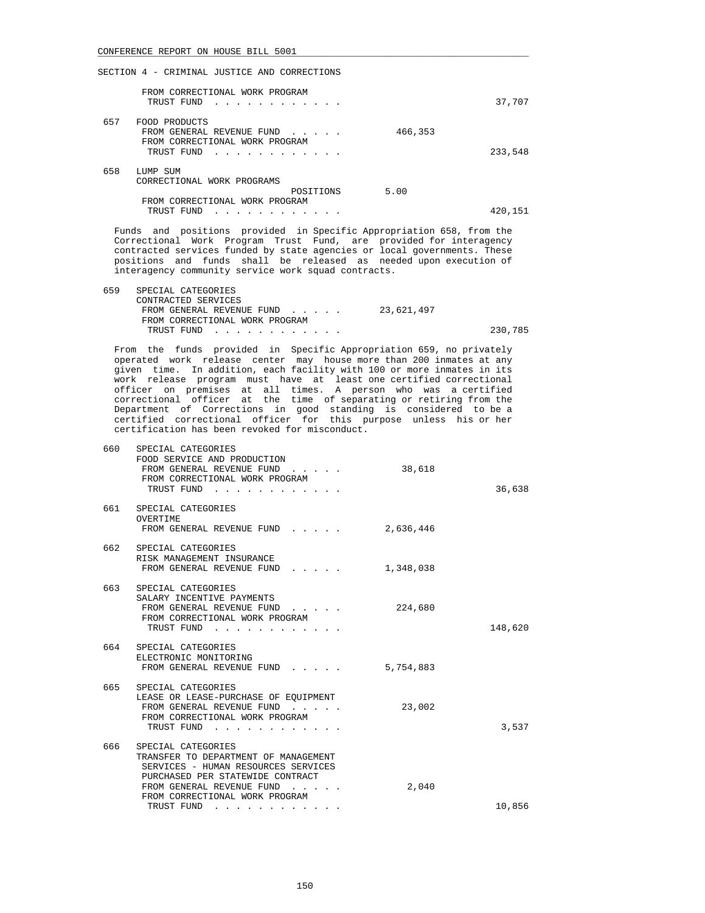SECTION 4 - CRIMINAL JUSTICE AND CORRECTIONS

| | | | |
|---|---|---|---|
| | FROM CORRECTIONAL WORK PROGRAM TRUST FUND . . . . . . . . . . . . | | 37,707 |
| 657 | FOOD PRODUCTS | | |
| | FROM GENERAL REVENUE FUND . . . . . | 466,353 | |
| | FROM CORRECTIONAL WORK PROGRAM TRUST FUND . . . . . . . . . . . . | | 233,548 |
| 658 | LUMP SUM<br>CORRECTIONAL WORK PROGRAMS | | |
| | POSITIONS | 5.00 | |
| | FROM CORRECTIONAL WORK PROGRAM TRUST FUND . . . . . . . . . . . . | | 420,151 |

Funds and positions provided in Specific Appropriation 658, from the Correctional Work Program Trust Fund, are provided for interagency contracted services funded by state agencies or local governments. These positions and funds shall be released as needed upon execution of interagency community service work squad contracts.

| | | | |
|---|---|---|---|
| 659 | SPECIAL CATEGORIES<br>CONTRACTED SERVICES | | |
| | FROM GENERAL REVENUE FUND . . . . . | 23,621,497 | |
| | FROM CORRECTIONAL WORK PROGRAM TRUST FUND . . . . . . . . . . . . | | 230,785 |

From the funds provided in Specific Appropriation 659, no privately operated work release center may house more than 200 inmates at any given time. In addition, each facility with 100 or more inmates in its work release program must have at least one certified correctional officer on premises at all times. A person who was a certified correctional officer at the time of separating or retiring from the Department of Corrections in good standing is considered to be a certified correctional officer for this purpose unless his or her certification has been revoked for misconduct.

| | | | |
|---|---|---|---|
| 660 | SPECIAL CATEGORIES<br>FOOD SERVICE AND PRODUCTION | | |
| | FROM GENERAL REVENUE FUND . . . . . | 38,618 | |
| | FROM CORRECTIONAL WORK PROGRAM TRUST FUND . . . . . . . . . . . . | | 36,638 |
| 661 | SPECIAL CATEGORIES<br>OVERTIME | | |
| | FROM GENERAL REVENUE FUND . . . . . | 2,636,446 | |
| 662 | SPECIAL CATEGORIES<br>RISK MANAGEMENT INSURANCE | | |
| | FROM GENERAL REVENUE FUND . . . . . | 1,348,038 | |
| 663 | SPECIAL CATEGORIES<br>SALARY INCENTIVE PAYMENTS | | |
| | FROM GENERAL REVENUE FUND . . . . . | 224,680 | |
| | FROM CORRECTIONAL WORK PROGRAM TRUST FUND . . . . . . . . . . . . | | 148,620 |
| 664 | SPECIAL CATEGORIES<br>ELECTRONIC MONITORING | | |
| | FROM GENERAL REVENUE FUND . . . . . | 5,754,883 | |
| 665 | SPECIAL CATEGORIES<br>LEASE OR LEASE-PURCHASE OF EQUIPMENT | | |
| | FROM GENERAL REVENUE FUND . . . . . | 23,002 | |
| | FROM CORRECTIONAL WORK PROGRAM TRUST FUND . . . . . . . . . . . . | | 3,537 |
| 666 | SPECIAL CATEGORIES<br>TRANSFER TO DEPARTMENT OF MANAGEMENT SERVICES - HUMAN RESOURCES SERVICES PURCHASED PER STATEWIDE CONTRACT | | |
| | FROM GENERAL REVENUE FUND . . . . . | 2,040 | |
| | FROM CORRECTIONAL WORK PROGRAM TRUST FUND . . . . . . . . . . . . | | 10,856 |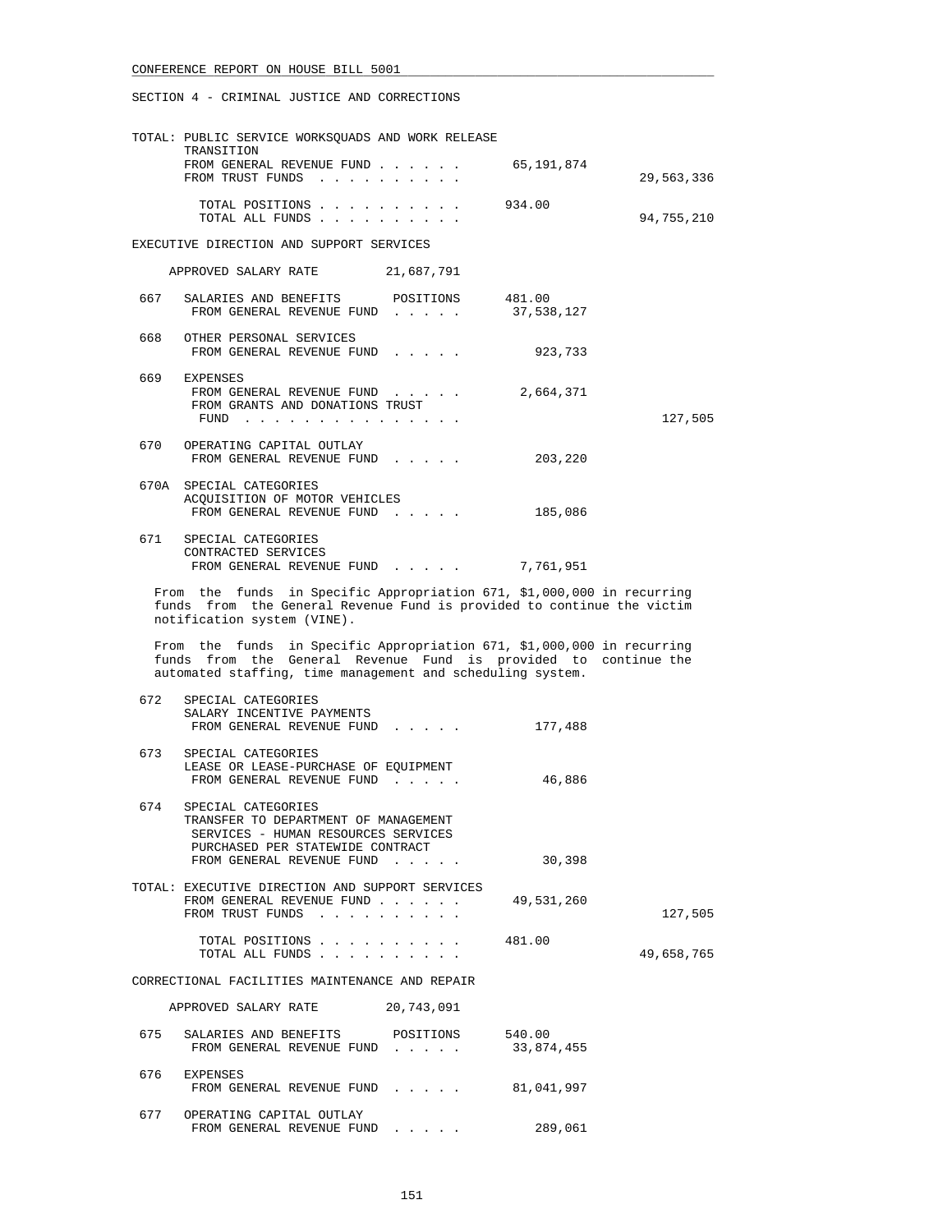SECTION 4 - CRIMINAL JUSTICE AND CORRECTIONS

TOTAL: PUBLIC SERVICE WORKSQUADS AND WORK RELEASE TRANSITION

| | | |
|---|---|---|
| FROM GENERAL REVENUE FUND . . . . . . | 65,191,874 | |
| FROM TRUST FUNDS . . . . . . . . . . | | 29,563,336 |
| TOTAL POSITIONS . . . . . . . . . . | 934.00 | |
| TOTAL ALL FUNDS . . . . . . . . . . | | 94,755,210 |

EXECUTIVE DIRECTION AND SUPPORT SERVICES

APPROVED SALARY RATE 21,687,791

667 SALARIES AND BENEFITS POSITIONS 481.00
FROM GENERAL REVENUE FUND . . . . . 37,538,127

668 OTHER PERSONAL SERVICES
FROM GENERAL REVENUE FUND . . . . . 923,733

669 EXPENSES
FROM GENERAL REVENUE FUND . . . . . 2,664,371
FROM GRANTS AND DONATIONS TRUST FUND . . . . . . . . . . . . . . . 127,505

670 OPERATING CAPITAL OUTLAY
FROM GENERAL REVENUE FUND . . . . . 203,220

670A SPECIAL CATEGORIES
ACQUISITION OF MOTOR VEHICLES
FROM GENERAL REVENUE FUND . . . . . 185,086

671 SPECIAL CATEGORIES
CONTRACTED SERVICES
FROM GENERAL REVENUE FUND . . . . . 7,761,951

From the funds in Specific Appropriation 671, $1,000,000 in recurring funds from the General Revenue Fund is provided to continue the victim notification system (VINE).

From the funds in Specific Appropriation 671, $1,000,000 in recurring funds from the General Revenue Fund is provided to continue the automated staffing, time management and scheduling system.

672 SPECIAL CATEGORIES
SALARY INCENTIVE PAYMENTS
FROM GENERAL REVENUE FUND . . . . . 177,488

673 SPECIAL CATEGORIES
LEASE OR LEASE-PURCHASE OF EQUIPMENT
FROM GENERAL REVENUE FUND . . . . . 46,886

674 SPECIAL CATEGORIES
TRANSFER TO DEPARTMENT OF MANAGEMENT SERVICES - HUMAN RESOURCES SERVICES PURCHASED PER STATEWIDE CONTRACT
FROM GENERAL REVENUE FUND . . . . . 30,398

TOTAL: EXECUTIVE DIRECTION AND SUPPORT SERVICES

| | | |
|---|---|---|
| FROM GENERAL REVENUE FUND . . . . . . | 49,531,260 | |
| FROM TRUST FUNDS . . . . . . . . . . | | 127,505 |
| TOTAL POSITIONS . . . . . . . . . . | 481.00 | |
| TOTAL ALL FUNDS . . . . . . . . . . | | 49,658,765 |

CORRECTIONAL FACILITIES MAINTENANCE AND REPAIR

APPROVED SALARY RATE 20,743,091

675 SALARIES AND BENEFITS POSITIONS 540.00
FROM GENERAL REVENUE FUND . . . . . 33,874,455

676 EXPENSES
FROM GENERAL REVENUE FUND . . . . . 81,041,997

677 OPERATING CAPITAL OUTLAY
FROM GENERAL REVENUE FUND . . . . . 289,061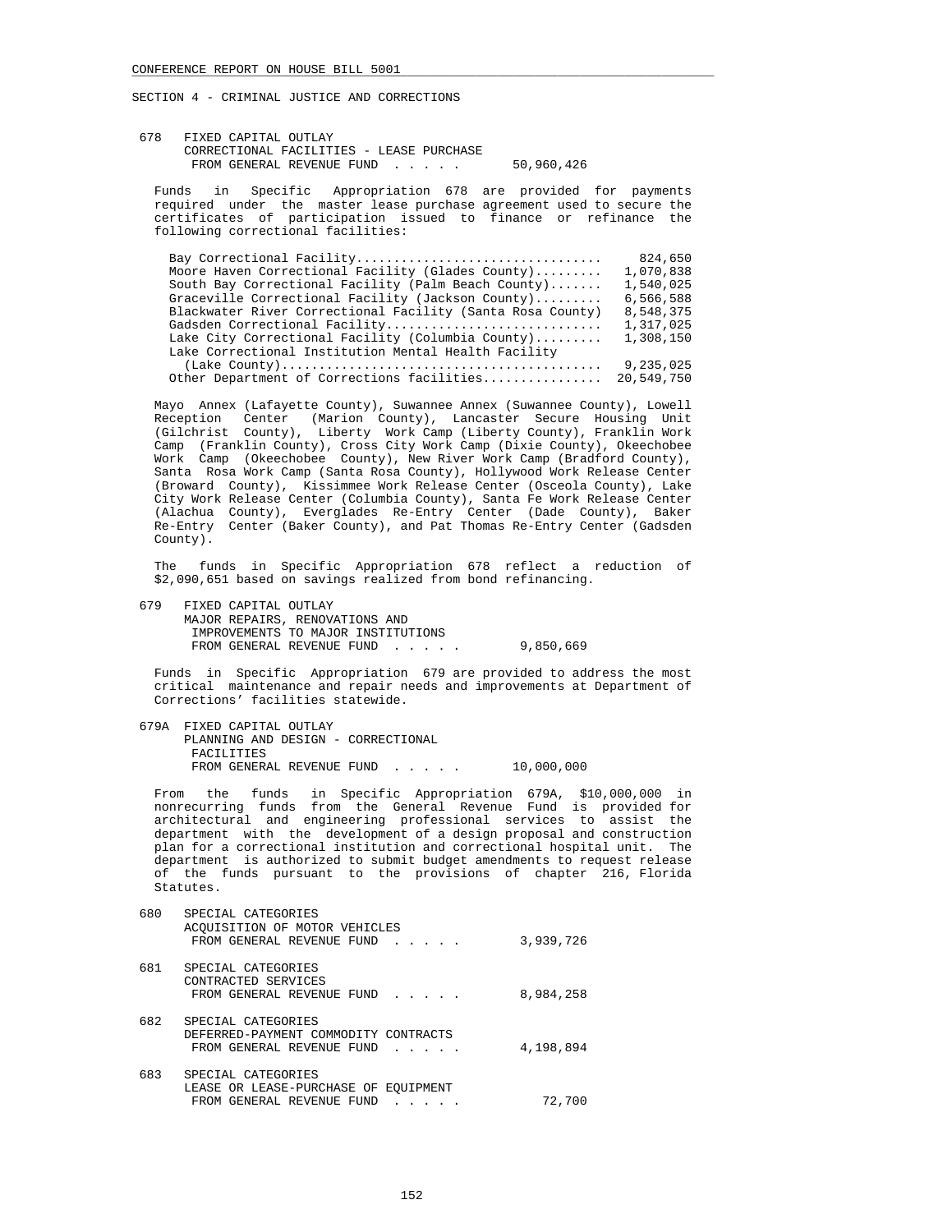SECTION 4 - CRIMINAL JUSTICE AND CORRECTIONS

678 FIXED CAPITAL OUTLAY
CORRECTIONAL FACILITIES - LEASE PURCHASE
FROM GENERAL REVENUE FUND . . . . . 50,960,426

Funds in Specific Appropriation 678 are provided for payments required under the master lease purchase agreement used to secure the certificates of participation issued to finance or refinance the following correctional facilities:

| Facility | Amount |
|---|---|
| Bay Correctional Facility | 824,650 |
| Moore Haven Correctional Facility (Glades County) | 1,070,838 |
| South Bay Correctional Facility (Palm Beach County) | 1,540,025 |
| Graceville Correctional Facility (Jackson County) | 6,566,588 |
| Blackwater River Correctional Facility (Santa Rosa County) | 8,548,375 |
| Gadsden Correctional Facility | 1,317,025 |
| Lake City Correctional Facility (Columbia County) | 1,308,150 |
| Lake Correctional Institution Mental Health Facility (Lake County) | 9,235,025 |
| Other Department of Corrections facilities | 20,549,750 |

Mayo Annex (Lafayette County), Suwannee Annex (Suwannee County), Lowell Reception Center (Marion County), Lancaster Secure Housing Unit (Gilchrist County), Liberty Work Camp (Liberty County), Franklin Work Camp (Franklin County), Cross City Work Camp (Dixie County), Okeechobee Work Camp (Okeechobee County), New River Work Camp (Bradford County), Santa Rosa Work Camp (Santa Rosa County), Hollywood Work Release Center (Broward County), Kissimmee Work Release Center (Osceola County), Lake City Work Release Center (Columbia County), Santa Fe Work Release Center (Alachua County), Everglades Re-Entry Center (Dade County), Baker Re-Entry Center (Baker County), and Pat Thomas Re-Entry Center (Gadsden County).

The funds in Specific Appropriation 678 reflect a reduction of $2,090,651 based on savings realized from bond refinancing.

679 FIXED CAPITAL OUTLAY
MAJOR REPAIRS, RENOVATIONS AND IMPROVEMENTS TO MAJOR INSTITUTIONS
FROM GENERAL REVENUE FUND . . . . . 9,850,669

Funds in Specific Appropriation 679 are provided to address the most critical maintenance and repair needs and improvements at Department of Corrections' facilities statewide.

679A FIXED CAPITAL OUTLAY
PLANNING AND DESIGN - CORRECTIONAL FACILITIES
FROM GENERAL REVENUE FUND . . . . . 10,000,000

From the funds in Specific Appropriation 679A, $10,000,000 in nonrecurring funds from the General Revenue Fund is provided for architectural and engineering professional services to assist the department with the development of a design proposal and construction plan for a correctional institution and correctional hospital unit. The department is authorized to submit budget amendments to request release of the funds pursuant to the provisions of chapter 216, Florida Statutes.

680 SPECIAL CATEGORIES
ACQUISITION OF MOTOR VEHICLES
FROM GENERAL REVENUE FUND . . . . . 3,939,726

681 SPECIAL CATEGORIES
CONTRACTED SERVICES
FROM GENERAL REVENUE FUND . . . . . 8,984,258

682 SPECIAL CATEGORIES
DEFERRED-PAYMENT COMMODITY CONTRACTS
FROM GENERAL REVENUE FUND . . . . . 4,198,894

683 SPECIAL CATEGORIES
LEASE OR LEASE-PURCHASE OF EQUIPMENT
FROM GENERAL REVENUE FUND . . . . . 72,700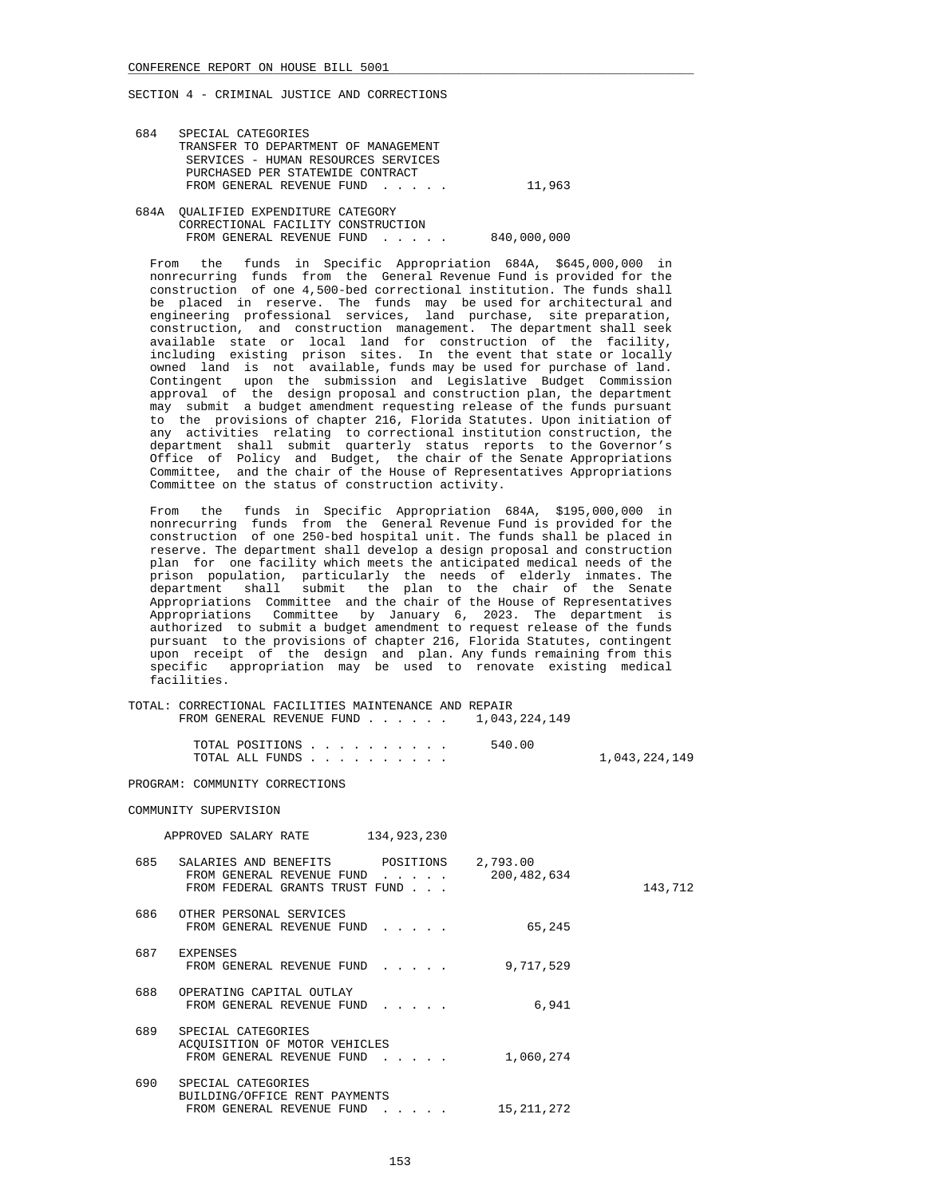SECTION 4 - CRIMINAL JUSTICE AND CORRECTIONS

684 SPECIAL CATEGORIES
TRANSFER TO DEPARTMENT OF MANAGEMENT SERVICES - HUMAN RESOURCES SERVICES PURCHASED PER STATEWIDE CONTRACT
FROM GENERAL REVENUE FUND . . . . . 11,963

684A QUALIFIED EXPENDITURE CATEGORY
CORRECTIONAL FACILITY CONSTRUCTION
FROM GENERAL REVENUE FUND . . . . . 840,000,000

From the funds in Specific Appropriation 684A, $645,000,000 in nonrecurring funds from the General Revenue Fund is provided for the construction of one 4,500-bed correctional institution. The funds shall be placed in reserve. The funds may be used for architectural and engineering professional services, land purchase, site preparation, construction, and construction management. The department shall seek available state or local land for construction of the facility, including existing prison sites. In the event that state or locally owned land is not available, funds may be used for purchase of land. Contingent upon the submission and Legislative Budget Commission approval of the design proposal and construction plan, the department may submit a budget amendment requesting release of the funds pursuant to the provisions of chapter 216, Florida Statutes. Upon initiation of any activities relating to correctional institution construction, the department shall submit quarterly status reports to the Governor's Office of Policy and Budget, the chair of the Senate Appropriations Committee, and the chair of the House of Representatives Appropriations Committee on the status of construction activity.

From the funds in Specific Appropriation 684A, $195,000,000 in nonrecurring funds from the General Revenue Fund is provided for the construction of one 250-bed hospital unit. The funds shall be placed in reserve. The department shall develop a design proposal and construction plan for one facility which meets the anticipated medical needs of the prison population, particularly the needs of elderly inmates. The department shall submit the plan to the chair of the Senate Appropriations Committee and the chair of the House of Representatives Appropriations Committee by January 6, 2023. The department is authorized to submit a budget amendment to request release of the funds pursuant to the provisions of chapter 216, Florida Statutes, contingent upon receipt of the design and plan. Any funds remaining from this specific appropriation may be used to renovate existing medical facilities.

TOTAL: CORRECTIONAL FACILITIES MAINTENANCE AND REPAIR
FROM GENERAL REVENUE FUND . . . . . . 1,043,224,149

TOTAL POSITIONS . . . . . . . . . . 540.00
TOTAL ALL FUNDS . . . . . . . . . . 1,043,224,149

PROGRAM: COMMUNITY CORRECTIONS

COMMUNITY SUPERVISION

APPROVED SALARY RATE 134,923,230

685 SALARIES AND BENEFITS POSITIONS 2,793.00
FROM GENERAL REVENUE FUND . . . . . 200,482,634
FROM FEDERAL GRANTS TRUST FUND . . . 143,712

686 OTHER PERSONAL SERVICES
FROM GENERAL REVENUE FUND . . . . . 65,245

687 EXPENSES
FROM GENERAL REVENUE FUND . . . . . 9,717,529

688 OPERATING CAPITAL OUTLAY
FROM GENERAL REVENUE FUND . . . . . 6,941

689 SPECIAL CATEGORIES
ACQUISITION OF MOTOR VEHICLES
FROM GENERAL REVENUE FUND . . . . . 1,060,274

690 SPECIAL CATEGORIES
BUILDING/OFFICE RENT PAYMENTS
FROM GENERAL REVENUE FUND . . . . . 15,211,272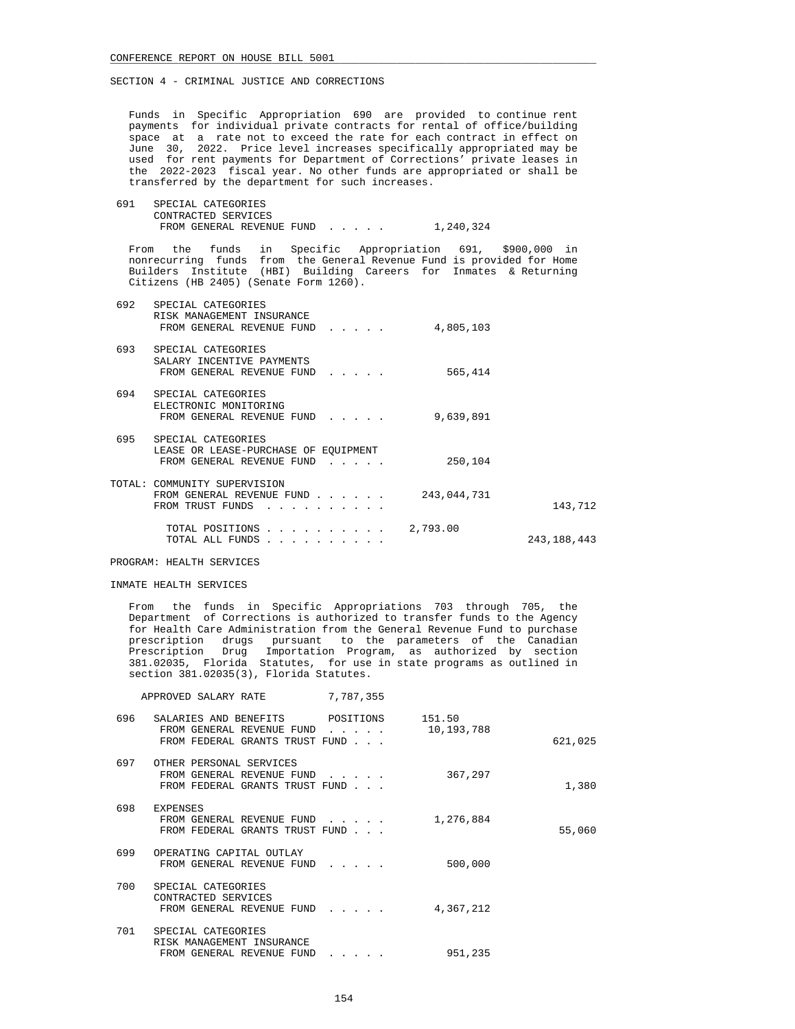SECTION 4 - CRIMINAL JUSTICE AND CORRECTIONS

Funds in Specific Appropriation 690 are provided to continue rent payments for individual private contracts for rental of office/building space at a rate not to exceed the rate for each contract in effect on June 30, 2022. Price level increases specifically appropriated may be used for rent payments for Department of Corrections' private leases in the 2022-2023 fiscal year. No other funds are appropriated or shall be transferred by the department for such increases.

| | | | |
|---|---|---|---|
| 691 | SPECIAL CATEGORIES<br>CONTRACTED SERVICES<br>FROM GENERAL REVENUE FUND . . . . . | 1,240,324 | |

From the funds in Specific Appropriation 691, $900,000 in nonrecurring funds from the General Revenue Fund is provided for Home Builders Institute (HBI) Building Careers for Inmates & Returning Citizens (HB 2405) (Senate Form 1260).

| | | | |
|---|---|---|---|
| 692 | SPECIAL CATEGORIES<br>RISK MANAGEMENT INSURANCE<br>FROM GENERAL REVENUE FUND . . . . . | 4,805,103 | |
| 693 | SPECIAL CATEGORIES<br>SALARY INCENTIVE PAYMENTS<br>FROM GENERAL REVENUE FUND . . . . . | 565,414 | |
| 694 | SPECIAL CATEGORIES<br>ELECTRONIC MONITORING<br>FROM GENERAL REVENUE FUND . . . . . | 9,639,891 | |
| 695 | SPECIAL CATEGORIES<br>LEASE OR LEASE-PURCHASE OF EQUIPMENT<br>FROM GENERAL REVENUE FUND . . . . . | 250,104 | |

TOTAL: COMMUNITY SUPERVISION

| | | |
|---|---|---|
| FROM GENERAL REVENUE FUND . . . . . . | 243,044,731 | |
| FROM TRUST FUNDS . . . . . . . . . . | | 143,712 |
| TOTAL POSITIONS . . . . . . . . . . | 2,793.00 | |
| TOTAL ALL FUNDS . . . . . . . . . . | | 243,188,443 |

PROGRAM: HEALTH SERVICES

INMATE HEALTH SERVICES

From the funds in Specific Appropriations 703 through 705, the Department of Corrections is authorized to transfer funds to the Agency for Health Care Administration from the General Revenue Fund to purchase prescription drugs pursuant to the parameters of the Canadian Prescription Drug Importation Program, as authorized by section 381.02035, Florida Statutes, for use in state programs as outlined in section 381.02035(3), Florida Statutes.

APPROVED SALARY RATE 7,787,355

| | | | |
|---|---|---|---|
| 696 | SALARIES AND BENEFITS POSITIONS | 151.50 | |
| | FROM GENERAL REVENUE FUND . . . . . | 10,193,788 | |
| | FROM FEDERAL GRANTS TRUST FUND . . . | | 621,025 |
| 697 | OTHER PERSONAL SERVICES | | |
| | FROM GENERAL REVENUE FUND . . . . . | 367,297 | |
| | FROM FEDERAL GRANTS TRUST FUND . . . | | 1,380 |
| 698 | EXPENSES | | |
| | FROM GENERAL REVENUE FUND . . . . . | 1,276,884 | |
| | FROM FEDERAL GRANTS TRUST FUND . . . | | 55,060 |
| 699 | OPERATING CAPITAL OUTLAY<br>FROM GENERAL REVENUE FUND . . . . . | 500,000 | |
| 700 | SPECIAL CATEGORIES<br>CONTRACTED SERVICES<br>FROM GENERAL REVENUE FUND . . . . . | 4,367,212 | |
| 701 | SPECIAL CATEGORIES<br>RISK MANAGEMENT INSURANCE<br>FROM GENERAL REVENUE FUND . . . . . | 951,235 | |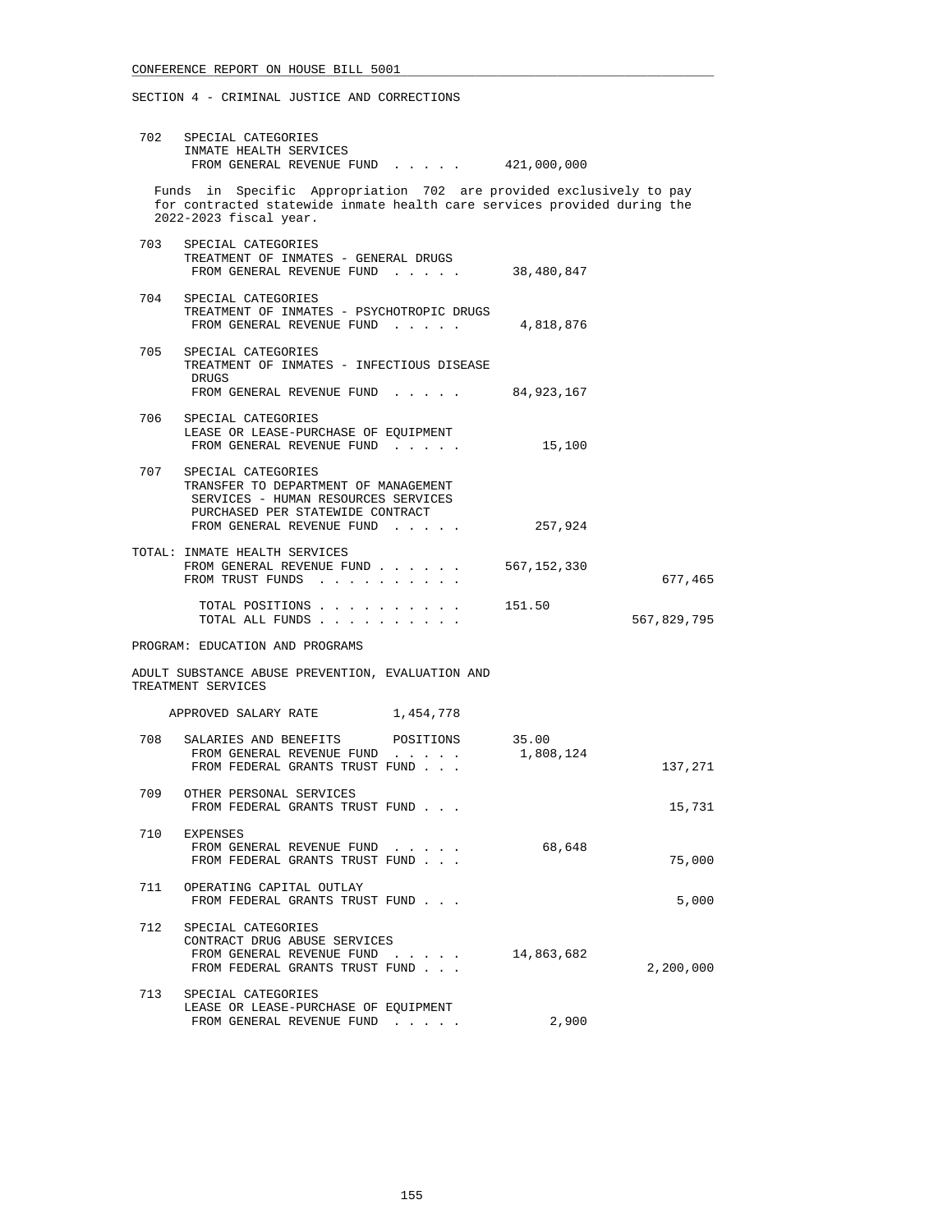SECTION 4 - CRIMINAL JUSTICE AND CORRECTIONS

702 SPECIAL CATEGORIES
INMATE HEALTH SERVICES
FROM GENERAL REVENUE FUND . . . . . 421,000,000

Funds in Specific Appropriation 702 are provided exclusively to pay for contracted statewide inmate health care services provided during the 2022-2023 fiscal year.

703 SPECIAL CATEGORIES
TREATMENT OF INMATES - GENERAL DRUGS
FROM GENERAL REVENUE FUND . . . . . 38,480,847

704 SPECIAL CATEGORIES
TREATMENT OF INMATES - PSYCHOTROPIC DRUGS
FROM GENERAL REVENUE FUND . . . . . 4,818,876

705 SPECIAL CATEGORIES
TREATMENT OF INMATES - INFECTIOUS DISEASE DRUGS
FROM GENERAL REVENUE FUND . . . . . 84,923,167

706 SPECIAL CATEGORIES
LEASE OR LEASE-PURCHASE OF EQUIPMENT
FROM GENERAL REVENUE FUND . . . . . 15,100

707 SPECIAL CATEGORIES
TRANSFER TO DEPARTMENT OF MANAGEMENT SERVICES - HUMAN RESOURCES SERVICES PURCHASED PER STATEWIDE CONTRACT
FROM GENERAL REVENUE FUND . . . . . 257,924

TOTAL: INMATE HEALTH SERVICES
FROM GENERAL REVENUE FUND . . . . . . 567,152,330
FROM TRUST FUNDS . . . . . . . . . . 677,465

TOTAL POSITIONS . . . . . . . . . . 151.50
TOTAL ALL FUNDS . . . . . . . . . . 567,829,795

PROGRAM: EDUCATION AND PROGRAMS

ADULT SUBSTANCE ABUSE PREVENTION, EVALUATION AND TREATMENT SERVICES

APPROVED SALARY RATE 1,454,778

708 SALARIES AND BENEFITS POSITIONS 35.00
FROM GENERAL REVENUE FUND . . . . . 1,808,124
FROM FEDERAL GRANTS TRUST FUND . . . 137,271

709 OTHER PERSONAL SERVICES
FROM FEDERAL GRANTS TRUST FUND . . . 15,731

710 EXPENSES
FROM GENERAL REVENUE FUND . . . . . 68,648
FROM FEDERAL GRANTS TRUST FUND . . . 75,000

711 OPERATING CAPITAL OUTLAY
FROM FEDERAL GRANTS TRUST FUND . . . 5,000

712 SPECIAL CATEGORIES
CONTRACT DRUG ABUSE SERVICES
FROM GENERAL REVENUE FUND . . . . . 14,863,682
FROM FEDERAL GRANTS TRUST FUND . . . 2,200,000

713 SPECIAL CATEGORIES
LEASE OR LEASE-PURCHASE OF EQUIPMENT
FROM GENERAL REVENUE FUND . . . . . 2,900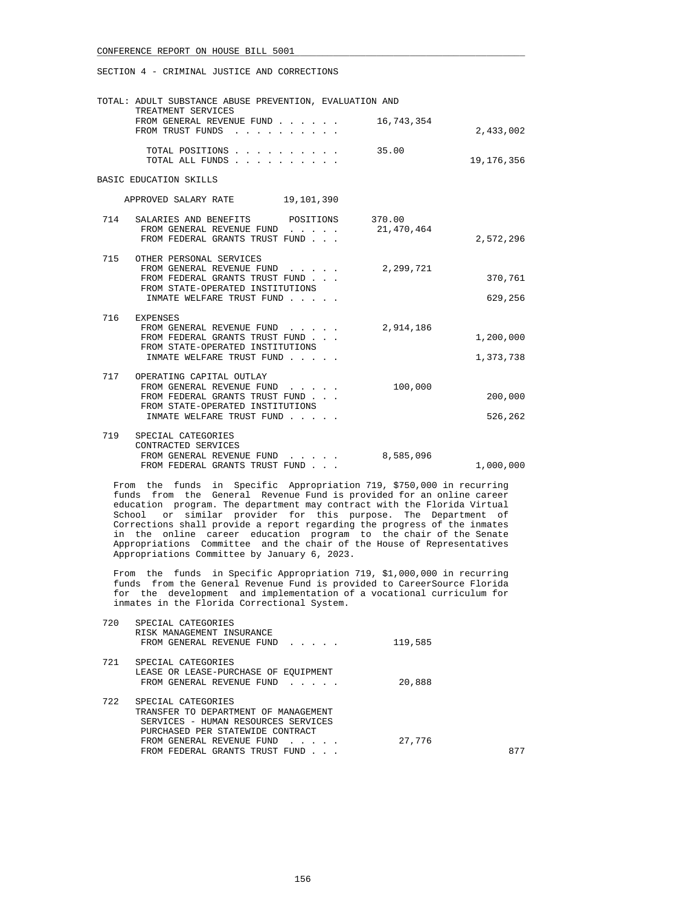SECTION 4 - CRIMINAL JUSTICE AND CORRECTIONS

| | | | |
|---|---|---|---|
| TOTAL: ADULT SUBSTANCE ABUSE PREVENTION, EVALUATION AND TREATMENT SERVICES | | | |
| | FROM GENERAL REVENUE FUND . . . . . . | 16,743,354 | |
| | FROM TRUST FUNDS . . . . . . . . . . | | 2,433,002 |
| | TOTAL POSITIONS . . . . . . . . . . | 35.00 | |
| | TOTAL ALL FUNDS . . . . . . . . . . | | 19,176,356 |

BASIC EDUCATION SKILLS

APPROVED SALARY RATE 19,101,390

| | | | |
|---|---|---|---|
| 714 | SALARIES AND BENEFITS POSITIONS | 370.00 | |
| | FROM GENERAL REVENUE FUND . . . . . | 21,470,464 | |
| | FROM FEDERAL GRANTS TRUST FUND . . . | | 2,572,296 |
| 715 | OTHER PERSONAL SERVICES | | |
| | FROM GENERAL REVENUE FUND . . . . . | 2,299,721 | |
| | FROM FEDERAL GRANTS TRUST FUND . . . | | 370,761 |
| | FROM STATE-OPERATED INSTITUTIONS INMATE WELFARE TRUST FUND . . . . . | | 629,256 |
| 716 | EXPENSES | | |
| | FROM GENERAL REVENUE FUND . . . . . | 2,914,186 | |
| | FROM FEDERAL GRANTS TRUST FUND . . . | | 1,200,000 |
| | FROM STATE-OPERATED INSTITUTIONS INMATE WELFARE TRUST FUND . . . . . | | 1,373,738 |
| 717 | OPERATING CAPITAL OUTLAY | | |
| | FROM GENERAL REVENUE FUND . . . . . | 100,000 | |
| | FROM FEDERAL GRANTS TRUST FUND . . . | | 200,000 |
| | FROM STATE-OPERATED INSTITUTIONS INMATE WELFARE TRUST FUND . . . . . | | 526,262 |
| 719 | SPECIAL CATEGORIES CONTRACTED SERVICES | | |
| | FROM GENERAL REVENUE FUND . . . . . | 8,585,096 | |
| | FROM FEDERAL GRANTS TRUST FUND . . . | | 1,000,000 |

From the funds in Specific Appropriation 719, $750,000 in recurring funds from the General Revenue Fund is provided for an online career education program. The department may contract with the Florida Virtual School or similar provider for this purpose. The Department of Corrections shall provide a report regarding the progress of the inmates in the online career education program to the chair of the Senate Appropriations Committee and the chair of the House of Representatives Appropriations Committee by January 6, 2023.

From the funds in Specific Appropriation 719, $1,000,000 in recurring funds from the General Revenue Fund is provided to CareerSource Florida for the development and implementation of a vocational curriculum for inmates in the Florida Correctional System.

| | | | |
|---|---|---|---|
| 720 | SPECIAL CATEGORIES RISK MANAGEMENT INSURANCE | | |
| | FROM GENERAL REVENUE FUND . . . . . | 119,585 | |
| 721 | SPECIAL CATEGORIES LEASE OR LEASE-PURCHASE OF EQUIPMENT | | |
| | FROM GENERAL REVENUE FUND . . . . . | 20,888 | |
| 722 | SPECIAL CATEGORIES TRANSFER TO DEPARTMENT OF MANAGEMENT SERVICES - HUMAN RESOURCES SERVICES PURCHASED PER STATEWIDE CONTRACT | | |
| | FROM GENERAL REVENUE FUND . . . . . | 27,776 | |
| | FROM FEDERAL GRANTS TRUST FUND . . . | | 877 |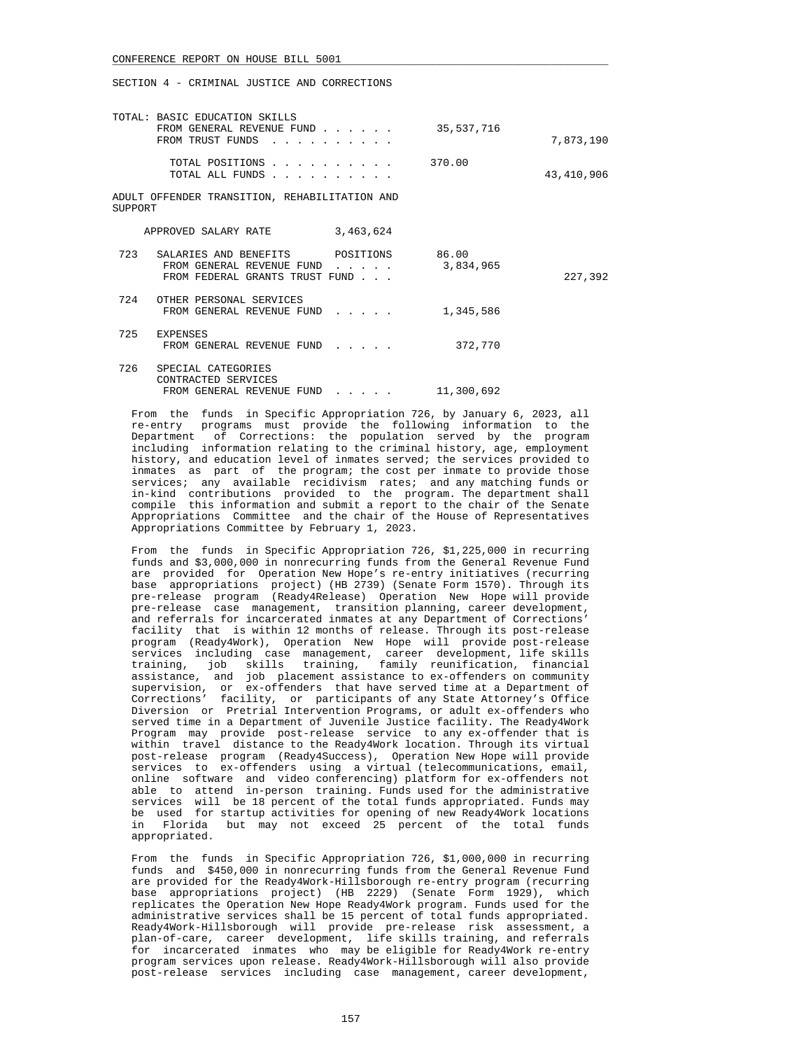SECTION 4 - CRIMINAL JUSTICE AND CORRECTIONS

| | | | |
|---|---|---|---|
| TOTAL: BASIC EDUCATION SKILLS | | | |
| FROM GENERAL REVENUE FUND . . . . . . | | 35,537,716 | |
| FROM TRUST FUNDS . . . . . . . . . . | | | 7,873,190 |
| TOTAL POSITIONS . . . . . . . . . . | | 370.00 | |
| TOTAL ALL FUNDS . . . . . . . . . . | | | 43,410,906 |

ADULT OFFENDER TRANSITION, REHABILITATION AND SUPPORT

| | | | |
|---|---|---|---|
| APPROVED SALARY RATE | 3,463,624 | | |
| 723 SALARIES AND BENEFITS | POSITIONS | 86.00 | |
| FROM GENERAL REVENUE FUND . . . . . | | 3,834,965 | |
| FROM FEDERAL GRANTS TRUST FUND . . . | | | 227,392 |
| 724 OTHER PERSONAL SERVICES | | | |
| FROM GENERAL REVENUE FUND . . . . . | | 1,345,586 | |
| 725 EXPENSES | | | |
| FROM GENERAL REVENUE FUND . . . . . | | 372,770 | |
| 726 SPECIAL CATEGORIES | | | |
| CONTRACTED SERVICES | | | |
| FROM GENERAL REVENUE FUND . . . . . | | 11,300,692 | |

From the funds in Specific Appropriation 726, by January 6, 2023, all re-entry programs must provide the following information to the Department of Corrections: the population served by the program including information relating to the criminal history, age, employment history, and education level of inmates served; the services provided to inmates as part of the program; the cost per inmate to provide those services; any available recidivism rates; and any matching funds or in-kind contributions provided to the program. The department shall compile this information and submit a report to the chair of the Senate Appropriations Committee and the chair of the House of Representatives Appropriations Committee by February 1, 2023.

From the funds in Specific Appropriation 726, $1,225,000 in recurring funds and $3,000,000 in nonrecurring funds from the General Revenue Fund are provided for Operation New Hope's re-entry initiatives (recurring base appropriations project) (HB 2739) (Senate Form 1570). Through its pre-release program (Ready4Release) Operation New Hope will provide pre-release case management, transition planning, career development, and referrals for incarcerated inmates at any Department of Corrections' facility that is within 12 months of release. Through its post-release program (Ready4Work), Operation New Hope will provide post-release services including case management, career development, life skills training, job skills training, family reunification, financial assistance, and job placement assistance to ex-offenders on community supervision, or ex-offenders that have served time at a Department of Corrections' facility, or participants of any State Attorney's Office Diversion or Pretrial Intervention Programs, or adult ex-offenders who served time in a Department of Juvenile Justice facility. The Ready4Work Program may provide post-release service to any ex-offender that is within travel distance to the Ready4Work location. Through its virtual post-release program (Ready4Success), Operation New Hope will provide services to ex-offenders using a virtual (telecommunications, email, online software and video conferencing) platform for ex-offenders not able to attend in-person training. Funds used for the administrative services will be 18 percent of the total funds appropriated. Funds may be used for startup activities for opening of new Ready4Work locations in Florida but may not exceed 25 percent of the total funds appropriated.

From the funds in Specific Appropriation 726, $1,000,000 in recurring funds and $450,000 in nonrecurring funds from the General Revenue Fund are provided for the Ready4Work-Hillsborough re-entry program (recurring base appropriations project) (HB 2229) (Senate Form 1929), which replicates the Operation New Hope Ready4Work program. Funds used for the administrative services shall be 15 percent of total funds appropriated. Ready4Work-Hillsborough will provide pre-release risk assessment, a plan-of-care, career development, life skills training, and referrals for incarcerated inmates who may be eligible for Ready4Work re-entry program services upon release. Ready4Work-Hillsborough will also provide post-release services including case management, career development,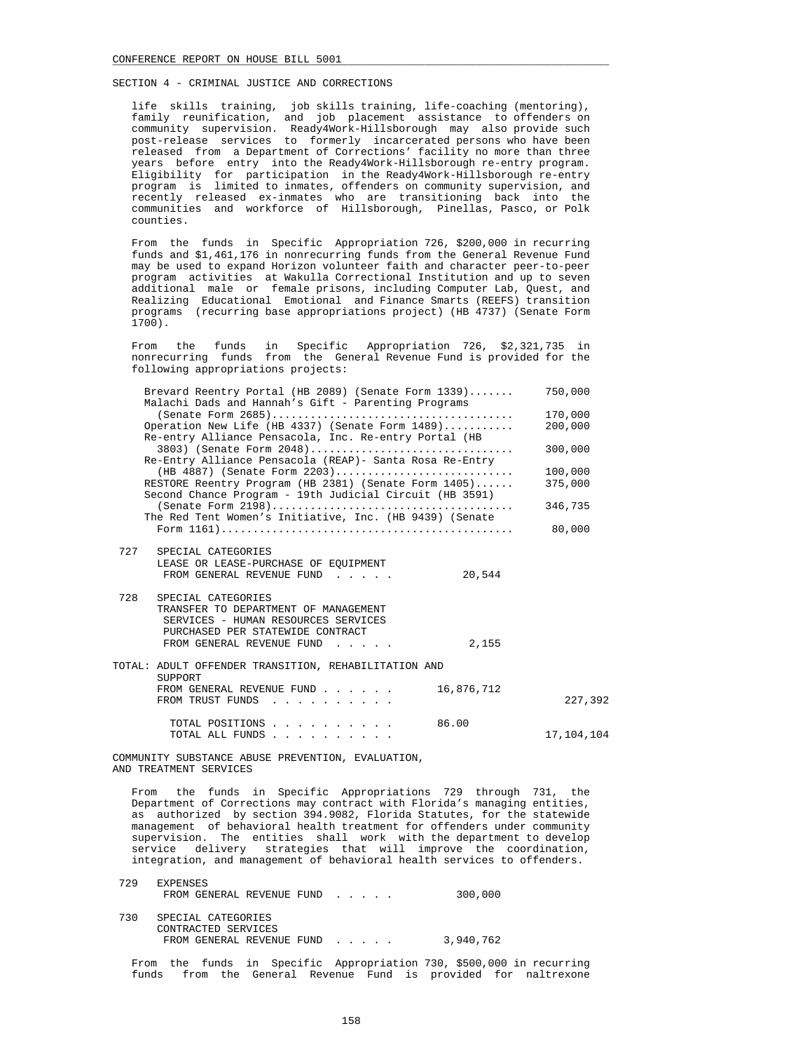SECTION 4 - CRIMINAL JUSTICE AND CORRECTIONS

life skills training, job skills training, life-coaching (mentoring), family reunification, and job placement assistance to offenders on community supervision. Ready4Work-Hillsborough may also provide such post-release services to formerly incarcerated persons who have been released from a Department of Corrections' facility no more than three years before entry into the Ready4Work-Hillsborough re-entry program. Eligibility for participation in the Ready4Work-Hillsborough re-entry program is limited to inmates, offenders on community supervision, and recently released ex-inmates who are transitioning back into the communities and workforce of Hillsborough, Pinellas, Pasco, or Polk counties.

From the funds in Specific Appropriation 726, $200,000 in recurring funds and $1,461,176 in nonrecurring funds from the General Revenue Fund may be used to expand Horizon volunteer faith and character peer-to-peer program activities at Wakulla Correctional Institution and up to seven additional male or female prisons, including Computer Lab, Quest, and Realizing Educational Emotional and Finance Smarts (REEFS) transition programs (recurring base appropriations project) (HB 4737) (Senate Form 1700).

From the funds in Specific Appropriation 726, $2,321,735 in nonrecurring funds from the General Revenue Fund is provided for the following appropriations projects:

| Project | Amount |
|---|---|
| Brevard Reentry Portal (HB 2089) (Senate Form 1339) | 750,000 |
| Malachi Dads and Hannah's Gift - Parenting Programs (Senate Form 2685) | 170,000 |
| Operation New Life (HB 4337) (Senate Form 1489) | 200,000 |
| Re-entry Alliance Pensacola, Inc. Re-entry Portal (HB 3803) (Senate Form 2048) | 300,000 |
| Re-Entry Alliance Pensacola (REAP)- Santa Rosa Re-Entry (HB 4887) (Senate Form 2203) | 100,000 |
| RESTORE Reentry Program (HB 2381) (Senate Form 1405) | 375,000 |
| Second Chance Program - 19th Judicial Circuit (HB 3591) (Senate Form 2198) | 346,735 |
| The Red Tent Women's Initiative, Inc. (HB 9439) (Senate Form 1161) | 80,000 |

727 SPECIAL CATEGORIES
LEASE OR LEASE-PURCHASE OF EQUIPMENT
FROM GENERAL REVENUE FUND . . . . . 20,544

728 SPECIAL CATEGORIES
TRANSFER TO DEPARTMENT OF MANAGEMENT SERVICES - HUMAN RESOURCES SERVICES PURCHASED PER STATEWIDE CONTRACT
FROM GENERAL REVENUE FUND . . . . . 2,155

TOTAL: ADULT OFFENDER TRANSITION, REHABILITATION AND SUPPORT

| | | |
|---|---|---|
| FROM GENERAL REVENUE FUND | 16,876,712 | |
| FROM TRUST FUNDS | | 227,392 |
| TOTAL POSITIONS | 86.00 | |
| TOTAL ALL FUNDS | | 17,104,104 |

COMMUNITY SUBSTANCE ABUSE PREVENTION, EVALUATION, AND TREATMENT SERVICES

From the funds in Specific Appropriations 729 through 731, the Department of Corrections may contract with Florida's managing entities, as authorized by section 394.9082, Florida Statutes, for the statewide management of behavioral health treatment for offenders under community supervision. The entities shall work with the department to develop service delivery strategies that will improve the coordination, integration, and management of behavioral health services to offenders.

729 EXPENSES
FROM GENERAL REVENUE FUND . . . . . 300,000

730 SPECIAL CATEGORIES
CONTRACTED SERVICES
FROM GENERAL REVENUE FUND . . . . . 3,940,762

From the funds in Specific Appropriation 730, $500,000 in recurring funds from the General Revenue Fund is provided for naltrexone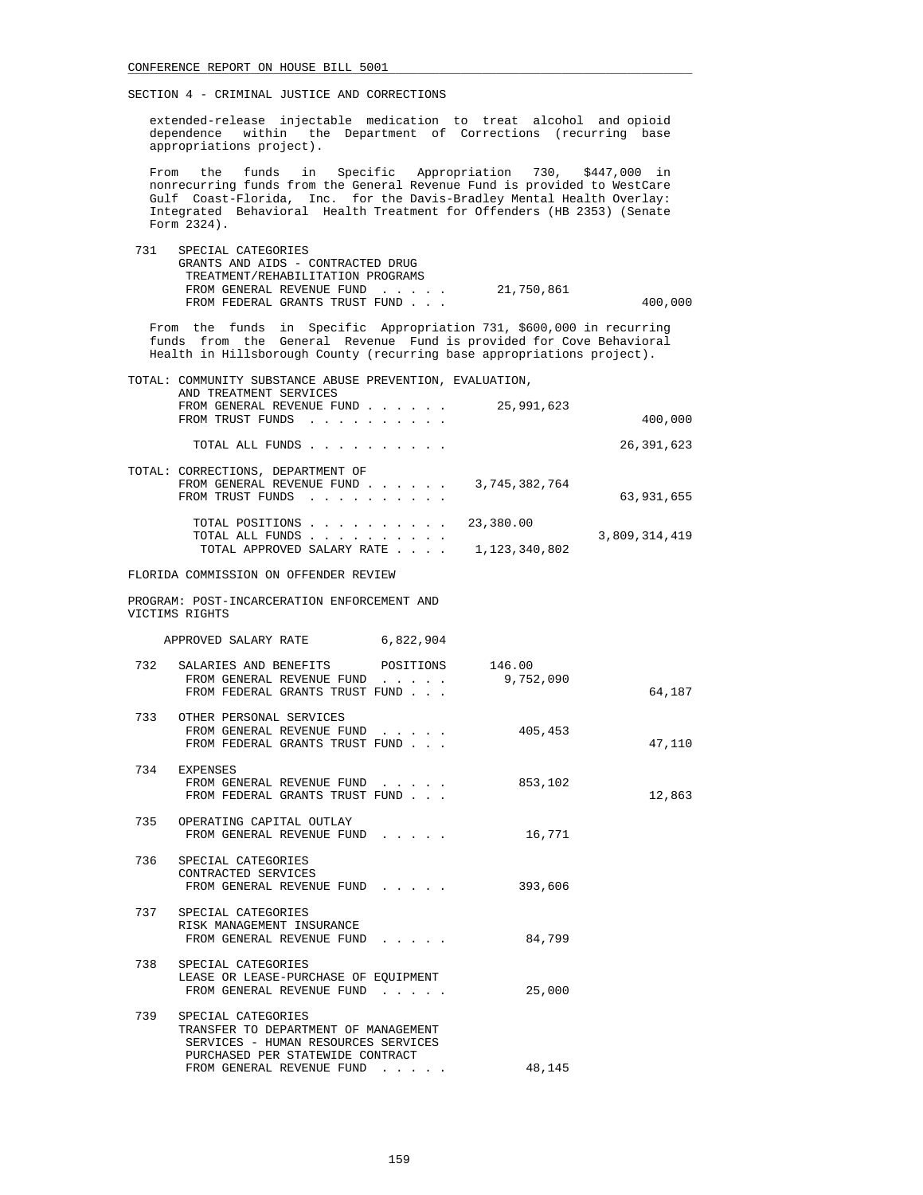SECTION 4 - CRIMINAL JUSTICE AND CORRECTIONS

extended-release injectable medication to treat alcohol and opioid dependence within the Department of Corrections (recurring base appropriations project).

From the funds in Specific Appropriation 730, $447,000 in nonrecurring funds from the General Revenue Fund is provided to WestCare Gulf Coast-Florida, Inc. for the Davis-Bradley Mental Health Overlay: Integrated Behavioral Health Treatment for Offenders (HB 2353) (Senate Form 2324).

```
 731   SPECIAL CATEGORIES
       GRANTS AND AIDS - CONTRACTED DRUG
        TREATMENT/REHABILITATION PROGRAMS
        FROM GENERAL REVENUE FUND  . . . . .      21,750,861
        FROM FEDERAL GRANTS TRUST FUND . . .                          400,000
```

From the funds in Specific Appropriation 731, $600,000 in recurring funds from the General Revenue Fund is provided for Cove Behavioral Health in Hillsborough County (recurring base appropriations project).

```
TOTAL: COMMUNITY SUBSTANCE ABUSE PREVENTION, EVALUATION,
       AND TREATMENT SERVICES
        FROM GENERAL REVENUE FUND . . . . . .     25,991,623
        FROM TRUST FUNDS  . . . . . . . . . .                         400,000

         TOTAL ALL FUNDS . . . . . . . . . .                       26,391,623

TOTAL: CORRECTIONS, DEPARTMENT OF
        FROM GENERAL REVENUE FUND . . . . . .  3,745,382,764
        FROM TRUST FUNDS  . . . . . . . . . .                      63,931,655

         TOTAL POSITIONS . . . . . . . . . .   23,380.00
         TOTAL ALL FUNDS . . . . . . . . . .                    3,809,314,419
          TOTAL APPROVED SALARY RATE . . . .   1,123,340,802
```

FLORIDA COMMISSION ON OFFENDER REVIEW

PROGRAM: POST-INCARCERATION ENFORCEMENT AND VICTIMS RIGHTS

```
     APPROVED SALARY RATE          6,822,904

 732   SALARIES AND BENEFITS        POSITIONS      146.00
        FROM GENERAL REVENUE FUND  . . . . .       9,752,090
        FROM FEDERAL GRANTS TRUST FUND . . .                           64,187

 733   OTHER PERSONAL SERVICES
        FROM GENERAL REVENUE FUND  . . . . .         405,453
        FROM FEDERAL GRANTS TRUST FUND . . .                           47,110

 734   EXPENSES
        FROM GENERAL REVENUE FUND  . . . . .         853,102
        FROM FEDERAL GRANTS TRUST FUND . . .                           12,863

 735   OPERATING CAPITAL OUTLAY
        FROM GENERAL REVENUE FUND  . . . . .          16,771

 736   SPECIAL CATEGORIES
       CONTRACTED SERVICES
        FROM GENERAL REVENUE FUND  . . . . .         393,606

 737   SPECIAL CATEGORIES
       RISK MANAGEMENT INSURANCE
        FROM GENERAL REVENUE FUND  . . . . .          84,799

 738   SPECIAL CATEGORIES
       LEASE OR LEASE-PURCHASE OF EQUIPMENT
        FROM GENERAL REVENUE FUND  . . . . .          25,000

 739   SPECIAL CATEGORIES
       TRANSFER TO DEPARTMENT OF MANAGEMENT
        SERVICES - HUMAN RESOURCES SERVICES
        PURCHASED PER STATEWIDE CONTRACT
        FROM GENERAL REVENUE FUND  . . . . .          48,145
```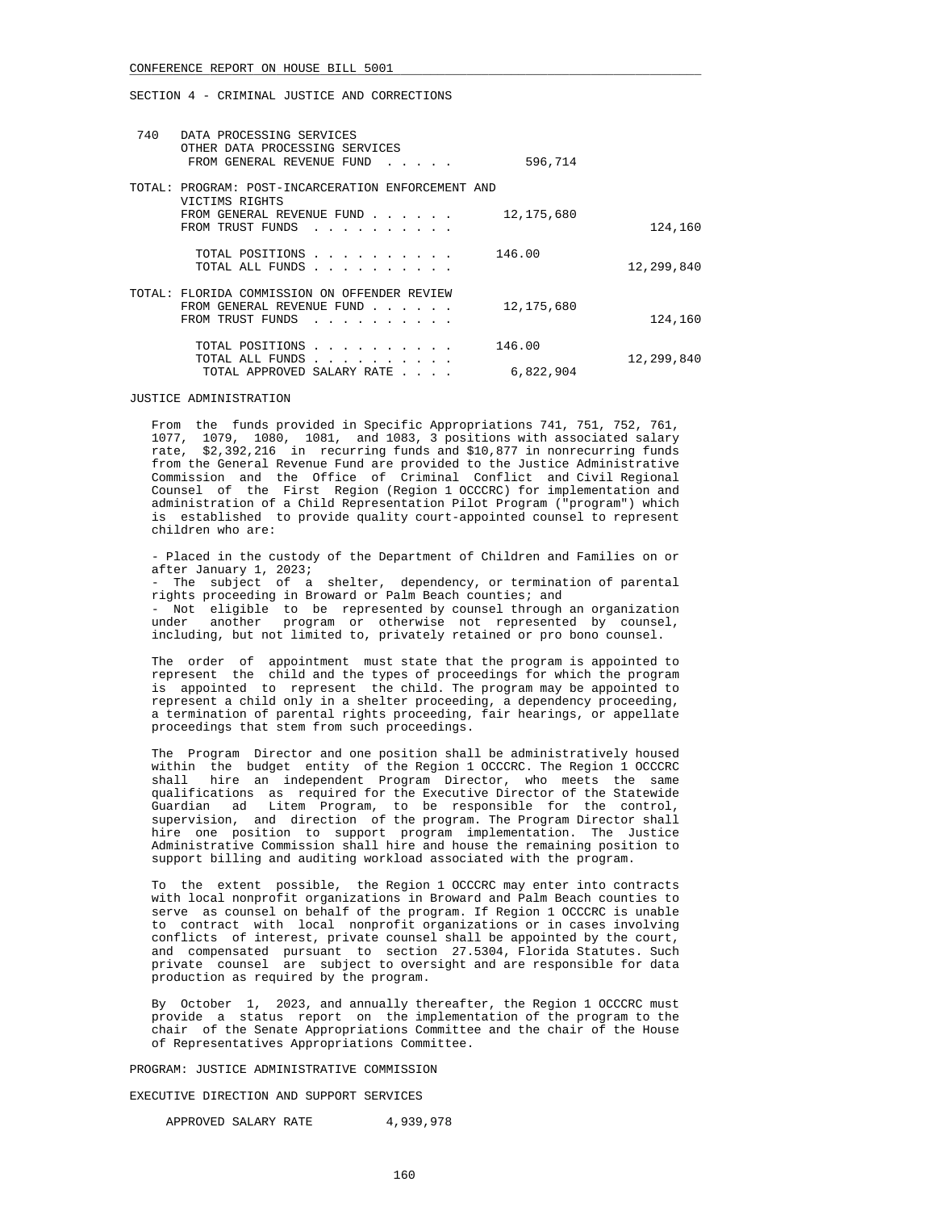SECTION 4 - CRIMINAL JUSTICE AND CORRECTIONS

| | | | |
|---|---|---|---|
| 740 | DATA PROCESSING SERVICES<br>OTHER DATA PROCESSING SERVICES<br>FROM GENERAL REVENUE FUND . . . . . | 596,714 | |
| TOTAL: | PROGRAM: POST-INCARCERATION ENFORCEMENT AND VICTIMS RIGHTS | | |
| | FROM GENERAL REVENUE FUND . . . . . . | 12,175,680 | |
| | FROM TRUST FUNDS . . . . . . . . . . | | 124,160 |
| | TOTAL POSITIONS . . . . . . . . . . | 146.00 | |
| | TOTAL ALL FUNDS . . . . . . . . . . | | 12,299,840 |
| TOTAL: | FLORIDA COMMISSION ON OFFENDER REVIEW | | |
| | FROM GENERAL REVENUE FUND . . . . . . | 12,175,680 | |
| | FROM TRUST FUNDS . . . . . . . . . . | | 124,160 |
| | TOTAL POSITIONS . . . . . . . . . . | 146.00 | |
| | TOTAL ALL FUNDS . . . . . . . . . . | | 12,299,840 |
| | TOTAL APPROVED SALARY RATE . . . . | 6,822,904 | |

JUSTICE ADMINISTRATION

From the funds provided in Specific Appropriations 741, 751, 752, 761, 1077, 1079, 1080, 1081, and 1083, 3 positions with associated salary rate, $2,392,216 in recurring funds and $10,877 in nonrecurring funds from the General Revenue Fund are provided to the Justice Administrative Commission and the Office of Criminal Conflict and Civil Regional Counsel of the First Region (Region 1 OCCCRC) for implementation and administration of a Child Representation Pilot Program ("program") which is established to provide quality court-appointed counsel to represent children who are:

- Placed in the custody of the Department of Children and Families on or after January 1, 2023;
- The subject of a shelter, dependency, or termination of parental rights proceeding in Broward or Palm Beach counties; and
- Not eligible to be represented by counsel through an organization under another program or otherwise not represented by counsel, including, but not limited to, privately retained or pro bono counsel.

The order of appointment must state that the program is appointed to represent the child and the types of proceedings for which the program is appointed to represent the child. The program may be appointed to represent a child only in a shelter proceeding, a dependency proceeding, a termination of parental rights proceeding, fair hearings, or appellate proceedings that stem from such proceedings.

The Program Director and one position shall be administratively housed within the budget entity of the Region 1 OCCCRC. The Region 1 OCCCRC shall hire an independent Program Director, who meets the same qualifications as required for the Executive Director of the Statewide Guardian ad Litem Program, to be responsible for the control, supervision, and direction of the program. The Program Director shall hire one position to support program implementation. The Justice Administrative Commission shall hire and house the remaining position to support billing and auditing workload associated with the program.

To the extent possible, the Region 1 OCCCRC may enter into contracts with local nonprofit organizations in Broward and Palm Beach counties to serve as counsel on behalf of the program. If Region 1 OCCCRC is unable to contract with local nonprofit organizations or in cases involving conflicts of interest, private counsel shall be appointed by the court, and compensated pursuant to section 27.5304, Florida Statutes. Such private counsel are subject to oversight and are responsible for data production as required by the program.

By October 1, 2023, and annually thereafter, the Region 1 OCCCRC must provide a status report on the implementation of the program to the chair of the Senate Appropriations Committee and the chair of the House of Representatives Appropriations Committee.

PROGRAM: JUSTICE ADMINISTRATIVE COMMISSION

EXECUTIVE DIRECTION AND SUPPORT SERVICES

APPROVED SALARY RATE 4,939,978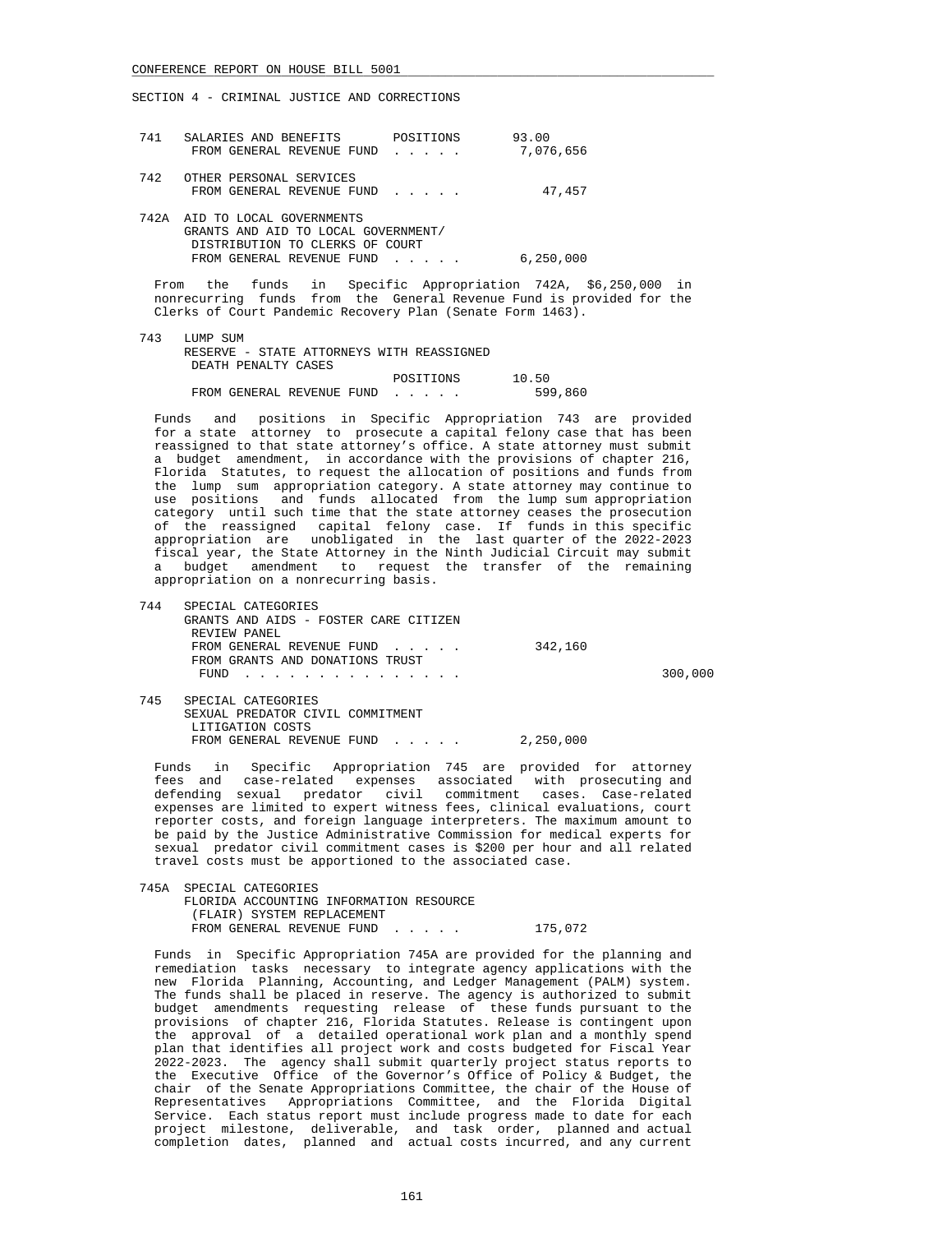SECTION 4 - CRIMINAL JUSTICE AND CORRECTIONS

741 SALARIES AND BENEFITS POSITIONS 93.00
FROM GENERAL REVENUE FUND . . . . . 7,076,656

742 OTHER PERSONAL SERVICES
FROM GENERAL REVENUE FUND . . . . . 47,457

742A AID TO LOCAL GOVERNMENTS
GRANTS AND AID TO LOCAL GOVERNMENT/
DISTRIBUTION TO CLERKS OF COURT
FROM GENERAL REVENUE FUND . . . . . 6,250,000

From the funds in Specific Appropriation 742A, $6,250,000 in nonrecurring funds from the General Revenue Fund is provided for the Clerks of Court Pandemic Recovery Plan (Senate Form 1463).

743 LUMP SUM
RESERVE - STATE ATTORNEYS WITH REASSIGNED
DEATH PENALTY CASES
POSITIONS 10.50
FROM GENERAL REVENUE FUND . . . . . 599,860

Funds and positions in Specific Appropriation 743 are provided for a state attorney to prosecute a capital felony case that has been reassigned to that state attorney's office. A state attorney must submit a budget amendment, in accordance with the provisions of chapter 216, Florida Statutes, to request the allocation of positions and funds from the lump sum appropriation category. A state attorney may continue to use positions and funds allocated from the lump sum appropriation category until such time that the state attorney ceases the prosecution of the reassigned capital felony case. If funds in this specific appropriation are unobligated in the last quarter of the 2022-2023 fiscal year, the State Attorney in the Ninth Judicial Circuit may submit a budget amendment to request the transfer of the remaining appropriation on a nonrecurring basis.

744 SPECIAL CATEGORIES
GRANTS AND AIDS - FOSTER CARE CITIZEN
REVIEW PANEL
FROM GENERAL REVENUE FUND . . . . . 342,160
FROM GRANTS AND DONATIONS TRUST
FUND . . . . . . . . . . . . . . . 300,000

745 SPECIAL CATEGORIES
SEXUAL PREDATOR CIVIL COMMITMENT
LITIGATION COSTS
FROM GENERAL REVENUE FUND . . . . . 2,250,000

Funds in Specific Appropriation 745 are provided for attorney fees and case-related expenses associated with prosecuting and defending sexual predator civil commitment cases. Case-related expenses are limited to expert witness fees, clinical evaluations, court reporter costs, and foreign language interpreters. The maximum amount to be paid by the Justice Administrative Commission for medical experts for sexual predator civil commitment cases is $200 per hour and all related travel costs must be apportioned to the associated case.

745A SPECIAL CATEGORIES
FLORIDA ACCOUNTING INFORMATION RESOURCE
(FLAIR) SYSTEM REPLACEMENT
FROM GENERAL REVENUE FUND . . . . . 175,072

Funds in Specific Appropriation 745A are provided for the planning and remediation tasks necessary to integrate agency applications with the new Florida Planning, Accounting, and Ledger Management (PALM) system. The funds shall be placed in reserve. The agency is authorized to submit budget amendments requesting release of these funds pursuant to the provisions of chapter 216, Florida Statutes. Release is contingent upon the approval of a detailed operational work plan and a monthly spend plan that identifies all project work and costs budgeted for Fiscal Year 2022-2023. The agency shall submit quarterly project status reports to the Executive Office of the Governor's Office of Policy & Budget, the chair of the Senate Appropriations Committee, the chair of the House of Representatives Appropriations Committee, and the Florida Digital Service. Each status report must include progress made to date for each project milestone, deliverable, and task order, planned and actual completion dates, planned and actual costs incurred, and any current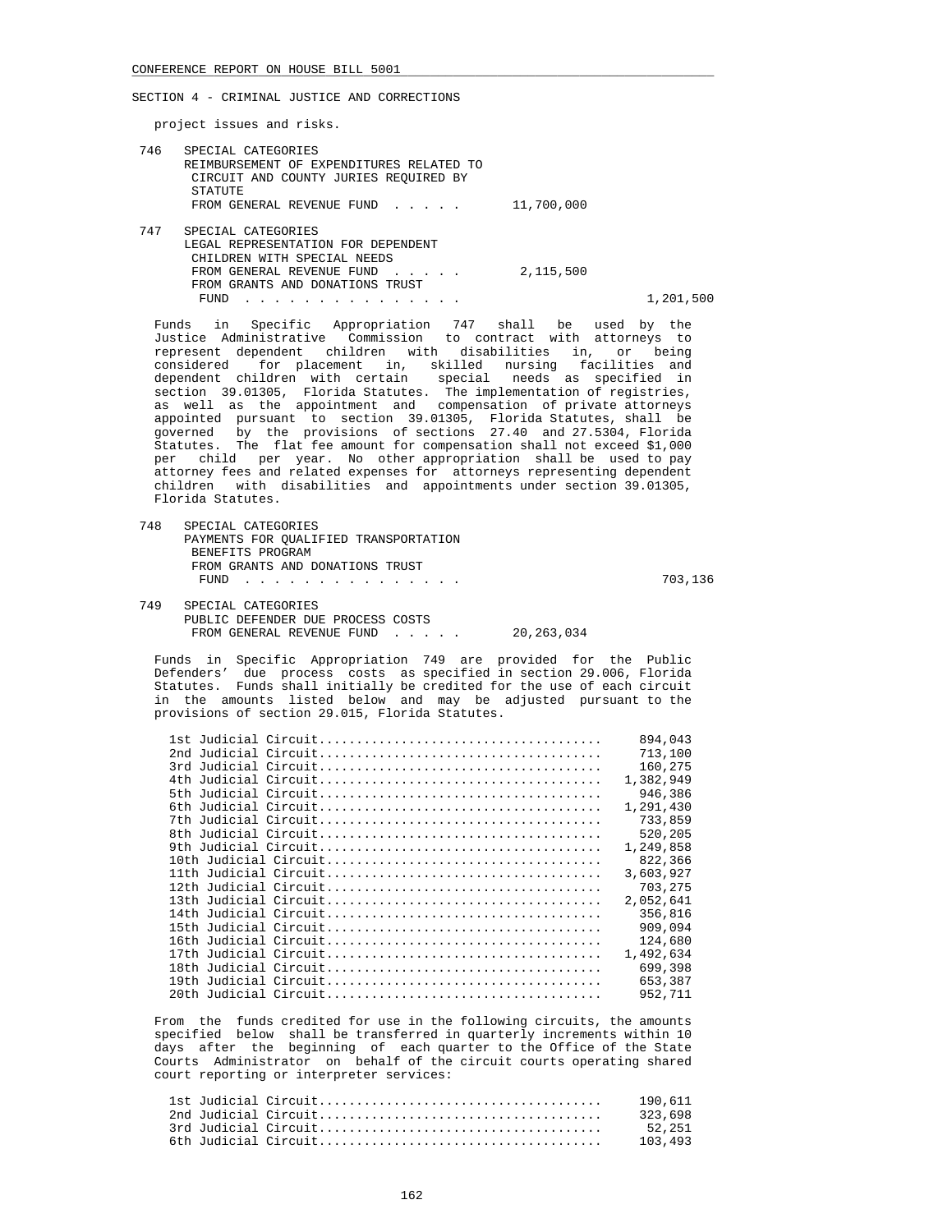SECTION 4 - CRIMINAL JUSTICE AND CORRECTIONS

project issues and risks.

746 SPECIAL CATEGORIES
REIMBURSEMENT OF EXPENDITURES RELATED TO CIRCUIT AND COUNTY JURIES REQUIRED BY STATUTE
FROM GENERAL REVENUE FUND . . . . . 11,700,000

747 SPECIAL CATEGORIES
LEGAL REPRESENTATION FOR DEPENDENT CHILDREN WITH SPECIAL NEEDS
FROM GENERAL REVENUE FUND . . . . . 2,115,500
FROM GRANTS AND DONATIONS TRUST FUND . . . . . . . . . . . . . . . 1,201,500

Funds in Specific Appropriation 747 shall be used by the Justice Administrative Commission to contract with attorneys to represent dependent children with disabilities in, or being considered for placement in, skilled nursing facilities and dependent children with certain special needs as specified in section 39.01305, Florida Statutes. The implementation of registries, as well as the appointment and compensation of private attorneys appointed pursuant to section 39.01305, Florida Statutes, shall be governed by the provisions of sections 27.40 and 27.5304, Florida Statutes. The flat fee amount for compensation shall not exceed $1,000 per child per year. No other appropriation shall be used to pay attorney fees and related expenses for attorneys representing dependent children with disabilities and appointments under section 39.01305, Florida Statutes.

748 SPECIAL CATEGORIES
PAYMENTS FOR QUALIFIED TRANSPORTATION BENEFITS PROGRAM
FROM GRANTS AND DONATIONS TRUST FUND . . . . . . . . . . . . . . . 703,136

749 SPECIAL CATEGORIES
PUBLIC DEFENDER DUE PROCESS COSTS
FROM GENERAL REVENUE FUND . . . . . 20,263,034

Funds in Specific Appropriation 749 are provided for the Public Defenders' due process costs as specified in section 29.006, Florida Statutes. Funds shall initially be credited for the use of each circuit in the amounts listed below and may be adjusted pursuant to the provisions of section 29.015, Florida Statutes.

| Circuit | Amount |
|---|---|
| 1st Judicial Circuit | 894,043 |
| 2nd Judicial Circuit | 713,100 |
| 3rd Judicial Circuit | 160,275 |
| 4th Judicial Circuit | 1,382,949 |
| 5th Judicial Circuit | 946,386 |
| 6th Judicial Circuit | 1,291,430 |
| 7th Judicial Circuit | 733,859 |
| 8th Judicial Circuit | 520,205 |
| 9th Judicial Circuit | 1,249,858 |
| 10th Judicial Circuit | 822,366 |
| 11th Judicial Circuit | 3,603,927 |
| 12th Judicial Circuit | 703,275 |
| 13th Judicial Circuit | 2,052,641 |
| 14th Judicial Circuit | 356,816 |
| 15th Judicial Circuit | 909,094 |
| 16th Judicial Circuit | 124,680 |
| 17th Judicial Circuit | 1,492,634 |
| 18th Judicial Circuit | 699,398 |
| 19th Judicial Circuit | 653,387 |
| 20th Judicial Circuit | 952,711 |

From the funds credited for use in the following circuits, the amounts specified below shall be transferred in quarterly increments within 10 days after the beginning of each quarter to the Office of the State Courts Administrator on behalf of the circuit courts operating shared court reporting or interpreter services:

| Circuit | Amount |
|---|---|
| 1st Judicial Circuit | 190,611 |
| 2nd Judicial Circuit | 323,698 |
| 3rd Judicial Circuit | 52,251 |
| 6th Judicial Circuit | 103,493 |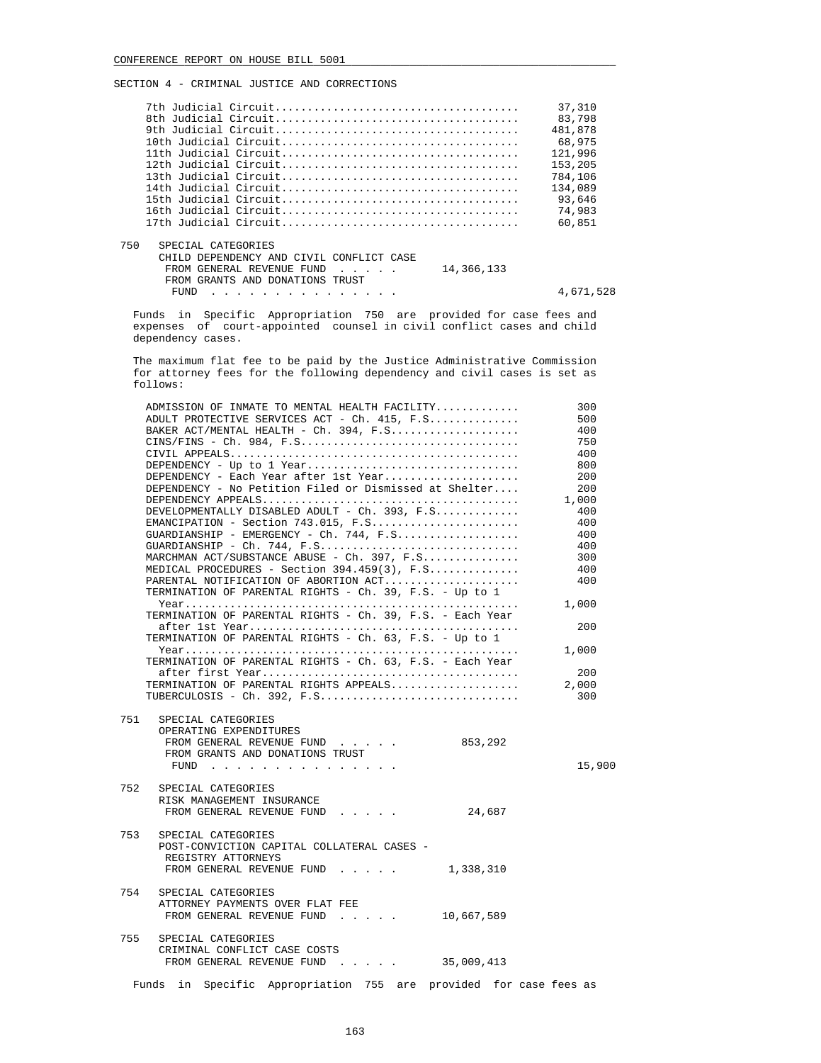SECTION 4 - CRIMINAL JUSTICE AND CORRECTIONS

| Circuit | Amount |
|---|---|
| 7th Judicial Circuit | 37,310 |
| 8th Judicial Circuit | 83,798 |
| 9th Judicial Circuit | 481,878 |
| 10th Judicial Circuit | 68,975 |
| 11th Judicial Circuit | 121,996 |
| 12th Judicial Circuit | 153,205 |
| 13th Judicial Circuit | 784,106 |
| 14th Judicial Circuit | 134,089 |
| 15th Judicial Circuit | 93,646 |
| 16th Judicial Circuit | 74,983 |
| 17th Judicial Circuit | 60,851 |

750 SPECIAL CATEGORIES
CHILD DEPENDENCY AND CIVIL CONFLICT CASE
FROM GENERAL REVENUE FUND . . . . . 14,366,133
FROM GRANTS AND DONATIONS TRUST FUND . . . . . . . . . . . . . . . 4,671,528

Funds in Specific Appropriation 750 are provided for case fees and expenses of court-appointed counsel in civil conflict cases and child dependency cases.

The maximum flat fee to be paid by the Justice Administrative Commission for attorney fees for the following dependency and civil cases is set as follows:

| Case Type | Maximum Flat Fee |
|---|---|
| ADMISSION OF INMATE TO MENTAL HEALTH FACILITY | 300 |
| ADULT PROTECTIVE SERVICES ACT - Ch. 415, F.S. | 500 |
| BAKER ACT/MENTAL HEALTH - Ch. 394, F.S. | 400 |
| CINS/FINS - Ch. 984, F.S. | 750 |
| CIVIL APPEALS | 400 |
| DEPENDENCY - Up to 1 Year | 800 |
| DEPENDENCY - Each Year after 1st Year | 200 |
| DEPENDENCY - No Petition Filed or Dismissed at Shelter | 200 |
| DEPENDENCY APPEALS | 1,000 |
| DEVELOPMENTALLY DISABLED ADULT - Ch. 393, F.S. | 400 |
| EMANCIPATION - Section 743.015, F.S. | 400 |
| GUARDIANSHIP - EMERGENCY - Ch. 744, F.S. | 400 |
| GUARDIANSHIP - Ch. 744, F.S. | 400 |
| MARCHMAN ACT/SUBSTANCE ABUSE - Ch. 397, F.S. | 300 |
| MEDICAL PROCEDURES - Section 394.459(3), F.S. | 400 |
| PARENTAL NOTIFICATION OF ABORTION ACT | 400 |
| TERMINATION OF PARENTAL RIGHTS - Ch. 39, F.S. - Up to 1 Year | 1,000 |
| TERMINATION OF PARENTAL RIGHTS - Ch. 39, F.S. - Each Year after 1st Year | 200 |
| TERMINATION OF PARENTAL RIGHTS - Ch. 63, F.S. - Up to 1 Year | 1,000 |
| TERMINATION OF PARENTAL RIGHTS - Ch. 63, F.S. - Each Year after first Year | 200 |
| TERMINATION OF PARENTAL RIGHTS APPEALS | 2,000 |
| TUBERCULOSIS - Ch. 392, F.S. | 300 |

751 SPECIAL CATEGORIES
OPERATING EXPENDITURES
FROM GENERAL REVENUE FUND . . . . . 853,292
FROM GRANTS AND DONATIONS TRUST FUND . . . . . . . . . . . . . . . 15,900

752 SPECIAL CATEGORIES
RISK MANAGEMENT INSURANCE
FROM GENERAL REVENUE FUND . . . . . 24,687

753 SPECIAL CATEGORIES
POST-CONVICTION CAPITAL COLLATERAL CASES - REGISTRY ATTORNEYS
FROM GENERAL REVENUE FUND . . . . . 1,338,310

754 SPECIAL CATEGORIES
ATTORNEY PAYMENTS OVER FLAT FEE
FROM GENERAL REVENUE FUND . . . . . 10,667,589

755 SPECIAL CATEGORIES
CRIMINAL CONFLICT CASE COSTS
FROM GENERAL REVENUE FUND . . . . . 35,009,413

Funds in Specific Appropriation 755 are provided for case fees as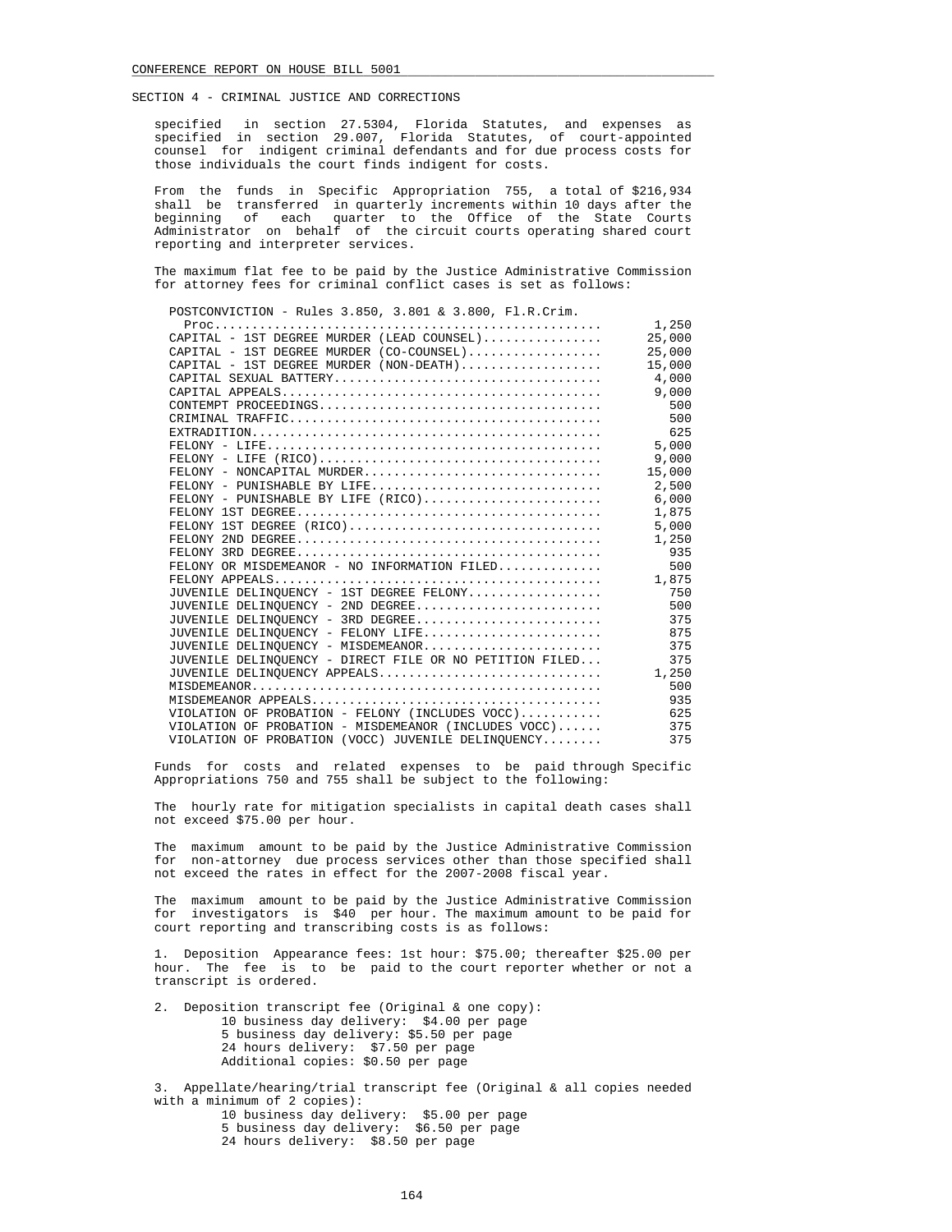SECTION 4 - CRIMINAL JUSTICE AND CORRECTIONS

specified in section 27.5304, Florida Statutes, and expenses as specified in section 29.007, Florida Statutes, of court-appointed counsel for indigent criminal defendants and for due process costs for those individuals the court finds indigent for costs.

From the funds in Specific Appropriation 755, a total of $216,934 shall be transferred in quarterly increments within 10 days after the beginning of each quarter to the Office of the State Courts Administrator on behalf of the circuit courts operating shared court reporting and interpreter services.

The maximum flat fee to be paid by the Justice Administrative Commission for attorney fees for criminal conflict cases is set as follows:

| Case Type | Fee |
|---|---|
| POSTCONVICTION - Rules 3.850, 3.801 & 3.800, Fl.R.Crim. Proc. | 1,250 |
| CAPITAL - 1ST DEGREE MURDER (LEAD COUNSEL) | 25,000 |
| CAPITAL - 1ST DEGREE MURDER (CO-COUNSEL) | 25,000 |
| CAPITAL - 1ST DEGREE MURDER (NON-DEATH) | 15,000 |
| CAPITAL SEXUAL BATTERY | 4,000 |
| CAPITAL APPEALS | 9,000 |
| CONTEMPT PROCEEDINGS | 500 |
| CRIMINAL TRAFFIC | 500 |
| EXTRADITION | 625 |
| FELONY - LIFE | 5,000 |
| FELONY - LIFE (RICO) | 9,000 |
| FELONY - NONCAPITAL MURDER | 15,000 |
| FELONY - PUNISHABLE BY LIFE | 2,500 |
| FELONY - PUNISHABLE BY LIFE (RICO) | 6,000 |
| FELONY 1ST DEGREE | 1,875 |
| FELONY 1ST DEGREE (RICO) | 5,000 |
| FELONY 2ND DEGREE | 1,250 |
| FELONY 3RD DEGREE | 935 |
| FELONY OR MISDEMEANOR - NO INFORMATION FILED | 500 |
| FELONY APPEALS | 1,875 |
| JUVENILE DELINQUENCY - 1ST DEGREE FELONY | 750 |
| JUVENILE DELINQUENCY - 2ND DEGREE | 500 |
| JUVENILE DELINQUENCY - 3RD DEGREE | 375 |
| JUVENILE DELINQUENCY - FELONY LIFE | 875 |
| JUVENILE DELINQUENCY - MISDEMEANOR | 375 |
| JUVENILE DELINQUENCY - DIRECT FILE OR NO PETITION FILED | 375 |
| JUVENILE DELINQUENCY APPEALS | 1,250 |
| MISDEMEANOR | 500 |
| MISDEMEANOR APPEALS | 935 |
| VIOLATION OF PROBATION - FELONY (INCLUDES VOCC) | 625 |
| VIOLATION OF PROBATION - MISDEMEANOR (INCLUDES VOCC) | 375 |
| VIOLATION OF PROBATION (VOCC) JUVENILE DELINQUENCY | 375 |

Funds for costs and related expenses to be paid through Specific Appropriations 750 and 755 shall be subject to the following:

The hourly rate for mitigation specialists in capital death cases shall not exceed $75.00 per hour.

The maximum amount to be paid by the Justice Administrative Commission for non-attorney due process services other than those specified shall not exceed the rates in effect for the 2007-2008 fiscal year.

The maximum amount to be paid by the Justice Administrative Commission for investigators is $40 per hour. The maximum amount to be paid for court reporting and transcribing costs is as follows:

1. Deposition Appearance fees: 1st hour: $75.00; thereafter $25.00 per hour. The fee is to be paid to the court reporter whether or not a transcript is ordered.

2. Deposition transcript fee (Original & one copy):
   - 10 business day delivery: $4.00 per page
   - 5 business day delivery: $5.50 per page
   - 24 hours delivery: $7.50 per page
   - Additional copies: $0.50 per page

3. Appellate/hearing/trial transcript fee (Original & all copies needed with a minimum of 2 copies):
   - 10 business day delivery: $5.00 per page
   - 5 business day delivery: $6.50 per page
   - 24 hours delivery: $8.50 per page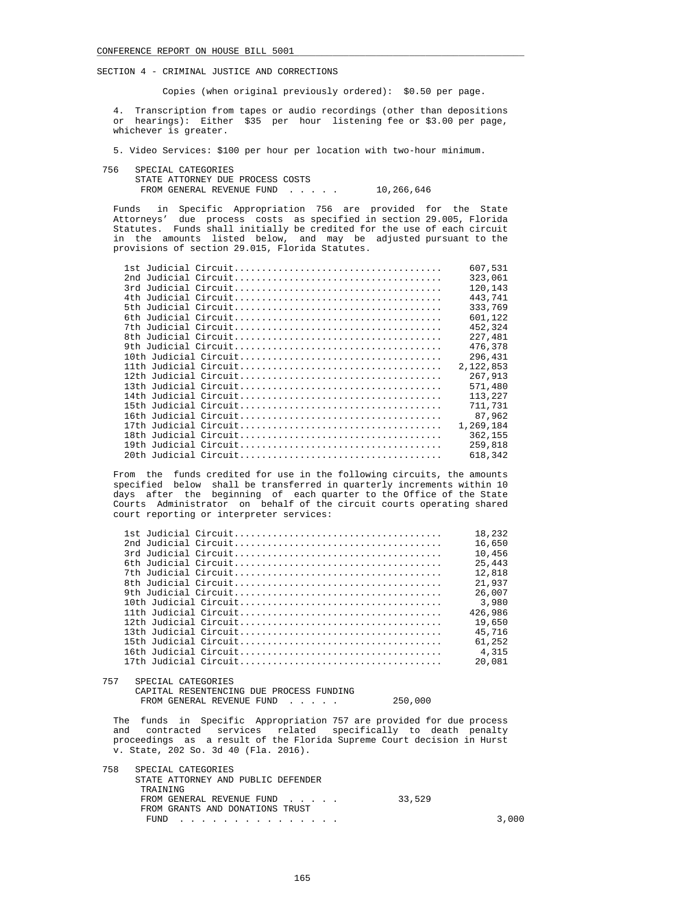SECTION 4 - CRIMINAL JUSTICE AND CORRECTIONS

Copies (when original previously ordered): $0.50 per page.

4. Transcription from tapes or audio recordings (other than depositions or hearings): Either $35 per hour listening fee or $3.00 per page, whichever is greater.

5. Video Services: $100 per hour per location with two-hour minimum.

756 SPECIAL CATEGORIES
STATE ATTORNEY DUE PROCESS COSTS
FROM GENERAL REVENUE FUND . . . . . 10,266,646

Funds in Specific Appropriation 756 are provided for the State Attorneys' due process costs as specified in section 29.005, Florida Statutes. Funds shall initially be credited for the use of each circuit in the amounts listed below, and may be adjusted pursuant to the provisions of section 29.015, Florida Statutes.

| Circuit | Amount |
|---|---|
| 1st Judicial Circuit | 607,531 |
| 2nd Judicial Circuit | 323,061 |
| 3rd Judicial Circuit | 120,143 |
| 4th Judicial Circuit | 443,741 |
| 5th Judicial Circuit | 333,769 |
| 6th Judicial Circuit | 601,122 |
| 7th Judicial Circuit | 452,324 |
| 8th Judicial Circuit | 227,481 |
| 9th Judicial Circuit | 476,378 |
| 10th Judicial Circuit | 296,431 |
| 11th Judicial Circuit | 2,122,853 |
| 12th Judicial Circuit | 267,913 |
| 13th Judicial Circuit | 571,480 |
| 14th Judicial Circuit | 113,227 |
| 15th Judicial Circuit | 711,731 |
| 16th Judicial Circuit | 87,962 |
| 17th Judicial Circuit | 1,269,184 |
| 18th Judicial Circuit | 362,155 |
| 19th Judicial Circuit | 259,818 |
| 20th Judicial Circuit | 618,342 |

From the funds credited for use in the following circuits, the amounts specified below shall be transferred in quarterly increments within 10 days after the beginning of each quarter to the Office of the State Courts Administrator on behalf of the circuit courts operating shared court reporting or interpreter services:

| Circuit | Amount |
|---|---|
| 1st Judicial Circuit | 18,232 |
| 2nd Judicial Circuit | 16,650 |
| 3rd Judicial Circuit | 10,456 |
| 6th Judicial Circuit | 25,443 |
| 7th Judicial Circuit | 12,818 |
| 8th Judicial Circuit | 21,937 |
| 9th Judicial Circuit | 26,007 |
| 10th Judicial Circuit | 3,980 |
| 11th Judicial Circuit | 426,986 |
| 12th Judicial Circuit | 19,650 |
| 13th Judicial Circuit | 45,716 |
| 15th Judicial Circuit | 61,252 |
| 16th Judicial Circuit | 4,315 |
| 17th Judicial Circuit | 20,081 |

757 SPECIAL CATEGORIES
CAPITAL RESENTENCING DUE PROCESS FUNDING
FROM GENERAL REVENUE FUND . . . . . 250,000

The funds in Specific Appropriation 757 are provided for due process and contracted services related specifically to death penalty proceedings as a result of the Florida Supreme Court decision in Hurst v. State, 202 So. 3d 40 (Fla. 2016).

758 SPECIAL CATEGORIES
STATE ATTORNEY AND PUBLIC DEFENDER TRAINING
FROM GENERAL REVENUE FUND . . . . . 33,529
FROM GRANTS AND DONATIONS TRUST FUND . . . . . . . . . . . . . . . 3,000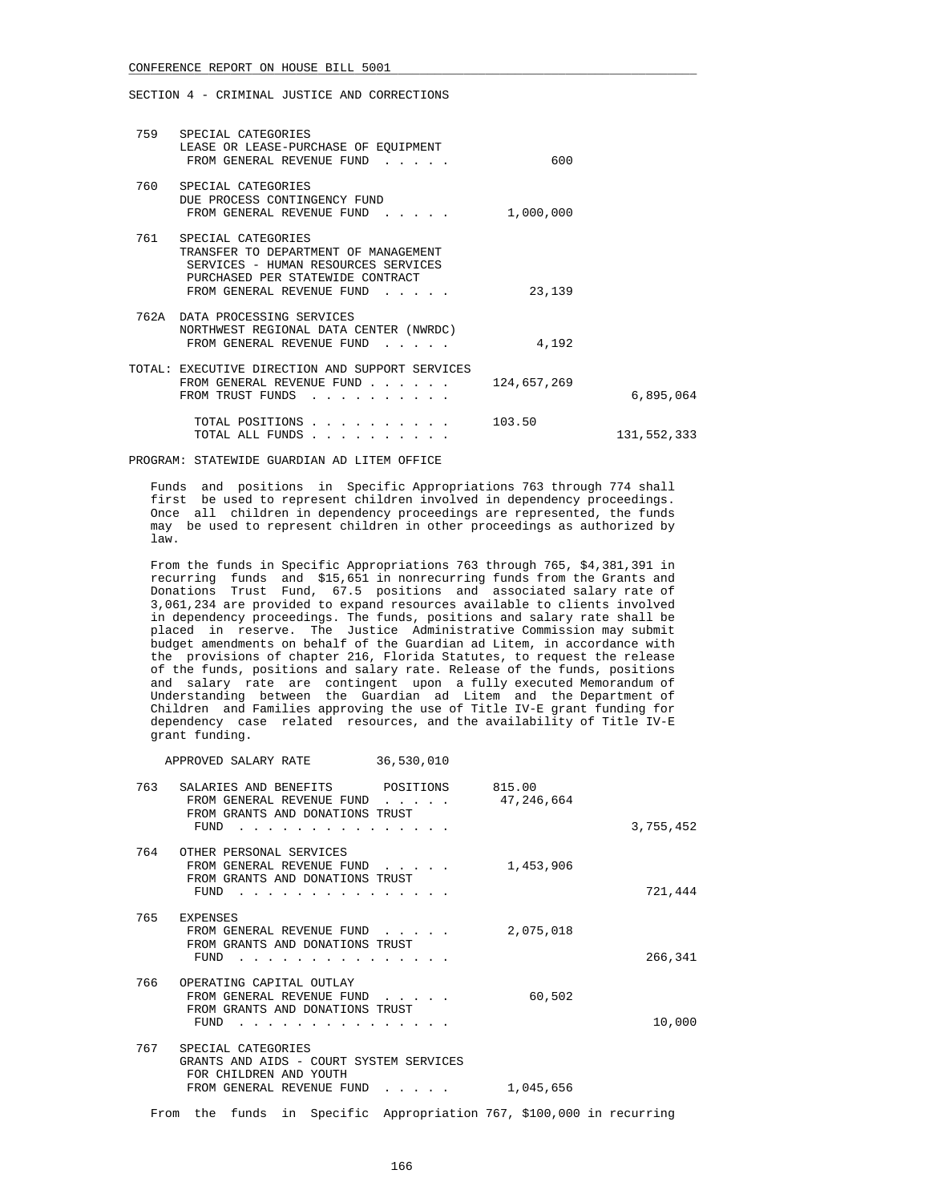SECTION 4 - CRIMINAL JUSTICE AND CORRECTIONS

| | | | |
|---|---|---|---|
| 759 | SPECIAL CATEGORIES<br>LEASE OR LEASE-PURCHASE OF EQUIPMENT<br>FROM GENERAL REVENUE FUND . . . . . | 600 | |
| 760 | SPECIAL CATEGORIES<br>DUE PROCESS CONTINGENCY FUND<br>FROM GENERAL REVENUE FUND . . . . . | 1,000,000 | |
| 761 | SPECIAL CATEGORIES<br>TRANSFER TO DEPARTMENT OF MANAGEMENT SERVICES - HUMAN RESOURCES SERVICES PURCHASED PER STATEWIDE CONTRACT<br>FROM GENERAL REVENUE FUND . . . . . | 23,139 | |
| 762A | DATA PROCESSING SERVICES<br>NORTHWEST REGIONAL DATA CENTER (NWRDC)<br>FROM GENERAL REVENUE FUND . . . . . | 4,192 | |

TOTAL: EXECUTIVE DIRECTION AND SUPPORT SERVICES

| | | |
|---|---|---|
| FROM GENERAL REVENUE FUND . . . . . . | 124,657,269 | |
| FROM TRUST FUNDS . . . . . . . . . . | | 6,895,064 |
| TOTAL POSITIONS . . . . . . . . . . | 103.50 | |
| TOTAL ALL FUNDS . . . . . . . . . . | | 131,552,333 |

PROGRAM: STATEWIDE GUARDIAN AD LITEM OFFICE

Funds and positions in Specific Appropriations 763 through 774 shall first be used to represent children involved in dependency proceedings. Once all children in dependency proceedings are represented, the funds may be used to represent children in other proceedings as authorized by law.

From the funds in Specific Appropriations 763 through 765, $4,381,391 in recurring funds and $15,651 in nonrecurring funds from the Grants and Donations Trust Fund, 67.5 positions and associated salary rate of 3,061,234 are provided to expand resources available to clients involved in dependency proceedings. The funds, positions and salary rate shall be placed in reserve. The Justice Administrative Commission may submit budget amendments on behalf of the Guardian ad Litem, in accordance with the provisions of chapter 216, Florida Statutes, to request the release of the funds, positions and salary rate. Release of the funds, positions and salary rate are contingent upon a fully executed Memorandum of Understanding between the Guardian ad Litem and the Department of Children and Families approving the use of Title IV-E grant funding for dependency case related resources, and the availability of Title IV-E grant funding.

APPROVED SALARY RATE 36,530,010

| | | | |
|---|---|---|---|
| 763 | SALARIES AND BENEFITS POSITIONS | 815.00 | |
| | FROM GENERAL REVENUE FUND . . . . . | 47,246,664 | |
| | FROM GRANTS AND DONATIONS TRUST FUND . . . . . . . . . . . . . . . | | 3,755,452 |
| 764 | OTHER PERSONAL SERVICES<br>FROM GENERAL REVENUE FUND . . . . . | 1,453,906 | |
| | FROM GRANTS AND DONATIONS TRUST FUND . . . . . . . . . . . . . . . | | 721,444 |
| 765 | EXPENSES<br>FROM GENERAL REVENUE FUND . . . . . | 2,075,018 | |
| | FROM GRANTS AND DONATIONS TRUST FUND . . . . . . . . . . . . . . . | | 266,341 |
| 766 | OPERATING CAPITAL OUTLAY<br>FROM GENERAL REVENUE FUND . . . . . | 60,502 | |
| | FROM GRANTS AND DONATIONS TRUST FUND . . . . . . . . . . . . . . . | | 10,000 |
| 767 | SPECIAL CATEGORIES<br>GRANTS AND AIDS - COURT SYSTEM SERVICES FOR CHILDREN AND YOUTH<br>FROM GENERAL REVENUE FUND . . . . . | 1,045,656 | |

From the funds in Specific Appropriation 767, $100,000 in recurring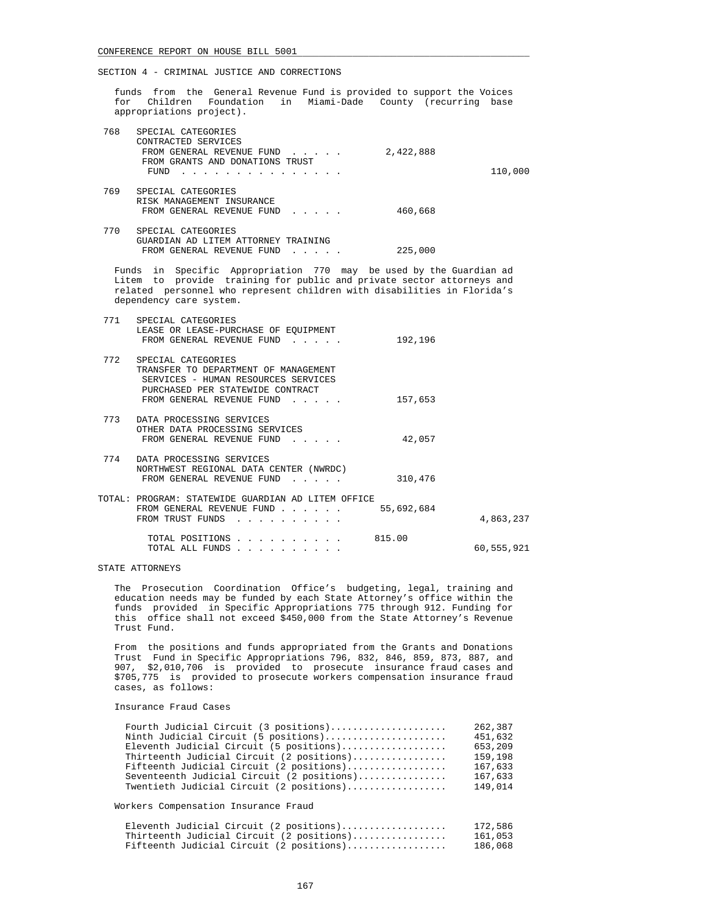SECTION 4 - CRIMINAL JUSTICE AND CORRECTIONS

funds from the General Revenue Fund is provided to support the Voices for Children Foundation in Miami-Dade County (recurring base appropriations project).

768 SPECIAL CATEGORIES
CONTRACTED SERVICES
FROM GENERAL REVENUE FUND . . . . . 2,422,888
FROM GRANTS AND DONATIONS TRUST FUND . . . . . . . . . . . . . . . 110,000

769 SPECIAL CATEGORIES
RISK MANAGEMENT INSURANCE
FROM GENERAL REVENUE FUND . . . . . 460,668

770 SPECIAL CATEGORIES
GUARDIAN AD LITEM ATTORNEY TRAINING
FROM GENERAL REVENUE FUND . . . . . 225,000

Funds in Specific Appropriation 770 may be used by the Guardian ad Litem to provide training for public and private sector attorneys and related personnel who represent children with disabilities in Florida's dependency care system.

771 SPECIAL CATEGORIES
LEASE OR LEASE-PURCHASE OF EQUIPMENT
FROM GENERAL REVENUE FUND . . . . . 192,196

772 SPECIAL CATEGORIES
TRANSFER TO DEPARTMENT OF MANAGEMENT SERVICES - HUMAN RESOURCES SERVICES PURCHASED PER STATEWIDE CONTRACT
FROM GENERAL REVENUE FUND . . . . . 157,653

773 DATA PROCESSING SERVICES
OTHER DATA PROCESSING SERVICES
FROM GENERAL REVENUE FUND . . . . . 42,057

774 DATA PROCESSING SERVICES
NORTHWEST REGIONAL DATA CENTER (NWRDC)
FROM GENERAL REVENUE FUND . . . . . 310,476

TOTAL: PROGRAM: STATEWIDE GUARDIAN AD LITEM OFFICE
FROM GENERAL REVENUE FUND . . . . . . 55,692,684
FROM TRUST FUNDS . . . . . . . . . . 4,863,237

TOTAL POSITIONS . . . . . . . . . . 815.00
TOTAL ALL FUNDS . . . . . . . . . . 60,555,921

STATE ATTORNEYS

The Prosecution Coordination Office's budgeting, legal, training and education needs may be funded by each State Attorney's office within the funds provided in Specific Appropriations 775 through 912. Funding for this office shall not exceed $450,000 from the State Attorney's Revenue Trust Fund.

From the positions and funds appropriated from the Grants and Donations Trust Fund in Specific Appropriations 796, 832, 846, 859, 873, 887, and 907, $2,010,706 is provided to prosecute insurance fraud cases and $705,775 is provided to prosecute workers compensation insurance fraud cases, as follows:

Insurance Fraud Cases

| | |
|---|---|
| Fourth Judicial Circuit (3 positions) | 262,387 |
| Ninth Judicial Circuit (5 positions) | 451,632 |
| Eleventh Judicial Circuit (5 positions) | 653,209 |
| Thirteenth Judicial Circuit (2 positions) | 159,198 |
| Fifteenth Judicial Circuit (2 positions) | 167,633 |
| Seventeenth Judicial Circuit (2 positions) | 167,633 |
| Twentieth Judicial Circuit (2 positions) | 149,014 |

Workers Compensation Insurance Fraud

| | |
|---|---|
| Eleventh Judicial Circuit (2 positions) | 172,586 |
| Thirteenth Judicial Circuit (2 positions) | 161,053 |
| Fifteenth Judicial Circuit (2 positions) | 186,068 |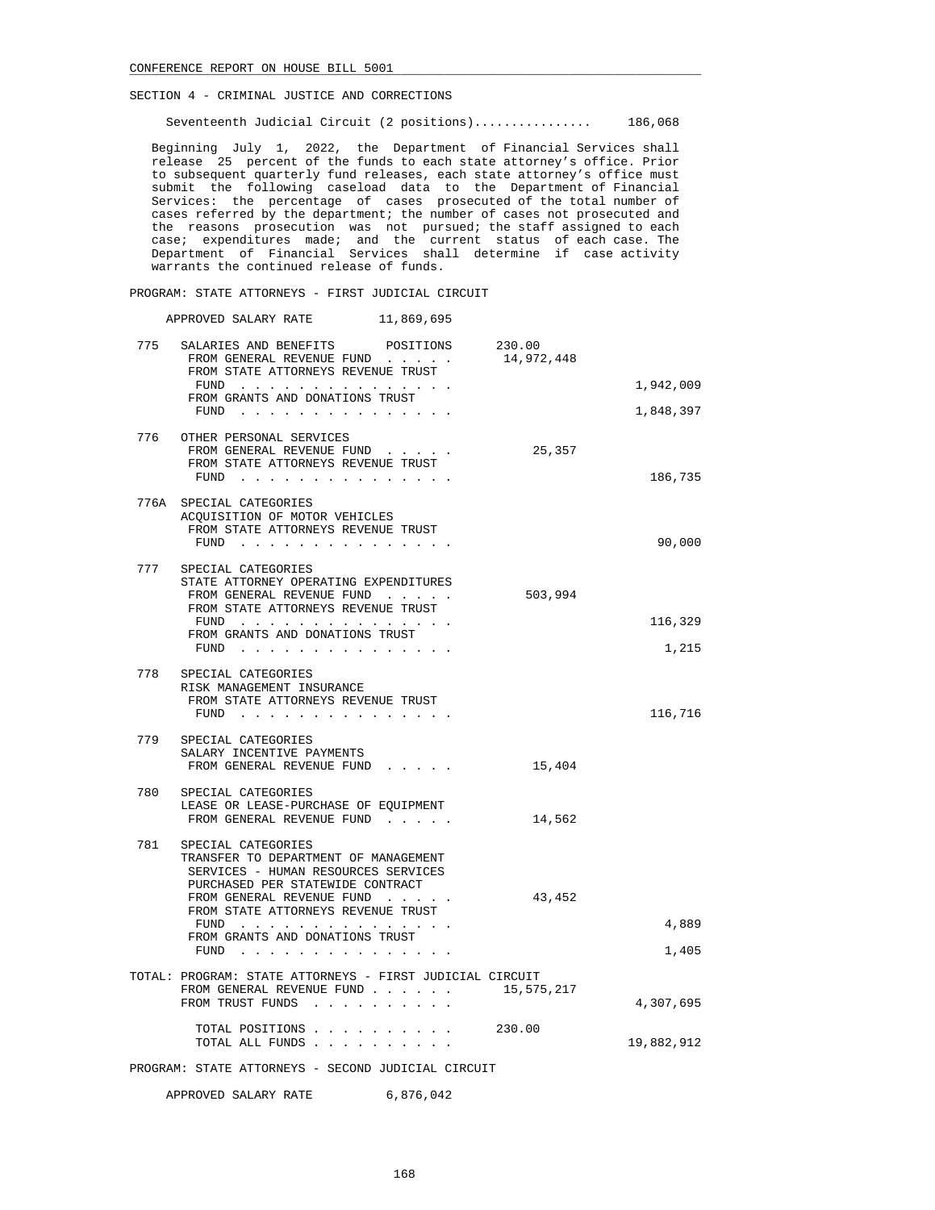SECTION 4 - CRIMINAL JUSTICE AND CORRECTIONS

Seventeenth Judicial Circuit (2 positions)................ 186,068

Beginning July 1, 2022, the Department of Financial Services shall release 25 percent of the funds to each state attorney's office. Prior to subsequent quarterly fund releases, each state attorney's office must submit the following caseload data to the Department of Financial Services: the percentage of cases prosecuted of the total number of cases referred by the department; the number of cases not prosecuted and the reasons prosecution was not pursued; the staff assigned to each case; expenditures made; and the current status of each case. The Department of Financial Services shall determine if case activity warrants the continued release of funds.

PROGRAM: STATE ATTORNEYS - FIRST JUDICIAL CIRCUIT

APPROVED SALARY RATE 11,869,695

| | | | |
|---|---|---|---|
| 775 | SALARIES AND BENEFITS POSITIONS | 230.00 | |
| | FROM GENERAL REVENUE FUND . . . . . | 14,972,448 | |
| | FROM STATE ATTORNEYS REVENUE TRUST FUND . . . . . . . . . . . . . . . | | 1,942,009 |
| | FROM GRANTS AND DONATIONS TRUST FUND . . . . . . . . . . . . . . . | | 1,848,397 |
| 776 | OTHER PERSONAL SERVICES | | |
| | FROM GENERAL REVENUE FUND . . . . . | 25,357 | |
| | FROM STATE ATTORNEYS REVENUE TRUST FUND . . . . . . . . . . . . . . . | | 186,735 |
| 776A | SPECIAL CATEGORIES ACQUISITION OF MOTOR VEHICLES | | |
| | FROM STATE ATTORNEYS REVENUE TRUST FUND . . . . . . . . . . . . . . . | | 90,000 |
| 777 | SPECIAL CATEGORIES STATE ATTORNEY OPERATING EXPENDITURES | | |
| | FROM GENERAL REVENUE FUND . . . . . | 503,994 | |
| | FROM STATE ATTORNEYS REVENUE TRUST FUND . . . . . . . . . . . . . . . | | 116,329 |
| | FROM GRANTS AND DONATIONS TRUST FUND . . . . . . . . . . . . . . . | | 1,215 |
| 778 | SPECIAL CATEGORIES RISK MANAGEMENT INSURANCE | | |
| | FROM STATE ATTORNEYS REVENUE TRUST FUND . . . . . . . . . . . . . . . | | 116,716 |
| 779 | SPECIAL CATEGORIES SALARY INCENTIVE PAYMENTS | | |
| | FROM GENERAL REVENUE FUND . . . . . | 15,404 | |
| 780 | SPECIAL CATEGORIES LEASE OR LEASE-PURCHASE OF EQUIPMENT | | |
| | FROM GENERAL REVENUE FUND . . . . . | 14,562 | |
| 781 | SPECIAL CATEGORIES TRANSFER TO DEPARTMENT OF MANAGEMENT SERVICES - HUMAN RESOURCES SERVICES PURCHASED PER STATEWIDE CONTRACT | | |
| | FROM GENERAL REVENUE FUND . . . . . | 43,452 | |
| | FROM STATE ATTORNEYS REVENUE TRUST FUND . . . . . . . . . . . . . . . | | 4,889 |
| | FROM GRANTS AND DONATIONS TRUST FUND . . . . . . . . . . . . . . . | | 1,405 |

TOTAL: PROGRAM: STATE ATTORNEYS - FIRST JUDICIAL CIRCUIT

| | | |
|---|---|---|
| FROM GENERAL REVENUE FUND . . . . . . | 15,575,217 | |
| FROM TRUST FUNDS . . . . . . . . . . | | 4,307,695 |
| TOTAL POSITIONS . . . . . . . . . . | 230.00 | |
| TOTAL ALL FUNDS . . . . . . . . . . | | 19,882,912 |

PROGRAM: STATE ATTORNEYS - SECOND JUDICIAL CIRCUIT

APPROVED SALARY RATE 6,876,042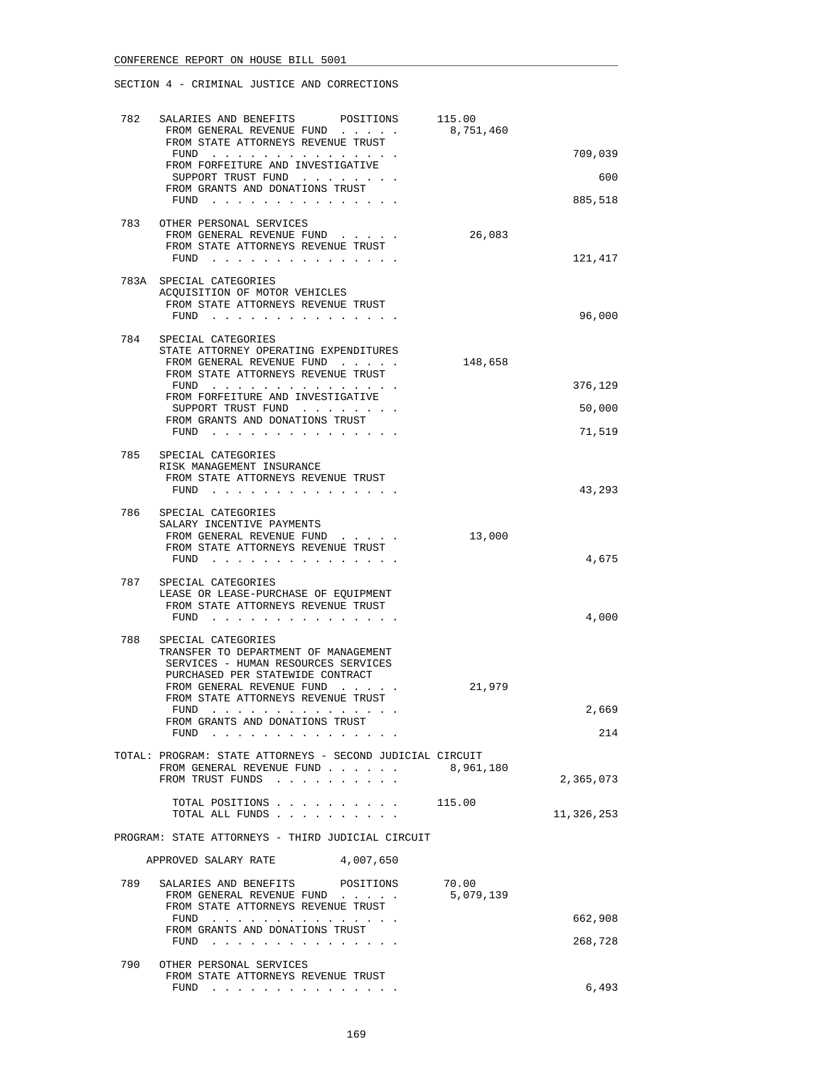CONFERENCE REPORT ON HOUSE BILL 5001

SECTION 4 - CRIMINAL JUSTICE AND CORRECTIONS

```
 782   SALARIES AND BENEFITS       POSITIONS      115.00
        FROM GENERAL REVENUE FUND  . . . . .    8,751,460
        FROM STATE ATTORNEYS REVENUE TRUST
         FUND  . . . . . . . . . . . . . . .                        709,039
        FROM FORFEITURE AND INVESTIGATIVE
         SUPPORT TRUST FUND  . . . . . . . .                            600
        FROM GRANTS AND DONATIONS TRUST
         FUND  . . . . . . . . . . . . . . .                        885,518

 783   OTHER PERSONAL SERVICES
        FROM GENERAL REVENUE FUND  . . . . .       26,083
        FROM STATE ATTORNEYS REVENUE TRUST
         FUND  . . . . . . . . . . . . . . .                        121,417

 783A  SPECIAL CATEGORIES
        ACQUISITION OF MOTOR VEHICLES
        FROM STATE ATTORNEYS REVENUE TRUST
         FUND  . . . . . . . . . . . . . . .                         96,000

 784   SPECIAL CATEGORIES
        STATE ATTORNEY OPERATING EXPENDITURES
        FROM GENERAL REVENUE FUND  . . . . .      148,658
        FROM STATE ATTORNEYS REVENUE TRUST
         FUND  . . . . . . . . . . . . . . .                        376,129
        FROM FORFEITURE AND INVESTIGATIVE
         SUPPORT TRUST FUND  . . . . . . . .                         50,000
        FROM GRANTS AND DONATIONS TRUST
         FUND  . . . . . . . . . . . . . . .                         71,519

 785   SPECIAL CATEGORIES
        RISK MANAGEMENT INSURANCE
        FROM STATE ATTORNEYS REVENUE TRUST
         FUND  . . . . . . . . . . . . . . .                         43,293

 786   SPECIAL CATEGORIES
        SALARY INCENTIVE PAYMENTS
        FROM GENERAL REVENUE FUND  . . . . .       13,000
        FROM STATE ATTORNEYS REVENUE TRUST
         FUND  . . . . . . . . . . . . . . .                          4,675

 787   SPECIAL CATEGORIES
        LEASE OR LEASE-PURCHASE OF EQUIPMENT
        FROM STATE ATTORNEYS REVENUE TRUST
         FUND  . . . . . . . . . . . . . . .                          4,000

 788   SPECIAL CATEGORIES
        TRANSFER TO DEPARTMENT OF MANAGEMENT
         SERVICES - HUMAN RESOURCES SERVICES
         PURCHASED PER STATEWIDE CONTRACT
        FROM GENERAL REVENUE FUND  . . . . .       21,979
        FROM STATE ATTORNEYS REVENUE TRUST
         FUND  . . . . . . . . . . . . . . .                          2,669
        FROM GRANTS AND DONATIONS TRUST
         FUND  . . . . . . . . . . . . . . .                            214

TOTAL: PROGRAM: STATE ATTORNEYS - SECOND JUDICIAL CIRCUIT
        FROM GENERAL REVENUE FUND . . . . . .   8,961,180
        FROM TRUST FUNDS  . . . . . . . . . .                     2,365,073

          TOTAL POSITIONS . . . . . . . . . .     115.00
          TOTAL ALL FUNDS . . . . . . . . . .                    11,326,253

PROGRAM: STATE ATTORNEYS - THIRD JUDICIAL CIRCUIT

     APPROVED SALARY RATE          4,007,650

 789   SALARIES AND BENEFITS       POSITIONS       70.00
        FROM GENERAL REVENUE FUND  . . . . .    5,079,139
        FROM STATE ATTORNEYS REVENUE TRUST
         FUND  . . . . . . . . . . . . . . .                        662,908
        FROM GRANTS AND DONATIONS TRUST
         FUND  . . . . . . . . . . . . . . .                        268,728

 790   OTHER PERSONAL SERVICES
        FROM STATE ATTORNEYS REVENUE TRUST
         FUND  . . . . . . . . . . . . . . .                          6,493
```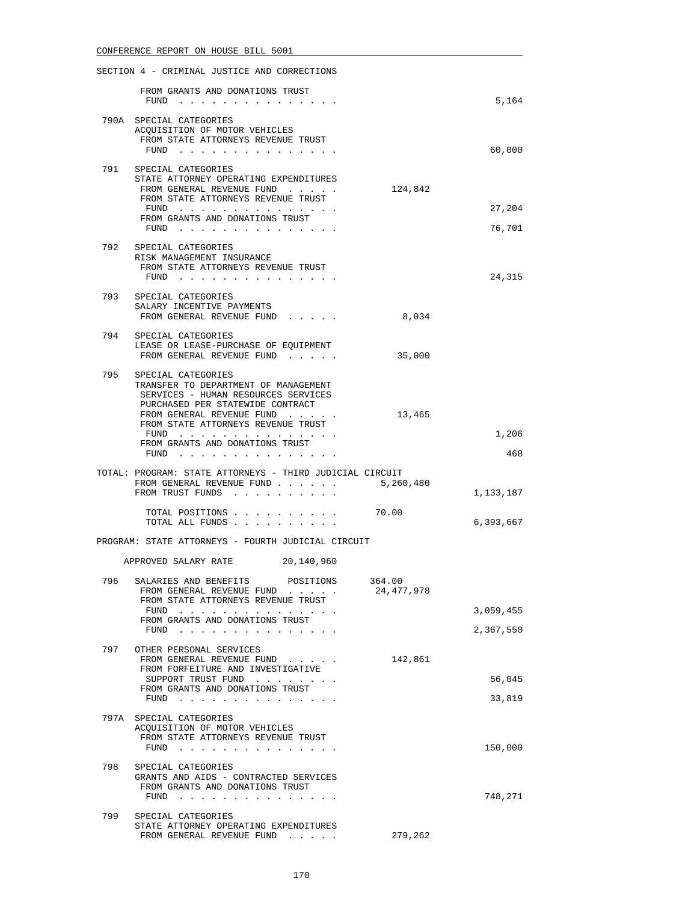SECTION 4 - CRIMINAL JUSTICE AND CORRECTIONS

```
       FROM GRANTS AND DONATIONS TRUST
        FUND . . . . . . . . . . . . . . .                              5,164

 790A  SPECIAL CATEGORIES
       ACQUISITION OF MOTOR VEHICLES
       FROM STATE ATTORNEYS REVENUE TRUST
        FUND . . . . . . . . . . . . . . .                             60,000

 791   SPECIAL CATEGORIES
       STATE ATTORNEY OPERATING EXPENDITURES
       FROM GENERAL REVENUE FUND . . . . .        124,842
       FROM STATE ATTORNEYS REVENUE TRUST
        FUND . . . . . . . . . . . . . . .                             27,204
       FROM GRANTS AND DONATIONS TRUST
        FUND . . . . . . . . . . . . . . .                             76,701

 792   SPECIAL CATEGORIES
       RISK MANAGEMENT INSURANCE
       FROM STATE ATTORNEYS REVENUE TRUST
        FUND . . . . . . . . . . . . . . .                             24,315

 793   SPECIAL CATEGORIES
       SALARY INCENTIVE PAYMENTS
       FROM GENERAL REVENUE FUND . . . . .          8,034

 794   SPECIAL CATEGORIES
       LEASE OR LEASE-PURCHASE OF EQUIPMENT
       FROM GENERAL REVENUE FUND . . . . .         35,000

 795   SPECIAL CATEGORIES
       TRANSFER TO DEPARTMENT OF MANAGEMENT
        SERVICES - HUMAN RESOURCES SERVICES
        PURCHASED PER STATEWIDE CONTRACT
       FROM GENERAL REVENUE FUND . . . . .         13,465
       FROM STATE ATTORNEYS REVENUE TRUST
        FUND . . . . . . . . . . . . . . .                              1,206
       FROM GRANTS AND DONATIONS TRUST
        FUND . . . . . . . . . . . . . . .                                468

TOTAL: PROGRAM: STATE ATTORNEYS - THIRD JUDICIAL CIRCUIT
       FROM GENERAL REVENUE FUND . . . . . .    5,260,480
       FROM TRUST FUNDS . . . . . . . . . .                         1,133,187

        TOTAL POSITIONS . . . . . . . . . .     70.00
        TOTAL ALL FUNDS . . . . . . . . . .                         6,393,667

PROGRAM: STATE ATTORNEYS - FOURTH JUDICIAL CIRCUIT

     APPROVED SALARY RATE        20,140,960

 796   SALARIES AND BENEFITS      POSITIONS     364.00
       FROM GENERAL REVENUE FUND . . . . .     24,477,978
       FROM STATE ATTORNEYS REVENUE TRUST
        FUND . . . . . . . . . . . . . . .                          3,059,455
       FROM GRANTS AND DONATIONS TRUST
        FUND . . . . . . . . . . . . . . .                          2,367,550

 797   OTHER PERSONAL SERVICES
       FROM GENERAL REVENUE FUND . . . . .        142,861
       FROM FORFEITURE AND INVESTIGATIVE
        SUPPORT TRUST FUND . . . . . . . .                             56,045
       FROM GRANTS AND DONATIONS TRUST
        FUND . . . . . . . . . . . . . . .                             33,819

 797A  SPECIAL CATEGORIES
       ACQUISITION OF MOTOR VEHICLES
       FROM STATE ATTORNEYS REVENUE TRUST
        FUND . . . . . . . . . . . . . . .                            150,000

 798   SPECIAL CATEGORIES
       GRANTS AND AIDS - CONTRACTED SERVICES
       FROM GRANTS AND DONATIONS TRUST
        FUND . . . . . . . . . . . . . . .                            748,271

 799   SPECIAL CATEGORIES
       STATE ATTORNEY OPERATING EXPENDITURES
       FROM GENERAL REVENUE FUND . . . . .        279,262
```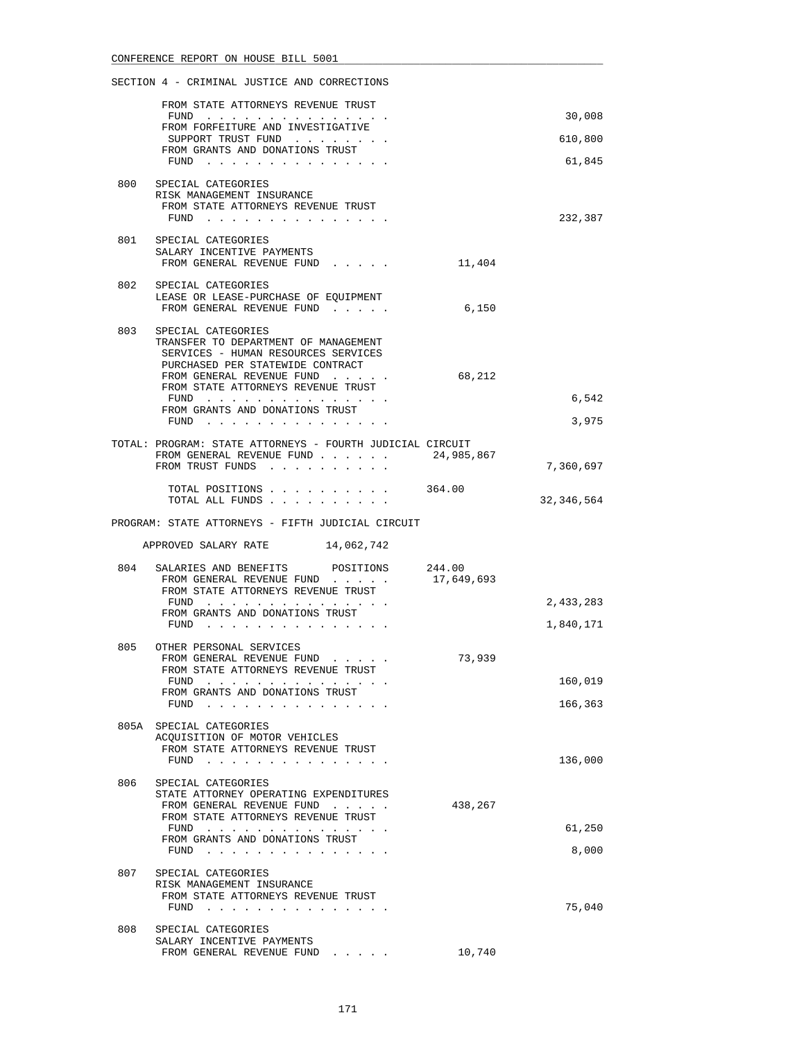CONFERENCE REPORT ON HOUSE BILL 5001

SECTION 4 - CRIMINAL JUSTICE AND CORRECTIONS

```
          FROM STATE ATTORNEYS REVENUE TRUST
            FUND  . . . . . . . . . . . . . . .                             30,008
          FROM FORFEITURE AND INVESTIGATIVE
            SUPPORT TRUST FUND  . . . . . . . .                            610,800
          FROM GRANTS AND DONATIONS TRUST
            FUND  . . . . . . . . . . . . . . .                             61,845

    800   SPECIAL CATEGORIES
          RISK MANAGEMENT INSURANCE
          FROM STATE ATTORNEYS REVENUE TRUST
            FUND  . . . . . . . . . . . . . . .                            232,387

    801   SPECIAL CATEGORIES
          SALARY INCENTIVE PAYMENTS
          FROM GENERAL REVENUE FUND  . . . . .        11,404

    802   SPECIAL CATEGORIES
          LEASE OR LEASE-PURCHASE OF EQUIPMENT
          FROM GENERAL REVENUE FUND  . . . . .         6,150

    803   SPECIAL CATEGORIES
          TRANSFER TO DEPARTMENT OF MANAGEMENT
           SERVICES - HUMAN RESOURCES SERVICES
           PURCHASED PER STATEWIDE CONTRACT
          FROM GENERAL REVENUE FUND  . . . . .        68,212
          FROM STATE ATTORNEYS REVENUE TRUST
            FUND  . . . . . . . . . . . . . . .                              6,542
          FROM GRANTS AND DONATIONS TRUST
            FUND  . . . . . . . . . . . . . . .                              3,975

    TOTAL: PROGRAM: STATE ATTORNEYS - FOURTH JUDICIAL CIRCUIT
          FROM GENERAL REVENUE FUND . . . . . .   24,985,867
          FROM TRUST FUNDS  . . . . . . . . . .                          7,360,697

            TOTAL POSITIONS . . . . . . . . . .   364.00
            TOTAL ALL FUNDS . . . . . . . . . .                         32,346,564

    PROGRAM: STATE ATTORNEYS - FIFTH JUDICIAL CIRCUIT

          APPROVED SALARY RATE         14,062,742

    804   SALARIES AND BENEFITS      POSITIONS     244.00
          FROM GENERAL REVENUE FUND  . . . . .    17,649,693
          FROM STATE ATTORNEYS REVENUE TRUST
            FUND  . . . . . . . . . . . . . . .                          2,433,283
          FROM GRANTS AND DONATIONS TRUST
            FUND  . . . . . . . . . . . . . . .                          1,840,171

    805   OTHER PERSONAL SERVICES
          FROM GENERAL REVENUE FUND  . . . . .        73,939
          FROM STATE ATTORNEYS REVENUE TRUST
            FUND  . . . . . . . . . . . . . . .                            160,019
          FROM GRANTS AND DONATIONS TRUST
            FUND  . . . . . . . . . . . . . . .                            166,363

    805A  SPECIAL CATEGORIES
          ACQUISITION OF MOTOR VEHICLES
          FROM STATE ATTORNEYS REVENUE TRUST
            FUND  . . . . . . . . . . . . . . .                            136,000

    806   SPECIAL CATEGORIES
          STATE ATTORNEY OPERATING EXPENDITURES
          FROM GENERAL REVENUE FUND  . . . . .       438,267
          FROM STATE ATTORNEYS REVENUE TRUST
            FUND  . . . . . . . . . . . . . . .                             61,250
          FROM GRANTS AND DONATIONS TRUST
            FUND  . . . . . . . . . . . . . . .                              8,000

    807   SPECIAL CATEGORIES
          RISK MANAGEMENT INSURANCE
          FROM STATE ATTORNEYS REVENUE TRUST
            FUND  . . . . . . . . . . . . . . .                             75,040

    808   SPECIAL CATEGORIES
          SALARY INCENTIVE PAYMENTS
          FROM GENERAL REVENUE FUND  . . . . .        10,740
```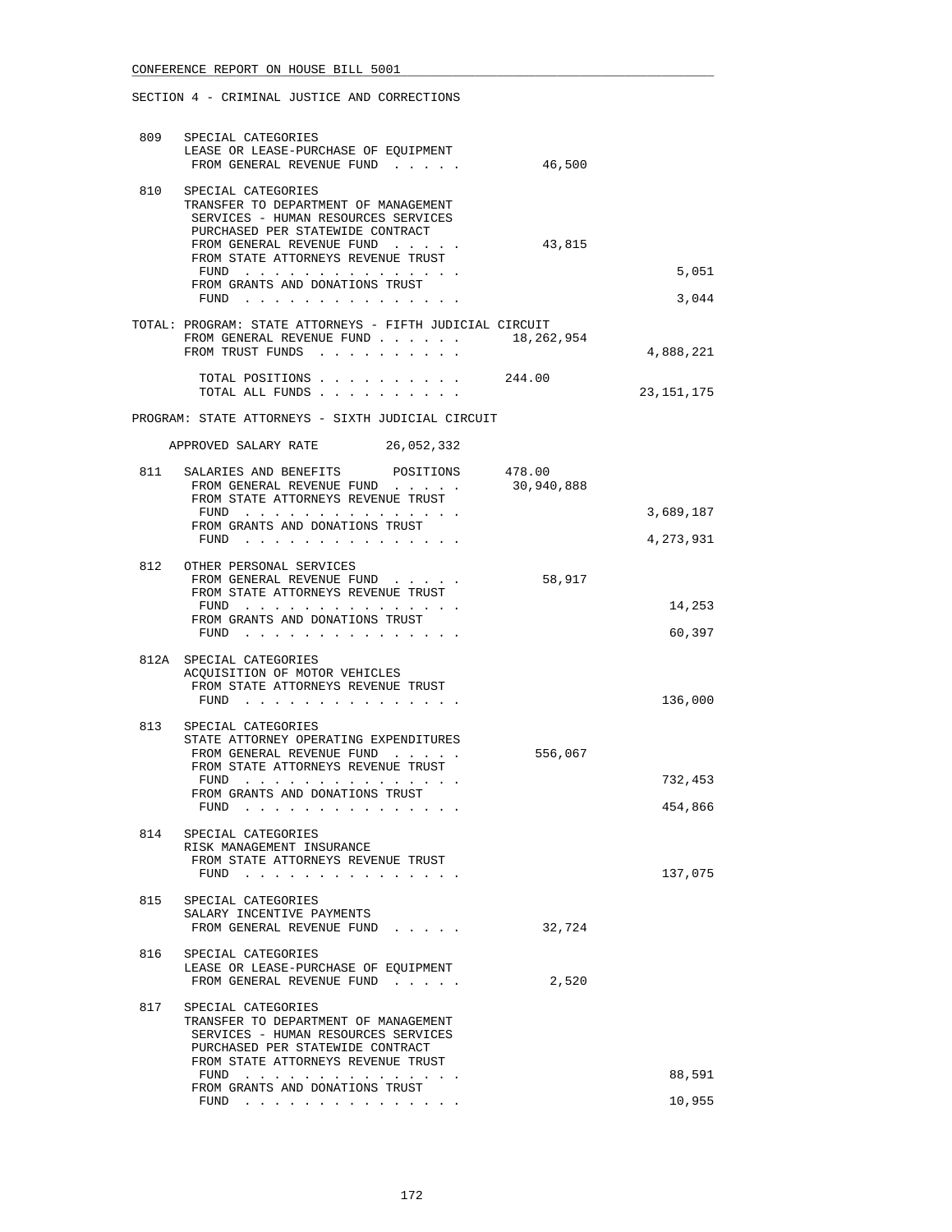SECTION 4 - CRIMINAL JUSTICE AND CORRECTIONS

```
 809   SPECIAL CATEGORIES
       LEASE OR LEASE-PURCHASE OF EQUIPMENT
        FROM GENERAL REVENUE FUND  . . . . .            46,500

 810   SPECIAL CATEGORIES
       TRANSFER TO DEPARTMENT OF MANAGEMENT
        SERVICES - HUMAN RESOURCES SERVICES
        PURCHASED PER STATEWIDE CONTRACT
        FROM GENERAL REVENUE FUND  . . . . .            43,815
        FROM STATE ATTORNEYS REVENUE TRUST
         FUND  . . . . . . . . . . . . . . .                                5,051
        FROM GRANTS AND DONATIONS TRUST
         FUND  . . . . . . . . . . . . . . .                                3,044

TOTAL: PROGRAM: STATE ATTORNEYS - FIFTH JUDICIAL CIRCUIT
       FROM GENERAL REVENUE FUND . . . . . .        18,262,954
       FROM TRUST FUNDS  . . . . . . . . . .                             4,888,221

         TOTAL POSITIONS . . . . . . . . . .        244.00
         TOTAL ALL FUNDS . . . . . . . . . .                            23,151,175

PROGRAM: STATE ATTORNEYS - SIXTH JUDICIAL CIRCUIT

     APPROVED SALARY RATE         26,052,332

 811   SALARIES AND BENEFITS       POSITIONS      478.00
        FROM GENERAL REVENUE FUND  . . . . .        30,940,888
        FROM STATE ATTORNEYS REVENUE TRUST
         FUND  . . . . . . . . . . . . . . .                             3,689,187
        FROM GRANTS AND DONATIONS TRUST
         FUND  . . . . . . . . . . . . . . .                             4,273,931

 812   OTHER PERSONAL SERVICES
        FROM GENERAL REVENUE FUND  . . . . .            58,917
        FROM STATE ATTORNEYS REVENUE TRUST
         FUND  . . . . . . . . . . . . . . .                               14,253
        FROM GRANTS AND DONATIONS TRUST
         FUND  . . . . . . . . . . . . . . .                               60,397

 812A  SPECIAL CATEGORIES
       ACQUISITION OF MOTOR VEHICLES
        FROM STATE ATTORNEYS REVENUE TRUST
         FUND  . . . . . . . . . . . . . . .                              136,000

 813   SPECIAL CATEGORIES
       STATE ATTORNEY OPERATING EXPENDITURES
        FROM GENERAL REVENUE FUND  . . . . .           556,067
        FROM STATE ATTORNEYS REVENUE TRUST
         FUND  . . . . . . . . . . . . . . .                              732,453
        FROM GRANTS AND DONATIONS TRUST
         FUND  . . . . . . . . . . . . . . .                              454,866

 814   SPECIAL CATEGORIES
       RISK MANAGEMENT INSURANCE
        FROM STATE ATTORNEYS REVENUE TRUST
         FUND  . . . . . . . . . . . . . . .                              137,075

 815   SPECIAL CATEGORIES
       SALARY INCENTIVE PAYMENTS
        FROM GENERAL REVENUE FUND  . . . . .            32,724

 816   SPECIAL CATEGORIES
       LEASE OR LEASE-PURCHASE OF EQUIPMENT
        FROM GENERAL REVENUE FUND  . . . . .             2,520

 817   SPECIAL CATEGORIES
       TRANSFER TO DEPARTMENT OF MANAGEMENT
        SERVICES - HUMAN RESOURCES SERVICES
        PURCHASED PER STATEWIDE CONTRACT
        FROM STATE ATTORNEYS REVENUE TRUST
         FUND  . . . . . . . . . . . . . . .                               88,591
        FROM GRANTS AND DONATIONS TRUST
         FUND  . . . . . . . . . . . . . . .                               10,955
```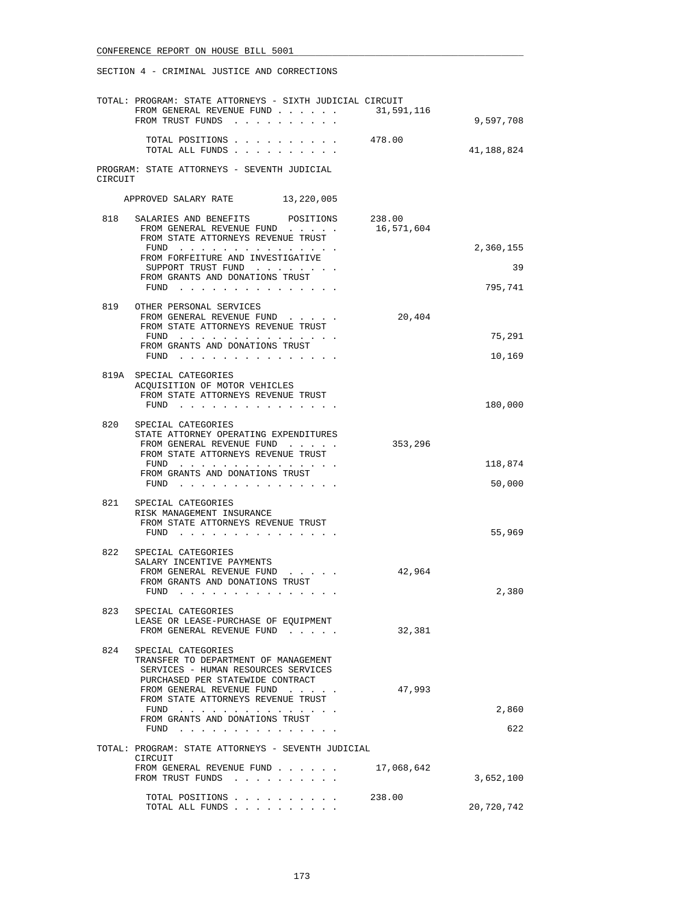SECTION 4 - CRIMINAL JUSTICE AND CORRECTIONS

TOTAL: PROGRAM: STATE ATTORNEYS - SIXTH JUDICIAL CIRCUIT

| | | |
|---|---|---|
| FROM GENERAL REVENUE FUND . . . . . . | 31,591,116 | |
| FROM TRUST FUNDS . . . . . . . . . . | | 9,597,708 |
| TOTAL POSITIONS . . . . . . . . . . | 478.00 | |
| TOTAL ALL FUNDS . . . . . . . . . . | | 41,188,824 |

PROGRAM: STATE ATTORNEYS - SEVENTH JUDICIAL CIRCUIT

APPROVED SALARY RATE 13,220,005

| | | | |
|---|---|---|---|
| 818 | SALARIES AND BENEFITS POSITIONS | 238.00 | |
| | FROM GENERAL REVENUE FUND . . . . . | 16,571,604 | |
| | FROM STATE ATTORNEYS REVENUE TRUST FUND . . . . . . . . . . . . . . . | | 2,360,155 |
| | FROM FORFEITURE AND INVESTIGATIVE SUPPORT TRUST FUND . . . . . . . . | | 39 |
| | FROM GRANTS AND DONATIONS TRUST FUND . . . . . . . . . . . . . . . | | 795,741 |
| 819 | OTHER PERSONAL SERVICES | | |
| | FROM GENERAL REVENUE FUND . . . . . | 20,404 | |
| | FROM STATE ATTORNEYS REVENUE TRUST FUND . . . . . . . . . . . . . . . | | 75,291 |
| | FROM GRANTS AND DONATIONS TRUST FUND . . . . . . . . . . . . . . . | | 10,169 |
| 819A | SPECIAL CATEGORIES<br>ACQUISITION OF MOTOR VEHICLES | | |
| | FROM STATE ATTORNEYS REVENUE TRUST FUND . . . . . . . . . . . . . . . | | 180,000 |
| 820 | SPECIAL CATEGORIES<br>STATE ATTORNEY OPERATING EXPENDITURES | | |
| | FROM GENERAL REVENUE FUND . . . . . | 353,296 | |
| | FROM STATE ATTORNEYS REVENUE TRUST FUND . . . . . . . . . . . . . . . | | 118,874 |
| | FROM GRANTS AND DONATIONS TRUST FUND . . . . . . . . . . . . . . . | | 50,000 |
| 821 | SPECIAL CATEGORIES<br>RISK MANAGEMENT INSURANCE | | |
| | FROM STATE ATTORNEYS REVENUE TRUST FUND . . . . . . . . . . . . . . . | | 55,969 |
| 822 | SPECIAL CATEGORIES<br>SALARY INCENTIVE PAYMENTS | | |
| | FROM GENERAL REVENUE FUND . . . . . | 42,964 | |
| | FROM GRANTS AND DONATIONS TRUST FUND . . . . . . . . . . . . . . . | | 2,380 |
| 823 | SPECIAL CATEGORIES<br>LEASE OR LEASE-PURCHASE OF EQUIPMENT | | |
| | FROM GENERAL REVENUE FUND . . . . . | 32,381 | |
| 824 | SPECIAL CATEGORIES<br>TRANSFER TO DEPARTMENT OF MANAGEMENT SERVICES - HUMAN RESOURCES SERVICES PURCHASED PER STATEWIDE CONTRACT | | |
| | FROM GENERAL REVENUE FUND . . . . . | 47,993 | |
| | FROM STATE ATTORNEYS REVENUE TRUST FUND . . . . . . . . . . . . . . . | | 2,860 |
| | FROM GRANTS AND DONATIONS TRUST FUND . . . . . . . . . . . . . . . | | 622 |

TOTAL: PROGRAM: STATE ATTORNEYS - SEVENTH JUDICIAL CIRCUIT

| | | |
|---|---|---|
| FROM GENERAL REVENUE FUND . . . . . . | 17,068,642 | |
| FROM TRUST FUNDS . . . . . . . . . . | | 3,652,100 |
| TOTAL POSITIONS . . . . . . . . . . | 238.00 | |
| TOTAL ALL FUNDS . . . . . . . . . . | | 20,720,742 |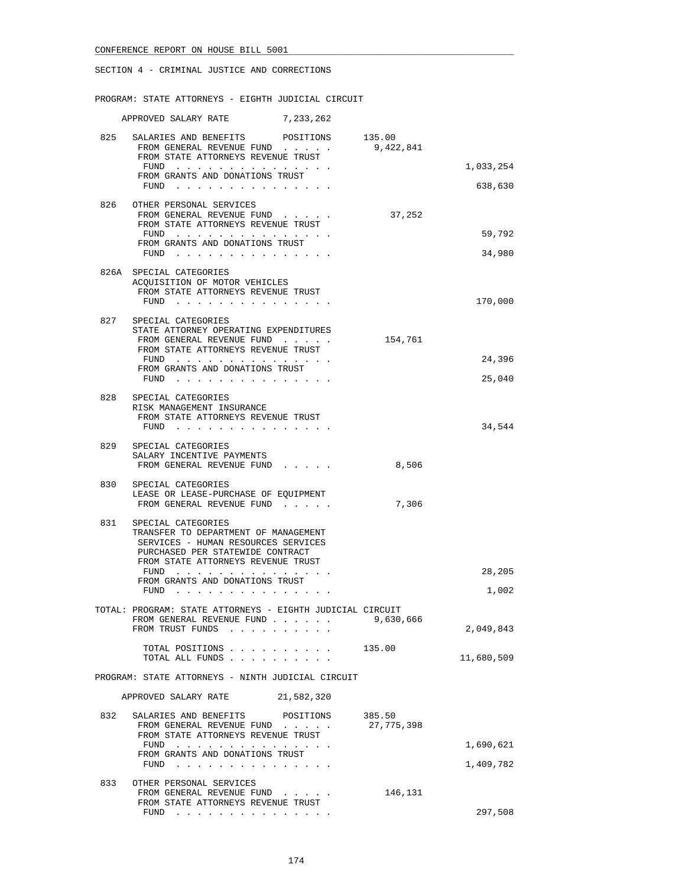CONFERENCE REPORT ON HOUSE BILL 5001

SECTION 4 - CRIMINAL JUSTICE AND CORRECTIONS

PROGRAM: STATE ATTORNEYS - EIGHTH JUDICIAL CIRCUIT

APPROVED SALARY RATE 7,233,262

| | | | |
|---|---|---|---|
| 825 | SALARIES AND BENEFITS POSITIONS | 135.00 | |
| | FROM GENERAL REVENUE FUND | 9,422,841 | |
| | FROM STATE ATTORNEYS REVENUE TRUST FUND | | 1,033,254 |
| | FROM GRANTS AND DONATIONS TRUST FUND | | 638,630 |
| 826 | OTHER PERSONAL SERVICES | | |
| | FROM GENERAL REVENUE FUND | 37,252 | |
| | FROM STATE ATTORNEYS REVENUE TRUST FUND | | 59,792 |
| | FROM GRANTS AND DONATIONS TRUST FUND | | 34,980 |
| 826A | SPECIAL CATEGORIES ACQUISITION OF MOTOR VEHICLES | | |
| | FROM STATE ATTORNEYS REVENUE TRUST FUND | | 170,000 |
| 827 | SPECIAL CATEGORIES STATE ATTORNEY OPERATING EXPENDITURES | | |
| | FROM GENERAL REVENUE FUND | 154,761 | |
| | FROM STATE ATTORNEYS REVENUE TRUST FUND | | 24,396 |
| | FROM GRANTS AND DONATIONS TRUST FUND | | 25,040 |
| 828 | SPECIAL CATEGORIES RISK MANAGEMENT INSURANCE | | |
| | FROM STATE ATTORNEYS REVENUE TRUST FUND | | 34,544 |
| 829 | SPECIAL CATEGORIES SALARY INCENTIVE PAYMENTS | | |
| | FROM GENERAL REVENUE FUND | 8,506 | |
| 830 | SPECIAL CATEGORIES LEASE OR LEASE-PURCHASE OF EQUIPMENT | | |
| | FROM GENERAL REVENUE FUND | 7,306 | |
| 831 | SPECIAL CATEGORIES TRANSFER TO DEPARTMENT OF MANAGEMENT SERVICES - HUMAN RESOURCES SERVICES PURCHASED PER STATEWIDE CONTRACT | | |
| | FROM STATE ATTORNEYS REVENUE TRUST FUND | | 28,205 |
| | FROM GRANTS AND DONATIONS TRUST FUND | | 1,002 |

TOTAL: PROGRAM: STATE ATTORNEYS - EIGHTH JUDICIAL CIRCUIT

| | | |
|---|---|---|
| FROM GENERAL REVENUE FUND | 9,630,666 | |
| FROM TRUST FUNDS | | 2,049,843 |
| TOTAL POSITIONS | 135.00 | |
| TOTAL ALL FUNDS | | 11,680,509 |

PROGRAM: STATE ATTORNEYS - NINTH JUDICIAL CIRCUIT

APPROVED SALARY RATE 21,582,320

| | | | |
|---|---|---|---|
| 832 | SALARIES AND BENEFITS POSITIONS | 385.50 | |
| | FROM GENERAL REVENUE FUND | 27,775,398 | |
| | FROM STATE ATTORNEYS REVENUE TRUST FUND | | 1,690,621 |
| | FROM GRANTS AND DONATIONS TRUST FUND | | 1,409,782 |
| 833 | OTHER PERSONAL SERVICES | | |
| | FROM GENERAL REVENUE FUND | 146,131 | |
| | FROM STATE ATTORNEYS REVENUE TRUST FUND | | 297,508 |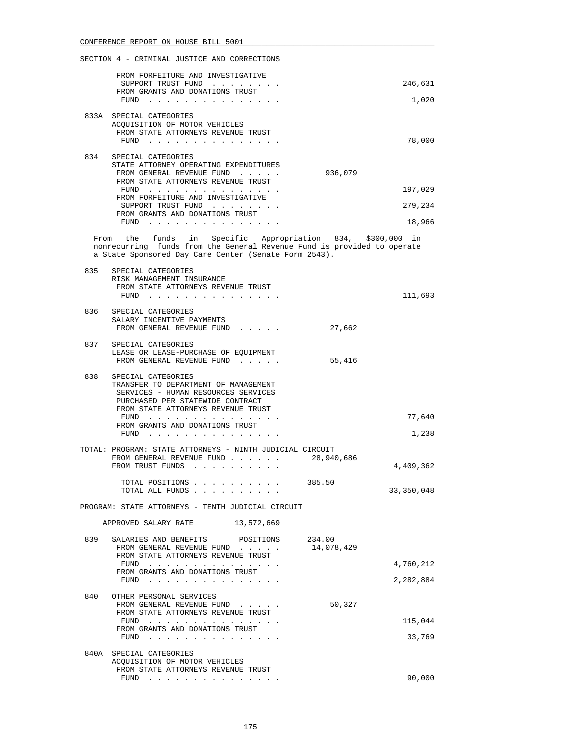SECTION 4 - CRIMINAL JUSTICE AND CORRECTIONS

| | | | |
|---|---|---|---|
| | FROM FORFEITURE AND INVESTIGATIVE SUPPORT TRUST FUND . . . . . . . . | | 246,631 |
| | FROM GRANTS AND DONATIONS TRUST FUND . . . . . . . . . . . . . . . | | 1,020 |
| 833A | SPECIAL CATEGORIES<br>ACQUISITION OF MOTOR VEHICLES<br>FROM STATE ATTORNEYS REVENUE TRUST FUND . . . . . . . . . . . . . . . | | 78,000 |
| 834 | SPECIAL CATEGORIES<br>STATE ATTORNEY OPERATING EXPENDITURES<br>FROM GENERAL REVENUE FUND . . . . . | 936,079 | |
| | FROM STATE ATTORNEYS REVENUE TRUST FUND . . . . . . . . . . . . . . . | | 197,029 |
| | FROM FORFEITURE AND INVESTIGATIVE SUPPORT TRUST FUND . . . . . . . . | | 279,234 |
| | FROM GRANTS AND DONATIONS TRUST FUND . . . . . . . . . . . . . . . | | 18,966 |

From the funds in Specific Appropriation 834, $300,000 in nonrecurring funds from the General Revenue Fund is provided to operate a State Sponsored Day Care Center (Senate Form 2543).

| | | | |
|---|---|---|---|
| 835 | SPECIAL CATEGORIES<br>RISK MANAGEMENT INSURANCE<br>FROM STATE ATTORNEYS REVENUE TRUST FUND . . . . . . . . . . . . . . . | | 111,693 |
| 836 | SPECIAL CATEGORIES<br>SALARY INCENTIVE PAYMENTS<br>FROM GENERAL REVENUE FUND . . . . . | 27,662 | |
| 837 | SPECIAL CATEGORIES<br>LEASE OR LEASE-PURCHASE OF EQUIPMENT<br>FROM GENERAL REVENUE FUND . . . . . | 55,416 | |
| 838 | SPECIAL CATEGORIES<br>TRANSFER TO DEPARTMENT OF MANAGEMENT SERVICES - HUMAN RESOURCES SERVICES PURCHASED PER STATEWIDE CONTRACT<br>FROM STATE ATTORNEYS REVENUE TRUST FUND . . . . . . . . . . . . . . . | | 77,640 |
| | FROM GRANTS AND DONATIONS TRUST FUND . . . . . . . . . . . . . . . | | 1,238 |

TOTAL: PROGRAM: STATE ATTORNEYS - NINTH JUDICIAL CIRCUIT

| | | |
|---|---|---|
| FROM GENERAL REVENUE FUND . . . . . . | 28,940,686 | |
| FROM TRUST FUNDS . . . . . . . . . . | | 4,409,362 |
| TOTAL POSITIONS . . . . . . . . . . | 385.50 | |
| TOTAL ALL FUNDS . . . . . . . . . . | | 33,350,048 |

PROGRAM: STATE ATTORNEYS - TENTH JUDICIAL CIRCUIT

APPROVED SALARY RATE 13,572,669

| | | | |
|---|---|---|---|
| 839 | SALARIES AND BENEFITS POSITIONS | 234.00 | |
| | FROM GENERAL REVENUE FUND . . . . . | 14,078,429 | |
| | FROM STATE ATTORNEYS REVENUE TRUST FUND . . . . . . . . . . . . . . . | | 4,760,212 |
| | FROM GRANTS AND DONATIONS TRUST FUND . . . . . . . . . . . . . . . | | 2,282,884 |
| 840 | OTHER PERSONAL SERVICES<br>FROM GENERAL REVENUE FUND . . . . . | 50,327 | |
| | FROM STATE ATTORNEYS REVENUE TRUST FUND . . . . . . . . . . . . . . . | | 115,044 |
| | FROM GRANTS AND DONATIONS TRUST FUND . . . . . . . . . . . . . . . | | 33,769 |
| 840A | SPECIAL CATEGORIES<br>ACQUISITION OF MOTOR VEHICLES<br>FROM STATE ATTORNEYS REVENUE TRUST FUND . . . . . . . . . . . . . . . | | 90,000 |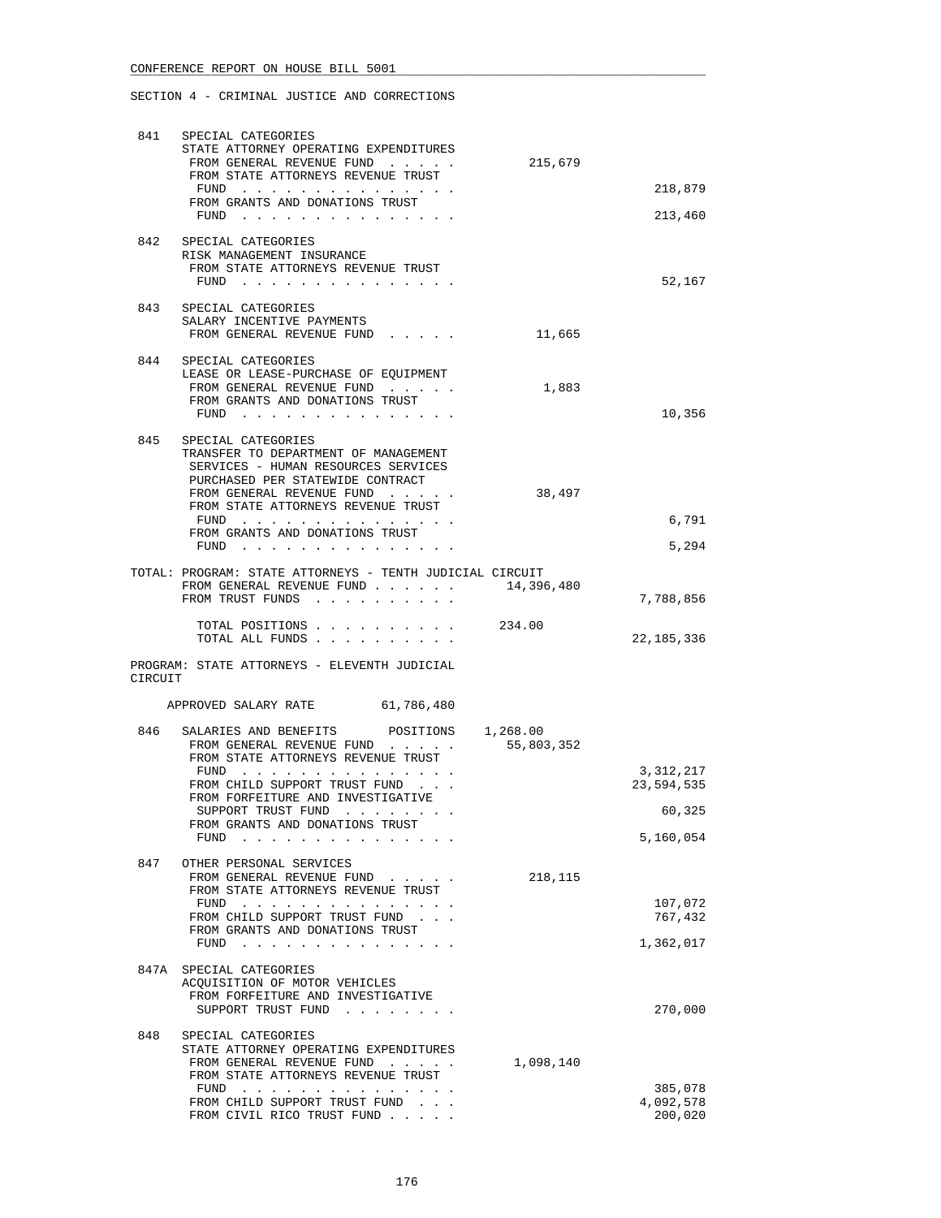CONFERENCE REPORT ON HOUSE BILL 5001

SECTION 4 - CRIMINAL JUSTICE AND CORRECTIONS

```
 841  SPECIAL CATEGORIES
      STATE ATTORNEY OPERATING EXPENDITURES
       FROM GENERAL REVENUE FUND  . . . . .       215,679
       FROM STATE ATTORNEYS REVENUE TRUST
        FUND  . . . . . . . . . . . . . . .                          218,879
       FROM GRANTS AND DONATIONS TRUST
        FUND  . . . . . . . . . . . . . . .                          213,460

 842  SPECIAL CATEGORIES
      RISK MANAGEMENT INSURANCE
       FROM STATE ATTORNEYS REVENUE TRUST
        FUND  . . . . . . . . . . . . . . .                           52,167

 843  SPECIAL CATEGORIES
      SALARY INCENTIVE PAYMENTS
       FROM GENERAL REVENUE FUND  . . . . .        11,665

 844  SPECIAL CATEGORIES
      LEASE OR LEASE-PURCHASE OF EQUIPMENT
       FROM GENERAL REVENUE FUND  . . . . .         1,883
       FROM GRANTS AND DONATIONS TRUST
        FUND  . . . . . . . . . . . . . . .                           10,356

 845  SPECIAL CATEGORIES
      TRANSFER TO DEPARTMENT OF MANAGEMENT
       SERVICES - HUMAN RESOURCES SERVICES
       PURCHASED PER STATEWIDE CONTRACT
       FROM GENERAL REVENUE FUND  . . . . .        38,497
       FROM STATE ATTORNEYS REVENUE TRUST
        FUND  . . . . . . . . . . . . . . .                            6,791
       FROM GRANTS AND DONATIONS TRUST
        FUND  . . . . . . . . . . . . . . .                            5,294

TOTAL: PROGRAM: STATE ATTORNEYS - TENTH JUDICIAL CIRCUIT
       FROM GENERAL REVENUE FUND . . . . . .   14,396,480
       FROM TRUST FUNDS  . . . . . . . . . .                       7,788,856

        TOTAL POSITIONS . . . . . . . . . .   234.00
        TOTAL ALL FUNDS . . . . . . . . . .                       22,185,336

PROGRAM: STATE ATTORNEYS - ELEVENTH JUDICIAL
CIRCUIT

    APPROVED SALARY RATE        61,786,480

 846  SALARIES AND BENEFITS      POSITIONS   1,268.00
       FROM GENERAL REVENUE FUND  . . . . .    55,803,352
       FROM STATE ATTORNEYS REVENUE TRUST
        FUND  . . . . . . . . . . . . . . .                        3,312,217
       FROM CHILD SUPPORT TRUST FUND  . . .                       23,594,535
       FROM FORFEITURE AND INVESTIGATIVE
        SUPPORT TRUST FUND  . . . . . . . .                           60,325
       FROM GRANTS AND DONATIONS TRUST
        FUND  . . . . . . . . . . . . . . .                        5,160,054

 847  OTHER PERSONAL SERVICES
       FROM GENERAL REVENUE FUND  . . . . .       218,115
       FROM STATE ATTORNEYS REVENUE TRUST
        FUND  . . . . . . . . . . . . . . .                          107,072
       FROM CHILD SUPPORT TRUST FUND  . . .                          767,432
       FROM GRANTS AND DONATIONS TRUST
        FUND  . . . . . . . . . . . . . . .                        1,362,017

 847A SPECIAL CATEGORIES
      ACQUISITION OF MOTOR VEHICLES
       FROM FORFEITURE AND INVESTIGATIVE
        SUPPORT TRUST FUND  . . . . . . . .                          270,000

 848  SPECIAL CATEGORIES
      STATE ATTORNEY OPERATING EXPENDITURES
       FROM GENERAL REVENUE FUND  . . . . .     1,098,140
       FROM STATE ATTORNEYS REVENUE TRUST
        FUND  . . . . . . . . . . . . . . .                          385,078
       FROM CHILD SUPPORT TRUST FUND  . . .                        4,092,578
       FROM CIVIL RICO TRUST FUND . . . . .                          200,020
```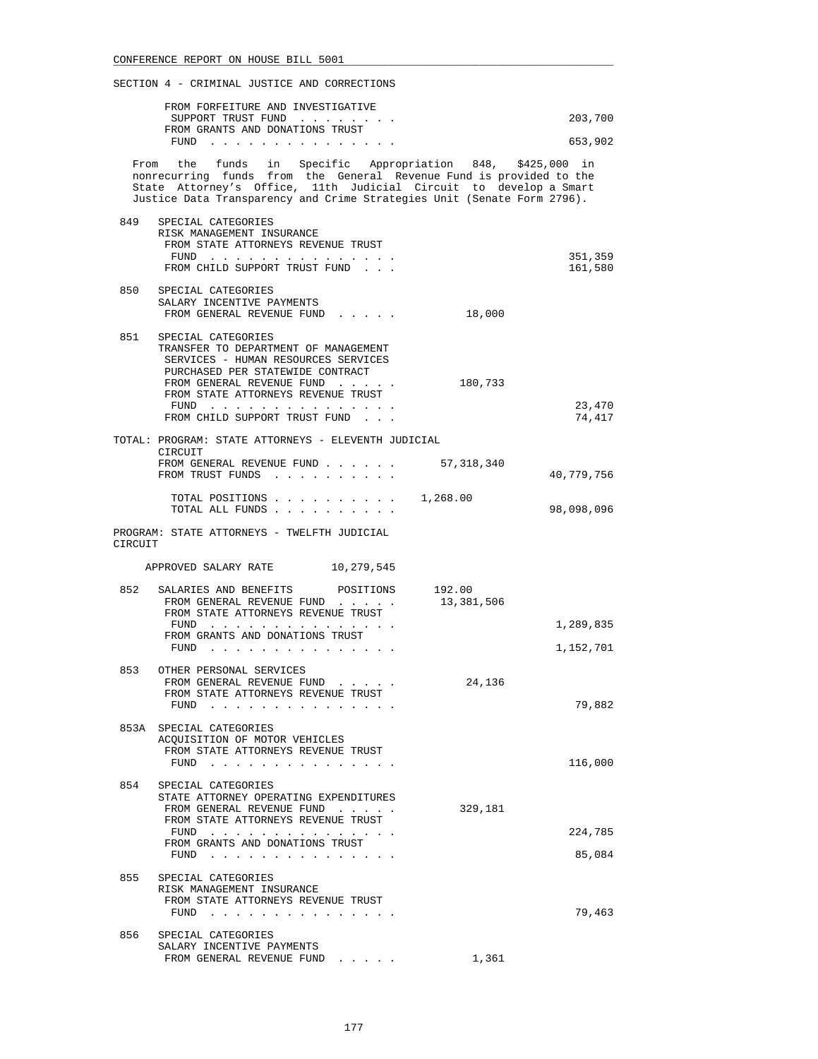SECTION 4 - CRIMINAL JUSTICE AND CORRECTIONS

| | | General Revenue | Trust Funds |
|---|---|---|---|
| | FROM FORFEITURE AND INVESTIGATIVE SUPPORT TRUST FUND . . . . . . . . | | 203,700 |
| | FROM GRANTS AND DONATIONS TRUST FUND . . . . . . . . . . . . . . . | | 653,902 |

From the funds in Specific Appropriation 848, $425,000 in nonrecurring funds from the General Revenue Fund is provided to the State Attorney's Office, 11th Judicial Circuit to develop a Smart Justice Data Transparency and Crime Strategies Unit (Senate Form 2796).

| | | | |
|---|---|---|---|
| 849 | SPECIAL CATEGORIES<br>RISK MANAGEMENT INSURANCE | | |
| | FROM STATE ATTORNEYS REVENUE TRUST FUND . . . . . . . . . . . . . . . | | 351,359 |
| | FROM CHILD SUPPORT TRUST FUND . . . | | 161,580 |
| 850 | SPECIAL CATEGORIES<br>SALARY INCENTIVE PAYMENTS | | |
| | FROM GENERAL REVENUE FUND . . . . . | 18,000 | |
| 851 | SPECIAL CATEGORIES<br>TRANSFER TO DEPARTMENT OF MANAGEMENT SERVICES - HUMAN RESOURCES SERVICES PURCHASED PER STATEWIDE CONTRACT | | |
| | FROM GENERAL REVENUE FUND . . . . . | 180,733 | |
| | FROM STATE ATTORNEYS REVENUE TRUST FUND . . . . . . . . . . . . . . . | | 23,470 |
| | FROM CHILD SUPPORT TRUST FUND . . . | | 74,417 |

TOTAL: PROGRAM: STATE ATTORNEYS - ELEVENTH JUDICIAL CIRCUIT

| | | |
|---|---|---|
| FROM GENERAL REVENUE FUND . . . . . . | 57,318,340 | |
| FROM TRUST FUNDS . . . . . . . . . . | | 40,779,756 |
| TOTAL POSITIONS . . . . . . . . . . | 1,268.00 | |
| TOTAL ALL FUNDS . . . . . . . . . . | | 98,098,096 |

PROGRAM: STATE ATTORNEYS - TWELFTH JUDICIAL CIRCUIT

APPROVED SALARY RATE 10,279,545

| | | | |
|---|---|---|---|
| 852 | SALARIES AND BENEFITS POSITIONS | 192.00 | |
| | FROM GENERAL REVENUE FUND . . . . . | 13,381,506 | |
| | FROM STATE ATTORNEYS REVENUE TRUST FUND . . . . . . . . . . . . . . . | | 1,289,835 |
| | FROM GRANTS AND DONATIONS TRUST FUND . . . . . . . . . . . . . . . | | 1,152,701 |
| 853 | OTHER PERSONAL SERVICES | | |
| | FROM GENERAL REVENUE FUND . . . . . | 24,136 | |
| | FROM STATE ATTORNEYS REVENUE TRUST FUND . . . . . . . . . . . . . . . | | 79,882 |
| 853A | SPECIAL CATEGORIES<br>ACQUISITION OF MOTOR VEHICLES | | |
| | FROM STATE ATTORNEYS REVENUE TRUST FUND . . . . . . . . . . . . . . . | | 116,000 |
| 854 | SPECIAL CATEGORIES<br>STATE ATTORNEY OPERATING EXPENDITURES | | |
| | FROM GENERAL REVENUE FUND . . . . . | 329,181 | |
| | FROM STATE ATTORNEYS REVENUE TRUST FUND . . . . . . . . . . . . . . . | | 224,785 |
| | FROM GRANTS AND DONATIONS TRUST FUND . . . . . . . . . . . . . . . | | 85,084 |
| 855 | SPECIAL CATEGORIES<br>RISK MANAGEMENT INSURANCE | | |
| | FROM STATE ATTORNEYS REVENUE TRUST FUND . . . . . . . . . . . . . . . | | 79,463 |
| 856 | SPECIAL CATEGORIES<br>SALARY INCENTIVE PAYMENTS | | |
| | FROM GENERAL REVENUE FUND . . . . . | 1,361 | |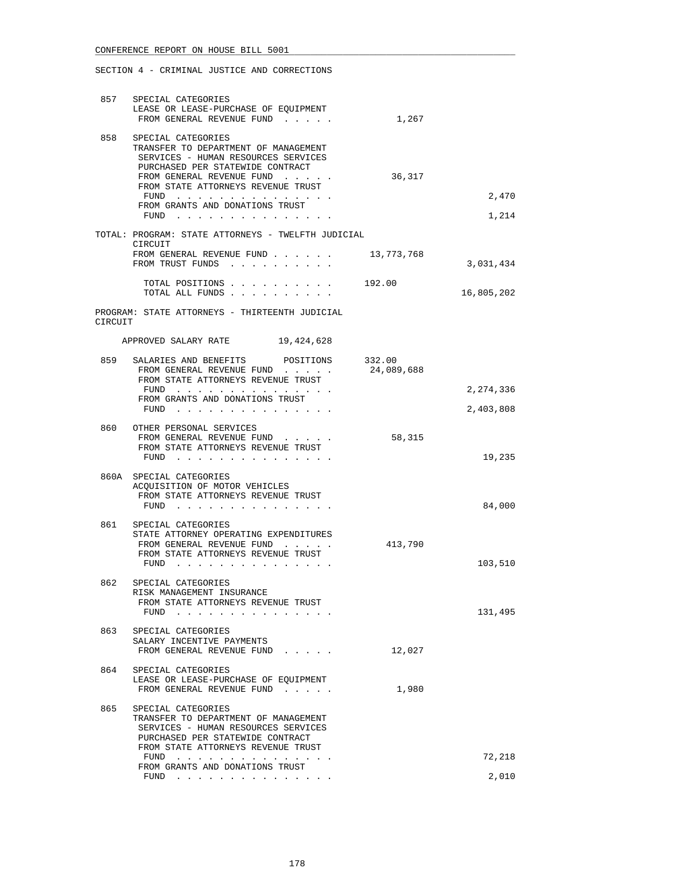SECTION 4 - CRIMINAL JUSTICE AND CORRECTIONS

| | | | |
|---|---|---|---|
| 857 | SPECIAL CATEGORIES<br>LEASE OR LEASE-PURCHASE OF EQUIPMENT<br>FROM GENERAL REVENUE FUND . . . . . | 1,267 | |
| 858 | SPECIAL CATEGORIES<br>TRANSFER TO DEPARTMENT OF MANAGEMENT SERVICES - HUMAN RESOURCES SERVICES PURCHASED PER STATEWIDE CONTRACT<br>FROM GENERAL REVENUE FUND . . . . . | 36,317 | |
| | FROM STATE ATTORNEYS REVENUE TRUST FUND . . . . . . . . . . . . . . . | | 2,470 |
| | FROM GRANTS AND DONATIONS TRUST FUND . . . . . . . . . . . . . . . | | 1,214 |

TOTAL: PROGRAM: STATE ATTORNEYS - TWELFTH JUDICIAL CIRCUIT

| | | |
|---|---|---|
| FROM GENERAL REVENUE FUND . . . . . . | 13,773,768 | |
| FROM TRUST FUNDS . . . . . . . . . . | | 3,031,434 |
| TOTAL POSITIONS . . . . . . . . . . | 192.00 | |
| TOTAL ALL FUNDS . . . . . . . . . . | | 16,805,202 |

PROGRAM: STATE ATTORNEYS - THIRTEENTH JUDICIAL CIRCUIT

APPROVED SALARY RATE 19,424,628

| | | | |
|---|---|---|---|
| 859 | SALARIES AND BENEFITS POSITIONS | 332.00 | |
| | FROM GENERAL REVENUE FUND . . . . . | 24,089,688 | |
| | FROM STATE ATTORNEYS REVENUE TRUST FUND . . . . . . . . . . . . . . . | | 2,274,336 |
| | FROM GRANTS AND DONATIONS TRUST FUND . . . . . . . . . . . . . . . | | 2,403,808 |
| 860 | OTHER PERSONAL SERVICES<br>FROM GENERAL REVENUE FUND . . . . . | 58,315 | |
| | FROM STATE ATTORNEYS REVENUE TRUST FUND . . . . . . . . . . . . . . . | | 19,235 |
| 860A | SPECIAL CATEGORIES<br>ACQUISITION OF MOTOR VEHICLES<br>FROM STATE ATTORNEYS REVENUE TRUST FUND . . . . . . . . . . . . . . . | | 84,000 |
| 861 | SPECIAL CATEGORIES<br>STATE ATTORNEY OPERATING EXPENDITURES<br>FROM GENERAL REVENUE FUND . . . . . | 413,790 | |
| | FROM STATE ATTORNEYS REVENUE TRUST FUND . . . . . . . . . . . . . . . | | 103,510 |
| 862 | SPECIAL CATEGORIES<br>RISK MANAGEMENT INSURANCE<br>FROM STATE ATTORNEYS REVENUE TRUST FUND . . . . . . . . . . . . . . . | | 131,495 |
| 863 | SPECIAL CATEGORIES<br>SALARY INCENTIVE PAYMENTS<br>FROM GENERAL REVENUE FUND . . . . . | 12,027 | |
| 864 | SPECIAL CATEGORIES<br>LEASE OR LEASE-PURCHASE OF EQUIPMENT<br>FROM GENERAL REVENUE FUND . . . . . | 1,980 | |
| 865 | SPECIAL CATEGORIES<br>TRANSFER TO DEPARTMENT OF MANAGEMENT SERVICES - HUMAN RESOURCES SERVICES PURCHASED PER STATEWIDE CONTRACT<br>FROM STATE ATTORNEYS REVENUE TRUST FUND . . . . . . . . . . . . . . . | | 72,218 |
| | FROM GRANTS AND DONATIONS TRUST FUND . . . . . . . . . . . . . . . | | 2,010 |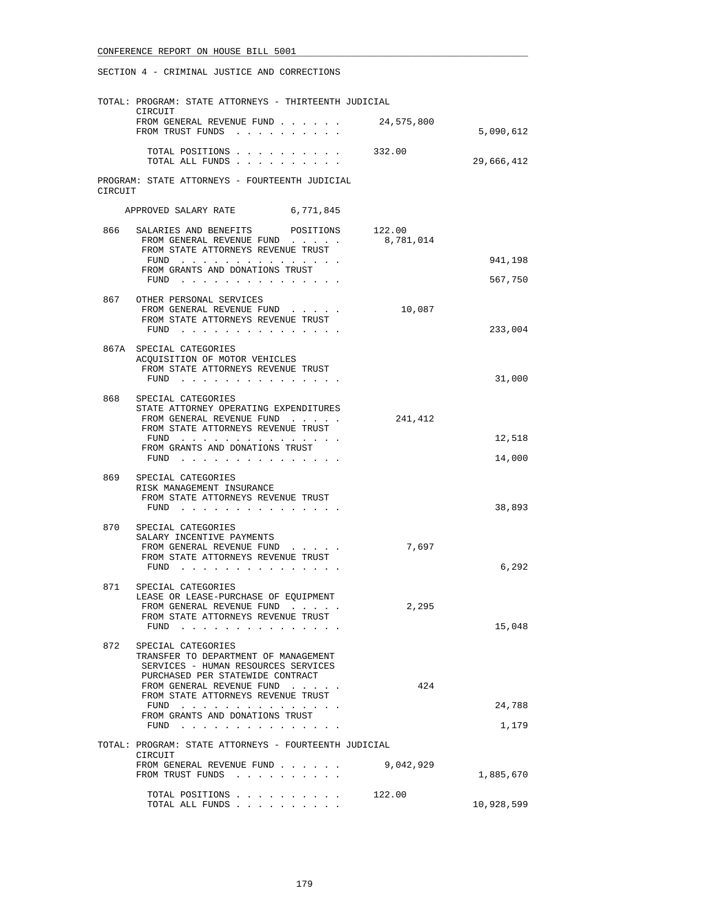SECTION 4 - CRIMINAL JUSTICE AND CORRECTIONS

TOTAL: PROGRAM: STATE ATTORNEYS - THIRTEENTH JUDICIAL CIRCUIT

| | | |
|---|---|---|
| FROM GENERAL REVENUE FUND . . . . . . | 24,575,800 | |
| FROM TRUST FUNDS . . . . . . . . . . | | 5,090,612 |
| TOTAL POSITIONS . . . . . . . . . . | 332.00 | |
| TOTAL ALL FUNDS . . . . . . . . . . | | 29,666,412 |

PROGRAM: STATE ATTORNEYS - FOURTEENTH JUDICIAL CIRCUIT

APPROVED SALARY RATE 6,771,845

| | | | |
|---|---|---|---|
| 866 | SALARIES AND BENEFITS POSITIONS | 122.00 | |
| | FROM GENERAL REVENUE FUND . . . . . | 8,781,014 | |
| | FROM STATE ATTORNEYS REVENUE TRUST FUND . . . . . . . . . . . . . . . | | 941,198 |
| | FROM GRANTS AND DONATIONS TRUST FUND . . . . . . . . . . . . . . . | | 567,750 |
| 867 | OTHER PERSONAL SERVICES | | |
| | FROM GENERAL REVENUE FUND . . . . . | 10,087 | |
| | FROM STATE ATTORNEYS REVENUE TRUST FUND . . . . . . . . . . . . . . . | | 233,004 |
| 867A | SPECIAL CATEGORIES<br>ACQUISITION OF MOTOR VEHICLES | | |
| | FROM STATE ATTORNEYS REVENUE TRUST FUND . . . . . . . . . . . . . . . | | 31,000 |
| 868 | SPECIAL CATEGORIES<br>STATE ATTORNEY OPERATING EXPENDITURES | | |
| | FROM GENERAL REVENUE FUND . . . . . | 241,412 | |
| | FROM STATE ATTORNEYS REVENUE TRUST FUND . . . . . . . . . . . . . . . | | 12,518 |
| | FROM GRANTS AND DONATIONS TRUST FUND . . . . . . . . . . . . . . . | | 14,000 |
| 869 | SPECIAL CATEGORIES<br>RISK MANAGEMENT INSURANCE | | |
| | FROM STATE ATTORNEYS REVENUE TRUST FUND . . . . . . . . . . . . . . . | | 38,893 |
| 870 | SPECIAL CATEGORIES<br>SALARY INCENTIVE PAYMENTS | | |
| | FROM GENERAL REVENUE FUND . . . . . | 7,697 | |
| | FROM STATE ATTORNEYS REVENUE TRUST FUND . . . . . . . . . . . . . . . | | 6,292 |
| 871 | SPECIAL CATEGORIES<br>LEASE OR LEASE-PURCHASE OF EQUIPMENT | | |
| | FROM GENERAL REVENUE FUND . . . . . | 2,295 | |
| | FROM STATE ATTORNEYS REVENUE TRUST FUND . . . . . . . . . . . . . . . | | 15,048 |
| 872 | SPECIAL CATEGORIES<br>TRANSFER TO DEPARTMENT OF MANAGEMENT SERVICES - HUMAN RESOURCES SERVICES PURCHASED PER STATEWIDE CONTRACT | | |
| | FROM GENERAL REVENUE FUND . . . . . | 424 | |
| | FROM STATE ATTORNEYS REVENUE TRUST FUND . . . . . . . . . . . . . . . | | 24,788 |
| | FROM GRANTS AND DONATIONS TRUST FUND . . . . . . . . . . . . . . . | | 1,179 |

TOTAL: PROGRAM: STATE ATTORNEYS - FOURTEENTH JUDICIAL CIRCUIT

| | | |
|---|---|---|
| FROM GENERAL REVENUE FUND . . . . . . | 9,042,929 | |
| FROM TRUST FUNDS . . . . . . . . . . | | 1,885,670 |
| TOTAL POSITIONS . . . . . . . . . . | 122.00 | |
| TOTAL ALL FUNDS . . . . . . . . . . | | 10,928,599 |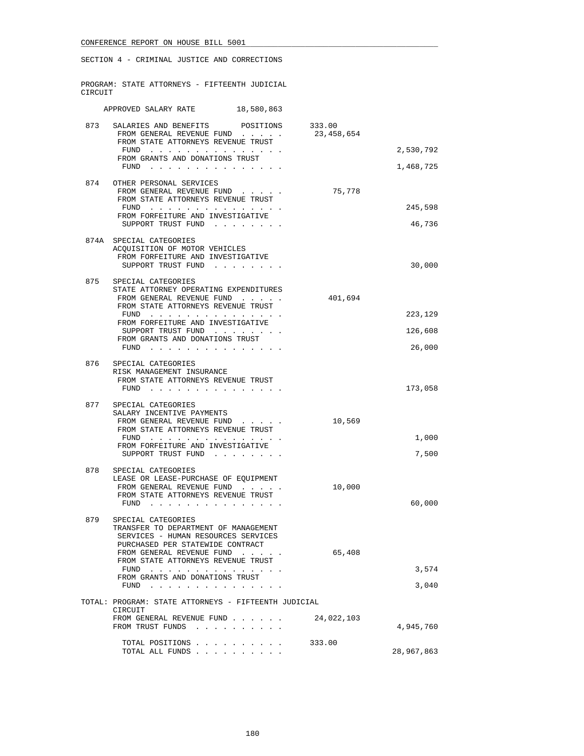SECTION 4 - CRIMINAL JUSTICE AND CORRECTIONS

PROGRAM: STATE ATTORNEYS - FIFTEENTH JUDICIAL CIRCUIT

APPROVED SALARY RATE 18,580,863

| | | | |
|---|---|---|---|
| 873 | SALARIES AND BENEFITS POSITIONS | 333.00 | |
| | FROM GENERAL REVENUE FUND | 23,458,654 | |
| | FROM STATE ATTORNEYS REVENUE TRUST FUND | | 2,530,792 |
| | FROM GRANTS AND DONATIONS TRUST FUND | | 1,468,725 |
| 874 | OTHER PERSONAL SERVICES | | |
| | FROM GENERAL REVENUE FUND | 75,778 | |
| | FROM STATE ATTORNEYS REVENUE TRUST FUND | | 245,598 |
| | FROM FORFEITURE AND INVESTIGATIVE SUPPORT TRUST FUND | | 46,736 |
| 874A | SPECIAL CATEGORIES ACQUISITION OF MOTOR VEHICLES | | |
| | FROM FORFEITURE AND INVESTIGATIVE SUPPORT TRUST FUND | | 30,000 |
| 875 | SPECIAL CATEGORIES STATE ATTORNEY OPERATING EXPENDITURES | | |
| | FROM GENERAL REVENUE FUND | 401,694 | |
| | FROM STATE ATTORNEYS REVENUE TRUST FUND | | 223,129 |
| | FROM FORFEITURE AND INVESTIGATIVE SUPPORT TRUST FUND | | 126,608 |
| | FROM GRANTS AND DONATIONS TRUST FUND | | 26,000 |
| 876 | SPECIAL CATEGORIES RISK MANAGEMENT INSURANCE | | |
| | FROM STATE ATTORNEYS REVENUE TRUST FUND | | 173,058 |
| 877 | SPECIAL CATEGORIES SALARY INCENTIVE PAYMENTS | | |
| | FROM GENERAL REVENUE FUND | 10,569 | |
| | FROM STATE ATTORNEYS REVENUE TRUST FUND | | 1,000 |
| | FROM FORFEITURE AND INVESTIGATIVE SUPPORT TRUST FUND | | 7,500 |
| 878 | SPECIAL CATEGORIES LEASE OR LEASE-PURCHASE OF EQUIPMENT | | |
| | FROM GENERAL REVENUE FUND | 10,000 | |
| | FROM STATE ATTORNEYS REVENUE TRUST FUND | | 60,000 |
| 879 | SPECIAL CATEGORIES TRANSFER TO DEPARTMENT OF MANAGEMENT SERVICES - HUMAN RESOURCES SERVICES PURCHASED PER STATEWIDE CONTRACT | | |
| | FROM GENERAL REVENUE FUND | 65,408 | |
| | FROM STATE ATTORNEYS REVENUE TRUST FUND | | 3,574 |
| | FROM GRANTS AND DONATIONS TRUST FUND | | 3,040 |

TOTAL: PROGRAM: STATE ATTORNEYS - FIFTEENTH JUDICIAL CIRCUIT

| | | |
|---|---|---|
| FROM GENERAL REVENUE FUND | 24,022,103 | |
| FROM TRUST FUNDS | | 4,945,760 |
| TOTAL POSITIONS | 333.00 | |
| TOTAL ALL FUNDS | | 28,967,863 |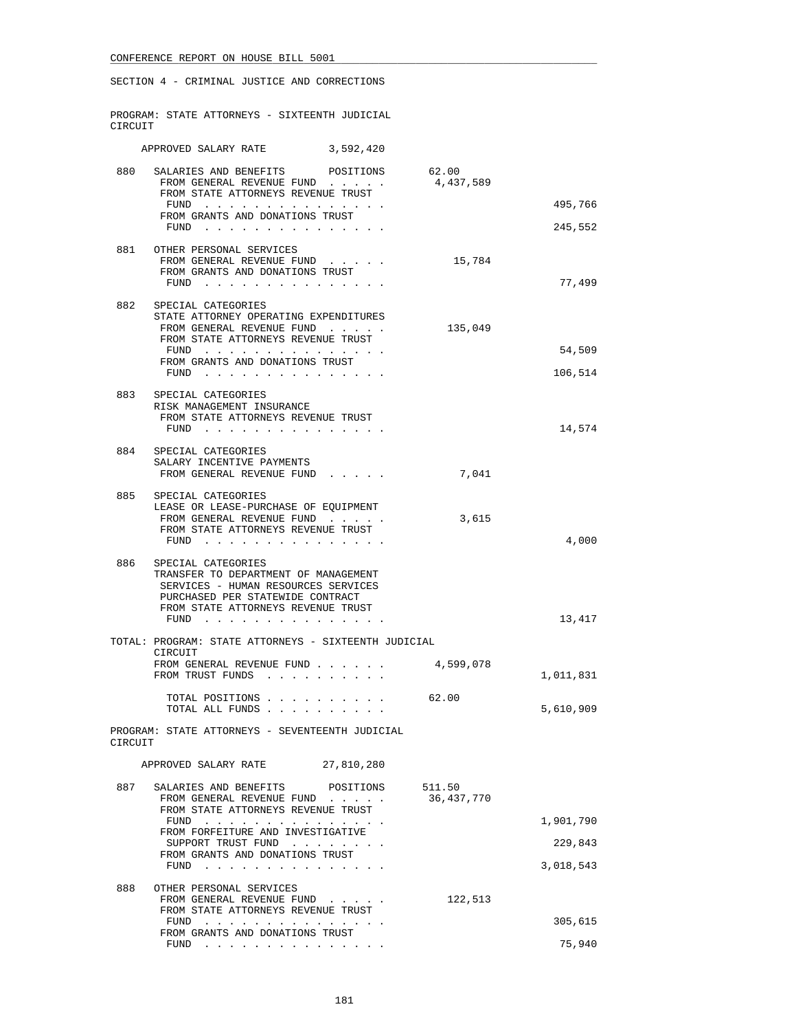SECTION 4 - CRIMINAL JUSTICE AND CORRECTIONS

PROGRAM: STATE ATTORNEYS - SIXTEENTH JUDICIAL CIRCUIT

APPROVED SALARY RATE 3,592,420

880 SALARIES AND BENEFITS POSITIONS 62.00
FROM GENERAL REVENUE FUND . . . . . 4,437,589
FROM STATE ATTORNEYS REVENUE TRUST FUND . . . . . . . . . . . . . . . 495,766
FROM GRANTS AND DONATIONS TRUST FUND . . . . . . . . . . . . . . . 245,552

881 OTHER PERSONAL SERVICES
FROM GENERAL REVENUE FUND . . . . . 15,784
FROM GRANTS AND DONATIONS TRUST FUND . . . . . . . . . . . . . . . 77,499

882 SPECIAL CATEGORIES
STATE ATTORNEY OPERATING EXPENDITURES
FROM GENERAL REVENUE FUND . . . . . 135,049
FROM STATE ATTORNEYS REVENUE TRUST FUND . . . . . . . . . . . . . . . 54,509
FROM GRANTS AND DONATIONS TRUST FUND . . . . . . . . . . . . . . . 106,514

883 SPECIAL CATEGORIES
RISK MANAGEMENT INSURANCE
FROM STATE ATTORNEYS REVENUE TRUST FUND . . . . . . . . . . . . . . . 14,574

884 SPECIAL CATEGORIES
SALARY INCENTIVE PAYMENTS
FROM GENERAL REVENUE FUND . . . . . 7,041

885 SPECIAL CATEGORIES
LEASE OR LEASE-PURCHASE OF EQUIPMENT
FROM GENERAL REVENUE FUND . . . . . 3,615
FROM STATE ATTORNEYS REVENUE TRUST FUND . . . . . . . . . . . . . . . 4,000

886 SPECIAL CATEGORIES
TRANSFER TO DEPARTMENT OF MANAGEMENT SERVICES - HUMAN RESOURCES SERVICES PURCHASED PER STATEWIDE CONTRACT
FROM STATE ATTORNEYS REVENUE TRUST FUND . . . . . . . . . . . . . . . 13,417

TOTAL: PROGRAM: STATE ATTORNEYS - SIXTEENTH JUDICIAL CIRCUIT
FROM GENERAL REVENUE FUND . . . . . . 4,599,078
FROM TRUST FUNDS . . . . . . . . . . 1,011,831

TOTAL POSITIONS . . . . . . . . . . 62.00
TOTAL ALL FUNDS . . . . . . . . . . 5,610,909

PROGRAM: STATE ATTORNEYS - SEVENTEENTH JUDICIAL CIRCUIT

APPROVED SALARY RATE 27,810,280

887 SALARIES AND BENEFITS POSITIONS 511.50
FROM GENERAL REVENUE FUND . . . . . 36,437,770
FROM STATE ATTORNEYS REVENUE TRUST FUND . . . . . . . . . . . . . . . 1,901,790
FROM FORFEITURE AND INVESTIGATIVE SUPPORT TRUST FUND . . . . . . . . 229,843
FROM GRANTS AND DONATIONS TRUST FUND . . . . . . . . . . . . . . . 3,018,543

888 OTHER PERSONAL SERVICES
FROM GENERAL REVENUE FUND . . . . . 122,513
FROM STATE ATTORNEYS REVENUE TRUST FUND . . . . . . . . . . . . . . . 305,615
FROM GRANTS AND DONATIONS TRUST FUND . . . . . . . . . . . . . . . 75,940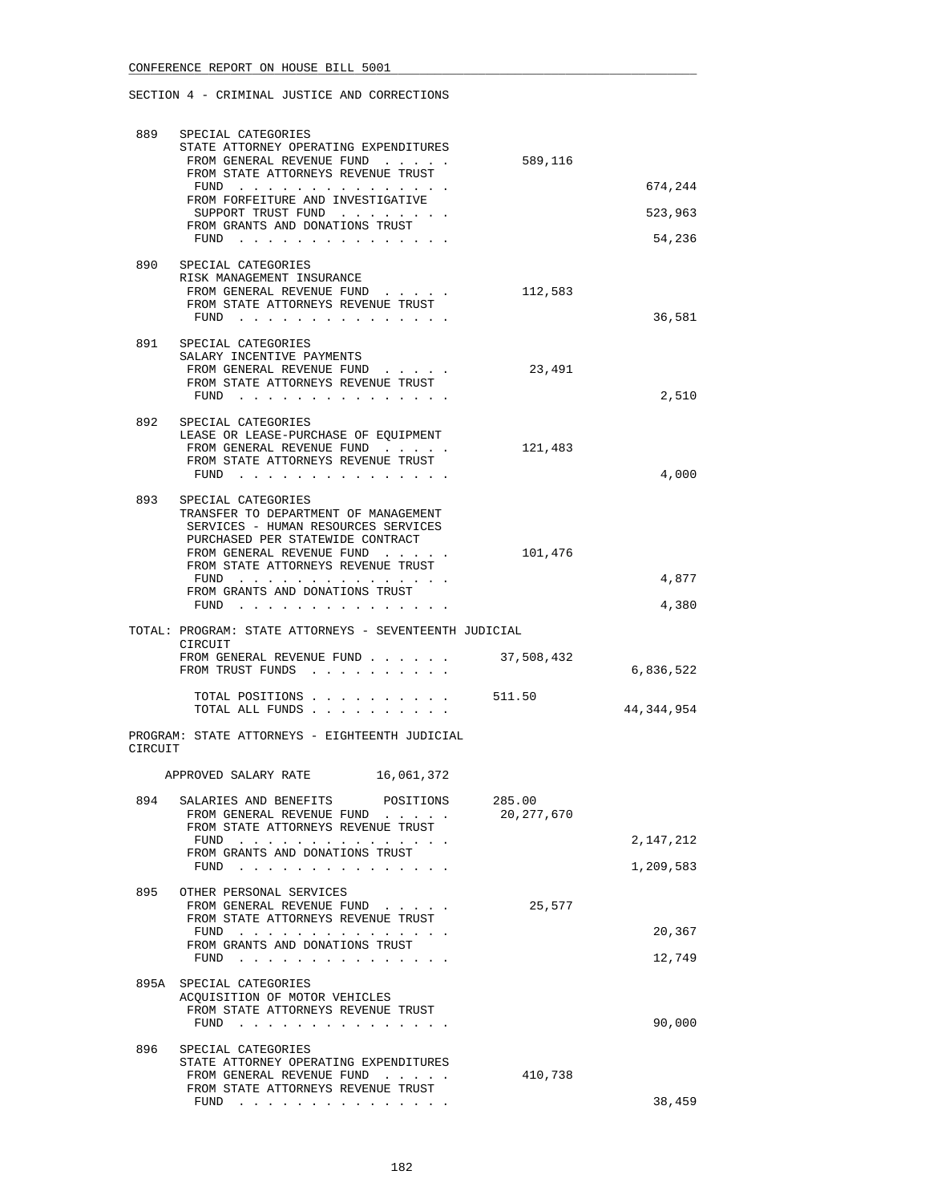SECTION 4 - CRIMINAL JUSTICE AND CORRECTIONS

| | | | |
|---|---|---|---|
| 889 | SPECIAL CATEGORIES<br>STATE ATTORNEY OPERATING EXPENDITURES<br>FROM GENERAL REVENUE FUND . . . . . | 589,116 | |
| | FROM STATE ATTORNEYS REVENUE TRUST FUND . . . . . . . . . . . . . . . | | 674,244 |
| | FROM FORFEITURE AND INVESTIGATIVE SUPPORT TRUST FUND . . . . . . . . | | 523,963 |
| | FROM GRANTS AND DONATIONS TRUST FUND . . . . . . . . . . . . . . . | | 54,236 |
| 890 | SPECIAL CATEGORIES<br>RISK MANAGEMENT INSURANCE<br>FROM GENERAL REVENUE FUND . . . . . | 112,583 | |
| | FROM STATE ATTORNEYS REVENUE TRUST FUND . . . . . . . . . . . . . . . | | 36,581 |
| 891 | SPECIAL CATEGORIES<br>SALARY INCENTIVE PAYMENTS<br>FROM GENERAL REVENUE FUND . . . . . | 23,491 | |
| | FROM STATE ATTORNEYS REVENUE TRUST FUND . . . . . . . . . . . . . . . | | 2,510 |
| 892 | SPECIAL CATEGORIES<br>LEASE OR LEASE-PURCHASE OF EQUIPMENT<br>FROM GENERAL REVENUE FUND . . . . . | 121,483 | |
| | FROM STATE ATTORNEYS REVENUE TRUST FUND . . . . . . . . . . . . . . . | | 4,000 |
| 893 | SPECIAL CATEGORIES<br>TRANSFER TO DEPARTMENT OF MANAGEMENT SERVICES - HUMAN RESOURCES SERVICES PURCHASED PER STATEWIDE CONTRACT<br>FROM GENERAL REVENUE FUND . . . . . | 101,476 | |
| | FROM STATE ATTORNEYS REVENUE TRUST FUND . . . . . . . . . . . . . . . | | 4,877 |
| | FROM GRANTS AND DONATIONS TRUST FUND . . . . . . . . . . . . . . . | | 4,380 |

TOTAL: PROGRAM: STATE ATTORNEYS - SEVENTEENTH JUDICIAL CIRCUIT

| | | |
|---|---|---|
| FROM GENERAL REVENUE FUND . . . . . . | 37,508,432 | |
| FROM TRUST FUNDS . . . . . . . . . . | | 6,836,522 |
| TOTAL POSITIONS . . . . . . . . . . | 511.50 | |
| TOTAL ALL FUNDS . . . . . . . . . . | | 44,344,954 |

PROGRAM: STATE ATTORNEYS - EIGHTEENTH JUDICIAL CIRCUIT

APPROVED SALARY RATE 16,061,372

| | | | |
|---|---|---|---|
| 894 | SALARIES AND BENEFITS POSITIONS | 285.00 | |
| | FROM GENERAL REVENUE FUND . . . . . | 20,277,670 | |
| | FROM STATE ATTORNEYS REVENUE TRUST FUND . . . . . . . . . . . . . . . | | 2,147,212 |
| | FROM GRANTS AND DONATIONS TRUST FUND . . . . . . . . . . . . . . . | | 1,209,583 |
| 895 | OTHER PERSONAL SERVICES<br>FROM GENERAL REVENUE FUND . . . . . | 25,577 | |
| | FROM STATE ATTORNEYS REVENUE TRUST FUND . . . . . . . . . . . . . . . | | 20,367 |
| | FROM GRANTS AND DONATIONS TRUST FUND . . . . . . . . . . . . . . . | | 12,749 |
| 895A | SPECIAL CATEGORIES<br>ACQUISITION OF MOTOR VEHICLES<br>FROM STATE ATTORNEYS REVENUE TRUST FUND . . . . . . . . . . . . . . . | | 90,000 |
| 896 | SPECIAL CATEGORIES<br>STATE ATTORNEY OPERATING EXPENDITURES<br>FROM GENERAL REVENUE FUND . . . . . | 410,738 | |
| | FROM STATE ATTORNEYS REVENUE TRUST FUND . . . . . . . . . . . . . . . | | 38,459 |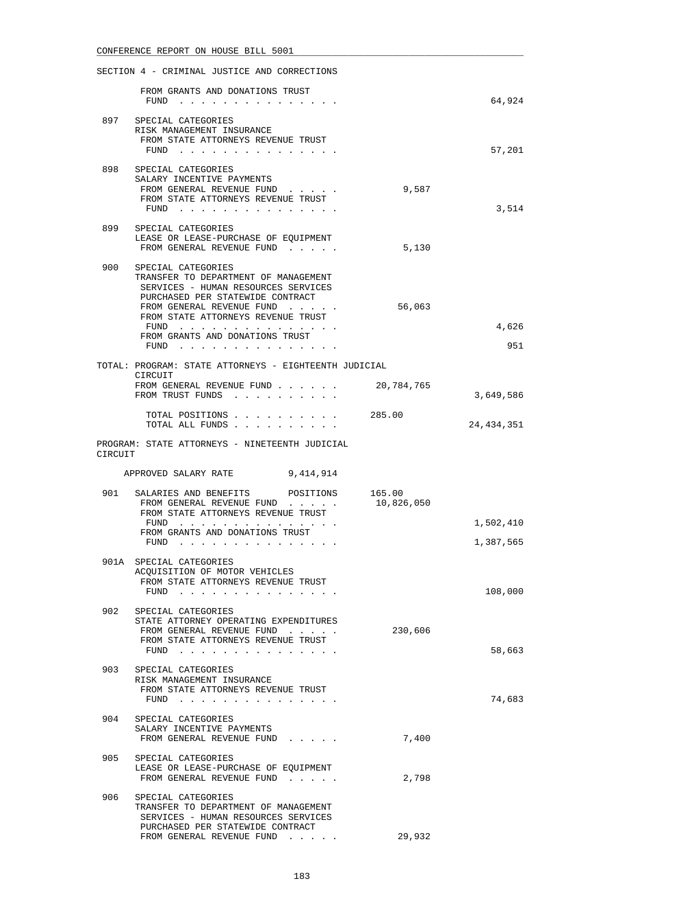SECTION 4 - CRIMINAL JUSTICE AND CORRECTIONS

```
        FROM GRANTS AND DONATIONS TRUST
         FUND . . . . . . . . . . . . . . .                          64,924

 897   SPECIAL CATEGORIES
       RISK MANAGEMENT INSURANCE
        FROM STATE ATTORNEYS REVENUE TRUST
         FUND . . . . . . . . . . . . . . .                          57,201

 898   SPECIAL CATEGORIES
       SALARY INCENTIVE PAYMENTS
        FROM GENERAL REVENUE FUND . . . . .        9,587
        FROM STATE ATTORNEYS REVENUE TRUST
         FUND . . . . . . . . . . . . . . .                           3,514

 899   SPECIAL CATEGORIES
       LEASE OR LEASE-PURCHASE OF EQUIPMENT
        FROM GENERAL REVENUE FUND . . . . .        5,130

 900   SPECIAL CATEGORIES
       TRANSFER TO DEPARTMENT OF MANAGEMENT
        SERVICES - HUMAN RESOURCES SERVICES
        PURCHASED PER STATEWIDE CONTRACT
        FROM GENERAL REVENUE FUND . . . . .       56,063
        FROM STATE ATTORNEYS REVENUE TRUST
         FUND . . . . . . . . . . . . . . .                           4,626
        FROM GRANTS AND DONATIONS TRUST
         FUND . . . . . . . . . . . . . . .                             951

TOTAL: PROGRAM: STATE ATTORNEYS - EIGHTEENTH JUDICIAL
       CIRCUIT
       FROM GENERAL REVENUE FUND . . . . . .  20,784,765
       FROM TRUST FUNDS . . . . . . . . . .                       3,649,586

         TOTAL POSITIONS . . . . . . . . . .   285.00
         TOTAL ALL FUNDS . . . . . . . . . .                     24,434,351

PROGRAM: STATE ATTORNEYS - NINETEENTH JUDICIAL
CIRCUIT

    APPROVED SALARY RATE          9,414,914

 901   SALARIES AND BENEFITS      POSITIONS     165.00
        FROM GENERAL REVENUE FUND . . . . .   10,826,050
        FROM STATE ATTORNEYS REVENUE TRUST
         FUND . . . . . . . . . . . . . . .                       1,502,410
        FROM GRANTS AND DONATIONS TRUST
         FUND . . . . . . . . . . . . . . .                       1,387,565

 901A  SPECIAL CATEGORIES
       ACQUISITION OF MOTOR VEHICLES
        FROM STATE ATTORNEYS REVENUE TRUST
         FUND . . . . . . . . . . . . . . .                         108,000

 902   SPECIAL CATEGORIES
       STATE ATTORNEY OPERATING EXPENDITURES
        FROM GENERAL REVENUE FUND . . . . .      230,606
        FROM STATE ATTORNEYS REVENUE TRUST
         FUND . . . . . . . . . . . . . . .                          58,663

 903   SPECIAL CATEGORIES
       RISK MANAGEMENT INSURANCE
        FROM STATE ATTORNEYS REVENUE TRUST
         FUND . . . . . . . . . . . . . . .                          74,683

 904   SPECIAL CATEGORIES
       SALARY INCENTIVE PAYMENTS
        FROM GENERAL REVENUE FUND . . . . .        7,400

 905   SPECIAL CATEGORIES
       LEASE OR LEASE-PURCHASE OF EQUIPMENT
        FROM GENERAL REVENUE FUND . . . . .        2,798

 906   SPECIAL CATEGORIES
       TRANSFER TO DEPARTMENT OF MANAGEMENT
        SERVICES - HUMAN RESOURCES SERVICES
        PURCHASED PER STATEWIDE CONTRACT
        FROM GENERAL REVENUE FUND . . . . .       29,932
```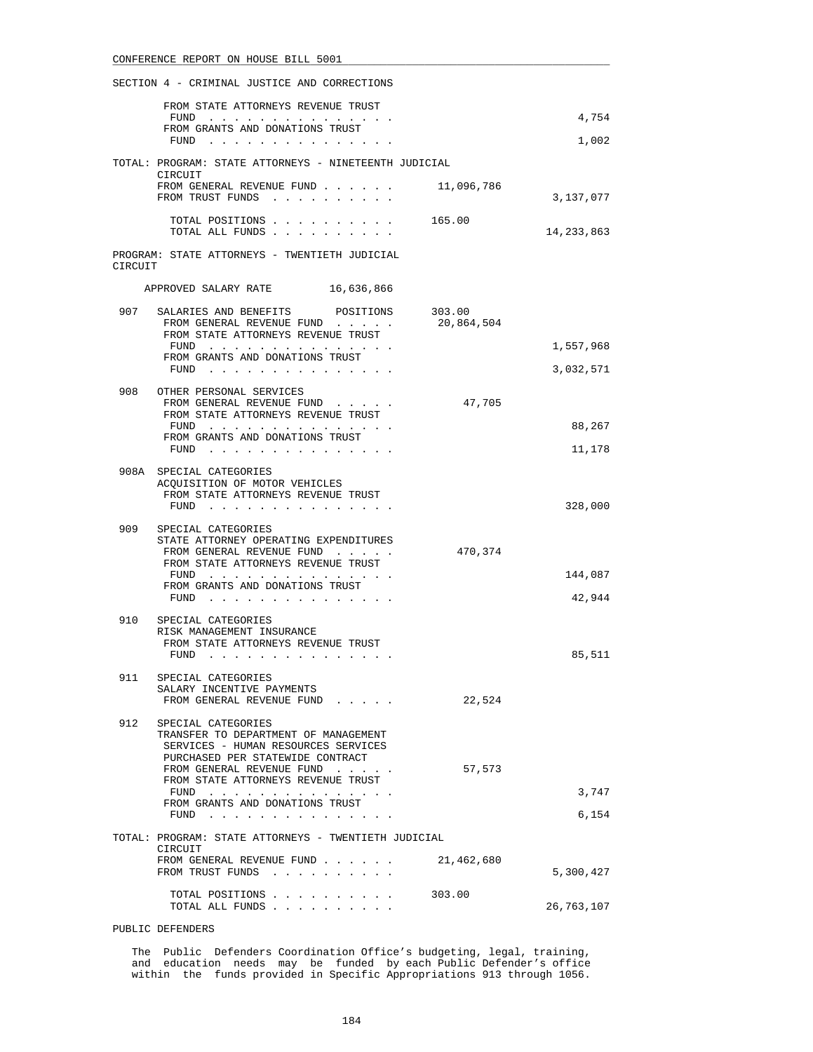SECTION 4 - CRIMINAL JUSTICE AND CORRECTIONS

| | | | |
|---|---|---|---|
| | FROM STATE ATTORNEYS REVENUE TRUST FUND . . . . . . . . . . . . . . . | | 4,754 |
| | FROM GRANTS AND DONATIONS TRUST FUND . . . . . . . . . . . . . . . | | 1,002 |

TOTAL: PROGRAM: STATE ATTORNEYS - NINETEENTH JUDICIAL CIRCUIT

| | | |
|---|---|---|
| FROM GENERAL REVENUE FUND . . . . . . | 11,096,786 | |
| FROM TRUST FUNDS . . . . . . . . . . | | 3,137,077 |
| TOTAL POSITIONS . . . . . . . . . . | 165.00 | |
| TOTAL ALL FUNDS . . . . . . . . . . | | 14,233,863 |

PROGRAM: STATE ATTORNEYS - TWENTIETH JUDICIAL CIRCUIT

APPROVED SALARY RATE 16,636,866

| | | | |
|---|---|---|---|
| 907 | SALARIES AND BENEFITS POSITIONS | 303.00 | |
| | FROM GENERAL REVENUE FUND . . . . . | 20,864,504 | |
| | FROM STATE ATTORNEYS REVENUE TRUST FUND . . . . . . . . . . . . . . . | | 1,557,968 |
| | FROM GRANTS AND DONATIONS TRUST FUND . . . . . . . . . . . . . . . | | 3,032,571 |
| 908 | OTHER PERSONAL SERVICES | | |
| | FROM GENERAL REVENUE FUND . . . . . | 47,705 | |
| | FROM STATE ATTORNEYS REVENUE TRUST FUND . . . . . . . . . . . . . . . | | 88,267 |
| | FROM GRANTS AND DONATIONS TRUST FUND . . . . . . . . . . . . . . . | | 11,178 |
| 908A | SPECIAL CATEGORIES ACQUISITION OF MOTOR VEHICLES | | |
| | FROM STATE ATTORNEYS REVENUE TRUST FUND . . . . . . . . . . . . . . . | | 328,000 |
| 909 | SPECIAL CATEGORIES STATE ATTORNEY OPERATING EXPENDITURES | | |
| | FROM GENERAL REVENUE FUND . . . . . | 470,374 | |
| | FROM STATE ATTORNEYS REVENUE TRUST FUND . . . . . . . . . . . . . . . | | 144,087 |
| | FROM GRANTS AND DONATIONS TRUST FUND . . . . . . . . . . . . . . . | | 42,944 |
| 910 | SPECIAL CATEGORIES RISK MANAGEMENT INSURANCE | | |
| | FROM STATE ATTORNEYS REVENUE TRUST FUND . . . . . . . . . . . . . . . | | 85,511 |
| 911 | SPECIAL CATEGORIES SALARY INCENTIVE PAYMENTS | | |
| | FROM GENERAL REVENUE FUND . . . . . | 22,524 | |
| 912 | SPECIAL CATEGORIES TRANSFER TO DEPARTMENT OF MANAGEMENT SERVICES - HUMAN RESOURCES SERVICES PURCHASED PER STATEWIDE CONTRACT | | |
| | FROM GENERAL REVENUE FUND . . . . . | 57,573 | |
| | FROM STATE ATTORNEYS REVENUE TRUST FUND . . . . . . . . . . . . . . . | | 3,747 |
| | FROM GRANTS AND DONATIONS TRUST FUND . . . . . . . . . . . . . . . | | 6,154 |

TOTAL: PROGRAM: STATE ATTORNEYS - TWENTIETH JUDICIAL CIRCUIT

| | | |
|---|---|---|
| FROM GENERAL REVENUE FUND . . . . . . | 21,462,680 | |
| FROM TRUST FUNDS . . . . . . . . . . | | 5,300,427 |
| TOTAL POSITIONS . . . . . . . . . . | 303.00 | |
| TOTAL ALL FUNDS . . . . . . . . . . | | 26,763,107 |

PUBLIC DEFENDERS

The Public Defenders Coordination Office's budgeting, legal, training, and education needs may be funded by each Public Defender's office within the funds provided in Specific Appropriations 913 through 1056.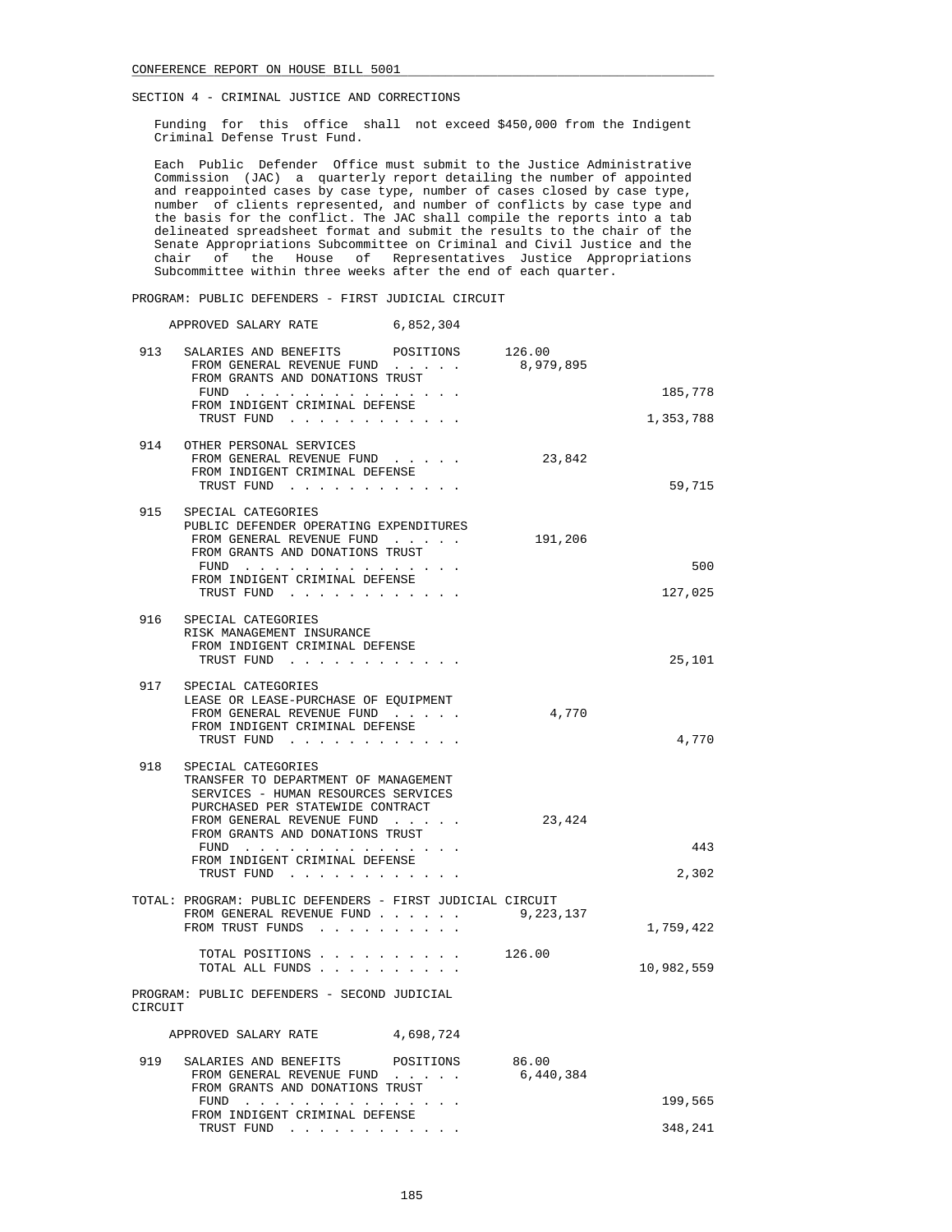SECTION 4 - CRIMINAL JUSTICE AND CORRECTIONS

Funding for this office shall not exceed $450,000 from the Indigent Criminal Defense Trust Fund.

Each Public Defender Office must submit to the Justice Administrative Commission (JAC) a quarterly report detailing the number of appointed and reappointed cases by case type, number of cases closed by case type, number of clients represented, and number of conflicts by case type and the basis for the conflict. The JAC shall compile the reports into a tab delineated spreadsheet format and submit the results to the chair of the Senate Appropriations Subcommittee on Criminal and Civil Justice and the chair of the House of Representatives Justice Appropriations Subcommittee within three weeks after the end of each quarter.

PROGRAM: PUBLIC DEFENDERS - FIRST JUDICIAL CIRCUIT

APPROVED SALARY RATE 6,852,304

| | | | |
|---|---|---|---|
| 913 | SALARIES AND BENEFITS POSITIONS | 126.00 | |
| | FROM GENERAL REVENUE FUND . . . . . | 8,979,895 | |
| | FROM GRANTS AND DONATIONS TRUST FUND . . . . . . . . . . . . . . . | | 185,778 |
| | FROM INDIGENT CRIMINAL DEFENSE TRUST FUND . . . . . . . . . . . . | | 1,353,788 |
| 914 | OTHER PERSONAL SERVICES | | |
| | FROM GENERAL REVENUE FUND . . . . . | 23,842 | |
| | FROM INDIGENT CRIMINAL DEFENSE TRUST FUND . . . . . . . . . . . . | | 59,715 |
| 915 | SPECIAL CATEGORIES PUBLIC DEFENDER OPERATING EXPENDITURES | | |
| | FROM GENERAL REVENUE FUND . . . . . | 191,206 | |
| | FROM GRANTS AND DONATIONS TRUST FUND . . . . . . . . . . . . . . . | | 500 |
| | FROM INDIGENT CRIMINAL DEFENSE TRUST FUND . . . . . . . . . . . . | | 127,025 |
| 916 | SPECIAL CATEGORIES RISK MANAGEMENT INSURANCE | | |
| | FROM INDIGENT CRIMINAL DEFENSE TRUST FUND . . . . . . . . . . . . | | 25,101 |
| 917 | SPECIAL CATEGORIES LEASE OR LEASE-PURCHASE OF EQUIPMENT | | |
| | FROM GENERAL REVENUE FUND . . . . . | 4,770 | |
| | FROM INDIGENT CRIMINAL DEFENSE TRUST FUND . . . . . . . . . . . . | | 4,770 |
| 918 | SPECIAL CATEGORIES TRANSFER TO DEPARTMENT OF MANAGEMENT SERVICES - HUMAN RESOURCES SERVICES PURCHASED PER STATEWIDE CONTRACT | | |
| | FROM GENERAL REVENUE FUND . . . . . | 23,424 | |
| | FROM GRANTS AND DONATIONS TRUST FUND . . . . . . . . . . . . . . . | | 443 |
| | FROM INDIGENT CRIMINAL DEFENSE TRUST FUND . . . . . . . . . . . . | | 2,302 |

TOTAL: PROGRAM: PUBLIC DEFENDERS - FIRST JUDICIAL CIRCUIT

| | | |
|---|---|---|
| FROM GENERAL REVENUE FUND . . . . . . | 9,223,137 | |
| FROM TRUST FUNDS . . . . . . . . . . | | 1,759,422 |
| TOTAL POSITIONS . . . . . . . . . . | 126.00 | |
| TOTAL ALL FUNDS . . . . . . . . . . | | 10,982,559 |

PROGRAM: PUBLIC DEFENDERS - SECOND JUDICIAL CIRCUIT

APPROVED SALARY RATE 4,698,724

| | | | |
|---|---|---|---|
| 919 | SALARIES AND BENEFITS POSITIONS | 86.00 | |
| | FROM GENERAL REVENUE FUND . . . . . | 6,440,384 | |
| | FROM GRANTS AND DONATIONS TRUST FUND . . . . . . . . . . . . . . . | | 199,565 |
| | FROM INDIGENT CRIMINAL DEFENSE TRUST FUND . . . . . . . . . . . . | | 348,241 |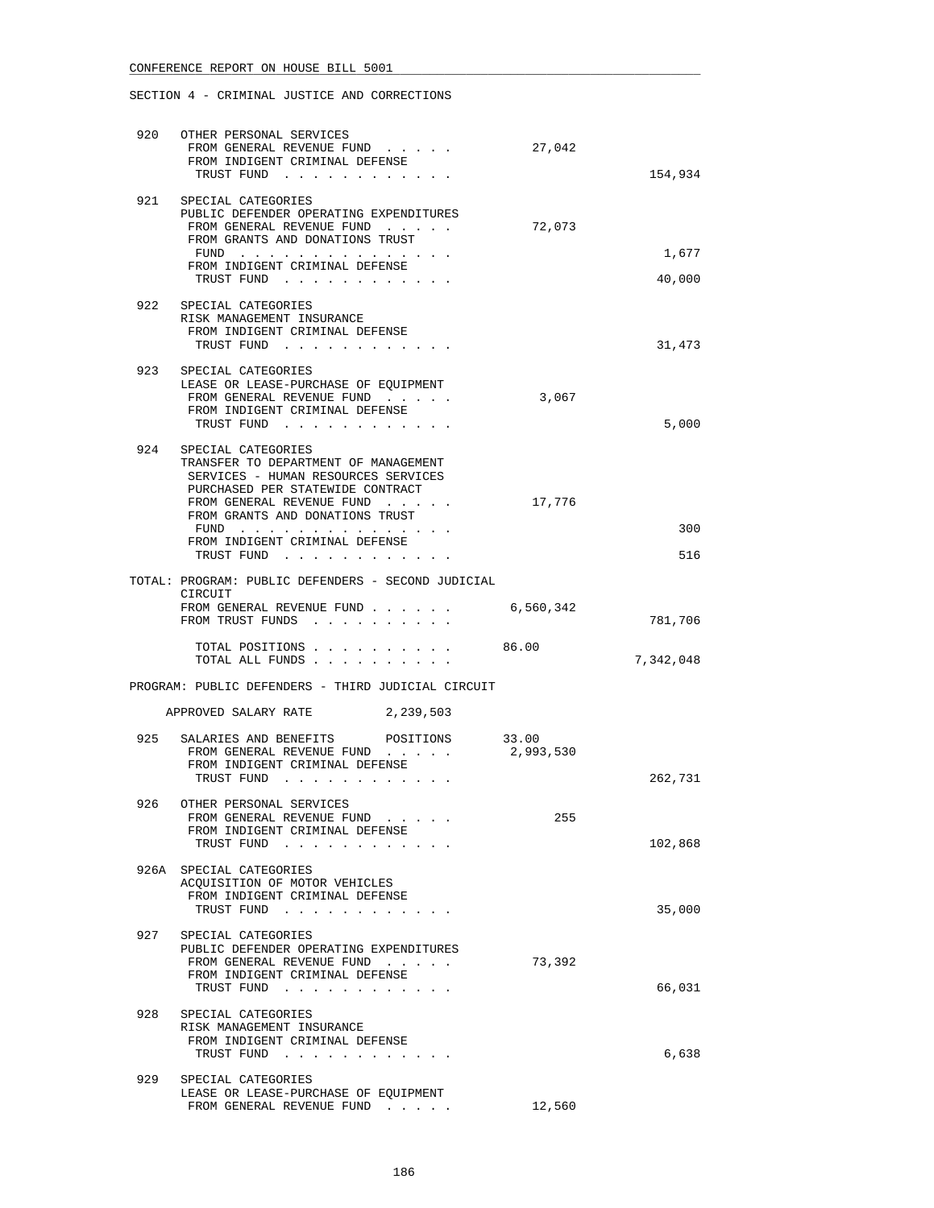SECTION 4 - CRIMINAL JUSTICE AND CORRECTIONS

| | | | |
|---|---|---|---|
| 920 | OTHER PERSONAL SERVICES<br>FROM GENERAL REVENUE FUND . . . . .<br>FROM INDIGENT CRIMINAL DEFENSE TRUST FUND . . . . . . . . . . . . | 27,042 | <br><br>154,934 |
| 921 | SPECIAL CATEGORIES<br>PUBLIC DEFENDER OPERATING EXPENDITURES<br>FROM GENERAL REVENUE FUND . . . . .<br>FROM GRANTS AND DONATIONS TRUST FUND . . . . . . . . . . . . . . .<br>FROM INDIGENT CRIMINAL DEFENSE TRUST FUND . . . . . . . . . . . . | 72,073 | <br><br>1,677<br>40,000 |
| 922 | SPECIAL CATEGORIES<br>RISK MANAGEMENT INSURANCE<br>FROM INDIGENT CRIMINAL DEFENSE TRUST FUND . . . . . . . . . . . . | | 31,473 |
| 923 | SPECIAL CATEGORIES<br>LEASE OR LEASE-PURCHASE OF EQUIPMENT<br>FROM GENERAL REVENUE FUND . . . . .<br>FROM INDIGENT CRIMINAL DEFENSE TRUST FUND . . . . . . . . . . . . | 3,067 | <br><br>5,000 |
| 924 | SPECIAL CATEGORIES<br>TRANSFER TO DEPARTMENT OF MANAGEMENT SERVICES - HUMAN RESOURCES SERVICES PURCHASED PER STATEWIDE CONTRACT<br>FROM GENERAL REVENUE FUND . . . . .<br>FROM GRANTS AND DONATIONS TRUST FUND . . . . . . . . . . . . . . .<br>FROM INDIGENT CRIMINAL DEFENSE TRUST FUND . . . . . . . . . . . . | 17,776 | <br><br>300<br>516 |

TOTAL: PROGRAM: PUBLIC DEFENDERS - SECOND JUDICIAL CIRCUIT

| | | |
|---|---|---|
| FROM GENERAL REVENUE FUND . . . . . . | 6,560,342 | |
| FROM TRUST FUNDS . . . . . . . . . . | | 781,706 |
| TOTAL POSITIONS . . . . . . . . . . | 86.00 | |
| TOTAL ALL FUNDS . . . . . . . . . . | | 7,342,048 |

PROGRAM: PUBLIC DEFENDERS - THIRD JUDICIAL CIRCUIT

APPROVED SALARY RATE 2,239,503

| | | | |
|---|---|---|---|
| 925 | SALARIES AND BENEFITS POSITIONS<br>FROM GENERAL REVENUE FUND . . . . .<br>FROM INDIGENT CRIMINAL DEFENSE TRUST FUND . . . . . . . . . . . . | 33.00<br>2,993,530 | <br><br>262,731 |
| 926 | OTHER PERSONAL SERVICES<br>FROM GENERAL REVENUE FUND . . . . .<br>FROM INDIGENT CRIMINAL DEFENSE TRUST FUND . . . . . . . . . . . . | 255 | <br><br>102,868 |
| 926A | SPECIAL CATEGORIES<br>ACQUISITION OF MOTOR VEHICLES<br>FROM INDIGENT CRIMINAL DEFENSE TRUST FUND . . . . . . . . . . . . | | 35,000 |
| 927 | SPECIAL CATEGORIES<br>PUBLIC DEFENDER OPERATING EXPENDITURES<br>FROM GENERAL REVENUE FUND . . . . .<br>FROM INDIGENT CRIMINAL DEFENSE TRUST FUND . . . . . . . . . . . . | 73,392 | <br><br>66,031 |
| 928 | SPECIAL CATEGORIES<br>RISK MANAGEMENT INSURANCE<br>FROM INDIGENT CRIMINAL DEFENSE TRUST FUND . . . . . . . . . . . . | | 6,638 |
| 929 | SPECIAL CATEGORIES<br>LEASE OR LEASE-PURCHASE OF EQUIPMENT<br>FROM GENERAL REVENUE FUND . . . . . | 12,560 | |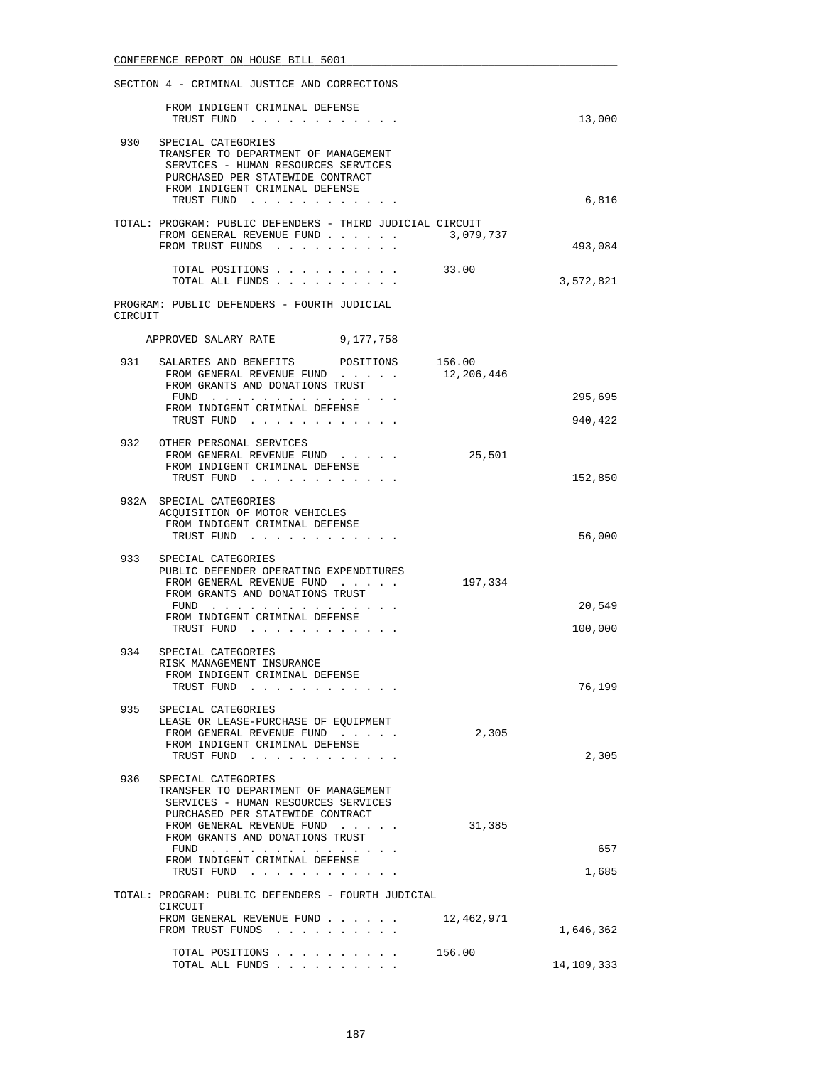CONFERENCE REPORT ON HOUSE BILL 5001

SECTION 4 - CRIMINAL JUSTICE AND CORRECTIONS

```
        FROM INDIGENT CRIMINAL DEFENSE
         TRUST FUND  . . . . . . . . . . . .                            13,000

 930   SPECIAL CATEGORIES
       TRANSFER TO DEPARTMENT OF MANAGEMENT
        SERVICES - HUMAN RESOURCES SERVICES
        PURCHASED PER STATEWIDE CONTRACT
        FROM INDIGENT CRIMINAL DEFENSE
         TRUST FUND  . . . . . . . . . . . .                             6,816

TOTAL: PROGRAM: PUBLIC DEFENDERS - THIRD JUDICIAL CIRCUIT
       FROM GENERAL REVENUE FUND . . . . . .     3,079,737
       FROM TRUST FUNDS  . . . . . . . . . .                           493,084

        TOTAL POSITIONS . . . . . . . . . .      33.00
        TOTAL ALL FUNDS . . . . . . . . . .                          3,572,821

PROGRAM: PUBLIC DEFENDERS - FOURTH JUDICIAL
CIRCUIT

    APPROVED SALARY RATE          9,177,758

 931   SALARIES AND BENEFITS       POSITIONS     156.00
       FROM GENERAL REVENUE FUND  . . . . .     12,206,446
       FROM GRANTS AND DONATIONS TRUST
        FUND  . . . . . . . . . . . . . . .                            295,695
       FROM INDIGENT CRIMINAL DEFENSE
        TRUST FUND  . . . . . . . . . . . .                            940,422

 932   OTHER PERSONAL SERVICES
       FROM GENERAL REVENUE FUND  . . . . .         25,501
       FROM INDIGENT CRIMINAL DEFENSE
        TRUST FUND  . . . . . . . . . . . .                            152,850

 932A  SPECIAL CATEGORIES
       ACQUISITION OF MOTOR VEHICLES
       FROM INDIGENT CRIMINAL DEFENSE
        TRUST FUND  . . . . . . . . . . . .                             56,000

 933   SPECIAL CATEGORIES
       PUBLIC DEFENDER OPERATING EXPENDITURES
       FROM GENERAL REVENUE FUND  . . . . .        197,334
       FROM GRANTS AND DONATIONS TRUST
        FUND  . . . . . . . . . . . . . . .                             20,549
       FROM INDIGENT CRIMINAL DEFENSE
        TRUST FUND  . . . . . . . . . . . .                            100,000

 934   SPECIAL CATEGORIES
       RISK MANAGEMENT INSURANCE
       FROM INDIGENT CRIMINAL DEFENSE
        TRUST FUND  . . . . . . . . . . . .                             76,199

 935   SPECIAL CATEGORIES
       LEASE OR LEASE-PURCHASE OF EQUIPMENT
       FROM GENERAL REVENUE FUND  . . . . .          2,305
       FROM INDIGENT CRIMINAL DEFENSE
        TRUST FUND  . . . . . . . . . . . .                              2,305

 936   SPECIAL CATEGORIES
       TRANSFER TO DEPARTMENT OF MANAGEMENT
        SERVICES - HUMAN RESOURCES SERVICES
        PURCHASED PER STATEWIDE CONTRACT
       FROM GENERAL REVENUE FUND  . . . . .         31,385
       FROM GRANTS AND DONATIONS TRUST
        FUND  . . . . . . . . . . . . . . .                                657
       FROM INDIGENT CRIMINAL DEFENSE
        TRUST FUND  . . . . . . . . . . . .                              1,685

TOTAL: PROGRAM: PUBLIC DEFENDERS - FOURTH JUDICIAL
        CIRCUIT
       FROM GENERAL REVENUE FUND . . . . . .    12,462,971
       FROM TRUST FUNDS  . . . . . . . . . .                         1,646,362

        TOTAL POSITIONS . . . . . . . . . .     156.00
        TOTAL ALL FUNDS . . . . . . . . . .                         14,109,333
```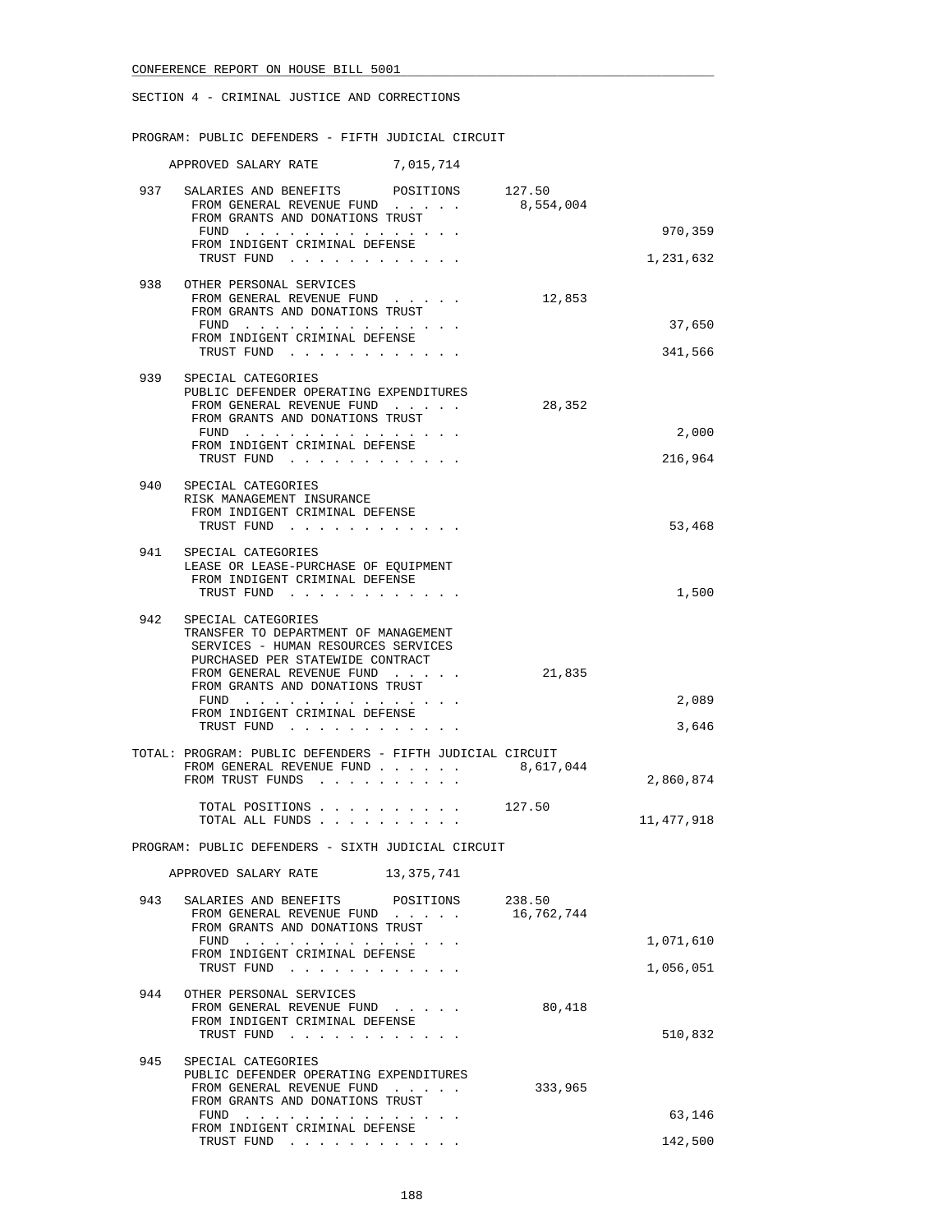SECTION 4 - CRIMINAL JUSTICE AND CORRECTIONS

PROGRAM: PUBLIC DEFENDERS - FIFTH JUDICIAL CIRCUIT

APPROVED SALARY RATE 7,015,714

| | | | |
|---|---|---|---|
| 937 | SALARIES AND BENEFITS POSITIONS | 127.50 | |
| | FROM GENERAL REVENUE FUND . . . . . | 8,554,004 | |
| | FROM GRANTS AND DONATIONS TRUST FUND . . . . . . . . . . . . . . . | | 970,359 |
| | FROM INDIGENT CRIMINAL DEFENSE TRUST FUND . . . . . . . . . . . . | | 1,231,632 |
| 938 | OTHER PERSONAL SERVICES | | |
| | FROM GENERAL REVENUE FUND . . . . . | 12,853 | |
| | FROM GRANTS AND DONATIONS TRUST FUND . . . . . . . . . . . . . . . | | 37,650 |
| | FROM INDIGENT CRIMINAL DEFENSE TRUST FUND . . . . . . . . . . . . | | 341,566 |
| 939 | SPECIAL CATEGORIES PUBLIC DEFENDER OPERATING EXPENDITURES | | |
| | FROM GENERAL REVENUE FUND . . . . . | 28,352 | |
| | FROM GRANTS AND DONATIONS TRUST FUND . . . . . . . . . . . . . . . | | 2,000 |
| | FROM INDIGENT CRIMINAL DEFENSE TRUST FUND . . . . . . . . . . . . | | 216,964 |
| 940 | SPECIAL CATEGORIES RISK MANAGEMENT INSURANCE | | |
| | FROM INDIGENT CRIMINAL DEFENSE TRUST FUND . . . . . . . . . . . . | | 53,468 |
| 941 | SPECIAL CATEGORIES LEASE OR LEASE-PURCHASE OF EQUIPMENT | | |
| | FROM INDIGENT CRIMINAL DEFENSE TRUST FUND . . . . . . . . . . . . | | 1,500 |
| 942 | SPECIAL CATEGORIES TRANSFER TO DEPARTMENT OF MANAGEMENT SERVICES - HUMAN RESOURCES SERVICES PURCHASED PER STATEWIDE CONTRACT | | |
| | FROM GENERAL REVENUE FUND . . . . . | 21,835 | |
| | FROM GRANTS AND DONATIONS TRUST FUND . . . . . . . . . . . . . . . | | 2,089 |
| | FROM INDIGENT CRIMINAL DEFENSE TRUST FUND . . . . . . . . . . . . | | 3,646 |

TOTAL: PROGRAM: PUBLIC DEFENDERS - FIFTH JUDICIAL CIRCUIT

| | | |
|---|---|---|
| FROM GENERAL REVENUE FUND . . . . . . | 8,617,044 | |
| FROM TRUST FUNDS . . . . . . . . . . | | 2,860,874 |
| TOTAL POSITIONS . . . . . . . . . . | 127.50 | |
| TOTAL ALL FUNDS . . . . . . . . . . | | 11,477,918 |

PROGRAM: PUBLIC DEFENDERS - SIXTH JUDICIAL CIRCUIT

APPROVED SALARY RATE 13,375,741

| | | | |
|---|---|---|---|
| 943 | SALARIES AND BENEFITS POSITIONS | 238.50 | |
| | FROM GENERAL REVENUE FUND . . . . . | 16,762,744 | |
| | FROM GRANTS AND DONATIONS TRUST FUND . . . . . . . . . . . . . . . | | 1,071,610 |
| | FROM INDIGENT CRIMINAL DEFENSE TRUST FUND . . . . . . . . . . . . | | 1,056,051 |
| 944 | OTHER PERSONAL SERVICES | | |
| | FROM GENERAL REVENUE FUND . . . . . | 80,418 | |
| | FROM INDIGENT CRIMINAL DEFENSE TRUST FUND . . . . . . . . . . . . | | 510,832 |
| 945 | SPECIAL CATEGORIES PUBLIC DEFENDER OPERATING EXPENDITURES | | |
| | FROM GENERAL REVENUE FUND . . . . . | 333,965 | |
| | FROM GRANTS AND DONATIONS TRUST FUND . . . . . . . . . . . . . . . | | 63,146 |
| | FROM INDIGENT CRIMINAL DEFENSE TRUST FUND . . . . . . . . . . . . | | 142,500 |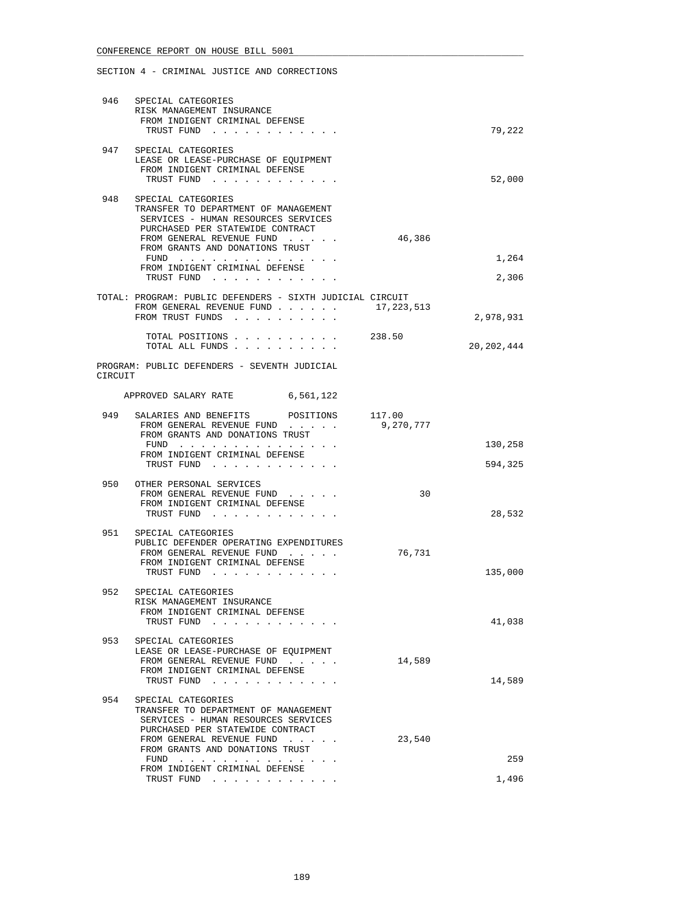CONFERENCE REPORT ON HOUSE BILL 5001

SECTION 4 - CRIMINAL JUSTICE AND CORRECTIONS

| | | | |
|---|---|---|---|
| 946 | SPECIAL CATEGORIES<br>RISK MANAGEMENT INSURANCE<br>FROM INDIGENT CRIMINAL DEFENSE TRUST FUND | | 79,222 |
| 947 | SPECIAL CATEGORIES<br>LEASE OR LEASE-PURCHASE OF EQUIPMENT<br>FROM INDIGENT CRIMINAL DEFENSE TRUST FUND | | 52,000 |
| 948 | SPECIAL CATEGORIES<br>TRANSFER TO DEPARTMENT OF MANAGEMENT SERVICES - HUMAN RESOURCES SERVICES PURCHASED PER STATEWIDE CONTRACT<br>FROM GENERAL REVENUE FUND | 46,386 | |
| | FROM GRANTS AND DONATIONS TRUST FUND | | 1,264 |
| | FROM INDIGENT CRIMINAL DEFENSE TRUST FUND | | 2,306 |

TOTAL: PROGRAM: PUBLIC DEFENDERS - SIXTH JUDICIAL CIRCUIT

| | | |
|---|---|---|
| FROM GENERAL REVENUE FUND | 17,223,513 | |
| FROM TRUST FUNDS | | 2,978,931 |
| TOTAL POSITIONS | 238.50 | |
| TOTAL ALL FUNDS | | 20,202,444 |

PROGRAM: PUBLIC DEFENDERS - SEVENTH JUDICIAL CIRCUIT

APPROVED SALARY RATE 6,561,122

| | | | |
|---|---|---|---|
| 949 | SALARIES AND BENEFITS POSITIONS | 117.00 | |
| | FROM GENERAL REVENUE FUND | 9,270,777 | |
| | FROM GRANTS AND DONATIONS TRUST FUND | | 130,258 |
| | FROM INDIGENT CRIMINAL DEFENSE TRUST FUND | | 594,325 |
| 950 | OTHER PERSONAL SERVICES<br>FROM GENERAL REVENUE FUND | 30 | |
| | FROM INDIGENT CRIMINAL DEFENSE TRUST FUND | | 28,532 |
| 951 | SPECIAL CATEGORIES<br>PUBLIC DEFENDER OPERATING EXPENDITURES<br>FROM GENERAL REVENUE FUND | 76,731 | |
| | FROM INDIGENT CRIMINAL DEFENSE TRUST FUND | | 135,000 |
| 952 | SPECIAL CATEGORIES<br>RISK MANAGEMENT INSURANCE<br>FROM INDIGENT CRIMINAL DEFENSE TRUST FUND | | 41,038 |
| 953 | SPECIAL CATEGORIES<br>LEASE OR LEASE-PURCHASE OF EQUIPMENT<br>FROM GENERAL REVENUE FUND | 14,589 | |
| | FROM INDIGENT CRIMINAL DEFENSE TRUST FUND | | 14,589 |
| 954 | SPECIAL CATEGORIES<br>TRANSFER TO DEPARTMENT OF MANAGEMENT SERVICES - HUMAN RESOURCES SERVICES PURCHASED PER STATEWIDE CONTRACT<br>FROM GENERAL REVENUE FUND | 23,540 | |
| | FROM GRANTS AND DONATIONS TRUST FUND | | 259 |
| | FROM INDIGENT CRIMINAL DEFENSE TRUST FUND | | 1,496 |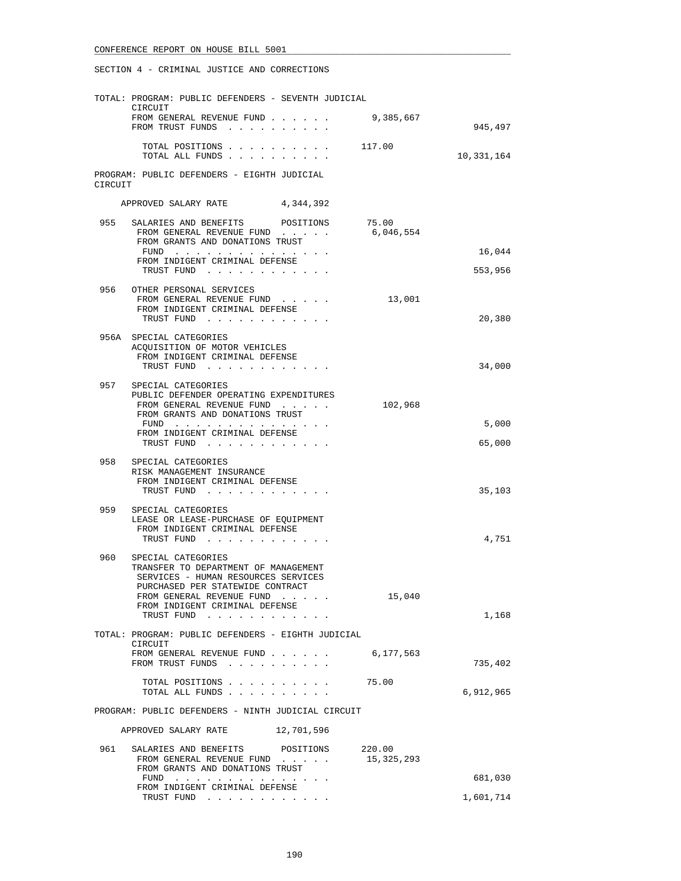CONFERENCE REPORT ON HOUSE BILL 5001

SECTION 4 - CRIMINAL JUSTICE AND CORRECTIONS

TOTAL: PROGRAM: PUBLIC DEFENDERS - SEVENTH JUDICIAL CIRCUIT

| | | |
|---|---|---|
| FROM GENERAL REVENUE FUND . . . . . . | 9,385,667 | |
| FROM TRUST FUNDS . . . . . . . . . . | | 945,497 |
| TOTAL POSITIONS . . . . . . . . . . | 117.00 | |
| TOTAL ALL FUNDS . . . . . . . . . . | | 10,331,164 |

PROGRAM: PUBLIC DEFENDERS - EIGHTH JUDICIAL CIRCUIT

APPROVED SALARY RATE 4,344,392

| | | | |
|---|---|---|---|
| 955 | SALARIES AND BENEFITS POSITIONS | 75.00 | |
| | FROM GENERAL REVENUE FUND . . . . . | 6,046,554 | |
| | FROM GRANTS AND DONATIONS TRUST FUND . . . . . . . . . . . . . . . | | 16,044 |
| | FROM INDIGENT CRIMINAL DEFENSE TRUST FUND . . . . . . . . . . . . | | 553,956 |
| 956 | OTHER PERSONAL SERVICES | | |
| | FROM GENERAL REVENUE FUND . . . . . | 13,001 | |
| | FROM INDIGENT CRIMINAL DEFENSE TRUST FUND . . . . . . . . . . . . | | 20,380 |
| 956A | SPECIAL CATEGORIES ACQUISITION OF MOTOR VEHICLES | | |
| | FROM INDIGENT CRIMINAL DEFENSE TRUST FUND . . . . . . . . . . . . | | 34,000 |
| 957 | SPECIAL CATEGORIES PUBLIC DEFENDER OPERATING EXPENDITURES | | |
| | FROM GENERAL REVENUE FUND . . . . . | 102,968 | |
| | FROM GRANTS AND DONATIONS TRUST FUND . . . . . . . . . . . . . . . | | 5,000 |
| | FROM INDIGENT CRIMINAL DEFENSE TRUST FUND . . . . . . . . . . . . | | 65,000 |
| 958 | SPECIAL CATEGORIES RISK MANAGEMENT INSURANCE | | |
| | FROM INDIGENT CRIMINAL DEFENSE TRUST FUND . . . . . . . . . . . . | | 35,103 |
| 959 | SPECIAL CATEGORIES LEASE OR LEASE-PURCHASE OF EQUIPMENT | | |
| | FROM INDIGENT CRIMINAL DEFENSE TRUST FUND . . . . . . . . . . . . | | 4,751 |
| 960 | SPECIAL CATEGORIES TRANSFER TO DEPARTMENT OF MANAGEMENT SERVICES - HUMAN RESOURCES SERVICES PURCHASED PER STATEWIDE CONTRACT | | |
| | FROM GENERAL REVENUE FUND . . . . . | 15,040 | |
| | FROM INDIGENT CRIMINAL DEFENSE TRUST FUND . . . . . . . . . . . . | | 1,168 |

TOTAL: PROGRAM: PUBLIC DEFENDERS - EIGHTH JUDICIAL CIRCUIT

| | | |
|---|---|---|
| FROM GENERAL REVENUE FUND . . . . . . | 6,177,563 | |
| FROM TRUST FUNDS . . . . . . . . . . | | 735,402 |
| TOTAL POSITIONS . . . . . . . . . . | 75.00 | |
| TOTAL ALL FUNDS . . . . . . . . . . | | 6,912,965 |

PROGRAM: PUBLIC DEFENDERS - NINTH JUDICIAL CIRCUIT

APPROVED SALARY RATE 12,701,596

| | | | |
|---|---|---|---|
| 961 | SALARIES AND BENEFITS POSITIONS | 220.00 | |
| | FROM GENERAL REVENUE FUND . . . . . | 15,325,293 | |
| | FROM GRANTS AND DONATIONS TRUST FUND . . . . . . . . . . . . . . . | | 681,030 |
| | FROM INDIGENT CRIMINAL DEFENSE TRUST FUND . . . . . . . . . . . . | | 1,601,714 |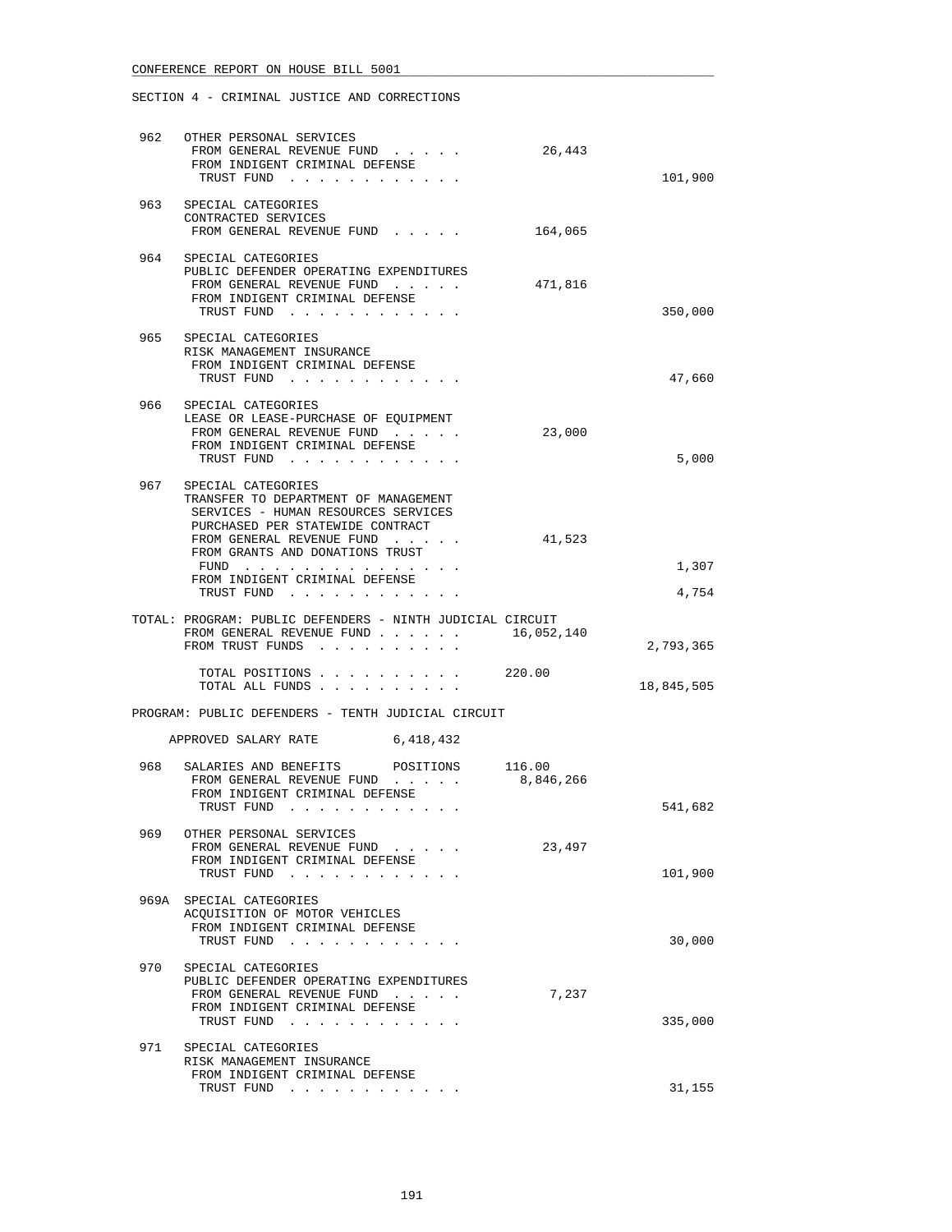CONFERENCE REPORT ON HOUSE BILL 5001

SECTION 4 - CRIMINAL JUSTICE AND CORRECTIONS

```
 962   OTHER PERSONAL SERVICES
        FROM GENERAL REVENUE FUND  . . . . .          26,443
        FROM INDIGENT CRIMINAL DEFENSE
         TRUST FUND  . . . . . . . . . . . .                           101,900

 963   SPECIAL CATEGORIES
       CONTRACTED SERVICES
        FROM GENERAL REVENUE FUND  . . . . .         164,065

 964   SPECIAL CATEGORIES
       PUBLIC DEFENDER OPERATING EXPENDITURES
        FROM GENERAL REVENUE FUND  . . . . .         471,816
        FROM INDIGENT CRIMINAL DEFENSE
         TRUST FUND  . . . . . . . . . . . .                           350,000

 965   SPECIAL CATEGORIES
       RISK MANAGEMENT INSURANCE
        FROM INDIGENT CRIMINAL DEFENSE
         TRUST FUND  . . . . . . . . . . . .                            47,660

 966   SPECIAL CATEGORIES
       LEASE OR LEASE-PURCHASE OF EQUIPMENT
        FROM GENERAL REVENUE FUND  . . . . .          23,000
        FROM INDIGENT CRIMINAL DEFENSE
         TRUST FUND  . . . . . . . . . . . .                             5,000

 967   SPECIAL CATEGORIES
       TRANSFER TO DEPARTMENT OF MANAGEMENT
        SERVICES - HUMAN RESOURCES SERVICES
        PURCHASED PER STATEWIDE CONTRACT
        FROM GENERAL REVENUE FUND  . . . . .          41,523
        FROM GRANTS AND DONATIONS TRUST
         FUND  . . . . . . . . . . . . . . .                             1,307
        FROM INDIGENT CRIMINAL DEFENSE
         TRUST FUND  . . . . . . . . . . . .                             4,754

TOTAL: PROGRAM: PUBLIC DEFENDERS - NINTH JUDICIAL CIRCUIT
        FROM GENERAL REVENUE FUND . . . . . .     16,052,140
        FROM TRUST FUNDS  . . . . . . . . . .                        2,793,365

        TOTAL POSITIONS . . . . . . . . . .     220.00
        TOTAL ALL FUNDS . . . . . . . . . .                         18,845,505

PROGRAM: PUBLIC DEFENDERS - TENTH JUDICIAL CIRCUIT

     APPROVED SALARY RATE          6,418,432

 968   SALARIES AND BENEFITS       POSITIONS      116.00
        FROM GENERAL REVENUE FUND  . . . . .       8,846,266
        FROM INDIGENT CRIMINAL DEFENSE
         TRUST FUND  . . . . . . . . . . . .                           541,682

 969   OTHER PERSONAL SERVICES
        FROM GENERAL REVENUE FUND  . . . . .          23,497
        FROM INDIGENT CRIMINAL DEFENSE
         TRUST FUND  . . . . . . . . . . . .                           101,900

 969A  SPECIAL CATEGORIES
       ACQUISITION OF MOTOR VEHICLES
        FROM INDIGENT CRIMINAL DEFENSE
         TRUST FUND  . . . . . . . . . . . .                            30,000

 970   SPECIAL CATEGORIES
       PUBLIC DEFENDER OPERATING EXPENDITURES
        FROM GENERAL REVENUE FUND  . . . . .           7,237
        FROM INDIGENT CRIMINAL DEFENSE
         TRUST FUND  . . . . . . . . . . . .                           335,000

 971   SPECIAL CATEGORIES
       RISK MANAGEMENT INSURANCE
        FROM INDIGENT CRIMINAL DEFENSE
         TRUST FUND  . . . . . . . . . . . .                            31,155
```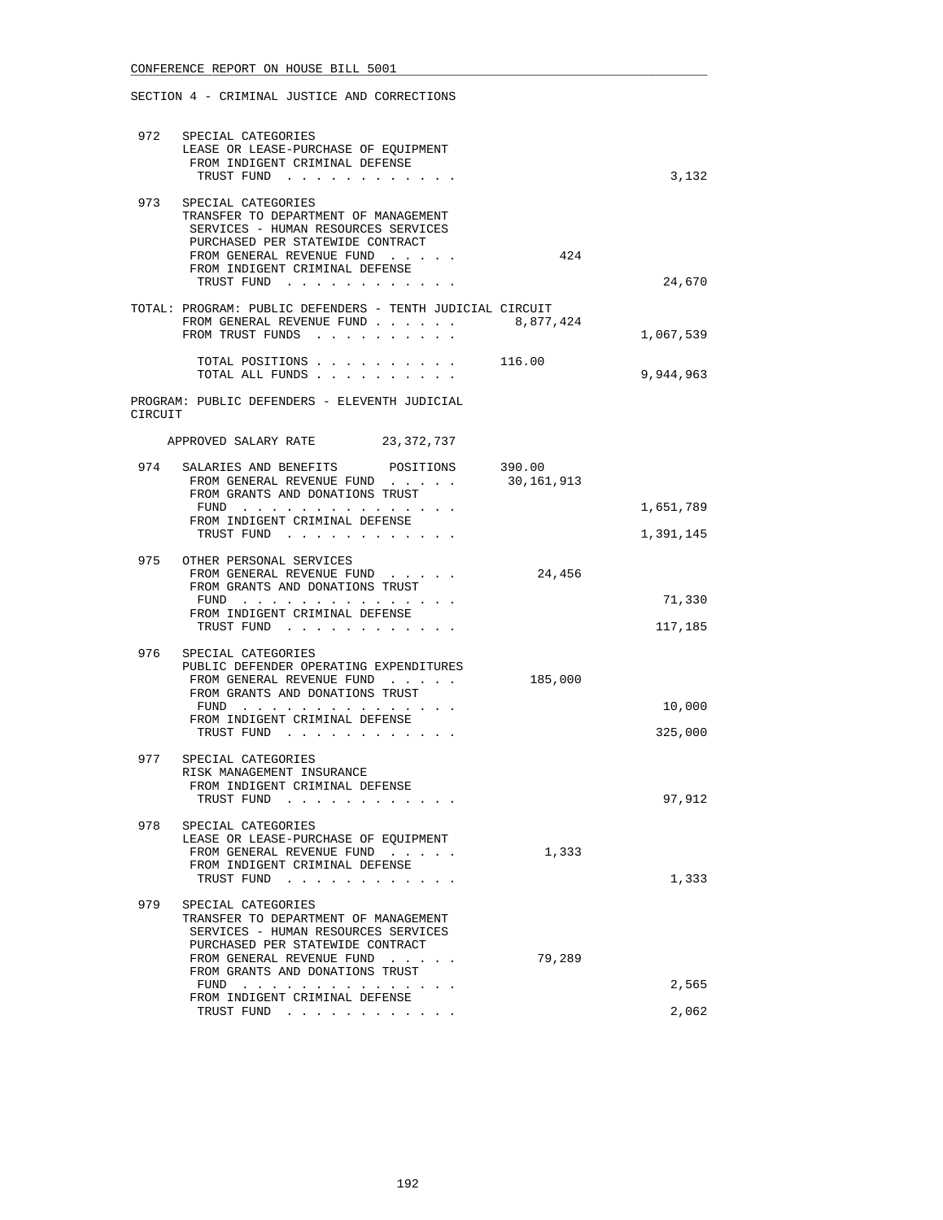CONFERENCE REPORT ON HOUSE BILL 5001

SECTION 4 - CRIMINAL JUSTICE AND CORRECTIONS

| | | | |
|---|---|---|---|
| 972 | SPECIAL CATEGORIES<br>LEASE OR LEASE-PURCHASE OF EQUIPMENT<br>FROM INDIGENT CRIMINAL DEFENSE TRUST FUND | | 3,132 |
| 973 | SPECIAL CATEGORIES<br>TRANSFER TO DEPARTMENT OF MANAGEMENT SERVICES - HUMAN RESOURCES SERVICES PURCHASED PER STATEWIDE CONTRACT<br>FROM GENERAL REVENUE FUND | 424 | |
| | FROM INDIGENT CRIMINAL DEFENSE TRUST FUND | | 24,670 |

TOTAL: PROGRAM: PUBLIC DEFENDERS - TENTH JUDICIAL CIRCUIT

| | | |
|---|---|---|
| FROM GENERAL REVENUE FUND | 8,877,424 | |
| FROM TRUST FUNDS | | 1,067,539 |
| TOTAL POSITIONS | 116.00 | |
| TOTAL ALL FUNDS | | 9,944,963 |

PROGRAM: PUBLIC DEFENDERS - ELEVENTH JUDICIAL CIRCUIT

APPROVED SALARY RATE 23,372,737

| | | | |
|---|---|---|---|
| 974 | SALARIES AND BENEFITS POSITIONS | 390.00 | |
| | FROM GENERAL REVENUE FUND | 30,161,913 | |
| | FROM GRANTS AND DONATIONS TRUST FUND | | 1,651,789 |
| | FROM INDIGENT CRIMINAL DEFENSE TRUST FUND | | 1,391,145 |
| 975 | OTHER PERSONAL SERVICES<br>FROM GENERAL REVENUE FUND | 24,456 | |
| | FROM GRANTS AND DONATIONS TRUST FUND | | 71,330 |
| | FROM INDIGENT CRIMINAL DEFENSE TRUST FUND | | 117,185 |
| 976 | SPECIAL CATEGORIES<br>PUBLIC DEFENDER OPERATING EXPENDITURES<br>FROM GENERAL REVENUE FUND | 185,000 | |
| | FROM GRANTS AND DONATIONS TRUST FUND | | 10,000 |
| | FROM INDIGENT CRIMINAL DEFENSE TRUST FUND | | 325,000 |
| 977 | SPECIAL CATEGORIES<br>RISK MANAGEMENT INSURANCE<br>FROM INDIGENT CRIMINAL DEFENSE TRUST FUND | | 97,912 |
| 978 | SPECIAL CATEGORIES<br>LEASE OR LEASE-PURCHASE OF EQUIPMENT<br>FROM GENERAL REVENUE FUND | 1,333 | |
| | FROM INDIGENT CRIMINAL DEFENSE TRUST FUND | | 1,333 |
| 979 | SPECIAL CATEGORIES<br>TRANSFER TO DEPARTMENT OF MANAGEMENT SERVICES - HUMAN RESOURCES SERVICES PURCHASED PER STATEWIDE CONTRACT<br>FROM GENERAL REVENUE FUND | 79,289 | |
| | FROM GRANTS AND DONATIONS TRUST FUND | | 2,565 |
| | FROM INDIGENT CRIMINAL DEFENSE TRUST FUND | | 2,062 |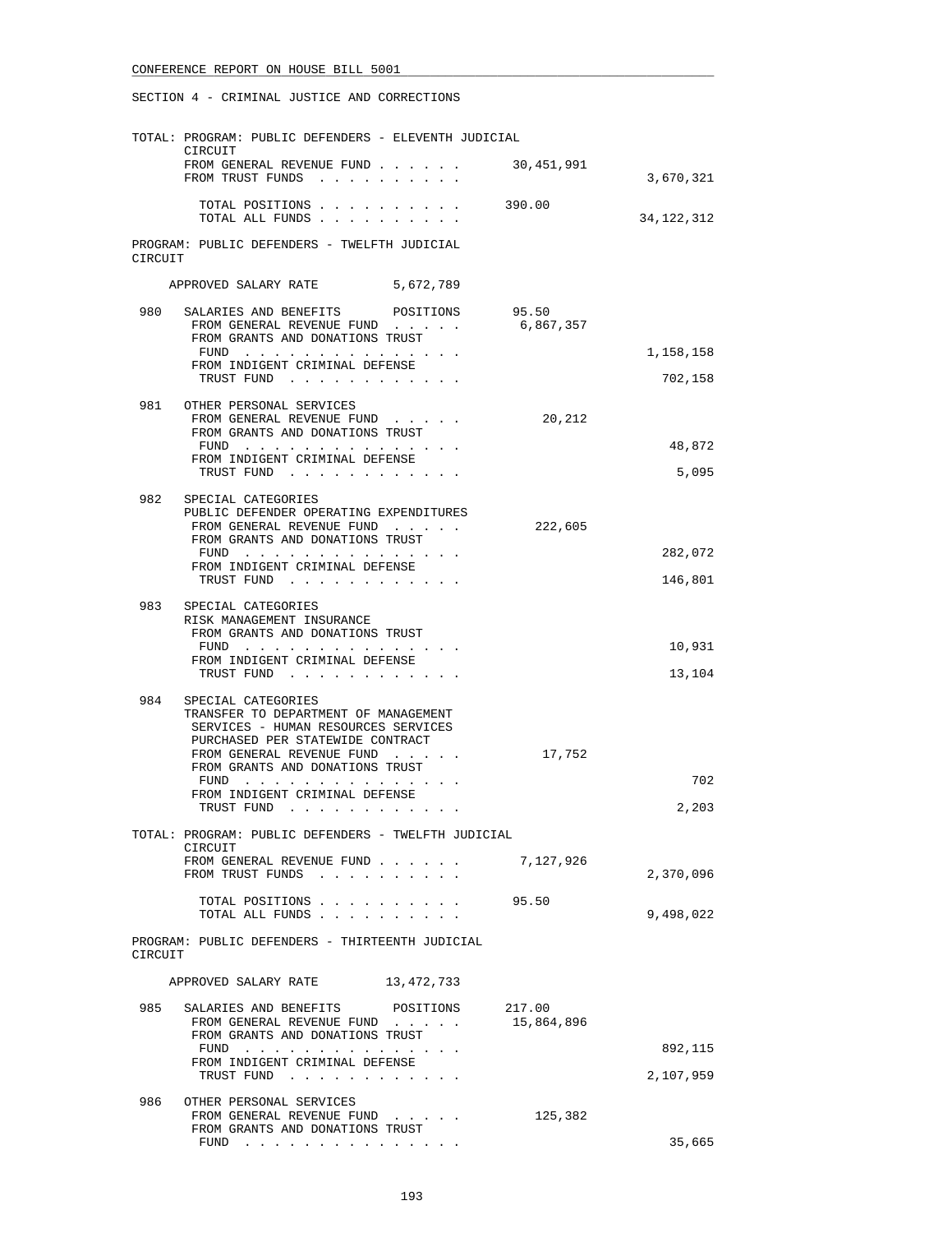SECTION 4 - CRIMINAL JUSTICE AND CORRECTIONS

TOTAL: PROGRAM: PUBLIC DEFENDERS - ELEVENTH JUDICIAL CIRCUIT

| | | |
|---|---|---|
| FROM GENERAL REVENUE FUND . . . . . . | 30,451,991 | |
| FROM TRUST FUNDS . . . . . . . . . . | | 3,670,321 |
| TOTAL POSITIONS . . . . . . . . . . | 390.00 | |
| TOTAL ALL FUNDS . . . . . . . . . . | | 34,122,312 |

PROGRAM: PUBLIC DEFENDERS - TWELFTH JUDICIAL CIRCUIT

APPROVED SALARY RATE 5,672,789

| | | | |
|---|---|---|---|
| 980 | SALARIES AND BENEFITS POSITIONS | 95.50 | |
| | FROM GENERAL REVENUE FUND . . . . . | 6,867,357 | |
| | FROM GRANTS AND DONATIONS TRUST FUND . . . . . . . . . . . . . . . | | 1,158,158 |
| | FROM INDIGENT CRIMINAL DEFENSE TRUST FUND . . . . . . . . . . . | | 702,158 |
| 981 | OTHER PERSONAL SERVICES | | |
| | FROM GENERAL REVENUE FUND . . . . . | 20,212 | |
| | FROM GRANTS AND DONATIONS TRUST FUND . . . . . . . . . . . . . . . | | 48,872 |
| | FROM INDIGENT CRIMINAL DEFENSE TRUST FUND . . . . . . . . . . . | | 5,095 |
| 982 | SPECIAL CATEGORIES PUBLIC DEFENDER OPERATING EXPENDITURES | | |
| | FROM GENERAL REVENUE FUND . . . . . | 222,605 | |
| | FROM GRANTS AND DONATIONS TRUST FUND . . . . . . . . . . . . . . . | | 282,072 |
| | FROM INDIGENT CRIMINAL DEFENSE TRUST FUND . . . . . . . . . . . | | 146,801 |
| 983 | SPECIAL CATEGORIES RISK MANAGEMENT INSURANCE | | |
| | FROM GRANTS AND DONATIONS TRUST FUND . . . . . . . . . . . . . . . | | 10,931 |
| | FROM INDIGENT CRIMINAL DEFENSE TRUST FUND . . . . . . . . . . . | | 13,104 |
| 984 | SPECIAL CATEGORIES TRANSFER TO DEPARTMENT OF MANAGEMENT SERVICES - HUMAN RESOURCES SERVICES PURCHASED PER STATEWIDE CONTRACT | | |
| | FROM GENERAL REVENUE FUND . . . . . | 17,752 | |
| | FROM GRANTS AND DONATIONS TRUST FUND . . . . . . . . . . . . . . . | | 702 |
| | FROM INDIGENT CRIMINAL DEFENSE TRUST FUND . . . . . . . . . . . | | 2,203 |

TOTAL: PROGRAM: PUBLIC DEFENDERS - TWELFTH JUDICIAL CIRCUIT

| | | |
|---|---|---|
| FROM GENERAL REVENUE FUND . . . . . . | 7,127,926 | |
| FROM TRUST FUNDS . . . . . . . . . . | | 2,370,096 |
| TOTAL POSITIONS . . . . . . . . . . | 95.50 | |
| TOTAL ALL FUNDS . . . . . . . . . . | | 9,498,022 |

PROGRAM: PUBLIC DEFENDERS - THIRTEENTH JUDICIAL CIRCUIT

APPROVED SALARY RATE 13,472,733

| | | | |
|---|---|---|---|
| 985 | SALARIES AND BENEFITS POSITIONS | 217.00 | |
| | FROM GENERAL REVENUE FUND . . . . . | 15,864,896 | |
| | FROM GRANTS AND DONATIONS TRUST FUND . . . . . . . . . . . . . . . | | 892,115 |
| | FROM INDIGENT CRIMINAL DEFENSE TRUST FUND . . . . . . . . . . . | | 2,107,959 |
| 986 | OTHER PERSONAL SERVICES | | |
| | FROM GENERAL REVENUE FUND . . . . . | 125,382 | |
| | FROM GRANTS AND DONATIONS TRUST FUND . . . . . . . . . . . . . . . | | 35,665 |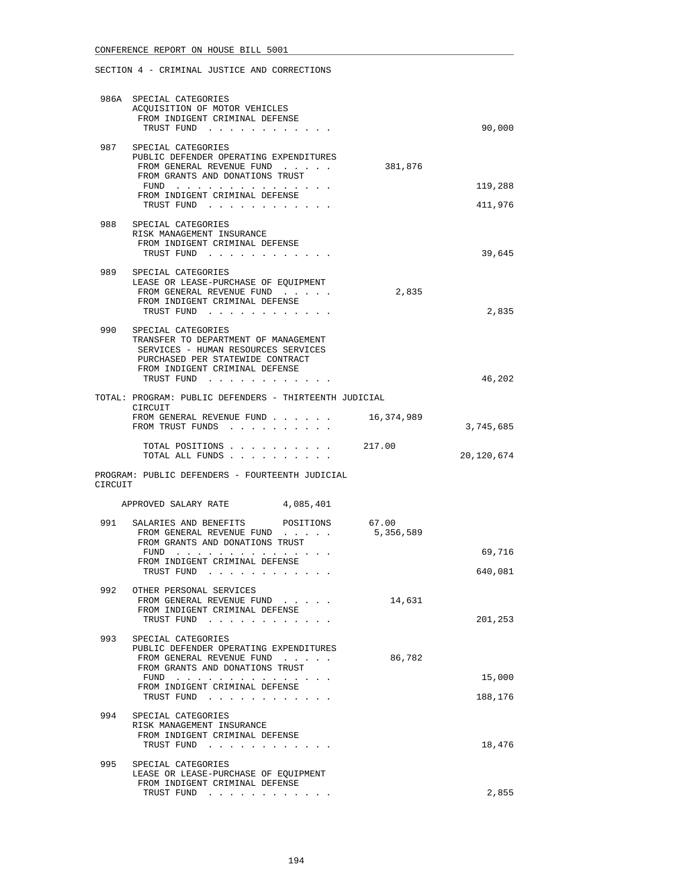SECTION 4 - CRIMINAL JUSTICE AND CORRECTIONS

| | | | |
|---|---|---|---|
| 986A | SPECIAL CATEGORIES<br>ACQUISITION OF MOTOR VEHICLES<br>FROM INDIGENT CRIMINAL DEFENSE TRUST FUND | | 90,000 |
| 987 | SPECIAL CATEGORIES<br>PUBLIC DEFENDER OPERATING EXPENDITURES<br>FROM GENERAL REVENUE FUND | 381,876 | |
| | FROM GRANTS AND DONATIONS TRUST FUND | | 119,288 |
| | FROM INDIGENT CRIMINAL DEFENSE TRUST FUND | | 411,976 |
| 988 | SPECIAL CATEGORIES<br>RISK MANAGEMENT INSURANCE<br>FROM INDIGENT CRIMINAL DEFENSE TRUST FUND | | 39,645 |
| 989 | SPECIAL CATEGORIES<br>LEASE OR LEASE-PURCHASE OF EQUIPMENT<br>FROM GENERAL REVENUE FUND | 2,835 | |
| | FROM INDIGENT CRIMINAL DEFENSE TRUST FUND | | 2,835 |
| 990 | SPECIAL CATEGORIES<br>TRANSFER TO DEPARTMENT OF MANAGEMENT SERVICES - HUMAN RESOURCES SERVICES PURCHASED PER STATEWIDE CONTRACT<br>FROM INDIGENT CRIMINAL DEFENSE TRUST FUND | | 46,202 |

TOTAL: PROGRAM: PUBLIC DEFENDERS - THIRTEENTH JUDICIAL CIRCUIT

| | | |
|---|---|---|
| FROM GENERAL REVENUE FUND | 16,374,989 | |
| FROM TRUST FUNDS | | 3,745,685 |
| TOTAL POSITIONS | 217.00 | |
| TOTAL ALL FUNDS | | 20,120,674 |

PROGRAM: PUBLIC DEFENDERS - FOURTEENTH JUDICIAL CIRCUIT

APPROVED SALARY RATE 4,085,401

| | | | |
|---|---|---|---|
| 991 | SALARIES AND BENEFITS POSITIONS | 67.00 | |
| | FROM GENERAL REVENUE FUND | 5,356,589 | |
| | FROM GRANTS AND DONATIONS TRUST FUND | | 69,716 |
| | FROM INDIGENT CRIMINAL DEFENSE TRUST FUND | | 640,081 |
| 992 | OTHER PERSONAL SERVICES<br>FROM GENERAL REVENUE FUND | 14,631 | |
| | FROM INDIGENT CRIMINAL DEFENSE TRUST FUND | | 201,253 |
| 993 | SPECIAL CATEGORIES<br>PUBLIC DEFENDER OPERATING EXPENDITURES<br>FROM GENERAL REVENUE FUND | 86,782 | |
| | FROM GRANTS AND DONATIONS TRUST FUND | | 15,000 |
| | FROM INDIGENT CRIMINAL DEFENSE TRUST FUND | | 188,176 |
| 994 | SPECIAL CATEGORIES<br>RISK MANAGEMENT INSURANCE<br>FROM INDIGENT CRIMINAL DEFENSE TRUST FUND | | 18,476 |
| 995 | SPECIAL CATEGORIES<br>LEASE OR LEASE-PURCHASE OF EQUIPMENT<br>FROM INDIGENT CRIMINAL DEFENSE TRUST FUND | | 2,855 |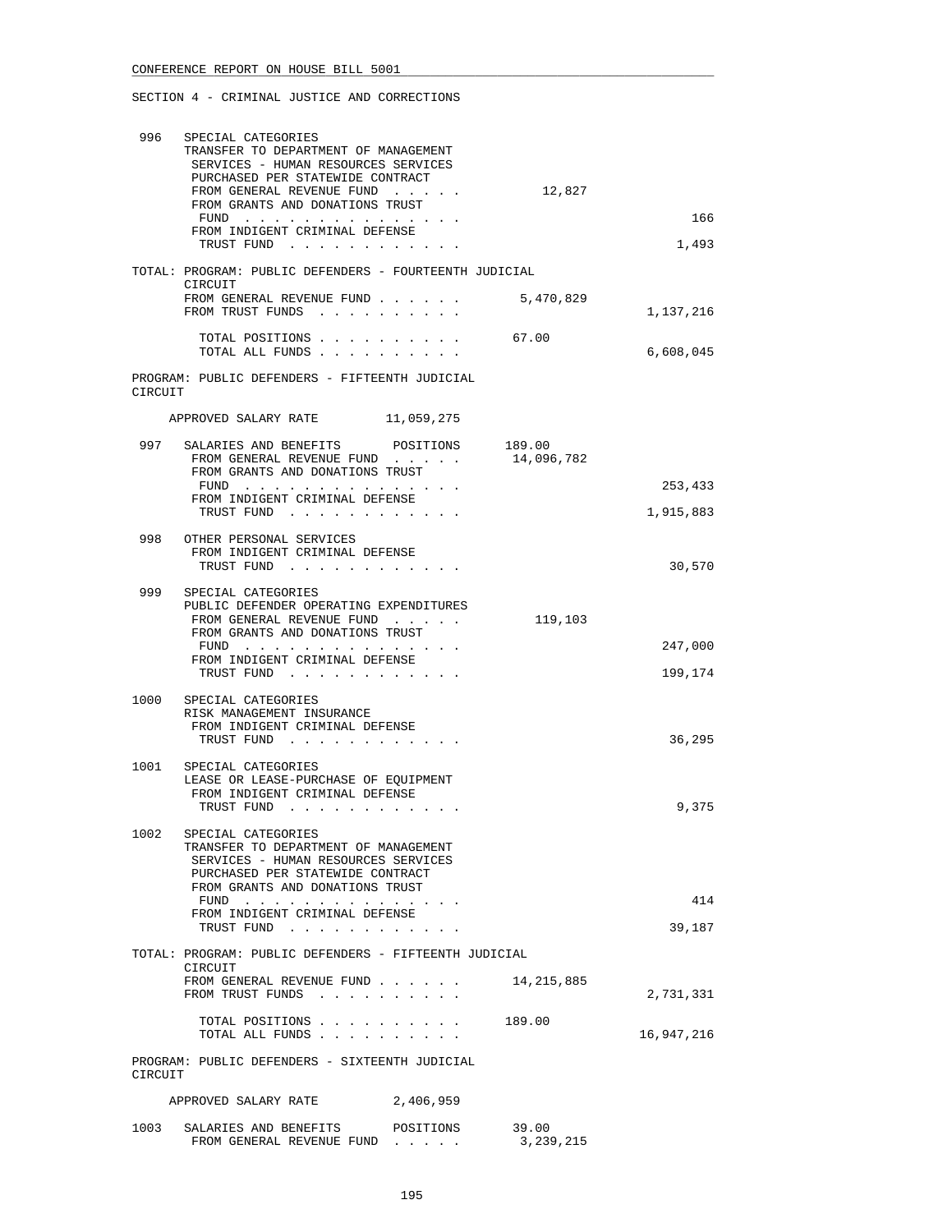CONFERENCE REPORT ON HOUSE BILL 5001

SECTION 4 - CRIMINAL JUSTICE AND CORRECTIONS

```
 996   SPECIAL CATEGORIES
       TRANSFER TO DEPARTMENT OF MANAGEMENT
        SERVICES - HUMAN RESOURCES SERVICES
        PURCHASED PER STATEWIDE CONTRACT
        FROM GENERAL REVENUE FUND  . . . . .         12,827
        FROM GRANTS AND DONATIONS TRUST
         FUND  . . . . . . . . . . . . . . .                              166
        FROM INDIGENT CRIMINAL DEFENSE
         TRUST FUND  . . . . . . . . . . . .                            1,493

       TOTAL: PROGRAM: PUBLIC DEFENDERS - FOURTEENTH JUDICIAL
        CIRCUIT
        FROM GENERAL REVENUE FUND . . . . . .      5,470,829
        FROM TRUST FUNDS  . . . . . . . . . .                       1,137,216

         TOTAL POSITIONS . . . . . . . . . .          67.00
         TOTAL ALL FUNDS . . . . . . . . . .                        6,608,045

 PROGRAM: PUBLIC DEFENDERS - FIFTEENTH JUDICIAL
 CIRCUIT

     APPROVED SALARY RATE        11,059,275

 997   SALARIES AND BENEFITS      POSITIONS     189.00
        FROM GENERAL REVENUE FUND  . . . . .     14,096,782
        FROM GRANTS AND DONATIONS TRUST
         FUND  . . . . . . . . . . . . . . .                          253,433
        FROM INDIGENT CRIMINAL DEFENSE
         TRUST FUND  . . . . . . . . . . . .                        1,915,883

 998   OTHER PERSONAL SERVICES
        FROM INDIGENT CRIMINAL DEFENSE
         TRUST FUND  . . . . . . . . . . . .                           30,570

 999   SPECIAL CATEGORIES
       PUBLIC DEFENDER OPERATING EXPENDITURES
        FROM GENERAL REVENUE FUND  . . . . .        119,103
        FROM GRANTS AND DONATIONS TRUST
         FUND  . . . . . . . . . . . . . . .                          247,000
        FROM INDIGENT CRIMINAL DEFENSE
         TRUST FUND  . . . . . . . . . . . .                          199,174

 1000  SPECIAL CATEGORIES
       RISK MANAGEMENT INSURANCE
        FROM INDIGENT CRIMINAL DEFENSE
         TRUST FUND  . . . . . . . . . . . .                           36,295

 1001  SPECIAL CATEGORIES
       LEASE OR LEASE-PURCHASE OF EQUIPMENT
        FROM INDIGENT CRIMINAL DEFENSE
         TRUST FUND  . . . . . . . . . . . .                            9,375

 1002  SPECIAL CATEGORIES
       TRANSFER TO DEPARTMENT OF MANAGEMENT
        SERVICES - HUMAN RESOURCES SERVICES
        PURCHASED PER STATEWIDE CONTRACT
        FROM GRANTS AND DONATIONS TRUST
         FUND  . . . . . . . . . . . . . . .                              414
        FROM INDIGENT CRIMINAL DEFENSE
         TRUST FUND  . . . . . . . . . . . .                           39,187

       TOTAL: PROGRAM: PUBLIC DEFENDERS - FIFTEENTH JUDICIAL
        CIRCUIT
        FROM GENERAL REVENUE FUND . . . . . .     14,215,885
        FROM TRUST FUNDS  . . . . . . . . . .                       2,731,331

         TOTAL POSITIONS . . . . . . . . . .         189.00
         TOTAL ALL FUNDS . . . . . . . . . .                       16,947,216

 PROGRAM: PUBLIC DEFENDERS - SIXTEENTH JUDICIAL
 CIRCUIT

     APPROVED SALARY RATE         2,406,959

 1003  SALARIES AND BENEFITS      POSITIONS      39.00
        FROM GENERAL REVENUE FUND  . . . . .      3,239,215
```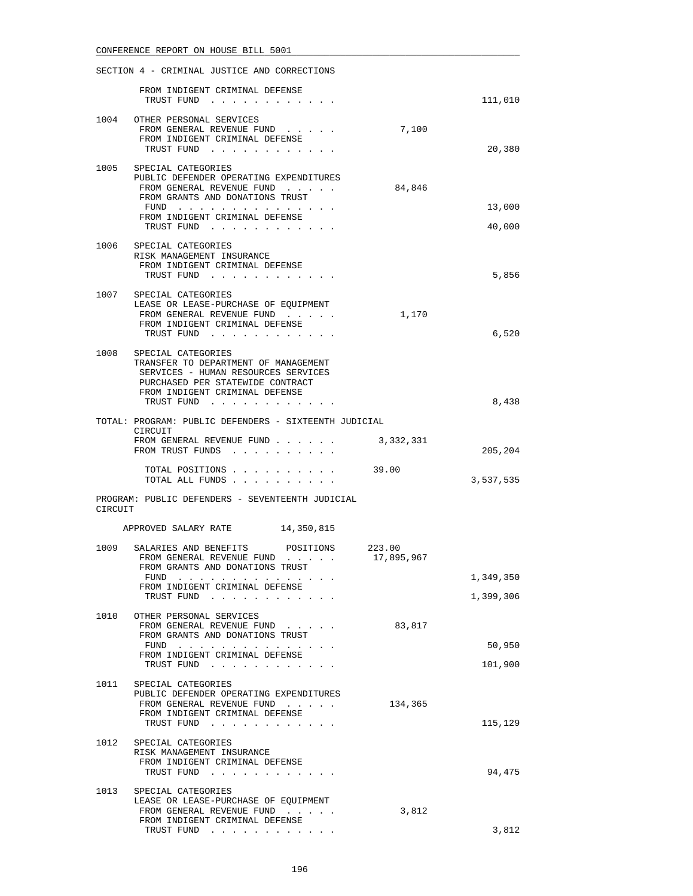SECTION 4 - CRIMINAL JUSTICE AND CORRECTIONS

```
        FROM INDIGENT CRIMINAL DEFENSE
         TRUST FUND  . . . . . . . . . . . .                      111,010

 1004   OTHER PERSONAL SERVICES
         FROM GENERAL REVENUE FUND  . . . . .          7,100
         FROM INDIGENT CRIMINAL DEFENSE
         TRUST FUND  . . . . . . . . . . . .                       20,380

 1005   SPECIAL CATEGORIES
         PUBLIC DEFENDER OPERATING EXPENDITURES
         FROM GENERAL REVENUE FUND  . . . . .         84,846
         FROM GRANTS AND DONATIONS TRUST
         FUND  . . . . . . . . . . . . . . .                       13,000
         FROM INDIGENT CRIMINAL DEFENSE
         TRUST FUND  . . . . . . . . . . . .                       40,000

 1006   SPECIAL CATEGORIES
         RISK MANAGEMENT INSURANCE
         FROM INDIGENT CRIMINAL DEFENSE
         TRUST FUND  . . . . . . . . . . . .                        5,856

 1007   SPECIAL CATEGORIES
         LEASE OR LEASE-PURCHASE OF EQUIPMENT
         FROM GENERAL REVENUE FUND  . . . . .          1,170
         FROM INDIGENT CRIMINAL DEFENSE
         TRUST FUND  . . . . . . . . . . . .                        6,520

 1008   SPECIAL CATEGORIES
         TRANSFER TO DEPARTMENT OF MANAGEMENT
         SERVICES - HUMAN RESOURCES SERVICES
         PURCHASED PER STATEWIDE CONTRACT
         FROM INDIGENT CRIMINAL DEFENSE
         TRUST FUND  . . . . . . . . . . . .                        8,438

 TOTAL: PROGRAM: PUBLIC DEFENDERS - SIXTEENTH JUDICIAL
         CIRCUIT
         FROM GENERAL REVENUE FUND . . . . . .      3,332,331
         FROM TRUST FUNDS  . . . . . . . . .                      205,204

         TOTAL POSITIONS . . . . . . . . . .       39.00
         TOTAL ALL FUNDS . . . . . . . . . .                    3,537,535

 PROGRAM: PUBLIC DEFENDERS - SEVENTEENTH JUDICIAL
 CIRCUIT

      APPROVED SALARY RATE         14,350,815

 1009   SALARIES AND BENEFITS       POSITIONS      223.00
         FROM GENERAL REVENUE FUND  . . . . .     17,895,967
         FROM GRANTS AND DONATIONS TRUST
         FUND  . . . . . . . . . . . . . . .                    1,349,350
         FROM INDIGENT CRIMINAL DEFENSE
         TRUST FUND  . . . . . . . . . . . .                    1,399,306

 1010   OTHER PERSONAL SERVICES
         FROM GENERAL REVENUE FUND  . . . . .         83,817
         FROM GRANTS AND DONATIONS TRUST
         FUND  . . . . . . . . . . . . . . .                       50,950
         FROM INDIGENT CRIMINAL DEFENSE
         TRUST FUND  . . . . . . . . . . . .                      101,900

 1011   SPECIAL CATEGORIES
         PUBLIC DEFENDER OPERATING EXPENDITURES
         FROM GENERAL REVENUE FUND  . . . . .        134,365
         FROM INDIGENT CRIMINAL DEFENSE
         TRUST FUND  . . . . . . . . . . . .                      115,129

 1012   SPECIAL CATEGORIES
         RISK MANAGEMENT INSURANCE
         FROM INDIGENT CRIMINAL DEFENSE
         TRUST FUND  . . . . . . . . . . . .                       94,475

 1013   SPECIAL CATEGORIES
         LEASE OR LEASE-PURCHASE OF EQUIPMENT
         FROM GENERAL REVENUE FUND  . . . . .          3,812
         FROM INDIGENT CRIMINAL DEFENSE
         TRUST FUND  . . . . . . . . . . . .                        3,812
```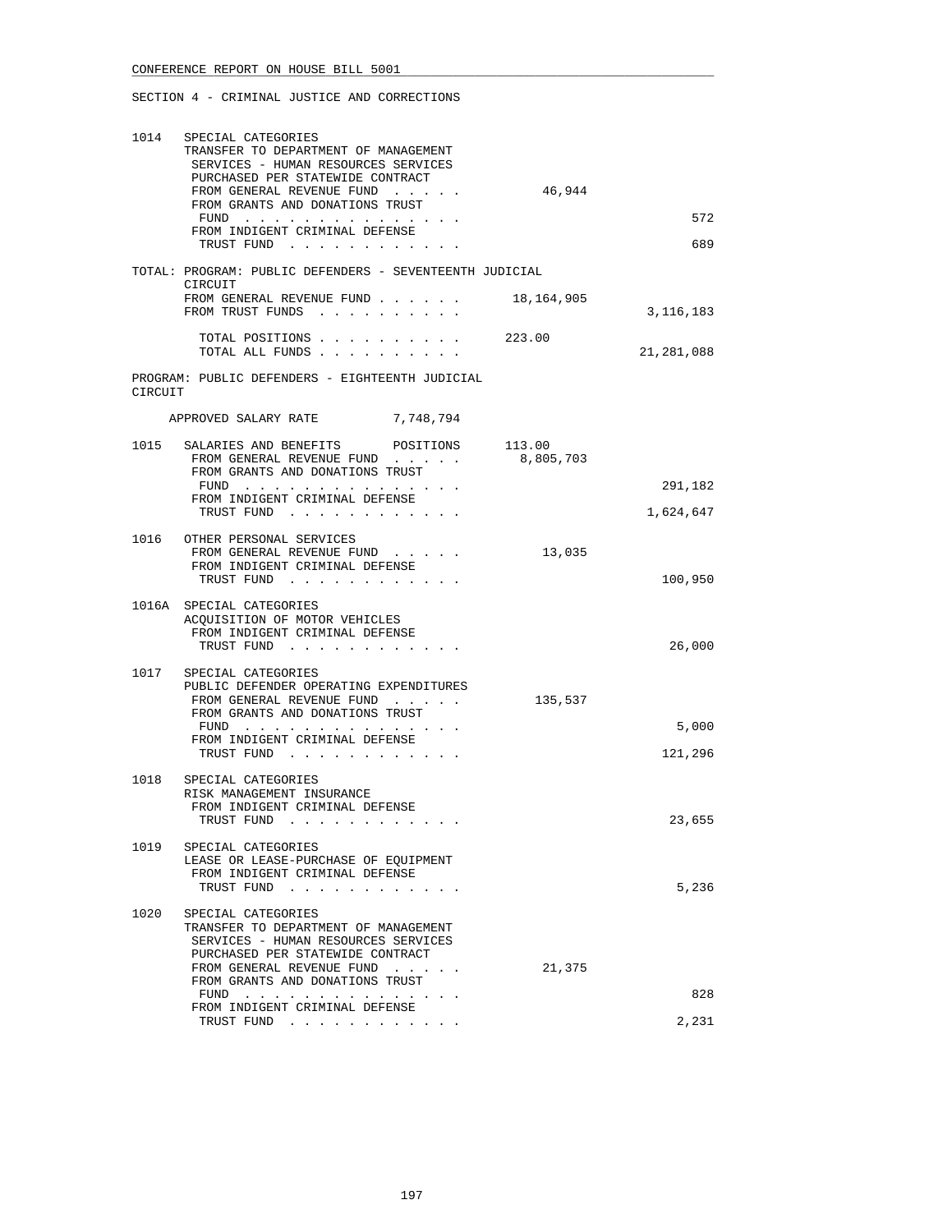SECTION 4 - CRIMINAL JUSTICE AND CORRECTIONS

```
1014   SPECIAL CATEGORIES
       TRANSFER TO DEPARTMENT OF MANAGEMENT
        SERVICES - HUMAN RESOURCES SERVICES
        PURCHASED PER STATEWIDE CONTRACT
        FROM GENERAL REVENUE FUND  . . . . .         46,944
        FROM GRANTS AND DONATIONS TRUST
         FUND  . . . . . . . . . . . . . . .                              572
        FROM INDIGENT CRIMINAL DEFENSE
         TRUST FUND  . . . . . . . . . . . .                              689

       TOTAL: PROGRAM: PUBLIC DEFENDERS - SEVENTEENTH JUDICIAL
        CIRCUIT
        FROM GENERAL REVENUE FUND . . . . . .     18,164,905
        FROM TRUST FUNDS  . . . . . . . . . .                       3,116,183

         TOTAL POSITIONS . . . . . . . . . .      223.00
         TOTAL ALL FUNDS . . . . . . . . . .                       21,281,088

PROGRAM: PUBLIC DEFENDERS - EIGHTEENTH JUDICIAL
CIRCUIT

     APPROVED SALARY RATE          7,748,794

1015   SALARIES AND BENEFITS       POSITIONS      113.00
        FROM GENERAL REVENUE FUND  . . . . .      8,805,703
        FROM GRANTS AND DONATIONS TRUST
         FUND  . . . . . . . . . . . . . . .                          291,182
        FROM INDIGENT CRIMINAL DEFENSE
         TRUST FUND  . . . . . . . . . . . .                        1,624,647

1016   OTHER PERSONAL SERVICES
        FROM GENERAL REVENUE FUND  . . . . .         13,035
        FROM INDIGENT CRIMINAL DEFENSE
         TRUST FUND  . . . . . . . . . . . .                          100,950

1016A  SPECIAL CATEGORIES
       ACQUISITION OF MOTOR VEHICLES
        FROM INDIGENT CRIMINAL DEFENSE
         TRUST FUND  . . . . . . . . . . . .                           26,000

1017   SPECIAL CATEGORIES
       PUBLIC DEFENDER OPERATING EXPENDITURES
        FROM GENERAL REVENUE FUND  . . . . .        135,537
        FROM GRANTS AND DONATIONS TRUST
         FUND  . . . . . . . . . . . . . . .                            5,000
        FROM INDIGENT CRIMINAL DEFENSE
         TRUST FUND  . . . . . . . . . . . .                          121,296

1018   SPECIAL CATEGORIES
       RISK MANAGEMENT INSURANCE
        FROM INDIGENT CRIMINAL DEFENSE
         TRUST FUND  . . . . . . . . . . . .                           23,655

1019   SPECIAL CATEGORIES
       LEASE OR LEASE-PURCHASE OF EQUIPMENT
        FROM INDIGENT CRIMINAL DEFENSE
         TRUST FUND  . . . . . . . . . . . .                            5,236

1020   SPECIAL CATEGORIES
       TRANSFER TO DEPARTMENT OF MANAGEMENT
        SERVICES - HUMAN RESOURCES SERVICES
        PURCHASED PER STATEWIDE CONTRACT
        FROM GENERAL REVENUE FUND  . . . . .         21,375
        FROM GRANTS AND DONATIONS TRUST
         FUND  . . . . . . . . . . . . . . .                              828
        FROM INDIGENT CRIMINAL DEFENSE
         TRUST FUND  . . . . . . . . . . . .                            2,231
```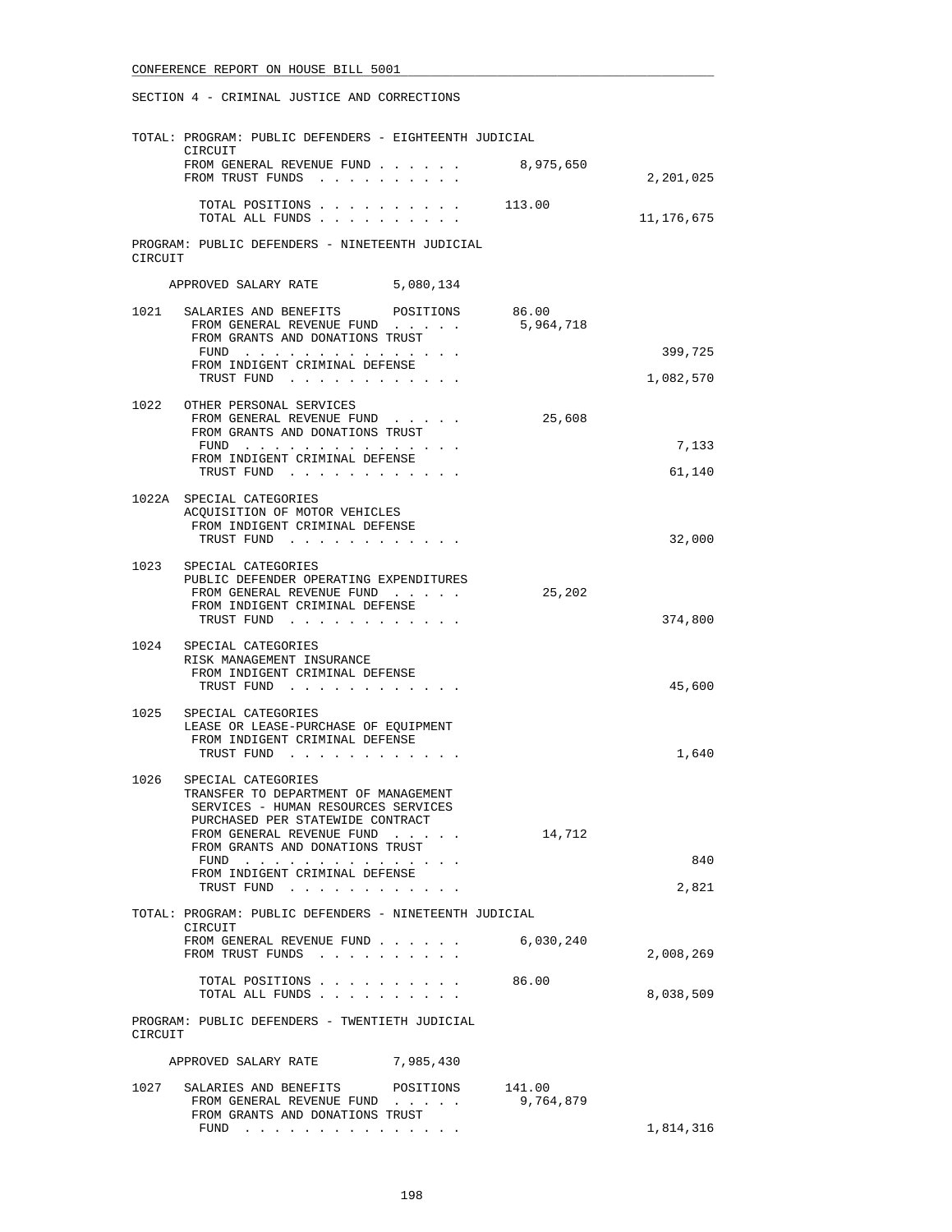CONFERENCE REPORT ON HOUSE BILL 5001

SECTION 4 - CRIMINAL JUSTICE AND CORRECTIONS

TOTAL: PROGRAM: PUBLIC DEFENDERS - EIGHTEENTH JUDICIAL CIRCUIT

| | | |
|---|---|---|
| FROM GENERAL REVENUE FUND . . . . . . | 8,975,650 | |
| FROM TRUST FUNDS . . . . . . . . . . | | 2,201,025 |
| TOTAL POSITIONS . . . . . . . . . . | 113.00 | |
| TOTAL ALL FUNDS . . . . . . . . . . | | 11,176,675 |

PROGRAM: PUBLIC DEFENDERS - NINETEENTH JUDICIAL CIRCUIT

APPROVED SALARY RATE 5,080,134

| | | | |
|---|---|---|---|
| 1021 | SALARIES AND BENEFITS POSITIONS | 86.00 | |
| | FROM GENERAL REVENUE FUND . . . . . | 5,964,718 | |
| | FROM GRANTS AND DONATIONS TRUST FUND . . . . . . . . . . . . . . . | | 399,725 |
| | FROM INDIGENT CRIMINAL DEFENSE TRUST FUND . . . . . . . . . . . | | 1,082,570 |
| 1022 | OTHER PERSONAL SERVICES | | |
| | FROM GENERAL REVENUE FUND . . . . . | 25,608 | |
| | FROM GRANTS AND DONATIONS TRUST FUND . . . . . . . . . . . . . . . | | 7,133 |
| | FROM INDIGENT CRIMINAL DEFENSE TRUST FUND . . . . . . . . . . . | | 61,140 |
| 1022A | SPECIAL CATEGORIES ACQUISITION OF MOTOR VEHICLES | | |
| | FROM INDIGENT CRIMINAL DEFENSE TRUST FUND . . . . . . . . . . . | | 32,000 |
| 1023 | SPECIAL CATEGORIES PUBLIC DEFENDER OPERATING EXPENDITURES | | |
| | FROM GENERAL REVENUE FUND . . . . . | 25,202 | |
| | FROM INDIGENT CRIMINAL DEFENSE TRUST FUND . . . . . . . . . . . | | 374,800 |
| 1024 | SPECIAL CATEGORIES RISK MANAGEMENT INSURANCE | | |
| | FROM INDIGENT CRIMINAL DEFENSE TRUST FUND . . . . . . . . . . . | | 45,600 |
| 1025 | SPECIAL CATEGORIES LEASE OR LEASE-PURCHASE OF EQUIPMENT | | |
| | FROM INDIGENT CRIMINAL DEFENSE TRUST FUND . . . . . . . . . . . | | 1,640 |
| 1026 | SPECIAL CATEGORIES TRANSFER TO DEPARTMENT OF MANAGEMENT SERVICES - HUMAN RESOURCES SERVICES PURCHASED PER STATEWIDE CONTRACT | | |
| | FROM GENERAL REVENUE FUND . . . . . | 14,712 | |
| | FROM GRANTS AND DONATIONS TRUST FUND . . . . . . . . . . . . . . . | | 840 |
| | FROM INDIGENT CRIMINAL DEFENSE TRUST FUND . . . . . . . . . . . | | 2,821 |

TOTAL: PROGRAM: PUBLIC DEFENDERS - NINETEENTH JUDICIAL CIRCUIT

| | | |
|---|---|---|
| FROM GENERAL REVENUE FUND . . . . . . | 6,030,240 | |
| FROM TRUST FUNDS . . . . . . . . . . | | 2,008,269 |
| TOTAL POSITIONS . . . . . . . . . . | 86.00 | |
| TOTAL ALL FUNDS . . . . . . . . . . | | 8,038,509 |

PROGRAM: PUBLIC DEFENDERS - TWENTIETH JUDICIAL CIRCUIT

APPROVED SALARY RATE 7,985,430

| | | | |
|---|---|---|---|
| 1027 | SALARIES AND BENEFITS POSITIONS | 141.00 | |
| | FROM GENERAL REVENUE FUND . . . . . | 9,764,879 | |
| | FROM GRANTS AND DONATIONS TRUST FUND . . . . . . . . . . . . . . . | | 1,814,316 |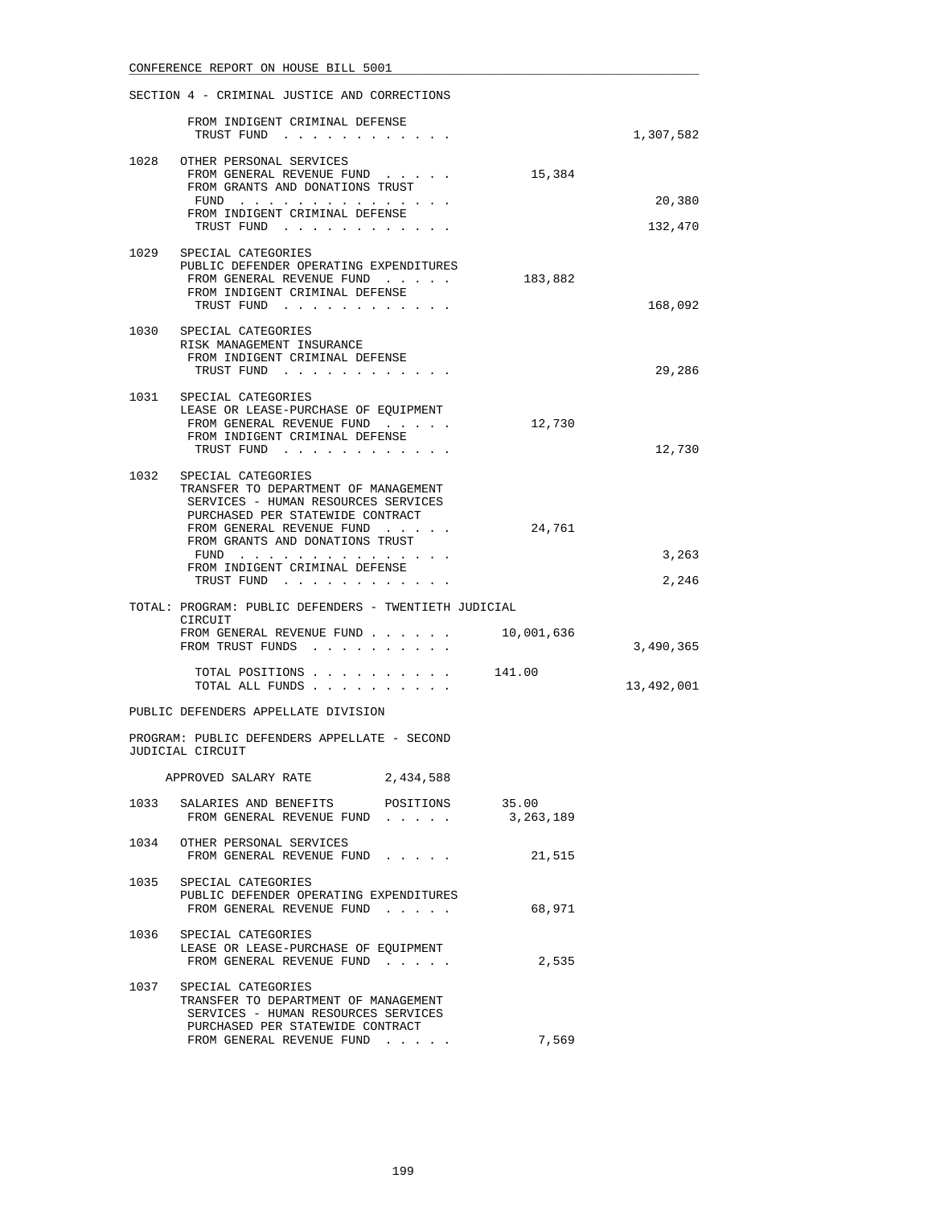SECTION 4 - CRIMINAL JUSTICE AND CORRECTIONS

| | | | |
|---|---|---|---|
| | FROM INDIGENT CRIMINAL DEFENSE TRUST FUND . . . . . . . . . . . . | | 1,307,582 |
| 1028 | OTHER PERSONAL SERVICES | | |
| | FROM GENERAL REVENUE FUND . . . . . | 15,384 | |
| | FROM GRANTS AND DONATIONS TRUST FUND . . . . . . . . . . . . . . . | | 20,380 |
| | FROM INDIGENT CRIMINAL DEFENSE TRUST FUND . . . . . . . . . . . . | | 132,470 |
| 1029 | SPECIAL CATEGORIES<br>PUBLIC DEFENDER OPERATING EXPENDITURES | | |
| | FROM GENERAL REVENUE FUND . . . . . | 183,882 | |
| | FROM INDIGENT CRIMINAL DEFENSE TRUST FUND . . . . . . . . . . . . | | 168,092 |
| 1030 | SPECIAL CATEGORIES<br>RISK MANAGEMENT INSURANCE | | |
| | FROM INDIGENT CRIMINAL DEFENSE TRUST FUND . . . . . . . . . . . . | | 29,286 |
| 1031 | SPECIAL CATEGORIES<br>LEASE OR LEASE-PURCHASE OF EQUIPMENT | | |
| | FROM GENERAL REVENUE FUND . . . . . | 12,730 | |
| | FROM INDIGENT CRIMINAL DEFENSE TRUST FUND . . . . . . . . . . . . | | 12,730 |
| 1032 | SPECIAL CATEGORIES<br>TRANSFER TO DEPARTMENT OF MANAGEMENT SERVICES - HUMAN RESOURCES SERVICES PURCHASED PER STATEWIDE CONTRACT | | |
| | FROM GENERAL REVENUE FUND . . . . . | 24,761 | |
| | FROM GRANTS AND DONATIONS TRUST FUND . . . . . . . . . . . . . . . | | 3,263 |
| | FROM INDIGENT CRIMINAL DEFENSE TRUST FUND . . . . . . . . . . . . | | 2,246 |

TOTAL: PROGRAM: PUBLIC DEFENDERS - TWENTIETH JUDICIAL CIRCUIT

| | | |
|---|---|---|
| FROM GENERAL REVENUE FUND . . . . . . | 10,001,636 | |
| FROM TRUST FUNDS . . . . . . . . . . | | 3,490,365 |
| TOTAL POSITIONS . . . . . . . . . . | 141.00 | |
| TOTAL ALL FUNDS . . . . . . . . . . | | 13,492,001 |

PUBLIC DEFENDERS APPELLATE DIVISION

PROGRAM: PUBLIC DEFENDERS APPELLATE - SECOND JUDICIAL CIRCUIT

APPROVED SALARY RATE 2,434,588

| | | |
|---|---|---|
| 1033 | SALARIES AND BENEFITS POSITIONS | 35.00 |
| | FROM GENERAL REVENUE FUND . . . . . | 3,263,189 |
| 1034 | OTHER PERSONAL SERVICES | |
| | FROM GENERAL REVENUE FUND . . . . . | 21,515 |
| 1035 | SPECIAL CATEGORIES<br>PUBLIC DEFENDER OPERATING EXPENDITURES | |
| | FROM GENERAL REVENUE FUND . . . . . | 68,971 |
| 1036 | SPECIAL CATEGORIES<br>LEASE OR LEASE-PURCHASE OF EQUIPMENT | |
| | FROM GENERAL REVENUE FUND . . . . . | 2,535 |
| 1037 | SPECIAL CATEGORIES<br>TRANSFER TO DEPARTMENT OF MANAGEMENT SERVICES - HUMAN RESOURCES SERVICES PURCHASED PER STATEWIDE CONTRACT | |
| | FROM GENERAL REVENUE FUND . . . . . | 7,569 |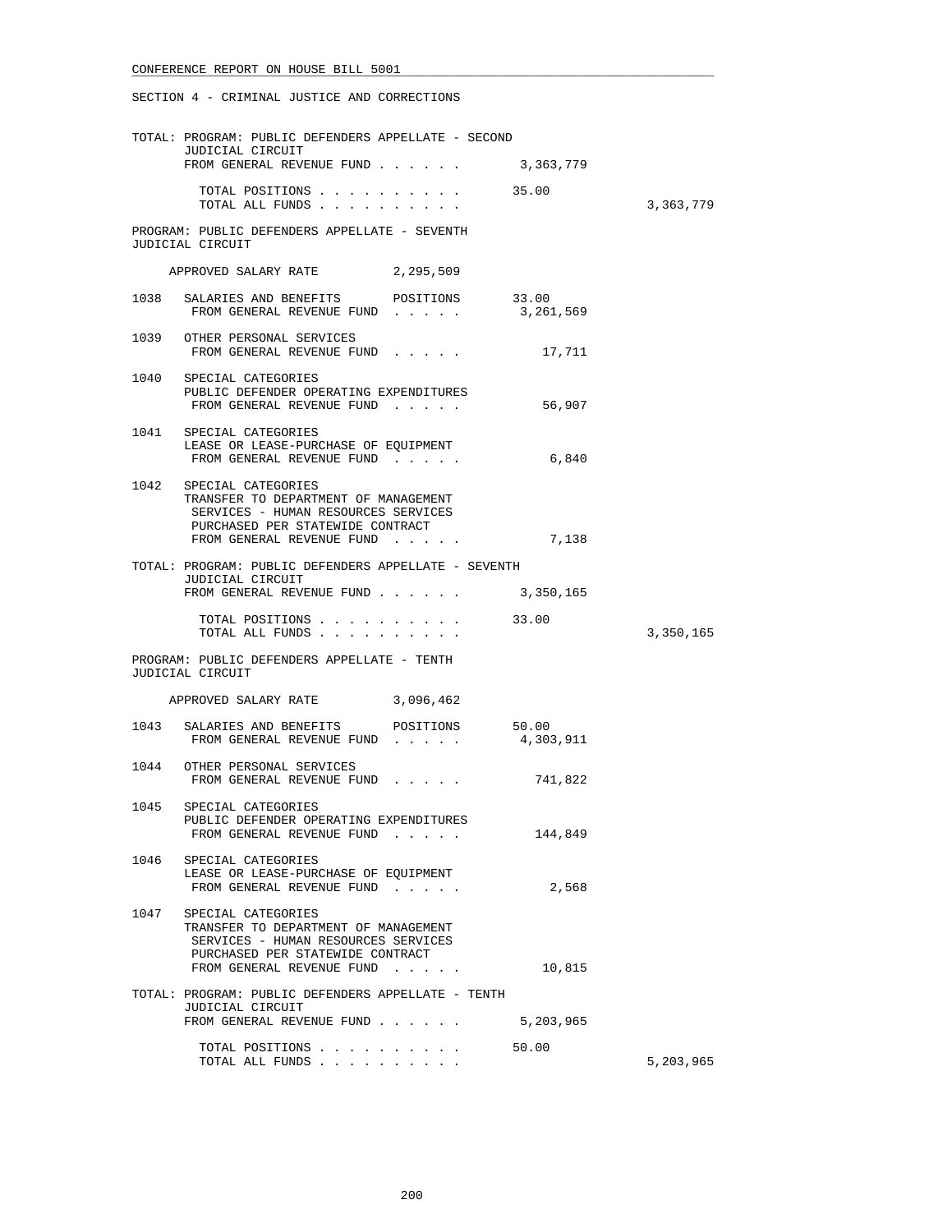SECTION 4 - CRIMINAL JUSTICE AND CORRECTIONS

TOTAL: PROGRAM: PUBLIC DEFENDERS APPELLATE - SECOND JUDICIAL CIRCUIT
FROM GENERAL REVENUE FUND . . . . . . 3,363,779

TOTAL POSITIONS . . . . . . . . . . 35.00
TOTAL ALL FUNDS . . . . . . . . . . 3,363,779

PROGRAM: PUBLIC DEFENDERS APPELLATE - SEVENTH JUDICIAL CIRCUIT

APPROVED SALARY RATE 2,295,509

1038 SALARIES AND BENEFITS POSITIONS 33.00
FROM GENERAL REVENUE FUND . . . . . 3,261,569

1039 OTHER PERSONAL SERVICES
FROM GENERAL REVENUE FUND . . . . . 17,711

1040 SPECIAL CATEGORIES
PUBLIC DEFENDER OPERATING EXPENDITURES
FROM GENERAL REVENUE FUND . . . . . 56,907

1041 SPECIAL CATEGORIES
LEASE OR LEASE-PURCHASE OF EQUIPMENT
FROM GENERAL REVENUE FUND . . . . . 6,840

1042 SPECIAL CATEGORIES
TRANSFER TO DEPARTMENT OF MANAGEMENT SERVICES - HUMAN RESOURCES SERVICES PURCHASED PER STATEWIDE CONTRACT
FROM GENERAL REVENUE FUND . . . . . 7,138

TOTAL: PROGRAM: PUBLIC DEFENDERS APPELLATE - SEVENTH JUDICIAL CIRCUIT
FROM GENERAL REVENUE FUND . . . . . . 3,350,165

TOTAL POSITIONS . . . . . . . . . . 33.00
TOTAL ALL FUNDS . . . . . . . . . . 3,350,165

PROGRAM: PUBLIC DEFENDERS APPELLATE - TENTH JUDICIAL CIRCUIT

APPROVED SALARY RATE 3,096,462

1043 SALARIES AND BENEFITS POSITIONS 50.00
FROM GENERAL REVENUE FUND . . . . . 4,303,911

1044 OTHER PERSONAL SERVICES
FROM GENERAL REVENUE FUND . . . . . 741,822

1045 SPECIAL CATEGORIES
PUBLIC DEFENDER OPERATING EXPENDITURES
FROM GENERAL REVENUE FUND . . . . . 144,849

1046 SPECIAL CATEGORIES
LEASE OR LEASE-PURCHASE OF EQUIPMENT
FROM GENERAL REVENUE FUND . . . . . 2,568

1047 SPECIAL CATEGORIES
TRANSFER TO DEPARTMENT OF MANAGEMENT SERVICES - HUMAN RESOURCES SERVICES PURCHASED PER STATEWIDE CONTRACT
FROM GENERAL REVENUE FUND . . . . . 10,815

TOTAL: PROGRAM: PUBLIC DEFENDERS APPELLATE - TENTH JUDICIAL CIRCUIT
FROM GENERAL REVENUE FUND . . . . . . 5,203,965

TOTAL POSITIONS . . . . . . . . . . 50.00
TOTAL ALL FUNDS . . . . . . . . . . 5,203,965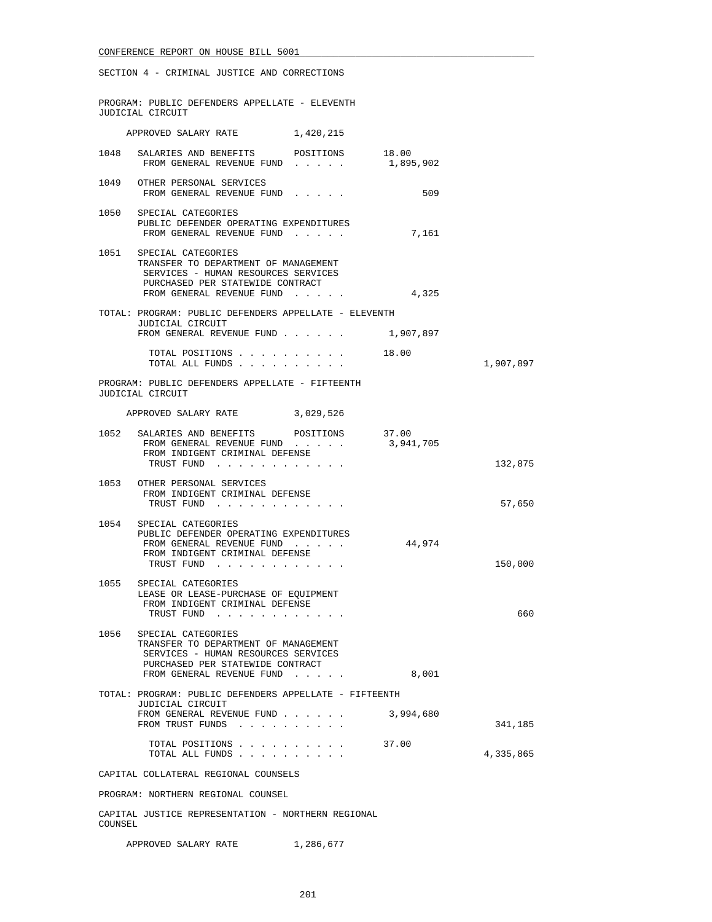SECTION 4 - CRIMINAL JUSTICE AND CORRECTIONS

PROGRAM: PUBLIC DEFENDERS APPELLATE - ELEVENTH JUDICIAL CIRCUIT

APPROVED SALARY RATE 1,420,215

| | | | |
|---|---|---|---|
| 1048 | SALARIES AND BENEFITS POSITIONS | 18.00 | |
| | FROM GENERAL REVENUE FUND . . . . . | 1,895,902 | |
| 1049 | OTHER PERSONAL SERVICES | | |
| | FROM GENERAL REVENUE FUND . . . . . | 509 | |
| 1050 | SPECIAL CATEGORIES PUBLIC DEFENDER OPERATING EXPENDITURES | | |
| | FROM GENERAL REVENUE FUND . . . . . | 7,161 | |
| 1051 | SPECIAL CATEGORIES TRANSFER TO DEPARTMENT OF MANAGEMENT SERVICES - HUMAN RESOURCES SERVICES PURCHASED PER STATEWIDE CONTRACT | | |
| | FROM GENERAL REVENUE FUND . . . . . | 4,325 | |
| TOTAL: | PROGRAM: PUBLIC DEFENDERS APPELLATE - ELEVENTH JUDICIAL CIRCUIT | | |
| | FROM GENERAL REVENUE FUND . . . . . . | 1,907,897 | |
| | TOTAL POSITIONS . . . . . . . . . . | 18.00 | |
| | TOTAL ALL FUNDS . . . . . . . . . . | | 1,907,897 |

PROGRAM: PUBLIC DEFENDERS APPELLATE - FIFTEENTH JUDICIAL CIRCUIT

APPROVED SALARY RATE 3,029,526

| | | | |
|---|---|---|---|
| 1052 | SALARIES AND BENEFITS POSITIONS | 37.00 | |
| | FROM GENERAL REVENUE FUND . . . . . | 3,941,705 | |
| | FROM INDIGENT CRIMINAL DEFENSE TRUST FUND . . . . . . . . . . . . | | 132,875 |
| 1053 | OTHER PERSONAL SERVICES | | |
| | FROM INDIGENT CRIMINAL DEFENSE TRUST FUND . . . . . . . . . . . . | | 57,650 |
| 1054 | SPECIAL CATEGORIES PUBLIC DEFENDER OPERATING EXPENDITURES | | |
| | FROM GENERAL REVENUE FUND . . . . . | 44,974 | |
| | FROM INDIGENT CRIMINAL DEFENSE TRUST FUND . . . . . . . . . . . . | | 150,000 |
| 1055 | SPECIAL CATEGORIES LEASE OR LEASE-PURCHASE OF EQUIPMENT | | |
| | FROM INDIGENT CRIMINAL DEFENSE TRUST FUND . . . . . . . . . . . . | | 660 |
| 1056 | SPECIAL CATEGORIES TRANSFER TO DEPARTMENT OF MANAGEMENT SERVICES - HUMAN RESOURCES SERVICES PURCHASED PER STATEWIDE CONTRACT | | |
| | FROM GENERAL REVENUE FUND . . . . . | 8,001 | |
| TOTAL: | PROGRAM: PUBLIC DEFENDERS APPELLATE - FIFTEENTH JUDICIAL CIRCUIT | | |
| | FROM GENERAL REVENUE FUND . . . . . . | 3,994,680 | |
| | FROM TRUST FUNDS . . . . . . . . . . | | 341,185 |
| | TOTAL POSITIONS . . . . . . . . . . | 37.00 | |
| | TOTAL ALL FUNDS . . . . . . . . . . | | 4,335,865 |

CAPITAL COLLATERAL REGIONAL COUNSELS

PROGRAM: NORTHERN REGIONAL COUNSEL

CAPITAL JUSTICE REPRESENTATION - NORTHERN REGIONAL COUNSEL

APPROVED SALARY RATE 1,286,677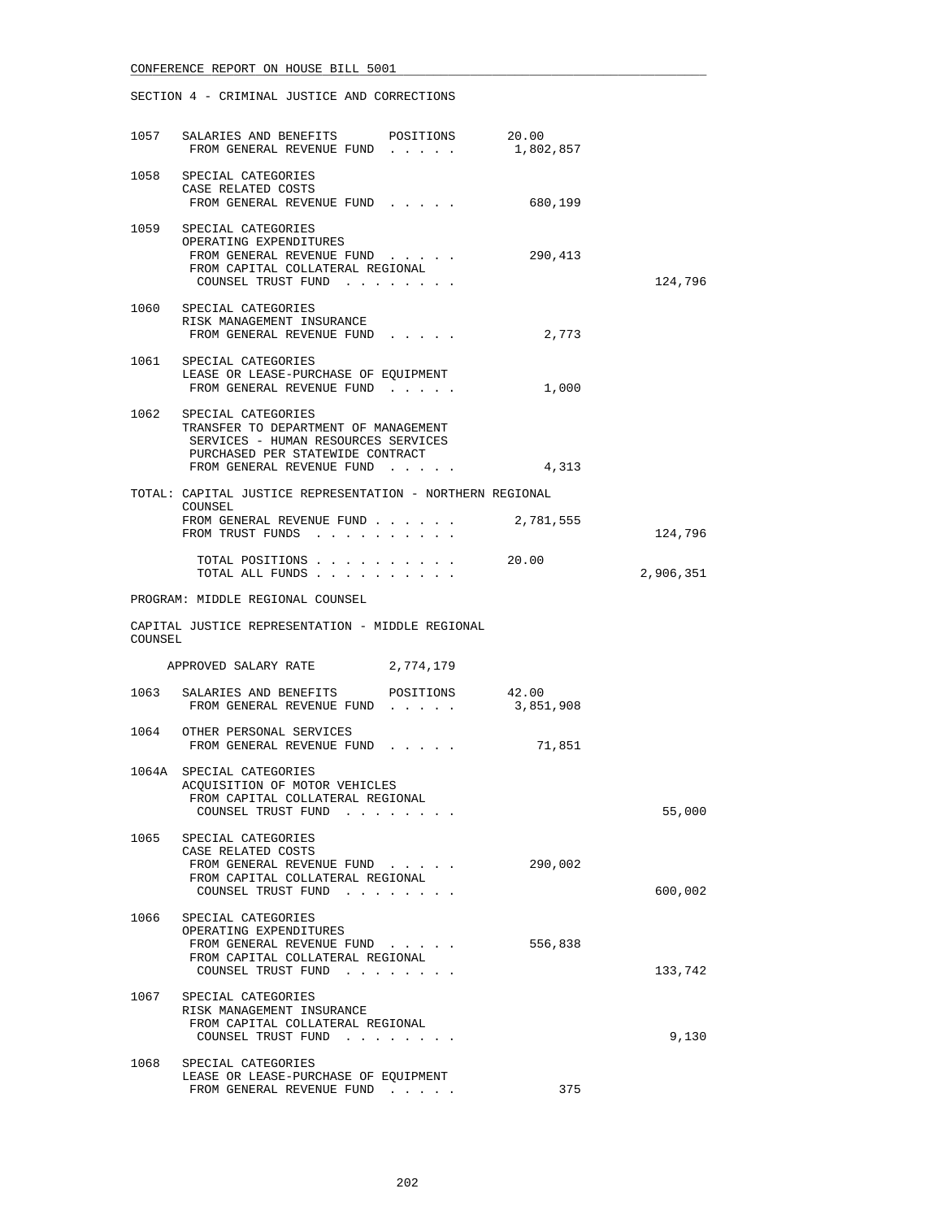SECTION 4 - CRIMINAL JUSTICE AND CORRECTIONS

| | | | |
|---|---|---|---|
| 1057 | SALARIES AND BENEFITS POSITIONS | 20.00 | |
| | FROM GENERAL REVENUE FUND . . . . . | 1,802,857 | |
| 1058 | SPECIAL CATEGORIES<br>CASE RELATED COSTS | | |
| | FROM GENERAL REVENUE FUND . . . . . | 680,199 | |
| 1059 | SPECIAL CATEGORIES<br>OPERATING EXPENDITURES | | |
| | FROM GENERAL REVENUE FUND . . . . . | 290,413 | |
| | FROM CAPITAL COLLATERAL REGIONAL COUNSEL TRUST FUND . . . . . . . . | | 124,796 |
| 1060 | SPECIAL CATEGORIES<br>RISK MANAGEMENT INSURANCE | | |
| | FROM GENERAL REVENUE FUND . . . . . | 2,773 | |
| 1061 | SPECIAL CATEGORIES<br>LEASE OR LEASE-PURCHASE OF EQUIPMENT | | |
| | FROM GENERAL REVENUE FUND . . . . . | 1,000 | |
| 1062 | SPECIAL CATEGORIES<br>TRANSFER TO DEPARTMENT OF MANAGEMENT SERVICES - HUMAN RESOURCES SERVICES PURCHASED PER STATEWIDE CONTRACT | | |
| | FROM GENERAL REVENUE FUND . . . . . | 4,313 | |

TOTAL: CAPITAL JUSTICE REPRESENTATION - NORTHERN REGIONAL COUNSEL

| | | |
|---|---|---|
| FROM GENERAL REVENUE FUND . . . . . . | 2,781,555 | |
| FROM TRUST FUNDS . . . . . . . . . . | | 124,796 |
| TOTAL POSITIONS . . . . . . . . . . | 20.00 | |
| TOTAL ALL FUNDS . . . . . . . . . . | | 2,906,351 |

PROGRAM: MIDDLE REGIONAL COUNSEL

CAPITAL JUSTICE REPRESENTATION - MIDDLE REGIONAL COUNSEL

APPROVED SALARY RATE 2,774,179

| | | | |
|---|---|---|---|
| 1063 | SALARIES AND BENEFITS POSITIONS | 42.00 | |
| | FROM GENERAL REVENUE FUND . . . . . | 3,851,908 | |
| 1064 | OTHER PERSONAL SERVICES | | |
| | FROM GENERAL REVENUE FUND . . . . . | 71,851 | |
| 1064A | SPECIAL CATEGORIES<br>ACQUISITION OF MOTOR VEHICLES | | |
| | FROM CAPITAL COLLATERAL REGIONAL COUNSEL TRUST FUND . . . . . . . . | | 55,000 |
| 1065 | SPECIAL CATEGORIES<br>CASE RELATED COSTS | | |
| | FROM GENERAL REVENUE FUND . . . . . | 290,002 | |
| | FROM CAPITAL COLLATERAL REGIONAL COUNSEL TRUST FUND . . . . . . . . | | 600,002 |
| 1066 | SPECIAL CATEGORIES<br>OPERATING EXPENDITURES | | |
| | FROM GENERAL REVENUE FUND . . . . . | 556,838 | |
| | FROM CAPITAL COLLATERAL REGIONAL COUNSEL TRUST FUND . . . . . . . . | | 133,742 |
| 1067 | SPECIAL CATEGORIES<br>RISK MANAGEMENT INSURANCE | | |
| | FROM CAPITAL COLLATERAL REGIONAL COUNSEL TRUST FUND . . . . . . . . | | 9,130 |
| 1068 | SPECIAL CATEGORIES<br>LEASE OR LEASE-PURCHASE OF EQUIPMENT | | |
| | FROM GENERAL REVENUE FUND . . . . . | 375 | |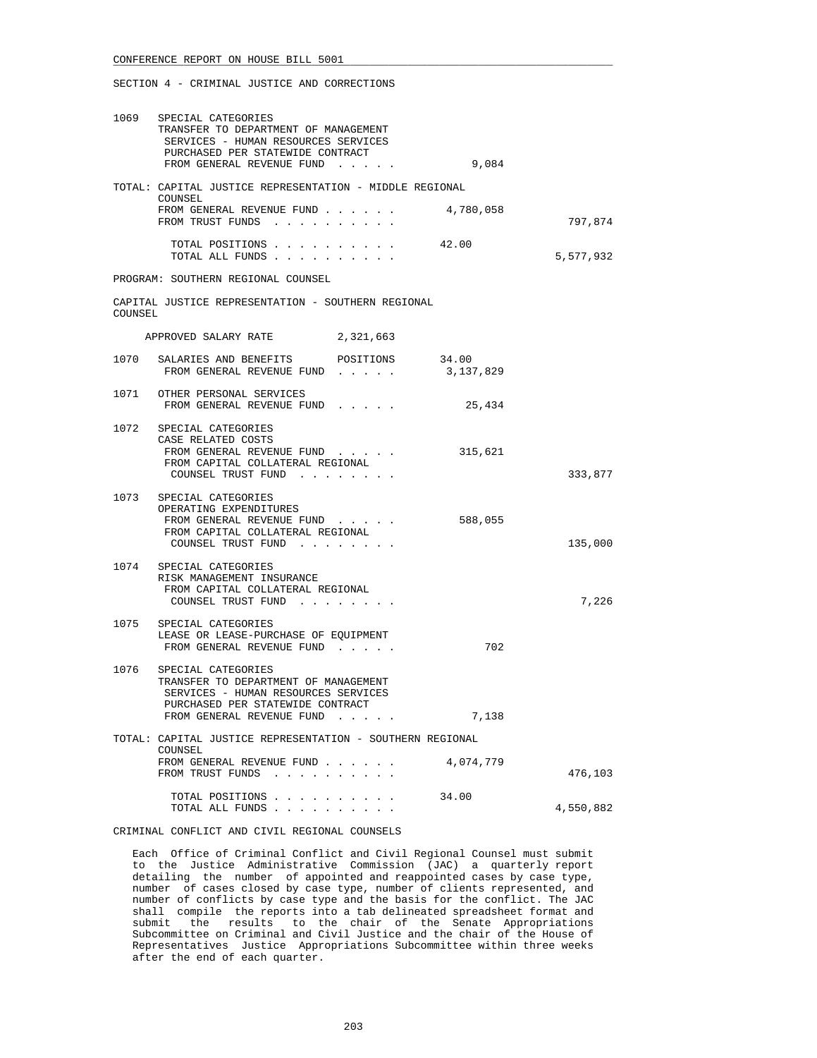SECTION 4 - CRIMINAL JUSTICE AND CORRECTIONS

```
1069   SPECIAL CATEGORIES
       TRANSFER TO DEPARTMENT OF MANAGEMENT
        SERVICES - HUMAN RESOURCES SERVICES
        PURCHASED PER STATEWIDE CONTRACT
        FROM GENERAL REVENUE FUND . . . . .          9,084

     TOTAL: CAPITAL JUSTICE REPRESENTATION - MIDDLE REGIONAL
            COUNSEL
            FROM GENERAL REVENUE FUND . . . . . .    4,780,058
            FROM TRUST FUNDS . . . . . . . . . .                      797,874

              TOTAL POSITIONS . . . . . . . . . .    42.00
              TOTAL ALL FUNDS . . . . . . . . . .                   5,577,932

     PROGRAM: SOUTHERN REGIONAL COUNSEL

     CAPITAL JUSTICE REPRESENTATION - SOUTHERN REGIONAL
     COUNSEL

          APPROVED SALARY RATE         2,321,663

1070   SALARIES AND BENEFITS      POSITIONS      34.00
        FROM GENERAL REVENUE FUND . . . . .    3,137,829

1071   OTHER PERSONAL SERVICES
        FROM GENERAL REVENUE FUND . . . . .       25,434

1072   SPECIAL CATEGORIES
       CASE RELATED COSTS
        FROM GENERAL REVENUE FUND . . . . .      315,621
        FROM CAPITAL COLLATERAL REGIONAL
         COUNSEL TRUST FUND . . . . . . . .                           333,877

1073   SPECIAL CATEGORIES
       OPERATING EXPENDITURES
        FROM GENERAL REVENUE FUND . . . . .      588,055
        FROM CAPITAL COLLATERAL REGIONAL
         COUNSEL TRUST FUND . . . . . . . .                           135,000

1074   SPECIAL CATEGORIES
       RISK MANAGEMENT INSURANCE
        FROM CAPITAL COLLATERAL REGIONAL
         COUNSEL TRUST FUND . . . . . . . .                             7,226

1075   SPECIAL CATEGORIES
       LEASE OR LEASE-PURCHASE OF EQUIPMENT
        FROM GENERAL REVENUE FUND . . . . .          702

1076   SPECIAL CATEGORIES
       TRANSFER TO DEPARTMENT OF MANAGEMENT
        SERVICES - HUMAN RESOURCES SERVICES
        PURCHASED PER STATEWIDE CONTRACT
        FROM GENERAL REVENUE FUND . . . . .        7,138

     TOTAL: CAPITAL JUSTICE REPRESENTATION - SOUTHERN REGIONAL
            COUNSEL
            FROM GENERAL REVENUE FUND . . . . . .    4,074,779
            FROM TRUST FUNDS . . . . . . . . . .                      476,103

              TOTAL POSITIONS . . . . . . . . . .    34.00
              TOTAL ALL FUNDS . . . . . . . . . .                   4,550,882
```

CRIMINAL CONFLICT AND CIVIL REGIONAL COUNSELS

Each Office of Criminal Conflict and Civil Regional Counsel must submit to the Justice Administrative Commission (JAC) a quarterly report detailing the number of appointed and reappointed cases by case type, number of cases closed by case type, number of clients represented, and number of conflicts by case type and the basis for the conflict. The JAC shall compile the reports into a tab delineated spreadsheet format and submit the results to the chair of the Senate Appropriations Subcommittee on Criminal and Civil Justice and the chair of the House of Representatives Justice Appropriations Subcommittee within three weeks after the end of each quarter.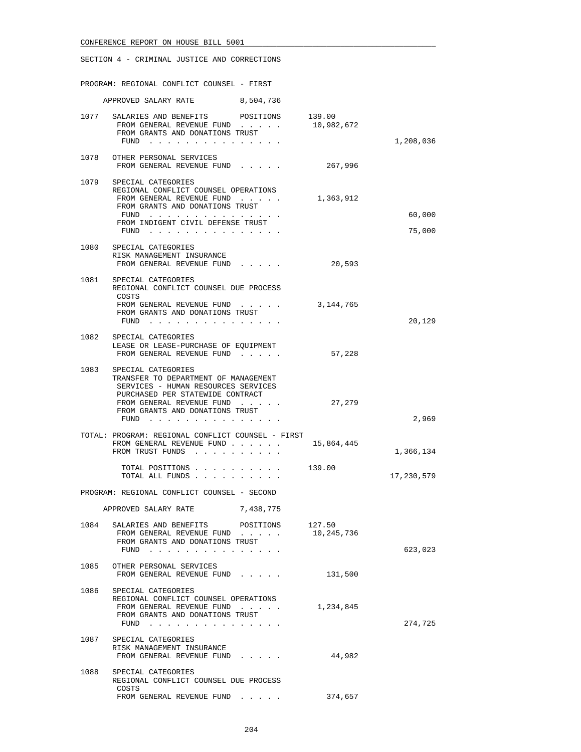CONFERENCE REPORT ON HOUSE BILL 5001

SECTION 4 - CRIMINAL JUSTICE AND CORRECTIONS

PROGRAM: REGIONAL CONFLICT COUNSEL - FIRST

APPROVED SALARY RATE 8,504,736

| | | | |
|---|---|---|---|
| 1077 | SALARIES AND BENEFITS POSITIONS | 139.00 | |
| | FROM GENERAL REVENUE FUND . . . . . | 10,982,672 | |
| | FROM GRANTS AND DONATIONS TRUST FUND . . . . . . . . . . . . . . . | | 1,208,036 |
| 1078 | OTHER PERSONAL SERVICES | | |
| | FROM GENERAL REVENUE FUND . . . . . | 267,996 | |
| 1079 | SPECIAL CATEGORIES REGIONAL CONFLICT COUNSEL OPERATIONS | | |
| | FROM GENERAL REVENUE FUND . . . . . | 1,363,912 | |
| | FROM GRANTS AND DONATIONS TRUST FUND . . . . . . . . . . . . . . . | | 60,000 |
| | FROM INDIGENT CIVIL DEFENSE TRUST FUND . . . . . . . . . . . . . . . | | 75,000 |
| 1080 | SPECIAL CATEGORIES RISK MANAGEMENT INSURANCE | | |
| | FROM GENERAL REVENUE FUND . . . . . | 20,593 | |
| 1081 | SPECIAL CATEGORIES REGIONAL CONFLICT COUNSEL DUE PROCESS COSTS | | |
| | FROM GENERAL REVENUE FUND . . . . . | 3,144,765 | |
| | FROM GRANTS AND DONATIONS TRUST FUND . . . . . . . . . . . . . . . | | 20,129 |
| 1082 | SPECIAL CATEGORIES LEASE OR LEASE-PURCHASE OF EQUIPMENT | | |
| | FROM GENERAL REVENUE FUND . . . . . | 57,228 | |
| 1083 | SPECIAL CATEGORIES TRANSFER TO DEPARTMENT OF MANAGEMENT SERVICES - HUMAN RESOURCES SERVICES PURCHASED PER STATEWIDE CONTRACT | | |
| | FROM GENERAL REVENUE FUND . . . . . | 27,279 | |
| | FROM GRANTS AND DONATIONS TRUST FUND . . . . . . . . . . . . . . . | | 2,969 |

TOTAL: PROGRAM: REGIONAL CONFLICT COUNSEL - FIRST

| | | |
|---|---|---|
| FROM GENERAL REVENUE FUND . . . . . . | 15,864,445 | |
| FROM TRUST FUNDS . . . . . . . . . . | | 1,366,134 |
| TOTAL POSITIONS . . . . . . . . . . | 139.00 | |
| TOTAL ALL FUNDS . . . . . . . . . . | | 17,230,579 |

PROGRAM: REGIONAL CONFLICT COUNSEL - SECOND

APPROVED SALARY RATE 7,438,775

| | | | |
|---|---|---|---|
| 1084 | SALARIES AND BENEFITS POSITIONS | 127.50 | |
| | FROM GENERAL REVENUE FUND . . . . . | 10,245,736 | |
| | FROM GRANTS AND DONATIONS TRUST FUND . . . . . . . . . . . . . . . | | 623,023 |
| 1085 | OTHER PERSONAL SERVICES | | |
| | FROM GENERAL REVENUE FUND . . . . . | 131,500 | |
| 1086 | SPECIAL CATEGORIES REGIONAL CONFLICT COUNSEL OPERATIONS | | |
| | FROM GENERAL REVENUE FUND . . . . . | 1,234,845 | |
| | FROM GRANTS AND DONATIONS TRUST FUND . . . . . . . . . . . . . . . | | 274,725 |
| 1087 | SPECIAL CATEGORIES RISK MANAGEMENT INSURANCE | | |
| | FROM GENERAL REVENUE FUND . . . . . | 44,982 | |
| 1088 | SPECIAL CATEGORIES REGIONAL CONFLICT COUNSEL DUE PROCESS COSTS | | |
| | FROM GENERAL REVENUE FUND . . . . . | 374,657 | |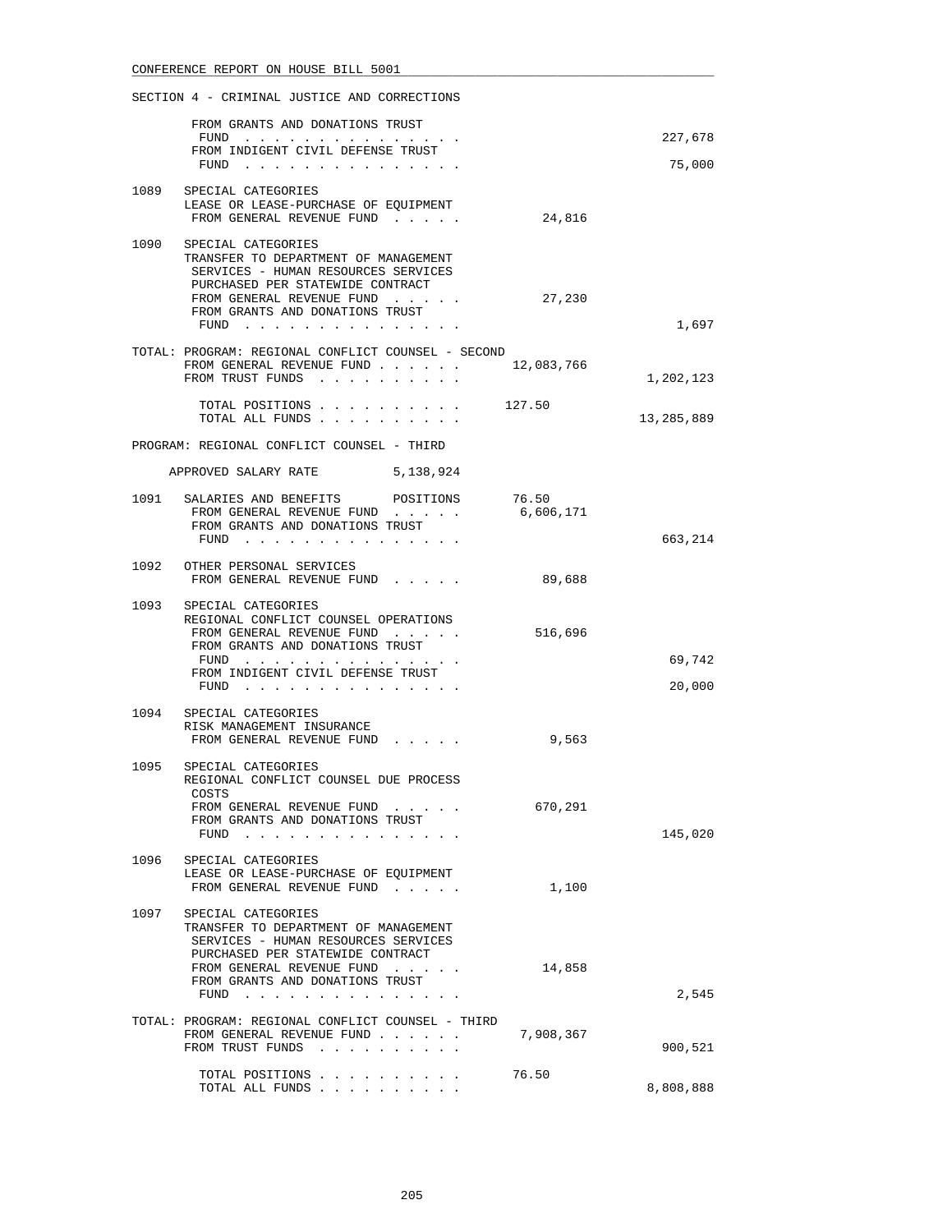SECTION 4 - CRIMINAL JUSTICE AND CORRECTIONS

| | | | |
|---|---|---|---|
| | FROM GRANTS AND DONATIONS TRUST FUND . . . . . . . . . . . . . . . | | 227,678 |
| | FROM INDIGENT CIVIL DEFENSE TRUST FUND . . . . . . . . . . . . . . . | | 75,000 |
| 1089 | SPECIAL CATEGORIES<br>LEASE OR LEASE-PURCHASE OF EQUIPMENT<br>FROM GENERAL REVENUE FUND . . . . . | 24,816 | |
| 1090 | SPECIAL CATEGORIES<br>TRANSFER TO DEPARTMENT OF MANAGEMENT SERVICES - HUMAN RESOURCES SERVICES PURCHASED PER STATEWIDE CONTRACT<br>FROM GENERAL REVENUE FUND . . . . . | 27,230 | |
| | FROM GRANTS AND DONATIONS TRUST FUND . . . . . . . . . . . . . . . | | 1,697 |
| TOTAL: | PROGRAM: REGIONAL CONFLICT COUNSEL - SECOND<br>FROM GENERAL REVENUE FUND . . . . . . | 12,083,766 | |
| | FROM TRUST FUNDS . . . . . . . . . . | | 1,202,123 |
| | TOTAL POSITIONS . . . . . . . . . . | 127.50 | |
| | TOTAL ALL FUNDS . . . . . . . . . . | | 13,285,889 |

PROGRAM: REGIONAL CONFLICT COUNSEL - THIRD

APPROVED SALARY RATE 5,138,924

| | | | |
|---|---|---|---|
| 1091 | SALARIES AND BENEFITS POSITIONS | 76.50 | |
| | FROM GENERAL REVENUE FUND . . . . . | 6,606,171 | |
| | FROM GRANTS AND DONATIONS TRUST FUND . . . . . . . . . . . . . . . | | 663,214 |
| 1092 | OTHER PERSONAL SERVICES<br>FROM GENERAL REVENUE FUND . . . . . | 89,688 | |
| 1093 | SPECIAL CATEGORIES<br>REGIONAL CONFLICT COUNSEL OPERATIONS<br>FROM GENERAL REVENUE FUND . . . . . | 516,696 | |
| | FROM GRANTS AND DONATIONS TRUST FUND . . . . . . . . . . . . . . . | | 69,742 |
| | FROM INDIGENT CIVIL DEFENSE TRUST FUND . . . . . . . . . . . . . . . | | 20,000 |
| 1094 | SPECIAL CATEGORIES<br>RISK MANAGEMENT INSURANCE<br>FROM GENERAL REVENUE FUND . . . . . | 9,563 | |
| 1095 | SPECIAL CATEGORIES<br>REGIONAL CONFLICT COUNSEL DUE PROCESS COSTS<br>FROM GENERAL REVENUE FUND . . . . . | 670,291 | |
| | FROM GRANTS AND DONATIONS TRUST FUND . . . . . . . . . . . . . . . | | 145,020 |
| 1096 | SPECIAL CATEGORIES<br>LEASE OR LEASE-PURCHASE OF EQUIPMENT<br>FROM GENERAL REVENUE FUND . . . . . | 1,100 | |
| 1097 | SPECIAL CATEGORIES<br>TRANSFER TO DEPARTMENT OF MANAGEMENT SERVICES - HUMAN RESOURCES SERVICES PURCHASED PER STATEWIDE CONTRACT<br>FROM GENERAL REVENUE FUND . . . . . | 14,858 | |
| | FROM GRANTS AND DONATIONS TRUST FUND . . . . . . . . . . . . . . . | | 2,545 |
| TOTAL: | PROGRAM: REGIONAL CONFLICT COUNSEL - THIRD<br>FROM GENERAL REVENUE FUND . . . . . . | 7,908,367 | |
| | FROM TRUST FUNDS . . . . . . . . . . | | 900,521 |
| | TOTAL POSITIONS . . . . . . . . . . | 76.50 | |
| | TOTAL ALL FUNDS . . . . . . . . . . | | 8,808,888 |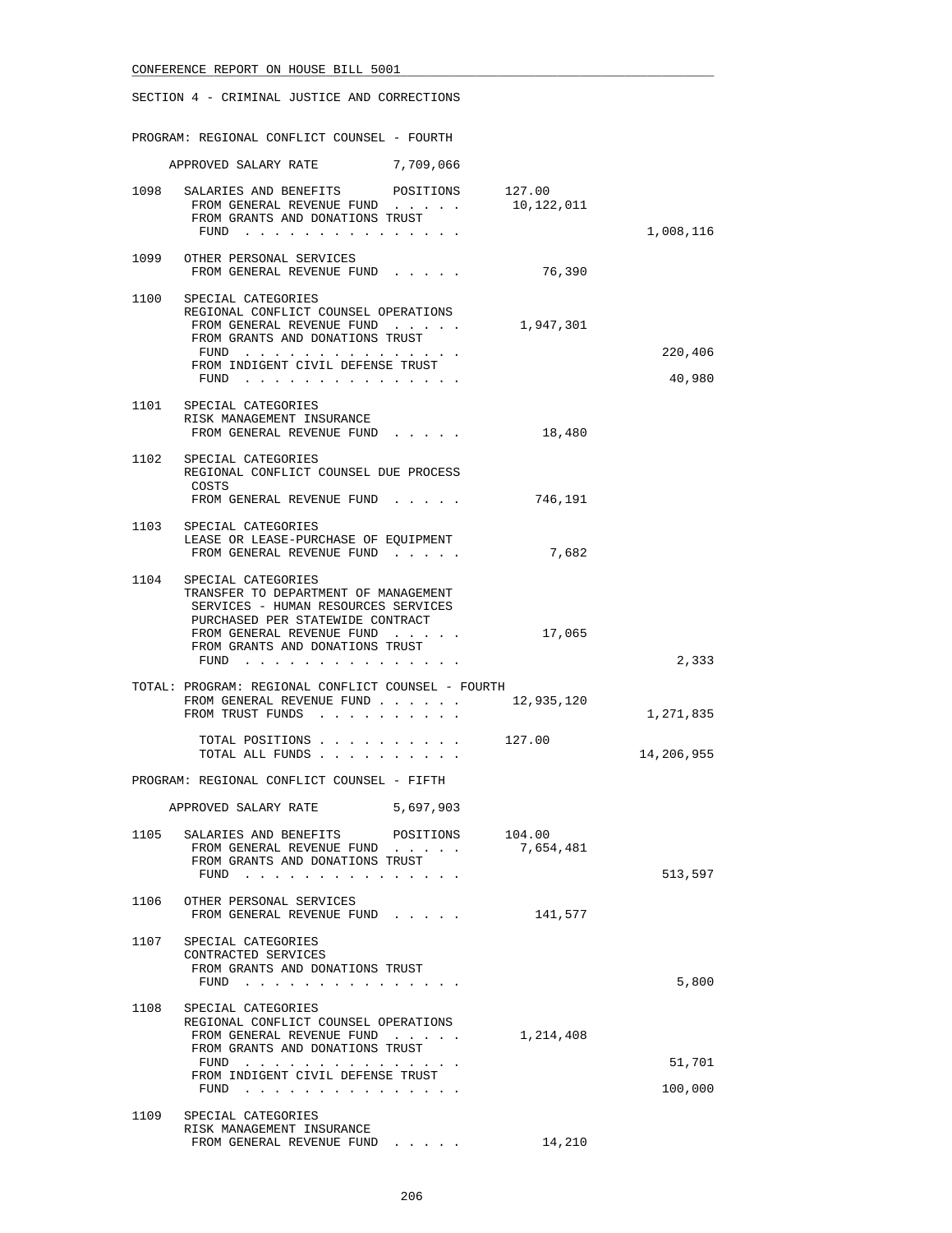SECTION 4 - CRIMINAL JUSTICE AND CORRECTIONS

PROGRAM: REGIONAL CONFLICT COUNSEL - FOURTH

APPROVED SALARY RATE 7,709,066

| | | | |
|---|---|---|---|
| 1098 | SALARIES AND BENEFITS POSITIONS | 127.00 | |
| | FROM GENERAL REVENUE FUND . . . . . | 10,122,011 | |
| | FROM GRANTS AND DONATIONS TRUST FUND . . . . . . . . . . . . . . . | | 1,008,116 |
| 1099 | OTHER PERSONAL SERVICES | | |
| | FROM GENERAL REVENUE FUND . . . . . | 76,390 | |
| 1100 | SPECIAL CATEGORIES<br>REGIONAL CONFLICT COUNSEL OPERATIONS | | |
| | FROM GENERAL REVENUE FUND . . . . . | 1,947,301 | |
| | FROM GRANTS AND DONATIONS TRUST FUND . . . . . . . . . . . . . . . | | 220,406 |
| | FROM INDIGENT CIVIL DEFENSE TRUST FUND . . . . . . . . . . . . . . . | | 40,980 |
| 1101 | SPECIAL CATEGORIES<br>RISK MANAGEMENT INSURANCE | | |
| | FROM GENERAL REVENUE FUND . . . . . | 18,480 | |
| 1102 | SPECIAL CATEGORIES<br>REGIONAL CONFLICT COUNSEL DUE PROCESS COSTS | | |
| | FROM GENERAL REVENUE FUND . . . . . | 746,191 | |
| 1103 | SPECIAL CATEGORIES<br>LEASE OR LEASE-PURCHASE OF EQUIPMENT | | |
| | FROM GENERAL REVENUE FUND . . . . . | 7,682 | |
| 1104 | SPECIAL CATEGORIES<br>TRANSFER TO DEPARTMENT OF MANAGEMENT SERVICES - HUMAN RESOURCES SERVICES PURCHASED PER STATEWIDE CONTRACT | | |
| | FROM GENERAL REVENUE FUND . . . . . | 17,065 | |
| | FROM GRANTS AND DONATIONS TRUST FUND . . . . . . . . . . . . . . . | | 2,333 |

TOTAL: PROGRAM: REGIONAL CONFLICT COUNSEL - FOURTH

| | | |
|---|---|---|
| FROM GENERAL REVENUE FUND . . . . . . | 12,935,120 | |
| FROM TRUST FUNDS . . . . . . . . . . | | 1,271,835 |
| TOTAL POSITIONS . . . . . . . . . . | 127.00 | |
| TOTAL ALL FUNDS . . . . . . . . . . | | 14,206,955 |

PROGRAM: REGIONAL CONFLICT COUNSEL - FIFTH

APPROVED SALARY RATE 5,697,903

| | | | |
|---|---|---|---|
| 1105 | SALARIES AND BENEFITS POSITIONS | 104.00 | |
| | FROM GENERAL REVENUE FUND . . . . . | 7,654,481 | |
| | FROM GRANTS AND DONATIONS TRUST FUND . . . . . . . . . . . . . . . | | 513,597 |
| 1106 | OTHER PERSONAL SERVICES | | |
| | FROM GENERAL REVENUE FUND . . . . . | 141,577 | |
| 1107 | SPECIAL CATEGORIES<br>CONTRACTED SERVICES | | |
| | FROM GRANTS AND DONATIONS TRUST FUND . . . . . . . . . . . . . . . | | 5,800 |
| 1108 | SPECIAL CATEGORIES<br>REGIONAL CONFLICT COUNSEL OPERATIONS | | |
| | FROM GENERAL REVENUE FUND . . . . . | 1,214,408 | |
| | FROM GRANTS AND DONATIONS TRUST FUND . . . . . . . . . . . . . . . | | 51,701 |
| | FROM INDIGENT CIVIL DEFENSE TRUST FUND . . . . . . . . . . . . . . . | | 100,000 |
| 1109 | SPECIAL CATEGORIES<br>RISK MANAGEMENT INSURANCE | | |
| | FROM GENERAL REVENUE FUND . . . . . | 14,210 | |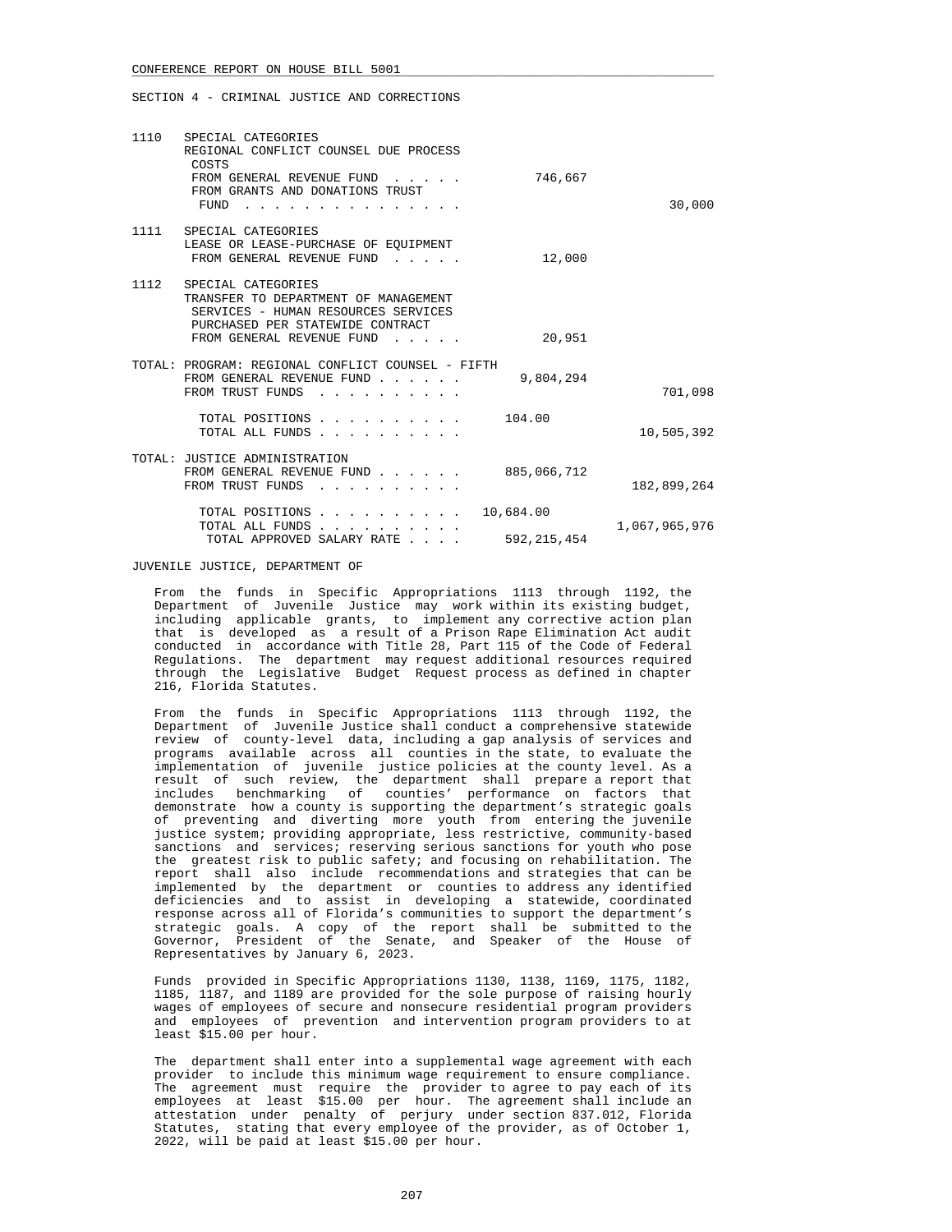SECTION 4 - CRIMINAL JUSTICE AND CORRECTIONS

| | | | |
|---|---|---|---|
| 1110 | SPECIAL CATEGORIES<br>REGIONAL CONFLICT COUNSEL DUE PROCESS COSTS<br>FROM GENERAL REVENUE FUND . . . . . | 746,667 | |
| | FROM GRANTS AND DONATIONS TRUST FUND . . . . . . . . . . . . . . . | | 30,000 |
| 1111 | SPECIAL CATEGORIES<br>LEASE OR LEASE-PURCHASE OF EQUIPMENT<br>FROM GENERAL REVENUE FUND . . . . . | 12,000 | |
| 1112 | SPECIAL CATEGORIES<br>TRANSFER TO DEPARTMENT OF MANAGEMENT SERVICES - HUMAN RESOURCES SERVICES PURCHASED PER STATEWIDE CONTRACT<br>FROM GENERAL REVENUE FUND . . . . . | 20,951 | |

TOTAL: PROGRAM: REGIONAL CONFLICT COUNSEL - FIFTH

| | | |
|---|---|---|
| FROM GENERAL REVENUE FUND . . . . . . | 9,804,294 | |
| FROM TRUST FUNDS . . . . . . . . . . | | 701,098 |
| TOTAL POSITIONS . . . . . . . . . . | 104.00 | |
| TOTAL ALL FUNDS . . . . . . . . . . | | 10,505,392 |

TOTAL: JUSTICE ADMINISTRATION

| | | |
|---|---|---|
| FROM GENERAL REVENUE FUND . . . . . . | 885,066,712 | |
| FROM TRUST FUNDS . . . . . . . . . . | | 182,899,264 |
| TOTAL POSITIONS . . . . . . . . . . | 10,684.00 | |
| TOTAL ALL FUNDS . . . . . . . . . . | | 1,067,965,976 |
| TOTAL APPROVED SALARY RATE . . . . | 592,215,454 | |

JUVENILE JUSTICE, DEPARTMENT OF

From the funds in Specific Appropriations 1113 through 1192, the Department of Juvenile Justice may work within its existing budget, including applicable grants, to implement any corrective action plan that is developed as a result of a Prison Rape Elimination Act audit conducted in accordance with Title 28, Part 115 of the Code of Federal Regulations. The department may request additional resources required through the Legislative Budget Request process as defined in chapter 216, Florida Statutes.

From the funds in Specific Appropriations 1113 through 1192, the Department of Juvenile Justice shall conduct a comprehensive statewide review of county-level data, including a gap analysis of services and programs available across all counties in the state, to evaluate the implementation of juvenile justice policies at the county level. As a result of such review, the department shall prepare a report that includes benchmarking of counties' performance on factors that demonstrate how a county is supporting the department's strategic goals of preventing and diverting more youth from entering the juvenile justice system; providing appropriate, less restrictive, community-based sanctions and services; reserving serious sanctions for youth who pose the greatest risk to public safety; and focusing on rehabilitation. The report shall also include recommendations and strategies that can be implemented by the department or counties to address any identified deficiencies and to assist in developing a statewide, coordinated response across all of Florida's communities to support the department's strategic goals. A copy of the report shall be submitted to the Governor, President of the Senate, and Speaker of the House of Representatives by January 6, 2023.

Funds provided in Specific Appropriations 1130, 1138, 1169, 1175, 1182, 1185, 1187, and 1189 are provided for the sole purpose of raising hourly wages of employees of secure and nonsecure residential program providers and employees of prevention and intervention program providers to at least $15.00 per hour.

The department shall enter into a supplemental wage agreement with each provider to include this minimum wage requirement to ensure compliance. The agreement must require the provider to agree to pay each of its employees at least $15.00 per hour. The agreement shall include an attestation under penalty of perjury under section 837.012, Florida Statutes, stating that every employee of the provider, as of October 1, 2022, will be paid at least $15.00 per hour.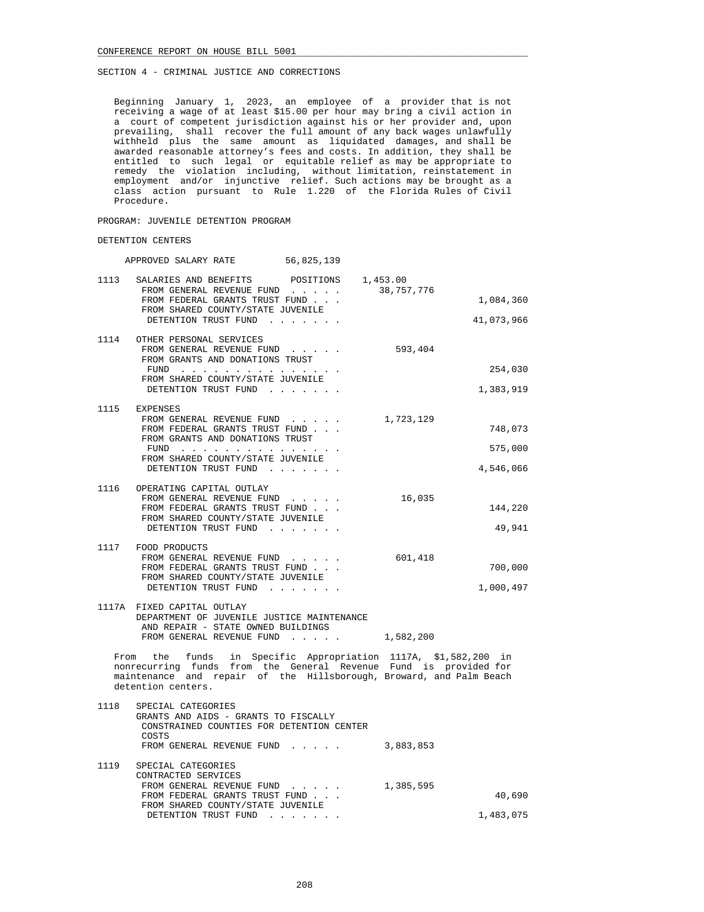SECTION 4 - CRIMINAL JUSTICE AND CORRECTIONS

Beginning January 1, 2023, an employee of a provider that is not receiving a wage of at least $15.00 per hour may bring a civil action in a court of competent jurisdiction against his or her provider and, upon prevailing, shall recover the full amount of any back wages unlawfully withheld plus the same amount as liquidated damages, and shall be awarded reasonable attorney's fees and costs. In addition, they shall be entitled to such legal or equitable relief as may be appropriate to remedy the violation including, without limitation, reinstatement in employment and/or injunctive relief. Such actions may be brought as a class action pursuant to Rule 1.220 of the Florida Rules of Civil Procedure.

PROGRAM: JUVENILE DETENTION PROGRAM

DETENTION CENTERS

APPROVED SALARY RATE 56,825,139

| | | | |
|---|---|---|---|
| 1113 | SALARIES AND BENEFITS POSITIONS | 1,453.00 | |
| | FROM GENERAL REVENUE FUND . . . . . | 38,757,776 | |
| | FROM FEDERAL GRANTS TRUST FUND . . . | | 1,084,360 |
| | FROM SHARED COUNTY/STATE JUVENILE DETENTION TRUST FUND . . . . . . . | | 41,073,966 |
| 1114 | OTHER PERSONAL SERVICES | | |
| | FROM GENERAL REVENUE FUND . . . . . | 593,404 | |
| | FROM GRANTS AND DONATIONS TRUST FUND . . . . . . . . . . . . . . . | | 254,030 |
| | FROM SHARED COUNTY/STATE JUVENILE DETENTION TRUST FUND . . . . . . . | | 1,383,919 |
| 1115 | EXPENSES | | |
| | FROM GENERAL REVENUE FUND . . . . . | 1,723,129 | |
| | FROM FEDERAL GRANTS TRUST FUND . . . | | 748,073 |
| | FROM GRANTS AND DONATIONS TRUST FUND . . . . . . . . . . . . . . . | | 575,000 |
| | FROM SHARED COUNTY/STATE JUVENILE DETENTION TRUST FUND . . . . . . . | | 4,546,066 |
| 1116 | OPERATING CAPITAL OUTLAY | | |
| | FROM GENERAL REVENUE FUND . . . . . | 16,035 | |
| | FROM FEDERAL GRANTS TRUST FUND . . . | | 144,220 |
| | FROM SHARED COUNTY/STATE JUVENILE DETENTION TRUST FUND . . . . . . . | | 49,941 |
| 1117 | FOOD PRODUCTS | | |
| | FROM GENERAL REVENUE FUND . . . . . | 601,418 | |
| | FROM FEDERAL GRANTS TRUST FUND . . . | | 700,000 |
| | FROM SHARED COUNTY/STATE JUVENILE DETENTION TRUST FUND . . . . . . . | | 1,000,497 |
| 1117A | FIXED CAPITAL OUTLAY DEPARTMENT OF JUVENILE JUSTICE MAINTENANCE AND REPAIR - STATE OWNED BUILDINGS | | |
| | FROM GENERAL REVENUE FUND . . . . . | 1,582,200 | |

From the funds in Specific Appropriation 1117A, $1,582,200 in nonrecurring funds from the General Revenue Fund is provided for maintenance and repair of the Hillsborough, Broward, and Palm Beach detention centers.

| | | | |
|---|---|---|---|
| 1118 | SPECIAL CATEGORIES GRANTS AND AIDS - GRANTS TO FISCALLY CONSTRAINED COUNTIES FOR DETENTION CENTER COSTS | | |
| | FROM GENERAL REVENUE FUND . . . . . | 3,883,853 | |
| 1119 | SPECIAL CATEGORIES CONTRACTED SERVICES | | |
| | FROM GENERAL REVENUE FUND . . . . . | 1,385,595 | |
| | FROM FEDERAL GRANTS TRUST FUND . . . | | 40,690 |
| | FROM SHARED COUNTY/STATE JUVENILE DETENTION TRUST FUND . . . . . . . | | 1,483,075 |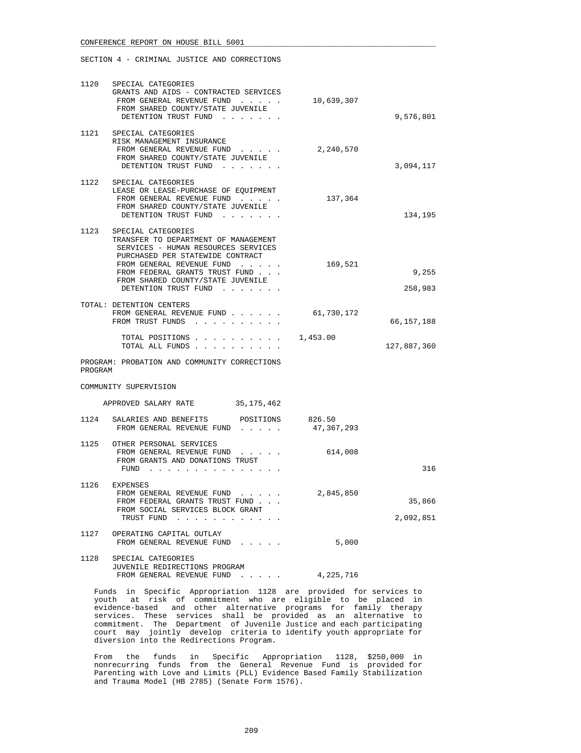SECTION 4 - CRIMINAL JUSTICE AND CORRECTIONS

| | | | |
|---|---|---|---|
| 1120 | SPECIAL CATEGORIES<br>GRANTS AND AIDS - CONTRACTED SERVICES<br>FROM GENERAL REVENUE FUND . . . . .<br>FROM SHARED COUNTY/STATE JUVENILE DETENTION TRUST FUND . . . . . . . | 10,639,307 | <br><br><br>9,576,801 |
| 1121 | SPECIAL CATEGORIES<br>RISK MANAGEMENT INSURANCE<br>FROM GENERAL REVENUE FUND . . . . .<br>FROM SHARED COUNTY/STATE JUVENILE DETENTION TRUST FUND . . . . . . . | 2,240,570 | <br><br><br>3,094,117 |
| 1122 | SPECIAL CATEGORIES<br>LEASE OR LEASE-PURCHASE OF EQUIPMENT<br>FROM GENERAL REVENUE FUND . . . . .<br>FROM SHARED COUNTY/STATE JUVENILE DETENTION TRUST FUND . . . . . . . | 137,364 | <br><br><br>134,195 |
| 1123 | SPECIAL CATEGORIES<br>TRANSFER TO DEPARTMENT OF MANAGEMENT SERVICES - HUMAN RESOURCES SERVICES PURCHASED PER STATEWIDE CONTRACT<br>FROM GENERAL REVENUE FUND . . . . .<br>FROM FEDERAL GRANTS TRUST FUND . . .<br>FROM SHARED COUNTY/STATE JUVENILE DETENTION TRUST FUND . . . . . . . | 169,521 | <br><br><br>9,255<br>258,983 |

TOTAL: DETENTION CENTERS

| | | |
|---|---|---|
| FROM GENERAL REVENUE FUND . . . . . . | 61,730,172 | |
| FROM TRUST FUNDS . . . . . . . . . . | | 66,157,188 |
| TOTAL POSITIONS . . . . . . . . . . | 1,453.00 | |
| TOTAL ALL FUNDS . . . . . . . . . . | | 127,887,360 |

PROGRAM: PROBATION AND COMMUNITY CORRECTIONS PROGRAM

COMMUNITY SUPERVISION

APPROVED SALARY RATE 35,175,462

| | | | |
|---|---|---|---|
| 1124 | SALARIES AND BENEFITS POSITIONS<br>FROM GENERAL REVENUE FUND . . . . . | 826.50<br>47,367,293 | |
| 1125 | OTHER PERSONAL SERVICES<br>FROM GENERAL REVENUE FUND . . . . .<br>FROM GRANTS AND DONATIONS TRUST FUND . . . . . . . . . . . . . . . | 614,008 | <br><br>316 |
| 1126 | EXPENSES<br>FROM GENERAL REVENUE FUND . . . . .<br>FROM FEDERAL GRANTS TRUST FUND . . .<br>FROM SOCIAL SERVICES BLOCK GRANT TRUST FUND . . . . . . . . . . . . | 2,845,850 | <br>35,866<br>2,092,851 |
| 1127 | OPERATING CAPITAL OUTLAY<br>FROM GENERAL REVENUE FUND . . . . . | 5,000 | |
| 1128 | SPECIAL CATEGORIES<br>JUVENILE REDIRECTIONS PROGRAM<br>FROM GENERAL REVENUE FUND . . . . . | 4,225,716 | |

Funds in Specific Appropriation 1128 are provided for services to youth at risk of commitment who are eligible to be placed in evidence-based and other alternative programs for family therapy services. These services shall be provided as an alternative to commitment. The Department of Juvenile Justice and each participating court may jointly develop criteria to identify youth appropriate for diversion into the Redirections Program.

From the funds in Specific Appropriation 1128, $250,000 in nonrecurring funds from the General Revenue Fund is provided for Parenting with Love and Limits (PLL) Evidence Based Family Stabilization and Trauma Model (HB 2785) (Senate Form 1576).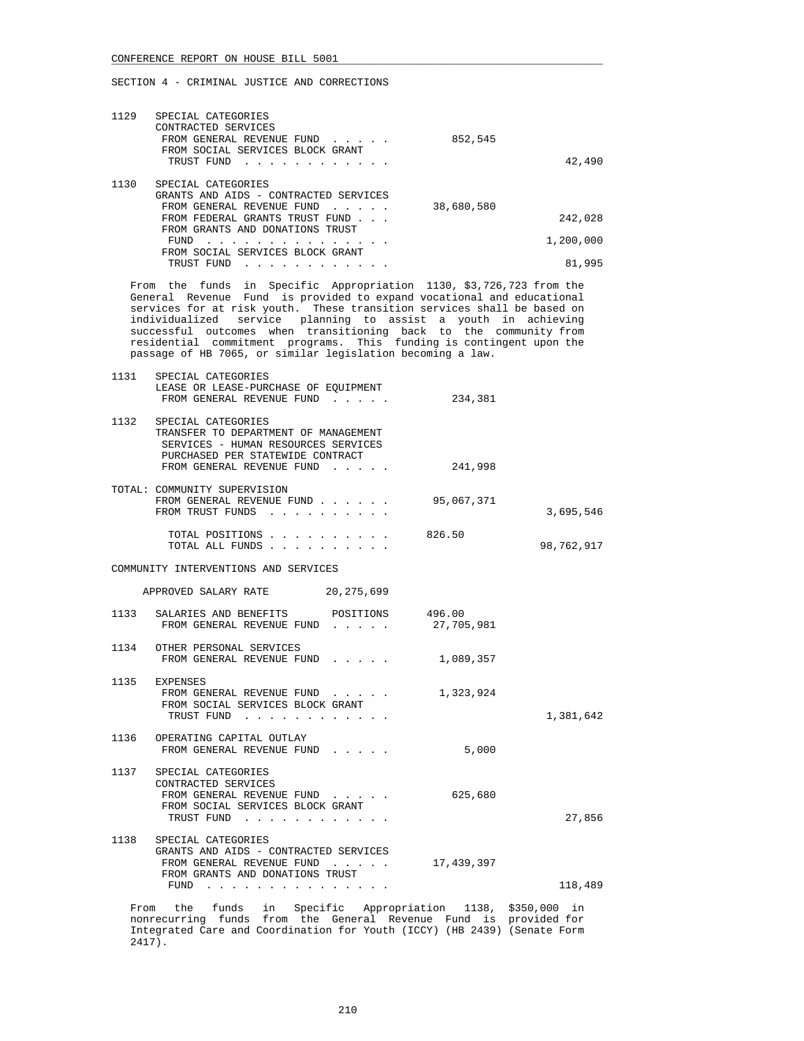CONFERENCE REPORT ON HOUSE BILL 5001

SECTION 4 - CRIMINAL JUSTICE AND CORRECTIONS

```
1129   SPECIAL CATEGORIES
       CONTRACTED SERVICES
        FROM GENERAL REVENUE FUND  . . . . .        852,545
        FROM SOCIAL SERVICES BLOCK GRANT
         TRUST FUND  . . . . . . . . . . . .                        42,490

1130   SPECIAL CATEGORIES
       GRANTS AND AIDS - CONTRACTED SERVICES
        FROM GENERAL REVENUE FUND  . . . . .     38,680,580
        FROM FEDERAL GRANTS TRUST FUND . . .                       242,028
        FROM GRANTS AND DONATIONS TRUST
         FUND  . . . . . . . . . . . . . . .                     1,200,000
        FROM SOCIAL SERVICES BLOCK GRANT
         TRUST FUND  . . . . . . . . . . . .                        81,995
```

From the funds in Specific Appropriation 1130, $3,726,723 from the General Revenue Fund is provided to expand vocational and educational services for at risk youth. These transition services shall be based on individualized service planning to assist a youth in achieving successful outcomes when transitioning back to the community from residential commitment programs. This funding is contingent upon the passage of HB 7065, or similar legislation becoming a law.

```
1131   SPECIAL CATEGORIES
       LEASE OR LEASE-PURCHASE OF EQUIPMENT
        FROM GENERAL REVENUE FUND  . . . . .        234,381

1132   SPECIAL CATEGORIES
       TRANSFER TO DEPARTMENT OF MANAGEMENT
        SERVICES - HUMAN RESOURCES SERVICES
        PURCHASED PER STATEWIDE CONTRACT
        FROM GENERAL REVENUE FUND  . . . . .        241,998

TOTAL: COMMUNITY SUPERVISION
        FROM GENERAL REVENUE FUND . . . . . .    95,067,371
        FROM TRUST FUNDS  . . . . . . . . . .                    3,695,546

         TOTAL POSITIONS . . . . . . . . . .    826.50
         TOTAL ALL FUNDS . . . . . . . . . .                    98,762,917
```

COMMUNITY INTERVENTIONS AND SERVICES

```
    APPROVED SALARY RATE          20,275,699

1133   SALARIES AND BENEFITS        POSITIONS      496.00
        FROM GENERAL REVENUE FUND  . . . . .     27,705,981

1134   OTHER PERSONAL SERVICES
        FROM GENERAL REVENUE FUND  . . . . .      1,089,357

1135   EXPENSES
        FROM GENERAL REVENUE FUND  . . . . .      1,323,924
        FROM SOCIAL SERVICES BLOCK GRANT
         TRUST FUND  . . . . . . . . . . . .                     1,381,642

1136   OPERATING CAPITAL OUTLAY
        FROM GENERAL REVENUE FUND  . . . . .          5,000

1137   SPECIAL CATEGORIES
       CONTRACTED SERVICES
        FROM GENERAL REVENUE FUND  . . . . .        625,680
        FROM SOCIAL SERVICES BLOCK GRANT
         TRUST FUND  . . . . . . . . . . . .                        27,856

1138   SPECIAL CATEGORIES
       GRANTS AND AIDS - CONTRACTED SERVICES
        FROM GENERAL REVENUE FUND  . . . . .     17,439,397
        FROM GRANTS AND DONATIONS TRUST
         FUND  . . . . . . . . . . . . . . .                       118,489
```

From the funds in Specific Appropriation 1138, $350,000 in nonrecurring funds from the General Revenue Fund is provided for Integrated Care and Coordination for Youth (ICCY) (HB 2439) (Senate Form 2417).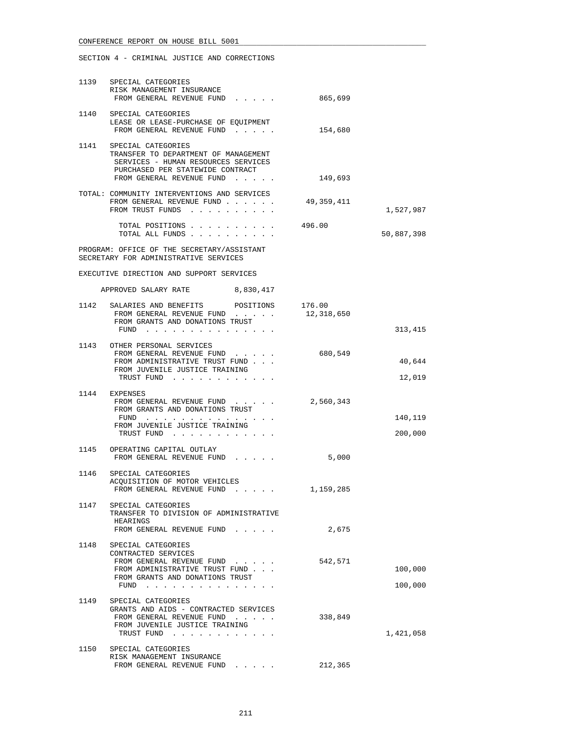SECTION 4 - CRIMINAL JUSTICE AND CORRECTIONS

```
1139   SPECIAL CATEGORIES
       RISK MANAGEMENT INSURANCE
        FROM GENERAL REVENUE FUND  . . . . .       865,699

1140   SPECIAL CATEGORIES
       LEASE OR LEASE-PURCHASE OF EQUIPMENT
        FROM GENERAL REVENUE FUND  . . . . .       154,680

1141   SPECIAL CATEGORIES
       TRANSFER TO DEPARTMENT OF MANAGEMENT
        SERVICES - HUMAN RESOURCES SERVICES
        PURCHASED PER STATEWIDE CONTRACT
        FROM GENERAL REVENUE FUND  . . . . .       149,693

TOTAL: COMMUNITY INTERVENTIONS AND SERVICES
       FROM GENERAL REVENUE FUND . . . . . .    49,359,411
       FROM TRUST FUNDS  . . . . . . . . . .                   1,527,987

         TOTAL POSITIONS . . . . . . . . . .    496.00
         TOTAL ALL FUNDS . . . . . . . . . .                  50,887,398

PROGRAM: OFFICE OF THE SECRETARY/ASSISTANT
SECRETARY FOR ADMINISTRATIVE SERVICES

EXECUTIVE DIRECTION AND SUPPORT SERVICES

     APPROVED SALARY RATE         8,830,417

1142   SALARIES AND BENEFITS       POSITIONS     176.00
        FROM GENERAL REVENUE FUND  . . . . .    12,318,650
        FROM GRANTS AND DONATIONS TRUST
         FUND  . . . . . . . . . . . . . . .                     313,415

1143   OTHER PERSONAL SERVICES
        FROM GENERAL REVENUE FUND  . . . . .       680,549
        FROM ADMINISTRATIVE TRUST FUND . . .                      40,644
        FROM JUVENILE JUSTICE TRAINING
         TRUST FUND  . . . . . . . . . . . .                      12,019

1144   EXPENSES
        FROM GENERAL REVENUE FUND  . . . . .     2,560,343
        FROM GRANTS AND DONATIONS TRUST
         FUND  . . . . . . . . . . . . . . .                     140,119
        FROM JUVENILE JUSTICE TRAINING
         TRUST FUND  . . . . . . . . . . . .                     200,000

1145   OPERATING CAPITAL OUTLAY
        FROM GENERAL REVENUE FUND  . . . . .         5,000

1146   SPECIAL CATEGORIES
       ACQUISITION OF MOTOR VEHICLES
        FROM GENERAL REVENUE FUND  . . . . .     1,159,285

1147   SPECIAL CATEGORIES
       TRANSFER TO DIVISION OF ADMINISTRATIVE
        HEARINGS
        FROM GENERAL REVENUE FUND  . . . . .         2,675

1148   SPECIAL CATEGORIES
       CONTRACTED SERVICES
        FROM GENERAL REVENUE FUND  . . . . .       542,571
        FROM ADMINISTRATIVE TRUST FUND . . .                     100,000
        FROM GRANTS AND DONATIONS TRUST
         FUND  . . . . . . . . . . . . . . .                     100,000

1149   SPECIAL CATEGORIES
       GRANTS AND AIDS - CONTRACTED SERVICES
        FROM GENERAL REVENUE FUND  . . . . .       338,849
        FROM JUVENILE JUSTICE TRAINING
         TRUST FUND  . . . . . . . . . . . .                   1,421,058

1150   SPECIAL CATEGORIES
       RISK MANAGEMENT INSURANCE
        FROM GENERAL REVENUE FUND  . . . . .       212,365
```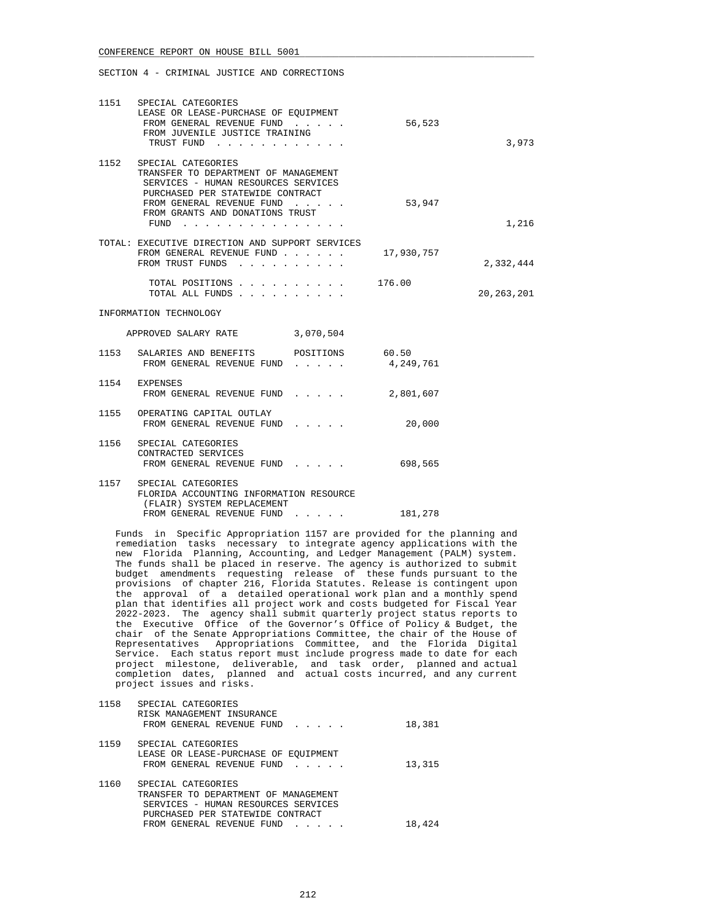CONFERENCE REPORT ON HOUSE BILL 5001

SECTION 4 - CRIMINAL JUSTICE AND CORRECTIONS

| | | | |
|---|---|---|---|
| 1151 | SPECIAL CATEGORIES<br>LEASE OR LEASE-PURCHASE OF EQUIPMENT<br>FROM GENERAL REVENUE FUND . . . . . | 56,523 | |
| | FROM JUVENILE JUSTICE TRAINING TRUST FUND . . . . . . . . . . . . | | 3,973 |
| 1152 | SPECIAL CATEGORIES<br>TRANSFER TO DEPARTMENT OF MANAGEMENT SERVICES - HUMAN RESOURCES SERVICES PURCHASED PER STATEWIDE CONTRACT<br>FROM GENERAL REVENUE FUND . . . . . | 53,947 | |
| | FROM GRANTS AND DONATIONS TRUST FUND . . . . . . . . . . . . . . . | | 1,216 |

TOTAL: EXECUTIVE DIRECTION AND SUPPORT SERVICES

| | | |
|---|---|---|
| FROM GENERAL REVENUE FUND . . . . . . | 17,930,757 | |
| FROM TRUST FUNDS . . . . . . . . . . | | 2,332,444 |
| TOTAL POSITIONS . . . . . . . . . . | 176.00 | |
| TOTAL ALL FUNDS . . . . . . . . . . | | 20,263,201 |

INFORMATION TECHNOLOGY

APPROVED SALARY RATE 3,070,504

| | | | |
|---|---|---|---|
| 1153 | SALARIES AND BENEFITS POSITIONS | 60.50 | |
| | FROM GENERAL REVENUE FUND . . . . . | 4,249,761 | |
| 1154 | EXPENSES<br>FROM GENERAL REVENUE FUND . . . . . | 2,801,607 | |
| 1155 | OPERATING CAPITAL OUTLAY<br>FROM GENERAL REVENUE FUND . . . . . | 20,000 | |
| 1156 | SPECIAL CATEGORIES<br>CONTRACTED SERVICES<br>FROM GENERAL REVENUE FUND . . . . . | 698,565 | |
| 1157 | SPECIAL CATEGORIES<br>FLORIDA ACCOUNTING INFORMATION RESOURCE (FLAIR) SYSTEM REPLACEMENT<br>FROM GENERAL REVENUE FUND . . . . . | 181,278 | |

Funds in Specific Appropriation 1157 are provided for the planning and remediation tasks necessary to integrate agency applications with the new Florida Planning, Accounting, and Ledger Management (PALM) system. The funds shall be placed in reserve. The agency is authorized to submit budget amendments requesting release of these funds pursuant to the provisions of chapter 216, Florida Statutes. Release is contingent upon the approval of a detailed operational work plan and a monthly spend plan that identifies all project work and costs budgeted for Fiscal Year 2022-2023. The agency shall submit quarterly project status reports to the Executive Office of the Governor's Office of Policy & Budget, the chair of the Senate Appropriations Committee, the chair of the House of Representatives Appropriations Committee, and the Florida Digital Service. Each status report must include progress made to date for each project milestone, deliverable, and task order, planned and actual completion dates, planned and actual costs incurred, and any current project issues and risks.

| | | | |
|---|---|---|---|
| 1158 | SPECIAL CATEGORIES<br>RISK MANAGEMENT INSURANCE<br>FROM GENERAL REVENUE FUND . . . . . | 18,381 | |
| 1159 | SPECIAL CATEGORIES<br>LEASE OR LEASE-PURCHASE OF EQUIPMENT<br>FROM GENERAL REVENUE FUND . . . . . | 13,315 | |
| 1160 | SPECIAL CATEGORIES<br>TRANSFER TO DEPARTMENT OF MANAGEMENT SERVICES - HUMAN RESOURCES SERVICES PURCHASED PER STATEWIDE CONTRACT<br>FROM GENERAL REVENUE FUND . . . . . | 18,424 | |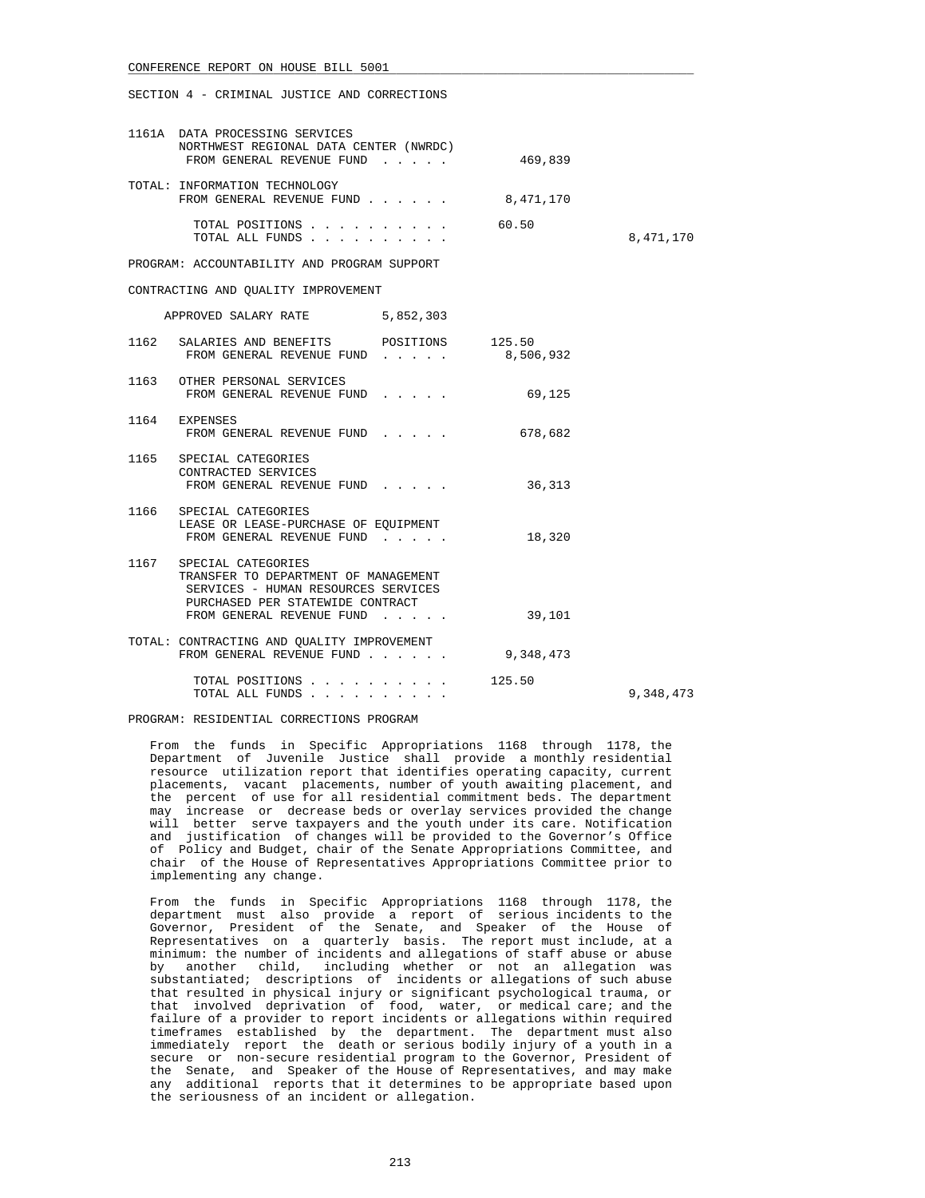SECTION 4 - CRIMINAL JUSTICE AND CORRECTIONS

| | | | |
|---|---|---|---|
| 1161A | DATA PROCESSING SERVICES<br>NORTHWEST REGIONAL DATA CENTER (NWRDC)<br>FROM GENERAL REVENUE FUND . . . . . | 469,839 | |
| TOTAL: | INFORMATION TECHNOLOGY<br>FROM GENERAL REVENUE FUND . . . . . . | 8,471,170 | |
| | TOTAL POSITIONS . . . . . . . . . . | 60.50 | |
| | TOTAL ALL FUNDS . . . . . . . . . . | | 8,471,170 |

PROGRAM: ACCOUNTABILITY AND PROGRAM SUPPORT

CONTRACTING AND QUALITY IMPROVEMENT

APPROVED SALARY RATE 5,852,303

| | | | |
|---|---|---|---|
| 1162 | SALARIES AND BENEFITS POSITIONS<br>FROM GENERAL REVENUE FUND . . . . . | 125.50<br>8,506,932 | |
| 1163 | OTHER PERSONAL SERVICES<br>FROM GENERAL REVENUE FUND . . . . . | 69,125 | |
| 1164 | EXPENSES<br>FROM GENERAL REVENUE FUND . . . . . | 678,682 | |
| 1165 | SPECIAL CATEGORIES<br>CONTRACTED SERVICES<br>FROM GENERAL REVENUE FUND . . . . . | 36,313 | |
| 1166 | SPECIAL CATEGORIES<br>LEASE OR LEASE-PURCHASE OF EQUIPMENT<br>FROM GENERAL REVENUE FUND . . . . . | 18,320 | |
| 1167 | SPECIAL CATEGORIES<br>TRANSFER TO DEPARTMENT OF MANAGEMENT<br>SERVICES - HUMAN RESOURCES SERVICES<br>PURCHASED PER STATEWIDE CONTRACT<br>FROM GENERAL REVENUE FUND . . . . . | 39,101 | |
| TOTAL: | CONTRACTING AND QUALITY IMPROVEMENT<br>FROM GENERAL REVENUE FUND . . . . . . | 9,348,473 | |
| | TOTAL POSITIONS . . . . . . . . . . | 125.50 | |
| | TOTAL ALL FUNDS . . . . . . . . . . | | 9,348,473 |

PROGRAM: RESIDENTIAL CORRECTIONS PROGRAM

From the funds in Specific Appropriations 1168 through 1178, the Department of Juvenile Justice shall provide a monthly residential resource utilization report that identifies operating capacity, current placements, vacant placements, number of youth awaiting placement, and the percent of use for all residential commitment beds. The department may increase or decrease beds or overlay services provided the change will better serve taxpayers and the youth under its care. Notification and justification of changes will be provided to the Governor's Office of Policy and Budget, chair of the Senate Appropriations Committee, and chair of the House of Representatives Appropriations Committee prior to implementing any change.

From the funds in Specific Appropriations 1168 through 1178, the department must also provide a report of serious incidents to the Governor, President of the Senate, and Speaker of the House of Representatives on a quarterly basis. The report must include, at a minimum: the number of incidents and allegations of staff abuse or abuse by another child, including whether or not an allegation was substantiated; descriptions of incidents or allegations of such abuse that resulted in physical injury or significant psychological trauma, or that involved deprivation of food, water, or medical care; and the failure of a provider to report incidents or allegations within required timeframes established by the department. The department must also immediately report the death or serious bodily injury of a youth in a secure or non-secure residential program to the Governor, President of the Senate, and Speaker of the House of Representatives, and may make any additional reports that it determines to be appropriate based upon the seriousness of an incident or allegation.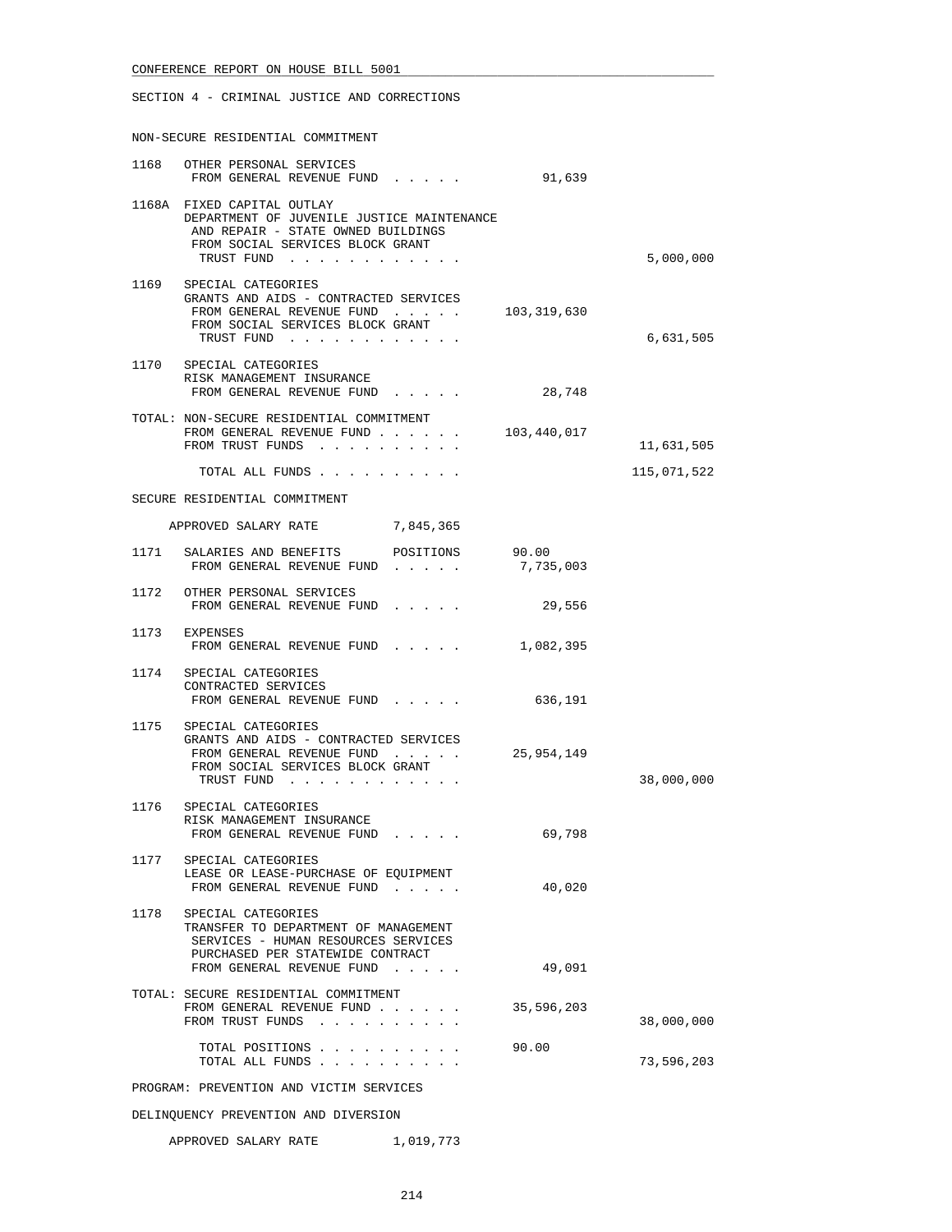CONFERENCE REPORT ON HOUSE BILL 5001

SECTION 4 - CRIMINAL JUSTICE AND CORRECTIONS

NON-SECURE RESIDENTIAL COMMITMENT

| | | | |
|---|---|---|---|
| 1168 | OTHER PERSONAL SERVICES<br>FROM GENERAL REVENUE FUND . . . . . | 91,639 | |
| 1168A | FIXED CAPITAL OUTLAY<br>DEPARTMENT OF JUVENILE JUSTICE MAINTENANCE AND REPAIR - STATE OWNED BUILDINGS<br>FROM SOCIAL SERVICES BLOCK GRANT TRUST FUND . . . . . . . . . . . . | | 5,000,000 |
| 1169 | SPECIAL CATEGORIES<br>GRANTS AND AIDS - CONTRACTED SERVICES<br>FROM GENERAL REVENUE FUND . . . . . | 103,319,630 | |
| | FROM SOCIAL SERVICES BLOCK GRANT TRUST FUND . . . . . . . . . . . . | | 6,631,505 |
| 1170 | SPECIAL CATEGORIES<br>RISK MANAGEMENT INSURANCE<br>FROM GENERAL REVENUE FUND . . . . . | 28,748 | |
| TOTAL: | NON-SECURE RESIDENTIAL COMMITMENT<br>FROM GENERAL REVENUE FUND . . . . . . | 103,440,017 | |
| | FROM TRUST FUNDS . . . . . . . . . . | | 11,631,505 |
| | TOTAL ALL FUNDS . . . . . . . . . . | | 115,071,522 |

SECURE RESIDENTIAL COMMITMENT

APPROVED SALARY RATE 7,845,365

| | | | |
|---|---|---|---|
| 1171 | SALARIES AND BENEFITS POSITIONS | 90.00 | |
| | FROM GENERAL REVENUE FUND . . . . . | 7,735,003 | |
| 1172 | OTHER PERSONAL SERVICES<br>FROM GENERAL REVENUE FUND . . . . . | 29,556 | |
| 1173 | EXPENSES<br>FROM GENERAL REVENUE FUND . . . . . | 1,082,395 | |
| 1174 | SPECIAL CATEGORIES<br>CONTRACTED SERVICES<br>FROM GENERAL REVENUE FUND . . . . . | 636,191 | |
| 1175 | SPECIAL CATEGORIES<br>GRANTS AND AIDS - CONTRACTED SERVICES<br>FROM GENERAL REVENUE FUND . . . . . | 25,954,149 | |
| | FROM SOCIAL SERVICES BLOCK GRANT TRUST FUND . . . . . . . . . . . . | | 38,000,000 |
| 1176 | SPECIAL CATEGORIES<br>RISK MANAGEMENT INSURANCE<br>FROM GENERAL REVENUE FUND . . . . . | 69,798 | |
| 1177 | SPECIAL CATEGORIES<br>LEASE OR LEASE-PURCHASE OF EQUIPMENT<br>FROM GENERAL REVENUE FUND . . . . . | 40,020 | |
| 1178 | SPECIAL CATEGORIES<br>TRANSFER TO DEPARTMENT OF MANAGEMENT SERVICES - HUMAN RESOURCES SERVICES PURCHASED PER STATEWIDE CONTRACT<br>FROM GENERAL REVENUE FUND . . . . . | 49,091 | |
| TOTAL: | SECURE RESIDENTIAL COMMITMENT<br>FROM GENERAL REVENUE FUND . . . . . . | 35,596,203 | |
| | FROM TRUST FUNDS . . . . . . . . . . | | 38,000,000 |
| | TOTAL POSITIONS . . . . . . . . . . | 90.00 | |
| | TOTAL ALL FUNDS . . . . . . . . . . | | 73,596,203 |

PROGRAM: PREVENTION AND VICTIM SERVICES

DELINQUENCY PREVENTION AND DIVERSION

APPROVED SALARY RATE 1,019,773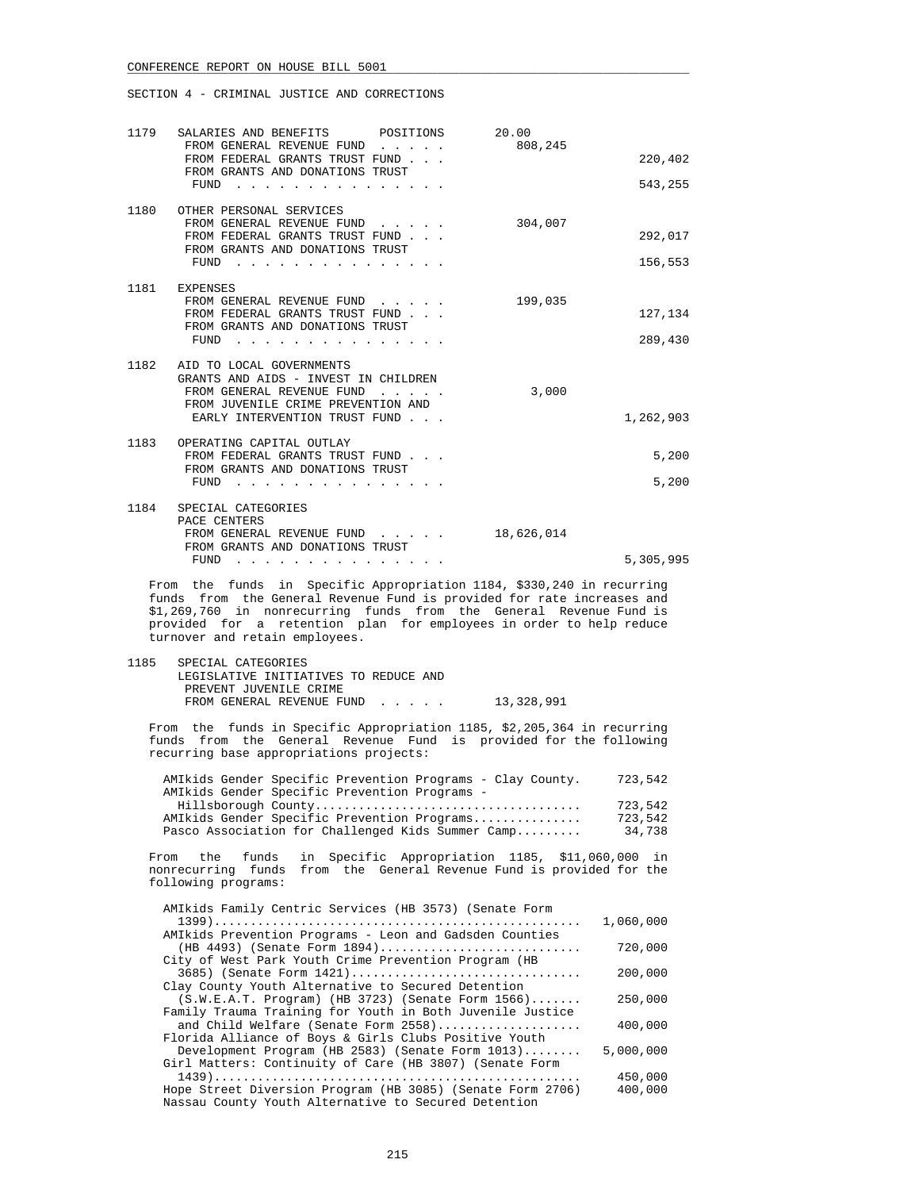CONFERENCE REPORT ON HOUSE BILL 5001

SECTION 4 - CRIMINAL JUSTICE AND CORRECTIONS

| | | | |
|---|---|---|---|
| 1179 | SALARIES AND BENEFITS POSITIONS | 20.00 | |
| | FROM GENERAL REVENUE FUND . . . . . | 808,245 | |
| | FROM FEDERAL GRANTS TRUST FUND . . . | | 220,402 |
| | FROM GRANTS AND DONATIONS TRUST FUND . . . . . . . . . . . . . . . | | 543,255 |
| 1180 | OTHER PERSONAL SERVICES | | |
| | FROM GENERAL REVENUE FUND . . . . . | 304,007 | |
| | FROM FEDERAL GRANTS TRUST FUND . . . | | 292,017 |
| | FROM GRANTS AND DONATIONS TRUST FUND . . . . . . . . . . . . . . . | | 156,553 |
| 1181 | EXPENSES | | |
| | FROM GENERAL REVENUE FUND . . . . . | 199,035 | |
| | FROM FEDERAL GRANTS TRUST FUND . . . | | 127,134 |
| | FROM GRANTS AND DONATIONS TRUST FUND . . . . . . . . . . . . . . . | | 289,430 |
| 1182 | AID TO LOCAL GOVERNMENTS GRANTS AND AIDS - INVEST IN CHILDREN | | |
| | FROM GENERAL REVENUE FUND . . . . . | 3,000 | |
| | FROM JUVENILE CRIME PREVENTION AND EARLY INTERVENTION TRUST FUND . . . | | 1,262,903 |
| 1183 | OPERATING CAPITAL OUTLAY | | |
| | FROM FEDERAL GRANTS TRUST FUND . . . | | 5,200 |
| | FROM GRANTS AND DONATIONS TRUST FUND . . . . . . . . . . . . . . . | | 5,200 |
| 1184 | SPECIAL CATEGORIES PACE CENTERS | | |
| | FROM GENERAL REVENUE FUND . . . . . | 18,626,014 | |
| | FROM GRANTS AND DONATIONS TRUST FUND . . . . . . . . . . . . . . . | | 5,305,995 |

From the funds in Specific Appropriation 1184, $330,240 in recurring funds from the General Revenue Fund is provided for rate increases and $1,269,760 in nonrecurring funds from the General Revenue Fund is provided for a retention plan for employees in order to help reduce turnover and retain employees.

| | | | |
|---|---|---|---|
| 1185 | SPECIAL CATEGORIES LEGISLATIVE INITIATIVES TO REDUCE AND PREVENT JUVENILE CRIME | | |
| | FROM GENERAL REVENUE FUND . . . . . | 13,328,991 | |

From the funds in Specific Appropriation 1185, $2,205,364 in recurring funds from the General Revenue Fund is provided for the following recurring base appropriations projects:

| | |
|---|---|
| AMIkids Gender Specific Prevention Programs - Clay County. | 723,542 |
| AMIkids Gender Specific Prevention Programs - Hillsborough County.................................... | 723,542 |
| AMIkids Gender Specific Prevention Programs............... | 723,542 |
| Pasco Association for Challenged Kids Summer Camp......... | 34,738 |

From the funds in Specific Appropriation 1185, $11,060,000 in nonrecurring funds from the General Revenue Fund is provided for the following programs:

| | |
|---|---|
| AMIkids Family Centric Services (HB 3573) (Senate Form 1399).................................................. | 1,060,000 |
| AMIkids Prevention Programs - Leon and Gadsden Counties (HB 4493) (Senate Form 1894)........................... | 720,000 |
| City of West Park Youth Crime Prevention Program (HB 3685) (Senate Form 1421)............................... | 200,000 |
| Clay County Youth Alternative to Secured Detention (S.W.E.A.T. Program) (HB 3723) (Senate Form 1566)....... | 250,000 |
| Family Trauma Training for Youth in Both Juvenile Justice and Child Welfare (Senate Form 2558).................... | 400,000 |
| Florida Alliance of Boys & Girls Clubs Positive Youth Development Program (HB 2583) (Senate Form 1013)........ | 5,000,000 |
| Girl Matters: Continuity of Care (HB 3807) (Senate Form 1439).................................................. | 450,000 |
| Hope Street Diversion Program (HB 3085) (Senate Form 2706) | 400,000 |
| Nassau County Youth Alternative to Secured Detention | |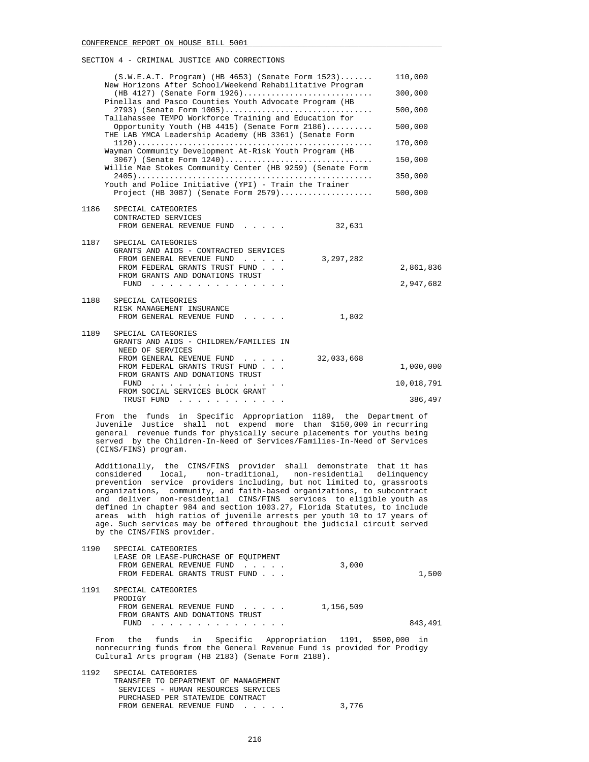SECTION 4 - CRIMINAL JUSTICE AND CORRECTIONS

(S.W.E.A.T. Program) (HB 4653) (Senate Form 1523)....... 110,000
New Horizons After School/Weekend Rehabilitative Program (HB 4127) (Senate Form 1926)........................... 300,000
Pinellas and Pasco Counties Youth Advocate Program (HB 2793) (Senate Form 1005)............................... 500,000
Tallahassee TEMPO Workforce Training and Education for Opportunity Youth (HB 4415) (Senate Form 2186).......... 500,000
THE LAB YMCA Leadership Academy (HB 3361) (Senate Form 1120)................................................... 170,000
Wayman Community Development At-Risk Youth Program (HB 3067) (Senate Form 1240)............................... 150,000
Willie Mae Stokes Community Center (HB 9259) (Senate Form 2405)................................................... 350,000
Youth and Police Initiative (YPI) - Train the Trainer Project (HB 3087) (Senate Form 2579).................... 500,000

1186 SPECIAL CATEGORIES
CONTRACTED SERVICES
FROM GENERAL REVENUE FUND . . . . . 32,631

1187 SPECIAL CATEGORIES
GRANTS AND AIDS - CONTRACTED SERVICES
FROM GENERAL REVENUE FUND . . . . . 3,297,282
FROM FEDERAL GRANTS TRUST FUND . . . 2,861,836
FROM GRANTS AND DONATIONS TRUST FUND . . . . . . . . . . . . . . . 2,947,682

1188 SPECIAL CATEGORIES
RISK MANAGEMENT INSURANCE
FROM GENERAL REVENUE FUND . . . . . 1,802

1189 SPECIAL CATEGORIES
GRANTS AND AIDS - CHILDREN/FAMILIES IN NEED OF SERVICES
FROM GENERAL REVENUE FUND . . . . . 32,033,668
FROM FEDERAL GRANTS TRUST FUND . . . 1,000,000
FROM GRANTS AND DONATIONS TRUST FUND . . . . . . . . . . . . . . . 10,018,791
FROM SOCIAL SERVICES BLOCK GRANT TRUST FUND . . . . . . . . . . . . 386,497

From the funds in Specific Appropriation 1189, the Department of Juvenile Justice shall not expend more than $150,000 in recurring general revenue funds for physically secure placements for youths being served by the Children-In-Need of Services/Families-In-Need of Services (CINS/FINS) program.

Additionally, the CINS/FINS provider shall demonstrate that it has considered local, non-traditional, non-residential delinquency prevention service providers including, but not limited to, grassroots organizations, community, and faith-based organizations, to subcontract and deliver non-residential CINS/FINS services to eligible youth as defined in chapter 984 and section 1003.27, Florida Statutes, to include areas with high ratios of juvenile arrests per youth 10 to 17 years of age. Such services may be offered throughout the judicial circuit served by the CINS/FINS provider.

1190 SPECIAL CATEGORIES
LEASE OR LEASE-PURCHASE OF EQUIPMENT
FROM GENERAL REVENUE FUND . . . . . 3,000
FROM FEDERAL GRANTS TRUST FUND . . . 1,500

1191 SPECIAL CATEGORIES
PRODIGY
FROM GENERAL REVENUE FUND . . . . . 1,156,509
FROM GRANTS AND DONATIONS TRUST FUND . . . . . . . . . . . . . . . 843,491

From the funds in Specific Appropriation 1191, $500,000 in nonrecurring funds from the General Revenue Fund is provided for Prodigy Cultural Arts program (HB 2183) (Senate Form 2188).

1192 SPECIAL CATEGORIES
TRANSFER TO DEPARTMENT OF MANAGEMENT SERVICES - HUMAN RESOURCES SERVICES PURCHASED PER STATEWIDE CONTRACT
FROM GENERAL REVENUE FUND . . . . . 3,776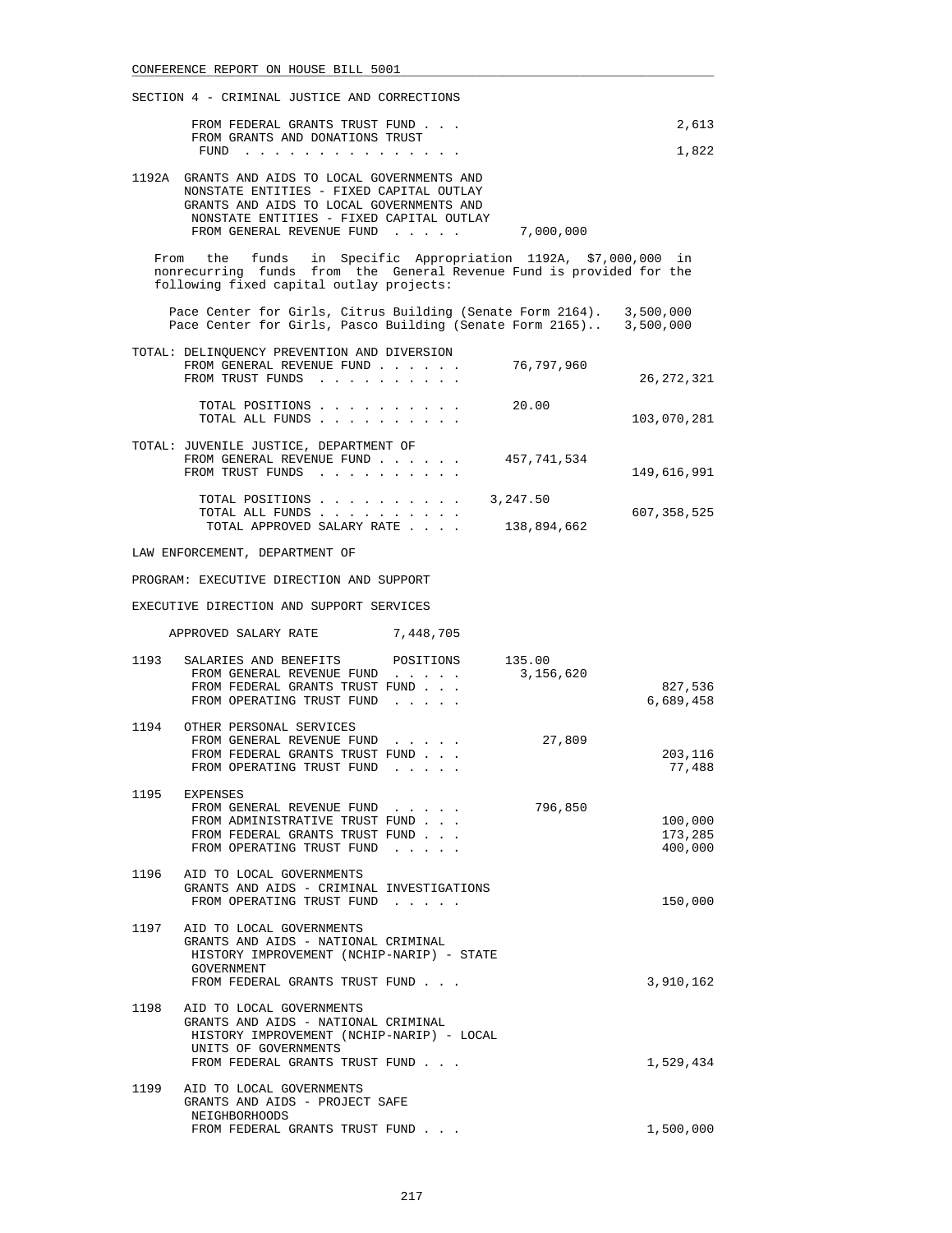SECTION 4 - CRIMINAL JUSTICE AND CORRECTIONS

```
        FROM FEDERAL GRANTS TRUST FUND . . .                              2,613
        FROM GRANTS AND DONATIONS TRUST
         FUND . . . . . . . . . . . . . . .                               1,822

1192A  GRANTS AND AIDS TO LOCAL GOVERNMENTS AND
        NONSTATE ENTITIES - FIXED CAPITAL OUTLAY
        GRANTS AND AIDS TO LOCAL GOVERNMENTS AND
         NONSTATE ENTITIES - FIXED CAPITAL OUTLAY
         FROM GENERAL REVENUE FUND . . . . .       7,000,000
```

From the funds in Specific Appropriation 1192A, $7,000,000 in nonrecurring funds from the General Revenue Fund is provided for the following fixed capital outlay projects:

```
     Pace Center for Girls, Citrus Building (Senate Form 2164).  3,500,000
     Pace Center for Girls, Pasco Building (Senate Form 2165)..  3,500,000

TOTAL: DELINQUENCY PREVENTION AND DIVERSION
       FROM GENERAL REVENUE FUND . . . . . .      76,797,960
       FROM TRUST FUNDS . . . . . . . . . .                          26,272,321

         TOTAL POSITIONS . . . . . . . . . .          20.00
         TOTAL ALL FUNDS . . . . . . . . . .                        103,070,281

TOTAL: JUVENILE JUSTICE, DEPARTMENT OF
       FROM GENERAL REVENUE FUND . . . . . .     457,741,534
       FROM TRUST FUNDS . . . . . . . . . .                         149,616,991

         TOTAL POSITIONS . . . . . . . . . .   3,247.50
         TOTAL ALL FUNDS . . . . . . . . . .                        607,358,525
          TOTAL APPROVED SALARY RATE . . . .     138,894,662
```

LAW ENFORCEMENT, DEPARTMENT OF

PROGRAM: EXECUTIVE DIRECTION AND SUPPORT

EXECUTIVE DIRECTION AND SUPPORT SERVICES

```
     APPROVED SALARY RATE          7,448,705

1193   SALARIES AND BENEFITS      POSITIONS      135.00
        FROM GENERAL REVENUE FUND . . . . .     3,156,620
        FROM FEDERAL GRANTS TRUST FUND . . .                            827,536
        FROM OPERATING TRUST FUND . . . . .                           6,689,458

1194   OTHER PERSONAL SERVICES
        FROM GENERAL REVENUE FUND . . . . .        27,809
        FROM FEDERAL GRANTS TRUST FUND . . .                            203,116
        FROM OPERATING TRUST FUND . . . . .                              77,488

1195   EXPENSES
        FROM GENERAL REVENUE FUND . . . . .       796,850
        FROM ADMINISTRATIVE TRUST FUND . . .                            100,000
        FROM FEDERAL GRANTS TRUST FUND . . .                            173,285
        FROM OPERATING TRUST FUND . . . . .                             400,000

1196   AID TO LOCAL GOVERNMENTS
        GRANTS AND AIDS - CRIMINAL INVESTIGATIONS
        FROM OPERATING TRUST FUND . . . . .                             150,000

1197   AID TO LOCAL GOVERNMENTS
        GRANTS AND AIDS - NATIONAL CRIMINAL
         HISTORY IMPROVEMENT (NCHIP-NARIP) - STATE
         GOVERNMENT
        FROM FEDERAL GRANTS TRUST FUND . . .                          3,910,162

1198   AID TO LOCAL GOVERNMENTS
        GRANTS AND AIDS - NATIONAL CRIMINAL
         HISTORY IMPROVEMENT (NCHIP-NARIP) - LOCAL
         UNITS OF GOVERNMENTS
        FROM FEDERAL GRANTS TRUST FUND . . .                          1,529,434

1199   AID TO LOCAL GOVERNMENTS
        GRANTS AND AIDS - PROJECT SAFE
         NEIGHBORHOODS
        FROM FEDERAL GRANTS TRUST FUND . . .                          1,500,000
```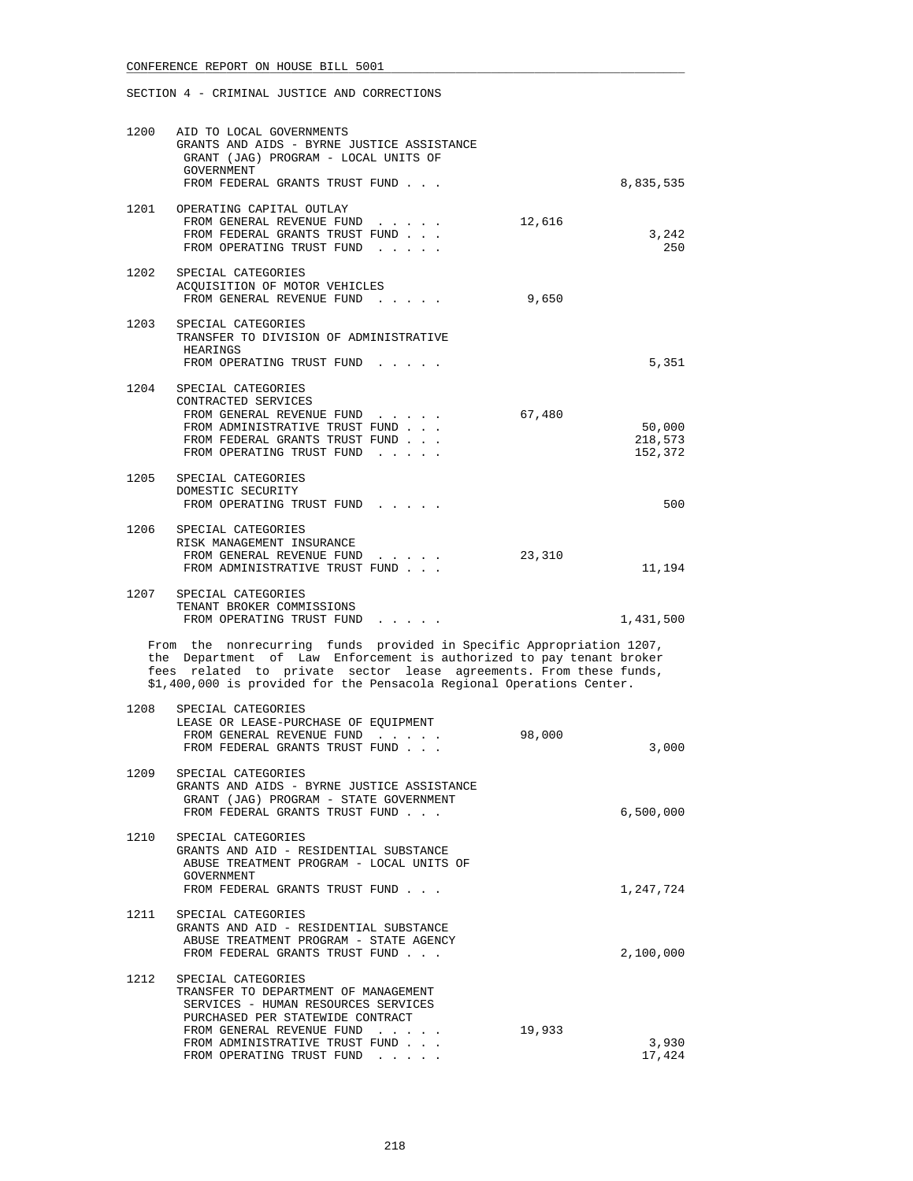CONFERENCE REPORT ON HOUSE BILL 5001

SECTION 4 - CRIMINAL JUSTICE AND CORRECTIONS

```
1200  AID TO LOCAL GOVERNMENTS
      GRANTS AND AIDS - BYRNE JUSTICE ASSISTANCE
       GRANT (JAG) PROGRAM - LOCAL UNITS OF
       GOVERNMENT
       FROM FEDERAL GRANTS TRUST FUND . . .                              8,835,535

1201  OPERATING CAPITAL OUTLAY
       FROM GENERAL REVENUE FUND  . . . . .           12,616
       FROM FEDERAL GRANTS TRUST FUND . . .                                  3,242
       FROM OPERATING TRUST FUND  . . . . .                                    250

1202  SPECIAL CATEGORIES
      ACQUISITION OF MOTOR VEHICLES
       FROM GENERAL REVENUE FUND  . . . . .            9,650

1203  SPECIAL CATEGORIES
      TRANSFER TO DIVISION OF ADMINISTRATIVE
       HEARINGS
       FROM OPERATING TRUST FUND  . . . . .                                  5,351

1204  SPECIAL CATEGORIES
      CONTRACTED SERVICES
       FROM GENERAL REVENUE FUND  . . . . .           67,480
       FROM ADMINISTRATIVE TRUST FUND . . .                                 50,000
       FROM FEDERAL GRANTS TRUST FUND . . .                                218,573
       FROM OPERATING TRUST FUND  . . . . .                                152,372

1205  SPECIAL CATEGORIES
      DOMESTIC SECURITY
       FROM OPERATING TRUST FUND  . . . . .                                    500

1206  SPECIAL CATEGORIES
      RISK MANAGEMENT INSURANCE
       FROM GENERAL REVENUE FUND  . . . . .           23,310
       FROM ADMINISTRATIVE TRUST FUND . . .                                 11,194

1207  SPECIAL CATEGORIES
      TENANT BROKER COMMISSIONS
       FROM OPERATING TRUST FUND  . . . . .                              1,431,500
```

From the nonrecurring funds provided in Specific Appropriation 1207, the Department of Law Enforcement is authorized to pay tenant broker fees related to private sector lease agreements. From these funds, $1,400,000 is provided for the Pensacola Regional Operations Center.

```
1208  SPECIAL CATEGORIES
      LEASE OR LEASE-PURCHASE OF EQUIPMENT
       FROM GENERAL REVENUE FUND  . . . . .           98,000
       FROM FEDERAL GRANTS TRUST FUND . . .                                  3,000

1209  SPECIAL CATEGORIES
      GRANTS AND AIDS - BYRNE JUSTICE ASSISTANCE
       GRANT (JAG) PROGRAM - STATE GOVERNMENT
       FROM FEDERAL GRANTS TRUST FUND . . .                              6,500,000

1210  SPECIAL CATEGORIES
      GRANTS AND AID - RESIDENTIAL SUBSTANCE
       ABUSE TREATMENT PROGRAM - LOCAL UNITS OF
       GOVERNMENT
       FROM FEDERAL GRANTS TRUST FUND . . .                              1,247,724

1211  SPECIAL CATEGORIES
      GRANTS AND AID - RESIDENTIAL SUBSTANCE
       ABUSE TREATMENT PROGRAM - STATE AGENCY
       FROM FEDERAL GRANTS TRUST FUND . . .                              2,100,000

1212  SPECIAL CATEGORIES
      TRANSFER TO DEPARTMENT OF MANAGEMENT
       SERVICES - HUMAN RESOURCES SERVICES
       PURCHASED PER STATEWIDE CONTRACT
       FROM GENERAL REVENUE FUND  . . . . .           19,933
       FROM ADMINISTRATIVE TRUST FUND . . .                                  3,930
       FROM OPERATING TRUST FUND  . . . . .                                 17,424
```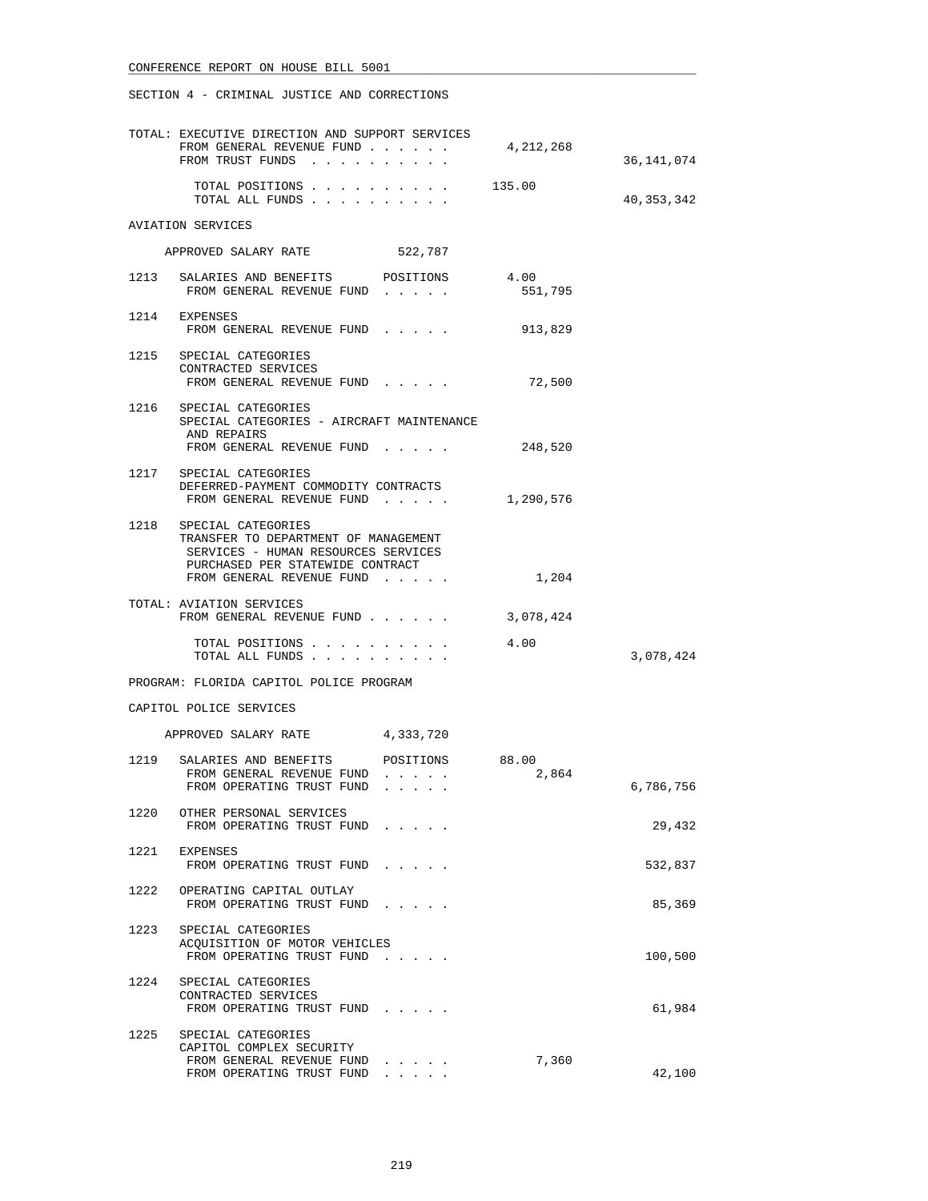SECTION 4 - CRIMINAL JUSTICE AND CORRECTIONS

TOTAL: EXECUTIVE DIRECTION AND SUPPORT SERVICES

| | | |
|---|---|---|
| FROM GENERAL REVENUE FUND | 4,212,268 | |
| FROM TRUST FUNDS | | 36,141,074 |
| TOTAL POSITIONS | 135.00 | |
| TOTAL ALL FUNDS | | 40,353,342 |

AVIATION SERVICES

APPROVED SALARY RATE 522,787

| | | | |
|---|---|---|---|
| 1213 | SALARIES AND BENEFITS POSITIONS | 4.00 | |
| | FROM GENERAL REVENUE FUND | 551,795 | |
| 1214 | EXPENSES | | |
| | FROM GENERAL REVENUE FUND | 913,829 | |
| 1215 | SPECIAL CATEGORIES<br>CONTRACTED SERVICES | | |
| | FROM GENERAL REVENUE FUND | 72,500 | |
| 1216 | SPECIAL CATEGORIES<br>SPECIAL CATEGORIES - AIRCRAFT MAINTENANCE AND REPAIRS | | |
| | FROM GENERAL REVENUE FUND | 248,520 | |
| 1217 | SPECIAL CATEGORIES<br>DEFERRED-PAYMENT COMMODITY CONTRACTS | | |
| | FROM GENERAL REVENUE FUND | 1,290,576 | |
| 1218 | SPECIAL CATEGORIES<br>TRANSFER TO DEPARTMENT OF MANAGEMENT SERVICES - HUMAN RESOURCES SERVICES PURCHASED PER STATEWIDE CONTRACT | | |
| | FROM GENERAL REVENUE FUND | 1,204 | |

TOTAL: AVIATION SERVICES

| | | |
|---|---|---|
| FROM GENERAL REVENUE FUND | 3,078,424 | |
| TOTAL POSITIONS | 4.00 | |
| TOTAL ALL FUNDS | | 3,078,424 |

PROGRAM: FLORIDA CAPITOL POLICE PROGRAM

CAPITOL POLICE SERVICES

APPROVED SALARY RATE 4,333,720

| | | | |
|---|---|---|---|
| 1219 | SALARIES AND BENEFITS POSITIONS | 88.00 | |
| | FROM GENERAL REVENUE FUND | 2,864 | |
| | FROM OPERATING TRUST FUND | | 6,786,756 |
| 1220 | OTHER PERSONAL SERVICES | | |
| | FROM OPERATING TRUST FUND | | 29,432 |
| 1221 | EXPENSES | | |
| | FROM OPERATING TRUST FUND | | 532,837 |
| 1222 | OPERATING CAPITAL OUTLAY | | |
| | FROM OPERATING TRUST FUND | | 85,369 |
| 1223 | SPECIAL CATEGORIES<br>ACQUISITION OF MOTOR VEHICLES | | |
| | FROM OPERATING TRUST FUND | | 100,500 |
| 1224 | SPECIAL CATEGORIES<br>CONTRACTED SERVICES | | |
| | FROM OPERATING TRUST FUND | | 61,984 |
| 1225 | SPECIAL CATEGORIES<br>CAPITOL COMPLEX SECURITY | | |
| | FROM GENERAL REVENUE FUND | 7,360 | |
| | FROM OPERATING TRUST FUND | | 42,100 |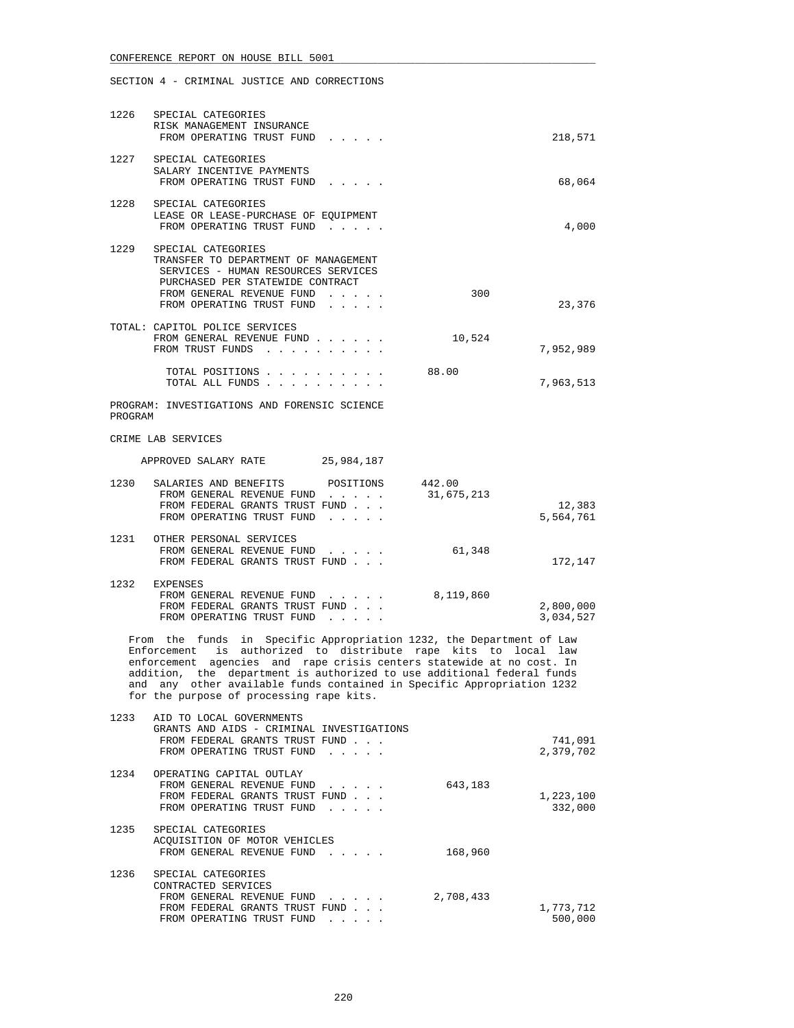SECTION 4 - CRIMINAL JUSTICE AND CORRECTIONS

```
1226  SPECIAL CATEGORIES
      RISK MANAGEMENT INSURANCE
       FROM OPERATING TRUST FUND  . . . . .                              218,571

1227  SPECIAL CATEGORIES
      SALARY INCENTIVE PAYMENTS
       FROM OPERATING TRUST FUND  . . . . .                               68,064

1228  SPECIAL CATEGORIES
      LEASE OR LEASE-PURCHASE OF EQUIPMENT
       FROM OPERATING TRUST FUND  . . . . .                                4,000

1229  SPECIAL CATEGORIES
      TRANSFER TO DEPARTMENT OF MANAGEMENT
       SERVICES - HUMAN RESOURCES SERVICES
       PURCHASED PER STATEWIDE CONTRACT
       FROM GENERAL REVENUE FUND  . . . . .            300
       FROM OPERATING TRUST FUND  . . . . .                               23,376

TOTAL: CAPITOL POLICE SERVICES
       FROM GENERAL REVENUE FUND . . . . . .        10,524
       FROM TRUST FUNDS  . . . . . . . . . .                           7,952,989

         TOTAL POSITIONS . . . . . . . . . .     88.00
         TOTAL ALL FUNDS . . . . . . . . . .                           7,963,513

PROGRAM: INVESTIGATIONS AND FORENSIC SCIENCE
PROGRAM

CRIME LAB SERVICES

     APPROVED SALARY RATE         25,984,187

1230  SALARIES AND BENEFITS      POSITIONS      442.00
       FROM GENERAL REVENUE FUND  . . . . .   31,675,213
       FROM FEDERAL GRANTS TRUST FUND . . .                               12,383
       FROM OPERATING TRUST FUND  . . . . .                            5,564,761

1231  OTHER PERSONAL SERVICES
       FROM GENERAL REVENUE FUND  . . . . .        61,348
       FROM FEDERAL GRANTS TRUST FUND . . .                              172,147

1232  EXPENSES
       FROM GENERAL REVENUE FUND  . . . . .     8,119,860
       FROM FEDERAL GRANTS TRUST FUND . . .                            2,800,000
       FROM OPERATING TRUST FUND  . . . . .                            3,034,527
```

From the funds in Specific Appropriation 1232, the Department of Law Enforcement is authorized to distribute rape kits to local law enforcement agencies and rape crisis centers statewide at no cost. In addition, the department is authorized to use additional federal funds and any other available funds contained in Specific Appropriation 1232 for the purpose of processing rape kits.

```
1233  AID TO LOCAL GOVERNMENTS
      GRANTS AND AIDS - CRIMINAL INVESTIGATIONS
       FROM FEDERAL GRANTS TRUST FUND . . .                              741,091
       FROM OPERATING TRUST FUND  . . . . .                            2,379,702

1234  OPERATING CAPITAL OUTLAY
       FROM GENERAL REVENUE FUND  . . . . .       643,183
       FROM FEDERAL GRANTS TRUST FUND . . .                            1,223,100
       FROM OPERATING TRUST FUND  . . . . .                              332,000

1235  SPECIAL CATEGORIES
      ACQUISITION OF MOTOR VEHICLES
       FROM GENERAL REVENUE FUND  . . . . .       168,960

1236  SPECIAL CATEGORIES
      CONTRACTED SERVICES
       FROM GENERAL REVENUE FUND  . . . . .     2,708,433
       FROM FEDERAL GRANTS TRUST FUND . . .                            1,773,712
       FROM OPERATING TRUST FUND  . . . . .                              500,000
```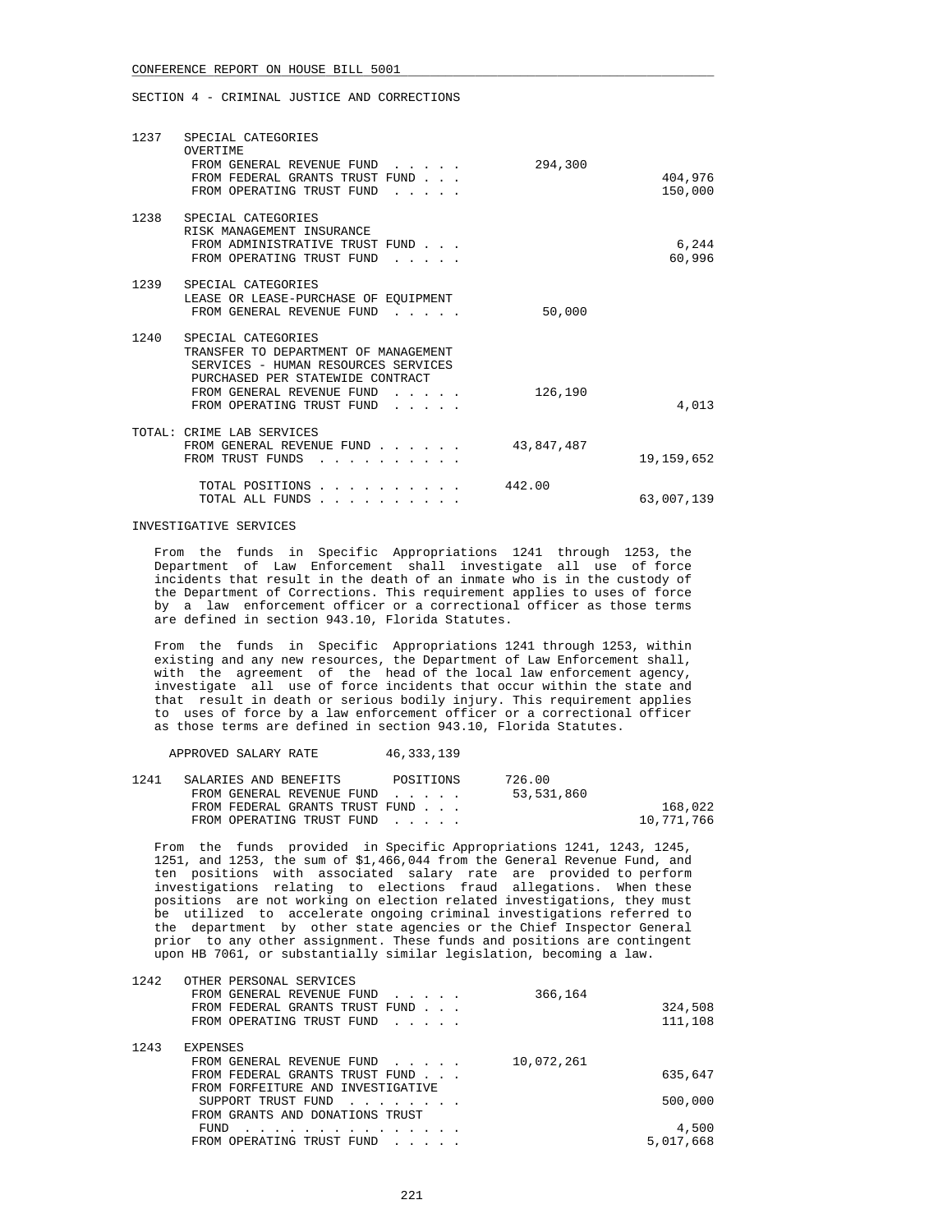SECTION 4 - CRIMINAL JUSTICE AND CORRECTIONS

| | | | |
|---|---|---|---|
| 1237 | SPECIAL CATEGORIES<br>OVERTIME | | |
| | FROM GENERAL REVENUE FUND . . . . . | 294,300 | |
| | FROM FEDERAL GRANTS TRUST FUND . . . | | 404,976 |
| | FROM OPERATING TRUST FUND . . . . . | | 150,000 |
| 1238 | SPECIAL CATEGORIES<br>RISK MANAGEMENT INSURANCE | | |
| | FROM ADMINISTRATIVE TRUST FUND . . . | | 6,244 |
| | FROM OPERATING TRUST FUND . . . . . | | 60,996 |
| 1239 | SPECIAL CATEGORIES<br>LEASE OR LEASE-PURCHASE OF EQUIPMENT | | |
| | FROM GENERAL REVENUE FUND . . . . . | 50,000 | |
| 1240 | SPECIAL CATEGORIES<br>TRANSFER TO DEPARTMENT OF MANAGEMENT SERVICES - HUMAN RESOURCES SERVICES PURCHASED PER STATEWIDE CONTRACT | | |
| | FROM GENERAL REVENUE FUND . . . . . | 126,190 | |
| | FROM OPERATING TRUST FUND . . . . . | | 4,013 |
| TOTAL: | CRIME LAB SERVICES | | |
| | FROM GENERAL REVENUE FUND . . . . . . | 43,847,487 | |
| | FROM TRUST FUNDS . . . . . . . . . . | | 19,159,652 |
| | TOTAL POSITIONS . . . . . . . . . . | 442.00 | |
| | TOTAL ALL FUNDS . . . . . . . . . . | | 63,007,139 |

INVESTIGATIVE SERVICES

From the funds in Specific Appropriations 1241 through 1253, the Department of Law Enforcement shall investigate all use of force incidents that result in the death of an inmate who is in the custody of the Department of Corrections. This requirement applies to uses of force by a law enforcement officer or a correctional officer as those terms are defined in section 943.10, Florida Statutes.

From the funds in Specific Appropriations 1241 through 1253, within existing and any new resources, the Department of Law Enforcement shall, with the agreement of the head of the local law enforcement agency, investigate all use of force incidents that occur within the state and that result in death or serious bodily injury. This requirement applies to uses of force by a law enforcement officer or a correctional officer as those terms are defined in section 943.10, Florida Statutes.

APPROVED SALARY RATE 46,333,139

| | | | |
|---|---|---|---|
| 1241 | SALARIES AND BENEFITS POSITIONS | 726.00 | |
| | FROM GENERAL REVENUE FUND . . . . . | 53,531,860 | |
| | FROM FEDERAL GRANTS TRUST FUND . . . | | 168,022 |
| | FROM OPERATING TRUST FUND . . . . . | | 10,771,766 |

From the funds provided in Specific Appropriations 1241, 1243, 1245, 1251, and 1253, the sum of $1,466,044 from the General Revenue Fund, and ten positions with associated salary rate are provided to perform investigations relating to elections fraud allegations. When these positions are not working on election related investigations, they must be utilized to accelerate ongoing criminal investigations referred to the department by other state agencies or the Chief Inspector General prior to any other assignment. These funds and positions are contingent upon HB 7061, or substantially similar legislation, becoming a law.

| | | | |
|---|---|---|---|
| 1242 | OTHER PERSONAL SERVICES | | |
| | FROM GENERAL REVENUE FUND . . . . . | 366,164 | |
| | FROM FEDERAL GRANTS TRUST FUND . . . | | 324,508 |
| | FROM OPERATING TRUST FUND . . . . . | | 111,108 |
| 1243 | EXPENSES | | |
| | FROM GENERAL REVENUE FUND . . . . . | 10,072,261 | |
| | FROM FEDERAL GRANTS TRUST FUND . . . | | 635,647 |
| | FROM FORFEITURE AND INVESTIGATIVE SUPPORT TRUST FUND . . . . . . . . | | 500,000 |
| | FROM GRANTS AND DONATIONS TRUST FUND . . . . . . . . . . . . . . | | 4,500 |
| | FROM OPERATING TRUST FUND . . . . . | | 5,017,668 |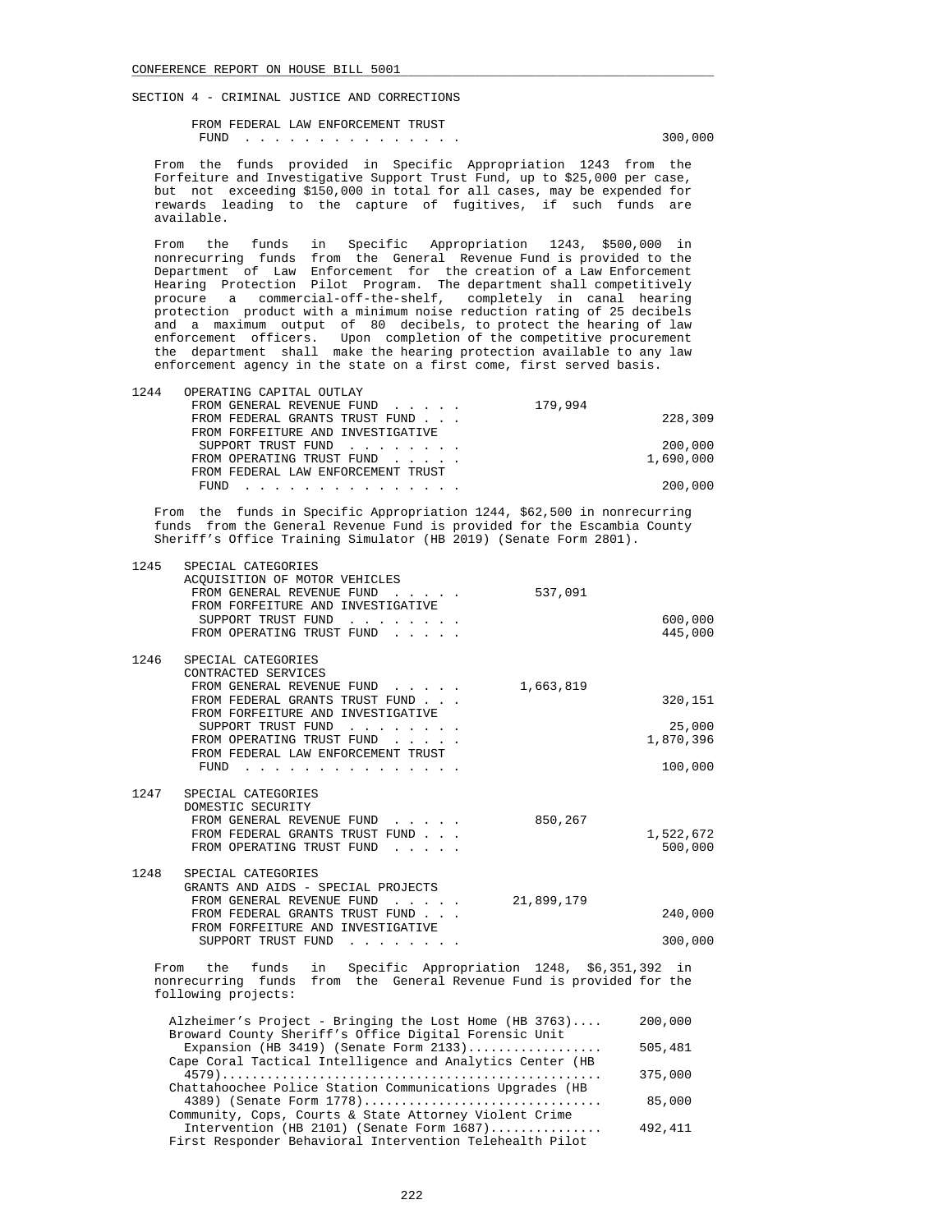SECTION 4 - CRIMINAL JUSTICE AND CORRECTIONS

| | | | |
|---|---|---|---|
| | FROM FEDERAL LAW ENFORCEMENT TRUST FUND . . . . . . . . . . . . . . . | | 300,000 |

From the funds provided in Specific Appropriation 1243 from the Forfeiture and Investigative Support Trust Fund, up to $25,000 per case, but not exceeding $150,000 in total for all cases, may be expended for rewards leading to the capture of fugitives, if such funds are available.

From the funds in Specific Appropriation 1243, $500,000 in nonrecurring funds from the General Revenue Fund is provided to the Department of Law Enforcement for the creation of a Law Enforcement Hearing Protection Pilot Program. The department shall competitively procure a commercial-off-the-shelf, completely in canal hearing protection product with a minimum noise reduction rating of 25 decibels and a maximum output of 80 decibels, to protect the hearing of law enforcement officers. Upon completion of the competitive procurement the department shall make the hearing protection available to any law enforcement agency in the state on a first come, first served basis.

| | | | |
|---|---|---|---|
| 1244 | OPERATING CAPITAL OUTLAY | | |
| | FROM GENERAL REVENUE FUND . . . . . | 179,994 | |
| | FROM FEDERAL GRANTS TRUST FUND . . . | | 228,309 |
| | FROM FORFEITURE AND INVESTIGATIVE SUPPORT TRUST FUND . . . . . . . . | | 200,000 |
| | FROM OPERATING TRUST FUND . . . . . | | 1,690,000 |
| | FROM FEDERAL LAW ENFORCEMENT TRUST FUND . . . . . . . . . . . . . . . | | 200,000 |

From the funds in Specific Appropriation 1244, $62,500 in nonrecurring funds from the General Revenue Fund is provided for the Escambia County Sheriff's Office Training Simulator (HB 2019) (Senate Form 2801).

| | | | |
|---|---|---|---|
| 1245 | SPECIAL CATEGORIES ACQUISITION OF MOTOR VEHICLES | | |
| | FROM GENERAL REVENUE FUND . . . . . | 537,091 | |
| | FROM FORFEITURE AND INVESTIGATIVE SUPPORT TRUST FUND . . . . . . . . | | 600,000 |
| | FROM OPERATING TRUST FUND . . . . . | | 445,000 |
| 1246 | SPECIAL CATEGORIES CONTRACTED SERVICES | | |
| | FROM GENERAL REVENUE FUND . . . . . | 1,663,819 | |
| | FROM FEDERAL GRANTS TRUST FUND . . . | | 320,151 |
| | FROM FORFEITURE AND INVESTIGATIVE SUPPORT TRUST FUND . . . . . . . . | | 25,000 |
| | FROM OPERATING TRUST FUND . . . . . | | 1,870,396 |
| | FROM FEDERAL LAW ENFORCEMENT TRUST FUND . . . . . . . . . . . . . . . | | 100,000 |
| 1247 | SPECIAL CATEGORIES DOMESTIC SECURITY | | |
| | FROM GENERAL REVENUE FUND . . . . . | 850,267 | |
| | FROM FEDERAL GRANTS TRUST FUND . . . | | 1,522,672 |
| | FROM OPERATING TRUST FUND . . . . . | | 500,000 |
| 1248 | SPECIAL CATEGORIES GRANTS AND AIDS - SPECIAL PROJECTS | | |
| | FROM GENERAL REVENUE FUND . . . . . | 21,899,179 | |
| | FROM FEDERAL GRANTS TRUST FUND . . . | | 240,000 |
| | FROM FORFEITURE AND INVESTIGATIVE SUPPORT TRUST FUND . . . . . . . . | | 300,000 |

From the funds in Specific Appropriation 1248, $6,351,392 in nonrecurring funds from the General Revenue Fund is provided for the following projects:

| | |
|---|---|
| Alzheimer's Project - Bringing the Lost Home (HB 3763).... | 200,000 |
| Broward County Sheriff's Office Digital Forensic Unit Expansion (HB 3419) (Senate Form 2133)................. | 505,481 |
| Cape Coral Tactical Intelligence and Analytics Center (HB 4579).................................................. | 375,000 |
| Chattahoochee Police Station Communications Upgrades (HB 4389) (Senate Form 1778)................................ | 85,000 |
| Community, Cops, Courts & State Attorney Violent Crime Intervention (HB 2101) (Senate Form 1687)............... | 492,411 |
| First Responder Behavioral Intervention Telehealth Pilot | |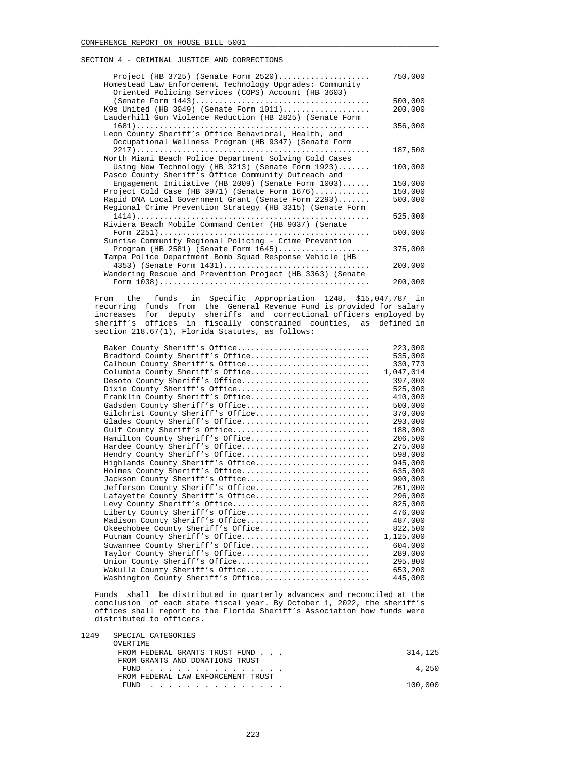SECTION 4 - CRIMINAL JUSTICE AND CORRECTIONS

| Item | Amount |
|---|---|
| Project (HB 3725) (Senate Form 2520) | 750,000 |
| Homestead Law Enforcement Technology Upgrades: Community Oriented Policing Services (COPS) Account (HB 3603) (Senate Form 1443) | 500,000 |
| K9s United (HB 3049) (Senate Form 1011) | 200,000 |
| Lauderhill Gun Violence Reduction (HB 2825) (Senate Form 1681) | 356,000 |
| Leon County Sheriff's Office Behavioral, Health, and Occupational Wellness Program (HB 9347) (Senate Form 2217) | 187,500 |
| North Miami Beach Police Department Solving Cold Cases Using New Technology (HB 3213) (Senate Form 1923) | 100,000 |
| Pasco County Sheriff's Office Community Outreach and Engagement Initiative (HB 2009) (Senate Form 1003) | 150,000 |
| Project Cold Case (HB 3971) (Senate Form 1676) | 150,000 |
| Rapid DNA Local Government Grant (Senate Form 2293) | 500,000 |
| Regional Crime Prevention Strategy (HB 3315) (Senate Form 1414) | 525,000 |
| Riviera Beach Mobile Command Center (HB 9037) (Senate Form 2251) | 500,000 |
| Sunrise Community Regional Policing - Crime Prevention Program (HB 2581) (Senate Form 1645) | 375,000 |
| Tampa Police Department Bomb Squad Response Vehicle (HB 4353) (Senate Form 1431) | 200,000 |
| Wandering Rescue and Prevention Project (HB 3363) (Senate Form 1038) | 200,000 |

From the funds in Specific Appropriation 1248, $15,047,787 in recurring funds from the General Revenue Fund is provided for salary increases for deputy sheriffs and correctional officers employed by sheriff's offices in fiscally constrained counties, as defined in section 218.67(1), Florida Statutes, as follows:

| Sheriff's Office | Amount |
|---|---|
| Baker County Sheriff's Office | 223,000 |
| Bradford County Sheriff's Office | 535,000 |
| Calhoun County Sheriff's Office | 330,773 |
| Columbia County Sheriff's Office | 1,047,014 |
| Desoto County Sheriff's Office | 397,000 |
| Dixie County Sheriff's Office | 525,000 |
| Franklin County Sheriff's Office | 410,000 |
| Gadsden County Sheriff's Office | 500,000 |
| Gilchrist County Sheriff's Office | 370,000 |
| Glades County Sheriff's Office | 293,000 |
| Gulf County Sheriff's Office | 188,000 |
| Hamilton County Sheriff's Office | 206,500 |
| Hardee County Sheriff's Office | 275,000 |
| Hendry County Sheriff's Office | 598,000 |
| Highlands County Sheriff's Office | 945,000 |
| Holmes County Sheriff's Office | 635,000 |
| Jackson County Sheriff's Office | 990,000 |
| Jefferson County Sheriff's Office | 261,000 |
| Lafayette County Sheriff's Office | 296,000 |
| Levy County Sheriff's Office | 825,000 |
| Liberty County Sheriff's Office | 476,000 |
| Madison County Sheriff's Office | 487,000 |
| Okeechobee County Sheriff's Office | 822,500 |
| Putnam County Sheriff's Office | 1,125,000 |
| Suwannee County Sheriff's Office | 604,000 |
| Taylor County Sheriff's Office | 289,000 |
| Union County Sheriff's Office | 295,800 |
| Wakulla County Sheriff's Office | 653,200 |
| Washington County Sheriff's Office | 445,000 |

Funds shall be distributed in quarterly advances and reconciled at the conclusion of each state fiscal year. By October 1, 2022, the sheriff's offices shall report to the Florida Sheriff's Association how funds were distributed to officers.

1249 SPECIAL CATEGORIES
OVERTIME

| Fund | Amount |
|---|---|
| FROM FEDERAL GRANTS TRUST FUND | 314,125 |
| FROM GRANTS AND DONATIONS TRUST FUND | 4,250 |
| FROM FEDERAL LAW ENFORCEMENT TRUST FUND | 100,000 |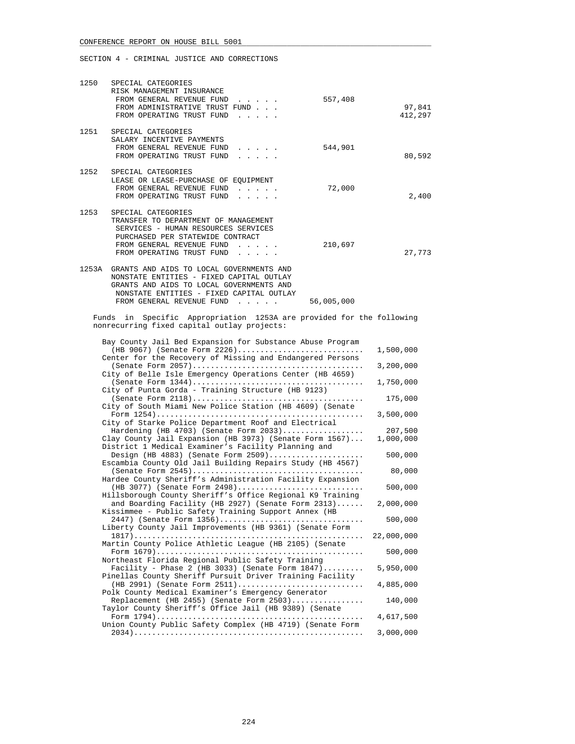CONFERENCE REPORT ON HOUSE BILL 5001

SECTION 4 - CRIMINAL JUSTICE AND CORRECTIONS

```
1250   SPECIAL CATEGORIES
       RISK MANAGEMENT INSURANCE
        FROM GENERAL REVENUE FUND  . . . . .          557,408
        FROM ADMINISTRATIVE TRUST FUND . . .                           97,841
        FROM OPERATING TRUST FUND  . . . . .                          412,297

1251   SPECIAL CATEGORIES
       SALARY INCENTIVE PAYMENTS
        FROM GENERAL REVENUE FUND  . . . . .          544,901
        FROM OPERATING TRUST FUND  . . . . .                           80,592

1252   SPECIAL CATEGORIES
       LEASE OR LEASE-PURCHASE OF EQUIPMENT
        FROM GENERAL REVENUE FUND  . . . . .           72,000
        FROM OPERATING TRUST FUND  . . . . .                            2,400

1253   SPECIAL CATEGORIES
       TRANSFER TO DEPARTMENT OF MANAGEMENT
        SERVICES - HUMAN RESOURCES SERVICES
        PURCHASED PER STATEWIDE CONTRACT
        FROM GENERAL REVENUE FUND  . . . . .          210,697
        FROM OPERATING TRUST FUND  . . . . .                           27,773

1253A  GRANTS AND AIDS TO LOCAL GOVERNMENTS AND
       NONSTATE ENTITIES - FIXED CAPITAL OUTLAY
       GRANTS AND AIDS TO LOCAL GOVERNMENTS AND
        NONSTATE ENTITIES - FIXED CAPITAL OUTLAY
        FROM GENERAL REVENUE FUND  . . . . .       56,005,000
```

Funds in Specific Appropriation 1253A are provided for the following nonrecurring fixed capital outlay projects:

| Project | Amount |
|---|---|
| Bay County Jail Bed Expansion for Substance Abuse Program (HB 9067) (Senate Form 2226) | 1,500,000 |
| Center for the Recovery of Missing and Endangered Persons (Senate Form 2057) | 3,200,000 |
| City of Belle Isle Emergency Operations Center (HB 4659) (Senate Form 1344) | 1,750,000 |
| City of Punta Gorda - Training Structure (HB 9123) (Senate Form 2118) | 175,000 |
| City of South Miami New Police Station (HB 4609) (Senate Form 1254) | 3,500,000 |
| City of Starke Police Department Roof and Electrical Hardening (HB 4703) (Senate Form 2033) | 207,500 |
| Clay County Jail Expansion (HB 3973) (Senate Form 1567) | 1,000,000 |
| District 1 Medical Examiner's Facility Planning and Design (HB 4883) (Senate Form 2509) | 500,000 |
| Escambia County Old Jail Building Repairs Study (HB 4567) (Senate Form 2545) | 80,000 |
| Hardee County Sheriff's Administration Facility Expansion (HB 3077) (Senate Form 2498) | 500,000 |
| Hillsborough County Sheriff's Office Regional K9 Training and Boarding Facility (HB 2927) (Senate Form 2313) | 2,000,000 |
| Kissimmee - Public Safety Training Support Annex (HB 2447) (Senate Form 1356) | 500,000 |
| Liberty County Jail Improvements (HB 9361) (Senate Form 1817) | 22,000,000 |
| Martin County Police Athletic League (HB 2105) (Senate Form 1679) | 500,000 |
| Northeast Florida Regional Public Safety Training Facility - Phase 2 (HB 3033) (Senate Form 1847) | 5,950,000 |
| Pinellas County Sheriff Pursuit Driver Training Facility (HB 2991) (Senate Form 2511) | 4,885,000 |
| Polk County Medical Examiner's Emergency Generator Replacement (HB 2455) (Senate Form 2503) | 140,000 |
| Taylor County Sheriff's Office Jail (HB 9389) (Senate Form 1794) | 4,617,500 |
| Union County Public Safety Complex (HB 4719) (Senate Form 2034) | 3,000,000 |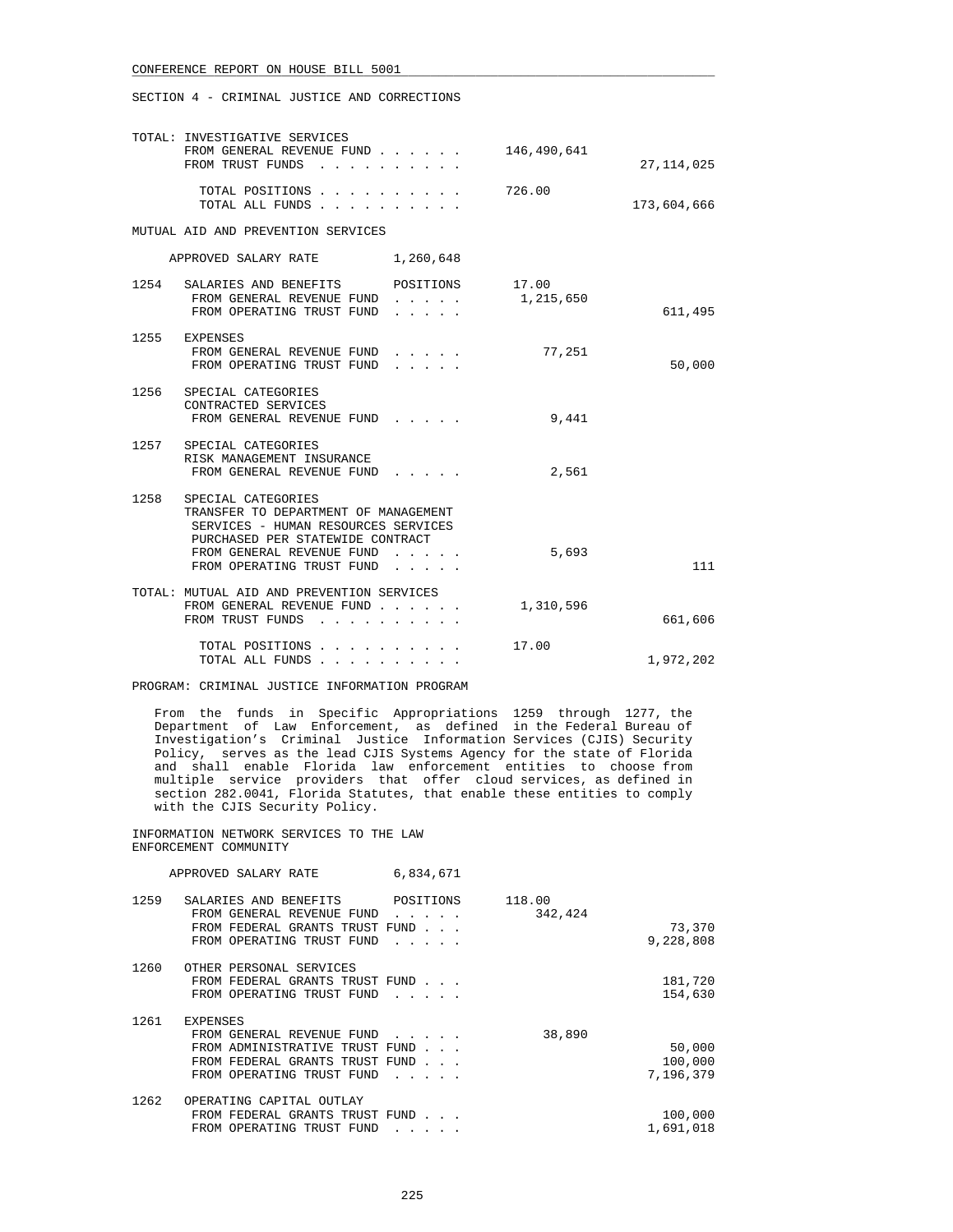SECTION 4 - CRIMINAL JUSTICE AND CORRECTIONS

```
TOTAL: INVESTIGATIVE SERVICES
       FROM GENERAL REVENUE FUND . . . . . .     146,490,641
       FROM TRUST FUNDS  . . . . . . . . . .                     27,114,025

         TOTAL POSITIONS . . . . . . . . . .     726.00
         TOTAL ALL FUNDS . . . . . . . . . .                    173,604,666

MUTUAL AID AND PREVENTION SERVICES

     APPROVED SALARY RATE          1,260,648

1254   SALARIES AND BENEFITS       POSITIONS      17.00
        FROM GENERAL REVENUE FUND  . . . . .    1,215,650
        FROM OPERATING TRUST FUND  . . . . .                        611,495

1255   EXPENSES
        FROM GENERAL REVENUE FUND  . . . . .       77,251
        FROM OPERATING TRUST FUND  . . . . .                         50,000

1256   SPECIAL CATEGORIES
        CONTRACTED SERVICES
        FROM GENERAL REVENUE FUND  . . . . .        9,441

1257   SPECIAL CATEGORIES
        RISK MANAGEMENT INSURANCE
        FROM GENERAL REVENUE FUND  . . . . .        2,561

1258   SPECIAL CATEGORIES
        TRANSFER TO DEPARTMENT OF MANAGEMENT
         SERVICES - HUMAN RESOURCES SERVICES
         PURCHASED PER STATEWIDE CONTRACT
        FROM GENERAL REVENUE FUND  . . . . .        5,693
        FROM OPERATING TRUST FUND  . . . . .                            111

TOTAL: MUTUAL AID AND PREVENTION SERVICES
       FROM GENERAL REVENUE FUND . . . . . .    1,310,596
       FROM TRUST FUNDS  . . . . . . . . . .                        661,606

         TOTAL POSITIONS . . . . . . . . . .     17.00
         TOTAL ALL FUNDS . . . . . . . . . .                      1,972,202
```

PROGRAM: CRIMINAL JUSTICE INFORMATION PROGRAM

From the funds in Specific Appropriations 1259 through 1277, the Department of Law Enforcement, as defined in the Federal Bureau of Investigation's Criminal Justice Information Services (CJIS) Security Policy, serves as the lead CJIS Systems Agency for the state of Florida and shall enable Florida law enforcement entities to choose from multiple service providers that offer cloud services, as defined in section 282.0041, Florida Statutes, that enable these entities to comply with the CJIS Security Policy.

```
INFORMATION NETWORK SERVICES TO THE LAW
ENFORCEMENT COMMUNITY

     APPROVED SALARY RATE          6,834,671

1259   SALARIES AND BENEFITS       POSITIONS     118.00
        FROM GENERAL REVENUE FUND  . . . . .      342,424
        FROM FEDERAL GRANTS TRUST FUND . . .                         73,370
        FROM OPERATING TRUST FUND  . . . . .                      9,228,808

1260   OTHER PERSONAL SERVICES
        FROM FEDERAL GRANTS TRUST FUND . . .                        181,720
        FROM OPERATING TRUST FUND  . . . . .                        154,630

1261   EXPENSES
        FROM GENERAL REVENUE FUND  . . . . .       38,890
        FROM ADMINISTRATIVE TRUST FUND . . .                         50,000
        FROM FEDERAL GRANTS TRUST FUND . . .                        100,000
        FROM OPERATING TRUST FUND  . . . . .                      7,196,379

1262   OPERATING CAPITAL OUTLAY
        FROM FEDERAL GRANTS TRUST FUND . . .                        100,000
        FROM OPERATING TRUST FUND  . . . . .                      1,691,018
```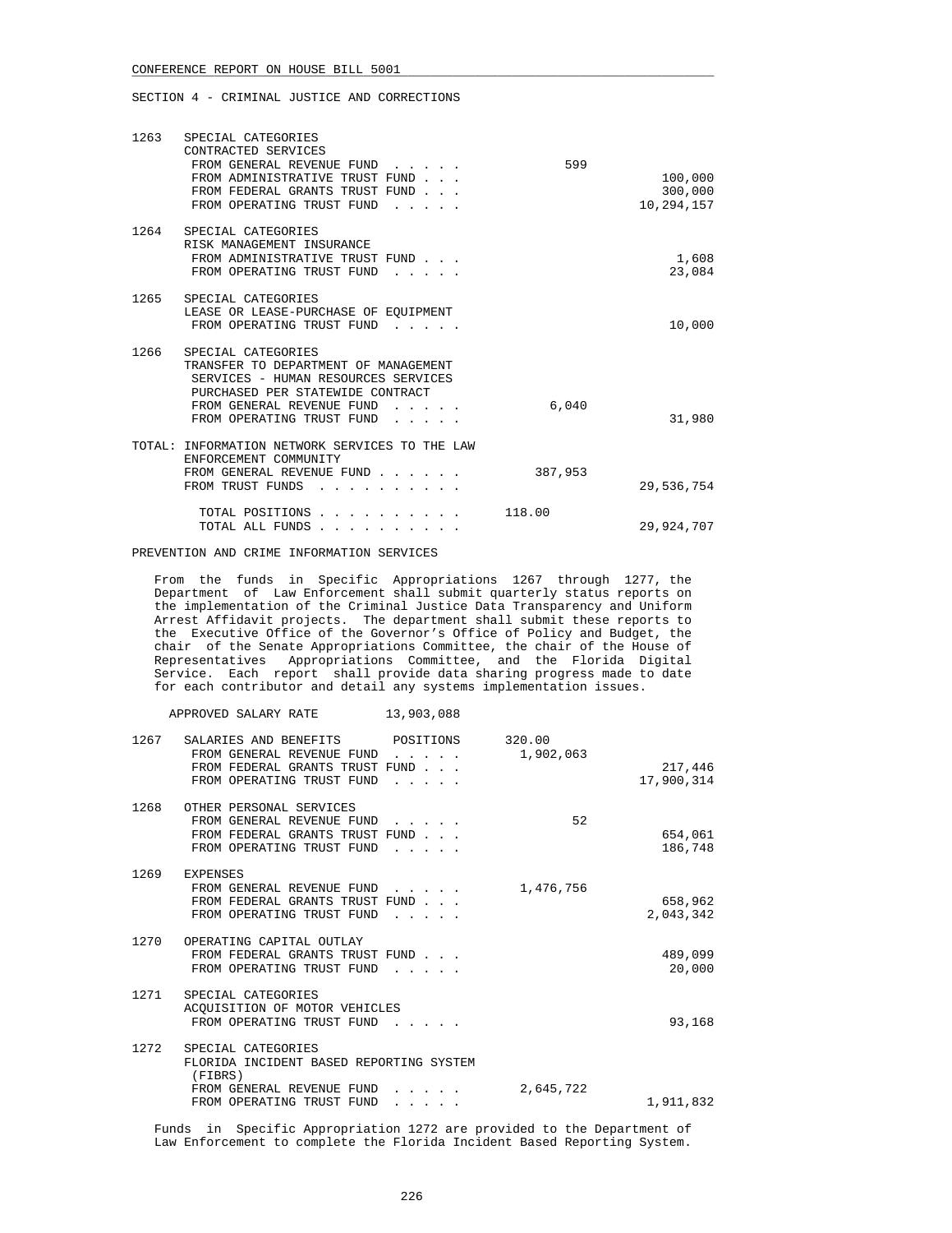SECTION 4 - CRIMINAL JUSTICE AND CORRECTIONS

| | | | |
|---|---|---|---|
| 1263 | SPECIAL CATEGORIES<br>CONTRACTED SERVICES | | |
| | FROM GENERAL REVENUE FUND . . . . . | 599 | |
| | FROM ADMINISTRATIVE TRUST FUND . . . | | 100,000 |
| | FROM FEDERAL GRANTS TRUST FUND . . . | | 300,000 |
| | FROM OPERATING TRUST FUND . . . . . | | 10,294,157 |
| 1264 | SPECIAL CATEGORIES<br>RISK MANAGEMENT INSURANCE | | |
| | FROM ADMINISTRATIVE TRUST FUND . . . | | 1,608 |
| | FROM OPERATING TRUST FUND . . . . . | | 23,084 |
| 1265 | SPECIAL CATEGORIES<br>LEASE OR LEASE-PURCHASE OF EQUIPMENT | | |
| | FROM OPERATING TRUST FUND . . . . . | | 10,000 |
| 1266 | SPECIAL CATEGORIES<br>TRANSFER TO DEPARTMENT OF MANAGEMENT SERVICES - HUMAN RESOURCES SERVICES PURCHASED PER STATEWIDE CONTRACT | | |
| | FROM GENERAL REVENUE FUND . . . . . | 6,040 | |
| | FROM OPERATING TRUST FUND . . . . . | | 31,980 |

TOTAL: INFORMATION NETWORK SERVICES TO THE LAW ENFORCEMENT COMMUNITY

| | | |
|---|---|---|
| FROM GENERAL REVENUE FUND . . . . . . | 387,953 | |
| FROM TRUST FUNDS . . . . . . . . . . | | 29,536,754 |
| TOTAL POSITIONS . . . . . . . . . . | 118.00 | |
| TOTAL ALL FUNDS . . . . . . . . . . | | 29,924,707 |

PREVENTION AND CRIME INFORMATION SERVICES

From the funds in Specific Appropriations 1267 through 1277, the Department of Law Enforcement shall submit quarterly status reports on the implementation of the Criminal Justice Data Transparency and Uniform Arrest Affidavit projects. The department shall submit these reports to the Executive Office of the Governor's Office of Policy and Budget, the chair of the Senate Appropriations Committee, the chair of the House of Representatives Appropriations Committee, and the Florida Digital Service. Each report shall provide data sharing progress made to date for each contributor and detail any systems implementation issues.

APPROVED SALARY RATE 13,903,088

| | | | |
|---|---|---|---|
| 1267 | SALARIES AND BENEFITS POSITIONS | 320.00 | |
| | FROM GENERAL REVENUE FUND . . . . . | 1,902,063 | |
| | FROM FEDERAL GRANTS TRUST FUND . . . | | 217,446 |
| | FROM OPERATING TRUST FUND . . . . . | | 17,900,314 |
| 1268 | OTHER PERSONAL SERVICES | | |
| | FROM GENERAL REVENUE FUND . . . . . | 52 | |
| | FROM FEDERAL GRANTS TRUST FUND . . . | | 654,061 |
| | FROM OPERATING TRUST FUND . . . . . | | 186,748 |
| 1269 | EXPENSES | | |
| | FROM GENERAL REVENUE FUND . . . . . | 1,476,756 | |
| | FROM FEDERAL GRANTS TRUST FUND . . . | | 658,962 |
| | FROM OPERATING TRUST FUND . . . . . | | 2,043,342 |
| 1270 | OPERATING CAPITAL OUTLAY | | |
| | FROM FEDERAL GRANTS TRUST FUND . . . | | 489,099 |
| | FROM OPERATING TRUST FUND . . . . . | | 20,000 |
| 1271 | SPECIAL CATEGORIES<br>ACQUISITION OF MOTOR VEHICLES | | |
| | FROM OPERATING TRUST FUND . . . . . | | 93,168 |
| 1272 | SPECIAL CATEGORIES<br>FLORIDA INCIDENT BASED REPORTING SYSTEM (FIBRS) | | |
| | FROM GENERAL REVENUE FUND . . . . . | 2,645,722 | |
| | FROM OPERATING TRUST FUND . . . . . | | 1,911,832 |

Funds in Specific Appropriation 1272 are provided to the Department of Law Enforcement to complete the Florida Incident Based Reporting System.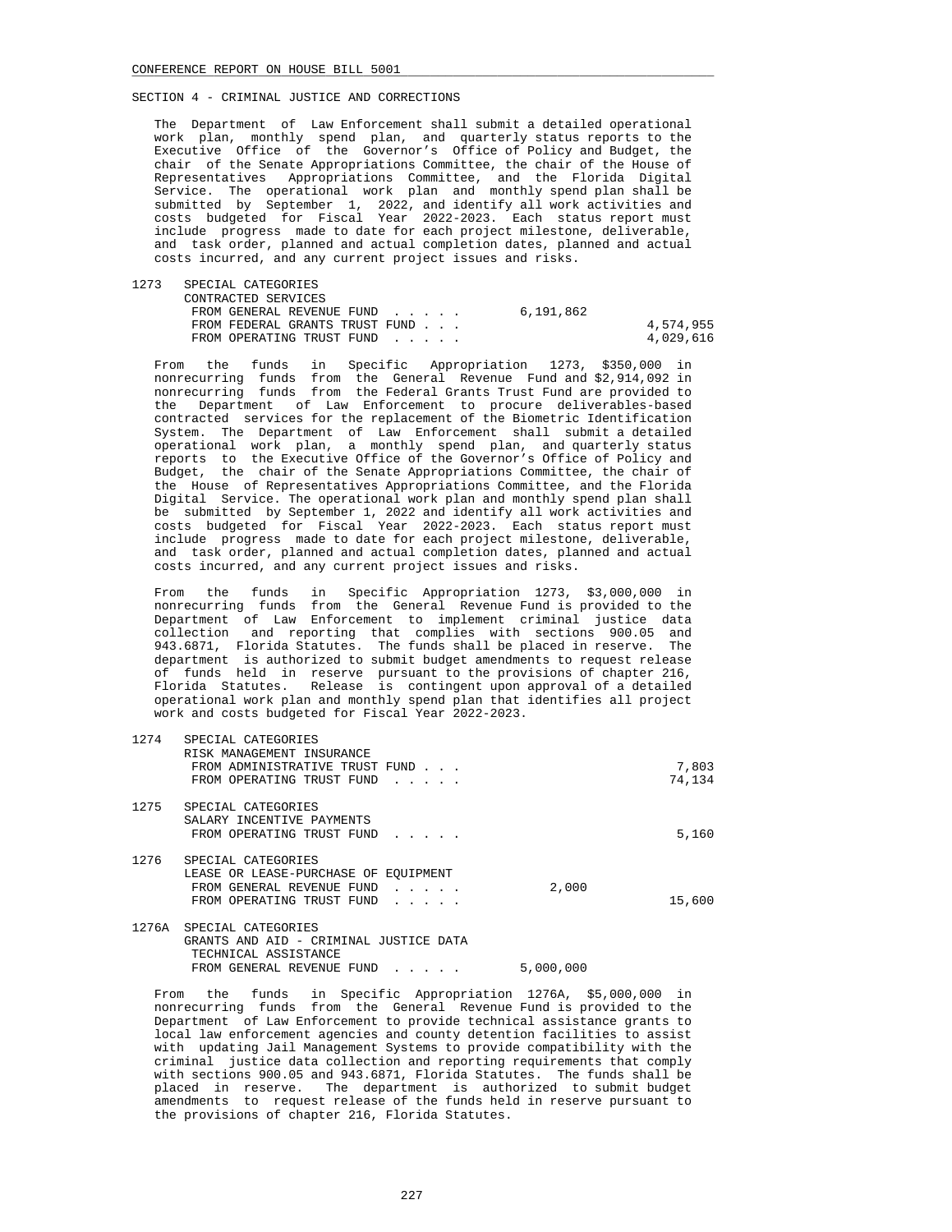SECTION 4 - CRIMINAL JUSTICE AND CORRECTIONS

The Department of Law Enforcement shall submit a detailed operational work plan, monthly spend plan, and quarterly status reports to the Executive Office of the Governor's Office of Policy and Budget, the chair of the Senate Appropriations Committee, the chair of the House of Representatives Appropriations Committee, and the Florida Digital Service. The operational work plan and monthly spend plan shall be submitted by September 1, 2022, and identify all work activities and costs budgeted for Fiscal Year 2022-2023. Each status report must include progress made to date for each project milestone, deliverable, and task order, planned and actual completion dates, planned and actual costs incurred, and any current project issues and risks.

| | | | |
|---|---|---|---|
| 1273 | SPECIAL CATEGORIES<br>CONTRACTED SERVICES | | |
| | FROM GENERAL REVENUE FUND . . . . . | 6,191,862 | |
| | FROM FEDERAL GRANTS TRUST FUND . . . | | 4,574,955 |
| | FROM OPERATING TRUST FUND . . . . . | | 4,029,616 |

From the funds in Specific Appropriation 1273, $350,000 in nonrecurring funds from the General Revenue Fund and $2,914,092 in nonrecurring funds from the Federal Grants Trust Fund are provided to the Department of Law Enforcement to procure deliverables-based contracted services for the replacement of the Biometric Identification System. The Department of Law Enforcement shall submit a detailed operational work plan, a monthly spend plan, and quarterly status reports to the Executive Office of the Governor's Office of Policy and Budget, the chair of the Senate Appropriations Committee, the chair of the House of Representatives Appropriations Committee, and the Florida Digital Service. The operational work plan and monthly spend plan shall be submitted by September 1, 2022 and identify all work activities and costs budgeted for Fiscal Year 2022-2023. Each status report must include progress made to date for each project milestone, deliverable, and task order, planned and actual completion dates, planned and actual costs incurred, and any current project issues and risks.

From the funds in Specific Appropriation 1273, $3,000,000 in nonrecurring funds from the General Revenue Fund is provided to the Department of Law Enforcement to implement criminal justice data collection and reporting that complies with sections 900.05 and 943.6871, Florida Statutes. The funds shall be placed in reserve. The department is authorized to submit budget amendments to request release of funds held in reserve pursuant to the provisions of chapter 216, Florida Statutes. Release is contingent upon approval of a detailed operational work plan and monthly spend plan that identifies all project work and costs budgeted for Fiscal Year 2022-2023.

| | | | |
|---|---|---|---|
| 1274 | SPECIAL CATEGORIES<br>RISK MANAGEMENT INSURANCE | | |
| | FROM ADMINISTRATIVE TRUST FUND . . . | | 7,803 |
| | FROM OPERATING TRUST FUND . . . . . | | 74,134 |
| 1275 | SPECIAL CATEGORIES<br>SALARY INCENTIVE PAYMENTS | | |
| | FROM OPERATING TRUST FUND . . . . . | | 5,160 |
| 1276 | SPECIAL CATEGORIES<br>LEASE OR LEASE-PURCHASE OF EQUIPMENT | | |
| | FROM GENERAL REVENUE FUND . . . . . | 2,000 | |
| | FROM OPERATING TRUST FUND . . . . . | | 15,600 |
| 1276A | SPECIAL CATEGORIES<br>GRANTS AND AID - CRIMINAL JUSTICE DATA<br>TECHNICAL ASSISTANCE | | |
| | FROM GENERAL REVENUE FUND . . . . . | 5,000,000 | |

From the funds in Specific Appropriation 1276A, $5,000,000 in nonrecurring funds from the General Revenue Fund is provided to the Department of Law Enforcement to provide technical assistance grants to local law enforcement agencies and county detention facilities to assist with updating Jail Management Systems to provide compatibility with the criminal justice data collection and reporting requirements that comply with sections 900.05 and 943.6871, Florida Statutes. The funds shall be placed in reserve. The department is authorized to submit budget amendments to request release of the funds held in reserve pursuant to the provisions of chapter 216, Florida Statutes.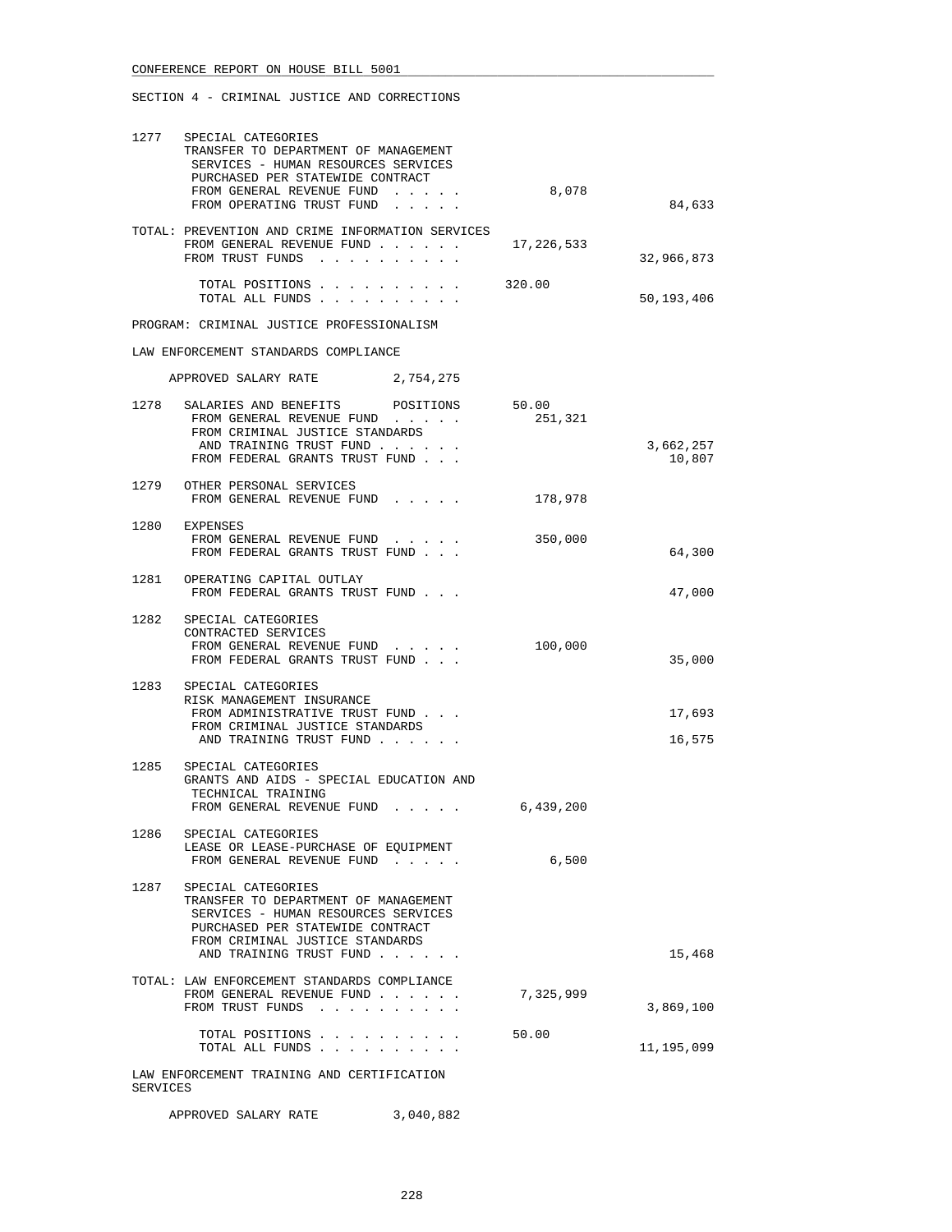SECTION 4 - CRIMINAL JUSTICE AND CORRECTIONS

```
1277  SPECIAL CATEGORIES
      TRANSFER TO DEPARTMENT OF MANAGEMENT
       SERVICES - HUMAN RESOURCES SERVICES
       PURCHASED PER STATEWIDE CONTRACT
       FROM GENERAL REVENUE FUND  . . . . .           8,078
       FROM OPERATING TRUST FUND  . . . . .                            84,633

TOTAL: PREVENTION AND CRIME INFORMATION SERVICES
       FROM GENERAL REVENUE FUND . . . . . .     17,226,533
       FROM TRUST FUNDS  . . . . . . . . . .                       32,966,873

        TOTAL POSITIONS . . . . . . . . . .      320.00
        TOTAL ALL FUNDS . . . . . . . . . .                        50,193,406

PROGRAM: CRIMINAL JUSTICE PROFESSIONALISM

LAW ENFORCEMENT STANDARDS COMPLIANCE

    APPROVED SALARY RATE         2,754,275

1278  SALARIES AND BENEFITS      POSITIONS        50.00
       FROM GENERAL REVENUE FUND  . . . . .         251,321
       FROM CRIMINAL JUSTICE STANDARDS
        AND TRAINING TRUST FUND . . . . . .                         3,662,257
       FROM FEDERAL GRANTS TRUST FUND . . .                            10,807

1279  OTHER PERSONAL SERVICES
       FROM GENERAL REVENUE FUND  . . . . .         178,978

1280  EXPENSES
       FROM GENERAL REVENUE FUND  . . . . .         350,000
       FROM FEDERAL GRANTS TRUST FUND . . .                            64,300

1281  OPERATING CAPITAL OUTLAY
       FROM FEDERAL GRANTS TRUST FUND . . .                            47,000

1282  SPECIAL CATEGORIES
      CONTRACTED SERVICES
       FROM GENERAL REVENUE FUND  . . . . .         100,000
       FROM FEDERAL GRANTS TRUST FUND . . .                            35,000

1283  SPECIAL CATEGORIES
      RISK MANAGEMENT INSURANCE
       FROM ADMINISTRATIVE TRUST FUND . . .                            17,693
       FROM CRIMINAL JUSTICE STANDARDS
        AND TRAINING TRUST FUND . . . . . .                            16,575

1285  SPECIAL CATEGORIES
      GRANTS AND AIDS - SPECIAL EDUCATION AND
       TECHNICAL TRAINING
       FROM GENERAL REVENUE FUND  . . . . .       6,439,200

1286  SPECIAL CATEGORIES
      LEASE OR LEASE-PURCHASE OF EQUIPMENT
       FROM GENERAL REVENUE FUND  . . . . .           6,500

1287  SPECIAL CATEGORIES
      TRANSFER TO DEPARTMENT OF MANAGEMENT
       SERVICES - HUMAN RESOURCES SERVICES
       PURCHASED PER STATEWIDE CONTRACT
       FROM CRIMINAL JUSTICE STANDARDS
        AND TRAINING TRUST FUND . . . . . .                            15,468

TOTAL: LAW ENFORCEMENT STANDARDS COMPLIANCE
       FROM GENERAL REVENUE FUND . . . . . .      7,325,999
       FROM TRUST FUNDS  . . . . . . . . . .                        3,869,100

        TOTAL POSITIONS . . . . . . . . . .       50.00
        TOTAL ALL FUNDS . . . . . . . . . .                        11,195,099

LAW ENFORCEMENT TRAINING AND CERTIFICATION
SERVICES

    APPROVED SALARY RATE         3,040,882
```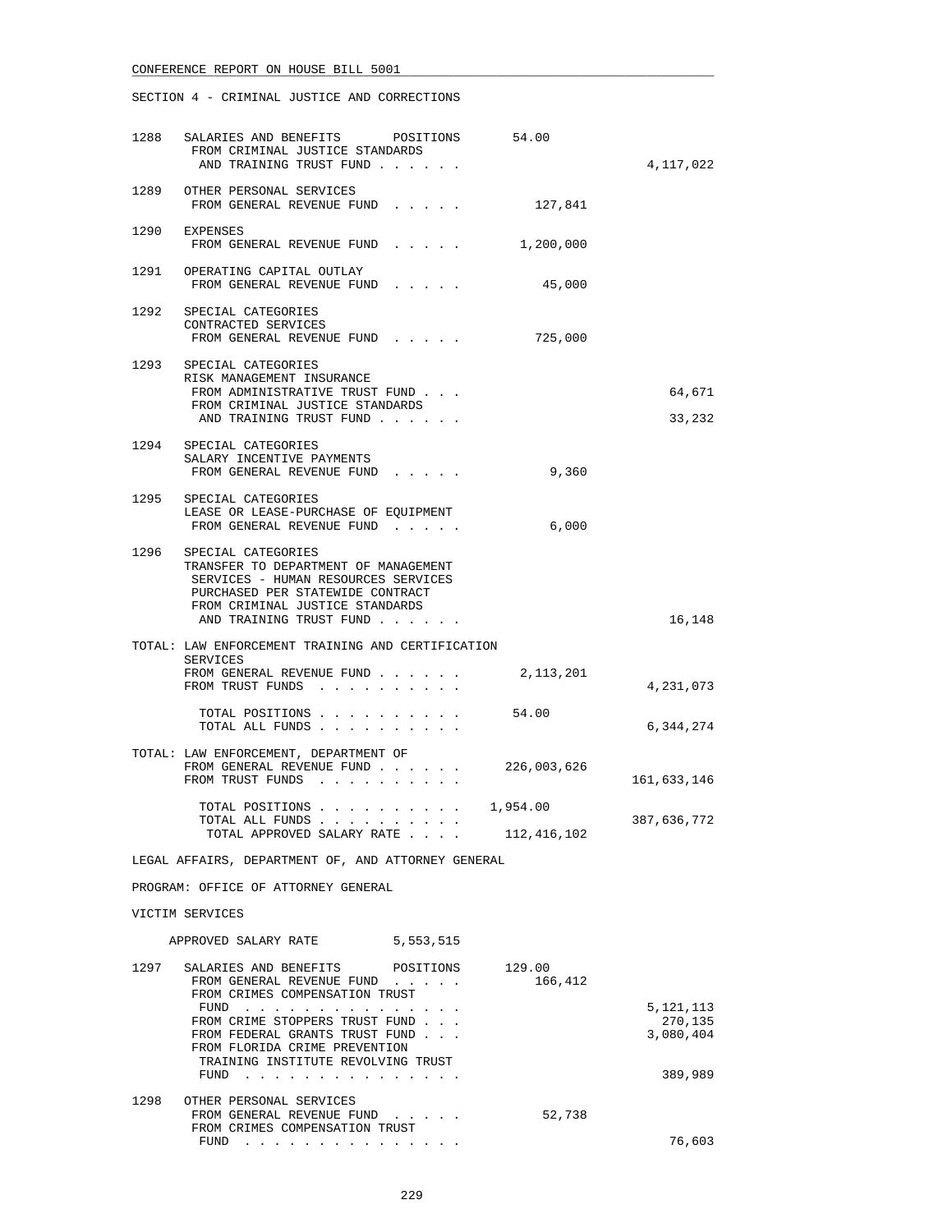SECTION 4 - CRIMINAL JUSTICE AND CORRECTIONS

| Item | Description | General Revenue / Positions | Trust Funds |
|---|---|---|---|
| 1288 | SALARIES AND BENEFITS POSITIONS | 54.00 | |
| | FROM CRIMINAL JUSTICE STANDARDS AND TRAINING TRUST FUND . . . . . . | | 4,117,022 |
| 1289 | OTHER PERSONAL SERVICES | | |
| | FROM GENERAL REVENUE FUND . . . . . | 127,841 | |
| 1290 | EXPENSES | | |
| | FROM GENERAL REVENUE FUND . . . . . | 1,200,000 | |
| 1291 | OPERATING CAPITAL OUTLAY | | |
| | FROM GENERAL REVENUE FUND . . . . . | 45,000 | |
| 1292 | SPECIAL CATEGORIES CONTRACTED SERVICES | | |
| | FROM GENERAL REVENUE FUND . . . . . | 725,000 | |
| 1293 | SPECIAL CATEGORIES RISK MANAGEMENT INSURANCE | | |
| | FROM ADMINISTRATIVE TRUST FUND . . . | | 64,671 |
| | FROM CRIMINAL JUSTICE STANDARDS AND TRAINING TRUST FUND . . . . . . | | 33,232 |
| 1294 | SPECIAL CATEGORIES SALARY INCENTIVE PAYMENTS | | |
| | FROM GENERAL REVENUE FUND . . . . . | 9,360 | |
| 1295 | SPECIAL CATEGORIES LEASE OR LEASE-PURCHASE OF EQUIPMENT | | |
| | FROM GENERAL REVENUE FUND . . . . . | 6,000 | |
| 1296 | SPECIAL CATEGORIES TRANSFER TO DEPARTMENT OF MANAGEMENT SERVICES - HUMAN RESOURCES SERVICES PURCHASED PER STATEWIDE CONTRACT | | |
| | FROM CRIMINAL JUSTICE STANDARDS AND TRAINING TRUST FUND . . . . . . | | 16,148 |

TOTAL: LAW ENFORCEMENT TRAINING AND CERTIFICATION SERVICES

| | | |
|---|---|---|
| FROM GENERAL REVENUE FUND . . . . . . | 2,113,201 | |
| FROM TRUST FUNDS . . . . . . . . . . | | 4,231,073 |
| TOTAL POSITIONS . . . . . . . . . . | 54.00 | |
| TOTAL ALL FUNDS . . . . . . . . . . | | 6,344,274 |

TOTAL: LAW ENFORCEMENT, DEPARTMENT OF

| | | |
|---|---|---|
| FROM GENERAL REVENUE FUND . . . . . . | 226,003,626 | |
| FROM TRUST FUNDS . . . . . . . . . . | | 161,633,146 |
| TOTAL POSITIONS . . . . . . . . . . | 1,954.00 | |
| TOTAL ALL FUNDS . . . . . . . . . . | | 387,636,772 |
| TOTAL APPROVED SALARY RATE . . . . | 112,416,102 | |

LEGAL AFFAIRS, DEPARTMENT OF, AND ATTORNEY GENERAL

PROGRAM: OFFICE OF ATTORNEY GENERAL

VICTIM SERVICES

APPROVED SALARY RATE 5,553,515

| Item | Description | General Revenue / Positions | Trust Funds |
|---|---|---|---|
| 1297 | SALARIES AND BENEFITS POSITIONS | 129.00 | |
| | FROM GENERAL REVENUE FUND . . . . . | 166,412 | |
| | FROM CRIMES COMPENSATION TRUST FUND . . . . . . . . . . . . . . . | | 5,121,113 |
| | FROM CRIME STOPPERS TRUST FUND . . . | | 270,135 |
| | FROM FEDERAL GRANTS TRUST FUND . . . | | 3,080,404 |
| | FROM FLORIDA CRIME PREVENTION TRAINING INSTITUTE REVOLVING TRUST FUND . . . . . . . . . . . . . . . | | 389,989 |
| 1298 | OTHER PERSONAL SERVICES | | |
| | FROM GENERAL REVENUE FUND . . . . . | 52,738 | |
| | FROM CRIMES COMPENSATION TRUST FUND . . . . . . . . . . . . . . . | | 76,603 |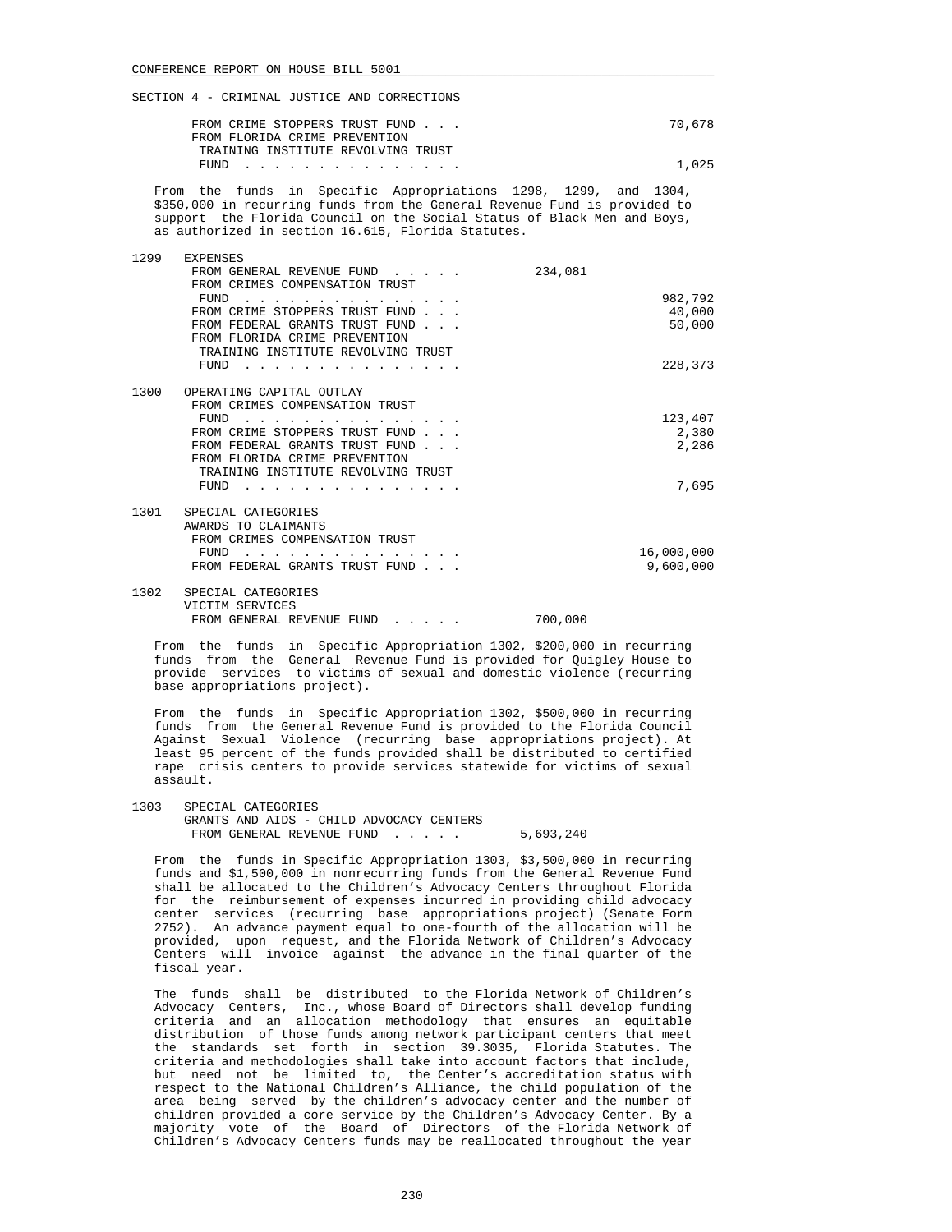SECTION 4 - CRIMINAL JUSTICE AND CORRECTIONS

| | | | |
|---|---|---|---|
| | FROM CRIME STOPPERS TRUST FUND . . . | | 70,678 |
| | FROM FLORIDA CRIME PREVENTION TRAINING INSTITUTE REVOLVING TRUST FUND . . . . . . . . . . . . . . . | | 1,025 |

From the funds in Specific Appropriations 1298, 1299, and 1304, $350,000 in recurring funds from the General Revenue Fund is provided to support the Florida Council on the Social Status of Black Men and Boys, as authorized in section 16.615, Florida Statutes.

| | | | |
|---|---|---|---|
| 1299 | EXPENSES | | |
| | FROM GENERAL REVENUE FUND . . . . . | 234,081 | |
| | FROM CRIMES COMPENSATION TRUST FUND . . . . . . . . . . . . . . . | | 982,792 |
| | FROM CRIME STOPPERS TRUST FUND . . . | | 40,000 |
| | FROM FEDERAL GRANTS TRUST FUND . . . | | 50,000 |
| | FROM FLORIDA CRIME PREVENTION TRAINING INSTITUTE REVOLVING TRUST FUND . . . . . . . . . . . . . . . | | 228,373 |
| 1300 | OPERATING CAPITAL OUTLAY | | |
| | FROM CRIMES COMPENSATION TRUST FUND . . . . . . . . . . . . . . . | | 123,407 |
| | FROM CRIME STOPPERS TRUST FUND . . . | | 2,380 |
| | FROM FEDERAL GRANTS TRUST FUND . . . | | 2,286 |
| | FROM FLORIDA CRIME PREVENTION TRAINING INSTITUTE REVOLVING TRUST FUND . . . . . . . . . . . . . . . | | 7,695 |
| 1301 | SPECIAL CATEGORIES AWARDS TO CLAIMANTS | | |
| | FROM CRIMES COMPENSATION TRUST FUND . . . . . . . . . . . . . . . | | 16,000,000 |
| | FROM FEDERAL GRANTS TRUST FUND . . . | | 9,600,000 |
| 1302 | SPECIAL CATEGORIES VICTIM SERVICES | | |
| | FROM GENERAL REVENUE FUND . . . . . | 700,000 | |

From the funds in Specific Appropriation 1302, $200,000 in recurring funds from the General Revenue Fund is provided for Quigley House to provide services to victims of sexual and domestic violence (recurring base appropriations project).

From the funds in Specific Appropriation 1302, $500,000 in recurring funds from the General Revenue Fund is provided to the Florida Council Against Sexual Violence (recurring base appropriations project). At least 95 percent of the funds provided shall be distributed to certified rape crisis centers to provide services statewide for victims of sexual assault.

| | | | |
|---|---|---|---|
| 1303 | SPECIAL CATEGORIES GRANTS AND AIDS - CHILD ADVOCACY CENTERS | | |
| | FROM GENERAL REVENUE FUND . . . . . | 5,693,240 | |

From the funds in Specific Appropriation 1303, $3,500,000 in recurring funds and $1,500,000 in nonrecurring funds from the General Revenue Fund shall be allocated to the Children's Advocacy Centers throughout Florida for the reimbursement of expenses incurred in providing child advocacy center services (recurring base appropriations project) (Senate Form 2752). An advance payment equal to one-fourth of the allocation will be provided, upon request, and the Florida Network of Children's Advocacy Centers will invoice against the advance in the final quarter of the fiscal year.

The funds shall be distributed to the Florida Network of Children's Advocacy Centers, Inc., whose Board of Directors shall develop funding criteria and an allocation methodology that ensures an equitable distribution of those funds among network participant centers that meet the standards set forth in section 39.3035, Florida Statutes. The criteria and methodologies shall take into account factors that include, but need not be limited to, the Center's accreditation status with respect to the National Children's Alliance, the child population of the area being served by the children's advocacy center and the number of children provided a core service by the Children's Advocacy Center. By a majority vote of the Board of Directors of the Florida Network of Children's Advocacy Centers funds may be reallocated throughout the year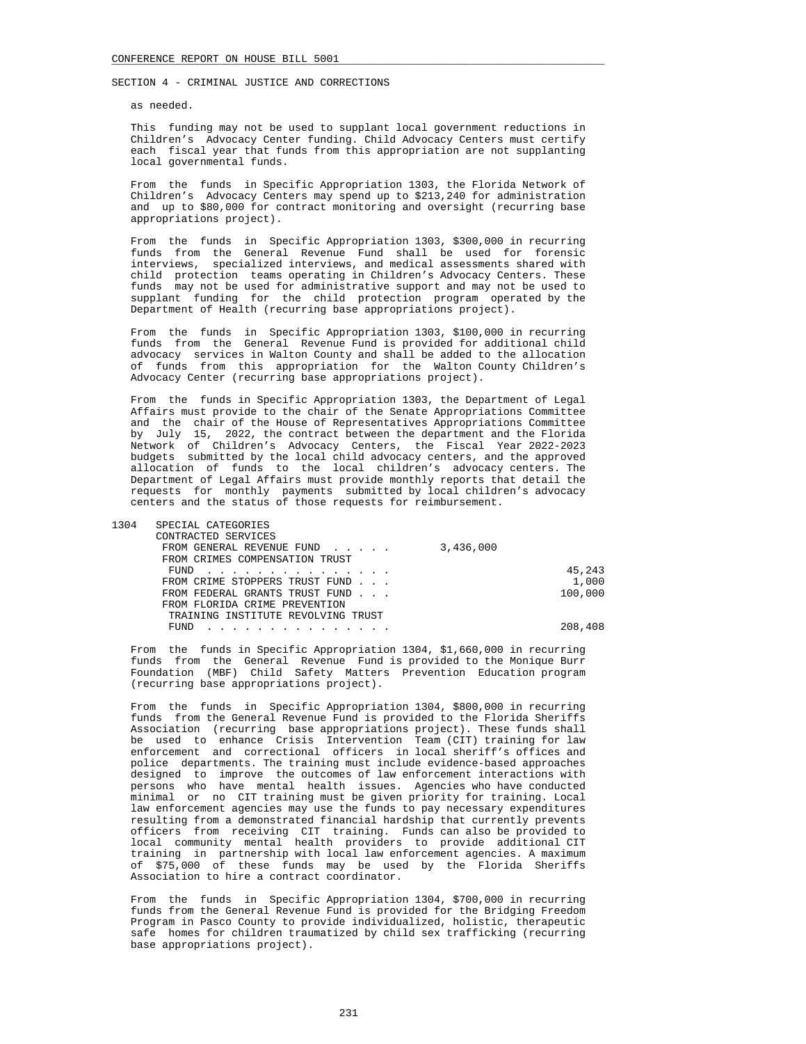SECTION 4 - CRIMINAL JUSTICE AND CORRECTIONS

as needed.

This funding may not be used to supplant local government reductions in Children's Advocacy Center funding. Child Advocacy Centers must certify each fiscal year that funds from this appropriation are not supplanting local governmental funds.

From the funds in Specific Appropriation 1303, the Florida Network of Children's Advocacy Centers may spend up to $213,240 for administration and up to $80,000 for contract monitoring and oversight (recurring base appropriations project).

From the funds in Specific Appropriation 1303, $300,000 in recurring funds from the General Revenue Fund shall be used for forensic interviews, specialized interviews, and medical assessments shared with child protection teams operating in Children's Advocacy Centers. These funds may not be used for administrative support and may not be used to supplant funding for the child protection program operated by the Department of Health (recurring base appropriations project).

From the funds in Specific Appropriation 1303, $100,000 in recurring funds from the General Revenue Fund is provided for additional child advocacy services in Walton County and shall be added to the allocation of funds from this appropriation for the Walton County Children's Advocacy Center (recurring base appropriations project).

From the funds in Specific Appropriation 1303, the Department of Legal Affairs must provide to the chair of the Senate Appropriations Committee and the chair of the House of Representatives Appropriations Committee by July 15, 2022, the contract between the department and the Florida Network of Children's Advocacy Centers, the Fiscal Year 2022-2023 budgets submitted by the local child advocacy centers, and the approved allocation of funds to the local children's advocacy centers. The Department of Legal Affairs must provide monthly reports that detail the requests for monthly payments submitted by local children's advocacy centers and the status of those requests for reimbursement.

1304 SPECIAL CATEGORIES
CONTRACTED SERVICES

| | | |
|---|---|---|
| FROM GENERAL REVENUE FUND . . . . . | 3,436,000 | |
| FROM CRIMES COMPENSATION TRUST FUND . . . . . . . . . . . . . . . | | 45,243 |
| FROM CRIME STOPPERS TRUST FUND . . . | | 1,000 |
| FROM FEDERAL GRANTS TRUST FUND . . . | | 100,000 |
| FROM FLORIDA CRIME PREVENTION TRAINING INSTITUTE REVOLVING TRUST FUND . . . . . . . . . . . . . . . | | 208,408 |

From the funds in Specific Appropriation 1304, $1,660,000 in recurring funds from the General Revenue Fund is provided to the Monique Burr Foundation (MBF) Child Safety Matters Prevention Education program (recurring base appropriations project).

From the funds in Specific Appropriation 1304, $800,000 in recurring funds from the General Revenue Fund is provided to the Florida Sheriffs Association (recurring base appropriations project). These funds shall be used to enhance Crisis Intervention Team (CIT) training for law enforcement and correctional officers in local sheriff's offices and police departments. The training must include evidence-based approaches designed to improve the outcomes of law enforcement interactions with persons who have mental health issues. Agencies who have conducted minimal or no CIT training must be given priority for training. Local law enforcement agencies may use the funds to pay necessary expenditures resulting from a demonstrated financial hardship that currently prevents officers from receiving CIT training. Funds can also be provided to local community mental health providers to provide additional CIT training in partnership with local law enforcement agencies. A maximum of $75,000 of these funds may be used by the Florida Sheriffs Association to hire a contract coordinator.

From the funds in Specific Appropriation 1304, $700,000 in recurring funds from the General Revenue Fund is provided for the Bridging Freedom Program in Pasco County to provide individualized, holistic, therapeutic safe homes for children traumatized by child sex trafficking (recurring base appropriations project).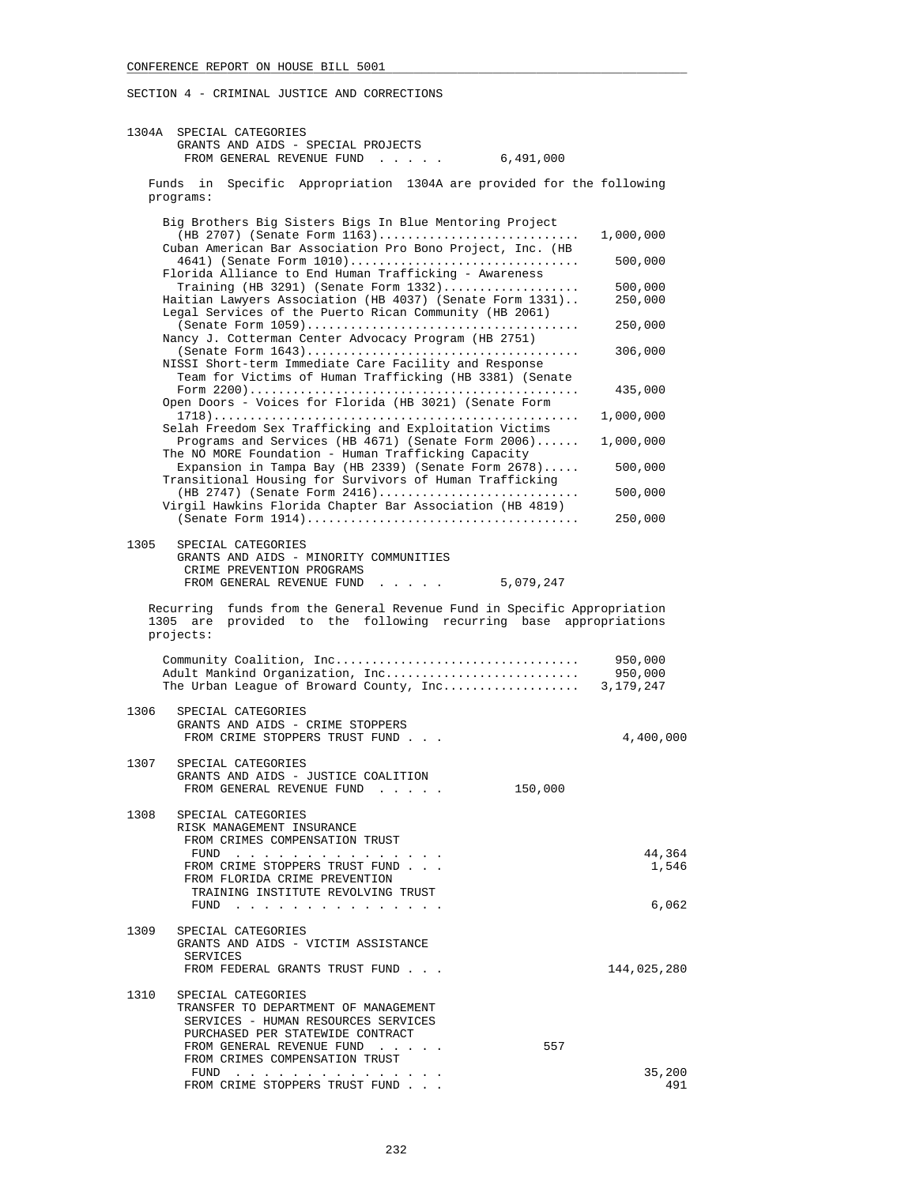SECTION 4 - CRIMINAL JUSTICE AND CORRECTIONS

1304A SPECIAL CATEGORIES
GRANTS AND AIDS - SPECIAL PROJECTS
FROM GENERAL REVENUE FUND . . . . . 6,491,000

Funds in Specific Appropriation 1304A are provided for the following programs:

| Program | Amount |
|---|---|
| Big Brothers Big Sisters Bigs In Blue Mentoring Project (HB 2707) (Senate Form 1163) | 1,000,000 |
| Cuban American Bar Association Pro Bono Project, Inc. (HB 4641) (Senate Form 1010) | 500,000 |
| Florida Alliance to End Human Trafficking - Awareness Training (HB 3291) (Senate Form 1332) | 500,000 |
| Haitian Lawyers Association (HB 4037) (Senate Form 1331) | 250,000 |
| Legal Services of the Puerto Rican Community (HB 2061) (Senate Form 1059) | 250,000 |
| Nancy J. Cotterman Center Advocacy Program (HB 2751) (Senate Form 1643) | 306,000 |
| NISSI Short-term Immediate Care Facility and Response Team for Victims of Human Trafficking (HB 3381) (Senate Form 2200) | 435,000 |
| Open Doors - Voices for Florida (HB 3021) (Senate Form 1718) | 1,000,000 |
| Selah Freedom Sex Trafficking and Exploitation Victims Programs and Services (HB 4671) (Senate Form 2006) | 1,000,000 |
| The NO MORE Foundation - Human Trafficking Capacity Expansion in Tampa Bay (HB 2339) (Senate Form 2678) | 500,000 |
| Transitional Housing for Survivors of Human Trafficking (HB 2747) (Senate Form 2416) | 500,000 |
| Virgil Hawkins Florida Chapter Bar Association (HB 4819) (Senate Form 1914) | 250,000 |

1305 SPECIAL CATEGORIES
GRANTS AND AIDS - MINORITY COMMUNITIES
CRIME PREVENTION PROGRAMS
FROM GENERAL REVENUE FUND . . . . . 5,079,247

Recurring funds from the General Revenue Fund in Specific Appropriation 1305 are provided to the following recurring base appropriations projects:

| Project | Amount |
|---|---|
| Community Coalition, Inc | 950,000 |
| Adult Mankind Organization, Inc | 950,000 |
| The Urban League of Broward County, Inc | 3,179,247 |

1306 SPECIAL CATEGORIES
GRANTS AND AIDS - CRIME STOPPERS
FROM CRIME STOPPERS TRUST FUND . . . 4,400,000

1307 SPECIAL CATEGORIES
GRANTS AND AIDS - JUSTICE COALITION
FROM GENERAL REVENUE FUND . . . . . 150,000

1308 SPECIAL CATEGORIES
RISK MANAGEMENT INSURANCE
FROM CRIMES COMPENSATION TRUST FUND . . . . . . . . . . . . . . . 44,364
FROM CRIME STOPPERS TRUST FUND . . . 1,546
FROM FLORIDA CRIME PREVENTION TRAINING INSTITUTE REVOLVING TRUST FUND . . . . . . . . . . . . . . . 6,062

1309 SPECIAL CATEGORIES
GRANTS AND AIDS - VICTIM ASSISTANCE SERVICES
FROM FEDERAL GRANTS TRUST FUND . . . 144,025,280

1310 SPECIAL CATEGORIES
TRANSFER TO DEPARTMENT OF MANAGEMENT SERVICES - HUMAN RESOURCES SERVICES PURCHASED PER STATEWIDE CONTRACT
FROM GENERAL REVENUE FUND . . . . . 557
FROM CRIMES COMPENSATION TRUST FUND . . . . . . . . . . . . . . . 35,200
FROM CRIME STOPPERS TRUST FUND . . . 491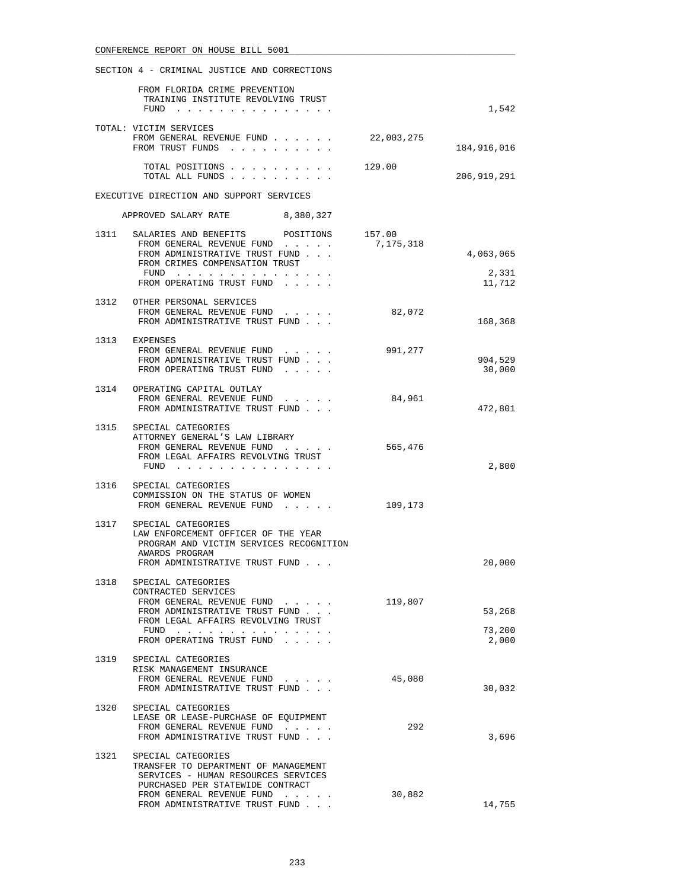SECTION 4 - CRIMINAL JUSTICE AND CORRECTIONS

| | | | |
|---|---|---|---|
| | FROM FLORIDA CRIME PREVENTION TRAINING INSTITUTE REVOLVING TRUST FUND . . . . . . . . . . . . . . . | | 1,542 |
| | TOTAL: VICTIM SERVICES | | |
| | FROM GENERAL REVENUE FUND . . . . . . | 22,003,275 | |
| | FROM TRUST FUNDS . . . . . . . . . . | | 184,916,016 |
| | TOTAL POSITIONS . . . . . . . . . . | 129.00 | |
| | TOTAL ALL FUNDS . . . . . . . . . . | | 206,919,291 |

EXECUTIVE DIRECTION AND SUPPORT SERVICES

APPROVED SALARY RATE 8,380,327

| | | | |
|---|---|---|---|
| 1311 | SALARIES AND BENEFITS POSITIONS | 157.00 | |
| | FROM GENERAL REVENUE FUND . . . . . | 7,175,318 | |
| | FROM ADMINISTRATIVE TRUST FUND . . . | | 4,063,065 |
| | FROM CRIMES COMPENSATION TRUST FUND . . . . . . . . . . . . . . . | | 2,331 |
| | FROM OPERATING TRUST FUND . . . . . | | 11,712 |
| 1312 | OTHER PERSONAL SERVICES | | |
| | FROM GENERAL REVENUE FUND . . . . . | 82,072 | |
| | FROM ADMINISTRATIVE TRUST FUND . . . | | 168,368 |
| 1313 | EXPENSES | | |
| | FROM GENERAL REVENUE FUND . . . . . | 991,277 | |
| | FROM ADMINISTRATIVE TRUST FUND . . . | | 904,529 |
| | FROM OPERATING TRUST FUND . . . . . | | 30,000 |
| 1314 | OPERATING CAPITAL OUTLAY | | |
| | FROM GENERAL REVENUE FUND . . . . . | 84,961 | |
| | FROM ADMINISTRATIVE TRUST FUND . . . | | 472,801 |
| 1315 | SPECIAL CATEGORIES<br>ATTORNEY GENERAL'S LAW LIBRARY | | |
| | FROM GENERAL REVENUE FUND . . . . . | 565,476 | |
| | FROM LEGAL AFFAIRS REVOLVING TRUST FUND . . . . . . . . . . . . . . . | | 2,800 |
| 1316 | SPECIAL CATEGORIES<br>COMMISSION ON THE STATUS OF WOMEN | | |
| | FROM GENERAL REVENUE FUND . . . . . | 109,173 | |
| 1317 | SPECIAL CATEGORIES<br>LAW ENFORCEMENT OFFICER OF THE YEAR PROGRAM AND VICTIM SERVICES RECOGNITION AWARDS PROGRAM | | |
| | FROM ADMINISTRATIVE TRUST FUND . . . | | 20,000 |
| 1318 | SPECIAL CATEGORIES<br>CONTRACTED SERVICES | | |
| | FROM GENERAL REVENUE FUND . . . . . | 119,807 | |
| | FROM ADMINISTRATIVE TRUST FUND . . . | | 53,268 |
| | FROM LEGAL AFFAIRS REVOLVING TRUST FUND . . . . . . . . . . . . . . . | | 73,200 |
| | FROM OPERATING TRUST FUND . . . . . | | 2,000 |
| 1319 | SPECIAL CATEGORIES<br>RISK MANAGEMENT INSURANCE | | |
| | FROM GENERAL REVENUE FUND . . . . . | 45,080 | |
| | FROM ADMINISTRATIVE TRUST FUND . . . | | 30,032 |
| 1320 | SPECIAL CATEGORIES<br>LEASE OR LEASE-PURCHASE OF EQUIPMENT | | |
| | FROM GENERAL REVENUE FUND . . . . . | 292 | |
| | FROM ADMINISTRATIVE TRUST FUND . . . | | 3,696 |
| 1321 | SPECIAL CATEGORIES<br>TRANSFER TO DEPARTMENT OF MANAGEMENT SERVICES - HUMAN RESOURCES SERVICES PURCHASED PER STATEWIDE CONTRACT | | |
| | FROM GENERAL REVENUE FUND . . . . . | 30,882 | |
| | FROM ADMINISTRATIVE TRUST FUND . . . | | 14,755 |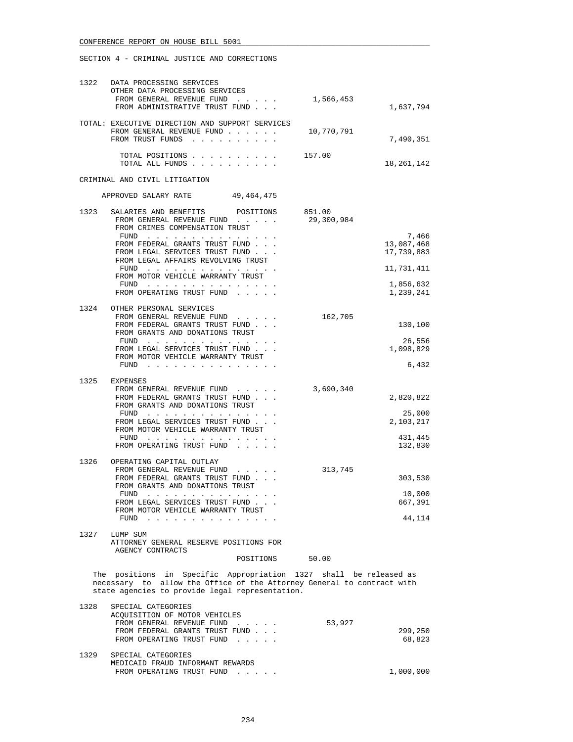SECTION 4 - CRIMINAL JUSTICE AND CORRECTIONS

```
1322   DATA PROCESSING SERVICES
       OTHER DATA PROCESSING SERVICES
        FROM GENERAL REVENUE FUND  . . . . .      1,566,453
        FROM ADMINISTRATIVE TRUST FUND . . .                        1,637,794

TOTAL: EXECUTIVE DIRECTION AND SUPPORT SERVICES
        FROM GENERAL REVENUE FUND . . . . . .    10,770,791
        FROM TRUST FUNDS  . . . . . . . . . .                       7,490,351

         TOTAL POSITIONS . . . . . . . . . .    157.00
         TOTAL ALL FUNDS . . . . . . . . . .                       18,261,142

CRIMINAL AND CIVIL LITIGATION

    APPROVED SALARY RATE        49,464,475

1323   SALARIES AND BENEFITS      POSITIONS      851.00
        FROM GENERAL REVENUE FUND  . . . . .     29,300,984
        FROM CRIMES COMPENSATION TRUST
         FUND  . . . . . . . . . . . . . . .                            7,466
        FROM FEDERAL GRANTS TRUST FUND . . .                       13,087,468
        FROM LEGAL SERVICES TRUST FUND . . .                       17,739,883
        FROM LEGAL AFFAIRS REVOLVING TRUST
         FUND  . . . . . . . . . . . . . . .                       11,731,411
        FROM MOTOR VEHICLE WARRANTY TRUST
         FUND  . . . . . . . . . . . . . . .                        1,856,632
        FROM OPERATING TRUST FUND  . . . . .                        1,239,241

1324   OTHER PERSONAL SERVICES
        FROM GENERAL REVENUE FUND  . . . . .        162,705
        FROM FEDERAL GRANTS TRUST FUND . . .                          130,100
        FROM GRANTS AND DONATIONS TRUST
         FUND  . . . . . . . . . . . . . . .                           26,556
        FROM LEGAL SERVICES TRUST FUND . . .                        1,098,829
        FROM MOTOR VEHICLE WARRANTY TRUST
         FUND  . . . . . . . . . . . . . . .                            6,432

1325   EXPENSES
        FROM GENERAL REVENUE FUND  . . . . .      3,690,340
        FROM FEDERAL GRANTS TRUST FUND . . .                        2,820,822
        FROM GRANTS AND DONATIONS TRUST
         FUND  . . . . . . . . . . . . . . .                           25,000
        FROM LEGAL SERVICES TRUST FUND . . .                        2,103,217
        FROM MOTOR VEHICLE WARRANTY TRUST
         FUND  . . . . . . . . . . . . . . .                          431,445
        FROM OPERATING TRUST FUND  . . . . .                          132,830

1326   OPERATING CAPITAL OUTLAY
        FROM GENERAL REVENUE FUND  . . . . .        313,745
        FROM FEDERAL GRANTS TRUST FUND . . .                          303,530
        FROM GRANTS AND DONATIONS TRUST
         FUND  . . . . . . . . . . . . . . .                           10,000
        FROM LEGAL SERVICES TRUST FUND . . .                          667,391
        FROM MOTOR VEHICLE WARRANTY TRUST
         FUND  . . . . . . . . . . . . . . .                           44,114

1327   LUMP SUM
       ATTORNEY GENERAL RESERVE POSITIONS FOR
        AGENCY CONTRACTS
                                 POSITIONS       50.00
```

The positions in Specific Appropriation 1327 shall be released as necessary to allow the Office of the Attorney General to contract with state agencies to provide legal representation.

```
1328   SPECIAL CATEGORIES
       ACQUISITION OF MOTOR VEHICLES
        FROM GENERAL REVENUE FUND  . . . . .         53,927
        FROM FEDERAL GRANTS TRUST FUND . . .                          299,250
        FROM OPERATING TRUST FUND  . . . . .                           68,823

1329   SPECIAL CATEGORIES
       MEDICAID FRAUD INFORMANT REWARDS
        FROM OPERATING TRUST FUND  . . . . .                        1,000,000
```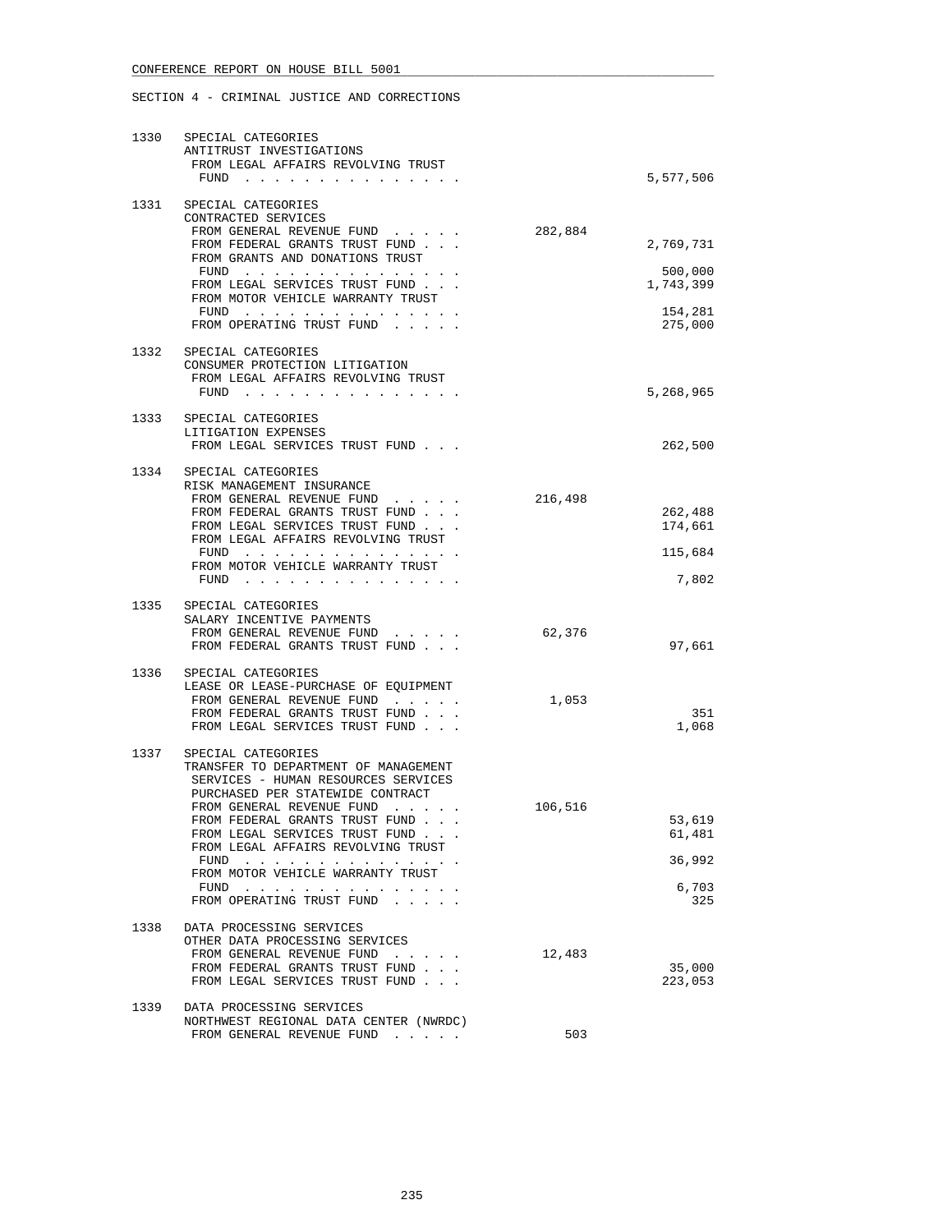CONFERENCE REPORT ON HOUSE BILL 5001

SECTION 4 - CRIMINAL JUSTICE AND CORRECTIONS

| | | | |
|---|---|---|---|
| 1330 | SPECIAL CATEGORIES<br>ANTITRUST INVESTIGATIONS<br>FROM LEGAL AFFAIRS REVOLVING TRUST FUND . . . . . . . . . . . . . . . | | 5,577,506 |
| 1331 | SPECIAL CATEGORIES<br>CONTRACTED SERVICES<br>FROM GENERAL REVENUE FUND . . . . . | 282,884 | |
| | FROM FEDERAL GRANTS TRUST FUND . . . | | 2,769,731 |
| | FROM GRANTS AND DONATIONS TRUST FUND . . . . . . . . . . . . . . . | | 500,000 |
| | FROM LEGAL SERVICES TRUST FUND . . . | | 1,743,399 |
| | FROM MOTOR VEHICLE WARRANTY TRUST FUND . . . . . . . . . . . . . . . | | 154,281 |
| | FROM OPERATING TRUST FUND . . . . . | | 275,000 |
| 1332 | SPECIAL CATEGORIES<br>CONSUMER PROTECTION LITIGATION<br>FROM LEGAL AFFAIRS REVOLVING TRUST FUND . . . . . . . . . . . . . . . | | 5,268,965 |
| 1333 | SPECIAL CATEGORIES<br>LITIGATION EXPENSES<br>FROM LEGAL SERVICES TRUST FUND . . . | | 262,500 |
| 1334 | SPECIAL CATEGORIES<br>RISK MANAGEMENT INSURANCE<br>FROM GENERAL REVENUE FUND . . . . . | 216,498 | |
| | FROM FEDERAL GRANTS TRUST FUND . . . | | 262,488 |
| | FROM LEGAL SERVICES TRUST FUND . . . | | 174,661 |
| | FROM LEGAL AFFAIRS REVOLVING TRUST FUND . . . . . . . . . . . . . . . | | 115,684 |
| | FROM MOTOR VEHICLE WARRANTY TRUST FUND . . . . . . . . . . . . . . . | | 7,802 |
| 1335 | SPECIAL CATEGORIES<br>SALARY INCENTIVE PAYMENTS<br>FROM GENERAL REVENUE FUND . . . . . | 62,376 | |
| | FROM FEDERAL GRANTS TRUST FUND . . . | | 97,661 |
| 1336 | SPECIAL CATEGORIES<br>LEASE OR LEASE-PURCHASE OF EQUIPMENT<br>FROM GENERAL REVENUE FUND . . . . . | 1,053 | |
| | FROM FEDERAL GRANTS TRUST FUND . . . | | 351 |
| | FROM LEGAL SERVICES TRUST FUND . . . | | 1,068 |
| 1337 | SPECIAL CATEGORIES<br>TRANSFER TO DEPARTMENT OF MANAGEMENT SERVICES - HUMAN RESOURCES SERVICES PURCHASED PER STATEWIDE CONTRACT<br>FROM GENERAL REVENUE FUND . . . . . | 106,516 | |
| | FROM FEDERAL GRANTS TRUST FUND . . . | | 53,619 |
| | FROM LEGAL SERVICES TRUST FUND . . . | | 61,481 |
| | FROM LEGAL AFFAIRS REVOLVING TRUST FUND . . . . . . . . . . . . . . . | | 36,992 |
| | FROM MOTOR VEHICLE WARRANTY TRUST FUND . . . . . . . . . . . . . . . | | 6,703 |
| | FROM OPERATING TRUST FUND . . . . . | | 325 |
| 1338 | DATA PROCESSING SERVICES<br>OTHER DATA PROCESSING SERVICES<br>FROM GENERAL REVENUE FUND . . . . . | 12,483 | |
| | FROM FEDERAL GRANTS TRUST FUND . . . | | 35,000 |
| | FROM LEGAL SERVICES TRUST FUND . . . | | 223,053 |
| 1339 | DATA PROCESSING SERVICES<br>NORTHWEST REGIONAL DATA CENTER (NWRDC)<br>FROM GENERAL REVENUE FUND . . . . . | 503 | |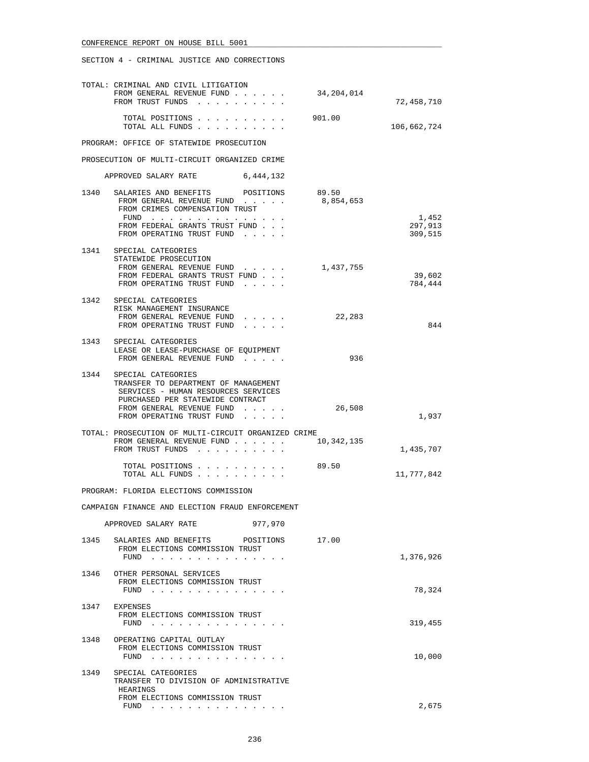CONFERENCE REPORT ON HOUSE BILL 5001

SECTION 4 - CRIMINAL JUSTICE AND CORRECTIONS

TOTAL: CRIMINAL AND CIVIL LITIGATION

| | | |
|---|---|---|
| FROM GENERAL REVENUE FUND | 34,204,014 | |
| FROM TRUST FUNDS | | 72,458,710 |
| TOTAL POSITIONS | 901.00 | |
| TOTAL ALL FUNDS | | 106,662,724 |

PROGRAM: OFFICE OF STATEWIDE PROSECUTION

PROSECUTION OF MULTI-CIRCUIT ORGANIZED CRIME

APPROVED SALARY RATE 6,444,132

| | | | |
|---|---|---|---|
| 1340 | SALARIES AND BENEFITS POSITIONS | 89.50 | |
| | FROM GENERAL REVENUE FUND | 8,854,653 | |
| | FROM CRIMES COMPENSATION TRUST FUND | | 1,452 |
| | FROM FEDERAL GRANTS TRUST FUND | | 297,913 |
| | FROM OPERATING TRUST FUND | | 309,515 |
| 1341 | SPECIAL CATEGORIES STATEWIDE PROSECUTION | | |
| | FROM GENERAL REVENUE FUND | 1,437,755 | |
| | FROM FEDERAL GRANTS TRUST FUND | | 39,602 |
| | FROM OPERATING TRUST FUND | | 784,444 |
| 1342 | SPECIAL CATEGORIES RISK MANAGEMENT INSURANCE | | |
| | FROM GENERAL REVENUE FUND | 22,283 | |
| | FROM OPERATING TRUST FUND | | 844 |
| 1343 | SPECIAL CATEGORIES LEASE OR LEASE-PURCHASE OF EQUIPMENT | | |
| | FROM GENERAL REVENUE FUND | 936 | |
| 1344 | SPECIAL CATEGORIES TRANSFER TO DEPARTMENT OF MANAGEMENT SERVICES - HUMAN RESOURCES SERVICES PURCHASED PER STATEWIDE CONTRACT | | |
| | FROM GENERAL REVENUE FUND | 26,508 | |
| | FROM OPERATING TRUST FUND | | 1,937 |

TOTAL: PROSECUTION OF MULTI-CIRCUIT ORGANIZED CRIME

| | | |
|---|---|---|
| FROM GENERAL REVENUE FUND | 10,342,135 | |
| FROM TRUST FUNDS | | 1,435,707 |
| TOTAL POSITIONS | 89.50 | |
| TOTAL ALL FUNDS | | 11,777,842 |

PROGRAM: FLORIDA ELECTIONS COMMISSION

CAMPAIGN FINANCE AND ELECTION FRAUD ENFORCEMENT

APPROVED SALARY RATE 977,970

| | | | |
|---|---|---|---|
| 1345 | SALARIES AND BENEFITS POSITIONS | 17.00 | |
| | FROM ELECTIONS COMMISSION TRUST FUND | | 1,376,926 |
| 1346 | OTHER PERSONAL SERVICES | | |
| | FROM ELECTIONS COMMISSION TRUST FUND | | 78,324 |
| 1347 | EXPENSES | | |
| | FROM ELECTIONS COMMISSION TRUST FUND | | 319,455 |
| 1348 | OPERATING CAPITAL OUTLAY | | |
| | FROM ELECTIONS COMMISSION TRUST FUND | | 10,000 |
| 1349 | SPECIAL CATEGORIES TRANSFER TO DIVISION OF ADMINISTRATIVE HEARINGS | | |
| | FROM ELECTIONS COMMISSION TRUST FUND | | 2,675 |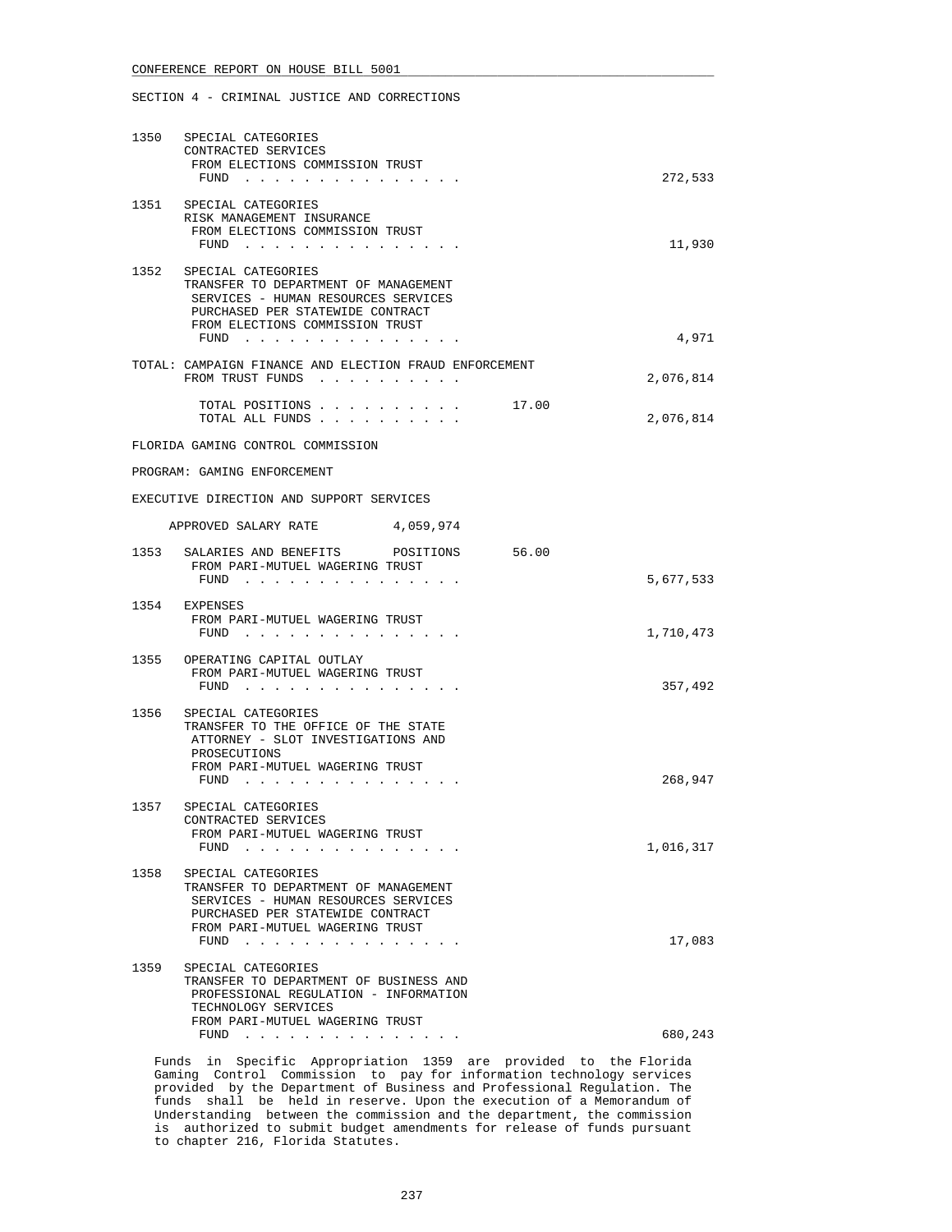SECTION 4 - CRIMINAL JUSTICE AND CORRECTIONS

1350 SPECIAL CATEGORIES
CONTRACTED SERVICES
FROM ELECTIONS COMMISSION TRUST
FUND . . . . . . . . . . . . . . . . 272,533

1351 SPECIAL CATEGORIES
RISK MANAGEMENT INSURANCE
FROM ELECTIONS COMMISSION TRUST
FUND . . . . . . . . . . . . . . . . 11,930

1352 SPECIAL CATEGORIES
TRANSFER TO DEPARTMENT OF MANAGEMENT
SERVICES - HUMAN RESOURCES SERVICES
PURCHASED PER STATEWIDE CONTRACT
FROM ELECTIONS COMMISSION TRUST
FUND . . . . . . . . . . . . . . . . 4,971

TOTAL: CAMPAIGN FINANCE AND ELECTION FRAUD ENFORCEMENT
FROM TRUST FUNDS . . . . . . . . . . 2,076,814

TOTAL POSITIONS . . . . . . . . . . 17.00
TOTAL ALL FUNDS . . . . . . . . . . 2,076,814

FLORIDA GAMING CONTROL COMMISSION

PROGRAM: GAMING ENFORCEMENT

EXECUTIVE DIRECTION AND SUPPORT SERVICES

APPROVED SALARY RATE 4,059,974

1353 SALARIES AND BENEFITS POSITIONS 56.00
FROM PARI-MUTUEL WAGERING TRUST
FUND . . . . . . . . . . . . . . . . 5,677,533

1354 EXPENSES
FROM PARI-MUTUEL WAGERING TRUST
FUND . . . . . . . . . . . . . . . . 1,710,473

1355 OPERATING CAPITAL OUTLAY
FROM PARI-MUTUEL WAGERING TRUST
FUND . . . . . . . . . . . . . . . . 357,492

1356 SPECIAL CATEGORIES
TRANSFER TO THE OFFICE OF THE STATE
ATTORNEY - SLOT INVESTIGATIONS AND
PROSECUTIONS
FROM PARI-MUTUEL WAGERING TRUST
FUND . . . . . . . . . . . . . . . . 268,947

1357 SPECIAL CATEGORIES
CONTRACTED SERVICES
FROM PARI-MUTUEL WAGERING TRUST
FUND . . . . . . . . . . . . . . . . 1,016,317

1358 SPECIAL CATEGORIES
TRANSFER TO DEPARTMENT OF MANAGEMENT
SERVICES - HUMAN RESOURCES SERVICES
PURCHASED PER STATEWIDE CONTRACT
FROM PARI-MUTUEL WAGERING TRUST
FUND . . . . . . . . . . . . . . . . 17,083

1359 SPECIAL CATEGORIES
TRANSFER TO DEPARTMENT OF BUSINESS AND
PROFESSIONAL REGULATION - INFORMATION
TECHNOLOGY SERVICES
FROM PARI-MUTUEL WAGERING TRUST
FUND . . . . . . . . . . . . . . . . 680,243

Funds in Specific Appropriation 1359 are provided to the Florida Gaming Control Commission to pay for information technology services provided by the Department of Business and Professional Regulation. The funds shall be held in reserve. Upon the execution of a Memorandum of Understanding between the commission and the department, the commission is authorized to submit budget amendments for release of funds pursuant to chapter 216, Florida Statutes.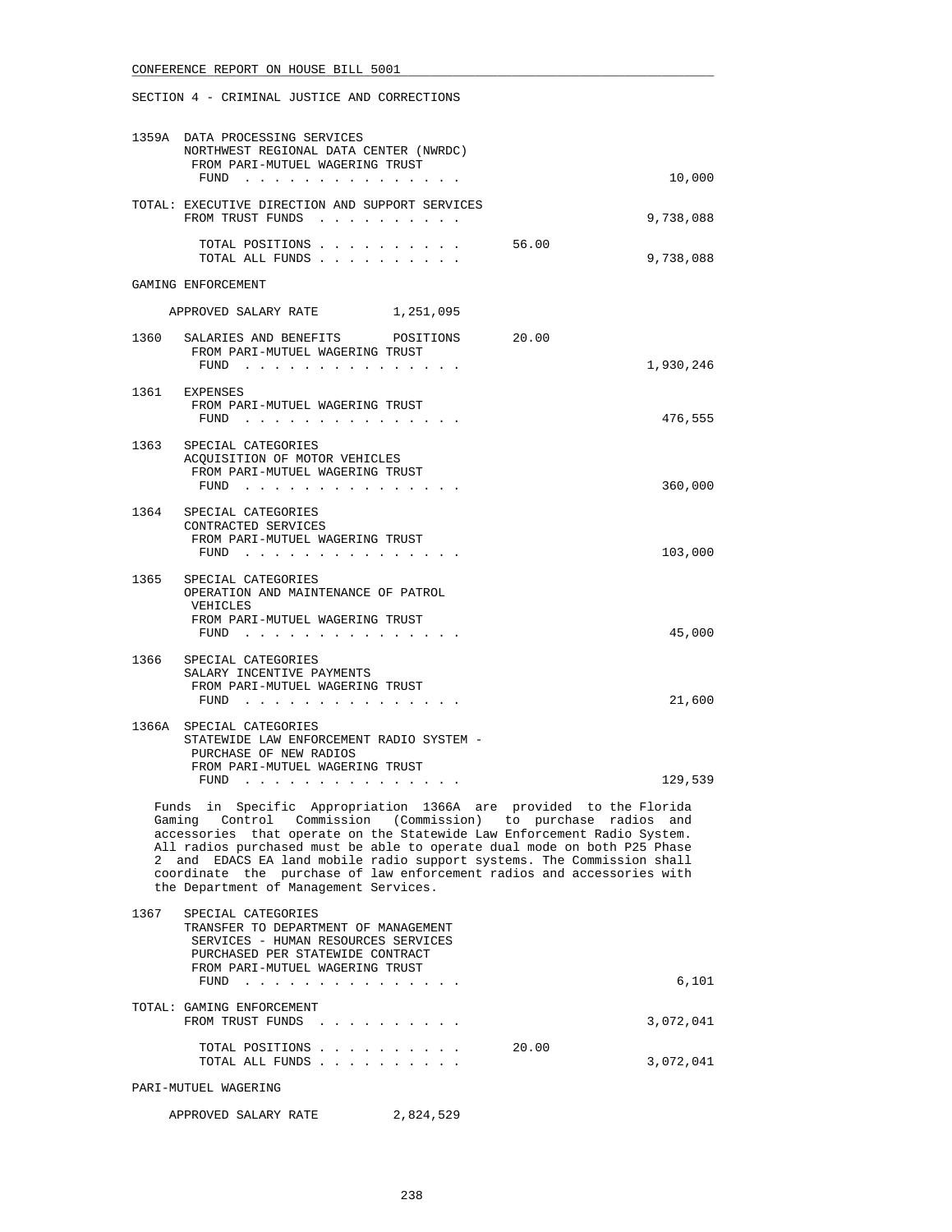SECTION 4 - CRIMINAL JUSTICE AND CORRECTIONS

1359A DATA PROCESSING SERVICES
NORTHWEST REGIONAL DATA CENTER (NWRDC)
FROM PARI-MUTUEL WAGERING TRUST
FUND . . . . . . . . . . . . . . . 10,000

TOTAL: EXECUTIVE DIRECTION AND SUPPORT SERVICES
FROM TRUST FUNDS . . . . . . . . . . 9,738,088

TOTAL POSITIONS . . . . . . . . . . 56.00
TOTAL ALL FUNDS . . . . . . . . . . 9,738,088

GAMING ENFORCEMENT

APPROVED SALARY RATE 1,251,095

1360 SALARIES AND BENEFITS POSITIONS 20.00
FROM PARI-MUTUEL WAGERING TRUST
FUND . . . . . . . . . . . . . . . 1,930,246

1361 EXPENSES
FROM PARI-MUTUEL WAGERING TRUST
FUND . . . . . . . . . . . . . . . 476,555

1363 SPECIAL CATEGORIES
ACQUISITION OF MOTOR VEHICLES
FROM PARI-MUTUEL WAGERING TRUST
FUND . . . . . . . . . . . . . . . 360,000

1364 SPECIAL CATEGORIES
CONTRACTED SERVICES
FROM PARI-MUTUEL WAGERING TRUST
FUND . . . . . . . . . . . . . . . 103,000

1365 SPECIAL CATEGORIES
OPERATION AND MAINTENANCE OF PATROL
VEHICLES
FROM PARI-MUTUEL WAGERING TRUST
FUND . . . . . . . . . . . . . . . 45,000

1366 SPECIAL CATEGORIES
SALARY INCENTIVE PAYMENTS
FROM PARI-MUTUEL WAGERING TRUST
FUND . . . . . . . . . . . . . . . 21,600

1366A SPECIAL CATEGORIES
STATEWIDE LAW ENFORCEMENT RADIO SYSTEM -
PURCHASE OF NEW RADIOS
FROM PARI-MUTUEL WAGERING TRUST
FUND . . . . . . . . . . . . . . . 129,539

Funds in Specific Appropriation 1366A are provided to the Florida Gaming Control Commission (Commission) to purchase radios and accessories that operate on the Statewide Law Enforcement Radio System. All radios purchased must be able to operate dual mode on both P25 Phase 2 and EDACS EA land mobile radio support systems. The Commission shall coordinate the purchase of law enforcement radios and accessories with the Department of Management Services.

1367 SPECIAL CATEGORIES
TRANSFER TO DEPARTMENT OF MANAGEMENT
SERVICES - HUMAN RESOURCES SERVICES
PURCHASED PER STATEWIDE CONTRACT
FROM PARI-MUTUEL WAGERING TRUST
FUND . . . . . . . . . . . . . . . 6,101

TOTAL: GAMING ENFORCEMENT
FROM TRUST FUNDS . . . . . . . . . . 3,072,041

TOTAL POSITIONS . . . . . . . . . . 20.00
TOTAL ALL FUNDS . . . . . . . . . . 3,072,041

PARI-MUTUEL WAGERING

APPROVED SALARY RATE 2,824,529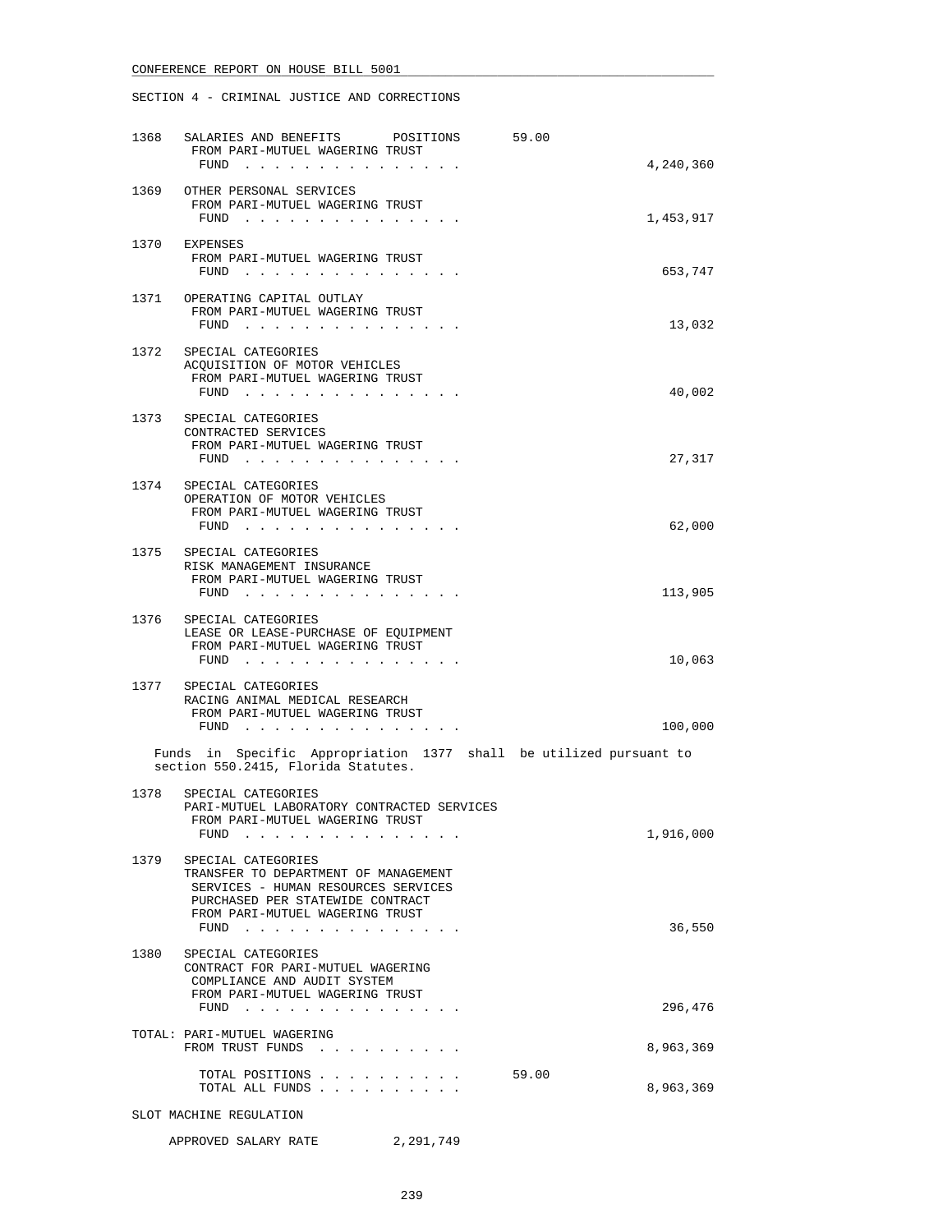CONFERENCE REPORT ON HOUSE BILL 5001

SECTION 4 - CRIMINAL JUSTICE AND CORRECTIONS

1368 SALARIES AND BENEFITS POSITIONS 59.00
FROM PARI-MUTUEL WAGERING TRUST FUND . . . . . . . . . . . . . . . 4,240,360

1369 OTHER PERSONAL SERVICES
FROM PARI-MUTUEL WAGERING TRUST FUND . . . . . . . . . . . . . . . 1,453,917

1370 EXPENSES
FROM PARI-MUTUEL WAGERING TRUST FUND . . . . . . . . . . . . . . . 653,747

1371 OPERATING CAPITAL OUTLAY
FROM PARI-MUTUEL WAGERING TRUST FUND . . . . . . . . . . . . . . . 13,032

1372 SPECIAL CATEGORIES
ACQUISITION OF MOTOR VEHICLES
FROM PARI-MUTUEL WAGERING TRUST FUND . . . . . . . . . . . . . . . 40,002

1373 SPECIAL CATEGORIES
CONTRACTED SERVICES
FROM PARI-MUTUEL WAGERING TRUST FUND . . . . . . . . . . . . . . . 27,317

1374 SPECIAL CATEGORIES
OPERATION OF MOTOR VEHICLES
FROM PARI-MUTUEL WAGERING TRUST FUND . . . . . . . . . . . . . . . 62,000

1375 SPECIAL CATEGORIES
RISK MANAGEMENT INSURANCE
FROM PARI-MUTUEL WAGERING TRUST FUND . . . . . . . . . . . . . . . 113,905

1376 SPECIAL CATEGORIES
LEASE OR LEASE-PURCHASE OF EQUIPMENT
FROM PARI-MUTUEL WAGERING TRUST FUND . . . . . . . . . . . . . . . 10,063

1377 SPECIAL CATEGORIES
RACING ANIMAL MEDICAL RESEARCH
FROM PARI-MUTUEL WAGERING TRUST FUND . . . . . . . . . . . . . . . 100,000

Funds in Specific Appropriation 1377 shall be utilized pursuant to section 550.2415, Florida Statutes.

1378 SPECIAL CATEGORIES
PARI-MUTUEL LABORATORY CONTRACTED SERVICES
FROM PARI-MUTUEL WAGERING TRUST FUND . . . . . . . . . . . . . . . 1,916,000

1379 SPECIAL CATEGORIES
TRANSFER TO DEPARTMENT OF MANAGEMENT SERVICES - HUMAN RESOURCES SERVICES PURCHASED PER STATEWIDE CONTRACT
FROM PARI-MUTUEL WAGERING TRUST FUND . . . . . . . . . . . . . . . 36,550

1380 SPECIAL CATEGORIES
CONTRACT FOR PARI-MUTUEL WAGERING COMPLIANCE AND AUDIT SYSTEM
FROM PARI-MUTUEL WAGERING TRUST FUND . . . . . . . . . . . . . . . 296,476

TOTAL: PARI-MUTUEL WAGERING
FROM TRUST FUNDS . . . . . . . . . . 8,963,369

TOTAL POSITIONS . . . . . . . . . . 59.00
TOTAL ALL FUNDS . . . . . . . . . . 8,963,369

SLOT MACHINE REGULATION

APPROVED SALARY RATE 2,291,749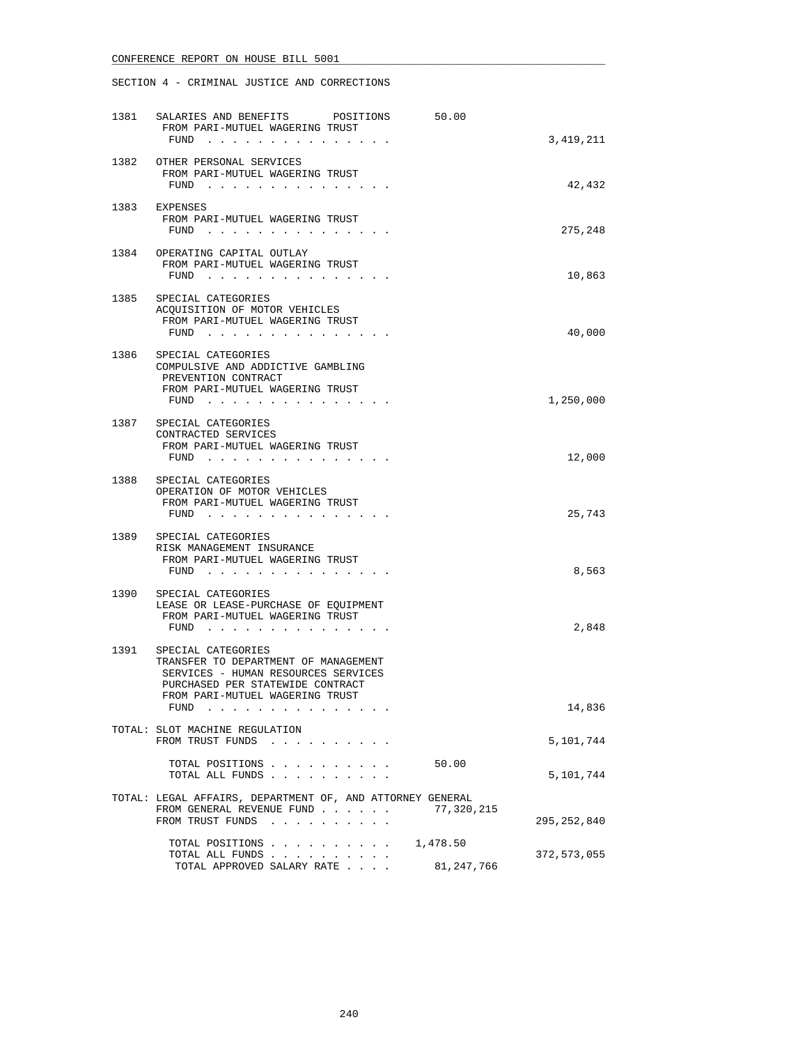CONFERENCE REPORT ON HOUSE BILL 5001

SECTION 4 - CRIMINAL JUSTICE AND CORRECTIONS

| | | | |
|---|---|---|---|
| 1381 | SALARIES AND BENEFITS POSITIONS<br>FROM PARI-MUTUEL WAGERING TRUST FUND . . . . . . . . . . . . . . . | 50.00 | 3,419,211 |
| 1382 | OTHER PERSONAL SERVICES<br>FROM PARI-MUTUEL WAGERING TRUST FUND . . . . . . . . . . . . . . . | | 42,432 |
| 1383 | EXPENSES<br>FROM PARI-MUTUEL WAGERING TRUST FUND . . . . . . . . . . . . . . . | | 275,248 |
| 1384 | OPERATING CAPITAL OUTLAY<br>FROM PARI-MUTUEL WAGERING TRUST FUND . . . . . . . . . . . . . . . | | 10,863 |
| 1385 | SPECIAL CATEGORIES<br>ACQUISITION OF MOTOR VEHICLES<br>FROM PARI-MUTUEL WAGERING TRUST FUND . . . . . . . . . . . . . . . | | 40,000 |
| 1386 | SPECIAL CATEGORIES<br>COMPULSIVE AND ADDICTIVE GAMBLING PREVENTION CONTRACT<br>FROM PARI-MUTUEL WAGERING TRUST FUND . . . . . . . . . . . . . . . | | 1,250,000 |
| 1387 | SPECIAL CATEGORIES<br>CONTRACTED SERVICES<br>FROM PARI-MUTUEL WAGERING TRUST FUND . . . . . . . . . . . . . . . | | 12,000 |
| 1388 | SPECIAL CATEGORIES<br>OPERATION OF MOTOR VEHICLES<br>FROM PARI-MUTUEL WAGERING TRUST FUND . . . . . . . . . . . . . . . | | 25,743 |
| 1389 | SPECIAL CATEGORIES<br>RISK MANAGEMENT INSURANCE<br>FROM PARI-MUTUEL WAGERING TRUST FUND . . . . . . . . . . . . . . . | | 8,563 |
| 1390 | SPECIAL CATEGORIES<br>LEASE OR LEASE-PURCHASE OF EQUIPMENT<br>FROM PARI-MUTUEL WAGERING TRUST FUND . . . . . . . . . . . . . . . | | 2,848 |
| 1391 | SPECIAL CATEGORIES<br>TRANSFER TO DEPARTMENT OF MANAGEMENT SERVICES - HUMAN RESOURCES SERVICES PURCHASED PER STATEWIDE CONTRACT<br>FROM PARI-MUTUEL WAGERING TRUST FUND . . . . . . . . . . . . . . . | | 14,836 |
| | TOTAL: SLOT MACHINE REGULATION<br>FROM TRUST FUNDS . . . . . . . . . . | | 5,101,744 |
| | TOTAL POSITIONS . . . . . . . . . . | 50.00 | |
| | TOTAL ALL FUNDS . . . . . . . . . . | | 5,101,744 |
| | TOTAL: LEGAL AFFAIRS, DEPARTMENT OF, AND ATTORNEY GENERAL | | |
| | FROM GENERAL REVENUE FUND . . . . . . | 77,320,215 | |
| | FROM TRUST FUNDS . . . . . . . . . . | | 295,252,840 |
| | TOTAL POSITIONS . . . . . . . . . . | 1,478.50 | |
| | TOTAL ALL FUNDS . . . . . . . . . . | | 372,573,055 |
| | TOTAL APPROVED SALARY RATE . . . . | 81,247,766 | |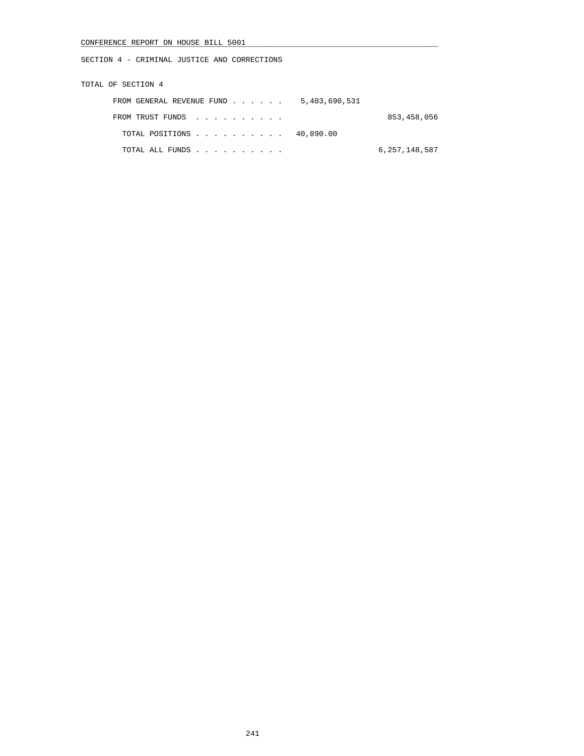SECTION 4 - CRIMINAL JUSTICE AND CORRECTIONS

TOTAL OF SECTION 4

| | | |
|---|---|---|
| FROM GENERAL REVENUE FUND . . . . . . | 5,403,690,531 | |
| FROM TRUST FUNDS . . . . . . . . . . | | 853,458,056 |
| TOTAL POSITIONS . . . . . . . . . . | 40,890.00 | |
| TOTAL ALL FUNDS . . . . . . . . . . | | 6,257,148,587 |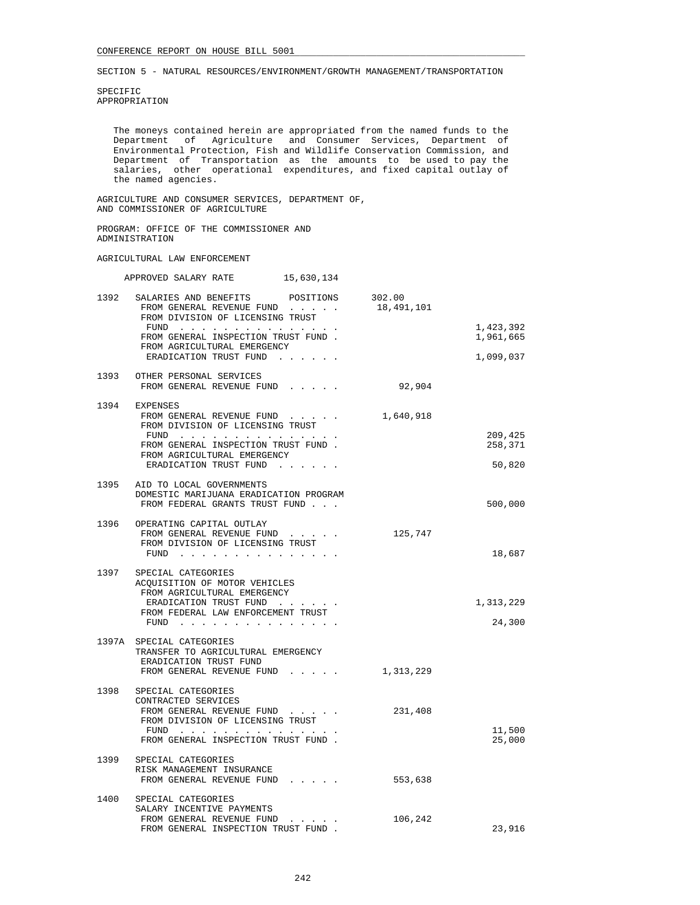SECTION 5 - NATURAL RESOURCES/ENVIRONMENT/GROWTH MANAGEMENT/TRANSPORTATION

SPECIFIC APPROPRIATION

The moneys contained herein are appropriated from the named funds to the Department of Agriculture and Consumer Services, Department of Environmental Protection, Fish and Wildlife Conservation Commission, and Department of Transportation as the amounts to be used to pay the salaries, other operational expenditures, and fixed capital outlay of the named agencies.

AGRICULTURE AND CONSUMER SERVICES, DEPARTMENT OF, AND COMMISSIONER OF AGRICULTURE

PROGRAM: OFFICE OF THE COMMISSIONER AND ADMINISTRATION

AGRICULTURAL LAW ENFORCEMENT

APPROVED SALARY RATE 15,630,134

| | | | |
|---|---|---|---|
| 1392 | SALARIES AND BENEFITS POSITIONS | 302.00 | |
| | FROM GENERAL REVENUE FUND . . . . . | 18,491,101 | |
| | FROM DIVISION OF LICENSING TRUST FUND . . . . . . . . . . . . . . . | | 1,423,392 |
| | FROM GENERAL INSPECTION TRUST FUND . | | 1,961,665 |
| | FROM AGRICULTURAL EMERGENCY ERADICATION TRUST FUND . . . . . . | | 1,099,037 |
| 1393 | OTHER PERSONAL SERVICES | | |
| | FROM GENERAL REVENUE FUND . . . . . | 92,904 | |
| 1394 | EXPENSES | | |
| | FROM GENERAL REVENUE FUND . . . . . | 1,640,918 | |
| | FROM DIVISION OF LICENSING TRUST FUND . . . . . . . . . . . . . . . | | 209,425 |
| | FROM GENERAL INSPECTION TRUST FUND . | | 258,371 |
| | FROM AGRICULTURAL EMERGENCY ERADICATION TRUST FUND . . . . . . | | 50,820 |
| 1395 | AID TO LOCAL GOVERNMENTS DOMESTIC MARIJUANA ERADICATION PROGRAM | | |
| | FROM FEDERAL GRANTS TRUST FUND . . . | | 500,000 |
| 1396 | OPERATING CAPITAL OUTLAY | | |
| | FROM GENERAL REVENUE FUND . . . . . | 125,747 | |
| | FROM DIVISION OF LICENSING TRUST FUND . . . . . . . . . . . . . . . | | 18,687 |
| 1397 | SPECIAL CATEGORIES ACQUISITION OF MOTOR VEHICLES | | |
| | FROM AGRICULTURAL EMERGENCY ERADICATION TRUST FUND . . . . . . | | 1,313,229 |
| | FROM FEDERAL LAW ENFORCEMENT TRUST FUND . . . . . . . . . . . . . . . | | 24,300 |
| 1397A | SPECIAL CATEGORIES TRANSFER TO AGRICULTURAL EMERGENCY ERADICATION TRUST FUND | | |
| | FROM GENERAL REVENUE FUND . . . . . | 1,313,229 | |
| 1398 | SPECIAL CATEGORIES CONTRACTED SERVICES | | |
| | FROM GENERAL REVENUE FUND . . . . . | 231,408 | |
| | FROM DIVISION OF LICENSING TRUST FUND . . . . . . . . . . . . . . . | | 11,500 |
| | FROM GENERAL INSPECTION TRUST FUND . | | 25,000 |
| 1399 | SPECIAL CATEGORIES RISK MANAGEMENT INSURANCE | | |
| | FROM GENERAL REVENUE FUND . . . . . | 553,638 | |
| 1400 | SPECIAL CATEGORIES SALARY INCENTIVE PAYMENTS | | |
| | FROM GENERAL REVENUE FUND . . . . . | 106,242 | |
| | FROM GENERAL INSPECTION TRUST FUND . | | 23,916 |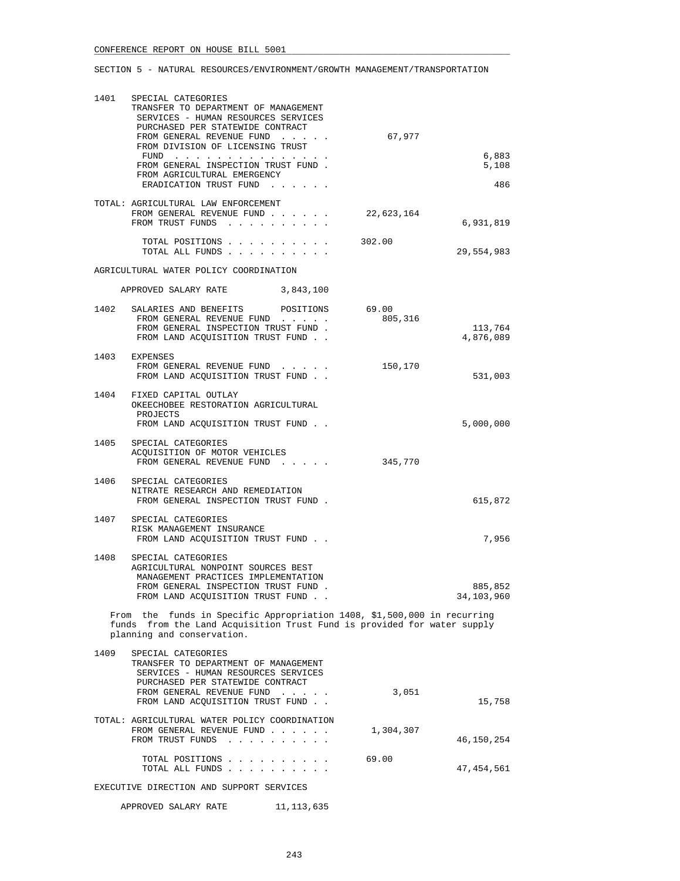SECTION 5 - NATURAL RESOURCES/ENVIRONMENT/GROWTH MANAGEMENT/TRANSPORTATION

```
1401   SPECIAL CATEGORIES
       TRANSFER TO DEPARTMENT OF MANAGEMENT
        SERVICES - HUMAN RESOURCES SERVICES
        PURCHASED PER STATEWIDE CONTRACT
        FROM GENERAL REVENUE FUND  . . . . .          67,977
        FROM DIVISION OF LICENSING TRUST
         FUND  . . . . . . . . . . . . . . .                             6,883
        FROM GENERAL INSPECTION TRUST FUND .                             5,108
        FROM AGRICULTURAL EMERGENCY
         ERADICATION TRUST FUND  . . . . . .                               486

TOTAL: AGRICULTURAL LAW ENFORCEMENT
        FROM GENERAL REVENUE FUND . . . . . .     22,623,164
        FROM TRUST FUNDS  . . . . . . . . . .                        6,931,819

         TOTAL POSITIONS . . . . . . . . . .      302.00
         TOTAL ALL FUNDS . . . . . . . . . .                        29,554,983

AGRICULTURAL WATER POLICY COORDINATION

     APPROVED SALARY RATE          3,843,100

1402   SALARIES AND BENEFITS       POSITIONS        69.00
        FROM GENERAL REVENUE FUND  . . . . .         805,316
        FROM GENERAL INSPECTION TRUST FUND .                           113,764
        FROM LAND ACQUISITION TRUST FUND . .                         4,876,089

1403   EXPENSES
        FROM GENERAL REVENUE FUND  . . . . .         150,170
        FROM LAND ACQUISITION TRUST FUND . .                           531,003

1404   FIXED CAPITAL OUTLAY
       OKEECHOBEE RESTORATION AGRICULTURAL
        PROJECTS
        FROM LAND ACQUISITION TRUST FUND . .                         5,000,000

1405   SPECIAL CATEGORIES
       ACQUISITION OF MOTOR VEHICLES
        FROM GENERAL REVENUE FUND  . . . . .         345,770

1406   SPECIAL CATEGORIES
       NITRATE RESEARCH AND REMEDIATION
        FROM GENERAL INSPECTION TRUST FUND .                           615,872

1407   SPECIAL CATEGORIES
       RISK MANAGEMENT INSURANCE
        FROM LAND ACQUISITION TRUST FUND . .                             7,956

1408   SPECIAL CATEGORIES
       AGRICULTURAL NONPOINT SOURCES BEST
        MANAGEMENT PRACTICES IMPLEMENTATION
        FROM GENERAL INSPECTION TRUST FUND .                           885,852
        FROM LAND ACQUISITION TRUST FUND . .                        34,103,960
```

From the funds in Specific Appropriation 1408, $1,500,000 in recurring funds from the Land Acquisition Trust Fund is provided for water supply planning and conservation.

```
1409   SPECIAL CATEGORIES
       TRANSFER TO DEPARTMENT OF MANAGEMENT
        SERVICES - HUMAN RESOURCES SERVICES
        PURCHASED PER STATEWIDE CONTRACT
        FROM GENERAL REVENUE FUND  . . . . .           3,051
        FROM LAND ACQUISITION TRUST FUND . .                            15,758

TOTAL: AGRICULTURAL WATER POLICY COORDINATION
        FROM GENERAL REVENUE FUND . . . . . .      1,304,307
        FROM TRUST FUNDS  . . . . . . . . . .                       46,150,254

         TOTAL POSITIONS . . . . . . . . . .       69.00
         TOTAL ALL FUNDS . . . . . . . . . .                        47,454,561

EXECUTIVE DIRECTION AND SUPPORT SERVICES

     APPROVED SALARY RATE         11,113,635
```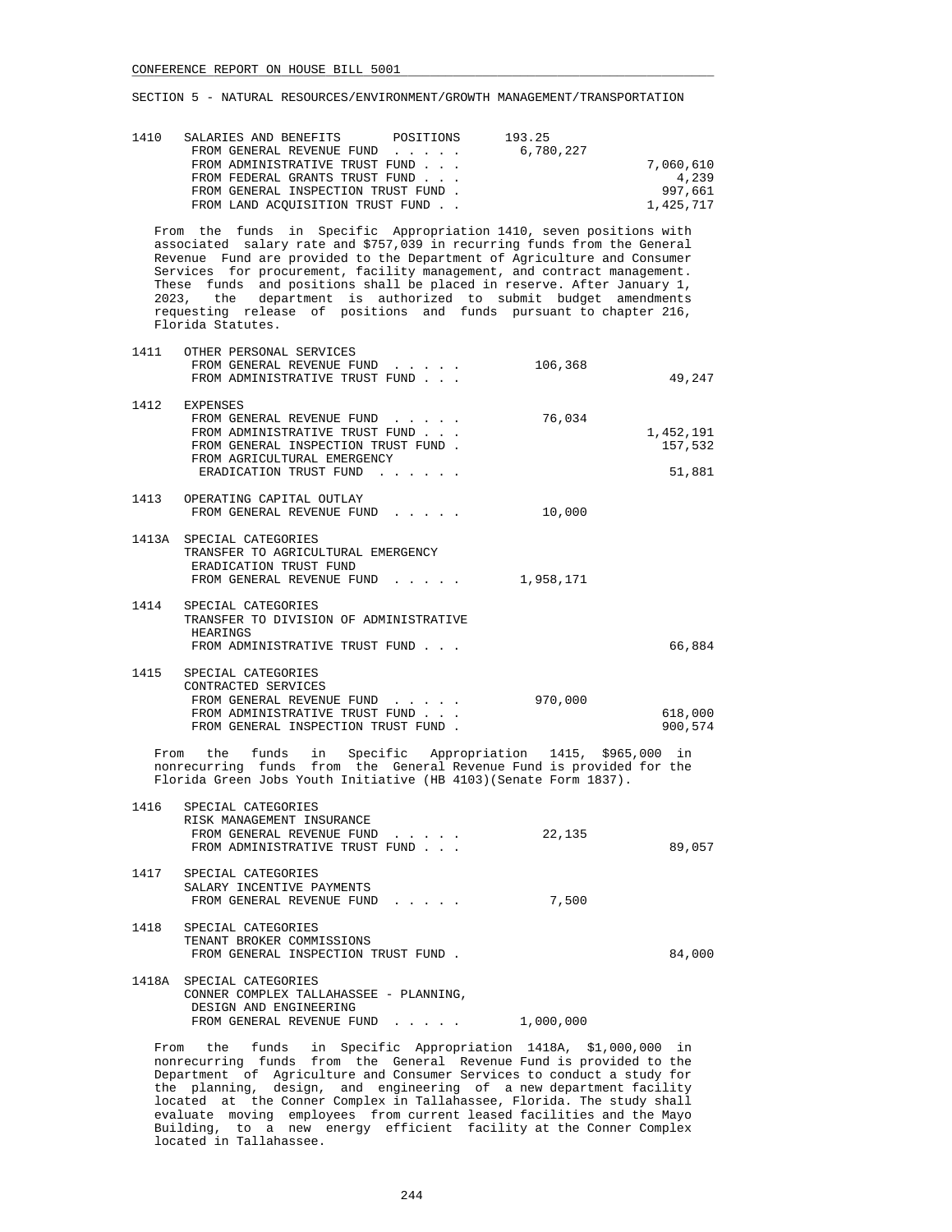CONFERENCE REPORT ON HOUSE BILL 5001

SECTION 5 - NATURAL RESOURCES/ENVIRONMENT/GROWTH MANAGEMENT/TRANSPORTATION

| | | | |
|---|---|---|---|
| 1410 | SALARIES AND BENEFITS POSITIONS | 193.25 | |
| | FROM GENERAL REVENUE FUND . . . . . | 6,780,227 | |
| | FROM ADMINISTRATIVE TRUST FUND . . . | | 7,060,610 |
| | FROM FEDERAL GRANTS TRUST FUND . . . | | 4,239 |
| | FROM GENERAL INSPECTION TRUST FUND . | | 997,661 |
| | FROM LAND ACQUISITION TRUST FUND . . | | 1,425,717 |

From the funds in Specific Appropriation 1410, seven positions with associated salary rate and $757,039 in recurring funds from the General Revenue Fund are provided to the Department of Agriculture and Consumer Services for procurement, facility management, and contract management. These funds and positions shall be placed in reserve. After January 1, 2023, the department is authorized to submit budget amendments requesting release of positions and funds pursuant to chapter 216, Florida Statutes.

| | | | |
|---|---|---|---|
| 1411 | OTHER PERSONAL SERVICES | | |
| | FROM GENERAL REVENUE FUND . . . . . | 106,368 | |
| | FROM ADMINISTRATIVE TRUST FUND . . . | | 49,247 |
| 1412 | EXPENSES | | |
| | FROM GENERAL REVENUE FUND . . . . . | 76,034 | |
| | FROM ADMINISTRATIVE TRUST FUND . . . | | 1,452,191 |
| | FROM GENERAL INSPECTION TRUST FUND . | | 157,532 |
| | FROM AGRICULTURAL EMERGENCY ERADICATION TRUST FUND . . . . . . | | 51,881 |
| 1413 | OPERATING CAPITAL OUTLAY | | |
| | FROM GENERAL REVENUE FUND . . . . . | 10,000 | |
| 1413A | SPECIAL CATEGORIES | | |
| | TRANSFER TO AGRICULTURAL EMERGENCY ERADICATION TRUST FUND | | |
| | FROM GENERAL REVENUE FUND . . . . . | 1,958,171 | |
| 1414 | SPECIAL CATEGORIES | | |
| | TRANSFER TO DIVISION OF ADMINISTRATIVE HEARINGS | | |
| | FROM ADMINISTRATIVE TRUST FUND . . . | | 66,884 |
| 1415 | SPECIAL CATEGORIES | | |
| | CONTRACTED SERVICES | | |
| | FROM GENERAL REVENUE FUND . . . . . | 970,000 | |
| | FROM ADMINISTRATIVE TRUST FUND . . . | | 618,000 |
| | FROM GENERAL INSPECTION TRUST FUND . | | 900,574 |

From the funds in Specific Appropriation 1415, $965,000 in nonrecurring funds from the General Revenue Fund is provided for the Florida Green Jobs Youth Initiative (HB 4103)(Senate Form 1837).

| | | | |
|---|---|---|---|
| 1416 | SPECIAL CATEGORIES | | |
| | RISK MANAGEMENT INSURANCE | | |
| | FROM GENERAL REVENUE FUND . . . . . | 22,135 | |
| | FROM ADMINISTRATIVE TRUST FUND . . . | | 89,057 |
| 1417 | SPECIAL CATEGORIES | | |
| | SALARY INCENTIVE PAYMENTS | | |
| | FROM GENERAL REVENUE FUND . . . . . | 7,500 | |
| 1418 | SPECIAL CATEGORIES | | |
| | TENANT BROKER COMMISSIONS | | |
| | FROM GENERAL INSPECTION TRUST FUND . | | 84,000 |
| 1418A | SPECIAL CATEGORIES | | |
| | CONNER COMPLEX TALLAHASSEE - PLANNING, DESIGN AND ENGINEERING | | |
| | FROM GENERAL REVENUE FUND . . . . . | 1,000,000 | |

From the funds in Specific Appropriation 1418A, $1,000,000 in nonrecurring funds from the General Revenue Fund is provided to the Department of Agriculture and Consumer Services to conduct a study for the planning, design, and engineering of a new department facility located at the Conner Complex in Tallahassee, Florida. The study shall evaluate moving employees from current leased facilities and the Mayo Building, to a new energy efficient facility at the Conner Complex located in Tallahassee.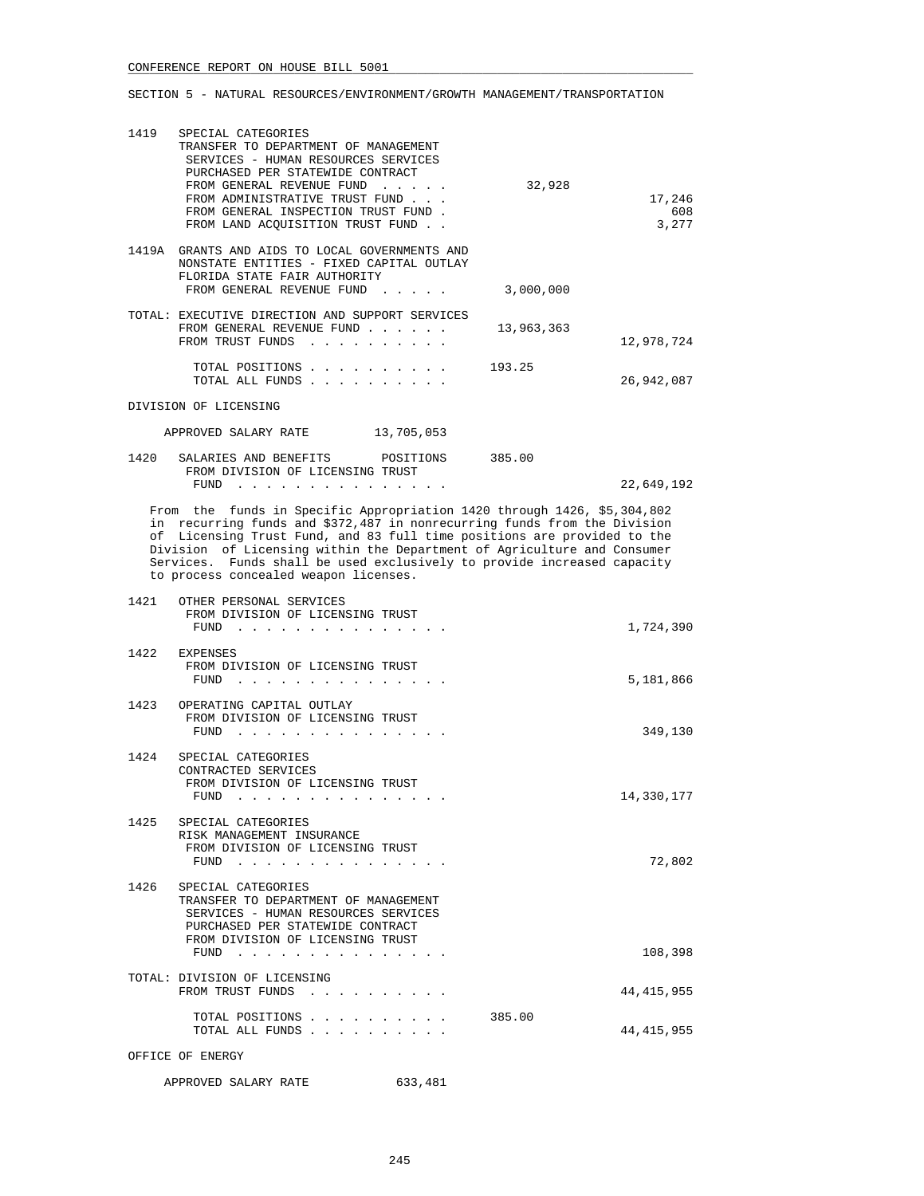SECTION 5 - NATURAL RESOURCES/ENVIRONMENT/GROWTH MANAGEMENT/TRANSPORTATION

| | | | |
|---|---|---|---|
| 1419 | SPECIAL CATEGORIES<br>TRANSFER TO DEPARTMENT OF MANAGEMENT SERVICES - HUMAN RESOURCES SERVICES PURCHASED PER STATEWIDE CONTRACT<br>FROM GENERAL REVENUE FUND . . . . . | 32,928 | |
| | FROM ADMINISTRATIVE TRUST FUND . . . | | 17,246 |
| | FROM GENERAL INSPECTION TRUST FUND . | | 608 |
| | FROM LAND ACQUISITION TRUST FUND . . | | 3,277 |
| 1419A | GRANTS AND AIDS TO LOCAL GOVERNMENTS AND NONSTATE ENTITIES - FIXED CAPITAL OUTLAY<br>FLORIDA STATE FAIR AUTHORITY<br>FROM GENERAL REVENUE FUND . . . . . | 3,000,000 | |
| TOTAL: | EXECUTIVE DIRECTION AND SUPPORT SERVICES<br>FROM GENERAL REVENUE FUND . . . . . . | 13,963,363 | |
| | FROM TRUST FUNDS . . . . . . . . . . | | 12,978,724 |
| | TOTAL POSITIONS . . . . . . . . . . | 193.25 | |
| | TOTAL ALL FUNDS . . . . . . . . . . | | 26,942,087 |

DIVISION OF LICENSING

APPROVED SALARY RATE 13,705,053

| | | | |
|---|---|---|---|
| 1420 | SALARIES AND BENEFITS POSITIONS | 385.00 | |
| | FROM DIVISION OF LICENSING TRUST FUND . . . . . . . . . . . . . . . | | 22,649,192 |

From the funds in Specific Appropriation 1420 through 1426, $5,304,802 in recurring funds and $372,487 in nonrecurring funds from the Division of Licensing Trust Fund, and 83 full time positions are provided to the Division of Licensing within the Department of Agriculture and Consumer Services. Funds shall be used exclusively to provide increased capacity to process concealed weapon licenses.

| | | | |
|---|---|---|---|
| 1421 | OTHER PERSONAL SERVICES<br>FROM DIVISION OF LICENSING TRUST FUND . . . . . . . . . . . . . . . | | 1,724,390 |
| 1422 | EXPENSES<br>FROM DIVISION OF LICENSING TRUST FUND . . . . . . . . . . . . . . . | | 5,181,866 |
| 1423 | OPERATING CAPITAL OUTLAY<br>FROM DIVISION OF LICENSING TRUST FUND . . . . . . . . . . . . . . . | | 349,130 |
| 1424 | SPECIAL CATEGORIES<br>CONTRACTED SERVICES<br>FROM DIVISION OF LICENSING TRUST FUND . . . . . . . . . . . . . . . | | 14,330,177 |
| 1425 | SPECIAL CATEGORIES<br>RISK MANAGEMENT INSURANCE<br>FROM DIVISION OF LICENSING TRUST FUND . . . . . . . . . . . . . . . | | 72,802 |
| 1426 | SPECIAL CATEGORIES<br>TRANSFER TO DEPARTMENT OF MANAGEMENT SERVICES - HUMAN RESOURCES SERVICES PURCHASED PER STATEWIDE CONTRACT<br>FROM DIVISION OF LICENSING TRUST FUND . . . . . . . . . . . . . . . | | 108,398 |
| TOTAL: | DIVISION OF LICENSING<br>FROM TRUST FUNDS . . . . . . . . . . | | 44,415,955 |
| | TOTAL POSITIONS . . . . . . . . . . | 385.00 | |
| | TOTAL ALL FUNDS . . . . . . . . . . | | 44,415,955 |

OFFICE OF ENERGY

APPROVED SALARY RATE 633,481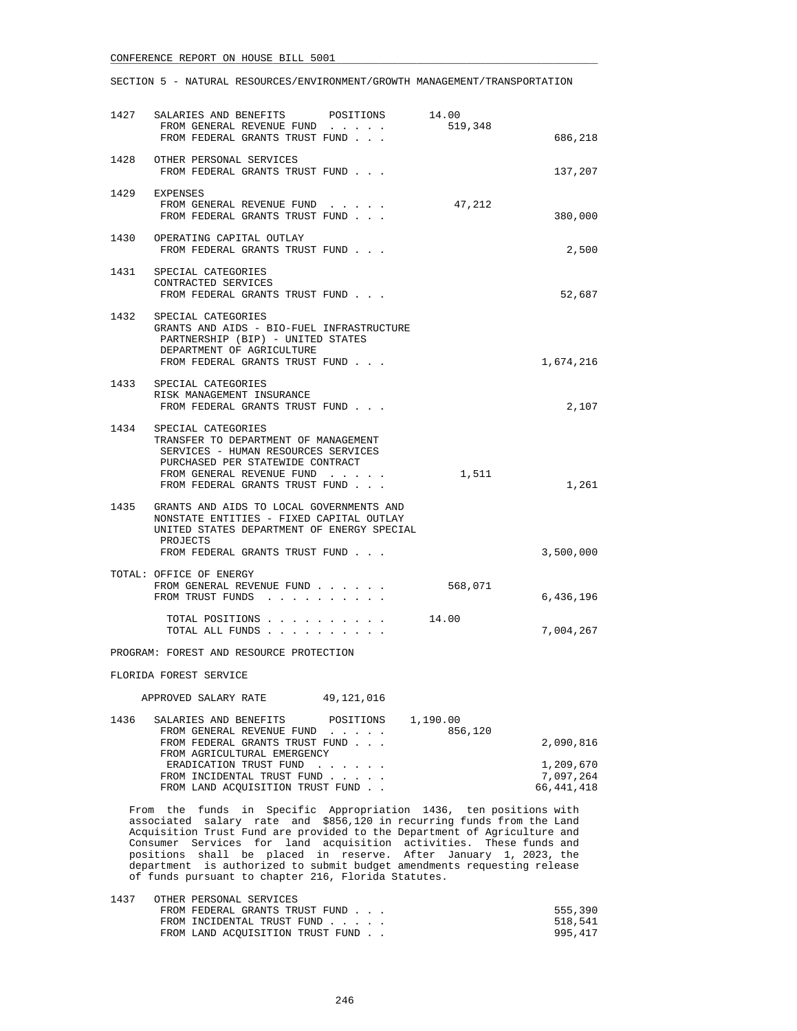SECTION 5 - NATURAL RESOURCES/ENVIRONMENT/GROWTH MANAGEMENT/TRANSPORTATION

```
1427   SALARIES AND BENEFITS       POSITIONS       14.00
        FROM GENERAL REVENUE FUND  . . . . .       519,348
        FROM FEDERAL GRANTS TRUST FUND . . .                            686,218

1428   OTHER PERSONAL SERVICES
        FROM FEDERAL GRANTS TRUST FUND . . .                            137,207

1429   EXPENSES
        FROM GENERAL REVENUE FUND  . . . . .        47,212
        FROM FEDERAL GRANTS TRUST FUND . . .                            380,000

1430   OPERATING CAPITAL OUTLAY
        FROM FEDERAL GRANTS TRUST FUND . . .                              2,500

1431   SPECIAL CATEGORIES
       CONTRACTED SERVICES
        FROM FEDERAL GRANTS TRUST FUND . . .                             52,687

1432   SPECIAL CATEGORIES
       GRANTS AND AIDS - BIO-FUEL INFRASTRUCTURE
        PARTNERSHIP (BIP) - UNITED STATES
        DEPARTMENT OF AGRICULTURE
        FROM FEDERAL GRANTS TRUST FUND . . .                          1,674,216

1433   SPECIAL CATEGORIES
       RISK MANAGEMENT INSURANCE
        FROM FEDERAL GRANTS TRUST FUND . . .                              2,107

1434   SPECIAL CATEGORIES
       TRANSFER TO DEPARTMENT OF MANAGEMENT
        SERVICES - HUMAN RESOURCES SERVICES
        PURCHASED PER STATEWIDE CONTRACT
        FROM GENERAL REVENUE FUND  . . . . .         1,511
        FROM FEDERAL GRANTS TRUST FUND . . .                              1,261

1435   GRANTS AND AIDS TO LOCAL GOVERNMENTS AND
       NONSTATE ENTITIES - FIXED CAPITAL OUTLAY
       UNITED STATES DEPARTMENT OF ENERGY SPECIAL
        PROJECTS
        FROM FEDERAL GRANTS TRUST FUND . . .                          3,500,000

TOTAL: OFFICE OF ENERGY
        FROM GENERAL REVENUE FUND . . . . . .      568,071
        FROM TRUST FUNDS  . . . . . . . . . .                         6,436,196

          TOTAL POSITIONS . . . . . . . . . .    14.00
          TOTAL ALL FUNDS . . . . . . . . . .                         7,004,267
```

PROGRAM: FOREST AND RESOURCE PROTECTION

FLORIDA FOREST SERVICE

```
     APPROVED SALARY RATE        49,121,016

1436   SALARIES AND BENEFITS       POSITIONS     1,190.00
        FROM GENERAL REVENUE FUND  . . . . .       856,120
        FROM FEDERAL GRANTS TRUST FUND . . .                          2,090,816
        FROM AGRICULTURAL EMERGENCY
         ERADICATION TRUST FUND  . . . . . .                          1,209,670
        FROM INCIDENTAL TRUST FUND . . . . .                          7,097,264
        FROM LAND ACQUISITION TRUST FUND . .                         66,441,418
```

From the funds in Specific Appropriation 1436, ten positions with associated salary rate and $856,120 in recurring funds from the Land Acquisition Trust Fund are provided to the Department of Agriculture and Consumer Services for land acquisition activities. These funds and positions shall be placed in reserve. After January 1, 2023, the department is authorized to submit budget amendments requesting release of funds pursuant to chapter 216, Florida Statutes.

```
1437   OTHER PERSONAL SERVICES
        FROM FEDERAL GRANTS TRUST FUND . . .                            555,390
        FROM INCIDENTAL TRUST FUND . . . . .                            518,541
        FROM LAND ACQUISITION TRUST FUND . .                            995,417
```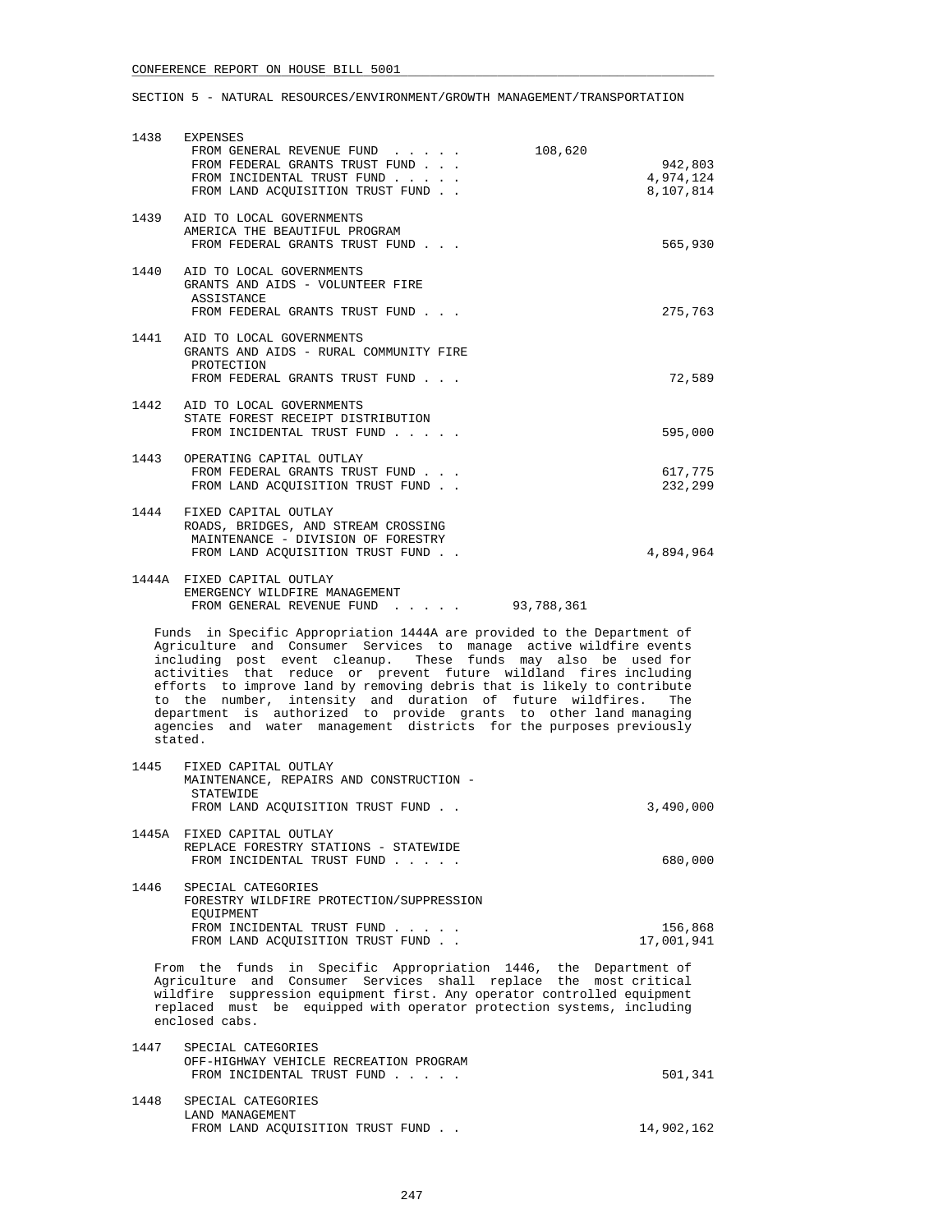CONFERENCE REPORT ON HOUSE BILL 5001

SECTION 5 - NATURAL RESOURCES/ENVIRONMENT/GROWTH MANAGEMENT/TRANSPORTATION

| | | | |
|---|---|---|---|
| 1438 | EXPENSES<br>FROM GENERAL REVENUE FUND . . . . .<br>FROM FEDERAL GRANTS TRUST FUND . . .<br>FROM INCIDENTAL TRUST FUND . . . . .<br>FROM LAND ACQUISITION TRUST FUND . . | 108,620 | <br><br>942,803<br>4,974,124<br>8,107,814 |
| 1439 | AID TO LOCAL GOVERNMENTS<br>AMERICA THE BEAUTIFUL PROGRAM<br>FROM FEDERAL GRANTS TRUST FUND . . . | | 565,930 |
| 1440 | AID TO LOCAL GOVERNMENTS<br>GRANTS AND AIDS - VOLUNTEER FIRE ASSISTANCE<br>FROM FEDERAL GRANTS TRUST FUND . . . | | 275,763 |
| 1441 | AID TO LOCAL GOVERNMENTS<br>GRANTS AND AIDS - RURAL COMMUNITY FIRE PROTECTION<br>FROM FEDERAL GRANTS TRUST FUND . . . | | 72,589 |
| 1442 | AID TO LOCAL GOVERNMENTS<br>STATE FOREST RECEIPT DISTRIBUTION<br>FROM INCIDENTAL TRUST FUND . . . . . | | 595,000 |
| 1443 | OPERATING CAPITAL OUTLAY<br>FROM FEDERAL GRANTS TRUST FUND . . .<br>FROM LAND ACQUISITION TRUST FUND . . | | <br>617,775<br>232,299 |
| 1444 | FIXED CAPITAL OUTLAY<br>ROADS, BRIDGES, AND STREAM CROSSING MAINTENANCE - DIVISION OF FORESTRY<br>FROM LAND ACQUISITION TRUST FUND . . | | 4,894,964 |
| 1444A | FIXED CAPITAL OUTLAY<br>EMERGENCY WILDFIRE MANAGEMENT<br>FROM GENERAL REVENUE FUND . . . . . | 93,788,361 | |

Funds in Specific Appropriation 1444A are provided to the Department of Agriculture and Consumer Services to manage active wildfire events including post event cleanup. These funds may also be used for activities that reduce or prevent future wildland fires including efforts to improve land by removing debris that is likely to contribute to the number, intensity and duration of future wildfires. The department is authorized to provide grants to other land managing agencies and water management districts for the purposes previously stated.

| | | | |
|---|---|---|---|
| 1445 | FIXED CAPITAL OUTLAY<br>MAINTENANCE, REPAIRS AND CONSTRUCTION - STATEWIDE<br>FROM LAND ACQUISITION TRUST FUND . . | | 3,490,000 |
| 1445A | FIXED CAPITAL OUTLAY<br>REPLACE FORESTRY STATIONS - STATEWIDE<br>FROM INCIDENTAL TRUST FUND . . . . . | | 680,000 |
| 1446 | SPECIAL CATEGORIES<br>FORESTRY WILDFIRE PROTECTION/SUPPRESSION EQUIPMENT<br>FROM INCIDENTAL TRUST FUND . . . . .<br>FROM LAND ACQUISITION TRUST FUND . . | | <br>156,868<br>17,001,941 |

From the funds in Specific Appropriation 1446, the Department of Agriculture and Consumer Services shall replace the most critical wildfire suppression equipment first. Any operator controlled equipment replaced must be equipped with operator protection systems, including enclosed cabs.

| | | | |
|---|---|---|---|
| 1447 | SPECIAL CATEGORIES<br>OFF-HIGHWAY VEHICLE RECREATION PROGRAM<br>FROM INCIDENTAL TRUST FUND . . . . . | | 501,341 |
| 1448 | SPECIAL CATEGORIES<br>LAND MANAGEMENT<br>FROM LAND ACQUISITION TRUST FUND . . | | 14,902,162 |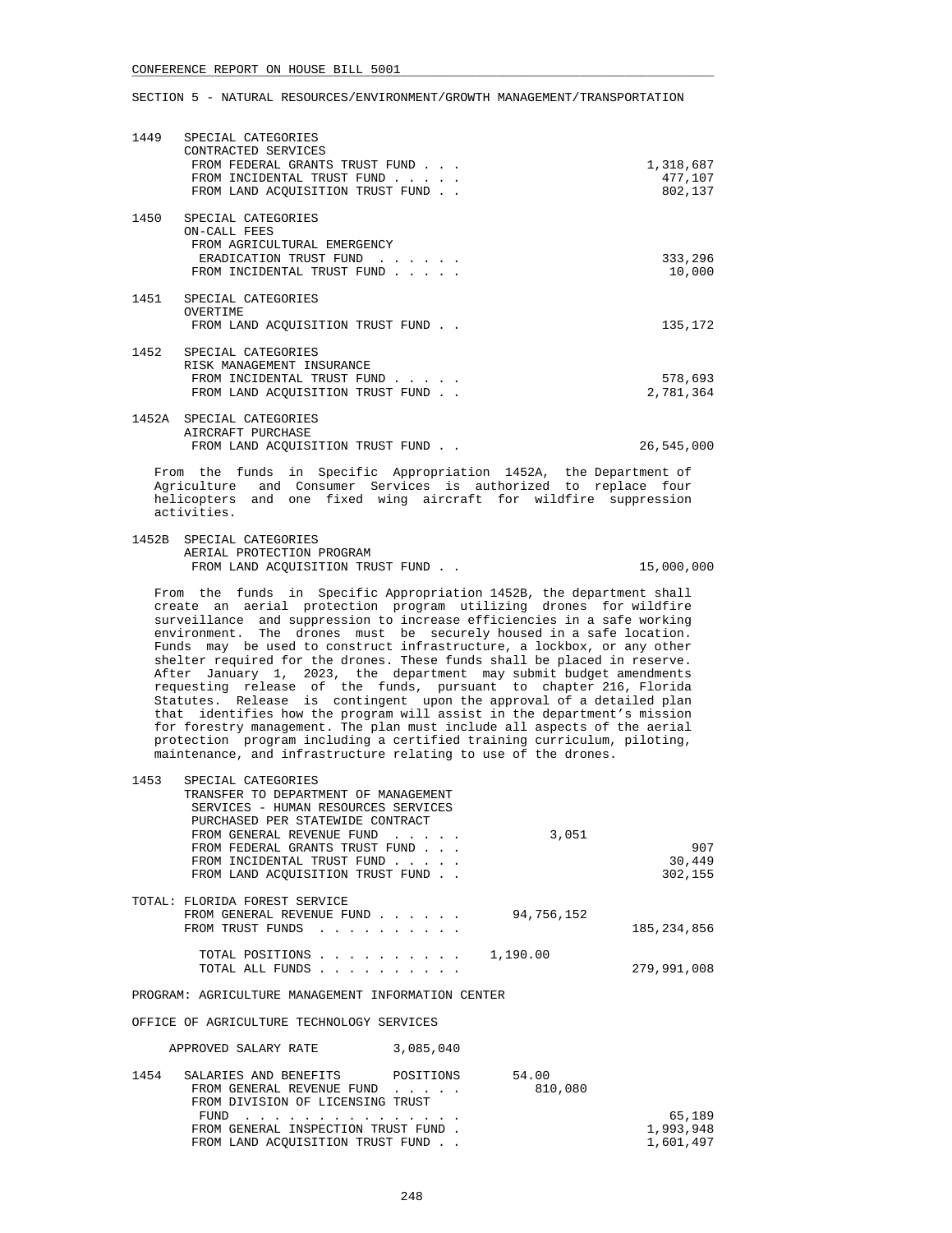CONFERENCE REPORT ON HOUSE BILL 5001

SECTION 5 - NATURAL RESOURCES/ENVIRONMENT/GROWTH MANAGEMENT/TRANSPORTATION

| | | | |
|---|---|---|---|
| 1449 | SPECIAL CATEGORIES<br>CONTRACTED SERVICES | | |
| | FROM FEDERAL GRANTS TRUST FUND . . . | | 1,318,687 |
| | FROM INCIDENTAL TRUST FUND . . . . . | | 477,107 |
| | FROM LAND ACQUISITION TRUST FUND . . | | 802,137 |
| 1450 | SPECIAL CATEGORIES<br>ON-CALL FEES | | |
| | FROM AGRICULTURAL EMERGENCY ERADICATION TRUST FUND . . . . . . | | 333,296 |
| | FROM INCIDENTAL TRUST FUND . . . . . | | 10,000 |
| 1451 | SPECIAL CATEGORIES<br>OVERTIME | | |
| | FROM LAND ACQUISITION TRUST FUND . . | | 135,172 |
| 1452 | SPECIAL CATEGORIES<br>RISK MANAGEMENT INSURANCE | | |
| | FROM INCIDENTAL TRUST FUND . . . . . | | 578,693 |
| | FROM LAND ACQUISITION TRUST FUND . . | | 2,781,364 |
| 1452A | SPECIAL CATEGORIES<br>AIRCRAFT PURCHASE | | |
| | FROM LAND ACQUISITION TRUST FUND . . | | 26,545,000 |

From the funds in Specific Appropriation 1452A, the Department of Agriculture and Consumer Services is authorized to replace four helicopters and one fixed wing aircraft for wildfire suppression activities.

| | | | |
|---|---|---|---|
| 1452B | SPECIAL CATEGORIES<br>AERIAL PROTECTION PROGRAM | | |
| | FROM LAND ACQUISITION TRUST FUND . . | | 15,000,000 |

From the funds in Specific Appropriation 1452B, the department shall create an aerial protection program utilizing drones for wildfire surveillance and suppression to increase efficiencies in a safe working environment. The drones must be securely housed in a safe location. Funds may be used to construct infrastructure, a lockbox, or any other shelter required for the drones. These funds shall be placed in reserve. After January 1, 2023, the department may submit budget amendments requesting release of the funds, pursuant to chapter 216, Florida Statutes. Release is contingent upon the approval of a detailed plan that identifies how the program will assist in the department's mission for forestry management. The plan must include all aspects of the aerial protection program including a certified training curriculum, piloting, maintenance, and infrastructure relating to use of the drones.

| | | | |
|---|---|---|---|
| 1453 | SPECIAL CATEGORIES<br>TRANSFER TO DEPARTMENT OF MANAGEMENT SERVICES - HUMAN RESOURCES SERVICES PURCHASED PER STATEWIDE CONTRACT | | |
| | FROM GENERAL REVENUE FUND . . . . . | 3,051 | |
| | FROM FEDERAL GRANTS TRUST FUND . . . | | 907 |
| | FROM INCIDENTAL TRUST FUND . . . . . | | 30,449 |
| | FROM LAND ACQUISITION TRUST FUND . . | | 302,155 |
| TOTAL: | FLORIDA FOREST SERVICE | | |
| | FROM GENERAL REVENUE FUND . . . . . . | 94,756,152 | |
| | FROM TRUST FUNDS . . . . . . . . . . | | 185,234,856 |
| | TOTAL POSITIONS . . . . . . . . . . | 1,190.00 | |
| | TOTAL ALL FUNDS . . . . . . . . . . | | 279,991,008 |

PROGRAM: AGRICULTURE MANAGEMENT INFORMATION CENTER

OFFICE OF AGRICULTURE TECHNOLOGY SERVICES

APPROVED SALARY RATE 3,085,040

| | | | |
|---|---|---|---|
| 1454 | SALARIES AND BENEFITS POSITIONS | 54.00 | |
| | FROM GENERAL REVENUE FUND . . . . . | 810,080 | |
| | FROM DIVISION OF LICENSING TRUST FUND . . . . . . . . . . . . . . . | | 65,189 |
| | FROM GENERAL INSPECTION TRUST FUND . | | 1,993,948 |
| | FROM LAND ACQUISITION TRUST FUND . . | | 1,601,497 |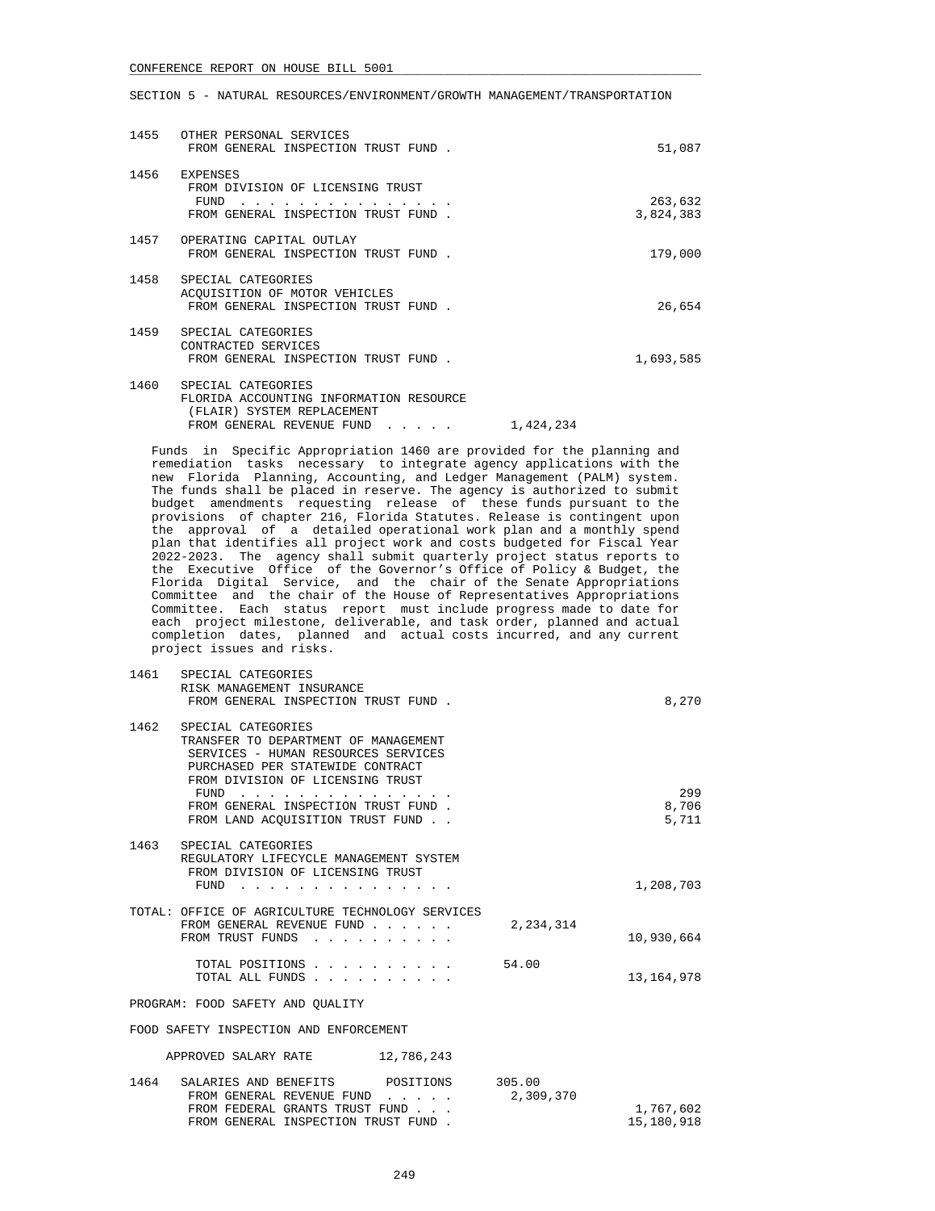SECTION 5 - NATURAL RESOURCES/ENVIRONMENT/GROWTH MANAGEMENT/TRANSPORTATION

```
1455   OTHER PERSONAL SERVICES
        FROM GENERAL INSPECTION TRUST FUND .                             51,087

1456   EXPENSES
        FROM DIVISION OF LICENSING TRUST
         FUND  . . . . . . . . . . . . . . .                           263,632
        FROM GENERAL INSPECTION TRUST FUND .                          3,824,383

1457   OPERATING CAPITAL OUTLAY
        FROM GENERAL INSPECTION TRUST FUND .                            179,000

1458   SPECIAL CATEGORIES
        ACQUISITION OF MOTOR VEHICLES
        FROM GENERAL INSPECTION TRUST FUND .                             26,654

1459   SPECIAL CATEGORIES
        CONTRACTED SERVICES
        FROM GENERAL INSPECTION TRUST FUND .                          1,693,585

1460   SPECIAL CATEGORIES
        FLORIDA ACCOUNTING INFORMATION RESOURCE
         (FLAIR) SYSTEM REPLACEMENT
        FROM GENERAL REVENUE FUND  . . . . .       1,424,234
```

Funds in Specific Appropriation 1460 are provided for the planning and remediation tasks necessary to integrate agency applications with the new Florida Planning, Accounting, and Ledger Management (PALM) system. The funds shall be placed in reserve. The agency is authorized to submit budget amendments requesting release of these funds pursuant to the provisions of chapter 216, Florida Statutes. Release is contingent upon the approval of a detailed operational work plan and a monthly spend plan that identifies all project work and costs budgeted for Fiscal Year 2022-2023. The agency shall submit quarterly project status reports to the Executive Office of the Governor's Office of Policy & Budget, the Florida Digital Service, and the chair of the Senate Appropriations Committee and the chair of the House of Representatives Appropriations Committee. Each status report must include progress made to date for each project milestone, deliverable, and task order, planned and actual completion dates, planned and actual costs incurred, and any current project issues and risks.

```
1461   SPECIAL CATEGORIES
        RISK MANAGEMENT INSURANCE
        FROM GENERAL INSPECTION TRUST FUND .                              8,270

1462   SPECIAL CATEGORIES
        TRANSFER TO DEPARTMENT OF MANAGEMENT
         SERVICES - HUMAN RESOURCES SERVICES
         PURCHASED PER STATEWIDE CONTRACT
        FROM DIVISION OF LICENSING TRUST
         FUND  . . . . . . . . . . . . . . .                                299
        FROM GENERAL INSPECTION TRUST FUND .                              8,706
        FROM LAND ACQUISITION TRUST FUND . .                              5,711

1463   SPECIAL CATEGORIES
        REGULATORY LIFECYCLE MANAGEMENT SYSTEM
        FROM DIVISION OF LICENSING TRUST
         FUND  . . . . . . . . . . . . . . .                          1,208,703

TOTAL: OFFICE OF AGRICULTURE TECHNOLOGY SERVICES
        FROM GENERAL REVENUE FUND . . . . . .      2,234,314
        FROM TRUST FUNDS  . . . . . . . . . .                        10,930,664

         TOTAL POSITIONS . . . . . . . . . .       54.00
         TOTAL ALL FUNDS . . . . . . . . . .                         13,164,978

PROGRAM: FOOD SAFETY AND QUALITY

FOOD SAFETY INSPECTION AND ENFORCEMENT

    APPROVED SALARY RATE         12,786,243

1464   SALARIES AND BENEFITS       POSITIONS      305.00
        FROM GENERAL REVENUE FUND  . . . . .      2,309,370
        FROM FEDERAL GRANTS TRUST FUND . . .                          1,767,602
        FROM GENERAL INSPECTION TRUST FUND .                         15,180,918
```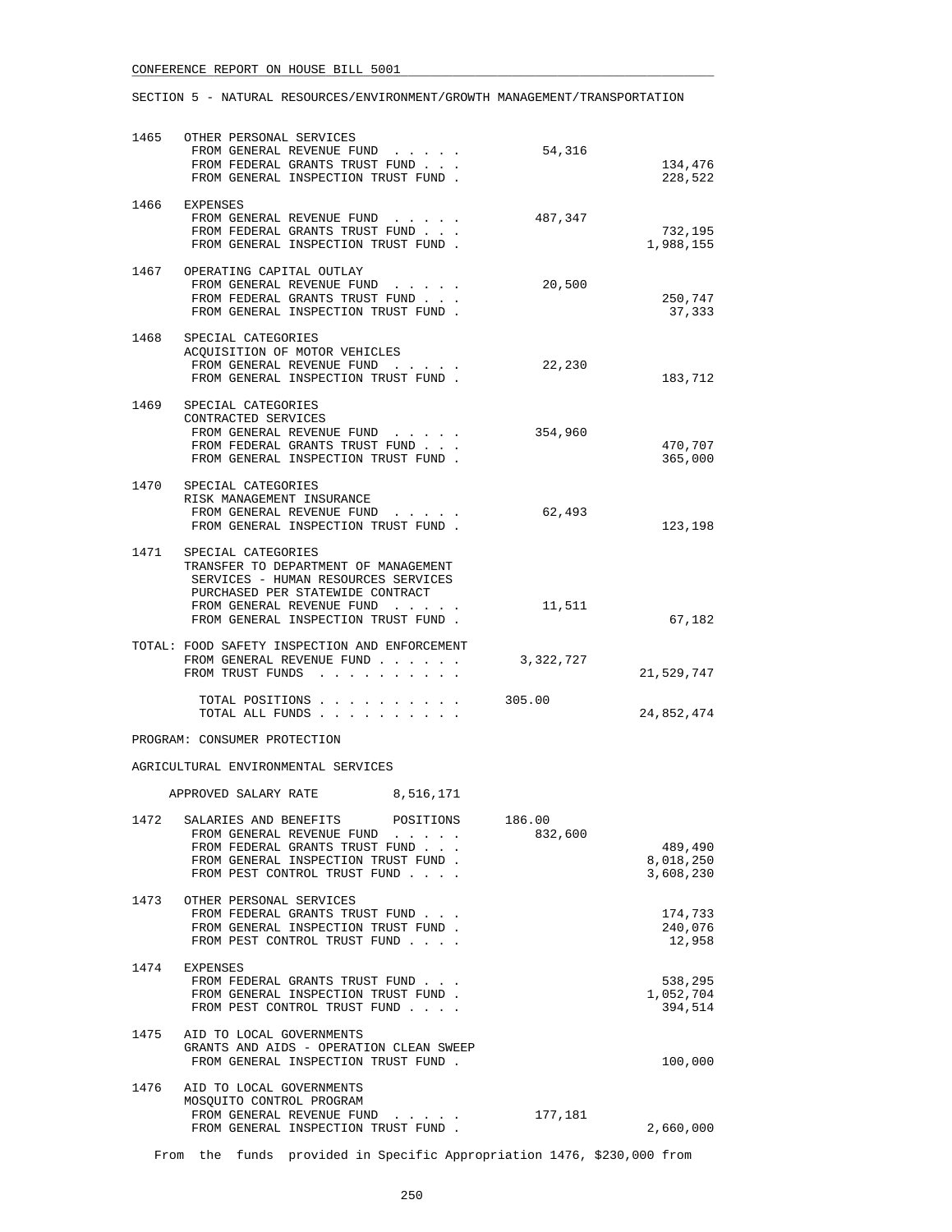CONFERENCE REPORT ON HOUSE BILL 5001

SECTION 5 - NATURAL RESOURCES/ENVIRONMENT/GROWTH MANAGEMENT/TRANSPORTATION

```
1465  OTHER PERSONAL SERVICES
       FROM GENERAL REVENUE FUND  . . . . .        54,316
       FROM FEDERAL GRANTS TRUST FUND . . .                        134,476
       FROM GENERAL INSPECTION TRUST FUND .                        228,522

1466  EXPENSES
       FROM GENERAL REVENUE FUND  . . . . .       487,347
       FROM FEDERAL GRANTS TRUST FUND . . .                        732,195
       FROM GENERAL INSPECTION TRUST FUND .                      1,988,155

1467  OPERATING CAPITAL OUTLAY
       FROM GENERAL REVENUE FUND  . . . . .        20,500
       FROM FEDERAL GRANTS TRUST FUND . . .                        250,747
       FROM GENERAL INSPECTION TRUST FUND .                         37,333

1468  SPECIAL CATEGORIES
       ACQUISITION OF MOTOR VEHICLES
       FROM GENERAL REVENUE FUND  . . . . .        22,230
       FROM GENERAL INSPECTION TRUST FUND .                        183,712

1469  SPECIAL CATEGORIES
       CONTRACTED SERVICES
       FROM GENERAL REVENUE FUND  . . . . .       354,960
       FROM FEDERAL GRANTS TRUST FUND . . .                        470,707
       FROM GENERAL INSPECTION TRUST FUND .                        365,000

1470  SPECIAL CATEGORIES
       RISK MANAGEMENT INSURANCE
       FROM GENERAL REVENUE FUND  . . . . .        62,493
       FROM GENERAL INSPECTION TRUST FUND .                        123,198

1471  SPECIAL CATEGORIES
       TRANSFER TO DEPARTMENT OF MANAGEMENT
        SERVICES - HUMAN RESOURCES SERVICES
        PURCHASED PER STATEWIDE CONTRACT
       FROM GENERAL REVENUE FUND  . . . . .        11,511
       FROM GENERAL INSPECTION TRUST FUND .                         67,182

TOTAL: FOOD SAFETY INSPECTION AND ENFORCEMENT
       FROM GENERAL REVENUE FUND . . . . . .    3,322,727
       FROM TRUST FUNDS  . . . . . . . . . .                    21,529,747

         TOTAL POSITIONS . . . . . . . . . .    305.00
         TOTAL ALL FUNDS . . . . . . . . . .                    24,852,474

PROGRAM: CONSUMER PROTECTION

AGRICULTURAL ENVIRONMENTAL SERVICES

     APPROVED SALARY RATE          8,516,171

1472  SALARIES AND BENEFITS      POSITIONS     186.00
       FROM GENERAL REVENUE FUND  . . . . .       832,600
       FROM FEDERAL GRANTS TRUST FUND . . .                        489,490
       FROM GENERAL INSPECTION TRUST FUND .                      8,018,250
       FROM PEST CONTROL TRUST FUND . . . .                      3,608,230

1473  OTHER PERSONAL SERVICES
       FROM FEDERAL GRANTS TRUST FUND . . .                        174,733
       FROM GENERAL INSPECTION TRUST FUND .                        240,076
       FROM PEST CONTROL TRUST FUND . . . .                         12,958

1474  EXPENSES
       FROM FEDERAL GRANTS TRUST FUND . . .                        538,295
       FROM GENERAL INSPECTION TRUST FUND .                      1,052,704
       FROM PEST CONTROL TRUST FUND . . . .                        394,514

1475  AID TO LOCAL GOVERNMENTS
       GRANTS AND AIDS - OPERATION CLEAN SWEEP
       FROM GENERAL INSPECTION TRUST FUND .                        100,000

1476  AID TO LOCAL GOVERNMENTS
       MOSQUITO CONTROL PROGRAM
       FROM GENERAL REVENUE FUND  . . . . .       177,181
       FROM GENERAL INSPECTION TRUST FUND .                      2,660,000
```

From the funds provided in Specific Appropriation 1476, $230,000 from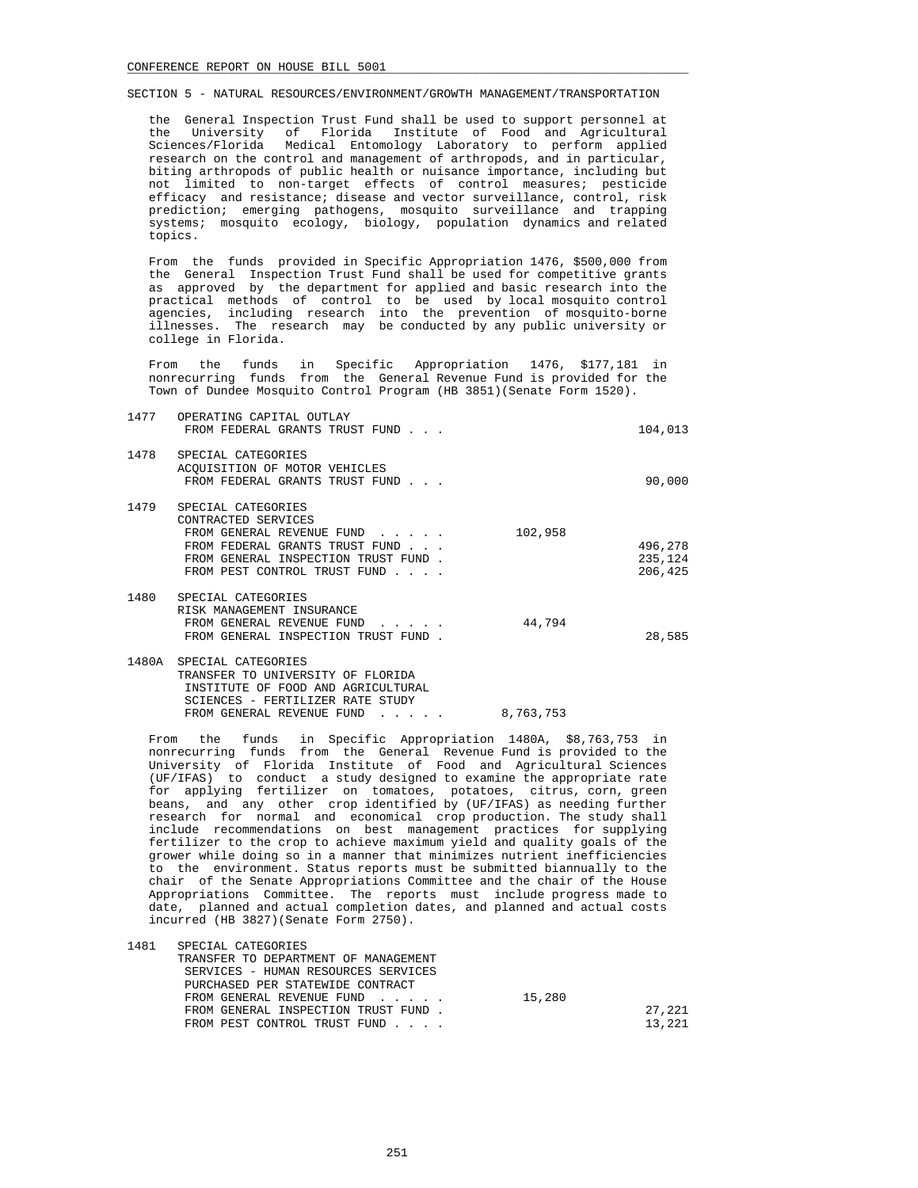SECTION 5 - NATURAL RESOURCES/ENVIRONMENT/GROWTH MANAGEMENT/TRANSPORTATION

the General Inspection Trust Fund shall be used to support personnel at the University of Florida Institute of Food and Agricultural Sciences/Florida Medical Entomology Laboratory to perform applied research on the control and management of arthropods, and in particular, biting arthropods of public health or nuisance importance, including but not limited to non-target effects of control measures; pesticide efficacy and resistance; disease and vector surveillance, control, risk prediction; emerging pathogens, mosquito surveillance and trapping systems; mosquito ecology, biology, population dynamics and related topics.

From the funds provided in Specific Appropriation 1476, $500,000 from the General Inspection Trust Fund shall be used for competitive grants as approved by the department for applied and basic research into the practical methods of control to be used by local mosquito control agencies, including research into the prevention of mosquito-borne illnesses. The research may be conducted by any public university or college in Florida.

From the funds in Specific Appropriation 1476, $177,181 in nonrecurring funds from the General Revenue Fund is provided for the Town of Dundee Mosquito Control Program (HB 3851)(Senate Form 1520).

| | | | |
|---|---|---|---|
| 1477 | OPERATING CAPITAL OUTLAY | | |
| | FROM FEDERAL GRANTS TRUST FUND . . . | | 104,013 |
| 1478 | SPECIAL CATEGORIES<br>ACQUISITION OF MOTOR VEHICLES | | |
| | FROM FEDERAL GRANTS TRUST FUND . . . | | 90,000 |
| 1479 | SPECIAL CATEGORIES<br>CONTRACTED SERVICES | | |
| | FROM GENERAL REVENUE FUND . . . . . | 102,958 | |
| | FROM FEDERAL GRANTS TRUST FUND . . . | | 496,278 |
| | FROM GENERAL INSPECTION TRUST FUND . | | 235,124 |
| | FROM PEST CONTROL TRUST FUND . . . . | | 206,425 |
| 1480 | SPECIAL CATEGORIES<br>RISK MANAGEMENT INSURANCE | | |
| | FROM GENERAL REVENUE FUND . . . . . | 44,794 | |
| | FROM GENERAL INSPECTION TRUST FUND . | | 28,585 |
| 1480A | SPECIAL CATEGORIES<br>TRANSFER TO UNIVERSITY OF FLORIDA INSTITUTE OF FOOD AND AGRICULTURAL SCIENCES - FERTILIZER RATE STUDY | | |
| | FROM GENERAL REVENUE FUND . . . . . | 8,763,753 | |

From the funds in Specific Appropriation 1480A, $8,763,753 in nonrecurring funds from the General Revenue Fund is provided to the University of Florida Institute of Food and Agricultural Sciences (UF/IFAS) to conduct a study designed to examine the appropriate rate for applying fertilizer on tomatoes, potatoes, citrus, corn, green beans, and any other crop identified by (UF/IFAS) as needing further research for normal and economical crop production. The study shall include recommendations on best management practices for supplying fertilizer to the crop to achieve maximum yield and quality goals of the grower while doing so in a manner that minimizes nutrient inefficiencies to the environment. Status reports must be submitted biannually to the chair of the Senate Appropriations Committee and the chair of the House Appropriations Committee. The reports must include progress made to date, planned and actual completion dates, and planned and actual costs incurred (HB 3827)(Senate Form 2750).

| | | | |
|---|---|---|---|
| 1481 | SPECIAL CATEGORIES<br>TRANSFER TO DEPARTMENT OF MANAGEMENT SERVICES - HUMAN RESOURCES SERVICES PURCHASED PER STATEWIDE CONTRACT | | |
| | FROM GENERAL REVENUE FUND . . . . . | 15,280 | |
| | FROM GENERAL INSPECTION TRUST FUND . | | 27,221 |
| | FROM PEST CONTROL TRUST FUND . . . . | | 13,221 |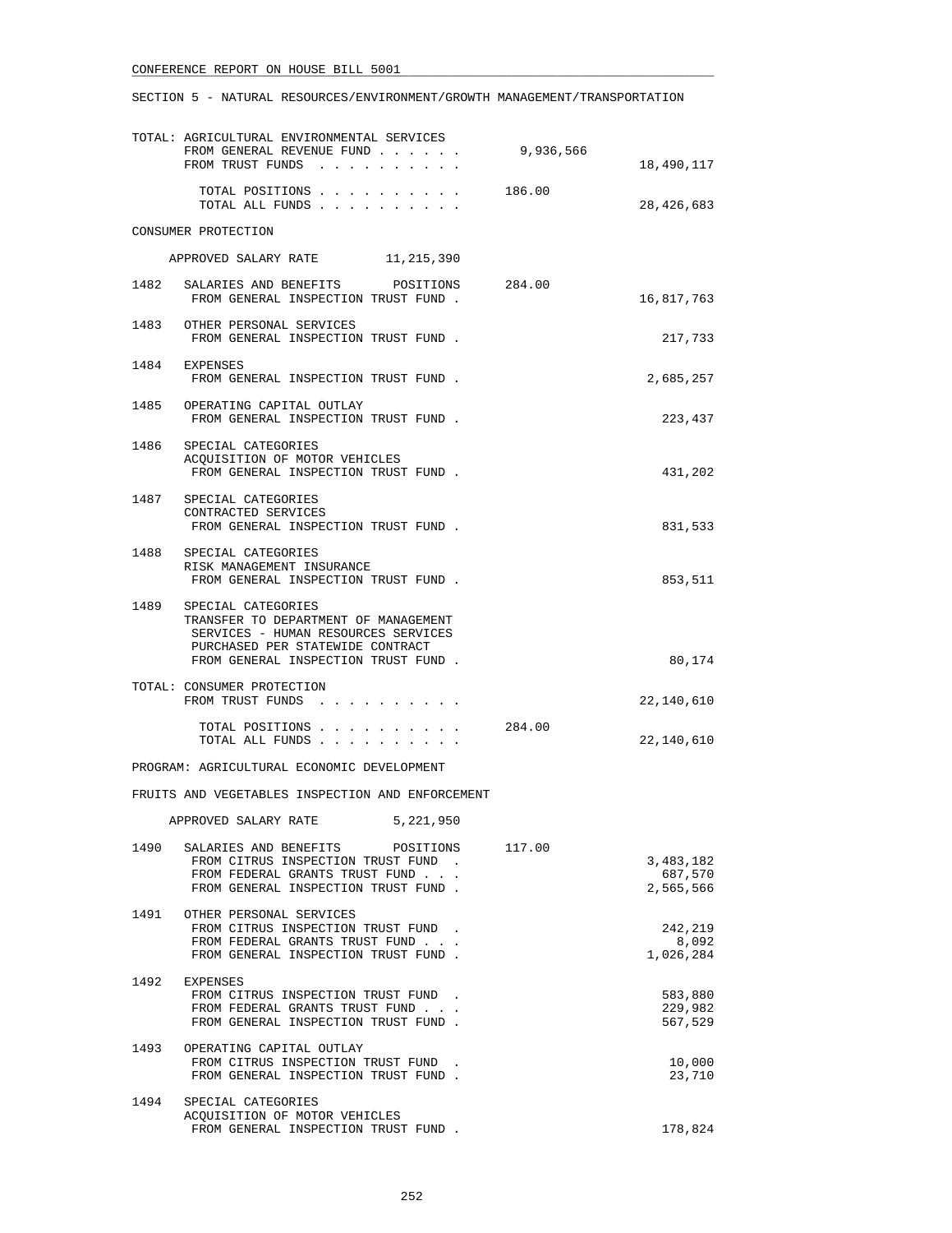SECTION 5 - NATURAL RESOURCES/ENVIRONMENT/GROWTH MANAGEMENT/TRANSPORTATION

```
TOTAL: AGRICULTURAL ENVIRONMENTAL SERVICES
       FROM GENERAL REVENUE FUND . . . . . .       9,936,566
       FROM TRUST FUNDS  . . . . . . . . . .                      18,490,117

         TOTAL POSITIONS . . . . . . . . . .     186.00
         TOTAL ALL FUNDS . . . . . . . . . .                      28,426,683

CONSUMER PROTECTION

     APPROVED SALARY RATE        11,215,390

1482   SALARIES AND BENEFITS       POSITIONS     284.00
        FROM GENERAL INSPECTION TRUST FUND .                      16,817,763

1483   OTHER PERSONAL SERVICES
        FROM GENERAL INSPECTION TRUST FUND .                         217,733

1484   EXPENSES
        FROM GENERAL INSPECTION TRUST FUND .                       2,685,257

1485   OPERATING CAPITAL OUTLAY
        FROM GENERAL INSPECTION TRUST FUND .                         223,437

1486   SPECIAL CATEGORIES
       ACQUISITION OF MOTOR VEHICLES
        FROM GENERAL INSPECTION TRUST FUND .                         431,202

1487   SPECIAL CATEGORIES
       CONTRACTED SERVICES
        FROM GENERAL INSPECTION TRUST FUND .                         831,533

1488   SPECIAL CATEGORIES
       RISK MANAGEMENT INSURANCE
        FROM GENERAL INSPECTION TRUST FUND .                         853,511

1489   SPECIAL CATEGORIES
       TRANSFER TO DEPARTMENT OF MANAGEMENT
        SERVICES - HUMAN RESOURCES SERVICES
        PURCHASED PER STATEWIDE CONTRACT
        FROM GENERAL INSPECTION TRUST FUND .                          80,174

TOTAL: CONSUMER PROTECTION
       FROM TRUST FUNDS  . . . . . . . . . .                      22,140,610

         TOTAL POSITIONS . . . . . . . . . .     284.00
         TOTAL ALL FUNDS . . . . . . . . . .                      22,140,610

PROGRAM: AGRICULTURAL ECONOMIC DEVELOPMENT

FRUITS AND VEGETABLES INSPECTION AND ENFORCEMENT

     APPROVED SALARY RATE         5,221,950

1490   SALARIES AND BENEFITS       POSITIONS     117.00
        FROM CITRUS INSPECTION TRUST FUND  .                       3,483,182
        FROM FEDERAL GRANTS TRUST FUND . . .                         687,570
        FROM GENERAL INSPECTION TRUST FUND .                       2,565,566

1491   OTHER PERSONAL SERVICES
        FROM CITRUS INSPECTION TRUST FUND  .                         242,219
        FROM FEDERAL GRANTS TRUST FUND . . .                           8,092
        FROM GENERAL INSPECTION TRUST FUND .                       1,026,284

1492   EXPENSES
        FROM CITRUS INSPECTION TRUST FUND  .                         583,880
        FROM FEDERAL GRANTS TRUST FUND . . .                         229,982
        FROM GENERAL INSPECTION TRUST FUND .                         567,529

1493   OPERATING CAPITAL OUTLAY
        FROM CITRUS INSPECTION TRUST FUND  .                          10,000
        FROM GENERAL INSPECTION TRUST FUND .                          23,710

1494   SPECIAL CATEGORIES
       ACQUISITION OF MOTOR VEHICLES
        FROM GENERAL INSPECTION TRUST FUND .                         178,824
```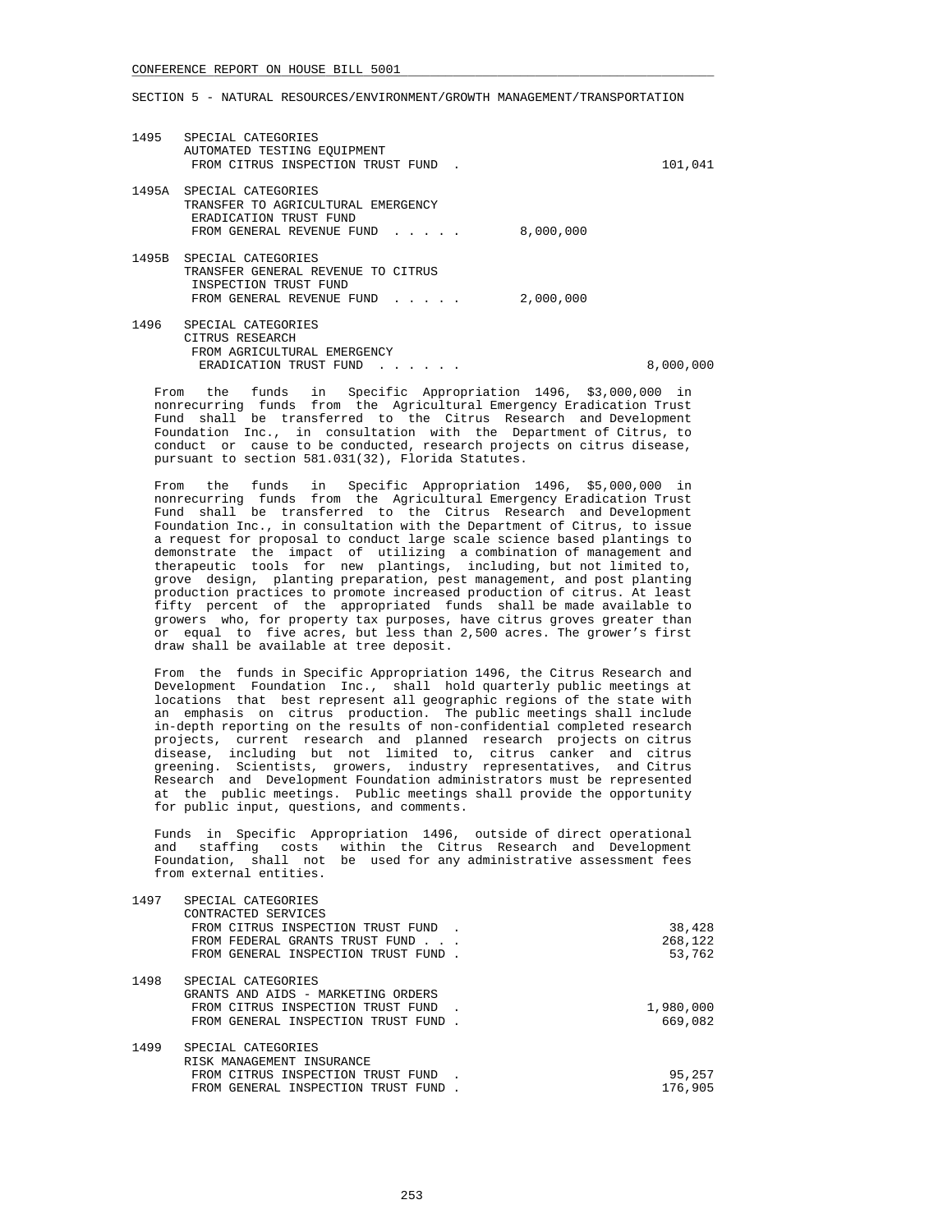SECTION 5 - NATURAL RESOURCES/ENVIRONMENT/GROWTH MANAGEMENT/TRANSPORTATION

| | | | |
|---|---|---|---|
| 1495 | SPECIAL CATEGORIES<br>AUTOMATED TESTING EQUIPMENT<br>FROM CITRUS INSPECTION TRUST FUND . | | 101,041 |
| 1495A | SPECIAL CATEGORIES<br>TRANSFER TO AGRICULTURAL EMERGENCY<br>ERADICATION TRUST FUND<br>FROM GENERAL REVENUE FUND . . . . . | 8,000,000 | |
| 1495B | SPECIAL CATEGORIES<br>TRANSFER GENERAL REVENUE TO CITRUS<br>INSPECTION TRUST FUND<br>FROM GENERAL REVENUE FUND . . . . . | 2,000,000 | |
| 1496 | SPECIAL CATEGORIES<br>CITRUS RESEARCH<br>FROM AGRICULTURAL EMERGENCY<br>ERADICATION TRUST FUND . . . . . . | | 8,000,000 |

From the funds in Specific Appropriation 1496, $3,000,000 in nonrecurring funds from the Agricultural Emergency Eradication Trust Fund shall be transferred to the Citrus Research and Development Foundation Inc., in consultation with the Department of Citrus, to conduct or cause to be conducted, research projects on citrus disease, pursuant to section 581.031(32), Florida Statutes.

From the funds in Specific Appropriation 1496, $5,000,000 in nonrecurring funds from the Agricultural Emergency Eradication Trust Fund shall be transferred to the Citrus Research and Development Foundation Inc., in consultation with the Department of Citrus, to issue a request for proposal to conduct large scale science based plantings to demonstrate the impact of utilizing a combination of management and therapeutic tools for new plantings, including, but not limited to, grove design, planting preparation, pest management, and post planting production practices to promote increased production of citrus. At least fifty percent of the appropriated funds shall be made available to growers who, for property tax purposes, have citrus groves greater than or equal to five acres, but less than 2,500 acres. The grower's first draw shall be available at tree deposit.

From the funds in Specific Appropriation 1496, the Citrus Research and Development Foundation Inc., shall hold quarterly public meetings at locations that best represent all geographic regions of the state with an emphasis on citrus production. The public meetings shall include in-depth reporting on the results of non-confidential completed research projects, current research and planned research projects on citrus disease, including but not limited to, citrus canker and citrus greening. Scientists, growers, industry representatives, and Citrus Research and Development Foundation administrators must be represented at the public meetings. Public meetings shall provide the opportunity for public input, questions, and comments.

Funds in Specific Appropriation 1496, outside of direct operational and staffing costs within the Citrus Research and Development Foundation, shall not be used for any administrative assessment fees from external entities.

| | | | |
|---|---|---|---|
| 1497 | SPECIAL CATEGORIES<br>CONTRACTED SERVICES<br>FROM CITRUS INSPECTION TRUST FUND .<br>FROM FEDERAL GRANTS TRUST FUND . . .<br>FROM GENERAL INSPECTION TRUST FUND . | | 38,428<br>268,122<br>53,762 |
| 1498 | SPECIAL CATEGORIES<br>GRANTS AND AIDS - MARKETING ORDERS<br>FROM CITRUS INSPECTION TRUST FUND .<br>FROM GENERAL INSPECTION TRUST FUND . | | 1,980,000<br>669,082 |
| 1499 | SPECIAL CATEGORIES<br>RISK MANAGEMENT INSURANCE<br>FROM CITRUS INSPECTION TRUST FUND .<br>FROM GENERAL INSPECTION TRUST FUND . | | 95,257<br>176,905 |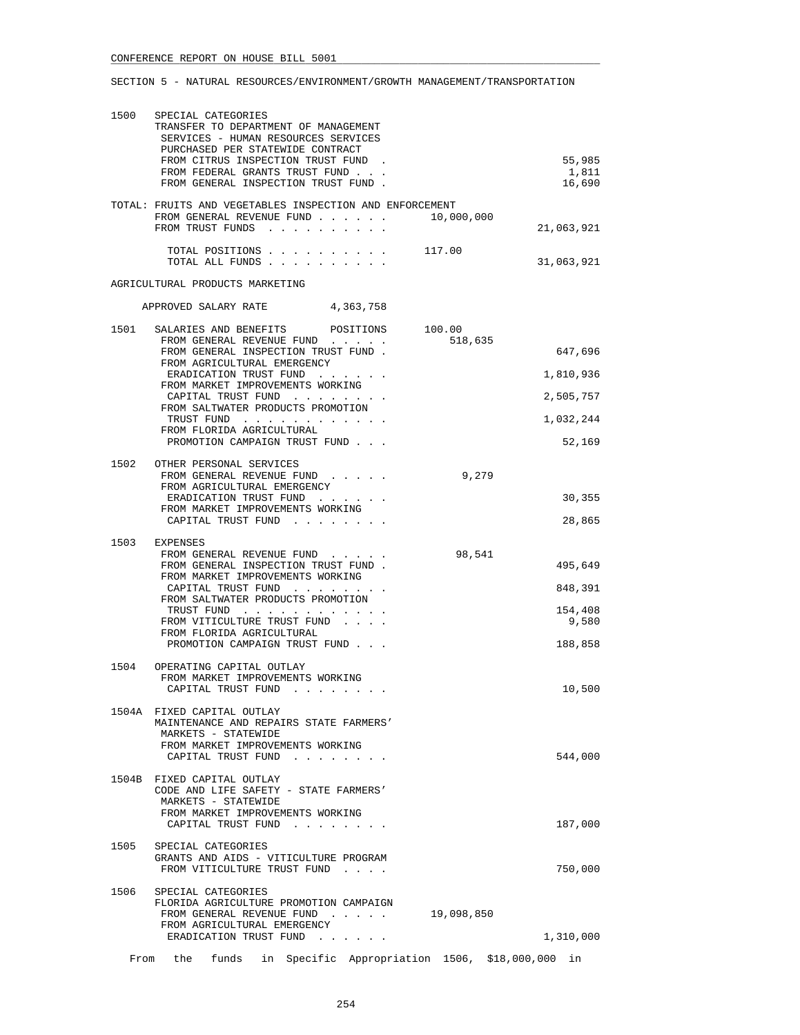SECTION 5 - NATURAL RESOURCES/ENVIRONMENT/GROWTH MANAGEMENT/TRANSPORTATION

```
1500   SPECIAL CATEGORIES
       TRANSFER TO DEPARTMENT OF MANAGEMENT
        SERVICES - HUMAN RESOURCES SERVICES
        PURCHASED PER STATEWIDE CONTRACT
        FROM CITRUS INSPECTION TRUST FUND  .                              55,985
        FROM FEDERAL GRANTS TRUST FUND . . .                               1,811
        FROM GENERAL INSPECTION TRUST FUND .                              16,690

       TOTAL: FRUITS AND VEGETABLES INSPECTION AND ENFORCEMENT
        FROM GENERAL REVENUE FUND . . . . . .       10,000,000
        FROM TRUST FUNDS  . . . . . . . . . .                         21,063,921

          TOTAL POSITIONS . . . . . . . . . .       117.00
          TOTAL ALL FUNDS . . . . . . . . . .                         31,063,921

       AGRICULTURAL PRODUCTS MARKETING

          APPROVED SALARY RATE         4,363,758

1501   SALARIES AND BENEFITS      POSITIONS     100.00
        FROM GENERAL REVENUE FUND  . . . . .       518,635
        FROM GENERAL INSPECTION TRUST FUND .                             647,696
        FROM AGRICULTURAL EMERGENCY
         ERADICATION TRUST FUND  . . . . . .                           1,810,936
        FROM MARKET IMPROVEMENTS WORKING
         CAPITAL TRUST FUND  . . . . . . . .                           2,505,757
        FROM SALTWATER PRODUCTS PROMOTION
         TRUST FUND  . . . . . . . . . . . .                           1,032,244
        FROM FLORIDA AGRICULTURAL
         PROMOTION CAMPAIGN TRUST FUND . . .                              52,169

1502   OTHER PERSONAL SERVICES
        FROM GENERAL REVENUE FUND  . . . . .         9,279
        FROM AGRICULTURAL EMERGENCY
         ERADICATION TRUST FUND  . . . . . .                              30,355
        FROM MARKET IMPROVEMENTS WORKING
         CAPITAL TRUST FUND  . . . . . . . .                              28,865

1503   EXPENSES
        FROM GENERAL REVENUE FUND  . . . . .        98,541
        FROM GENERAL INSPECTION TRUST FUND .                             495,649
        FROM MARKET IMPROVEMENTS WORKING
         CAPITAL TRUST FUND  . . . . . . . .                             848,391
        FROM SALTWATER PRODUCTS PROMOTION
         TRUST FUND  . . . . . . . . . . . .                             154,408
        FROM VITICULTURE TRUST FUND  . . . .                               9,580
        FROM FLORIDA AGRICULTURAL
         PROMOTION CAMPAIGN TRUST FUND . . .                             188,858

1504   OPERATING CAPITAL OUTLAY
        FROM MARKET IMPROVEMENTS WORKING
         CAPITAL TRUST FUND  . . . . . . . .                              10,500

1504A  FIXED CAPITAL OUTLAY
       MAINTENANCE AND REPAIRS STATE FARMERS'
        MARKETS - STATEWIDE
        FROM MARKET IMPROVEMENTS WORKING
         CAPITAL TRUST FUND  . . . . . . . .                             544,000

1504B  FIXED CAPITAL OUTLAY
       CODE AND LIFE SAFETY - STATE FARMERS'
        MARKETS - STATEWIDE
        FROM MARKET IMPROVEMENTS WORKING
         CAPITAL TRUST FUND  . . . . . . . .                             187,000

1505   SPECIAL CATEGORIES
       GRANTS AND AIDS - VITICULTURE PROGRAM
        FROM VITICULTURE TRUST FUND  . . . .                             750,000

1506   SPECIAL CATEGORIES
       FLORIDA AGRICULTURE PROMOTION CAMPAIGN
        FROM GENERAL REVENUE FUND  . . . . .    19,098,850
        FROM AGRICULTURAL EMERGENCY
         ERADICATION TRUST FUND  . . . . . .                           1,310,000
```

From the funds in Specific Appropriation 1506, $18,000,000 in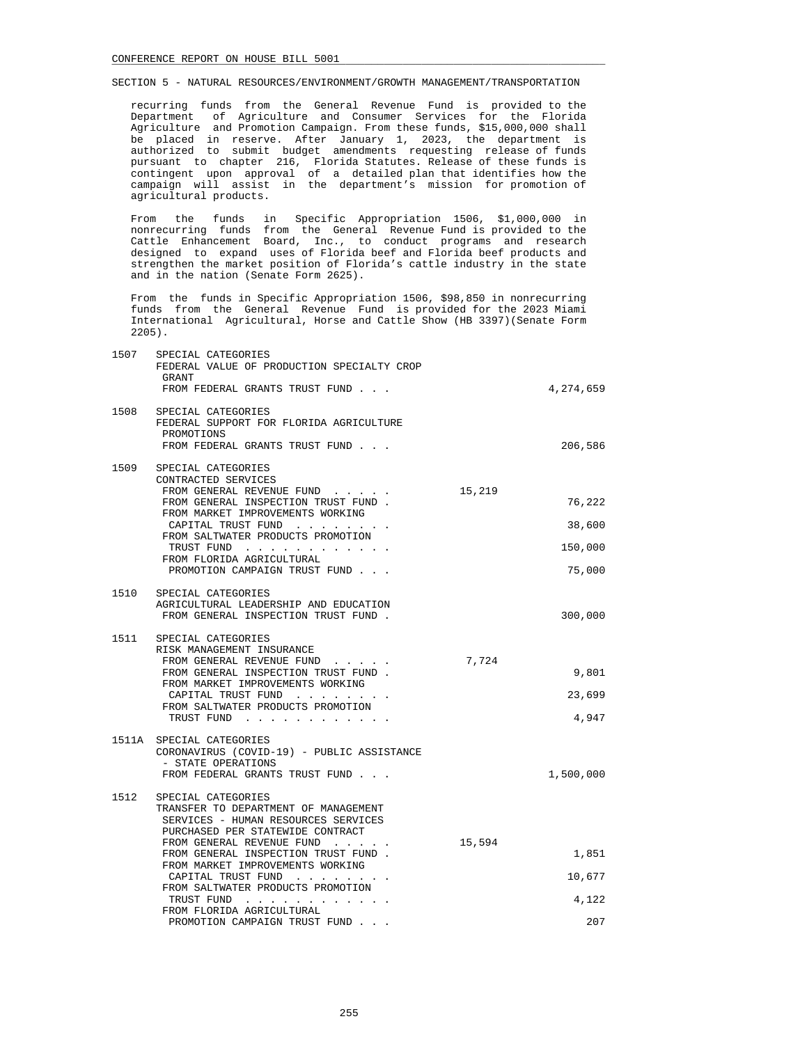SECTION 5 - NATURAL RESOURCES/ENVIRONMENT/GROWTH MANAGEMENT/TRANSPORTATION

recurring funds from the General Revenue Fund is provided to the Department of Agriculture and Consumer Services for the Florida Agriculture and Promotion Campaign. From these funds, $15,000,000 shall be placed in reserve. After January 1, 2023, the department is authorized to submit budget amendments requesting release of funds pursuant to chapter 216, Florida Statutes. Release of these funds is contingent upon approval of a detailed plan that identifies how the campaign will assist in the department's mission for promotion of agricultural products.

From the funds in Specific Appropriation 1506, $1,000,000 in nonrecurring funds from the General Revenue Fund is provided to the Cattle Enhancement Board, Inc., to conduct programs and research designed to expand uses of Florida beef and Florida beef products and strengthen the market position of Florida's cattle industry in the state and in the nation (Senate Form 2625).

From the funds in Specific Appropriation 1506, $98,850 in nonrecurring funds from the General Revenue Fund is provided for the 2023 Miami International Agricultural, Horse and Cattle Show (HB 3397)(Senate Form 2205).

| | | | |
|---|---|---|---|
| 1507 | SPECIAL CATEGORIES<br>FEDERAL VALUE OF PRODUCTION SPECIALTY CROP GRANT | | |
| | FROM FEDERAL GRANTS TRUST FUND . . . | | 4,274,659 |
| 1508 | SPECIAL CATEGORIES<br>FEDERAL SUPPORT FOR FLORIDA AGRICULTURE PROMOTIONS | | |
| | FROM FEDERAL GRANTS TRUST FUND . . . | | 206,586 |
| 1509 | SPECIAL CATEGORIES<br>CONTRACTED SERVICES | | |
| | FROM GENERAL REVENUE FUND . . . . . | 15,219 | |
| | FROM GENERAL INSPECTION TRUST FUND . | | 76,222 |
| | FROM MARKET IMPROVEMENTS WORKING CAPITAL TRUST FUND . . . . . . . . | | 38,600 |
| | FROM SALTWATER PRODUCTS PROMOTION TRUST FUND . . . . . . . . . . . . | | 150,000 |
| | FROM FLORIDA AGRICULTURAL PROMOTION CAMPAIGN TRUST FUND . . . | | 75,000 |
| 1510 | SPECIAL CATEGORIES<br>AGRICULTURAL LEADERSHIP AND EDUCATION | | |
| | FROM GENERAL INSPECTION TRUST FUND . | | 300,000 |
| 1511 | SPECIAL CATEGORIES<br>RISK MANAGEMENT INSURANCE | | |
| | FROM GENERAL REVENUE FUND . . . . . | 7,724 | |
| | FROM GENERAL INSPECTION TRUST FUND . | | 9,801 |
| | FROM MARKET IMPROVEMENTS WORKING CAPITAL TRUST FUND . . . . . . . . | | 23,699 |
| | FROM SALTWATER PRODUCTS PROMOTION TRUST FUND . . . . . . . . . . . . | | 4,947 |
| 1511A | SPECIAL CATEGORIES<br>CORONAVIRUS (COVID-19) - PUBLIC ASSISTANCE - STATE OPERATIONS | | |
| | FROM FEDERAL GRANTS TRUST FUND . . . | | 1,500,000 |
| 1512 | SPECIAL CATEGORIES<br>TRANSFER TO DEPARTMENT OF MANAGEMENT SERVICES - HUMAN RESOURCES SERVICES PURCHASED PER STATEWIDE CONTRACT | | |
| | FROM GENERAL REVENUE FUND . . . . . | 15,594 | |
| | FROM GENERAL INSPECTION TRUST FUND . | | 1,851 |
| | FROM MARKET IMPROVEMENTS WORKING CAPITAL TRUST FUND . . . . . . . . | | 10,677 |
| | FROM SALTWATER PRODUCTS PROMOTION TRUST FUND . . . . . . . . . . . . | | 4,122 |
| | FROM FLORIDA AGRICULTURAL PROMOTION CAMPAIGN TRUST FUND . . . | | 207 |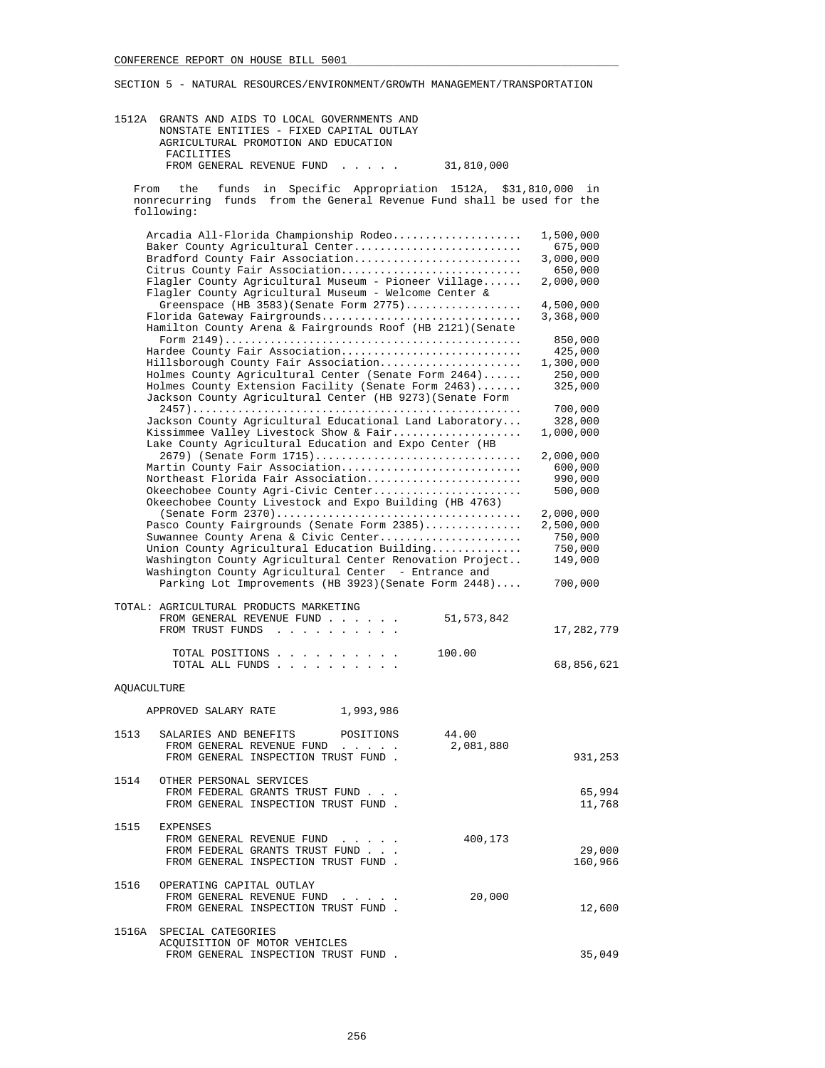SECTION 5 - NATURAL RESOURCES/ENVIRONMENT/GROWTH MANAGEMENT/TRANSPORTATION

1512A GRANTS AND AIDS TO LOCAL GOVERNMENTS AND NONSTATE ENTITIES - FIXED CAPITAL OUTLAY AGRICULTURAL PROMOTION AND EDUCATION FACILITIES
FROM GENERAL REVENUE FUND . . . . . 31,810,000

From the funds in Specific Appropriation 1512A, $31,810,000 in nonrecurring funds from the General Revenue Fund shall be used for the following:

| Project | Amount |
|---|---|
| Arcadia All-Florida Championship Rodeo | 1,500,000 |
| Baker County Agricultural Center | 675,000 |
| Bradford County Fair Association | 3,000,000 |
| Citrus County Fair Association | 650,000 |
| Flagler County Agricultural Museum - Pioneer Village | 2,000,000 |
| Flagler County Agricultural Museum - Welcome Center & Greenspace (HB 3583)(Senate Form 2775) | 4,500,000 |
| Florida Gateway Fairgrounds | 3,368,000 |
| Hamilton County Arena & Fairgrounds Roof (HB 2121)(Senate Form 2149) | 850,000 |
| Hardee County Fair Association | 425,000 |
| Hillsborough County Fair Association | 1,300,000 |
| Holmes County Agricultural Center (Senate Form 2464) | 250,000 |
| Holmes County Extension Facility (Senate Form 2463) | 325,000 |
| Jackson County Agricultural Center (HB 9273)(Senate Form 2457) | 700,000 |
| Jackson County Agricultural Educational Land Laboratory | 328,000 |
| Kissimmee Valley Livestock Show & Fair | 1,000,000 |
| Lake County Agricultural Education and Expo Center (HB 2679) (Senate Form 1715) | 2,000,000 |
| Martin County Fair Association | 600,000 |
| Northeast Florida Fair Association | 990,000 |
| Okeechobee County Agri-Civic Center | 500,000 |
| Okeechobee County Livestock and Expo Building (HB 4763) (Senate Form 2370) | 2,000,000 |
| Pasco County Fairgrounds (Senate Form 2385) | 2,500,000 |
| Suwannee County Arena & Civic Center | 750,000 |
| Union County Agricultural Education Building | 750,000 |
| Washington County Agricultural Center Renovation Project | 149,000 |
| Washington County Agricultural Center - Entrance and Parking Lot Improvements (HB 3923)(Senate Form 2448) | 700,000 |

TOTAL: AGRICULTURAL PRODUCTS MARKETING
FROM GENERAL REVENUE FUND . . . . . . 51,573,842
FROM TRUST FUNDS . . . . . . . . . . 17,282,779

TOTAL POSITIONS . . . . . . . . . . 100.00
TOTAL ALL FUNDS . . . . . . . . . . 68,856,621

AQUACULTURE

APPROVED SALARY RATE 1,993,986

1513 SALARIES AND BENEFITS POSITIONS 44.00
FROM GENERAL REVENUE FUND . . . . . 2,081,880
FROM GENERAL INSPECTION TRUST FUND . 931,253

1514 OTHER PERSONAL SERVICES
FROM FEDERAL GRANTS TRUST FUND . . . 65,994
FROM GENERAL INSPECTION TRUST FUND . 11,768

1515 EXPENSES
FROM GENERAL REVENUE FUND . . . . . 400,173
FROM FEDERAL GRANTS TRUST FUND . . . 29,000
FROM GENERAL INSPECTION TRUST FUND . 160,966

1516 OPERATING CAPITAL OUTLAY
FROM GENERAL REVENUE FUND . . . . . 20,000
FROM GENERAL INSPECTION TRUST FUND . 12,600

1516A SPECIAL CATEGORIES
ACQUISITION OF MOTOR VEHICLES
FROM GENERAL INSPECTION TRUST FUND . 35,049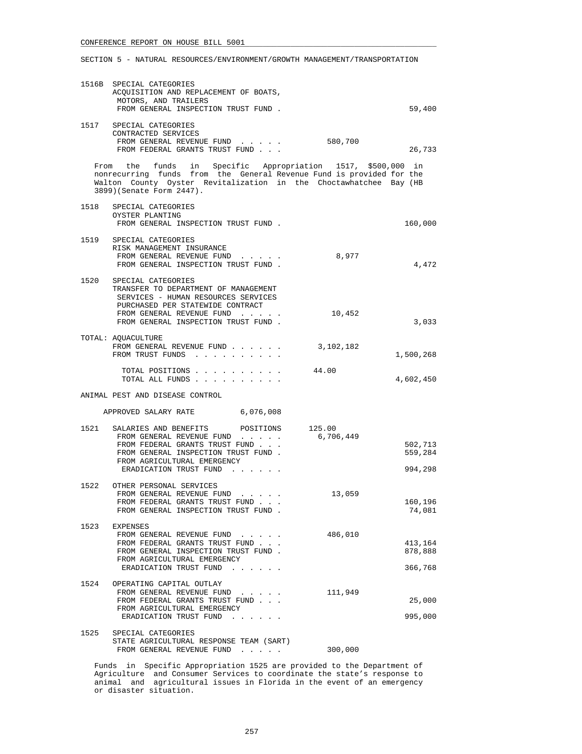SECTION 5 - NATURAL RESOURCES/ENVIRONMENT/GROWTH MANAGEMENT/TRANSPORTATION

```
1516B  SPECIAL CATEGORIES
       ACQUISITION AND REPLACEMENT OF BOATS,
        MOTORS, AND TRAILERS
        FROM GENERAL INSPECTION TRUST FUND .                            59,400

1517   SPECIAL CATEGORIES
       CONTRACTED SERVICES
        FROM GENERAL REVENUE FUND  . . . . .          580,700
        FROM FEDERAL GRANTS TRUST FUND . . .                            26,733
```

From the funds in Specific Appropriation 1517, $500,000 in nonrecurring funds from the General Revenue Fund is provided for the Walton County Oyster Revitalization in the Choctawhatchee Bay (HB 3899)(Senate Form 2447).

```
1518   SPECIAL CATEGORIES
       OYSTER PLANTING
        FROM GENERAL INSPECTION TRUST FUND .                           160,000

1519   SPECIAL CATEGORIES
       RISK MANAGEMENT INSURANCE
        FROM GENERAL REVENUE FUND  . . . . .            8,977
        FROM GENERAL INSPECTION TRUST FUND .                             4,472

1520   SPECIAL CATEGORIES
       TRANSFER TO DEPARTMENT OF MANAGEMENT
        SERVICES - HUMAN RESOURCES SERVICES
        PURCHASED PER STATEWIDE CONTRACT
        FROM GENERAL REVENUE FUND  . . . . .           10,452
        FROM GENERAL INSPECTION TRUST FUND .                             3,033

TOTAL: AQUACULTURE
        FROM GENERAL REVENUE FUND . . . . . .       3,102,182
        FROM TRUST FUNDS  . . . . . . . . . .                        1,500,268

         TOTAL POSITIONS . . . . . . . . . .       44.00
         TOTAL ALL FUNDS . . . . . . . . . .                         4,602,450

ANIMAL PEST AND DISEASE CONTROL

     APPROVED SALARY RATE         6,076,008

1521   SALARIES AND BENEFITS       POSITIONS      125.00
        FROM GENERAL REVENUE FUND  . . . . .        6,706,449
        FROM FEDERAL GRANTS TRUST FUND . . .                           502,713
        FROM GENERAL INSPECTION TRUST FUND .                           559,284
        FROM AGRICULTURAL EMERGENCY
         ERADICATION TRUST FUND  . . . . . .                           994,298

1522   OTHER PERSONAL SERVICES
        FROM GENERAL REVENUE FUND  . . . . .           13,059
        FROM FEDERAL GRANTS TRUST FUND . . .                           160,196
        FROM GENERAL INSPECTION TRUST FUND .                            74,081

1523   EXPENSES
        FROM GENERAL REVENUE FUND  . . . . .          486,010
        FROM FEDERAL GRANTS TRUST FUND . . .                           413,164
        FROM GENERAL INSPECTION TRUST FUND .                           878,888
        FROM AGRICULTURAL EMERGENCY
         ERADICATION TRUST FUND  . . . . . .                           366,768

1524   OPERATING CAPITAL OUTLAY
        FROM GENERAL REVENUE FUND  . . . . .          111,949
        FROM FEDERAL GRANTS TRUST FUND . . .                            25,000
        FROM AGRICULTURAL EMERGENCY
         ERADICATION TRUST FUND  . . . . . .                           995,000

1525   SPECIAL CATEGORIES
       STATE AGRICULTURAL RESPONSE TEAM (SART)
        FROM GENERAL REVENUE FUND  . . . . .          300,000
```

Funds in Specific Appropriation 1525 are provided to the Department of Agriculture and Consumer Services to coordinate the state's response to animal and agricultural issues in Florida in the event of an emergency or disaster situation.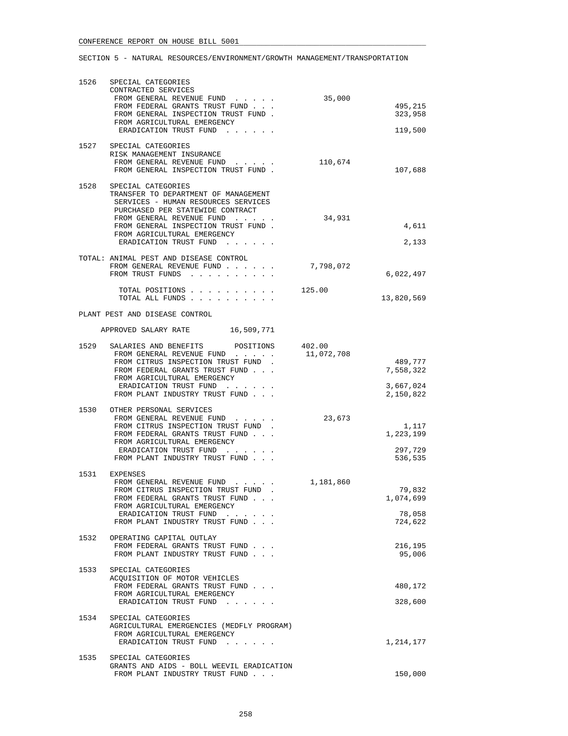CONFERENCE REPORT ON HOUSE BILL 5001

SECTION 5 - NATURAL RESOURCES/ENVIRONMENT/GROWTH MANAGEMENT/TRANSPORTATION

```
1526  SPECIAL CATEGORIES
      CONTRACTED SERVICES
       FROM GENERAL REVENUE FUND  . . . . .         35,000
       FROM FEDERAL GRANTS TRUST FUND . . .                          495,215
       FROM GENERAL INSPECTION TRUST FUND .                          323,958
       FROM AGRICULTURAL EMERGENCY
        ERADICATION TRUST FUND  . . . . . .                          119,500

1527  SPECIAL CATEGORIES
      RISK MANAGEMENT INSURANCE
       FROM GENERAL REVENUE FUND  . . . . .        110,674
       FROM GENERAL INSPECTION TRUST FUND .                          107,688

1528  SPECIAL CATEGORIES
      TRANSFER TO DEPARTMENT OF MANAGEMENT
       SERVICES - HUMAN RESOURCES SERVICES
       PURCHASED PER STATEWIDE CONTRACT
       FROM GENERAL REVENUE FUND  . . . . .         34,931
       FROM GENERAL INSPECTION TRUST FUND .                            4,611
       FROM AGRICULTURAL EMERGENCY
        ERADICATION TRUST FUND  . . . . . .                            2,133

TOTAL: ANIMAL PEST AND DISEASE CONTROL
       FROM GENERAL REVENUE FUND . . . . . .      7,798,072
       FROM TRUST FUNDS  . . . . . . . . . .                       6,022,497

        TOTAL POSITIONS . . . . . . . . . .      125.00
        TOTAL ALL FUNDS . . . . . . . . . .                       13,820,569

PLANT PEST AND DISEASE CONTROL

    APPROVED SALARY RATE        16,509,771

1529  SALARIES AND BENEFITS      POSITIONS      402.00
       FROM GENERAL REVENUE FUND  . . . . .     11,072,708
       FROM CITRUS INSPECTION TRUST FUND  .                          489,777
       FROM FEDERAL GRANTS TRUST FUND . . .                        7,558,322
       FROM AGRICULTURAL EMERGENCY
        ERADICATION TRUST FUND  . . . . . .                        3,667,024
       FROM PLANT INDUSTRY TRUST FUND . . .                        2,150,822

1530  OTHER PERSONAL SERVICES
       FROM GENERAL REVENUE FUND  . . . . .         23,673
       FROM CITRUS INSPECTION TRUST FUND  .                            1,117
       FROM FEDERAL GRANTS TRUST FUND . . .                        1,223,199
       FROM AGRICULTURAL EMERGENCY
        ERADICATION TRUST FUND  . . . . . .                          297,729
       FROM PLANT INDUSTRY TRUST FUND . . .                          536,535

1531  EXPENSES
       FROM GENERAL REVENUE FUND  . . . . .      1,181,860
       FROM CITRUS INSPECTION TRUST FUND  .                           79,832
       FROM FEDERAL GRANTS TRUST FUND . . .                        1,074,699
       FROM AGRICULTURAL EMERGENCY
        ERADICATION TRUST FUND  . . . . . .                           78,058
       FROM PLANT INDUSTRY TRUST FUND . . .                          724,622

1532  OPERATING CAPITAL OUTLAY
       FROM FEDERAL GRANTS TRUST FUND . . .                          216,195
       FROM PLANT INDUSTRY TRUST FUND . . .                           95,006

1533  SPECIAL CATEGORIES
      ACQUISITION OF MOTOR VEHICLES
       FROM FEDERAL GRANTS TRUST FUND . . .                          480,172
       FROM AGRICULTURAL EMERGENCY
        ERADICATION TRUST FUND  . . . . . .                          328,600

1534  SPECIAL CATEGORIES
      AGRICULTURAL EMERGENCIES (MEDFLY PROGRAM)
       FROM AGRICULTURAL EMERGENCY
        ERADICATION TRUST FUND  . . . . . .                        1,214,177

1535  SPECIAL CATEGORIES
      GRANTS AND AIDS - BOLL WEEVIL ERADICATION
       FROM PLANT INDUSTRY TRUST FUND . . .                          150,000
```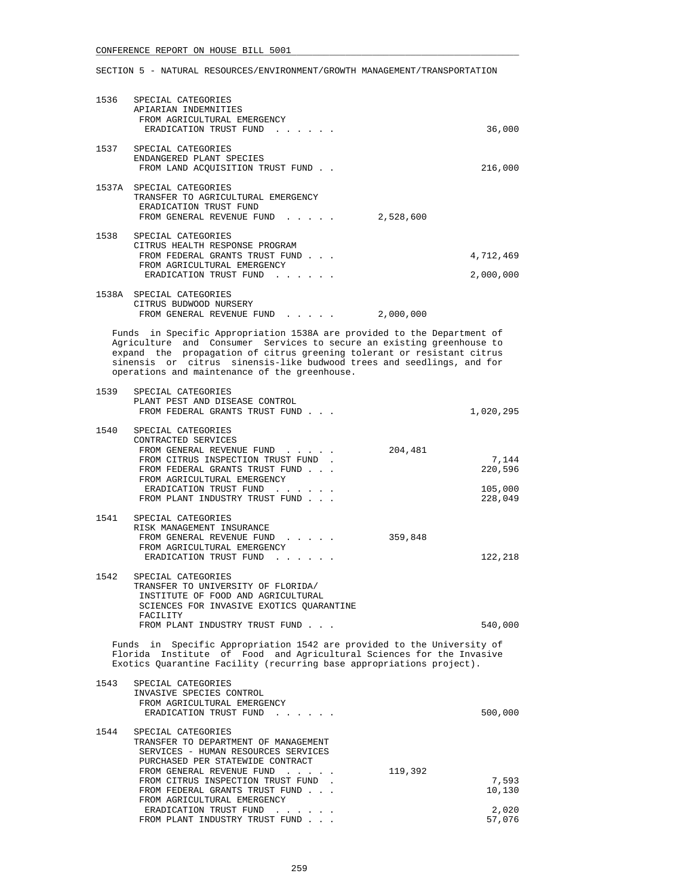CONFERENCE REPORT ON HOUSE BILL 5001

SECTION 5 - NATURAL RESOURCES/ENVIRONMENT/GROWTH MANAGEMENT/TRANSPORTATION

| | | | |
|---|---|---|---|
| 1536 | SPECIAL CATEGORIES<br>APIARIAN INDEMNITIES<br>FROM AGRICULTURAL EMERGENCY<br>ERADICATION TRUST FUND . . . . . . | | 36,000 |
| 1537 | SPECIAL CATEGORIES<br>ENDANGERED PLANT SPECIES<br>FROM LAND ACQUISITION TRUST FUND . . | | 216,000 |
| 1537A | SPECIAL CATEGORIES<br>TRANSFER TO AGRICULTURAL EMERGENCY<br>ERADICATION TRUST FUND<br>FROM GENERAL REVENUE FUND . . . . . | 2,528,600 | |
| 1538 | SPECIAL CATEGORIES<br>CITRUS HEALTH RESPONSE PROGRAM<br>FROM FEDERAL GRANTS TRUST FUND . . . | | 4,712,469 |
| | FROM AGRICULTURAL EMERGENCY<br>ERADICATION TRUST FUND . . . . . . | | 2,000,000 |
| 1538A | SPECIAL CATEGORIES<br>CITRUS BUDWOOD NURSERY<br>FROM GENERAL REVENUE FUND . . . . . | 2,000,000 | |

Funds in Specific Appropriation 1538A are provided to the Department of Agriculture and Consumer Services to secure an existing greenhouse to expand the propagation of citrus greening tolerant or resistant citrus sinensis or citrus sinensis-like budwood trees and seedlings, and for operations and maintenance of the greenhouse.

| | | | |
|---|---|---|---|
| 1539 | SPECIAL CATEGORIES<br>PLANT PEST AND DISEASE CONTROL<br>FROM FEDERAL GRANTS TRUST FUND . . . | | 1,020,295 |
| 1540 | SPECIAL CATEGORIES<br>CONTRACTED SERVICES<br>FROM GENERAL REVENUE FUND . . . . . | 204,481 | |
| | FROM CITRUS INSPECTION TRUST FUND . | | 7,144 |
| | FROM FEDERAL GRANTS TRUST FUND . . . | | 220,596 |
| | FROM AGRICULTURAL EMERGENCY<br>ERADICATION TRUST FUND . . . . . . | | 105,000 |
| | FROM PLANT INDUSTRY TRUST FUND . . . | | 228,049 |
| 1541 | SPECIAL CATEGORIES<br>RISK MANAGEMENT INSURANCE<br>FROM GENERAL REVENUE FUND . . . . . | 359,848 | |
| | FROM AGRICULTURAL EMERGENCY<br>ERADICATION TRUST FUND . . . . . . | | 122,218 |
| 1542 | SPECIAL CATEGORIES<br>TRANSFER TO UNIVERSITY OF FLORIDA/<br>INSTITUTE OF FOOD AND AGRICULTURAL<br>SCIENCES FOR INVASIVE EXOTICS QUARANTINE<br>FACILITY<br>FROM PLANT INDUSTRY TRUST FUND . . . | | 540,000 |

Funds in Specific Appropriation 1542 are provided to the University of Florida Institute of Food and Agricultural Sciences for the Invasive Exotics Quarantine Facility (recurring base appropriations project).

| | | | |
|---|---|---|---|
| 1543 | SPECIAL CATEGORIES<br>INVASIVE SPECIES CONTROL<br>FROM AGRICULTURAL EMERGENCY<br>ERADICATION TRUST FUND . . . . . . | | 500,000 |
| 1544 | SPECIAL CATEGORIES<br>TRANSFER TO DEPARTMENT OF MANAGEMENT<br>SERVICES - HUMAN RESOURCES SERVICES<br>PURCHASED PER STATEWIDE CONTRACT<br>FROM GENERAL REVENUE FUND . . . . . | 119,392 | |
| | FROM CITRUS INSPECTION TRUST FUND . | | 7,593 |
| | FROM FEDERAL GRANTS TRUST FUND . . . | | 10,130 |
| | FROM AGRICULTURAL EMERGENCY<br>ERADICATION TRUST FUND . . . . . . | | 2,020 |
| | FROM PLANT INDUSTRY TRUST FUND . . . | | 57,076 |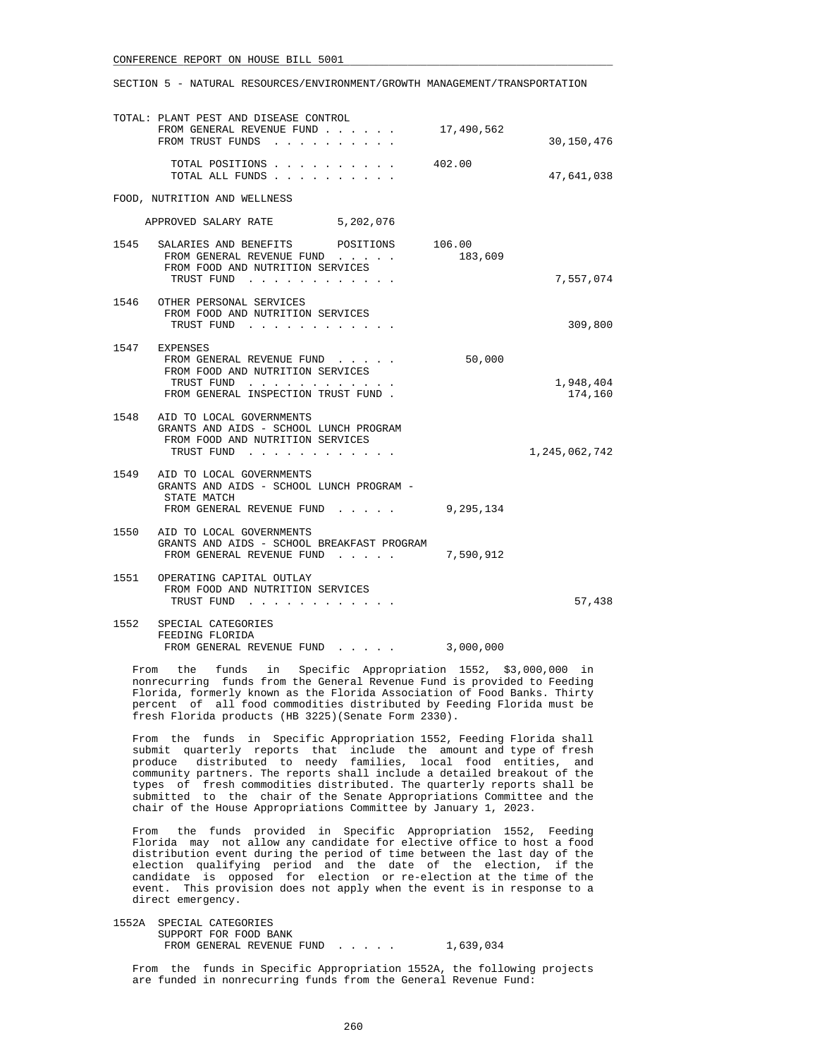CONFERENCE REPORT ON HOUSE BILL 5001

SECTION 5 - NATURAL RESOURCES/ENVIRONMENT/GROWTH MANAGEMENT/TRANSPORTATION

| | | General Revenue | Trust Funds |
|---|---|---|---|
| TOTAL: PLANT PEST AND DISEASE CONTROL | | | |
| FROM GENERAL REVENUE FUND . . . . . . | | 17,490,562 | |
| FROM TRUST FUNDS . . . . . . . . . . | | | 30,150,476 |
| TOTAL POSITIONS . . . . . . . . . . | | 402.00 | |
| TOTAL ALL FUNDS . . . . . . . . . . | | | 47,641,038 |

FOOD, NUTRITION AND WELLNESS

APPROVED SALARY RATE 5,202,076

| | | General Revenue | Trust Funds |
|---|---|---|---|
| 1545 | SALARIES AND BENEFITS POSITIONS | 106.00 | |
| | FROM GENERAL REVENUE FUND . . . . . | 183,609 | |
| | FROM FOOD AND NUTRITION SERVICES TRUST FUND . . . . . . . . . . . . | | 7,557,074 |
| 1546 | OTHER PERSONAL SERVICES | | |
| | FROM FOOD AND NUTRITION SERVICES TRUST FUND . . . . . . . . . . . . | | 309,800 |
| 1547 | EXPENSES | | |
| | FROM GENERAL REVENUE FUND . . . . . | 50,000 | |
| | FROM FOOD AND NUTRITION SERVICES TRUST FUND . . . . . . . . . . . . | | 1,948,404 |
| | FROM GENERAL INSPECTION TRUST FUND . | | 174,160 |
| 1548 | AID TO LOCAL GOVERNMENTS GRANTS AND AIDS - SCHOOL LUNCH PROGRAM | | |
| | FROM FOOD AND NUTRITION SERVICES TRUST FUND . . . . . . . . . . . . | | 1,245,062,742 |
| 1549 | AID TO LOCAL GOVERNMENTS GRANTS AND AIDS - SCHOOL LUNCH PROGRAM - STATE MATCH | | |
| | FROM GENERAL REVENUE FUND . . . . . | 9,295,134 | |
| 1550 | AID TO LOCAL GOVERNMENTS GRANTS AND AIDS - SCHOOL BREAKFAST PROGRAM | | |
| | FROM GENERAL REVENUE FUND . . . . . | 7,590,912 | |
| 1551 | OPERATING CAPITAL OUTLAY | | |
| | FROM FOOD AND NUTRITION SERVICES TRUST FUND . . . . . . . . . . . . | | 57,438 |
| 1552 | SPECIAL CATEGORIES FEEDING FLORIDA | | |
| | FROM GENERAL REVENUE FUND . . . . . | 3,000,000 | |

From the funds in Specific Appropriation 1552, $3,000,000 in nonrecurring funds from the General Revenue Fund is provided to Feeding Florida, formerly known as the Florida Association of Food Banks. Thirty percent of all food commodities distributed by Feeding Florida must be fresh Florida products (HB 3225)(Senate Form 2330).

From the funds in Specific Appropriation 1552, Feeding Florida shall submit quarterly reports that include the amount and type of fresh produce distributed to needy families, local food entities, and community partners. The reports shall include a detailed breakout of the types of fresh commodities distributed. The quarterly reports shall be submitted to the chair of the Senate Appropriations Committee and the chair of the House Appropriations Committee by January 1, 2023.

From the funds provided in Specific Appropriation 1552, Feeding Florida may not allow any candidate for elective office to host a food distribution event during the period of time between the last day of the election qualifying period and the date of the election, if the candidate is opposed for election or re-election at the time of the event. This provision does not apply when the event is in response to a direct emergency.

| | | General Revenue | Trust Funds |
|---|---|---|---|
| 1552A | SPECIAL CATEGORIES SUPPORT FOR FOOD BANK | | |
| | FROM GENERAL REVENUE FUND . . . . . | 1,639,034 | |

From the funds in Specific Appropriation 1552A, the following projects are funded in nonrecurring funds from the General Revenue Fund: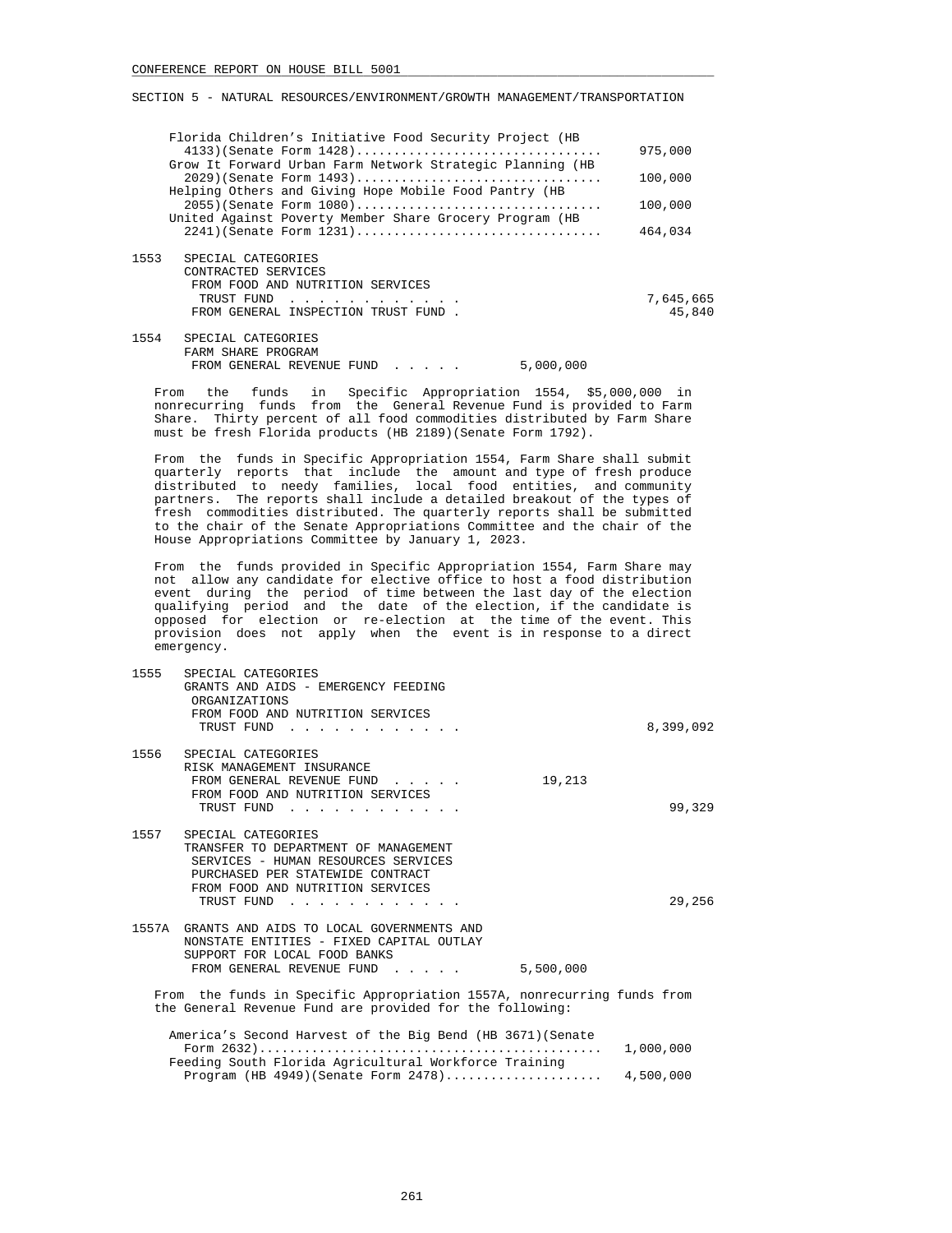SECTION 5 - NATURAL RESOURCES/ENVIRONMENT/GROWTH MANAGEMENT/TRANSPORTATION

| | |
|---|---|
| Florida Children's Initiative Food Security Project (HB 4133)(Senate Form 1428)................................ | 975,000 |
| Grow It Forward Urban Farm Network Strategic Planning (HB 2029)(Senate Form 1493)................................ | 100,000 |
| Helping Others and Giving Hope Mobile Food Pantry (HB 2055)(Senate Form 1080)................................ | 100,000 |
| United Against Poverty Member Share Grocery Program (HB 2241)(Senate Form 1231)................................ | 464,034 |

1553 SPECIAL CATEGORIES
CONTRACTED SERVICES
FROM FOOD AND NUTRITION SERVICES TRUST FUND . . . . . . . . . . . . . 7,645,665
FROM GENERAL INSPECTION TRUST FUND . 45,840

1554 SPECIAL CATEGORIES
FARM SHARE PROGRAM
FROM GENERAL REVENUE FUND . . . . . 5,000,000

From the funds in Specific Appropriation 1554, $5,000,000 in nonrecurring funds from the General Revenue Fund is provided to Farm Share. Thirty percent of all food commodities distributed by Farm Share must be fresh Florida products (HB 2189)(Senate Form 1792).

From the funds in Specific Appropriation 1554, Farm Share shall submit quarterly reports that include the amount and type of fresh produce distributed to needy families, local food entities, and community partners. The reports shall include a detailed breakout of the types of fresh commodities distributed. The quarterly reports shall be submitted to the chair of the Senate Appropriations Committee and the chair of the House Appropriations Committee by January 1, 2023.

From the funds provided in Specific Appropriation 1554, Farm Share may not allow any candidate for elective office to host a food distribution event during the period of time between the last day of the election qualifying period and the date of the election, if the candidate is opposed for election or re-election at the time of the event. This provision does not apply when the event is in response to a direct emergency.

1555 SPECIAL CATEGORIES
GRANTS AND AIDS - EMERGENCY FEEDING ORGANIZATIONS
FROM FOOD AND NUTRITION SERVICES TRUST FUND . . . . . . . . . . . . . 8,399,092

1556 SPECIAL CATEGORIES
RISK MANAGEMENT INSURANCE
FROM GENERAL REVENUE FUND . . . . . 19,213
FROM FOOD AND NUTRITION SERVICES TRUST FUND . . . . . . . . . . . . . 99,329

1557 SPECIAL CATEGORIES
TRANSFER TO DEPARTMENT OF MANAGEMENT SERVICES - HUMAN RESOURCES SERVICES PURCHASED PER STATEWIDE CONTRACT
FROM FOOD AND NUTRITION SERVICES TRUST FUND . . . . . . . . . . . . . 29,256

1557A GRANTS AND AIDS TO LOCAL GOVERNMENTS AND NONSTATE ENTITIES - FIXED CAPITAL OUTLAY
SUPPORT FOR LOCAL FOOD BANKS
FROM GENERAL REVENUE FUND . . . . . 5,500,000

From the funds in Specific Appropriation 1557A, nonrecurring funds from the General Revenue Fund are provided for the following:

| | |
|---|---|
| America's Second Harvest of the Big Bend (HB 3671)(Senate Form 2632)............................................. | 1,000,000 |
| Feeding South Florida Agricultural Workforce Training Program (HB 4949)(Senate Form 2478)..................... | 4,500,000 |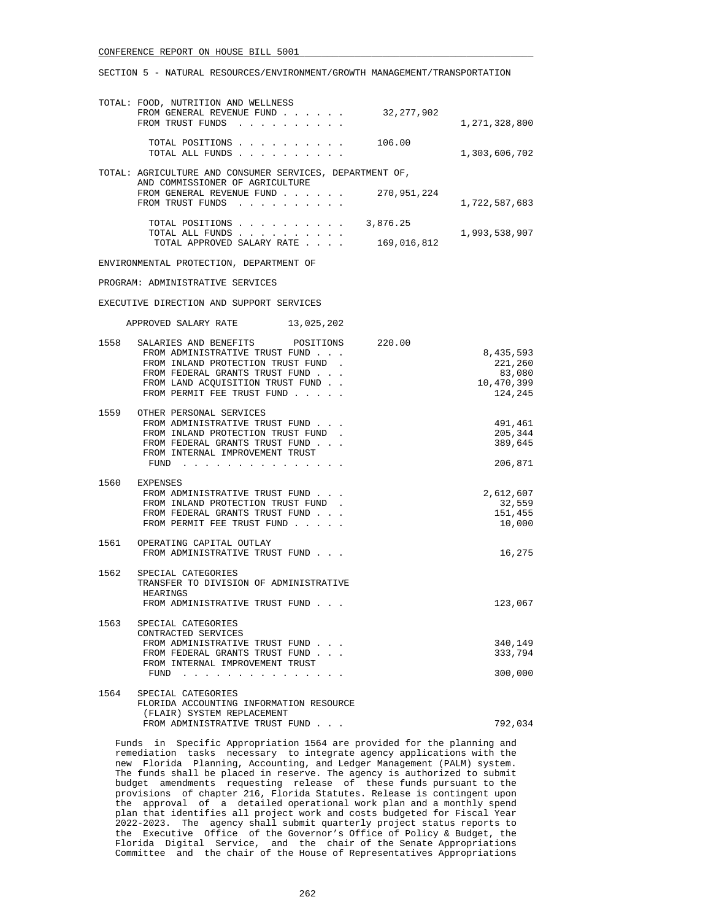SECTION 5 - NATURAL RESOURCES/ENVIRONMENT/GROWTH MANAGEMENT/TRANSPORTATION

TOTAL: FOOD, NUTRITION AND WELLNESS

| | | |
|---|---|---|
| FROM GENERAL REVENUE FUND | 32,277,902 | |
| FROM TRUST FUNDS | | 1,271,328,800 |
| TOTAL POSITIONS | 106.00 | |
| TOTAL ALL FUNDS | | 1,303,606,702 |

TOTAL: AGRICULTURE AND CONSUMER SERVICES, DEPARTMENT OF, AND COMMISSIONER OF AGRICULTURE

| | | |
|---|---|---|
| FROM GENERAL REVENUE FUND | 270,951,224 | |
| FROM TRUST FUNDS | | 1,722,587,683 |
| TOTAL POSITIONS | 3,876.25 | |
| TOTAL ALL FUNDS | | 1,993,538,907 |
| TOTAL APPROVED SALARY RATE | 169,016,812 | |

ENVIRONMENTAL PROTECTION, DEPARTMENT OF

PROGRAM: ADMINISTRATIVE SERVICES

EXECUTIVE DIRECTION AND SUPPORT SERVICES

APPROVED SALARY RATE 13,025,202

| | | | |
|---|---|---|---|
| 1558 | SALARIES AND BENEFITS POSITIONS | 220.00 | |
| | FROM ADMINISTRATIVE TRUST FUND | | 8,435,593 |
| | FROM INLAND PROTECTION TRUST FUND | | 221,260 |
| | FROM FEDERAL GRANTS TRUST FUND | | 83,080 |
| | FROM LAND ACQUISITION TRUST FUND | | 10,470,399 |
| | FROM PERMIT FEE TRUST FUND | | 124,245 |
| 1559 | OTHER PERSONAL SERVICES | | |
| | FROM ADMINISTRATIVE TRUST FUND | | 491,461 |
| | FROM INLAND PROTECTION TRUST FUND | | 205,344 |
| | FROM FEDERAL GRANTS TRUST FUND | | 389,645 |
| | FROM INTERNAL IMPROVEMENT TRUST FUND | | 206,871 |
| 1560 | EXPENSES | | |
| | FROM ADMINISTRATIVE TRUST FUND | | 2,612,607 |
| | FROM INLAND PROTECTION TRUST FUND | | 32,559 |
| | FROM FEDERAL GRANTS TRUST FUND | | 151,455 |
| | FROM PERMIT FEE TRUST FUND | | 10,000 |
| 1561 | OPERATING CAPITAL OUTLAY | | |
| | FROM ADMINISTRATIVE TRUST FUND | | 16,275 |
| 1562 | SPECIAL CATEGORIES TRANSFER TO DIVISION OF ADMINISTRATIVE HEARINGS | | |
| | FROM ADMINISTRATIVE TRUST FUND | | 123,067 |
| 1563 | SPECIAL CATEGORIES CONTRACTED SERVICES | | |
| | FROM ADMINISTRATIVE TRUST FUND | | 340,149 |
| | FROM FEDERAL GRANTS TRUST FUND | | 333,794 |
| | FROM INTERNAL IMPROVEMENT TRUST FUND | | 300,000 |
| 1564 | SPECIAL CATEGORIES FLORIDA ACCOUNTING INFORMATION RESOURCE (FLAIR) SYSTEM REPLACEMENT | | |
| | FROM ADMINISTRATIVE TRUST FUND | | 792,034 |

Funds in Specific Appropriation 1564 are provided for the planning and remediation tasks necessary to integrate agency applications with the new Florida Planning, Accounting, and Ledger Management (PALM) system. The funds shall be placed in reserve. The agency is authorized to submit budget amendments requesting release of these funds pursuant to the provisions of chapter 216, Florida Statutes. Release is contingent upon the approval of a detailed operational work plan and a monthly spend plan that identifies all project work and costs budgeted for Fiscal Year 2022-2023. The agency shall submit quarterly project status reports to the Executive Office of the Governor's Office of Policy & Budget, the Florida Digital Service, and the chair of the Senate Appropriations Committee and the chair of the House of Representatives Appropriations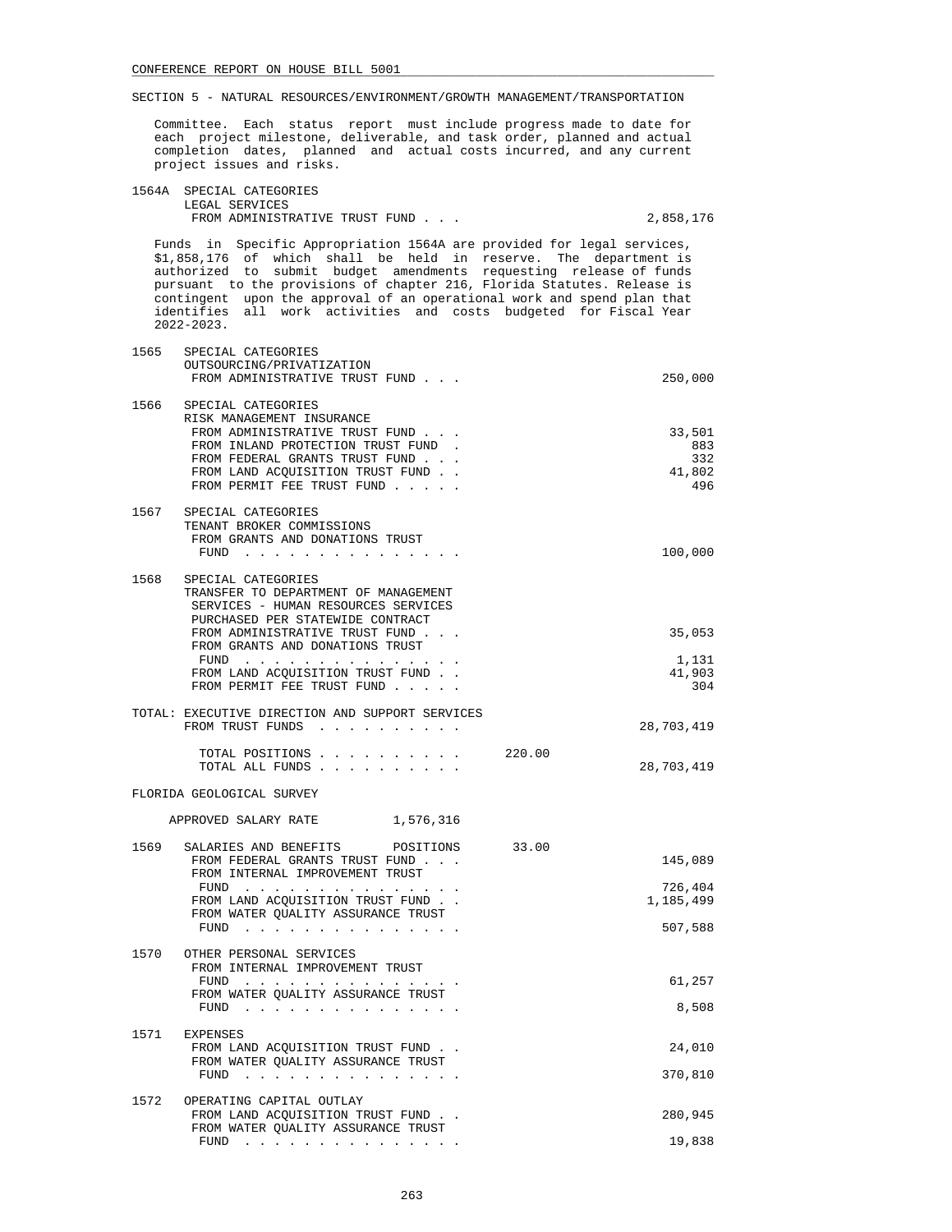SECTION 5 - NATURAL RESOURCES/ENVIRONMENT/GROWTH MANAGEMENT/TRANSPORTATION

Committee. Each status report must include progress made to date for each project milestone, deliverable, and task order, planned and actual completion dates, planned and actual costs incurred, and any current project issues and risks.

```
1564A  SPECIAL CATEGORIES
       LEGAL SERVICES
        FROM ADMINISTRATIVE TRUST FUND . . .                          2,858,176
```

Funds in Specific Appropriation 1564A are provided for legal services, $1,858,176 of which shall be held in reserve. The department is authorized to submit budget amendments requesting release of funds pursuant to the provisions of chapter 216, Florida Statutes. Release is contingent upon the approval of an operational work and spend plan that identifies all work activities and costs budgeted for Fiscal Year 2022-2023.

```
1565   SPECIAL CATEGORIES
       OUTSOURCING/PRIVATIZATION
        FROM ADMINISTRATIVE TRUST FUND . . .                            250,000

1566   SPECIAL CATEGORIES
       RISK MANAGEMENT INSURANCE
        FROM ADMINISTRATIVE TRUST FUND . . .                             33,501
        FROM INLAND PROTECTION TRUST FUND  .                                883
        FROM FEDERAL GRANTS TRUST FUND . . .                                332
        FROM LAND ACQUISITION TRUST FUND . .                             41,802
        FROM PERMIT FEE TRUST FUND . . . . .                                496

1567   SPECIAL CATEGORIES
       TENANT BROKER COMMISSIONS
        FROM GRANTS AND DONATIONS TRUST
         FUND . . . . . . . . . . . . . . .                             100,000

1568   SPECIAL CATEGORIES
       TRANSFER TO DEPARTMENT OF MANAGEMENT
        SERVICES - HUMAN RESOURCES SERVICES
        PURCHASED PER STATEWIDE CONTRACT
        FROM ADMINISTRATIVE TRUST FUND . . .                             35,053
        FROM GRANTS AND DONATIONS TRUST
         FUND . . . . . . . . . . . . . . .                               1,131
        FROM LAND ACQUISITION TRUST FUND . .                             41,903
        FROM PERMIT FEE TRUST FUND . . . . .                                304

TOTAL: EXECUTIVE DIRECTION AND SUPPORT SERVICES
       FROM TRUST FUNDS . . . . . . . . . .                          28,703,419

         TOTAL POSITIONS . . . . . . . . . .        220.00
         TOTAL ALL FUNDS . . . . . . . . . .                         28,703,419

FLORIDA GEOLOGICAL SURVEY

     APPROVED SALARY RATE          1,576,316

1569   SALARIES AND BENEFITS       POSITIONS         33.00
        FROM FEDERAL GRANTS TRUST FUND . . .                            145,089
        FROM INTERNAL IMPROVEMENT TRUST
         FUND . . . . . . . . . . . . . . .                             726,404
        FROM LAND ACQUISITION TRUST FUND . .                          1,185,499
        FROM WATER QUALITY ASSURANCE TRUST
         FUND . . . . . . . . . . . . . . .                             507,588

1570   OTHER PERSONAL SERVICES
        FROM INTERNAL IMPROVEMENT TRUST
         FUND . . . . . . . . . . . . . . .                              61,257
        FROM WATER QUALITY ASSURANCE TRUST
         FUND . . . . . . . . . . . . . . .                               8,508

1571   EXPENSES
        FROM LAND ACQUISITION TRUST FUND . .                             24,010
        FROM WATER QUALITY ASSURANCE TRUST
         FUND . . . . . . . . . . . . . . .                             370,810

1572   OPERATING CAPITAL OUTLAY
        FROM LAND ACQUISITION TRUST FUND . .                            280,945
        FROM WATER QUALITY ASSURANCE TRUST
         FUND . . . . . . . . . . . . . . .                              19,838
```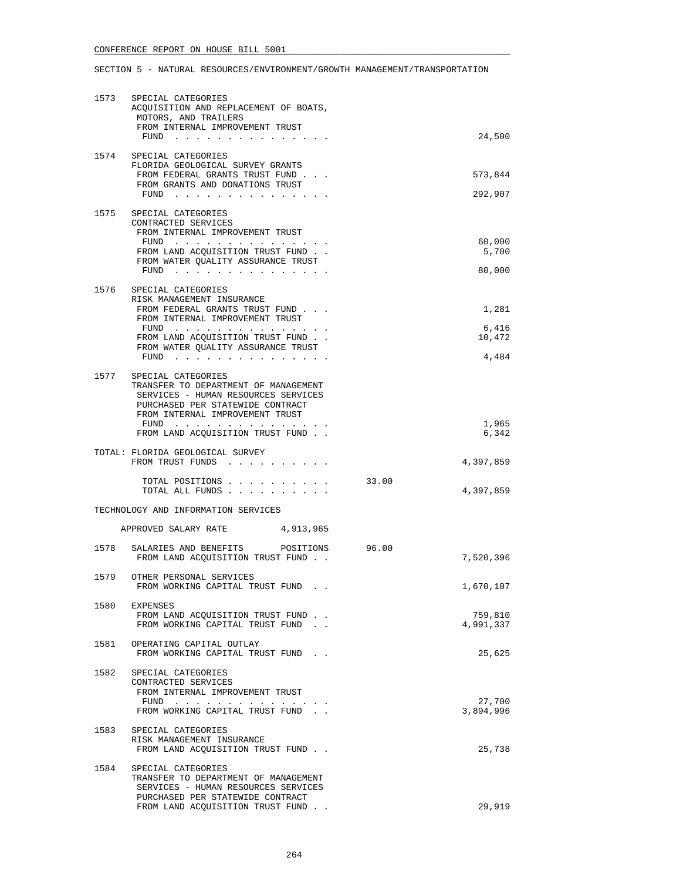SECTION 5 - NATURAL RESOURCES/ENVIRONMENT/GROWTH MANAGEMENT/TRANSPORTATION

```
1573  SPECIAL CATEGORIES
      ACQUISITION AND REPLACEMENT OF BOATS,
       MOTORS, AND TRAILERS
       FROM INTERNAL IMPROVEMENT TRUST
        FUND . . . . . . . . . . . . . . .                        24,500

1574  SPECIAL CATEGORIES
      FLORIDA GEOLOGICAL SURVEY GRANTS
       FROM FEDERAL GRANTS TRUST FUND . . .                      573,844
       FROM GRANTS AND DONATIONS TRUST
        FUND . . . . . . . . . . . . . . .                       292,907

1575  SPECIAL CATEGORIES
      CONTRACTED SERVICES
       FROM INTERNAL IMPROVEMENT TRUST
        FUND . . . . . . . . . . . . . . .                        60,000
       FROM LAND ACQUISITION TRUST FUND . .                        5,700
       FROM WATER QUALITY ASSURANCE TRUST
        FUND . . . . . . . . . . . . . . .                        80,000

1576  SPECIAL CATEGORIES
      RISK MANAGEMENT INSURANCE
       FROM FEDERAL GRANTS TRUST FUND . . .                        1,281
       FROM INTERNAL IMPROVEMENT TRUST
        FUND . . . . . . . . . . . . . . .                         6,416
       FROM LAND ACQUISITION TRUST FUND . .                       10,472
       FROM WATER QUALITY ASSURANCE TRUST
        FUND . . . . . . . . . . . . . . .                         4,484

1577  SPECIAL CATEGORIES
      TRANSFER TO DEPARTMENT OF MANAGEMENT
       SERVICES - HUMAN RESOURCES SERVICES
       PURCHASED PER STATEWIDE CONTRACT
       FROM INTERNAL IMPROVEMENT TRUST
        FUND . . . . . . . . . . . . . . .                         1,965
       FROM LAND ACQUISITION TRUST FUND . .                        6,342

      TOTAL: FLORIDA GEOLOGICAL SURVEY
       FROM TRUST FUNDS . . . . . . . . . .                    4,397,859

        TOTAL POSITIONS . . . . . . . . . .       33.00
        TOTAL ALL FUNDS . . . . . . . . . .                    4,397,859

      TECHNOLOGY AND INFORMATION SERVICES

         APPROVED SALARY RATE          4,913,965

1578  SALARIES AND BENEFITS      POSITIONS       96.00
       FROM LAND ACQUISITION TRUST FUND . .                    7,520,396

1579  OTHER PERSONAL SERVICES
       FROM WORKING CAPITAL TRUST FUND  . .                    1,670,107

1580  EXPENSES
       FROM LAND ACQUISITION TRUST FUND . .                      759,810
       FROM WORKING CAPITAL TRUST FUND  . .                    4,991,337

1581  OPERATING CAPITAL OUTLAY
       FROM WORKING CAPITAL TRUST FUND  . .                       25,625

1582  SPECIAL CATEGORIES
      CONTRACTED SERVICES
       FROM INTERNAL IMPROVEMENT TRUST
        FUND . . . . . . . . . . . . . . .                        27,700
       FROM WORKING CAPITAL TRUST FUND  . .                    3,894,996

1583  SPECIAL CATEGORIES
      RISK MANAGEMENT INSURANCE
       FROM LAND ACQUISITION TRUST FUND . .                       25,738

1584  SPECIAL CATEGORIES
      TRANSFER TO DEPARTMENT OF MANAGEMENT
       SERVICES - HUMAN RESOURCES SERVICES
       PURCHASED PER STATEWIDE CONTRACT
       FROM LAND ACQUISITION TRUST FUND . .                       29,919
```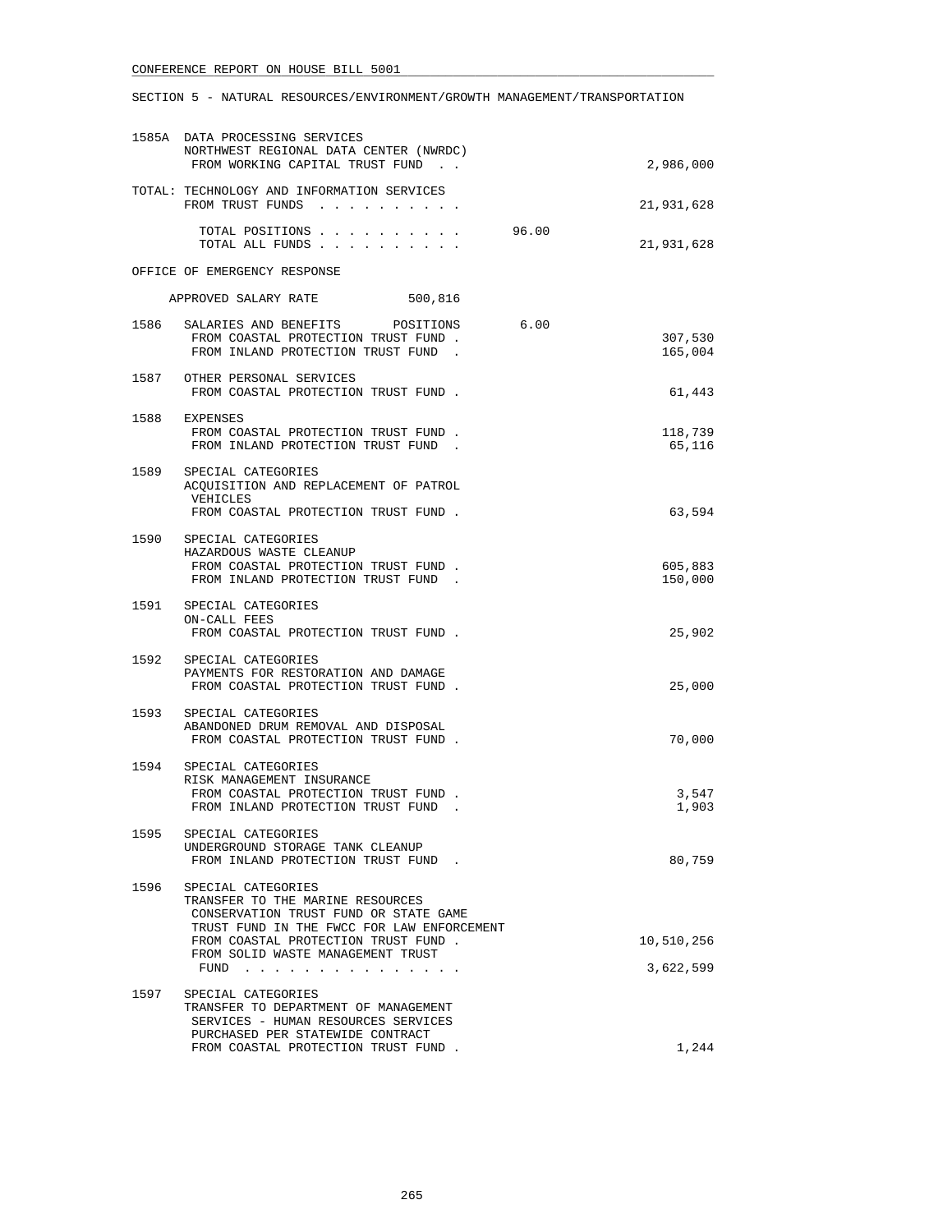SECTION 5 - NATURAL RESOURCES/ENVIRONMENT/GROWTH MANAGEMENT/TRANSPORTATION

| | | | |
|---|---|---|---|
| 1585A | DATA PROCESSING SERVICES<br>NORTHWEST REGIONAL DATA CENTER (NWRDC)<br>FROM WORKING CAPITAL TRUST FUND . . | | 2,986,000 |
| TOTAL: | TECHNOLOGY AND INFORMATION SERVICES<br>FROM TRUST FUNDS . . . . . . . . . . | | 21,931,628 |
| | TOTAL POSITIONS . . . . . . . . . .<br>TOTAL ALL FUNDS . . . . . . . . . . | 96.00 | 21,931,628 |

OFFICE OF EMERGENCY RESPONSE

APPROVED SALARY RATE 500,816

| | | | |
|---|---|---|---|
| 1586 | SALARIES AND BENEFITS POSITIONS<br>FROM COASTAL PROTECTION TRUST FUND .<br>FROM INLAND PROTECTION TRUST FUND . | 6.00 | 307,530<br>165,004 |
| 1587 | OTHER PERSONAL SERVICES<br>FROM COASTAL PROTECTION TRUST FUND . | | 61,443 |
| 1588 | EXPENSES<br>FROM COASTAL PROTECTION TRUST FUND .<br>FROM INLAND PROTECTION TRUST FUND . | | 118,739<br>65,116 |
| 1589 | SPECIAL CATEGORIES<br>ACQUISITION AND REPLACEMENT OF PATROL VEHICLES<br>FROM COASTAL PROTECTION TRUST FUND . | | 63,594 |
| 1590 | SPECIAL CATEGORIES<br>HAZARDOUS WASTE CLEANUP<br>FROM COASTAL PROTECTION TRUST FUND .<br>FROM INLAND PROTECTION TRUST FUND . | | 605,883<br>150,000 |
| 1591 | SPECIAL CATEGORIES<br>ON-CALL FEES<br>FROM COASTAL PROTECTION TRUST FUND . | | 25,902 |
| 1592 | SPECIAL CATEGORIES<br>PAYMENTS FOR RESTORATION AND DAMAGE<br>FROM COASTAL PROTECTION TRUST FUND . | | 25,000 |
| 1593 | SPECIAL CATEGORIES<br>ABANDONED DRUM REMOVAL AND DISPOSAL<br>FROM COASTAL PROTECTION TRUST FUND . | | 70,000 |
| 1594 | SPECIAL CATEGORIES<br>RISK MANAGEMENT INSURANCE<br>FROM COASTAL PROTECTION TRUST FUND .<br>FROM INLAND PROTECTION TRUST FUND . | | 3,547<br>1,903 |
| 1595 | SPECIAL CATEGORIES<br>UNDERGROUND STORAGE TANK CLEANUP<br>FROM INLAND PROTECTION TRUST FUND . | | 80,759 |
| 1596 | SPECIAL CATEGORIES<br>TRANSFER TO THE MARINE RESOURCES CONSERVATION TRUST FUND OR STATE GAME TRUST FUND IN THE FWCC FOR LAW ENFORCEMENT<br>FROM COASTAL PROTECTION TRUST FUND .<br>FROM SOLID WASTE MANAGEMENT TRUST FUND . . . . . . . . . . . . . . . | | 10,510,256<br>3,622,599 |
| 1597 | SPECIAL CATEGORIES<br>TRANSFER TO DEPARTMENT OF MANAGEMENT SERVICES - HUMAN RESOURCES SERVICES PURCHASED PER STATEWIDE CONTRACT<br>FROM COASTAL PROTECTION TRUST FUND . | | 1,244 |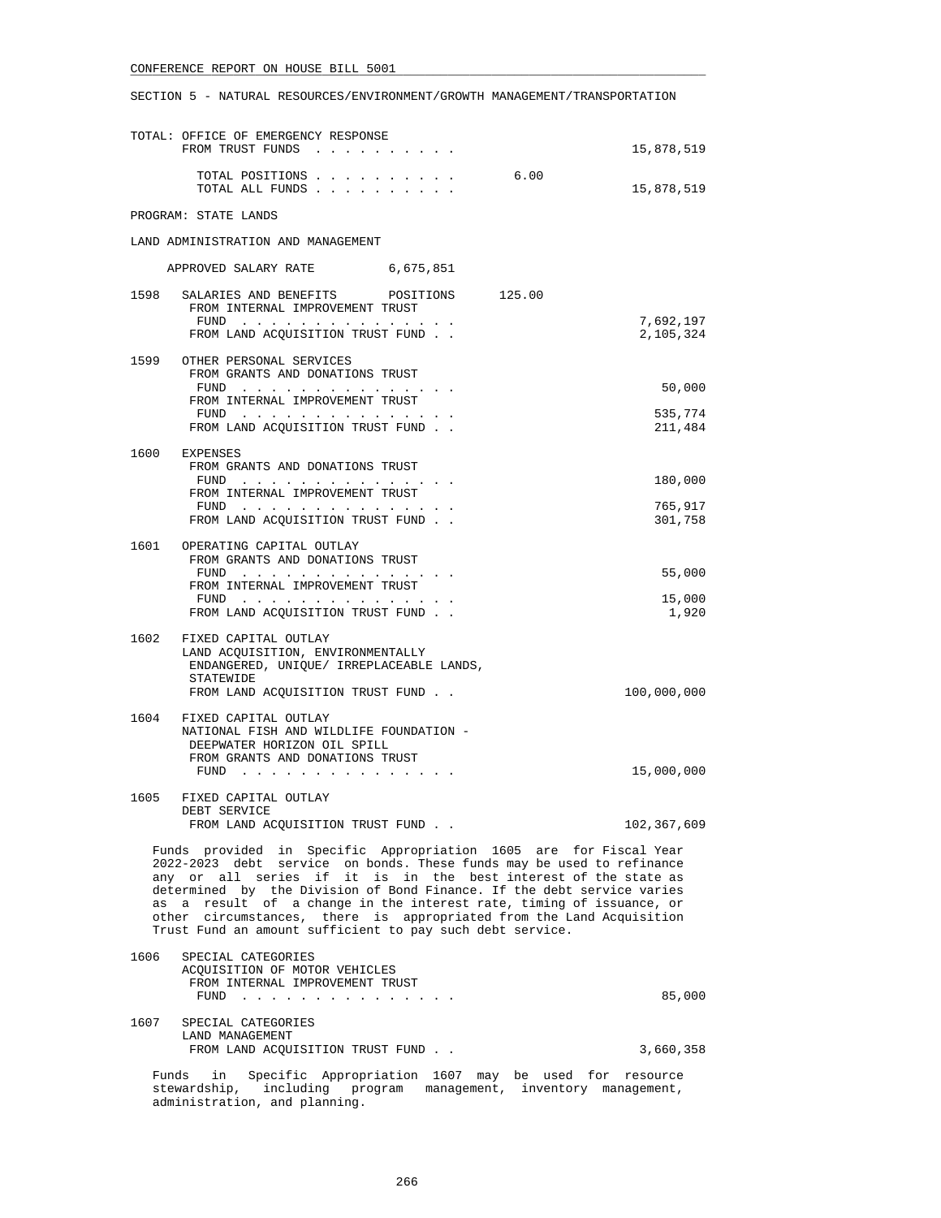SECTION 5 - NATURAL RESOURCES/ENVIRONMENT/GROWTH MANAGEMENT/TRANSPORTATION

TOTAL: OFFICE OF EMERGENCY RESPONSE
FROM TRUST FUNDS . . . . . . . . . . 15,878,519

TOTAL POSITIONS . . . . . . . . . . 6.00
TOTAL ALL FUNDS . . . . . . . . . . 15,878,519

PROGRAM: STATE LANDS

LAND ADMINISTRATION AND MANAGEMENT

APPROVED SALARY RATE 6,675,851

1598 SALARIES AND BENEFITS POSITIONS 125.00
FROM INTERNAL IMPROVEMENT TRUST FUND . . . . . . . . . . . . . . . 7,692,197
FROM LAND ACQUISITION TRUST FUND . . 2,105,324

1599 OTHER PERSONAL SERVICES
FROM GRANTS AND DONATIONS TRUST FUND . . . . . . . . . . . . . . . 50,000
FROM INTERNAL IMPROVEMENT TRUST FUND . . . . . . . . . . . . . . . 535,774
FROM LAND ACQUISITION TRUST FUND . . 211,484

1600 EXPENSES
FROM GRANTS AND DONATIONS TRUST FUND . . . . . . . . . . . . . . . 180,000
FROM INTERNAL IMPROVEMENT TRUST FUND . . . . . . . . . . . . . . . 765,917
FROM LAND ACQUISITION TRUST FUND . . 301,758

1601 OPERATING CAPITAL OUTLAY
FROM GRANTS AND DONATIONS TRUST FUND . . . . . . . . . . . . . . . 55,000
FROM INTERNAL IMPROVEMENT TRUST FUND . . . . . . . . . . . . . . . 15,000
FROM LAND ACQUISITION TRUST FUND . . 1,920

1602 FIXED CAPITAL OUTLAY
LAND ACQUISITION, ENVIRONMENTALLY ENDANGERED, UNIQUE/ IRREPLACEABLE LANDS, STATEWIDE
FROM LAND ACQUISITION TRUST FUND . . 100,000,000

1604 FIXED CAPITAL OUTLAY
NATIONAL FISH AND WILDLIFE FOUNDATION - DEEPWATER HORIZON OIL SPILL
FROM GRANTS AND DONATIONS TRUST FUND . . . . . . . . . . . . . . . 15,000,000

1605 FIXED CAPITAL OUTLAY
DEBT SERVICE
FROM LAND ACQUISITION TRUST FUND . . 102,367,609

Funds provided in Specific Appropriation 1605 are for Fiscal Year 2022-2023 debt service on bonds. These funds may be used to refinance any or all series if it is in the best interest of the state as determined by the Division of Bond Finance. If the debt service varies as a result of a change in the interest rate, timing of issuance, or other circumstances, there is appropriated from the Land Acquisition Trust Fund an amount sufficient to pay such debt service.

1606 SPECIAL CATEGORIES
ACQUISITION OF MOTOR VEHICLES
FROM INTERNAL IMPROVEMENT TRUST FUND . . . . . . . . . . . . . . . 85,000

1607 SPECIAL CATEGORIES
LAND MANAGEMENT
FROM LAND ACQUISITION TRUST FUND . . 3,660,358

Funds in Specific Appropriation 1607 may be used for resource stewardship, including program management, inventory management, administration, and planning.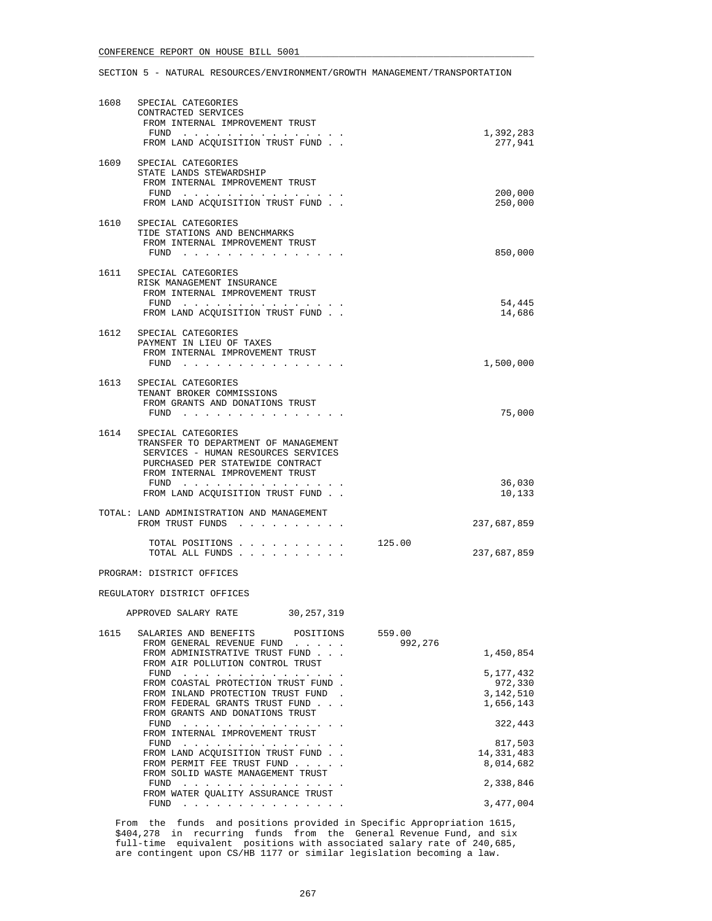CONFERENCE REPORT ON HOUSE BILL 5001

SECTION 5 - NATURAL RESOURCES/ENVIRONMENT/GROWTH MANAGEMENT/TRANSPORTATION

```
1608   SPECIAL CATEGORIES
       CONTRACTED SERVICES
        FROM INTERNAL IMPROVEMENT TRUST
          FUND . . . . . . . . . . . . . . .                                1,392,283
        FROM LAND ACQUISITION TRUST FUND . .                                  277,941

1609   SPECIAL CATEGORIES
       STATE LANDS STEWARDSHIP
        FROM INTERNAL IMPROVEMENT TRUST
          FUND . . . . . . . . . . . . . . .                                  200,000
        FROM LAND ACQUISITION TRUST FUND . .                                  250,000

1610   SPECIAL CATEGORIES
       TIDE STATIONS AND BENCHMARKS
        FROM INTERNAL IMPROVEMENT TRUST
          FUND . . . . . . . . . . . . . . .                                  850,000

1611   SPECIAL CATEGORIES
       RISK MANAGEMENT INSURANCE
        FROM INTERNAL IMPROVEMENT TRUST
          FUND . . . . . . . . . . . . . . .                                   54,445
        FROM LAND ACQUISITION TRUST FUND . .                                   14,686

1612   SPECIAL CATEGORIES
       PAYMENT IN LIEU OF TAXES
        FROM INTERNAL IMPROVEMENT TRUST
          FUND . . . . . . . . . . . . . . .                                1,500,000

1613   SPECIAL CATEGORIES
       TENANT BROKER COMMISSIONS
        FROM GRANTS AND DONATIONS TRUST
          FUND . . . . . . . . . . . . . . .                                   75,000

1614   SPECIAL CATEGORIES
       TRANSFER TO DEPARTMENT OF MANAGEMENT
        SERVICES - HUMAN RESOURCES SERVICES
        PURCHASED PER STATEWIDE CONTRACT
        FROM INTERNAL IMPROVEMENT TRUST
          FUND . . . . . . . . . . . . . . .                                   36,030
        FROM LAND ACQUISITION TRUST FUND . .                                   10,133

TOTAL: LAND ADMINISTRATION AND MANAGEMENT
       FROM TRUST FUNDS . . . . . . . . . .                               237,687,859

         TOTAL POSITIONS . . . . . . . . . .       125.00
         TOTAL ALL FUNDS . . . . . . . . . .                              237,687,859

PROGRAM: DISTRICT OFFICES

REGULATORY DISTRICT OFFICES

     APPROVED SALARY RATE        30,257,319

1615   SALARIES AND BENEFITS       POSITIONS       559.00
        FROM GENERAL REVENUE FUND . . . . .           992,276
        FROM ADMINISTRATIVE TRUST FUND . . .                                1,450,854
        FROM AIR POLLUTION CONTROL TRUST
          FUND . . . . . . . . . . . . . . .                                5,177,432
        FROM COASTAL PROTECTION TRUST FUND .                                  972,330
        FROM INLAND PROTECTION TRUST FUND  .                                3,142,510
        FROM FEDERAL GRANTS TRUST FUND . . .                                1,656,143
        FROM GRANTS AND DONATIONS TRUST
          FUND . . . . . . . . . . . . . . .                                  322,443
        FROM INTERNAL IMPROVEMENT TRUST
          FUND . . . . . . . . . . . . . . .                                  817,503
        FROM LAND ACQUISITION TRUST FUND . .                               14,331,483
        FROM PERMIT FEE TRUST FUND . . . . .                                8,014,682
        FROM SOLID WASTE MANAGEMENT TRUST
          FUND . . . . . . . . . . . . . . .                                2,338,846
        FROM WATER QUALITY ASSURANCE TRUST
          FUND . . . . . . . . . . . . . . .                                3,477,004
```

From the funds and positions provided in Specific Appropriation 1615, $404,278 in recurring funds from the General Revenue Fund, and six full-time equivalent positions with associated salary rate of 240,685, are contingent upon CS/HB 1177 or similar legislation becoming a law.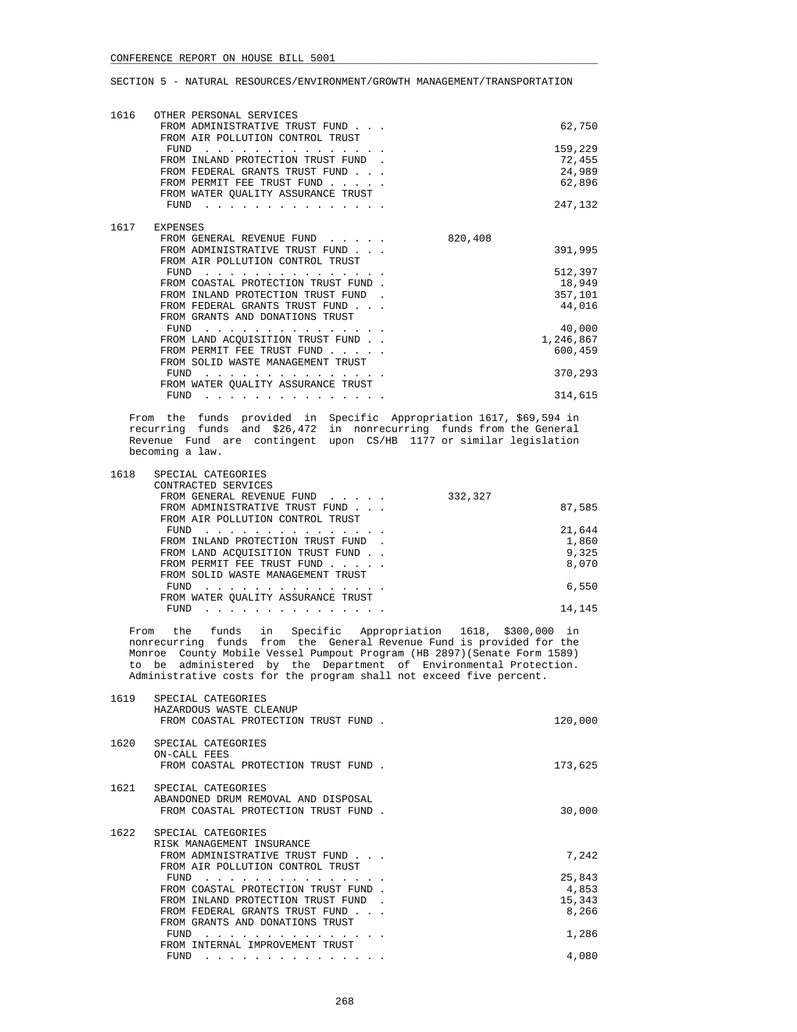CONFERENCE REPORT ON HOUSE BILL 5001

SECTION 5 - NATURAL RESOURCES/ENVIRONMENT/GROWTH MANAGEMENT/TRANSPORTATION

| | | | |
|---|---|---|---|
| 1616 | OTHER PERSONAL SERVICES | | |
| | FROM ADMINISTRATIVE TRUST FUND . . . | | 62,750 |
| | FROM AIR POLLUTION CONTROL TRUST FUND . . . . . . . . . . . . . . . | | 159,229 |
| | FROM INLAND PROTECTION TRUST FUND . | | 72,455 |
| | FROM FEDERAL GRANTS TRUST FUND . . . | | 24,989 |
| | FROM PERMIT FEE TRUST FUND . . . . . | | 62,896 |
| | FROM WATER QUALITY ASSURANCE TRUST FUND . . . . . . . . . . . . . . . | | 247,132 |
| 1617 | EXPENSES | | |
| | FROM GENERAL REVENUE FUND . . . . . | 820,408 | |
| | FROM ADMINISTRATIVE TRUST FUND . . . | | 391,995 |
| | FROM AIR POLLUTION CONTROL TRUST FUND . . . . . . . . . . . . . . . | | 512,397 |
| | FROM COASTAL PROTECTION TRUST FUND . | | 18,949 |
| | FROM INLAND PROTECTION TRUST FUND . | | 357,101 |
| | FROM FEDERAL GRANTS TRUST FUND . . . | | 44,016 |
| | FROM GRANTS AND DONATIONS TRUST FUND . . . . . . . . . . . . . . . | | 40,000 |
| | FROM LAND ACQUISITION TRUST FUND . . | | 1,246,867 |
| | FROM PERMIT FEE TRUST FUND . . . . . | | 600,459 |
| | FROM SOLID WASTE MANAGEMENT TRUST FUND . . . . . . . . . . . . . . . | | 370,293 |
| | FROM WATER QUALITY ASSURANCE TRUST FUND . . . . . . . . . . . . . . . | | 314,615 |

From the funds provided in Specific Appropriation 1617, $69,594 in recurring funds and $26,472 in nonrecurring funds from the General Revenue Fund are contingent upon CS/HB 1177 or similar legislation becoming a law.

| | | | |
|---|---|---|---|
| 1618 | SPECIAL CATEGORIES<br>CONTRACTED SERVICES | | |
| | FROM GENERAL REVENUE FUND . . . . . | 332,327 | |
| | FROM ADMINISTRATIVE TRUST FUND . . . | | 87,585 |
| | FROM AIR POLLUTION CONTROL TRUST FUND . . . . . . . . . . . . . . . | | 21,644 |
| | FROM INLAND PROTECTION TRUST FUND . | | 1,860 |
| | FROM LAND ACQUISITION TRUST FUND . . | | 9,325 |
| | FROM PERMIT FEE TRUST FUND . . . . . | | 8,070 |
| | FROM SOLID WASTE MANAGEMENT TRUST FUND . . . . . . . . . . . . . . . | | 6,550 |
| | FROM WATER QUALITY ASSURANCE TRUST FUND . . . . . . . . . . . . . . . | | 14,145 |

From the funds in Specific Appropriation 1618, $300,000 in nonrecurring funds from the General Revenue Fund is provided for the Monroe County Mobile Vessel Pumpout Program (HB 2897)(Senate Form 1589) to be administered by the Department of Environmental Protection. Administrative costs for the program shall not exceed five percent.

| | | | |
|---|---|---|---|
| 1619 | SPECIAL CATEGORIES<br>HAZARDOUS WASTE CLEANUP | | |
| | FROM COASTAL PROTECTION TRUST FUND . | | 120,000 |
| 1620 | SPECIAL CATEGORIES<br>ON-CALL FEES | | |
| | FROM COASTAL PROTECTION TRUST FUND . | | 173,625 |
| 1621 | SPECIAL CATEGORIES<br>ABANDONED DRUM REMOVAL AND DISPOSAL | | |
| | FROM COASTAL PROTECTION TRUST FUND . | | 30,000 |
| 1622 | SPECIAL CATEGORIES<br>RISK MANAGEMENT INSURANCE | | |
| | FROM ADMINISTRATIVE TRUST FUND . . . | | 7,242 |
| | FROM AIR POLLUTION CONTROL TRUST FUND . . . . . . . . . . . . . . . | | 25,843 |
| | FROM COASTAL PROTECTION TRUST FUND . | | 4,853 |
| | FROM INLAND PROTECTION TRUST FUND . | | 15,343 |
| | FROM FEDERAL GRANTS TRUST FUND . . . | | 8,266 |
| | FROM GRANTS AND DONATIONS TRUST FUND . . . . . . . . . . . . . . . | | 1,286 |
| | FROM INTERNAL IMPROVEMENT TRUST FUND . . . . . . . . . . . . . . . | | 4,080 |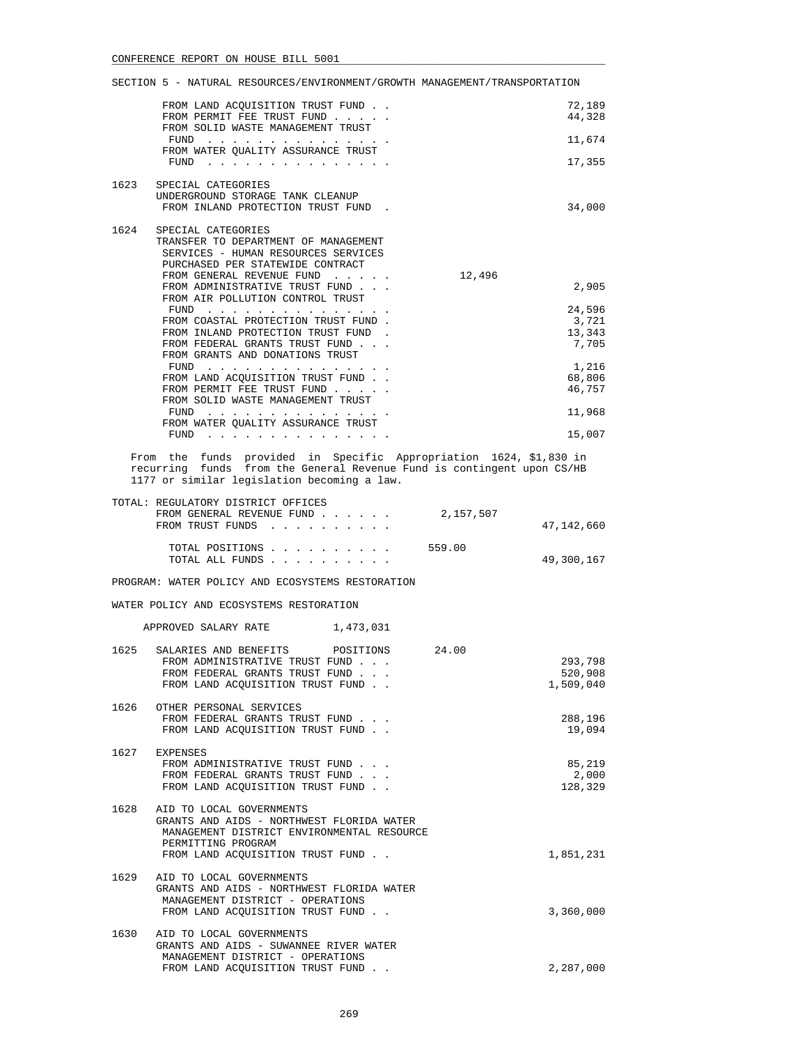SECTION 5 - NATURAL RESOURCES/ENVIRONMENT/GROWTH MANAGEMENT/TRANSPORTATION

| | | | |
|---|---|---|---|
| | FROM LAND ACQUISITION TRUST FUND . . | | 72,189 |
| | FROM PERMIT FEE TRUST FUND . . . . . | | 44,328 |
| | FROM SOLID WASTE MANAGEMENT TRUST FUND . . . . . . . . . . . . . . . | | 11,674 |
| | FROM WATER QUALITY ASSURANCE TRUST FUND . . . . . . . . . . . . . . . | | 17,355 |
| 1623 | SPECIAL CATEGORIES<br>UNDERGROUND STORAGE TANK CLEANUP<br>FROM INLAND PROTECTION TRUST FUND . | | 34,000 |
| 1624 | SPECIAL CATEGORIES<br>TRANSFER TO DEPARTMENT OF MANAGEMENT SERVICES - HUMAN RESOURCES SERVICES PURCHASED PER STATEWIDE CONTRACT<br>FROM GENERAL REVENUE FUND . . . . . | 12,496 | |
| | FROM ADMINISTRATIVE TRUST FUND . . . | | 2,905 |
| | FROM AIR POLLUTION CONTROL TRUST FUND . . . . . . . . . . . . . . . | | 24,596 |
| | FROM COASTAL PROTECTION TRUST FUND . | | 3,721 |
| | FROM INLAND PROTECTION TRUST FUND . | | 13,343 |
| | FROM FEDERAL GRANTS TRUST FUND . . . | | 7,705 |
| | FROM GRANTS AND DONATIONS TRUST FUND . . . . . . . . . . . . . . . | | 1,216 |
| | FROM LAND ACQUISITION TRUST FUND . . | | 68,806 |
| | FROM PERMIT FEE TRUST FUND . . . . . | | 46,757 |
| | FROM SOLID WASTE MANAGEMENT TRUST FUND . . . . . . . . . . . . . . . | | 11,968 |
| | FROM WATER QUALITY ASSURANCE TRUST FUND . . . . . . . . . . . . . . . | | 15,007 |

From the funds provided in Specific Appropriation 1624, $1,830 in recurring funds from the General Revenue Fund is contingent upon CS/HB 1177 or similar legislation becoming a law.

| | | |
|---|---|---|
| TOTAL: REGULATORY DISTRICT OFFICES | | |
| FROM GENERAL REVENUE FUND . . . . . . | 2,157,507 | |
| FROM TRUST FUNDS . . . . . . . . . . | | 47,142,660 |
| TOTAL POSITIONS . . . . . . . . . . | 559.00 | |
| TOTAL ALL FUNDS . . . . . . . . . . | | 49,300,167 |

PROGRAM: WATER POLICY AND ECOSYSTEMS RESTORATION

WATER POLICY AND ECOSYSTEMS RESTORATION

APPROVED SALARY RATE 1,473,031

| | | | |
|---|---|---|---|
| 1625 | SALARIES AND BENEFITS POSITIONS | 24.00 | |
| | FROM ADMINISTRATIVE TRUST FUND . . . | | 293,798 |
| | FROM FEDERAL GRANTS TRUST FUND . . . | | 520,908 |
| | FROM LAND ACQUISITION TRUST FUND . . | | 1,509,040 |
| 1626 | OTHER PERSONAL SERVICES | | |
| | FROM FEDERAL GRANTS TRUST FUND . . . | | 288,196 |
| | FROM LAND ACQUISITION TRUST FUND . . | | 19,094 |
| 1627 | EXPENSES | | |
| | FROM ADMINISTRATIVE TRUST FUND . . . | | 85,219 |
| | FROM FEDERAL GRANTS TRUST FUND . . . | | 2,000 |
| | FROM LAND ACQUISITION TRUST FUND . . | | 128,329 |
| 1628 | AID TO LOCAL GOVERNMENTS<br>GRANTS AND AIDS - NORTHWEST FLORIDA WATER MANAGEMENT DISTRICT ENVIRONMENTAL RESOURCE PERMITTING PROGRAM<br>FROM LAND ACQUISITION TRUST FUND . . | | 1,851,231 |
| 1629 | AID TO LOCAL GOVERNMENTS<br>GRANTS AND AIDS - NORTHWEST FLORIDA WATER MANAGEMENT DISTRICT - OPERATIONS<br>FROM LAND ACQUISITION TRUST FUND . . | | 3,360,000 |
| 1630 | AID TO LOCAL GOVERNMENTS<br>GRANTS AND AIDS - SUWANNEE RIVER WATER MANAGEMENT DISTRICT - OPERATIONS<br>FROM LAND ACQUISITION TRUST FUND . . | | 2,287,000 |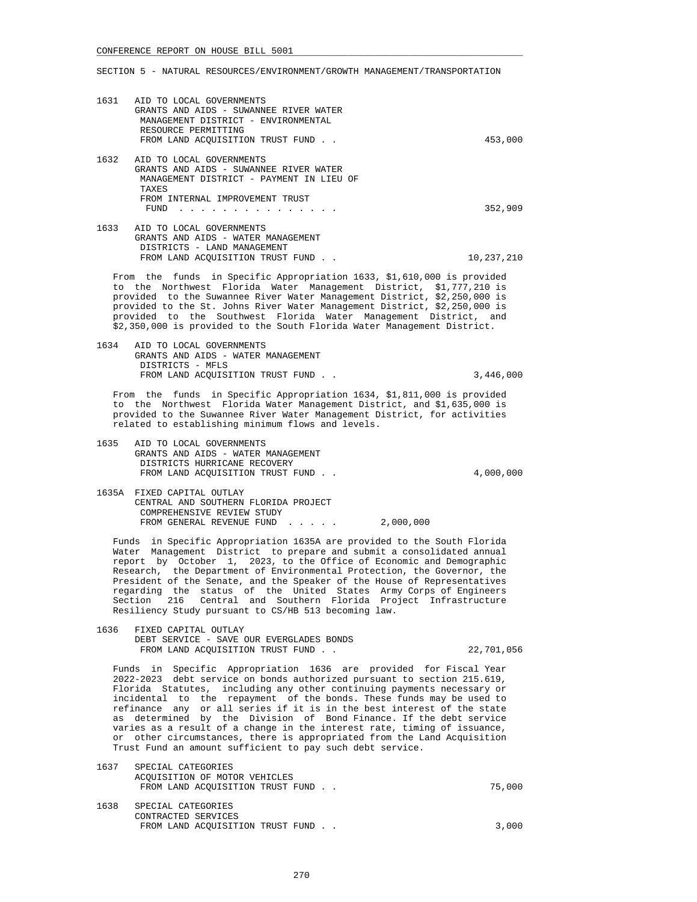SECTION 5 - NATURAL RESOURCES/ENVIRONMENT/GROWTH MANAGEMENT/TRANSPORTATION

1631 AID TO LOCAL GOVERNMENTS
GRANTS AND AIDS - SUWANNEE RIVER WATER MANAGEMENT DISTRICT - ENVIRONMENTAL RESOURCE PERMITTING
FROM LAND ACQUISITION TRUST FUND . . . . . 453,000

1632 AID TO LOCAL GOVERNMENTS
GRANTS AND AIDS - SUWANNEE RIVER WATER MANAGEMENT DISTRICT - PAYMENT IN LIEU OF TAXES
FROM INTERNAL IMPROVEMENT TRUST FUND . . . . . . . . . . . . . . . 352,909

1633 AID TO LOCAL GOVERNMENTS
GRANTS AND AIDS - WATER MANAGEMENT DISTRICTS - LAND MANAGEMENT
FROM LAND ACQUISITION TRUST FUND . . . . . 10,237,210

From the funds in Specific Appropriation 1633, $1,610,000 is provided to the Northwest Florida Water Management District, $1,777,210 is provided to the Suwannee River Water Management District, $2,250,000 is provided to the St. Johns River Water Management District, $2,250,000 is provided to the Southwest Florida Water Management District, and $2,350,000 is provided to the South Florida Water Management District.

1634 AID TO LOCAL GOVERNMENTS
GRANTS AND AIDS - WATER MANAGEMENT DISTRICTS - MFLS
FROM LAND ACQUISITION TRUST FUND . . . . . 3,446,000

From the funds in Specific Appropriation 1634, $1,811,000 is provided to the Northwest Florida Water Management District, and $1,635,000 is provided to the Suwannee River Water Management District, for activities related to establishing minimum flows and levels.

1635 AID TO LOCAL GOVERNMENTS
GRANTS AND AIDS - WATER MANAGEMENT DISTRICTS HURRICANE RECOVERY
FROM LAND ACQUISITION TRUST FUND . . . . . 4,000,000

1635A FIXED CAPITAL OUTLAY
CENTRAL AND SOUTHERN FLORIDA PROJECT COMPREHENSIVE REVIEW STUDY
FROM GENERAL REVENUE FUND . . . . . 2,000,000

Funds in Specific Appropriation 1635A are provided to the South Florida Water Management District to prepare and submit a consolidated annual report by October 1, 2023, to the Office of Economic and Demographic Research, the Department of Environmental Protection, the Governor, the President of the Senate, and the Speaker of the House of Representatives regarding the status of the United States Army Corps of Engineers Section 216 Central and Southern Florida Project Infrastructure Resiliency Study pursuant to CS/HB 513 becoming law.

1636 FIXED CAPITAL OUTLAY
DEBT SERVICE - SAVE OUR EVERGLADES BONDS
FROM LAND ACQUISITION TRUST FUND . . . . . 22,701,056

Funds in Specific Appropriation 1636 are provided for Fiscal Year 2022-2023 debt service on bonds authorized pursuant to section 215.619, Florida Statutes, including any other continuing payments necessary or incidental to the repayment of the bonds. These funds may be used to refinance any or all series if it is in the best interest of the state as determined by the Division of Bond Finance. If the debt service varies as a result of a change in the interest rate, timing of issuance, or other circumstances, there is appropriated from the Land Acquisition Trust Fund an amount sufficient to pay such debt service.

1637 SPECIAL CATEGORIES
ACQUISITION OF MOTOR VEHICLES
FROM LAND ACQUISITION TRUST FUND . . . . . 75,000

1638 SPECIAL CATEGORIES
CONTRACTED SERVICES
FROM LAND ACQUISITION TRUST FUND . . . . . 3,000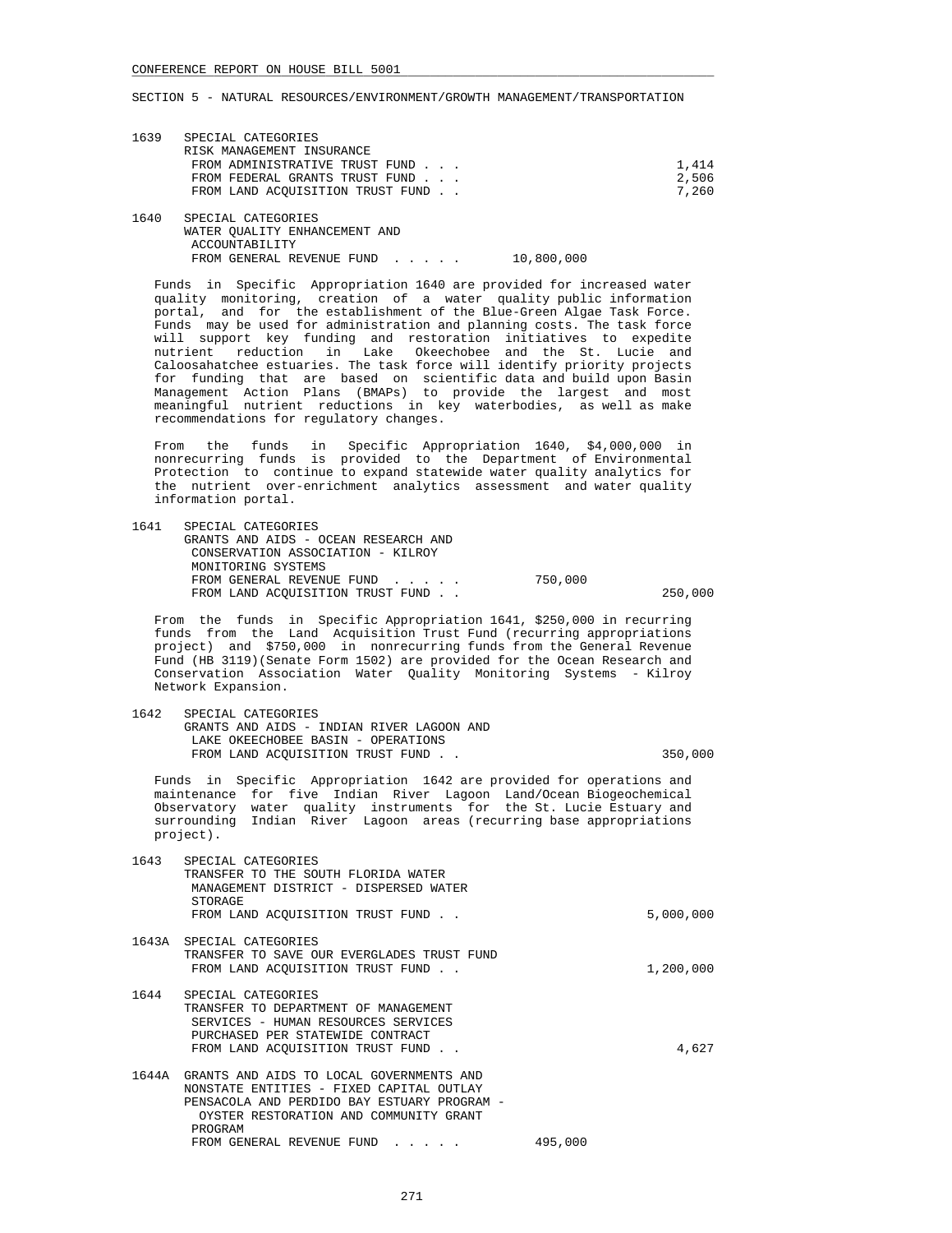CONFERENCE REPORT ON HOUSE BILL 5001

SECTION 5 - NATURAL RESOURCES/ENVIRONMENT/GROWTH MANAGEMENT/TRANSPORTATION

1639 SPECIAL CATEGORIES
RISK MANAGEMENT INSURANCE

| | | |
|---|---|---|
| FROM ADMINISTRATIVE TRUST FUND . . . | | 1,414 |
| FROM FEDERAL GRANTS TRUST FUND . . . | | 2,506 |
| FROM LAND ACQUISITION TRUST FUND . . | | 7,260 |

1640 SPECIAL CATEGORIES
WATER QUALITY ENHANCEMENT AND ACCOUNTABILITY

| | | |
|---|---|---|
| FROM GENERAL REVENUE FUND . . . . . | 10,800,000 | |

Funds in Specific Appropriation 1640 are provided for increased water quality monitoring, creation of a water quality public information portal, and for the establishment of the Blue-Green Algae Task Force. Funds may be used for administration and planning costs. The task force will support key funding and restoration initiatives to expedite nutrient reduction in Lake Okeechobee and the St. Lucie and Caloosahatchee estuaries. The task force will identify priority projects for funding that are based on scientific data and build upon Basin Management Action Plans (BMAPs) to provide the largest and most meaningful nutrient reductions in key waterbodies, as well as make recommendations for regulatory changes.

From the funds in Specific Appropriation 1640, $4,000,000 in nonrecurring funds is provided to the Department of Environmental Protection to continue to expand statewide water quality analytics for the nutrient over-enrichment analytics assessment and water quality information portal.

1641 SPECIAL CATEGORIES
GRANTS AND AIDS - OCEAN RESEARCH AND CONSERVATION ASSOCIATION - KILROY MONITORING SYSTEMS

| | | |
|---|---|---|
| FROM GENERAL REVENUE FUND . . . . . | 750,000 | |
| FROM LAND ACQUISITION TRUST FUND . . | | 250,000 |

From the funds in Specific Appropriation 1641, $250,000 in recurring funds from the Land Acquisition Trust Fund (recurring appropriations project) and $750,000 in nonrecurring funds from the General Revenue Fund (HB 3119)(Senate Form 1502) are provided for the Ocean Research and Conservation Association Water Quality Monitoring Systems - Kilroy Network Expansion.

1642 SPECIAL CATEGORIES
GRANTS AND AIDS - INDIAN RIVER LAGOON AND LAKE OKEECHOBEE BASIN - OPERATIONS

| | | |
|---|---|---|
| FROM LAND ACQUISITION TRUST FUND . . | | 350,000 |

Funds in Specific Appropriation 1642 are provided for operations and maintenance for five Indian River Lagoon Land/Ocean Biogeochemical Observatory water quality instruments for the St. Lucie Estuary and surrounding Indian River Lagoon areas (recurring base appropriations project).

1643 SPECIAL CATEGORIES
TRANSFER TO THE SOUTH FLORIDA WATER MANAGEMENT DISTRICT - DISPERSED WATER STORAGE

| | | |
|---|---|---|
| FROM LAND ACQUISITION TRUST FUND . . | | 5,000,000 |

1643A SPECIAL CATEGORIES
TRANSFER TO SAVE OUR EVERGLADES TRUST FUND

| | | |
|---|---|---|
| FROM LAND ACQUISITION TRUST FUND . . | | 1,200,000 |

1644 SPECIAL CATEGORIES
TRANSFER TO DEPARTMENT OF MANAGEMENT SERVICES - HUMAN RESOURCES SERVICES PURCHASED PER STATEWIDE CONTRACT

| | | |
|---|---|---|
| FROM LAND ACQUISITION TRUST FUND . . | | 4,627 |

1644A GRANTS AND AIDS TO LOCAL GOVERNMENTS AND NONSTATE ENTITIES - FIXED CAPITAL OUTLAY
PENSACOLA AND PERDIDO BAY ESTUARY PROGRAM - OYSTER RESTORATION AND COMMUNITY GRANT PROGRAM

| | | |
|---|---|---|
| FROM GENERAL REVENUE FUND . . . . . | 495,000 | |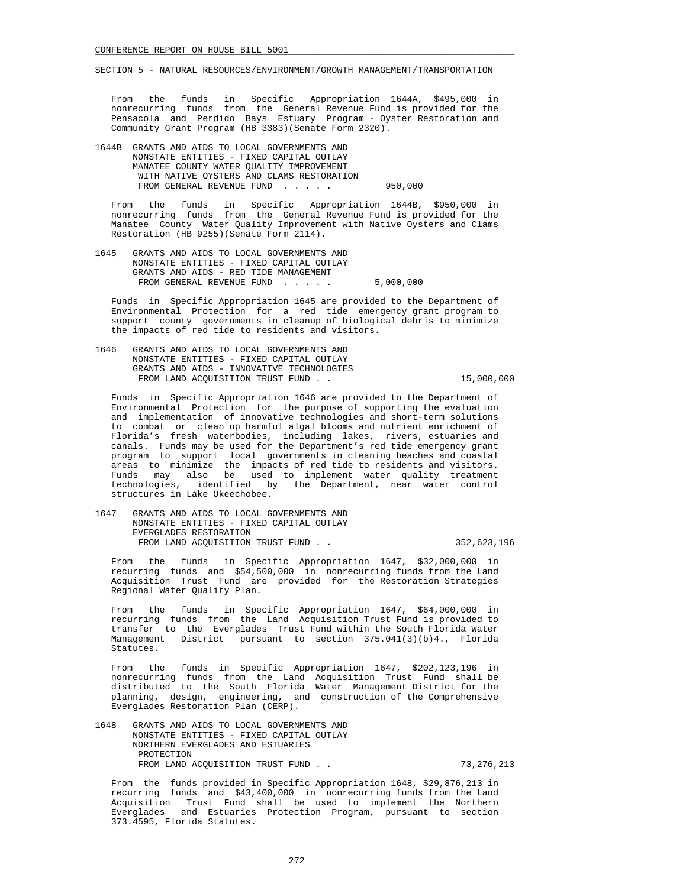From the funds in Specific Appropriation 1644A, $495,000 in nonrecurring funds from the General Revenue Fund is provided for the Pensacola and Perdido Bays Estuary Program - Oyster Restoration and Community Grant Program (HB 3383)(Senate Form 2320).

1644B GRANTS AND AIDS TO LOCAL GOVERNMENTS AND NONSTATE ENTITIES - FIXED CAPITAL OUTLAY MANATEE COUNTY WATER QUALITY IMPROVEMENT WITH NATIVE OYSTERS AND CLAMS RESTORATION
FROM GENERAL REVENUE FUND . . . . . 950,000

From the funds in Specific Appropriation 1644B, $950,000 in nonrecurring funds from the General Revenue Fund is provided for the Manatee County Water Quality Improvement with Native Oysters and Clams Restoration (HB 9255)(Senate Form 2114).

1645 GRANTS AND AIDS TO LOCAL GOVERNMENTS AND NONSTATE ENTITIES - FIXED CAPITAL OUTLAY GRANTS AND AIDS - RED TIDE MANAGEMENT
FROM GENERAL REVENUE FUND . . . . . 5,000,000

Funds in Specific Appropriation 1645 are provided to the Department of Environmental Protection for a red tide emergency grant program to support county governments in cleanup of biological debris to minimize the impacts of red tide to residents and visitors.

1646 GRANTS AND AIDS TO LOCAL GOVERNMENTS AND NONSTATE ENTITIES - FIXED CAPITAL OUTLAY GRANTS AND AIDS - INNOVATIVE TECHNOLOGIES
FROM LAND ACQUISITION TRUST FUND . . 15,000,000

Funds in Specific Appropriation 1646 are provided to the Department of Environmental Protection for the purpose of supporting the evaluation and implementation of innovative technologies and short-term solutions to combat or clean up harmful algal blooms and nutrient enrichment of Florida's fresh waterbodies, including lakes, rivers, estuaries and canals. Funds may be used for the Department's red tide emergency grant program to support local governments in cleaning beaches and coastal areas to minimize the impacts of red tide to residents and visitors. Funds may also be used to implement water quality treatment technologies, identified by the Department, near water control structures in Lake Okeechobee.

1647 GRANTS AND AIDS TO LOCAL GOVERNMENTS AND NONSTATE ENTITIES - FIXED CAPITAL OUTLAY EVERGLADES RESTORATION
FROM LAND ACQUISITION TRUST FUND . . 352,623,196

From the funds in Specific Appropriation 1647, $32,000,000 in recurring funds and $54,500,000 in nonrecurring funds from the Land Acquisition Trust Fund are provided for the Restoration Strategies Regional Water Quality Plan.

From the funds in Specific Appropriation 1647, $64,000,000 in recurring funds from the Land Acquisition Trust Fund is provided to transfer to the Everglades Trust Fund within the South Florida Water Management District pursuant to section 375.041(3)(b)4., Florida Statutes.

From the funds in Specific Appropriation 1647, $202,123,196 in nonrecurring funds from the Land Acquisition Trust Fund shall be distributed to the South Florida Water Management District for the planning, design, engineering, and construction of the Comprehensive Everglades Restoration Plan (CERP).

1648 GRANTS AND AIDS TO LOCAL GOVERNMENTS AND NONSTATE ENTITIES - FIXED CAPITAL OUTLAY NORTHERN EVERGLADES AND ESTUARIES PROTECTION
FROM LAND ACQUISITION TRUST FUND . . 73,276,213

From the funds provided in Specific Appropriation 1648, $29,876,213 in recurring funds and $43,400,000 in nonrecurring funds from the Land Acquisition Trust Fund shall be used to implement the Northern Everglades and Estuaries Protection Program, pursuant to section 373.4595, Florida Statutes.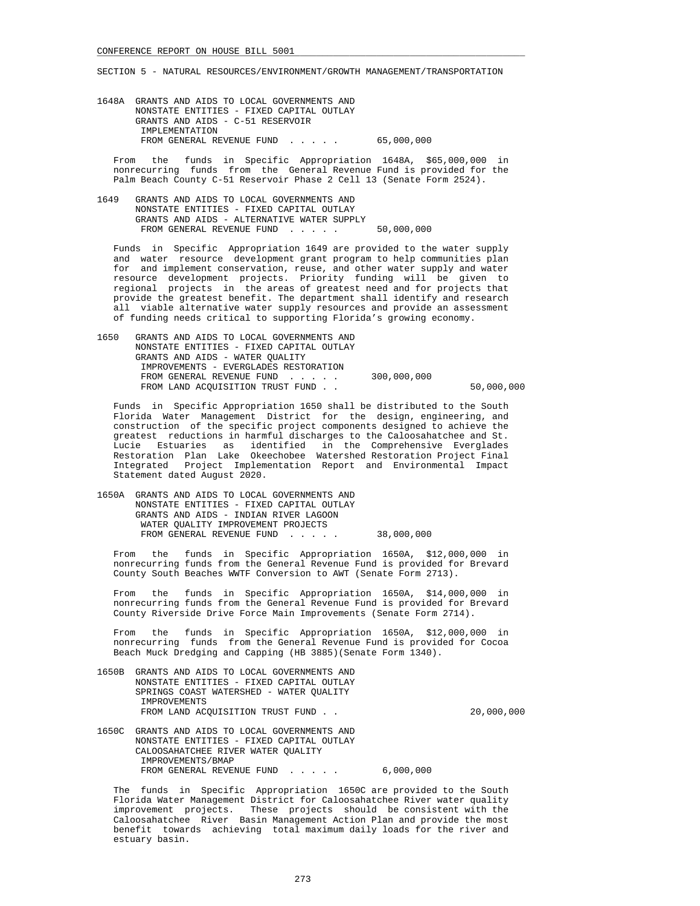SECTION 5 - NATURAL RESOURCES/ENVIRONMENT/GROWTH MANAGEMENT/TRANSPORTATION

1648A GRANTS AND AIDS TO LOCAL GOVERNMENTS AND NONSTATE ENTITIES - FIXED CAPITAL OUTLAY
GRANTS AND AIDS - C-51 RESERVOIR IMPLEMENTATION
FROM GENERAL REVENUE FUND . . . . . 65,000,000

From the funds in Specific Appropriation 1648A, $65,000,000 in nonrecurring funds from the General Revenue Fund is provided for the Palm Beach County C-51 Reservoir Phase 2 Cell 13 (Senate Form 2524).

1649 GRANTS AND AIDS TO LOCAL GOVERNMENTS AND NONSTATE ENTITIES - FIXED CAPITAL OUTLAY
GRANTS AND AIDS - ALTERNATIVE WATER SUPPLY
FROM GENERAL REVENUE FUND . . . . . 50,000,000

Funds in Specific Appropriation 1649 are provided to the water supply and water resource development grant program to help communities plan for and implement conservation, reuse, and other water supply and water resource development projects. Priority funding will be given to regional projects in the areas of greatest need and for projects that provide the greatest benefit. The department shall identify and research all viable alternative water supply resources and provide an assessment of funding needs critical to supporting Florida's growing economy.

1650 GRANTS AND AIDS TO LOCAL GOVERNMENTS AND NONSTATE ENTITIES - FIXED CAPITAL OUTLAY
GRANTS AND AIDS - WATER QUALITY IMPROVEMENTS - EVERGLADES RESTORATION
FROM GENERAL REVENUE FUND . . . . . 300,000,000
FROM LAND ACQUISITION TRUST FUND . . 50,000,000

Funds in Specific Appropriation 1650 shall be distributed to the South Florida Water Management District for the design, engineering, and construction of the specific project components designed to achieve the greatest reductions in harmful discharges to the Caloosahatchee and St. Lucie Estuaries as identified in the Comprehensive Everglades Restoration Plan Lake Okeechobee Watershed Restoration Project Final Integrated Project Implementation Report and Environmental Impact Statement dated August 2020.

1650A GRANTS AND AIDS TO LOCAL GOVERNMENTS AND NONSTATE ENTITIES - FIXED CAPITAL OUTLAY
GRANTS AND AIDS - INDIAN RIVER LAGOON WATER QUALITY IMPROVEMENT PROJECTS
FROM GENERAL REVENUE FUND . . . . . 38,000,000

From the funds in Specific Appropriation 1650A, $12,000,000 in nonrecurring funds from the General Revenue Fund is provided for Brevard County South Beaches WWTF Conversion to AWT (Senate Form 2713).

From the funds in Specific Appropriation 1650A, $14,000,000 in nonrecurring funds from the General Revenue Fund is provided for Brevard County Riverside Drive Force Main Improvements (Senate Form 2714).

From the funds in Specific Appropriation 1650A, $12,000,000 in nonrecurring funds from the General Revenue Fund is provided for Cocoa Beach Muck Dredging and Capping (HB 3885)(Senate Form 1340).

1650B GRANTS AND AIDS TO LOCAL GOVERNMENTS AND NONSTATE ENTITIES - FIXED CAPITAL OUTLAY
SPRINGS COAST WATERSHED - WATER QUALITY IMPROVEMENTS
FROM LAND ACQUISITION TRUST FUND . . 20,000,000

1650C GRANTS AND AIDS TO LOCAL GOVERNMENTS AND NONSTATE ENTITIES - FIXED CAPITAL OUTLAY
CALOOSAHATCHEE RIVER WATER QUALITY IMPROVEMENTS/BMAP
FROM GENERAL REVENUE FUND . . . . . 6,000,000

The funds in Specific Appropriation 1650C are provided to the South Florida Water Management District for Caloosahatchee River water quality improvement projects. These projects should be consistent with the Caloosahatchee River Basin Management Action Plan and provide the most benefit towards achieving total maximum daily loads for the river and estuary basin.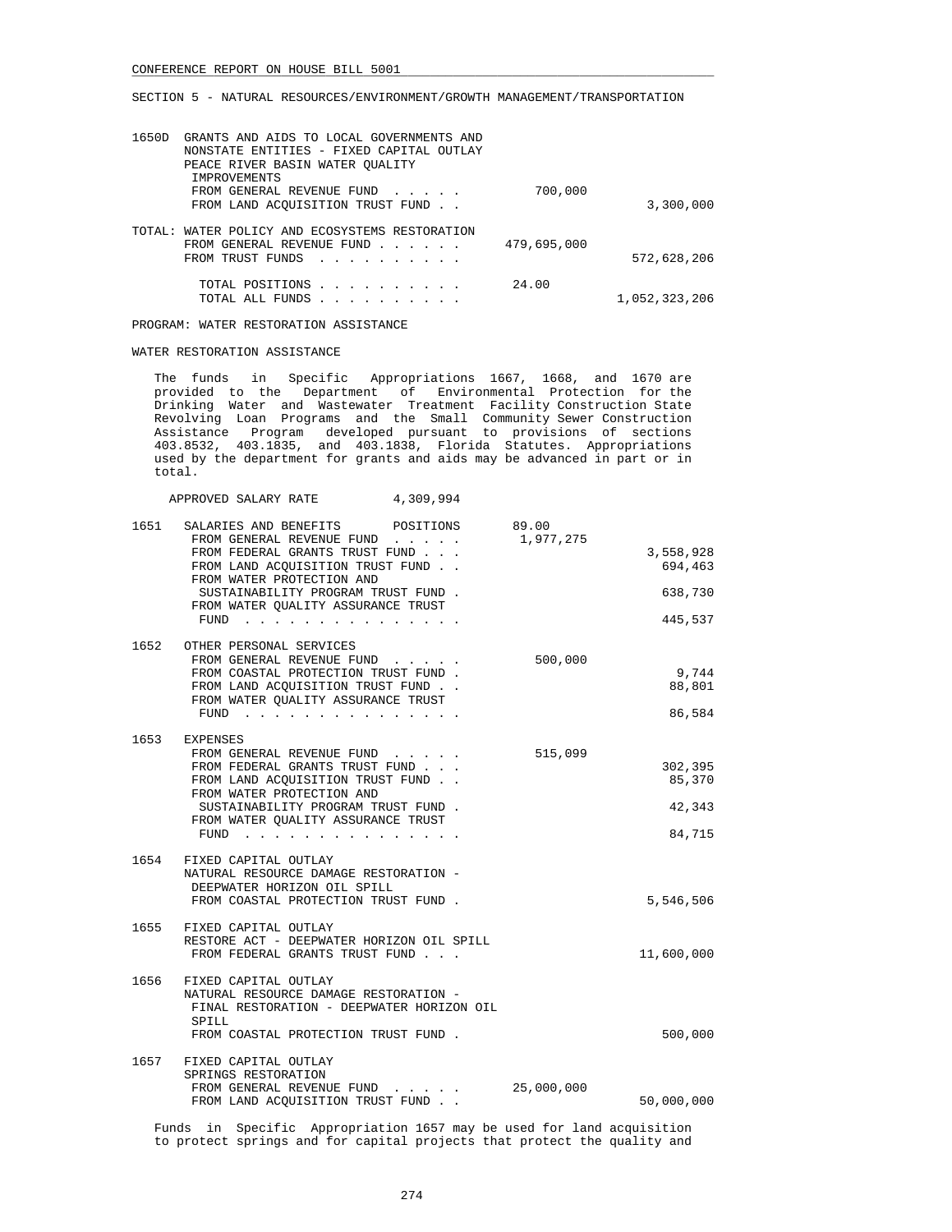SECTION 5 - NATURAL RESOURCES/ENVIRONMENT/GROWTH MANAGEMENT/TRANSPORTATION

| | | | |
|---|---|---|---|
| 1650D | GRANTS AND AIDS TO LOCAL GOVERNMENTS AND NONSTATE ENTITIES - FIXED CAPITAL OUTLAY PEACE RIVER BASIN WATER QUALITY IMPROVEMENTS | | |
| | FROM GENERAL REVENUE FUND . . . . . | 700,000 | |
| | FROM LAND ACQUISITION TRUST FUND . . | | 3,300,000 |

| | | |
|---|---|---|
| TOTAL: WATER POLICY AND ECOSYSTEMS RESTORATION | | |
| FROM GENERAL REVENUE FUND . . . . . . | 479,695,000 | |
| FROM TRUST FUNDS . . . . . . . . . . | | 572,628,206 |
| TOTAL POSITIONS . . . . . . . . . . | 24.00 | |
| TOTAL ALL FUNDS . . . . . . . . . . | | 1,052,323,206 |

PROGRAM: WATER RESTORATION ASSISTANCE

WATER RESTORATION ASSISTANCE

The funds in Specific Appropriations 1667, 1668, and 1670 are provided to the Department of Environmental Protection for the Drinking Water and Wastewater Treatment Facility Construction State Revolving Loan Programs and the Small Community Sewer Construction Assistance Program developed pursuant to provisions of sections 403.8532, 403.1835, and 403.1838, Florida Statutes. Appropriations used by the department for grants and aids may be advanced in part or in total.

APPROVED SALARY RATE 4,309,994

| | | | |
|---|---|---|---|
| 1651 | SALARIES AND BENEFITS POSITIONS | 89.00 | |
| | FROM GENERAL REVENUE FUND . . . . . | 1,977,275 | |
| | FROM FEDERAL GRANTS TRUST FUND . . . | | 3,558,928 |
| | FROM LAND ACQUISITION TRUST FUND . . | | 694,463 |
| | FROM WATER PROTECTION AND SUSTAINABILITY PROGRAM TRUST FUND . | | 638,730 |
| | FROM WATER QUALITY ASSURANCE TRUST FUND . . . . . . . . . . . . . . . | | 445,537 |
| 1652 | OTHER PERSONAL SERVICES | | |
| | FROM GENERAL REVENUE FUND . . . . . | 500,000 | |
| | FROM COASTAL PROTECTION TRUST FUND . | | 9,744 |
| | FROM LAND ACQUISITION TRUST FUND . . | | 88,801 |
| | FROM WATER QUALITY ASSURANCE TRUST FUND . . . . . . . . . . . . . . . | | 86,584 |
| 1653 | EXPENSES | | |
| | FROM GENERAL REVENUE FUND . . . . . | 515,099 | |
| | FROM FEDERAL GRANTS TRUST FUND . . . | | 302,395 |
| | FROM LAND ACQUISITION TRUST FUND . . | | 85,370 |
| | FROM WATER PROTECTION AND SUSTAINABILITY PROGRAM TRUST FUND . | | 42,343 |
| | FROM WATER QUALITY ASSURANCE TRUST FUND . . . . . . . . . . . . . . . | | 84,715 |
| 1654 | FIXED CAPITAL OUTLAY NATURAL RESOURCE DAMAGE RESTORATION - DEEPWATER HORIZON OIL SPILL | | |
| | FROM COASTAL PROTECTION TRUST FUND . | | 5,546,506 |
| 1655 | FIXED CAPITAL OUTLAY RESTORE ACT - DEEPWATER HORIZON OIL SPILL | | |
| | FROM FEDERAL GRANTS TRUST FUND . . . | | 11,600,000 |
| 1656 | FIXED CAPITAL OUTLAY NATURAL RESOURCE DAMAGE RESTORATION - FINAL RESTORATION - DEEPWATER HORIZON OIL SPILL | | |
| | FROM COASTAL PROTECTION TRUST FUND . | | 500,000 |
| 1657 | FIXED CAPITAL OUTLAY SPRINGS RESTORATION | | |
| | FROM GENERAL REVENUE FUND . . . . . | 25,000,000 | |
| | FROM LAND ACQUISITION TRUST FUND . . | | 50,000,000 |

Funds in Specific Appropriation 1657 may be used for land acquisition to protect springs and for capital projects that protect the quality and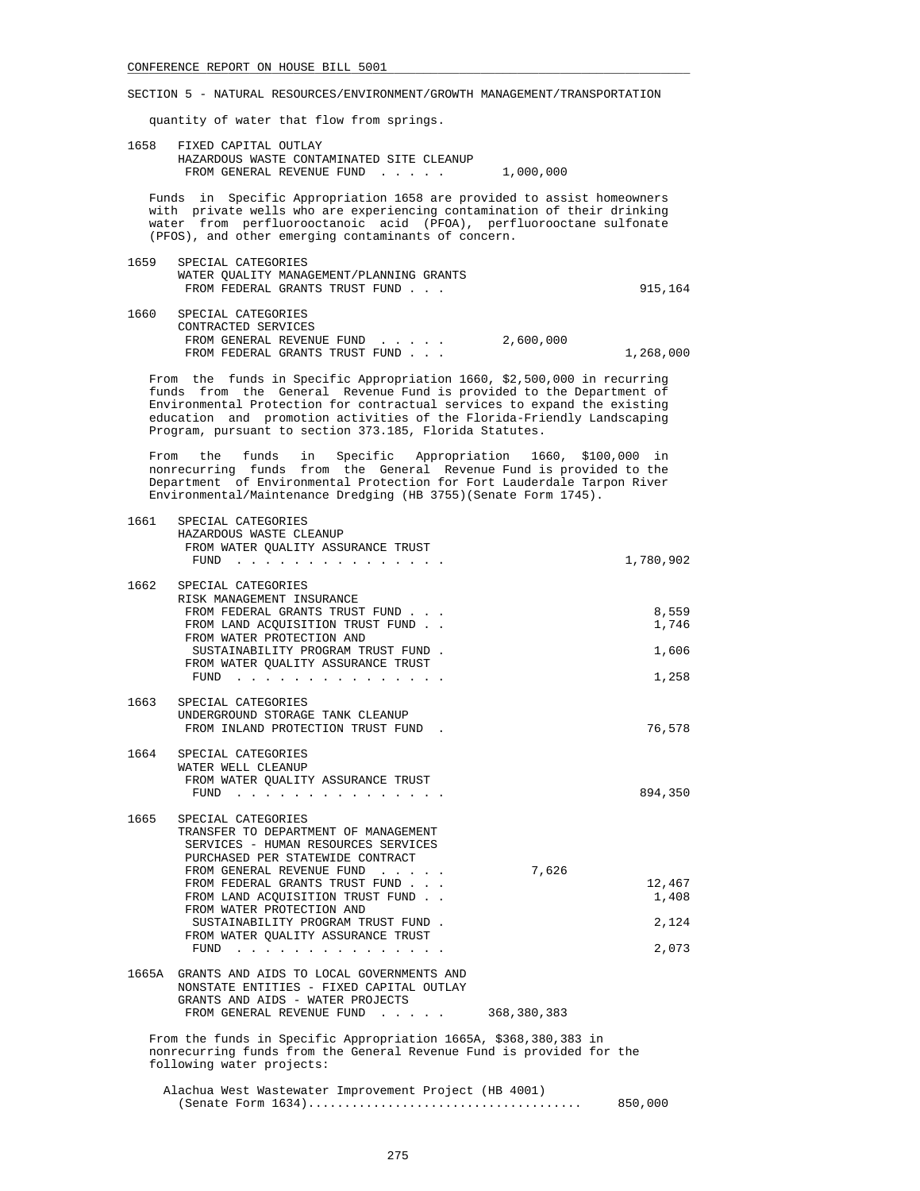SECTION 5 - NATURAL RESOURCES/ENVIRONMENT/GROWTH MANAGEMENT/TRANSPORTATION

quantity of water that flow from springs.

```
1658  FIXED CAPITAL OUTLAY
      HAZARDOUS WASTE CONTAMINATED SITE CLEANUP
       FROM GENERAL REVENUE FUND  . . . . .       1,000,000
```

Funds in Specific Appropriation 1658 are provided to assist homeowners with private wells who are experiencing contamination of their drinking water from perfluorooctanoic acid (PFOA), perfluorooctane sulfonate (PFOS), and other emerging contaminants of concern.

```
1659  SPECIAL CATEGORIES
      WATER QUALITY MANAGEMENT/PLANNING GRANTS
       FROM FEDERAL GRANTS TRUST FUND . . .                          915,164

1660  SPECIAL CATEGORIES
      CONTRACTED SERVICES
       FROM GENERAL REVENUE FUND  . . . . .       2,600,000
       FROM FEDERAL GRANTS TRUST FUND . . .                        1,268,000
```

From the funds in Specific Appropriation 1660, $2,500,000 in recurring funds from the General Revenue Fund is provided to the Department of Environmental Protection for contractual services to expand the existing education and promotion activities of the Florida-Friendly Landscaping Program, pursuant to section 373.185, Florida Statutes.

From the funds in Specific Appropriation 1660, $100,000 in nonrecurring funds from the General Revenue Fund is provided to the Department of Environmental Protection for Fort Lauderdale Tarpon River Environmental/Maintenance Dredging (HB 3755)(Senate Form 1745).

```
1661  SPECIAL CATEGORIES
      HAZARDOUS WASTE CLEANUP
       FROM WATER QUALITY ASSURANCE TRUST
        FUND  . . . . . . . . . . . . . . .                        1,780,902

1662  SPECIAL CATEGORIES
      RISK MANAGEMENT INSURANCE
       FROM FEDERAL GRANTS TRUST FUND . . .                            8,559
       FROM LAND ACQUISITION TRUST FUND . .                            1,746
       FROM WATER PROTECTION AND
        SUSTAINABILITY PROGRAM TRUST FUND .                            1,606
       FROM WATER QUALITY ASSURANCE TRUST
        FUND  . . . . . . . . . . . . . . .                            1,258

1663  SPECIAL CATEGORIES
      UNDERGROUND STORAGE TANK CLEANUP
       FROM INLAND PROTECTION TRUST FUND  .                           76,578

1664  SPECIAL CATEGORIES
      WATER WELL CLEANUP
       FROM WATER QUALITY ASSURANCE TRUST
        FUND  . . . . . . . . . . . . . . .                          894,350

1665  SPECIAL CATEGORIES
      TRANSFER TO DEPARTMENT OF MANAGEMENT
       SERVICES - HUMAN RESOURCES SERVICES
       PURCHASED PER STATEWIDE CONTRACT
       FROM GENERAL REVENUE FUND  . . . . .           7,626
       FROM FEDERAL GRANTS TRUST FUND . . .                           12,467
       FROM LAND ACQUISITION TRUST FUND . .                            1,408
       FROM WATER PROTECTION AND
        SUSTAINABILITY PROGRAM TRUST FUND .                            2,124
       FROM WATER QUALITY ASSURANCE TRUST
        FUND  . . . . . . . . . . . . . . .                            2,073

1665A GRANTS AND AIDS TO LOCAL GOVERNMENTS AND
      NONSTATE ENTITIES - FIXED CAPITAL OUTLAY
      GRANTS AND AIDS - WATER PROJECTS
       FROM GENERAL REVENUE FUND  . . . . .     368,380,383
```

From the funds in Specific Appropriation 1665A, $368,380,383 in nonrecurring funds from the General Revenue Fund is provided for the following water projects:

```
  Alachua West Wastewater Improvement Project (HB 4001)
    (Senate Form 1634).....................................     850,000
```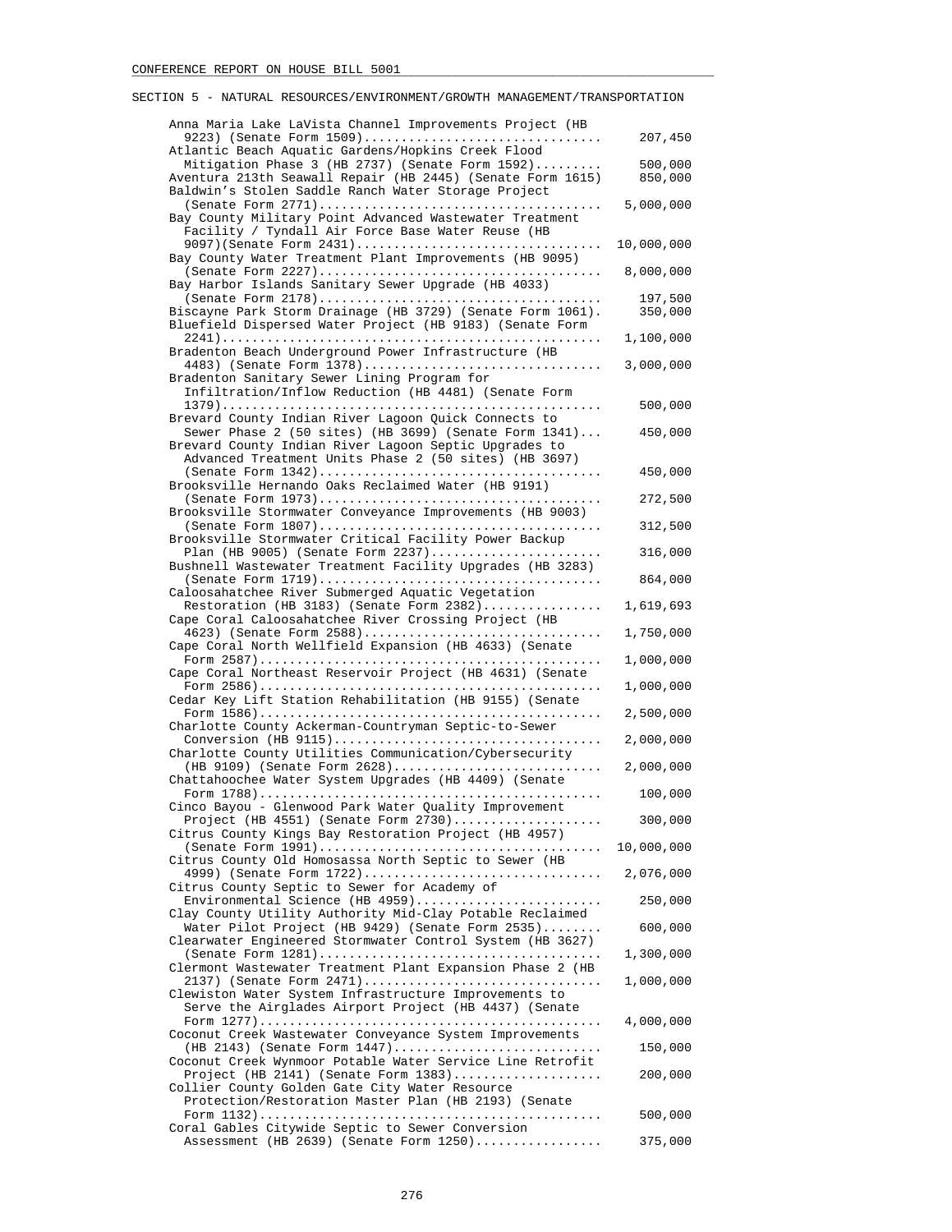## SECTION 5 - NATURAL RESOURCES/ENVIRONMENT/GROWTH MANAGEMENT/TRANSPORTATION

| Project | Amount |
|---|---|
| Anna Maria Lake LaVista Channel Improvements Project (HB 9223) (Senate Form 1509) | 207,450 |
| Atlantic Beach Aquatic Gardens/Hopkins Creek Flood Mitigation Phase 3 (HB 2737) (Senate Form 1592) | 500,000 |
| Aventura 213th Seawall Repair (HB 2445) (Senate Form 1615) | 850,000 |
| Baldwin's Stolen Saddle Ranch Water Storage Project (Senate Form 2771) | 5,000,000 |
| Bay County Military Point Advanced Wastewater Treatment Facility / Tyndall Air Force Base Water Reuse (HB 9097)(Senate Form 2431) | 10,000,000 |
| Bay County Water Treatment Plant Improvements (HB 9095) (Senate Form 2227) | 8,000,000 |
| Bay Harbor Islands Sanitary Sewer Upgrade (HB 4033) (Senate Form 2178) | 197,500 |
| Biscayne Park Storm Drainage (HB 3729) (Senate Form 1061) | 350,000 |
| Bluefield Dispersed Water Project (HB 9183) (Senate Form 2241) | 1,100,000 |
| Bradenton Beach Underground Power Infrastructure (HB 4483) (Senate Form 1378) | 3,000,000 |
| Bradenton Sanitary Sewer Lining Program for Infiltration/Inflow Reduction (HB 4481) (Senate Form 1379) | 500,000 |
| Brevard County Indian River Lagoon Quick Connects to Sewer Phase 2 (50 sites) (HB 3699) (Senate Form 1341) | 450,000 |
| Brevard County Indian River Lagoon Septic Upgrades to Advanced Treatment Units Phase 2 (50 sites) (HB 3697) (Senate Form 1342) | 450,000 |
| Brooksville Hernando Oaks Reclaimed Water (HB 9191) (Senate Form 1973) | 272,500 |
| Brooksville Stormwater Conveyance Improvements (HB 9003) (Senate Form 1807) | 312,500 |
| Brooksville Stormwater Critical Facility Power Backup Plan (HB 9005) (Senate Form 2237) | 316,000 |
| Bushnell Wastewater Treatment Facility Upgrades (HB 3283) (Senate Form 1719) | 864,000 |
| Caloosahatchee River Submerged Aquatic Vegetation Restoration (HB 3183) (Senate Form 2382) | 1,619,693 |
| Cape Coral Caloosahatchee River Crossing Project (HB 4623) (Senate Form 2588) | 1,750,000 |
| Cape Coral North Wellfield Expansion (HB 4633) (Senate Form 2587) | 1,000,000 |
| Cape Coral Northeast Reservoir Project (HB 4631) (Senate Form 2586) | 1,000,000 |
| Cedar Key Lift Station Rehabilitation (HB 9155) (Senate Form 1586) | 2,500,000 |
| Charlotte County Ackerman-Countryman Septic-to-Sewer Conversion (HB 9115) | 2,000,000 |
| Charlotte County Utilities Communication/Cybersecurity (HB 9109) (Senate Form 2628) | 2,000,000 |
| Chattahoochee Water System Upgrades (HB 4409) (Senate Form 1788) | 100,000 |
| Cinco Bayou - Glenwood Park Water Quality Improvement Project (HB 4551) (Senate Form 2730) | 300,000 |
| Citrus County Kings Bay Restoration Project (HB 4957) (Senate Form 1991) | 10,000,000 |
| Citrus County Old Homosassa North Septic to Sewer (HB 4999) (Senate Form 1722) | 2,076,000 |
| Citrus County Septic to Sewer for Academy of Environmental Science (HB 4959) | 250,000 |
| Clay County Utility Authority Mid-Clay Potable Reclaimed Water Pilot Project (HB 9429) (Senate Form 2535) | 600,000 |
| Clearwater Engineered Stormwater Control System (HB 3627) (Senate Form 1281) | 1,300,000 |
| Clermont Wastewater Treatment Plant Expansion Phase 2 (HB 2137) (Senate Form 2471) | 1,000,000 |
| Clewiston Water System Infrastructure Improvements to Serve the Airglades Airport Project (HB 4437) (Senate Form 1277) | 4,000,000 |
| Coconut Creek Wastewater Conveyance System Improvements (HB 2143) (Senate Form 1447) | 150,000 |
| Coconut Creek Wynmoor Potable Water Service Line Retrofit Project (HB 2141) (Senate Form 1383) | 200,000 |
| Collier County Golden Gate City Water Resource Protection/Restoration Master Plan (HB 2193) (Senate Form 1132) | 500,000 |
| Coral Gables Citywide Septic to Sewer Conversion Assessment (HB 2639) (Senate Form 1250) | 375,000 |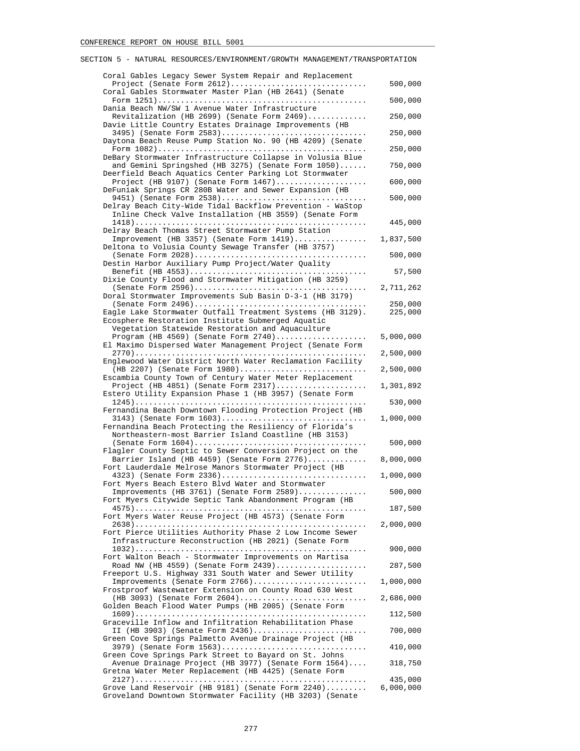SECTION 5 - NATURAL RESOURCES/ENVIRONMENT/GROWTH MANAGEMENT/TRANSPORTATION

| Item | Amount |
|---|---|
| Coral Gables Legacy Sewer System Repair and Replacement Project (Senate Form 2612) | 500,000 |
| Coral Gables Stormwater Master Plan (HB 2641) (Senate Form 1251) | 500,000 |
| Dania Beach NW/SW 1 Avenue Water Infrastructure Revitalization (HB 2699) (Senate Form 2469) | 250,000 |
| Davie Little Country Estates Drainage Improvements (HB 3495) (Senate Form 2583) | 250,000 |
| Daytona Beach Reuse Pump Station No. 90 (HB 4209) (Senate Form 1082) | 250,000 |
| DeBary Stormwater Infrastructure Collapse in Volusia Blue and Gemini Springshed (HB 3275) (Senate Form 1050) | 750,000 |
| Deerfield Beach Aquatics Center Parking Lot Stormwater Project (HB 9107) (Senate Form 1467) | 600,000 |
| DeFuniak Springs CR 280B Water and Sewer Expansion (HB 9451) (Senate Form 2538) | 500,000 |
| Delray Beach City-Wide Tidal Backflow Prevention - WaStop Inline Check Valve Installation (HB 3559) (Senate Form 1418) | 445,000 |
| Delray Beach Thomas Street Stormwater Pump Station Improvement (HB 3357) (Senate Form 1419) | 1,837,500 |
| Deltona to Volusia County Sewage Transfer (HB 3757) (Senate Form 2028) | 500,000 |
| Destin Harbor Auxiliary Pump Project/Water Quality Benefit (HB 4553) | 57,500 |
| Dixie County Flood and Stormwater Mitigation (HB 3259) (Senate Form 2596) | 2,711,262 |
| Doral Stormwater Improvements Sub Basin D-3-1 (HB 3179) (Senate Form 2496) | 250,000 |
| Eagle Lake Stormwater Outfall Treatment Systems (HB 3129). | 225,000 |
| Ecosphere Restoration Institute Submerged Aquatic Vegetation Statewide Restoration and Aquaculture Program (HB 4569) (Senate Form 2740) | 5,000,000 |
| El Maximo Dispersed Water Management Project (Senate Form 2770) | 2,500,000 |
| Englewood Water District North Water Reclamation Facility (HB 2207) (Senate Form 1980) | 2,500,000 |
| Escambia County Town of Century Water Meter Replacement Project (HB 4851) (Senate Form 2317) | 1,301,892 |
| Estero Utility Expansion Phase 1 (HB 3957) (Senate Form 1245) | 530,000 |
| Fernandina Beach Downtown Flooding Protection Project (HB 3143) (Senate Form 1603) | 1,000,000 |
| Fernandina Beach Protecting the Resiliency of Florida's Northeastern-most Barrier Island Coastline (HB 3153) (Senate Form 1604) | 500,000 |
| Flagler County Septic to Sewer Conversion Project on the Barrier Island (HB 4459) (Senate Form 2776) | 8,000,000 |
| Fort Lauderdale Melrose Manors Stormwater Project (HB 4323) (Senate Form 2336) | 1,000,000 |
| Fort Myers Beach Estero Blvd Water and Stormwater Improvements (HB 3761) (Senate Form 2589) | 500,000 |
| Fort Myers Citywide Septic Tank Abandonment Program (HB 4575) | 187,500 |
| Fort Myers Water Reuse Project (HB 4573) (Senate Form 2638) | 2,000,000 |
| Fort Pierce Utilities Authority Phase 2 Low Income Sewer Infrastructure Reconstruction (HB 2021) (Senate Form 1032) | 900,000 |
| Fort Walton Beach - Stormwater Improvements on Martisa Road NW (HB 4559) (Senate Form 2439) | 287,500 |
| Freeport U.S. Highway 331 South Water and Sewer Utility Improvements (Senate Form 2766) | 1,000,000 |
| Frostproof Wastewater Extension on County Road 630 West (HB 3093) (Senate Form 2604) | 2,686,000 |
| Golden Beach Flood Water Pumps (HB 2005) (Senate Form 1609) | 112,500 |
| Graceville Inflow and Infiltration Rehabilitation Phase II (HB 3903) (Senate Form 2436) | 700,000 |
| Green Cove Springs Palmetto Avenue Drainage Project (HB 3979) (Senate Form 1563) | 410,000 |
| Green Cove Springs Park Street to Bayard on St. Johns Avenue Drainage Project (HB 3977) (Senate Form 1564) | 318,750 |
| Gretna Water Meter Replacement (HB 4425) (Senate Form 2127) | 435,000 |
| Grove Land Reservoir (HB 9181) (Senate Form 2240) | 6,000,000 |
| Groveland Downtown Stormwater Facility (HB 3203) (Senate | |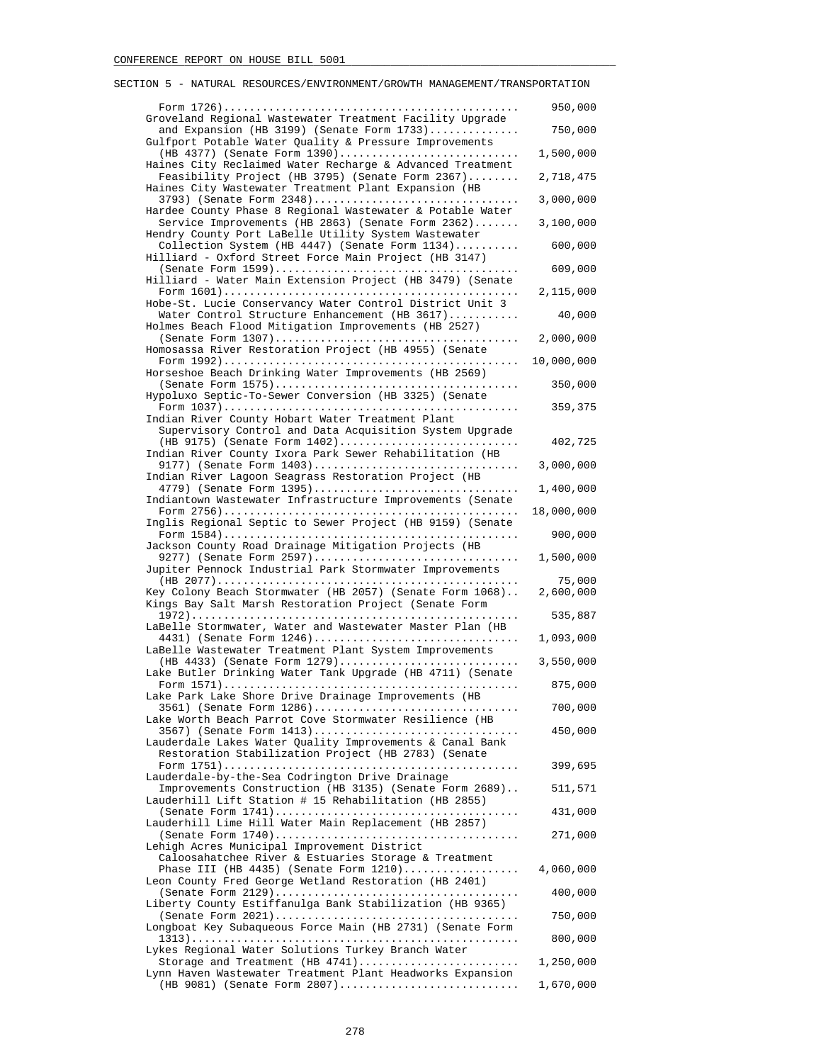SECTION 5 - NATURAL RESOURCES/ENVIRONMENT/GROWTH MANAGEMENT/TRANSPORTATION

| Item | Amount |
|---|---|
| Form 1726) | 950,000 |
| Groveland Regional Wastewater Treatment Facility Upgrade and Expansion (HB 3199) (Senate Form 1733) | 750,000 |
| Gulfport Potable Water Quality & Pressure Improvements (HB 4377) (Senate Form 1390) | 1,500,000 |
| Haines City Reclaimed Water Recharge & Advanced Treatment Feasibility Project (HB 3795) (Senate Form 2367) | 2,718,475 |
| Haines City Wastewater Treatment Plant Expansion (HB 3793) (Senate Form 2348) | 3,000,000 |
| Hardee County Phase 8 Regional Wastewater & Potable Water Service Improvements (HB 2863) (Senate Form 2362) | 3,100,000 |
| Hendry County Port LaBelle Utility System Wastewater Collection System (HB 4447) (Senate Form 1134) | 600,000 |
| Hilliard - Oxford Street Force Main Project (HB 3147) (Senate Form 1599) | 609,000 |
| Hilliard - Water Main Extension Project (HB 3479) (Senate Form 1601) | 2,115,000 |
| Hobe-St. Lucie Conservancy Water Control District Unit 3 Water Control Structure Enhancement (HB 3617) | 40,000 |
| Holmes Beach Flood Mitigation Improvements (HB 2527) (Senate Form 1307) | 2,000,000 |
| Homosassa River Restoration Project (HB 4955) (Senate Form 1992) | 10,000,000 |
| Horseshoe Beach Drinking Water Improvements (HB 2569) (Senate Form 1575) | 350,000 |
| Hypoluxo Septic-To-Sewer Conversion (HB 3325) (Senate Form 1037) | 359,375 |
| Indian River County Hobart Water Treatment Plant Supervisory Control and Data Acquisition System Upgrade (HB 9175) (Senate Form 1402) | 402,725 |
| Indian River County Ixora Park Sewer Rehabilitation (HB 9177) (Senate Form 1403) | 3,000,000 |
| Indian River Lagoon Seagrass Restoration Project (HB 4779) (Senate Form 1395) | 1,400,000 |
| Indiantown Wastewater Infrastructure Improvements (Senate Form 2756) | 18,000,000 |
| Inglis Regional Septic to Sewer Project (HB 9159) (Senate Form 1584) | 900,000 |
| Jackson County Road Drainage Mitigation Projects (HB 9277) (Senate Form 2597) | 1,500,000 |
| Jupiter Pennock Industrial Park Stormwater Improvements (HB 2077) | 75,000 |
| Key Colony Beach Stormwater (HB 2057) (Senate Form 1068) | 2,600,000 |
| Kings Bay Salt Marsh Restoration Project (Senate Form 1972) | 535,887 |
| LaBelle Stormwater, Water and Wastewater Master Plan (HB 4431) (Senate Form 1246) | 1,093,000 |
| LaBelle Wastewater Treatment Plant System Improvements (HB 4433) (Senate Form 1279) | 3,550,000 |
| Lake Butler Drinking Water Tank Upgrade (HB 4711) (Senate Form 1571) | 875,000 |
| Lake Park Lake Shore Drive Drainage Improvements (HB 3561) (Senate Form 1286) | 700,000 |
| Lake Worth Beach Parrot Cove Stormwater Resilience (HB 3567) (Senate Form 1413) | 450,000 |
| Lauderdale Lakes Water Quality Improvements & Canal Bank Restoration Stabilization Project (HB 2783) (Senate Form 1751) | 399,695 |
| Lauderdale-by-the-Sea Codrington Drive Drainage Improvements Construction (HB 3135) (Senate Form 2689) | 511,571 |
| Lauderhill Lift Station # 15 Rehabilitation (HB 2855) (Senate Form 1741) | 431,000 |
| Lauderhill Lime Hill Water Main Replacement (HB 2857) (Senate Form 1740) | 271,000 |
| Lehigh Acres Municipal Improvement District Caloosahatchee River & Estuaries Storage & Treatment Phase III (HB 4435) (Senate Form 1210) | 4,060,000 |
| Leon County Fred George Wetland Restoration (HB 2401) (Senate Form 2129) | 400,000 |
| Liberty County Estiffanulga Bank Stabilization (HB 9365) (Senate Form 2021) | 750,000 |
| Longboat Key Subaqueous Force Main (HB 2731) (Senate Form 1313) | 800,000 |
| Lykes Regional Water Solutions Turkey Branch Water Storage and Treatment (HB 4741) | 1,250,000 |
| Lynn Haven Wastewater Treatment Plant Headworks Expansion (HB 9081) (Senate Form 2807) | 1,670,000 |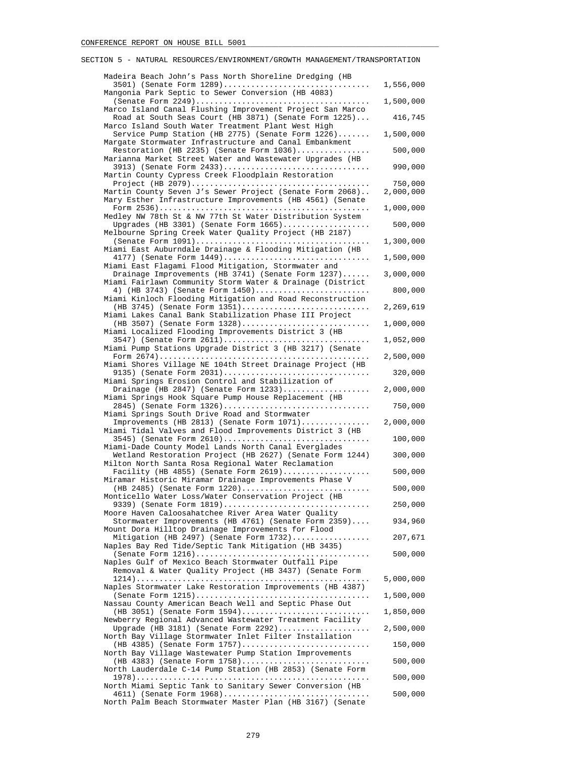CONFERENCE REPORT ON HOUSE BILL 5001

SECTION 5 - NATURAL RESOURCES/ENVIRONMENT/GROWTH MANAGEMENT/TRANSPORTATION

| Item | Amount |
|---|---|
| Madeira Beach John's Pass North Shoreline Dredging (HB 3501) (Senate Form 1289) | 1,556,000 |
| Mangonia Park Septic to Sewer Conversion (HB 4083) (Senate Form 2249) | 1,500,000 |
| Marco Island Canal Flushing Improvement Project San Marco Road at South Seas Court (HB 3871) (Senate Form 1225) | 416,745 |
| Marco Island South Water Treatment Plant West High Service Pump Station (HB 2775) (Senate Form 1226) | 1,500,000 |
| Margate Stormwater Infrastructure and Canal Embankment Restoration (HB 2235) (Senate Form 1036) | 500,000 |
| Marianna Market Street Water and Wastewater Upgrades (HB 3913) (Senate Form 2433) | 990,000 |
| Martin County Cypress Creek Floodplain Restoration Project (HB 2079) | 750,000 |
| Martin County Seven J's Sewer Project (Senate Form 2068) | 2,000,000 |
| Mary Esther Infrastructure Improvements (HB 4561) (Senate Form 2536) | 1,000,000 |
| Medley NW 78th St & NW 77th St Water Distribution System Upgrades (HB 3301) (Senate Form 1665) | 500,000 |
| Melbourne Spring Creek Water Quality Project (HB 2187) (Senate Form 1091) | 1,300,000 |
| Miami East Auburndale Drainage & Flooding Mitigation (HB 4177) (Senate Form 1449) | 1,500,000 |
| Miami East Flagami Flood Mitigation, Stormwater and Drainage Improvements (HB 3741) (Senate Form 1237) | 3,000,000 |
| Miami Fairlawn Community Storm Water & Drainage (District 4) (HB 3743) (Senate Form 1450) | 800,000 |
| Miami Kinloch Flooding Mitigation and Road Reconstruction (HB 3745) (Senate Form 1351) | 2,269,619 |
| Miami Lakes Canal Bank Stabilization Phase III Project (HB 3507) (Senate Form 1328) | 1,000,000 |
| Miami Localized Flooding Improvements District 3 (HB 3547) (Senate Form 2611) | 1,052,000 |
| Miami Pump Stations Upgrade District 3 (HB 3217) (Senate Form 2674) | 2,500,000 |
| Miami Shores Village NE 104th Street Drainage Project (HB 9135) (Senate Form 2031) | 320,000 |
| Miami Springs Erosion Control and Stabilization of Drainage (HB 2847) (Senate Form 1233) | 2,000,000 |
| Miami Springs Hook Square Pump House Replacement (HB 2845) (Senate Form 1326) | 750,000 |
| Miami Springs South Drive Road and Stormwater Improvements (HB 2813) (Senate Form 1071) | 2,000,000 |
| Miami Tidal Valves and Flood Improvements District 3 (HB 3545) (Senate Form 2610) | 100,000 |
| Miami-Dade County Model Lands North Canal Everglades Wetland Restoration Project (HB 2627) (Senate Form 1244) | 300,000 |
| Milton North Santa Rosa Regional Water Reclamation Facility (HB 4855) (Senate Form 2619) | 500,000 |
| Miramar Historic Miramar Drainage Improvements Phase V (HB 2485) (Senate Form 1220) | 500,000 |
| Monticello Water Loss/Water Conservation Project (HB 9339) (Senate Form 1819) | 250,000 |
| Moore Haven Caloosahatchee River Area Water Quality Stormwater Improvements (HB 4761) (Senate Form 2359) | 934,960 |
| Mount Dora Hilltop Drainage Improvements for Flood Mitigation (HB 2497) (Senate Form 1732) | 207,671 |
| Naples Bay Red Tide/Septic Tank Mitigation (HB 3435) (Senate Form 1216) | 500,000 |
| Naples Gulf of Mexico Beach Stormwater Outfall Pipe Removal & Water Quality Project (HB 3437) (Senate Form 1214) | 5,000,000 |
| Naples Stormwater Lake Restoration Improvements (HB 4387) (Senate Form 1215) | 1,500,000 |
| Nassau County American Beach Well and Septic Phase Out (HB 3051) (Senate Form 1594) | 1,850,000 |
| Newberry Regional Advanced Wastewater Treatment Facility Upgrade (HB 3181) (Senate Form 2292) | 2,500,000 |
| North Bay Village Stormwater Inlet Filter Installation (HB 4385) (Senate Form 1757) | 150,000 |
| North Bay Village Wastewater Pump Station Improvements (HB 4383) (Senate Form 1758) | 500,000 |
| North Lauderdale C-14 Pump Station (HB 2853) (Senate Form 1978) | 500,000 |
| North Miami Septic Tank to Sanitary Sewer Conversion (HB 4611) (Senate Form 1968) | 500,000 |
| North Palm Beach Stormwater Master Plan (HB 3167) (Senate | |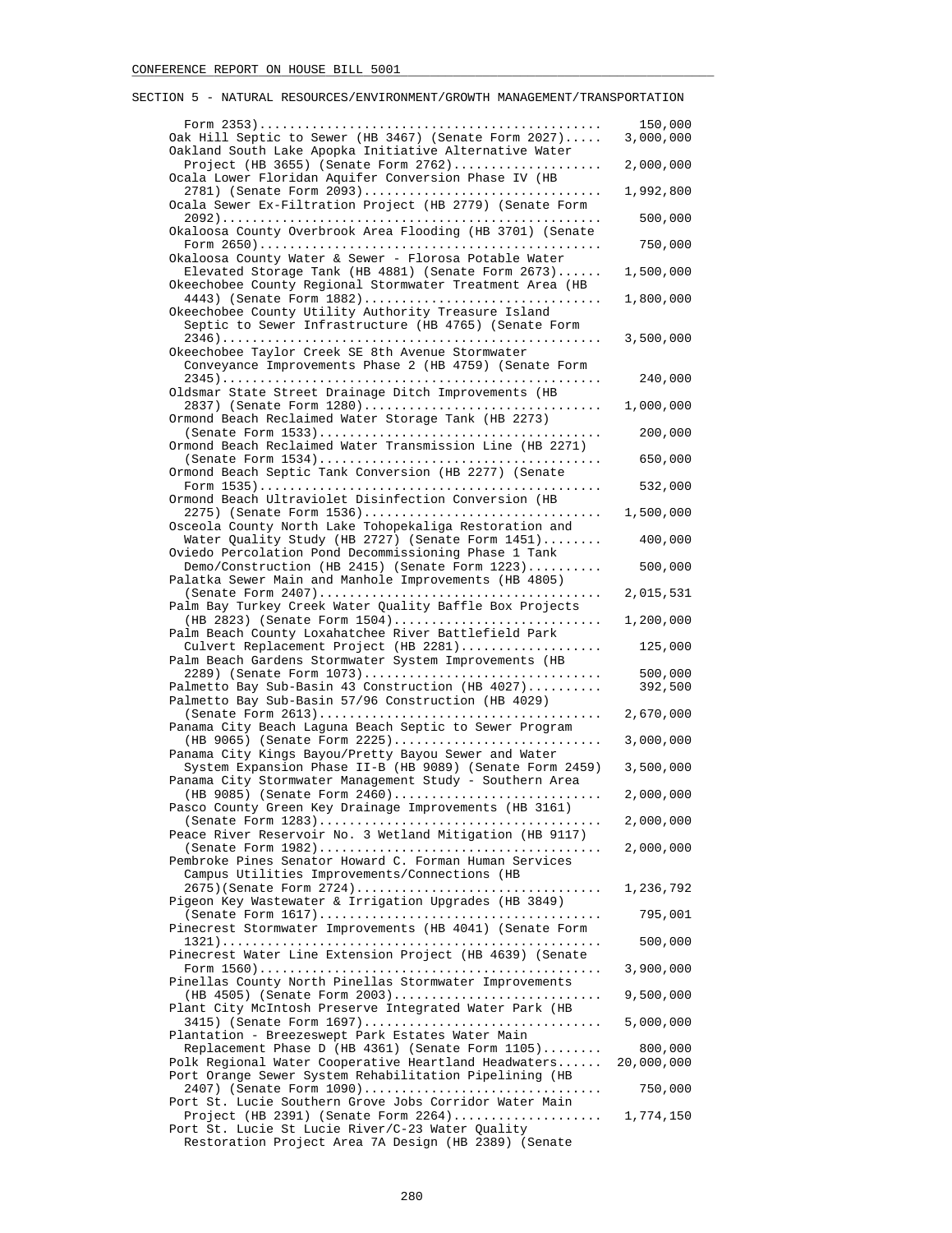SECTION 5 - NATURAL RESOURCES/ENVIRONMENT/GROWTH MANAGEMENT/TRANSPORTATION

| Item | Amount |
|---|---|
| Form 2353) | 150,000 |
| Oak Hill Septic to Sewer (HB 3467) (Senate Form 2027) | 3,000,000 |
| Oakland South Lake Apopka Initiative Alternative Water Project (HB 3655) (Senate Form 2762) | 2,000,000 |
| Ocala Lower Floridan Aquifer Conversion Phase IV (HB 2781) (Senate Form 2093) | 1,992,800 |
| Ocala Sewer Ex-Filtration Project (HB 2779) (Senate Form 2092) | 500,000 |
| Okaloosa County Overbrook Area Flooding (HB 3701) (Senate Form 2650) | 750,000 |
| Okaloosa County Water & Sewer - Florosa Potable Water Elevated Storage Tank (HB 4881) (Senate Form 2673) | 1,500,000 |
| Okeechobee County Regional Stormwater Treatment Area (HB 4443) (Senate Form 1882) | 1,800,000 |
| Okeechobee County Utility Authority Treasure Island Septic to Sewer Infrastructure (HB 4765) (Senate Form 2346) | 3,500,000 |
| Okeechobee Taylor Creek SE 8th Avenue Stormwater Conveyance Improvements Phase 2 (HB 4759) (Senate Form 2345) | 240,000 |
| Oldsmar State Street Drainage Ditch Improvements (HB 2837) (Senate Form 1280) | 1,000,000 |
| Ormond Beach Reclaimed Water Storage Tank (HB 2273) (Senate Form 1533) | 200,000 |
| Ormond Beach Reclaimed Water Transmission Line (HB 2271) (Senate Form 1534) | 650,000 |
| Ormond Beach Septic Tank Conversion (HB 2277) (Senate Form 1535) | 532,000 |
| Ormond Beach Ultraviolet Disinfection Conversion (HB 2275) (Senate Form 1536) | 1,500,000 |
| Osceola County North Lake Tohopekaliga Restoration and Water Quality Study (HB 2727) (Senate Form 1451) | 400,000 |
| Oviedo Percolation Pond Decommissioning Phase 1 Tank Demo/Construction (HB 2415) (Senate Form 1223) | 500,000 |
| Palatka Sewer Main and Manhole Improvements (HB 4805) (Senate Form 2407) | 2,015,531 |
| Palm Bay Turkey Creek Water Quality Baffle Box Projects (HB 2823) (Senate Form 1504) | 1,200,000 |
| Palm Beach County Loxahatchee River Battlefield Park Culvert Replacement Project (HB 2281) | 125,000 |
| Palm Beach Gardens Stormwater System Improvements (HB 2289) (Senate Form 1073) | 500,000 |
| Palmetto Bay Sub-Basin 43 Construction (HB 4027) | 392,500 |
| Palmetto Bay Sub-Basin 57/96 Construction (HB 4029) (Senate Form 2613) | 2,670,000 |
| Panama City Beach Laguna Beach Septic to Sewer Program (HB 9065) (Senate Form 2225) | 3,000,000 |
| Panama City Kings Bayou/Pretty Bayou Sewer and Water System Expansion Phase II-B (HB 9089) (Senate Form 2459) | 3,500,000 |
| Panama City Stormwater Management Study - Southern Area (HB 9085) (Senate Form 2460) | 2,000,000 |
| Pasco County Green Key Drainage Improvements (HB 3161) (Senate Form 1283) | 2,000,000 |
| Peace River Reservoir No. 3 Wetland Mitigation (HB 9117) (Senate Form 1982) | 2,000,000 |
| Pembroke Pines Senator Howard C. Forman Human Services Campus Utilities Improvements/Connections (HB 2675)(Senate Form 2724) | 1,236,792 |
| Pigeon Key Wastewater & Irrigation Upgrades (HB 3849) (Senate Form 1617) | 795,001 |
| Pinecrest Stormwater Improvements (HB 4041) (Senate Form 1321) | 500,000 |
| Pinecrest Water Line Extension Project (HB 4639) (Senate Form 1560) | 3,900,000 |
| Pinellas County North Pinellas Stormwater Improvements (HB 4505) (Senate Form 2003) | 9,500,000 |
| Plant City McIntosh Preserve Integrated Water Park (HB 3415) (Senate Form 1697) | 5,000,000 |
| Plantation - Breezeswept Park Estates Water Main Replacement Phase D (HB 4361) (Senate Form 1105) | 800,000 |
| Polk Regional Water Cooperative Heartland Headwaters | 20,000,000 |
| Port Orange Sewer System Rehabilitation Pipelining (HB 2407) (Senate Form 1090) | 750,000 |
| Port St. Lucie Southern Grove Jobs Corridor Water Main Project (HB 2391) (Senate Form 2264) | 1,774,150 |
| Port St. Lucie St Lucie River/C-23 Water Quality Restoration Project Area 7A Design (HB 2389) (Senate | |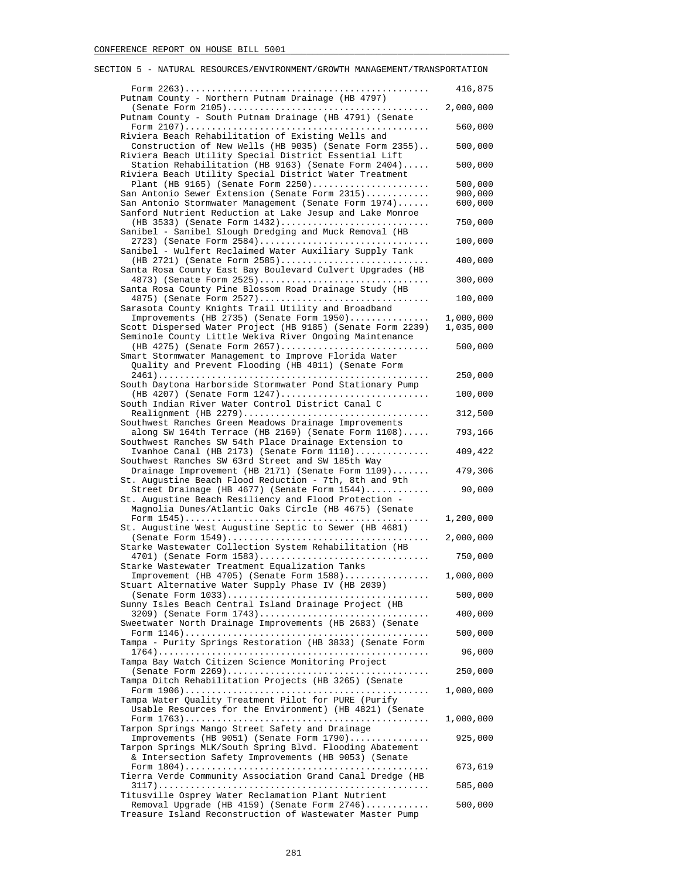SECTION 5 - NATURAL RESOURCES/ENVIRONMENT/GROWTH MANAGEMENT/TRANSPORTATION

| Item | Amount |
|---|---|
| Form 2263) | 416,875 |
| Putnam County - Northern Putnam Drainage (HB 4797) (Senate Form 2105) | 2,000,000 |
| Putnam County - South Putnam Drainage (HB 4791) (Senate Form 2107) | 560,000 |
| Riviera Beach Rehabilitation of Existing Wells and Construction of New Wells (HB 9035) (Senate Form 2355) | 500,000 |
| Riviera Beach Utility Special District Essential Lift Station Rehabilitation (HB 9163) (Senate Form 2404) | 500,000 |
| Riviera Beach Utility Special District Water Treatment Plant (HB 9165) (Senate Form 2250) | 500,000 |
| San Antonio Sewer Extension (Senate Form 2315) | 900,000 |
| San Antonio Stormwater Management (Senate Form 1974) | 600,000 |
| Sanford Nutrient Reduction at Lake Jesup and Lake Monroe (HB 3533) (Senate Form 1432) | 750,000 |
| Sanibel - Sanibel Slough Dredging and Muck Removal (HB 2723) (Senate Form 2584) | 100,000 |
| Sanibel - Wulfert Reclaimed Water Auxiliary Supply Tank (HB 2721) (Senate Form 2585) | 400,000 |
| Santa Rosa County East Bay Boulevard Culvert Upgrades (HB 4873) (Senate Form 2525) | 300,000 |
| Santa Rosa County Pine Blossom Road Drainage Study (HB 4875) (Senate Form 2527) | 100,000 |
| Sarasota County Knights Trail Utility and Broadband Improvements (HB 2735) (Senate Form 1950) | 1,000,000 |
| Scott Dispersed Water Project (HB 9185) (Senate Form 2239) | 1,035,000 |
| Seminole County Little Wekiva River Ongoing Maintenance (HB 4275) (Senate Form 2657) | 500,000 |
| Smart Stormwater Management to Improve Florida Water Quality and Prevent Flooding (HB 4011) (Senate Form 2461) | 250,000 |
| South Daytona Harborside Stormwater Pond Stationary Pump (HB 4207) (Senate Form 1247) | 100,000 |
| South Indian River Water Control District Canal C Realignment (HB 2279) | 312,500 |
| Southwest Ranches Green Meadows Drainage Improvements along SW 164th Terrace (HB 2169) (Senate Form 1108) | 793,166 |
| Southwest Ranches SW 54th Place Drainage Extension to Ivanhoe Canal (HB 2173) (Senate Form 1110) | 409,422 |
| Southwest Ranches SW 63rd Street and SW 185th Way Drainage Improvement (HB 2171) (Senate Form 1109) | 479,306 |
| St. Augustine Beach Flood Reduction - 7th, 8th and 9th Street Drainage (HB 4677) (Senate Form 1544) | 90,000 |
| St. Augustine Beach Resiliency and Flood Protection - Magnolia Dunes/Atlantic Oaks Circle (HB 4675) (Senate Form 1545) | 1,200,000 |
| St. Augustine West Augustine Septic to Sewer (HB 4681) (Senate Form 1549) | 2,000,000 |
| Starke Wastewater Collection System Rehabilitation (HB 4701) (Senate Form 1583) | 750,000 |
| Starke Wastewater Treatment Equalization Tanks Improvement (HB 4705) (Senate Form 1588) | 1,000,000 |
| Stuart Alternative Water Supply Phase IV (HB 2039) (Senate Form 1033) | 500,000 |
| Sunny Isles Beach Central Island Drainage Project (HB 3209) (Senate Form 1743) | 400,000 |
| Sweetwater North Drainage Improvements (HB 2683) (Senate Form 1146) | 500,000 |
| Tampa - Purity Springs Restoration (HB 3833) (Senate Form 1764) | 96,000 |
| Tampa Bay Watch Citizen Science Monitoring Project (Senate Form 2269) | 250,000 |
| Tampa Ditch Rehabilitation Projects (HB 3265) (Senate Form 1906) | 1,000,000 |
| Tampa Water Quality Treatment Pilot for PURE (Purify Usable Resources for the Environment) (HB 4821) (Senate Form 1763) | 1,000,000 |
| Tarpon Springs Mango Street Safety and Drainage Improvements (HB 9051) (Senate Form 1790) | 925,000 |
| Tarpon Springs MLK/South Spring Blvd. Flooding Abatement & Intersection Safety Improvements (HB 9053) (Senate Form 1804) | 673,619 |
| Tierra Verde Community Association Grand Canal Dredge (HB 3117) | 585,000 |
| Titusville Osprey Water Reclamation Plant Nutrient Removal Upgrade (HB 4159) (Senate Form 2746) | 500,000 |
| Treasure Island Reconstruction of Wastewater Master Pump | |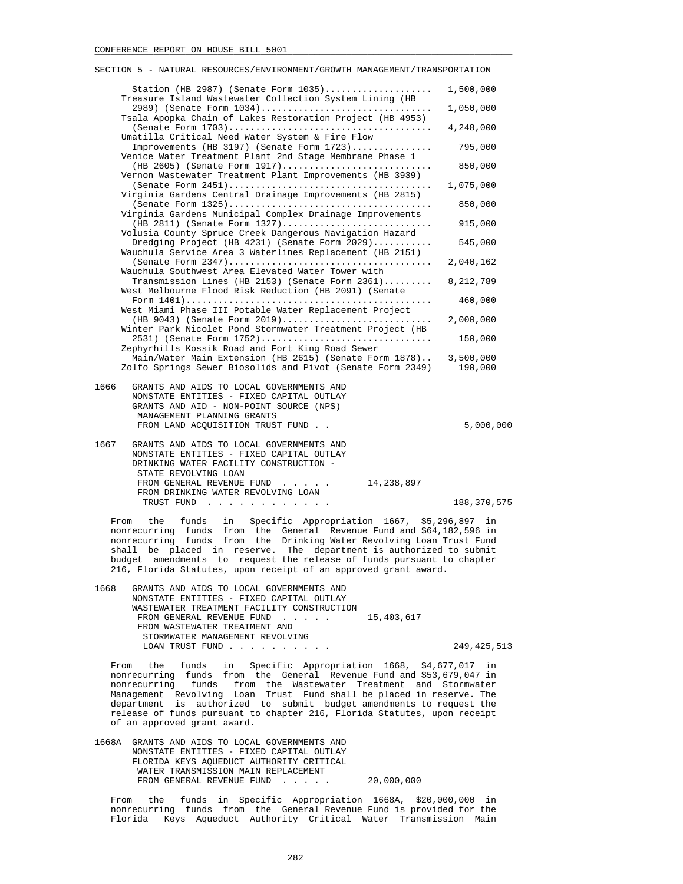SECTION 5 - NATURAL RESOURCES/ENVIRONMENT/GROWTH MANAGEMENT/TRANSPORTATION

| Project | Amount |
|---|---|
| Station (HB 2987) (Senate Form 1035) | 1,500,000 |
| Treasure Island Wastewater Collection System Lining (HB 2989) (Senate Form 1034) | 1,050,000 |
| Tsala Apopka Chain of Lakes Restoration Project (HB 4953) (Senate Form 1703) | 4,248,000 |
| Umatilla Critical Need Water System & Fire Flow Improvements (HB 3197) (Senate Form 1723) | 795,000 |
| Venice Water Treatment Plant 2nd Stage Membrane Phase 1 (HB 2605) (Senate Form 1917) | 850,000 |
| Vernon Wastewater Treatment Plant Improvements (HB 3939) (Senate Form 2451) | 1,075,000 |
| Virginia Gardens Central Drainage Improvements (HB 2815) (Senate Form 1325) | 850,000 |
| Virginia Gardens Municipal Complex Drainage Improvements (HB 2811) (Senate Form 1327) | 915,000 |
| Volusia County Spruce Creek Dangerous Navigation Hazard Dredging Project (HB 4231) (Senate Form 2029) | 545,000 |
| Wauchula Service Area 3 Waterlines Replacement (HB 2151) (Senate Form 2347) | 2,040,162 |
| Wauchula Southwest Area Elevated Water Tower with Transmission Lines (HB 2153) (Senate Form 2361) | 8,212,789 |
| West Melbourne Flood Risk Reduction (HB 2091) (Senate Form 1401) | 460,000 |
| West Miami Phase III Potable Water Replacement Project (HB 9043) (Senate Form 2019) | 2,000,000 |
| Winter Park Nicolet Pond Stormwater Treatment Project (HB 2531) (Senate Form 1752) | 150,000 |
| Zephyrhills Kossik Road and Fort King Road Sewer Main/Water Main Extension (HB 2615) (Senate Form 1878) | 3,500,000 |
| Zolfo Springs Sewer Biosolids and Pivot (Senate Form 2349) | 190,000 |

1666 GRANTS AND AIDS TO LOCAL GOVERNMENTS AND NONSTATE ENTITIES - FIXED CAPITAL OUTLAY
GRANTS AND AID - NON-POINT SOURCE (NPS) MANAGEMENT PLANNING GRANTS
FROM LAND ACQUISITION TRUST FUND . . . . . 5,000,000

1667 GRANTS AND AIDS TO LOCAL GOVERNMENTS AND NONSTATE ENTITIES - FIXED CAPITAL OUTLAY
DRINKING WATER FACILITY CONSTRUCTION - STATE REVOLVING LOAN
FROM GENERAL REVENUE FUND . . . . . 14,238,897
FROM DRINKING WATER REVOLVING LOAN TRUST FUND . . . . . 188,370,575

From the funds in Specific Appropriation 1667, $5,296,897 in nonrecurring funds from the General Revenue Fund and $64,182,596 in nonrecurring funds from the Drinking Water Revolving Loan Trust Fund shall be placed in reserve. The department is authorized to submit budget amendments to request the release of funds pursuant to chapter 216, Florida Statutes, upon receipt of an approved grant award.

1668 GRANTS AND AIDS TO LOCAL GOVERNMENTS AND NONSTATE ENTITIES - FIXED CAPITAL OUTLAY
WASTEWATER TREATMENT FACILITY CONSTRUCTION
FROM GENERAL REVENUE FUND . . . . . 15,403,617
FROM WASTEWATER TREATMENT AND STORMWATER MANAGEMENT REVOLVING LOAN TRUST FUND . . . . . 249,425,513

From the funds in Specific Appropriation 1668, $4,677,017 in nonrecurring funds from the General Revenue Fund and $53,679,047 in nonrecurring funds from the Wastewater Treatment and Stormwater Management Revolving Loan Trust Fund shall be placed in reserve. The department is authorized to submit budget amendments to request the release of funds pursuant to chapter 216, Florida Statutes, upon receipt of an approved grant award.

1668A GRANTS AND AIDS TO LOCAL GOVERNMENTS AND NONSTATE ENTITIES - FIXED CAPITAL OUTLAY
FLORIDA KEYS AQUEDUCT AUTHORITY CRITICAL WATER TRANSMISSION MAIN REPLACEMENT
FROM GENERAL REVENUE FUND . . . . . 20,000,000

From the funds in Specific Appropriation 1668A, $20,000,000 in nonrecurring funds from the General Revenue Fund is provided for the Florida Keys Aqueduct Authority Critical Water Transmission Main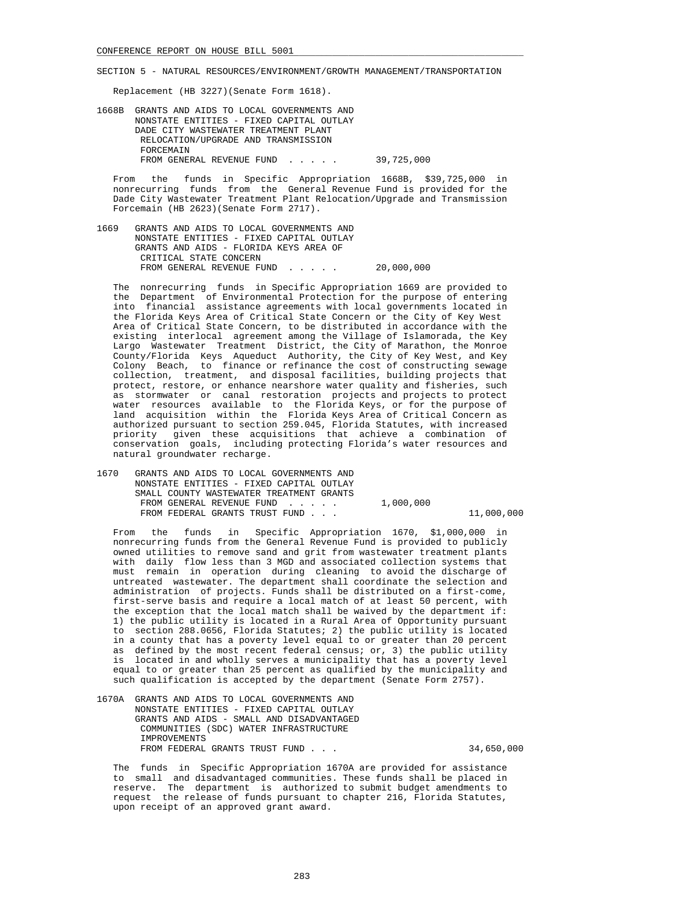SECTION 5 - NATURAL RESOURCES/ENVIRONMENT/GROWTH MANAGEMENT/TRANSPORTATION

Replacement (HB 3227)(Senate Form 1618).

1668B GRANTS AND AIDS TO LOCAL GOVERNMENTS AND NONSTATE ENTITIES - FIXED CAPITAL OUTLAY DADE CITY WASTEWATER TREATMENT PLANT RELOCATION/UPGRADE AND TRANSMISSION FORCEMAIN
FROM GENERAL REVENUE FUND . . . . . 39,725,000

From the funds in Specific Appropriation 1668B, $39,725,000 in nonrecurring funds from the General Revenue Fund is provided for the Dade City Wastewater Treatment Plant Relocation/Upgrade and Transmission Forcemain (HB 2623)(Senate Form 2717).

1669 GRANTS AND AIDS TO LOCAL GOVERNMENTS AND NONSTATE ENTITIES - FIXED CAPITAL OUTLAY GRANTS AND AIDS - FLORIDA KEYS AREA OF CRITICAL STATE CONCERN
FROM GENERAL REVENUE FUND . . . . . 20,000,000

The nonrecurring funds in Specific Appropriation 1669 are provided to the Department of Environmental Protection for the purpose of entering into financial assistance agreements with local governments located in the Florida Keys Area of Critical State Concern or the City of Key West Area of Critical State Concern, to be distributed in accordance with the existing interlocal agreement among the Village of Islamorada, the Key Largo Wastewater Treatment District, the City of Marathon, the Monroe County/Florida Keys Aqueduct Authority, the City of Key West, and Key Colony Beach, to finance or refinance the cost of constructing sewage collection, treatment, and disposal facilities, building projects that protect, restore, or enhance nearshore water quality and fisheries, such as stormwater or canal restoration projects and projects to protect water resources available to the Florida Keys, or for the purpose of land acquisition within the Florida Keys Area of Critical Concern as authorized pursuant to section 259.045, Florida Statutes, with increased priority given these acquisitions that achieve a combination of conservation goals, including protecting Florida's water resources and natural groundwater recharge.

1670 GRANTS AND AIDS TO LOCAL GOVERNMENTS AND NONSTATE ENTITIES - FIXED CAPITAL OUTLAY SMALL COUNTY WASTEWATER TREATMENT GRANTS
FROM GENERAL REVENUE FUND . . . . . 1,000,000
FROM FEDERAL GRANTS TRUST FUND . . . 11,000,000

From the funds in Specific Appropriation 1670, $1,000,000 in nonrecurring funds from the General Revenue Fund is provided to publicly owned utilities to remove sand and grit from wastewater treatment plants with daily flow less than 3 MGD and associated collection systems that must remain in operation during cleaning to avoid the discharge of untreated wastewater. The department shall coordinate the selection and administration of projects. Funds shall be distributed on a first-come, first-serve basis and require a local match of at least 50 percent, with the exception that the local match shall be waived by the department if: 1) the public utility is located in a Rural Area of Opportunity pursuant to section 288.0656, Florida Statutes; 2) the public utility is located in a county that has a poverty level equal to or greater than 20 percent as defined by the most recent federal census; or, 3) the public utility is located in and wholly serves a municipality that has a poverty level equal to or greater than 25 percent as qualified by the municipality and such qualification is accepted by the department (Senate Form 2757).

1670A GRANTS AND AIDS TO LOCAL GOVERNMENTS AND NONSTATE ENTITIES - FIXED CAPITAL OUTLAY GRANTS AND AIDS - SMALL AND DISADVANTAGED COMMUNITIES (SDC) WATER INFRASTRUCTURE IMPROVEMENTS
FROM FEDERAL GRANTS TRUST FUND . . . 34,650,000

The funds in Specific Appropriation 1670A are provided for assistance to small and disadvantaged communities. These funds shall be placed in reserve. The department is authorized to submit budget amendments to request the release of funds pursuant to chapter 216, Florida Statutes, upon receipt of an approved grant award.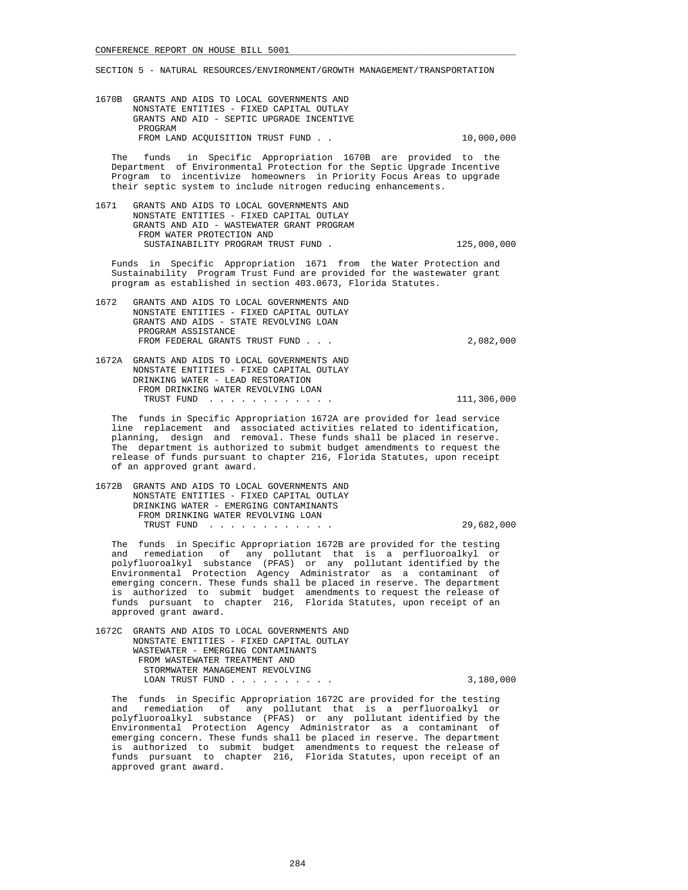SECTION 5 - NATURAL RESOURCES/ENVIRONMENT/GROWTH MANAGEMENT/TRANSPORTATION

1670B GRANTS AND AIDS TO LOCAL GOVERNMENTS AND NONSTATE ENTITIES - FIXED CAPITAL OUTLAY GRANTS AND AID - SEPTIC UPGRADE INCENTIVE PROGRAM
FROM LAND ACQUISITION TRUST FUND . . . . . 10,000,000

The funds in Specific Appropriation 1670B are provided to the Department of Environmental Protection for the Septic Upgrade Incentive Program to incentivize homeowners in Priority Focus Areas to upgrade their septic system to include nitrogen reducing enhancements.

1671 GRANTS AND AIDS TO LOCAL GOVERNMENTS AND NONSTATE ENTITIES - FIXED CAPITAL OUTLAY GRANTS AND AID - WASTEWATER GRANT PROGRAM
FROM WATER PROTECTION AND SUSTAINABILITY PROGRAM TRUST FUND . . . . . 125,000,000

Funds in Specific Appropriation 1671 from the Water Protection and Sustainability Program Trust Fund are provided for the wastewater grant program as established in section 403.0673, Florida Statutes.

1672 GRANTS AND AIDS TO LOCAL GOVERNMENTS AND NONSTATE ENTITIES - FIXED CAPITAL OUTLAY GRANTS AND AIDS - STATE REVOLVING LOAN PROGRAM ASSISTANCE
FROM FEDERAL GRANTS TRUST FUND . . . . . 2,082,000

1672A GRANTS AND AIDS TO LOCAL GOVERNMENTS AND NONSTATE ENTITIES - FIXED CAPITAL OUTLAY DRINKING WATER - LEAD RESTORATION
FROM DRINKING WATER REVOLVING LOAN TRUST FUND . . . . . . . . . . . . 111,306,000

The funds in Specific Appropriation 1672A are provided for lead service line replacement and associated activities related to identification, planning, design and removal. These funds shall be placed in reserve. The department is authorized to submit budget amendments to request the release of funds pursuant to chapter 216, Florida Statutes, upon receipt of an approved grant award.

1672B GRANTS AND AIDS TO LOCAL GOVERNMENTS AND NONSTATE ENTITIES - FIXED CAPITAL OUTLAY DRINKING WATER - EMERGING CONTAMINANTS
FROM DRINKING WATER REVOLVING LOAN TRUST FUND . . . . . . . . . . . . 29,682,000

The funds in Specific Appropriation 1672B are provided for the testing and remediation of any pollutant that is a perfluoroalkyl or polyfluoroalkyl substance (PFAS) or any pollutant identified by the Environmental Protection Agency Administrator as a contaminant of emerging concern. These funds shall be placed in reserve. The department is authorized to submit budget amendments to request the release of funds pursuant to chapter 216, Florida Statutes, upon receipt of an approved grant award.

1672C GRANTS AND AIDS TO LOCAL GOVERNMENTS AND NONSTATE ENTITIES - FIXED CAPITAL OUTLAY WASTEWATER - EMERGING CONTAMINANTS
FROM WASTEWATER TREATMENT AND STORMWATER MANAGEMENT REVOLVING LOAN TRUST FUND . . . . . . . . . . 3,180,000

The funds in Specific Appropriation 1672C are provided for the testing and remediation of any pollutant that is a perfluoroalkyl or polyfluoroalkyl substance (PFAS) or any pollutant identified by the Environmental Protection Agency Administrator as a contaminant of emerging concern. These funds shall be placed in reserve. The department is authorized to submit budget amendments to request the release of funds pursuant to chapter 216, Florida Statutes, upon receipt of an approved grant award.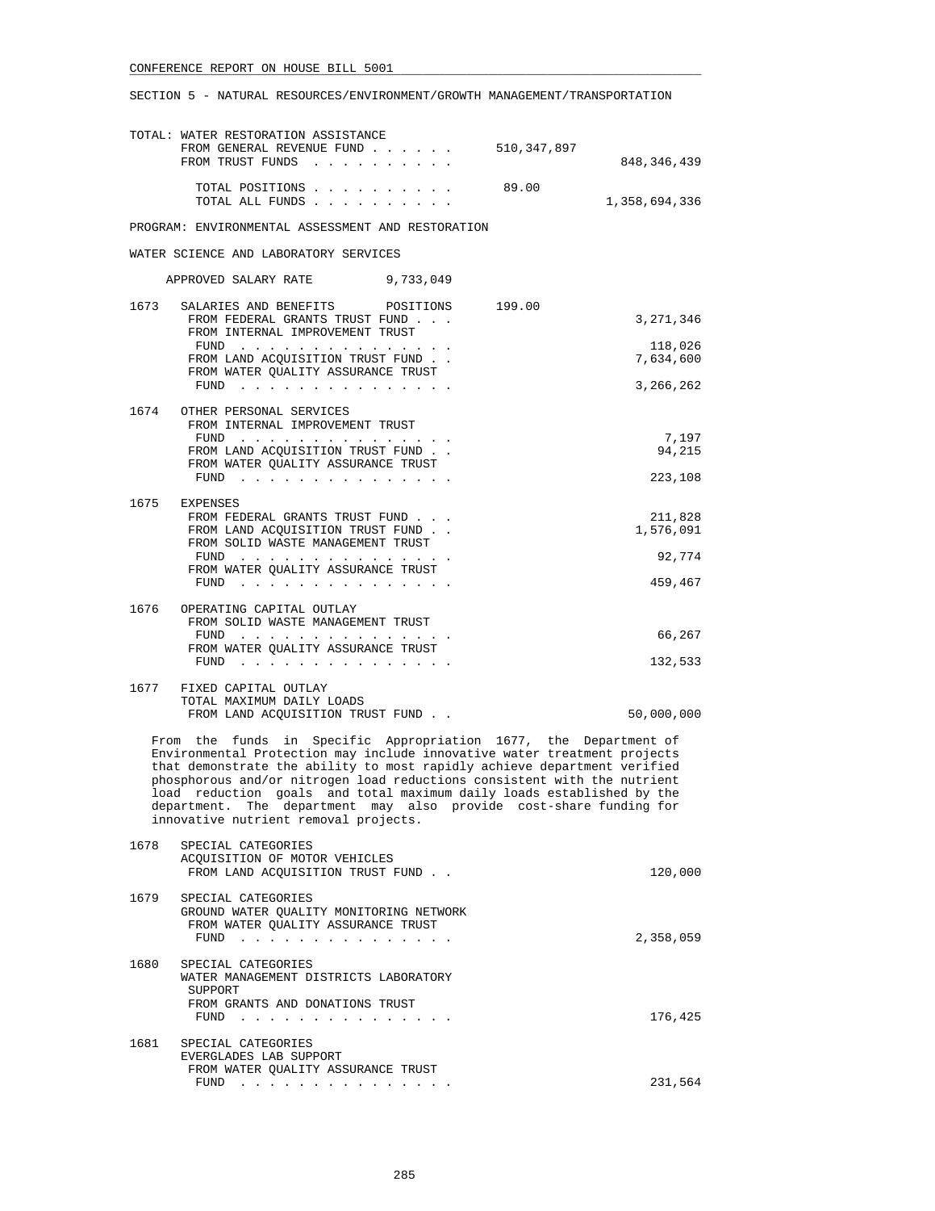SECTION 5 - NATURAL RESOURCES/ENVIRONMENT/GROWTH MANAGEMENT/TRANSPORTATION

TOTAL: WATER RESTORATION ASSISTANCE

| | | |
|---|---|---|
| FROM GENERAL REVENUE FUND . . . . . . | 510,347,897 | |
| FROM TRUST FUNDS . . . . . . . . . . | | 848,346,439 |
| TOTAL POSITIONS . . . . . . . . . . | 89.00 | |
| TOTAL ALL FUNDS . . . . . . . . . . | | 1,358,694,336 |

PROGRAM: ENVIRONMENTAL ASSESSMENT AND RESTORATION

WATER SCIENCE AND LABORATORY SERVICES

APPROVED SALARY RATE 9,733,049

| | | | |
|---|---|---|---|
| 1673 | SALARIES AND BENEFITS POSITIONS | 199.00 | |
| | FROM FEDERAL GRANTS TRUST FUND . . . | | 3,271,346 |
| | FROM INTERNAL IMPROVEMENT TRUST FUND . . . . . . . . . . . . . . . | | 118,026 |
| | FROM LAND ACQUISITION TRUST FUND . . | | 7,634,600 |
| | FROM WATER QUALITY ASSURANCE TRUST FUND . . . . . . . . . . . . . . . | | 3,266,262 |
| 1674 | OTHER PERSONAL SERVICES | | |
| | FROM INTERNAL IMPROVEMENT TRUST FUND . . . . . . . . . . . . . . . | | 7,197 |
| | FROM LAND ACQUISITION TRUST FUND . . | | 94,215 |
| | FROM WATER QUALITY ASSURANCE TRUST FUND . . . . . . . . . . . . . . . | | 223,108 |
| 1675 | EXPENSES | | |
| | FROM FEDERAL GRANTS TRUST FUND . . . | | 211,828 |
| | FROM LAND ACQUISITION TRUST FUND . . | | 1,576,091 |
| | FROM SOLID WASTE MANAGEMENT TRUST FUND . . . . . . . . . . . . . . . | | 92,774 |
| | FROM WATER QUALITY ASSURANCE TRUST FUND . . . . . . . . . . . . . . . | | 459,467 |
| 1676 | OPERATING CAPITAL OUTLAY | | |
| | FROM SOLID WASTE MANAGEMENT TRUST FUND . . . . . . . . . . . . . . . | | 66,267 |
| | FROM WATER QUALITY ASSURANCE TRUST FUND . . . . . . . . . . . . . . . | | 132,533 |
| 1677 | FIXED CAPITAL OUTLAY TOTAL MAXIMUM DAILY LOADS | | |
| | FROM LAND ACQUISITION TRUST FUND . . | | 50,000,000 |

From the funds in Specific Appropriation 1677, the Department of Environmental Protection may include innovative water treatment projects that demonstrate the ability to most rapidly achieve department verified phosphorous and/or nitrogen load reductions consistent with the nutrient load reduction goals and total maximum daily loads established by the department. The department may also provide cost-share funding for innovative nutrient removal projects.

| | | | |
|---|---|---|---|
| 1678 | SPECIAL CATEGORIES ACQUISITION OF MOTOR VEHICLES | | |
| | FROM LAND ACQUISITION TRUST FUND . . | | 120,000 |
| 1679 | SPECIAL CATEGORIES GROUND WATER QUALITY MONITORING NETWORK | | |
| | FROM WATER QUALITY ASSURANCE TRUST FUND . . . . . . . . . . . . . . . | | 2,358,059 |
| 1680 | SPECIAL CATEGORIES WATER MANAGEMENT DISTRICTS LABORATORY SUPPORT | | |
| | FROM GRANTS AND DONATIONS TRUST FUND . . . . . . . . . . . . . . . | | 176,425 |
| 1681 | SPECIAL CATEGORIES EVERGLADES LAB SUPPORT | | |
| | FROM WATER QUALITY ASSURANCE TRUST FUND . . . . . . . . . . . . . . . | | 231,564 |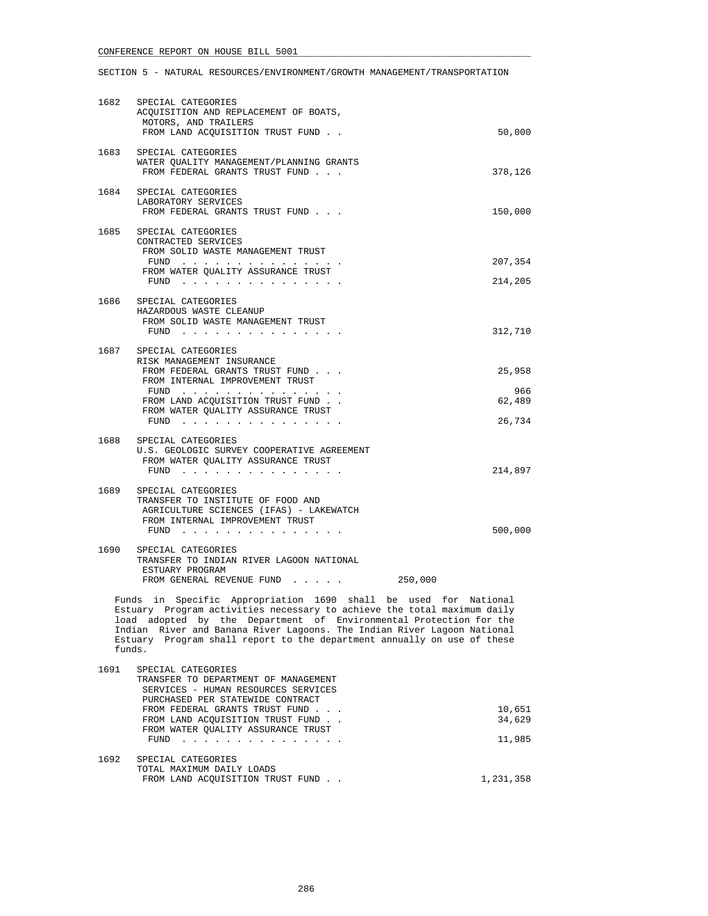CONFERENCE REPORT ON HOUSE BILL 5001

SECTION 5 - NATURAL RESOURCES/ENVIRONMENT/GROWTH MANAGEMENT/TRANSPORTATION

1682 SPECIAL CATEGORIES
ACQUISITION AND REPLACEMENT OF BOATS, MOTORS, AND TRAILERS
FROM LAND ACQUISITION TRUST FUND . . . . . 50,000

1683 SPECIAL CATEGORIES
WATER QUALITY MANAGEMENT/PLANNING GRANTS
FROM FEDERAL GRANTS TRUST FUND . . . . . 378,126

1684 SPECIAL CATEGORIES
LABORATORY SERVICES
FROM FEDERAL GRANTS TRUST FUND . . . . . 150,000

1685 SPECIAL CATEGORIES
CONTRACTED SERVICES
FROM SOLID WASTE MANAGEMENT TRUST FUND . . . . . 207,354
FROM WATER QUALITY ASSURANCE TRUST FUND . . . . . 214,205

1686 SPECIAL CATEGORIES
HAZARDOUS WASTE CLEANUP
FROM SOLID WASTE MANAGEMENT TRUST FUND . . . . . 312,710

1687 SPECIAL CATEGORIES
RISK MANAGEMENT INSURANCE
FROM FEDERAL GRANTS TRUST FUND . . . . . 25,958
FROM INTERNAL IMPROVEMENT TRUST FUND . . . . . 966
FROM LAND ACQUISITION TRUST FUND . . . . . 62,489
FROM WATER QUALITY ASSURANCE TRUST FUND . . . . . 26,734

1688 SPECIAL CATEGORIES
U.S. GEOLOGIC SURVEY COOPERATIVE AGREEMENT
FROM WATER QUALITY ASSURANCE TRUST FUND . . . . . 214,897

1689 SPECIAL CATEGORIES
TRANSFER TO INSTITUTE OF FOOD AND AGRICULTURE SCIENCES (IFAS) - LAKEWATCH
FROM INTERNAL IMPROVEMENT TRUST FUND . . . . . 500,000

1690 SPECIAL CATEGORIES
TRANSFER TO INDIAN RIVER LAGOON NATIONAL ESTUARY PROGRAM
FROM GENERAL REVENUE FUND . . . . . 250,000

Funds in Specific Appropriation 1690 shall be used for National Estuary Program activities necessary to achieve the total maximum daily load adopted by the Department of Environmental Protection for the Indian River and Banana River Lagoons. The Indian River Lagoon National Estuary Program shall report to the department annually on use of these funds.

1691 SPECIAL CATEGORIES
TRANSFER TO DEPARTMENT OF MANAGEMENT SERVICES - HUMAN RESOURCES SERVICES PURCHASED PER STATEWIDE CONTRACT
FROM FEDERAL GRANTS TRUST FUND . . . . . 10,651
FROM LAND ACQUISITION TRUST FUND . . . . . 34,629
FROM WATER QUALITY ASSURANCE TRUST FUND . . . . . 11,985

1692 SPECIAL CATEGORIES
TOTAL MAXIMUM DAILY LOADS
FROM LAND ACQUISITION TRUST FUND . . . . . 1,231,358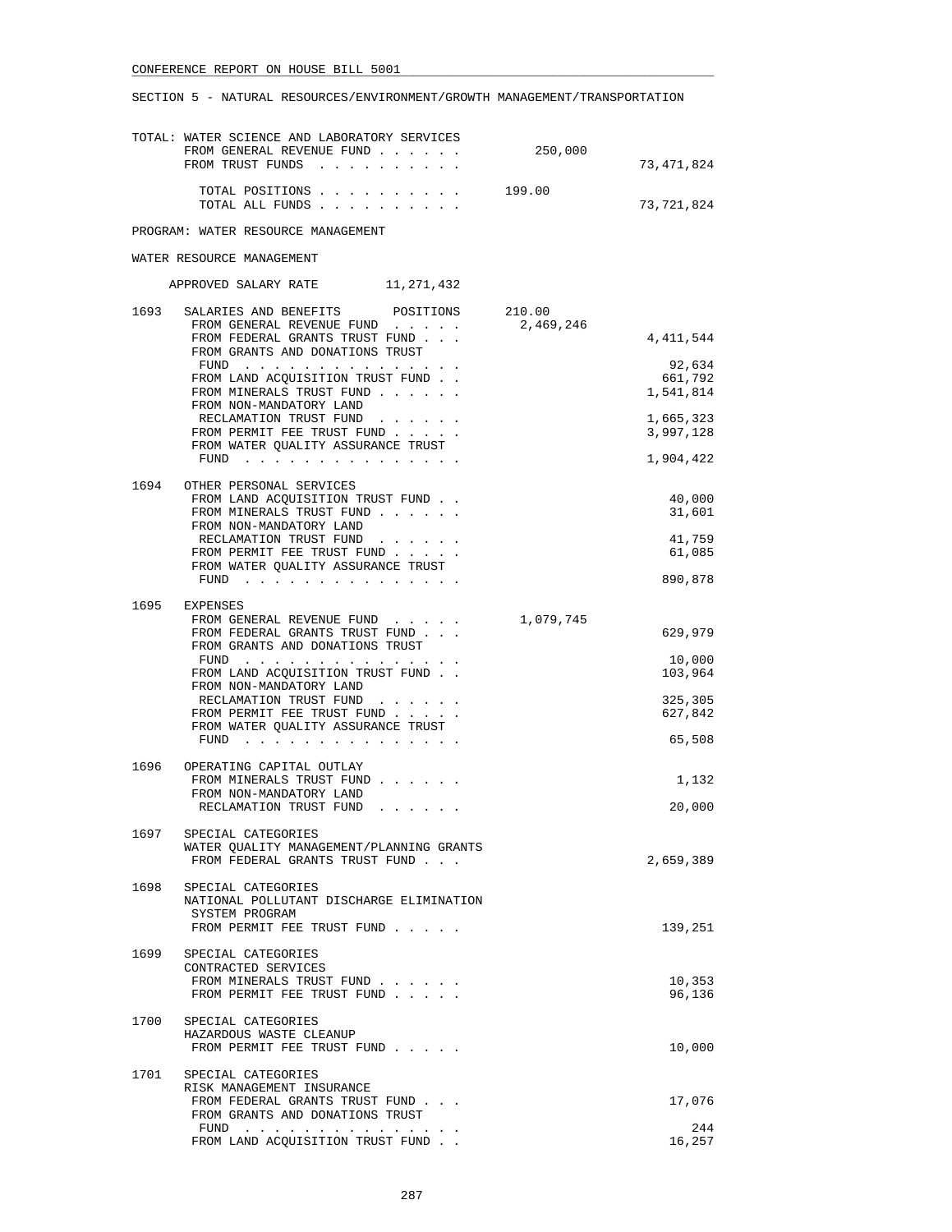SECTION 5 - NATURAL RESOURCES/ENVIRONMENT/GROWTH MANAGEMENT/TRANSPORTATION

TOTAL: WATER SCIENCE AND LABORATORY SERVICES

| | | |
|---|---|---|
| FROM GENERAL REVENUE FUND | 250,000 | |
| FROM TRUST FUNDS | | 73,471,824 |
| TOTAL POSITIONS | 199.00 | |
| TOTAL ALL FUNDS | | 73,721,824 |

PROGRAM: WATER RESOURCE MANAGEMENT

WATER RESOURCE MANAGEMENT

APPROVED SALARY RATE 11,271,432

| | | | |
|---|---|---|---|
| 1693 | SALARIES AND BENEFITS POSITIONS | 210.00 | |
| | FROM GENERAL REVENUE FUND | 2,469,246 | |
| | FROM FEDERAL GRANTS TRUST FUND | | 4,411,544 |
| | FROM GRANTS AND DONATIONS TRUST FUND | | 92,634 |
| | FROM LAND ACQUISITION TRUST FUND | | 661,792 |
| | FROM MINERALS TRUST FUND | | 1,541,814 |
| | FROM NON-MANDATORY LAND RECLAMATION TRUST FUND | | 1,665,323 |
| | FROM PERMIT FEE TRUST FUND | | 3,997,128 |
| | FROM WATER QUALITY ASSURANCE TRUST FUND | | 1,904,422 |
| 1694 | OTHER PERSONAL SERVICES | | |
| | FROM LAND ACQUISITION TRUST FUND | | 40,000 |
| | FROM MINERALS TRUST FUND | | 31,601 |
| | FROM NON-MANDATORY LAND RECLAMATION TRUST FUND | | 41,759 |
| | FROM PERMIT FEE TRUST FUND | | 61,085 |
| | FROM WATER QUALITY ASSURANCE TRUST FUND | | 890,878 |
| 1695 | EXPENSES | | |
| | FROM GENERAL REVENUE FUND | 1,079,745 | |
| | FROM FEDERAL GRANTS TRUST FUND | | 629,979 |
| | FROM GRANTS AND DONATIONS TRUST FUND | | 10,000 |
| | FROM LAND ACQUISITION TRUST FUND | | 103,964 |
| | FROM NON-MANDATORY LAND RECLAMATION TRUST FUND | | 325,305 |
| | FROM PERMIT FEE TRUST FUND | | 627,842 |
| | FROM WATER QUALITY ASSURANCE TRUST FUND | | 65,508 |
| 1696 | OPERATING CAPITAL OUTLAY | | |
| | FROM MINERALS TRUST FUND | | 1,132 |
| | FROM NON-MANDATORY LAND RECLAMATION TRUST FUND | | 20,000 |
| 1697 | SPECIAL CATEGORIES WATER QUALITY MANAGEMENT/PLANNING GRANTS | | |
| | FROM FEDERAL GRANTS TRUST FUND | | 2,659,389 |
| 1698 | SPECIAL CATEGORIES NATIONAL POLLUTANT DISCHARGE ELIMINATION SYSTEM PROGRAM | | |
| | FROM PERMIT FEE TRUST FUND | | 139,251 |
| 1699 | SPECIAL CATEGORIES CONTRACTED SERVICES | | |
| | FROM MINERALS TRUST FUND | | 10,353 |
| | FROM PERMIT FEE TRUST FUND | | 96,136 |
| 1700 | SPECIAL CATEGORIES HAZARDOUS WASTE CLEANUP | | |
| | FROM PERMIT FEE TRUST FUND | | 10,000 |
| 1701 | SPECIAL CATEGORIES RISK MANAGEMENT INSURANCE | | |
| | FROM FEDERAL GRANTS TRUST FUND | | 17,076 |
| | FROM GRANTS AND DONATIONS TRUST FUND | | 244 |
| | FROM LAND ACQUISITION TRUST FUND | | 16,257 |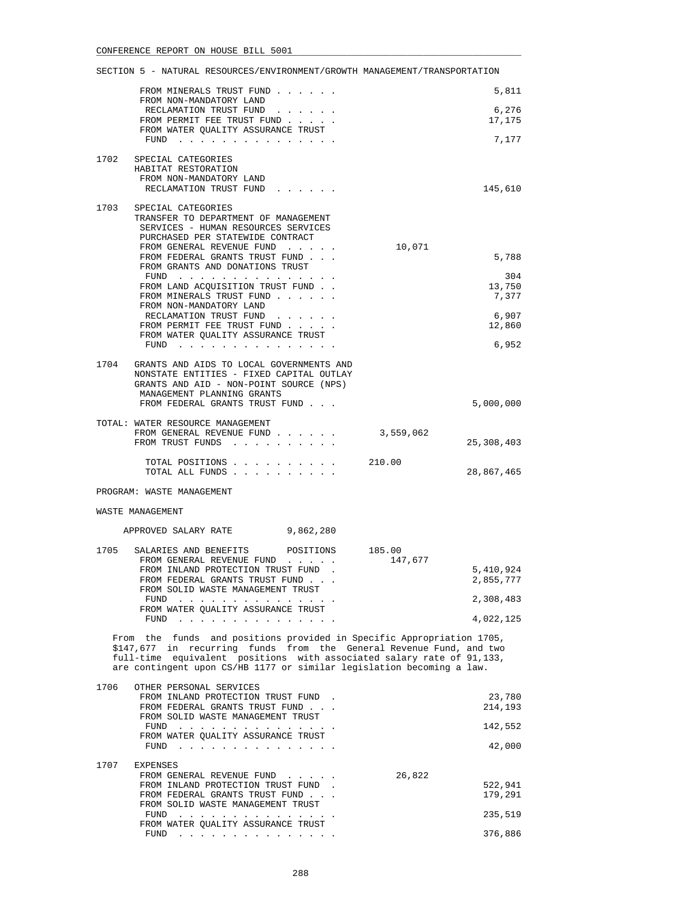SECTION 5 - NATURAL RESOURCES/ENVIRONMENT/GROWTH MANAGEMENT/TRANSPORTATION

```
        FROM MINERALS TRUST FUND . . . . . .                          5,811
        FROM NON-MANDATORY LAND
         RECLAMATION TRUST FUND  . . . . . .                          6,276
        FROM PERMIT FEE TRUST FUND . . . . .                         17,175
        FROM WATER QUALITY ASSURANCE TRUST
         FUND  . . . . . . . . . . . . . . .                          7,177

 1702   SPECIAL CATEGORIES
        HABITAT RESTORATION
         FROM NON-MANDATORY LAND
         RECLAMATION TRUST FUND  . . . . . .                        145,610

 1703   SPECIAL CATEGORIES
        TRANSFER TO DEPARTMENT OF MANAGEMENT
         SERVICES - HUMAN RESOURCES SERVICES
         PURCHASED PER STATEWIDE CONTRACT
        FROM GENERAL REVENUE FUND  . . . . .       10,071
        FROM FEDERAL GRANTS TRUST FUND . . .                          5,788
        FROM GRANTS AND DONATIONS TRUST
         FUND  . . . . . . . . . . . . . . .                            304
        FROM LAND ACQUISITION TRUST FUND . .                         13,750
        FROM MINERALS TRUST FUND . . . . . .                          7,377
        FROM NON-MANDATORY LAND
         RECLAMATION TRUST FUND  . . . . . .                          6,907
        FROM PERMIT FEE TRUST FUND . . . . .                         12,860
        FROM WATER QUALITY ASSURANCE TRUST
         FUND  . . . . . . . . . . . . . . .                          6,952

 1704   GRANTS AND AIDS TO LOCAL GOVERNMENTS AND
        NONSTATE ENTITIES - FIXED CAPITAL OUTLAY
        GRANTS AND AID - NON-POINT SOURCE (NPS)
         MANAGEMENT PLANNING GRANTS
        FROM FEDERAL GRANTS TRUST FUND . . .                      5,000,000

 TOTAL: WATER RESOURCE MANAGEMENT
        FROM GENERAL REVENUE FUND . . . . . .    3,559,062
        FROM TRUST FUNDS  . . . . . . . . . .                    25,308,403

         TOTAL POSITIONS . . . . . . . . . .     210.00
         TOTAL ALL FUNDS . . . . . . . . . .                     28,867,465

 PROGRAM: WASTE MANAGEMENT

 WASTE MANAGEMENT

     APPROVED SALARY RATE          9,862,280

 1705   SALARIES AND BENEFITS      POSITIONS     185.00
        FROM GENERAL REVENUE FUND  . . . . .      147,677
        FROM INLAND PROTECTION TRUST FUND  .                      5,410,924
        FROM FEDERAL GRANTS TRUST FUND . . .                      2,855,777
        FROM SOLID WASTE MANAGEMENT TRUST
         FUND  . . . . . . . . . . . . . . .                      2,308,483
        FROM WATER QUALITY ASSURANCE TRUST
         FUND  . . . . . . . . . . . . . . .                      4,022,125
```

From the funds and positions provided in Specific Appropriation 1705, $147,677 in recurring funds from the General Revenue Fund, and two full-time equivalent positions with associated salary rate of 91,133, are contingent upon CS/HB 1177 or similar legislation becoming a law.

```
 1706   OTHER PERSONAL SERVICES
        FROM INLAND PROTECTION TRUST FUND  .                         23,780
        FROM FEDERAL GRANTS TRUST FUND . . .                        214,193
        FROM SOLID WASTE MANAGEMENT TRUST
         FUND  . . . . . . . . . . . . . . .                        142,552
        FROM WATER QUALITY ASSURANCE TRUST
         FUND  . . . . . . . . . . . . . . .                         42,000

 1707   EXPENSES
        FROM GENERAL REVENUE FUND  . . . . .       26,822
        FROM INLAND PROTECTION TRUST FUND  .                        522,941
        FROM FEDERAL GRANTS TRUST FUND . . .                        179,291
        FROM SOLID WASTE MANAGEMENT TRUST
         FUND  . . . . . . . . . . . . . . .                        235,519
        FROM WATER QUALITY ASSURANCE TRUST
         FUND  . . . . . . . . . . . . . . .                        376,886
```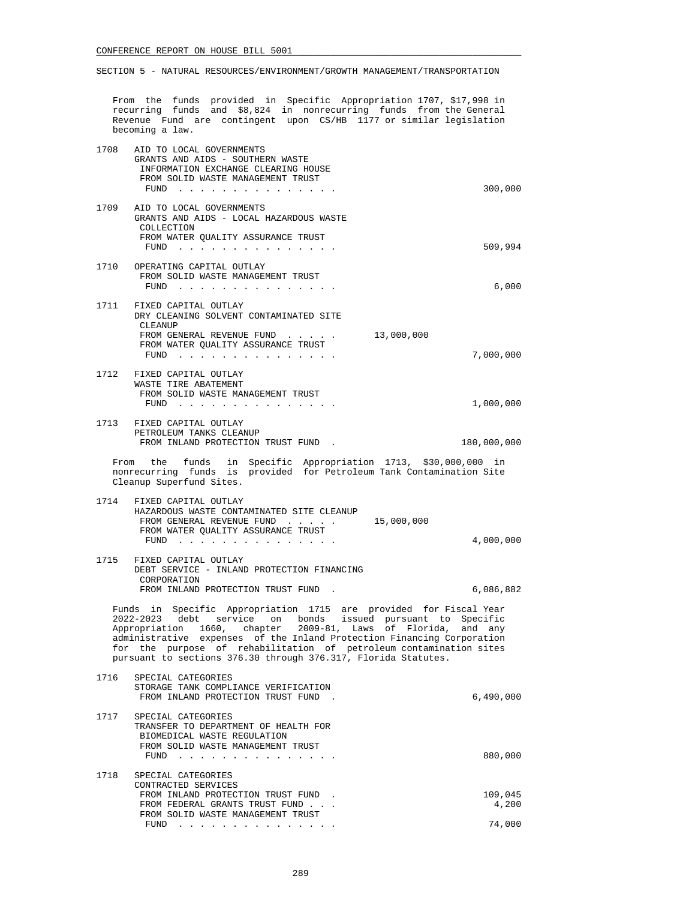SECTION 5 - NATURAL RESOURCES/ENVIRONMENT/GROWTH MANAGEMENT/TRANSPORTATION

From the funds provided in Specific Appropriation 1707, $17,998 in recurring funds and $8,824 in nonrecurring funds from the General Revenue Fund are contingent upon CS/HB 1177 or similar legislation becoming a law.

| | | | |
|---|---|---|---|
| 1708 | AID TO LOCAL GOVERNMENTS<br>GRANTS AND AIDS - SOUTHERN WASTE INFORMATION EXCHANGE CLEARING HOUSE<br>FROM SOLID WASTE MANAGEMENT TRUST FUND . . . . . . . . . . . . . . . | | 300,000 |
| 1709 | AID TO LOCAL GOVERNMENTS<br>GRANTS AND AIDS - LOCAL HAZARDOUS WASTE COLLECTION<br>FROM WATER QUALITY ASSURANCE TRUST FUND . . . . . . . . . . . . . . . | | 509,994 |
| 1710 | OPERATING CAPITAL OUTLAY<br>FROM SOLID WASTE MANAGEMENT TRUST FUND . . . . . . . . . . . . . . . | | 6,000 |
| 1711 | FIXED CAPITAL OUTLAY<br>DRY CLEANING SOLVENT CONTAMINATED SITE CLEANUP<br>FROM GENERAL REVENUE FUND . . . . . | 13,000,000 | |
| | FROM WATER QUALITY ASSURANCE TRUST FUND . . . . . . . . . . . . . . . | | 7,000,000 |
| 1712 | FIXED CAPITAL OUTLAY<br>WASTE TIRE ABATEMENT<br>FROM SOLID WASTE MANAGEMENT TRUST FUND . . . . . . . . . . . . . . . | | 1,000,000 |
| 1713 | FIXED CAPITAL OUTLAY<br>PETROLEUM TANKS CLEANUP<br>FROM INLAND PROTECTION TRUST FUND . | | 180,000,000 |

From the funds in Specific Appropriation 1713, $30,000,000 in nonrecurring funds is provided for Petroleum Tank Contamination Site Cleanup Superfund Sites.

| | | | |
|---|---|---|---|
| 1714 | FIXED CAPITAL OUTLAY<br>HAZARDOUS WASTE CONTAMINATED SITE CLEANUP<br>FROM GENERAL REVENUE FUND . . . . . | 15,000,000 | |
| | FROM WATER QUALITY ASSURANCE TRUST FUND . . . . . . . . . . . . . . . | | 4,000,000 |
| 1715 | FIXED CAPITAL OUTLAY<br>DEBT SERVICE - INLAND PROTECTION FINANCING CORPORATION<br>FROM INLAND PROTECTION TRUST FUND . | | 6,086,882 |

Funds in Specific Appropriation 1715 are provided for Fiscal Year 2022-2023 debt service on bonds issued pursuant to Specific Appropriation 1660, chapter 2009-81, Laws of Florida, and any administrative expenses of the Inland Protection Financing Corporation for the purpose of rehabilitation of petroleum contamination sites pursuant to sections 376.30 through 376.317, Florida Statutes.

| | | | |
|---|---|---|---|
| 1716 | SPECIAL CATEGORIES<br>STORAGE TANK COMPLIANCE VERIFICATION<br>FROM INLAND PROTECTION TRUST FUND . | | 6,490,000 |
| 1717 | SPECIAL CATEGORIES<br>TRANSFER TO DEPARTMENT OF HEALTH FOR BIOMEDICAL WASTE REGULATION<br>FROM SOLID WASTE MANAGEMENT TRUST FUND . . . . . . . . . . . . . . . | | 880,000 |
| 1718 | SPECIAL CATEGORIES<br>CONTRACTED SERVICES<br>FROM INLAND PROTECTION TRUST FUND . | | 109,045 |
| | FROM FEDERAL GRANTS TRUST FUND . . . | | 4,200 |
| | FROM SOLID WASTE MANAGEMENT TRUST FUND . . . . . . . . . . . . . . . | | 74,000 |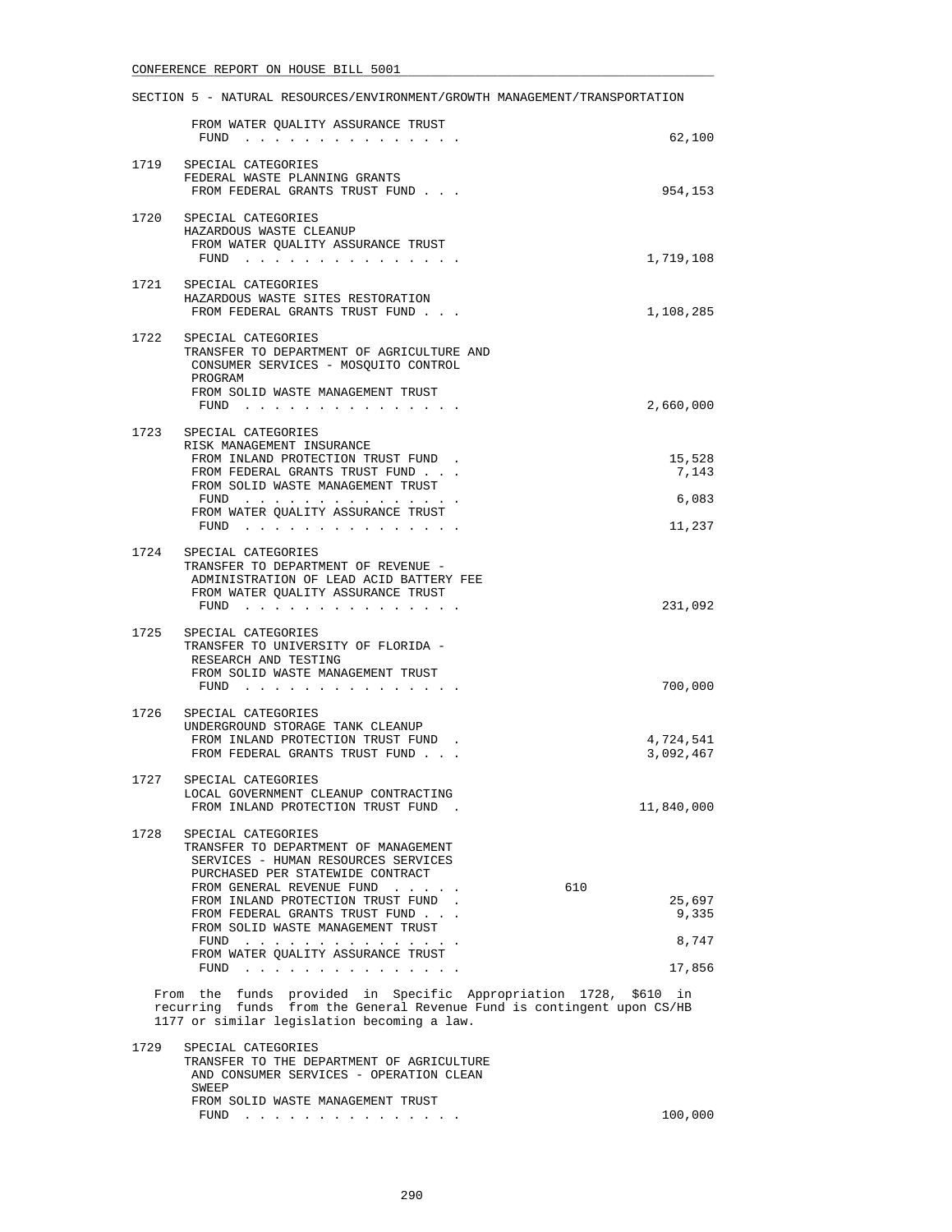SECTION 5 - NATURAL RESOURCES/ENVIRONMENT/GROWTH MANAGEMENT/TRANSPORTATION

| | | | |
|---|---|---|---|
| | FROM WATER QUALITY ASSURANCE TRUST FUND . . . . . . . . . . . . . . . | | 62,100 |
| 1719 | SPECIAL CATEGORIES<br>FEDERAL WASTE PLANNING GRANTS<br>FROM FEDERAL GRANTS TRUST FUND . . . | | 954,153 |
| 1720 | SPECIAL CATEGORIES<br>HAZARDOUS WASTE CLEANUP<br>FROM WATER QUALITY ASSURANCE TRUST FUND . . . . . . . . . . . . . . . | | 1,719,108 |
| 1721 | SPECIAL CATEGORIES<br>HAZARDOUS WASTE SITES RESTORATION<br>FROM FEDERAL GRANTS TRUST FUND . . . | | 1,108,285 |
| 1722 | SPECIAL CATEGORIES<br>TRANSFER TO DEPARTMENT OF AGRICULTURE AND CONSUMER SERVICES - MOSQUITO CONTROL PROGRAM<br>FROM SOLID WASTE MANAGEMENT TRUST FUND . . . . . . . . . . . . . . . | | 2,660,000 |
| 1723 | SPECIAL CATEGORIES<br>RISK MANAGEMENT INSURANCE<br>FROM INLAND PROTECTION TRUST FUND . | | 15,528 |
| | FROM FEDERAL GRANTS TRUST FUND . . . | | 7,143 |
| | FROM SOLID WASTE MANAGEMENT TRUST FUND . . . . . . . . . . . . . . . | | 6,083 |
| | FROM WATER QUALITY ASSURANCE TRUST FUND . . . . . . . . . . . . . . . | | 11,237 |
| 1724 | SPECIAL CATEGORIES<br>TRANSFER TO DEPARTMENT OF REVENUE - ADMINISTRATION OF LEAD ACID BATTERY FEE<br>FROM WATER QUALITY ASSURANCE TRUST FUND . . . . . . . . . . . . . . . | | 231,092 |
| 1725 | SPECIAL CATEGORIES<br>TRANSFER TO UNIVERSITY OF FLORIDA - RESEARCH AND TESTING<br>FROM SOLID WASTE MANAGEMENT TRUST FUND . . . . . . . . . . . . . . . | | 700,000 |
| 1726 | SPECIAL CATEGORIES<br>UNDERGROUND STORAGE TANK CLEANUP<br>FROM INLAND PROTECTION TRUST FUND . | | 4,724,541 |
| | FROM FEDERAL GRANTS TRUST FUND . . . | | 3,092,467 |
| 1727 | SPECIAL CATEGORIES<br>LOCAL GOVERNMENT CLEANUP CONTRACTING<br>FROM INLAND PROTECTION TRUST FUND . | | 11,840,000 |
| 1728 | SPECIAL CATEGORIES<br>TRANSFER TO DEPARTMENT OF MANAGEMENT SERVICES - HUMAN RESOURCES SERVICES PURCHASED PER STATEWIDE CONTRACT<br>FROM GENERAL REVENUE FUND . . . . . | 610 | |
| | FROM INLAND PROTECTION TRUST FUND . | | 25,697 |
| | FROM FEDERAL GRANTS TRUST FUND . . . | | 9,335 |
| | FROM SOLID WASTE MANAGEMENT TRUST FUND . . . . . . . . . . . . . . . | | 8,747 |
| | FROM WATER QUALITY ASSURANCE TRUST FUND . . . . . . . . . . . . . . . | | 17,856 |

From the funds provided in Specific Appropriation 1728, $610 in recurring funds from the General Revenue Fund is contingent upon CS/HB 1177 or similar legislation becoming a law.

| | | | |
|---|---|---|---|
| 1729 | SPECIAL CATEGORIES<br>TRANSFER TO THE DEPARTMENT OF AGRICULTURE AND CONSUMER SERVICES - OPERATION CLEAN SWEEP<br>FROM SOLID WASTE MANAGEMENT TRUST FUND . . . . . . . . . . . . . . . | | 100,000 |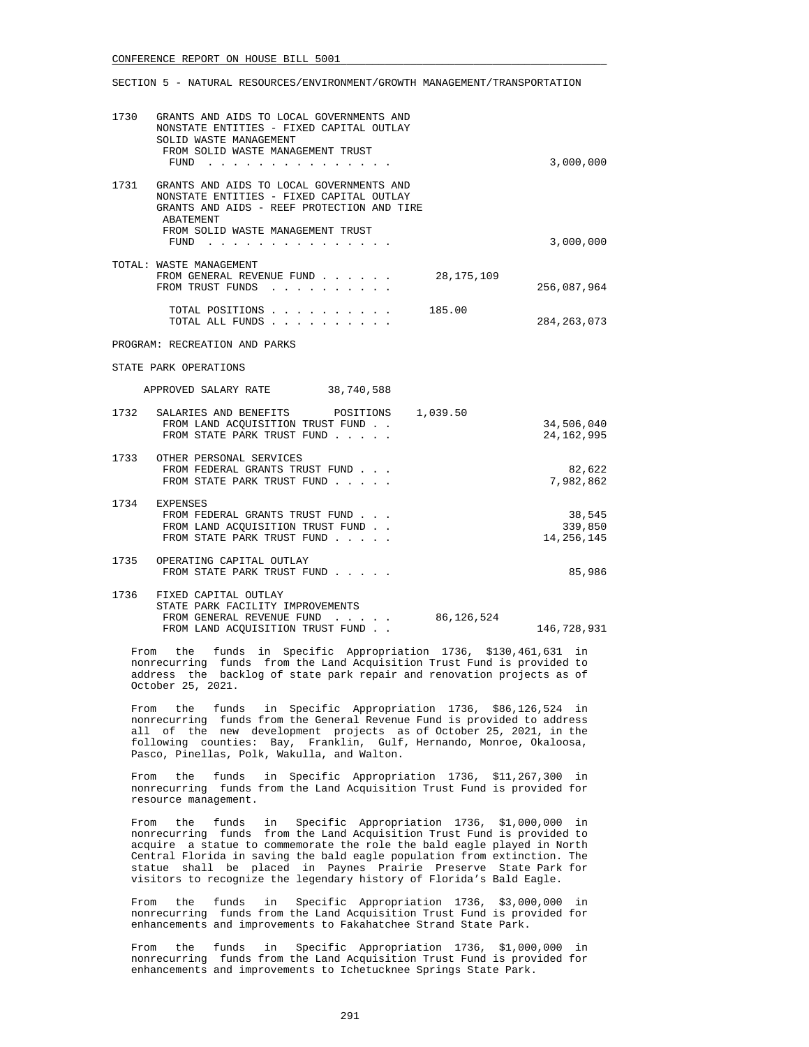CONFERENCE REPORT ON HOUSE BILL 5001

SECTION 5 - NATURAL RESOURCES/ENVIRONMENT/GROWTH MANAGEMENT/TRANSPORTATION

1730 GRANTS AND AIDS TO LOCAL GOVERNMENTS AND NONSTATE ENTITIES - FIXED CAPITAL OUTLAY SOLID WASTE MANAGEMENT
FROM SOLID WASTE MANAGEMENT TRUST FUND . . . . . . . . . . . . . . . 3,000,000

1731 GRANTS AND AIDS TO LOCAL GOVERNMENTS AND NONSTATE ENTITIES - FIXED CAPITAL OUTLAY GRANTS AND AIDS - REEF PROTECTION AND TIRE ABATEMENT
FROM SOLID WASTE MANAGEMENT TRUST FUND . . . . . . . . . . . . . . . 3,000,000

TOTAL: WASTE MANAGEMENT

| | | |
|---|---|---|
| FROM GENERAL REVENUE FUND . . . . . . | 28,175,109 | |
| FROM TRUST FUNDS . . . . . . . . . . | | 256,087,964 |
| TOTAL POSITIONS . . . . . . . . . . | 185.00 | |
| TOTAL ALL FUNDS . . . . . . . . . . | | 284,263,073 |

PROGRAM: RECREATION AND PARKS

STATE PARK OPERATIONS

APPROVED SALARY RATE 38,740,588

1732 SALARIES AND BENEFITS POSITIONS 1,039.50
FROM LAND ACQUISITION TRUST FUND . . 34,506,040
FROM STATE PARK TRUST FUND . . . . . 24,162,995

1733 OTHER PERSONAL SERVICES
FROM FEDERAL GRANTS TRUST FUND . . . 82,622
FROM STATE PARK TRUST FUND . . . . . 7,982,862

1734 EXPENSES
FROM FEDERAL GRANTS TRUST FUND . . . 38,545
FROM LAND ACQUISITION TRUST FUND . . 339,850
FROM STATE PARK TRUST FUND . . . . . 14,256,145

1735 OPERATING CAPITAL OUTLAY
FROM STATE PARK TRUST FUND . . . . . 85,986

1736 FIXED CAPITAL OUTLAY
STATE PARK FACILITY IMPROVEMENTS
FROM GENERAL REVENUE FUND . . . . . 86,126,524
FROM LAND ACQUISITION TRUST FUND . . 146,728,931

From the funds in Specific Appropriation 1736, $130,461,631 in nonrecurring funds from the Land Acquisition Trust Fund is provided to address the backlog of state park repair and renovation projects as of October 25, 2021.

From the funds in Specific Appropriation 1736, $86,126,524 in nonrecurring funds from the General Revenue Fund is provided to address all of the new development projects as of October 25, 2021, in the following counties: Bay, Franklin, Gulf, Hernando, Monroe, Okaloosa, Pasco, Pinellas, Polk, Wakulla, and Walton.

From the funds in Specific Appropriation 1736, $11,267,300 in nonrecurring funds from the Land Acquisition Trust Fund is provided for resource management.

From the funds in Specific Appropriation 1736, $1,000,000 in nonrecurring funds from the Land Acquisition Trust Fund is provided to acquire a statue to commemorate the role the bald eagle played in North Central Florida in saving the bald eagle population from extinction. The statue shall be placed in Paynes Prairie Preserve State Park for visitors to recognize the legendary history of Florida's Bald Eagle.

From the funds in Specific Appropriation 1736, $3,000,000 in nonrecurring funds from the Land Acquisition Trust Fund is provided for enhancements and improvements to Fakahatchee Strand State Park.

From the funds in Specific Appropriation 1736, $1,000,000 in nonrecurring funds from the Land Acquisition Trust Fund is provided for enhancements and improvements to Ichetucknee Springs State Park.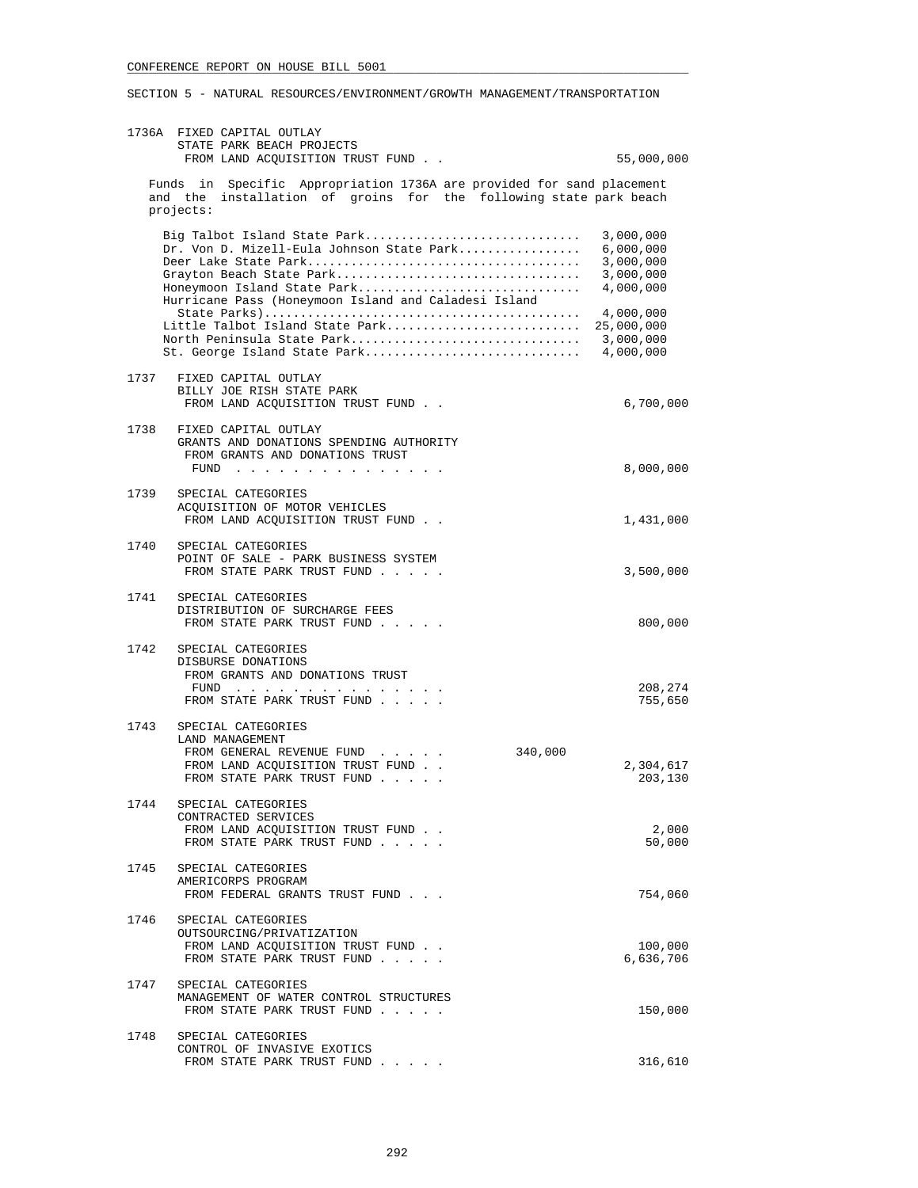CONFERENCE REPORT ON HOUSE BILL 5001

SECTION 5 - NATURAL RESOURCES/ENVIRONMENT/GROWTH MANAGEMENT/TRANSPORTATION

1736A FIXED CAPITAL OUTLAY
STATE PARK BEACH PROJECTS
FROM LAND ACQUISITION TRUST FUND . . . . . 55,000,000

Funds in Specific Appropriation 1736A are provided for sand placement and the installation of groins for the following state park beach projects:

| Project | Amount |
|---|---|
| Big Talbot Island State Park | 3,000,000 |
| Dr. Von D. Mizell-Eula Johnson State Park | 6,000,000 |
| Deer Lake State Park | 3,000,000 |
| Grayton Beach State Park | 3,000,000 |
| Honeymoon Island State Park | 4,000,000 |
| Hurricane Pass (Honeymoon Island and Caladesi Island State Parks) | 4,000,000 |
| Little Talbot Island State Park | 25,000,000 |
| North Peninsula State Park | 3,000,000 |
| St. George Island State Park | 4,000,000 |

1737 FIXED CAPITAL OUTLAY
BILLY JOE RISH STATE PARK
FROM LAND ACQUISITION TRUST FUND . . . . . 6,700,000

1738 FIXED CAPITAL OUTLAY
GRANTS AND DONATIONS SPENDING AUTHORITY
FROM GRANTS AND DONATIONS TRUST
FUND . . . . . . . . . . . . . . . 8,000,000

1739 SPECIAL CATEGORIES
ACQUISITION OF MOTOR VEHICLES
FROM LAND ACQUISITION TRUST FUND . . . . . 1,431,000

1740 SPECIAL CATEGORIES
POINT OF SALE - PARK BUSINESS SYSTEM
FROM STATE PARK TRUST FUND . . . . . 3,500,000

1741 SPECIAL CATEGORIES
DISTRIBUTION OF SURCHARGE FEES
FROM STATE PARK TRUST FUND . . . . . 800,000

1742 SPECIAL CATEGORIES
DISBURSE DONATIONS
FROM GRANTS AND DONATIONS TRUST
FUND . . . . . . . . . . . . . . . 208,274
FROM STATE PARK TRUST FUND . . . . . 755,650

1743 SPECIAL CATEGORIES
LAND MANAGEMENT
FROM GENERAL REVENUE FUND . . . . . 340,000
FROM LAND ACQUISITION TRUST FUND . . . . . 2,304,617
FROM STATE PARK TRUST FUND . . . . . 203,130

1744 SPECIAL CATEGORIES
CONTRACTED SERVICES
FROM LAND ACQUISITION TRUST FUND . . . . . 2,000
FROM STATE PARK TRUST FUND . . . . . 50,000

1745 SPECIAL CATEGORIES
AMERICORPS PROGRAM
FROM FEDERAL GRANTS TRUST FUND . . . 754,060

1746 SPECIAL CATEGORIES
OUTSOURCING/PRIVATIZATION
FROM LAND ACQUISITION TRUST FUND . . . . . 100,000
FROM STATE PARK TRUST FUND . . . . . 6,636,706

1747 SPECIAL CATEGORIES
MANAGEMENT OF WATER CONTROL STRUCTURES
FROM STATE PARK TRUST FUND . . . . . 150,000

1748 SPECIAL CATEGORIES
CONTROL OF INVASIVE EXOTICS
FROM STATE PARK TRUST FUND . . . . . 316,610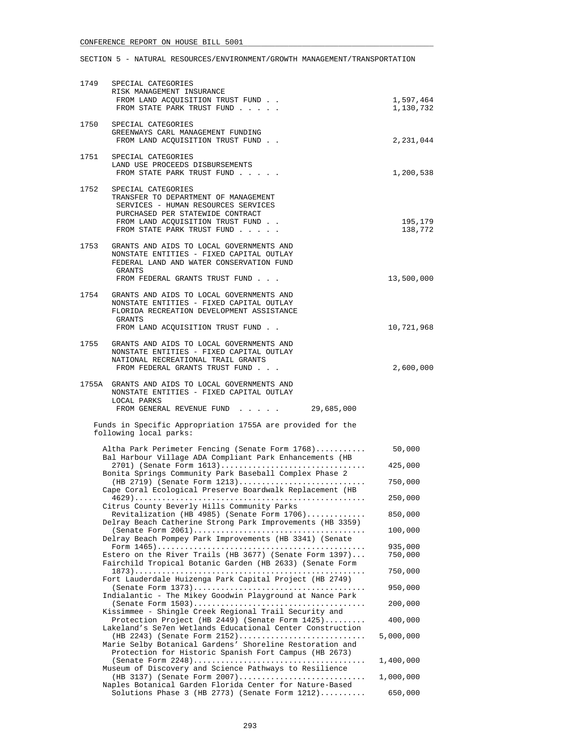CONFERENCE REPORT ON HOUSE BILL 5001

SECTION 5 - NATURAL RESOURCES/ENVIRONMENT/GROWTH MANAGEMENT/TRANSPORTATION

1749 SPECIAL CATEGORIES
RISK MANAGEMENT INSURANCE
FROM LAND ACQUISITION TRUST FUND . . . . . 1,597,464
FROM STATE PARK TRUST FUND . . . . . 1,130,732

1750 SPECIAL CATEGORIES
GREENWAYS CARL MANAGEMENT FUNDING
FROM LAND ACQUISITION TRUST FUND . . . . . 2,231,044

1751 SPECIAL CATEGORIES
LAND USE PROCEEDS DISBURSEMENTS
FROM STATE PARK TRUST FUND . . . . . 1,200,538

1752 SPECIAL CATEGORIES
TRANSFER TO DEPARTMENT OF MANAGEMENT SERVICES - HUMAN RESOURCES SERVICES PURCHASED PER STATEWIDE CONTRACT
FROM LAND ACQUISITION TRUST FUND . . . . . 195,179
FROM STATE PARK TRUST FUND . . . . . 138,772

1753 GRANTS AND AIDS TO LOCAL GOVERNMENTS AND NONSTATE ENTITIES - FIXED CAPITAL OUTLAY
FEDERAL LAND AND WATER CONSERVATION FUND GRANTS
FROM FEDERAL GRANTS TRUST FUND . . . 13,500,000

1754 GRANTS AND AIDS TO LOCAL GOVERNMENTS AND NONSTATE ENTITIES - FIXED CAPITAL OUTLAY
FLORIDA RECREATION DEVELOPMENT ASSISTANCE GRANTS
FROM LAND ACQUISITION TRUST FUND . . . . . 10,721,968

1755 GRANTS AND AIDS TO LOCAL GOVERNMENTS AND NONSTATE ENTITIES - FIXED CAPITAL OUTLAY
NATIONAL RECREATIONAL TRAIL GRANTS
FROM FEDERAL GRANTS TRUST FUND . . . 2,600,000

1755A GRANTS AND AIDS TO LOCAL GOVERNMENTS AND NONSTATE ENTITIES - FIXED CAPITAL OUTLAY
LOCAL PARKS
FROM GENERAL REVENUE FUND . . . . . 29,685,000

Funds in Specific Appropriation 1755A are provided for the following local parks:

| Project | Amount |
|---|---|
| Altha Park Perimeter Fencing (Senate Form 1768) | 50,000 |
| Bal Harbour Village ADA Compliant Park Enhancements (HB 2701) (Senate Form 1613) | 425,000 |
| Bonita Springs Community Park Baseball Complex Phase 2 (HB 2719) (Senate Form 1213) | 750,000 |
| Cape Coral Ecological Preserve Boardwalk Replacement (HB 4629) | 250,000 |
| Citrus County Beverly Hills Community Parks Revitalization (HB 4985) (Senate Form 1706) | 850,000 |
| Delray Beach Catherine Strong Park Improvements (HB 3359) (Senate Form 2061) | 100,000 |
| Delray Beach Pompey Park Improvements (HB 3341) (Senate Form 1465) | 935,000 |
| Estero on the River Trails (HB 3677) (Senate Form 1397) | 750,000 |
| Fairchild Tropical Botanic Garden (HB 2633) (Senate Form 1873) | 750,000 |
| Fort Lauderdale Huizenga Park Capital Project (HB 2749) (Senate Form 1373) | 950,000 |
| Indialantic - The Mikey Goodwin Playground at Nance Park (Senate Form 1503) | 200,000 |
| Kissimmee - Shingle Creek Regional Trail Security and Protection Project (HB 2449) (Senate Form 1425) | 400,000 |
| Lakeland's Se7en Wetlands Educational Center Construction (HB 2243) (Senate Form 2152) | 5,000,000 |
| Marie Selby Botanical Gardens' Shoreline Restoration and Protection for Historic Spanish Fort Campus (HB 2673) (Senate Form 2248) | 1,400,000 |
| Museum of Discovery and Science Pathways to Resilience (HB 3137) (Senate Form 2007) | 1,000,000 |
| Naples Botanical Garden Florida Center for Nature-Based Solutions Phase 3 (HB 2773) (Senate Form 1212) | 650,000 |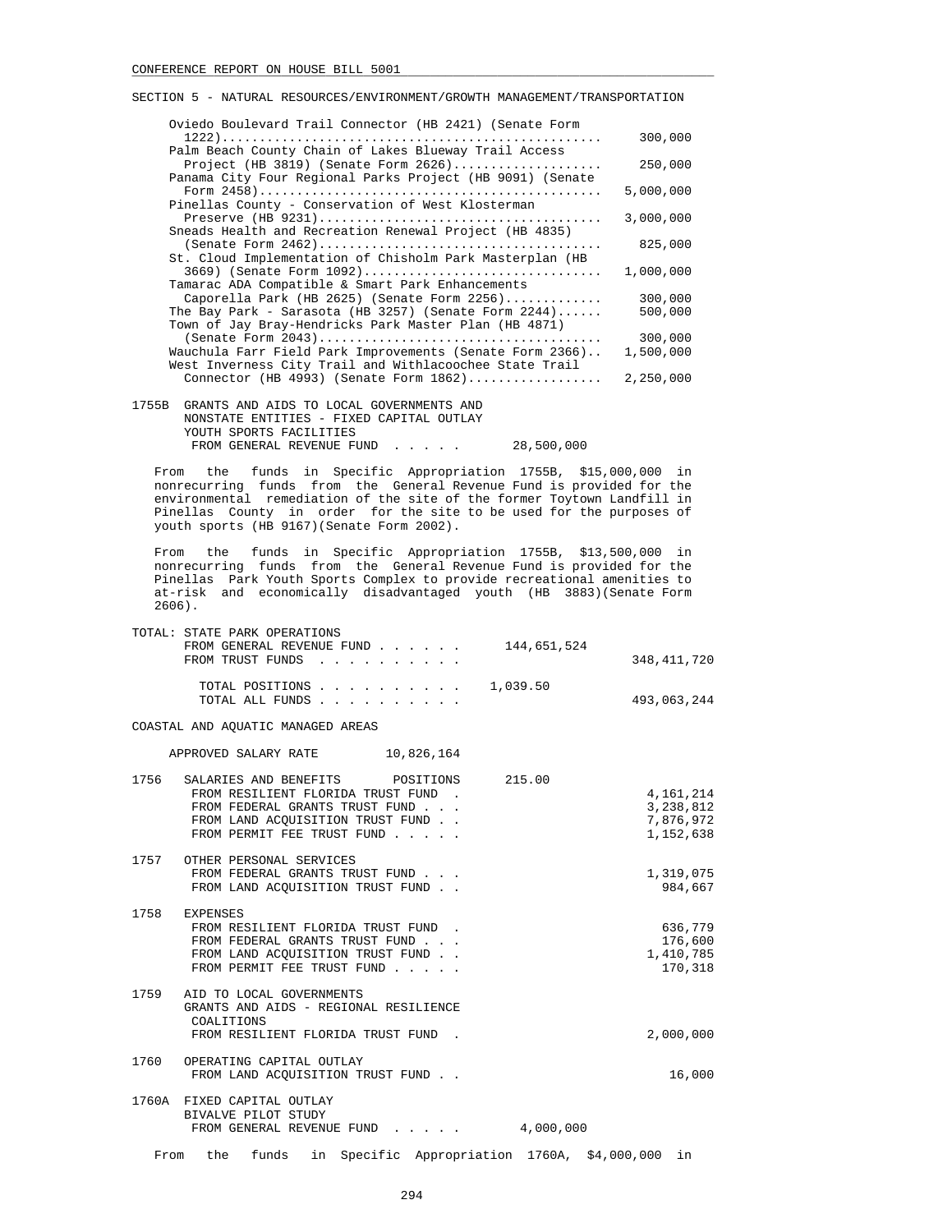SECTION 5 - NATURAL RESOURCES/ENVIRONMENT/GROWTH MANAGEMENT/TRANSPORTATION

| Project | Amount |
|---|---|
| Oviedo Boulevard Trail Connector (HB 2421) (Senate Form 1222) | 300,000 |
| Palm Beach County Chain of Lakes Blueway Trail Access Project (HB 3819) (Senate Form 2626) | 250,000 |
| Panama City Four Regional Parks Project (HB 9091) (Senate Form 2458) | 5,000,000 |
| Pinellas County - Conservation of West Klosterman Preserve (HB 9231) | 3,000,000 |
| Sneads Health and Recreation Renewal Project (HB 4835) (Senate Form 2462) | 825,000 |
| St. Cloud Implementation of Chisholm Park Masterplan (HB 3669) (Senate Form 1092) | 1,000,000 |
| Tamarac ADA Compatible & Smart Park Enhancements Caporella Park (HB 2625) (Senate Form 2256) | 300,000 |
| The Bay Park - Sarasota (HB 3257) (Senate Form 2244) | 500,000 |
| Town of Jay Bray-Hendricks Park Master Plan (HB 4871) (Senate Form 2043) | 300,000 |
| Wauchula Farr Field Park Improvements (Senate Form 2366) | 1,500,000 |
| West Inverness City Trail and Withlacoochee State Trail Connector (HB 4993) (Senate Form 1862) | 2,250,000 |

1755B GRANTS AND AIDS TO LOCAL GOVERNMENTS AND NONSTATE ENTITIES - FIXED CAPITAL OUTLAY YOUTH SPORTS FACILITIES
FROM GENERAL REVENUE FUND . . . . . 28,500,000

From the funds in Specific Appropriation 1755B, $15,000,000 in nonrecurring funds from the General Revenue Fund is provided for the environmental remediation of the site of the former Toytown Landfill in Pinellas County in order for the site to be used for the purposes of youth sports (HB 9167)(Senate Form 2002).

From the funds in Specific Appropriation 1755B, $13,500,000 in nonrecurring funds from the General Revenue Fund is provided for the Pinellas Park Youth Sports Complex to provide recreational amenities to at-risk and economically disadvantaged youth (HB 3883)(Senate Form 2606).

TOTAL: STATE PARK OPERATIONS

| | | |
|---|---|---|
| FROM GENERAL REVENUE FUND | 144,651,524 | |
| FROM TRUST FUNDS | | 348,411,720 |
| TOTAL POSITIONS | 1,039.50 | |
| TOTAL ALL FUNDS | | 493,063,244 |

COASTAL AND AQUATIC MANAGED AREAS

APPROVED SALARY RATE 10,826,164

1756 SALARIES AND BENEFITS POSITIONS 215.00

| | |
|---|---|
| FROM RESILIENT FLORIDA TRUST FUND | 4,161,214 |
| FROM FEDERAL GRANTS TRUST FUND | 3,238,812 |
| FROM LAND ACQUISITION TRUST FUND | 7,876,972 |
| FROM PERMIT FEE TRUST FUND | 1,152,638 |

1757 OTHER PERSONAL SERVICES

| | |
|---|---|
| FROM FEDERAL GRANTS TRUST FUND | 1,319,075 |
| FROM LAND ACQUISITION TRUST FUND | 984,667 |

1758 EXPENSES

| | |
|---|---|
| FROM RESILIENT FLORIDA TRUST FUND | 636,779 |
| FROM FEDERAL GRANTS TRUST FUND | 176,600 |
| FROM LAND ACQUISITION TRUST FUND | 1,410,785 |
| FROM PERMIT FEE TRUST FUND | 170,318 |

1759 AID TO LOCAL GOVERNMENTS GRANTS AND AIDS - REGIONAL RESILIENCE COALITIONS
FROM RESILIENT FLORIDA TRUST FUND . . . 2,000,000

1760 OPERATING CAPITAL OUTLAY
FROM LAND ACQUISITION TRUST FUND . . . 16,000

1760A FIXED CAPITAL OUTLAY BIVALVE PILOT STUDY
FROM GENERAL REVENUE FUND . . . . . 4,000,000

From the funds in Specific Appropriation 1760A, $4,000,000 in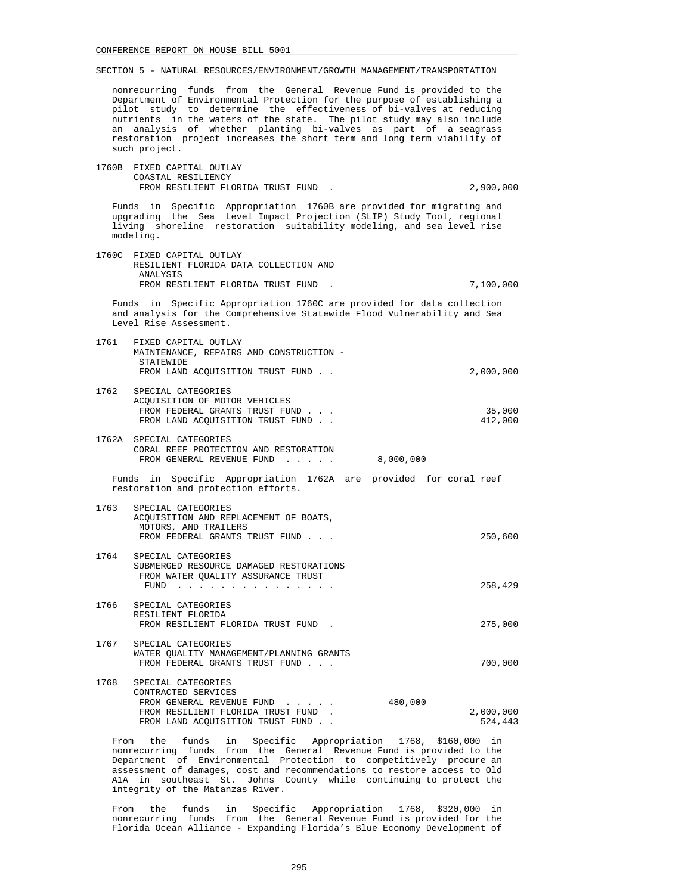nonrecurring funds from the General Revenue Fund is provided to the Department of Environmental Protection for the purpose of establishing a pilot study to determine the effectiveness of bi-valves at reducing nutrients in the waters of the state. The pilot study may also include an analysis of whether planting bi-valves as part of a seagrass restoration project increases the short term and long term viability of such project.

```
1760B  FIXED CAPITAL OUTLAY
        COASTAL RESILIENCY
         FROM RESILIENT FLORIDA TRUST FUND  .                              2,900,000
```

Funds in Specific Appropriation 1760B are provided for migrating and upgrading the Sea Level Impact Projection (SLIP) Study Tool, regional living shoreline restoration suitability modeling, and sea level rise modeling.

```
1760C  FIXED CAPITAL OUTLAY
        RESILIENT FLORIDA DATA COLLECTION AND
         ANALYSIS
         FROM RESILIENT FLORIDA TRUST FUND  .                              7,100,000
```

Funds in Specific Appropriation 1760C are provided for data collection and analysis for the Comprehensive Statewide Flood Vulnerability and Sea Level Rise Assessment.

```
1761   FIXED CAPITAL OUTLAY
        MAINTENANCE, REPAIRS AND CONSTRUCTION -
         STATEWIDE
         FROM LAND ACQUISITION TRUST FUND . .                              2,000,000

1762   SPECIAL CATEGORIES
        ACQUISITION OF MOTOR VEHICLES
         FROM FEDERAL GRANTS TRUST FUND . . .                                 35,000
         FROM LAND ACQUISITION TRUST FUND . .                                412,000

1762A  SPECIAL CATEGORIES
        CORAL REEF PROTECTION AND RESTORATION
         FROM GENERAL REVENUE FUND  . . . . .          8,000,000
```

Funds in Specific Appropriation 1762A are provided for coral reef restoration and protection efforts.

```
1763   SPECIAL CATEGORIES
        ACQUISITION AND REPLACEMENT OF BOATS,
         MOTORS, AND TRAILERS
         FROM FEDERAL GRANTS TRUST FUND . . .                                250,600

1764   SPECIAL CATEGORIES
        SUBMERGED RESOURCE DAMAGED RESTORATIONS
         FROM WATER QUALITY ASSURANCE TRUST
          FUND  . . . . . . . . . . . . . . .                                258,429

1766   SPECIAL CATEGORIES
        RESILIENT FLORIDA
         FROM RESILIENT FLORIDA TRUST FUND  .                                275,000

1767   SPECIAL CATEGORIES
        WATER QUALITY MANAGEMENT/PLANNING GRANTS
         FROM FEDERAL GRANTS TRUST FUND . . .                                700,000

1768   SPECIAL CATEGORIES
        CONTRACTED SERVICES
         FROM GENERAL REVENUE FUND  . . . . .            480,000
         FROM RESILIENT FLORIDA TRUST FUND  .                              2,000,000
         FROM LAND ACQUISITION TRUST FUND . .                                524,443
```

From the funds in Specific Appropriation 1768, $160,000 in nonrecurring funds from the General Revenue Fund is provided to the Department of Environmental Protection to competitively procure an assessment of damages, cost and recommendations to restore access to Old A1A in southeast St. Johns County while continuing to protect the integrity of the Matanzas River.

From the funds in Specific Appropriation 1768, $320,000 in nonrecurring funds from the General Revenue Fund is provided for the Florida Ocean Alliance - Expanding Florida's Blue Economy Development of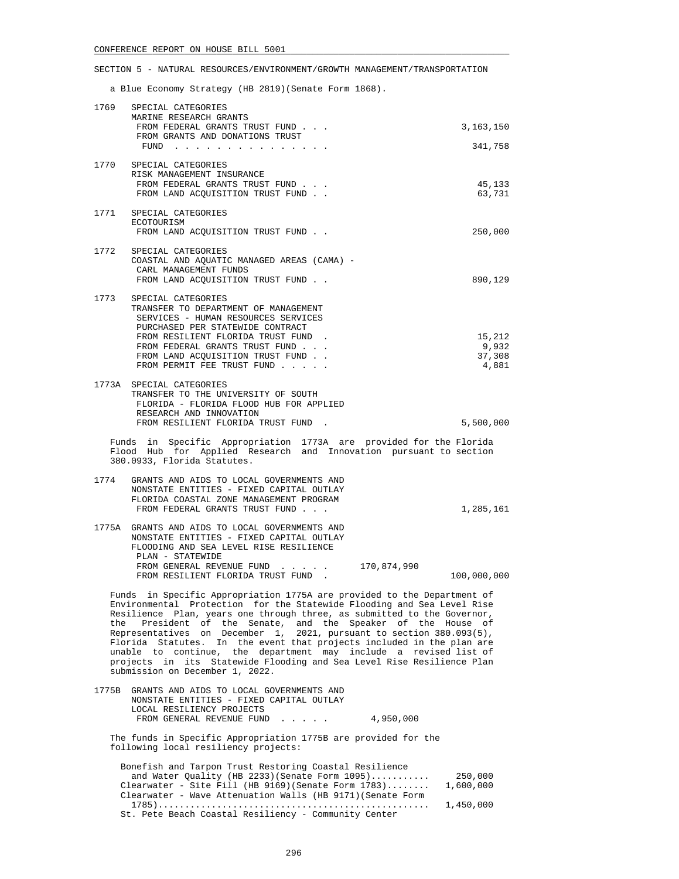SECTION 5 - NATURAL RESOURCES/ENVIRONMENT/GROWTH MANAGEMENT/TRANSPORTATION

a Blue Economy Strategy (HB 2819)(Senate Form 1868).

1769 SPECIAL CATEGORIES
MARINE RESEARCH GRANTS
FROM FEDERAL GRANTS TRUST FUND . . . 3,163,150
FROM GRANTS AND DONATIONS TRUST FUND . . . . . . . . . . . . . . . 341,758

1770 SPECIAL CATEGORIES
RISK MANAGEMENT INSURANCE
FROM FEDERAL GRANTS TRUST FUND . . . 45,133
FROM LAND ACQUISITION TRUST FUND . . 63,731

1771 SPECIAL CATEGORIES
ECOTOURISM
FROM LAND ACQUISITION TRUST FUND . . 250,000

1772 SPECIAL CATEGORIES
COASTAL AND AQUATIC MANAGED AREAS (CAMA) - CARL MANAGEMENT FUNDS
FROM LAND ACQUISITION TRUST FUND . . 890,129

1773 SPECIAL CATEGORIES
TRANSFER TO DEPARTMENT OF MANAGEMENT SERVICES - HUMAN RESOURCES SERVICES PURCHASED PER STATEWIDE CONTRACT
FROM RESILIENT FLORIDA TRUST FUND . 15,212
FROM FEDERAL GRANTS TRUST FUND . . . 9,932
FROM LAND ACQUISITION TRUST FUND . . 37,308
FROM PERMIT FEE TRUST FUND . . . . . 4,881

1773A SPECIAL CATEGORIES
TRANSFER TO THE UNIVERSITY OF SOUTH FLORIDA - FLORIDA FLOOD HUB FOR APPLIED RESEARCH AND INNOVATION
FROM RESILIENT FLORIDA TRUST FUND . 5,500,000

Funds in Specific Appropriation 1773A are provided for the Florida Flood Hub for Applied Research and Innovation pursuant to section 380.0933, Florida Statutes.

1774 GRANTS AND AIDS TO LOCAL GOVERNMENTS AND NONSTATE ENTITIES - FIXED CAPITAL OUTLAY
FLORIDA COASTAL ZONE MANAGEMENT PROGRAM
FROM FEDERAL GRANTS TRUST FUND . . . 1,285,161

1775A GRANTS AND AIDS TO LOCAL GOVERNMENTS AND NONSTATE ENTITIES - FIXED CAPITAL OUTLAY
FLOODING AND SEA LEVEL RISE RESILIENCE PLAN - STATEWIDE
FROM GENERAL REVENUE FUND . . . . . 170,874,990
FROM RESILIENT FLORIDA TRUST FUND . 100,000,000

Funds in Specific Appropriation 1775A are provided to the Department of Environmental Protection for the Statewide Flooding and Sea Level Rise Resilience Plan, years one through three, as submitted to the Governor, the President of the Senate, and the Speaker of the House of Representatives on December 1, 2021, pursuant to section 380.093(5), Florida Statutes. In the event that projects included in the plan are unable to continue, the department may include a revised list of projects in its Statewide Flooding and Sea Level Rise Resilience Plan submission on December 1, 2022.

1775B GRANTS AND AIDS TO LOCAL GOVERNMENTS AND NONSTATE ENTITIES - FIXED CAPITAL OUTLAY
LOCAL RESILIENCY PROJECTS
FROM GENERAL REVENUE FUND . . . . . 4,950,000

The funds in Specific Appropriation 1775B are provided for the following local resiliency projects:

Bonefish and Tarpon Trust Restoring Coastal Resilience and Water Quality (HB 2233)(Senate Form 1095)........... 250,000
Clearwater - Site Fill (HB 9169)(Senate Form 1783)........ 1,600,000
Clearwater - Wave Attenuation Walls (HB 9171)(Senate Form 1785)................................................... 1,450,000
St. Pete Beach Coastal Resiliency - Community Center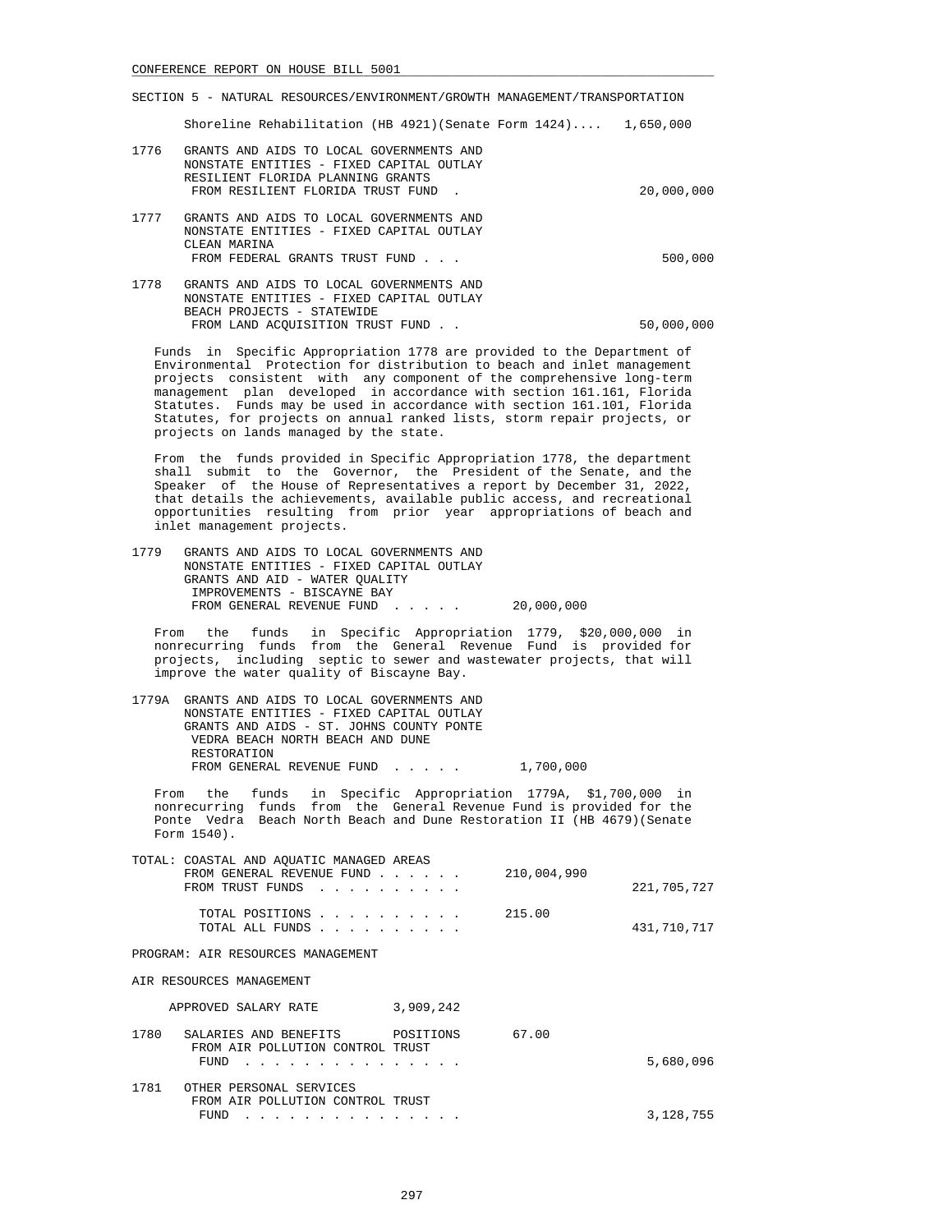SECTION 5 - NATURAL RESOURCES/ENVIRONMENT/GROWTH MANAGEMENT/TRANSPORTATION

Shoreline Rehabilitation (HB 4921)(Senate Form 1424).... 1,650,000

1776 GRANTS AND AIDS TO LOCAL GOVERNMENTS AND NONSTATE ENTITIES - FIXED CAPITAL OUTLAY RESILIENT FLORIDA PLANNING GRANTS
FROM RESILIENT FLORIDA TRUST FUND . . . . . 20,000,000

1777 GRANTS AND AIDS TO LOCAL GOVERNMENTS AND NONSTATE ENTITIES - FIXED CAPITAL OUTLAY CLEAN MARINA
FROM FEDERAL GRANTS TRUST FUND . . . . . 500,000

1778 GRANTS AND AIDS TO LOCAL GOVERNMENTS AND NONSTATE ENTITIES - FIXED CAPITAL OUTLAY BEACH PROJECTS - STATEWIDE
FROM LAND ACQUISITION TRUST FUND . . . . . 50,000,000

Funds in Specific Appropriation 1778 are provided to the Department of Environmental Protection for distribution to beach and inlet management projects consistent with any component of the comprehensive long-term management plan developed in accordance with section 161.161, Florida Statutes. Funds may be used in accordance with section 161.101, Florida Statutes, for projects on annual ranked lists, storm repair projects, or projects on lands managed by the state.

From the funds provided in Specific Appropriation 1778, the department shall submit to the Governor, the President of the Senate, and the Speaker of the House of Representatives a report by December 31, 2022, that details the achievements, available public access, and recreational opportunities resulting from prior year appropriations of beach and inlet management projects.

1779 GRANTS AND AIDS TO LOCAL GOVERNMENTS AND NONSTATE ENTITIES - FIXED CAPITAL OUTLAY GRANTS AND AID - WATER QUALITY IMPROVEMENTS - BISCAYNE BAY
FROM GENERAL REVENUE FUND . . . . . 20,000,000

From the funds in Specific Appropriation 1779, $20,000,000 in nonrecurring funds from the General Revenue Fund is provided for projects, including septic to sewer and wastewater projects, that will improve the water quality of Biscayne Bay.

1779A GRANTS AND AIDS TO LOCAL GOVERNMENTS AND NONSTATE ENTITIES - FIXED CAPITAL OUTLAY GRANTS AND AIDS - ST. JOHNS COUNTY PONTE VEDRA BEACH NORTH BEACH AND DUNE RESTORATION
FROM GENERAL REVENUE FUND . . . . . 1,700,000

From the funds in Specific Appropriation 1779A, $1,700,000 in nonrecurring funds from the General Revenue Fund is provided for the Ponte Vedra Beach North Beach and Dune Restoration II (HB 4679)(Senate Form 1540).

TOTAL: COASTAL AND AQUATIC MANAGED AREAS

| | | |
|---|---|---|
| FROM GENERAL REVENUE FUND . . . . . . | 210,004,990 | |
| FROM TRUST FUNDS . . . . . . . . . . | | 221,705,727 |
| TOTAL POSITIONS . . . . . . . . . . | 215.00 | |
| TOTAL ALL FUNDS . . . . . . . . . . | | 431,710,717 |

PROGRAM: AIR RESOURCES MANAGEMENT

AIR RESOURCES MANAGEMENT

APPROVED SALARY RATE 3,909,242

1780 SALARIES AND BENEFITS POSITIONS 67.00
FROM AIR POLLUTION CONTROL TRUST FUND . . . . . . . . . . . . . . . 5,680,096

1781 OTHER PERSONAL SERVICES
FROM AIR POLLUTION CONTROL TRUST FUND . . . . . . . . . . . . . . . 3,128,755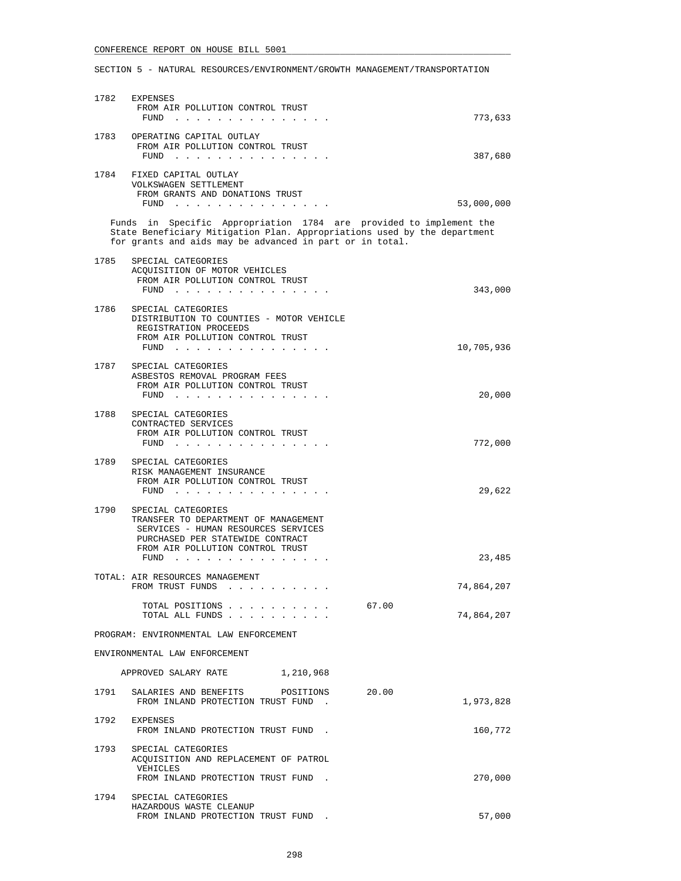CONFERENCE REPORT ON HOUSE BILL 5001

SECTION 5 - NATURAL RESOURCES/ENVIRONMENT/GROWTH MANAGEMENT/TRANSPORTATION

1782 EXPENSES
FROM AIR POLLUTION CONTROL TRUST FUND . . . . . . . . . . . . . . . 773,633

1783 OPERATING CAPITAL OUTLAY
FROM AIR POLLUTION CONTROL TRUST FUND . . . . . . . . . . . . . . . 387,680

1784 FIXED CAPITAL OUTLAY
VOLKSWAGEN SETTLEMENT
FROM GRANTS AND DONATIONS TRUST FUND . . . . . . . . . . . . . . . 53,000,000

Funds in Specific Appropriation 1784 are provided to implement the State Beneficiary Mitigation Plan. Appropriations used by the department for grants and aids may be advanced in part or in total.

1785 SPECIAL CATEGORIES
ACQUISITION OF MOTOR VEHICLES
FROM AIR POLLUTION CONTROL TRUST FUND . . . . . . . . . . . . . . . 343,000

1786 SPECIAL CATEGORIES
DISTRIBUTION TO COUNTIES - MOTOR VEHICLE REGISTRATION PROCEEDS
FROM AIR POLLUTION CONTROL TRUST FUND . . . . . . . . . . . . . . . 10,705,936

1787 SPECIAL CATEGORIES
ASBESTOS REMOVAL PROGRAM FEES
FROM AIR POLLUTION CONTROL TRUST FUND . . . . . . . . . . . . . . . 20,000

1788 SPECIAL CATEGORIES
CONTRACTED SERVICES
FROM AIR POLLUTION CONTROL TRUST FUND . . . . . . . . . . . . . . . 772,000

1789 SPECIAL CATEGORIES
RISK MANAGEMENT INSURANCE
FROM AIR POLLUTION CONTROL TRUST FUND . . . . . . . . . . . . . . . 29,622

1790 SPECIAL CATEGORIES
TRANSFER TO DEPARTMENT OF MANAGEMENT SERVICES - HUMAN RESOURCES SERVICES PURCHASED PER STATEWIDE CONTRACT
FROM AIR POLLUTION CONTROL TRUST FUND . . . . . . . . . . . . . . . 23,485

TOTAL: AIR RESOURCES MANAGEMENT
FROM TRUST FUNDS . . . . . . . . . . 74,864,207

TOTAL POSITIONS . . . . . . . . . . 67.00
TOTAL ALL FUNDS . . . . . . . . . . 74,864,207

PROGRAM: ENVIRONMENTAL LAW ENFORCEMENT

ENVIRONMENTAL LAW ENFORCEMENT

APPROVED SALARY RATE 1,210,968

1791 SALARIES AND BENEFITS POSITIONS 20.00
FROM INLAND PROTECTION TRUST FUND . 1,973,828

1792 EXPENSES
FROM INLAND PROTECTION TRUST FUND . 160,772

1793 SPECIAL CATEGORIES
ACQUISITION AND REPLACEMENT OF PATROL VEHICLES
FROM INLAND PROTECTION TRUST FUND . 270,000

1794 SPECIAL CATEGORIES
HAZARDOUS WASTE CLEANUP
FROM INLAND PROTECTION TRUST FUND . 57,000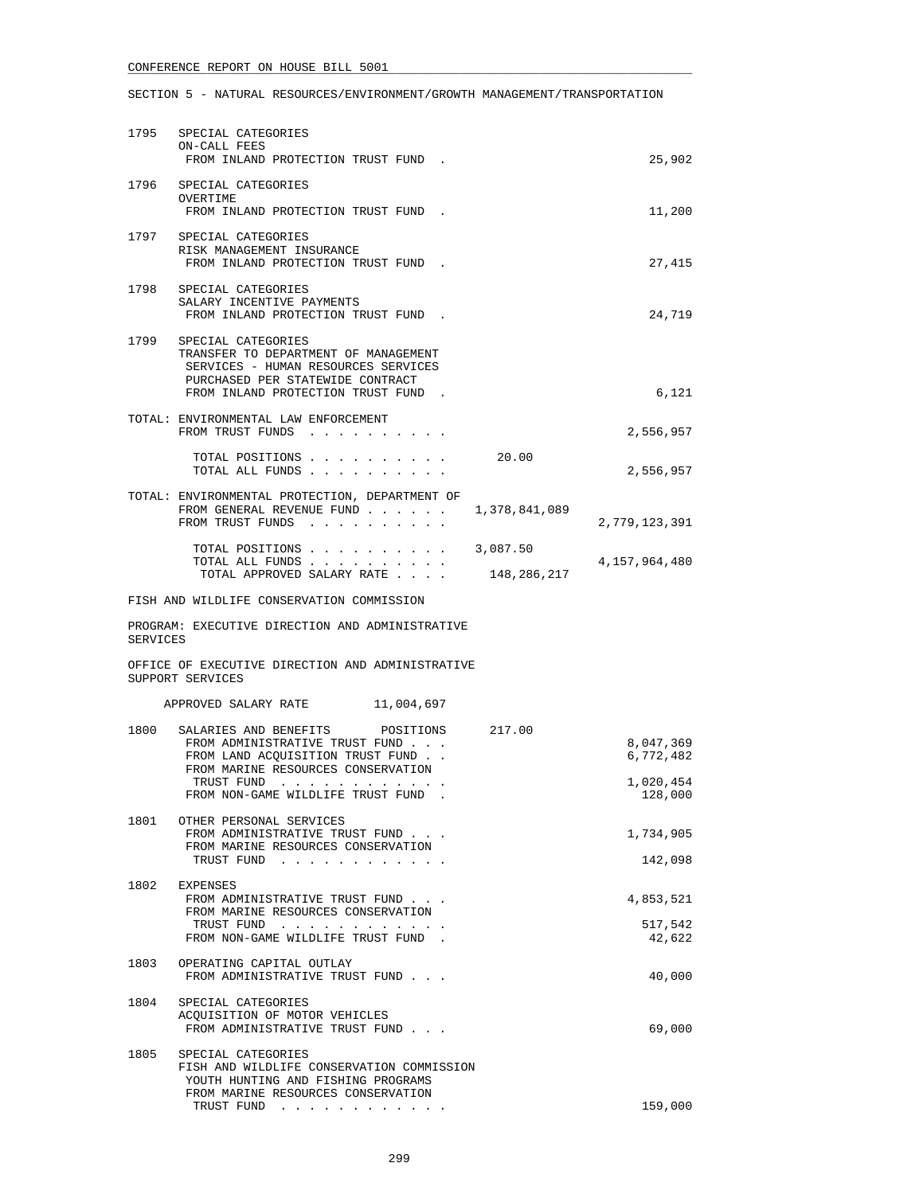SECTION 5 - NATURAL RESOURCES/ENVIRONMENT/GROWTH MANAGEMENT/TRANSPORTATION

```
1795   SPECIAL CATEGORIES
       ON-CALL FEES
        FROM INLAND PROTECTION TRUST FUND  .                        25,902

1796   SPECIAL CATEGORIES
       OVERTIME
        FROM INLAND PROTECTION TRUST FUND  .                        11,200

1797   SPECIAL CATEGORIES
       RISK MANAGEMENT INSURANCE
        FROM INLAND PROTECTION TRUST FUND  .                        27,415

1798   SPECIAL CATEGORIES
       SALARY INCENTIVE PAYMENTS
        FROM INLAND PROTECTION TRUST FUND  .                        24,719

1799   SPECIAL CATEGORIES
       TRANSFER TO DEPARTMENT OF MANAGEMENT
        SERVICES - HUMAN RESOURCES SERVICES
        PURCHASED PER STATEWIDE CONTRACT
        FROM INLAND PROTECTION TRUST FUND  .                         6,121

TOTAL: ENVIRONMENTAL LAW ENFORCEMENT
        FROM TRUST FUNDS  . . . . . . . . . .                    2,556,957

         TOTAL POSITIONS . . . . . . . . . .       20.00
         TOTAL ALL FUNDS . . . . . . . . . .                     2,556,957

TOTAL: ENVIRONMENTAL PROTECTION, DEPARTMENT OF
        FROM GENERAL REVENUE FUND . . . . . .  1,378,841,089
        FROM TRUST FUNDS  . . . . . . . . . .                2,779,123,391

         TOTAL POSITIONS . . . . . . . . . .    3,087.50
         TOTAL ALL FUNDS . . . . . . . . . .                 4,157,964,480
          TOTAL APPROVED SALARY RATE . . . .     148,286,217

FISH AND WILDLIFE CONSERVATION COMMISSION

PROGRAM: EXECUTIVE DIRECTION AND ADMINISTRATIVE
SERVICES

OFFICE OF EXECUTIVE DIRECTION AND ADMINISTRATIVE
SUPPORT SERVICES

    APPROVED SALARY RATE        11,004,697

1800   SALARIES AND BENEFITS      POSITIONS      217.00
        FROM ADMINISTRATIVE TRUST FUND . . .                     8,047,369
        FROM LAND ACQUISITION TRUST FUND . .                     6,772,482
        FROM MARINE RESOURCES CONSERVATION
         TRUST FUND  . . . . . . . . . . . .                     1,020,454
        FROM NON-GAME WILDLIFE TRUST FUND  .                       128,000

1801   OTHER PERSONAL SERVICES
        FROM ADMINISTRATIVE TRUST FUND . . .                     1,734,905
        FROM MARINE RESOURCES CONSERVATION
         TRUST FUND  . . . . . . . . . . . .                       142,098

1802   EXPENSES
        FROM ADMINISTRATIVE TRUST FUND . . .                     4,853,521
        FROM MARINE RESOURCES CONSERVATION
         TRUST FUND  . . . . . . . . . . . .                       517,542
        FROM NON-GAME WILDLIFE TRUST FUND  .                        42,622

1803   OPERATING CAPITAL OUTLAY
        FROM ADMINISTRATIVE TRUST FUND . . .                        40,000

1804   SPECIAL CATEGORIES
       ACQUISITION OF MOTOR VEHICLES
        FROM ADMINISTRATIVE TRUST FUND . . .                        69,000

1805   SPECIAL CATEGORIES
       FISH AND WILDLIFE CONSERVATION COMMISSION
        YOUTH HUNTING AND FISHING PROGRAMS
        FROM MARINE RESOURCES CONSERVATION
         TRUST FUND  . . . . . . . . . . . .                       159,000
```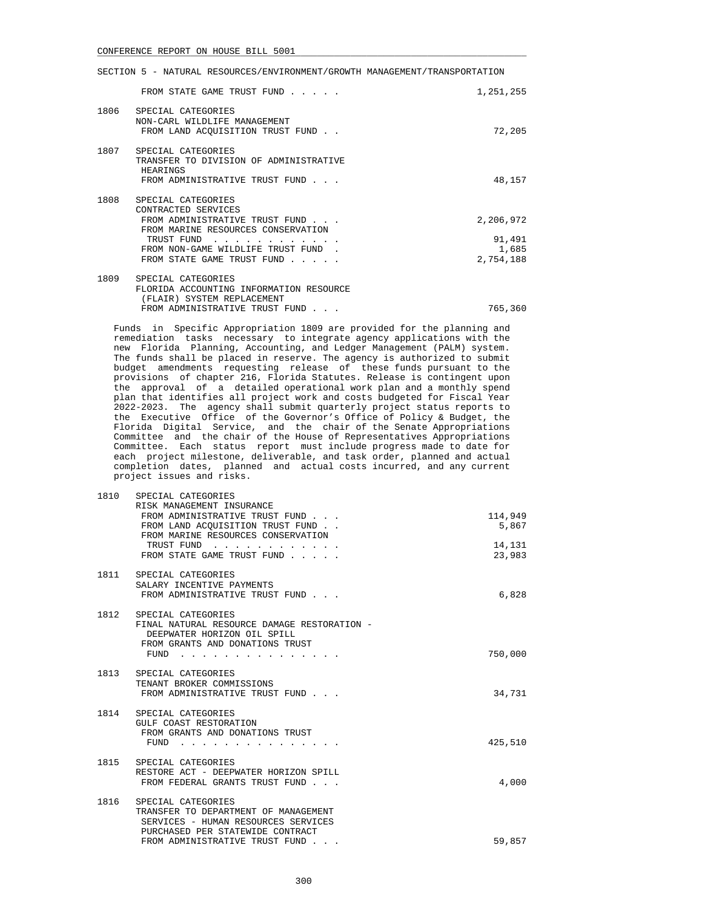SECTION 5 - NATURAL RESOURCES/ENVIRONMENT/GROWTH MANAGEMENT/TRANSPORTATION

| | | |
|---|---|---|
| | FROM STATE GAME TRUST FUND . . . . . | 1,251,255 |
| 1806 | SPECIAL CATEGORIES<br>NON-CARL WILDLIFE MANAGEMENT<br>FROM LAND ACQUISITION TRUST FUND . . | 72,205 |
| 1807 | SPECIAL CATEGORIES<br>TRANSFER TO DIVISION OF ADMINISTRATIVE HEARINGS<br>FROM ADMINISTRATIVE TRUST FUND . . . | 48,157 |
| 1808 | SPECIAL CATEGORIES<br>CONTRACTED SERVICES<br>FROM ADMINISTRATIVE TRUST FUND . . . | 2,206,972 |
| | FROM MARINE RESOURCES CONSERVATION TRUST FUND . . . . . . . . . . . . | 91,491 |
| | FROM NON-GAME WILDLIFE TRUST FUND . | 1,685 |
| | FROM STATE GAME TRUST FUND . . . . . | 2,754,188 |
| 1809 | SPECIAL CATEGORIES<br>FLORIDA ACCOUNTING INFORMATION RESOURCE (FLAIR) SYSTEM REPLACEMENT<br>FROM ADMINISTRATIVE TRUST FUND . . . | 765,360 |

Funds in Specific Appropriation 1809 are provided for the planning and remediation tasks necessary to integrate agency applications with the new Florida Planning, Accounting, and Ledger Management (PALM) system. The funds shall be placed in reserve. The agency is authorized to submit budget amendments requesting release of these funds pursuant to the provisions of chapter 216, Florida Statutes. Release is contingent upon the approval of a detailed operational work plan and a monthly spend plan that identifies all project work and costs budgeted for Fiscal Year 2022-2023. The agency shall submit quarterly project status reports to the Executive Office of the Governor's Office of Policy & Budget, the Florida Digital Service, and the chair of the Senate Appropriations Committee and the chair of the House of Representatives Appropriations Committee. Each status report must include progress made to date for each project milestone, deliverable, and task order, planned and actual completion dates, planned and actual costs incurred, and any current project issues and risks.

| | | |
|---|---|---|
| 1810 | SPECIAL CATEGORIES<br>RISK MANAGEMENT INSURANCE<br>FROM ADMINISTRATIVE TRUST FUND . . . | 114,949 |
| | FROM LAND ACQUISITION TRUST FUND . . | 5,867 |
| | FROM MARINE RESOURCES CONSERVATION TRUST FUND . . . . . . . . . . . . | 14,131 |
| | FROM STATE GAME TRUST FUND . . . . . | 23,983 |
| 1811 | SPECIAL CATEGORIES<br>SALARY INCENTIVE PAYMENTS<br>FROM ADMINISTRATIVE TRUST FUND . . . | 6,828 |
| 1812 | SPECIAL CATEGORIES<br>FINAL NATURAL RESOURCE DAMAGE RESTORATION - DEEPWATER HORIZON OIL SPILL<br>FROM GRANTS AND DONATIONS TRUST FUND . . . . . . . . . . . . . . . | 750,000 |
| 1813 | SPECIAL CATEGORIES<br>TENANT BROKER COMMISSIONS<br>FROM ADMINISTRATIVE TRUST FUND . . . | 34,731 |
| 1814 | SPECIAL CATEGORIES<br>GULF COAST RESTORATION<br>FROM GRANTS AND DONATIONS TRUST FUND . . . . . . . . . . . . . . . | 425,510 |
| 1815 | SPECIAL CATEGORIES<br>RESTORE ACT - DEEPWATER HORIZON SPILL<br>FROM FEDERAL GRANTS TRUST FUND . . . | 4,000 |
| 1816 | SPECIAL CATEGORIES<br>TRANSFER TO DEPARTMENT OF MANAGEMENT SERVICES - HUMAN RESOURCES SERVICES PURCHASED PER STATEWIDE CONTRACT<br>FROM ADMINISTRATIVE TRUST FUND . . . | 59,857 |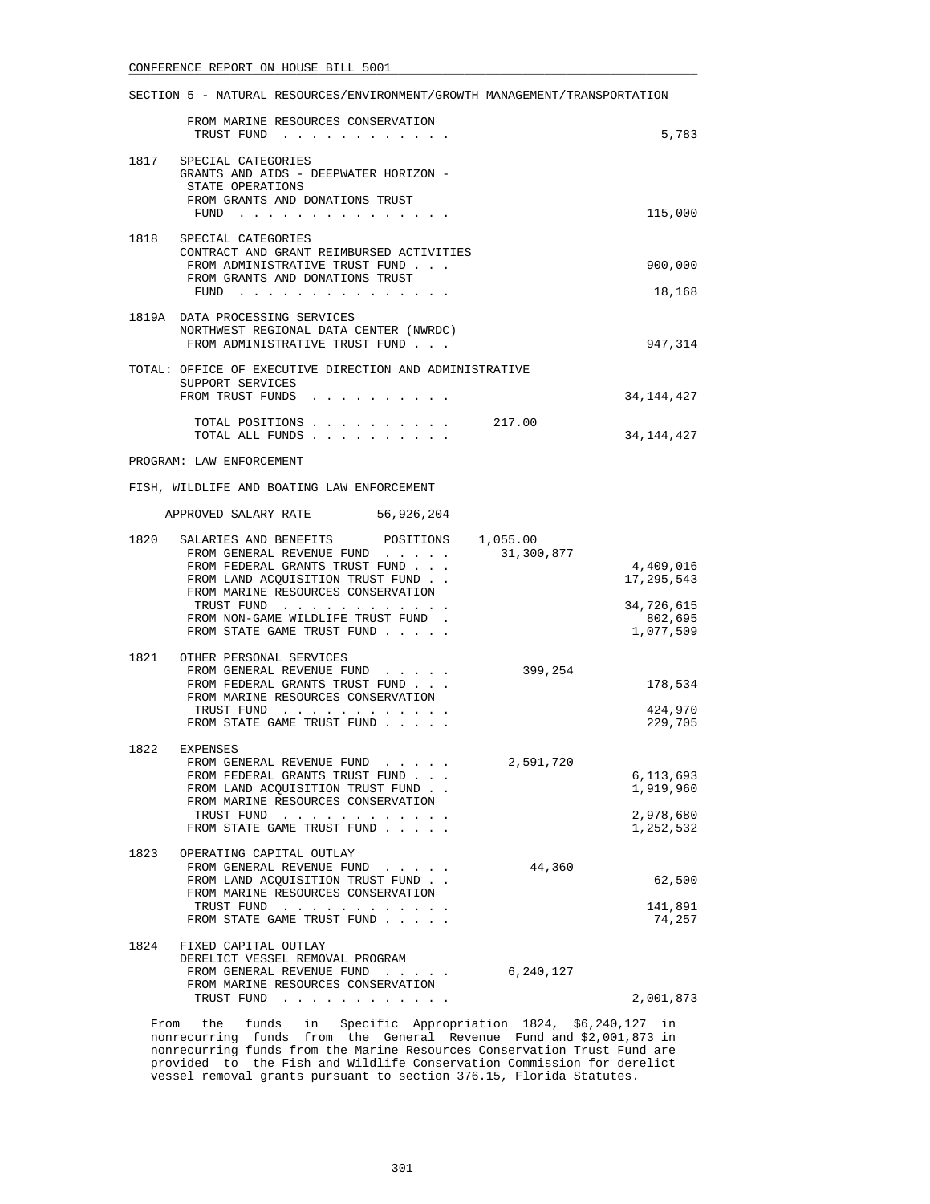SECTION 5 - NATURAL RESOURCES/ENVIRONMENT/GROWTH MANAGEMENT/TRANSPORTATION

| | | | |
|---|---|---|---|
| | FROM MARINE RESOURCES CONSERVATION TRUST FUND . . . . . . . . . . . . | | 5,783 |
| 1817 | SPECIAL CATEGORIES<br>GRANTS AND AIDS - DEEPWATER HORIZON - STATE OPERATIONS<br>FROM GRANTS AND DONATIONS TRUST FUND . . . . . . . . . . . . . . . | | 115,000 |
| 1818 | SPECIAL CATEGORIES<br>CONTRACT AND GRANT REIMBURSED ACTIVITIES<br>FROM ADMINISTRATIVE TRUST FUND . . . | | 900,000 |
| | FROM GRANTS AND DONATIONS TRUST FUND . . . . . . . . . . . . . . . | | 18,168 |
| 1819A | DATA PROCESSING SERVICES<br>NORTHWEST REGIONAL DATA CENTER (NWRDC)<br>FROM ADMINISTRATIVE TRUST FUND . . . | | 947,314 |

TOTAL: OFFICE OF EXECUTIVE DIRECTION AND ADMINISTRATIVE SUPPORT SERVICES

| | | |
|---|---|---|
| FROM TRUST FUNDS . . . . . . . . . . | | 34,144,427 |
| TOTAL POSITIONS . . . . . . . . . . | 217.00 | |
| TOTAL ALL FUNDS . . . . . . . . . . | | 34,144,427 |

PROGRAM: LAW ENFORCEMENT

FISH, WILDLIFE AND BOATING LAW ENFORCEMENT

APPROVED SALARY RATE 56,926,204

| | | | |
|---|---|---|---|
| 1820 | SALARIES AND BENEFITS POSITIONS | 1,055.00 | |
| | FROM GENERAL REVENUE FUND . . . . . | 31,300,877 | |
| | FROM FEDERAL GRANTS TRUST FUND . . . | | 4,409,016 |
| | FROM LAND ACQUISITION TRUST FUND . . | | 17,295,543 |
| | FROM MARINE RESOURCES CONSERVATION TRUST FUND . . . . . . . . . . . . | | 34,726,615 |
| | FROM NON-GAME WILDLIFE TRUST FUND . | | 802,695 |
| | FROM STATE GAME TRUST FUND . . . . . | | 1,077,509 |
| 1821 | OTHER PERSONAL SERVICES | | |
| | FROM GENERAL REVENUE FUND . . . . . | 399,254 | |
| | FROM FEDERAL GRANTS TRUST FUND . . . | | 178,534 |
| | FROM MARINE RESOURCES CONSERVATION TRUST FUND . . . . . . . . . . . . | | 424,970 |
| | FROM STATE GAME TRUST FUND . . . . . | | 229,705 |
| 1822 | EXPENSES | | |
| | FROM GENERAL REVENUE FUND . . . . . | 2,591,720 | |
| | FROM FEDERAL GRANTS TRUST FUND . . . | | 6,113,693 |
| | FROM LAND ACQUISITION TRUST FUND . . | | 1,919,960 |
| | FROM MARINE RESOURCES CONSERVATION TRUST FUND . . . . . . . . . . . . | | 2,978,680 |
| | FROM STATE GAME TRUST FUND . . . . . | | 1,252,532 |
| 1823 | OPERATING CAPITAL OUTLAY | | |
| | FROM GENERAL REVENUE FUND . . . . . | 44,360 | |
| | FROM LAND ACQUISITION TRUST FUND . . | | 62,500 |
| | FROM MARINE RESOURCES CONSERVATION TRUST FUND . . . . . . . . . . . . | | 141,891 |
| | FROM STATE GAME TRUST FUND . . . . . | | 74,257 |
| 1824 | FIXED CAPITAL OUTLAY<br>DERELICT VESSEL REMOVAL PROGRAM | | |
| | FROM GENERAL REVENUE FUND . . . . . | 6,240,127 | |
| | FROM MARINE RESOURCES CONSERVATION TRUST FUND . . . . . . . . . . . . | | 2,001,873 |

From the funds in Specific Appropriation 1824, $6,240,127 in nonrecurring funds from the General Revenue Fund and $2,001,873 in nonrecurring funds from the Marine Resources Conservation Trust Fund are provided to the Fish and Wildlife Conservation Commission for derelict vessel removal grants pursuant to section 376.15, Florida Statutes.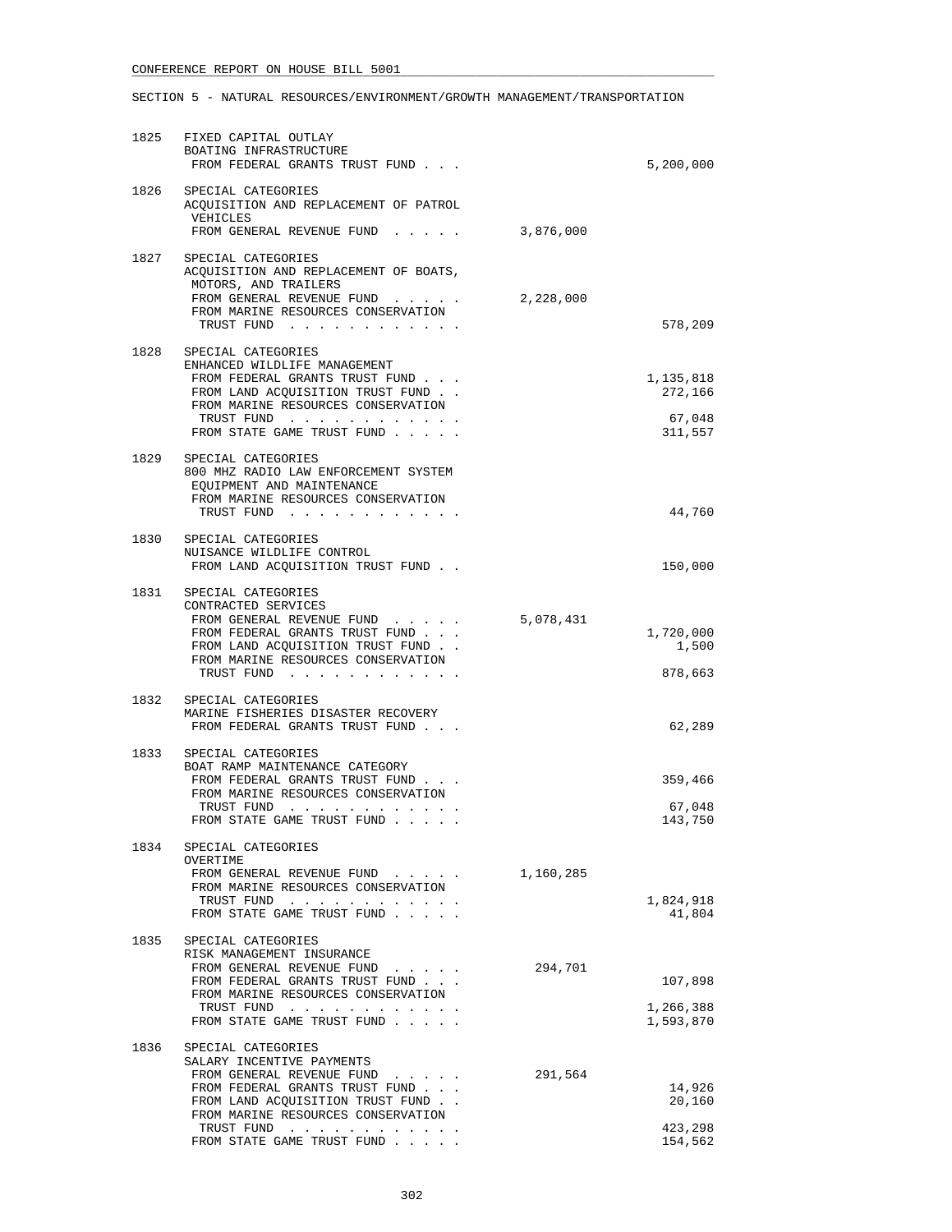CONFERENCE REPORT ON HOUSE BILL 5001

SECTION 5 - NATURAL RESOURCES/ENVIRONMENT/GROWTH MANAGEMENT/TRANSPORTATION

| | | | |
|---|---|---|---|
| 1825 | FIXED CAPITAL OUTLAY<br>BOATING INFRASTRUCTURE<br>FROM FEDERAL GRANTS TRUST FUND . . . | | 5,200,000 |
| 1826 | SPECIAL CATEGORIES<br>ACQUISITION AND REPLACEMENT OF PATROL VEHICLES<br>FROM GENERAL REVENUE FUND . . . . . | 3,876,000 | |
| 1827 | SPECIAL CATEGORIES<br>ACQUISITION AND REPLACEMENT OF BOATS, MOTORS, AND TRAILERS<br>FROM GENERAL REVENUE FUND . . . . . | 2,228,000 | |
| | FROM MARINE RESOURCES CONSERVATION TRUST FUND . . . . . . . . . . . . | | 578,209 |
| 1828 | SPECIAL CATEGORIES<br>ENHANCED WILDLIFE MANAGEMENT<br>FROM FEDERAL GRANTS TRUST FUND . . . | | 1,135,818 |
| | FROM LAND ACQUISITION TRUST FUND . . | | 272,166 |
| | FROM MARINE RESOURCES CONSERVATION TRUST FUND . . . . . . . . . . . . | | 67,048 |
| | FROM STATE GAME TRUST FUND . . . . . | | 311,557 |
| 1829 | SPECIAL CATEGORIES<br>800 MHZ RADIO LAW ENFORCEMENT SYSTEM EQUIPMENT AND MAINTENANCE<br>FROM MARINE RESOURCES CONSERVATION TRUST FUND . . . . . . . . . . . . | | 44,760 |
| 1830 | SPECIAL CATEGORIES<br>NUISANCE WILDLIFE CONTROL<br>FROM LAND ACQUISITION TRUST FUND . . | | 150,000 |
| 1831 | SPECIAL CATEGORIES<br>CONTRACTED SERVICES<br>FROM GENERAL REVENUE FUND . . . . . | 5,078,431 | |
| | FROM FEDERAL GRANTS TRUST FUND . . . | | 1,720,000 |
| | FROM LAND ACQUISITION TRUST FUND . . | | 1,500 |
| | FROM MARINE RESOURCES CONSERVATION TRUST FUND . . . . . . . . . . . . | | 878,663 |
| 1832 | SPECIAL CATEGORIES<br>MARINE FISHERIES DISASTER RECOVERY<br>FROM FEDERAL GRANTS TRUST FUND . . . | | 62,289 |
| 1833 | SPECIAL CATEGORIES<br>BOAT RAMP MAINTENANCE CATEGORY<br>FROM FEDERAL GRANTS TRUST FUND . . . | | 359,466 |
| | FROM MARINE RESOURCES CONSERVATION TRUST FUND . . . . . . . . . . . . | | 67,048 |
| | FROM STATE GAME TRUST FUND . . . . . | | 143,750 |
| 1834 | SPECIAL CATEGORIES<br>OVERTIME<br>FROM GENERAL REVENUE FUND . . . . . | 1,160,285 | |
| | FROM MARINE RESOURCES CONSERVATION TRUST FUND . . . . . . . . . . . . | | 1,824,918 |
| | FROM STATE GAME TRUST FUND . . . . . | | 41,804 |
| 1835 | SPECIAL CATEGORIES<br>RISK MANAGEMENT INSURANCE<br>FROM GENERAL REVENUE FUND . . . . . | 294,701 | |
| | FROM FEDERAL GRANTS TRUST FUND . . . | | 107,898 |
| | FROM MARINE RESOURCES CONSERVATION TRUST FUND . . . . . . . . . . . . | | 1,266,388 |
| | FROM STATE GAME TRUST FUND . . . . . | | 1,593,870 |
| 1836 | SPECIAL CATEGORIES<br>SALARY INCENTIVE PAYMENTS<br>FROM GENERAL REVENUE FUND . . . . . | 291,564 | |
| | FROM FEDERAL GRANTS TRUST FUND . . . | | 14,926 |
| | FROM LAND ACQUISITION TRUST FUND . . | | 20,160 |
| | FROM MARINE RESOURCES CONSERVATION TRUST FUND . . . . . . . . . . . . | | 423,298 |
| | FROM STATE GAME TRUST FUND . . . . . | | 154,562 |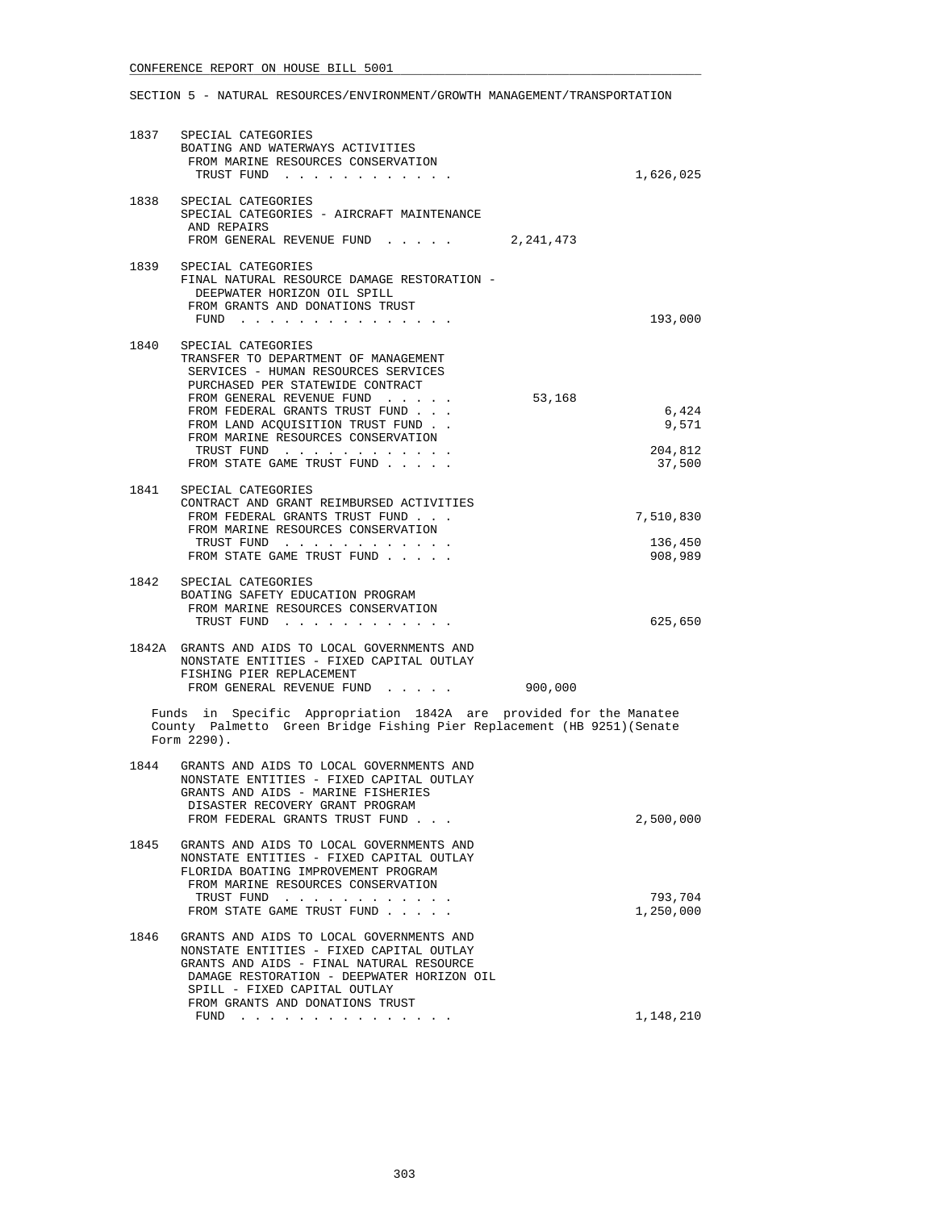CONFERENCE REPORT ON HOUSE BILL 5001

SECTION 5 - NATURAL RESOURCES/ENVIRONMENT/GROWTH MANAGEMENT/TRANSPORTATION

| | | | |
|---|---|---|---|
| 1837 | SPECIAL CATEGORIES<br>BOATING AND WATERWAYS ACTIVITIES<br>FROM MARINE RESOURCES CONSERVATION TRUST FUND . . . . . . . . . . . . | | 1,626,025 |
| 1838 | SPECIAL CATEGORIES<br>SPECIAL CATEGORIES - AIRCRAFT MAINTENANCE AND REPAIRS<br>FROM GENERAL REVENUE FUND . . . . . | 2,241,473 | |
| 1839 | SPECIAL CATEGORIES<br>FINAL NATURAL RESOURCE DAMAGE RESTORATION - DEEPWATER HORIZON OIL SPILL<br>FROM GRANTS AND DONATIONS TRUST FUND . . . . . . . . . . . . . . . | | 193,000 |
| 1840 | SPECIAL CATEGORIES<br>TRANSFER TO DEPARTMENT OF MANAGEMENT SERVICES - HUMAN RESOURCES SERVICES PURCHASED PER STATEWIDE CONTRACT<br>FROM GENERAL REVENUE FUND . . . . . | 53,168 | |
| | FROM FEDERAL GRANTS TRUST FUND . . . | | 6,424 |
| | FROM LAND ACQUISITION TRUST FUND . . | | 9,571 |
| | FROM MARINE RESOURCES CONSERVATION TRUST FUND . . . . . . . . . . . . | | 204,812 |
| | FROM STATE GAME TRUST FUND . . . . . | | 37,500 |
| 1841 | SPECIAL CATEGORIES<br>CONTRACT AND GRANT REIMBURSED ACTIVITIES<br>FROM FEDERAL GRANTS TRUST FUND . . . | | 7,510,830 |
| | FROM MARINE RESOURCES CONSERVATION TRUST FUND . . . . . . . . . . . . | | 136,450 |
| | FROM STATE GAME TRUST FUND . . . . . | | 908,989 |
| 1842 | SPECIAL CATEGORIES<br>BOATING SAFETY EDUCATION PROGRAM<br>FROM MARINE RESOURCES CONSERVATION TRUST FUND . . . . . . . . . . . . | | 625,650 |
| 1842A | GRANTS AND AIDS TO LOCAL GOVERNMENTS AND NONSTATE ENTITIES - FIXED CAPITAL OUTLAY<br>FISHING PIER REPLACEMENT<br>FROM GENERAL REVENUE FUND . . . . . | 900,000 | |

Funds in Specific Appropriation 1842A are provided for the Manatee County Palmetto Green Bridge Fishing Pier Replacement (HB 9251)(Senate Form 2290).

| | | | |
|---|---|---|---|
| 1844 | GRANTS AND AIDS TO LOCAL GOVERNMENTS AND NONSTATE ENTITIES - FIXED CAPITAL OUTLAY<br>GRANTS AND AIDS - MARINE FISHERIES DISASTER RECOVERY GRANT PROGRAM<br>FROM FEDERAL GRANTS TRUST FUND . . . | | 2,500,000 |
| 1845 | GRANTS AND AIDS TO LOCAL GOVERNMENTS AND NONSTATE ENTITIES - FIXED CAPITAL OUTLAY<br>FLORIDA BOATING IMPROVEMENT PROGRAM<br>FROM MARINE RESOURCES CONSERVATION TRUST FUND . . . . . . . . . . . . | | 793,704 |
| | FROM STATE GAME TRUST FUND . . . . . | | 1,250,000 |
| 1846 | GRANTS AND AIDS TO LOCAL GOVERNMENTS AND NONSTATE ENTITIES - FIXED CAPITAL OUTLAY<br>GRANTS AND AIDS - FINAL NATURAL RESOURCE DAMAGE RESTORATION - DEEPWATER HORIZON OIL SPILL - FIXED CAPITAL OUTLAY<br>FROM GRANTS AND DONATIONS TRUST FUND . . . . . . . . . . . . . . . | | 1,148,210 |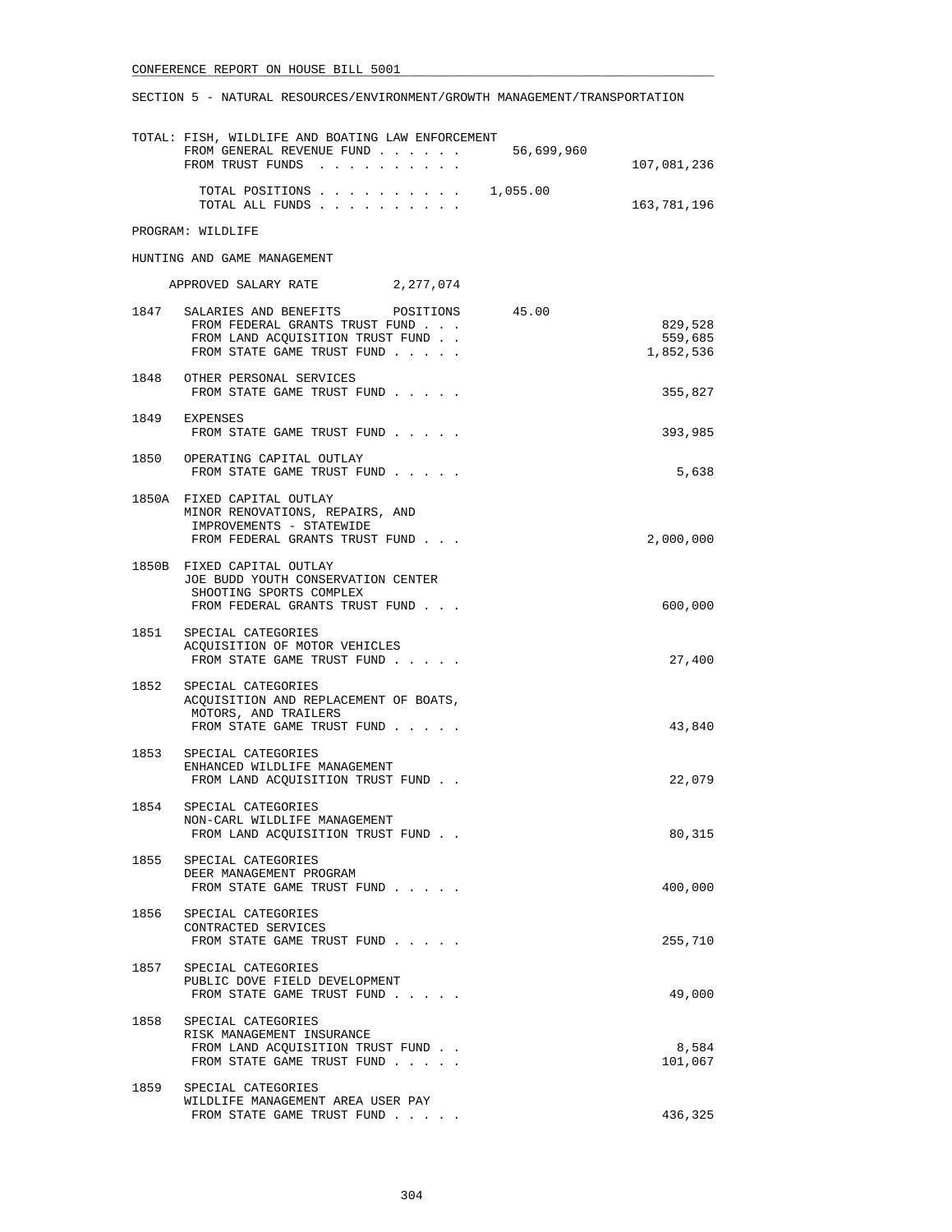SECTION 5 - NATURAL RESOURCES/ENVIRONMENT/GROWTH MANAGEMENT/TRANSPORTATION

TOTAL: FISH, WILDLIFE AND BOATING LAW ENFORCEMENT

| | | |
|---|---|---|
| FROM GENERAL REVENUE FUND . . . . . . | 56,699,960 | |
| FROM TRUST FUNDS . . . . . . . . . . | | 107,081,236 |
| TOTAL POSITIONS . . . . . . . . . . | 1,055.00 | |
| TOTAL ALL FUNDS . . . . . . . . . . | | 163,781,196 |

PROGRAM: WILDLIFE

HUNTING AND GAME MANAGEMENT

APPROVED SALARY RATE 2,277,074

| Item | Description | Positions | Amount |
|---|---|---|---|
| 1847 | SALARIES AND BENEFITS POSITIONS | 45.00 | |
| | FROM FEDERAL GRANTS TRUST FUND . . . | | 829,528 |
| | FROM LAND ACQUISITION TRUST FUND . . | | 559,685 |
| | FROM STATE GAME TRUST FUND . . . . . | | 1,852,536 |
| 1848 | OTHER PERSONAL SERVICES | | |
| | FROM STATE GAME TRUST FUND . . . . . | | 355,827 |
| 1849 | EXPENSES | | |
| | FROM STATE GAME TRUST FUND . . . . . | | 393,985 |
| 1850 | OPERATING CAPITAL OUTLAY | | |
| | FROM STATE GAME TRUST FUND . . . . . | | 5,638 |
| 1850A | FIXED CAPITAL OUTLAY<br>MINOR RENOVATIONS, REPAIRS, AND IMPROVEMENTS - STATEWIDE | | |
| | FROM FEDERAL GRANTS TRUST FUND . . . | | 2,000,000 |
| 1850B | FIXED CAPITAL OUTLAY<br>JOE BUDD YOUTH CONSERVATION CENTER SHOOTING SPORTS COMPLEX | | |
| | FROM FEDERAL GRANTS TRUST FUND . . . | | 600,000 |
| 1851 | SPECIAL CATEGORIES<br>ACQUISITION OF MOTOR VEHICLES | | |
| | FROM STATE GAME TRUST FUND . . . . . | | 27,400 |
| 1852 | SPECIAL CATEGORIES<br>ACQUISITION AND REPLACEMENT OF BOATS, MOTORS, AND TRAILERS | | |
| | FROM STATE GAME TRUST FUND . . . . . | | 43,840 |
| 1853 | SPECIAL CATEGORIES<br>ENHANCED WILDLIFE MANAGEMENT | | |
| | FROM LAND ACQUISITION TRUST FUND . . | | 22,079 |
| 1854 | SPECIAL CATEGORIES<br>NON-CARL WILDLIFE MANAGEMENT | | |
| | FROM LAND ACQUISITION TRUST FUND . . | | 80,315 |
| 1855 | SPECIAL CATEGORIES<br>DEER MANAGEMENT PROGRAM | | |
| | FROM STATE GAME TRUST FUND . . . . . | | 400,000 |
| 1856 | SPECIAL CATEGORIES<br>CONTRACTED SERVICES | | |
| | FROM STATE GAME TRUST FUND . . . . . | | 255,710 |
| 1857 | SPECIAL CATEGORIES<br>PUBLIC DOVE FIELD DEVELOPMENT | | |
| | FROM STATE GAME TRUST FUND . . . . . | | 49,000 |
| 1858 | SPECIAL CATEGORIES<br>RISK MANAGEMENT INSURANCE | | |
| | FROM LAND ACQUISITION TRUST FUND . . | | 8,584 |
| | FROM STATE GAME TRUST FUND . . . . . | | 101,067 |
| 1859 | SPECIAL CATEGORIES<br>WILDLIFE MANAGEMENT AREA USER PAY | | |
| | FROM STATE GAME TRUST FUND . . . . . | | 436,325 |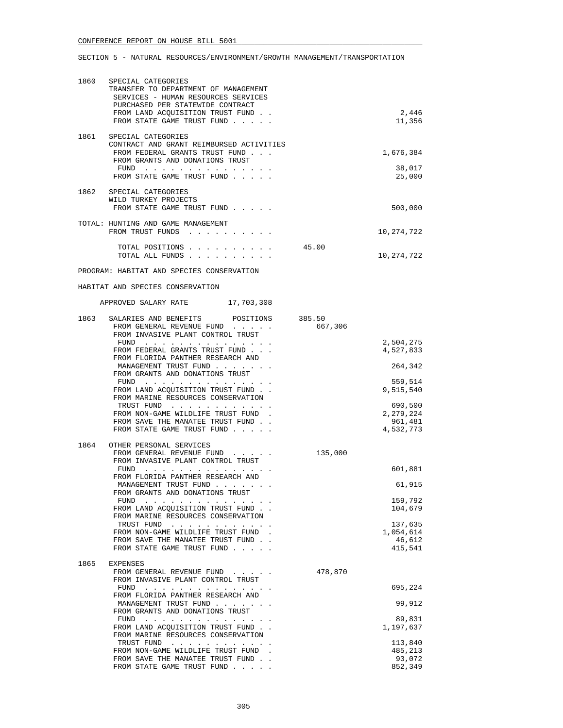CONFERENCE REPORT ON HOUSE BILL 5001

SECTION 5 - NATURAL RESOURCES/ENVIRONMENT/GROWTH MANAGEMENT/TRANSPORTATION

```
1860   SPECIAL CATEGORIES
       TRANSFER TO DEPARTMENT OF MANAGEMENT
        SERVICES - HUMAN RESOURCES SERVICES
        PURCHASED PER STATEWIDE CONTRACT
        FROM LAND ACQUISITION TRUST FUND . .                           2,446
        FROM STATE GAME TRUST FUND . . . . .                          11,356

1861   SPECIAL CATEGORIES
       CONTRACT AND GRANT REIMBURSED ACTIVITIES
        FROM FEDERAL GRANTS TRUST FUND . . .                       1,676,384
        FROM GRANTS AND DONATIONS TRUST
         FUND . . . . . . . . . . . . . . .                           38,017
        FROM STATE GAME TRUST FUND . . . . .                          25,000

1862   SPECIAL CATEGORIES
       WILD TURKEY PROJECTS
        FROM STATE GAME TRUST FUND . . . . .                         500,000

TOTAL: HUNTING AND GAME MANAGEMENT
        FROM TRUST FUNDS  . . . . . . . . .                       10,274,722

        TOTAL POSITIONS . . . . . . . . . .        45.00
        TOTAL ALL FUNDS . . . . . . . . . .                       10,274,722

PROGRAM: HABITAT AND SPECIES CONSERVATION

HABITAT AND SPECIES CONSERVATION

     APPROVED SALARY RATE        17,703,308

1863   SALARIES AND BENEFITS      POSITIONS      385.50
        FROM GENERAL REVENUE FUND  . . . . .        667,306
        FROM INVASIVE PLANT CONTROL TRUST
         FUND . . . . . . . . . . . . . . .                        2,504,275
        FROM FEDERAL GRANTS TRUST FUND . . .                       4,527,833
        FROM FLORIDA PANTHER RESEARCH AND
         MANAGEMENT TRUST FUND . . . . . . .                         264,342
        FROM GRANTS AND DONATIONS TRUST
         FUND . . . . . . . . . . . . . . .                          559,514
        FROM LAND ACQUISITION TRUST FUND . .                       9,515,540
        FROM MARINE RESOURCES CONSERVATION
         TRUST FUND  . . . . . . . . . . . .                         690,500
        FROM NON-GAME WILDLIFE TRUST FUND  .                       2,279,224
        FROM SAVE THE MANATEE TRUST FUND . .                         961,481
        FROM STATE GAME TRUST FUND . . . . .                       4,532,773

1864   OTHER PERSONAL SERVICES
        FROM GENERAL REVENUE FUND  . . . . .        135,000
        FROM INVASIVE PLANT CONTROL TRUST
         FUND . . . . . . . . . . . . . . .                          601,881
        FROM FLORIDA PANTHER RESEARCH AND
         MANAGEMENT TRUST FUND . . . . . . .                          61,915
        FROM GRANTS AND DONATIONS TRUST
         FUND . . . . . . . . . . . . . . .                          159,792
        FROM LAND ACQUISITION TRUST FUND . .                         104,679
        FROM MARINE RESOURCES CONSERVATION
         TRUST FUND  . . . . . . . . . . . .                         137,635
        FROM NON-GAME WILDLIFE TRUST FUND  .                       1,054,614
        FROM SAVE THE MANATEE TRUST FUND . .                          46,612
        FROM STATE GAME TRUST FUND . . . . .                         415,541

1865   EXPENSES
        FROM GENERAL REVENUE FUND  . . . . .        478,870
        FROM INVASIVE PLANT CONTROL TRUST
         FUND . . . . . . . . . . . . . . .                          695,224
        FROM FLORIDA PANTHER RESEARCH AND
         MANAGEMENT TRUST FUND . . . . . . .                          99,912
        FROM GRANTS AND DONATIONS TRUST
         FUND . . . . . . . . . . . . . . .                           89,831
        FROM LAND ACQUISITION TRUST FUND . .                       1,197,637
        FROM MARINE RESOURCES CONSERVATION
         TRUST FUND  . . . . . . . . . . . .                         113,840
        FROM NON-GAME WILDLIFE TRUST FUND  .                         485,213
        FROM SAVE THE MANATEE TRUST FUND . .                          93,072
        FROM STATE GAME TRUST FUND . . . . .                         852,349
```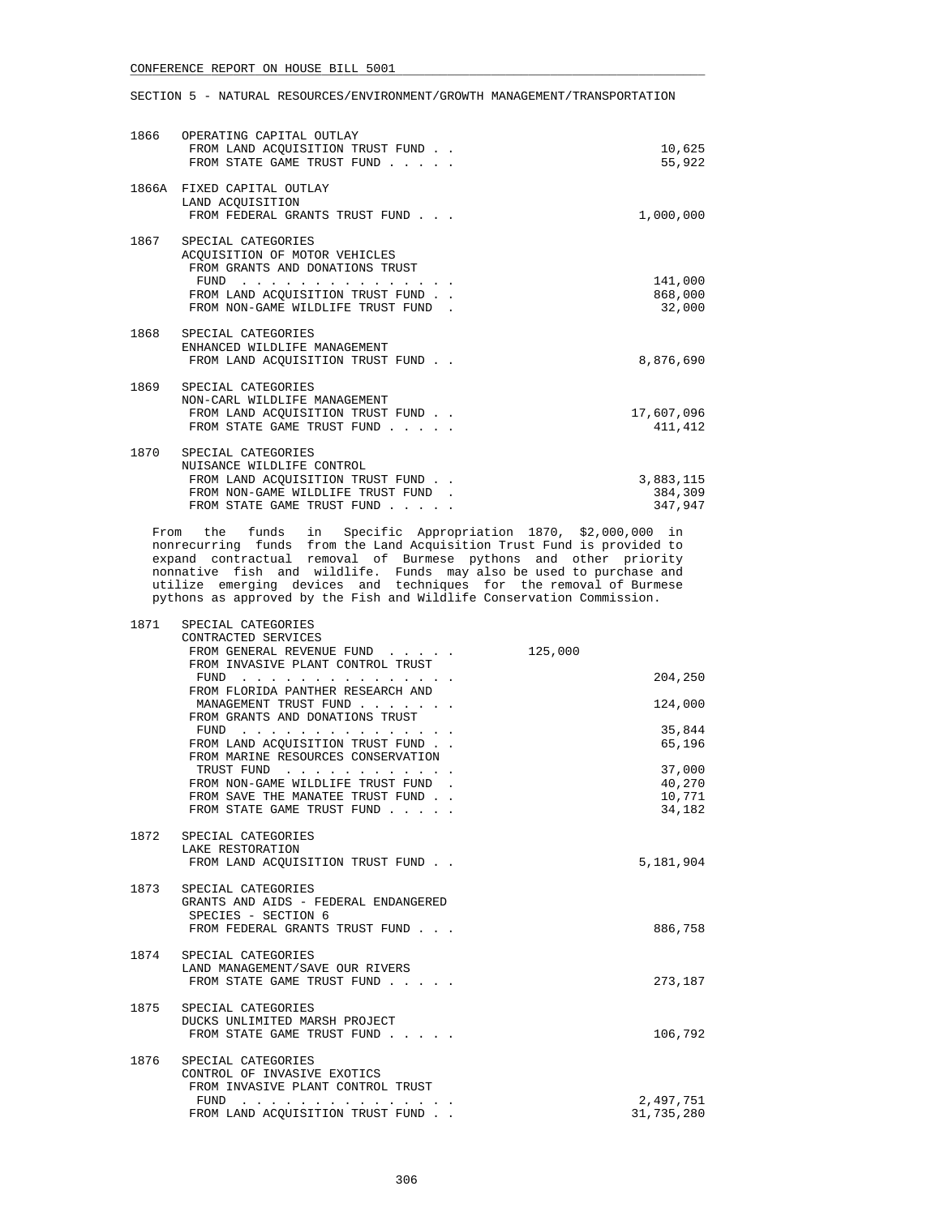CONFERENCE REPORT ON HOUSE BILL 5001

SECTION 5 - NATURAL RESOURCES/ENVIRONMENT/GROWTH MANAGEMENT/TRANSPORTATION

1866 OPERATING CAPITAL OUTLAY
FROM LAND ACQUISITION TRUST FUND . . . . . 10,625
FROM STATE GAME TRUST FUND . . . . . 55,922

1866A FIXED CAPITAL OUTLAY
LAND ACQUISITION
FROM FEDERAL GRANTS TRUST FUND . . . 1,000,000

1867 SPECIAL CATEGORIES
ACQUISITION OF MOTOR VEHICLES
FROM GRANTS AND DONATIONS TRUST
FUND . . . . . . . . . . . . . . . 141,000
FROM LAND ACQUISITION TRUST FUND . . 868,000
FROM NON-GAME WILDLIFE TRUST FUND . 32,000

1868 SPECIAL CATEGORIES
ENHANCED WILDLIFE MANAGEMENT
FROM LAND ACQUISITION TRUST FUND . . 8,876,690

1869 SPECIAL CATEGORIES
NON-CARL WILDLIFE MANAGEMENT
FROM LAND ACQUISITION TRUST FUND . . 17,607,096
FROM STATE GAME TRUST FUND . . . . . 411,412

1870 SPECIAL CATEGORIES
NUISANCE WILDLIFE CONTROL
FROM LAND ACQUISITION TRUST FUND . . 3,883,115
FROM NON-GAME WILDLIFE TRUST FUND . 384,309
FROM STATE GAME TRUST FUND . . . . . 347,947

From the funds in Specific Appropriation 1870, $2,000,000 in nonrecurring funds from the Land Acquisition Trust Fund is provided to expand contractual removal of Burmese pythons and other priority nonnative fish and wildlife. Funds may also be used to purchase and utilize emerging devices and techniques for the removal of Burmese pythons as approved by the Fish and Wildlife Conservation Commission.

1871 SPECIAL CATEGORIES
CONTRACTED SERVICES
FROM GENERAL REVENUE FUND . . . . . 125,000
FROM INVASIVE PLANT CONTROL TRUST
FUND . . . . . . . . . . . . . . . 204,250
FROM FLORIDA PANTHER RESEARCH AND
MANAGEMENT TRUST FUND . . . . . . . 124,000
FROM GRANTS AND DONATIONS TRUST
FUND . . . . . . . . . . . . . . . 35,844
FROM LAND ACQUISITION TRUST FUND . . 65,196
FROM MARINE RESOURCES CONSERVATION
TRUST FUND . . . . . . . . . . . . 37,000
FROM NON-GAME WILDLIFE TRUST FUND . 40,270
FROM SAVE THE MANATEE TRUST FUND . . 10,771
FROM STATE GAME TRUST FUND . . . . . 34,182

1872 SPECIAL CATEGORIES
LAKE RESTORATION
FROM LAND ACQUISITION TRUST FUND . . 5,181,904

1873 SPECIAL CATEGORIES
GRANTS AND AIDS - FEDERAL ENDANGERED
SPECIES - SECTION 6
FROM FEDERAL GRANTS TRUST FUND . . . 886,758

1874 SPECIAL CATEGORIES
LAND MANAGEMENT/SAVE OUR RIVERS
FROM STATE GAME TRUST FUND . . . . . 273,187

1875 SPECIAL CATEGORIES
DUCKS UNLIMITED MARSH PROJECT
FROM STATE GAME TRUST FUND . . . . . 106,792

1876 SPECIAL CATEGORIES
CONTROL OF INVASIVE EXOTICS
FROM INVASIVE PLANT CONTROL TRUST
FUND . . . . . . . . . . . . . . . 2,497,751
FROM LAND ACQUISITION TRUST FUND . . 31,735,280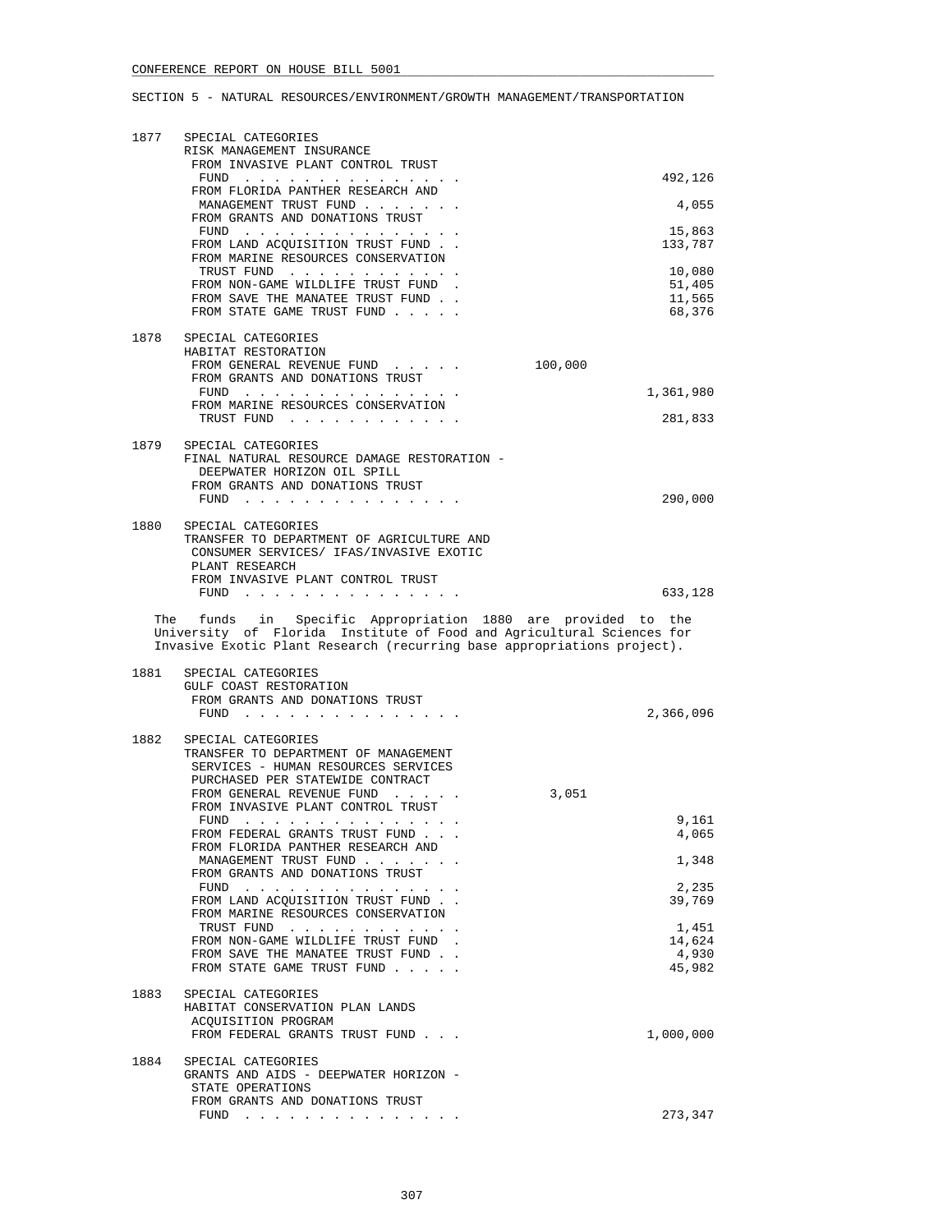SECTION 5 - NATURAL RESOURCES/ENVIRONMENT/GROWTH MANAGEMENT/TRANSPORTATION

| | | General Revenue | Trust Funds |
|---|---|---|---|
| 1877 | SPECIAL CATEGORIES<br>RISK MANAGEMENT INSURANCE | | |
| | FROM INVASIVE PLANT CONTROL TRUST FUND | | 492,126 |
| | FROM FLORIDA PANTHER RESEARCH AND MANAGEMENT TRUST FUND | | 4,055 |
| | FROM GRANTS AND DONATIONS TRUST FUND | | 15,863 |
| | FROM LAND ACQUISITION TRUST FUND | | 133,787 |
| | FROM MARINE RESOURCES CONSERVATION TRUST FUND | | 10,080 |
| | FROM NON-GAME WILDLIFE TRUST FUND | | 51,405 |
| | FROM SAVE THE MANATEE TRUST FUND | | 11,565 |
| | FROM STATE GAME TRUST FUND | | 68,376 |
| 1878 | SPECIAL CATEGORIES<br>HABITAT RESTORATION | | |
| | FROM GENERAL REVENUE FUND | 100,000 | |
| | FROM GRANTS AND DONATIONS TRUST FUND | | 1,361,980 |
| | FROM MARINE RESOURCES CONSERVATION TRUST FUND | | 281,833 |
| 1879 | SPECIAL CATEGORIES<br>FINAL NATURAL RESOURCE DAMAGE RESTORATION - DEEPWATER HORIZON OIL SPILL | | |
| | FROM GRANTS AND DONATIONS TRUST FUND | | 290,000 |
| 1880 | SPECIAL CATEGORIES<br>TRANSFER TO DEPARTMENT OF AGRICULTURE AND CONSUMER SERVICES/ IFAS/INVASIVE EXOTIC PLANT RESEARCH | | |
| | FROM INVASIVE PLANT CONTROL TRUST FUND | | 633,128 |

The funds in Specific Appropriation 1880 are provided to the University of Florida Institute of Food and Agricultural Sciences for Invasive Exotic Plant Research (recurring base appropriations project).

| | | General Revenue | Trust Funds |
|---|---|---|---|
| 1881 | SPECIAL CATEGORIES<br>GULF COAST RESTORATION | | |
| | FROM GRANTS AND DONATIONS TRUST FUND | | 2,366,096 |
| 1882 | SPECIAL CATEGORIES<br>TRANSFER TO DEPARTMENT OF MANAGEMENT SERVICES - HUMAN RESOURCES SERVICES PURCHASED PER STATEWIDE CONTRACT | | |
| | FROM GENERAL REVENUE FUND | 3,051 | |
| | FROM INVASIVE PLANT CONTROL TRUST FUND | | 9,161 |
| | FROM FEDERAL GRANTS TRUST FUND | | 4,065 |
| | FROM FLORIDA PANTHER RESEARCH AND MANAGEMENT TRUST FUND | | 1,348 |
| | FROM GRANTS AND DONATIONS TRUST FUND | | 2,235 |
| | FROM LAND ACQUISITION TRUST FUND | | 39,769 |
| | FROM MARINE RESOURCES CONSERVATION TRUST FUND | | 1,451 |
| | FROM NON-GAME WILDLIFE TRUST FUND | | 14,624 |
| | FROM SAVE THE MANATEE TRUST FUND | | 4,930 |
| | FROM STATE GAME TRUST FUND | | 45,982 |
| 1883 | SPECIAL CATEGORIES<br>HABITAT CONSERVATION PLAN LANDS ACQUISITION PROGRAM | | |
| | FROM FEDERAL GRANTS TRUST FUND | | 1,000,000 |
| 1884 | SPECIAL CATEGORIES<br>GRANTS AND AIDS - DEEPWATER HORIZON - STATE OPERATIONS | | |
| | FROM GRANTS AND DONATIONS TRUST FUND | | 273,347 |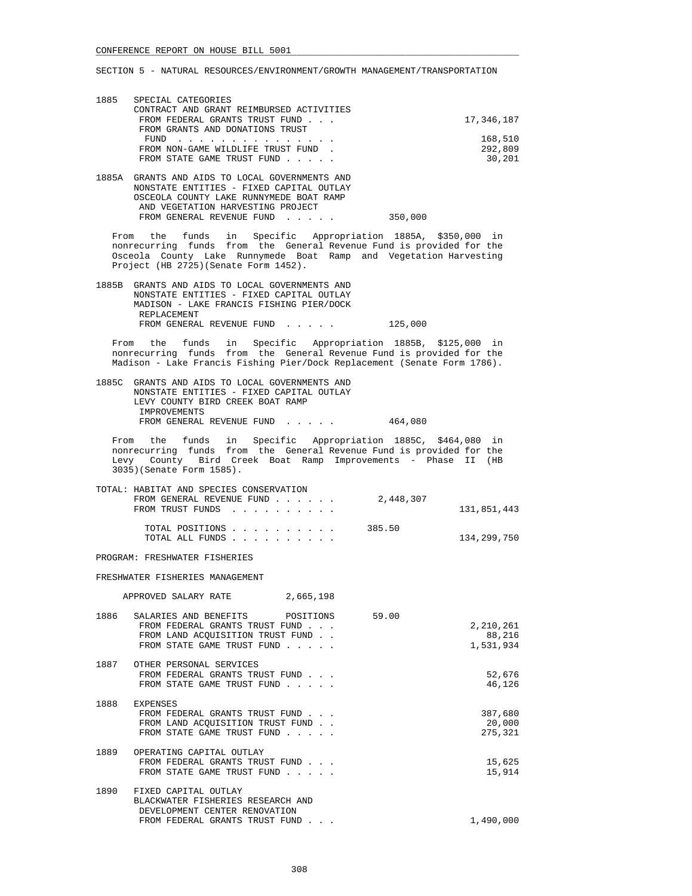SECTION 5 - NATURAL RESOURCES/ENVIRONMENT/GROWTH MANAGEMENT/TRANSPORTATION

1885 SPECIAL CATEGORIES
CONTRACT AND GRANT REIMBURSED ACTIVITIES

| | | |
|---|---|---|
| FROM FEDERAL GRANTS TRUST FUND . . . | | 17,346,187 |
| FROM GRANTS AND DONATIONS TRUST FUND . . . . . . . . . . . . . . . | | 168,510 |
| FROM NON-GAME WILDLIFE TRUST FUND . | | 292,809 |
| FROM STATE GAME TRUST FUND . . . . . | | 30,201 |

1885A GRANTS AND AIDS TO LOCAL GOVERNMENTS AND NONSTATE ENTITIES - FIXED CAPITAL OUTLAY
OSCEOLA COUNTY LAKE RUNNYMEDE BOAT RAMP AND VEGETATION HARVESTING PROJECT

| | | |
|---|---|---|
| FROM GENERAL REVENUE FUND . . . . . | 350,000 | |

From the funds in Specific Appropriation 1885A, $350,000 in nonrecurring funds from the General Revenue Fund is provided for the Osceola County Lake Runnymede Boat Ramp and Vegetation Harvesting Project (HB 2725)(Senate Form 1452).

1885B GRANTS AND AIDS TO LOCAL GOVERNMENTS AND NONSTATE ENTITIES - FIXED CAPITAL OUTLAY
MADISON - LAKE FRANCIS FISHING PIER/DOCK REPLACEMENT

| | | |
|---|---|---|
| FROM GENERAL REVENUE FUND . . . . . | 125,000 | |

From the funds in Specific Appropriation 1885B, $125,000 in nonrecurring funds from the General Revenue Fund is provided for the Madison - Lake Francis Fishing Pier/Dock Replacement (Senate Form 1786).

1885C GRANTS AND AIDS TO LOCAL GOVERNMENTS AND NONSTATE ENTITIES - FIXED CAPITAL OUTLAY
LEVY COUNTY BIRD CREEK BOAT RAMP IMPROVEMENTS

| | | |
|---|---|---|
| FROM GENERAL REVENUE FUND . . . . . | 464,080 | |

From the funds in Specific Appropriation 1885C, $464,080 in nonrecurring funds from the General Revenue Fund is provided for the Levy County Bird Creek Boat Ramp Improvements - Phase II (HB 3035)(Senate Form 1585).

TOTAL: HABITAT AND SPECIES CONSERVATION

| | | |
|---|---|---|
| FROM GENERAL REVENUE FUND . . . . . . | 2,448,307 | |
| FROM TRUST FUNDS . . . . . . . . . . | | 131,851,443 |
| TOTAL POSITIONS . . . . . . . . . . | 385.50 | |
| TOTAL ALL FUNDS . . . . . . . . . . | | 134,299,750 |

PROGRAM: FRESHWATER FISHERIES

FRESHWATER FISHERIES MANAGEMENT

APPROVED SALARY RATE 2,665,198

1886 SALARIES AND BENEFITS POSITIONS 59.00

| | | |
|---|---|---|
| FROM FEDERAL GRANTS TRUST FUND . . . | | 2,210,261 |
| FROM LAND ACQUISITION TRUST FUND . . | | 88,216 |
| FROM STATE GAME TRUST FUND . . . . . | | 1,531,934 |

1887 OTHER PERSONAL SERVICES

| | | |
|---|---|---|
| FROM FEDERAL GRANTS TRUST FUND . . . | | 52,676 |
| FROM STATE GAME TRUST FUND . . . . . | | 46,126 |

1888 EXPENSES

| | | |
|---|---|---|
| FROM FEDERAL GRANTS TRUST FUND . . . | | 387,680 |
| FROM LAND ACQUISITION TRUST FUND . . | | 20,000 |
| FROM STATE GAME TRUST FUND . . . . . | | 275,321 |

1889 OPERATING CAPITAL OUTLAY

| | | |
|---|---|---|
| FROM FEDERAL GRANTS TRUST FUND . . . | | 15,625 |
| FROM STATE GAME TRUST FUND . . . . . | | 15,914 |

1890 FIXED CAPITAL OUTLAY
BLACKWATER FISHERIES RESEARCH AND DEVELOPMENT CENTER RENOVATION

| | | |
|---|---|---|
| FROM FEDERAL GRANTS TRUST FUND . . . | | 1,490,000 |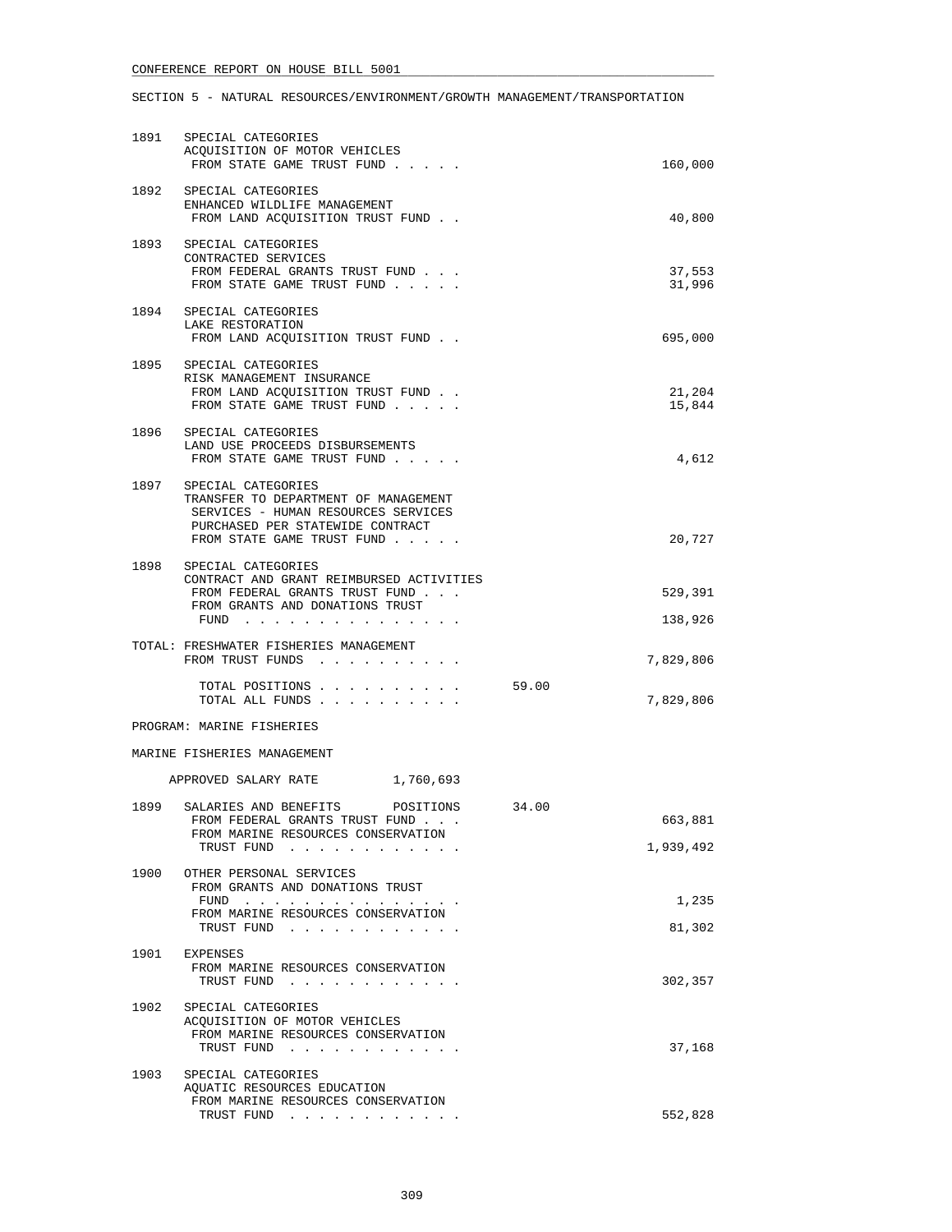SECTION 5 - NATURAL RESOURCES/ENVIRONMENT/GROWTH MANAGEMENT/TRANSPORTATION

| | | | |
|---|---|---|---|
| 1891 | SPECIAL CATEGORIES<br>ACQUISITION OF MOTOR VEHICLES<br>FROM STATE GAME TRUST FUND . . . . . | | 160,000 |
| 1892 | SPECIAL CATEGORIES<br>ENHANCED WILDLIFE MANAGEMENT<br>FROM LAND ACQUISITION TRUST FUND . . | | 40,800 |
| 1893 | SPECIAL CATEGORIES<br>CONTRACTED SERVICES<br>FROM FEDERAL GRANTS TRUST FUND . . .<br>FROM STATE GAME TRUST FUND . . . . . | | 37,553<br>31,996 |
| 1894 | SPECIAL CATEGORIES<br>LAKE RESTORATION<br>FROM LAND ACQUISITION TRUST FUND . . | | 695,000 |
| 1895 | SPECIAL CATEGORIES<br>RISK MANAGEMENT INSURANCE<br>FROM LAND ACQUISITION TRUST FUND . .<br>FROM STATE GAME TRUST FUND . . . . . | | 21,204<br>15,844 |
| 1896 | SPECIAL CATEGORIES<br>LAND USE PROCEEDS DISBURSEMENTS<br>FROM STATE GAME TRUST FUND . . . . . | | 4,612 |
| 1897 | SPECIAL CATEGORIES<br>TRANSFER TO DEPARTMENT OF MANAGEMENT SERVICES - HUMAN RESOURCES SERVICES PURCHASED PER STATEWIDE CONTRACT<br>FROM STATE GAME TRUST FUND . . . . . | | 20,727 |
| 1898 | SPECIAL CATEGORIES<br>CONTRACT AND GRANT REIMBURSED ACTIVITIES<br>FROM FEDERAL GRANTS TRUST FUND . . .<br>FROM GRANTS AND DONATIONS TRUST FUND . . . . . . . . . . . . . . . | | 529,391<br>138,926 |
| | TOTAL: FRESHWATER FISHERIES MANAGEMENT<br>FROM TRUST FUNDS . . . . . . . . . . | | 7,829,806 |
| | TOTAL POSITIONS . . . . . . . . . .<br>TOTAL ALL FUNDS . . . . . . . . . . | 59.00 | <br>7,829,806 |

PROGRAM: MARINE FISHERIES

MARINE FISHERIES MANAGEMENT

APPROVED SALARY RATE 1,760,693

| | | | |
|---|---|---|---|
| 1899 | SALARIES AND BENEFITS POSITIONS<br>FROM FEDERAL GRANTS TRUST FUND . . .<br>FROM MARINE RESOURCES CONSERVATION TRUST FUND . . . . . . . . . . . . | 34.00 | <br>663,881<br>1,939,492 |
| 1900 | OTHER PERSONAL SERVICES<br>FROM GRANTS AND DONATIONS TRUST FUND . . . . . . . . . . . . . . .<br>FROM MARINE RESOURCES CONSERVATION TRUST FUND . . . . . . . . . . . . | | 1,235<br>81,302 |
| 1901 | EXPENSES<br>FROM MARINE RESOURCES CONSERVATION TRUST FUND . . . . . . . . . . . . | | 302,357 |
| 1902 | SPECIAL CATEGORIES<br>ACQUISITION OF MOTOR VEHICLES<br>FROM MARINE RESOURCES CONSERVATION TRUST FUND . . . . . . . . . . . . | | 37,168 |
| 1903 | SPECIAL CATEGORIES<br>AQUATIC RESOURCES EDUCATION<br>FROM MARINE RESOURCES CONSERVATION TRUST FUND . . . . . . . . . . . . | | 552,828 |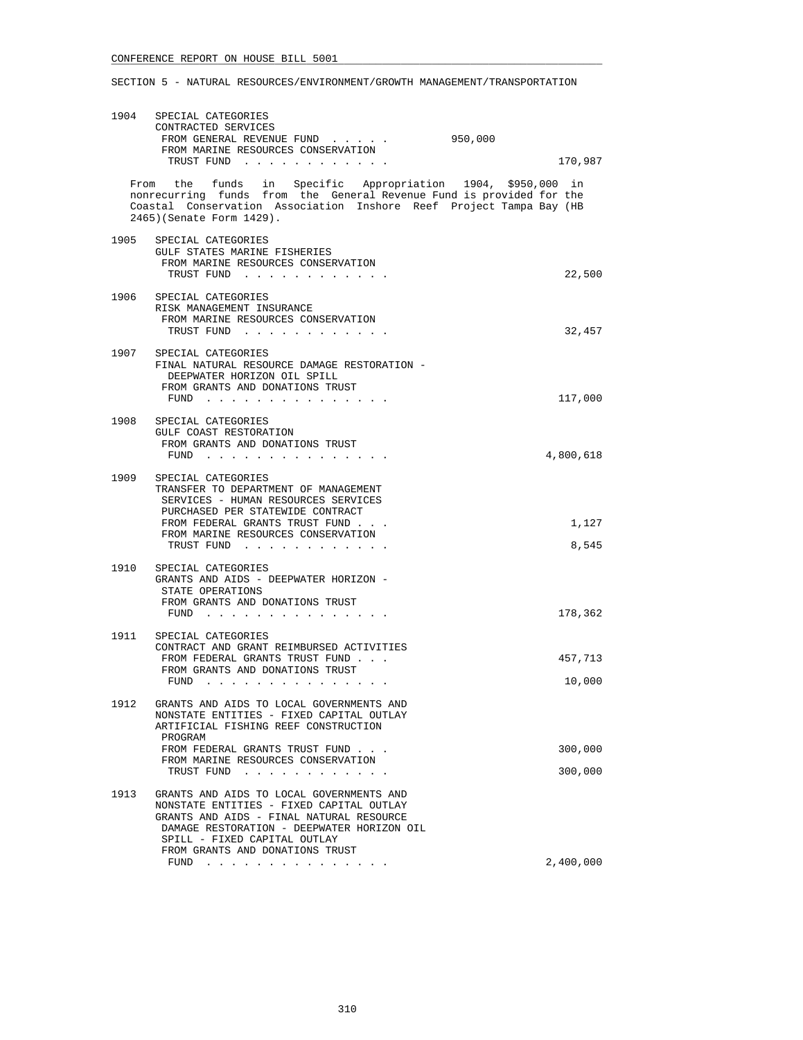SECTION 5 - NATURAL RESOURCES/ENVIRONMENT/GROWTH MANAGEMENT/TRANSPORTATION

```
1904  SPECIAL CATEGORIES
      CONTRACTED SERVICES
       FROM GENERAL REVENUE FUND . . . . .        950,000
       FROM MARINE RESOURCES CONSERVATION
        TRUST FUND . . . . . . . . . . . .                          170,987
```

From the funds in Specific Appropriation 1904, $950,000 in nonrecurring funds from the General Revenue Fund is provided for the Coastal Conservation Association Inshore Reef Project Tampa Bay (HB 2465)(Senate Form 1429).

```
1905  SPECIAL CATEGORIES
      GULF STATES MARINE FISHERIES
       FROM MARINE RESOURCES CONSERVATION
        TRUST FUND . . . . . . . . . . . .                           22,500

1906  SPECIAL CATEGORIES
      RISK MANAGEMENT INSURANCE
       FROM MARINE RESOURCES CONSERVATION
        TRUST FUND . . . . . . . . . . . .                           32,457

1907  SPECIAL CATEGORIES
      FINAL NATURAL RESOURCE DAMAGE RESTORATION -
        DEEPWATER HORIZON OIL SPILL
       FROM GRANTS AND DONATIONS TRUST
        FUND . . . . . . . . . . . . . . .                          117,000

1908  SPECIAL CATEGORIES
      GULF COAST RESTORATION
       FROM GRANTS AND DONATIONS TRUST
        FUND . . . . . . . . . . . . . . .                        4,800,618

1909  SPECIAL CATEGORIES
      TRANSFER TO DEPARTMENT OF MANAGEMENT
       SERVICES - HUMAN RESOURCES SERVICES
       PURCHASED PER STATEWIDE CONTRACT
       FROM FEDERAL GRANTS TRUST FUND . . .                           1,127
       FROM MARINE RESOURCES CONSERVATION
        TRUST FUND . . . . . . . . . . . .                            8,545

1910  SPECIAL CATEGORIES
      GRANTS AND AIDS - DEEPWATER HORIZON -
       STATE OPERATIONS
       FROM GRANTS AND DONATIONS TRUST
        FUND . . . . . . . . . . . . . . .                          178,362

1911  SPECIAL CATEGORIES
      CONTRACT AND GRANT REIMBURSED ACTIVITIES
       FROM FEDERAL GRANTS TRUST FUND . . .                         457,713
       FROM GRANTS AND DONATIONS TRUST
        FUND . . . . . . . . . . . . . . .                           10,000

1912  GRANTS AND AIDS TO LOCAL GOVERNMENTS AND
      NONSTATE ENTITIES - FIXED CAPITAL OUTLAY
      ARTIFICIAL FISHING REEF CONSTRUCTION
       PROGRAM
       FROM FEDERAL GRANTS TRUST FUND . . .                         300,000
       FROM MARINE RESOURCES CONSERVATION
        TRUST FUND . . . . . . . . . . . .                          300,000

1913  GRANTS AND AIDS TO LOCAL GOVERNMENTS AND
      NONSTATE ENTITIES - FIXED CAPITAL OUTLAY
      GRANTS AND AIDS - FINAL NATURAL RESOURCE
       DAMAGE RESTORATION - DEEPWATER HORIZON OIL
       SPILL - FIXED CAPITAL OUTLAY
       FROM GRANTS AND DONATIONS TRUST
        FUND . . . . . . . . . . . . . . .                        2,400,000
```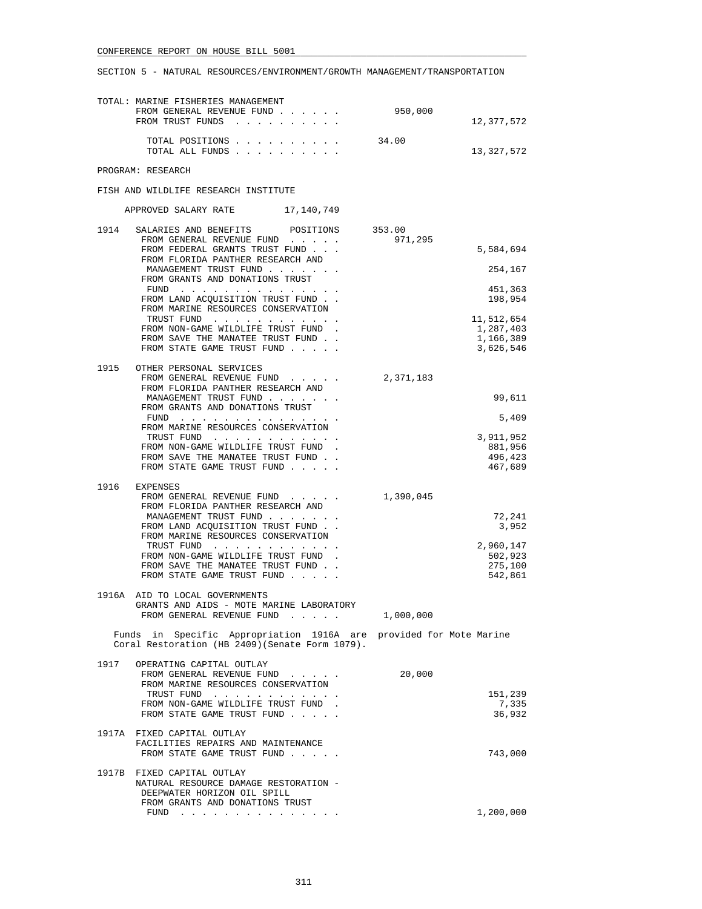SECTION 5 - NATURAL RESOURCES/ENVIRONMENT/GROWTH MANAGEMENT/TRANSPORTATION

TOTAL: MARINE FISHERIES MANAGEMENT

| | | |
|---|---|---|
| FROM GENERAL REVENUE FUND | 950,000 | |
| FROM TRUST FUNDS | | 12,377,572 |
| TOTAL POSITIONS | 34.00 | |
| TOTAL ALL FUNDS | | 13,327,572 |

PROGRAM: RESEARCH

FISH AND WILDLIFE RESEARCH INSTITUTE

APPROVED SALARY RATE 17,140,749

| | | | |
|---|---|---|---|
| 1914 | SALARIES AND BENEFITS POSITIONS | 353.00 | |
| | FROM GENERAL REVENUE FUND | 971,295 | |
| | FROM FEDERAL GRANTS TRUST FUND | | 5,584,694 |
| | FROM FLORIDA PANTHER RESEARCH AND MANAGEMENT TRUST FUND | | 254,167 |
| | FROM GRANTS AND DONATIONS TRUST FUND | | 451,363 |
| | FROM LAND ACQUISITION TRUST FUND | | 198,954 |
| | FROM MARINE RESOURCES CONSERVATION TRUST FUND | | 11,512,654 |
| | FROM NON-GAME WILDLIFE TRUST FUND | | 1,287,403 |
| | FROM SAVE THE MANATEE TRUST FUND | | 1,166,389 |
| | FROM STATE GAME TRUST FUND | | 3,626,546 |
| 1915 | OTHER PERSONAL SERVICES | | |
| | FROM GENERAL REVENUE FUND | 2,371,183 | |
| | FROM FLORIDA PANTHER RESEARCH AND MANAGEMENT TRUST FUND | | 99,611 |
| | FROM GRANTS AND DONATIONS TRUST FUND | | 5,409 |
| | FROM MARINE RESOURCES CONSERVATION TRUST FUND | | 3,911,952 |
| | FROM NON-GAME WILDLIFE TRUST FUND | | 881,956 |
| | FROM SAVE THE MANATEE TRUST FUND | | 496,423 |
| | FROM STATE GAME TRUST FUND | | 467,689 |
| 1916 | EXPENSES | | |
| | FROM GENERAL REVENUE FUND | 1,390,045 | |
| | FROM FLORIDA PANTHER RESEARCH AND MANAGEMENT TRUST FUND | | 72,241 |
| | FROM LAND ACQUISITION TRUST FUND | | 3,952 |
| | FROM MARINE RESOURCES CONSERVATION TRUST FUND | | 2,960,147 |
| | FROM NON-GAME WILDLIFE TRUST FUND | | 502,923 |
| | FROM SAVE THE MANATEE TRUST FUND | | 275,100 |
| | FROM STATE GAME TRUST FUND | | 542,861 |
| 1916A | AID TO LOCAL GOVERNMENTS GRANTS AND AIDS - MOTE MARINE LABORATORY | | |
| | FROM GENERAL REVENUE FUND | 1,000,000 | |

Funds in Specific Appropriation 1916A are provided for Mote Marine Coral Restoration (HB 2409)(Senate Form 1079).

| | | | |
|---|---|---|---|
| 1917 | OPERATING CAPITAL OUTLAY | | |
| | FROM GENERAL REVENUE FUND | 20,000 | |
| | FROM MARINE RESOURCES CONSERVATION TRUST FUND | | 151,239 |
| | FROM NON-GAME WILDLIFE TRUST FUND | | 7,335 |
| | FROM STATE GAME TRUST FUND | | 36,932 |
| 1917A | FIXED CAPITAL OUTLAY FACILITIES REPAIRS AND MAINTENANCE | | |
| | FROM STATE GAME TRUST FUND | | 743,000 |
| 1917B | FIXED CAPITAL OUTLAY NATURAL RESOURCE DAMAGE RESTORATION - DEEPWATER HORIZON OIL SPILL | | |
| | FROM GRANTS AND DONATIONS TRUST FUND | | 1,200,000 |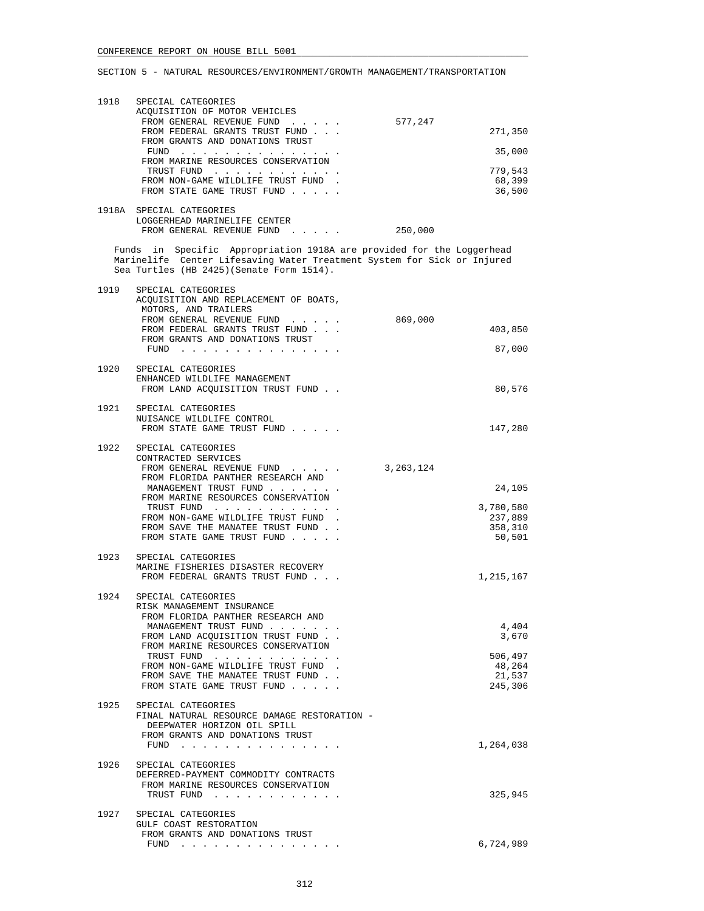CONFERENCE REPORT ON HOUSE BILL 5001

SECTION 5 - NATURAL RESOURCES/ENVIRONMENT/GROWTH MANAGEMENT/TRANSPORTATION

| | | | |
|---|---|---|---|
| 1918 | SPECIAL CATEGORIES<br>ACQUISITION OF MOTOR VEHICLES | | |
| | FROM GENERAL REVENUE FUND . . . . . | 577,247 | |
| | FROM FEDERAL GRANTS TRUST FUND . . . | | 271,350 |
| | FROM GRANTS AND DONATIONS TRUST FUND . . . . . . . . . . . . . . . | | 35,000 |
| | FROM MARINE RESOURCES CONSERVATION TRUST FUND . . . . . . . . . . . . | | 779,543 |
| | FROM NON-GAME WILDLIFE TRUST FUND . | | 68,399 |
| | FROM STATE GAME TRUST FUND . . . . . | | 36,500 |
| 1918A | SPECIAL CATEGORIES<br>LOGGERHEAD MARINELIFE CENTER | | |
| | FROM GENERAL REVENUE FUND . . . . . | 250,000 | |

Funds in Specific Appropriation 1918A are provided for the Loggerhead Marinelife Center Lifesaving Water Treatment System for Sick or Injured Sea Turtles (HB 2425)(Senate Form 1514).

| | | | |
|---|---|---|---|
| 1919 | SPECIAL CATEGORIES<br>ACQUISITION AND REPLACEMENT OF BOATS, MOTORS, AND TRAILERS | | |
| | FROM GENERAL REVENUE FUND . . . . . | 869,000 | |
| | FROM FEDERAL GRANTS TRUST FUND . . . | | 403,850 |
| | FROM GRANTS AND DONATIONS TRUST FUND . . . . . . . . . . . . . . . | | 87,000 |
| 1920 | SPECIAL CATEGORIES<br>ENHANCED WILDLIFE MANAGEMENT | | |
| | FROM LAND ACQUISITION TRUST FUND . . | | 80,576 |
| 1921 | SPECIAL CATEGORIES<br>NUISANCE WILDLIFE CONTROL | | |
| | FROM STATE GAME TRUST FUND . . . . . | | 147,280 |
| 1922 | SPECIAL CATEGORIES<br>CONTRACTED SERVICES | | |
| | FROM GENERAL REVENUE FUND . . . . . | 3,263,124 | |
| | FROM FLORIDA PANTHER RESEARCH AND MANAGEMENT TRUST FUND . . . . . . . | | 24,105 |
| | FROM MARINE RESOURCES CONSERVATION TRUST FUND . . . . . . . . . . . . | | 3,780,580 |
| | FROM NON-GAME WILDLIFE TRUST FUND . | | 237,889 |
| | FROM SAVE THE MANATEE TRUST FUND . . | | 358,310 |
| | FROM STATE GAME TRUST FUND . . . . . | | 50,501 |
| 1923 | SPECIAL CATEGORIES<br>MARINE FISHERIES DISASTER RECOVERY | | |
| | FROM FEDERAL GRANTS TRUST FUND . . . | | 1,215,167 |
| 1924 | SPECIAL CATEGORIES<br>RISK MANAGEMENT INSURANCE | | |
| | FROM FLORIDA PANTHER RESEARCH AND MANAGEMENT TRUST FUND . . . . . . . | | 4,404 |
| | FROM LAND ACQUISITION TRUST FUND . . | | 3,670 |
| | FROM MARINE RESOURCES CONSERVATION TRUST FUND . . . . . . . . . . . . | | 506,497 |
| | FROM NON-GAME WILDLIFE TRUST FUND . | | 48,264 |
| | FROM SAVE THE MANATEE TRUST FUND . . | | 21,537 |
| | FROM STATE GAME TRUST FUND . . . . . | | 245,306 |
| 1925 | SPECIAL CATEGORIES<br>FINAL NATURAL RESOURCE DAMAGE RESTORATION - DEEPWATER HORIZON OIL SPILL | | |
| | FROM GRANTS AND DONATIONS TRUST FUND . . . . . . . . . . . . . . . | | 1,264,038 |
| 1926 | SPECIAL CATEGORIES<br>DEFERRED-PAYMENT COMMODITY CONTRACTS | | |
| | FROM MARINE RESOURCES CONSERVATION TRUST FUND . . . . . . . . . . . . | | 325,945 |
| 1927 | SPECIAL CATEGORIES<br>GULF COAST RESTORATION | | |
| | FROM GRANTS AND DONATIONS TRUST FUND . . . . . . . . . . . . . . . | | 6,724,989 |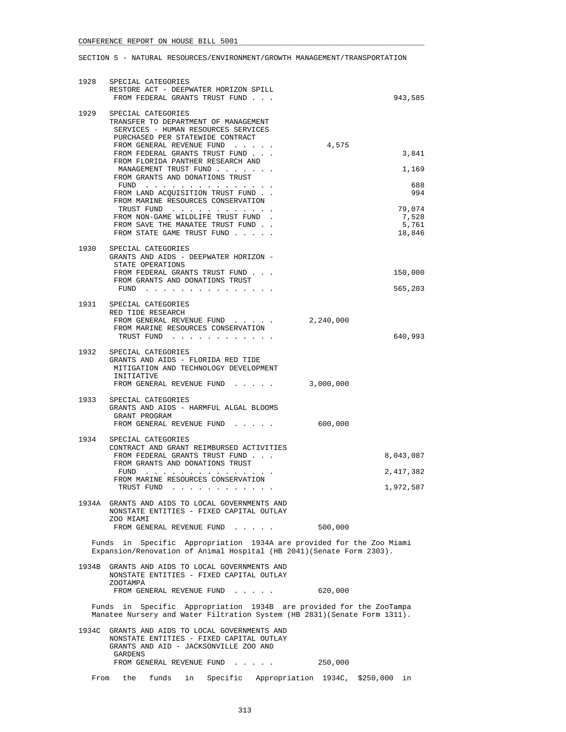CONFERENCE REPORT ON HOUSE BILL 5001

SECTION 5 - NATURAL RESOURCES/ENVIRONMENT/GROWTH MANAGEMENT/TRANSPORTATION

| | | General Revenue | Trust Funds |
|---|---|---|---|
| 1928 | SPECIAL CATEGORIES<br>RESTORE ACT - DEEPWATER HORIZON SPILL<br>FROM FEDERAL GRANTS TRUST FUND . . . | | 943,585 |
| 1929 | SPECIAL CATEGORIES<br>TRANSFER TO DEPARTMENT OF MANAGEMENT SERVICES - HUMAN RESOURCES SERVICES PURCHASED PER STATEWIDE CONTRACT<br>FROM GENERAL REVENUE FUND . . . . . | 4,575 | |
| | FROM FEDERAL GRANTS TRUST FUND . . . | | 3,841 |
| | FROM FLORIDA PANTHER RESEARCH AND MANAGEMENT TRUST FUND . . . . . . . | | 1,169 |
| | FROM GRANTS AND DONATIONS TRUST FUND . . . . . . . . . . . . . . . | | 688 |
| | FROM LAND ACQUISITION TRUST FUND . . | | 994 |
| | FROM MARINE RESOURCES CONSERVATION TRUST FUND . . . . . . . . . . . . | | 79,074 |
| | FROM NON-GAME WILDLIFE TRUST FUND . | | 7,528 |
| | FROM SAVE THE MANATEE TRUST FUND . . | | 5,761 |
| | FROM STATE GAME TRUST FUND . . . . . | | 18,846 |
| 1930 | SPECIAL CATEGORIES<br>GRANTS AND AIDS - DEEPWATER HORIZON - STATE OPERATIONS<br>FROM FEDERAL GRANTS TRUST FUND . . . | | 150,000 |
| | FROM GRANTS AND DONATIONS TRUST FUND . . . . . . . . . . . . . . . | | 565,203 |
| 1931 | SPECIAL CATEGORIES<br>RED TIDE RESEARCH<br>FROM GENERAL REVENUE FUND . . . . . | 2,240,000 | |
| | FROM MARINE RESOURCES CONSERVATION TRUST FUND . . . . . . . . . . . . | | 640,993 |
| 1932 | SPECIAL CATEGORIES<br>GRANTS AND AIDS - FLORIDA RED TIDE MITIGATION AND TECHNOLOGY DEVELOPMENT INITIATIVE<br>FROM GENERAL REVENUE FUND . . . . . | 3,000,000 | |
| 1933 | SPECIAL CATEGORIES<br>GRANTS AND AIDS - HARMFUL ALGAL BLOOMS GRANT PROGRAM<br>FROM GENERAL REVENUE FUND . . . . . | 600,000 | |
| 1934 | SPECIAL CATEGORIES<br>CONTRACT AND GRANT REIMBURSED ACTIVITIES<br>FROM FEDERAL GRANTS TRUST FUND . . . | | 8,043,087 |
| | FROM GRANTS AND DONATIONS TRUST FUND . . . . . . . . . . . . . . . | | 2,417,382 |
| | FROM MARINE RESOURCES CONSERVATION TRUST FUND . . . . . . . . . . . . | | 1,972,587 |
| 1934A | GRANTS AND AIDS TO LOCAL GOVERNMENTS AND NONSTATE ENTITIES - FIXED CAPITAL OUTLAY<br>ZOO MIAMI<br>FROM GENERAL REVENUE FUND . . . . . | 500,000 | |

Funds in Specific Appropriation 1934A are provided for the Zoo Miami Expansion/Renovation of Animal Hospital (HB 2041)(Senate Form 2303).

| | | General Revenue | Trust Funds |
|---|---|---|---|
| 1934B | GRANTS AND AIDS TO LOCAL GOVERNMENTS AND NONSTATE ENTITIES - FIXED CAPITAL OUTLAY<br>ZOOTAMPA<br>FROM GENERAL REVENUE FUND . . . . . | 620,000 | |

Funds in Specific Appropriation 1934B are provided for the ZooTampa Manatee Nursery and Water Filtration System (HB 2831)(Senate Form 1311).

| | | General Revenue | Trust Funds |
|---|---|---|---|
| 1934C | GRANTS AND AIDS TO LOCAL GOVERNMENTS AND NONSTATE ENTITIES - FIXED CAPITAL OUTLAY<br>GRANTS AND AID - JACKSONVILLE ZOO AND GARDENS<br>FROM GENERAL REVENUE FUND . . . . . | 250,000 | |

From the funds in Specific Appropriation 1934C, $250,000 in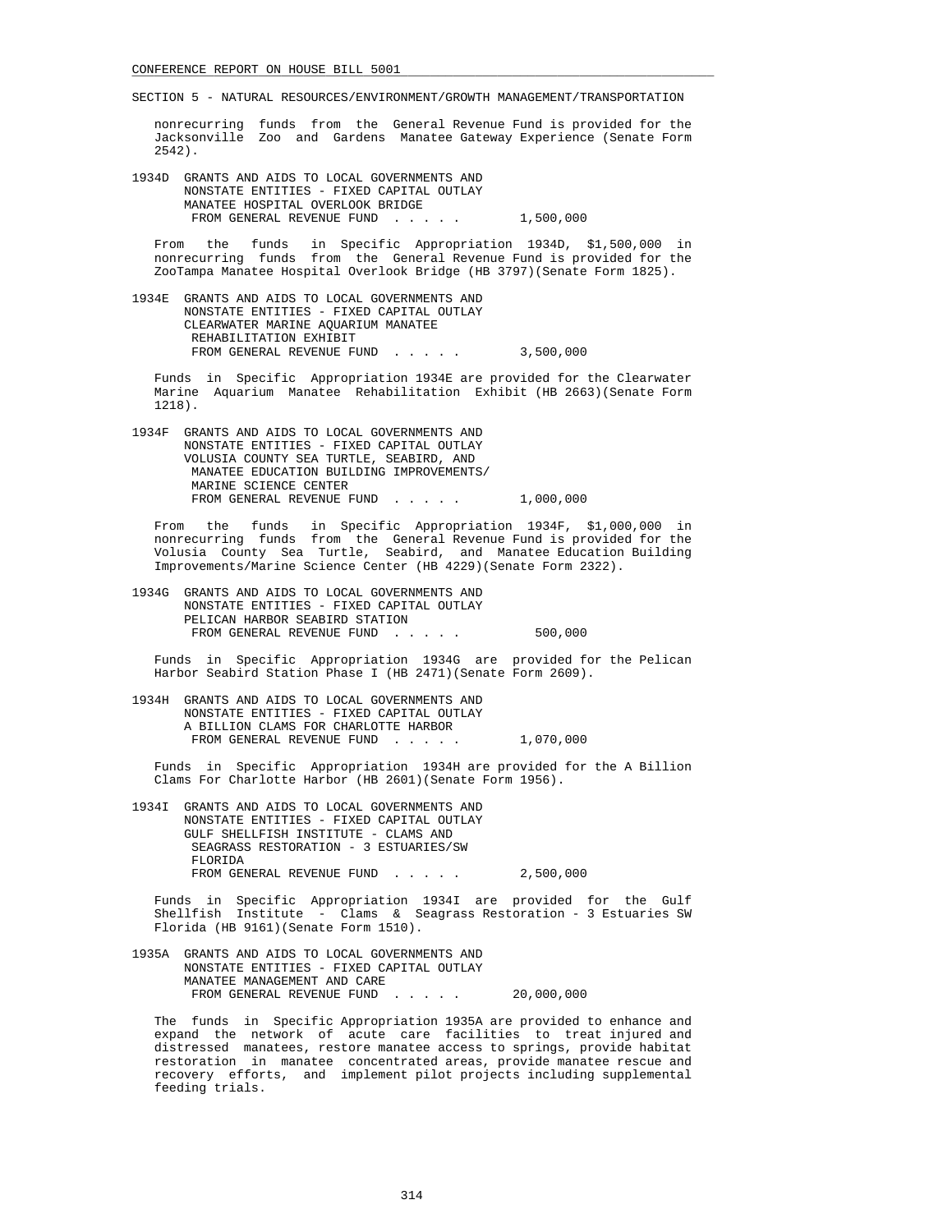SECTION 5 - NATURAL RESOURCES/ENVIRONMENT/GROWTH MANAGEMENT/TRANSPORTATION

nonrecurring funds from the General Revenue Fund is provided for the Jacksonville Zoo and Gardens Manatee Gateway Experience (Senate Form 2542).

1934D GRANTS AND AIDS TO LOCAL GOVERNMENTS AND NONSTATE ENTITIES - FIXED CAPITAL OUTLAY
MANATEE HOSPITAL OVERLOOK BRIDGE
FROM GENERAL REVENUE FUND . . . . . 1,500,000

From the funds in Specific Appropriation 1934D, $1,500,000 in nonrecurring funds from the General Revenue Fund is provided for the ZooTampa Manatee Hospital Overlook Bridge (HB 3797)(Senate Form 1825).

1934E GRANTS AND AIDS TO LOCAL GOVERNMENTS AND NONSTATE ENTITIES - FIXED CAPITAL OUTLAY
CLEARWATER MARINE AQUARIUM MANATEE REHABILITATION EXHIBIT
FROM GENERAL REVENUE FUND . . . . . 3,500,000

Funds in Specific Appropriation 1934E are provided for the Clearwater Marine Aquarium Manatee Rehabilitation Exhibit (HB 2663)(Senate Form 1218).

1934F GRANTS AND AIDS TO LOCAL GOVERNMENTS AND NONSTATE ENTITIES - FIXED CAPITAL OUTLAY
VOLUSIA COUNTY SEA TURTLE, SEABIRD, AND MANATEE EDUCATION BUILDING IMPROVEMENTS/ MARINE SCIENCE CENTER
FROM GENERAL REVENUE FUND . . . . . 1,000,000

From the funds in Specific Appropriation 1934F, $1,000,000 in nonrecurring funds from the General Revenue Fund is provided for the Volusia County Sea Turtle, Seabird, and Manatee Education Building Improvements/Marine Science Center (HB 4229)(Senate Form 2322).

1934G GRANTS AND AIDS TO LOCAL GOVERNMENTS AND NONSTATE ENTITIES - FIXED CAPITAL OUTLAY
PELICAN HARBOR SEABIRD STATION
FROM GENERAL REVENUE FUND . . . . . 500,000

Funds in Specific Appropriation 1934G are provided for the Pelican Harbor Seabird Station Phase I (HB 2471)(Senate Form 2609).

1934H GRANTS AND AIDS TO LOCAL GOVERNMENTS AND NONSTATE ENTITIES - FIXED CAPITAL OUTLAY
A BILLION CLAMS FOR CHARLOTTE HARBOR
FROM GENERAL REVENUE FUND . . . . . 1,070,000

Funds in Specific Appropriation 1934H are provided for the A Billion Clams For Charlotte Harbor (HB 2601)(Senate Form 1956).

1934I GRANTS AND AIDS TO LOCAL GOVERNMENTS AND NONSTATE ENTITIES - FIXED CAPITAL OUTLAY
GULF SHELLFISH INSTITUTE - CLAMS AND SEAGRASS RESTORATION - 3 ESTUARIES/SW FLORIDA
FROM GENERAL REVENUE FUND . . . . . 2,500,000

Funds in Specific Appropriation 1934I are provided for the Gulf Shellfish Institute - Clams & Seagrass Restoration - 3 Estuaries SW Florida (HB 9161)(Senate Form 1510).

1935A GRANTS AND AIDS TO LOCAL GOVERNMENTS AND NONSTATE ENTITIES - FIXED CAPITAL OUTLAY
MANATEE MANAGEMENT AND CARE
FROM GENERAL REVENUE FUND . . . . . 20,000,000

The funds in Specific Appropriation 1935A are provided to enhance and expand the network of acute care facilities to treat injured and distressed manatees, restore manatee access to springs, provide habitat restoration in manatee concentrated areas, provide manatee rescue and recovery efforts, and implement pilot projects including supplemental feeding trials.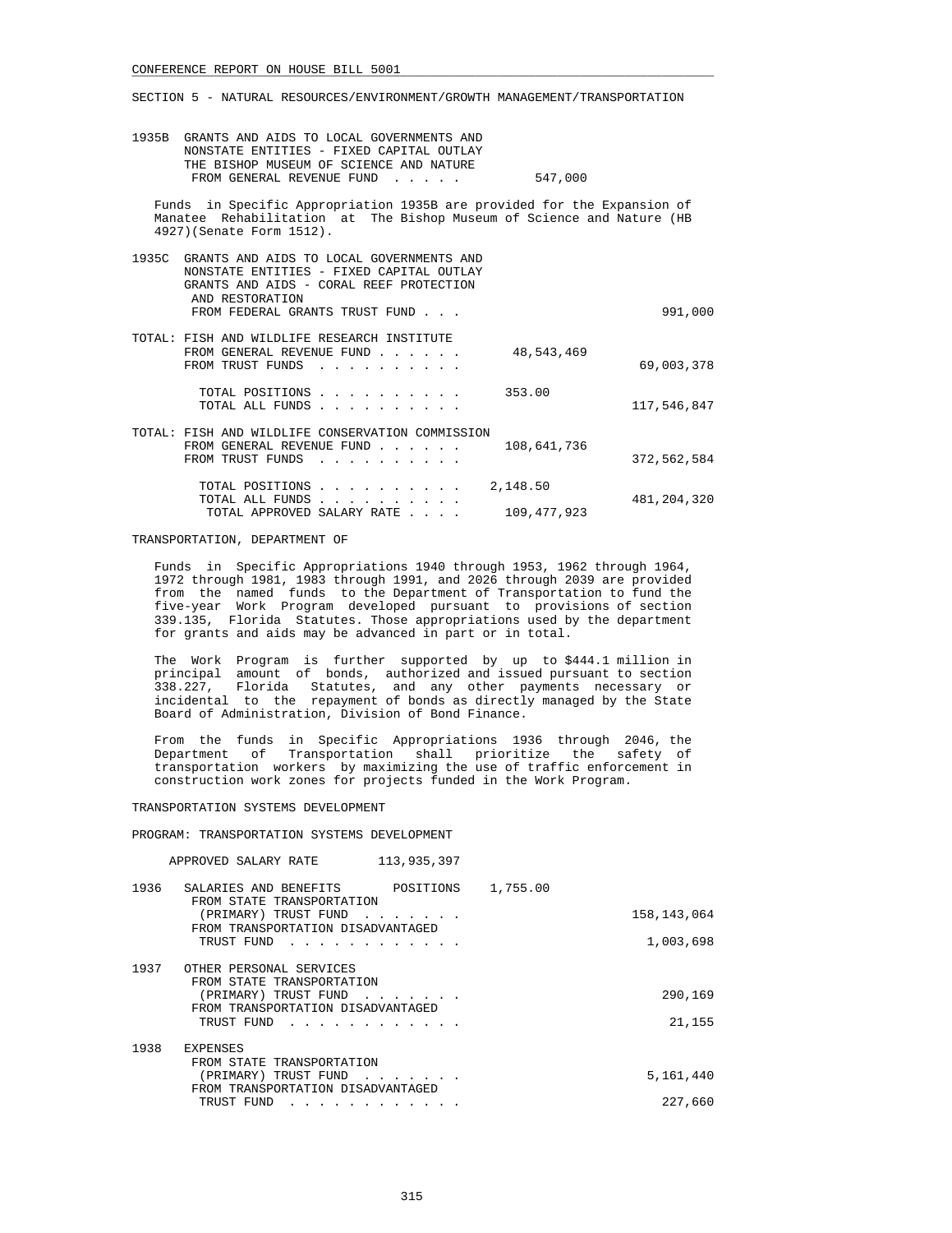SECTION 5 - NATURAL RESOURCES/ENVIRONMENT/GROWTH MANAGEMENT/TRANSPORTATION

1935B GRANTS AND AIDS TO LOCAL GOVERNMENTS AND NONSTATE ENTITIES - FIXED CAPITAL OUTLAY THE BISHOP MUSEUM OF SCIENCE AND NATURE
FROM GENERAL REVENUE FUND . . . . . 547,000

Funds in Specific Appropriation 1935B are provided for the Expansion of Manatee Rehabilitation at The Bishop Museum of Science and Nature (HB 4927)(Senate Form 1512).

1935C GRANTS AND AIDS TO LOCAL GOVERNMENTS AND NONSTATE ENTITIES - FIXED CAPITAL OUTLAY GRANTS AND AIDS - CORAL REEF PROTECTION AND RESTORATION
FROM FEDERAL GRANTS TRUST FUND . . . 991,000

TOTAL: FISH AND WILDLIFE RESEARCH INSTITUTE

| | | |
|---|---|---|
| FROM GENERAL REVENUE FUND | 48,543,469 | |
| FROM TRUST FUNDS | | 69,003,378 |
| TOTAL POSITIONS | 353.00 | |
| TOTAL ALL FUNDS | | 117,546,847 |

TOTAL: FISH AND WILDLIFE CONSERVATION COMMISSION

| | | |
|---|---|---|
| FROM GENERAL REVENUE FUND | 108,641,736 | |
| FROM TRUST FUNDS | | 372,562,584 |
| TOTAL POSITIONS | 2,148.50 | |
| TOTAL ALL FUNDS | | 481,204,320 |
| TOTAL APPROVED SALARY RATE | 109,477,923 | |

## TRANSPORTATION, DEPARTMENT OF

Funds in Specific Appropriations 1940 through 1953, 1962 through 1964, 1972 through 1981, 1983 through 1991, and 2026 through 2039 are provided from the named funds to the Department of Transportation to fund the five-year Work Program developed pursuant to provisions of section 339.135, Florida Statutes. Those appropriations used by the department for grants and aids may be advanced in part or in total.

The Work Program is further supported by up to $444.1 million in principal amount of bonds, authorized and issued pursuant to section 338.227, Florida Statutes, and any other payments necessary or incidental to the repayment of bonds as directly managed by the State Board of Administration, Division of Bond Finance.

From the funds in Specific Appropriations 1936 through 2046, the Department of Transportation shall prioritize the safety of transportation workers by maximizing the use of traffic enforcement in construction work zones for projects funded in the Work Program.

### TRANSPORTATION SYSTEMS DEVELOPMENT

PROGRAM: TRANSPORTATION SYSTEMS DEVELOPMENT

APPROVED SALARY RATE 113,935,397

1936 SALARIES AND BENEFITS POSITIONS 1,755.00
FROM STATE TRANSPORTATION (PRIMARY) TRUST FUND . . . . . . . 158,143,064
FROM TRANSPORTATION DISADVANTAGED TRUST FUND . . . . . . . . . . . . 1,003,698

1937 OTHER PERSONAL SERVICES
FROM STATE TRANSPORTATION (PRIMARY) TRUST FUND . . . . . . . 290,169
FROM TRANSPORTATION DISADVANTAGED TRUST FUND . . . . . . . . . . . . 21,155

1938 EXPENSES
FROM STATE TRANSPORTATION (PRIMARY) TRUST FUND . . . . . . . 5,161,440
FROM TRANSPORTATION DISADVANTAGED TRUST FUND . . . . . . . . . . . . 227,660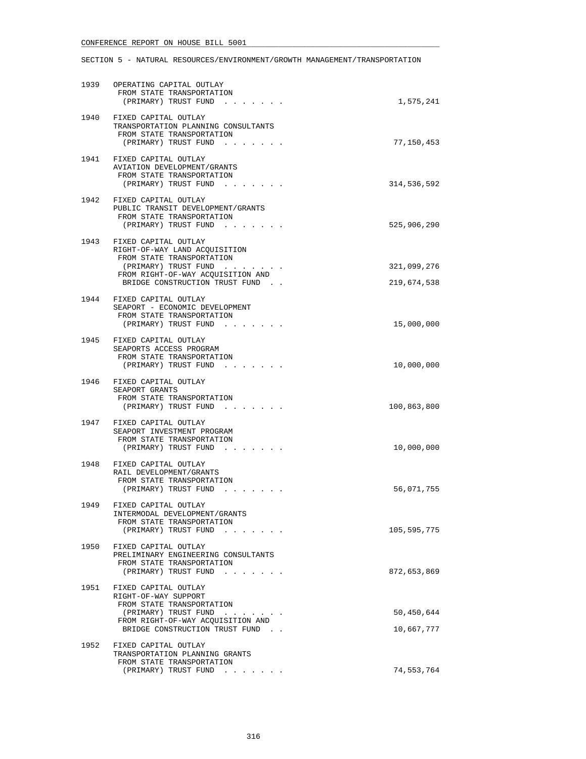CONFERENCE REPORT ON HOUSE BILL 5001

SECTION 5 - NATURAL RESOURCES/ENVIRONMENT/GROWTH MANAGEMENT/TRANSPORTATION

1939 OPERATING CAPITAL OUTLAY
FROM STATE TRANSPORTATION
(PRIMARY) TRUST FUND . . . . . . . 1,575,241

1940 FIXED CAPITAL OUTLAY
TRANSPORTATION PLANNING CONSULTANTS
FROM STATE TRANSPORTATION
(PRIMARY) TRUST FUND . . . . . . . 77,150,453

1941 FIXED CAPITAL OUTLAY
AVIATION DEVELOPMENT/GRANTS
FROM STATE TRANSPORTATION
(PRIMARY) TRUST FUND . . . . . . . 314,536,592

1942 FIXED CAPITAL OUTLAY
PUBLIC TRANSIT DEVELOPMENT/GRANTS
FROM STATE TRANSPORTATION
(PRIMARY) TRUST FUND . . . . . . . 525,906,290

1943 FIXED CAPITAL OUTLAY
RIGHT-OF-WAY LAND ACQUISITION
FROM STATE TRANSPORTATION
(PRIMARY) TRUST FUND . . . . . . . 321,099,276
FROM RIGHT-OF-WAY ACQUISITION AND
BRIDGE CONSTRUCTION TRUST FUND . . 219,674,538

1944 FIXED CAPITAL OUTLAY
SEAPORT - ECONOMIC DEVELOPMENT
FROM STATE TRANSPORTATION
(PRIMARY) TRUST FUND . . . . . . . 15,000,000

1945 FIXED CAPITAL OUTLAY
SEAPORTS ACCESS PROGRAM
FROM STATE TRANSPORTATION
(PRIMARY) TRUST FUND . . . . . . . 10,000,000

1946 FIXED CAPITAL OUTLAY
SEAPORT GRANTS
FROM STATE TRANSPORTATION
(PRIMARY) TRUST FUND . . . . . . . 100,863,800

1947 FIXED CAPITAL OUTLAY
SEAPORT INVESTMENT PROGRAM
FROM STATE TRANSPORTATION
(PRIMARY) TRUST FUND . . . . . . . 10,000,000

1948 FIXED CAPITAL OUTLAY
RAIL DEVELOPMENT/GRANTS
FROM STATE TRANSPORTATION
(PRIMARY) TRUST FUND . . . . . . . 56,071,755

1949 FIXED CAPITAL OUTLAY
INTERMODAL DEVELOPMENT/GRANTS
FROM STATE TRANSPORTATION
(PRIMARY) TRUST FUND . . . . . . . 105,595,775

1950 FIXED CAPITAL OUTLAY
PRELIMINARY ENGINEERING CONSULTANTS
FROM STATE TRANSPORTATION
(PRIMARY) TRUST FUND . . . . . . . 872,653,869

1951 FIXED CAPITAL OUTLAY
RIGHT-OF-WAY SUPPORT
FROM STATE TRANSPORTATION
(PRIMARY) TRUST FUND . . . . . . . 50,450,644
FROM RIGHT-OF-WAY ACQUISITION AND
BRIDGE CONSTRUCTION TRUST FUND . . 10,667,777

1952 FIXED CAPITAL OUTLAY
TRANSPORTATION PLANNING GRANTS
FROM STATE TRANSPORTATION
(PRIMARY) TRUST FUND . . . . . . . 74,553,764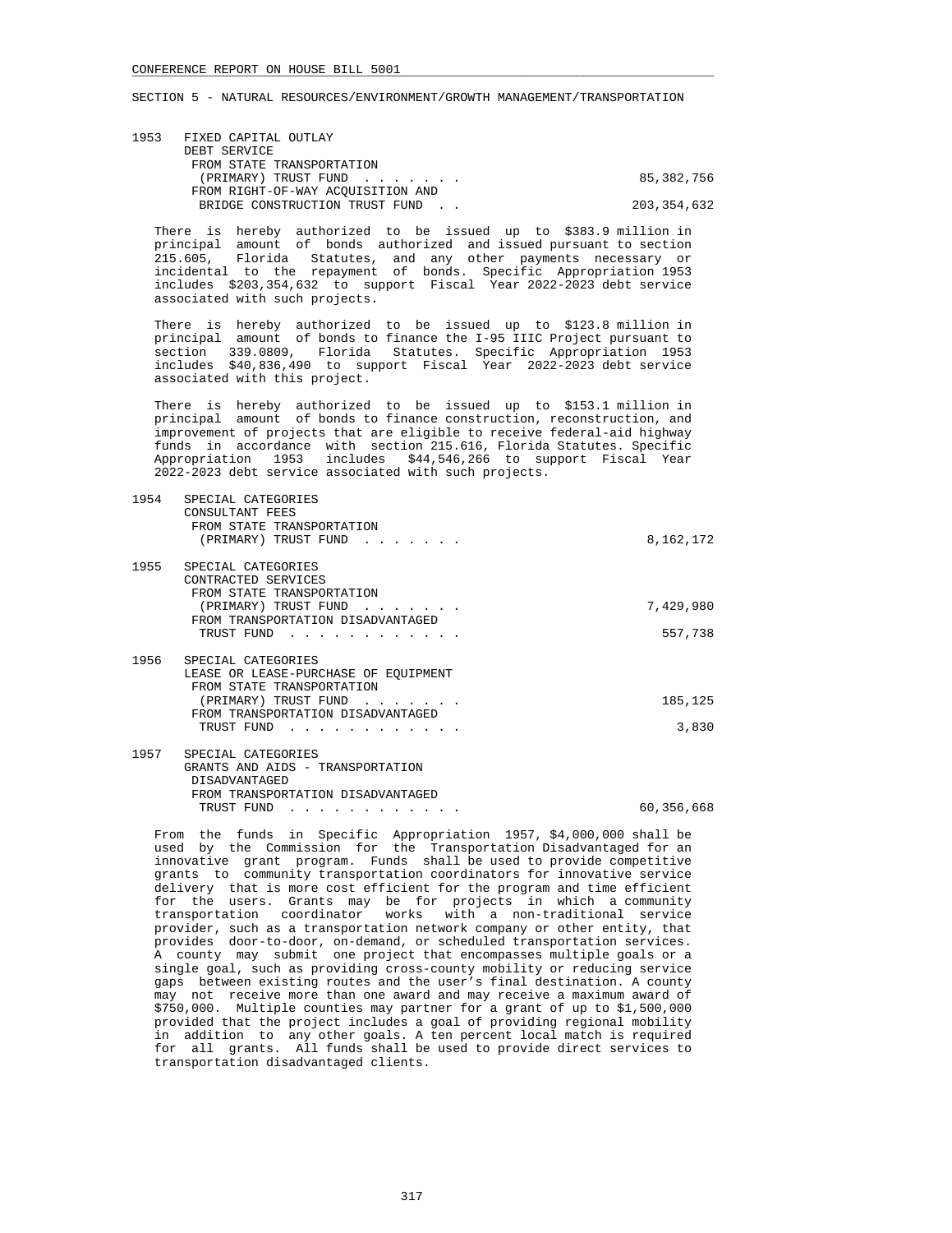SECTION 5 - NATURAL RESOURCES/ENVIRONMENT/GROWTH MANAGEMENT/TRANSPORTATION

| | | |
|---|---|---|
| 1953 | FIXED CAPITAL OUTLAY<br>DEBT SERVICE<br>FROM STATE TRANSPORTATION<br>(PRIMARY) TRUST FUND . . . . . . . | 85,382,756 |
| | FROM RIGHT-OF-WAY ACQUISITION AND<br>BRIDGE CONSTRUCTION TRUST FUND . . | 203,354,632 |

There is hereby authorized to be issued up to $383.9 million in principal amount of bonds authorized and issued pursuant to section 215.605, Florida Statutes, and any other payments necessary or incidental to the repayment of bonds. Specific Appropriation 1953 includes $203,354,632 to support Fiscal Year 2022-2023 debt service associated with such projects.

There is hereby authorized to be issued up to $123.8 million in principal amount of bonds to finance the I-95 IIIC Project pursuant to section 339.0809, Florida Statutes. Specific Appropriation 1953 includes $40,836,490 to support Fiscal Year 2022-2023 debt service associated with this project.

There is hereby authorized to be issued up to $153.1 million in principal amount of bonds to finance construction, reconstruction, and improvement of projects that are eligible to receive federal-aid highway funds in accordance with section 215.616, Florida Statutes. Specific Appropriation 1953 includes $44,546,266 to support Fiscal Year 2022-2023 debt service associated with such projects.

| | | |
|---|---|---|
| 1954 | SPECIAL CATEGORIES<br>CONSULTANT FEES<br>FROM STATE TRANSPORTATION<br>(PRIMARY) TRUST FUND . . . . . . . | 8,162,172 |
| 1955 | SPECIAL CATEGORIES<br>CONTRACTED SERVICES<br>FROM STATE TRANSPORTATION<br>(PRIMARY) TRUST FUND . . . . . . . | 7,429,980 |
| | FROM TRANSPORTATION DISADVANTAGED<br>TRUST FUND . . . . . . . . . . . . | 557,738 |
| 1956 | SPECIAL CATEGORIES<br>LEASE OR LEASE-PURCHASE OF EQUIPMENT<br>FROM STATE TRANSPORTATION<br>(PRIMARY) TRUST FUND . . . . . . . | 185,125 |
| | FROM TRANSPORTATION DISADVANTAGED<br>TRUST FUND . . . . . . . . . . . . | 3,830 |
| 1957 | SPECIAL CATEGORIES<br>GRANTS AND AIDS - TRANSPORTATION<br>DISADVANTAGED<br>FROM TRANSPORTATION DISADVANTAGED<br>TRUST FUND . . . . . . . . . . . . | 60,356,668 |

From the funds in Specific Appropriation 1957, $4,000,000 shall be used by the Commission for the Transportation Disadvantaged for an innovative grant program. Funds shall be used to provide competitive grants to community transportation coordinators for innovative service delivery that is more cost efficient for the program and time efficient for the users. Grants may be for projects in which a community transportation coordinator works with a non-traditional service provider, such as a transportation network company or other entity, that provides door-to-door, on-demand, or scheduled transportation services. A county may submit one project that encompasses multiple goals or a single goal, such as providing cross-county mobility or reducing service gaps between existing routes and the user's final destination. A county may not receive more than one award and may receive a maximum award of $750,000. Multiple counties may partner for a grant of up to $1,500,000 provided that the project includes a goal of providing regional mobility in addition to any other goals. A ten percent local match is required for all grants. All funds shall be used to provide direct services to transportation disadvantaged clients.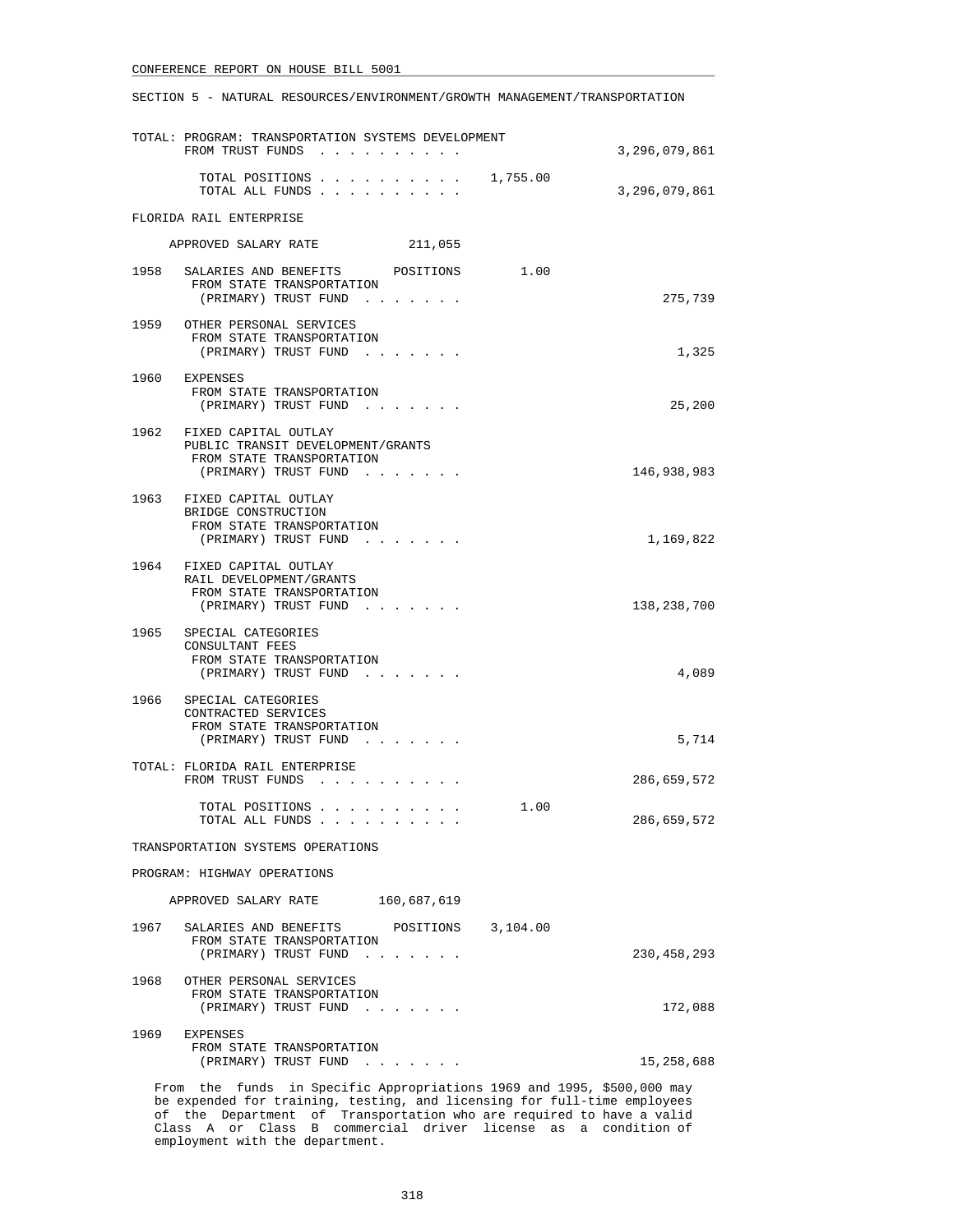CONFERENCE REPORT ON HOUSE BILL 5001

SECTION 5 - NATURAL RESOURCES/ENVIRONMENT/GROWTH MANAGEMENT/TRANSPORTATION

```
TOTAL: PROGRAM: TRANSPORTATION SYSTEMS DEVELOPMENT
       FROM TRUST FUNDS . . . . . . . . . .                       3,296,079,861

         TOTAL POSITIONS . . . . . . . . . .   1,755.00
         TOTAL ALL FUNDS . . . . . . . . . .                      3,296,079,861

FLORIDA RAIL ENTERPRISE

     APPROVED SALARY RATE           211,055

1958  SALARIES AND BENEFITS      POSITIONS       1.00
       FROM STATE TRANSPORTATION
        (PRIMARY) TRUST FUND . . . . . . .                              275,739

1959  OTHER PERSONAL SERVICES
       FROM STATE TRANSPORTATION
        (PRIMARY) TRUST FUND . . . . . . .                                1,325

1960  EXPENSES
       FROM STATE TRANSPORTATION
        (PRIMARY) TRUST FUND . . . . . . .                               25,200

1962  FIXED CAPITAL OUTLAY
      PUBLIC TRANSIT DEVELOPMENT/GRANTS
       FROM STATE TRANSPORTATION
        (PRIMARY) TRUST FUND . . . . . . .                          146,938,983

1963  FIXED CAPITAL OUTLAY
      BRIDGE CONSTRUCTION
       FROM STATE TRANSPORTATION
        (PRIMARY) TRUST FUND . . . . . . .                            1,169,822

1964  FIXED CAPITAL OUTLAY
      RAIL DEVELOPMENT/GRANTS
       FROM STATE TRANSPORTATION
        (PRIMARY) TRUST FUND . . . . . . .                          138,238,700

1965  SPECIAL CATEGORIES
      CONSULTANT FEES
       FROM STATE TRANSPORTATION
        (PRIMARY) TRUST FUND . . . . . . .                                4,089

1966  SPECIAL CATEGORIES
      CONTRACTED SERVICES
       FROM STATE TRANSPORTATION
        (PRIMARY) TRUST FUND . . . . . . .                                5,714

TOTAL: FLORIDA RAIL ENTERPRISE
       FROM TRUST FUNDS . . . . . . . . . .                         286,659,572

         TOTAL POSITIONS . . . . . . . . . .       1.00
         TOTAL ALL FUNDS . . . . . . . . . .                        286,659,572

TRANSPORTATION SYSTEMS OPERATIONS

PROGRAM: HIGHWAY OPERATIONS

     APPROVED SALARY RATE       160,687,619

1967  SALARIES AND BENEFITS      POSITIONS   3,104.00
       FROM STATE TRANSPORTATION
        (PRIMARY) TRUST FUND . . . . . . .                          230,458,293

1968  OTHER PERSONAL SERVICES
       FROM STATE TRANSPORTATION
        (PRIMARY) TRUST FUND . . . . . . .                              172,088

1969  EXPENSES
       FROM STATE TRANSPORTATION
        (PRIMARY) TRUST FUND . . . . . . .                           15,258,688
```

From the funds in Specific Appropriations 1969 and 1995, $500,000 may be expended for training, testing, and licensing for full-time employees of the Department of Transportation who are required to have a valid Class A or Class B commercial driver license as a condition of employment with the department.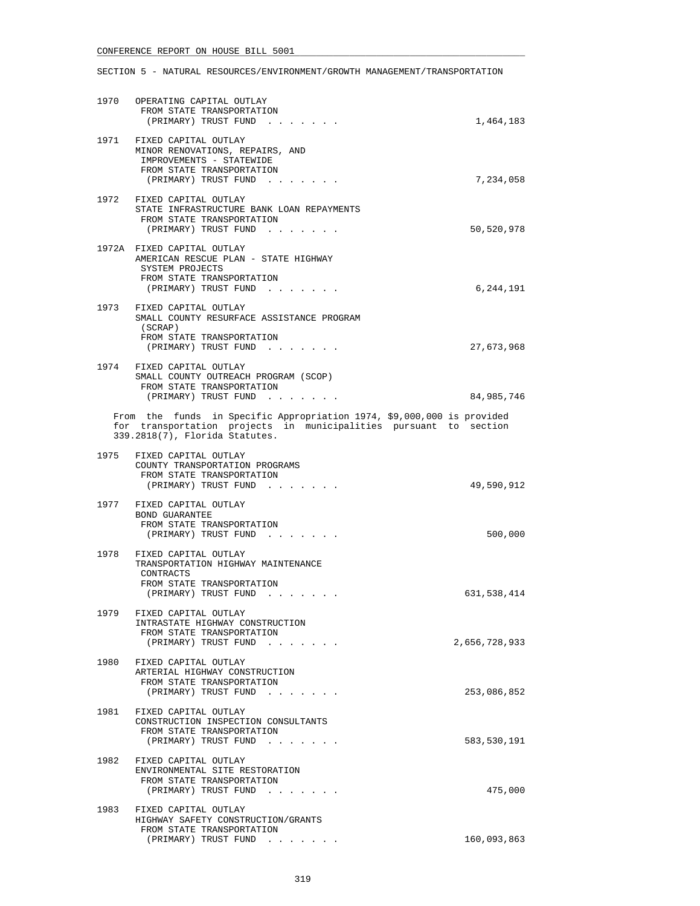SECTION 5 - NATURAL RESOURCES/ENVIRONMENT/GROWTH MANAGEMENT/TRANSPORTATION

1970 OPERATING CAPITAL OUTLAY
FROM STATE TRANSPORTATION
(PRIMARY) TRUST FUND . . . . . . . 1,464,183

1971 FIXED CAPITAL OUTLAY
MINOR RENOVATIONS, REPAIRS, AND
IMPROVEMENTS - STATEWIDE
FROM STATE TRANSPORTATION
(PRIMARY) TRUST FUND . . . . . . . 7,234,058

1972 FIXED CAPITAL OUTLAY
STATE INFRASTRUCTURE BANK LOAN REPAYMENTS
FROM STATE TRANSPORTATION
(PRIMARY) TRUST FUND . . . . . . . 50,520,978

1972A FIXED CAPITAL OUTLAY
AMERICAN RESCUE PLAN - STATE HIGHWAY
SYSTEM PROJECTS
FROM STATE TRANSPORTATION
(PRIMARY) TRUST FUND . . . . . . . 6,244,191

1973 FIXED CAPITAL OUTLAY
SMALL COUNTY RESURFACE ASSISTANCE PROGRAM
(SCRAP)
FROM STATE TRANSPORTATION
(PRIMARY) TRUST FUND . . . . . . . 27,673,968

1974 FIXED CAPITAL OUTLAY
SMALL COUNTY OUTREACH PROGRAM (SCOP)
FROM STATE TRANSPORTATION
(PRIMARY) TRUST FUND . . . . . . . 84,985,746

From the funds in Specific Appropriation 1974, $9,000,000 is provided for transportation projects in municipalities pursuant to section 339.2818(7), Florida Statutes.

1975 FIXED CAPITAL OUTLAY
COUNTY TRANSPORTATION PROGRAMS
FROM STATE TRANSPORTATION
(PRIMARY) TRUST FUND . . . . . . . 49,590,912

1977 FIXED CAPITAL OUTLAY
BOND GUARANTEE
FROM STATE TRANSPORTATION
(PRIMARY) TRUST FUND . . . . . . . 500,000

1978 FIXED CAPITAL OUTLAY
TRANSPORTATION HIGHWAY MAINTENANCE
CONTRACTS
FROM STATE TRANSPORTATION
(PRIMARY) TRUST FUND . . . . . . . 631,538,414

1979 FIXED CAPITAL OUTLAY
INTRASTATE HIGHWAY CONSTRUCTION
FROM STATE TRANSPORTATION
(PRIMARY) TRUST FUND . . . . . . . 2,656,728,933

1980 FIXED CAPITAL OUTLAY
ARTERIAL HIGHWAY CONSTRUCTION
FROM STATE TRANSPORTATION
(PRIMARY) TRUST FUND . . . . . . . 253,086,852

1981 FIXED CAPITAL OUTLAY
CONSTRUCTION INSPECTION CONSULTANTS
FROM STATE TRANSPORTATION
(PRIMARY) TRUST FUND . . . . . . . 583,530,191

1982 FIXED CAPITAL OUTLAY
ENVIRONMENTAL SITE RESTORATION
FROM STATE TRANSPORTATION
(PRIMARY) TRUST FUND . . . . . . . 475,000

1983 FIXED CAPITAL OUTLAY
HIGHWAY SAFETY CONSTRUCTION/GRANTS
FROM STATE TRANSPORTATION
(PRIMARY) TRUST FUND . . . . . . . 160,093,863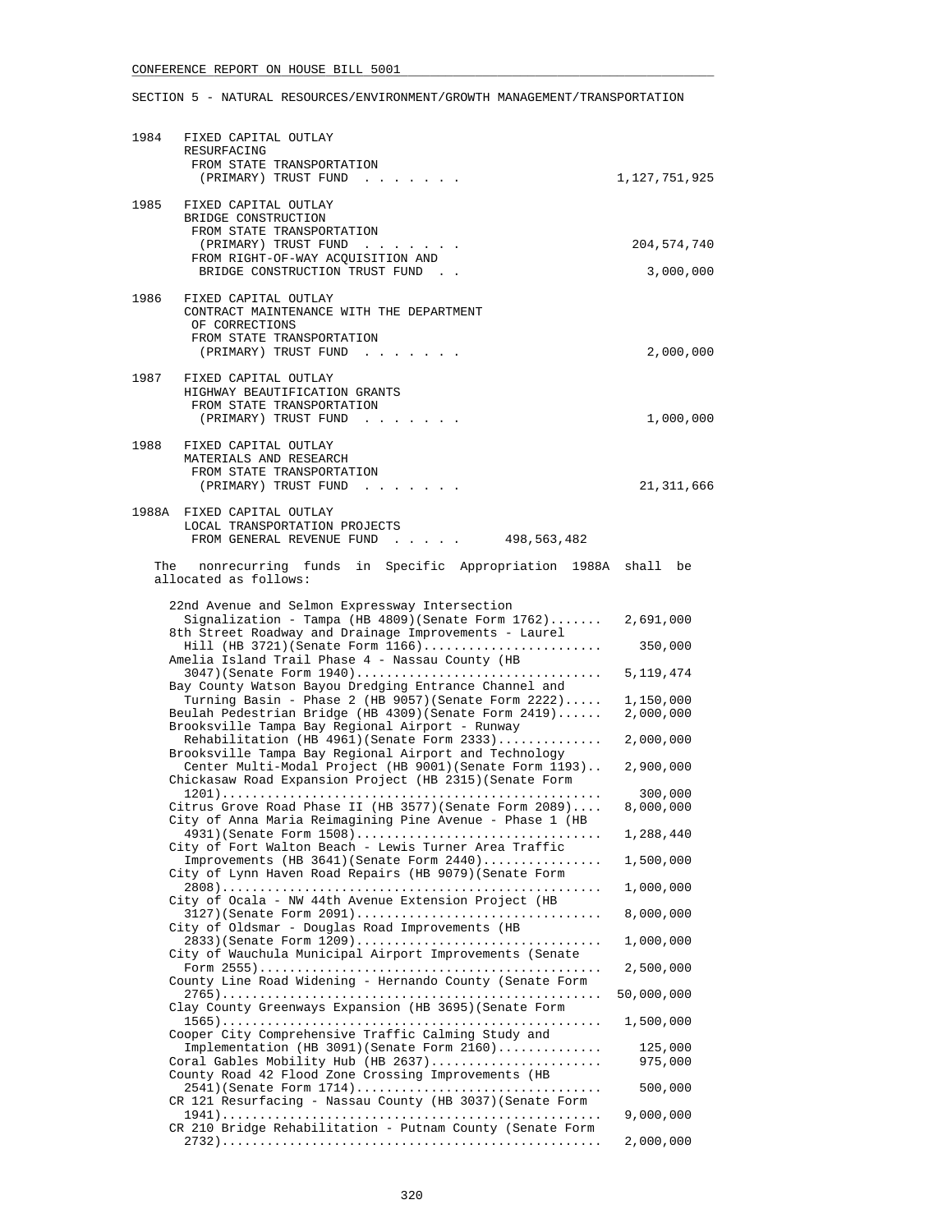CONFERENCE REPORT ON HOUSE BILL 5001

SECTION 5 - NATURAL RESOURCES/ENVIRONMENT/GROWTH MANAGEMENT/TRANSPORTATION

1984 FIXED CAPITAL OUTLAY
RESURFACING
FROM STATE TRANSPORTATION
(PRIMARY) TRUST FUND . . . . . . . 1,127,751,925

1985 FIXED CAPITAL OUTLAY
BRIDGE CONSTRUCTION
FROM STATE TRANSPORTATION
(PRIMARY) TRUST FUND . . . . . . . 204,574,740
FROM RIGHT-OF-WAY ACQUISITION AND
BRIDGE CONSTRUCTION TRUST FUND . . 3,000,000

1986 FIXED CAPITAL OUTLAY
CONTRACT MAINTENANCE WITH THE DEPARTMENT
OF CORRECTIONS
FROM STATE TRANSPORTATION
(PRIMARY) TRUST FUND . . . . . . . 2,000,000

1987 FIXED CAPITAL OUTLAY
HIGHWAY BEAUTIFICATION GRANTS
FROM STATE TRANSPORTATION
(PRIMARY) TRUST FUND . . . . . . . 1,000,000

1988 FIXED CAPITAL OUTLAY
MATERIALS AND RESEARCH
FROM STATE TRANSPORTATION
(PRIMARY) TRUST FUND . . . . . . . 21,311,666

1988A FIXED CAPITAL OUTLAY
LOCAL TRANSPORTATION PROJECTS
FROM GENERAL REVENUE FUND . . . . . 498,563,482

The nonrecurring funds in Specific Appropriation 1988A shall be allocated as follows:

| Project | Amount |
|---|---|
| 22nd Avenue and Selmon Expressway Intersection Signalization - Tampa (HB 4809)(Senate Form 1762)....... | 2,691,000 |
| 8th Street Roadway and Drainage Improvements - Laurel Hill (HB 3721)(Senate Form 1166)........................ | 350,000 |
| Amelia Island Trail Phase 4 - Nassau County (HB 3047)(Senate Form 1940)................................. | 5,119,474 |
| Bay County Watson Bayou Dredging Entrance Channel and Turning Basin - Phase 2 (HB 9057)(Senate Form 2222)..... | 1,150,000 |
| Beulah Pedestrian Bridge (HB 4309)(Senate Form 2419)...... | 2,000,000 |
| Brooksville Tampa Bay Regional Airport - Runway Rehabilitation (HB 4961)(Senate Form 2333).............. | 2,000,000 |
| Brooksville Tampa Bay Regional Airport and Technology Center Multi-Modal Project (HB 9001)(Senate Form 1193).. | 2,900,000 |
| Chickasaw Road Expansion Project (HB 2315)(Senate Form 1201).................................................. | 300,000 |
| Citrus Grove Road Phase II (HB 3577)(Senate Form 2089).... | 8,000,000 |
| City of Anna Maria Reimagining Pine Avenue - Phase 1 (HB 4931)(Senate Form 1508)................................. | 1,288,440 |
| City of Fort Walton Beach - Lewis Turner Area Traffic Improvements (HB 3641)(Senate Form 2440)................ | 1,500,000 |
| City of Lynn Haven Road Repairs (HB 9079)(Senate Form 2808).................................................. | 1,000,000 |
| City of Ocala - NW 44th Avenue Extension Project (HB 3127)(Senate Form 2091)................................. | 8,000,000 |
| City of Oldsmar - Douglas Road Improvements (HB 2833)(Senate Form 1209)................................. | 1,000,000 |
| City of Wauchula Municipal Airport Improvements (Senate Form 2555)............................................. | 2,500,000 |
| County Line Road Widening - Hernando County (Senate Form 2765).................................................. | 50,000,000 |
| Clay County Greenways Expansion (HB 3695)(Senate Form 1565).................................................. | 1,500,000 |
| Cooper City Comprehensive Traffic Calming Study and Implementation (HB 3091)(Senate Form 2160).............. | 125,000 |
| Coral Gables Mobility Hub (HB 2637)....................... | 975,000 |
| County Road 42 Flood Zone Crossing Improvements (HB 2541)(Senate Form 1714)................................. | 500,000 |
| CR 121 Resurfacing - Nassau County (HB 3037)(Senate Form 1941).................................................. | 9,000,000 |
| CR 210 Bridge Rehabilitation - Putnam County (Senate Form 2732).................................................. | 2,000,000 |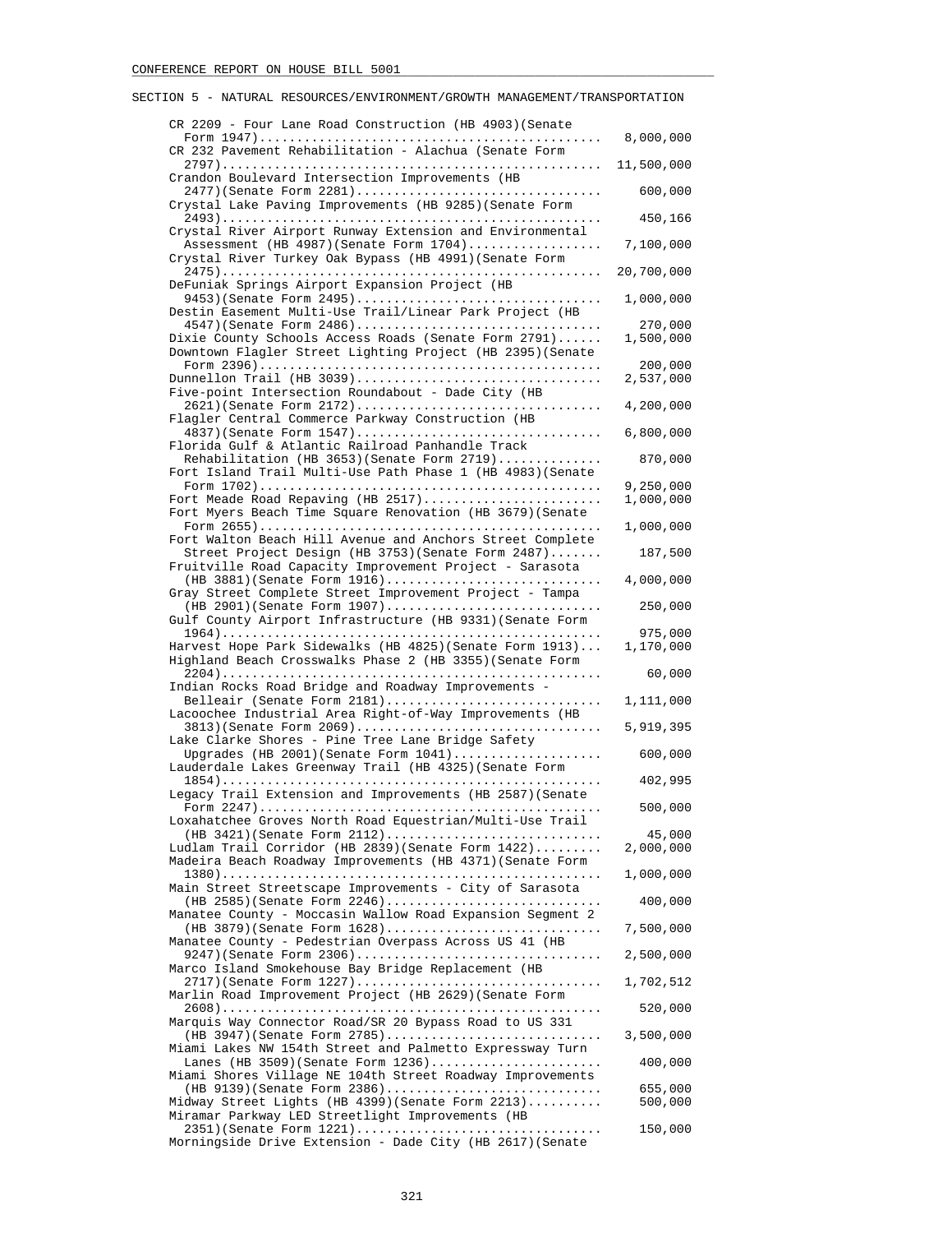SECTION 5 - NATURAL RESOURCES/ENVIRONMENT/GROWTH MANAGEMENT/TRANSPORTATION

| Item | Amount |
|---|---|
| CR 2209 - Four Lane Road Construction (HB 4903)(Senate Form 1947) | 8,000,000 |
| CR 232 Pavement Rehabilitation - Alachua (Senate Form 2797) | 11,500,000 |
| Crandon Boulevard Intersection Improvements (HB 2477)(Senate Form 2281) | 600,000 |
| Crystal Lake Paving Improvements (HB 9285)(Senate Form 2493) | 450,166 |
| Crystal River Airport Runway Extension and Environmental Assessment (HB 4987)(Senate Form 1704) | 7,100,000 |
| Crystal River Turkey Oak Bypass (HB 4991)(Senate Form 2475) | 20,700,000 |
| DeFuniak Springs Airport Expansion Project (HB 9453)(Senate Form 2495) | 1,000,000 |
| Destin Easement Multi-Use Trail/Linear Park Project (HB 4547)(Senate Form 2486) | 270,000 |
| Dixie County Schools Access Roads (Senate Form 2791) | 1,500,000 |
| Downtown Flagler Street Lighting Project (HB 2395)(Senate Form 2396) | 200,000 |
| Dunnellon Trail (HB 3039) | 2,537,000 |
| Five-point Intersection Roundabout - Dade City (HB 2621)(Senate Form 2172) | 4,200,000 |
| Flagler Central Commerce Parkway Construction (HB 4837)(Senate Form 1547) | 6,800,000 |
| Florida Gulf & Atlantic Railroad Panhandle Track Rehabilitation (HB 3653)(Senate Form 2719) | 870,000 |
| Fort Island Trail Multi-Use Path Phase 1 (HB 4983)(Senate Form 1702) | 9,250,000 |
| Fort Meade Road Repaving (HB 2517) | 1,000,000 |
| Fort Myers Beach Time Square Renovation (HB 3679)(Senate Form 2655) | 1,000,000 |
| Fort Walton Beach Hill Avenue and Anchors Street Complete Street Project Design (HB 3753)(Senate Form 2487) | 187,500 |
| Fruitville Road Capacity Improvement Project - Sarasota (HB 3881)(Senate Form 1916) | 4,000,000 |
| Gray Street Complete Street Improvement Project - Tampa (HB 2901)(Senate Form 1907) | 250,000 |
| Gulf County Airport Infrastructure (HB 9331)(Senate Form 1964) | 975,000 |
| Harvest Hope Park Sidewalks (HB 4825)(Senate Form 1913) | 1,170,000 |
| Highland Beach Crosswalks Phase 2 (HB 3355)(Senate Form 2204) | 60,000 |
| Indian Rocks Road Bridge and Roadway Improvements - Belleair (Senate Form 2181) | 1,111,000 |
| Lacoochee Industrial Area Right-of-Way Improvements (HB 3813)(Senate Form 2069) | 5,919,395 |
| Lake Clarke Shores - Pine Tree Lane Bridge Safety Upgrades (HB 2001)(Senate Form 1041) | 600,000 |
| Lauderdale Lakes Greenway Trail (HB 4325)(Senate Form 1854) | 402,995 |
| Legacy Trail Extension and Improvements (HB 2587)(Senate Form 2247) | 500,000 |
| Loxahatchee Groves North Road Equestrian/Multi-Use Trail (HB 3421)(Senate Form 2112) | 45,000 |
| Ludlam Trail Corridor (HB 2839)(Senate Form 1422) | 2,000,000 |
| Madeira Beach Roadway Improvements (HB 4371)(Senate Form 1380) | 1,000,000 |
| Main Street Streetscape Improvements - City of Sarasota (HB 2585)(Senate Form 2246) | 400,000 |
| Manatee County - Moccasin Wallow Road Expansion Segment 2 (HB 3879)(Senate Form 1628) | 7,500,000 |
| Manatee County - Pedestrian Overpass Across US 41 (HB 9247)(Senate Form 2306) | 2,500,000 |
| Marco Island Smokehouse Bay Bridge Replacement (HB 2717)(Senate Form 1227) | 1,702,512 |
| Marlin Road Improvement Project (HB 2629)(Senate Form 2608) | 520,000 |
| Marquis Way Connector Road/SR 20 Bypass Road to US 331 (HB 3947)(Senate Form 2785) | 3,500,000 |
| Miami Lakes NW 154th Street and Palmetto Expressway Turn Lanes (HB 3509)(Senate Form 1236) | 400,000 |
| Miami Shores Village NE 104th Street Roadway Improvements (HB 9139)(Senate Form 2386) | 655,000 |
| Midway Street Lights (HB 4399)(Senate Form 2213) | 500,000 |
| Miramar Parkway LED Streetlight Improvements (HB 2351)(Senate Form 1221) | 150,000 |
| Morningside Drive Extension - Dade City (HB 2617)(Senate | |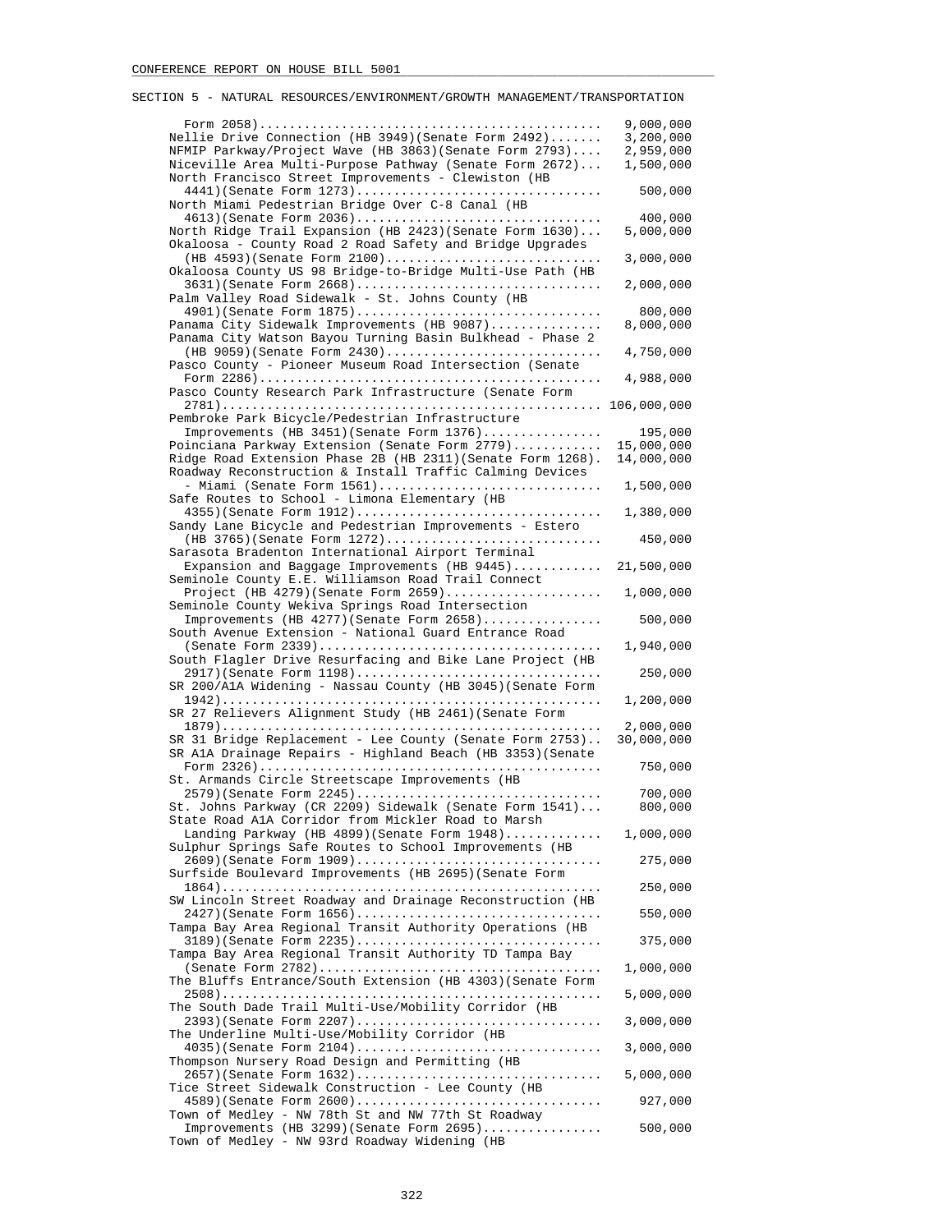SECTION 5 - NATURAL RESOURCES/ENVIRONMENT/GROWTH MANAGEMENT/TRANSPORTATION

| Item | Amount |
|---|---|
| Form 2058) | 9,000,000 |
| Nellie Drive Connection (HB 3949)(Senate Form 2492) | 3,200,000 |
| NFMIP Parkway/Project Wave (HB 3863)(Senate Form 2793) | 2,959,000 |
| Niceville Area Multi-Purpose Pathway (Senate Form 2672) | 1,500,000 |
| North Francisco Street Improvements - Clewiston (HB 4441)(Senate Form 1273) | 500,000 |
| North Miami Pedestrian Bridge Over C-8 Canal (HB 4613)(Senate Form 2036) | 400,000 |
| North Ridge Trail Expansion (HB 2423)(Senate Form 1630) | 5,000,000 |
| Okaloosa - County Road 2 Road Safety and Bridge Upgrades (HB 4593)(Senate Form 2100) | 3,000,000 |
| Okaloosa County US 98 Bridge-to-Bridge Multi-Use Path (HB 3631)(Senate Form 2668) | 2,000,000 |
| Palm Valley Road Sidewalk - St. Johns County (HB 4901)(Senate Form 1875) | 800,000 |
| Panama City Sidewalk Improvements (HB 9087) | 8,000,000 |
| Panama City Watson Bayou Turning Basin Bulkhead - Phase 2 (HB 9059)(Senate Form 2430) | 4,750,000 |
| Pasco County - Pioneer Museum Road Intersection (Senate Form 2286) | 4,988,000 |
| Pasco County Research Park Infrastructure (Senate Form 2781) | 106,000,000 |
| Pembroke Park Bicycle/Pedestrian Infrastructure Improvements (HB 3451)(Senate Form 1376) | 195,000 |
| Poinciana Parkway Extension (Senate Form 2779) | 15,000,000 |
| Ridge Road Extension Phase 2B (HB 2311)(Senate Form 1268). | 14,000,000 |
| Roadway Reconstruction & Install Traffic Calming Devices - Miami (Senate Form 1561) | 1,500,000 |
| Safe Routes to School - Limona Elementary (HB 4355)(Senate Form 1912) | 1,380,000 |
| Sandy Lane Bicycle and Pedestrian Improvements - Estero (HB 3765)(Senate Form 1272) | 450,000 |
| Sarasota Bradenton International Airport Terminal Expansion and Baggage Improvements (HB 9445) | 21,500,000 |
| Seminole County E.E. Williamson Road Trail Connect Project (HB 4279)(Senate Form 2659) | 1,000,000 |
| Seminole County Wekiva Springs Road Intersection Improvements (HB 4277)(Senate Form 2658) | 500,000 |
| South Avenue Extension - National Guard Entrance Road (Senate Form 2339) | 1,940,000 |
| South Flagler Drive Resurfacing and Bike Lane Project (HB 2917)(Senate Form 1198) | 250,000 |
| SR 200/A1A Widening - Nassau County (HB 3045)(Senate Form 1942) | 1,200,000 |
| SR 27 Relievers Alignment Study (HB 2461)(Senate Form 1879) | 2,000,000 |
| SR 31 Bridge Replacement - Lee County (Senate Form 2753) | 30,000,000 |
| SR A1A Drainage Repairs - Highland Beach (HB 3353)(Senate Form 2326) | 750,000 |
| St. Armands Circle Streetscape Improvements (HB 2579)(Senate Form 2245) | 700,000 |
| St. Johns Parkway (CR 2209) Sidewalk (Senate Form 1541) | 800,000 |
| State Road A1A Corridor from Mickler Road to Marsh Landing Parkway (HB 4899)(Senate Form 1948) | 1,000,000 |
| Sulphur Springs Safe Routes to School Improvements (HB 2609)(Senate Form 1909) | 275,000 |
| Surfside Boulevard Improvements (HB 2695)(Senate Form 1864) | 250,000 |
| SW Lincoln Street Roadway and Drainage Reconstruction (HB 2427)(Senate Form 1656) | 550,000 |
| Tampa Bay Area Regional Transit Authority Operations (HB 3189)(Senate Form 2235) | 375,000 |
| Tampa Bay Area Regional Transit Authority TD Tampa Bay (Senate Form 2782) | 1,000,000 |
| The Bluffs Entrance/South Extension (HB 4303)(Senate Form 2508) | 5,000,000 |
| The South Dade Trail Multi-Use/Mobility Corridor (HB 2393)(Senate Form 2207) | 3,000,000 |
| The Underline Multi-Use/Mobility Corridor (HB 4035)(Senate Form 2104) | 3,000,000 |
| Thompson Nursery Road Design and Permitting (HB 2657)(Senate Form 1632) | 5,000,000 |
| Tice Street Sidewalk Construction - Lee County (HB 4589)(Senate Form 2600) | 927,000 |
| Town of Medley - NW 78th St and NW 77th St Roadway Improvements (HB 3299)(Senate Form 2695) | 500,000 |
| Town of Medley - NW 93rd Roadway Widening (HB | |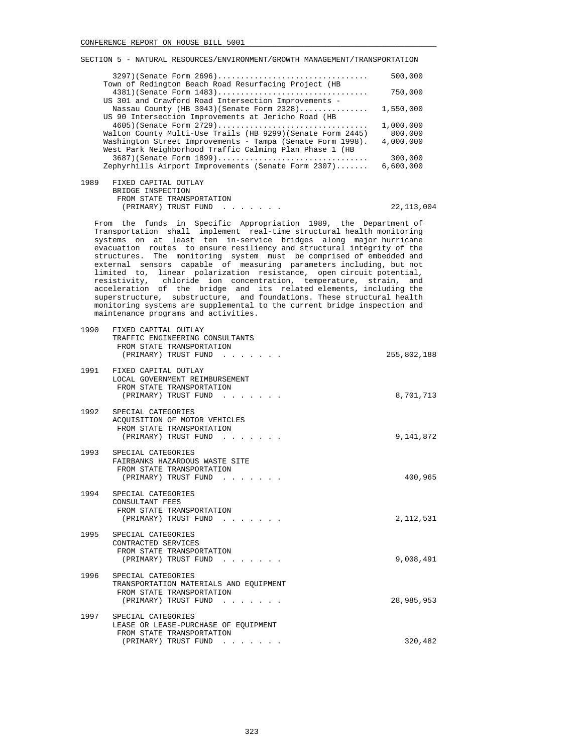SECTION 5 - NATURAL RESOURCES/ENVIRONMENT/GROWTH MANAGEMENT/TRANSPORTATION

| | |
|---|---|
| 3297)(Senate Form 2696) | 500,000 |
| Town of Redington Beach Road Resurfacing Project (HB 4381)(Senate Form 1483) | 750,000 |
| US 301 and Crawford Road Intersection Improvements - Nassau County (HB 3043)(Senate Form 2328) | 1,550,000 |
| US 90 Intersection Improvements at Jericho Road (HB 4605)(Senate Form 2729) | 1,000,000 |
| Walton County Multi-Use Trails (HB 9299)(Senate Form 2445) | 800,000 |
| Washington Street Improvements - Tampa (Senate Form 1998). | 4,000,000 |
| West Park Neighborhood Traffic Calming Plan Phase 1 (HB 3687)(Senate Form 1899) | 300,000 |
| Zephyrhills Airport Improvements (Senate Form 2307) | 6,600,000 |

1989 FIXED CAPITAL OUTLAY
BRIDGE INSPECTION
FROM STATE TRANSPORTATION
(PRIMARY) TRUST FUND . . . . . . . 22,113,004

From the funds in Specific Appropriation 1989, the Department of Transportation shall implement real-time structural health monitoring systems on at least ten in-service bridges along major hurricane evacuation routes to ensure resiliency and structural integrity of the structures. The monitoring system must be comprised of embedded and external sensors capable of measuring parameters including, but not limited to, linear polarization resistance, open circuit potential, resistivity, chloride ion concentration, temperature, strain, and acceleration of the bridge and its related elements, including the superstructure, substructure, and foundations. These structural health monitoring systems are supplemental to the current bridge inspection and maintenance programs and activities.

1990 FIXED CAPITAL OUTLAY
TRAFFIC ENGINEERING CONSULTANTS
FROM STATE TRANSPORTATION
(PRIMARY) TRUST FUND . . . . . . . 255,802,188

1991 FIXED CAPITAL OUTLAY
LOCAL GOVERNMENT REIMBURSEMENT
FROM STATE TRANSPORTATION
(PRIMARY) TRUST FUND . . . . . . . 8,701,713

1992 SPECIAL CATEGORIES
ACQUISITION OF MOTOR VEHICLES
FROM STATE TRANSPORTATION
(PRIMARY) TRUST FUND . . . . . . . 9,141,872

1993 SPECIAL CATEGORIES
FAIRBANKS HAZARDOUS WASTE SITE
FROM STATE TRANSPORTATION
(PRIMARY) TRUST FUND . . . . . . . 400,965

1994 SPECIAL CATEGORIES
CONSULTANT FEES
FROM STATE TRANSPORTATION
(PRIMARY) TRUST FUND . . . . . . . 2,112,531

1995 SPECIAL CATEGORIES
CONTRACTED SERVICES
FROM STATE TRANSPORTATION
(PRIMARY) TRUST FUND . . . . . . . 9,008,491

1996 SPECIAL CATEGORIES
TRANSPORTATION MATERIALS AND EQUIPMENT
FROM STATE TRANSPORTATION
(PRIMARY) TRUST FUND . . . . . . . 28,985,953

1997 SPECIAL CATEGORIES
LEASE OR LEASE-PURCHASE OF EQUIPMENT
FROM STATE TRANSPORTATION
(PRIMARY) TRUST FUND . . . . . . . 320,482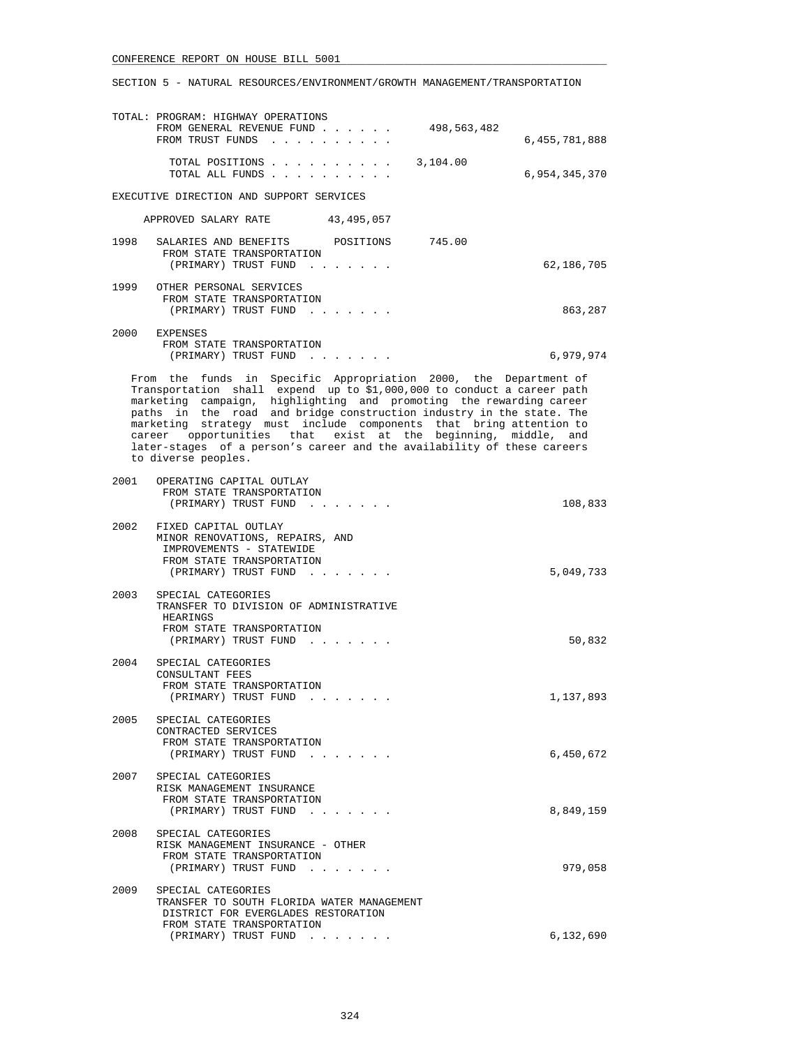SECTION 5 - NATURAL RESOURCES/ENVIRONMENT/GROWTH MANAGEMENT/TRANSPORTATION

```
TOTAL: PROGRAM: HIGHWAY OPERATIONS
       FROM GENERAL REVENUE FUND . . . . . .     498,563,482
       FROM TRUST FUNDS  . . . . . . . . . .                     6,455,781,888

         TOTAL POSITIONS . . . . . . . . . .    3,104.00
         TOTAL ALL FUNDS . . . . . . . . . .                     6,954,345,370
```

EXECUTIVE DIRECTION AND SUPPORT SERVICES

```
     APPROVED SALARY RATE         43,495,057

1998   SALARIES AND BENEFITS       POSITIONS      745.00
        FROM STATE TRANSPORTATION
         (PRIMARY) TRUST FUND  . . . . . . .                        62,186,705

1999   OTHER PERSONAL SERVICES
        FROM STATE TRANSPORTATION
         (PRIMARY) TRUST FUND  . . . . . . .                           863,287

2000   EXPENSES
        FROM STATE TRANSPORTATION
         (PRIMARY) TRUST FUND  . . . . . . .                         6,979,974
```

From the funds in Specific Appropriation 2000, the Department of Transportation shall expend up to $1,000,000 to conduct a career path marketing campaign, highlighting and promoting the rewarding career paths in the road and bridge construction industry in the state. The marketing strategy must include components that bring attention to career opportunities that exist at the beginning, middle, and later-stages of a person's career and the availability of these careers to diverse peoples.

```
2001   OPERATING CAPITAL OUTLAY
        FROM STATE TRANSPORTATION
         (PRIMARY) TRUST FUND  . . . . . . .                           108,833

2002   FIXED CAPITAL OUTLAY
       MINOR RENOVATIONS, REPAIRS, AND
        IMPROVEMENTS - STATEWIDE
        FROM STATE TRANSPORTATION
         (PRIMARY) TRUST FUND  . . . . . . .                         5,049,733

2003   SPECIAL CATEGORIES
       TRANSFER TO DIVISION OF ADMINISTRATIVE
        HEARINGS
        FROM STATE TRANSPORTATION
         (PRIMARY) TRUST FUND  . . . . . . .                            50,832

2004   SPECIAL CATEGORIES
       CONSULTANT FEES
        FROM STATE TRANSPORTATION
         (PRIMARY) TRUST FUND  . . . . . . .                         1,137,893

2005   SPECIAL CATEGORIES
       CONTRACTED SERVICES
        FROM STATE TRANSPORTATION
         (PRIMARY) TRUST FUND  . . . . . . .                         6,450,672

2007   SPECIAL CATEGORIES
       RISK MANAGEMENT INSURANCE
        FROM STATE TRANSPORTATION
         (PRIMARY) TRUST FUND  . . . . . . .                         8,849,159

2008   SPECIAL CATEGORIES
       RISK MANAGEMENT INSURANCE - OTHER
        FROM STATE TRANSPORTATION
         (PRIMARY) TRUST FUND  . . . . . . .                           979,058

2009   SPECIAL CATEGORIES
       TRANSFER TO SOUTH FLORIDA WATER MANAGEMENT
        DISTRICT FOR EVERGLADES RESTORATION
        FROM STATE TRANSPORTATION
         (PRIMARY) TRUST FUND  . . . . . . .                         6,132,690
```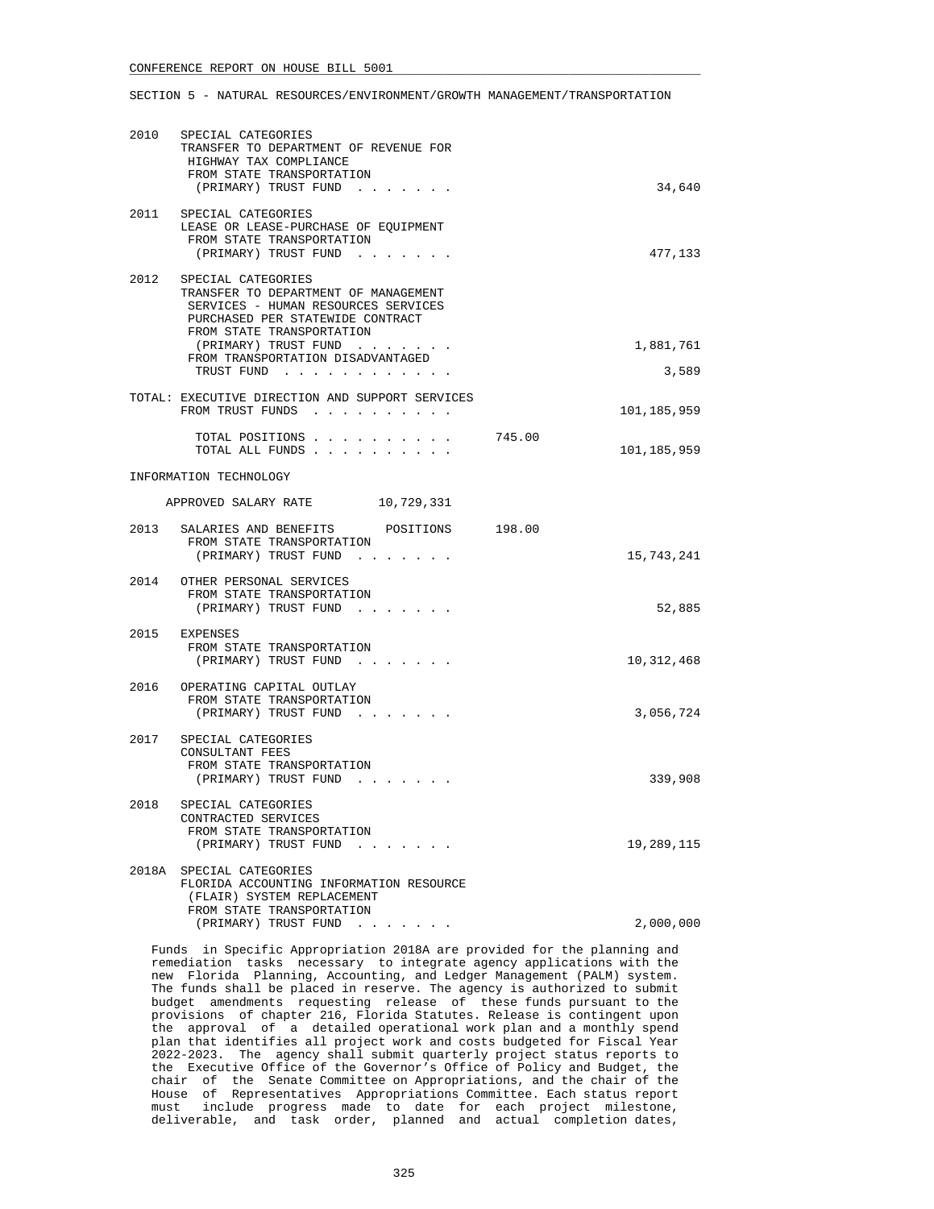CONFERENCE REPORT ON HOUSE BILL 5001

SECTION 5 - NATURAL RESOURCES/ENVIRONMENT/GROWTH MANAGEMENT/TRANSPORTATION

| | | | |
|---|---|---|---|
| 2010 | SPECIAL CATEGORIES<br>TRANSFER TO DEPARTMENT OF REVENUE FOR HIGHWAY TAX COMPLIANCE<br>FROM STATE TRANSPORTATION (PRIMARY) TRUST FUND . . . . . . . | | 34,640 |
| 2011 | SPECIAL CATEGORIES<br>LEASE OR LEASE-PURCHASE OF EQUIPMENT<br>FROM STATE TRANSPORTATION (PRIMARY) TRUST FUND . . . . . . . | | 477,133 |
| 2012 | SPECIAL CATEGORIES<br>TRANSFER TO DEPARTMENT OF MANAGEMENT SERVICES - HUMAN RESOURCES SERVICES PURCHASED PER STATEWIDE CONTRACT<br>FROM STATE TRANSPORTATION (PRIMARY) TRUST FUND . . . . . . . | | 1,881,761 |
| | FROM TRANSPORTATION DISADVANTAGED TRUST FUND . . . . . . . . . . . | | 3,589 |
| | TOTAL: EXECUTIVE DIRECTION AND SUPPORT SERVICES<br>FROM TRUST FUNDS . . . . . . . . . . | | 101,185,959 |
| | TOTAL POSITIONS . . . . . . . . . . | 745.00 | |
| | TOTAL ALL FUNDS . . . . . . . . . . | | 101,185,959 |

INFORMATION TECHNOLOGY

APPROVED SALARY RATE 10,729,331

| | | | |
|---|---|---|---|
| 2013 | SALARIES AND BENEFITS POSITIONS<br>FROM STATE TRANSPORTATION (PRIMARY) TRUST FUND . . . . . . . | 198.00 | 15,743,241 |
| 2014 | OTHER PERSONAL SERVICES<br>FROM STATE TRANSPORTATION (PRIMARY) TRUST FUND . . . . . . . | | 52,885 |
| 2015 | EXPENSES<br>FROM STATE TRANSPORTATION (PRIMARY) TRUST FUND . . . . . . . | | 10,312,468 |
| 2016 | OPERATING CAPITAL OUTLAY<br>FROM STATE TRANSPORTATION (PRIMARY) TRUST FUND . . . . . . . | | 3,056,724 |
| 2017 | SPECIAL CATEGORIES<br>CONSULTANT FEES<br>FROM STATE TRANSPORTATION (PRIMARY) TRUST FUND . . . . . . . | | 339,908 |
| 2018 | SPECIAL CATEGORIES<br>CONTRACTED SERVICES<br>FROM STATE TRANSPORTATION (PRIMARY) TRUST FUND . . . . . . . | | 19,289,115 |
| 2018A | SPECIAL CATEGORIES<br>FLORIDA ACCOUNTING INFORMATION RESOURCE (FLAIR) SYSTEM REPLACEMENT<br>FROM STATE TRANSPORTATION (PRIMARY) TRUST FUND . . . . . . . | | 2,000,000 |

Funds in Specific Appropriation 2018A are provided for the planning and remediation tasks necessary to integrate agency applications with the new Florida Planning, Accounting, and Ledger Management (PALM) system. The funds shall be placed in reserve. The agency is authorized to submit budget amendments requesting release of these funds pursuant to the provisions of chapter 216, Florida Statutes. Release is contingent upon the approval of a detailed operational work plan and a monthly spend plan that identifies all project work and costs budgeted for Fiscal Year 2022-2023. The agency shall submit quarterly project status reports to the Executive Office of the Governor's Office of Policy and Budget, the chair of the Senate Committee on Appropriations, and the chair of the House of Representatives Appropriations Committee. Each status report must include progress made to date for each project milestone, deliverable, and task order, planned and actual completion dates,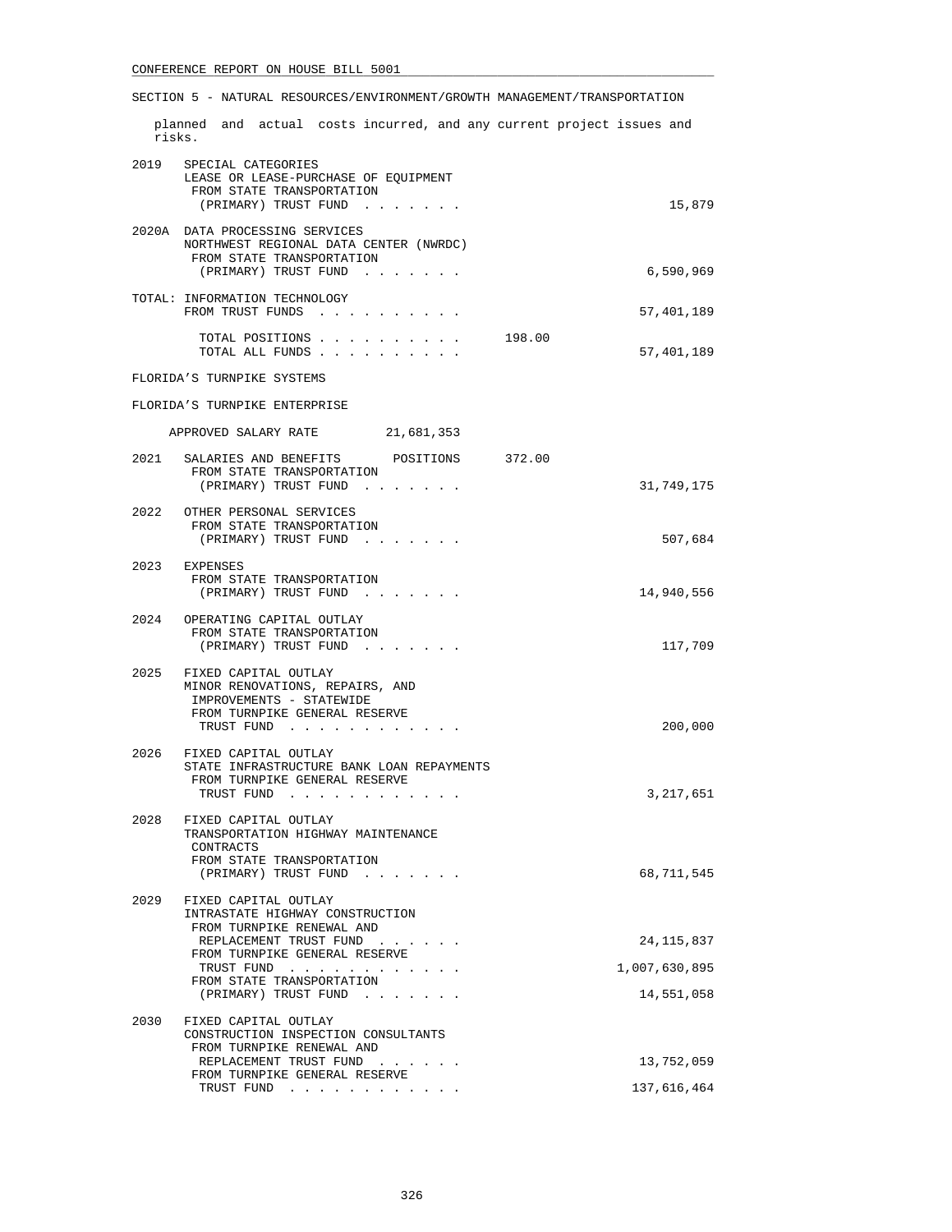SECTION 5 - NATURAL RESOURCES/ENVIRONMENT/GROWTH MANAGEMENT/TRANSPORTATION

planned and actual costs incurred, and any current project issues and risks.

2019 SPECIAL CATEGORIES
LEASE OR LEASE-PURCHASE OF EQUIPMENT
FROM STATE TRANSPORTATION
(PRIMARY) TRUST FUND . . . . . . . 15,879

2020A DATA PROCESSING SERVICES
NORTHWEST REGIONAL DATA CENTER (NWRDC)
FROM STATE TRANSPORTATION
(PRIMARY) TRUST FUND . . . . . . . 6,590,969

TOTAL: INFORMATION TECHNOLOGY
FROM TRUST FUNDS . . . . . . . . . . 57,401,189

TOTAL POSITIONS . . . . . . . . . . 198.00
TOTAL ALL FUNDS . . . . . . . . . . 57,401,189

FLORIDA'S TURNPIKE SYSTEMS

FLORIDA'S TURNPIKE ENTERPRISE

APPROVED SALARY RATE 21,681,353

2021 SALARIES AND BENEFITS POSITIONS 372.00
FROM STATE TRANSPORTATION
(PRIMARY) TRUST FUND . . . . . . . 31,749,175

2022 OTHER PERSONAL SERVICES
FROM STATE TRANSPORTATION
(PRIMARY) TRUST FUND . . . . . . . 507,684

2023 EXPENSES
FROM STATE TRANSPORTATION
(PRIMARY) TRUST FUND . . . . . . . 14,940,556

2024 OPERATING CAPITAL OUTLAY
FROM STATE TRANSPORTATION
(PRIMARY) TRUST FUND . . . . . . . 117,709

2025 FIXED CAPITAL OUTLAY
MINOR RENOVATIONS, REPAIRS, AND
IMPROVEMENTS - STATEWIDE
FROM TURNPIKE GENERAL RESERVE
TRUST FUND . . . . . . . . . . . . 200,000

2026 FIXED CAPITAL OUTLAY
STATE INFRASTRUCTURE BANK LOAN REPAYMENTS
FROM TURNPIKE GENERAL RESERVE
TRUST FUND . . . . . . . . . . . . 3,217,651

2028 FIXED CAPITAL OUTLAY
TRANSPORTATION HIGHWAY MAINTENANCE
CONTRACTS
FROM STATE TRANSPORTATION
(PRIMARY) TRUST FUND . . . . . . . 68,711,545

2029 FIXED CAPITAL OUTLAY
INTRASTATE HIGHWAY CONSTRUCTION
FROM TURNPIKE RENEWAL AND
REPLACEMENT TRUST FUND . . . . . . 24,115,837
FROM TURNPIKE GENERAL RESERVE
TRUST FUND . . . . . . . . . . . . 1,007,630,895
FROM STATE TRANSPORTATION
(PRIMARY) TRUST FUND . . . . . . . 14,551,058

2030 FIXED CAPITAL OUTLAY
CONSTRUCTION INSPECTION CONSULTANTS
FROM TURNPIKE RENEWAL AND
REPLACEMENT TRUST FUND . . . . . . 13,752,059
FROM TURNPIKE GENERAL RESERVE
TRUST FUND . . . . . . . . . . . . 137,616,464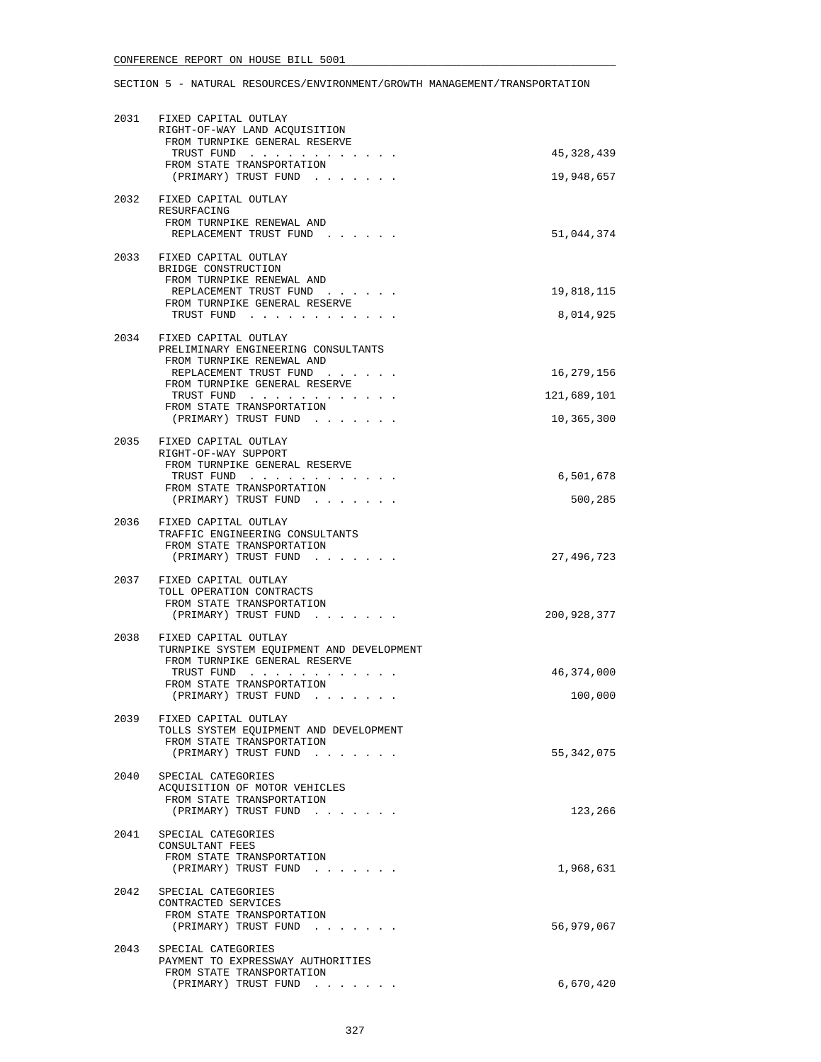CONFERENCE REPORT ON HOUSE BILL 5001

SECTION 5 - NATURAL RESOURCES/ENVIRONMENT/GROWTH MANAGEMENT/TRANSPORTATION

2031 FIXED CAPITAL OUTLAY
RIGHT-OF-WAY LAND ACQUISITION
FROM TURNPIKE GENERAL RESERVE TRUST FUND . . . . . . . . . . . . 45,328,439
FROM STATE TRANSPORTATION (PRIMARY) TRUST FUND . . . . . . . 19,948,657

2032 FIXED CAPITAL OUTLAY
RESURFACING
FROM TURNPIKE RENEWAL AND REPLACEMENT TRUST FUND . . . . . . 51,044,374

2033 FIXED CAPITAL OUTLAY
BRIDGE CONSTRUCTION
FROM TURNPIKE RENEWAL AND REPLACEMENT TRUST FUND . . . . . . 19,818,115
FROM TURNPIKE GENERAL RESERVE TRUST FUND . . . . . . . . . . . . 8,014,925

2034 FIXED CAPITAL OUTLAY
PRELIMINARY ENGINEERING CONSULTANTS
FROM TURNPIKE RENEWAL AND REPLACEMENT TRUST FUND . . . . . . 16,279,156
FROM TURNPIKE GENERAL RESERVE TRUST FUND . . . . . . . . . . . . 121,689,101
FROM STATE TRANSPORTATION (PRIMARY) TRUST FUND . . . . . . . 10,365,300

2035 FIXED CAPITAL OUTLAY
RIGHT-OF-WAY SUPPORT
FROM TURNPIKE GENERAL RESERVE TRUST FUND . . . . . . . . . . . . 6,501,678
FROM STATE TRANSPORTATION (PRIMARY) TRUST FUND . . . . . . . 500,285

2036 FIXED CAPITAL OUTLAY
TRAFFIC ENGINEERING CONSULTANTS
FROM STATE TRANSPORTATION (PRIMARY) TRUST FUND . . . . . . . 27,496,723

2037 FIXED CAPITAL OUTLAY
TOLL OPERATION CONTRACTS
FROM STATE TRANSPORTATION (PRIMARY) TRUST FUND . . . . . . . 200,928,377

2038 FIXED CAPITAL OUTLAY
TURNPIKE SYSTEM EQUIPMENT AND DEVELOPMENT
FROM TURNPIKE GENERAL RESERVE TRUST FUND . . . . . . . . . . . . 46,374,000
FROM STATE TRANSPORTATION (PRIMARY) TRUST FUND . . . . . . . 100,000

2039 FIXED CAPITAL OUTLAY
TOLLS SYSTEM EQUIPMENT AND DEVELOPMENT
FROM STATE TRANSPORTATION (PRIMARY) TRUST FUND . . . . . . . 55,342,075

2040 SPECIAL CATEGORIES
ACQUISITION OF MOTOR VEHICLES
FROM STATE TRANSPORTATION (PRIMARY) TRUST FUND . . . . . . . 123,266

2041 SPECIAL CATEGORIES
CONSULTANT FEES
FROM STATE TRANSPORTATION (PRIMARY) TRUST FUND . . . . . . . 1,968,631

2042 SPECIAL CATEGORIES
CONTRACTED SERVICES
FROM STATE TRANSPORTATION (PRIMARY) TRUST FUND . . . . . . . 56,979,067

2043 SPECIAL CATEGORIES
PAYMENT TO EXPRESSWAY AUTHORITIES
FROM STATE TRANSPORTATION (PRIMARY) TRUST FUND . . . . . . . 6,670,420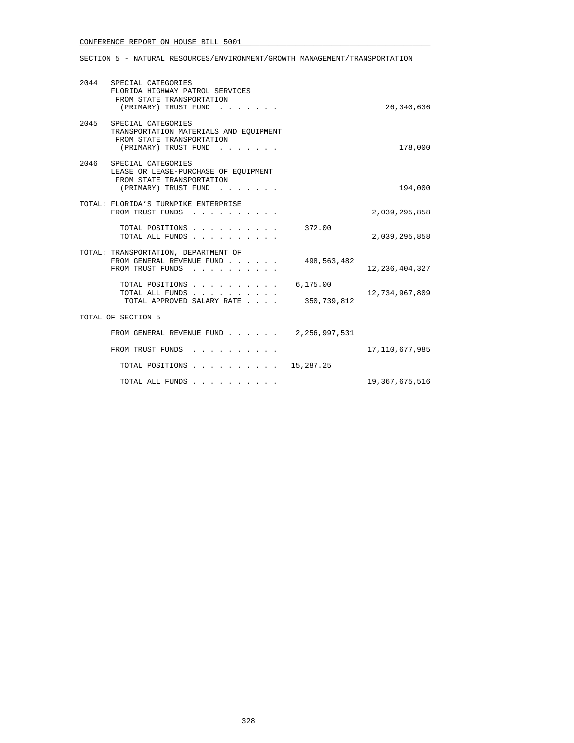CONFERENCE REPORT ON HOUSE BILL 5001

SECTION 5 - NATURAL RESOURCES/ENVIRONMENT/GROWTH MANAGEMENT/TRANSPORTATION

```
2044  SPECIAL CATEGORIES
      FLORIDA HIGHWAY PATROL SERVICES
       FROM STATE TRANSPORTATION
        (PRIMARY) TRUST FUND . . . . . . .                          26,340,636

2045  SPECIAL CATEGORIES
      TRANSPORTATION MATERIALS AND EQUIPMENT
       FROM STATE TRANSPORTATION
        (PRIMARY) TRUST FUND . . . . . . .                             178,000

2046  SPECIAL CATEGORIES
      LEASE OR LEASE-PURCHASE OF EQUIPMENT
       FROM STATE TRANSPORTATION
        (PRIMARY) TRUST FUND . . . . . . .                             194,000

TOTAL: FLORIDA'S TURNPIKE ENTERPRISE
      FROM TRUST FUNDS . . . . . . . . . .                       2,039,295,858

        TOTAL POSITIONS . . . . . . . . . .     372.00
        TOTAL ALL FUNDS . . . . . . . . . .                      2,039,295,858

TOTAL: TRANSPORTATION, DEPARTMENT OF
      FROM GENERAL REVENUE FUND . . . . . .    498,563,482
      FROM TRUST FUNDS . . . . . . . . . .                      12,236,404,327

        TOTAL POSITIONS . . . . . . . . . .   6,175.00
        TOTAL ALL FUNDS . . . . . . . . . .                     12,734,967,809
         TOTAL APPROVED SALARY RATE . . . .    350,739,812

TOTAL OF SECTION 5

      FROM GENERAL REVENUE FUND . . . . . .  2,256,997,531

      FROM TRUST FUNDS . . . . . . . . . .                      17,110,677,985

        TOTAL POSITIONS . . . . . . . . . .  15,287.25

        TOTAL ALL FUNDS . . . . . . . . . .                     19,367,675,516
```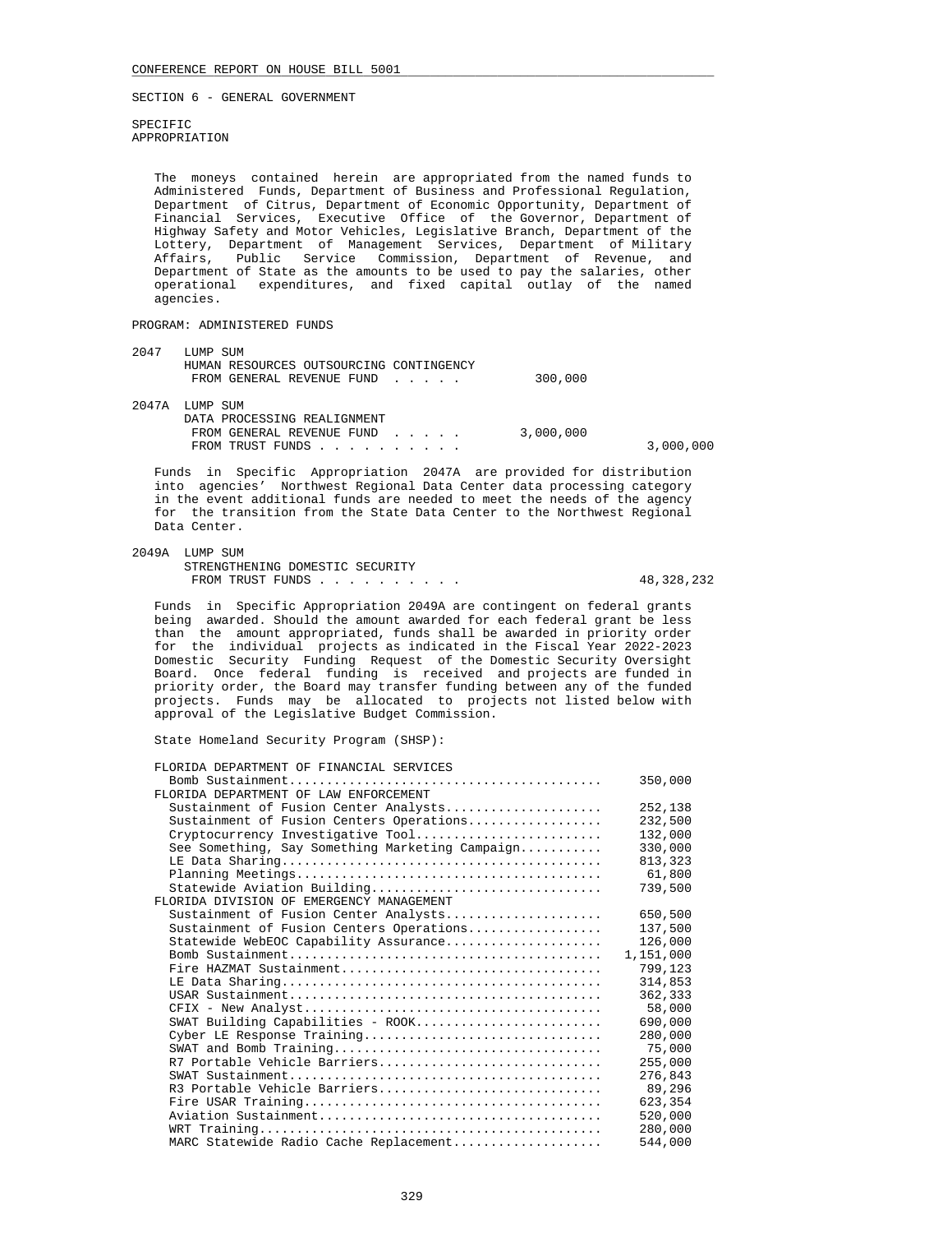CONFERENCE REPORT ON HOUSE BILL 5001

SECTION 6 - GENERAL GOVERNMENT

SPECIFIC
APPROPRIATION

The moneys contained herein are appropriated from the named funds to Administered Funds, Department of Business and Professional Regulation, Department of Citrus, Department of Economic Opportunity, Department of Financial Services, Executive Office of the Governor, Department of Highway Safety and Motor Vehicles, Legislative Branch, Department of the Lottery, Department of Management Services, Department of Military Affairs, Public Service Commission, Department of Revenue, and Department of State as the amounts to be used to pay the salaries, other operational expenditures, and fixed capital outlay of the named agencies.

PROGRAM: ADMINISTERED FUNDS

2047 LUMP SUM
HUMAN RESOURCES OUTSOURCING CONTINGENCY
FROM GENERAL REVENUE FUND . . . . . 300,000

2047A LUMP SUM
DATA PROCESSING REALIGNMENT
FROM GENERAL REVENUE FUND . . . . . 3,000,000
FROM TRUST FUNDS . . . . . . . . . . 3,000,000

Funds in Specific Appropriation 2047A are provided for distribution into agencies' Northwest Regional Data Center data processing category in the event additional funds are needed to meet the needs of the agency for the transition from the State Data Center to the Northwest Regional Data Center.

2049A LUMP SUM
STRENGTHENING DOMESTIC SECURITY
FROM TRUST FUNDS . . . . . . . . . . 48,328,232

Funds in Specific Appropriation 2049A are contingent on federal grants being awarded. Should the amount awarded for each federal grant be less than the amount appropriated, funds shall be awarded in priority order for the individual projects as indicated in the Fiscal Year 2022-2023 Domestic Security Funding Request of the Domestic Security Oversight Board. Once federal funding is received and projects are funded in priority order, the Board may transfer funding between any of the funded projects. Funds may be allocated to projects not listed below with approval of the Legislative Budget Commission.

State Homeland Security Program (SHSP):

FLORIDA DEPARTMENT OF FINANCIAL SERVICES
- Bomb Sustainment........................................... 350,000

FLORIDA DEPARTMENT OF LAW ENFORCEMENT
- Sustainment of Fusion Center Analysts..................... 252,138
- Sustainment of Fusion Centers Operations.................. 232,500
- Cryptocurrency Investigative Tool......................... 132,000
- See Something, Say Something Marketing Campaign........... 330,000
- LE Data Sharing........................................... 813,323
- Planning Meetings......................................... 61,800
- Statewide Aviation Building............................... 739,500

FLORIDA DIVISION OF EMERGENCY MANAGEMENT
- Sustainment of Fusion Center Analysts..................... 650,500
- Sustainment of Fusion Centers Operations.................. 137,500
- Statewide WebEOC Capability Assurance..................... 126,000
- Bomb Sustainment.......................................... 1,151,000
- Fire HAZMAT Sustainment................................... 799,123
- LE Data Sharing........................................... 314,853
- USAR Sustainment.......................................... 362,333
- CFIX - New Analyst........................................ 58,000
- SWAT Building Capabilities - ROOK......................... 690,000
- Cyber LE Response Training................................ 280,000
- SWAT and Bomb Training.................................... 75,000
- R7 Portable Vehicle Barriers.............................. 255,000
- SWAT Sustainment.......................................... 276,843
- R3 Portable Vehicle Barriers.............................. 89,296
- Fire USAR Training........................................ 623,354
- Aviation Sustainment...................................... 520,000
- WRT Training.............................................. 280,000
- MARC Statewide Radio Cache Replacement.................... 544,000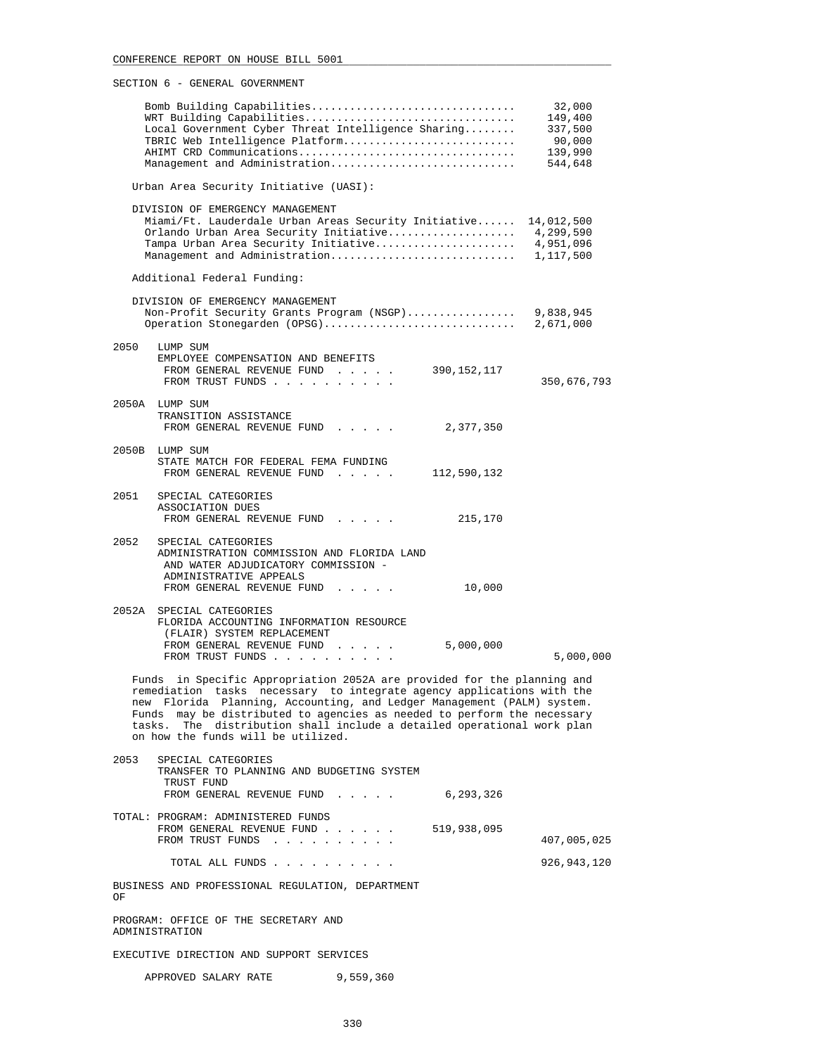SECTION 6 - GENERAL GOVERNMENT

| | |
|---|---|
| Bomb Building Capabilities | 32,000 |
| WRT Building Capabilities | 149,400 |
| Local Government Cyber Threat Intelligence Sharing | 337,500 |
| TBRIC Web Intelligence Platform | 90,000 |
| AHIMT CRD Communications | 139,990 |
| Management and Administration | 544,648 |

Urban Area Security Initiative (UASI):

DIVISION OF EMERGENCY MANAGEMENT

| | |
|---|---|
| Miami/Ft. Lauderdale Urban Areas Security Initiative | 14,012,500 |
| Orlando Urban Area Security Initiative | 4,299,590 |
| Tampa Urban Area Security Initiative | 4,951,096 |
| Management and Administration | 1,117,500 |

Additional Federal Funding:

DIVISION OF EMERGENCY MANAGEMENT

| | |
|---|---|
| Non-Profit Security Grants Program (NSGP) | 9,838,945 |
| Operation Stonegarden (OPSG) | 2,671,000 |

2050 LUMP SUM
EMPLOYEE COMPENSATION AND BENEFITS

| | | |
|---|---|---|
| FROM GENERAL REVENUE FUND | 390,152,117 | |
| FROM TRUST FUNDS | | 350,676,793 |

2050A LUMP SUM
TRANSITION ASSISTANCE

| | | |
|---|---|---|
| FROM GENERAL REVENUE FUND | 2,377,350 | |

2050B LUMP SUM
STATE MATCH FOR FEDERAL FEMA FUNDING

| | | |
|---|---|---|
| FROM GENERAL REVENUE FUND | 112,590,132 | |

2051 SPECIAL CATEGORIES
ASSOCIATION DUES

| | | |
|---|---|---|
| FROM GENERAL REVENUE FUND | 215,170 | |

2052 SPECIAL CATEGORIES
ADMINISTRATION COMMISSION AND FLORIDA LAND AND WATER ADJUDICATORY COMMISSION - ADMINISTRATIVE APPEALS

| | | |
|---|---|---|
| FROM GENERAL REVENUE FUND | 10,000 | |

2052A SPECIAL CATEGORIES
FLORIDA ACCOUNTING INFORMATION RESOURCE (FLAIR) SYSTEM REPLACEMENT

| | | |
|---|---|---|
| FROM GENERAL REVENUE FUND | 5,000,000 | |
| FROM TRUST FUNDS | | 5,000,000 |

Funds in Specific Appropriation 2052A are provided for the planning and remediation tasks necessary to integrate agency applications with the new Florida Planning, Accounting, and Ledger Management (PALM) system. Funds may be distributed to agencies as needed to perform the necessary tasks. The distribution shall include a detailed operational work plan on how the funds will be utilized.

2053 SPECIAL CATEGORIES
TRANSFER TO PLANNING AND BUDGETING SYSTEM TRUST FUND

| | | |
|---|---|---|
| FROM GENERAL REVENUE FUND | 6,293,326 | |

TOTAL: PROGRAM: ADMINISTERED FUNDS

| | | |
|---|---|---|
| FROM GENERAL REVENUE FUND | 519,938,095 | |
| FROM TRUST FUNDS | | 407,005,025 |
| TOTAL ALL FUNDS | | 926,943,120 |

BUSINESS AND PROFESSIONAL REGULATION, DEPARTMENT OF

PROGRAM: OFFICE OF THE SECRETARY AND ADMINISTRATION

EXECUTIVE DIRECTION AND SUPPORT SERVICES

APPROVED SALARY RATE 9,559,360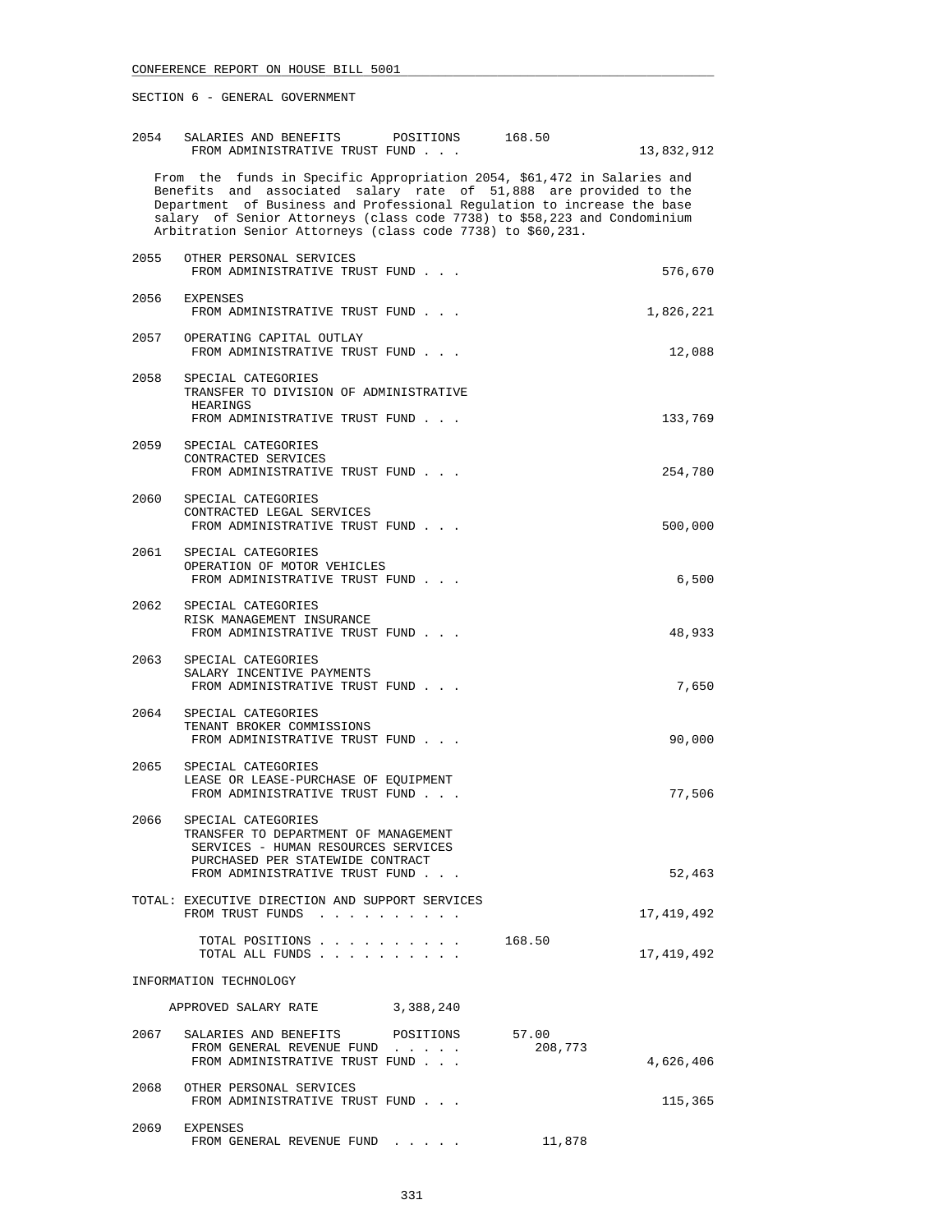CONFERENCE REPORT ON HOUSE BILL 5001

SECTION 6 - GENERAL GOVERNMENT

```
2054   SALARIES AND BENEFITS       POSITIONS      168.50
        FROM ADMINISTRATIVE TRUST FUND . . .                           13,832,912

   From  the  funds in Specific Appropriation 2054, $61,472 in Salaries and
   Benefits  and  associated  salary  rate  of  51,888  are provided to the
   Department  of Business and Professional Regulation to increase the base
   salary  of Senior Attorneys (class code 7738) to $58,223 and Condominium
   Arbitration Senior Attorneys (class code 7738) to $60,231.

2055   OTHER PERSONAL SERVICES
        FROM ADMINISTRATIVE TRUST FUND . . .                              576,670

2056   EXPENSES
        FROM ADMINISTRATIVE TRUST FUND . . .                            1,826,221

2057   OPERATING CAPITAL OUTLAY
        FROM ADMINISTRATIVE TRUST FUND . . .                               12,088

2058   SPECIAL CATEGORIES
        TRANSFER TO DIVISION OF ADMINISTRATIVE
         HEARINGS
        FROM ADMINISTRATIVE TRUST FUND . . .                              133,769

2059   SPECIAL CATEGORIES
        CONTRACTED SERVICES
        FROM ADMINISTRATIVE TRUST FUND . . .                              254,780

2060   SPECIAL CATEGORIES
        CONTRACTED LEGAL SERVICES
        FROM ADMINISTRATIVE TRUST FUND . . .                              500,000

2061   SPECIAL CATEGORIES
        OPERATION OF MOTOR VEHICLES
        FROM ADMINISTRATIVE TRUST FUND . . .                                6,500

2062   SPECIAL CATEGORIES
        RISK MANAGEMENT INSURANCE
        FROM ADMINISTRATIVE TRUST FUND . . .                               48,933

2063   SPECIAL CATEGORIES
        SALARY INCENTIVE PAYMENTS
        FROM ADMINISTRATIVE TRUST FUND . . .                                7,650

2064   SPECIAL CATEGORIES
        TENANT BROKER COMMISSIONS
        FROM ADMINISTRATIVE TRUST FUND . . .                               90,000

2065   SPECIAL CATEGORIES
        LEASE OR LEASE-PURCHASE OF EQUIPMENT
        FROM ADMINISTRATIVE TRUST FUND . . .                               77,506

2066   SPECIAL CATEGORIES
        TRANSFER TO DEPARTMENT OF MANAGEMENT
         SERVICES - HUMAN RESOURCES SERVICES
         PURCHASED PER STATEWIDE CONTRACT
        FROM ADMINISTRATIVE TRUST FUND . . .                               52,463

TOTAL: EXECUTIVE DIRECTION AND SUPPORT SERVICES
        FROM TRUST FUNDS  . . . . . . . . . .                          17,419,492

          TOTAL POSITIONS . . . . . . . . . .         168.50
          TOTAL ALL FUNDS . . . . . . . . . .                          17,419,492

INFORMATION TECHNOLOGY

     APPROVED SALARY RATE          3,388,240

2067   SALARIES AND BENEFITS       POSITIONS       57.00
        FROM GENERAL REVENUE FUND  . . . . .          208,773
        FROM ADMINISTRATIVE TRUST FUND . . .                            4,626,406

2068   OTHER PERSONAL SERVICES
        FROM ADMINISTRATIVE TRUST FUND . . .                              115,365

2069   EXPENSES
        FROM GENERAL REVENUE FUND  . . . . .           11,878
```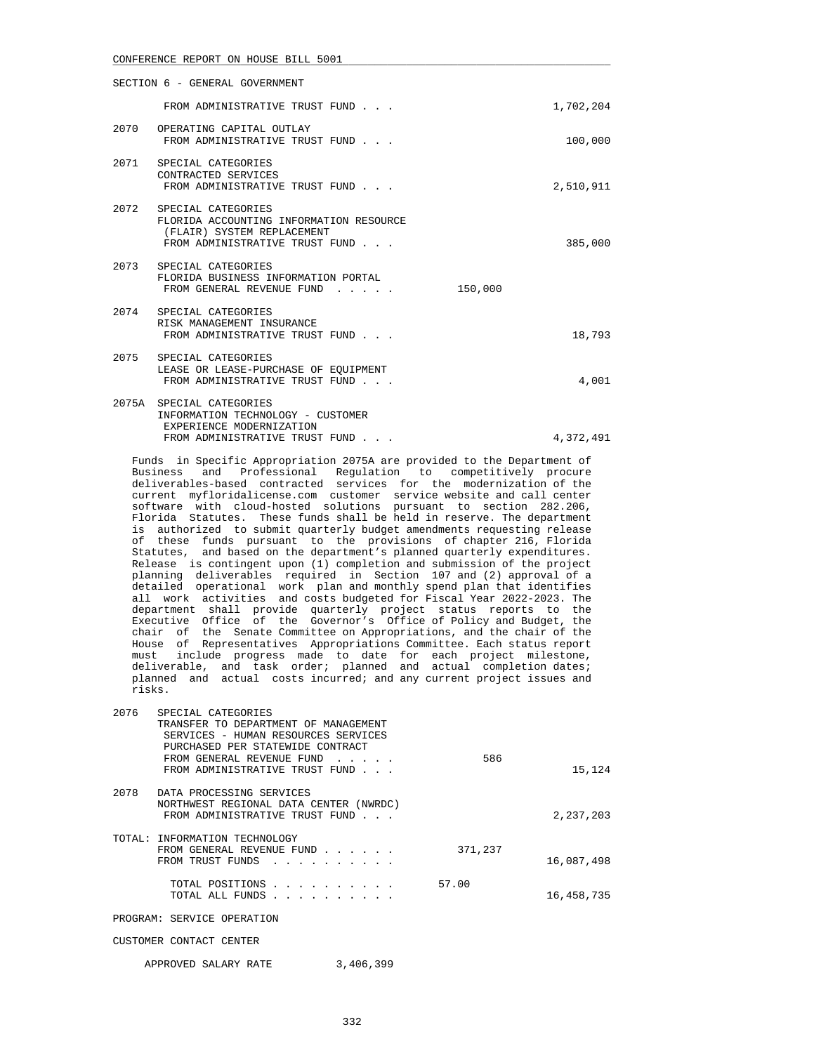SECTION 6 - GENERAL GOVERNMENT

| | | | |
|---|---|---|---|
| | FROM ADMINISTRATIVE TRUST FUND . . . | | 1,702,204 |
| 2070 | OPERATING CAPITAL OUTLAY<br>FROM ADMINISTRATIVE TRUST FUND . . . | | 100,000 |
| 2071 | SPECIAL CATEGORIES<br>CONTRACTED SERVICES<br>FROM ADMINISTRATIVE TRUST FUND . . . | | 2,510,911 |
| 2072 | SPECIAL CATEGORIES<br>FLORIDA ACCOUNTING INFORMATION RESOURCE (FLAIR) SYSTEM REPLACEMENT<br>FROM ADMINISTRATIVE TRUST FUND . . . | | 385,000 |
| 2073 | SPECIAL CATEGORIES<br>FLORIDA BUSINESS INFORMATION PORTAL<br>FROM GENERAL REVENUE FUND . . . . . | 150,000 | |
| 2074 | SPECIAL CATEGORIES<br>RISK MANAGEMENT INSURANCE<br>FROM ADMINISTRATIVE TRUST FUND . . . | | 18,793 |
| 2075 | SPECIAL CATEGORIES<br>LEASE OR LEASE-PURCHASE OF EQUIPMENT<br>FROM ADMINISTRATIVE TRUST FUND . . . | | 4,001 |
| 2075A | SPECIAL CATEGORIES<br>INFORMATION TECHNOLOGY - CUSTOMER EXPERIENCE MODERNIZATION<br>FROM ADMINISTRATIVE TRUST FUND . . . | | 4,372,491 |

Funds in Specific Appropriation 2075A are provided to the Department of Business and Professional Regulation to competitively procure deliverables-based contracted services for the modernization of the current myfloridalicense.com customer service website and call center software with cloud-hosted solutions pursuant to section 282.206, Florida Statutes. These funds shall be held in reserve. The department is authorized to submit quarterly budget amendments requesting release of these funds pursuant to the provisions of chapter 216, Florida Statutes, and based on the department's planned quarterly expenditures. Release is contingent upon (1) completion and submission of the project planning deliverables required in Section 107 and (2) approval of a detailed operational work plan and monthly spend plan that identifies all work activities and costs budgeted for Fiscal Year 2022-2023. The department shall provide quarterly project status reports to the Executive Office of the Governor's Office of Policy and Budget, the chair of the Senate Committee on Appropriations, and the chair of the House of Representatives Appropriations Committee. Each status report must include progress made to date for each project milestone, deliverable, and task order; planned and actual completion dates; planned and actual costs incurred; and any current project issues and risks.

| | | | |
|---|---|---|---|
| 2076 | SPECIAL CATEGORIES<br>TRANSFER TO DEPARTMENT OF MANAGEMENT SERVICES - HUMAN RESOURCES SERVICES PURCHASED PER STATEWIDE CONTRACT<br>FROM GENERAL REVENUE FUND . . . . .<br>FROM ADMINISTRATIVE TRUST FUND . . . | 586 | 15,124 |
| 2078 | DATA PROCESSING SERVICES<br>NORTHWEST REGIONAL DATA CENTER (NWRDC)<br>FROM ADMINISTRATIVE TRUST FUND . . . | | 2,237,203 |
| TOTAL: | INFORMATION TECHNOLOGY<br>FROM GENERAL REVENUE FUND . . . . . .<br>FROM TRUST FUNDS . . . . . . . . . . | 371,237 | 16,087,498 |
| | TOTAL POSITIONS . . . . . . . . . .<br>TOTAL ALL FUNDS . . . . . . . . . . | 57.00 | 16,458,735 |

PROGRAM: SERVICE OPERATION

CUSTOMER CONTACT CENTER

APPROVED SALARY RATE 3,406,399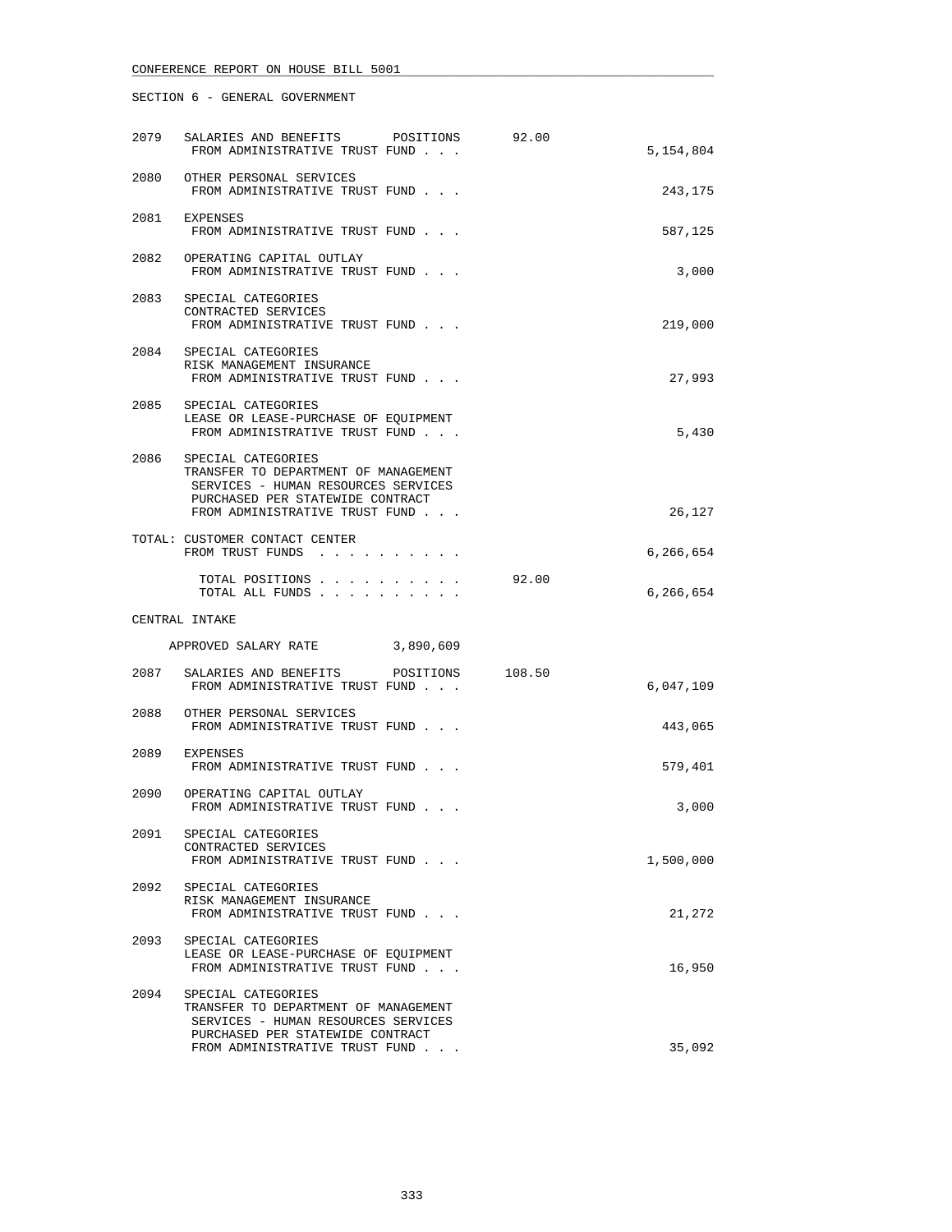SECTION 6 - GENERAL GOVERNMENT

| | | | |
|---|---|---|---|
| 2079 | SALARIES AND BENEFITS POSITIONS<br>FROM ADMINISTRATIVE TRUST FUND . . . | 92.00 | 5,154,804 |
| 2080 | OTHER PERSONAL SERVICES<br>FROM ADMINISTRATIVE TRUST FUND . . . | | 243,175 |
| 2081 | EXPENSES<br>FROM ADMINISTRATIVE TRUST FUND . . . | | 587,125 |
| 2082 | OPERATING CAPITAL OUTLAY<br>FROM ADMINISTRATIVE TRUST FUND . . . | | 3,000 |
| 2083 | SPECIAL CATEGORIES<br>CONTRACTED SERVICES<br>FROM ADMINISTRATIVE TRUST FUND . . . | | 219,000 |
| 2084 | SPECIAL CATEGORIES<br>RISK MANAGEMENT INSURANCE<br>FROM ADMINISTRATIVE TRUST FUND . . . | | 27,993 |
| 2085 | SPECIAL CATEGORIES<br>LEASE OR LEASE-PURCHASE OF EQUIPMENT<br>FROM ADMINISTRATIVE TRUST FUND . . . | | 5,430 |
| 2086 | SPECIAL CATEGORIES<br>TRANSFER TO DEPARTMENT OF MANAGEMENT SERVICES - HUMAN RESOURCES SERVICES PURCHASED PER STATEWIDE CONTRACT<br>FROM ADMINISTRATIVE TRUST FUND . . . | | 26,127 |
| | TOTAL: CUSTOMER CONTACT CENTER<br>FROM TRUST FUNDS . . . . . . . . . . | | 6,266,654 |
| | TOTAL POSITIONS . . . . . . . . . .<br>TOTAL ALL FUNDS . . . . . . . . . . | 92.00 | 6,266,654 |

CENTRAL INTAKE

APPROVED SALARY RATE 3,890,609

| | | | |
|---|---|---|---|
| 2087 | SALARIES AND BENEFITS POSITIONS<br>FROM ADMINISTRATIVE TRUST FUND . . . | 108.50 | 6,047,109 |
| 2088 | OTHER PERSONAL SERVICES<br>FROM ADMINISTRATIVE TRUST FUND . . . | | 443,065 |
| 2089 | EXPENSES<br>FROM ADMINISTRATIVE TRUST FUND . . . | | 579,401 |
| 2090 | OPERATING CAPITAL OUTLAY<br>FROM ADMINISTRATIVE TRUST FUND . . . | | 3,000 |
| 2091 | SPECIAL CATEGORIES<br>CONTRACTED SERVICES<br>FROM ADMINISTRATIVE TRUST FUND . . . | | 1,500,000 |
| 2092 | SPECIAL CATEGORIES<br>RISK MANAGEMENT INSURANCE<br>FROM ADMINISTRATIVE TRUST FUND . . . | | 21,272 |
| 2093 | SPECIAL CATEGORIES<br>LEASE OR LEASE-PURCHASE OF EQUIPMENT<br>FROM ADMINISTRATIVE TRUST FUND . . . | | 16,950 |
| 2094 | SPECIAL CATEGORIES<br>TRANSFER TO DEPARTMENT OF MANAGEMENT SERVICES - HUMAN RESOURCES SERVICES PURCHASED PER STATEWIDE CONTRACT<br>FROM ADMINISTRATIVE TRUST FUND . . . | | 35,092 |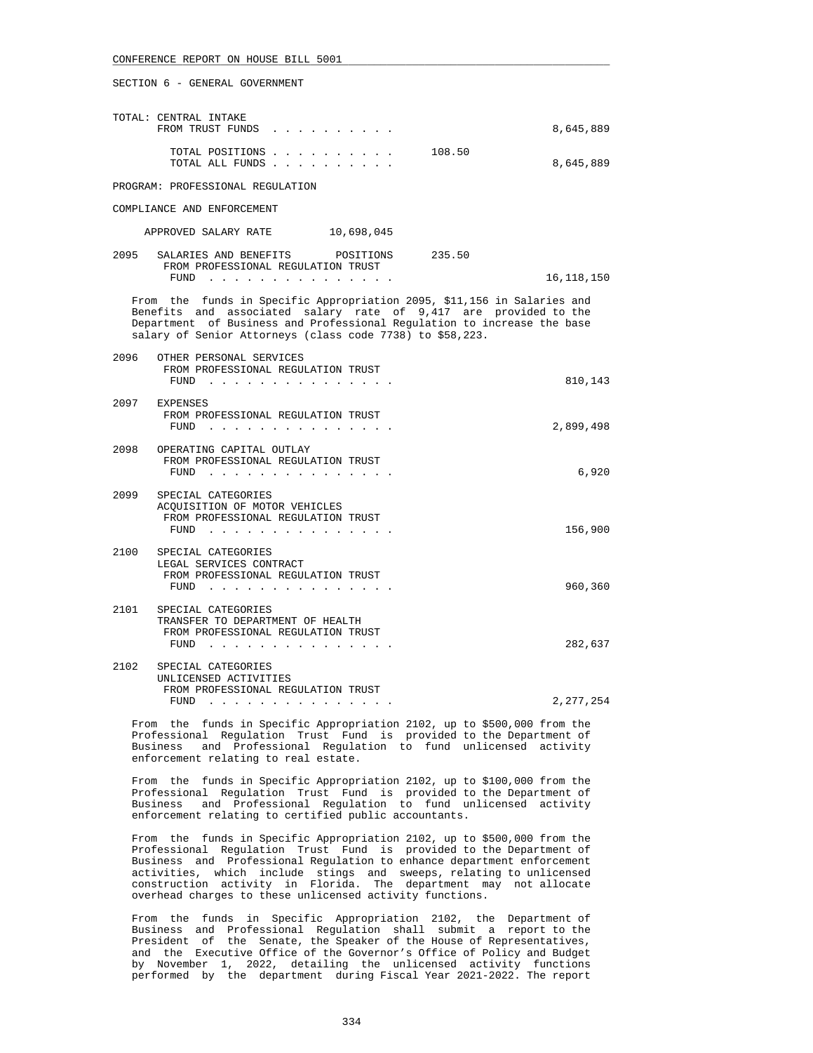SECTION 6 - GENERAL GOVERNMENT

TOTAL: CENTRAL INTAKE
FROM TRUST FUNDS . . . . . . . . . . 8,645,889

TOTAL POSITIONS . . . . . . . . . . 108.50
TOTAL ALL FUNDS . . . . . . . . . . 8,645,889

PROGRAM: PROFESSIONAL REGULATION

COMPLIANCE AND ENFORCEMENT

APPROVED SALARY RATE 10,698,045

2095 SALARIES AND BENEFITS POSITIONS 235.50
FROM PROFESSIONAL REGULATION TRUST
FUND . . . . . . . . . . . . . . . 16,118,150

From the funds in Specific Appropriation 2095, $11,156 in Salaries and Benefits and associated salary rate of 9,417 are provided to the Department of Business and Professional Regulation to increase the base salary of Senior Attorneys (class code 7738) to $58,223.

2096 OTHER PERSONAL SERVICES
FROM PROFESSIONAL REGULATION TRUST
FUND . . . . . . . . . . . . . . . 810,143

2097 EXPENSES
FROM PROFESSIONAL REGULATION TRUST
FUND . . . . . . . . . . . . . . . 2,899,498

2098 OPERATING CAPITAL OUTLAY
FROM PROFESSIONAL REGULATION TRUST
FUND . . . . . . . . . . . . . . . 6,920

2099 SPECIAL CATEGORIES
ACQUISITION OF MOTOR VEHICLES
FROM PROFESSIONAL REGULATION TRUST
FUND . . . . . . . . . . . . . . . 156,900

2100 SPECIAL CATEGORIES
LEGAL SERVICES CONTRACT
FROM PROFESSIONAL REGULATION TRUST
FUND . . . . . . . . . . . . . . . 960,360

2101 SPECIAL CATEGORIES
TRANSFER TO DEPARTMENT OF HEALTH
FROM PROFESSIONAL REGULATION TRUST
FUND . . . . . . . . . . . . . . . 282,637

2102 SPECIAL CATEGORIES
UNLICENSED ACTIVITIES
FROM PROFESSIONAL REGULATION TRUST
FUND . . . . . . . . . . . . . . . 2,277,254

From the funds in Specific Appropriation 2102, up to $500,000 from the Professional Regulation Trust Fund is provided to the Department of Business and Professional Regulation to fund unlicensed activity enforcement relating to real estate.

From the funds in Specific Appropriation 2102, up to $100,000 from the Professional Regulation Trust Fund is provided to the Department of Business and Professional Regulation to fund unlicensed activity enforcement relating to certified public accountants.

From the funds in Specific Appropriation 2102, up to $500,000 from the Professional Regulation Trust Fund is provided to the Department of Business and Professional Regulation to enhance department enforcement activities, which include stings and sweeps, relating to unlicensed construction activity in Florida. The department may not allocate overhead charges to these unlicensed activity functions.

From the funds in Specific Appropriation 2102, the Department of Business and Professional Regulation shall submit a report to the President of the Senate, the Speaker of the House of Representatives, and the Executive Office of the Governor's Office of Policy and Budget by November 1, 2022, detailing the unlicensed activity functions performed by the department during Fiscal Year 2021-2022. The report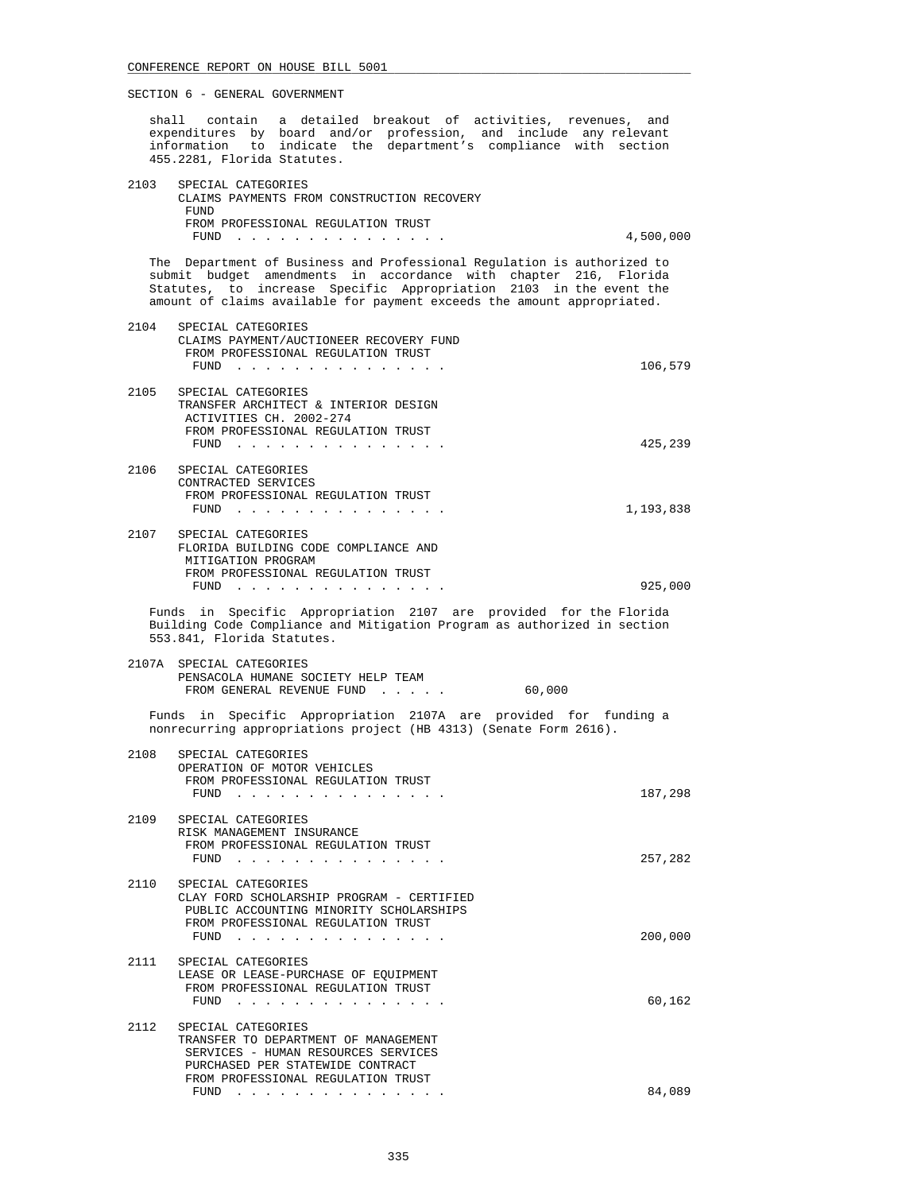SECTION 6 - GENERAL GOVERNMENT

shall contain a detailed breakout of activities, revenues, and expenditures by board and/or profession, and include any relevant information to indicate the department's compliance with section 455.2281, Florida Statutes.

2103 SPECIAL CATEGORIES
CLAIMS PAYMENTS FROM CONSTRUCTION RECOVERY FUND
FROM PROFESSIONAL REGULATION TRUST FUND . . . . . . . . . . . . . . . . 4,500,000

The Department of Business and Professional Regulation is authorized to submit budget amendments in accordance with chapter 216, Florida Statutes, to increase Specific Appropriation 2103 in the event the amount of claims available for payment exceeds the amount appropriated.

2104 SPECIAL CATEGORIES
CLAIMS PAYMENT/AUCTIONEER RECOVERY FUND
FROM PROFESSIONAL REGULATION TRUST FUND . . . . . . . . . . . . . . . . 106,579

2105 SPECIAL CATEGORIES
TRANSFER ARCHITECT & INTERIOR DESIGN ACTIVITIES CH. 2002-274
FROM PROFESSIONAL REGULATION TRUST FUND . . . . . . . . . . . . . . . . 425,239

2106 SPECIAL CATEGORIES
CONTRACTED SERVICES
FROM PROFESSIONAL REGULATION TRUST FUND . . . . . . . . . . . . . . . . 1,193,838

2107 SPECIAL CATEGORIES
FLORIDA BUILDING CODE COMPLIANCE AND MITIGATION PROGRAM
FROM PROFESSIONAL REGULATION TRUST FUND . . . . . . . . . . . . . . . . 925,000

Funds in Specific Appropriation 2107 are provided for the Florida Building Code Compliance and Mitigation Program as authorized in section 553.841, Florida Statutes.

2107A SPECIAL CATEGORIES
PENSACOLA HUMANE SOCIETY HELP TEAM
FROM GENERAL REVENUE FUND . . . . . 60,000

Funds in Specific Appropriation 2107A are provided for funding a nonrecurring appropriations project (HB 4313) (Senate Form 2616).

2108 SPECIAL CATEGORIES
OPERATION OF MOTOR VEHICLES
FROM PROFESSIONAL REGULATION TRUST FUND . . . . . . . . . . . . . . . . 187,298

2109 SPECIAL CATEGORIES
RISK MANAGEMENT INSURANCE
FROM PROFESSIONAL REGULATION TRUST FUND . . . . . . . . . . . . . . . . 257,282

2110 SPECIAL CATEGORIES
CLAY FORD SCHOLARSHIP PROGRAM - CERTIFIED PUBLIC ACCOUNTING MINORITY SCHOLARSHIPS
FROM PROFESSIONAL REGULATION TRUST FUND . . . . . . . . . . . . . . . . 200,000

2111 SPECIAL CATEGORIES
LEASE OR LEASE-PURCHASE OF EQUIPMENT
FROM PROFESSIONAL REGULATION TRUST FUND . . . . . . . . . . . . . . . . 60,162

2112 SPECIAL CATEGORIES
TRANSFER TO DEPARTMENT OF MANAGEMENT SERVICES - HUMAN RESOURCES SERVICES PURCHASED PER STATEWIDE CONTRACT
FROM PROFESSIONAL REGULATION TRUST FUND . . . . . . . . . . . . . . . . 84,089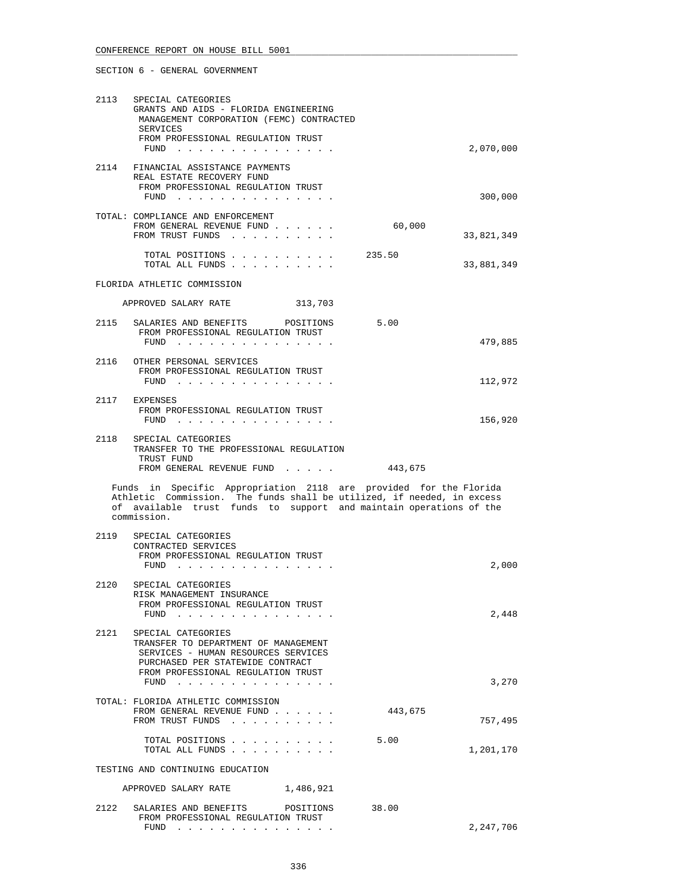SECTION 6 - GENERAL GOVERNMENT

2113 SPECIAL CATEGORIES
GRANTS AND AIDS - FLORIDA ENGINEERING MANAGEMENT CORPORATION (FEMC) CONTRACTED SERVICES
FROM PROFESSIONAL REGULATION TRUST FUND . . . . . . . . . . . . . . . . 2,070,000

2114 FINANCIAL ASSISTANCE PAYMENTS
REAL ESTATE RECOVERY FUND
FROM PROFESSIONAL REGULATION TRUST FUND . . . . . . . . . . . . . . . . 300,000

TOTAL: COMPLIANCE AND ENFORCEMENT
FROM GENERAL REVENUE FUND . . . . . . 60,000
FROM TRUST FUNDS . . . . . . . . . . 33,821,349

TOTAL POSITIONS . . . . . . . . . . 235.50
TOTAL ALL FUNDS . . . . . . . . . . 33,881,349

FLORIDA ATHLETIC COMMISSION

APPROVED SALARY RATE 313,703

2115 SALARIES AND BENEFITS POSITIONS 5.00
FROM PROFESSIONAL REGULATION TRUST FUND . . . . . . . . . . . . . . . . 479,885

2116 OTHER PERSONAL SERVICES
FROM PROFESSIONAL REGULATION TRUST FUND . . . . . . . . . . . . . . . . 112,972

2117 EXPENSES
FROM PROFESSIONAL REGULATION TRUST FUND . . . . . . . . . . . . . . . . 156,920

2118 SPECIAL CATEGORIES
TRANSFER TO THE PROFESSIONAL REGULATION TRUST FUND
FROM GENERAL REVENUE FUND . . . . . 443,675

Funds in Specific Appropriation 2118 are provided for the Florida Athletic Commission. The funds shall be utilized, if needed, in excess of available trust funds to support and maintain operations of the commission.

2119 SPECIAL CATEGORIES
CONTRACTED SERVICES
FROM PROFESSIONAL REGULATION TRUST FUND . . . . . . . . . . . . . . . . 2,000

2120 SPECIAL CATEGORIES
RISK MANAGEMENT INSURANCE
FROM PROFESSIONAL REGULATION TRUST FUND . . . . . . . . . . . . . . . . 2,448

2121 SPECIAL CATEGORIES
TRANSFER TO DEPARTMENT OF MANAGEMENT SERVICES - HUMAN RESOURCES SERVICES PURCHASED PER STATEWIDE CONTRACT
FROM PROFESSIONAL REGULATION TRUST FUND . . . . . . . . . . . . . . . . 3,270

TOTAL: FLORIDA ATHLETIC COMMISSION
FROM GENERAL REVENUE FUND . . . . . . 443,675
FROM TRUST FUNDS . . . . . . . . . . 757,495

TOTAL POSITIONS . . . . . . . . . . 5.00
TOTAL ALL FUNDS . . . . . . . . . . 1,201,170

TESTING AND CONTINUING EDUCATION

APPROVED SALARY RATE 1,486,921

2122 SALARIES AND BENEFITS POSITIONS 38.00
FROM PROFESSIONAL REGULATION TRUST FUND . . . . . . . . . . . . . . . . 2,247,706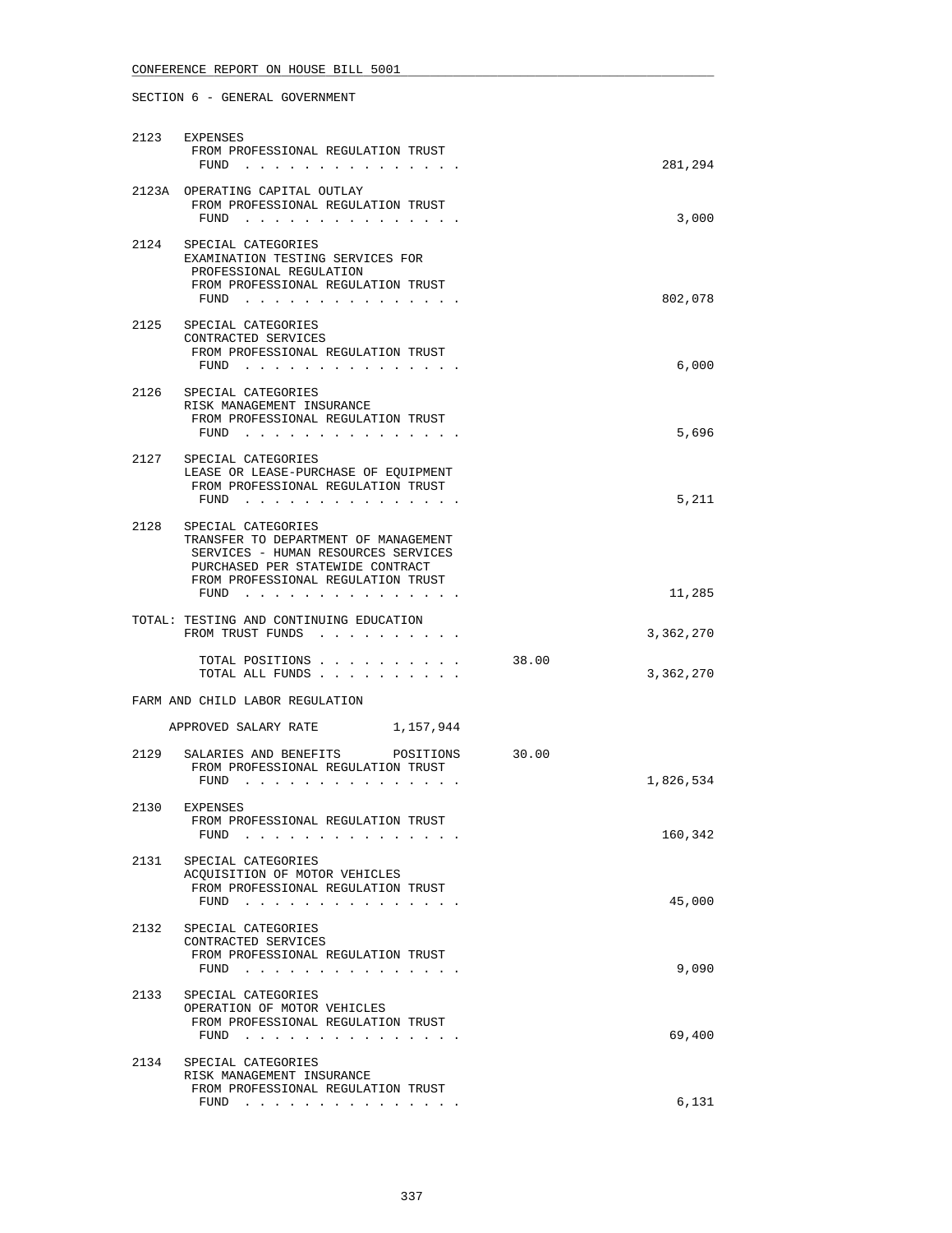CONFERENCE REPORT ON HOUSE BILL 5001

SECTION 6 - GENERAL GOVERNMENT

| Line | Item | Positions | Amount |
|---|---|---|---|
| 2123 | EXPENSES<br>FROM PROFESSIONAL REGULATION TRUST FUND . . . . . . . . . . . . . . . | | 281,294 |
| 2123A | OPERATING CAPITAL OUTLAY<br>FROM PROFESSIONAL REGULATION TRUST FUND . . . . . . . . . . . . . . . | | 3,000 |
| 2124 | SPECIAL CATEGORIES<br>EXAMINATION TESTING SERVICES FOR PROFESSIONAL REGULATION<br>FROM PROFESSIONAL REGULATION TRUST FUND . . . . . . . . . . . . . . . | | 802,078 |
| 2125 | SPECIAL CATEGORIES<br>CONTRACTED SERVICES<br>FROM PROFESSIONAL REGULATION TRUST FUND . . . . . . . . . . . . . . . | | 6,000 |
| 2126 | SPECIAL CATEGORIES<br>RISK MANAGEMENT INSURANCE<br>FROM PROFESSIONAL REGULATION TRUST FUND . . . . . . . . . . . . . . . | | 5,696 |
| 2127 | SPECIAL CATEGORIES<br>LEASE OR LEASE-PURCHASE OF EQUIPMENT<br>FROM PROFESSIONAL REGULATION TRUST FUND . . . . . . . . . . . . . . . | | 5,211 |
| 2128 | SPECIAL CATEGORIES<br>TRANSFER TO DEPARTMENT OF MANAGEMENT SERVICES - HUMAN RESOURCES SERVICES PURCHASED PER STATEWIDE CONTRACT<br>FROM PROFESSIONAL REGULATION TRUST FUND . . . . . . . . . . . . . . . | | 11,285 |
| TOTAL: | TESTING AND CONTINUING EDUCATION<br>FROM TRUST FUNDS . . . . . . . . . . | | 3,362,270 |
| | TOTAL POSITIONS . . . . . . . . . . | 38.00 | |
| | TOTAL ALL FUNDS . . . . . . . . . . | | 3,362,270 |

FARM AND CHILD LABOR REGULATION

APPROVED SALARY RATE 1,157,944

| Line | Item | Positions | Amount |
|---|---|---|---|
| 2129 | SALARIES AND BENEFITS POSITIONS<br>FROM PROFESSIONAL REGULATION TRUST FUND . . . . . . . . . . . . . . . | 30.00 | 1,826,534 |
| 2130 | EXPENSES<br>FROM PROFESSIONAL REGULATION TRUST FUND . . . . . . . . . . . . . . . | | 160,342 |
| 2131 | SPECIAL CATEGORIES<br>ACQUISITION OF MOTOR VEHICLES<br>FROM PROFESSIONAL REGULATION TRUST FUND . . . . . . . . . . . . . . . | | 45,000 |
| 2132 | SPECIAL CATEGORIES<br>CONTRACTED SERVICES<br>FROM PROFESSIONAL REGULATION TRUST FUND . . . . . . . . . . . . . . . | | 9,090 |
| 2133 | SPECIAL CATEGORIES<br>OPERATION OF MOTOR VEHICLES<br>FROM PROFESSIONAL REGULATION TRUST FUND . . . . . . . . . . . . . . . | | 69,400 |
| 2134 | SPECIAL CATEGORIES<br>RISK MANAGEMENT INSURANCE<br>FROM PROFESSIONAL REGULATION TRUST FUND . . . . . . . . . . . . . . . | | 6,131 |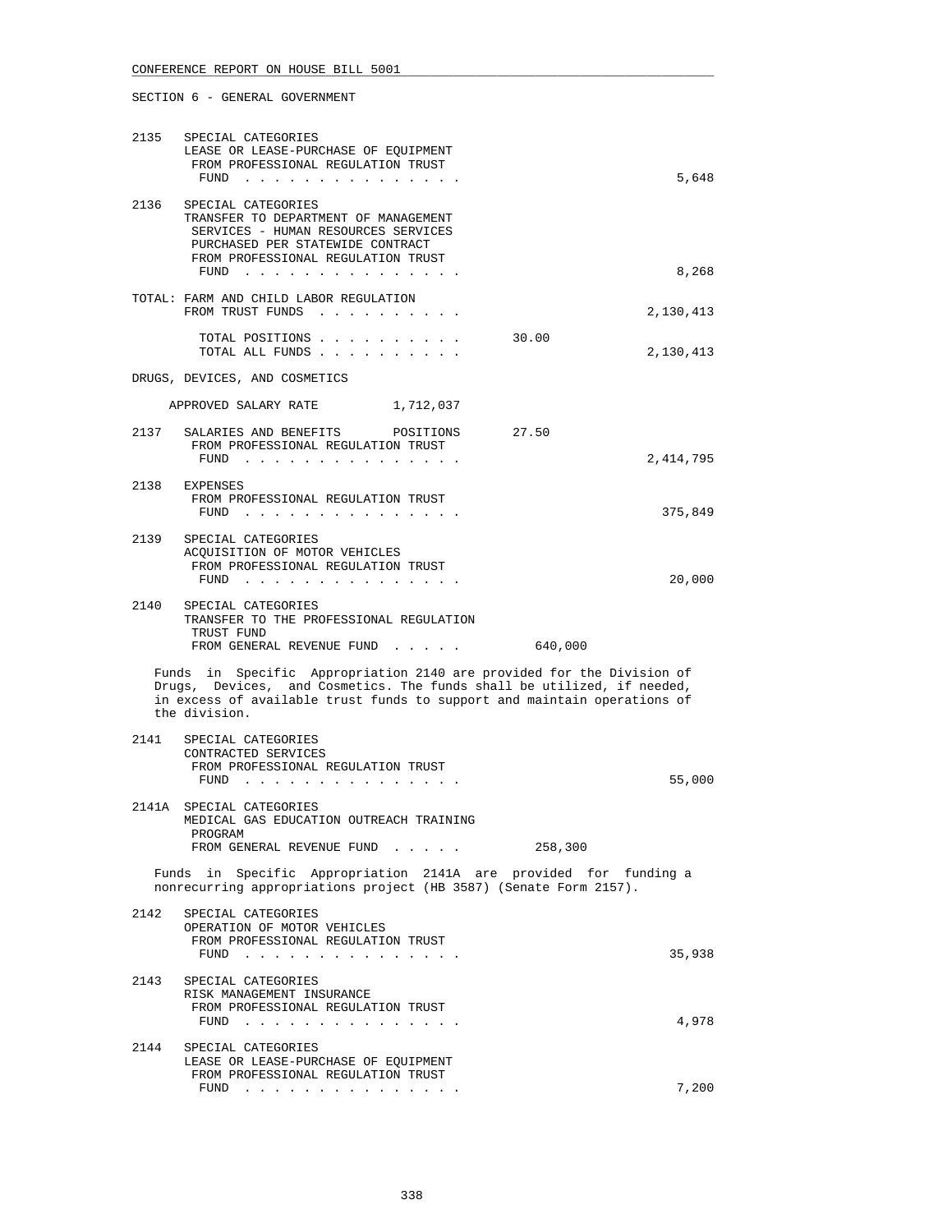SECTION 6 - GENERAL GOVERNMENT

2135 SPECIAL CATEGORIES
LEASE OR LEASE-PURCHASE OF EQUIPMENT
FROM PROFESSIONAL REGULATION TRUST
FUND . . . . . . . . . . . . . . . 5,648

2136 SPECIAL CATEGORIES
TRANSFER TO DEPARTMENT OF MANAGEMENT
SERVICES - HUMAN RESOURCES SERVICES
PURCHASED PER STATEWIDE CONTRACT
FROM PROFESSIONAL REGULATION TRUST
FUND . . . . . . . . . . . . . . . 8,268

TOTAL: FARM AND CHILD LABOR REGULATION
FROM TRUST FUNDS . . . . . . . . . . 2,130,413

TOTAL POSITIONS . . . . . . . . . . 30.00
TOTAL ALL FUNDS . . . . . . . . . . 2,130,413

DRUGS, DEVICES, AND COSMETICS

APPROVED SALARY RATE 1,712,037

2137 SALARIES AND BENEFITS POSITIONS 27.50
FROM PROFESSIONAL REGULATION TRUST
FUND . . . . . . . . . . . . . . . 2,414,795

2138 EXPENSES
FROM PROFESSIONAL REGULATION TRUST
FUND . . . . . . . . . . . . . . . 375,849

2139 SPECIAL CATEGORIES
ACQUISITION OF MOTOR VEHICLES
FROM PROFESSIONAL REGULATION TRUST
FUND . . . . . . . . . . . . . . . 20,000

2140 SPECIAL CATEGORIES
TRANSFER TO THE PROFESSIONAL REGULATION
TRUST FUND
FROM GENERAL REVENUE FUND . . . . . 640,000

Funds in Specific Appropriation 2140 are provided for the Division of Drugs, Devices, and Cosmetics. The funds shall be utilized, if needed, in excess of available trust funds to support and maintain operations of the division.

2141 SPECIAL CATEGORIES
CONTRACTED SERVICES
FROM PROFESSIONAL REGULATION TRUST
FUND . . . . . . . . . . . . . . . 55,000

2141A SPECIAL CATEGORIES
MEDICAL GAS EDUCATION OUTREACH TRAINING
PROGRAM
FROM GENERAL REVENUE FUND . . . . . 258,300

Funds in Specific Appropriation 2141A are provided for funding a nonrecurring appropriations project (HB 3587) (Senate Form 2157).

2142 SPECIAL CATEGORIES
OPERATION OF MOTOR VEHICLES
FROM PROFESSIONAL REGULATION TRUST
FUND . . . . . . . . . . . . . . . 35,938

2143 SPECIAL CATEGORIES
RISK MANAGEMENT INSURANCE
FROM PROFESSIONAL REGULATION TRUST
FUND . . . . . . . . . . . . . . . 4,978

2144 SPECIAL CATEGORIES
LEASE OR LEASE-PURCHASE OF EQUIPMENT
FROM PROFESSIONAL REGULATION TRUST
FUND . . . . . . . . . . . . . . . 7,200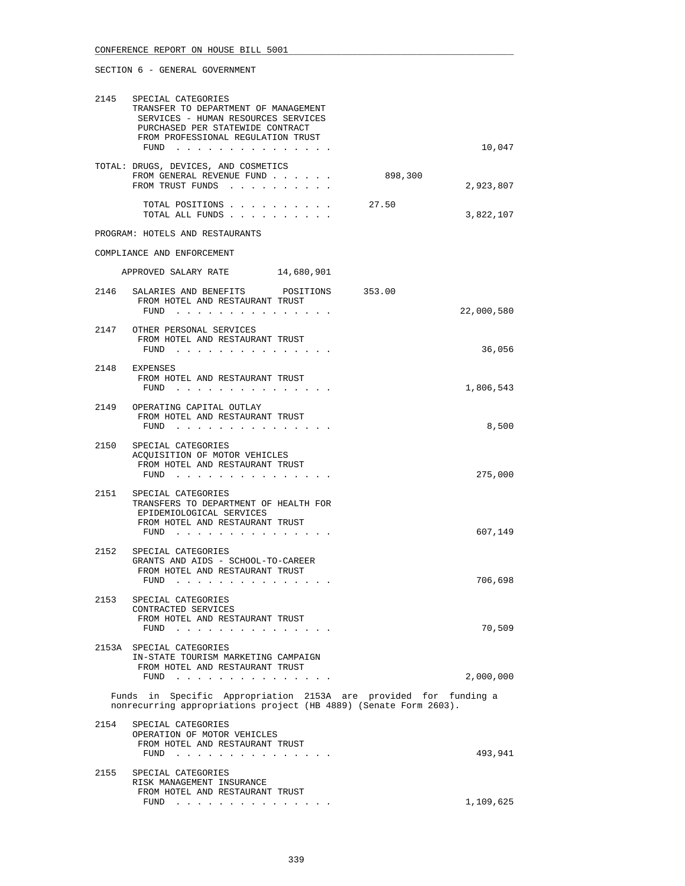SECTION 6 - GENERAL GOVERNMENT

2145 SPECIAL CATEGORIES
TRANSFER TO DEPARTMENT OF MANAGEMENT SERVICES - HUMAN RESOURCES SERVICES PURCHASED PER STATEWIDE CONTRACT
FROM PROFESSIONAL REGULATION TRUST FUND . . . . . . . . . . . . . . . 10,047

TOTAL: DRUGS, DEVICES, AND COSMETICS
FROM GENERAL REVENUE FUND . . . . . . 898,300
FROM TRUST FUNDS . . . . . . . . . . 2,923,807

TOTAL POSITIONS . . . . . . . . . . 27.50
TOTAL ALL FUNDS . . . . . . . . . . 3,822,107

PROGRAM: HOTELS AND RESTAURANTS

COMPLIANCE AND ENFORCEMENT

APPROVED SALARY RATE 14,680,901

2146 SALARIES AND BENEFITS POSITIONS 353.00
FROM HOTEL AND RESTAURANT TRUST FUND . . . . . . . . . . . . . . . 22,000,580

2147 OTHER PERSONAL SERVICES
FROM HOTEL AND RESTAURANT TRUST FUND . . . . . . . . . . . . . . . 36,056

2148 EXPENSES
FROM HOTEL AND RESTAURANT TRUST FUND . . . . . . . . . . . . . . . 1,806,543

2149 OPERATING CAPITAL OUTLAY
FROM HOTEL AND RESTAURANT TRUST FUND . . . . . . . . . . . . . . . 8,500

2150 SPECIAL CATEGORIES
ACQUISITION OF MOTOR VEHICLES
FROM HOTEL AND RESTAURANT TRUST FUND . . . . . . . . . . . . . . . 275,000

2151 SPECIAL CATEGORIES
TRANSFERS TO DEPARTMENT OF HEALTH FOR EPIDEMIOLOGICAL SERVICES
FROM HOTEL AND RESTAURANT TRUST FUND . . . . . . . . . . . . . . . 607,149

2152 SPECIAL CATEGORIES
GRANTS AND AIDS - SCHOOL-TO-CAREER
FROM HOTEL AND RESTAURANT TRUST FUND . . . . . . . . . . . . . . . 706,698

2153 SPECIAL CATEGORIES
CONTRACTED SERVICES
FROM HOTEL AND RESTAURANT TRUST FUND . . . . . . . . . . . . . . . 70,509

2153A SPECIAL CATEGORIES
IN-STATE TOURISM MARKETING CAMPAIGN
FROM HOTEL AND RESTAURANT TRUST FUND . . . . . . . . . . . . . . . 2,000,000

Funds in Specific Appropriation 2153A are provided for funding a nonrecurring appropriations project (HB 4889) (Senate Form 2603).

2154 SPECIAL CATEGORIES
OPERATION OF MOTOR VEHICLES
FROM HOTEL AND RESTAURANT TRUST FUND . . . . . . . . . . . . . . . 493,941

2155 SPECIAL CATEGORIES
RISK MANAGEMENT INSURANCE
FROM HOTEL AND RESTAURANT TRUST FUND . . . . . . . . . . . . . . . 1,109,625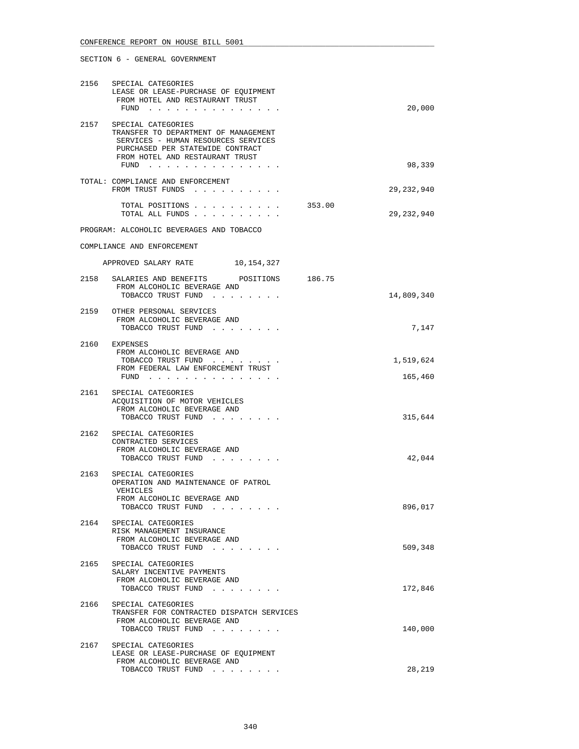SECTION 6 - GENERAL GOVERNMENT

```
2156   SPECIAL CATEGORIES
       LEASE OR LEASE-PURCHASE OF EQUIPMENT
        FROM HOTEL AND RESTAURANT TRUST
         FUND . . . . . . . . . . . . . . .                              20,000

2157   SPECIAL CATEGORIES
       TRANSFER TO DEPARTMENT OF MANAGEMENT
        SERVICES - HUMAN RESOURCES SERVICES
        PURCHASED PER STATEWIDE CONTRACT
        FROM HOTEL AND RESTAURANT TRUST
         FUND . . . . . . . . . . . . . . .                              98,339

TOTAL: COMPLIANCE AND ENFORCEMENT
       FROM TRUST FUNDS . . . . . . . . . .                          29,232,940

         TOTAL POSITIONS . . . . . . . . . .      353.00
         TOTAL ALL FUNDS . . . . . . . . . .                         29,232,940

PROGRAM: ALCOHOLIC BEVERAGES AND TOBACCO

COMPLIANCE AND ENFORCEMENT

     APPROVED SALARY RATE        10,154,327

2158   SALARIES AND BENEFITS      POSITIONS    186.75
        FROM ALCOHOLIC BEVERAGE AND
         TOBACCO TRUST FUND . . . . . . . .                          14,809,340

2159   OTHER PERSONAL SERVICES
        FROM ALCOHOLIC BEVERAGE AND
         TOBACCO TRUST FUND . . . . . . . .                               7,147

2160   EXPENSES
        FROM ALCOHOLIC BEVERAGE AND
         TOBACCO TRUST FUND . . . . . . . .                           1,519,624
        FROM FEDERAL LAW ENFORCEMENT TRUST
         FUND . . . . . . . . . . . . . . .                             165,460

2161   SPECIAL CATEGORIES
       ACQUISITION OF MOTOR VEHICLES
        FROM ALCOHOLIC BEVERAGE AND
         TOBACCO TRUST FUND . . . . . . . .                             315,644

2162   SPECIAL CATEGORIES
       CONTRACTED SERVICES
        FROM ALCOHOLIC BEVERAGE AND
         TOBACCO TRUST FUND . . . . . . . .                              42,044

2163   SPECIAL CATEGORIES
       OPERATION AND MAINTENANCE OF PATROL
        VEHICLES
        FROM ALCOHOLIC BEVERAGE AND
         TOBACCO TRUST FUND . . . . . . . .                             896,017

2164   SPECIAL CATEGORIES
       RISK MANAGEMENT INSURANCE
        FROM ALCOHOLIC BEVERAGE AND
         TOBACCO TRUST FUND . . . . . . . .                             509,348

2165   SPECIAL CATEGORIES
       SALARY INCENTIVE PAYMENTS
        FROM ALCOHOLIC BEVERAGE AND
         TOBACCO TRUST FUND . . . . . . . .                             172,846

2166   SPECIAL CATEGORIES
       TRANSFER FOR CONTRACTED DISPATCH SERVICES
        FROM ALCOHOLIC BEVERAGE AND
         TOBACCO TRUST FUND . . . . . . . .                             140,000

2167   SPECIAL CATEGORIES
       LEASE OR LEASE-PURCHASE OF EQUIPMENT
        FROM ALCOHOLIC BEVERAGE AND
         TOBACCO TRUST FUND . . . . . . . .                              28,219
```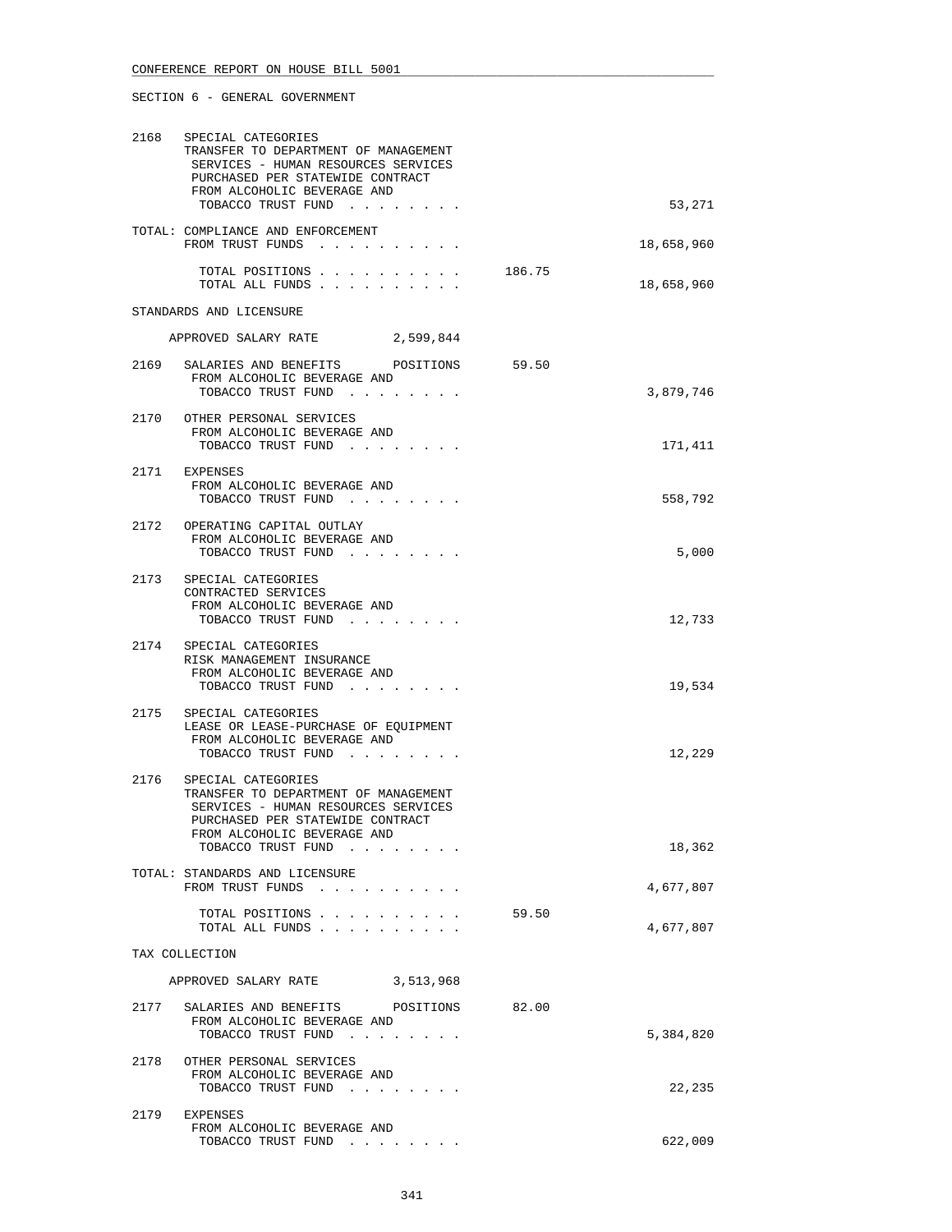SECTION 6 - GENERAL GOVERNMENT

```
2168   SPECIAL CATEGORIES
       TRANSFER TO DEPARTMENT OF MANAGEMENT
        SERVICES - HUMAN RESOURCES SERVICES
        PURCHASED PER STATEWIDE CONTRACT
        FROM ALCOHOLIC BEVERAGE AND
         TOBACCO TRUST FUND  . . . . . . . .                      53,271

       TOTAL: COMPLIANCE AND ENFORCEMENT
        FROM TRUST FUNDS  . . . . . . . . . .                 18,658,960

         TOTAL POSITIONS . . . . . . . . . .    186.75
         TOTAL ALL FUNDS . . . . . . . . . .                  18,658,960

       STANDARDS AND LICENSURE

         APPROVED SALARY RATE          2,599,844

2169   SALARIES AND BENEFITS      POSITIONS      59.50
        FROM ALCOHOLIC BEVERAGE AND
         TOBACCO TRUST FUND  . . . . . . . .                   3,879,746

2170   OTHER PERSONAL SERVICES
        FROM ALCOHOLIC BEVERAGE AND
         TOBACCO TRUST FUND  . . . . . . . .                     171,411

2171   EXPENSES
        FROM ALCOHOLIC BEVERAGE AND
         TOBACCO TRUST FUND  . . . . . . . .                     558,792

2172   OPERATING CAPITAL OUTLAY
        FROM ALCOHOLIC BEVERAGE AND
         TOBACCO TRUST FUND  . . . . . . . .                       5,000

2173   SPECIAL CATEGORIES
       CONTRACTED SERVICES
        FROM ALCOHOLIC BEVERAGE AND
         TOBACCO TRUST FUND  . . . . . . . .                      12,733

2174   SPECIAL CATEGORIES
       RISK MANAGEMENT INSURANCE
        FROM ALCOHOLIC BEVERAGE AND
         TOBACCO TRUST FUND  . . . . . . . .                      19,534

2175   SPECIAL CATEGORIES
       LEASE OR LEASE-PURCHASE OF EQUIPMENT
        FROM ALCOHOLIC BEVERAGE AND
         TOBACCO TRUST FUND  . . . . . . . .                      12,229

2176   SPECIAL CATEGORIES
       TRANSFER TO DEPARTMENT OF MANAGEMENT
        SERVICES - HUMAN RESOURCES SERVICES
        PURCHASED PER STATEWIDE CONTRACT
        FROM ALCOHOLIC BEVERAGE AND
         TOBACCO TRUST FUND  . . . . . . . .                      18,362

       TOTAL: STANDARDS AND LICENSURE
        FROM TRUST FUNDS  . . . . . . . . . .                  4,677,807

         TOTAL POSITIONS . . . . . . . . . .     59.50
         TOTAL ALL FUNDS . . . . . . . . . .                   4,677,807

       TAX COLLECTION

         APPROVED SALARY RATE          3,513,968

2177   SALARIES AND BENEFITS      POSITIONS      82.00
        FROM ALCOHOLIC BEVERAGE AND
         TOBACCO TRUST FUND  . . . . . . . .                   5,384,820

2178   OTHER PERSONAL SERVICES
        FROM ALCOHOLIC BEVERAGE AND
         TOBACCO TRUST FUND  . . . . . . . .                      22,235

2179   EXPENSES
        FROM ALCOHOLIC BEVERAGE AND
         TOBACCO TRUST FUND  . . . . . . . .                     622,009
```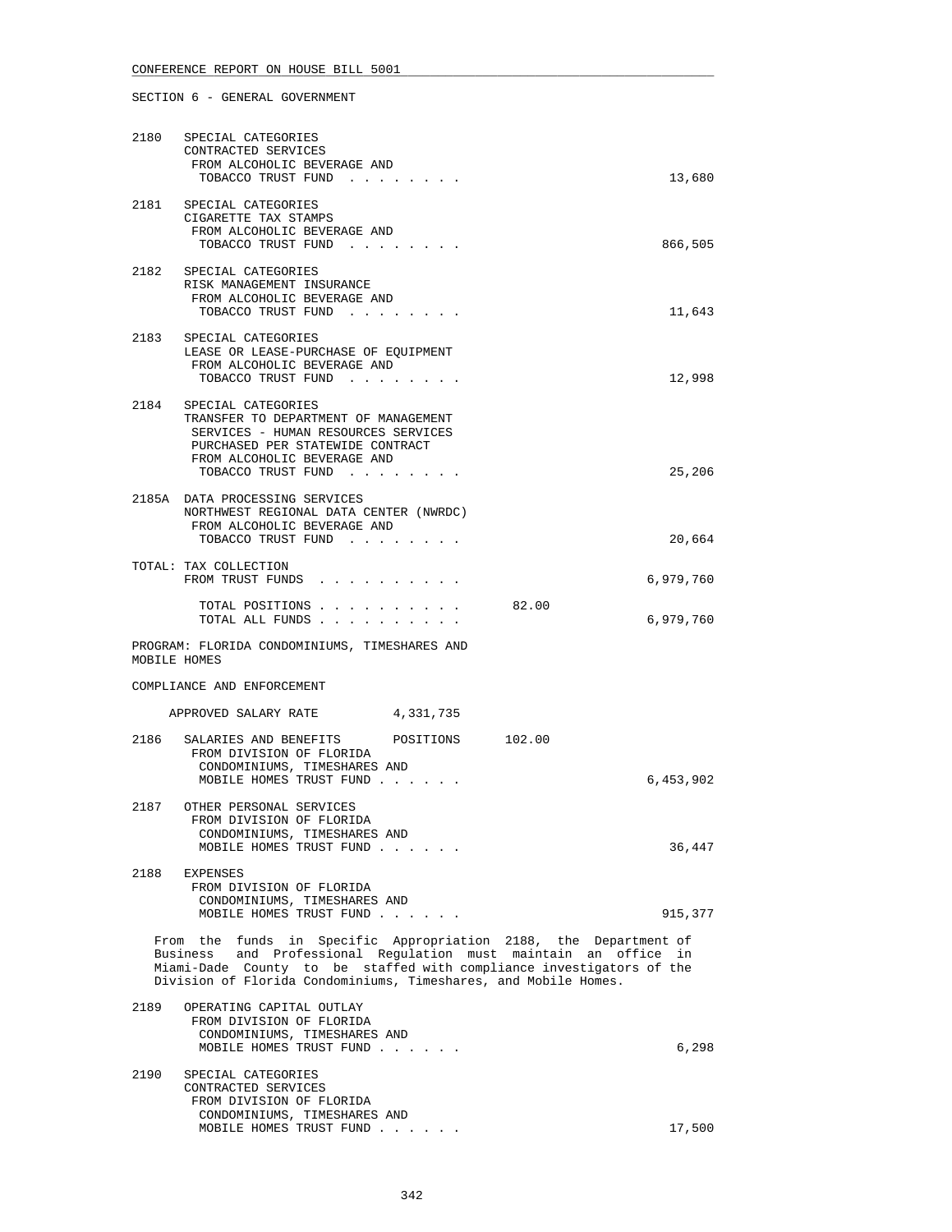SECTION 6 - GENERAL GOVERNMENT

```
2180  SPECIAL CATEGORIES
      CONTRACTED SERVICES
       FROM ALCOHOLIC BEVERAGE AND
        TOBACCO TRUST FUND  . . . . . . . .                         13,680

2181  SPECIAL CATEGORIES
      CIGARETTE TAX STAMPS
       FROM ALCOHOLIC BEVERAGE AND
        TOBACCO TRUST FUND  . . . . . . . .                        866,505

2182  SPECIAL CATEGORIES
      RISK MANAGEMENT INSURANCE
       FROM ALCOHOLIC BEVERAGE AND
        TOBACCO TRUST FUND  . . . . . . . .                         11,643

2183  SPECIAL CATEGORIES
      LEASE OR LEASE-PURCHASE OF EQUIPMENT
       FROM ALCOHOLIC BEVERAGE AND
        TOBACCO TRUST FUND  . . . . . . . .                         12,998

2184  SPECIAL CATEGORIES
      TRANSFER TO DEPARTMENT OF MANAGEMENT
       SERVICES - HUMAN RESOURCES SERVICES
       PURCHASED PER STATEWIDE CONTRACT
       FROM ALCOHOLIC BEVERAGE AND
        TOBACCO TRUST FUND  . . . . . . . .                         25,206

2185A DATA PROCESSING SERVICES
      NORTHWEST REGIONAL DATA CENTER (NWRDC)
       FROM ALCOHOLIC BEVERAGE AND
        TOBACCO TRUST FUND  . . . . . . . .                         20,664

TOTAL: TAX COLLECTION
       FROM TRUST FUNDS  . . . . . . . . . .                     6,979,760

         TOTAL POSITIONS . . . . . . . . . .         82.00
         TOTAL ALL FUNDS . . . . . . . . . .                     6,979,760

PROGRAM: FLORIDA CONDOMINIUMS, TIMESHARES AND
MOBILE HOMES

COMPLIANCE AND ENFORCEMENT

     APPROVED SALARY RATE          4,331,735

2186  SALARIES AND BENEFITS       POSITIONS      102.00
       FROM DIVISION OF FLORIDA
        CONDOMINIUMS, TIMESHARES AND
        MOBILE HOMES TRUST FUND . . . . . .                      6,453,902

2187  OTHER PERSONAL SERVICES
       FROM DIVISION OF FLORIDA
        CONDOMINIUMS, TIMESHARES AND
        MOBILE HOMES TRUST FUND . . . . . .                         36,447

2188  EXPENSES
       FROM DIVISION OF FLORIDA
        CONDOMINIUMS, TIMESHARES AND
        MOBILE HOMES TRUST FUND . . . . . .                        915,377

   From the funds in Specific Appropriation 2188, the Department of
   Business and Professional Regulation must maintain an office in
   Miami-Dade County to be staffed with compliance investigators of the
   Division of Florida Condominiums, Timeshares, and Mobile Homes.

2189  OPERATING CAPITAL OUTLAY
       FROM DIVISION OF FLORIDA
        CONDOMINIUMS, TIMESHARES AND
        MOBILE HOMES TRUST FUND . . . . . .                          6,298

2190  SPECIAL CATEGORIES
      CONTRACTED SERVICES
       FROM DIVISION OF FLORIDA
        CONDOMINIUMS, TIMESHARES AND
        MOBILE HOMES TRUST FUND . . . . . .                         17,500
```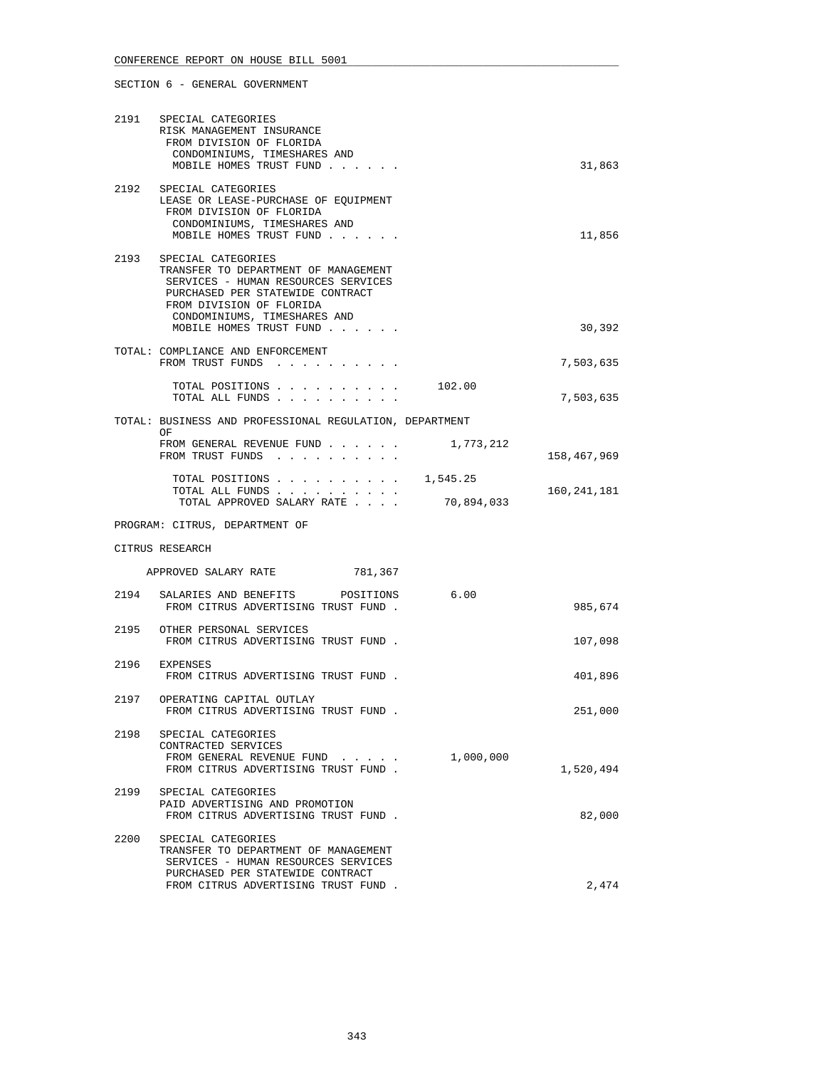SECTION 6 - GENERAL GOVERNMENT

```
2191   SPECIAL CATEGORIES
       RISK MANAGEMENT INSURANCE
        FROM DIVISION OF FLORIDA
         CONDOMINIUMS, TIMESHARES AND
         MOBILE HOMES TRUST FUND . . . . . .                           31,863

2192   SPECIAL CATEGORIES
       LEASE OR LEASE-PURCHASE OF EQUIPMENT
        FROM DIVISION OF FLORIDA
         CONDOMINIUMS, TIMESHARES AND
         MOBILE HOMES TRUST FUND . . . . . .                           11,856

2193   SPECIAL CATEGORIES
       TRANSFER TO DEPARTMENT OF MANAGEMENT
        SERVICES - HUMAN RESOURCES SERVICES
        PURCHASED PER STATEWIDE CONTRACT
        FROM DIVISION OF FLORIDA
         CONDOMINIUMS, TIMESHARES AND
         MOBILE HOMES TRUST FUND . . . . . .                           30,392

TOTAL: COMPLIANCE AND ENFORCEMENT
       FROM TRUST FUNDS  . . . . . . . . . .                        7,503,635

         TOTAL POSITIONS . . . . . . . . . .    102.00
         TOTAL ALL FUNDS . . . . . . . . . .                        7,503,635

TOTAL: BUSINESS AND PROFESSIONAL REGULATION, DEPARTMENT
       OF
       FROM GENERAL REVENUE FUND . . . . . .   1,773,212
       FROM TRUST FUNDS  . . . . . . . . . .                      158,467,969

         TOTAL POSITIONS . . . . . . . . . .  1,545.25
         TOTAL ALL FUNDS . . . . . . . . . .                      160,241,181
          TOTAL APPROVED SALARY RATE . . . .  70,894,033

PROGRAM: CITRUS, DEPARTMENT OF

CITRUS RESEARCH

     APPROVED SALARY RATE           781,367

2194   SALARIES AND BENEFITS      POSITIONS       6.00
        FROM CITRUS ADVERTISING TRUST FUND .                          985,674

2195   OTHER PERSONAL SERVICES
        FROM CITRUS ADVERTISING TRUST FUND .                          107,098

2196   EXPENSES
        FROM CITRUS ADVERTISING TRUST FUND .                          401,896

2197   OPERATING CAPITAL OUTLAY
        FROM CITRUS ADVERTISING TRUST FUND .                          251,000

2198   SPECIAL CATEGORIES
       CONTRACTED SERVICES
        FROM GENERAL REVENUE FUND  . . . . .   1,000,000
        FROM CITRUS ADVERTISING TRUST FUND .                        1,520,494

2199   SPECIAL CATEGORIES
       PAID ADVERTISING AND PROMOTION
        FROM CITRUS ADVERTISING TRUST FUND .                           82,000

2200   SPECIAL CATEGORIES
       TRANSFER TO DEPARTMENT OF MANAGEMENT
        SERVICES - HUMAN RESOURCES SERVICES
        PURCHASED PER STATEWIDE CONTRACT
        FROM CITRUS ADVERTISING TRUST FUND .                            2,474
```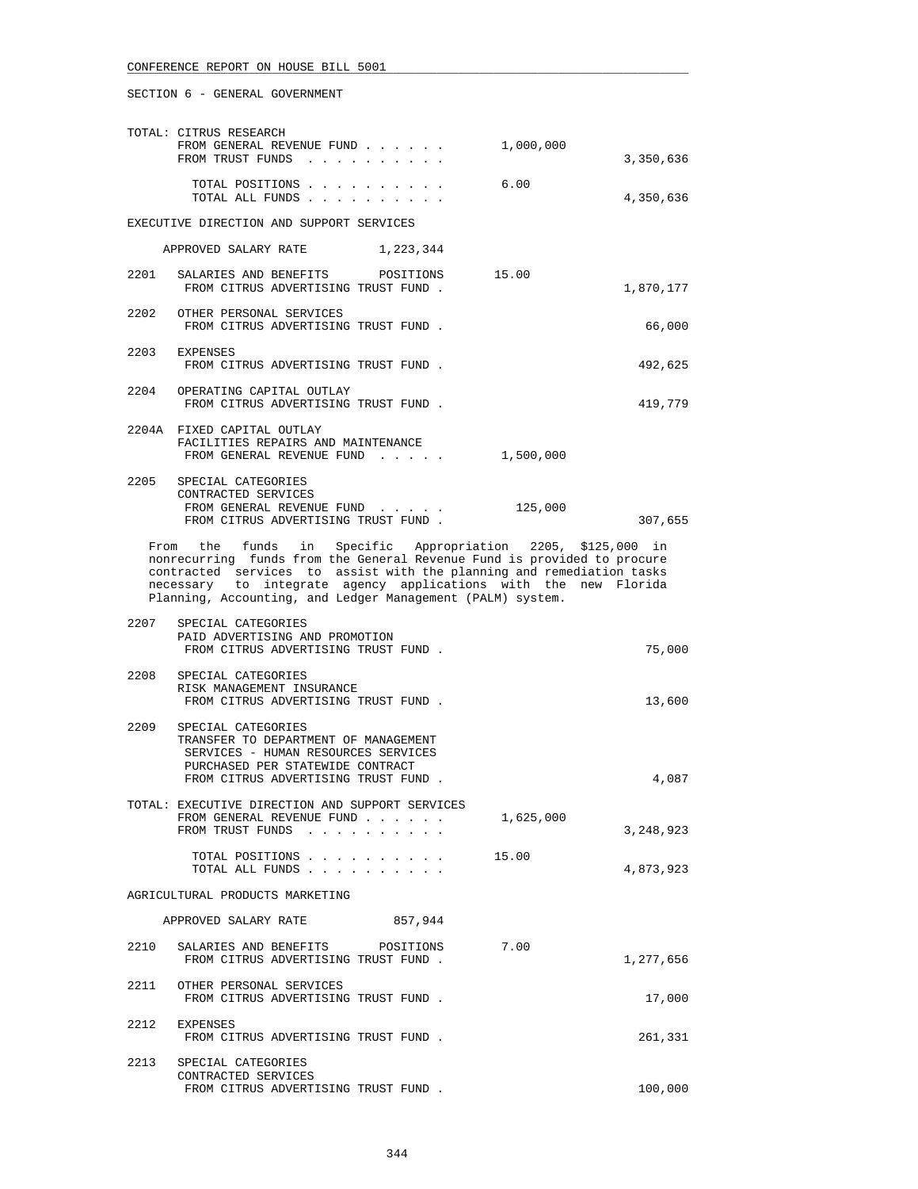CONFERENCE REPORT ON HOUSE BILL 5001

SECTION 6 - GENERAL GOVERNMENT

TOTAL: CITRUS RESEARCH

| | | |
|---|---|---|
| FROM GENERAL REVENUE FUND | 1,000,000 | |
| FROM TRUST FUNDS | | 3,350,636 |
| TOTAL POSITIONS | 6.00 | |
| TOTAL ALL FUNDS | | 4,350,636 |

EXECUTIVE DIRECTION AND SUPPORT SERVICES

APPROVED SALARY RATE 1,223,344

| | | | |
|---|---|---|---|
| 2201 | SALARIES AND BENEFITS POSITIONS | 15.00 | |
| | FROM CITRUS ADVERTISING TRUST FUND | | 1,870,177 |
| 2202 | OTHER PERSONAL SERVICES | | |
| | FROM CITRUS ADVERTISING TRUST FUND | | 66,000 |
| 2203 | EXPENSES | | |
| | FROM CITRUS ADVERTISING TRUST FUND | | 492,625 |
| 2204 | OPERATING CAPITAL OUTLAY | | |
| | FROM CITRUS ADVERTISING TRUST FUND | | 419,779 |
| 2204A | FIXED CAPITAL OUTLAY<br>FACILITIES REPAIRS AND MAINTENANCE | | |
| | FROM GENERAL REVENUE FUND | 1,500,000 | |
| 2205 | SPECIAL CATEGORIES<br>CONTRACTED SERVICES | | |
| | FROM GENERAL REVENUE FUND | 125,000 | |
| | FROM CITRUS ADVERTISING TRUST FUND | | 307,655 |

From the funds in Specific Appropriation 2205, $125,000 in nonrecurring funds from the General Revenue Fund is provided to procure contracted services to assist with the planning and remediation tasks necessary to integrate agency applications with the new Florida Planning, Accounting, and Ledger Management (PALM) system.

| | | | |
|---|---|---|---|
| 2207 | SPECIAL CATEGORIES<br>PAID ADVERTISING AND PROMOTION | | |
| | FROM CITRUS ADVERTISING TRUST FUND | | 75,000 |
| 2208 | SPECIAL CATEGORIES<br>RISK MANAGEMENT INSURANCE | | |
| | FROM CITRUS ADVERTISING TRUST FUND | | 13,600 |
| 2209 | SPECIAL CATEGORIES<br>TRANSFER TO DEPARTMENT OF MANAGEMENT SERVICES - HUMAN RESOURCES SERVICES PURCHASED PER STATEWIDE CONTRACT | | |
| | FROM CITRUS ADVERTISING TRUST FUND | | 4,087 |

TOTAL: EXECUTIVE DIRECTION AND SUPPORT SERVICES

| | | |
|---|---|---|
| FROM GENERAL REVENUE FUND | 1,625,000 | |
| FROM TRUST FUNDS | | 3,248,923 |
| TOTAL POSITIONS | 15.00 | |
| TOTAL ALL FUNDS | | 4,873,923 |

AGRICULTURAL PRODUCTS MARKETING

APPROVED SALARY RATE 857,944

| | | | |
|---|---|---|---|
| 2210 | SALARIES AND BENEFITS POSITIONS | 7.00 | |
| | FROM CITRUS ADVERTISING TRUST FUND | | 1,277,656 |
| 2211 | OTHER PERSONAL SERVICES | | |
| | FROM CITRUS ADVERTISING TRUST FUND | | 17,000 |
| 2212 | EXPENSES | | |
| | FROM CITRUS ADVERTISING TRUST FUND | | 261,331 |
| 2213 | SPECIAL CATEGORIES<br>CONTRACTED SERVICES | | |
| | FROM CITRUS ADVERTISING TRUST FUND | | 100,000 |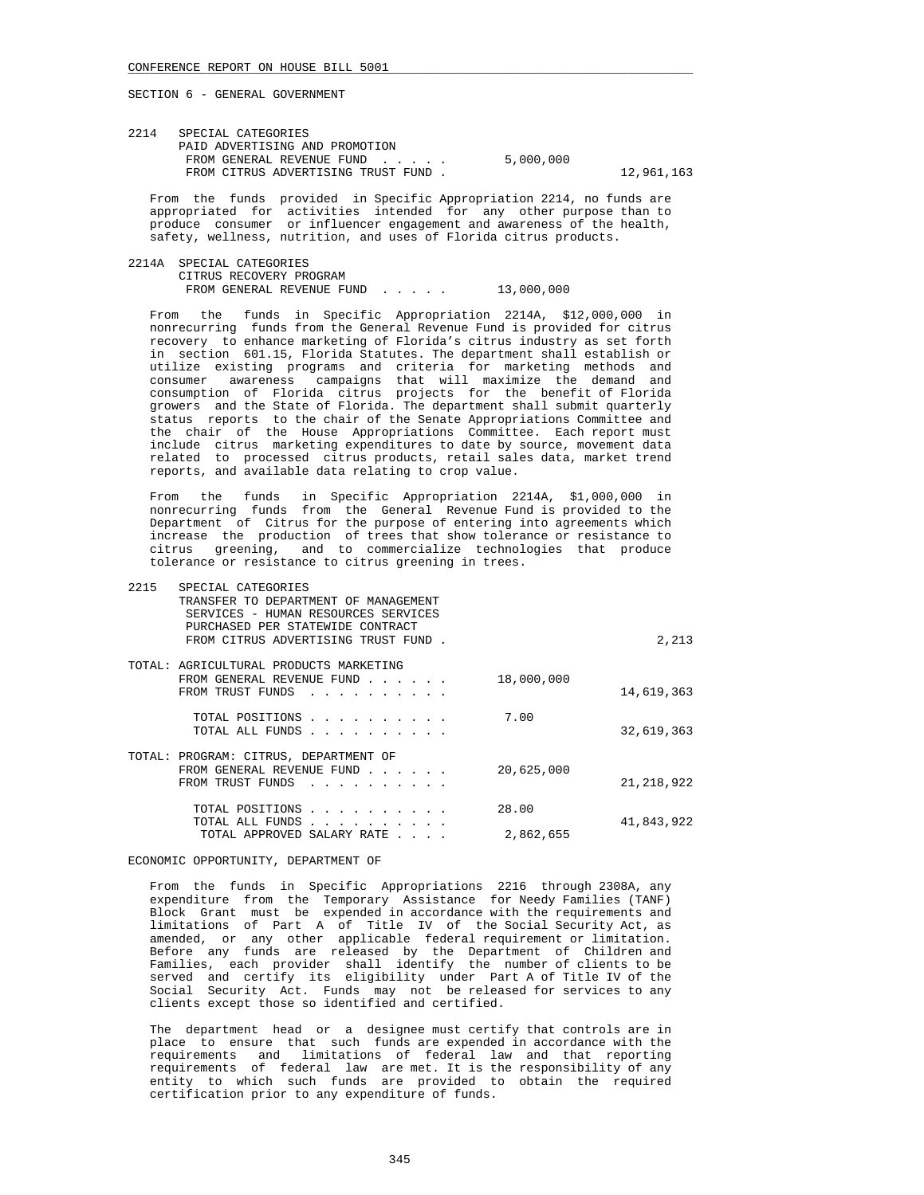SECTION 6 - GENERAL GOVERNMENT

```
2214  SPECIAL CATEGORIES
      PAID ADVERTISING AND PROMOTION
       FROM GENERAL REVENUE FUND  . . . . .        5,000,000
       FROM CITRUS ADVERTISING TRUST FUND .                         12,961,163
```

From the funds provided in Specific Appropriation 2214, no funds are appropriated for activities intended for any other purpose than to produce consumer or influencer engagement and awareness of the health, safety, wellness, nutrition, and uses of Florida citrus products.

```
2214A  SPECIAL CATEGORIES
       CITRUS RECOVERY PROGRAM
        FROM GENERAL REVENUE FUND  . . . . .      13,000,000
```

From the funds in Specific Appropriation 2214A, $12,000,000 in nonrecurring funds from the General Revenue Fund is provided for citrus recovery to enhance marketing of Florida's citrus industry as set forth in section 601.15, Florida Statutes. The department shall establish or utilize existing programs and criteria for marketing methods and consumer awareness campaigns that will maximize the demand and consumption of Florida citrus projects for the benefit of Florida growers and the State of Florida. The department shall submit quarterly status reports to the chair of the Senate Appropriations Committee and the chair of the House Appropriations Committee. Each report must include citrus marketing expenditures to date by source, movement data related to processed citrus products, retail sales data, market trend reports, and available data relating to crop value.

From the funds in Specific Appropriation 2214A, $1,000,000 in nonrecurring funds from the General Revenue Fund is provided to the Department of Citrus for the purpose of entering into agreements which increase the production of trees that show tolerance or resistance to citrus greening, and to commercialize technologies that produce tolerance or resistance to citrus greening in trees.

```
2215  SPECIAL CATEGORIES
      TRANSFER TO DEPARTMENT OF MANAGEMENT
       SERVICES - HUMAN RESOURCES SERVICES
       PURCHASED PER STATEWIDE CONTRACT
       FROM CITRUS ADVERTISING TRUST FUND .                              2,213

TOTAL: AGRICULTURAL PRODUCTS MARKETING
       FROM GENERAL REVENUE FUND . . . . . .      18,000,000
       FROM TRUST FUNDS  . . . . . . . . . .                        14,619,363

         TOTAL POSITIONS . . . . . . . . . .      7.00
         TOTAL ALL FUNDS . . . . . . . . . .                        32,619,363

TOTAL: PROGRAM: CITRUS, DEPARTMENT OF
       FROM GENERAL REVENUE FUND . . . . . .      20,625,000
       FROM TRUST FUNDS  . . . . . . . . . .                        21,218,922

         TOTAL POSITIONS . . . . . . . . . .      28.00
         TOTAL ALL FUNDS . . . . . . . . . .                        41,843,922
          TOTAL APPROVED SALARY RATE . . . .      2,862,655
```

ECONOMIC OPPORTUNITY, DEPARTMENT OF

From the funds in Specific Appropriations 2216 through 2308A, any expenditure from the Temporary Assistance for Needy Families (TANF) Block Grant must be expended in accordance with the requirements and limitations of Part A of Title IV of the Social Security Act, as amended, or any other applicable federal requirement or limitation. Before any funds are released by the Department of Children and Families, each provider shall identify the number of clients to be served and certify its eligibility under Part A of Title IV of the Social Security Act. Funds may not be released for services to any clients except those so identified and certified.

The department head or a designee must certify that controls are in place to ensure that such funds are expended in accordance with the requirements and limitations of federal law and that reporting requirements of federal law are met. It is the responsibility of any entity to which such funds are provided to obtain the required certification prior to any expenditure of funds.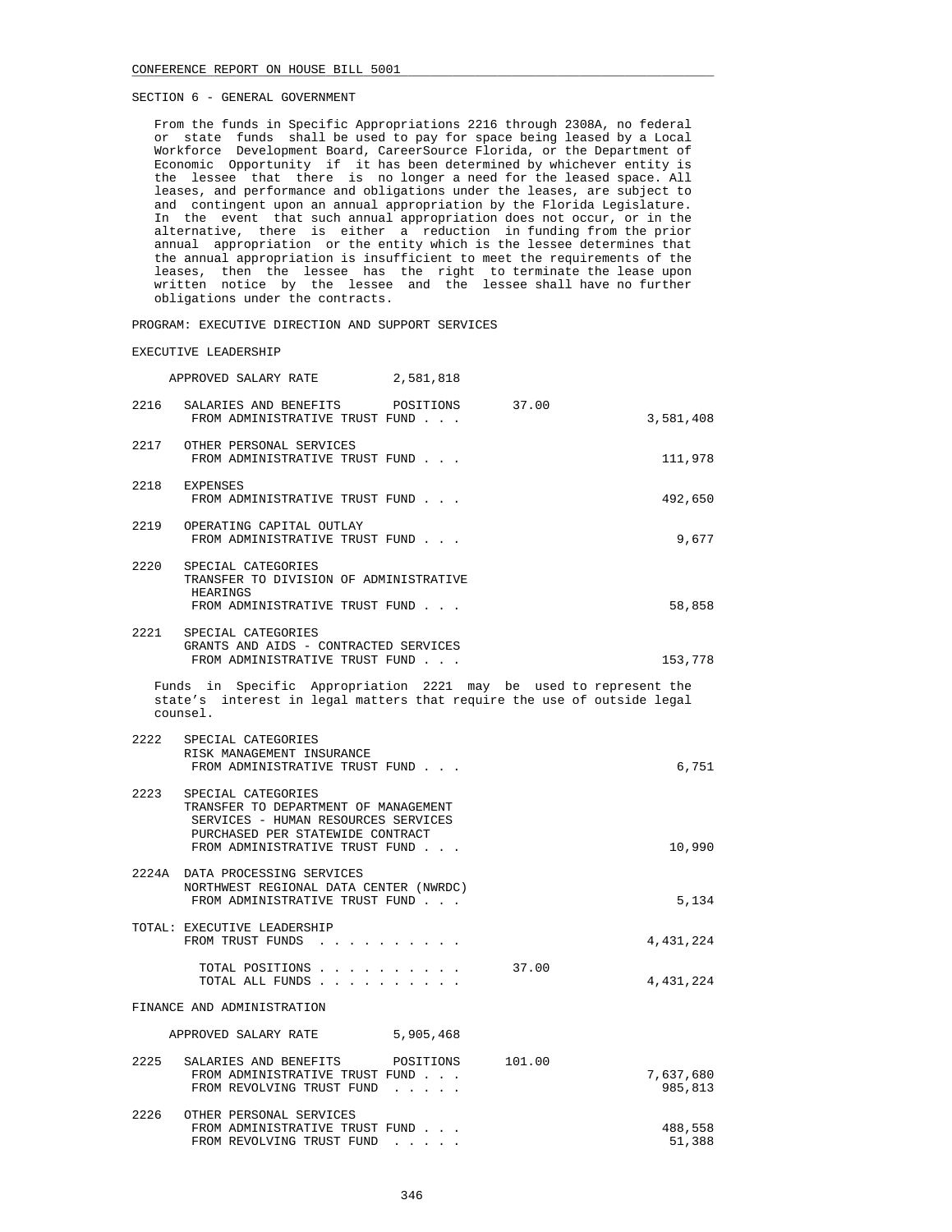SECTION 6 - GENERAL GOVERNMENT

From the funds in Specific Appropriations 2216 through 2308A, no federal or state funds shall be used to pay for space being leased by a Local Workforce Development Board, CareerSource Florida, or the Department of Economic Opportunity if it has been determined by whichever entity is the lessee that there is no longer a need for the leased space. All leases, and performance and obligations under the leases, are subject to and contingent upon an annual appropriation by the Florida Legislature. In the event that such annual appropriation does not occur, or in the alternative, there is either a reduction in funding from the prior annual appropriation or the entity which is the lessee determines that the annual appropriation is insufficient to meet the requirements of the leases, then the lessee has the right to terminate the lease upon written notice by the lessee and the lessee shall have no further obligations under the contracts.

PROGRAM: EXECUTIVE DIRECTION AND SUPPORT SERVICES

EXECUTIVE LEADERSHIP

APPROVED SALARY RATE 2,581,818

| | | | |
|---|---|---|---|
| 2216 | SALARIES AND BENEFITS POSITIONS | 37.00 | |
| | FROM ADMINISTRATIVE TRUST FUND . . . | | 3,581,408 |
| 2217 | OTHER PERSONAL SERVICES | | |
| | FROM ADMINISTRATIVE TRUST FUND . . . | | 111,978 |
| 2218 | EXPENSES | | |
| | FROM ADMINISTRATIVE TRUST FUND . . . | | 492,650 |
| 2219 | OPERATING CAPITAL OUTLAY | | |
| | FROM ADMINISTRATIVE TRUST FUND . . . | | 9,677 |
| 2220 | SPECIAL CATEGORIES<br>TRANSFER TO DIVISION OF ADMINISTRATIVE HEARINGS | | |
| | FROM ADMINISTRATIVE TRUST FUND . . . | | 58,858 |
| 2221 | SPECIAL CATEGORIES<br>GRANTS AND AIDS - CONTRACTED SERVICES | | |
| | FROM ADMINISTRATIVE TRUST FUND . . . | | 153,778 |

Funds in Specific Appropriation 2221 may be used to represent the state's interest in legal matters that require the use of outside legal counsel.

| | | | |
|---|---|---|---|
| 2222 | SPECIAL CATEGORIES<br>RISK MANAGEMENT INSURANCE | | |
| | FROM ADMINISTRATIVE TRUST FUND . . . | | 6,751 |
| 2223 | SPECIAL CATEGORIES<br>TRANSFER TO DEPARTMENT OF MANAGEMENT SERVICES - HUMAN RESOURCES SERVICES PURCHASED PER STATEWIDE CONTRACT | | |
| | FROM ADMINISTRATIVE TRUST FUND . . . | | 10,990 |
| 2224A | DATA PROCESSING SERVICES<br>NORTHWEST REGIONAL DATA CENTER (NWRDC) | | |
| | FROM ADMINISTRATIVE TRUST FUND . . . | | 5,134 |
| TOTAL: | EXECUTIVE LEADERSHIP | | |
| | FROM TRUST FUNDS . . . . . . . . . . | | 4,431,224 |
| | TOTAL POSITIONS . . . . . . . . . . | 37.00 | |
| | TOTAL ALL FUNDS . . . . . . . . . . | | 4,431,224 |

FINANCE AND ADMINISTRATION

APPROVED SALARY RATE 5,905,468

| | | | |
|---|---|---|---|
| 2225 | SALARIES AND BENEFITS POSITIONS | 101.00 | |
| | FROM ADMINISTRATIVE TRUST FUND . . . | | 7,637,680 |
| | FROM REVOLVING TRUST FUND . . . . . | | 985,813 |
| 2226 | OTHER PERSONAL SERVICES | | |
| | FROM ADMINISTRATIVE TRUST FUND . . . | | 488,558 |
| | FROM REVOLVING TRUST FUND . . . . . | | 51,388 |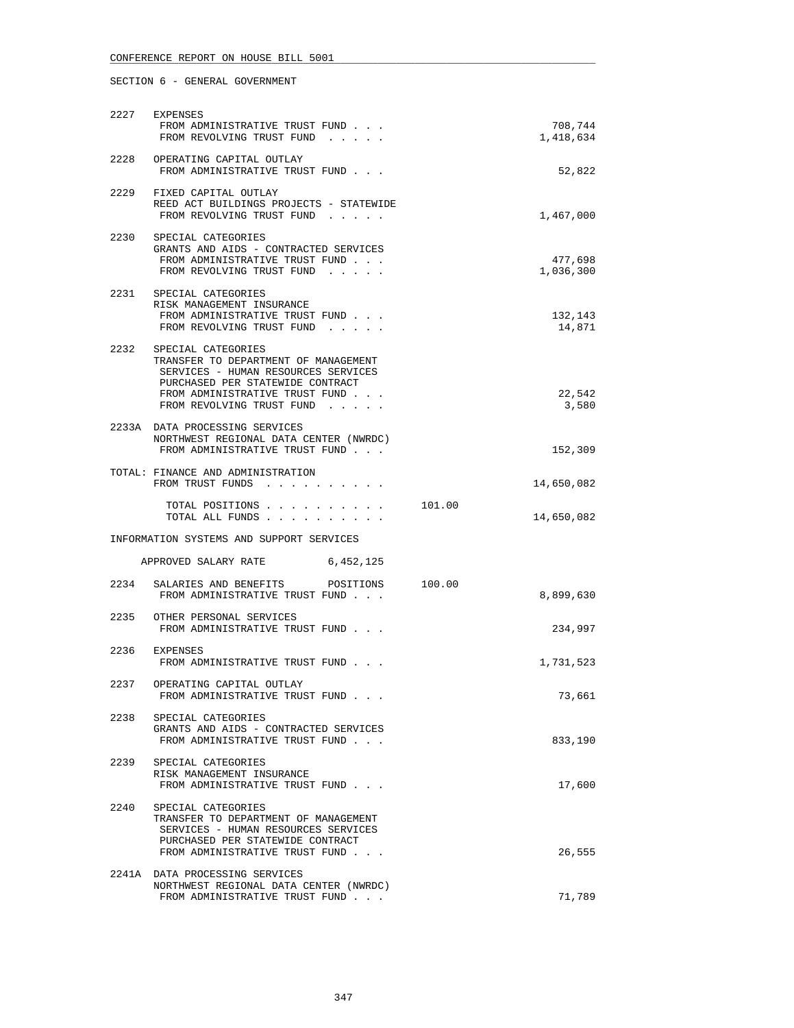CONFERENCE REPORT ON HOUSE BILL 5001

SECTION 6 - GENERAL GOVERNMENT

```
2227  EXPENSES
       FROM ADMINISTRATIVE TRUST FUND . . .                            708,744
       FROM REVOLVING TRUST FUND  . . . . .                          1,418,634

2228  OPERATING CAPITAL OUTLAY
       FROM ADMINISTRATIVE TRUST FUND . . .                             52,822

2229  FIXED CAPITAL OUTLAY
       REED ACT BUILDINGS PROJECTS - STATEWIDE
       FROM REVOLVING TRUST FUND  . . . . .                          1,467,000

2230  SPECIAL CATEGORIES
       GRANTS AND AIDS - CONTRACTED SERVICES
       FROM ADMINISTRATIVE TRUST FUND . . .                            477,698
       FROM REVOLVING TRUST FUND  . . . . .                          1,036,300

2231  SPECIAL CATEGORIES
       RISK MANAGEMENT INSURANCE
       FROM ADMINISTRATIVE TRUST FUND . . .                            132,143
       FROM REVOLVING TRUST FUND  . . . . .                             14,871

2232  SPECIAL CATEGORIES
       TRANSFER TO DEPARTMENT OF MANAGEMENT
       SERVICES - HUMAN RESOURCES SERVICES
       PURCHASED PER STATEWIDE CONTRACT
       FROM ADMINISTRATIVE TRUST FUND . . .                             22,542
       FROM REVOLVING TRUST FUND  . . . . .                              3,580

2233A DATA PROCESSING SERVICES
       NORTHWEST REGIONAL DATA CENTER (NWRDC)
       FROM ADMINISTRATIVE TRUST FUND . . .                            152,309

TOTAL: FINANCE AND ADMINISTRATION
       FROM TRUST FUNDS  . . . . . . . . . .                        14,650,082

         TOTAL POSITIONS . . . . . . . . . .      101.00
         TOTAL ALL FUNDS . . . . . . . . . .                        14,650,082

INFORMATION SYSTEMS AND SUPPORT SERVICES

     APPROVED SALARY RATE          6,452,125

2234  SALARIES AND BENEFITS      POSITIONS      100.00
       FROM ADMINISTRATIVE TRUST FUND . . .                          8,899,630

2235  OTHER PERSONAL SERVICES
       FROM ADMINISTRATIVE TRUST FUND . . .                            234,997

2236  EXPENSES
       FROM ADMINISTRATIVE TRUST FUND . . .                          1,731,523

2237  OPERATING CAPITAL OUTLAY
       FROM ADMINISTRATIVE TRUST FUND . . .                             73,661

2238  SPECIAL CATEGORIES
       GRANTS AND AIDS - CONTRACTED SERVICES
       FROM ADMINISTRATIVE TRUST FUND . . .                            833,190

2239  SPECIAL CATEGORIES
       RISK MANAGEMENT INSURANCE
       FROM ADMINISTRATIVE TRUST FUND . . .                             17,600

2240  SPECIAL CATEGORIES
       TRANSFER TO DEPARTMENT OF MANAGEMENT
       SERVICES - HUMAN RESOURCES SERVICES
       PURCHASED PER STATEWIDE CONTRACT
       FROM ADMINISTRATIVE TRUST FUND . . .                             26,555

2241A DATA PROCESSING SERVICES
       NORTHWEST REGIONAL DATA CENTER (NWRDC)
       FROM ADMINISTRATIVE TRUST FUND . . .                             71,789
```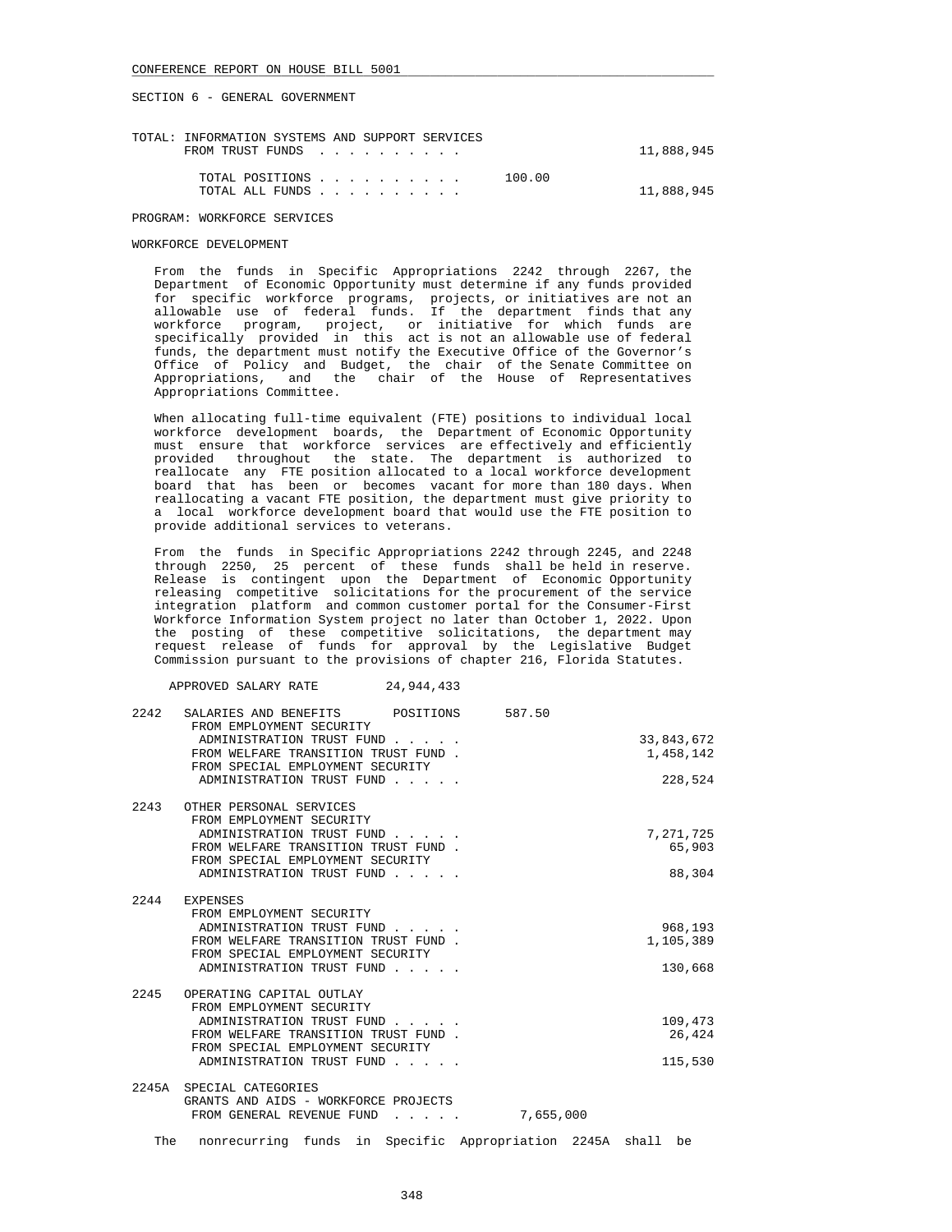SECTION 6 - GENERAL GOVERNMENT

TOTAL: INFORMATION SYSTEMS AND SUPPORT SERVICES

| | | |
|---|---|---|
| FROM TRUST FUNDS . . . . . . . . . . | | 11,888,945 |
| TOTAL POSITIONS . . . . . . . . . . | 100.00 | |
| TOTAL ALL FUNDS . . . . . . . . . . | | 11,888,945 |

PROGRAM: WORKFORCE SERVICES

WORKFORCE DEVELOPMENT

From the funds in Specific Appropriations 2242 through 2267, the Department of Economic Opportunity must determine if any funds provided for specific workforce programs, projects, or initiatives are not an allowable use of federal funds. If the department finds that any workforce program, project, or initiative for which funds are specifically provided in this act is not an allowable use of federal funds, the department must notify the Executive Office of the Governor's Office of Policy and Budget, the chair of the Senate Committee on Appropriations, and the chair of the House of Representatives Appropriations Committee.

When allocating full-time equivalent (FTE) positions to individual local workforce development boards, the Department of Economic Opportunity must ensure that workforce services are effectively and efficiently provided throughout the state. The department is authorized to reallocate any FTE position allocated to a local workforce development board that has been or becomes vacant for more than 180 days. When reallocating a vacant FTE position, the department must give priority to a local workforce development board that would use the FTE position to provide additional services to veterans.

From the funds in Specific Appropriations 2242 through 2245, and 2248 through 2250, 25 percent of these funds shall be held in reserve. Release is contingent upon the Department of Economic Opportunity releasing competitive solicitations for the procurement of the service integration platform and common customer portal for the Consumer-First Workforce Information System project no later than October 1, 2022. Upon the posting of these competitive solicitations, the department may request release of funds for approval by the Legislative Budget Commission pursuant to the provisions of chapter 216, Florida Statutes.

APPROVED SALARY RATE 24,944,433

| | | | |
|---|---|---|---|
| 2242 | SALARIES AND BENEFITS POSITIONS | 587.50 | |
| | FROM EMPLOYMENT SECURITY ADMINISTRATION TRUST FUND . . . . . | | 33,843,672 |
| | FROM WELFARE TRANSITION TRUST FUND . | | 1,458,142 |
| | FROM SPECIAL EMPLOYMENT SECURITY ADMINISTRATION TRUST FUND . . . . . | | 228,524 |
| 2243 | OTHER PERSONAL SERVICES | | |
| | FROM EMPLOYMENT SECURITY ADMINISTRATION TRUST FUND . . . . . | | 7,271,725 |
| | FROM WELFARE TRANSITION TRUST FUND . | | 65,903 |
| | FROM SPECIAL EMPLOYMENT SECURITY ADMINISTRATION TRUST FUND . . . . . | | 88,304 |
| 2244 | EXPENSES | | |
| | FROM EMPLOYMENT SECURITY ADMINISTRATION TRUST FUND . . . . . | | 968,193 |
| | FROM WELFARE TRANSITION TRUST FUND . | | 1,105,389 |
| | FROM SPECIAL EMPLOYMENT SECURITY ADMINISTRATION TRUST FUND . . . . . | | 130,668 |
| 2245 | OPERATING CAPITAL OUTLAY | | |
| | FROM EMPLOYMENT SECURITY ADMINISTRATION TRUST FUND . . . . . | | 109,473 |
| | FROM WELFARE TRANSITION TRUST FUND . | | 26,424 |
| | FROM SPECIAL EMPLOYMENT SECURITY ADMINISTRATION TRUST FUND . . . . . | | 115,530 |
| 2245A | SPECIAL CATEGORIES GRANTS AND AIDS - WORKFORCE PROJECTS | | |
| | FROM GENERAL REVENUE FUND . . . . . | 7,655,000 | |

The nonrecurring funds in Specific Appropriation 2245A shall be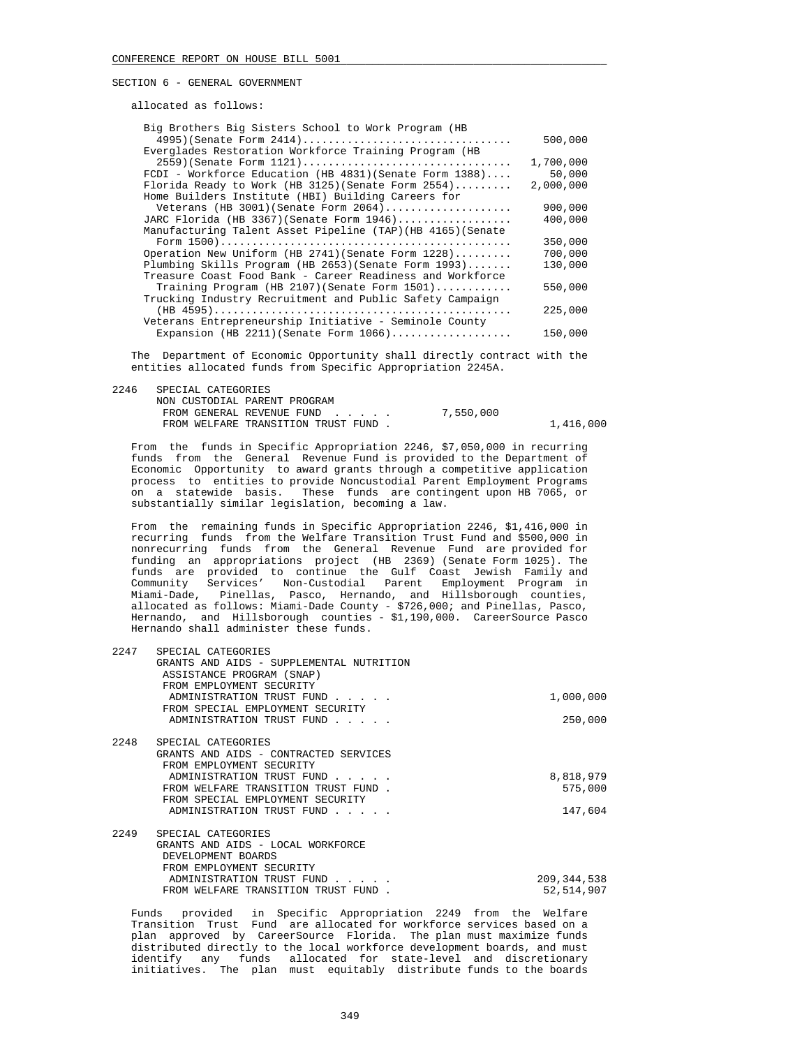SECTION 6 - GENERAL GOVERNMENT

allocated as follows:

| | |
|---|---|
| Big Brothers Big Sisters School to Work Program (HB 4995)(Senate Form 2414) | 500,000 |
| Everglades Restoration Workforce Training Program (HB 2559)(Senate Form 1121) | 1,700,000 |
| FCDI - Workforce Education (HB 4831)(Senate Form 1388) | 50,000 |
| Florida Ready to Work (HB 3125)(Senate Form 2554) | 2,000,000 |
| Home Builders Institute (HBI) Building Careers for Veterans (HB 3001)(Senate Form 2064) | 900,000 |
| JARC Florida (HB 3367)(Senate Form 1946) | 400,000 |
| Manufacturing Talent Asset Pipeline (TAP)(HB 4165)(Senate Form 1500) | 350,000 |
| Operation New Uniform (HB 2741)(Senate Form 1228) | 700,000 |
| Plumbing Skills Program (HB 2653)(Senate Form 1993) | 130,000 |
| Treasure Coast Food Bank - Career Readiness and Workforce Training Program (HB 2107)(Senate Form 1501) | 550,000 |
| Trucking Industry Recruitment and Public Safety Campaign (HB 4595) | 225,000 |
| Veterans Entrepreneurship Initiative - Seminole County Expansion (HB 2211)(Senate Form 1066) | 150,000 |

The Department of Economic Opportunity shall directly contract with the entities allocated funds from Specific Appropriation 2245A.

2246 SPECIAL CATEGORIES
NON CUSTODIAL PARENT PROGRAM

| | | |
|---|---|---|
| FROM GENERAL REVENUE FUND | 7,550,000 | |
| FROM WELFARE TRANSITION TRUST FUND | | 1,416,000 |

From the funds in Specific Appropriation 2246, $7,050,000 in recurring funds from the General Revenue Fund is provided to the Department of Economic Opportunity to award grants through a competitive application process to entities to provide Noncustodial Parent Employment Programs on a statewide basis. These funds are contingent upon HB 7065, or substantially similar legislation, becoming a law.

From the remaining funds in Specific Appropriation 2246, $1,416,000 in recurring funds from the Welfare Transition Trust Fund and $500,000 in nonrecurring funds from the General Revenue Fund are provided for funding an appropriations project (HB 2369) (Senate Form 1025). The funds are provided to continue the Gulf Coast Jewish Family and Community Services' Non-Custodial Parent Employment Program in Miami-Dade, Pinellas, Pasco, Hernando, and Hillsborough counties, allocated as follows: Miami-Dade County - $726,000; and Pinellas, Pasco, Hernando, and Hillsborough counties - $1,190,000. CareerSource Pasco Hernando shall administer these funds.

2247 SPECIAL CATEGORIES
GRANTS AND AIDS - SUPPLEMENTAL NUTRITION ASSISTANCE PROGRAM (SNAP)

| | |
|---|---|
| FROM EMPLOYMENT SECURITY ADMINISTRATION TRUST FUND | 1,000,000 |
| FROM SPECIAL EMPLOYMENT SECURITY ADMINISTRATION TRUST FUND | 250,000 |

2248 SPECIAL CATEGORIES
GRANTS AND AIDS - CONTRACTED SERVICES

| | |
|---|---|
| FROM EMPLOYMENT SECURITY ADMINISTRATION TRUST FUND | 8,818,979 |
| FROM WELFARE TRANSITION TRUST FUND | 575,000 |
| FROM SPECIAL EMPLOYMENT SECURITY ADMINISTRATION TRUST FUND | 147,604 |

2249 SPECIAL CATEGORIES
GRANTS AND AIDS - LOCAL WORKFORCE DEVELOPMENT BOARDS

| | |
|---|---|
| FROM EMPLOYMENT SECURITY ADMINISTRATION TRUST FUND | 209,344,538 |
| FROM WELFARE TRANSITION TRUST FUND | 52,514,907 |

Funds provided in Specific Appropriation 2249 from the Welfare Transition Trust Fund are allocated for workforce services based on a plan approved by CareerSource Florida. The plan must maximize funds distributed directly to the local workforce development boards, and must identify any funds allocated for state-level and discretionary initiatives. The plan must equitably distribute funds to the boards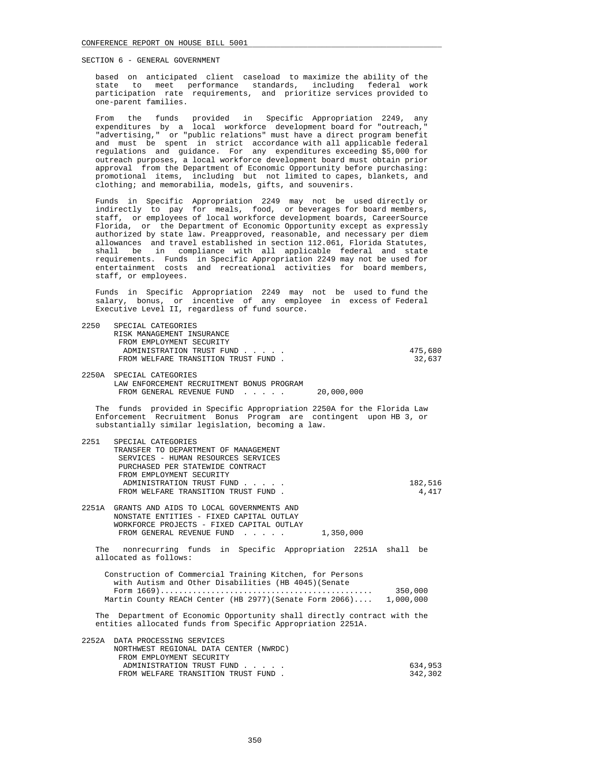SECTION 6 - GENERAL GOVERNMENT

based on anticipated client caseload to maximize the ability of the state to meet performance standards, including federal work participation rate requirements, and prioritize services provided to one-parent families.

From the funds provided in Specific Appropriation 2249, any expenditures by a local workforce development board for "outreach," "advertising," or "public relations" must have a direct program benefit and must be spent in strict accordance with all applicable federal regulations and guidance. For any expenditures exceeding $5,000 for outreach purposes, a local workforce development board must obtain prior approval from the Department of Economic Opportunity before purchasing: promotional items, including but not limited to capes, blankets, and clothing; and memorabilia, models, gifts, and souvenirs.

Funds in Specific Appropriation 2249 may not be used directly or indirectly to pay for meals, food, or beverages for board members, staff, or employees of local workforce development boards, CareerSource Florida, or the Department of Economic Opportunity except as expressly authorized by state law. Preapproved, reasonable, and necessary per diem allowances and travel established in section 112.061, Florida Statutes, shall be in compliance with all applicable federal and state requirements. Funds in Specific Appropriation 2249 may not be used for entertainment costs and recreational activities for board members, staff, or employees.

Funds in Specific Appropriation 2249 may not be used to fund the salary, bonus, or incentive of any employee in excess of Federal Executive Level II, regardless of fund source.

2250 SPECIAL CATEGORIES
RISK MANAGEMENT INSURANCE
FROM EMPLOYMENT SECURITY ADMINISTRATION TRUST FUND . . . . . 475,680
FROM WELFARE TRANSITION TRUST FUND . 32,637

2250A SPECIAL CATEGORIES
LAW ENFORCEMENT RECRUITMENT BONUS PROGRAM
FROM GENERAL REVENUE FUND . . . . . 20,000,000

The funds provided in Specific Appropriation 2250A for the Florida Law Enforcement Recruitment Bonus Program are contingent upon HB 3, or substantially similar legislation, becoming a law.

2251 SPECIAL CATEGORIES
TRANSFER TO DEPARTMENT OF MANAGEMENT SERVICES - HUMAN RESOURCES SERVICES PURCHASED PER STATEWIDE CONTRACT
FROM EMPLOYMENT SECURITY ADMINISTRATION TRUST FUND . . . . . 182,516
FROM WELFARE TRANSITION TRUST FUND . 4,417

2251A GRANTS AND AIDS TO LOCAL GOVERNMENTS AND NONSTATE ENTITIES - FIXED CAPITAL OUTLAY
WORKFORCE PROJECTS - FIXED CAPITAL OUTLAY
FROM GENERAL REVENUE FUND . . . . . 1,350,000

The nonrecurring funds in Specific Appropriation 2251A shall be allocated as follows:

Construction of Commercial Training Kitchen, for Persons with Autism and Other Disabilities (HB 4045)(Senate Form 1669)............................................. 350,000
Martin County REACH Center (HB 2977)(Senate Form 2066).... 1,000,000

The Department of Economic Opportunity shall directly contract with the entities allocated funds from Specific Appropriation 2251A.

2252A DATA PROCESSING SERVICES
NORTHWEST REGIONAL DATA CENTER (NWRDC)
FROM EMPLOYMENT SECURITY ADMINISTRATION TRUST FUND . . . . . 634,953
FROM WELFARE TRANSITION TRUST FUND . 342,302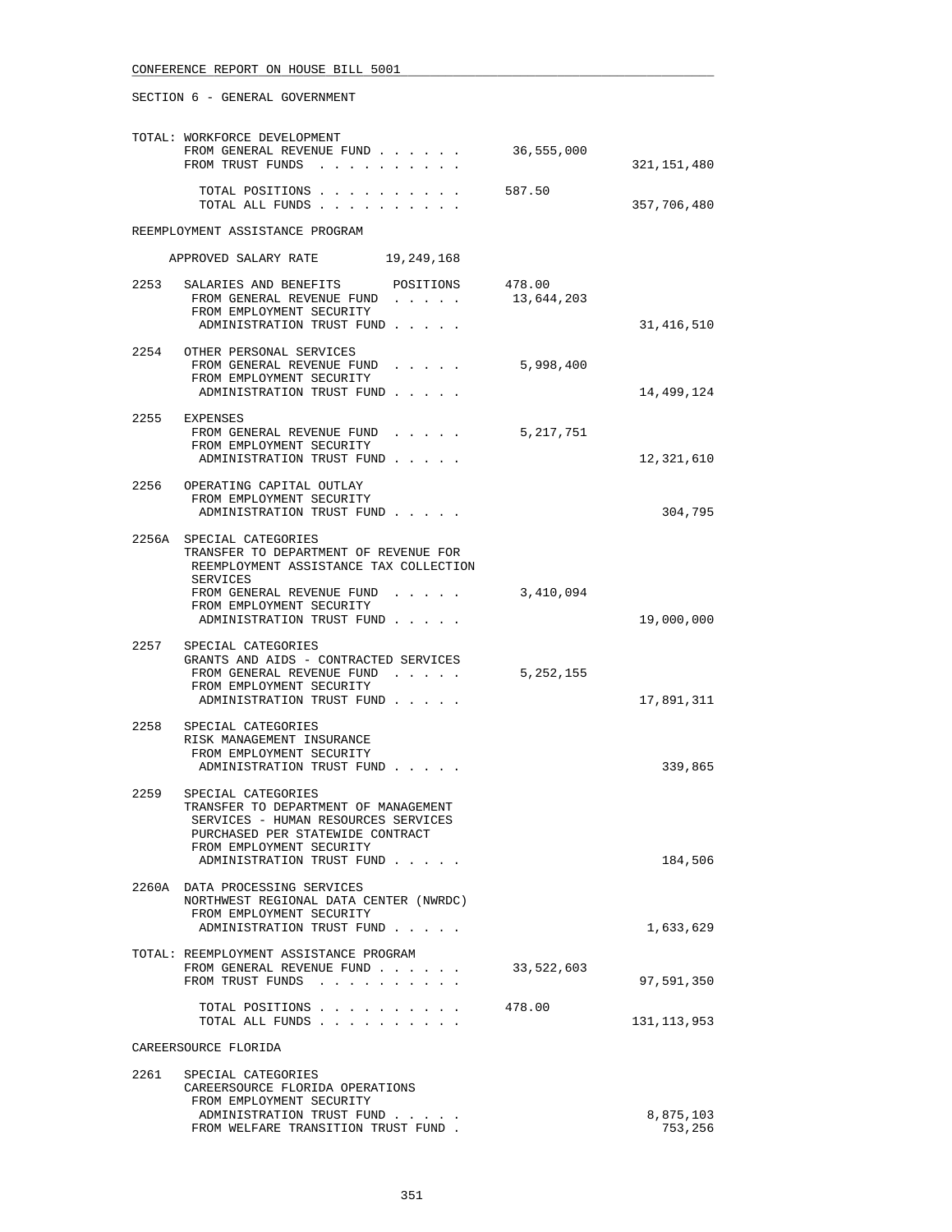CONFERENCE REPORT ON HOUSE BILL 5001

SECTION 6 - GENERAL GOVERNMENT

TOTAL: WORKFORCE DEVELOPMENT

| | | |
|---|---|---|
| FROM GENERAL REVENUE FUND . . . . . . | 36,555,000 | |
| FROM TRUST FUNDS . . . . . . . . . . | | 321,151,480 |
| TOTAL POSITIONS . . . . . . . . . . | 587.50 | |
| TOTAL ALL FUNDS . . . . . . . . . . | | 357,706,480 |

REEMPLOYMENT ASSISTANCE PROGRAM

APPROVED SALARY RATE 19,249,168

| | | | |
|---|---|---|---|
| 2253 | SALARIES AND BENEFITS POSITIONS | 478.00 | |
| | FROM GENERAL REVENUE FUND . . . . . | 13,644,203 | |
| | FROM EMPLOYMENT SECURITY ADMINISTRATION TRUST FUND . . . . . | | 31,416,510 |
| 2254 | OTHER PERSONAL SERVICES | | |
| | FROM GENERAL REVENUE FUND . . . . . | 5,998,400 | |
| | FROM EMPLOYMENT SECURITY ADMINISTRATION TRUST FUND . . . . . | | 14,499,124 |
| 2255 | EXPENSES | | |
| | FROM GENERAL REVENUE FUND . . . . . | 5,217,751 | |
| | FROM EMPLOYMENT SECURITY ADMINISTRATION TRUST FUND . . . . . | | 12,321,610 |
| 2256 | OPERATING CAPITAL OUTLAY | | |
| | FROM EMPLOYMENT SECURITY ADMINISTRATION TRUST FUND . . . . . | | 304,795 |
| 2256A | SPECIAL CATEGORIES TRANSFER TO DEPARTMENT OF REVENUE FOR REEMPLOYMENT ASSISTANCE TAX COLLECTION SERVICES | | |
| | FROM GENERAL REVENUE FUND . . . . . | 3,410,094 | |
| | FROM EMPLOYMENT SECURITY ADMINISTRATION TRUST FUND . . . . . | | 19,000,000 |
| 2257 | SPECIAL CATEGORIES GRANTS AND AIDS - CONTRACTED SERVICES | | |
| | FROM GENERAL REVENUE FUND . . . . . | 5,252,155 | |
| | FROM EMPLOYMENT SECURITY ADMINISTRATION TRUST FUND . . . . . | | 17,891,311 |
| 2258 | SPECIAL CATEGORIES RISK MANAGEMENT INSURANCE | | |
| | FROM EMPLOYMENT SECURITY ADMINISTRATION TRUST FUND . . . . . | | 339,865 |
| 2259 | SPECIAL CATEGORIES TRANSFER TO DEPARTMENT OF MANAGEMENT SERVICES - HUMAN RESOURCES SERVICES PURCHASED PER STATEWIDE CONTRACT | | |
| | FROM EMPLOYMENT SECURITY ADMINISTRATION TRUST FUND . . . . . | | 184,506 |
| 2260A | DATA PROCESSING SERVICES NORTHWEST REGIONAL DATA CENTER (NWRDC) | | |
| | FROM EMPLOYMENT SECURITY ADMINISTRATION TRUST FUND . . . . . | | 1,633,629 |

TOTAL: REEMPLOYMENT ASSISTANCE PROGRAM

| | | |
|---|---|---|
| FROM GENERAL REVENUE FUND . . . . . . | 33,522,603 | |
| FROM TRUST FUNDS . . . . . . . . . . | | 97,591,350 |
| TOTAL POSITIONS . . . . . . . . . . | 478.00 | |
| TOTAL ALL FUNDS . . . . . . . . . . | | 131,113,953 |

CAREERSOURCE FLORIDA

| | | | |
|---|---|---|---|
| 2261 | SPECIAL CATEGORIES CAREERSOURCE FLORIDA OPERATIONS | | |
| | FROM EMPLOYMENT SECURITY ADMINISTRATION TRUST FUND . . . . . | | 8,875,103 |
| | FROM WELFARE TRANSITION TRUST FUND . | | 753,256 |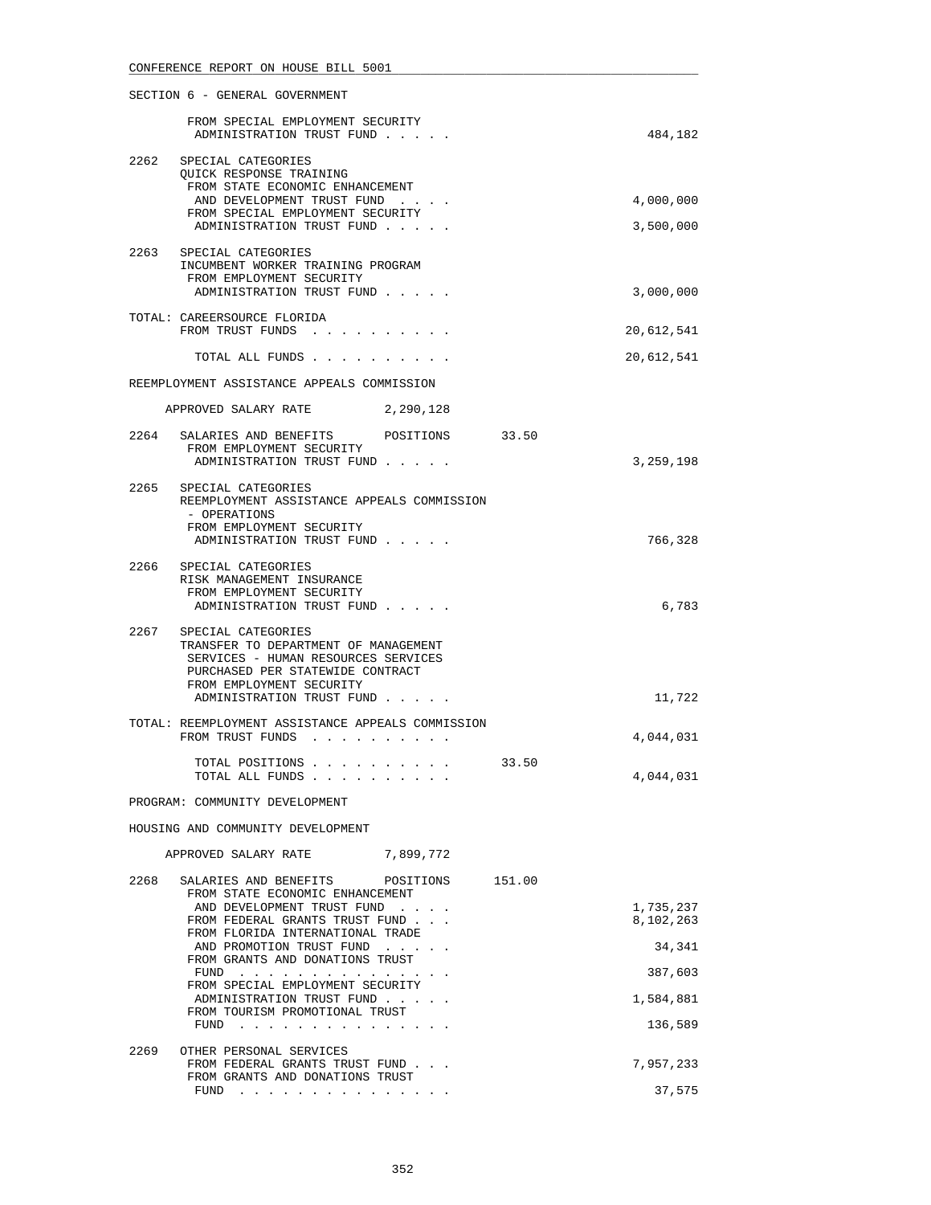SECTION 6 - GENERAL GOVERNMENT

```
        FROM SPECIAL EMPLOYMENT SECURITY
         ADMINISTRATION TRUST FUND . . . . .                            484,182

 2262   SPECIAL CATEGORIES
        QUICK RESPONSE TRAINING
         FROM STATE ECONOMIC ENHANCEMENT
          AND DEVELOPMENT TRUST FUND  . . . .                         4,000,000
         FROM SPECIAL EMPLOYMENT SECURITY
          ADMINISTRATION TRUST FUND . . . . .                         3,500,000

 2263   SPECIAL CATEGORIES
        INCUMBENT WORKER TRAINING PROGRAM
         FROM EMPLOYMENT SECURITY
          ADMINISTRATION TRUST FUND . . . . .                         3,000,000

 TOTAL: CAREERSOURCE FLORIDA
         FROM TRUST FUNDS  . . . . . . . . . .                       20,612,541

          TOTAL ALL FUNDS . . . . . . . . . .                        20,612,541

 REEMPLOYMENT ASSISTANCE APPEALS COMMISSION

      APPROVED SALARY RATE         2,290,128

 2264   SALARIES AND BENEFITS      POSITIONS      33.50
         FROM EMPLOYMENT SECURITY
          ADMINISTRATION TRUST FUND . . . . .                         3,259,198

 2265   SPECIAL CATEGORIES
        REEMPLOYMENT ASSISTANCE APPEALS COMMISSION
        - OPERATIONS
         FROM EMPLOYMENT SECURITY
          ADMINISTRATION TRUST FUND . . . . .                           766,328

 2266   SPECIAL CATEGORIES
        RISK MANAGEMENT INSURANCE
         FROM EMPLOYMENT SECURITY
          ADMINISTRATION TRUST FUND . . . . .                             6,783

 2267   SPECIAL CATEGORIES
        TRANSFER TO DEPARTMENT OF MANAGEMENT
         SERVICES - HUMAN RESOURCES SERVICES
         PURCHASED PER STATEWIDE CONTRACT
         FROM EMPLOYMENT SECURITY
          ADMINISTRATION TRUST FUND . . . . .                            11,722

 TOTAL: REEMPLOYMENT ASSISTANCE APPEALS COMMISSION
         FROM TRUST FUNDS  . . . . . . . . . .                        4,044,031

          TOTAL POSITIONS . . . . . . . . . .         33.50
          TOTAL ALL FUNDS . . . . . . . . . .                         4,044,031

 PROGRAM: COMMUNITY DEVELOPMENT

 HOUSING AND COMMUNITY DEVELOPMENT

      APPROVED SALARY RATE         7,899,772

 2268   SALARIES AND BENEFITS      POSITIONS     151.00
         FROM STATE ECONOMIC ENHANCEMENT
          AND DEVELOPMENT TRUST FUND  . . . .                         1,735,237
         FROM FEDERAL GRANTS TRUST FUND . . .                         8,102,263
         FROM FLORIDA INTERNATIONAL TRADE
          AND PROMOTION TRUST FUND  . . . . .                            34,341
         FROM GRANTS AND DONATIONS TRUST
          FUND  . . . . . . . . . . . . . . .                           387,603
         FROM SPECIAL EMPLOYMENT SECURITY
          ADMINISTRATION TRUST FUND . . . . .                         1,584,881
         FROM TOURISM PROMOTIONAL TRUST
          FUND  . . . . . . . . . . . . . . .                           136,589

 2269   OTHER PERSONAL SERVICES
         FROM FEDERAL GRANTS TRUST FUND . . .                         7,957,233
         FROM GRANTS AND DONATIONS TRUST
          FUND  . . . . . . . . . . . . . . .                            37,575
```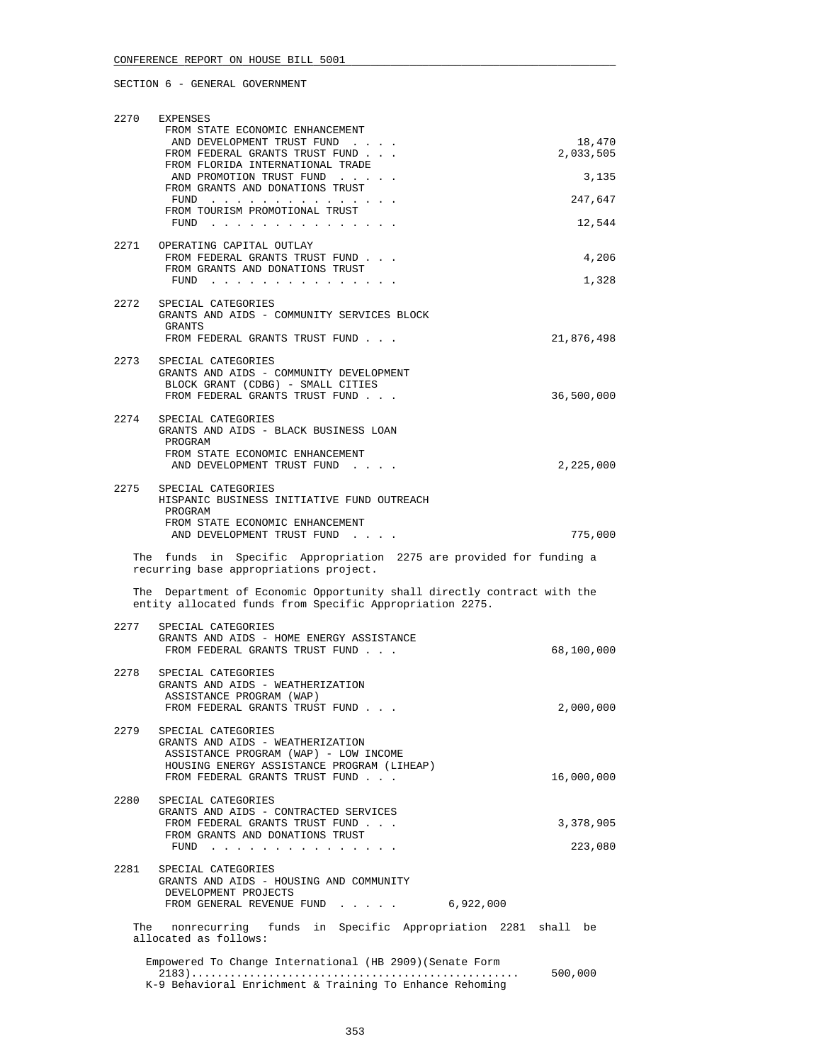CONFERENCE REPORT ON HOUSE BILL 5001

SECTION 6 - GENERAL GOVERNMENT

```
2270  EXPENSES
       FROM STATE ECONOMIC ENHANCEMENT
        AND DEVELOPMENT TRUST FUND  . . . .                          18,470
       FROM FEDERAL GRANTS TRUST FUND . . .                       2,033,505
       FROM FLORIDA INTERNATIONAL TRADE
        AND PROMOTION TRUST FUND  . . . . .                           3,135
       FROM GRANTS AND DONATIONS TRUST
        FUND  . . . . . . . . . . . . . . .                         247,647
       FROM TOURISM PROMOTIONAL TRUST
        FUND  . . . . . . . . . . . . . . .                          12,544

2271  OPERATING CAPITAL OUTLAY
       FROM FEDERAL GRANTS TRUST FUND . . .                           4,206
       FROM GRANTS AND DONATIONS TRUST
        FUND  . . . . . . . . . . . . . . .                           1,328

2272  SPECIAL CATEGORIES
       GRANTS AND AIDS - COMMUNITY SERVICES BLOCK
        GRANTS
       FROM FEDERAL GRANTS TRUST FUND . . .                      21,876,498

2273  SPECIAL CATEGORIES
       GRANTS AND AIDS - COMMUNITY DEVELOPMENT
        BLOCK GRANT (CDBG) - SMALL CITIES
       FROM FEDERAL GRANTS TRUST FUND . . .                      36,500,000

2274  SPECIAL CATEGORIES
       GRANTS AND AIDS - BLACK BUSINESS LOAN
        PROGRAM
       FROM STATE ECONOMIC ENHANCEMENT
        AND DEVELOPMENT TRUST FUND  . . . .                       2,225,000

2275  SPECIAL CATEGORIES
       HISPANIC BUSINESS INITIATIVE FUND OUTREACH
        PROGRAM
       FROM STATE ECONOMIC ENHANCEMENT
        AND DEVELOPMENT TRUST FUND  . . . .                         775,000
```

The funds in Specific Appropriation 2275 are provided for funding a recurring base appropriations project.

The Department of Economic Opportunity shall directly contract with the entity allocated funds from Specific Appropriation 2275.

```
2277  SPECIAL CATEGORIES
       GRANTS AND AIDS - HOME ENERGY ASSISTANCE
       FROM FEDERAL GRANTS TRUST FUND . . .                      68,100,000

2278  SPECIAL CATEGORIES
       GRANTS AND AIDS - WEATHERIZATION
        ASSISTANCE PROGRAM (WAP)
       FROM FEDERAL GRANTS TRUST FUND . . .                       2,000,000

2279  SPECIAL CATEGORIES
       GRANTS AND AIDS - WEATHERIZATION
        ASSISTANCE PROGRAM (WAP) - LOW INCOME
        HOUSING ENERGY ASSISTANCE PROGRAM (LIHEAP)
       FROM FEDERAL GRANTS TRUST FUND . . .                      16,000,000

2280  SPECIAL CATEGORIES
       GRANTS AND AIDS - CONTRACTED SERVICES
       FROM FEDERAL GRANTS TRUST FUND . . .                       3,378,905
       FROM GRANTS AND DONATIONS TRUST
        FUND  . . . . . . . . . . . . . . .                         223,080

2281  SPECIAL CATEGORIES
       GRANTS AND AIDS - HOUSING AND COMMUNITY
        DEVELOPMENT PROJECTS
       FROM GENERAL REVENUE FUND  . . . . .       6,922,000
```

The nonrecurring funds in Specific Appropriation 2281 shall be allocated as follows:

```
Empowered To Change International (HB 2909)(Senate Form
 2183)..................................................        500,000
K-9 Behavioral Enrichment & Training To Enhance Rehoming
```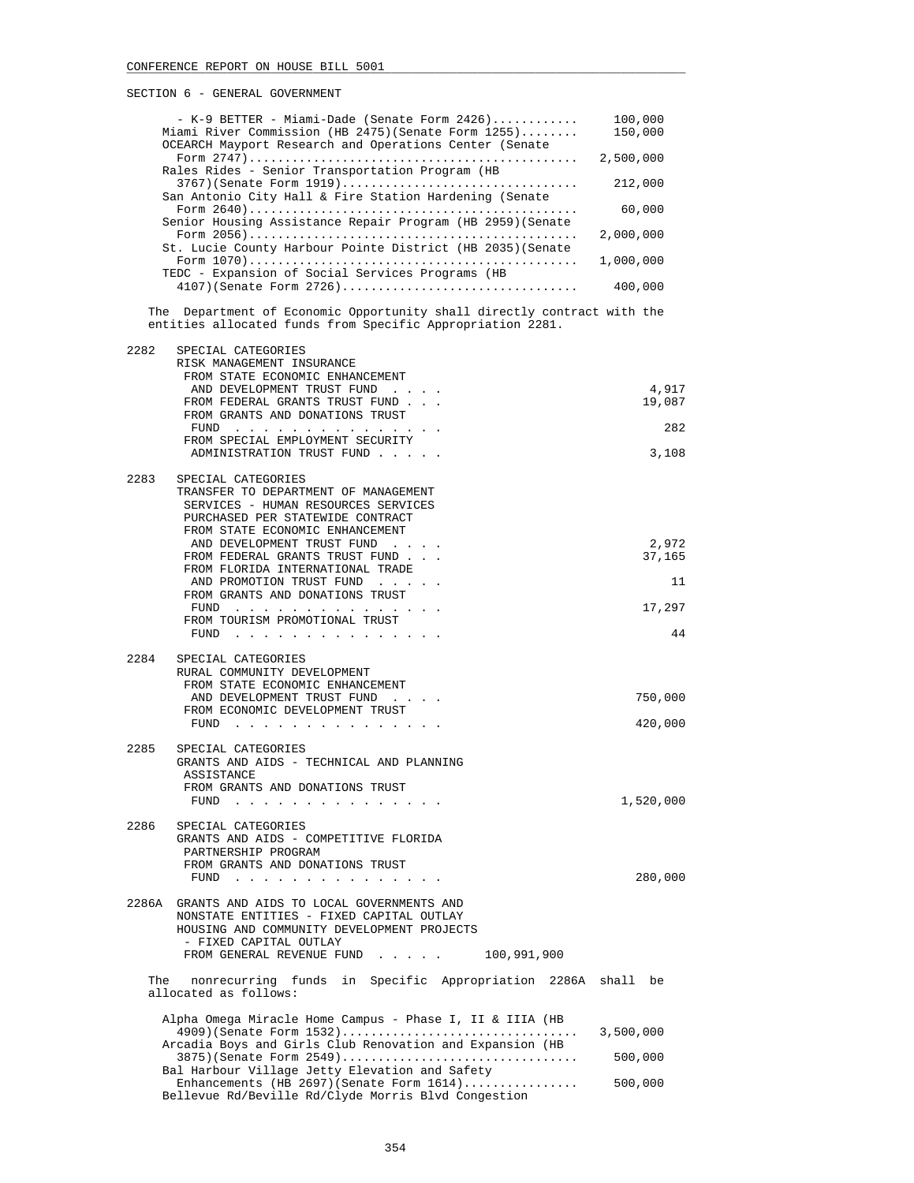SECTION 6 - GENERAL GOVERNMENT

| | |
|---|---|
| - K-9 BETTER - Miami-Dade (Senate Form 2426)............ | 100,000 |
| Miami River Commission (HB 2475)(Senate Form 1255)........ | 150,000 |
| OCEARCH Mayport Research and Operations Center (Senate Form 2747)............................................ | 2,500,000 |
| Rales Rides - Senior Transportation Program (HB 3767)(Senate Form 1919)................................ | 212,000 |
| San Antonio City Hall & Fire Station Hardening (Senate Form 2640)............................................ | 60,000 |
| Senior Housing Assistance Repair Program (HB 2959)(Senate Form 2056)............................................ | 2,000,000 |
| St. Lucie County Harbour Pointe District (HB 2035)(Senate Form 1070)............................................ | 1,000,000 |
| TEDC - Expansion of Social Services Programs (HB 4107)(Senate Form 2726)................................ | 400,000 |

The Department of Economic Opportunity shall directly contract with the entities allocated funds from Specific Appropriation 2281.

2282 SPECIAL CATEGORIES
RISK MANAGEMENT INSURANCE

| | |
|---|---|
| FROM STATE ECONOMIC ENHANCEMENT AND DEVELOPMENT TRUST FUND . . . . | 4,917 |
| FROM FEDERAL GRANTS TRUST FUND . . . | 19,087 |
| FROM GRANTS AND DONATIONS TRUST FUND . . . . . . . . . . . . . . . | 282 |
| FROM SPECIAL EMPLOYMENT SECURITY ADMINISTRATION TRUST FUND . . . . . | 3,108 |

2283 SPECIAL CATEGORIES
TRANSFER TO DEPARTMENT OF MANAGEMENT SERVICES - HUMAN RESOURCES SERVICES PURCHASED PER STATEWIDE CONTRACT

| | |
|---|---|
| FROM STATE ECONOMIC ENHANCEMENT AND DEVELOPMENT TRUST FUND . . . . | 2,972 |
| FROM FEDERAL GRANTS TRUST FUND . . . | 37,165 |
| FROM FLORIDA INTERNATIONAL TRADE AND PROMOTION TRUST FUND . . . . . | 11 |
| FROM GRANTS AND DONATIONS TRUST FUND . . . . . . . . . . . . . . . | 17,297 |
| FROM TOURISM PROMOTIONAL TRUST FUND . . . . . . . . . . . . . . . | 44 |

2284 SPECIAL CATEGORIES
RURAL COMMUNITY DEVELOPMENT

| | |
|---|---|
| FROM STATE ECONOMIC ENHANCEMENT AND DEVELOPMENT TRUST FUND . . . . | 750,000 |
| FROM ECONOMIC DEVELOPMENT TRUST FUND . . . . . . . . . . . . . . . | 420,000 |

2285 SPECIAL CATEGORIES
GRANTS AND AIDS - TECHNICAL AND PLANNING ASSISTANCE

| | |
|---|---|
| FROM GRANTS AND DONATIONS TRUST FUND . . . . . . . . . . . . . . . | 1,520,000 |

2286 SPECIAL CATEGORIES
GRANTS AND AIDS - COMPETITIVE FLORIDA PARTNERSHIP PROGRAM

| | |
|---|---|
| FROM GRANTS AND DONATIONS TRUST FUND . . . . . . . . . . . . . . . | 280,000 |

2286A GRANTS AND AIDS TO LOCAL GOVERNMENTS AND NONSTATE ENTITIES - FIXED CAPITAL OUTLAY
HOUSING AND COMMUNITY DEVELOPMENT PROJECTS - FIXED CAPITAL OUTLAY
FROM GENERAL REVENUE FUND . . . . . 100,991,900

The nonrecurring funds in Specific Appropriation 2286A shall be allocated as follows:

| | |
|---|---|
| Alpha Omega Miracle Home Campus - Phase I, II & IIIA (HB 4909)(Senate Form 1532)................................ | 3,500,000 |
| Arcadia Boys and Girls Club Renovation and Expansion (HB 3875)(Senate Form 2549)................................ | 500,000 |
| Bal Harbour Village Jetty Elevation and Safety Enhancements (HB 2697)(Senate Form 1614)................ | 500,000 |
| Bellevue Rd/Beville Rd/Clyde Morris Blvd Congestion | |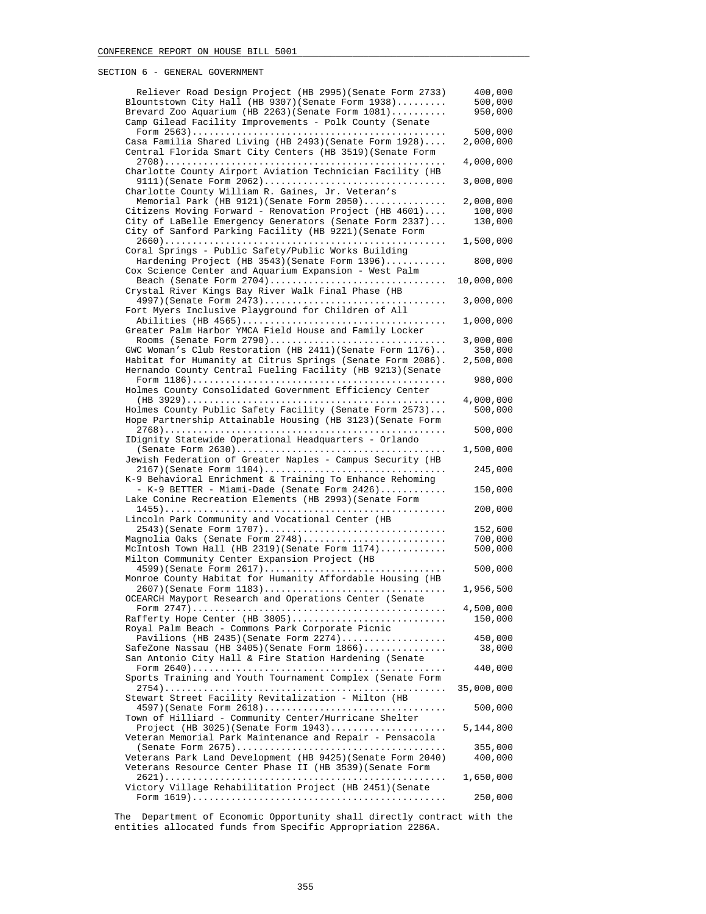SECTION 6 - GENERAL GOVERNMENT

| Project | Amount |
|---|---|
| Reliever Road Design Project (HB 2995)(Senate Form 2733) | 400,000 |
| Blountstown City Hall (HB 9307)(Senate Form 1938) | 500,000 |
| Brevard Zoo Aquarium (HB 2263)(Senate Form 1081) | 950,000 |
| Camp Gilead Facility Improvements - Polk County (Senate Form 2563) | 500,000 |
| Casa Familia Shared Living (HB 2493)(Senate Form 1928) | 2,000,000 |
| Central Florida Smart City Centers (HB 3519)(Senate Form 2708) | 4,000,000 |
| Charlotte County Airport Aviation Technician Facility (HB 9111)(Senate Form 2062) | 3,000,000 |
| Charlotte County William R. Gaines, Jr. Veteran's Memorial Park (HB 9121)(Senate Form 2050) | 2,000,000 |
| Citizens Moving Forward - Renovation Project (HB 4601) | 100,000 |
| City of LaBelle Emergency Generators (Senate Form 2337) | 130,000 |
| City of Sanford Parking Facility (HB 9221)(Senate Form 2660) | 1,500,000 |
| Coral Springs - Public Safety/Public Works Building Hardening Project (HB 3543)(Senate Form 1396) | 800,000 |
| Cox Science Center and Aquarium Expansion - West Palm Beach (Senate Form 2704) | 10,000,000 |
| Crystal River Kings Bay River Walk Final Phase (HB 4997)(Senate Form 2473) | 3,000,000 |
| Fort Myers Inclusive Playground for Children of All Abilities (HB 4565) | 1,000,000 |
| Greater Palm Harbor YMCA Field House and Family Locker Rooms (Senate Form 2790) | 3,000,000 |
| GWC Woman's Club Restoration (HB 2411)(Senate Form 1176) | 350,000 |
| Habitat for Humanity at Citrus Springs (Senate Form 2086) | 2,500,000 |
| Hernando County Central Fueling Facility (HB 9213)(Senate Form 1186) | 980,000 |
| Holmes County Consolidated Government Efficiency Center (HB 3929) | 4,000,000 |
| Holmes County Public Safety Facility (Senate Form 2573) | 500,000 |
| Hope Partnership Attainable Housing (HB 3123)(Senate Form 2768) | 500,000 |
| IDignity Statewide Operational Headquarters - Orlando (Senate Form 2630) | 1,500,000 |
| Jewish Federation of Greater Naples - Campus Security (HB 2167)(Senate Form 1104) | 245,000 |
| K-9 Behavioral Enrichment & Training To Enhance Rehoming - K-9 BETTER - Miami-Dade (Senate Form 2426) | 150,000 |
| Lake Conine Recreation Elements (HB 2993)(Senate Form 1455) | 200,000 |
| Lincoln Park Community and Vocational Center (HB 2543)(Senate Form 1707) | 152,600 |
| Magnolia Oaks (Senate Form 2748) | 700,000 |
| McIntosh Town Hall (HB 2319)(Senate Form 1174) | 500,000 |
| Milton Community Center Expansion Project (HB 4599)(Senate Form 2617) | 500,000 |
| Monroe County Habitat for Humanity Affordable Housing (HB 2607)(Senate Form 1183) | 1,956,500 |
| OCEARCH Mayport Research and Operations Center (Senate Form 2747) | 4,500,000 |
| Rafferty Hope Center (HB 3805) | 150,000 |
| Royal Palm Beach - Commons Park Corporate Picnic Pavilions (HB 2435)(Senate Form 2274) | 450,000 |
| SafeZone Nassau (HB 3405)(Senate Form 1866) | 38,000 |
| San Antonio City Hall & Fire Station Hardening (Senate Form 2640) | 440,000 |
| Sports Training and Youth Tournament Complex (Senate Form 2754) | 35,000,000 |
| Stewart Street Facility Revitalization - Milton (HB 4597)(Senate Form 2618) | 500,000 |
| Town of Hilliard - Community Center/Hurricane Shelter Project (HB 3025)(Senate Form 1943) | 5,144,800 |
| Veteran Memorial Park Maintenance and Repair - Pensacola (Senate Form 2675) | 355,000 |
| Veterans Park Land Development (HB 9425)(Senate Form 2040) | 400,000 |
| Veterans Resource Center Phase II (HB 3539)(Senate Form 2621) | 1,650,000 |
| Victory Village Rehabilitation Project (HB 2451)(Senate Form 1619) | 250,000 |

The Department of Economic Opportunity shall directly contract with the entities allocated funds from Specific Appropriation 2286A.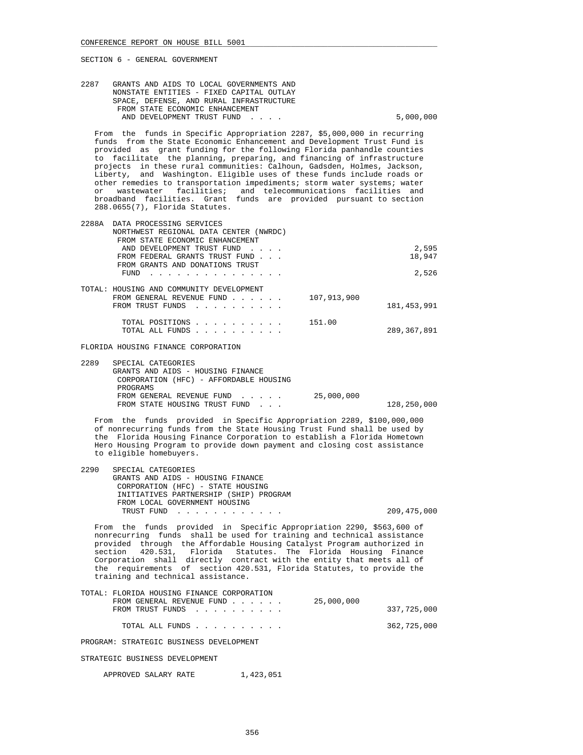SECTION 6 - GENERAL GOVERNMENT

2287 GRANTS AND AIDS TO LOCAL GOVERNMENTS AND NONSTATE ENTITIES - FIXED CAPITAL OUTLAY SPACE, DEFENSE, AND RURAL INFRASTRUCTURE
FROM STATE ECONOMIC ENHANCEMENT AND DEVELOPMENT TRUST FUND . . . . 5,000,000

From the funds in Specific Appropriation 2287, $5,000,000 in recurring funds from the State Economic Enhancement and Development Trust Fund is provided as grant funding for the following Florida panhandle counties to facilitate the planning, preparing, and financing of infrastructure projects in these rural communities: Calhoun, Gadsden, Holmes, Jackson, Liberty, and Washington. Eligible uses of these funds include roads or other remedies to transportation impediments; storm water systems; water or wastewater facilities; and telecommunications facilities and broadband facilities. Grant funds are provided pursuant to section 288.0655(7), Florida Statutes.

2288A DATA PROCESSING SERVICES
NORTHWEST REGIONAL DATA CENTER (NWRDC)

| | | |
|---|---|---|
| FROM STATE ECONOMIC ENHANCEMENT AND DEVELOPMENT TRUST FUND . . . . | | 2,595 |
| FROM FEDERAL GRANTS TRUST FUND . . . | | 18,947 |
| FROM GRANTS AND DONATIONS TRUST FUND . . . . . . . . . . . . . . . | | 2,526 |

TOTAL: HOUSING AND COMMUNITY DEVELOPMENT

| | | |
|---|---|---|
| FROM GENERAL REVENUE FUND . . . . . . | 107,913,900 | |
| FROM TRUST FUNDS . . . . . . . . . . | | 181,453,991 |
| TOTAL POSITIONS . . . . . . . . . . | 151.00 | |
| TOTAL ALL FUNDS . . . . . . . . . . | | 289,367,891 |

FLORIDA HOUSING FINANCE CORPORATION

2289 SPECIAL CATEGORIES
GRANTS AND AIDS - HOUSING FINANCE CORPORATION (HFC) - AFFORDABLE HOUSING PROGRAMS

| | | |
|---|---|---|
| FROM GENERAL REVENUE FUND . . . . . | 25,000,000 | |
| FROM STATE HOUSING TRUST FUND . . . | | 128,250,000 |

From the funds provided in Specific Appropriation 2289, $100,000,000 of nonrecurring funds from the State Housing Trust Fund shall be used by the Florida Housing Finance Corporation to establish a Florida Hometown Hero Housing Program to provide down payment and closing cost assistance to eligible homebuyers.

2290 SPECIAL CATEGORIES
GRANTS AND AIDS - HOUSING FINANCE CORPORATION (HFC) - STATE HOUSING INITIATIVES PARTNERSHIP (SHIP) PROGRAM
FROM LOCAL GOVERNMENT HOUSING TRUST FUND . . . . . . . . . . . . 209,475,000

From the funds provided in Specific Appropriation 2290, $563,600 of nonrecurring funds shall be used for training and technical assistance provided through the Affordable Housing Catalyst Program authorized in section 420.531, Florida Statutes. The Florida Housing Finance Corporation shall directly contract with the entity that meets all of the requirements of section 420.531, Florida Statutes, to provide the training and technical assistance.

TOTAL: FLORIDA HOUSING FINANCE CORPORATION

| | | |
|---|---|---|
| FROM GENERAL REVENUE FUND . . . . . . | 25,000,000 | |
| FROM TRUST FUNDS . . . . . . . . . . | | 337,725,000 |
| TOTAL ALL FUNDS . . . . . . . . . . | | 362,725,000 |

PROGRAM: STRATEGIC BUSINESS DEVELOPMENT

STRATEGIC BUSINESS DEVELOPMENT

APPROVED SALARY RATE 1,423,051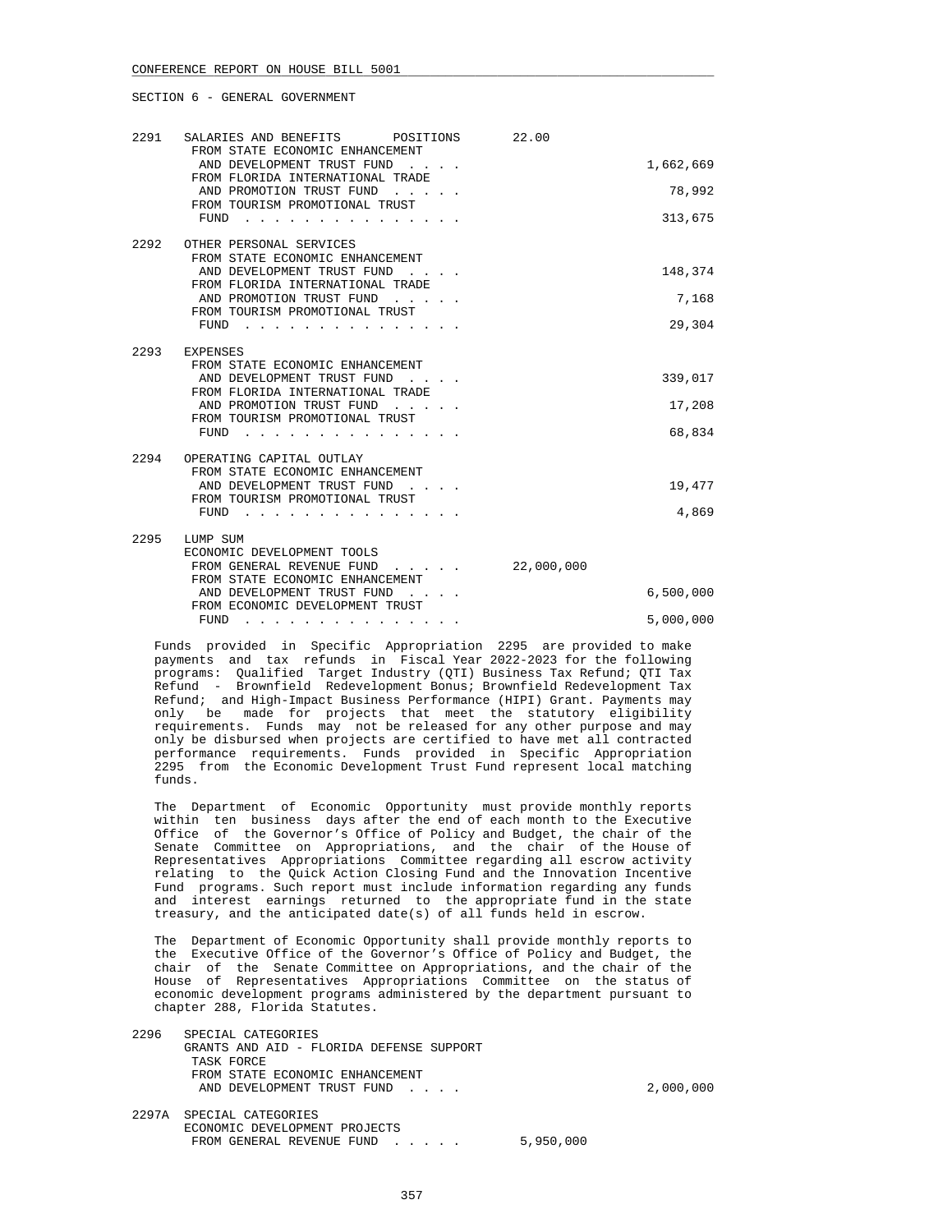SECTION 6 - GENERAL GOVERNMENT

| | | | |
|---|---|---|---|
| 2291 | SALARIES AND BENEFITS POSITIONS | 22.00 | |
| | FROM STATE ECONOMIC ENHANCEMENT AND DEVELOPMENT TRUST FUND . . . . | | 1,662,669 |
| | FROM FLORIDA INTERNATIONAL TRADE AND PROMOTION TRUST FUND . . . . . | | 78,992 |
| | FROM TOURISM PROMOTIONAL TRUST FUND . . . . . . . . . . . . . . . | | 313,675 |
| 2292 | OTHER PERSONAL SERVICES | | |
| | FROM STATE ECONOMIC ENHANCEMENT AND DEVELOPMENT TRUST FUND . . . . | | 148,374 |
| | FROM FLORIDA INTERNATIONAL TRADE AND PROMOTION TRUST FUND . . . . . | | 7,168 |
| | FROM TOURISM PROMOTIONAL TRUST FUND . . . . . . . . . . . . . . . | | 29,304 |
| 2293 | EXPENSES | | |
| | FROM STATE ECONOMIC ENHANCEMENT AND DEVELOPMENT TRUST FUND . . . . | | 339,017 |
| | FROM FLORIDA INTERNATIONAL TRADE AND PROMOTION TRUST FUND . . . . . | | 17,208 |
| | FROM TOURISM PROMOTIONAL TRUST FUND . . . . . . . . . . . . . . . | | 68,834 |
| 2294 | OPERATING CAPITAL OUTLAY | | |
| | FROM STATE ECONOMIC ENHANCEMENT AND DEVELOPMENT TRUST FUND . . . . | | 19,477 |
| | FROM TOURISM PROMOTIONAL TRUST FUND . . . . . . . . . . . . . . . | | 4,869 |
| 2295 | LUMP SUM | | |
| | ECONOMIC DEVELOPMENT TOOLS | | |
| | FROM GENERAL REVENUE FUND . . . . . | 22,000,000 | |
| | FROM STATE ECONOMIC ENHANCEMENT AND DEVELOPMENT TRUST FUND . . . . | | 6,500,000 |
| | FROM ECONOMIC DEVELOPMENT TRUST FUND . . . . . . . . . . . . . . . | | 5,000,000 |

Funds provided in Specific Appropriation 2295 are provided to make payments and tax refunds in Fiscal Year 2022-2023 for the following programs: Qualified Target Industry (QTI) Business Tax Refund; QTI Tax Refund - Brownfield Redevelopment Bonus; Brownfield Redevelopment Tax Refund; and High-Impact Business Performance (HIPI) Grant. Payments may only be made for projects that meet the statutory eligibility requirements. Funds may not be released for any other purpose and may only be disbursed when projects are certified to have met all contracted performance requirements. Funds provided in Specific Appropriation 2295 from the Economic Development Trust Fund represent local matching funds.

The Department of Economic Opportunity must provide monthly reports within ten business days after the end of each month to the Executive Office of the Governor's Office of Policy and Budget, the chair of the Senate Committee on Appropriations, and the chair of the House of Representatives Appropriations Committee regarding all escrow activity relating to the Quick Action Closing Fund and the Innovation Incentive Fund programs. Such report must include information regarding any funds and interest earnings returned to the appropriate fund in the state treasury, and the anticipated date(s) of all funds held in escrow.

The Department of Economic Opportunity shall provide monthly reports to the Executive Office of the Governor's Office of Policy and Budget, the chair of the Senate Committee on Appropriations, and the chair of the House of Representatives Appropriations Committee on the status of economic development programs administered by the department pursuant to chapter 288, Florida Statutes.

| | | | |
|---|---|---|---|
| 2296 | SPECIAL CATEGORIES | | |
| | GRANTS AND AID - FLORIDA DEFENSE SUPPORT TASK FORCE | | |
| | FROM STATE ECONOMIC ENHANCEMENT AND DEVELOPMENT TRUST FUND . . . . | | 2,000,000 |
| 2297A | SPECIAL CATEGORIES | | |
| | ECONOMIC DEVELOPMENT PROJECTS | | |
| | FROM GENERAL REVENUE FUND . . . . . | 5,950,000 | |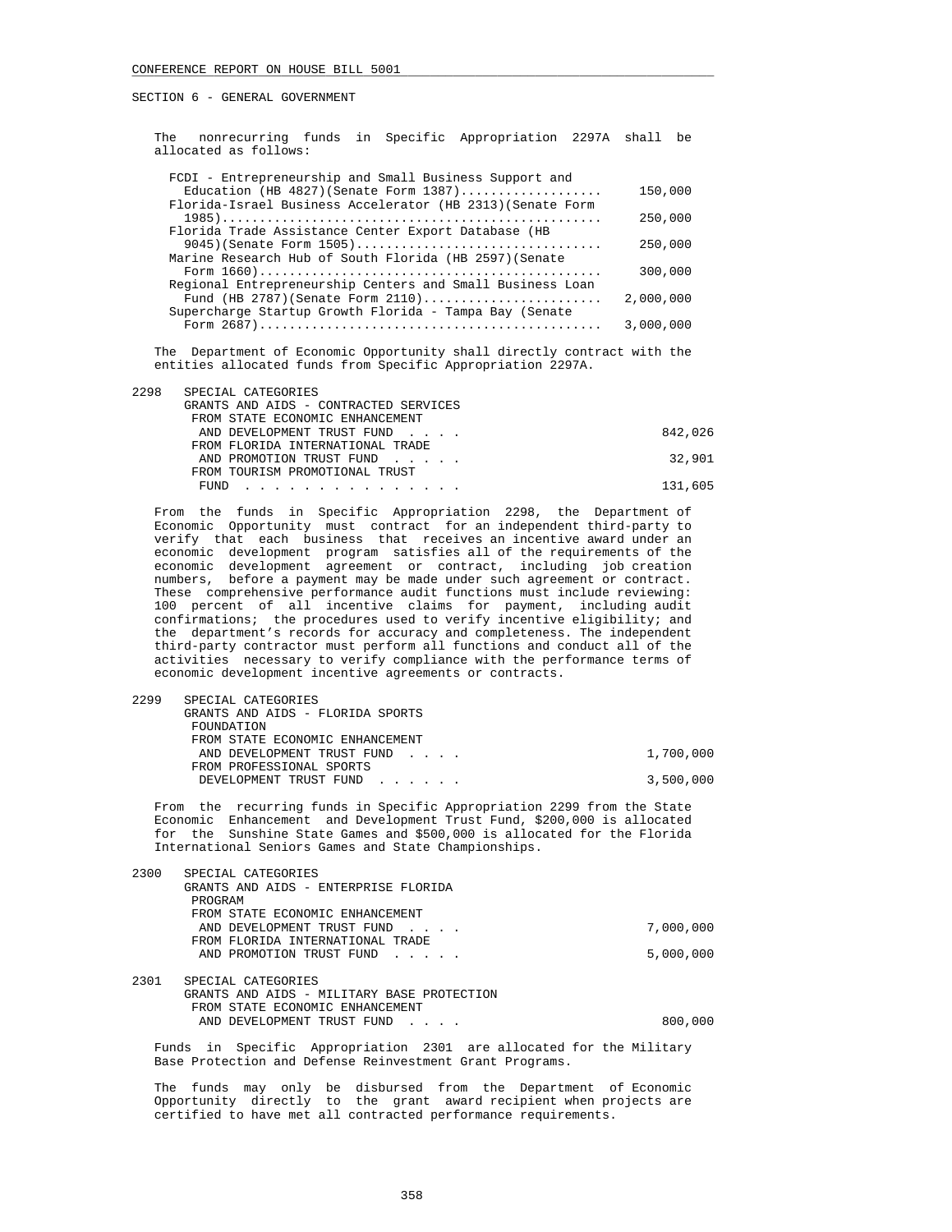SECTION 6 - GENERAL GOVERNMENT

The nonrecurring funds in Specific Appropriation 2297A shall be allocated as follows:

| | |
|---|---|
| FCDI - Entrepreneurship and Small Business Support and Education (HB 4827)(Senate Form 1387) | 150,000 |
| Florida-Israel Business Accelerator (HB 2313)(Senate Form 1985) | 250,000 |
| Florida Trade Assistance Center Export Database (HB 9045)(Senate Form 1505) | 250,000 |
| Marine Research Hub of South Florida (HB 2597)(Senate Form 1660) | 300,000 |
| Regional Entrepreneurship Centers and Small Business Loan Fund (HB 2787)(Senate Form 2110) | 2,000,000 |
| Supercharge Startup Growth Florida - Tampa Bay (Senate Form 2687) | 3,000,000 |

The Department of Economic Opportunity shall directly contract with the entities allocated funds from Specific Appropriation 2297A.

2298 SPECIAL CATEGORIES
GRANTS AND AIDS - CONTRACTED SERVICES

| | |
|---|---|
| FROM STATE ECONOMIC ENHANCEMENT AND DEVELOPMENT TRUST FUND | 842,026 |
| FROM FLORIDA INTERNATIONAL TRADE AND PROMOTION TRUST FUND | 32,901 |
| FROM TOURISM PROMOTIONAL TRUST FUND | 131,605 |

From the funds in Specific Appropriation 2298, the Department of Economic Opportunity must contract for an independent third-party to verify that each business that receives an incentive award under an economic development program satisfies all of the requirements of the economic development agreement or contract, including job creation numbers, before a payment may be made under such agreement or contract. These comprehensive performance audit functions must include reviewing: 100 percent of all incentive claims for payment, including audit confirmations; the procedures used to verify incentive eligibility; and the department's records for accuracy and completeness. The independent third-party contractor must perform all functions and conduct all of the activities necessary to verify compliance with the performance terms of economic development incentive agreements or contracts.

2299 SPECIAL CATEGORIES
GRANTS AND AIDS - FLORIDA SPORTS FOUNDATION

| | |
|---|---|
| FROM STATE ECONOMIC ENHANCEMENT AND DEVELOPMENT TRUST FUND | 1,700,000 |
| FROM PROFESSIONAL SPORTS DEVELOPMENT TRUST FUND | 3,500,000 |

From the recurring funds in Specific Appropriation 2299 from the State Economic Enhancement and Development Trust Fund, $200,000 is allocated for the Sunshine State Games and $500,000 is allocated for the Florida International Seniors Games and State Championships.

2300 SPECIAL CATEGORIES
GRANTS AND AIDS - ENTERPRISE FLORIDA PROGRAM

| | |
|---|---|
| FROM STATE ECONOMIC ENHANCEMENT AND DEVELOPMENT TRUST FUND | 7,000,000 |
| FROM FLORIDA INTERNATIONAL TRADE AND PROMOTION TRUST FUND | 5,000,000 |

2301 SPECIAL CATEGORIES
GRANTS AND AIDS - MILITARY BASE PROTECTION

| | |
|---|---|
| FROM STATE ECONOMIC ENHANCEMENT AND DEVELOPMENT TRUST FUND | 800,000 |

Funds in Specific Appropriation 2301 are allocated for the Military Base Protection and Defense Reinvestment Grant Programs.

The funds may only be disbursed from the Department of Economic Opportunity directly to the grant award recipient when projects are certified to have met all contracted performance requirements.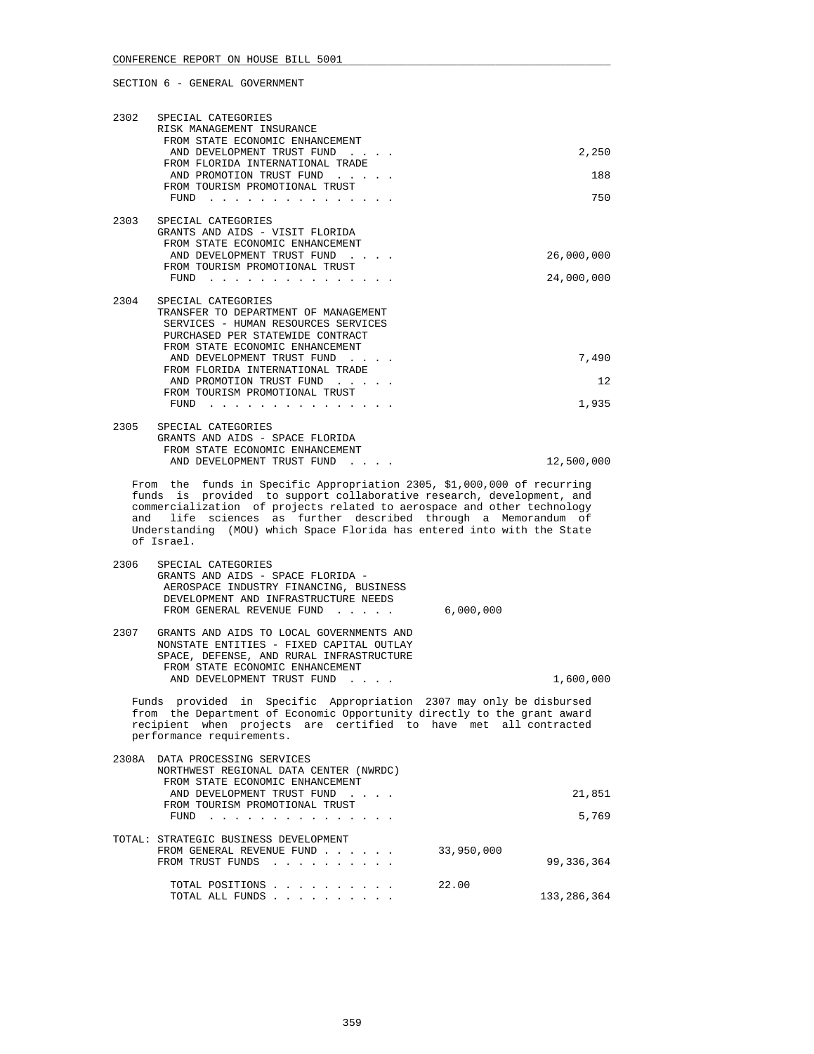CONFERENCE REPORT ON HOUSE BILL 5001

SECTION 6 - GENERAL GOVERNMENT

```
2302  SPECIAL CATEGORIES
      RISK MANAGEMENT INSURANCE
       FROM STATE ECONOMIC ENHANCEMENT
        AND DEVELOPMENT TRUST FUND  . . . .                           2,250
       FROM FLORIDA INTERNATIONAL TRADE
        AND PROMOTION TRUST FUND  . . . . .                             188
       FROM TOURISM PROMOTIONAL TRUST
        FUND  . . . . . . . . . . . . . . .                             750

2303  SPECIAL CATEGORIES
      GRANTS AND AIDS - VISIT FLORIDA
       FROM STATE ECONOMIC ENHANCEMENT
        AND DEVELOPMENT TRUST FUND  . . . .                      26,000,000
       FROM TOURISM PROMOTIONAL TRUST
        FUND  . . . . . . . . . . . . . . .                      24,000,000

2304  SPECIAL CATEGORIES
      TRANSFER TO DEPARTMENT OF MANAGEMENT
       SERVICES - HUMAN RESOURCES SERVICES
       PURCHASED PER STATEWIDE CONTRACT
       FROM STATE ECONOMIC ENHANCEMENT
        AND DEVELOPMENT TRUST FUND  . . . .                           7,490
       FROM FLORIDA INTERNATIONAL TRADE
        AND PROMOTION TRUST FUND  . . . . .                              12
       FROM TOURISM PROMOTIONAL TRUST
        FUND  . . . . . . . . . . . . . . .                           1,935

2305  SPECIAL CATEGORIES
      GRANTS AND AIDS - SPACE FLORIDA
       FROM STATE ECONOMIC ENHANCEMENT
        AND DEVELOPMENT TRUST FUND  . . . .                      12,500,000
```

From the funds in Specific Appropriation 2305, $1,000,000 of recurring funds is provided to support collaborative research, development, and commercialization of projects related to aerospace and other technology and life sciences as further described through a Memorandum of Understanding (MOU) which Space Florida has entered into with the State of Israel.

```
2306  SPECIAL CATEGORIES
      GRANTS AND AIDS - SPACE FLORIDA -
       AEROSPACE INDUSTRY FINANCING, BUSINESS
       DEVELOPMENT AND INFRASTRUCTURE NEEDS
       FROM GENERAL REVENUE FUND  . . . . .     6,000,000

2307  GRANTS AND AIDS TO LOCAL GOVERNMENTS AND
      NONSTATE ENTITIES - FIXED CAPITAL OUTLAY
      SPACE, DEFENSE, AND RURAL INFRASTRUCTURE
       FROM STATE ECONOMIC ENHANCEMENT
        AND DEVELOPMENT TRUST FUND  . . . .                       1,600,000
```

Funds provided in Specific Appropriation 2307 may only be disbursed from the Department of Economic Opportunity directly to the grant award recipient when projects are certified to have met all contracted performance requirements.

```
2308A DATA PROCESSING SERVICES
      NORTHWEST REGIONAL DATA CENTER (NWRDC)
       FROM STATE ECONOMIC ENHANCEMENT
        AND DEVELOPMENT TRUST FUND  . . . .                          21,851
       FROM TOURISM PROMOTIONAL TRUST
        FUND  . . . . . . . . . . . . . . .                           5,769

TOTAL: STRATEGIC BUSINESS DEVELOPMENT
       FROM GENERAL REVENUE FUND . . . . . .   33,950,000
       FROM TRUST FUNDS  . . . . . . . . . .                     99,336,364

        TOTAL POSITIONS . . . . . . . . . .    22.00
        TOTAL ALL FUNDS . . . . . . . . . .                     133,286,364
```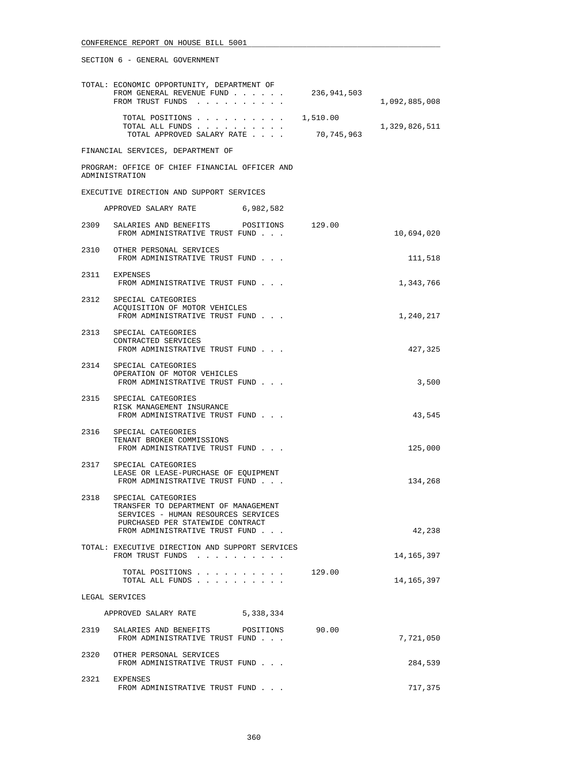SECTION 6 - GENERAL GOVERNMENT

```
TOTAL: ECONOMIC OPPORTUNITY, DEPARTMENT OF
       FROM GENERAL REVENUE FUND . . . . . .     236,941,503
       FROM TRUST FUNDS  . . . . . . . . . .                    1,092,885,008

         TOTAL POSITIONS . . . . . . . . . .   1,510.00
         TOTAL ALL FUNDS . . . . . . . . . .                    1,329,826,511
          TOTAL APPROVED SALARY RATE . . . .      70,745,963

FINANCIAL SERVICES, DEPARTMENT OF

PROGRAM: OFFICE OF CHIEF FINANCIAL OFFICER AND
ADMINISTRATION

EXECUTIVE DIRECTION AND SUPPORT SERVICES

     APPROVED SALARY RATE          6,982,582

2309   SALARIES AND BENEFITS      POSITIONS      129.00
       FROM ADMINISTRATIVE TRUST FUND . . .                        10,694,020

2310   OTHER PERSONAL SERVICES
       FROM ADMINISTRATIVE TRUST FUND . . .                           111,518

2311   EXPENSES
       FROM ADMINISTRATIVE TRUST FUND . . .                         1,343,766

2312   SPECIAL CATEGORIES
       ACQUISITION OF MOTOR VEHICLES
       FROM ADMINISTRATIVE TRUST FUND . . .                         1,240,217

2313   SPECIAL CATEGORIES
       CONTRACTED SERVICES
       FROM ADMINISTRATIVE TRUST FUND . . .                           427,325

2314   SPECIAL CATEGORIES
       OPERATION OF MOTOR VEHICLES
       FROM ADMINISTRATIVE TRUST FUND . . .                             3,500

2315   SPECIAL CATEGORIES
       RISK MANAGEMENT INSURANCE
       FROM ADMINISTRATIVE TRUST FUND . . .                            43,545

2316   SPECIAL CATEGORIES
       TENANT BROKER COMMISSIONS
       FROM ADMINISTRATIVE TRUST FUND . . .                           125,000

2317   SPECIAL CATEGORIES
       LEASE OR LEASE-PURCHASE OF EQUIPMENT
       FROM ADMINISTRATIVE TRUST FUND . . .                           134,268

2318   SPECIAL CATEGORIES
       TRANSFER TO DEPARTMENT OF MANAGEMENT
        SERVICES - HUMAN RESOURCES SERVICES
        PURCHASED PER STATEWIDE CONTRACT
       FROM ADMINISTRATIVE TRUST FUND . . .                            42,238

TOTAL: EXECUTIVE DIRECTION AND SUPPORT SERVICES
       FROM TRUST FUNDS  . . . . . . . . . .                       14,165,397

         TOTAL POSITIONS . . . . . . . . . .      129.00
         TOTAL ALL FUNDS . . . . . . . . . .                       14,165,397

LEGAL SERVICES

     APPROVED SALARY RATE          5,338,334

2319   SALARIES AND BENEFITS      POSITIONS       90.00
       FROM ADMINISTRATIVE TRUST FUND . . .                         7,721,050

2320   OTHER PERSONAL SERVICES
       FROM ADMINISTRATIVE TRUST FUND . . .                           284,539

2321   EXPENSES
       FROM ADMINISTRATIVE TRUST FUND . . .                           717,375
```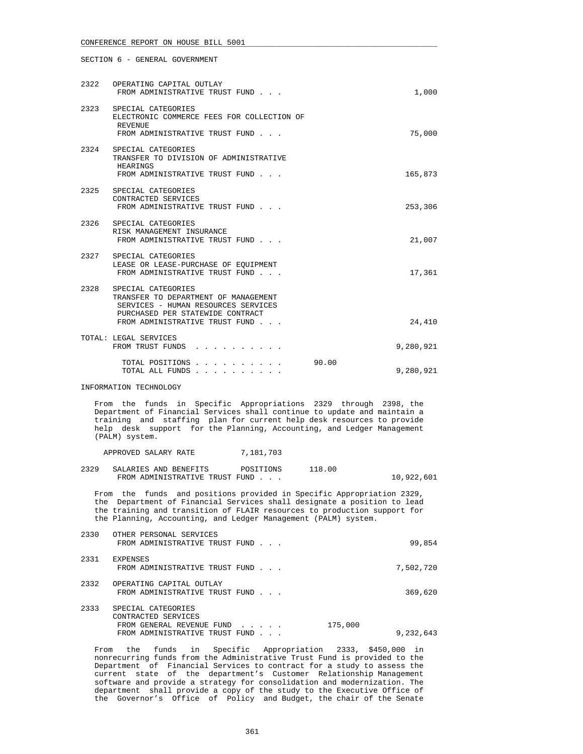SECTION 6 - GENERAL GOVERNMENT

```
2322  OPERATING CAPITAL OUTLAY
       FROM ADMINISTRATIVE TRUST FUND . . .                          1,000

2323  SPECIAL CATEGORIES
       ELECTRONIC COMMERCE FEES FOR COLLECTION OF
        REVENUE
       FROM ADMINISTRATIVE TRUST FUND . . .                         75,000

2324  SPECIAL CATEGORIES
       TRANSFER TO DIVISION OF ADMINISTRATIVE
        HEARINGS
       FROM ADMINISTRATIVE TRUST FUND . . .                        165,873

2325  SPECIAL CATEGORIES
       CONTRACTED SERVICES
       FROM ADMINISTRATIVE TRUST FUND . . .                        253,306

2326  SPECIAL CATEGORIES
       RISK MANAGEMENT INSURANCE
       FROM ADMINISTRATIVE TRUST FUND . . .                         21,007

2327  SPECIAL CATEGORIES
       LEASE OR LEASE-PURCHASE OF EQUIPMENT
       FROM ADMINISTRATIVE TRUST FUND . . .                         17,361

2328  SPECIAL CATEGORIES
       TRANSFER TO DEPARTMENT OF MANAGEMENT
        SERVICES - HUMAN RESOURCES SERVICES
        PURCHASED PER STATEWIDE CONTRACT
       FROM ADMINISTRATIVE TRUST FUND . . .                         24,410

TOTAL: LEGAL SERVICES
       FROM TRUST FUNDS  . . . . . . . . . .                     9,280,921

         TOTAL POSITIONS . . . . . . . . . .        90.00
         TOTAL ALL FUNDS . . . . . . . . . .                     9,280,921
```

INFORMATION TECHNOLOGY

From the funds in Specific Appropriations 2329 through 2398, the Department of Financial Services shall continue to update and maintain a training and staffing plan for current help desk resources to provide help desk support for the Planning, Accounting, and Ledger Management (PALM) system.

```
   APPROVED SALARY RATE         7,181,703

2329  SALARIES AND BENEFITS       POSITIONS     118.00
       FROM ADMINISTRATIVE TRUST FUND . . .                     10,922,601
```

From the funds and positions provided in Specific Appropriation 2329, the Department of Financial Services shall designate a position to lead the training and transition of FLAIR resources to production support for the Planning, Accounting, and Ledger Management (PALM) system.

```
2330  OTHER PERSONAL SERVICES
       FROM ADMINISTRATIVE TRUST FUND . . .                         99,854

2331  EXPENSES
       FROM ADMINISTRATIVE TRUST FUND . . .                      7,502,720

2332  OPERATING CAPITAL OUTLAY
       FROM ADMINISTRATIVE TRUST FUND . . .                        369,620

2333  SPECIAL CATEGORIES
       CONTRACTED SERVICES
       FROM GENERAL REVENUE FUND  . . . . .           175,000
       FROM ADMINISTRATIVE TRUST FUND . . .                      9,232,643
```

From the funds in Specific Appropriation 2333, $450,000 in nonrecurring funds from the Administrative Trust Fund is provided to the Department of Financial Services to contract for a study to assess the current state of the department's Customer Relationship Management software and provide a strategy for consolidation and modernization. The department shall provide a copy of the study to the Executive Office of the Governor's Office of Policy and Budget, the chair of the Senate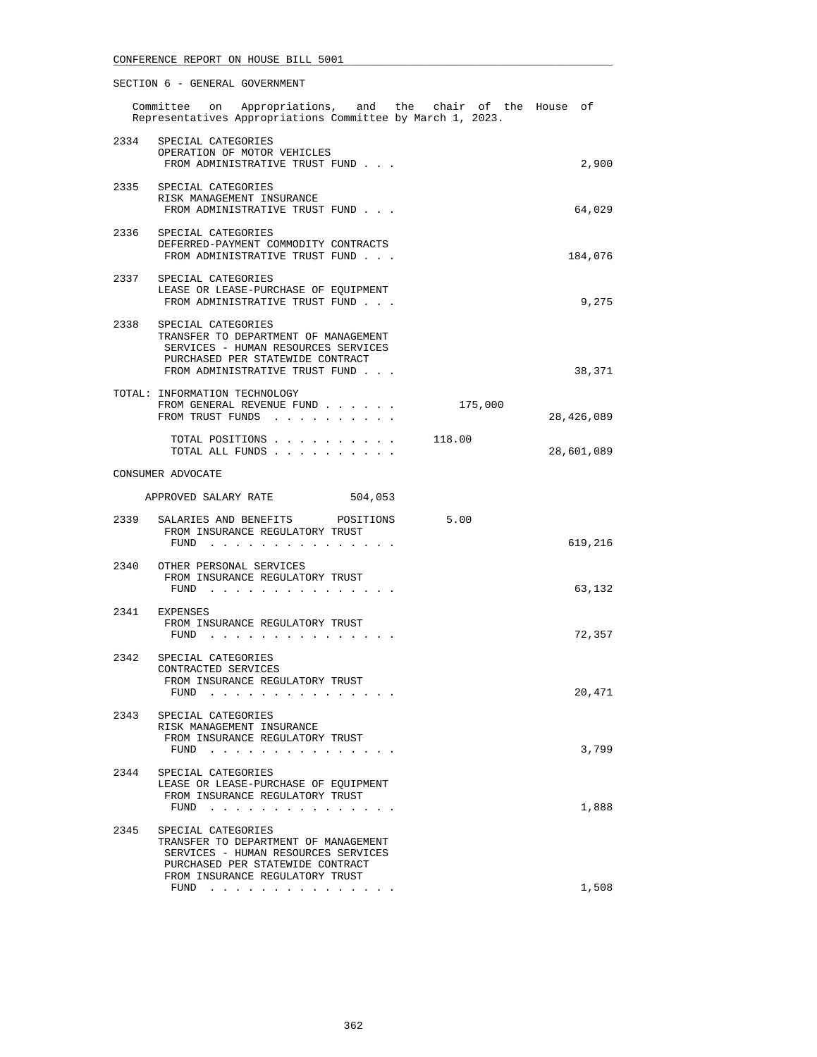SECTION 6 - GENERAL GOVERNMENT

Committee on Appropriations, and the chair of the House of Representatives Appropriations Committee by March 1, 2023.

| | | | |
|---|---|---|---|
| 2334 | SPECIAL CATEGORIES<br>OPERATION OF MOTOR VEHICLES<br>FROM ADMINISTRATIVE TRUST FUND . . . | | 2,900 |
| 2335 | SPECIAL CATEGORIES<br>RISK MANAGEMENT INSURANCE<br>FROM ADMINISTRATIVE TRUST FUND . . . | | 64,029 |
| 2336 | SPECIAL CATEGORIES<br>DEFERRED-PAYMENT COMMODITY CONTRACTS<br>FROM ADMINISTRATIVE TRUST FUND . . . | | 184,076 |
| 2337 | SPECIAL CATEGORIES<br>LEASE OR LEASE-PURCHASE OF EQUIPMENT<br>FROM ADMINISTRATIVE TRUST FUND . . . | | 9,275 |
| 2338 | SPECIAL CATEGORIES<br>TRANSFER TO DEPARTMENT OF MANAGEMENT SERVICES - HUMAN RESOURCES SERVICES PURCHASED PER STATEWIDE CONTRACT<br>FROM ADMINISTRATIVE TRUST FUND . . . | | 38,371 |

TOTAL: INFORMATION TECHNOLOGY

| | | |
|---|---|---|
| FROM GENERAL REVENUE FUND . . . . . . | 175,000 | |
| FROM TRUST FUNDS . . . . . . . . . . | | 28,426,089 |
| TOTAL POSITIONS . . . . . . . . . . | 118.00 | |
| TOTAL ALL FUNDS . . . . . . . . . . | | 28,601,089 |

CONSUMER ADVOCATE

APPROVED SALARY RATE 504,053

| | | | |
|---|---|---|---|
| 2339 | SALARIES AND BENEFITS POSITIONS<br>FROM INSURANCE REGULATORY TRUST FUND . . . . . . . . . . . . . . . | 5.00 | 619,216 |
| 2340 | OTHER PERSONAL SERVICES<br>FROM INSURANCE REGULATORY TRUST FUND . . . . . . . . . . . . . . . | | 63,132 |
| 2341 | EXPENSES<br>FROM INSURANCE REGULATORY TRUST FUND . . . . . . . . . . . . . . . | | 72,357 |
| 2342 | SPECIAL CATEGORIES<br>CONTRACTED SERVICES<br>FROM INSURANCE REGULATORY TRUST FUND . . . . . . . . . . . . . . . | | 20,471 |
| 2343 | SPECIAL CATEGORIES<br>RISK MANAGEMENT INSURANCE<br>FROM INSURANCE REGULATORY TRUST FUND . . . . . . . . . . . . . . . | | 3,799 |
| 2344 | SPECIAL CATEGORIES<br>LEASE OR LEASE-PURCHASE OF EQUIPMENT<br>FROM INSURANCE REGULATORY TRUST FUND . . . . . . . . . . . . . . . | | 1,888 |
| 2345 | SPECIAL CATEGORIES<br>TRANSFER TO DEPARTMENT OF MANAGEMENT SERVICES - HUMAN RESOURCES SERVICES PURCHASED PER STATEWIDE CONTRACT<br>FROM INSURANCE REGULATORY TRUST FUND . . . . . . . . . . . . . . . | | 1,508 |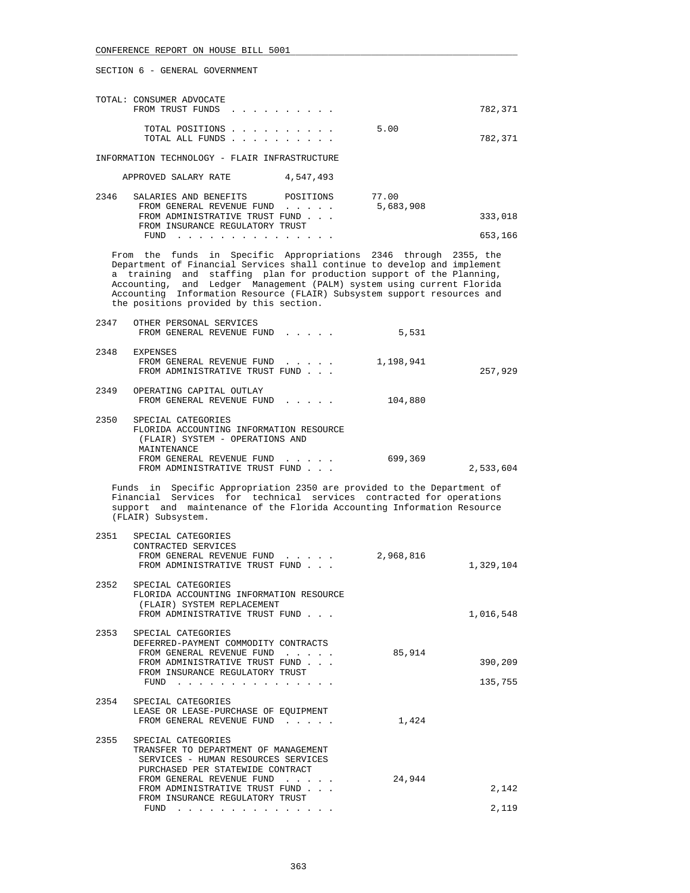SECTION 6 - GENERAL GOVERNMENT

TOTAL: CONSUMER ADVOCATE

| | | | |
|---|---|---|---|
| FROM TRUST FUNDS | | | 782,371 |
| TOTAL POSITIONS | | 5.00 | |
| TOTAL ALL FUNDS | | | 782,371 |

INFORMATION TECHNOLOGY - FLAIR INFRASTRUCTURE

APPROVED SALARY RATE 4,547,493

| | | | |
|---|---|---|---|
| 2346 | SALARIES AND BENEFITS POSITIONS | 77.00 | |
| | FROM GENERAL REVENUE FUND | 5,683,908 | |
| | FROM ADMINISTRATIVE TRUST FUND | | 333,018 |
| | FROM INSURANCE REGULATORY TRUST FUND | | 653,166 |

From the funds in Specific Appropriations 2346 through 2355, the Department of Financial Services shall continue to develop and implement a training and staffing plan for production support of the Planning, Accounting, and Ledger Management (PALM) system using current Florida Accounting Information Resource (FLAIR) Subsystem support resources and the positions provided by this section.

| | | | |
|---|---|---|---|
| 2347 | OTHER PERSONAL SERVICES | | |
| | FROM GENERAL REVENUE FUND | 5,531 | |
| 2348 | EXPENSES | | |
| | FROM GENERAL REVENUE FUND | 1,198,941 | |
| | FROM ADMINISTRATIVE TRUST FUND | | 257,929 |
| 2349 | OPERATING CAPITAL OUTLAY | | |
| | FROM GENERAL REVENUE FUND | 104,880 | |
| 2350 | SPECIAL CATEGORIES<br>FLORIDA ACCOUNTING INFORMATION RESOURCE (FLAIR) SYSTEM - OPERATIONS AND MAINTENANCE | | |
| | FROM GENERAL REVENUE FUND | 699,369 | |
| | FROM ADMINISTRATIVE TRUST FUND | | 2,533,604 |

Funds in Specific Appropriation 2350 are provided to the Department of Financial Services for technical services contracted for operations support and maintenance of the Florida Accounting Information Resource (FLAIR) Subsystem.

| | | | |
|---|---|---|---|
| 2351 | SPECIAL CATEGORIES<br>CONTRACTED SERVICES | | |
| | FROM GENERAL REVENUE FUND | 2,968,816 | |
| | FROM ADMINISTRATIVE TRUST FUND | | 1,329,104 |
| 2352 | SPECIAL CATEGORIES<br>FLORIDA ACCOUNTING INFORMATION RESOURCE (FLAIR) SYSTEM REPLACEMENT | | |
| | FROM ADMINISTRATIVE TRUST FUND | | 1,016,548 |
| 2353 | SPECIAL CATEGORIES<br>DEFERRED-PAYMENT COMMODITY CONTRACTS | | |
| | FROM GENERAL REVENUE FUND | 85,914 | |
| | FROM ADMINISTRATIVE TRUST FUND | | 390,209 |
| | FROM INSURANCE REGULATORY TRUST FUND | | 135,755 |
| 2354 | SPECIAL CATEGORIES<br>LEASE OR LEASE-PURCHASE OF EQUIPMENT | | |
| | FROM GENERAL REVENUE FUND | 1,424 | |
| 2355 | SPECIAL CATEGORIES<br>TRANSFER TO DEPARTMENT OF MANAGEMENT SERVICES - HUMAN RESOURCES SERVICES PURCHASED PER STATEWIDE CONTRACT | | |
| | FROM GENERAL REVENUE FUND | 24,944 | |
| | FROM ADMINISTRATIVE TRUST FUND | | 2,142 |
| | FROM INSURANCE REGULATORY TRUST FUND | | 2,119 |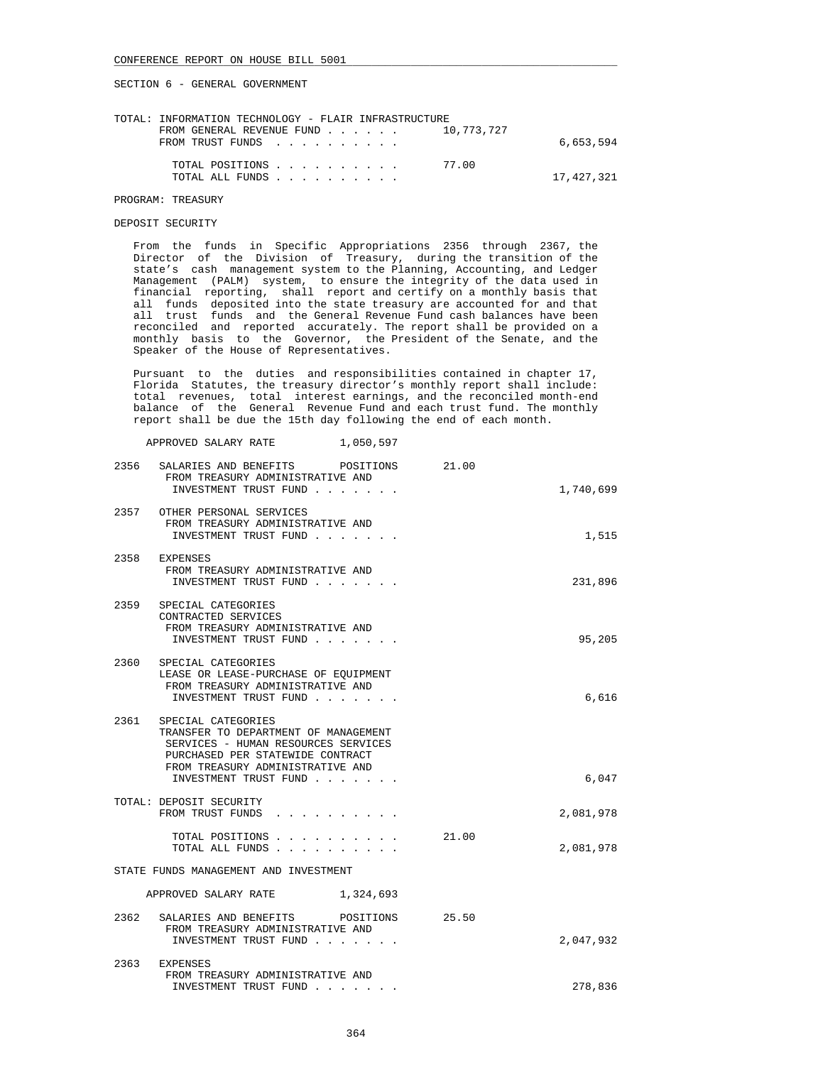SECTION 6 - GENERAL GOVERNMENT

| | | |
|---|---|---|
| TOTAL: INFORMATION TECHNOLOGY - FLAIR INFRASTRUCTURE | | |
| FROM GENERAL REVENUE FUND . . . . . . | 10,773,727 | |
| FROM TRUST FUNDS . . . . . . . . . . | | 6,653,594 |
| TOTAL POSITIONS . . . . . . . . . . | 77.00 | |
| TOTAL ALL FUNDS . . . . . . . . . . | | 17,427,321 |

PROGRAM: TREASURY

DEPOSIT SECURITY

From the funds in Specific Appropriations 2356 through 2367, the Director of the Division of Treasury, during the transition of the state's cash management system to the Planning, Accounting, and Ledger Management (PALM) system, to ensure the integrity of the data used in financial reporting, shall report and certify on a monthly basis that all funds deposited into the state treasury are accounted for and that all trust funds and the General Revenue Fund cash balances have been reconciled and reported accurately. The report shall be provided on a monthly basis to the Governor, the President of the Senate, and the Speaker of the House of Representatives.

Pursuant to the duties and responsibilities contained in chapter 17, Florida Statutes, the treasury director's monthly report shall include: total revenues, total interest earnings, and the reconciled month-end balance of the General Revenue Fund and each trust fund. The monthly report shall be due the 15th day following the end of each month.

APPROVED SALARY RATE 1,050,597

| | | | |
|---|---|---|---|
| 2356 | SALARIES AND BENEFITS POSITIONS<br>FROM TREASURY ADMINISTRATIVE AND INVESTMENT TRUST FUND . . . . . . . | 21.00 | 1,740,699 |
| 2357 | OTHER PERSONAL SERVICES<br>FROM TREASURY ADMINISTRATIVE AND INVESTMENT TRUST FUND . . . . . . . | | 1,515 |
| 2358 | EXPENSES<br>FROM TREASURY ADMINISTRATIVE AND INVESTMENT TRUST FUND . . . . . . . | | 231,896 |
| 2359 | SPECIAL CATEGORIES<br>CONTRACTED SERVICES<br>FROM TREASURY ADMINISTRATIVE AND INVESTMENT TRUST FUND . . . . . . . | | 95,205 |
| 2360 | SPECIAL CATEGORIES<br>LEASE OR LEASE-PURCHASE OF EQUIPMENT<br>FROM TREASURY ADMINISTRATIVE AND INVESTMENT TRUST FUND . . . . . . . | | 6,616 |
| 2361 | SPECIAL CATEGORIES<br>TRANSFER TO DEPARTMENT OF MANAGEMENT SERVICES - HUMAN RESOURCES SERVICES PURCHASED PER STATEWIDE CONTRACT<br>FROM TREASURY ADMINISTRATIVE AND INVESTMENT TRUST FUND . . . . . . . | | 6,047 |

| | | |
|---|---|---|
| TOTAL: DEPOSIT SECURITY | | |
| FROM TRUST FUNDS . . . . . . . . . . | | 2,081,978 |
| TOTAL POSITIONS . . . . . . . . . . | 21.00 | |
| TOTAL ALL FUNDS . . . . . . . . . . | | 2,081,978 |

STATE FUNDS MANAGEMENT AND INVESTMENT

APPROVED SALARY RATE 1,324,693

| | | | |
|---|---|---|---|
| 2362 | SALARIES AND BENEFITS POSITIONS<br>FROM TREASURY ADMINISTRATIVE AND INVESTMENT TRUST FUND . . . . . . . | 25.50 | 2,047,932 |
| 2363 | EXPENSES<br>FROM TREASURY ADMINISTRATIVE AND INVESTMENT TRUST FUND . . . . . . . | | 278,836 |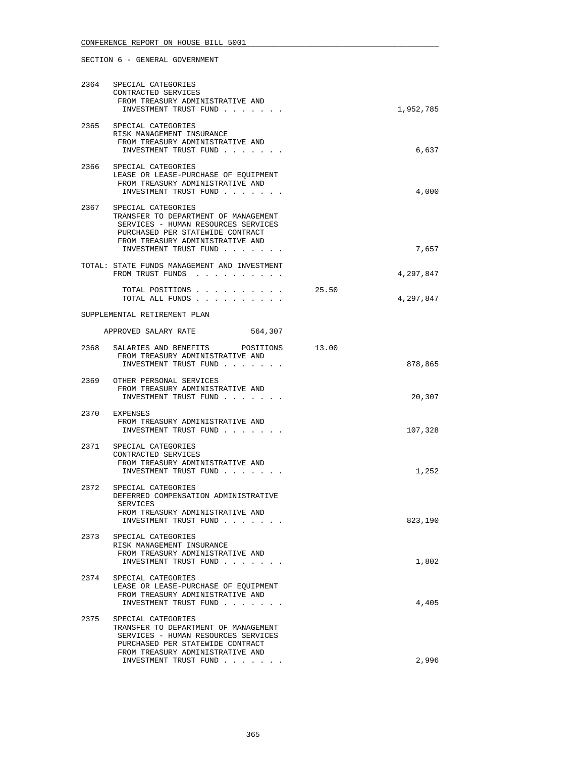CONFERENCE REPORT ON HOUSE BILL 5001

SECTION 6 - GENERAL GOVERNMENT

| Item | Description | Positions | Amount |
|---|---|---|---|
| 2364 | SPECIAL CATEGORIES<br>CONTRACTED SERVICES<br>FROM TREASURY ADMINISTRATIVE AND INVESTMENT TRUST FUND . . . . . . . | | 1,952,785 |
| 2365 | SPECIAL CATEGORIES<br>RISK MANAGEMENT INSURANCE<br>FROM TREASURY ADMINISTRATIVE AND INVESTMENT TRUST FUND . . . . . . . | | 6,637 |
| 2366 | SPECIAL CATEGORIES<br>LEASE OR LEASE-PURCHASE OF EQUIPMENT<br>FROM TREASURY ADMINISTRATIVE AND INVESTMENT TRUST FUND . . . . . . . | | 4,000 |
| 2367 | SPECIAL CATEGORIES<br>TRANSFER TO DEPARTMENT OF MANAGEMENT SERVICES - HUMAN RESOURCES SERVICES PURCHASED PER STATEWIDE CONTRACT<br>FROM TREASURY ADMINISTRATIVE AND INVESTMENT TRUST FUND . . . . . . . | | 7,657 |
| | TOTAL: STATE FUNDS MANAGEMENT AND INVESTMENT<br>FROM TRUST FUNDS . . . . . . . . . . | | 4,297,847 |
| | TOTAL POSITIONS . . . . . . . . . . | 25.50 | |
| | TOTAL ALL FUNDS . . . . . . . . . . | | 4,297,847 |

SUPPLEMENTAL RETIREMENT PLAN

| Item | Description | Positions | Amount |
|---|---|---|---|
| | APPROVED SALARY RATE 564,307 | | |
| 2368 | SALARIES AND BENEFITS POSITIONS<br>FROM TREASURY ADMINISTRATIVE AND INVESTMENT TRUST FUND . . . . . . . | 13.00 | 878,865 |
| 2369 | OTHER PERSONAL SERVICES<br>FROM TREASURY ADMINISTRATIVE AND INVESTMENT TRUST FUND . . . . . . . | | 20,307 |
| 2370 | EXPENSES<br>FROM TREASURY ADMINISTRATIVE AND INVESTMENT TRUST FUND . . . . . . . | | 107,328 |
| 2371 | SPECIAL CATEGORIES<br>CONTRACTED SERVICES<br>FROM TREASURY ADMINISTRATIVE AND INVESTMENT TRUST FUND . . . . . . . | | 1,252 |
| 2372 | SPECIAL CATEGORIES<br>DEFERRED COMPENSATION ADMINISTRATIVE SERVICES<br>FROM TREASURY ADMINISTRATIVE AND INVESTMENT TRUST FUND . . . . . . . | | 823,190 |
| 2373 | SPECIAL CATEGORIES<br>RISK MANAGEMENT INSURANCE<br>FROM TREASURY ADMINISTRATIVE AND INVESTMENT TRUST FUND . . . . . . . | | 1,802 |
| 2374 | SPECIAL CATEGORIES<br>LEASE OR LEASE-PURCHASE OF EQUIPMENT<br>FROM TREASURY ADMINISTRATIVE AND INVESTMENT TRUST FUND . . . . . . . | | 4,405 |
| 2375 | SPECIAL CATEGORIES<br>TRANSFER TO DEPARTMENT OF MANAGEMENT SERVICES - HUMAN RESOURCES SERVICES PURCHASED PER STATEWIDE CONTRACT<br>FROM TREASURY ADMINISTRATIVE AND INVESTMENT TRUST FUND . . . . . . . | | 2,996 |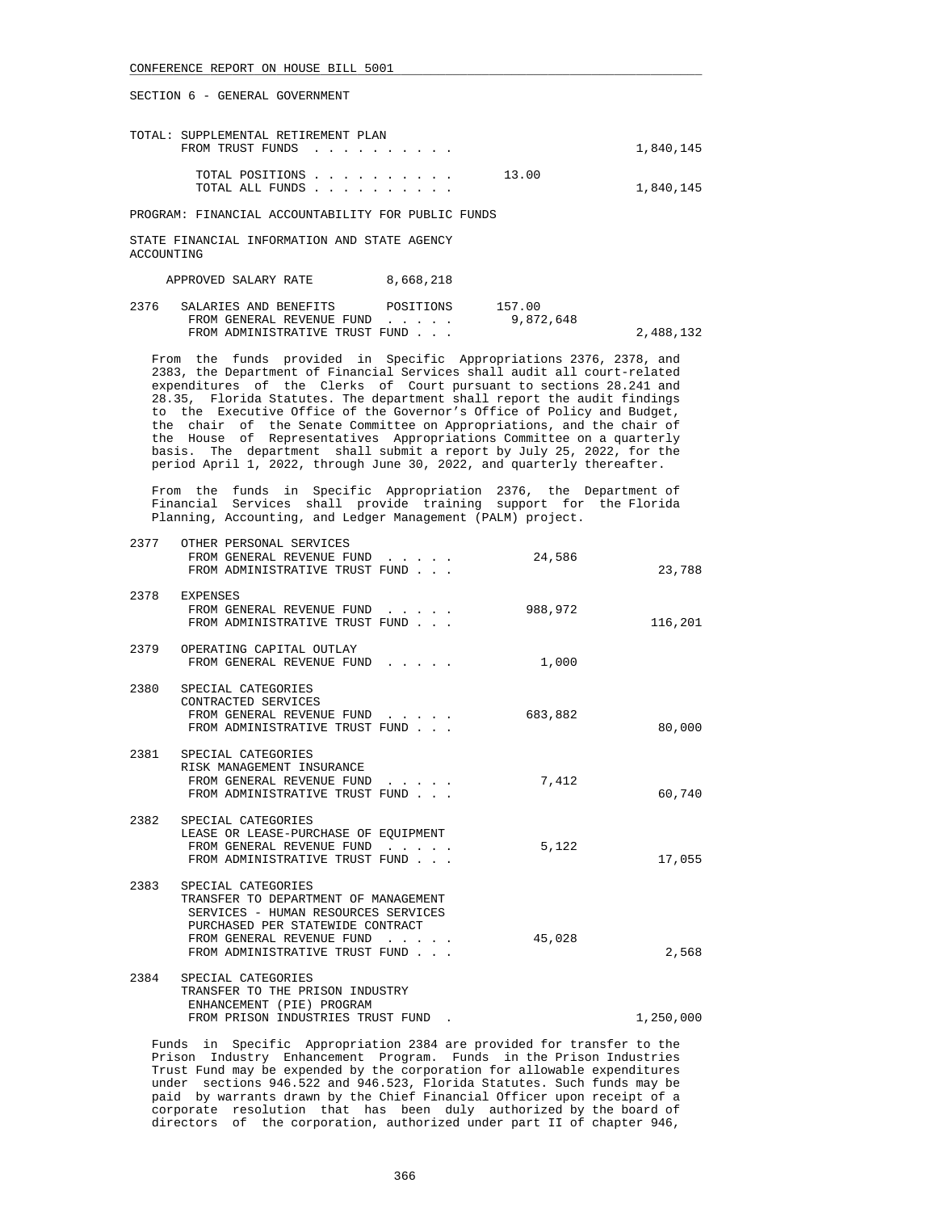SECTION 6 - GENERAL GOVERNMENT

TOTAL: SUPPLEMENTAL RETIREMENT PLAN
FROM TRUST FUNDS . . . . . . . . . . 1,840,145

TOTAL POSITIONS . . . . . . . . . . 13.00
TOTAL ALL FUNDS . . . . . . . . . . 1,840,145

PROGRAM: FINANCIAL ACCOUNTABILITY FOR PUBLIC FUNDS

STATE FINANCIAL INFORMATION AND STATE AGENCY ACCOUNTING

APPROVED SALARY RATE 8,668,218

| | | | |
|---|---|---|---|
| 2376 | SALARIES AND BENEFITS POSITIONS | 157.00 | |
| | FROM GENERAL REVENUE FUND . . . . . | 9,872,648 | |
| | FROM ADMINISTRATIVE TRUST FUND . . . | | 2,488,132 |

From the funds provided in Specific Appropriations 2376, 2378, and 2383, the Department of Financial Services shall audit all court-related expenditures of the Clerks of Court pursuant to sections 28.241 and 28.35, Florida Statutes. The department shall report the audit findings to the Executive Office of the Governor's Office of Policy and Budget, the chair of the Senate Committee on Appropriations, and the chair of the House of Representatives Appropriations Committee on a quarterly basis. The department shall submit a report by July 25, 2022, for the period April 1, 2022, through June 30, 2022, and quarterly thereafter.

From the funds in Specific Appropriation 2376, the Department of Financial Services shall provide training support for the Florida Planning, Accounting, and Ledger Management (PALM) project.

| | | | |
|---|---|---|---|
| 2377 | OTHER PERSONAL SERVICES | | |
| | FROM GENERAL REVENUE FUND . . . . . | 24,586 | |
| | FROM ADMINISTRATIVE TRUST FUND . . . | | 23,788 |
| 2378 | EXPENSES | | |
| | FROM GENERAL REVENUE FUND . . . . . | 988,972 | |
| | FROM ADMINISTRATIVE TRUST FUND . . . | | 116,201 |
| 2379 | OPERATING CAPITAL OUTLAY | | |
| | FROM GENERAL REVENUE FUND . . . . . | 1,000 | |
| 2380 | SPECIAL CATEGORIES<br>CONTRACTED SERVICES | | |
| | FROM GENERAL REVENUE FUND . . . . . | 683,882 | |
| | FROM ADMINISTRATIVE TRUST FUND . . . | | 80,000 |
| 2381 | SPECIAL CATEGORIES<br>RISK MANAGEMENT INSURANCE | | |
| | FROM GENERAL REVENUE FUND . . . . . | 7,412 | |
| | FROM ADMINISTRATIVE TRUST FUND . . . | | 60,740 |
| 2382 | SPECIAL CATEGORIES<br>LEASE OR LEASE-PURCHASE OF EQUIPMENT | | |
| | FROM GENERAL REVENUE FUND . . . . . | 5,122 | |
| | FROM ADMINISTRATIVE TRUST FUND . . . | | 17,055 |
| 2383 | SPECIAL CATEGORIES<br>TRANSFER TO DEPARTMENT OF MANAGEMENT SERVICES - HUMAN RESOURCES SERVICES PURCHASED PER STATEWIDE CONTRACT | | |
| | FROM GENERAL REVENUE FUND . . . . . | 45,028 | |
| | FROM ADMINISTRATIVE TRUST FUND . . . | | 2,568 |
| 2384 | SPECIAL CATEGORIES<br>TRANSFER TO THE PRISON INDUSTRY ENHANCEMENT (PIE) PROGRAM | | |
| | FROM PRISON INDUSTRIES TRUST FUND . | | 1,250,000 |

Funds in Specific Appropriation 2384 are provided for transfer to the Prison Industry Enhancement Program. Funds in the Prison Industries Trust Fund may be expended by the corporation for allowable expenditures under sections 946.522 and 946.523, Florida Statutes. Such funds may be paid by warrants drawn by the Chief Financial Officer upon receipt of a corporate resolution that has been duly authorized by the board of directors of the corporation, authorized under part II of chapter 946,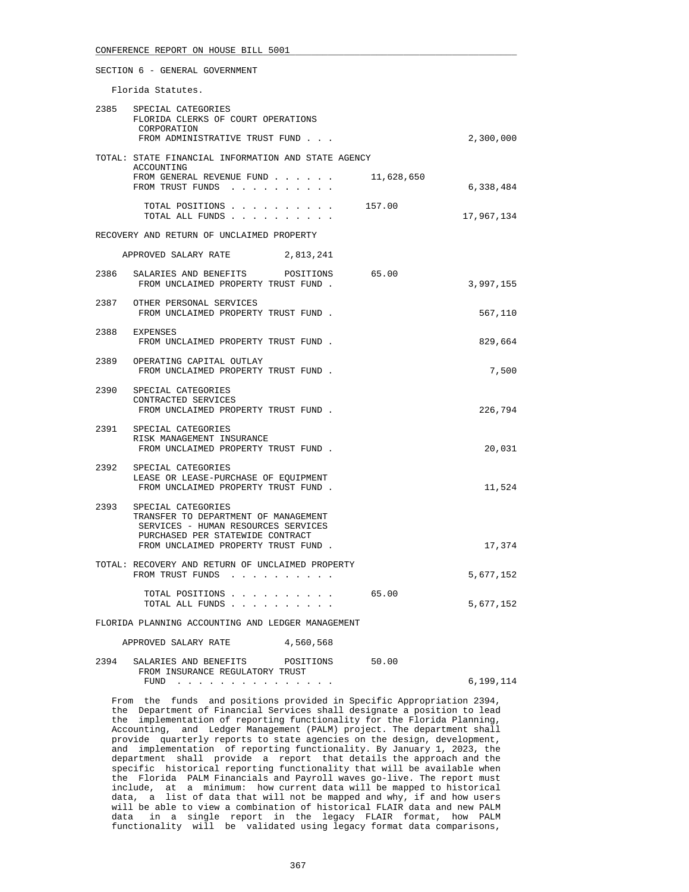SECTION 6 - GENERAL GOVERNMENT

Florida Statutes.

2385 SPECIAL CATEGORIES
FLORIDA CLERKS OF COURT OPERATIONS CORPORATION
FROM ADMINISTRATIVE TRUST FUND . . . 2,300,000

TOTAL: STATE FINANCIAL INFORMATION AND STATE AGENCY ACCOUNTING
FROM GENERAL REVENUE FUND . . . . . . 11,628,650
FROM TRUST FUNDS . . . . . . . . . . 6,338,484

TOTAL POSITIONS . . . . . . . . . . 157.00
TOTAL ALL FUNDS . . . . . . . . . . 17,967,134

RECOVERY AND RETURN OF UNCLAIMED PROPERTY

APPROVED SALARY RATE 2,813,241

2386 SALARIES AND BENEFITS POSITIONS 65.00
FROM UNCLAIMED PROPERTY TRUST FUND . 3,997,155

2387 OTHER PERSONAL SERVICES
FROM UNCLAIMED PROPERTY TRUST FUND . 567,110

2388 EXPENSES
FROM UNCLAIMED PROPERTY TRUST FUND . 829,664

2389 OPERATING CAPITAL OUTLAY
FROM UNCLAIMED PROPERTY TRUST FUND . 7,500

2390 SPECIAL CATEGORIES
CONTRACTED SERVICES
FROM UNCLAIMED PROPERTY TRUST FUND . 226,794

2391 SPECIAL CATEGORIES
RISK MANAGEMENT INSURANCE
FROM UNCLAIMED PROPERTY TRUST FUND . 20,031

2392 SPECIAL CATEGORIES
LEASE OR LEASE-PURCHASE OF EQUIPMENT
FROM UNCLAIMED PROPERTY TRUST FUND . 11,524

2393 SPECIAL CATEGORIES
TRANSFER TO DEPARTMENT OF MANAGEMENT SERVICES - HUMAN RESOURCES SERVICES PURCHASED PER STATEWIDE CONTRACT
FROM UNCLAIMED PROPERTY TRUST FUND . 17,374

TOTAL: RECOVERY AND RETURN OF UNCLAIMED PROPERTY
FROM TRUST FUNDS . . . . . . . . . . 5,677,152

TOTAL POSITIONS . . . . . . . . . . 65.00
TOTAL ALL FUNDS . . . . . . . . . . 5,677,152

FLORIDA PLANNING ACCOUNTING AND LEDGER MANAGEMENT

APPROVED SALARY RATE 4,560,568

2394 SALARIES AND BENEFITS POSITIONS 50.00
FROM INSURANCE REGULATORY TRUST FUND . . . . . . . . . . . . . . . 6,199,114

From the funds and positions provided in Specific Appropriation 2394, the Department of Financial Services shall designate a position to lead the implementation of reporting functionality for the Florida Planning, Accounting, and Ledger Management (PALM) project. The department shall provide quarterly reports to state agencies on the design, development, and implementation of reporting functionality. By January 1, 2023, the department shall provide a report that details the approach and the specific historical reporting functionality that will be available when the Florida PALM Financials and Payroll waves go-live. The report must include, at a minimum: how current data will be mapped to historical data, a list of data that will not be mapped and why, if and how users will be able to view a combination of historical FLAIR data and new PALM data in a single report in the legacy FLAIR format, how PALM functionality will be validated using legacy format data comparisons,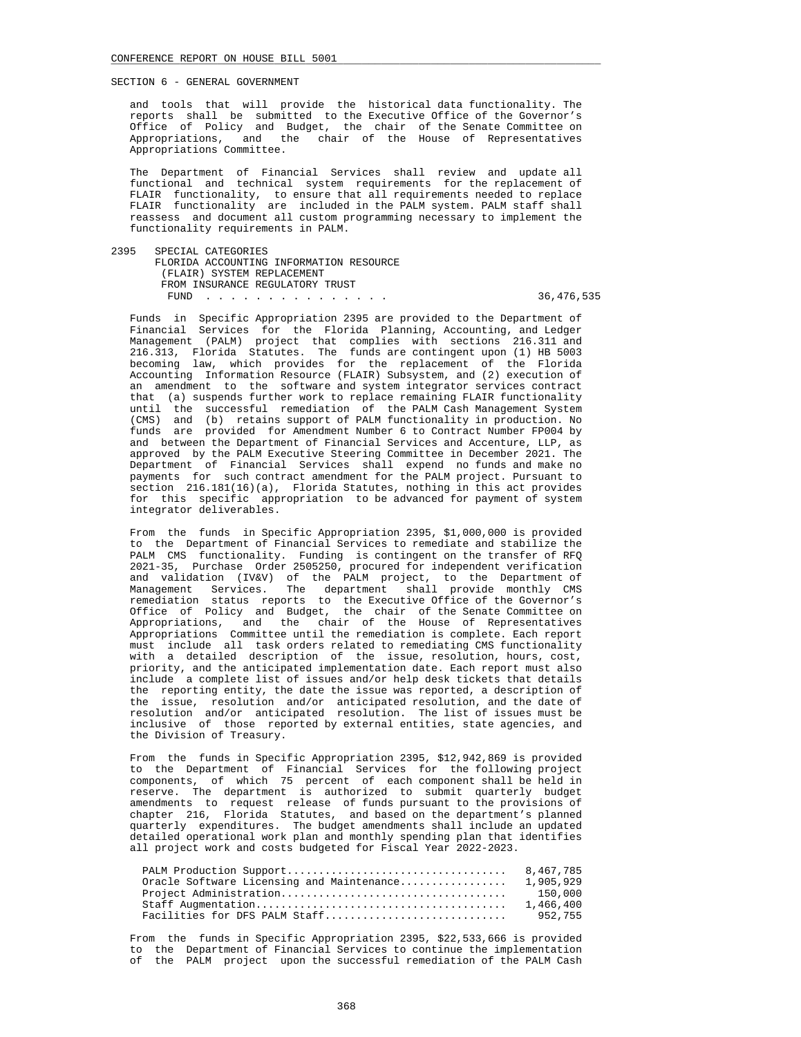SECTION 6 - GENERAL GOVERNMENT

and tools that will provide the historical data functionality. The reports shall be submitted to the Executive Office of the Governor's Office of Policy and Budget, the chair of the Senate Committee on Appropriations, and the chair of the House of Representatives Appropriations Committee.

The Department of Financial Services shall review and update all functional and technical system requirements for the replacement of FLAIR functionality, to ensure that all requirements needed to replace FLAIR functionality are included in the PALM system. PALM staff shall reassess and document all custom programming necessary to implement the functionality requirements in PALM.

2395 SPECIAL CATEGORIES
FLORIDA ACCOUNTING INFORMATION RESOURCE (FLAIR) SYSTEM REPLACEMENT FROM INSURANCE REGULATORY TRUST FUND . . . . . . . . . . . . . . . 36,476,535

Funds in Specific Appropriation 2395 are provided to the Department of Financial Services for the Florida Planning, Accounting, and Ledger Management (PALM) project that complies with sections 216.311 and 216.313, Florida Statutes. The funds are contingent upon (1) HB 5003 becoming law, which provides for the replacement of the Florida Accounting Information Resource (FLAIR) Subsystem, and (2) execution of an amendment to the software and system integrator services contract that (a) suspends further work to replace remaining FLAIR functionality until the successful remediation of the PALM Cash Management System (CMS) and (b) retains support of PALM functionality in production. No funds are provided for Amendment Number 6 to Contract Number FP004 by and between the Department of Financial Services and Accenture, LLP, as approved by the PALM Executive Steering Committee in December 2021. The Department of Financial Services shall expend no funds and make no payments for such contract amendment for the PALM project. Pursuant to section 216.181(16)(a), Florida Statutes, nothing in this act provides for this specific appropriation to be advanced for payment of system integrator deliverables.

From the funds in Specific Appropriation 2395, $1,000,000 is provided to the Department of Financial Services to remediate and stabilize the PALM CMS functionality. Funding is contingent on the transfer of RFQ 2021-35, Purchase Order 2505250, procured for independent verification and validation (IV&V) of the PALM project, to the Department of Management Services. The department shall provide monthly CMS remediation status reports to the Executive Office of the Governor's Office of Policy and Budget, the chair of the Senate Committee on Appropriations, and the chair of the House of Representatives Appropriations Committee until the remediation is complete. Each report must include all task orders related to remediating CMS functionality with a detailed description of the issue, resolution, hours, cost, priority, and the anticipated implementation date. Each report must also include a complete list of issues and/or help desk tickets that details the reporting entity, the date the issue was reported, a description of the issue, resolution and/or anticipated resolution, and the date of resolution and/or anticipated resolution. The list of issues must be inclusive of those reported by external entities, state agencies, and the Division of Treasury.

From the funds in Specific Appropriation 2395, $12,942,869 is provided to the Department of Financial Services for the following project components, of which 75 percent of each component shall be held in reserve. The department is authorized to submit quarterly budget amendments to request release of funds pursuant to the provisions of chapter 216, Florida Statutes, and based on the department's planned quarterly expenditures. The budget amendments shall include an updated detailed operational work plan and monthly spending plan that identifies all project work and costs budgeted for Fiscal Year 2022-2023.

| Component | Amount |
|---|---|
| PALM Production Support | 8,467,785 |
| Oracle Software Licensing and Maintenance | 1,905,929 |
| Project Administration | 150,000 |
| Staff Augmentation | 1,466,400 |
| Facilities for DFS PALM Staff | 952,755 |

From the funds in Specific Appropriation 2395, $22,533,666 is provided to the Department of Financial Services to continue the implementation of the PALM project upon the successful remediation of the PALM Cash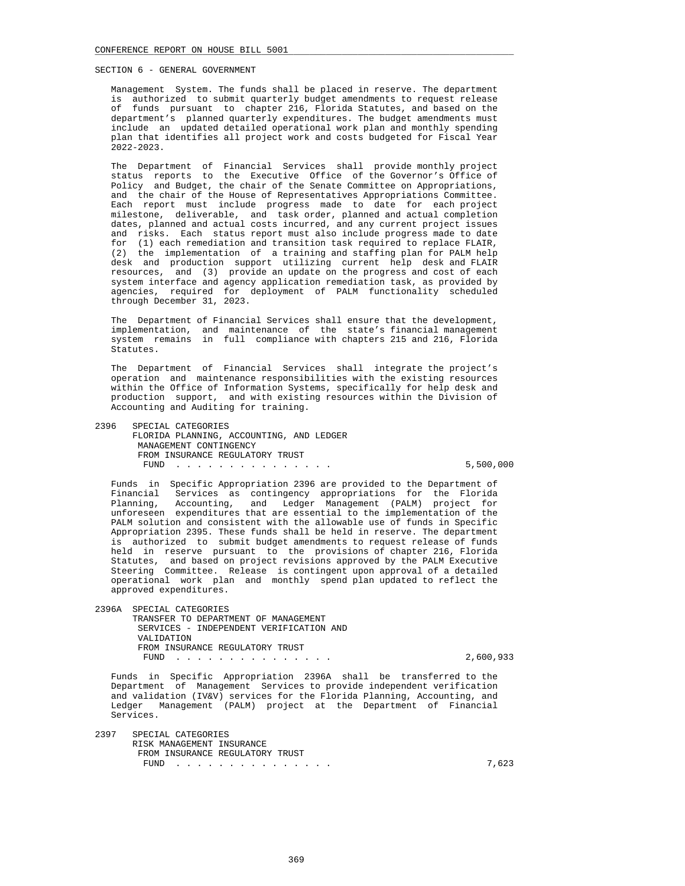Management System. The funds shall be placed in reserve. The department is authorized to submit quarterly budget amendments to request release of funds pursuant to chapter 216, Florida Statutes, and based on the department's planned quarterly expenditures. The budget amendments must include an updated detailed operational work plan and monthly spending plan that identifies all project work and costs budgeted for Fiscal Year 2022-2023.

The Department of Financial Services shall provide monthly project status reports to the Executive Office of the Governor's Office of Policy and Budget, the chair of the Senate Committee on Appropriations, and the chair of the House of Representatives Appropriations Committee. Each report must include progress made to date for each project milestone, deliverable, and task order, planned and actual completion dates, planned and actual costs incurred, and any current project issues and risks. Each status report must also include progress made to date for (1) each remediation and transition task required to replace FLAIR, (2) the implementation of a training and staffing plan for PALM help desk and production support utilizing current help desk and FLAIR resources, and (3) provide an update on the progress and cost of each system interface and agency application remediation task, as provided by agencies, required for deployment of PALM functionality scheduled through December 31, 2023.

The Department of Financial Services shall ensure that the development, implementation, and maintenance of the state's financial management system remains in full compliance with chapters 215 and 216, Florida Statutes.

The Department of Financial Services shall integrate the project's operation and maintenance responsibilities with the existing resources within the Office of Information Systems, specifically for help desk and production support, and with existing resources within the Division of Accounting and Auditing for training.

2396 SPECIAL CATEGORIES
FLORIDA PLANNING, ACCOUNTING, AND LEDGER MANAGEMENT CONTINGENCY
FROM INSURANCE REGULATORY TRUST FUND . . . . . . . . . . . . . . . 5,500,000

Funds in Specific Appropriation 2396 are provided to the Department of Financial Services as contingency appropriations for the Florida Planning, Accounting, and Ledger Management (PALM) project for unforeseen expenditures that are essential to the implementation of the PALM solution and consistent with the allowable use of funds in Specific Appropriation 2395. These funds shall be held in reserve. The department is authorized to submit budget amendments to request release of funds held in reserve pursuant to the provisions of chapter 216, Florida Statutes, and based on project revisions approved by the PALM Executive Steering Committee. Release is contingent upon approval of a detailed operational work plan and monthly spend plan updated to reflect the approved expenditures.

2396A SPECIAL CATEGORIES
TRANSFER TO DEPARTMENT OF MANAGEMENT SERVICES - INDEPENDENT VERIFICATION AND VALIDATION
FROM INSURANCE REGULATORY TRUST FUND . . . . . . . . . . . . . . . 2,600,933

Funds in Specific Appropriation 2396A shall be transferred to the Department of Management Services to provide independent verification and validation (IV&V) services for the Florida Planning, Accounting, and Ledger Management (PALM) project at the Department of Financial Services.

2397 SPECIAL CATEGORIES
RISK MANAGEMENT INSURANCE
FROM INSURANCE REGULATORY TRUST FUND . . . . . . . . . . . . . . . 7,623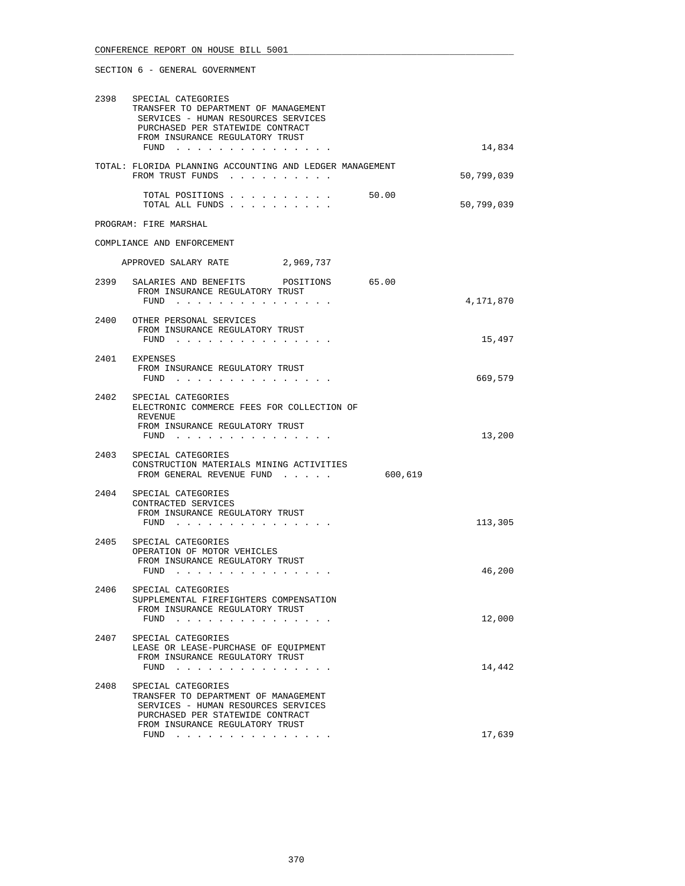CONFERENCE REPORT ON HOUSE BILL 5001

SECTION 6 - GENERAL GOVERNMENT

2398 SPECIAL CATEGORIES
TRANSFER TO DEPARTMENT OF MANAGEMENT SERVICES - HUMAN RESOURCES SERVICES PURCHASED PER STATEWIDE CONTRACT
FROM INSURANCE REGULATORY TRUST FUND . . . . . . . . . . . . . . . 14,834

TOTAL: FLORIDA PLANNING ACCOUNTING AND LEDGER MANAGEMENT
FROM TRUST FUNDS . . . . . . . . . . 50,799,039

TOTAL POSITIONS . . . . . . . . . . 50.00
TOTAL ALL FUNDS . . . . . . . . . . 50,799,039

PROGRAM: FIRE MARSHAL

COMPLIANCE AND ENFORCEMENT

APPROVED SALARY RATE 2,969,737

2399 SALARIES AND BENEFITS POSITIONS 65.00
FROM INSURANCE REGULATORY TRUST FUND . . . . . . . . . . . . . . . 4,171,870

2400 OTHER PERSONAL SERVICES
FROM INSURANCE REGULATORY TRUST FUND . . . . . . . . . . . . . . . 15,497

2401 EXPENSES
FROM INSURANCE REGULATORY TRUST FUND . . . . . . . . . . . . . . . 669,579

2402 SPECIAL CATEGORIES
ELECTRONIC COMMERCE FEES FOR COLLECTION OF REVENUE
FROM INSURANCE REGULATORY TRUST FUND . . . . . . . . . . . . . . . 13,200

2403 SPECIAL CATEGORIES
CONSTRUCTION MATERIALS MINING ACTIVITIES
FROM GENERAL REVENUE FUND . . . . . 600,619

2404 SPECIAL CATEGORIES
CONTRACTED SERVICES
FROM INSURANCE REGULATORY TRUST FUND . . . . . . . . . . . . . . . 113,305

2405 SPECIAL CATEGORIES
OPERATION OF MOTOR VEHICLES
FROM INSURANCE REGULATORY TRUST FUND . . . . . . . . . . . . . . . 46,200

2406 SPECIAL CATEGORIES
SUPPLEMENTAL FIREFIGHTERS COMPENSATION
FROM INSURANCE REGULATORY TRUST FUND . . . . . . . . . . . . . . . 12,000

2407 SPECIAL CATEGORIES
LEASE OR LEASE-PURCHASE OF EQUIPMENT
FROM INSURANCE REGULATORY TRUST FUND . . . . . . . . . . . . . . . 14,442

2408 SPECIAL CATEGORIES
TRANSFER TO DEPARTMENT OF MANAGEMENT SERVICES - HUMAN RESOURCES SERVICES PURCHASED PER STATEWIDE CONTRACT
FROM INSURANCE REGULATORY TRUST FUND . . . . . . . . . . . . . . . 17,639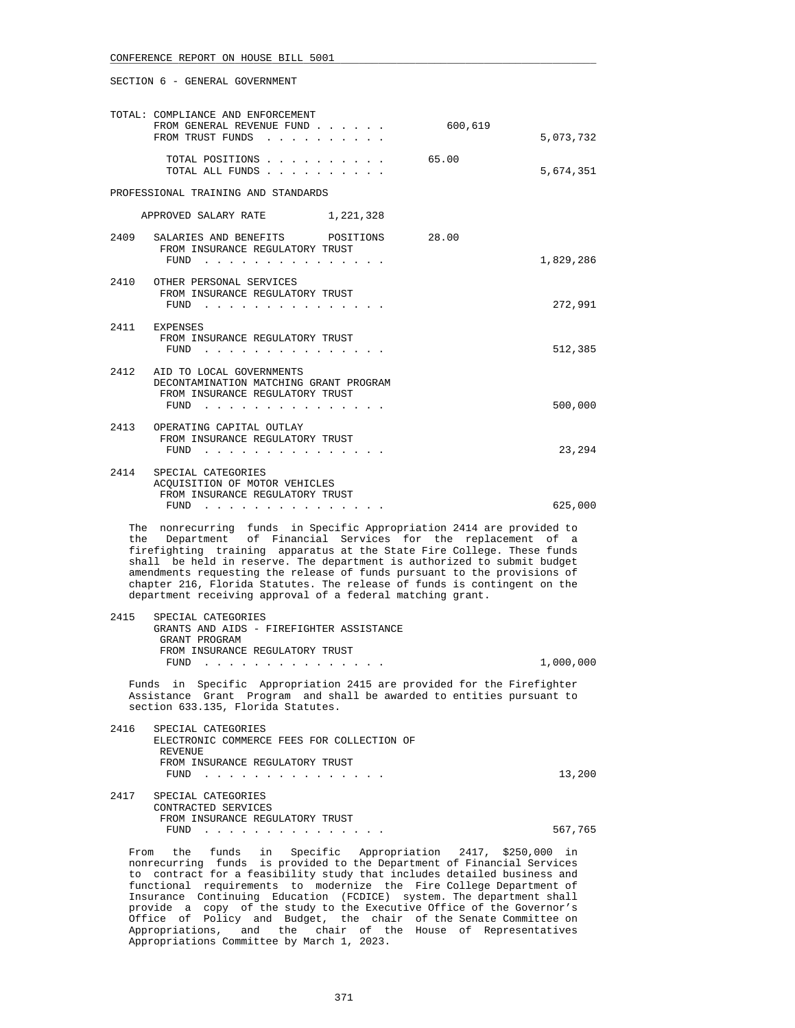SECTION 6 - GENERAL GOVERNMENT

TOTAL: COMPLIANCE AND ENFORCEMENT

| | | |
|---|---|---|
| FROM GENERAL REVENUE FUND . . . . . . | 600,619 | |
| FROM TRUST FUNDS . . . . . . . . . . | | 5,073,732 |
| TOTAL POSITIONS . . . . . . . . . . | 65.00 | |
| TOTAL ALL FUNDS . . . . . . . . . . | | 5,674,351 |

PROFESSIONAL TRAINING AND STANDARDS

APPROVED SALARY RATE 1,221,328

| | | | |
|---|---|---|---|
| 2409 | SALARIES AND BENEFITS POSITIONS | 28.00 | |
| | FROM INSURANCE REGULATORY TRUST FUND . . . . . . . . . . . . . . . | | 1,829,286 |
| 2410 | OTHER PERSONAL SERVICES FROM INSURANCE REGULATORY TRUST FUND . . . . . . . . . . . . . . . | | 272,991 |
| 2411 | EXPENSES FROM INSURANCE REGULATORY TRUST FUND . . . . . . . . . . . . . . . | | 512,385 |
| 2412 | AID TO LOCAL GOVERNMENTS DECONTAMINATION MATCHING GRANT PROGRAM FROM INSURANCE REGULATORY TRUST FUND . . . . . . . . . . . . . . . | | 500,000 |
| 2413 | OPERATING CAPITAL OUTLAY FROM INSURANCE REGULATORY TRUST FUND . . . . . . . . . . . . . . . | | 23,294 |
| 2414 | SPECIAL CATEGORIES ACQUISITION OF MOTOR VEHICLES FROM INSURANCE REGULATORY TRUST FUND . . . . . . . . . . . . . . . | | 625,000 |

The nonrecurring funds in Specific Appropriation 2414 are provided to the Department of Financial Services for the replacement of a firefighting training apparatus at the State Fire College. These funds shall be held in reserve. The department is authorized to submit budget amendments requesting the release of funds pursuant to the provisions of chapter 216, Florida Statutes. The release of funds is contingent on the department receiving approval of a federal matching grant.

| | | | |
|---|---|---|---|
| 2415 | SPECIAL CATEGORIES GRANTS AND AIDS - FIREFIGHTER ASSISTANCE GRANT PROGRAM FROM INSURANCE REGULATORY TRUST FUND . . . . . . . . . . . . . . . | | 1,000,000 |

Funds in Specific Appropriation 2415 are provided for the Firefighter Assistance Grant Program and shall be awarded to entities pursuant to section 633.135, Florida Statutes.

| | | | |
|---|---|---|---|
| 2416 | SPECIAL CATEGORIES ELECTRONIC COMMERCE FEES FOR COLLECTION OF REVENUE FROM INSURANCE REGULATORY TRUST FUND . . . . . . . . . . . . . . . | | 13,200 |
| 2417 | SPECIAL CATEGORIES CONTRACTED SERVICES FROM INSURANCE REGULATORY TRUST FUND . . . . . . . . . . . . . . . | | 567,765 |

From the funds in Specific Appropriation 2417, $250,000 in nonrecurring funds is provided to the Department of Financial Services to contract for a feasibility study that includes detailed business and functional requirements to modernize the Fire College Department of Insurance Continuing Education (FCDICE) system. The department shall provide a copy of the study to the Executive Office of the Governor's Office of Policy and Budget, the chair of the Senate Committee on Appropriations, and the chair of the House of Representatives Appropriations Committee by March 1, 2023.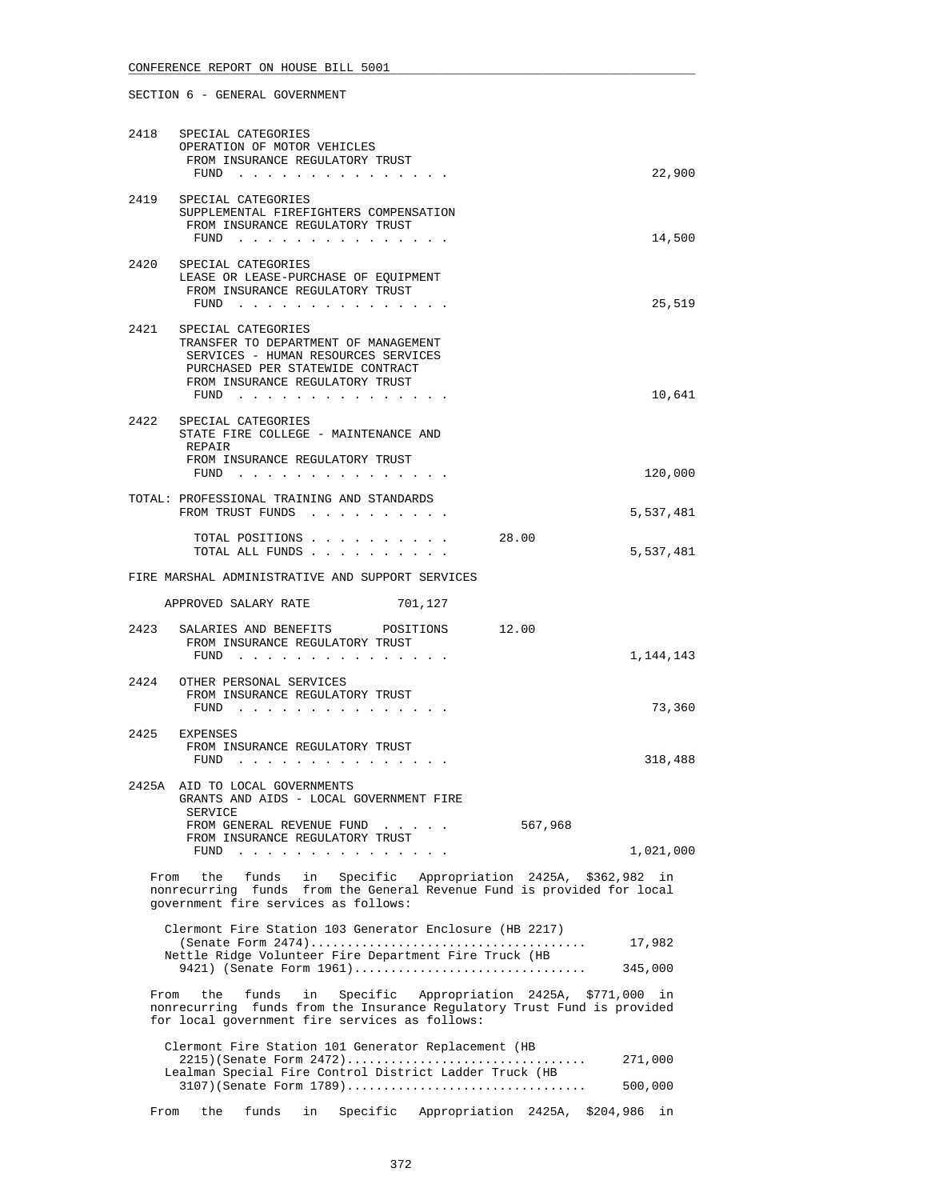CONFERENCE REPORT ON HOUSE BILL 5001

SECTION 6 - GENERAL GOVERNMENT

```
2418   SPECIAL CATEGORIES
       OPERATION OF MOTOR VEHICLES
        FROM INSURANCE REGULATORY TRUST
         FUND . . . . . . . . . . . . . . .                            22,900

2419   SPECIAL CATEGORIES
       SUPPLEMENTAL FIREFIGHTERS COMPENSATION
        FROM INSURANCE REGULATORY TRUST
         FUND . . . . . . . . . . . . . . .                            14,500

2420   SPECIAL CATEGORIES
       LEASE OR LEASE-PURCHASE OF EQUIPMENT
        FROM INSURANCE REGULATORY TRUST
         FUND . . . . . . . . . . . . . . .                            25,519

2421   SPECIAL CATEGORIES
       TRANSFER TO DEPARTMENT OF MANAGEMENT
        SERVICES - HUMAN RESOURCES SERVICES
        PURCHASED PER STATEWIDE CONTRACT
        FROM INSURANCE REGULATORY TRUST
         FUND . . . . . . . . . . . . . . .                            10,641

2422   SPECIAL CATEGORIES
       STATE FIRE COLLEGE - MAINTENANCE AND
        REPAIR
        FROM INSURANCE REGULATORY TRUST
         FUND . . . . . . . . . . . . . . .                           120,000

TOTAL: PROFESSIONAL TRAINING AND STANDARDS
       FROM TRUST FUNDS . . . . . . . . . .                         5,537,481

         TOTAL POSITIONS . . . . . . . . . .          28.00
         TOTAL ALL FUNDS . . . . . . . . . .                        5,537,481

FIRE MARSHAL ADMINISTRATIVE AND SUPPORT SERVICES

    APPROVED SALARY RATE            701,127

2423   SALARIES AND BENEFITS       POSITIONS      12.00
        FROM INSURANCE REGULATORY TRUST
         FUND . . . . . . . . . . . . . . .                         1,144,143

2424   OTHER PERSONAL SERVICES
        FROM INSURANCE REGULATORY TRUST
         FUND . . . . . . . . . . . . . . .                            73,360

2425   EXPENSES
        FROM INSURANCE REGULATORY TRUST
         FUND . . . . . . . . . . . . . . .                           318,488

2425A  AID TO LOCAL GOVERNMENTS
       GRANTS AND AIDS - LOCAL GOVERNMENT FIRE
        SERVICE
        FROM GENERAL REVENUE FUND . . . . .           567,968
        FROM INSURANCE REGULATORY TRUST
         FUND . . . . . . . . . . . . . . .                         1,021,000
```

From the funds in Specific Appropriation 2425A, $362,982 in nonrecurring funds from the General Revenue Fund is provided for local government fire services as follows:

```
Clermont Fire Station 103 Generator Enclosure (HB 2217)
  (Senate Form 2474).....................................      17,982
Nettle Ridge Volunteer Fire Department Fire Truck (HB
  9421) (Senate Form 1961)...............................     345,000
```

From the funds in Specific Appropriation 2425A, $771,000 in nonrecurring funds from the Insurance Regulatory Trust Fund is provided for local government fire services as follows:

```
Clermont Fire Station 101 Generator Replacement (HB
  2215)(Senate Form 2472)................................     271,000
Lealman Special Fire Control District Ladder Truck (HB
  3107)(Senate Form 1789)................................     500,000
```

From the funds in Specific Appropriation 2425A, $204,986 in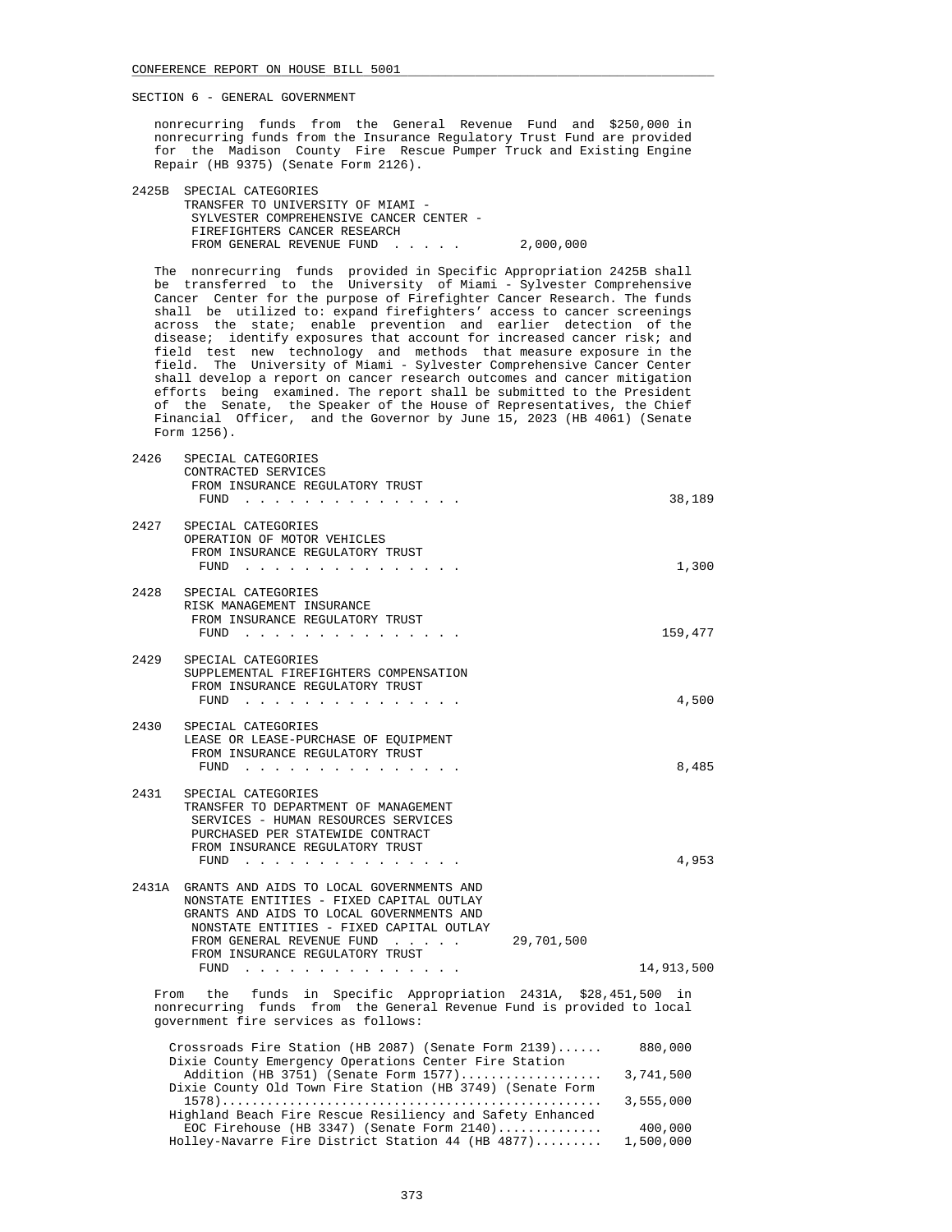SECTION 6 - GENERAL GOVERNMENT

nonrecurring funds from the General Revenue Fund and $250,000 in nonrecurring funds from the Insurance Regulatory Trust Fund are provided for the Madison County Fire Rescue Pumper Truck and Existing Engine Repair (HB 9375) (Senate Form 2126).

2425B SPECIAL CATEGORIES
TRANSFER TO UNIVERSITY OF MIAMI - SYLVESTER COMPREHENSIVE CANCER CENTER - FIREFIGHTERS CANCER RESEARCH
FROM GENERAL REVENUE FUND . . . . . 2,000,000

The nonrecurring funds provided in Specific Appropriation 2425B shall be transferred to the University of Miami - Sylvester Comprehensive Cancer Center for the purpose of Firefighter Cancer Research. The funds shall be utilized to: expand firefighters' access to cancer screenings across the state; enable prevention and earlier detection of the disease; identify exposures that account for increased cancer risk; and field test new technology and methods that measure exposure in the field. The University of Miami - Sylvester Comprehensive Cancer Center shall develop a report on cancer research outcomes and cancer mitigation efforts being examined. The report shall be submitted to the President of the Senate, the Speaker of the House of Representatives, the Chief Financial Officer, and the Governor by June 15, 2023 (HB 4061) (Senate Form 1256).

2426 SPECIAL CATEGORIES
CONTRACTED SERVICES
FROM INSURANCE REGULATORY TRUST FUND . . . . . . . . . . . . . . . 38,189

2427 SPECIAL CATEGORIES
OPERATION OF MOTOR VEHICLES
FROM INSURANCE REGULATORY TRUST FUND . . . . . . . . . . . . . . . 1,300

2428 SPECIAL CATEGORIES
RISK MANAGEMENT INSURANCE
FROM INSURANCE REGULATORY TRUST FUND . . . . . . . . . . . . . . . 159,477

2429 SPECIAL CATEGORIES
SUPPLEMENTAL FIREFIGHTERS COMPENSATION
FROM INSURANCE REGULATORY TRUST FUND . . . . . . . . . . . . . . . 4,500

2430 SPECIAL CATEGORIES
LEASE OR LEASE-PURCHASE OF EQUIPMENT
FROM INSURANCE REGULATORY TRUST FUND . . . . . . . . . . . . . . . 8,485

2431 SPECIAL CATEGORIES
TRANSFER TO DEPARTMENT OF MANAGEMENT SERVICES - HUMAN RESOURCES SERVICES PURCHASED PER STATEWIDE CONTRACT
FROM INSURANCE REGULATORY TRUST FUND . . . . . . . . . . . . . . . 4,953

2431A GRANTS AND AIDS TO LOCAL GOVERNMENTS AND NONSTATE ENTITIES - FIXED CAPITAL OUTLAY
GRANTS AND AIDS TO LOCAL GOVERNMENTS AND NONSTATE ENTITIES - FIXED CAPITAL OUTLAY
FROM GENERAL REVENUE FUND . . . . . 29,701,500
FROM INSURANCE REGULATORY TRUST FUND . . . . . . . . . . . . . . . 14,913,500

From the funds in Specific Appropriation 2431A, $28,451,500 in nonrecurring funds from the General Revenue Fund is provided to local government fire services as follows:

| Project | Amount |
|---|---|
| Crossroads Fire Station (HB 2087) (Senate Form 2139) | 880,000 |
| Dixie County Emergency Operations Center Fire Station Addition (HB 3751) (Senate Form 1577) | 3,741,500 |
| Dixie County Old Town Fire Station (HB 3749) (Senate Form 1578) | 3,555,000 |
| Highland Beach Fire Rescue Resiliency and Safety Enhanced EOC Firehouse (HB 3347) (Senate Form 2140) | 400,000 |
| Holley-Navarre Fire District Station 44 (HB 4877) | 1,500,000 |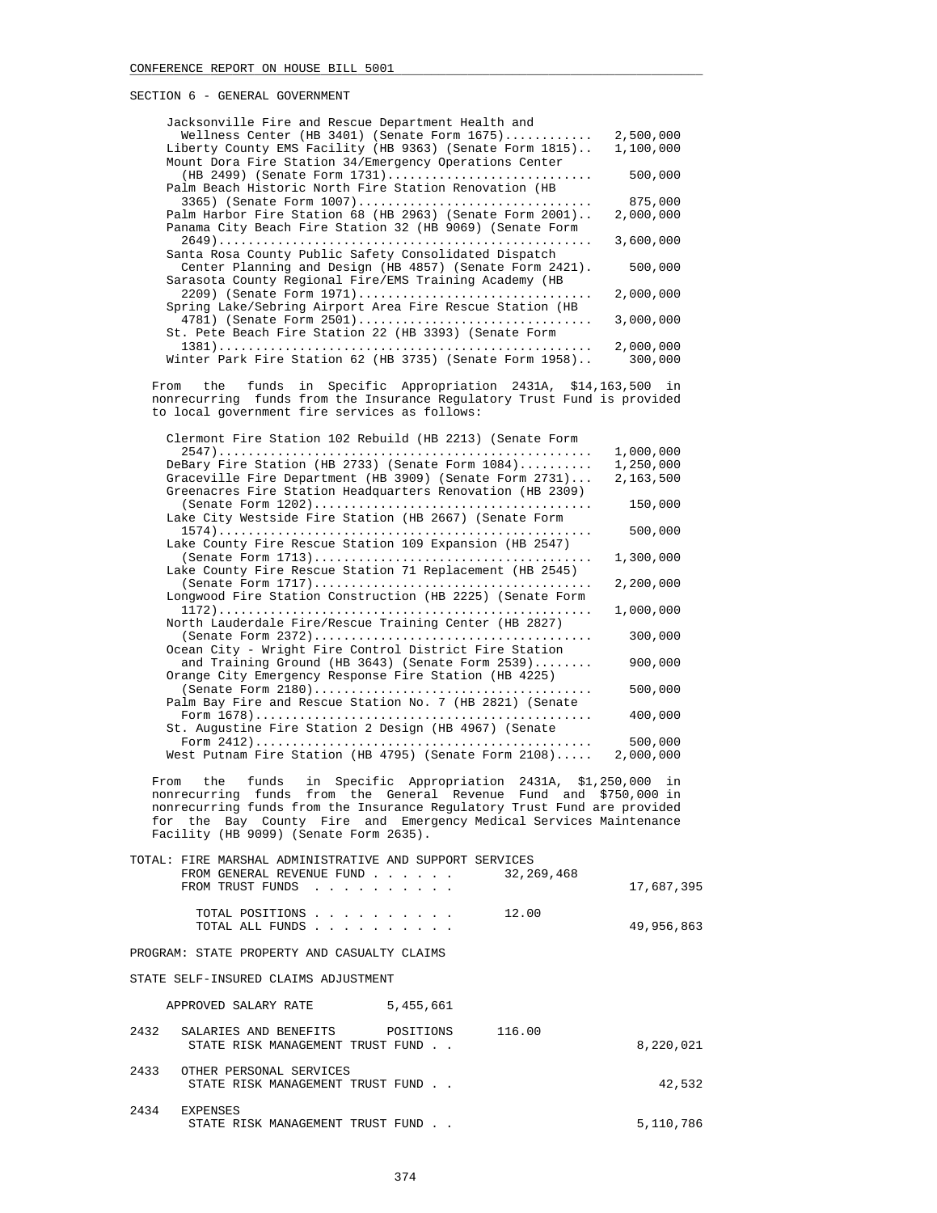SECTION 6 - GENERAL GOVERNMENT

| Project | Amount |
|---|---|
| Jacksonville Fire and Rescue Department Health and Wellness Center (HB 3401) (Senate Form 1675) | 2,500,000 |
| Liberty County EMS Facility (HB 9363) (Senate Form 1815) | 1,100,000 |
| Mount Dora Fire Station 34/Emergency Operations Center (HB 2499) (Senate Form 1731) | 500,000 |
| Palm Beach Historic North Fire Station Renovation (HB 3365) (Senate Form 1007) | 875,000 |
| Palm Harbor Fire Station 68 (HB 2963) (Senate Form 2001) | 2,000,000 |
| Panama City Beach Fire Station 32 (HB 9069) (Senate Form 2649) | 3,600,000 |
| Santa Rosa County Public Safety Consolidated Dispatch Center Planning and Design (HB 4857) (Senate Form 2421) | 500,000 |
| Sarasota County Regional Fire/EMS Training Academy (HB 2209) (Senate Form 1971) | 2,000,000 |
| Spring Lake/Sebring Airport Area Fire Rescue Station (HB 4781) (Senate Form 2501) | 3,000,000 |
| St. Pete Beach Fire Station 22 (HB 3393) (Senate Form 1381) | 2,000,000 |
| Winter Park Fire Station 62 (HB 3735) (Senate Form 1958) | 300,000 |

From the funds in Specific Appropriation 2431A, $14,163,500 in nonrecurring funds from the Insurance Regulatory Trust Fund is provided to local government fire services as follows:

| Project | Amount |
|---|---|
| Clermont Fire Station 102 Rebuild (HB 2213) (Senate Form 2547) | 1,000,000 |
| DeBary Fire Station (HB 2733) (Senate Form 1084) | 1,250,000 |
| Graceville Fire Department (HB 3909) (Senate Form 2731) | 2,163,500 |
| Greenacres Fire Station Headquarters Renovation (HB 2309) (Senate Form 1202) | 150,000 |
| Lake City Westside Fire Station (HB 2667) (Senate Form 1574) | 500,000 |
| Lake County Fire Rescue Station 109 Expansion (HB 2547) (Senate Form 1713) | 1,300,000 |
| Lake County Fire Rescue Station 71 Replacement (HB 2545) (Senate Form 1717) | 2,200,000 |
| Longwood Fire Station Construction (HB 2225) (Senate Form 1172) | 1,000,000 |
| North Lauderdale Fire/Rescue Training Center (HB 2827) (Senate Form 2372) | 300,000 |
| Ocean City - Wright Fire Control District Fire Station and Training Ground (HB 3643) (Senate Form 2539) | 900,000 |
| Orange City Emergency Response Fire Station (HB 4225) (Senate Form 2180) | 500,000 |
| Palm Bay Fire and Rescue Station No. 7 (HB 2821) (Senate Form 1678) | 400,000 |
| St. Augustine Fire Station 2 Design (HB 4967) (Senate Form 2412) | 500,000 |
| West Putnam Fire Station (HB 4795) (Senate Form 2108) | 2,000,000 |

From the funds in Specific Appropriation 2431A, $1,250,000 in nonrecurring funds from the General Revenue Fund and $750,000 in nonrecurring funds from the Insurance Regulatory Trust Fund are provided for the Bay County Fire and Emergency Medical Services Maintenance Facility (HB 9099) (Senate Form 2635).

TOTAL: FIRE MARSHAL ADMINISTRATIVE AND SUPPORT SERVICES

| | | |
|---|---|---|
| FROM GENERAL REVENUE FUND | 32,269,468 | |
| FROM TRUST FUNDS | | 17,687,395 |
| TOTAL POSITIONS | 12.00 | |
| TOTAL ALL FUNDS | | 49,956,863 |

PROGRAM: STATE PROPERTY AND CASUALTY CLAIMS

STATE SELF-INSURED CLAIMS ADJUSTMENT

APPROVED SALARY RATE 5,455,661

| No. | Item | Positions | Amount |
|---|---|---|---|
| 2432 | SALARIES AND BENEFITS — STATE RISK MANAGEMENT TRUST FUND | 116.00 | 8,220,021 |
| 2433 | OTHER PERSONAL SERVICES — STATE RISK MANAGEMENT TRUST FUND | | 42,532 |
| 2434 | EXPENSES — STATE RISK MANAGEMENT TRUST FUND | | 5,110,786 |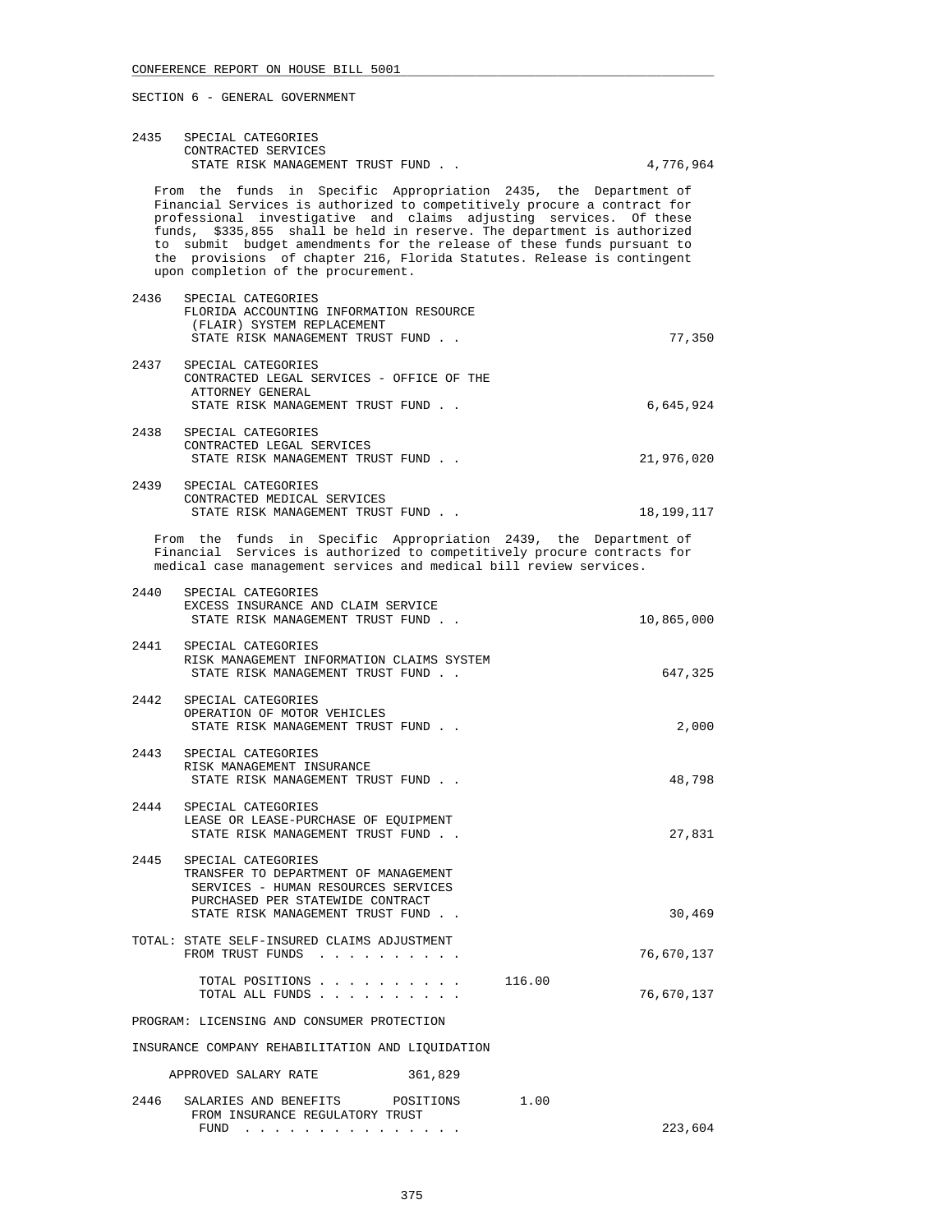SECTION 6 - GENERAL GOVERNMENT

```
2435  SPECIAL CATEGORIES
      CONTRACTED SERVICES
       STATE RISK MANAGEMENT TRUST FUND . .                                4,776,964
```

From the funds in Specific Appropriation 2435, the Department of Financial Services is authorized to competitively procure a contract for professional investigative and claims adjusting services. Of these funds, $335,855 shall be held in reserve. The department is authorized to submit budget amendments for the release of these funds pursuant to the provisions of chapter 216, Florida Statutes. Release is contingent upon completion of the procurement.

```
2436  SPECIAL CATEGORIES
      FLORIDA ACCOUNTING INFORMATION RESOURCE
       (FLAIR) SYSTEM REPLACEMENT
       STATE RISK MANAGEMENT TRUST FUND . .                                   77,350

2437  SPECIAL CATEGORIES
      CONTRACTED LEGAL SERVICES - OFFICE OF THE
       ATTORNEY GENERAL
       STATE RISK MANAGEMENT TRUST FUND . .                                6,645,924

2438  SPECIAL CATEGORIES
      CONTRACTED LEGAL SERVICES
       STATE RISK MANAGEMENT TRUST FUND . .                               21,976,020

2439  SPECIAL CATEGORIES
      CONTRACTED MEDICAL SERVICES
       STATE RISK MANAGEMENT TRUST FUND . .                               18,199,117
```

From the funds in Specific Appropriation 2439, the Department of Financial Services is authorized to competitively procure contracts for medical case management services and medical bill review services.

```
2440  SPECIAL CATEGORIES
      EXCESS INSURANCE AND CLAIM SERVICE
       STATE RISK MANAGEMENT TRUST FUND . .                               10,865,000

2441  SPECIAL CATEGORIES
      RISK MANAGEMENT INFORMATION CLAIMS SYSTEM
       STATE RISK MANAGEMENT TRUST FUND . .                                  647,325

2442  SPECIAL CATEGORIES
      OPERATION OF MOTOR VEHICLES
       STATE RISK MANAGEMENT TRUST FUND . .                                    2,000

2443  SPECIAL CATEGORIES
      RISK MANAGEMENT INSURANCE
       STATE RISK MANAGEMENT TRUST FUND . .                                   48,798

2444  SPECIAL CATEGORIES
      LEASE OR LEASE-PURCHASE OF EQUIPMENT
       STATE RISK MANAGEMENT TRUST FUND . .                                   27,831

2445  SPECIAL CATEGORIES
      TRANSFER TO DEPARTMENT OF MANAGEMENT
       SERVICES - HUMAN RESOURCES SERVICES
       PURCHASED PER STATEWIDE CONTRACT
       STATE RISK MANAGEMENT TRUST FUND . .                                   30,469

TOTAL: STATE SELF-INSURED CLAIMS ADJUSTMENT
       FROM TRUST FUNDS . . . . . . . . . .                               76,670,137

         TOTAL POSITIONS . . . . . . . . . .      116.00
         TOTAL ALL FUNDS . . . . . . . . . .                              76,670,137
```

PROGRAM: LICENSING AND CONSUMER PROTECTION

INSURANCE COMPANY REHABILITATION AND LIQUIDATION

```
     APPROVED SALARY RATE            361,829

2446  SALARIES AND BENEFITS       POSITIONS       1.00
       FROM INSURANCE REGULATORY TRUST
        FUND . . . . . . . . . . . . . .                                     223,604
```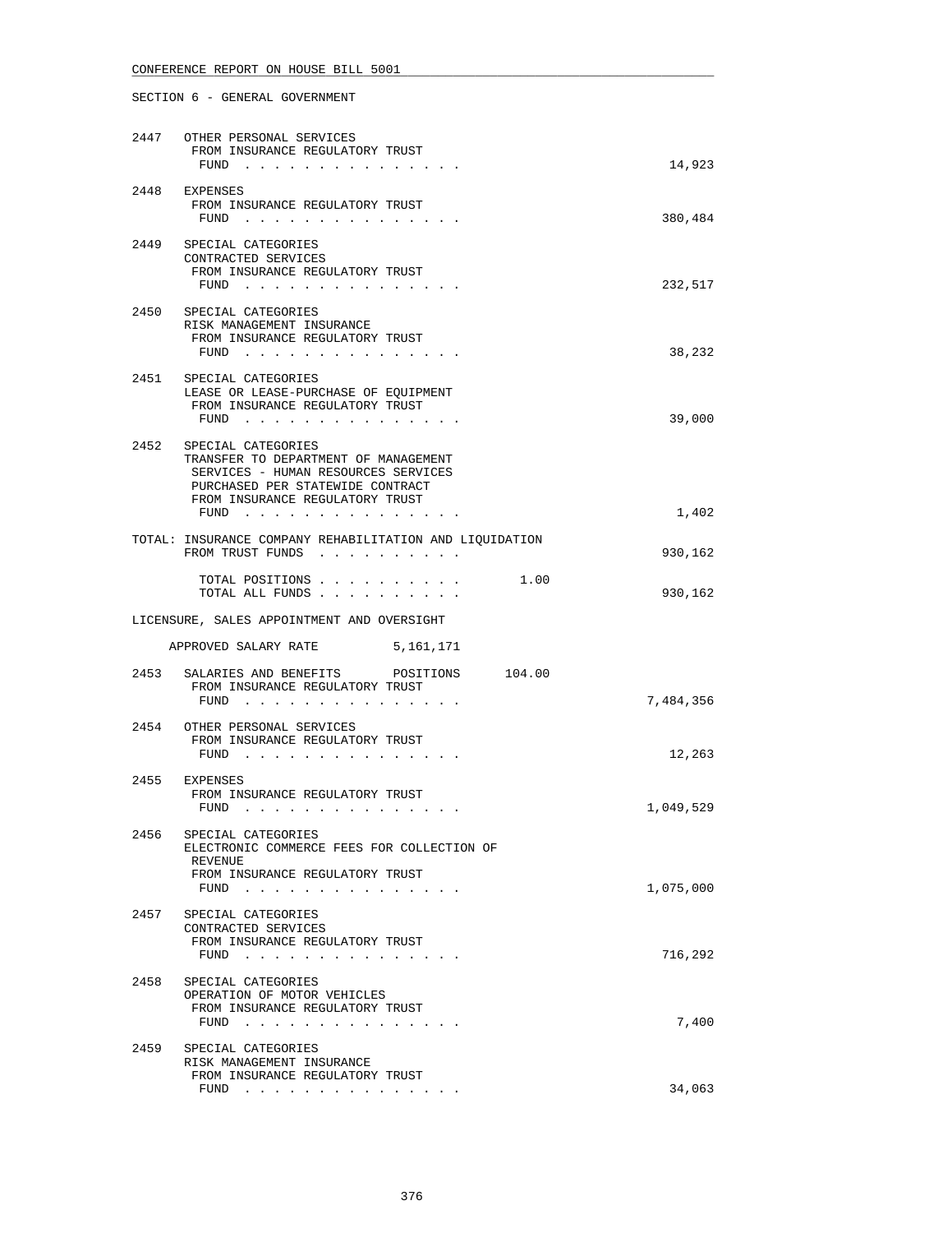CONFERENCE REPORT ON HOUSE BILL 5001

SECTION 6 - GENERAL GOVERNMENT

| | | |
|---|---|---|
| 2447 | OTHER PERSONAL SERVICES<br>FROM INSURANCE REGULATORY TRUST<br>FUND . . . . . . . . . . . . . . . | 14,923 |
| 2448 | EXPENSES<br>FROM INSURANCE REGULATORY TRUST<br>FUND . . . . . . . . . . . . . . . | 380,484 |
| 2449 | SPECIAL CATEGORIES<br>CONTRACTED SERVICES<br>FROM INSURANCE REGULATORY TRUST<br>FUND . . . . . . . . . . . . . . . | 232,517 |
| 2450 | SPECIAL CATEGORIES<br>RISK MANAGEMENT INSURANCE<br>FROM INSURANCE REGULATORY TRUST<br>FUND . . . . . . . . . . . . . . . | 38,232 |
| 2451 | SPECIAL CATEGORIES<br>LEASE OR LEASE-PURCHASE OF EQUIPMENT<br>FROM INSURANCE REGULATORY TRUST<br>FUND . . . . . . . . . . . . . . . | 39,000 |
| 2452 | SPECIAL CATEGORIES<br>TRANSFER TO DEPARTMENT OF MANAGEMENT<br>SERVICES - HUMAN RESOURCES SERVICES<br>PURCHASED PER STATEWIDE CONTRACT<br>FROM INSURANCE REGULATORY TRUST<br>FUND . . . . . . . . . . . . . . . | 1,402 |

TOTAL: INSURANCE COMPANY REHABILITATION AND LIQUIDATION
FROM TRUST FUNDS . . . . . . . . . . 930,162

TOTAL POSITIONS . . . . . . . . . . 1.00
TOTAL ALL FUNDS . . . . . . . . . . 930,162

LICENSURE, SALES APPOINTMENT AND OVERSIGHT

APPROVED SALARY RATE 5,161,171

| | | |
|---|---|---|
| 2453 | SALARIES AND BENEFITS POSITIONS 104.00<br>FROM INSURANCE REGULATORY TRUST<br>FUND . . . . . . . . . . . . . . . | 7,484,356 |
| 2454 | OTHER PERSONAL SERVICES<br>FROM INSURANCE REGULATORY TRUST<br>FUND . . . . . . . . . . . . . . . | 12,263 |
| 2455 | EXPENSES<br>FROM INSURANCE REGULATORY TRUST<br>FUND . . . . . . . . . . . . . . . | 1,049,529 |
| 2456 | SPECIAL CATEGORIES<br>ELECTRONIC COMMERCE FEES FOR COLLECTION OF<br>REVENUE<br>FROM INSURANCE REGULATORY TRUST<br>FUND . . . . . . . . . . . . . . . | 1,075,000 |
| 2457 | SPECIAL CATEGORIES<br>CONTRACTED SERVICES<br>FROM INSURANCE REGULATORY TRUST<br>FUND . . . . . . . . . . . . . . . | 716,292 |
| 2458 | SPECIAL CATEGORIES<br>OPERATION OF MOTOR VEHICLES<br>FROM INSURANCE REGULATORY TRUST<br>FUND . . . . . . . . . . . . . . . | 7,400 |
| 2459 | SPECIAL CATEGORIES<br>RISK MANAGEMENT INSURANCE<br>FROM INSURANCE REGULATORY TRUST<br>FUND . . . . . . . . . . . . . . . | 34,063 |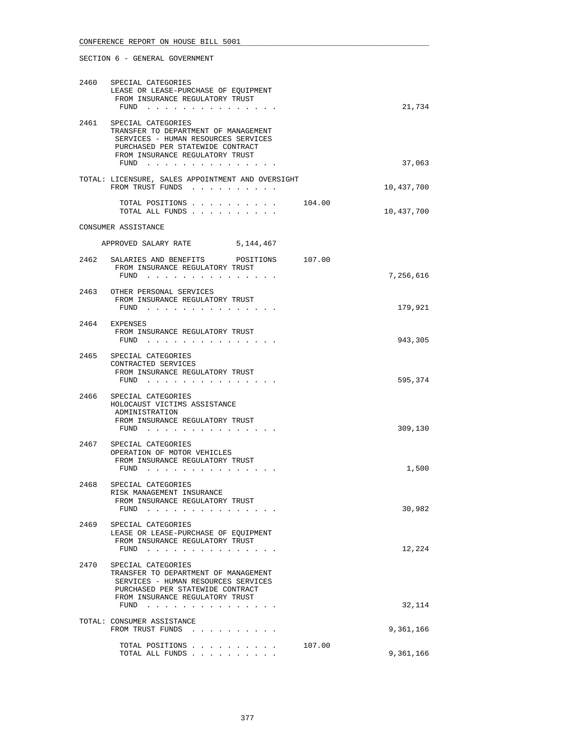CONFERENCE REPORT ON HOUSE BILL 5001

SECTION 6 - GENERAL GOVERNMENT

| | | | |
|---|---|---|---|
| 2460 | SPECIAL CATEGORIES<br>LEASE OR LEASE-PURCHASE OF EQUIPMENT<br>FROM INSURANCE REGULATORY TRUST FUND . . . . . . . . . . . . . . . | | 21,734 |
| 2461 | SPECIAL CATEGORIES<br>TRANSFER TO DEPARTMENT OF MANAGEMENT SERVICES - HUMAN RESOURCES SERVICES PURCHASED PER STATEWIDE CONTRACT<br>FROM INSURANCE REGULATORY TRUST FUND . . . . . . . . . . . . . . . | | 37,063 |
| | TOTAL: LICENSURE, SALES APPOINTMENT AND OVERSIGHT<br>FROM TRUST FUNDS . . . . . . . . . . | | 10,437,700 |
| | TOTAL POSITIONS . . . . . . . . . . | 104.00 | |
| | TOTAL ALL FUNDS . . . . . . . . . . | | 10,437,700 |

CONSUMER ASSISTANCE

APPROVED SALARY RATE 5,144,467

| | | | |
|---|---|---|---|
| 2462 | SALARIES AND BENEFITS POSITIONS<br>FROM INSURANCE REGULATORY TRUST FUND . . . . . . . . . . . . . . . | 107.00 | 7,256,616 |
| 2463 | OTHER PERSONAL SERVICES<br>FROM INSURANCE REGULATORY TRUST FUND . . . . . . . . . . . . . . . | | 179,921 |
| 2464 | EXPENSES<br>FROM INSURANCE REGULATORY TRUST FUND . . . . . . . . . . . . . . . | | 943,305 |
| 2465 | SPECIAL CATEGORIES<br>CONTRACTED SERVICES<br>FROM INSURANCE REGULATORY TRUST FUND . . . . . . . . . . . . . . . | | 595,374 |
| 2466 | SPECIAL CATEGORIES<br>HOLOCAUST VICTIMS ASSISTANCE ADMINISTRATION<br>FROM INSURANCE REGULATORY TRUST FUND . . . . . . . . . . . . . . . | | 309,130 |
| 2467 | SPECIAL CATEGORIES<br>OPERATION OF MOTOR VEHICLES<br>FROM INSURANCE REGULATORY TRUST FUND . . . . . . . . . . . . . . . | | 1,500 |
| 2468 | SPECIAL CATEGORIES<br>RISK MANAGEMENT INSURANCE<br>FROM INSURANCE REGULATORY TRUST FUND . . . . . . . . . . . . . . . | | 30,982 |
| 2469 | SPECIAL CATEGORIES<br>LEASE OR LEASE-PURCHASE OF EQUIPMENT<br>FROM INSURANCE REGULATORY TRUST FUND . . . . . . . . . . . . . . . | | 12,224 |
| 2470 | SPECIAL CATEGORIES<br>TRANSFER TO DEPARTMENT OF MANAGEMENT SERVICES - HUMAN RESOURCES SERVICES PURCHASED PER STATEWIDE CONTRACT<br>FROM INSURANCE REGULATORY TRUST FUND . . . . . . . . . . . . . . . | | 32,114 |
| | TOTAL: CONSUMER ASSISTANCE<br>FROM TRUST FUNDS . . . . . . . . . . | | 9,361,166 |
| | TOTAL POSITIONS . . . . . . . . . . | 107.00 | |
| | TOTAL ALL FUNDS . . . . . . . . . . | | 9,361,166 |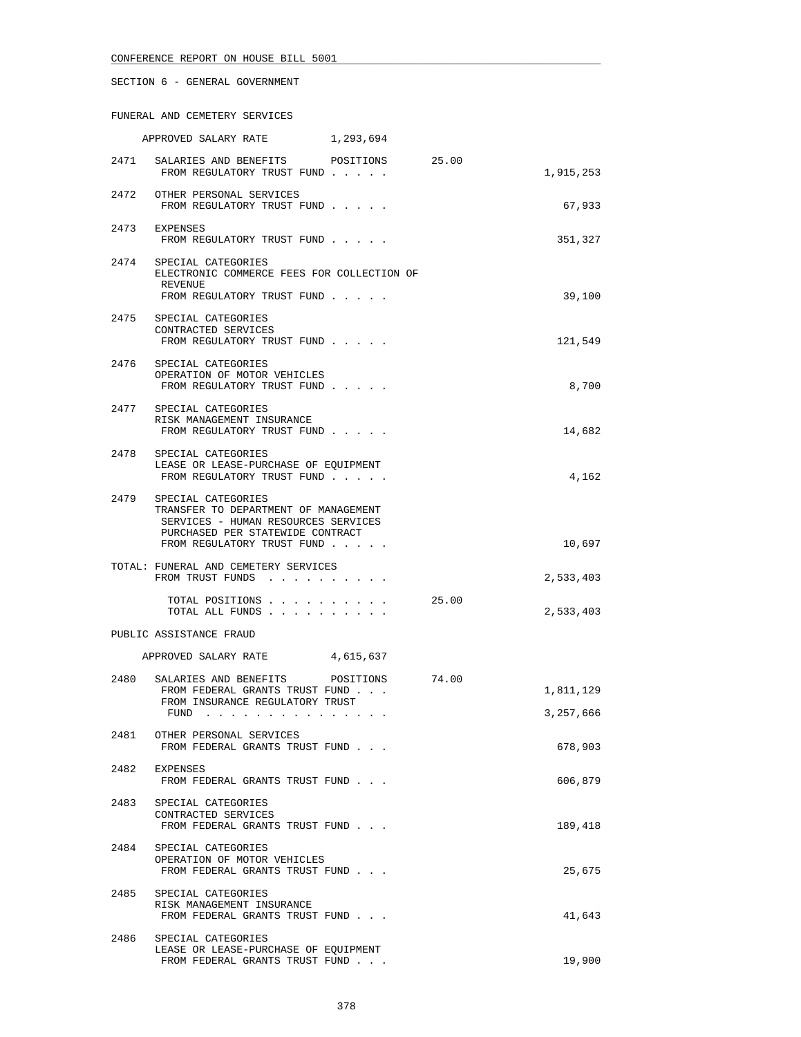CONFERENCE REPORT ON HOUSE BILL 5001

SECTION 6 - GENERAL GOVERNMENT

FUNERAL AND CEMETERY SERVICES

APPROVED SALARY RATE 1,293,694

| | | | |
|---|---|---|---|
| 2471 | SALARIES AND BENEFITS POSITIONS | 25.00 | |
| | FROM REGULATORY TRUST FUND . . . . . | | 1,915,253 |
| 2472 | OTHER PERSONAL SERVICES | | |
| | FROM REGULATORY TRUST FUND . . . . . | | 67,933 |
| 2473 | EXPENSES | | |
| | FROM REGULATORY TRUST FUND . . . . . | | 351,327 |
| 2474 | SPECIAL CATEGORIES<br>ELECTRONIC COMMERCE FEES FOR COLLECTION OF REVENUE | | |
| | FROM REGULATORY TRUST FUND . . . . . | | 39,100 |
| 2475 | SPECIAL CATEGORIES<br>CONTRACTED SERVICES | | |
| | FROM REGULATORY TRUST FUND . . . . . | | 121,549 |
| 2476 | SPECIAL CATEGORIES<br>OPERATION OF MOTOR VEHICLES | | |
| | FROM REGULATORY TRUST FUND . . . . . | | 8,700 |
| 2477 | SPECIAL CATEGORIES<br>RISK MANAGEMENT INSURANCE | | |
| | FROM REGULATORY TRUST FUND . . . . . | | 14,682 |
| 2478 | SPECIAL CATEGORIES<br>LEASE OR LEASE-PURCHASE OF EQUIPMENT | | |
| | FROM REGULATORY TRUST FUND . . . . . | | 4,162 |
| 2479 | SPECIAL CATEGORIES<br>TRANSFER TO DEPARTMENT OF MANAGEMENT SERVICES - HUMAN RESOURCES SERVICES PURCHASED PER STATEWIDE CONTRACT | | |
| | FROM REGULATORY TRUST FUND . . . . . | | 10,697 |

TOTAL: FUNERAL AND CEMETERY SERVICES

| | | |
|---|---|---|
| FROM TRUST FUNDS . . . . . . . . . . | | 2,533,403 |
| TOTAL POSITIONS . . . . . . . . . . | 25.00 | |
| TOTAL ALL FUNDS . . . . . . . . . . | | 2,533,403 |

PUBLIC ASSISTANCE FRAUD

APPROVED SALARY RATE 4,615,637

| | | | |
|---|---|---|---|
| 2480 | SALARIES AND BENEFITS POSITIONS | 74.00 | |
| | FROM FEDERAL GRANTS TRUST FUND . . . | | 1,811,129 |
| | FROM INSURANCE REGULATORY TRUST FUND . . . . . . . . . . . . . . . | | 3,257,666 |
| 2481 | OTHER PERSONAL SERVICES | | |
| | FROM FEDERAL GRANTS TRUST FUND . . . | | 678,903 |
| 2482 | EXPENSES | | |
| | FROM FEDERAL GRANTS TRUST FUND . . . | | 606,879 |
| 2483 | SPECIAL CATEGORIES<br>CONTRACTED SERVICES | | |
| | FROM FEDERAL GRANTS TRUST FUND . . . | | 189,418 |
| 2484 | SPECIAL CATEGORIES<br>OPERATION OF MOTOR VEHICLES | | |
| | FROM FEDERAL GRANTS TRUST FUND . . . | | 25,675 |
| 2485 | SPECIAL CATEGORIES<br>RISK MANAGEMENT INSURANCE | | |
| | FROM FEDERAL GRANTS TRUST FUND . . . | | 41,643 |
| 2486 | SPECIAL CATEGORIES<br>LEASE OR LEASE-PURCHASE OF EQUIPMENT | | |
| | FROM FEDERAL GRANTS TRUST FUND . . . | | 19,900 |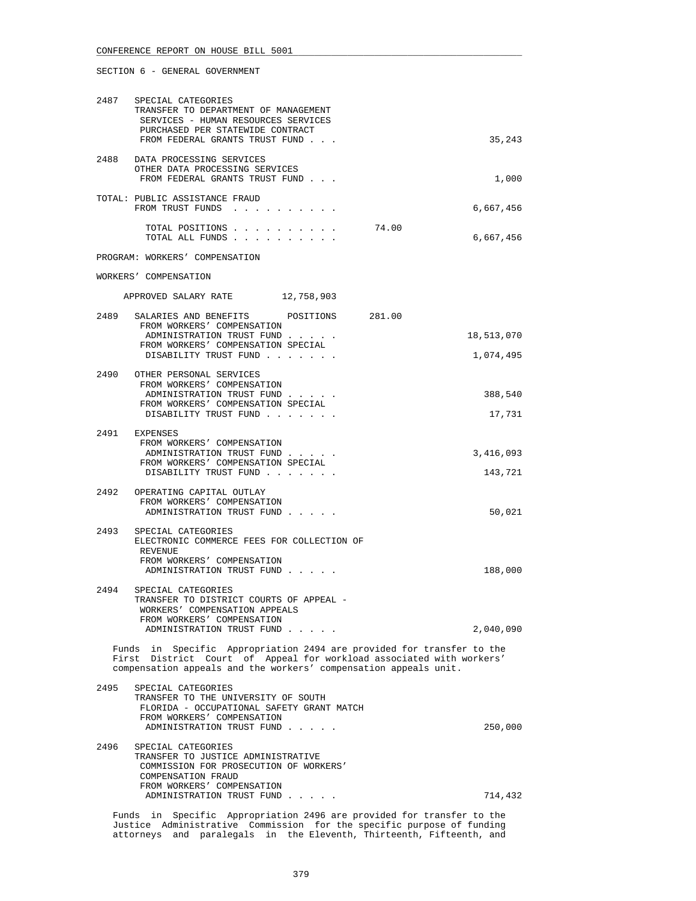SECTION 6 - GENERAL GOVERNMENT

2487 SPECIAL CATEGORIES
TRANSFER TO DEPARTMENT OF MANAGEMENT SERVICES - HUMAN RESOURCES SERVICES PURCHASED PER STATEWIDE CONTRACT
FROM FEDERAL GRANTS TRUST FUND . . . 35,243

2488 DATA PROCESSING SERVICES
OTHER DATA PROCESSING SERVICES
FROM FEDERAL GRANTS TRUST FUND . . . 1,000

TOTAL: PUBLIC ASSISTANCE FRAUD
FROM TRUST FUNDS . . . . . . . . . . 6,667,456

TOTAL POSITIONS . . . . . . . . . . 74.00
TOTAL ALL FUNDS . . . . . . . . . . 6,667,456

PROGRAM: WORKERS' COMPENSATION

WORKERS' COMPENSATION

APPROVED SALARY RATE 12,758,903

2489 SALARIES AND BENEFITS POSITIONS 281.00
FROM WORKERS' COMPENSATION ADMINISTRATION TRUST FUND . . . . . 18,513,070
FROM WORKERS' COMPENSATION SPECIAL DISABILITY TRUST FUND . . . . . . . 1,074,495

2490 OTHER PERSONAL SERVICES
FROM WORKERS' COMPENSATION ADMINISTRATION TRUST FUND . . . . . 388,540
FROM WORKERS' COMPENSATION SPECIAL DISABILITY TRUST FUND . . . . . . . 17,731

2491 EXPENSES
FROM WORKERS' COMPENSATION ADMINISTRATION TRUST FUND . . . . . 3,416,093
FROM WORKERS' COMPENSATION SPECIAL DISABILITY TRUST FUND . . . . . . . 143,721

2492 OPERATING CAPITAL OUTLAY
FROM WORKERS' COMPENSATION ADMINISTRATION TRUST FUND . . . . . 50,021

2493 SPECIAL CATEGORIES
ELECTRONIC COMMERCE FEES FOR COLLECTION OF REVENUE
FROM WORKERS' COMPENSATION ADMINISTRATION TRUST FUND . . . . . 188,000

2494 SPECIAL CATEGORIES
TRANSFER TO DISTRICT COURTS OF APPEAL - WORKERS' COMPENSATION APPEALS
FROM WORKERS' COMPENSATION ADMINISTRATION TRUST FUND . . . . . 2,040,090

Funds in Specific Appropriation 2494 are provided for transfer to the First District Court of Appeal for workload associated with workers' compensation appeals and the workers' compensation appeals unit.

2495 SPECIAL CATEGORIES
TRANSFER TO THE UNIVERSITY OF SOUTH FLORIDA - OCCUPATIONAL SAFETY GRANT MATCH
FROM WORKERS' COMPENSATION ADMINISTRATION TRUST FUND . . . . . 250,000

2496 SPECIAL CATEGORIES
TRANSFER TO JUSTICE ADMINISTRATIVE COMMISSION FOR PROSECUTION OF WORKERS' COMPENSATION FRAUD
FROM WORKERS' COMPENSATION ADMINISTRATION TRUST FUND . . . . . 714,432

Funds in Specific Appropriation 2496 are provided for transfer to the Justice Administrative Commission for the specific purpose of funding attorneys and paralegals in the Eleventh, Thirteenth, Fifteenth, and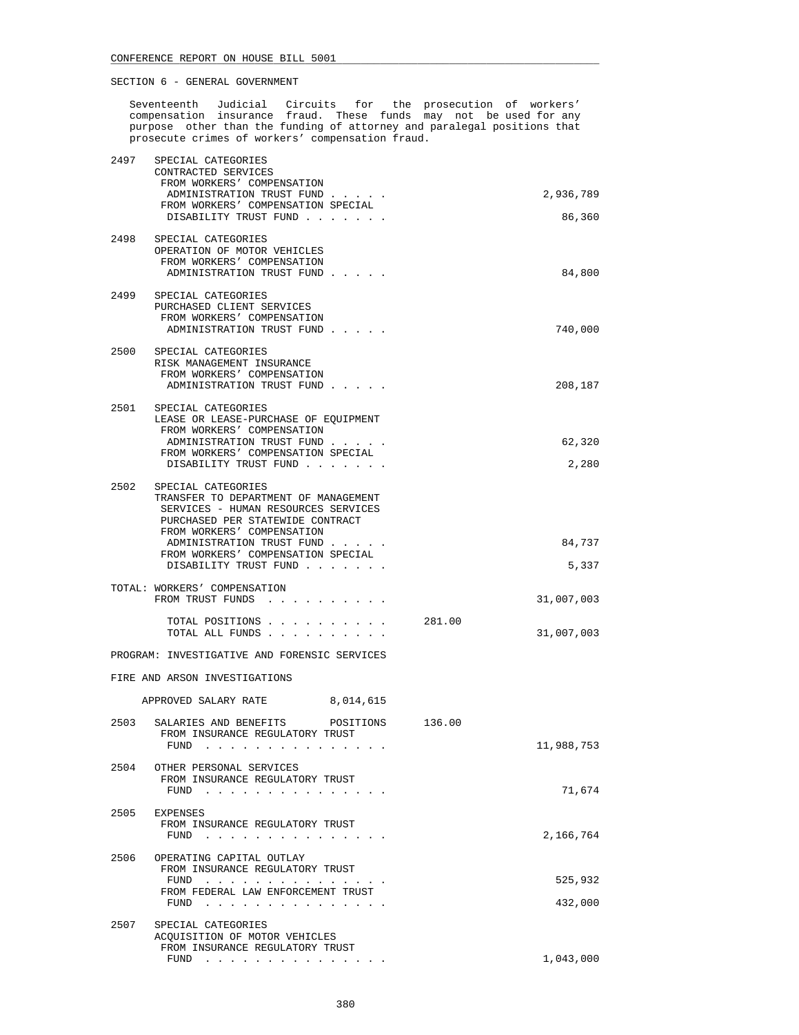CONFERENCE REPORT ON HOUSE BILL 5001

SECTION 6 - GENERAL GOVERNMENT

Seventeenth Judicial Circuits for the prosecution of workers' compensation insurance fraud. These funds may not be used for any purpose other than the funding of attorney and paralegal positions that prosecute crimes of workers' compensation fraud.

| | | | |
|---|---|---|---|
| 2497 | SPECIAL CATEGORIES<br>CONTRACTED SERVICES<br>FROM WORKERS' COMPENSATION ADMINISTRATION TRUST FUND . . . . . | | 2,936,789 |
| | FROM WORKERS' COMPENSATION SPECIAL DISABILITY TRUST FUND . . . . . . . | | 86,360 |
| 2498 | SPECIAL CATEGORIES<br>OPERATION OF MOTOR VEHICLES<br>FROM WORKERS' COMPENSATION ADMINISTRATION TRUST FUND . . . . . | | 84,800 |
| 2499 | SPECIAL CATEGORIES<br>PURCHASED CLIENT SERVICES<br>FROM WORKERS' COMPENSATION ADMINISTRATION TRUST FUND . . . . . | | 740,000 |
| 2500 | SPECIAL CATEGORIES<br>RISK MANAGEMENT INSURANCE<br>FROM WORKERS' COMPENSATION ADMINISTRATION TRUST FUND . . . . . | | 208,187 |
| 2501 | SPECIAL CATEGORIES<br>LEASE OR LEASE-PURCHASE OF EQUIPMENT<br>FROM WORKERS' COMPENSATION ADMINISTRATION TRUST FUND . . . . . | | 62,320 |
| | FROM WORKERS' COMPENSATION SPECIAL DISABILITY TRUST FUND . . . . . . . | | 2,280 |
| 2502 | SPECIAL CATEGORIES<br>TRANSFER TO DEPARTMENT OF MANAGEMENT SERVICES - HUMAN RESOURCES SERVICES PURCHASED PER STATEWIDE CONTRACT<br>FROM WORKERS' COMPENSATION ADMINISTRATION TRUST FUND . . . . . | | 84,737 |
| | FROM WORKERS' COMPENSATION SPECIAL DISABILITY TRUST FUND . . . . . . . | | 5,337 |
| | TOTAL: WORKERS' COMPENSATION<br>FROM TRUST FUNDS . . . . . . . . . . | | 31,007,003 |
| | TOTAL POSITIONS . . . . . . . . . . | 281.00 | |
| | TOTAL ALL FUNDS . . . . . . . . . . | | 31,007,003 |

PROGRAM: INVESTIGATIVE AND FORENSIC SERVICES

FIRE AND ARSON INVESTIGATIONS

APPROVED SALARY RATE 8,014,615

| | | | |
|---|---|---|---|
| 2503 | SALARIES AND BENEFITS POSITIONS | 136.00 | |
| | FROM INSURANCE REGULATORY TRUST FUND . . . . . . . . . . . . . . . | | 11,988,753 |
| 2504 | OTHER PERSONAL SERVICES<br>FROM INSURANCE REGULATORY TRUST FUND . . . . . . . . . . . . . . . | | 71,674 |
| 2505 | EXPENSES<br>FROM INSURANCE REGULATORY TRUST FUND . . . . . . . . . . . . . . . | | 2,166,764 |
| 2506 | OPERATING CAPITAL OUTLAY<br>FROM INSURANCE REGULATORY TRUST FUND . . . . . . . . . . . . . . . | | 525,932 |
| | FROM FEDERAL LAW ENFORCEMENT TRUST FUND . . . . . . . . . . . . . . . | | 432,000 |
| 2507 | SPECIAL CATEGORIES<br>ACQUISITION OF MOTOR VEHICLES<br>FROM INSURANCE REGULATORY TRUST FUND . . . . . . . . . . . . . . . | | 1,043,000 |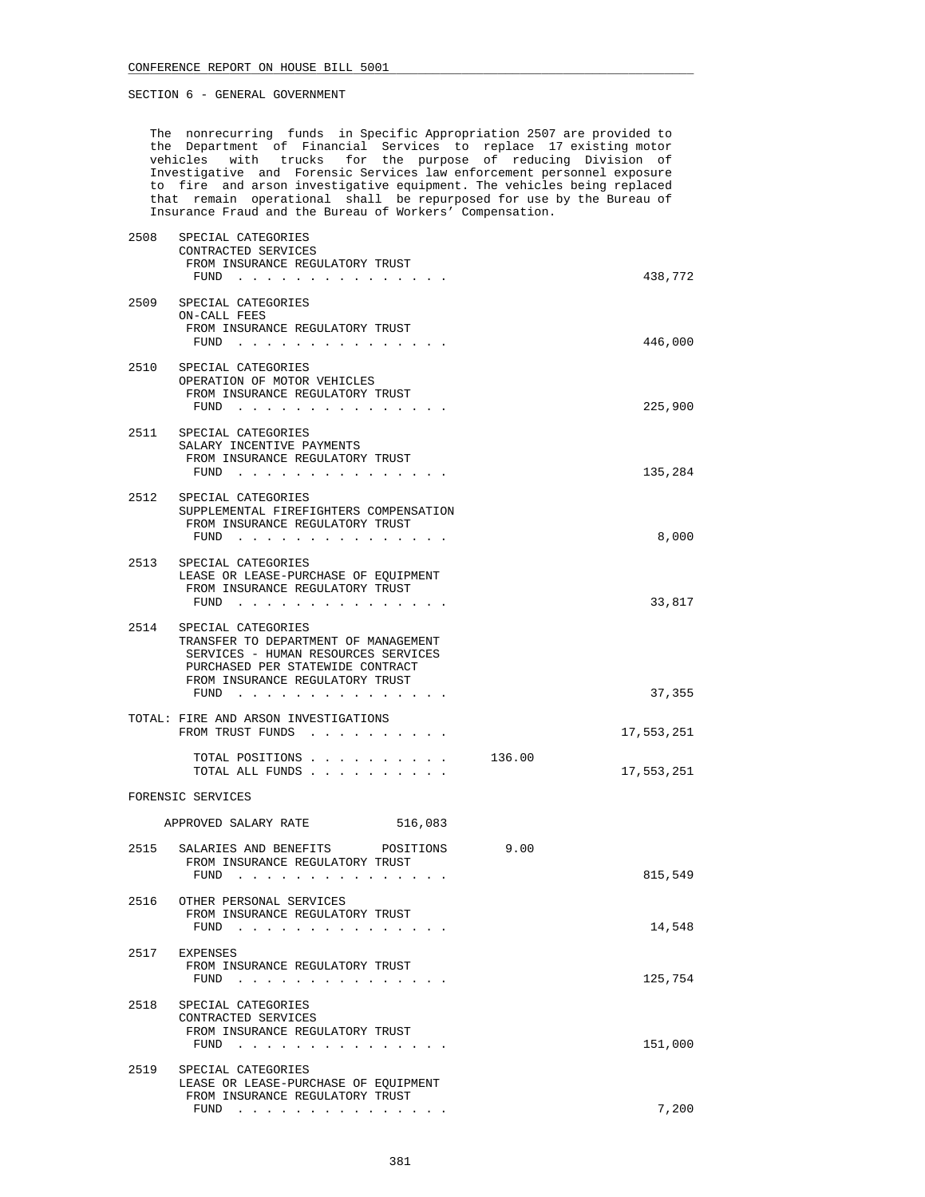SECTION 6 - GENERAL GOVERNMENT

The nonrecurring funds in Specific Appropriation 2507 are provided to the Department of Financial Services to replace 17 existing motor vehicles with trucks for the purpose of reducing Division of Investigative and Forensic Services law enforcement personnel exposure to fire and arson investigative equipment. The vehicles being replaced that remain operational shall be repurposed for use by the Bureau of Insurance Fraud and the Bureau of Workers' Compensation.

2508 SPECIAL CATEGORIES
CONTRACTED SERVICES
FROM INSURANCE REGULATORY TRUST FUND . . . . . . . . . . . . . . . 438,772

2509 SPECIAL CATEGORIES
ON-CALL FEES
FROM INSURANCE REGULATORY TRUST FUND . . . . . . . . . . . . . . . 446,000

2510 SPECIAL CATEGORIES
OPERATION OF MOTOR VEHICLES
FROM INSURANCE REGULATORY TRUST FUND . . . . . . . . . . . . . . . 225,900

2511 SPECIAL CATEGORIES
SALARY INCENTIVE PAYMENTS
FROM INSURANCE REGULATORY TRUST FUND . . . . . . . . . . . . . . . 135,284

2512 SPECIAL CATEGORIES
SUPPLEMENTAL FIREFIGHTERS COMPENSATION
FROM INSURANCE REGULATORY TRUST FUND . . . . . . . . . . . . . . . 8,000

2513 SPECIAL CATEGORIES
LEASE OR LEASE-PURCHASE OF EQUIPMENT
FROM INSURANCE REGULATORY TRUST FUND . . . . . . . . . . . . . . . 33,817

2514 SPECIAL CATEGORIES
TRANSFER TO DEPARTMENT OF MANAGEMENT SERVICES - HUMAN RESOURCES SERVICES PURCHASED PER STATEWIDE CONTRACT
FROM INSURANCE REGULATORY TRUST FUND . . . . . . . . . . . . . . . 37,355

TOTAL: FIRE AND ARSON INVESTIGATIONS
FROM TRUST FUNDS . . . . . . . . . . 17,553,251

TOTAL POSITIONS . . . . . . . . . . 136.00
TOTAL ALL FUNDS . . . . . . . . . . 17,553,251

FORENSIC SERVICES

APPROVED SALARY RATE 516,083

2515 SALARIES AND BENEFITS POSITIONS 9.00
FROM INSURANCE REGULATORY TRUST FUND . . . . . . . . . . . . . . . 815,549

2516 OTHER PERSONAL SERVICES
FROM INSURANCE REGULATORY TRUST FUND . . . . . . . . . . . . . . . 14,548

2517 EXPENSES
FROM INSURANCE REGULATORY TRUST FUND . . . . . . . . . . . . . . . 125,754

2518 SPECIAL CATEGORIES
CONTRACTED SERVICES
FROM INSURANCE REGULATORY TRUST FUND . . . . . . . . . . . . . . . 151,000

2519 SPECIAL CATEGORIES
LEASE OR LEASE-PURCHASE OF EQUIPMENT
FROM INSURANCE REGULATORY TRUST FUND . . . . . . . . . . . . . . . 7,200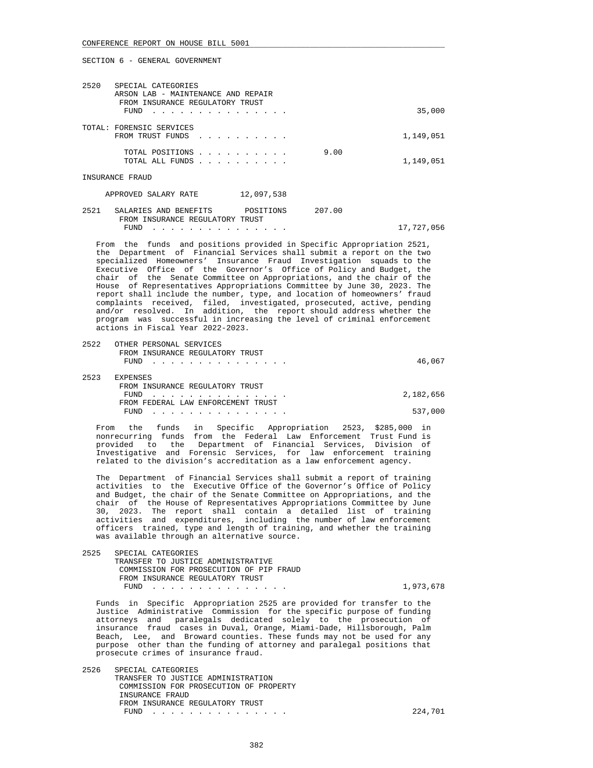SECTION 6 - GENERAL GOVERNMENT

```
2520   SPECIAL CATEGORIES
       ARSON LAB - MAINTENANCE AND REPAIR
        FROM INSURANCE REGULATORY TRUST
         FUND . . . . . . . . . . . . . . .                              35,000

TOTAL: FORENSIC SERVICES
       FROM TRUST FUNDS  . . . . . . . . . .                          1,149,051

         TOTAL POSITIONS . . . . . . . . . .          9.00
         TOTAL ALL FUNDS . . . . . . . . . .                          1,149,051
```

INSURANCE FRAUD

```
     APPROVED SALARY RATE         12,097,538

2521   SALARIES AND BENEFITS       POSITIONS      207.00
        FROM INSURANCE REGULATORY TRUST
         FUND . . . . . . . . . . . . . . .                          17,727,056
```

From the funds and positions provided in Specific Appropriation 2521, the Department of Financial Services shall submit a report on the two specialized Homeowners' Insurance Fraud Investigation squads to the Executive Office of the Governor's Office of Policy and Budget, the chair of the Senate Committee on Appropriations, and the chair of the House of Representatives Appropriations Committee by June 30, 2023. The report shall include the number, type, and location of homeowners' fraud complaints received, filed, investigated, prosecuted, active, pending and/or resolved. In addition, the report should address whether the program was successful in increasing the level of criminal enforcement actions in Fiscal Year 2022-2023.

```
2522   OTHER PERSONAL SERVICES
        FROM INSURANCE REGULATORY TRUST
         FUND . . . . . . . . . . . . . . .                              46,067

2523   EXPENSES
        FROM INSURANCE REGULATORY TRUST
         FUND . . . . . . . . . . . . . . .                           2,182,656
        FROM FEDERAL LAW ENFORCEMENT TRUST
         FUND . . . . . . . . . . . . . . .                             537,000
```

From the funds in Specific Appropriation 2523, $285,000 in nonrecurring funds from the Federal Law Enforcement Trust Fund is provided to the Department of Financial Services, Division of Investigative and Forensic Services, for law enforcement training related to the division's accreditation as a law enforcement agency.

The Department of Financial Services shall submit a report of training activities to the Executive Office of the Governor's Office of Policy and Budget, the chair of the Senate Committee on Appropriations, and the chair of the House of Representatives Appropriations Committee by June 30, 2023. The report shall contain a detailed list of training activities and expenditures, including the number of law enforcement officers trained, type and length of training, and whether the training was available through an alternative source.

```
2525   SPECIAL CATEGORIES
       TRANSFER TO JUSTICE ADMINISTRATIVE
        COMMISSION FOR PROSECUTION OF PIP FRAUD
        FROM INSURANCE REGULATORY TRUST
         FUND . . . . . . . . . . . . . . .                           1,973,678
```

Funds in Specific Appropriation 2525 are provided for transfer to the Justice Administrative Commission for the specific purpose of funding attorneys and paralegals dedicated solely to the prosecution of insurance fraud cases in Duval, Orange, Miami-Dade, Hillsborough, Palm Beach, Lee, and Broward counties. These funds may not be used for any purpose other than the funding of attorney and paralegal positions that prosecute crimes of insurance fraud.

```
2526   SPECIAL CATEGORIES
       TRANSFER TO JUSTICE ADMINISTRATION
        COMMISSION FOR PROSECUTION OF PROPERTY
        INSURANCE FRAUD
        FROM INSURANCE REGULATORY TRUST
         FUND . . . . . . . . . . . . . . .                             224,701
```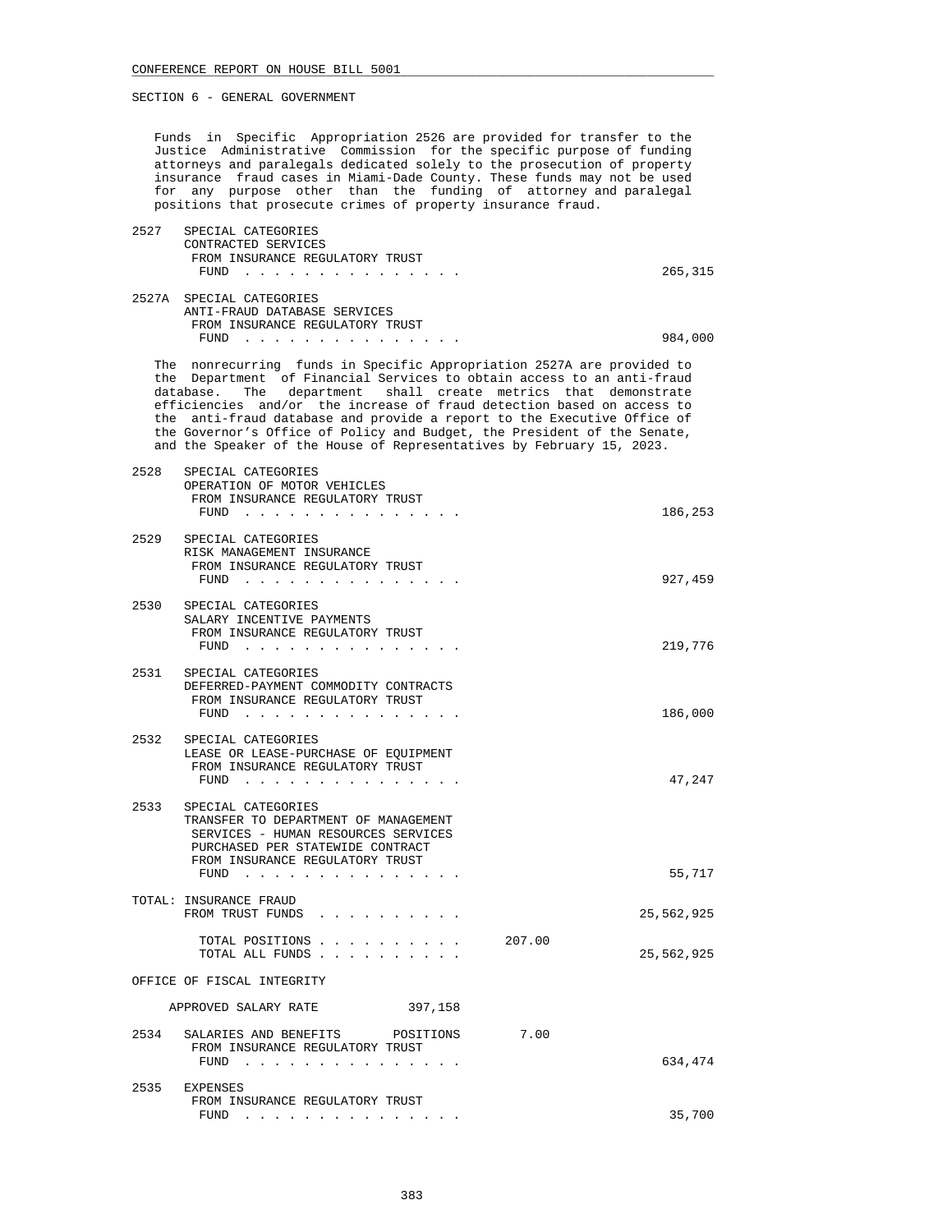SECTION 6 - GENERAL GOVERNMENT

Funds in Specific Appropriation 2526 are provided for transfer to the Justice Administrative Commission for the specific purpose of funding attorneys and paralegals dedicated solely to the prosecution of property insurance fraud cases in Miami-Dade County. These funds may not be used for any purpose other than the funding of attorney and paralegal positions that prosecute crimes of property insurance fraud.

2527 SPECIAL CATEGORIES
CONTRACTED SERVICES
FROM INSURANCE REGULATORY TRUST FUND . . . . . . . . . . . . . . . 265,315

2527A SPECIAL CATEGORIES
ANTI-FRAUD DATABASE SERVICES
FROM INSURANCE REGULATORY TRUST FUND . . . . . . . . . . . . . . . 984,000

The nonrecurring funds in Specific Appropriation 2527A are provided to the Department of Financial Services to obtain access to an anti-fraud database. The department shall create metrics that demonstrate efficiencies and/or the increase of fraud detection based on access to the anti-fraud database and provide a report to the Executive Office of the Governor's Office of Policy and Budget, the President of the Senate, and the Speaker of the House of Representatives by February 15, 2023.

2528 SPECIAL CATEGORIES
OPERATION OF MOTOR VEHICLES
FROM INSURANCE REGULATORY TRUST FUND . . . . . . . . . . . . . . . 186,253

2529 SPECIAL CATEGORIES
RISK MANAGEMENT INSURANCE
FROM INSURANCE REGULATORY TRUST FUND . . . . . . . . . . . . . . . 927,459

2530 SPECIAL CATEGORIES
SALARY INCENTIVE PAYMENTS
FROM INSURANCE REGULATORY TRUST FUND . . . . . . . . . . . . . . . 219,776

2531 SPECIAL CATEGORIES
DEFERRED-PAYMENT COMMODITY CONTRACTS
FROM INSURANCE REGULATORY TRUST FUND . . . . . . . . . . . . . . . 186,000

2532 SPECIAL CATEGORIES
LEASE OR LEASE-PURCHASE OF EQUIPMENT
FROM INSURANCE REGULATORY TRUST FUND . . . . . . . . . . . . . . . 47,247

2533 SPECIAL CATEGORIES
TRANSFER TO DEPARTMENT OF MANAGEMENT SERVICES - HUMAN RESOURCES SERVICES PURCHASED PER STATEWIDE CONTRACT
FROM INSURANCE REGULATORY TRUST FUND . . . . . . . . . . . . . . . 55,717

TOTAL: INSURANCE FRAUD
FROM TRUST FUNDS . . . . . . . . . . 25,562,925

TOTAL POSITIONS . . . . . . . . . . 207.00
TOTAL ALL FUNDS . . . . . . . . . . 25,562,925

OFFICE OF FISCAL INTEGRITY

APPROVED SALARY RATE 397,158

2534 SALARIES AND BENEFITS POSITIONS 7.00
FROM INSURANCE REGULATORY TRUST FUND . . . . . . . . . . . . . . . 634,474

2535 EXPENSES
FROM INSURANCE REGULATORY TRUST FUND . . . . . . . . . . . . . . . 35,700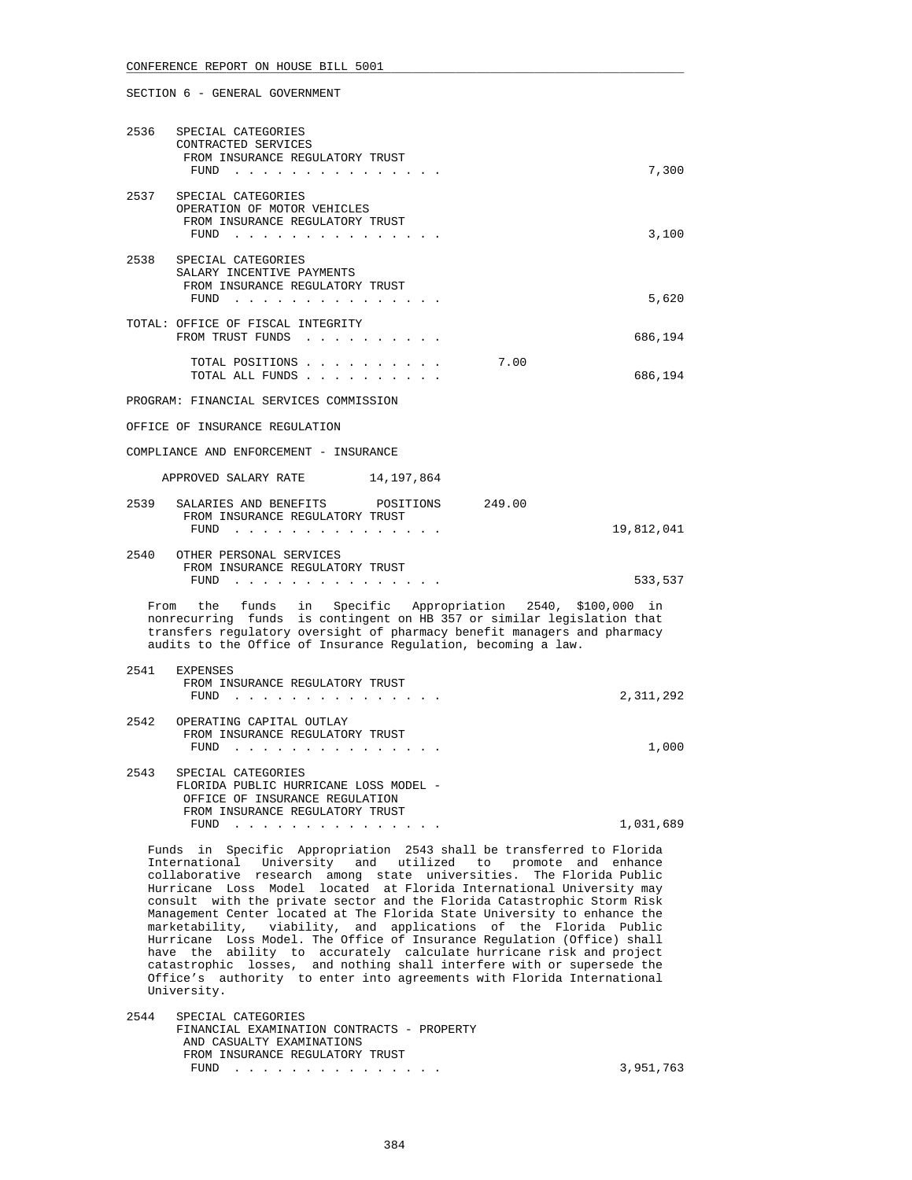SECTION 6 - GENERAL GOVERNMENT

2536 SPECIAL CATEGORIES
CONTRACTED SERVICES
FROM INSURANCE REGULATORY TRUST
FUND . . . . . . . . . . . . . . . 7,300

2537 SPECIAL CATEGORIES
OPERATION OF MOTOR VEHICLES
FROM INSURANCE REGULATORY TRUST
FUND . . . . . . . . . . . . . . . 3,100

2538 SPECIAL CATEGORIES
SALARY INCENTIVE PAYMENTS
FROM INSURANCE REGULATORY TRUST
FUND . . . . . . . . . . . . . . . 5,620

TOTAL: OFFICE OF FISCAL INTEGRITY
FROM TRUST FUNDS . . . . . . . . . . 686,194

TOTAL POSITIONS . . . . . . . . . . 7.00
TOTAL ALL FUNDS . . . . . . . . . . 686,194

PROGRAM: FINANCIAL SERVICES COMMISSION

OFFICE OF INSURANCE REGULATION

COMPLIANCE AND ENFORCEMENT - INSURANCE

APPROVED SALARY RATE 14,197,864

2539 SALARIES AND BENEFITS POSITIONS 249.00
FROM INSURANCE REGULATORY TRUST
FUND . . . . . . . . . . . . . . . 19,812,041

2540 OTHER PERSONAL SERVICES
FROM INSURANCE REGULATORY TRUST
FUND . . . . . . . . . . . . . . . 533,537

From the funds in Specific Appropriation 2540, $100,000 in nonrecurring funds is contingent on HB 357 or similar legislation that transfers regulatory oversight of pharmacy benefit managers and pharmacy audits to the Office of Insurance Regulation, becoming a law.

2541 EXPENSES
FROM INSURANCE REGULATORY TRUST
FUND . . . . . . . . . . . . . . . 2,311,292

2542 OPERATING CAPITAL OUTLAY
FROM INSURANCE REGULATORY TRUST
FUND . . . . . . . . . . . . . . . 1,000

2543 SPECIAL CATEGORIES
FLORIDA PUBLIC HURRICANE LOSS MODEL -
OFFICE OF INSURANCE REGULATION
FROM INSURANCE REGULATORY TRUST
FUND . . . . . . . . . . . . . . . 1,031,689

Funds in Specific Appropriation 2543 shall be transferred to Florida International University and utilized to promote and enhance collaborative research among state universities. The Florida Public Hurricane Loss Model located at Florida International University may consult with the private sector and the Florida Catastrophic Storm Risk Management Center located at The Florida State University to enhance the marketability, viability, and applications of the Florida Public Hurricane Loss Model. The Office of Insurance Regulation (Office) shall have the ability to accurately calculate hurricane risk and project catastrophic losses, and nothing shall interfere with or supersede the Office's authority to enter into agreements with Florida International University.

2544 SPECIAL CATEGORIES
FINANCIAL EXAMINATION CONTRACTS - PROPERTY
AND CASUALTY EXAMINATIONS
FROM INSURANCE REGULATORY TRUST
FUND . . . . . . . . . . . . . . . 3,951,763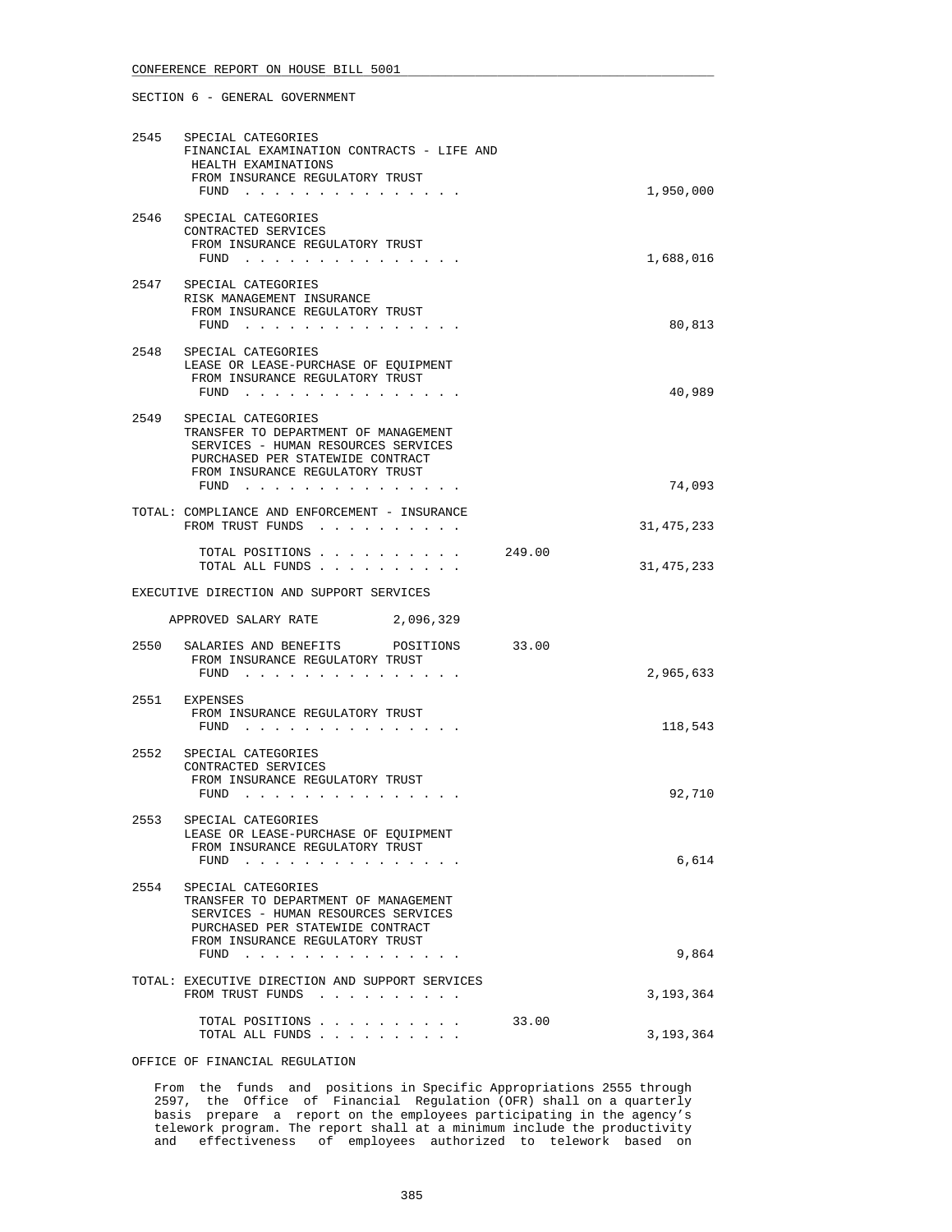SECTION 6 - GENERAL GOVERNMENT

| | | | |
|---|---|---|---|
| 2545 | SPECIAL CATEGORIES<br>FINANCIAL EXAMINATION CONTRACTS - LIFE AND HEALTH EXAMINATIONS<br>FROM INSURANCE REGULATORY TRUST FUND . . . . . . . . . . . . . . . | | 1,950,000 |
| 2546 | SPECIAL CATEGORIES<br>CONTRACTED SERVICES<br>FROM INSURANCE REGULATORY TRUST FUND . . . . . . . . . . . . . . . | | 1,688,016 |
| 2547 | SPECIAL CATEGORIES<br>RISK MANAGEMENT INSURANCE<br>FROM INSURANCE REGULATORY TRUST FUND . . . . . . . . . . . . . . . | | 80,813 |
| 2548 | SPECIAL CATEGORIES<br>LEASE OR LEASE-PURCHASE OF EQUIPMENT<br>FROM INSURANCE REGULATORY TRUST FUND . . . . . . . . . . . . . . . | | 40,989 |
| 2549 | SPECIAL CATEGORIES<br>TRANSFER TO DEPARTMENT OF MANAGEMENT SERVICES - HUMAN RESOURCES SERVICES PURCHASED PER STATEWIDE CONTRACT<br>FROM INSURANCE REGULATORY TRUST FUND . . . . . . . . . . . . . . . | | 74,093 |

TOTAL: COMPLIANCE AND ENFORCEMENT - INSURANCE
FROM TRUST FUNDS . . . . . . . . . . 31,475,233

TOTAL POSITIONS . . . . . . . . . . 249.00
TOTAL ALL FUNDS . . . . . . . . . . 31,475,233

EXECUTIVE DIRECTION AND SUPPORT SERVICES

APPROVED SALARY RATE 2,096,329

| | | | |
|---|---|---|---|
| 2550 | SALARIES AND BENEFITS POSITIONS<br>FROM INSURANCE REGULATORY TRUST FUND . . . . . . . . . . . . . . . | 33.00 | 2,965,633 |
| 2551 | EXPENSES<br>FROM INSURANCE REGULATORY TRUST FUND . . . . . . . . . . . . . . . | | 118,543 |
| 2552 | SPECIAL CATEGORIES<br>CONTRACTED SERVICES<br>FROM INSURANCE REGULATORY TRUST FUND . . . . . . . . . . . . . . . | | 92,710 |
| 2553 | SPECIAL CATEGORIES<br>LEASE OR LEASE-PURCHASE OF EQUIPMENT<br>FROM INSURANCE REGULATORY TRUST FUND . . . . . . . . . . . . . . . | | 6,614 |
| 2554 | SPECIAL CATEGORIES<br>TRANSFER TO DEPARTMENT OF MANAGEMENT SERVICES - HUMAN RESOURCES SERVICES PURCHASED PER STATEWIDE CONTRACT<br>FROM INSURANCE REGULATORY TRUST FUND . . . . . . . . . . . . . . . | | 9,864 |

TOTAL: EXECUTIVE DIRECTION AND SUPPORT SERVICES
FROM TRUST FUNDS . . . . . . . . . . 3,193,364

TOTAL POSITIONS . . . . . . . . . . 33.00
TOTAL ALL FUNDS . . . . . . . . . . 3,193,364

OFFICE OF FINANCIAL REGULATION

From the funds and positions in Specific Appropriations 2555 through 2597, the Office of Financial Regulation (OFR) shall on a quarterly basis prepare a report on the employees participating in the agency's telework program. The report shall at a minimum include the productivity and effectiveness of employees authorized to telework based on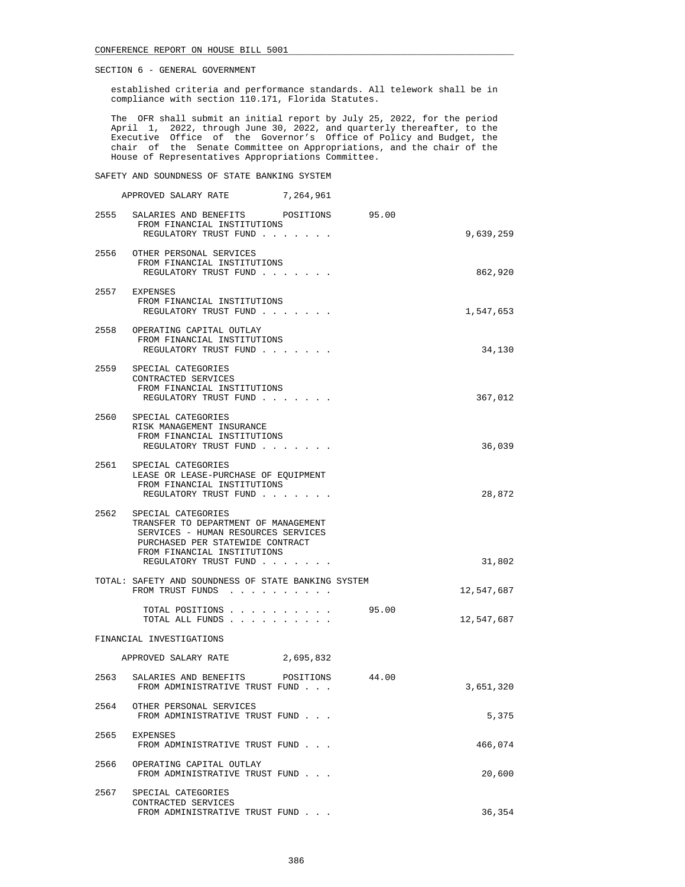SECTION 6 - GENERAL GOVERNMENT

established criteria and performance standards. All telework shall be in compliance with section 110.171, Florida Statutes.

The OFR shall submit an initial report by July 25, 2022, for the period April 1, 2022, through June 30, 2022, and quarterly thereafter, to the Executive Office of the Governor's Office of Policy and Budget, the chair of the Senate Committee on Appropriations, and the chair of the House of Representatives Appropriations Committee.

SAFETY AND SOUNDNESS OF STATE BANKING SYSTEM

APPROVED SALARY RATE 7,264,961

| | | | |
|---|---|---|---|
| 2555 | SALARIES AND BENEFITS POSITIONS<br>FROM FINANCIAL INSTITUTIONS REGULATORY TRUST FUND . . . . . . . | 95.00 | 9,639,259 |
| 2556 | OTHER PERSONAL SERVICES<br>FROM FINANCIAL INSTITUTIONS REGULATORY TRUST FUND . . . . . . . | | 862,920 |
| 2557 | EXPENSES<br>FROM FINANCIAL INSTITUTIONS REGULATORY TRUST FUND . . . . . . . | | 1,547,653 |
| 2558 | OPERATING CAPITAL OUTLAY<br>FROM FINANCIAL INSTITUTIONS REGULATORY TRUST FUND . . . . . . . | | 34,130 |
| 2559 | SPECIAL CATEGORIES<br>CONTRACTED SERVICES<br>FROM FINANCIAL INSTITUTIONS REGULATORY TRUST FUND . . . . . . . | | 367,012 |
| 2560 | SPECIAL CATEGORIES<br>RISK MANAGEMENT INSURANCE<br>FROM FINANCIAL INSTITUTIONS REGULATORY TRUST FUND . . . . . . . | | 36,039 |
| 2561 | SPECIAL CATEGORIES<br>LEASE OR LEASE-PURCHASE OF EQUIPMENT<br>FROM FINANCIAL INSTITUTIONS REGULATORY TRUST FUND . . . . . . . | | 28,872 |
| 2562 | SPECIAL CATEGORIES<br>TRANSFER TO DEPARTMENT OF MANAGEMENT SERVICES - HUMAN RESOURCES SERVICES PURCHASED PER STATEWIDE CONTRACT<br>FROM FINANCIAL INSTITUTIONS REGULATORY TRUST FUND . . . . . . . | | 31,802 |

TOTAL: SAFETY AND SOUNDNESS OF STATE BANKING SYSTEM

| | | |
|---|---|---|
| FROM TRUST FUNDS . . . . . . . . . . | | 12,547,687 |
| TOTAL POSITIONS . . . . . . . . . . | 95.00 | |
| TOTAL ALL FUNDS . . . . . . . . . . | | 12,547,687 |

FINANCIAL INVESTIGATIONS

APPROVED SALARY RATE 2,695,832

| | | | |
|---|---|---|---|
| 2563 | SALARIES AND BENEFITS POSITIONS<br>FROM ADMINISTRATIVE TRUST FUND . . . | 44.00 | 3,651,320 |
| 2564 | OTHER PERSONAL SERVICES<br>FROM ADMINISTRATIVE TRUST FUND . . . | | 5,375 |
| 2565 | EXPENSES<br>FROM ADMINISTRATIVE TRUST FUND . . . | | 466,074 |
| 2566 | OPERATING CAPITAL OUTLAY<br>FROM ADMINISTRATIVE TRUST FUND . . . | | 20,600 |
| 2567 | SPECIAL CATEGORIES<br>CONTRACTED SERVICES<br>FROM ADMINISTRATIVE TRUST FUND . . . | | 36,354 |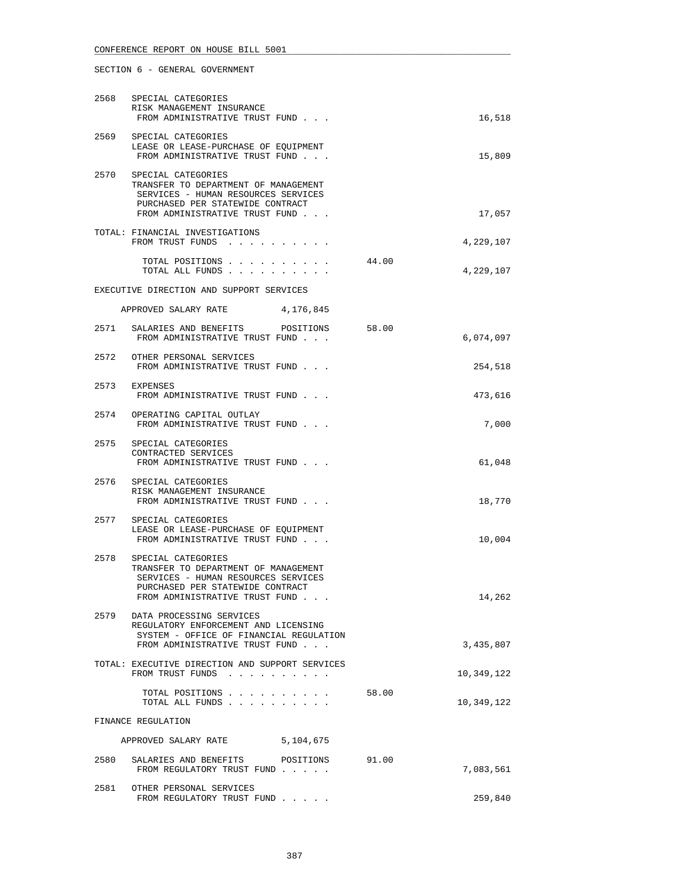SECTION 6 - GENERAL GOVERNMENT

| | | Positions | Amount |
|---|---|---|---|
| 2568 | SPECIAL CATEGORIES<br>RISK MANAGEMENT INSURANCE<br>FROM ADMINISTRATIVE TRUST FUND . . . | | 16,518 |
| 2569 | SPECIAL CATEGORIES<br>LEASE OR LEASE-PURCHASE OF EQUIPMENT<br>FROM ADMINISTRATIVE TRUST FUND . . . | | 15,809 |
| 2570 | SPECIAL CATEGORIES<br>TRANSFER TO DEPARTMENT OF MANAGEMENT SERVICES - HUMAN RESOURCES SERVICES PURCHASED PER STATEWIDE CONTRACT<br>FROM ADMINISTRATIVE TRUST FUND . . . | | 17,057 |
| | TOTAL: FINANCIAL INVESTIGATIONS<br>FROM TRUST FUNDS . . . . . . . . . . | | 4,229,107 |
| | TOTAL POSITIONS . . . . . . . . . . | 44.00 | |
| | TOTAL ALL FUNDS . . . . . . . . . . | | 4,229,107 |

EXECUTIVE DIRECTION AND SUPPORT SERVICES

APPROVED SALARY RATE 4,176,845

| | | Positions | Amount |
|---|---|---|---|
| 2571 | SALARIES AND BENEFITS POSITIONS<br>FROM ADMINISTRATIVE TRUST FUND . . . | 58.00 | 6,074,097 |
| 2572 | OTHER PERSONAL SERVICES<br>FROM ADMINISTRATIVE TRUST FUND . . . | | 254,518 |
| 2573 | EXPENSES<br>FROM ADMINISTRATIVE TRUST FUND . . . | | 473,616 |
| 2574 | OPERATING CAPITAL OUTLAY<br>FROM ADMINISTRATIVE TRUST FUND . . . | | 7,000 |
| 2575 | SPECIAL CATEGORIES<br>CONTRACTED SERVICES<br>FROM ADMINISTRATIVE TRUST FUND . . . | | 61,048 |
| 2576 | SPECIAL CATEGORIES<br>RISK MANAGEMENT INSURANCE<br>FROM ADMINISTRATIVE TRUST FUND . . . | | 18,770 |
| 2577 | SPECIAL CATEGORIES<br>LEASE OR LEASE-PURCHASE OF EQUIPMENT<br>FROM ADMINISTRATIVE TRUST FUND . . . | | 10,004 |
| 2578 | SPECIAL CATEGORIES<br>TRANSFER TO DEPARTMENT OF MANAGEMENT SERVICES - HUMAN RESOURCES SERVICES PURCHASED PER STATEWIDE CONTRACT<br>FROM ADMINISTRATIVE TRUST FUND . . . | | 14,262 |
| 2579 | DATA PROCESSING SERVICES<br>REGULATORY ENFORCEMENT AND LICENSING SYSTEM - OFFICE OF FINANCIAL REGULATION<br>FROM ADMINISTRATIVE TRUST FUND . . . | | 3,435,807 |
| | TOTAL: EXECUTIVE DIRECTION AND SUPPORT SERVICES<br>FROM TRUST FUNDS . . . . . . . . . . | | 10,349,122 |
| | TOTAL POSITIONS . . . . . . . . . . | 58.00 | |
| | TOTAL ALL FUNDS . . . . . . . . . . | | 10,349,122 |

FINANCE REGULATION

APPROVED SALARY RATE 5,104,675

| | | Positions | Amount |
|---|---|---|---|
| 2580 | SALARIES AND BENEFITS POSITIONS<br>FROM REGULATORY TRUST FUND . . . . . | 91.00 | 7,083,561 |
| 2581 | OTHER PERSONAL SERVICES<br>FROM REGULATORY TRUST FUND . . . . . | | 259,840 |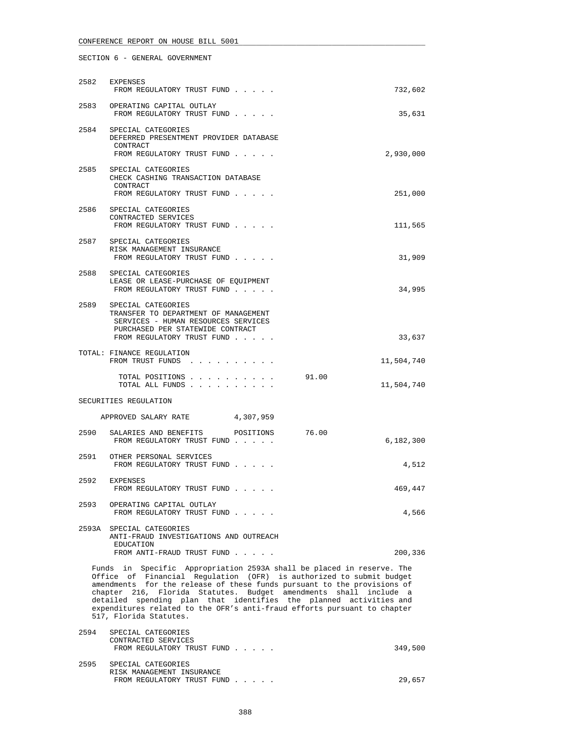SECTION 6 - GENERAL GOVERNMENT

| | | | |
|---|---|---|---|
| 2582 | EXPENSES<br>FROM REGULATORY TRUST FUND . . . . . | | 732,602 |
| 2583 | OPERATING CAPITAL OUTLAY<br>FROM REGULATORY TRUST FUND . . . . . | | 35,631 |
| 2584 | SPECIAL CATEGORIES<br>DEFERRED PRESENTMENT PROVIDER DATABASE CONTRACT<br>FROM REGULATORY TRUST FUND . . . . . | | 2,930,000 |
| 2585 | SPECIAL CATEGORIES<br>CHECK CASHING TRANSACTION DATABASE CONTRACT<br>FROM REGULATORY TRUST FUND . . . . . | | 251,000 |
| 2586 | SPECIAL CATEGORIES<br>CONTRACTED SERVICES<br>FROM REGULATORY TRUST FUND . . . . . | | 111,565 |
| 2587 | SPECIAL CATEGORIES<br>RISK MANAGEMENT INSURANCE<br>FROM REGULATORY TRUST FUND . . . . . | | 31,909 |
| 2588 | SPECIAL CATEGORIES<br>LEASE OR LEASE-PURCHASE OF EQUIPMENT<br>FROM REGULATORY TRUST FUND . . . . . | | 34,995 |
| 2589 | SPECIAL CATEGORIES<br>TRANSFER TO DEPARTMENT OF MANAGEMENT SERVICES - HUMAN RESOURCES SERVICES PURCHASED PER STATEWIDE CONTRACT<br>FROM REGULATORY TRUST FUND . . . . . | | 33,637 |

TOTAL: FINANCE REGULATION
FROM TRUST FUNDS . . . . . . . . . . 11,504,740

TOTAL POSITIONS . . . . . . . . . . 91.00
TOTAL ALL FUNDS . . . . . . . . . . 11,504,740

SECURITIES REGULATION

APPROVED SALARY RATE 4,307,959

| | | | |
|---|---|---|---|
| 2590 | SALARIES AND BENEFITS POSITIONS<br>FROM REGULATORY TRUST FUND . . . . . | 76.00 | 6,182,300 |
| 2591 | OTHER PERSONAL SERVICES<br>FROM REGULATORY TRUST FUND . . . . . | | 4,512 |
| 2592 | EXPENSES<br>FROM REGULATORY TRUST FUND . . . . . | | 469,447 |
| 2593 | OPERATING CAPITAL OUTLAY<br>FROM REGULATORY TRUST FUND . . . . . | | 4,566 |
| 2593A | SPECIAL CATEGORIES<br>ANTI-FRAUD INVESTIGATIONS AND OUTREACH EDUCATION<br>FROM ANTI-FRAUD TRUST FUND . . . . . | | 200,336 |

Funds in Specific Appropriation 2593A shall be placed in reserve. The Office of Financial Regulation (OFR) is authorized to submit budget amendments for the release of these funds pursuant to the provisions of chapter 216, Florida Statutes. Budget amendments shall include a detailed spending plan that identifies the planned activities and expenditures related to the OFR's anti-fraud efforts pursuant to chapter 517, Florida Statutes.

| | | | |
|---|---|---|---|
| 2594 | SPECIAL CATEGORIES<br>CONTRACTED SERVICES<br>FROM REGULATORY TRUST FUND . . . . . | | 349,500 |
| 2595 | SPECIAL CATEGORIES<br>RISK MANAGEMENT INSURANCE<br>FROM REGULATORY TRUST FUND . . . . . | | 29,657 |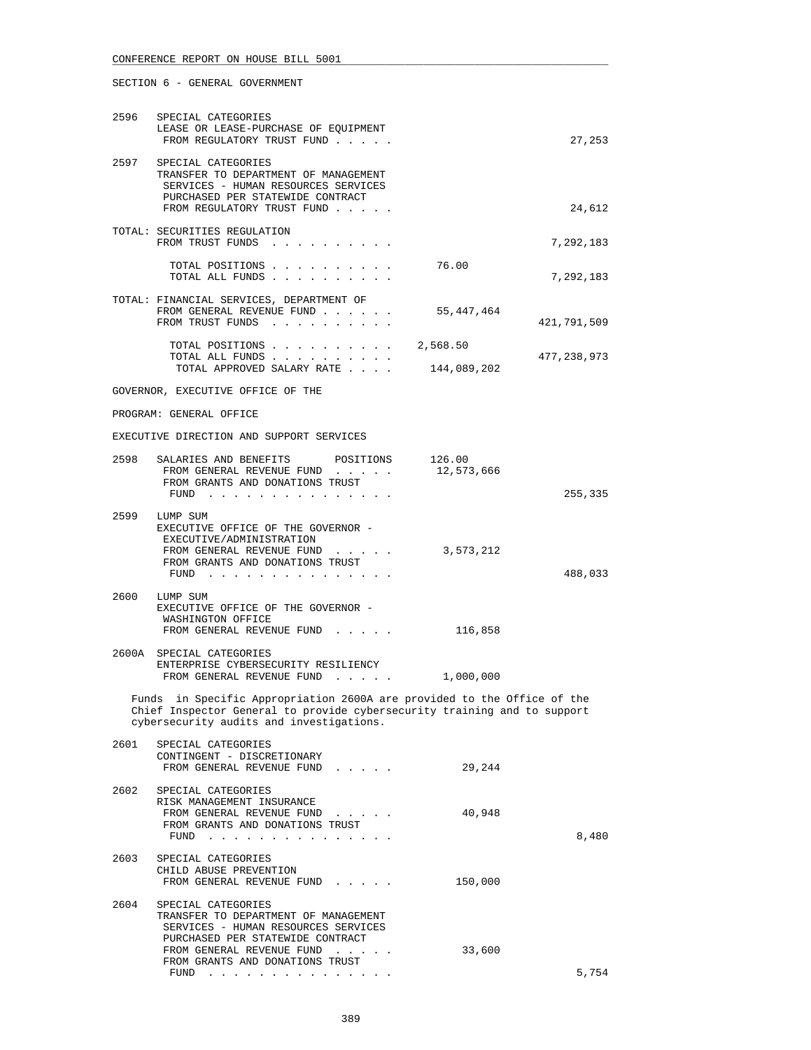SECTION 6 - GENERAL GOVERNMENT

| | | | |
|---|---|---|---|
| 2596 | SPECIAL CATEGORIES<br>LEASE OR LEASE-PURCHASE OF EQUIPMENT<br>FROM REGULATORY TRUST FUND . . . . . | | 27,253 |
| 2597 | SPECIAL CATEGORIES<br>TRANSFER TO DEPARTMENT OF MANAGEMENT SERVICES - HUMAN RESOURCES SERVICES PURCHASED PER STATEWIDE CONTRACT<br>FROM REGULATORY TRUST FUND . . . . . | | 24,612 |
| TOTAL: | SECURITIES REGULATION<br>FROM TRUST FUNDS . . . . . . . . . . | | 7,292,183 |
| | TOTAL POSITIONS . . . . . . . . . . | 76.00 | |
| | TOTAL ALL FUNDS . . . . . . . . . . | | 7,292,183 |
| TOTAL: | FINANCIAL SERVICES, DEPARTMENT OF<br>FROM GENERAL REVENUE FUND . . . . . . | 55,447,464 | |
| | FROM TRUST FUNDS . . . . . . . . . . | | 421,791,509 |
| | TOTAL POSITIONS . . . . . . . . . . | 2,568.50 | |
| | TOTAL ALL FUNDS . . . . . . . . . . | | 477,238,973 |
| | TOTAL APPROVED SALARY RATE . . . . | 144,089,202 | |

GOVERNOR, EXECUTIVE OFFICE OF THE

PROGRAM: GENERAL OFFICE

EXECUTIVE DIRECTION AND SUPPORT SERVICES

| | | | |
|---|---|---|---|
| 2598 | SALARIES AND BENEFITS POSITIONS | 126.00 | |
| | FROM GENERAL REVENUE FUND . . . . . | 12,573,666 | |
| | FROM GRANTS AND DONATIONS TRUST FUND . . . . . . . . . . . . . . . | | 255,335 |
| 2599 | LUMP SUM<br>EXECUTIVE OFFICE OF THE GOVERNOR - EXECUTIVE/ADMINISTRATION<br>FROM GENERAL REVENUE FUND . . . . . | 3,573,212 | |
| | FROM GRANTS AND DONATIONS TRUST FUND . . . . . . . . . . . . . . . | | 488,033 |
| 2600 | LUMP SUM<br>EXECUTIVE OFFICE OF THE GOVERNOR - WASHINGTON OFFICE<br>FROM GENERAL REVENUE FUND . . . . . | 116,858 | |
| 2600A | SPECIAL CATEGORIES<br>ENTERPRISE CYBERSECURITY RESILIENCY<br>FROM GENERAL REVENUE FUND . . . . . | 1,000,000 | |

Funds in Specific Appropriation 2600A are provided to the Office of the Chief Inspector General to provide cybersecurity training and to support cybersecurity audits and investigations.

| | | | |
|---|---|---|---|
| 2601 | SPECIAL CATEGORIES<br>CONTINGENT - DISCRETIONARY<br>FROM GENERAL REVENUE FUND . . . . . | 29,244 | |
| 2602 | SPECIAL CATEGORIES<br>RISK MANAGEMENT INSURANCE<br>FROM GENERAL REVENUE FUND . . . . . | 40,948 | |
| | FROM GRANTS AND DONATIONS TRUST FUND . . . . . . . . . . . . . . . | | 8,480 |
| 2603 | SPECIAL CATEGORIES<br>CHILD ABUSE PREVENTION<br>FROM GENERAL REVENUE FUND . . . . . | 150,000 | |
| 2604 | SPECIAL CATEGORIES<br>TRANSFER TO DEPARTMENT OF MANAGEMENT SERVICES - HUMAN RESOURCES SERVICES PURCHASED PER STATEWIDE CONTRACT<br>FROM GENERAL REVENUE FUND . . . . . | 33,600 | |
| | FROM GRANTS AND DONATIONS TRUST FUND . . . . . . . . . . . . . . . | | 5,754 |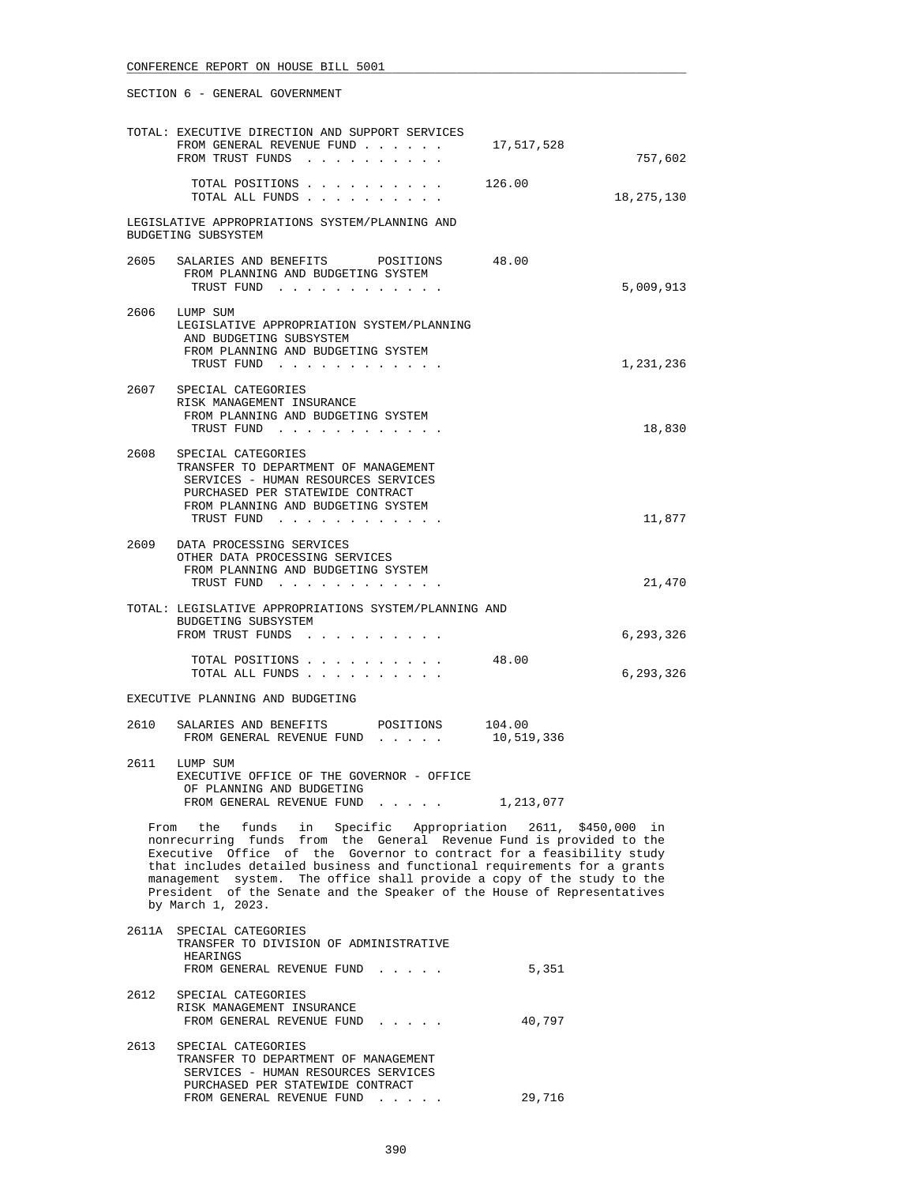SECTION 6 - GENERAL GOVERNMENT

TOTAL: EXECUTIVE DIRECTION AND SUPPORT SERVICES
FROM GENERAL REVENUE FUND . . . . . . 17,517,528
FROM TRUST FUNDS . . . . . . . . . . 757,602

TOTAL POSITIONS . . . . . . . . . . 126.00
TOTAL ALL FUNDS . . . . . . . . . . 18,275,130

LEGISLATIVE APPROPRIATIONS SYSTEM/PLANNING AND BUDGETING SUBSYSTEM

2605 SALARIES AND BENEFITS POSITIONS 48.00
FROM PLANNING AND BUDGETING SYSTEM
TRUST FUND . . . . . . . . . . . . 5,009,913

2606 LUMP SUM
LEGISLATIVE APPROPRIATION SYSTEM/PLANNING AND BUDGETING SUBSYSTEM
FROM PLANNING AND BUDGETING SYSTEM
TRUST FUND . . . . . . . . . . . . 1,231,236

2607 SPECIAL CATEGORIES
RISK MANAGEMENT INSURANCE
FROM PLANNING AND BUDGETING SYSTEM
TRUST FUND . . . . . . . . . . . . 18,830

2608 SPECIAL CATEGORIES
TRANSFER TO DEPARTMENT OF MANAGEMENT SERVICES - HUMAN RESOURCES SERVICES PURCHASED PER STATEWIDE CONTRACT
FROM PLANNING AND BUDGETING SYSTEM
TRUST FUND . . . . . . . . . . . . 11,877

2609 DATA PROCESSING SERVICES
OTHER DATA PROCESSING SERVICES
FROM PLANNING AND BUDGETING SYSTEM
TRUST FUND . . . . . . . . . . . . 21,470

TOTAL: LEGISLATIVE APPROPRIATIONS SYSTEM/PLANNING AND BUDGETING SUBSYSTEM
FROM TRUST FUNDS . . . . . . . . . . 6,293,326

TOTAL POSITIONS . . . . . . . . . . 48.00
TOTAL ALL FUNDS . . . . . . . . . . 6,293,326

EXECUTIVE PLANNING AND BUDGETING

2610 SALARIES AND BENEFITS POSITIONS 104.00
FROM GENERAL REVENUE FUND . . . . . 10,519,336

2611 LUMP SUM
EXECUTIVE OFFICE OF THE GOVERNOR - OFFICE OF PLANNING AND BUDGETING
FROM GENERAL REVENUE FUND . . . . . 1,213,077

From the funds in Specific Appropriation 2611, $450,000 in nonrecurring funds from the General Revenue Fund is provided to the Executive Office of the Governor to contract for a feasibility study that includes detailed business and functional requirements for a grants management system. The office shall provide a copy of the study to the President of the Senate and the Speaker of the House of Representatives by March 1, 2023.

2611A SPECIAL CATEGORIES
TRANSFER TO DIVISION OF ADMINISTRATIVE HEARINGS
FROM GENERAL REVENUE FUND . . . . . 5,351

2612 SPECIAL CATEGORIES
RISK MANAGEMENT INSURANCE
FROM GENERAL REVENUE FUND . . . . . 40,797

2613 SPECIAL CATEGORIES
TRANSFER TO DEPARTMENT OF MANAGEMENT SERVICES - HUMAN RESOURCES SERVICES PURCHASED PER STATEWIDE CONTRACT
FROM GENERAL REVENUE FUND . . . . . 29,716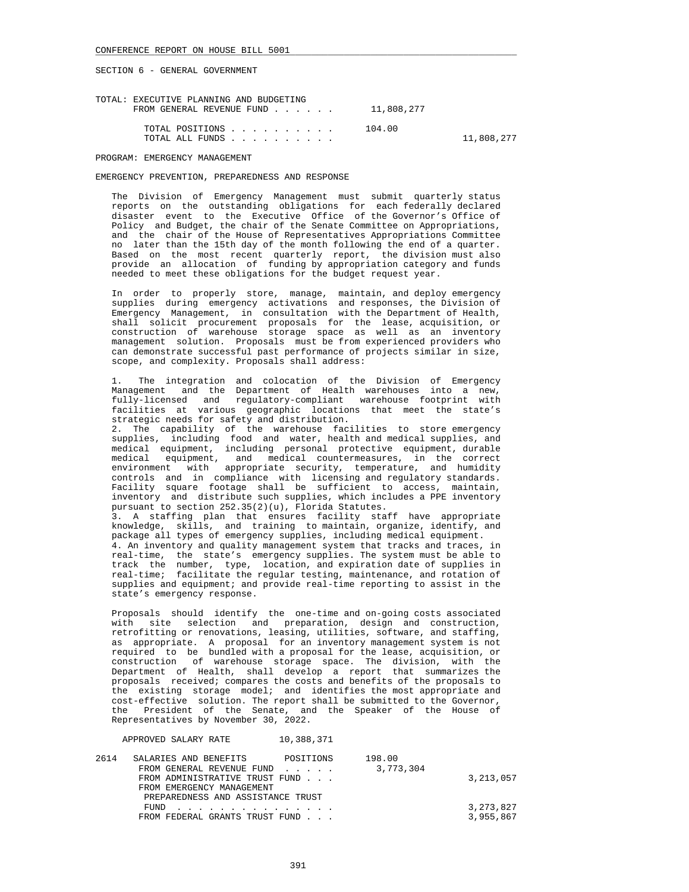SECTION 6 - GENERAL GOVERNMENT

| TOTAL: EXECUTIVE PLANNING AND BUDGETING | | |
|---|---|---|
| FROM GENERAL REVENUE FUND . . . . . . | 11,808,277 | |
| TOTAL POSITIONS . . . . . . . . . . | 104.00 | |
| TOTAL ALL FUNDS . . . . . . . . . . | | 11,808,277 |

PROGRAM: EMERGENCY MANAGEMENT

EMERGENCY PREVENTION, PREPAREDNESS AND RESPONSE

The Division of Emergency Management must submit quarterly status reports on the outstanding obligations for each federally declared disaster event to the Executive Office of the Governor's Office of Policy and Budget, the chair of the Senate Committee on Appropriations, and the chair of the House of Representatives Appropriations Committee no later than the 15th day of the month following the end of a quarter. Based on the most recent quarterly report, the division must also provide an allocation of funding by appropriation category and funds needed to meet these obligations for the budget request year.

In order to properly store, manage, maintain, and deploy emergency supplies during emergency activations and responses, the Division of Emergency Management, in consultation with the Department of Health, shall solicit procurement proposals for the lease, acquisition, or construction of warehouse storage space as well as an inventory management solution. Proposals must be from experienced providers who can demonstrate successful past performance of projects similar in size, scope, and complexity. Proposals shall address:

1. The integration and colocation of the Division of Emergency Management and the Department of Health warehouses into a new, fully-licensed and regulatory-compliant warehouse footprint with facilities at various geographic locations that meet the state's strategic needs for safety and distribution.
2. The capability of the warehouse facilities to store emergency supplies, including food and water, health and medical supplies, and medical equipment, including personal protective equipment, durable medical equipment, and medical countermeasures, in the correct environment with appropriate security, temperature, and humidity controls and in compliance with licensing and regulatory standards. Facility square footage shall be sufficient to access, maintain, inventory and distribute such supplies, which includes a PPE inventory pursuant to section 252.35(2)(u), Florida Statutes.
3. A staffing plan that ensures facility staff have appropriate knowledge, skills, and training to maintain, organize, identify, and package all types of emergency supplies, including medical equipment.
4. An inventory and quality management system that tracks and traces, in real-time, the state's emergency supplies. The system must be able to track the number, type, location, and expiration date of supplies in real-time; facilitate the regular testing, maintenance, and rotation of supplies and equipment; and provide real-time reporting to assist in the state's emergency response.

Proposals should identify the one-time and on-going costs associated with site selection and preparation, design and construction, retrofitting or renovations, leasing, utilities, software, and staffing, as appropriate. A proposal for an inventory management system is not required to be bundled with a proposal for the lease, acquisition, or construction of warehouse storage space. The division, with the Department of Health, shall develop a report that summarizes the proposals received; compares the costs and benefits of the proposals to the existing storage model; and identifies the most appropriate and cost-effective solution. The report shall be submitted to the Governor, the President of the Senate, and the Speaker of the House of Representatives by November 30, 2022.

APPROVED SALARY RATE 10,388,371

| | | | |
|---|---|---|---|
| 2614 | SALARIES AND BENEFITS POSITIONS | 198.00 | |
| | FROM GENERAL REVENUE FUND . . . . . | 3,773,304 | |
| | FROM ADMINISTRATIVE TRUST FUND . . . | | 3,213,057 |
| | FROM EMERGENCY MANAGEMENT PREPAREDNESS AND ASSISTANCE TRUST FUND . . . . . . . . . . . . . . . | | 3,273,827 |
| | FROM FEDERAL GRANTS TRUST FUND . . . | | 3,955,867 |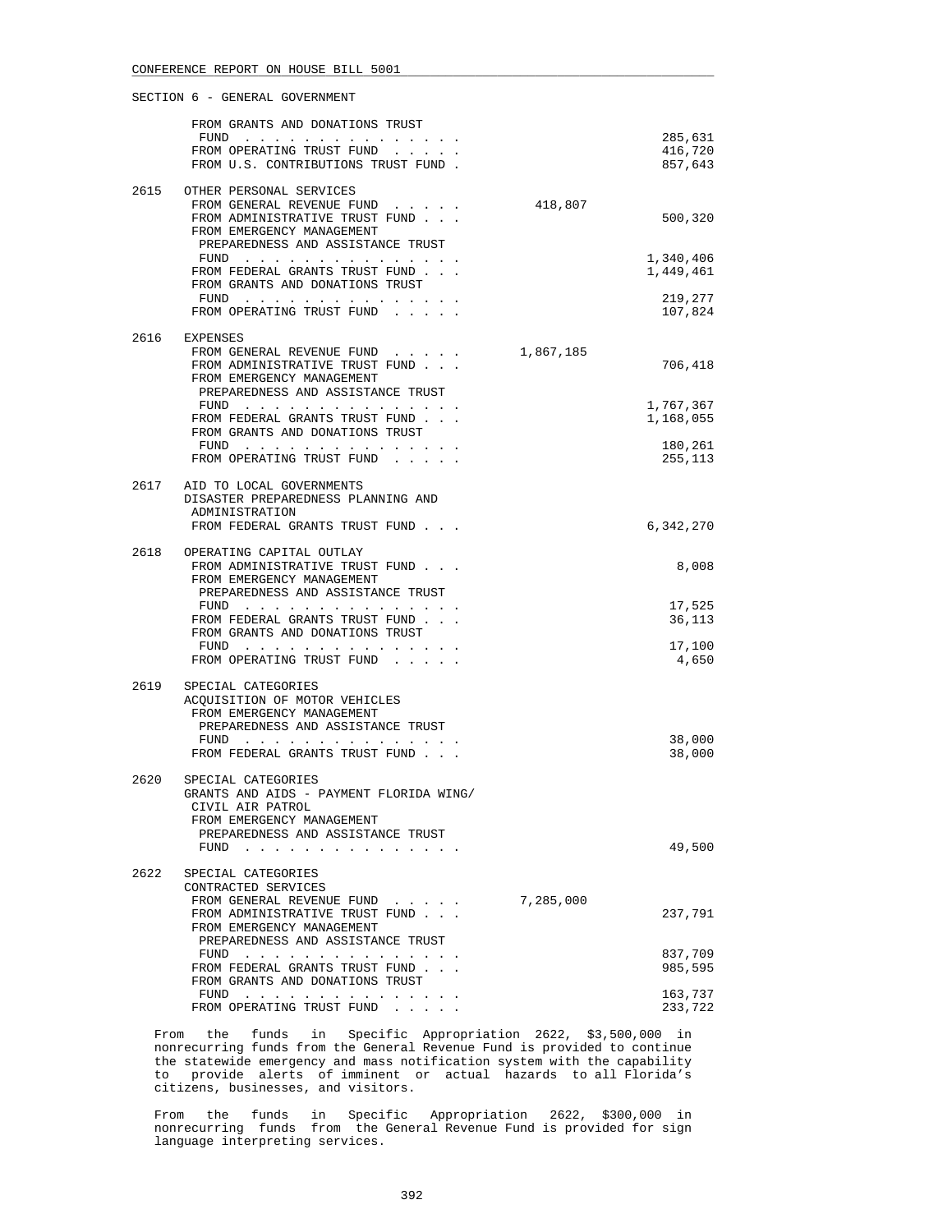SECTION 6 - GENERAL GOVERNMENT

| | | | |
|---|---|---|---|
| | FROM GRANTS AND DONATIONS TRUST FUND . . . . . . . . . . . . . . . | | 285,631 |
| | FROM OPERATING TRUST FUND . . . . . | | 416,720 |
| | FROM U.S. CONTRIBUTIONS TRUST FUND . | | 857,643 |
| 2615 | OTHER PERSONAL SERVICES | | |
| | FROM GENERAL REVENUE FUND . . . . . | 418,807 | |
| | FROM ADMINISTRATIVE TRUST FUND . . . | | 500,320 |
| | FROM EMERGENCY MANAGEMENT PREPAREDNESS AND ASSISTANCE TRUST FUND . . . . . . . . . . . . . . . | | 1,340,406 |
| | FROM FEDERAL GRANTS TRUST FUND . . . | | 1,449,461 |
| | FROM GRANTS AND DONATIONS TRUST FUND . . . . . . . . . . . . . . . | | 219,277 |
| | FROM OPERATING TRUST FUND . . . . . | | 107,824 |
| 2616 | EXPENSES | | |
| | FROM GENERAL REVENUE FUND . . . . . | 1,867,185 | |
| | FROM ADMINISTRATIVE TRUST FUND . . . | | 706,418 |
| | FROM EMERGENCY MANAGEMENT PREPAREDNESS AND ASSISTANCE TRUST FUND . . . . . . . . . . . . . . . | | 1,767,367 |
| | FROM FEDERAL GRANTS TRUST FUND . . . | | 1,168,055 |
| | FROM GRANTS AND DONATIONS TRUST FUND . . . . . . . . . . . . . . . | | 180,261 |
| | FROM OPERATING TRUST FUND . . . . . | | 255,113 |
| 2617 | AID TO LOCAL GOVERNMENTS DISASTER PREPAREDNESS PLANNING AND ADMINISTRATION | | |
| | FROM FEDERAL GRANTS TRUST FUND . . . | | 6,342,270 |
| 2618 | OPERATING CAPITAL OUTLAY | | |
| | FROM ADMINISTRATIVE TRUST FUND . . . | | 8,008 |
| | FROM EMERGENCY MANAGEMENT PREPAREDNESS AND ASSISTANCE TRUST FUND . . . . . . . . . . . . . . . | | 17,525 |
| | FROM FEDERAL GRANTS TRUST FUND . . . | | 36,113 |
| | FROM GRANTS AND DONATIONS TRUST FUND . . . . . . . . . . . . . . . | | 17,100 |
| | FROM OPERATING TRUST FUND . . . . . | | 4,650 |
| 2619 | SPECIAL CATEGORIES ACQUISITION OF MOTOR VEHICLES | | |
| | FROM EMERGENCY MANAGEMENT PREPAREDNESS AND ASSISTANCE TRUST FUND . . . . . . . . . . . . . . . | | 38,000 |
| | FROM FEDERAL GRANTS TRUST FUND . . . | | 38,000 |
| 2620 | SPECIAL CATEGORIES GRANTS AND AIDS - PAYMENT FLORIDA WING/ CIVIL AIR PATROL | | |
| | FROM EMERGENCY MANAGEMENT PREPAREDNESS AND ASSISTANCE TRUST FUND . . . . . . . . . . . . . . . | | 49,500 |
| 2622 | SPECIAL CATEGORIES CONTRACTED SERVICES | | |
| | FROM GENERAL REVENUE FUND . . . . . | 7,285,000 | |
| | FROM ADMINISTRATIVE TRUST FUND . . . | | 237,791 |
| | FROM EMERGENCY MANAGEMENT PREPAREDNESS AND ASSISTANCE TRUST FUND . . . . . . . . . . . . . . . | | 837,709 |
| | FROM FEDERAL GRANTS TRUST FUND . . . | | 985,595 |
| | FROM GRANTS AND DONATIONS TRUST FUND . . . . . . . . . . . . . . . | | 163,737 |
| | FROM OPERATING TRUST FUND . . . . . | | 233,722 |

From the funds in Specific Appropriation 2622, $3,500,000 in nonrecurring funds from the General Revenue Fund is provided to continue the statewide emergency and mass notification system with the capability to provide alerts of imminent or actual hazards to all Florida's citizens, businesses, and visitors.

From the funds in Specific Appropriation 2622, $300,000 in nonrecurring funds from the General Revenue Fund is provided for sign language interpreting services.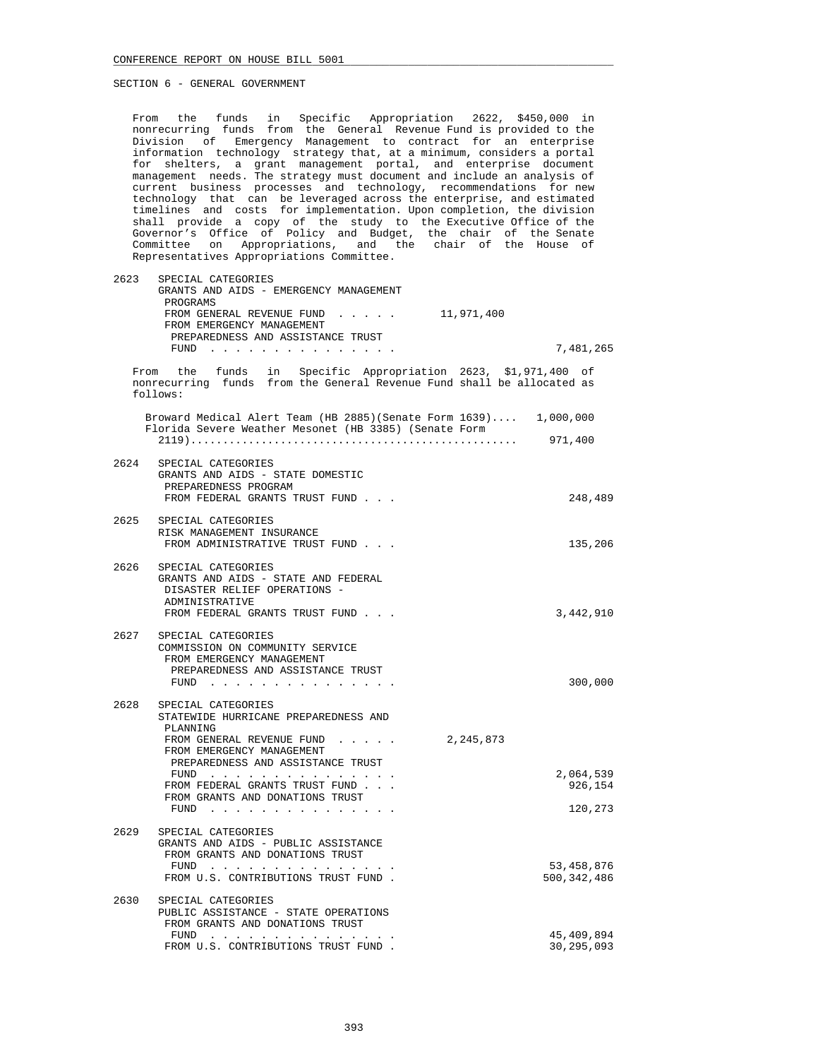SECTION 6 - GENERAL GOVERNMENT

From the funds in Specific Appropriation 2622, $450,000 in nonrecurring funds from the General Revenue Fund is provided to the Division of Emergency Management to contract for an enterprise information technology strategy that, at a minimum, considers a portal for shelters, a grant management portal, and enterprise document management needs. The strategy must document and include an analysis of current business processes and technology, recommendations for new technology that can be leveraged across the enterprise, and estimated timelines and costs for implementation. Upon completion, the division shall provide a copy of the study to the Executive Office of the Governor's Office of Policy and Budget, the chair of the Senate Committee on Appropriations, and the chair of the House of Representatives Appropriations Committee.

2623 SPECIAL CATEGORIES
GRANTS AND AIDS - EMERGENCY MANAGEMENT PROGRAMS
FROM GENERAL REVENUE FUND . . . . . 11,971,400
FROM EMERGENCY MANAGEMENT PREPAREDNESS AND ASSISTANCE TRUST FUND . . . . . . . . . . . . . . . 7,481,265

From the funds in Specific Appropriation 2623, $1,971,400 of nonrecurring funds from the General Revenue Fund shall be allocated as follows:

| | |
|---|---:|
| Broward Medical Alert Team (HB 2885)(Senate Form 1639).... | 1,000,000 |
| Florida Severe Weather Mesonet (HB 3385) (Senate Form 2119)................................................. | 971,400 |

2624 SPECIAL CATEGORIES
GRANTS AND AIDS - STATE DOMESTIC PREPAREDNESS PROGRAM
FROM FEDERAL GRANTS TRUST FUND . . . 248,489

2625 SPECIAL CATEGORIES
RISK MANAGEMENT INSURANCE
FROM ADMINISTRATIVE TRUST FUND . . . 135,206

2626 SPECIAL CATEGORIES
GRANTS AND AIDS - STATE AND FEDERAL DISASTER RELIEF OPERATIONS - ADMINISTRATIVE
FROM FEDERAL GRANTS TRUST FUND . . . 3,442,910

2627 SPECIAL CATEGORIES
COMMISSION ON COMMUNITY SERVICE
FROM EMERGENCY MANAGEMENT PREPAREDNESS AND ASSISTANCE TRUST FUND . . . . . . . . . . . . . . . 300,000

2628 SPECIAL CATEGORIES
STATEWIDE HURRICANE PREPAREDNESS AND PLANNING
FROM GENERAL REVENUE FUND . . . . . 2,245,873
FROM EMERGENCY MANAGEMENT PREPAREDNESS AND ASSISTANCE TRUST FUND . . . . . . . . . . . . . . . 2,064,539
FROM FEDERAL GRANTS TRUST FUND . . . 926,154
FROM GRANTS AND DONATIONS TRUST FUND . . . . . . . . . . . . . . . 120,273

2629 SPECIAL CATEGORIES
GRANTS AND AIDS - PUBLIC ASSISTANCE
FROM GRANTS AND DONATIONS TRUST FUND . . . . . . . . . . . . . . . 53,458,876
FROM U.S. CONTRIBUTIONS TRUST FUND . 500,342,486

2630 SPECIAL CATEGORIES
PUBLIC ASSISTANCE - STATE OPERATIONS
FROM GRANTS AND DONATIONS TRUST FUND . . . . . . . . . . . . . . . 45,409,894
FROM U.S. CONTRIBUTIONS TRUST FUND . 30,295,093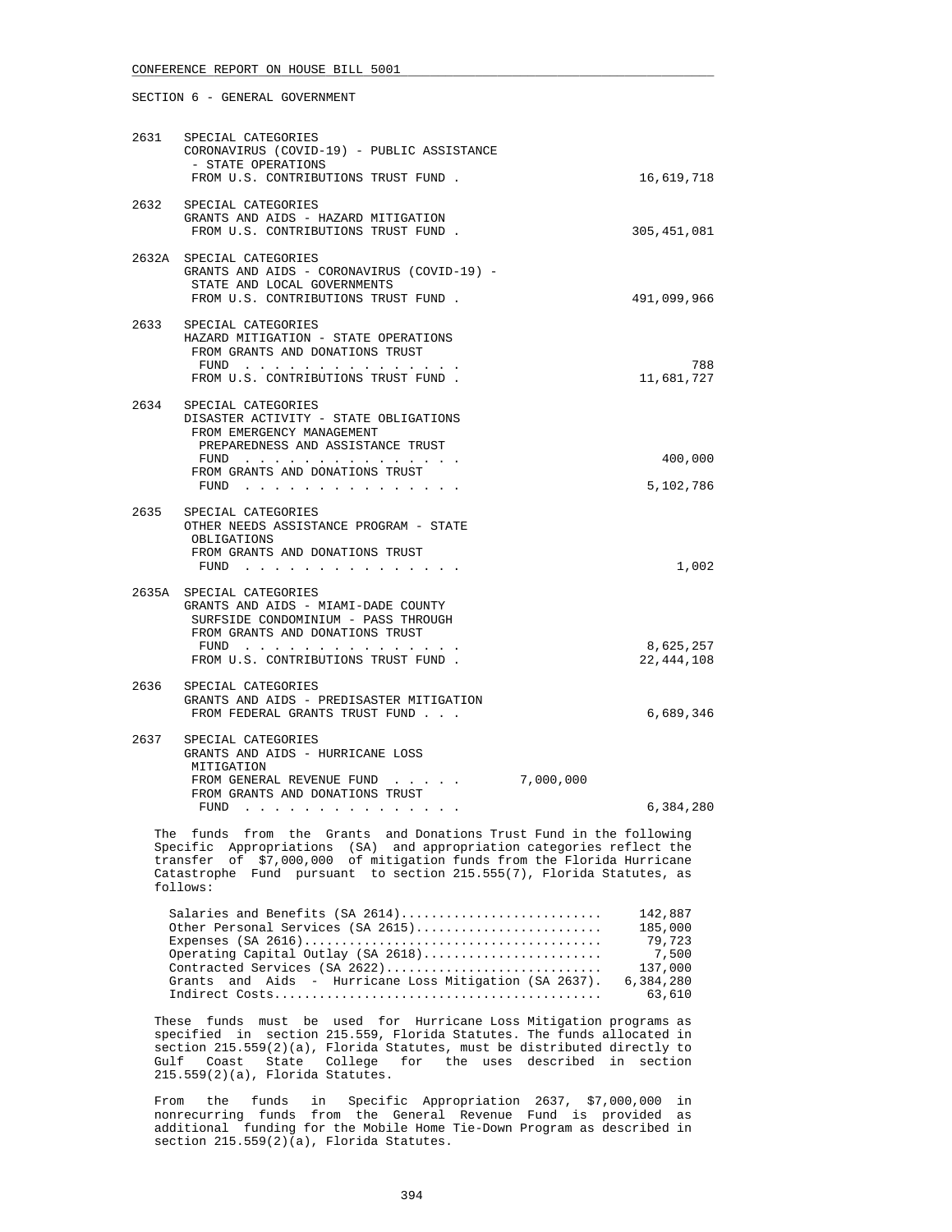SECTION 6 - GENERAL GOVERNMENT

| | | | |
|---|---|---|---|
| 2631 | SPECIAL CATEGORIES<br>CORONAVIRUS (COVID-19) - PUBLIC ASSISTANCE - STATE OPERATIONS<br>FROM U.S. CONTRIBUTIONS TRUST FUND . | | 16,619,718 |
| 2632 | SPECIAL CATEGORIES<br>GRANTS AND AIDS - HAZARD MITIGATION<br>FROM U.S. CONTRIBUTIONS TRUST FUND . | | 305,451,081 |
| 2632A | SPECIAL CATEGORIES<br>GRANTS AND AIDS - CORONAVIRUS (COVID-19) - STATE AND LOCAL GOVERNMENTS<br>FROM U.S. CONTRIBUTIONS TRUST FUND . | | 491,099,966 |
| 2633 | SPECIAL CATEGORIES<br>HAZARD MITIGATION - STATE OPERATIONS<br>FROM GRANTS AND DONATIONS TRUST FUND . . . . . . . . . . . . . . . | | 788 |
| | FROM U.S. CONTRIBUTIONS TRUST FUND . | | 11,681,727 |
| 2634 | SPECIAL CATEGORIES<br>DISASTER ACTIVITY - STATE OBLIGATIONS<br>FROM EMERGENCY MANAGEMENT PREPAREDNESS AND ASSISTANCE TRUST FUND . . . . . . . . . . . . . . . | | 400,000 |
| | FROM GRANTS AND DONATIONS TRUST FUND . . . . . . . . . . . . . . . | | 5,102,786 |
| 2635 | SPECIAL CATEGORIES<br>OTHER NEEDS ASSISTANCE PROGRAM - STATE OBLIGATIONS<br>FROM GRANTS AND DONATIONS TRUST FUND . . . . . . . . . . . . . . . | | 1,002 |
| 2635A | SPECIAL CATEGORIES<br>GRANTS AND AIDS - MIAMI-DADE COUNTY SURFSIDE CONDOMINIUM - PASS THROUGH<br>FROM GRANTS AND DONATIONS TRUST FUND . . . . . . . . . . . . . . . | | 8,625,257 |
| | FROM U.S. CONTRIBUTIONS TRUST FUND . | | 22,444,108 |
| 2636 | SPECIAL CATEGORIES<br>GRANTS AND AIDS - PREDISASTER MITIGATION<br>FROM FEDERAL GRANTS TRUST FUND . . . | | 6,689,346 |
| 2637 | SPECIAL CATEGORIES<br>GRANTS AND AIDS - HURRICANE LOSS MITIGATION<br>FROM GENERAL REVENUE FUND . . . . . | 7,000,000 | |
| | FROM GRANTS AND DONATIONS TRUST FUND . . . . . . . . . . . . . . . | | 6,384,280 |

The funds from the Grants and Donations Trust Fund in the following Specific Appropriations (SA) and appropriation categories reflect the transfer of $7,000,000 of mitigation funds from the Florida Hurricane Catastrophe Fund pursuant to section 215.555(7), Florida Statutes, as follows:

| | |
|---|---|
| Salaries and Benefits (SA 2614) | 142,887 |
| Other Personal Services (SA 2615) | 185,000 |
| Expenses (SA 2616) | 79,723 |
| Operating Capital Outlay (SA 2618) | 7,500 |
| Contracted Services (SA 2622) | 137,000 |
| Grants and Aids - Hurricane Loss Mitigation (SA 2637) | 6,384,280 |
| Indirect Costs | 63,610 |

These funds must be used for Hurricane Loss Mitigation programs as specified in section 215.559, Florida Statutes. The funds allocated in section 215.559(2)(a), Florida Statutes, must be distributed directly to Gulf Coast State College for the uses described in section 215.559(2)(a), Florida Statutes.

From the funds in Specific Appropriation 2637, $7,000,000 in nonrecurring funds from the General Revenue Fund is provided as additional funding for the Mobile Home Tie-Down Program as described in section 215.559(2)(a), Florida Statutes.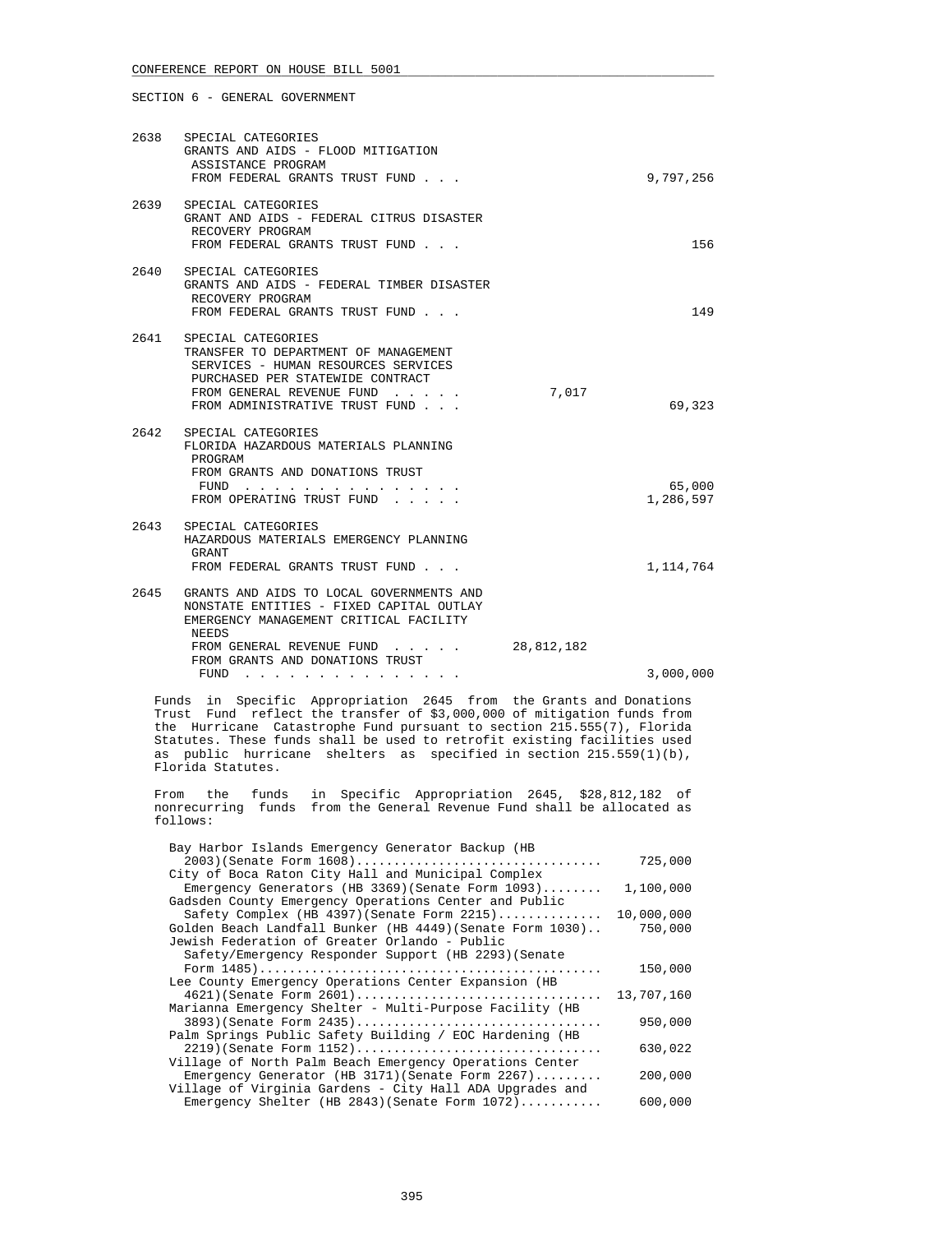SECTION 6 - GENERAL GOVERNMENT

2638 SPECIAL CATEGORIES
GRANTS AND AIDS - FLOOD MITIGATION ASSISTANCE PROGRAM
FROM FEDERAL GRANTS TRUST FUND . . . 9,797,256

2639 SPECIAL CATEGORIES
GRANT AND AIDS - FEDERAL CITRUS DISASTER RECOVERY PROGRAM
FROM FEDERAL GRANTS TRUST FUND . . . 156

2640 SPECIAL CATEGORIES
GRANTS AND AIDS - FEDERAL TIMBER DISASTER RECOVERY PROGRAM
FROM FEDERAL GRANTS TRUST FUND . . . 149

2641 SPECIAL CATEGORIES
TRANSFER TO DEPARTMENT OF MANAGEMENT SERVICES - HUMAN RESOURCES SERVICES PURCHASED PER STATEWIDE CONTRACT
FROM GENERAL REVENUE FUND . . . . . 7,017
FROM ADMINISTRATIVE TRUST FUND . . . 69,323

2642 SPECIAL CATEGORIES
FLORIDA HAZARDOUS MATERIALS PLANNING PROGRAM
FROM GRANTS AND DONATIONS TRUST FUND . . . . . . . . . . . . . . . 65,000
FROM OPERATING TRUST FUND . . . . . 1,286,597

2643 SPECIAL CATEGORIES
HAZARDOUS MATERIALS EMERGENCY PLANNING GRANT
FROM FEDERAL GRANTS TRUST FUND . . . 1,114,764

2645 GRANTS AND AIDS TO LOCAL GOVERNMENTS AND NONSTATE ENTITIES - FIXED CAPITAL OUTLAY
EMERGENCY MANAGEMENT CRITICAL FACILITY NEEDS
FROM GENERAL REVENUE FUND . . . . . 28,812,182
FROM GRANTS AND DONATIONS TRUST FUND . . . . . . . . . . . . . . . 3,000,000

Funds in Specific Appropriation 2645 from the Grants and Donations Trust Fund reflect the transfer of $3,000,000 of mitigation funds from the Hurricane Catastrophe Fund pursuant to section 215.555(7), Florida Statutes. These funds shall be used to retrofit existing facilities used as public hurricane shelters as specified in section 215.559(1)(b), Florida Statutes.

From the funds in Specific Appropriation 2645, $28,812,182 of nonrecurring funds from the General Revenue Fund shall be allocated as follows:

| Project | Amount |
|---|---|
| Bay Harbor Islands Emergency Generator Backup (HB 2003)(Senate Form 1608) | 725,000 |
| City of Boca Raton City Hall and Municipal Complex Emergency Generators (HB 3369)(Senate Form 1093) | 1,100,000 |
| Gadsden County Emergency Operations Center and Public Safety Complex (HB 4397)(Senate Form 2215) | 10,000,000 |
| Golden Beach Landfall Bunker (HB 4449)(Senate Form 1030) | 750,000 |
| Jewish Federation of Greater Orlando - Public Safety/Emergency Responder Support (HB 2293)(Senate Form 1485) | 150,000 |
| Lee County Emergency Operations Center Expansion (HB 4621)(Senate Form 2601) | 13,707,160 |
| Marianna Emergency Shelter - Multi-Purpose Facility (HB 3893)(Senate Form 2435) | 950,000 |
| Palm Springs Public Safety Building / EOC Hardening (HB 2219)(Senate Form 1152) | 630,022 |
| Village of North Palm Beach Emergency Operations Center Emergency Generator (HB 3171)(Senate Form 2267) | 200,000 |
| Village of Virginia Gardens - City Hall ADA Upgrades and Emergency Shelter (HB 2843)(Senate Form 1072) | 600,000 |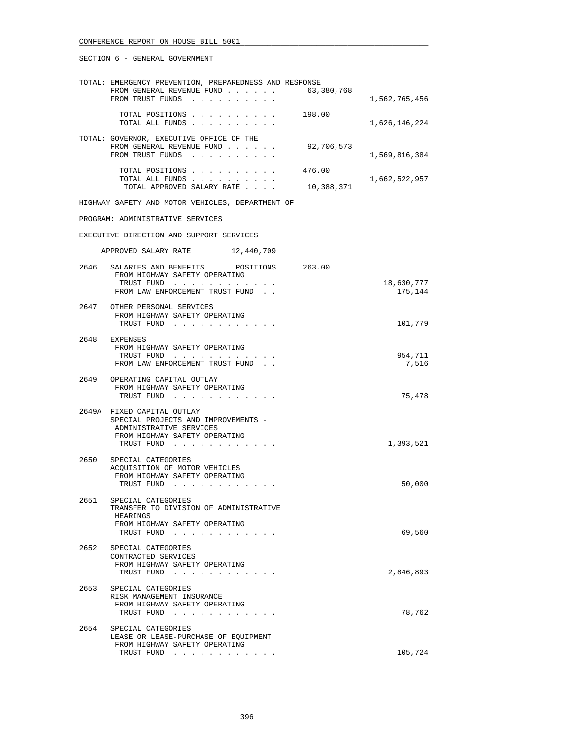SECTION 6 - GENERAL GOVERNMENT

TOTAL: EMERGENCY PREVENTION, PREPAREDNESS AND RESPONSE

| | | |
|---|---|---|
| FROM GENERAL REVENUE FUND . . . . . . | 63,380,768 | |
| FROM TRUST FUNDS . . . . . . . . . . | | 1,562,765,456 |
| TOTAL POSITIONS . . . . . . . . . . | 198.00 | |
| TOTAL ALL FUNDS . . . . . . . . . . | | 1,626,146,224 |

TOTAL: GOVERNOR, EXECUTIVE OFFICE OF THE

| | | |
|---|---|---|
| FROM GENERAL REVENUE FUND . . . . . . | 92,706,573 | |
| FROM TRUST FUNDS . . . . . . . . . . | | 1,569,816,384 |
| TOTAL POSITIONS . . . . . . . . . . | 476.00 | |
| TOTAL ALL FUNDS . . . . . . . . . . | | 1,662,522,957 |
| TOTAL APPROVED SALARY RATE . . . . | 10,388,371 | |

HIGHWAY SAFETY AND MOTOR VEHICLES, DEPARTMENT OF

PROGRAM: ADMINISTRATIVE SERVICES

EXECUTIVE DIRECTION AND SUPPORT SERVICES

APPROVED SALARY RATE 12,440,709

| | | | |
|---|---|---|---|
| 2646 | SALARIES AND BENEFITS POSITIONS | 263.00 | |
| | FROM HIGHWAY SAFETY OPERATING TRUST FUND . . . . . . . . . . . . | | 18,630,777 |
| | FROM LAW ENFORCEMENT TRUST FUND . . | | 175,144 |
| 2647 | OTHER PERSONAL SERVICES | | |
| | FROM HIGHWAY SAFETY OPERATING TRUST FUND . . . . . . . . . . . . | | 101,779 |
| 2648 | EXPENSES | | |
| | FROM HIGHWAY SAFETY OPERATING TRUST FUND . . . . . . . . . . . . | | 954,711 |
| | FROM LAW ENFORCEMENT TRUST FUND . . | | 7,516 |
| 2649 | OPERATING CAPITAL OUTLAY | | |
| | FROM HIGHWAY SAFETY OPERATING TRUST FUND . . . . . . . . . . . . | | 75,478 |
| 2649A | FIXED CAPITAL OUTLAY SPECIAL PROJECTS AND IMPROVEMENTS - ADMINISTRATIVE SERVICES | | |
| | FROM HIGHWAY SAFETY OPERATING TRUST FUND . . . . . . . . . . . . | | 1,393,521 |
| 2650 | SPECIAL CATEGORIES ACQUISITION OF MOTOR VEHICLES | | |
| | FROM HIGHWAY SAFETY OPERATING TRUST FUND . . . . . . . . . . . . | | 50,000 |
| 2651 | SPECIAL CATEGORIES TRANSFER TO DIVISION OF ADMINISTRATIVE HEARINGS | | |
| | FROM HIGHWAY SAFETY OPERATING TRUST FUND . . . . . . . . . . . . | | 69,560 |
| 2652 | SPECIAL CATEGORIES CONTRACTED SERVICES | | |
| | FROM HIGHWAY SAFETY OPERATING TRUST FUND . . . . . . . . . . . . | | 2,846,893 |
| 2653 | SPECIAL CATEGORIES RISK MANAGEMENT INSURANCE | | |
| | FROM HIGHWAY SAFETY OPERATING TRUST FUND . . . . . . . . . . . . | | 78,762 |
| 2654 | SPECIAL CATEGORIES LEASE OR LEASE-PURCHASE OF EQUIPMENT | | |
| | FROM HIGHWAY SAFETY OPERATING TRUST FUND . . . . . . . . . . . . | | 105,724 |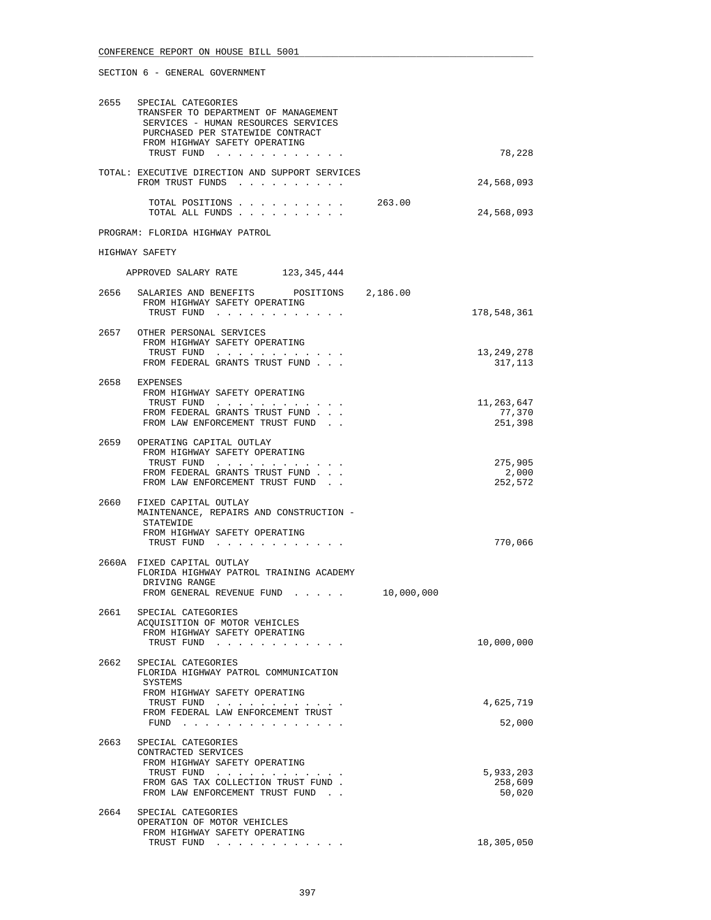SECTION 6 - GENERAL GOVERNMENT

```
2655   SPECIAL CATEGORIES
       TRANSFER TO DEPARTMENT OF MANAGEMENT
        SERVICES - HUMAN RESOURCES SERVICES
        PURCHASED PER STATEWIDE CONTRACT
        FROM HIGHWAY SAFETY OPERATING
         TRUST FUND  . . . . . . . . . . . .                              78,228

TOTAL: EXECUTIVE DIRECTION AND SUPPORT SERVICES
       FROM TRUST FUNDS  . . . . . . . . . .                          24,568,093

         TOTAL POSITIONS . . . . . . . . . .       263.00
         TOTAL ALL FUNDS . . . . . . . . . .                          24,568,093

PROGRAM: FLORIDA HIGHWAY PATROL

HIGHWAY SAFETY

    APPROVED SALARY RATE       123,345,444

2656   SALARIES AND BENEFITS      POSITIONS   2,186.00
        FROM HIGHWAY SAFETY OPERATING
         TRUST FUND  . . . . . . . . . . . .                         178,548,361

2657   OTHER PERSONAL SERVICES
        FROM HIGHWAY SAFETY OPERATING
         TRUST FUND  . . . . . . . . . . . .                          13,249,278
        FROM FEDERAL GRANTS TRUST FUND . . .                             317,113

2658   EXPENSES
        FROM HIGHWAY SAFETY OPERATING
         TRUST FUND  . . . . . . . . . . . .                          11,263,647
        FROM FEDERAL GRANTS TRUST FUND . . .                              77,370
        FROM LAW ENFORCEMENT TRUST FUND  . .                             251,398

2659   OPERATING CAPITAL OUTLAY
        FROM HIGHWAY SAFETY OPERATING
         TRUST FUND  . . . . . . . . . . . .                             275,905
        FROM FEDERAL GRANTS TRUST FUND . . .                               2,000
        FROM LAW ENFORCEMENT TRUST FUND  . .                             252,572

2660   FIXED CAPITAL OUTLAY
       MAINTENANCE, REPAIRS AND CONSTRUCTION -
        STATEWIDE
        FROM HIGHWAY SAFETY OPERATING
         TRUST FUND  . . . . . . . . . . . .                             770,066

2660A  FIXED CAPITAL OUTLAY
       FLORIDA HIGHWAY PATROL TRAINING ACADEMY
        DRIVING RANGE
        FROM GENERAL REVENUE FUND  . . . . .    10,000,000

2661   SPECIAL CATEGORIES
       ACQUISITION OF MOTOR VEHICLES
        FROM HIGHWAY SAFETY OPERATING
         TRUST FUND  . . . . . . . . . . . .                          10,000,000

2662   SPECIAL CATEGORIES
       FLORIDA HIGHWAY PATROL COMMUNICATION
        SYSTEMS
        FROM HIGHWAY SAFETY OPERATING
         TRUST FUND  . . . . . . . . . . . .                           4,625,719
        FROM FEDERAL LAW ENFORCEMENT TRUST
         FUND  . . . . . . . . . . . . . . .                              52,000

2663   SPECIAL CATEGORIES
       CONTRACTED SERVICES
        FROM HIGHWAY SAFETY OPERATING
         TRUST FUND  . . . . . . . . . . . .                           5,933,203
        FROM GAS TAX COLLECTION TRUST FUND .                             258,609
        FROM LAW ENFORCEMENT TRUST FUND  . .                              50,020

2664   SPECIAL CATEGORIES
       OPERATION OF MOTOR VEHICLES
        FROM HIGHWAY SAFETY OPERATING
         TRUST FUND  . . . . . . . . . . . .                          18,305,050
```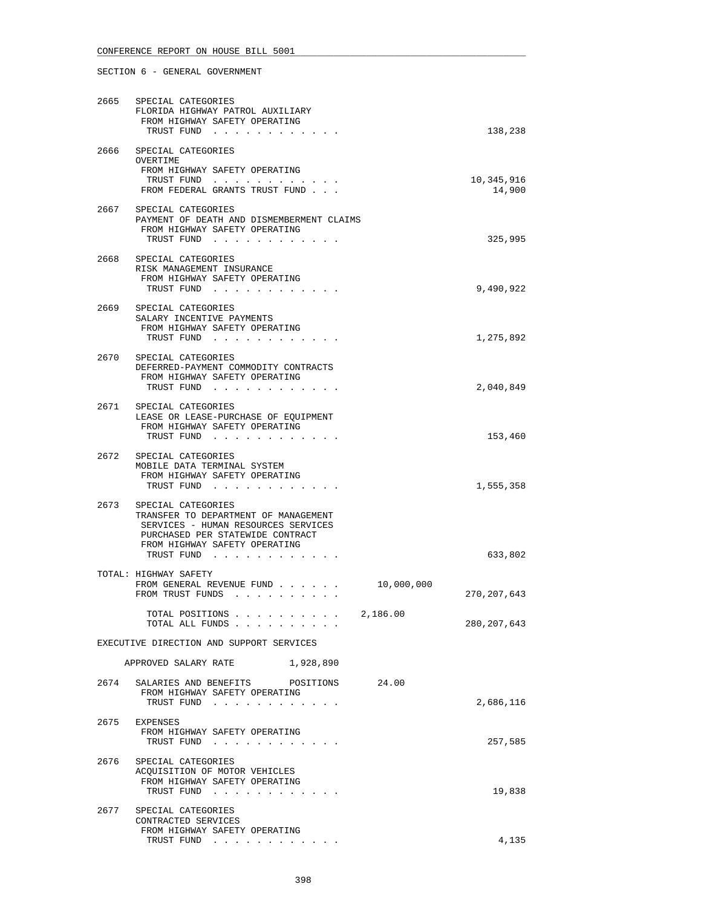SECTION 6 - GENERAL GOVERNMENT

```
2665  SPECIAL CATEGORIES
      FLORIDA HIGHWAY PATROL AUXILIARY
       FROM HIGHWAY SAFETY OPERATING
        TRUST FUND . . . . . . . . . . . .                              138,238

2666  SPECIAL CATEGORIES
      OVERTIME
       FROM HIGHWAY SAFETY OPERATING
        TRUST FUND . . . . . . . . . . . .                           10,345,916
       FROM FEDERAL GRANTS TRUST FUND . . .                              14,900

2667  SPECIAL CATEGORIES
      PAYMENT OF DEATH AND DISMEMBERMENT CLAIMS
       FROM HIGHWAY SAFETY OPERATING
        TRUST FUND . . . . . . . . . . . .                              325,995

2668  SPECIAL CATEGORIES
      RISK MANAGEMENT INSURANCE
       FROM HIGHWAY SAFETY OPERATING
        TRUST FUND . . . . . . . . . . . .                            9,490,922

2669  SPECIAL CATEGORIES
      SALARY INCENTIVE PAYMENTS
       FROM HIGHWAY SAFETY OPERATING
        TRUST FUND . . . . . . . . . . . .                            1,275,892

2670  SPECIAL CATEGORIES
      DEFERRED-PAYMENT COMMODITY CONTRACTS
       FROM HIGHWAY SAFETY OPERATING
        TRUST FUND . . . . . . . . . . . .                            2,040,849

2671  SPECIAL CATEGORIES
      LEASE OR LEASE-PURCHASE OF EQUIPMENT
       FROM HIGHWAY SAFETY OPERATING
        TRUST FUND . . . . . . . . . . . .                              153,460

2672  SPECIAL CATEGORIES
      MOBILE DATA TERMINAL SYSTEM
       FROM HIGHWAY SAFETY OPERATING
        TRUST FUND . . . . . . . . . . . .                            1,555,358

2673  SPECIAL CATEGORIES
      TRANSFER TO DEPARTMENT OF MANAGEMENT
       SERVICES - HUMAN RESOURCES SERVICES
       PURCHASED PER STATEWIDE CONTRACT
       FROM HIGHWAY SAFETY OPERATING
        TRUST FUND . . . . . . . . . . . .                              633,802

TOTAL: HIGHWAY SAFETY
       FROM GENERAL REVENUE FUND . . . . . .        10,000,000
       FROM TRUST FUNDS . . . . . . . . . .                         270,207,643

        TOTAL POSITIONS . . . . . . . . . .    2,186.00
        TOTAL ALL FUNDS . . . . . . . . . .                         280,207,643

EXECUTIVE DIRECTION AND SUPPORT SERVICES

     APPROVED SALARY RATE          1,928,890

2674  SALARIES AND BENEFITS       POSITIONS      24.00
       FROM HIGHWAY SAFETY OPERATING
        TRUST FUND . . . . . . . . . . . .                            2,686,116

2675  EXPENSES
       FROM HIGHWAY SAFETY OPERATING
        TRUST FUND . . . . . . . . . . . .                              257,585

2676  SPECIAL CATEGORIES
      ACQUISITION OF MOTOR VEHICLES
       FROM HIGHWAY SAFETY OPERATING
        TRUST FUND . . . . . . . . . . . .                               19,838

2677  SPECIAL CATEGORIES
      CONTRACTED SERVICES
       FROM HIGHWAY SAFETY OPERATING
        TRUST FUND . . . . . . . . . . . .                                4,135
```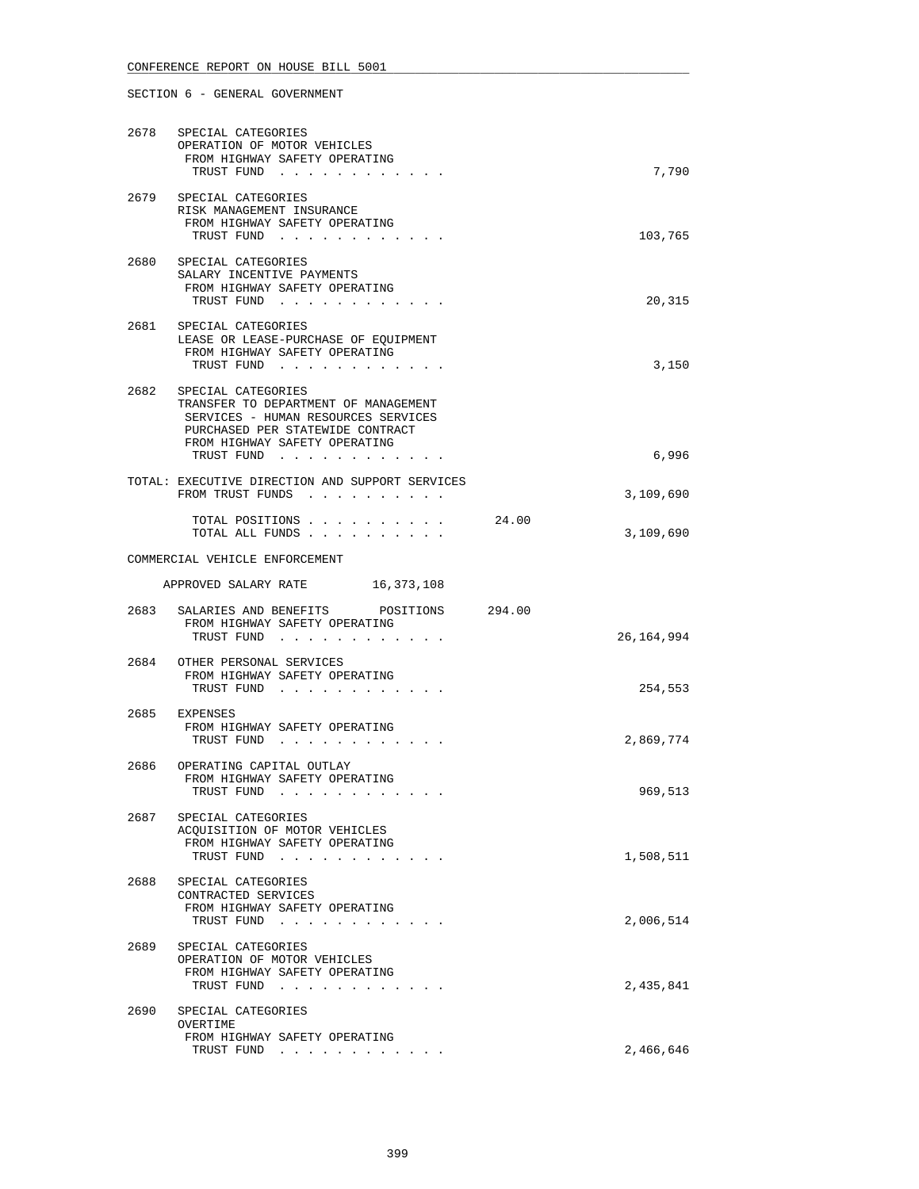CONFERENCE REPORT ON HOUSE BILL 5001

SECTION 6 - GENERAL GOVERNMENT

```
2678  SPECIAL CATEGORIES
      OPERATION OF MOTOR VEHICLES
       FROM HIGHWAY SAFETY OPERATING
        TRUST FUND . . . . . . . . . . . .                              7,790

2679  SPECIAL CATEGORIES
      RISK MANAGEMENT INSURANCE
       FROM HIGHWAY SAFETY OPERATING
        TRUST FUND . . . . . . . . . . . .                            103,765

2680  SPECIAL CATEGORIES
      SALARY INCENTIVE PAYMENTS
       FROM HIGHWAY SAFETY OPERATING
        TRUST FUND . . . . . . . . . . . .                             20,315

2681  SPECIAL CATEGORIES
      LEASE OR LEASE-PURCHASE OF EQUIPMENT
       FROM HIGHWAY SAFETY OPERATING
        TRUST FUND . . . . . . . . . . . .                              3,150

2682  SPECIAL CATEGORIES
      TRANSFER TO DEPARTMENT OF MANAGEMENT
       SERVICES - HUMAN RESOURCES SERVICES
       PURCHASED PER STATEWIDE CONTRACT
       FROM HIGHWAY SAFETY OPERATING
        TRUST FUND . . . . . . . . . . . .                              6,996

TOTAL: EXECUTIVE DIRECTION AND SUPPORT SERVICES
       FROM TRUST FUNDS . . . . . . . . . .                         3,109,690

        TOTAL POSITIONS . . . . . . . . . .        24.00
        TOTAL ALL FUNDS . . . . . . . . . .                         3,109,690

COMMERCIAL VEHICLE ENFORCEMENT

    APPROVED SALARY RATE        16,373,108

2683  SALARIES AND BENEFITS       POSITIONS      294.00
       FROM HIGHWAY SAFETY OPERATING
        TRUST FUND . . . . . . . . . . . .                         26,164,994

2684  OTHER PERSONAL SERVICES
       FROM HIGHWAY SAFETY OPERATING
        TRUST FUND . . . . . . . . . . . .                            254,553

2685  EXPENSES
       FROM HIGHWAY SAFETY OPERATING
        TRUST FUND . . . . . . . . . . . .                          2,869,774

2686  OPERATING CAPITAL OUTLAY
       FROM HIGHWAY SAFETY OPERATING
        TRUST FUND . . . . . . . . . . . .                            969,513

2687  SPECIAL CATEGORIES
      ACQUISITION OF MOTOR VEHICLES
       FROM HIGHWAY SAFETY OPERATING
        TRUST FUND . . . . . . . . . . . .                          1,508,511

2688  SPECIAL CATEGORIES
      CONTRACTED SERVICES
       FROM HIGHWAY SAFETY OPERATING
        TRUST FUND . . . . . . . . . . . .                          2,006,514

2689  SPECIAL CATEGORIES
      OPERATION OF MOTOR VEHICLES
       FROM HIGHWAY SAFETY OPERATING
        TRUST FUND . . . . . . . . . . . .                          2,435,841

2690  SPECIAL CATEGORIES
      OVERTIME
       FROM HIGHWAY SAFETY OPERATING
        TRUST FUND . . . . . . . . . . . .                          2,466,646
```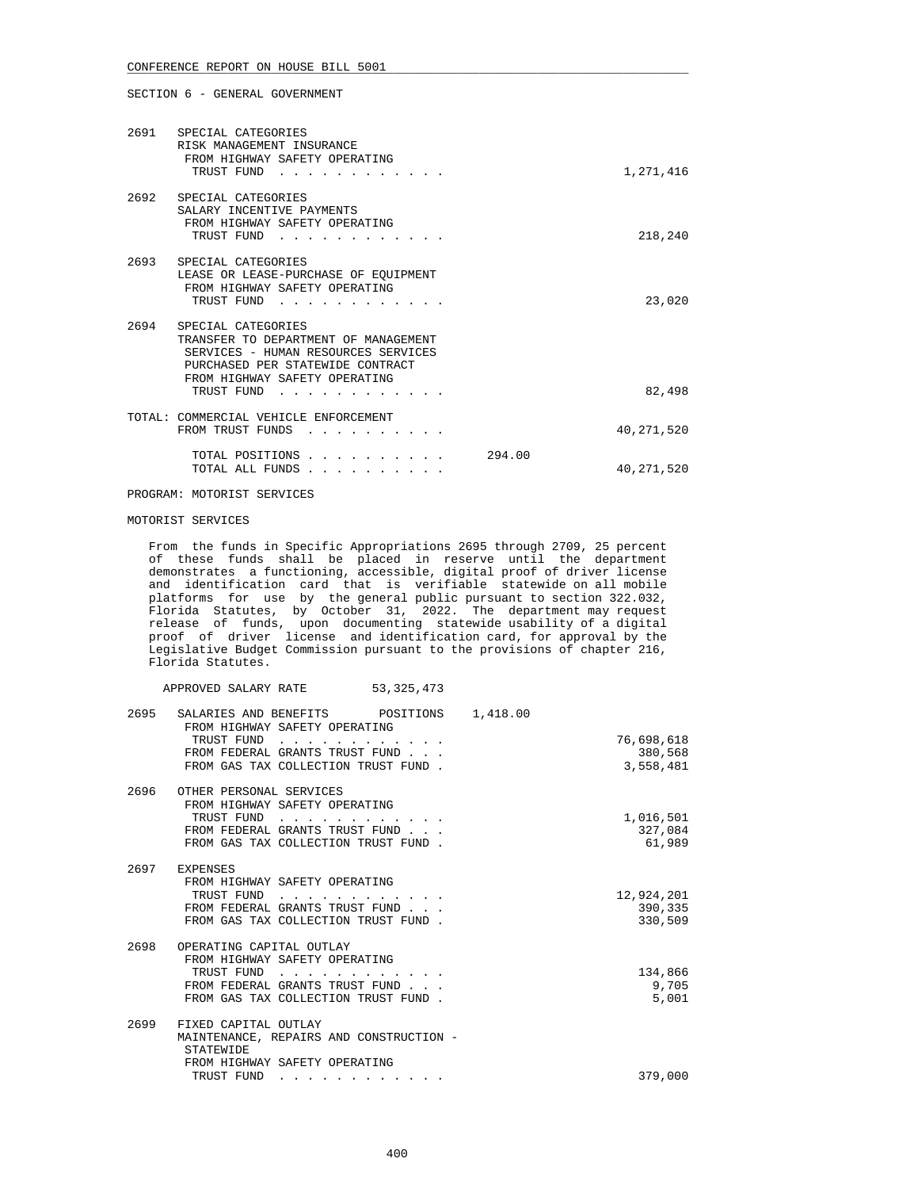SECTION 6 - GENERAL GOVERNMENT

```
2691  SPECIAL CATEGORIES
      RISK MANAGEMENT INSURANCE
       FROM HIGHWAY SAFETY OPERATING
        TRUST FUND  . . . . . . . . . . . .                           1,271,416

2692  SPECIAL CATEGORIES
      SALARY INCENTIVE PAYMENTS
       FROM HIGHWAY SAFETY OPERATING
        TRUST FUND  . . . . . . . . . . . .                             218,240

2693  SPECIAL CATEGORIES
      LEASE OR LEASE-PURCHASE OF EQUIPMENT
       FROM HIGHWAY SAFETY OPERATING
        TRUST FUND  . . . . . . . . . . . .                              23,020

2694  SPECIAL CATEGORIES
      TRANSFER TO DEPARTMENT OF MANAGEMENT
       SERVICES - HUMAN RESOURCES SERVICES
       PURCHASED PER STATEWIDE CONTRACT
       FROM HIGHWAY SAFETY OPERATING
        TRUST FUND  . . . . . . . . . . . .                              82,498

TOTAL: COMMERCIAL VEHICLE ENFORCEMENT
       FROM TRUST FUNDS  . . . . . . . . . .                         40,271,520

        TOTAL POSITIONS . . . . . . . . . .      294.00
        TOTAL ALL FUNDS . . . . . . . . . .                          40,271,520
```

PROGRAM: MOTORIST SERVICES

MOTORIST SERVICES

From the funds in Specific Appropriations 2695 through 2709, 25 percent of these funds shall be placed in reserve until the department demonstrates a functioning, accessible, digital proof of driver license and identification card that is verifiable statewide on all mobile platforms for use by the general public pursuant to section 322.032, Florida Statutes, by October 31, 2022. The department may request release of funds, upon documenting statewide usability of a digital proof of driver license and identification card, for approval by the Legislative Budget Commission pursuant to the provisions of chapter 216, Florida Statutes.

```
    APPROVED SALARY RATE         53,325,473

2695  SALARIES AND BENEFITS      POSITIONS   1,418.00
       FROM HIGHWAY SAFETY OPERATING
        TRUST FUND  . . . . . . . . . . . .                          76,698,618
       FROM FEDERAL GRANTS TRUST FUND . . .                             380,568
       FROM GAS TAX COLLECTION TRUST FUND .                           3,558,481

2696  OTHER PERSONAL SERVICES
       FROM HIGHWAY SAFETY OPERATING
        TRUST FUND  . . . . . . . . . . . .                           1,016,501
       FROM FEDERAL GRANTS TRUST FUND . . .                             327,084
       FROM GAS TAX COLLECTION TRUST FUND .                              61,989

2697  EXPENSES
       FROM HIGHWAY SAFETY OPERATING
        TRUST FUND  . . . . . . . . . . . .                          12,924,201
       FROM FEDERAL GRANTS TRUST FUND . . .                             390,335
       FROM GAS TAX COLLECTION TRUST FUND .                             330,509

2698  OPERATING CAPITAL OUTLAY
       FROM HIGHWAY SAFETY OPERATING
        TRUST FUND  . . . . . . . . . . . .                             134,866
       FROM FEDERAL GRANTS TRUST FUND . . .                               9,705
       FROM GAS TAX COLLECTION TRUST FUND .                               5,001

2699  FIXED CAPITAL OUTLAY
      MAINTENANCE, REPAIRS AND CONSTRUCTION -
       STATEWIDE
       FROM HIGHWAY SAFETY OPERATING
        TRUST FUND  . . . . . . . . . . . .                             379,000
```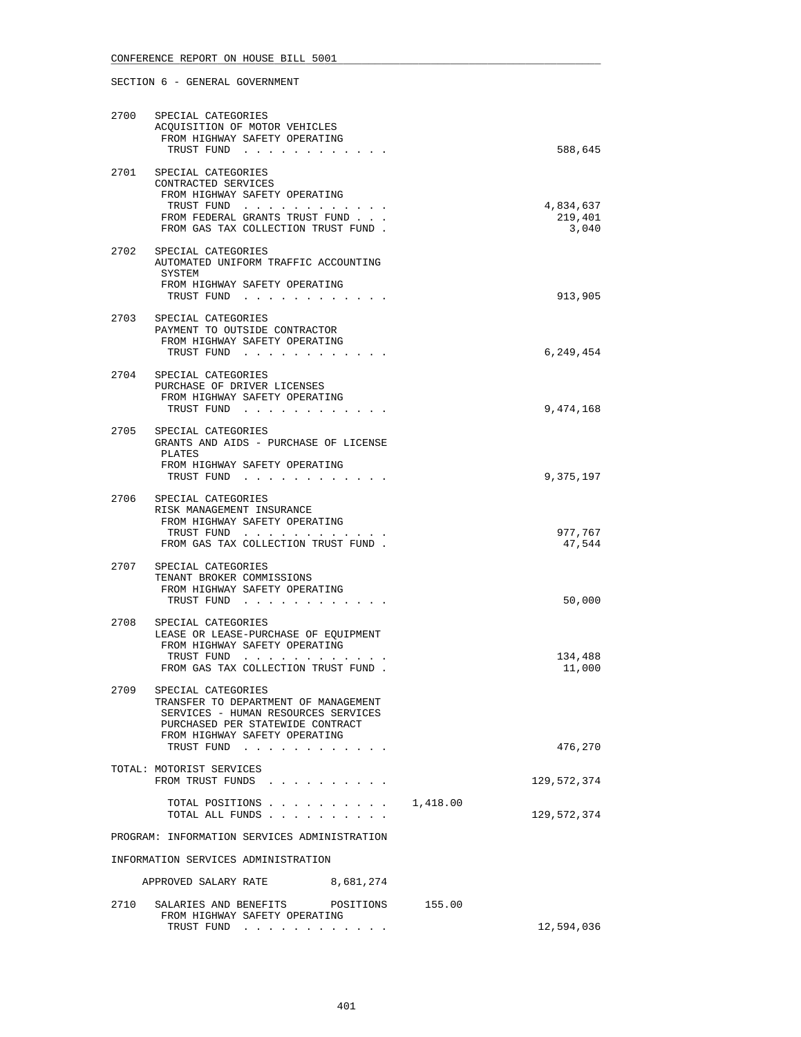CONFERENCE REPORT ON HOUSE BILL 5001

SECTION 6 - GENERAL GOVERNMENT

```
2700  SPECIAL CATEGORIES
      ACQUISITION OF MOTOR VEHICLES
       FROM HIGHWAY SAFETY OPERATING
        TRUST FUND . . . . . . . . . . . .                             588,645

2701  SPECIAL CATEGORIES
      CONTRACTED SERVICES
       FROM HIGHWAY SAFETY OPERATING
        TRUST FUND . . . . . . . . . . . .                           4,834,637
       FROM FEDERAL GRANTS TRUST FUND . . .                            219,401
       FROM GAS TAX COLLECTION TRUST FUND .                              3,040

2702  SPECIAL CATEGORIES
      AUTOMATED UNIFORM TRAFFIC ACCOUNTING
       SYSTEM
       FROM HIGHWAY SAFETY OPERATING
        TRUST FUND . . . . . . . . . . . .                             913,905

2703  SPECIAL CATEGORIES
      PAYMENT TO OUTSIDE CONTRACTOR
       FROM HIGHWAY SAFETY OPERATING
        TRUST FUND . . . . . . . . . . . .                           6,249,454

2704  SPECIAL CATEGORIES
      PURCHASE OF DRIVER LICENSES
       FROM HIGHWAY SAFETY OPERATING
        TRUST FUND . . . . . . . . . . . .                           9,474,168

2705  SPECIAL CATEGORIES
      GRANTS AND AIDS - PURCHASE OF LICENSE
       PLATES
       FROM HIGHWAY SAFETY OPERATING
        TRUST FUND . . . . . . . . . . . .                           9,375,197

2706  SPECIAL CATEGORIES
      RISK MANAGEMENT INSURANCE
       FROM HIGHWAY SAFETY OPERATING
        TRUST FUND . . . . . . . . . . . .                             977,767
       FROM GAS TAX COLLECTION TRUST FUND .                             47,544

2707  SPECIAL CATEGORIES
      TENANT BROKER COMMISSIONS
       FROM HIGHWAY SAFETY OPERATING
        TRUST FUND . . . . . . . . . . . .                              50,000

2708  SPECIAL CATEGORIES
      LEASE OR LEASE-PURCHASE OF EQUIPMENT
       FROM HIGHWAY SAFETY OPERATING
        TRUST FUND . . . . . . . . . . . .                             134,488
       FROM GAS TAX COLLECTION TRUST FUND .                             11,000

2709  SPECIAL CATEGORIES
      TRANSFER TO DEPARTMENT OF MANAGEMENT
       SERVICES - HUMAN RESOURCES SERVICES
       PURCHASED PER STATEWIDE CONTRACT
       FROM HIGHWAY SAFETY OPERATING
        TRUST FUND . . . . . . . . . . . .                             476,270

      TOTAL: MOTORIST SERVICES
       FROM TRUST FUNDS . . . . . . . . . .                        129,572,374

        TOTAL POSITIONS . . . . . . . . . .     1,418.00
        TOTAL ALL FUNDS . . . . . . . . . .                        129,572,374

      PROGRAM: INFORMATION SERVICES ADMINISTRATION

      INFORMATION SERVICES ADMINISTRATION

          APPROVED SALARY RATE          8,681,274

2710  SALARIES AND BENEFITS      POSITIONS     155.00
       FROM HIGHWAY SAFETY OPERATING
        TRUST FUND . . . . . . . . . . . .                          12,594,036
```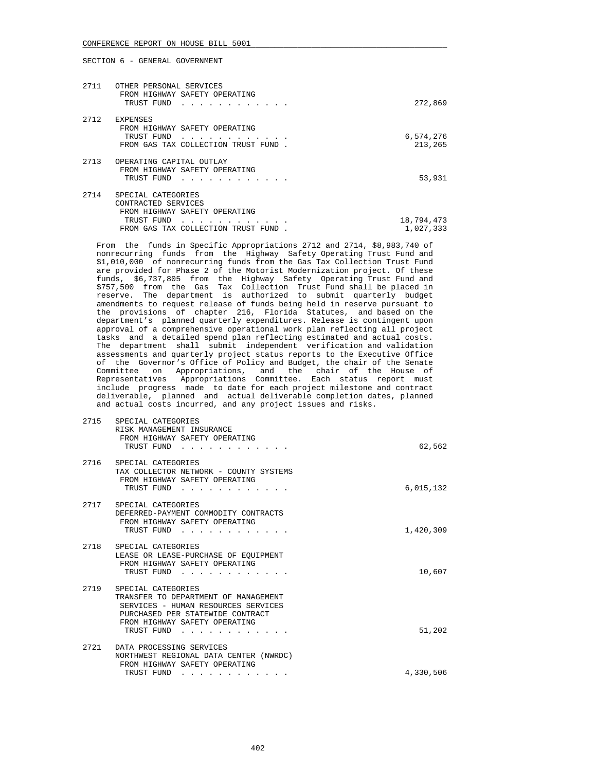CONFERENCE REPORT ON HOUSE BILL 5001

SECTION 6 - GENERAL GOVERNMENT

| | | |
|---|---|---|
| 2711 | OTHER PERSONAL SERVICES<br>FROM HIGHWAY SAFETY OPERATING<br>TRUST FUND . . . . . . . . . . . . | 272,869 |
| 2712 | EXPENSES<br>FROM HIGHWAY SAFETY OPERATING<br>TRUST FUND . . . . . . . . . . . .<br>FROM GAS TAX COLLECTION TRUST FUND . | 6,574,276<br>213,265 |
| 2713 | OPERATING CAPITAL OUTLAY<br>FROM HIGHWAY SAFETY OPERATING<br>TRUST FUND . . . . . . . . . . . . | 53,931 |
| 2714 | SPECIAL CATEGORIES<br>CONTRACTED SERVICES<br>FROM HIGHWAY SAFETY OPERATING<br>TRUST FUND . . . . . . . . . . . .<br>FROM GAS TAX COLLECTION TRUST FUND . | 18,794,473<br>1,027,333 |

From the funds in Specific Appropriations 2712 and 2714, $8,983,740 of nonrecurring funds from the Highway Safety Operating Trust Fund and $1,010,000 of nonrecurring funds from the Gas Tax Collection Trust Fund are provided for Phase 2 of the Motorist Modernization project. Of these funds, $6,737,805 from the Highway Safety Operating Trust Fund and $757,500 from the Gas Tax Collection Trust Fund shall be placed in reserve. The department is authorized to submit quarterly budget amendments to request release of funds being held in reserve pursuant to the provisions of chapter 216, Florida Statutes, and based on the department's planned quarterly expenditures. Release is contingent upon approval of a comprehensive operational work plan reflecting all project tasks and a detailed spend plan reflecting estimated and actual costs. The department shall submit independent verification and validation assessments and quarterly project status reports to the Executive Office of the Governor's Office of Policy and Budget, the chair of the Senate Committee on Appropriations, and the chair of the House of Representatives Appropriations Committee. Each status report must include progress made to date for each project milestone and contract deliverable, planned and actual deliverable completion dates, planned and actual costs incurred, and any project issues and risks.

| | | |
|---|---|---|
| 2715 | SPECIAL CATEGORIES<br>RISK MANAGEMENT INSURANCE<br>FROM HIGHWAY SAFETY OPERATING<br>TRUST FUND . . . . . . . . . . . . | 62,562 |
| 2716 | SPECIAL CATEGORIES<br>TAX COLLECTOR NETWORK - COUNTY SYSTEMS<br>FROM HIGHWAY SAFETY OPERATING<br>TRUST FUND . . . . . . . . . . . . | 6,015,132 |
| 2717 | SPECIAL CATEGORIES<br>DEFERRED-PAYMENT COMMODITY CONTRACTS<br>FROM HIGHWAY SAFETY OPERATING<br>TRUST FUND . . . . . . . . . . . . | 1,420,309 |
| 2718 | SPECIAL CATEGORIES<br>LEASE OR LEASE-PURCHASE OF EQUIPMENT<br>FROM HIGHWAY SAFETY OPERATING<br>TRUST FUND . . . . . . . . . . . . | 10,607 |
| 2719 | SPECIAL CATEGORIES<br>TRANSFER TO DEPARTMENT OF MANAGEMENT<br>SERVICES - HUMAN RESOURCES SERVICES<br>PURCHASED PER STATEWIDE CONTRACT<br>FROM HIGHWAY SAFETY OPERATING<br>TRUST FUND . . . . . . . . . . . . | 51,202 |
| 2721 | DATA PROCESSING SERVICES<br>NORTHWEST REGIONAL DATA CENTER (NWRDC)<br>FROM HIGHWAY SAFETY OPERATING<br>TRUST FUND . . . . . . . . . . . . | 4,330,506 |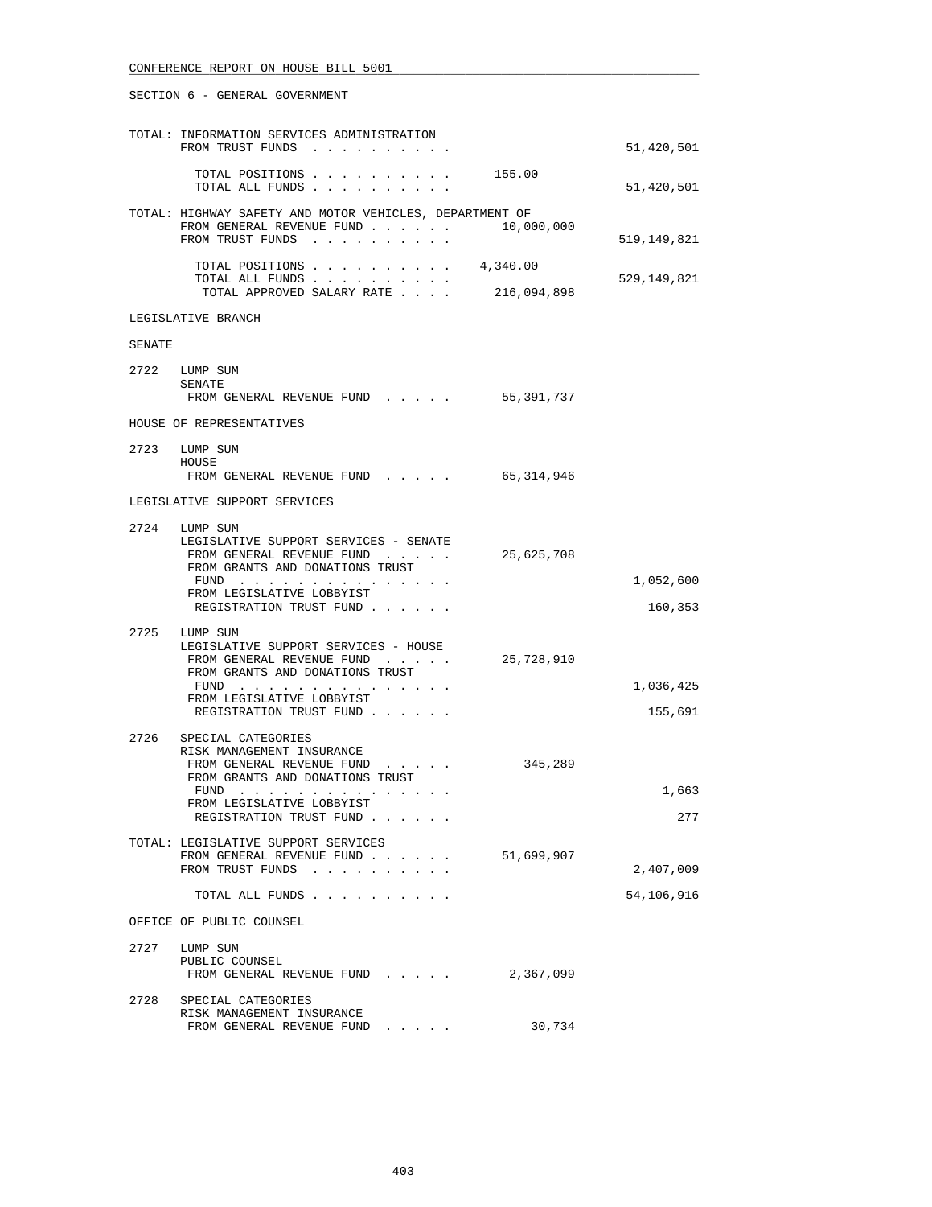SECTION 6 - GENERAL GOVERNMENT

TOTAL: INFORMATION SERVICES ADMINISTRATION

| | | | |
|---|---|---|---|
| | FROM TRUST FUNDS . . . . . . . . . . | | 51,420,501 |
| | TOTAL POSITIONS . . . . . . . . . . | 155.00 | |
| | TOTAL ALL FUNDS . . . . . . . . . . | | 51,420,501 |

TOTAL: HIGHWAY SAFETY AND MOTOR VEHICLES, DEPARTMENT OF

| | | | |
|---|---|---|---|
| | FROM GENERAL REVENUE FUND . . . . . . | 10,000,000 | |
| | FROM TRUST FUNDS . . . . . . . . . . | | 519,149,821 |
| | TOTAL POSITIONS . . . . . . . . . . | 4,340.00 | |
| | TOTAL ALL FUNDS . . . . . . . . . . | | 529,149,821 |
| | TOTAL APPROVED SALARY RATE . . . . | 216,094,898 | |

LEGISLATIVE BRANCH

SENATE

| | | | |
|---|---|---|---|
| 2722 | LUMP SUM<br>SENATE<br>FROM GENERAL REVENUE FUND . . . . . | 55,391,737 | |

HOUSE OF REPRESENTATIVES

| | | | |
|---|---|---|---|
| 2723 | LUMP SUM<br>HOUSE<br>FROM GENERAL REVENUE FUND . . . . . | 65,314,946 | |

LEGISLATIVE SUPPORT SERVICES

| | | | |
|---|---|---|---|
| 2724 | LUMP SUM<br>LEGISLATIVE SUPPORT SERVICES - SENATE<br>FROM GENERAL REVENUE FUND . . . . . | 25,625,708 | |
| | FROM GRANTS AND DONATIONS TRUST FUND . . . . . . . . . . . . . . | | 1,052,600 |
| | FROM LEGISLATIVE LOBBYIST REGISTRATION TRUST FUND . . . . . . | | 160,353 |
| 2725 | LUMP SUM<br>LEGISLATIVE SUPPORT SERVICES - HOUSE<br>FROM GENERAL REVENUE FUND . . . . . | 25,728,910 | |
| | FROM GRANTS AND DONATIONS TRUST FUND . . . . . . . . . . . . . . | | 1,036,425 |
| | FROM LEGISLATIVE LOBBYIST REGISTRATION TRUST FUND . . . . . . | | 155,691 |
| 2726 | SPECIAL CATEGORIES<br>RISK MANAGEMENT INSURANCE<br>FROM GENERAL REVENUE FUND . . . . . | 345,289 | |
| | FROM GRANTS AND DONATIONS TRUST FUND . . . . . . . . . . . . . . | | 1,663 |
| | FROM LEGISLATIVE LOBBYIST REGISTRATION TRUST FUND . . . . . . | | 277 |

TOTAL: LEGISLATIVE SUPPORT SERVICES

| | | | |
|---|---|---|---|
| | FROM GENERAL REVENUE FUND . . . . . . | 51,699,907 | |
| | FROM TRUST FUNDS . . . . . . . . . . | | 2,407,009 |
| | TOTAL ALL FUNDS . . . . . . . . . . | | 54,106,916 |

OFFICE OF PUBLIC COUNSEL

| | | | |
|---|---|---|---|
| 2727 | LUMP SUM<br>PUBLIC COUNSEL<br>FROM GENERAL REVENUE FUND . . . . . | 2,367,099 | |
| 2728 | SPECIAL CATEGORIES<br>RISK MANAGEMENT INSURANCE<br>FROM GENERAL REVENUE FUND . . . . . | 30,734 | |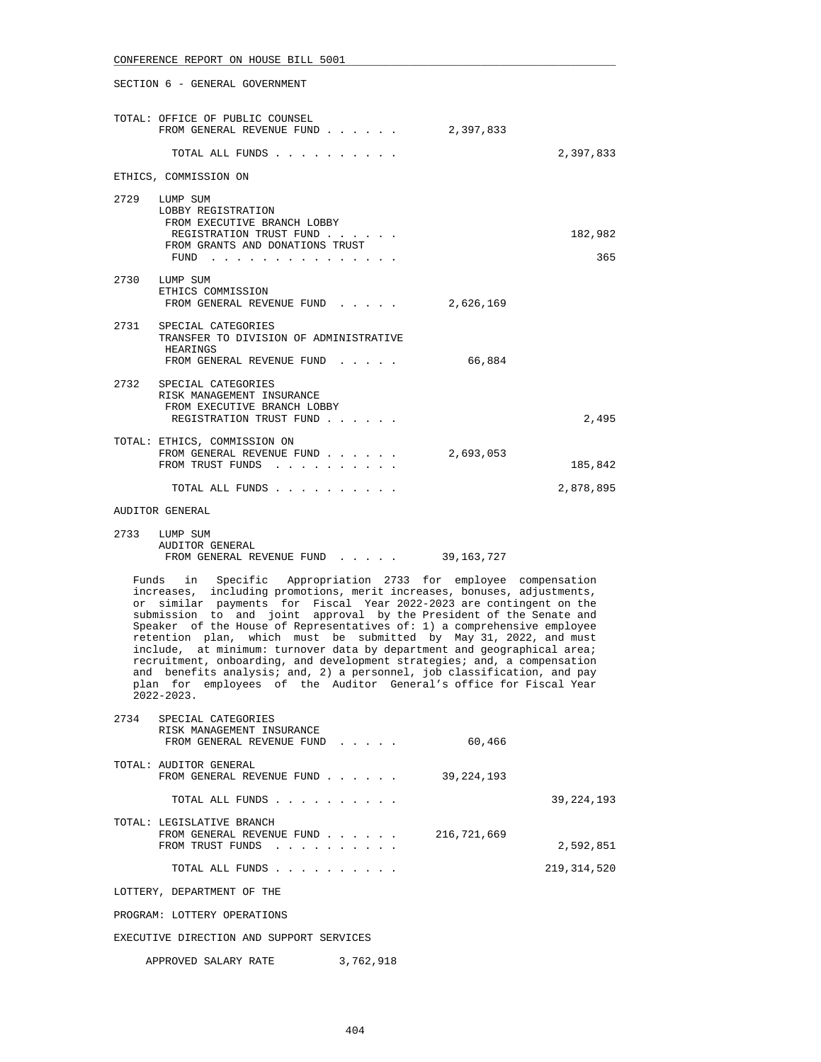SECTION 6 - GENERAL GOVERNMENT

| | | General Revenue | Trust Funds |
|---|---|---|---|
| TOTAL: OFFICE OF PUBLIC COUNSEL | FROM GENERAL REVENUE FUND . . . . . . | 2,397,833 | |
| | TOTAL ALL FUNDS . . . . . . . . . . | | 2,397,833 |

ETHICS, COMMISSION ON

| | | | |
|---|---|---|---|
| 2729 | LUMP SUM<br>LOBBY REGISTRATION<br>FROM EXECUTIVE BRANCH LOBBY REGISTRATION TRUST FUND . . . . . . | | 182,982 |
| | FROM GRANTS AND DONATIONS TRUST FUND . . . . . . . . . . . . . . | | 365 |
| 2730 | LUMP SUM<br>ETHICS COMMISSION<br>FROM GENERAL REVENUE FUND . . . . . | 2,626,169 | |
| 2731 | SPECIAL CATEGORIES<br>TRANSFER TO DIVISION OF ADMINISTRATIVE HEARINGS<br>FROM GENERAL REVENUE FUND . . . . . | 66,884 | |
| 2732 | SPECIAL CATEGORIES<br>RISK MANAGEMENT INSURANCE<br>FROM EXECUTIVE BRANCH LOBBY REGISTRATION TRUST FUND . . . . . . | | 2,495 |
| TOTAL: ETHICS, COMMISSION ON | FROM GENERAL REVENUE FUND . . . . . . | 2,693,053 | |
| | FROM TRUST FUNDS . . . . . . . . . . | | 185,842 |
| | TOTAL ALL FUNDS . . . . . . . . . . | | 2,878,895 |

AUDITOR GENERAL

| | | | |
|---|---|---|---|
| 2733 | LUMP SUM<br>AUDITOR GENERAL<br>FROM GENERAL REVENUE FUND . . . . . | 39,163,727 | |

Funds in Specific Appropriation 2733 for employee compensation increases, including promotions, merit increases, bonuses, adjustments, or similar payments for Fiscal Year 2022-2023 are contingent on the submission to and joint approval by the President of the Senate and Speaker of the House of Representatives of: 1) a comprehensive employee retention plan, which must be submitted by May 31, 2022, and must include, at minimum: turnover data by department and geographical area; recruitment, onboarding, and development strategies; and, a compensation and benefits analysis; and, 2) a personnel, job classification, and pay plan for employees of the Auditor General's office for Fiscal Year 2022-2023.

| | | | |
|---|---|---|---|
| 2734 | SPECIAL CATEGORIES<br>RISK MANAGEMENT INSURANCE<br>FROM GENERAL REVENUE FUND . . . . . | 60,466 | |
| TOTAL: AUDITOR GENERAL | FROM GENERAL REVENUE FUND . . . . . . | 39,224,193 | |
| | TOTAL ALL FUNDS . . . . . . . . . . | | 39,224,193 |
| TOTAL: LEGISLATIVE BRANCH | FROM GENERAL REVENUE FUND . . . . . . | 216,721,669 | |
| | FROM TRUST FUNDS . . . . . . . . . . | | 2,592,851 |
| | TOTAL ALL FUNDS . . . . . . . . . . | | 219,314,520 |

LOTTERY, DEPARTMENT OF THE

PROGRAM: LOTTERY OPERATIONS

EXECUTIVE DIRECTION AND SUPPORT SERVICES

APPROVED SALARY RATE 3,762,918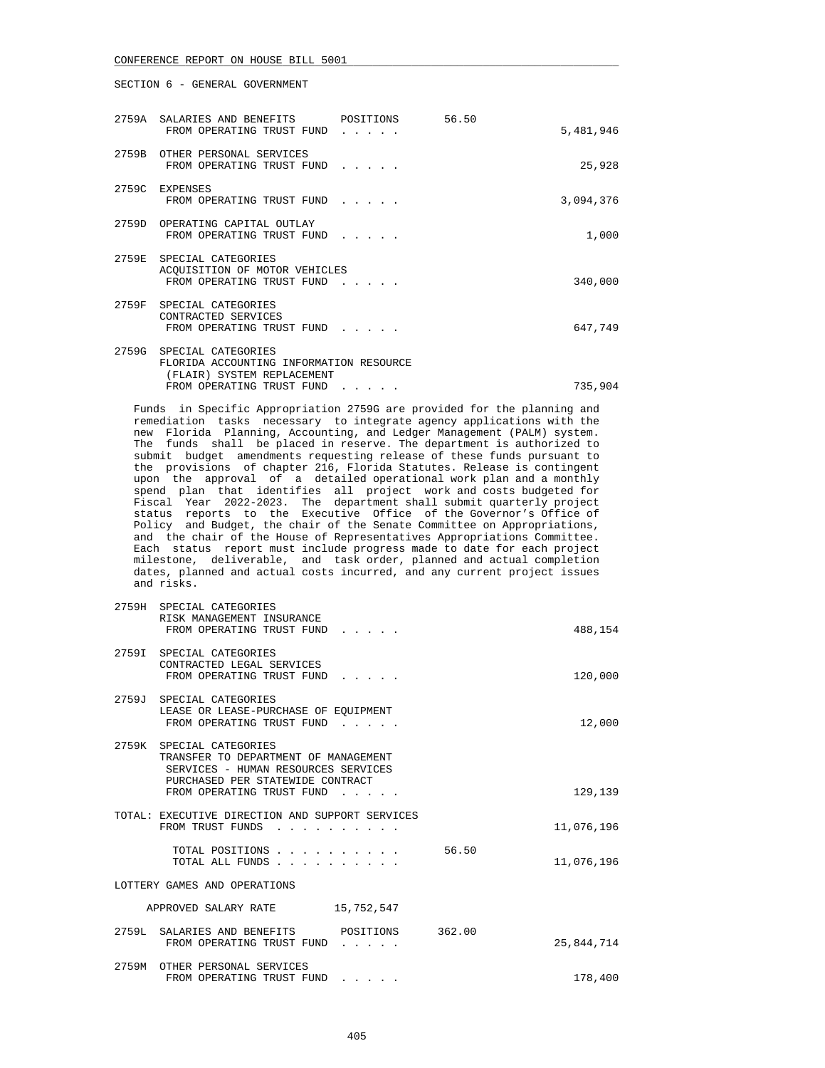SECTION 6 - GENERAL GOVERNMENT

| | | | | |
|---|---|---|---|---|
| 2759A | SALARIES AND BENEFITS FROM OPERATING TRUST FUND . . . . . | POSITIONS | 56.50 | 5,481,946 |
| 2759B | OTHER PERSONAL SERVICES FROM OPERATING TRUST FUND . . . . . | | | 25,928 |
| 2759C | EXPENSES FROM OPERATING TRUST FUND . . . . . | | | 3,094,376 |
| 2759D | OPERATING CAPITAL OUTLAY FROM OPERATING TRUST FUND . . . . . | | | 1,000 |
| 2759E | SPECIAL CATEGORIES ACQUISITION OF MOTOR VEHICLES FROM OPERATING TRUST FUND . . . . . | | | 340,000 |
| 2759F | SPECIAL CATEGORIES CONTRACTED SERVICES FROM OPERATING TRUST FUND . . . . . | | | 647,749 |
| 2759G | SPECIAL CATEGORIES FLORIDA ACCOUNTING INFORMATION RESOURCE (FLAIR) SYSTEM REPLACEMENT FROM OPERATING TRUST FUND . . . . . | | | 735,904 |

Funds in Specific Appropriation 2759G are provided for the planning and remediation tasks necessary to integrate agency applications with the new Florida Planning, Accounting, and Ledger Management (PALM) system. The funds shall be placed in reserve. The department is authorized to submit budget amendments requesting release of these funds pursuant to the provisions of chapter 216, Florida Statutes. Release is contingent upon the approval of a detailed operational work plan and a monthly spend plan that identifies all project work and costs budgeted for Fiscal Year 2022-2023. The department shall submit quarterly project status reports to the Executive Office of the Governor's Office of Policy and Budget, the chair of the Senate Committee on Appropriations, and the chair of the House of Representatives Appropriations Committee. Each status report must include progress made to date for each project milestone, deliverable, and task order, planned and actual completion dates, planned and actual costs incurred, and any current project issues and risks.

| | | | | |
|---|---|---|---|---|
| 2759H | SPECIAL CATEGORIES RISK MANAGEMENT INSURANCE FROM OPERATING TRUST FUND . . . . . | | | 488,154 |
| 2759I | SPECIAL CATEGORIES CONTRACTED LEGAL SERVICES FROM OPERATING TRUST FUND . . . . . | | | 120,000 |
| 2759J | SPECIAL CATEGORIES LEASE OR LEASE-PURCHASE OF EQUIPMENT FROM OPERATING TRUST FUND . . . . . | | | 12,000 |
| 2759K | SPECIAL CATEGORIES TRANSFER TO DEPARTMENT OF MANAGEMENT SERVICES - HUMAN RESOURCES SERVICES PURCHASED PER STATEWIDE CONTRACT FROM OPERATING TRUST FUND . . . . . | | | 129,139 |

TOTAL: EXECUTIVE DIRECTION AND SUPPORT SERVICES

| | | |
|---|---|---|
| FROM TRUST FUNDS . . . . . . . . . . | | 11,076,196 |
| TOTAL POSITIONS . . . . . . . . . . | 56.50 | |
| TOTAL ALL FUNDS . . . . . . . . . . | | 11,076,196 |

LOTTERY GAMES AND OPERATIONS

APPROVED SALARY RATE 15,752,547

| | | | | |
|---|---|---|---|---|
| 2759L | SALARIES AND BENEFITS FROM OPERATING TRUST FUND . . . . . | POSITIONS | 362.00 | 25,844,714 |
| 2759M | OTHER PERSONAL SERVICES FROM OPERATING TRUST FUND . . . . . | | | 178,400 |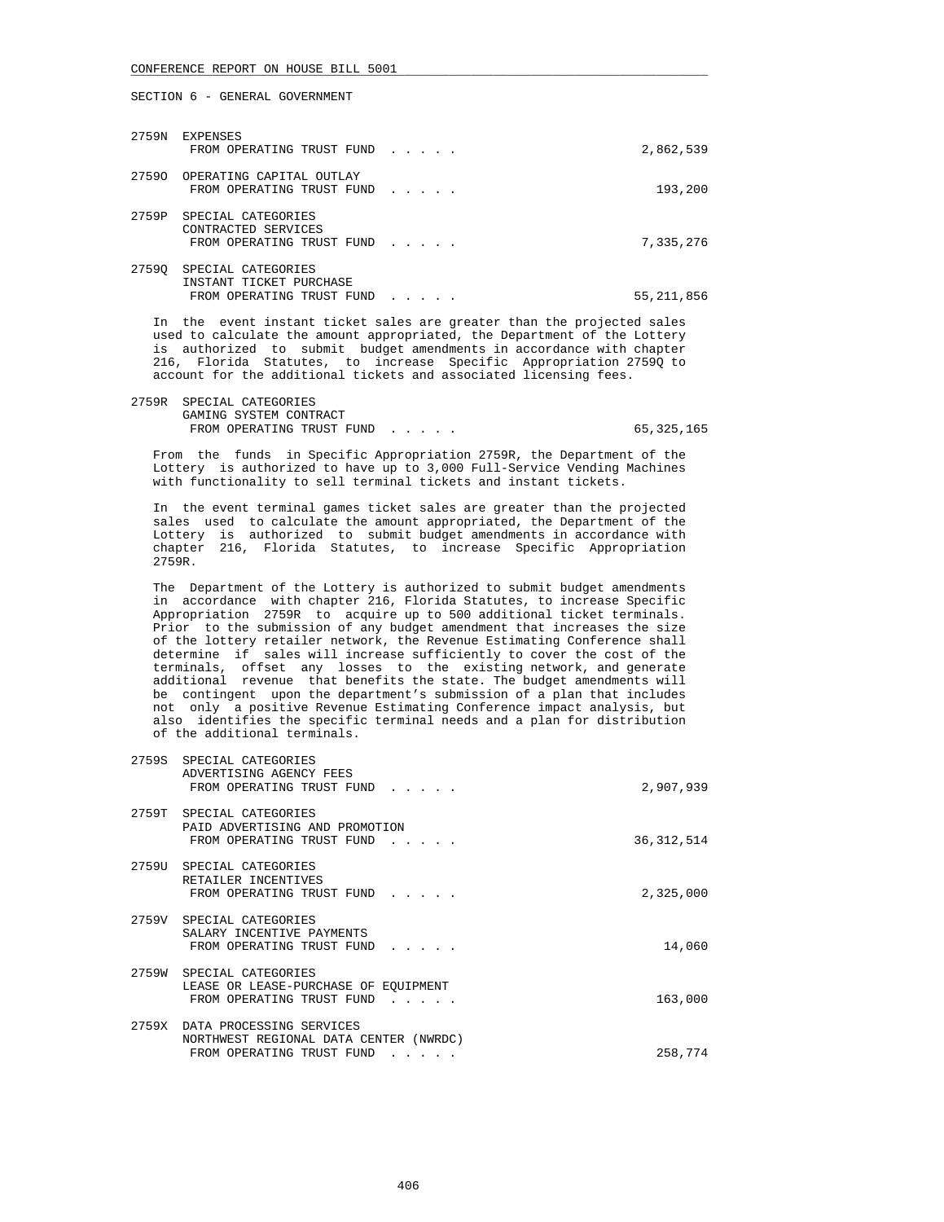SECTION 6 - GENERAL GOVERNMENT

2759N EXPENSES
FROM OPERATING TRUST FUND . . . . . 2,862,539

2759O OPERATING CAPITAL OUTLAY
FROM OPERATING TRUST FUND . . . . . 193,200

2759P SPECIAL CATEGORIES
CONTRACTED SERVICES
FROM OPERATING TRUST FUND . . . . . 7,335,276

2759Q SPECIAL CATEGORIES
INSTANT TICKET PURCHASE
FROM OPERATING TRUST FUND . . . . . 55,211,856

In the event instant ticket sales are greater than the projected sales used to calculate the amount appropriated, the Department of the Lottery is authorized to submit budget amendments in accordance with chapter 216, Florida Statutes, to increase Specific Appropriation 2759Q to account for the additional tickets and associated licensing fees.

2759R SPECIAL CATEGORIES
GAMING SYSTEM CONTRACT
FROM OPERATING TRUST FUND . . . . . 65,325,165

From the funds in Specific Appropriation 2759R, the Department of the Lottery is authorized to have up to 3,000 Full-Service Vending Machines with functionality to sell terminal tickets and instant tickets.

In the event terminal games ticket sales are greater than the projected sales used to calculate the amount appropriated, the Department of the Lottery is authorized to submit budget amendments in accordance with chapter 216, Florida Statutes, to increase Specific Appropriation 2759R.

The Department of the Lottery is authorized to submit budget amendments in accordance with chapter 216, Florida Statutes, to increase Specific Appropriation 2759R to acquire up to 500 additional ticket terminals. Prior to the submission of any budget amendment that increases the size of the lottery retailer network, the Revenue Estimating Conference shall determine if sales will increase sufficiently to cover the cost of the terminals, offset any losses to the existing network, and generate additional revenue that benefits the state. The budget amendments will be contingent upon the department's submission of a plan that includes not only a positive Revenue Estimating Conference impact analysis, but also identifies the specific terminal needs and a plan for distribution of the additional terminals.

2759S SPECIAL CATEGORIES
ADVERTISING AGENCY FEES
FROM OPERATING TRUST FUND . . . . . 2,907,939

2759T SPECIAL CATEGORIES
PAID ADVERTISING AND PROMOTION
FROM OPERATING TRUST FUND . . . . . 36,312,514

2759U SPECIAL CATEGORIES
RETAILER INCENTIVES
FROM OPERATING TRUST FUND . . . . . 2,325,000

2759V SPECIAL CATEGORIES
SALARY INCENTIVE PAYMENTS
FROM OPERATING TRUST FUND . . . . . 14,060

2759W SPECIAL CATEGORIES
LEASE OR LEASE-PURCHASE OF EQUIPMENT
FROM OPERATING TRUST FUND . . . . . 163,000

2759X DATA PROCESSING SERVICES
NORTHWEST REGIONAL DATA CENTER (NWRDC)
FROM OPERATING TRUST FUND . . . . . 258,774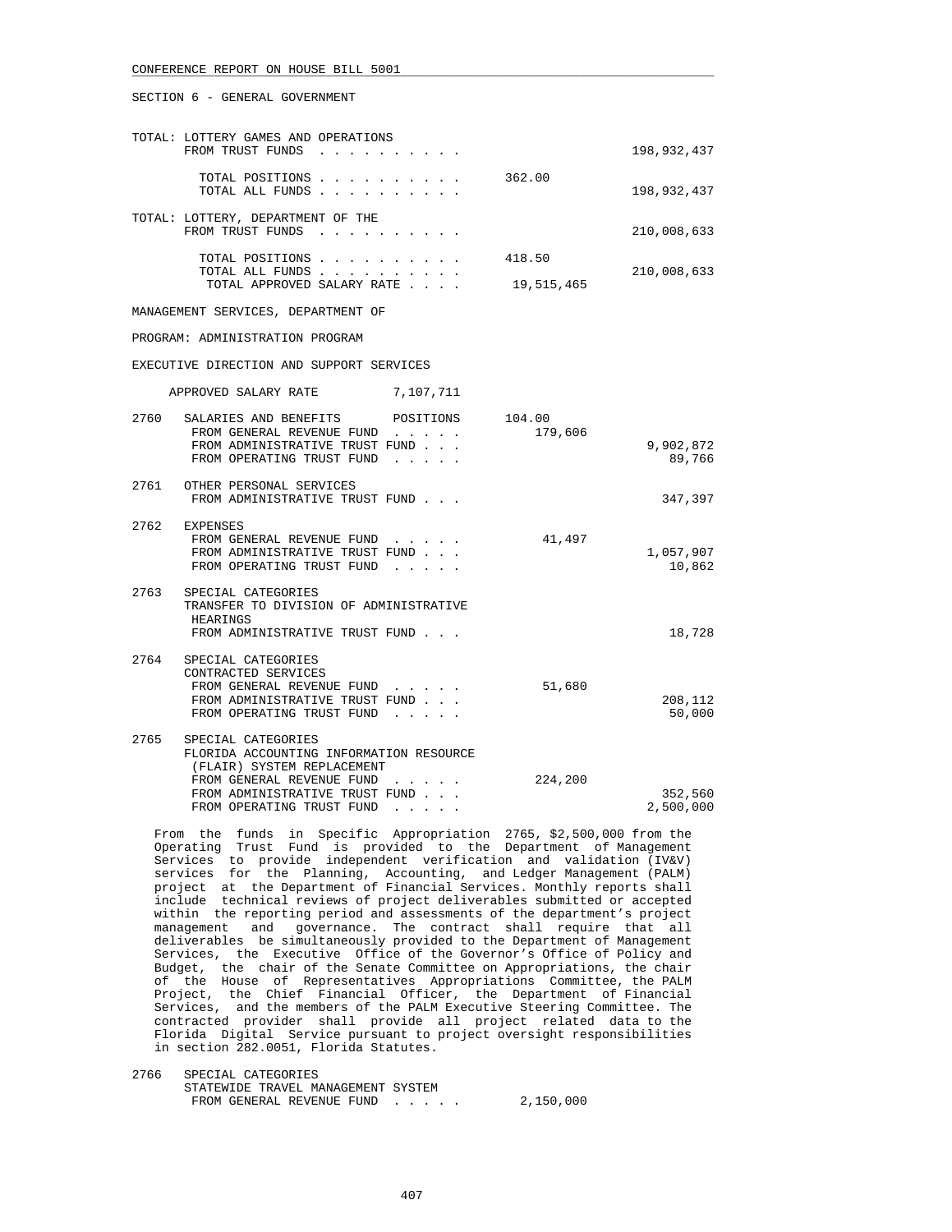SECTION 6 - GENERAL GOVERNMENT

| | | | |
|---|---|---|---|
| TOTAL: LOTTERY GAMES AND OPERATIONS | | | |
| FROM TRUST FUNDS | | | 198,932,437 |
| TOTAL POSITIONS | | 362.00 | |
| TOTAL ALL FUNDS | | | 198,932,437 |
| TOTAL: LOTTERY, DEPARTMENT OF THE | | | |
| FROM TRUST FUNDS | | | 210,008,633 |
| TOTAL POSITIONS | | 418.50 | |
| TOTAL ALL FUNDS | | | 210,008,633 |
| TOTAL APPROVED SALARY RATE | | 19,515,465 | |

MANAGEMENT SERVICES, DEPARTMENT OF

PROGRAM: ADMINISTRATION PROGRAM

EXECUTIVE DIRECTION AND SUPPORT SERVICES

APPROVED SALARY RATE 7,107,711

| | | | |
|---|---|---|---|
| 2760 | SALARIES AND BENEFITS POSITIONS | 104.00 | |
| | FROM GENERAL REVENUE FUND | 179,606 | |
| | FROM ADMINISTRATIVE TRUST FUND | | 9,902,872 |
| | FROM OPERATING TRUST FUND | | 89,766 |
| 2761 | OTHER PERSONAL SERVICES | | |
| | FROM ADMINISTRATIVE TRUST FUND | | 347,397 |
| 2762 | EXPENSES | | |
| | FROM GENERAL REVENUE FUND | 41,497 | |
| | FROM ADMINISTRATIVE TRUST FUND | | 1,057,907 |
| | FROM OPERATING TRUST FUND | | 10,862 |
| 2763 | SPECIAL CATEGORIES<br>TRANSFER TO DIVISION OF ADMINISTRATIVE HEARINGS | | |
| | FROM ADMINISTRATIVE TRUST FUND | | 18,728 |
| 2764 | SPECIAL CATEGORIES<br>CONTRACTED SERVICES | | |
| | FROM GENERAL REVENUE FUND | 51,680 | |
| | FROM ADMINISTRATIVE TRUST FUND | | 208,112 |
| | FROM OPERATING TRUST FUND | | 50,000 |
| 2765 | SPECIAL CATEGORIES<br>FLORIDA ACCOUNTING INFORMATION RESOURCE (FLAIR) SYSTEM REPLACEMENT | | |
| | FROM GENERAL REVENUE FUND | 224,200 | |
| | FROM ADMINISTRATIVE TRUST FUND | | 352,560 |
| | FROM OPERATING TRUST FUND | | 2,500,000 |

From the funds in Specific Appropriation 2765, $2,500,000 from the Operating Trust Fund is provided to the Department of Management Services to provide independent verification and validation (IV&V) services for the Planning, Accounting, and Ledger Management (PALM) project at the Department of Financial Services. Monthly reports shall include technical reviews of project deliverables submitted or accepted within the reporting period and assessments of the department's project management and governance. The contract shall require that all deliverables be simultaneously provided to the Department of Management Services, the Executive Office of the Governor's Office of Policy and Budget, the chair of the Senate Committee on Appropriations, the chair of the House of Representatives Appropriations Committee, the PALM Project, the Chief Financial Officer, the Department of Financial Services, and the members of the PALM Executive Steering Committee. The contracted provider shall provide all project related data to the Florida Digital Service pursuant to project oversight responsibilities in section 282.0051, Florida Statutes.

| | | | |
|---|---|---|---|
| 2766 | SPECIAL CATEGORIES<br>STATEWIDE TRAVEL MANAGEMENT SYSTEM | | |
| | FROM GENERAL REVENUE FUND | 2,150,000 | |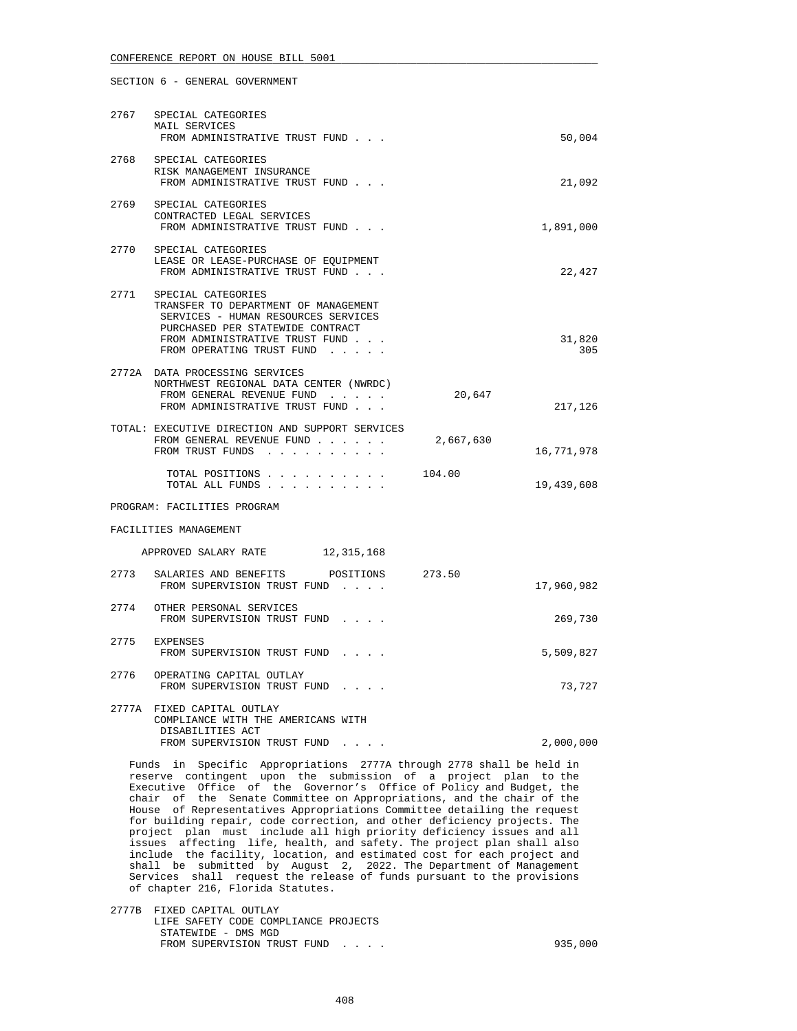CONFERENCE REPORT ON HOUSE BILL 5001

SECTION 6 - GENERAL GOVERNMENT

```
2767   SPECIAL CATEGORIES
       MAIL SERVICES
        FROM ADMINISTRATIVE TRUST FUND . . .                               50,004

2768   SPECIAL CATEGORIES
       RISK MANAGEMENT INSURANCE
        FROM ADMINISTRATIVE TRUST FUND . . .                               21,092

2769   SPECIAL CATEGORIES
       CONTRACTED LEGAL SERVICES
        FROM ADMINISTRATIVE TRUST FUND . . .                            1,891,000

2770   SPECIAL CATEGORIES
       LEASE OR LEASE-PURCHASE OF EQUIPMENT
        FROM ADMINISTRATIVE TRUST FUND . . .                               22,427

2771   SPECIAL CATEGORIES
       TRANSFER TO DEPARTMENT OF MANAGEMENT
        SERVICES - HUMAN RESOURCES SERVICES
        PURCHASED PER STATEWIDE CONTRACT
        FROM ADMINISTRATIVE TRUST FUND . . .                               31,820
        FROM OPERATING TRUST FUND  . . . . .                                  305

2772A  DATA PROCESSING SERVICES
       NORTHWEST REGIONAL DATA CENTER (NWRDC)
        FROM GENERAL REVENUE FUND  . . . . .         20,647
        FROM ADMINISTRATIVE TRUST FUND . . .                              217,126

TOTAL: EXECUTIVE DIRECTION AND SUPPORT SERVICES
        FROM GENERAL REVENUE FUND . . . . . .     2,667,630
        FROM TRUST FUNDS  . . . . . . . . . .                          16,771,978

         TOTAL POSITIONS . . . . . . . . . .     104.00
         TOTAL ALL FUNDS . . . . . . . . . .                           19,439,608
```

PROGRAM: FACILITIES PROGRAM

FACILITIES MANAGEMENT

```
    APPROVED SALARY RATE         12,315,168

2773   SALARIES AND BENEFITS       POSITIONS     273.50
        FROM SUPERVISION TRUST FUND  . . . .                           17,960,982

2774   OTHER PERSONAL SERVICES
        FROM SUPERVISION TRUST FUND  . . . .                              269,730

2775   EXPENSES
        FROM SUPERVISION TRUST FUND  . . . .                            5,509,827

2776   OPERATING CAPITAL OUTLAY
        FROM SUPERVISION TRUST FUND  . . . .                               73,727

2777A  FIXED CAPITAL OUTLAY
       COMPLIANCE WITH THE AMERICANS WITH
        DISABILITIES ACT
        FROM SUPERVISION TRUST FUND  . . . .                            2,000,000
```

Funds in Specific Appropriations 2777A through 2778 shall be held in reserve contingent upon the submission of a project plan to the Executive Office of the Governor's Office of Policy and Budget, the chair of the Senate Committee on Appropriations, and the chair of the House of Representatives Appropriations Committee detailing the request for building repair, code correction, and other deficiency projects. The project plan must include all high priority deficiency issues and all issues affecting life, health, and safety. The project plan shall also include the facility, location, and estimated cost for each project and shall be submitted by August 2, 2022. The Department of Management Services shall request the release of funds pursuant to the provisions of chapter 216, Florida Statutes.

```
2777B  FIXED CAPITAL OUTLAY
       LIFE SAFETY CODE COMPLIANCE PROJECTS
        STATEWIDE - DMS MGD
        FROM SUPERVISION TRUST FUND  . . . .                              935,000
```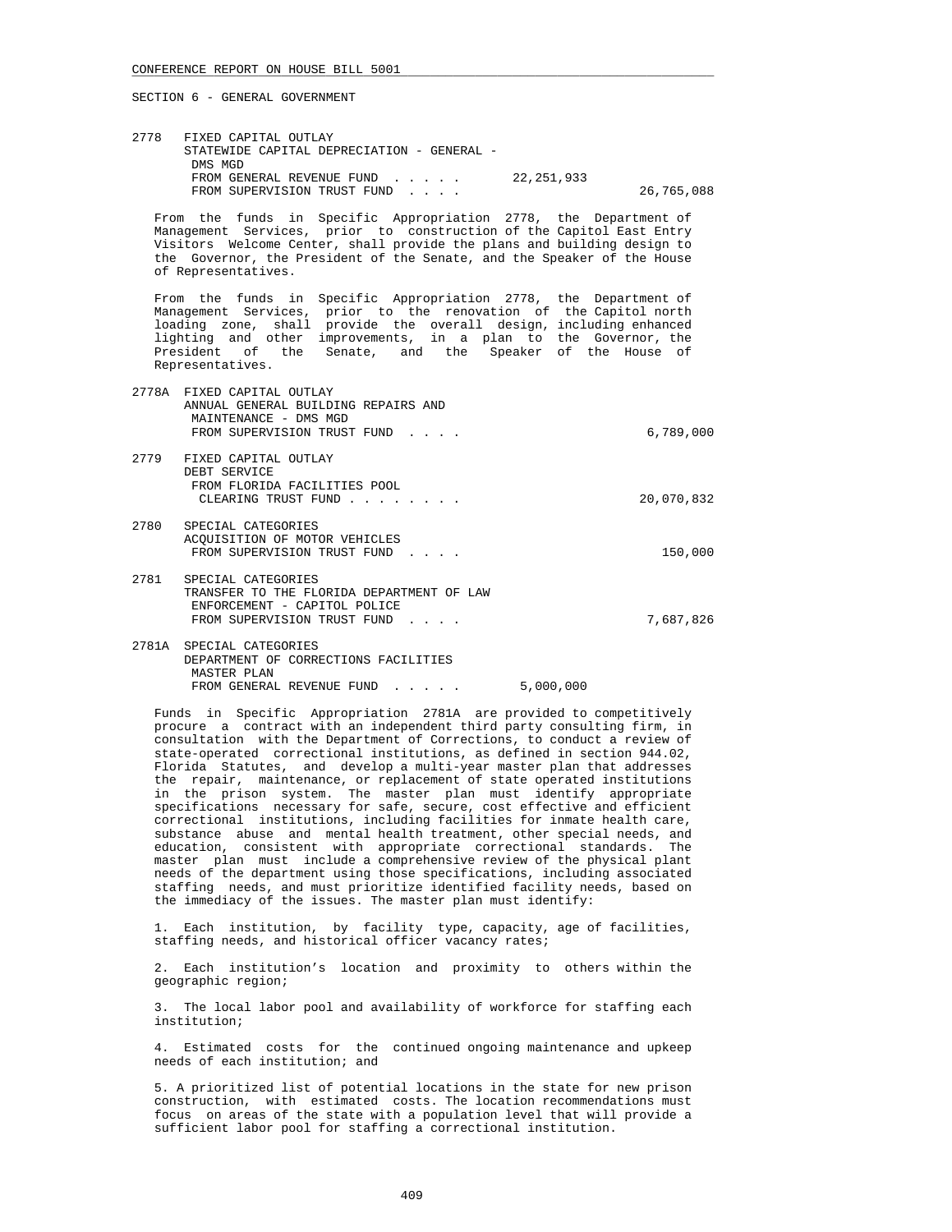SECTION 6 - GENERAL GOVERNMENT

```
2778   FIXED CAPITAL OUTLAY
       STATEWIDE CAPITAL DEPRECIATION - GENERAL -
        DMS MGD
        FROM GENERAL REVENUE FUND  . . . . .        22,251,933
        FROM SUPERVISION TRUST FUND  . . . .                          26,765,088
```

From the funds in Specific Appropriation 2778, the Department of Management Services, prior to construction of the Capitol East Entry Visitors Welcome Center, shall provide the plans and building design to the Governor, the President of the Senate, and the Speaker of the House of Representatives.

From the funds in Specific Appropriation 2778, the Department of Management Services, prior to the renovation of the Capitol north loading zone, shall provide the overall design, including enhanced lighting and other improvements, in a plan to the Governor, the President of the Senate, and the Speaker of the House of Representatives.

```
2778A  FIXED CAPITAL OUTLAY
       ANNUAL GENERAL BUILDING REPAIRS AND
        MAINTENANCE - DMS MGD
        FROM SUPERVISION TRUST FUND  . . . .                           6,789,000

2779   FIXED CAPITAL OUTLAY
       DEBT SERVICE
        FROM FLORIDA FACILITIES POOL
         CLEARING TRUST FUND . . . . . . . .                          20,070,832

2780   SPECIAL CATEGORIES
       ACQUISITION OF MOTOR VEHICLES
        FROM SUPERVISION TRUST FUND  . . . .                             150,000

2781   SPECIAL CATEGORIES
       TRANSFER TO THE FLORIDA DEPARTMENT OF LAW
        ENFORCEMENT - CAPITOL POLICE
        FROM SUPERVISION TRUST FUND  . . . .                           7,687,826

2781A  SPECIAL CATEGORIES
       DEPARTMENT OF CORRECTIONS FACILITIES
        MASTER PLAN
        FROM GENERAL REVENUE FUND  . . . . .         5,000,000
```

Funds in Specific Appropriation 2781A are provided to competitively procure a contract with an independent third party consulting firm, in consultation with the Department of Corrections, to conduct a review of state-operated correctional institutions, as defined in section 944.02, Florida Statutes, and develop a multi-year master plan that addresses the repair, maintenance, or replacement of state operated institutions in the prison system. The master plan must identify appropriate specifications necessary for safe, secure, cost effective and efficient correctional institutions, including facilities for inmate health care, substance abuse and mental health treatment, other special needs, and education, consistent with appropriate correctional standards. The master plan must include a comprehensive review of the physical plant needs of the department using those specifications, including associated staffing needs, and must prioritize identified facility needs, based on the immediacy of the issues. The master plan must identify:

1. Each institution, by facility type, capacity, age of facilities, staffing needs, and historical officer vacancy rates;

2. Each institution's location and proximity to others within the geographic region;

3. The local labor pool and availability of workforce for staffing each institution;

4. Estimated costs for the continued ongoing maintenance and upkeep needs of each institution; and

5. A prioritized list of potential locations in the state for new prison construction, with estimated costs. The location recommendations must focus on areas of the state with a population level that will provide a sufficient labor pool for staffing a correctional institution.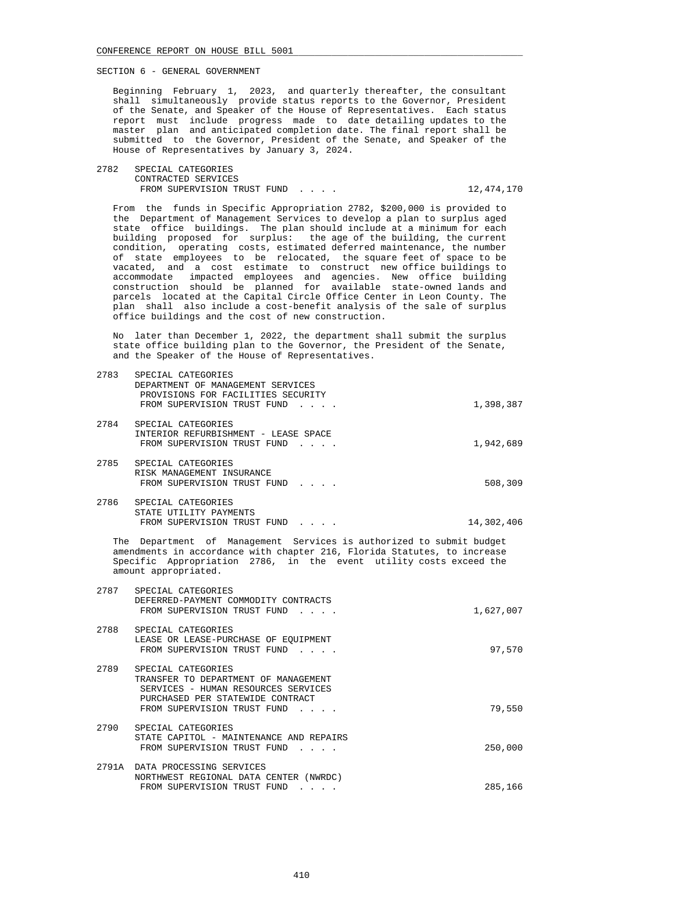SECTION 6 - GENERAL GOVERNMENT

Beginning February 1, 2023, and quarterly thereafter, the consultant shall simultaneously provide status reports to the Governor, President of the Senate, and Speaker of the House of Representatives. Each status report must include progress made to date detailing updates to the master plan and anticipated completion date. The final report shall be submitted to the Governor, President of the Senate, and Speaker of the House of Representatives by January 3, 2024.

| | | |
|---|---|---|
| 2782 | SPECIAL CATEGORIES<br>CONTRACTED SERVICES<br>FROM SUPERVISION TRUST FUND . . . . | 12,474,170 |

From the funds in Specific Appropriation 2782, $200,000 is provided to the Department of Management Services to develop a plan to surplus aged state office buildings. The plan should include at a minimum for each building proposed for surplus: the age of the building, the current condition, operating costs, estimated deferred maintenance, the number of state employees to be relocated, the square feet of space to be vacated, and a cost estimate to construct new office buildings to accommodate impacted employees and agencies. New office building construction should be planned for available state-owned lands and parcels located at the Capital Circle Office Center in Leon County. The plan shall also include a cost-benefit analysis of the sale of surplus office buildings and the cost of new construction.

No later than December 1, 2022, the department shall submit the surplus state office building plan to the Governor, the President of the Senate, and the Speaker of the House of Representatives.

| | | |
|---|---|---|
| 2783 | SPECIAL CATEGORIES<br>DEPARTMENT OF MANAGEMENT SERVICES<br>PROVISIONS FOR FACILITIES SECURITY<br>FROM SUPERVISION TRUST FUND . . . . | 1,398,387 |
| 2784 | SPECIAL CATEGORIES<br>INTERIOR REFURBISHMENT - LEASE SPACE<br>FROM SUPERVISION TRUST FUND . . . . | 1,942,689 |
| 2785 | SPECIAL CATEGORIES<br>RISK MANAGEMENT INSURANCE<br>FROM SUPERVISION TRUST FUND . . . . | 508,309 |
| 2786 | SPECIAL CATEGORIES<br>STATE UTILITY PAYMENTS<br>FROM SUPERVISION TRUST FUND . . . . | 14,302,406 |

The Department of Management Services is authorized to submit budget amendments in accordance with chapter 216, Florida Statutes, to increase Specific Appropriation 2786, in the event utility costs exceed the amount appropriated.

| | | |
|---|---|---|
| 2787 | SPECIAL CATEGORIES<br>DEFERRED-PAYMENT COMMODITY CONTRACTS<br>FROM SUPERVISION TRUST FUND . . . . | 1,627,007 |
| 2788 | SPECIAL CATEGORIES<br>LEASE OR LEASE-PURCHASE OF EQUIPMENT<br>FROM SUPERVISION TRUST FUND . . . . | 97,570 |
| 2789 | SPECIAL CATEGORIES<br>TRANSFER TO DEPARTMENT OF MANAGEMENT<br>SERVICES - HUMAN RESOURCES SERVICES<br>PURCHASED PER STATEWIDE CONTRACT<br>FROM SUPERVISION TRUST FUND . . . . | 79,550 |
| 2790 | SPECIAL CATEGORIES<br>STATE CAPITOL - MAINTENANCE AND REPAIRS<br>FROM SUPERVISION TRUST FUND . . . . | 250,000 |
| 2791A | DATA PROCESSING SERVICES<br>NORTHWEST REGIONAL DATA CENTER (NWRDC)<br>FROM SUPERVISION TRUST FUND . . . . | 285,166 |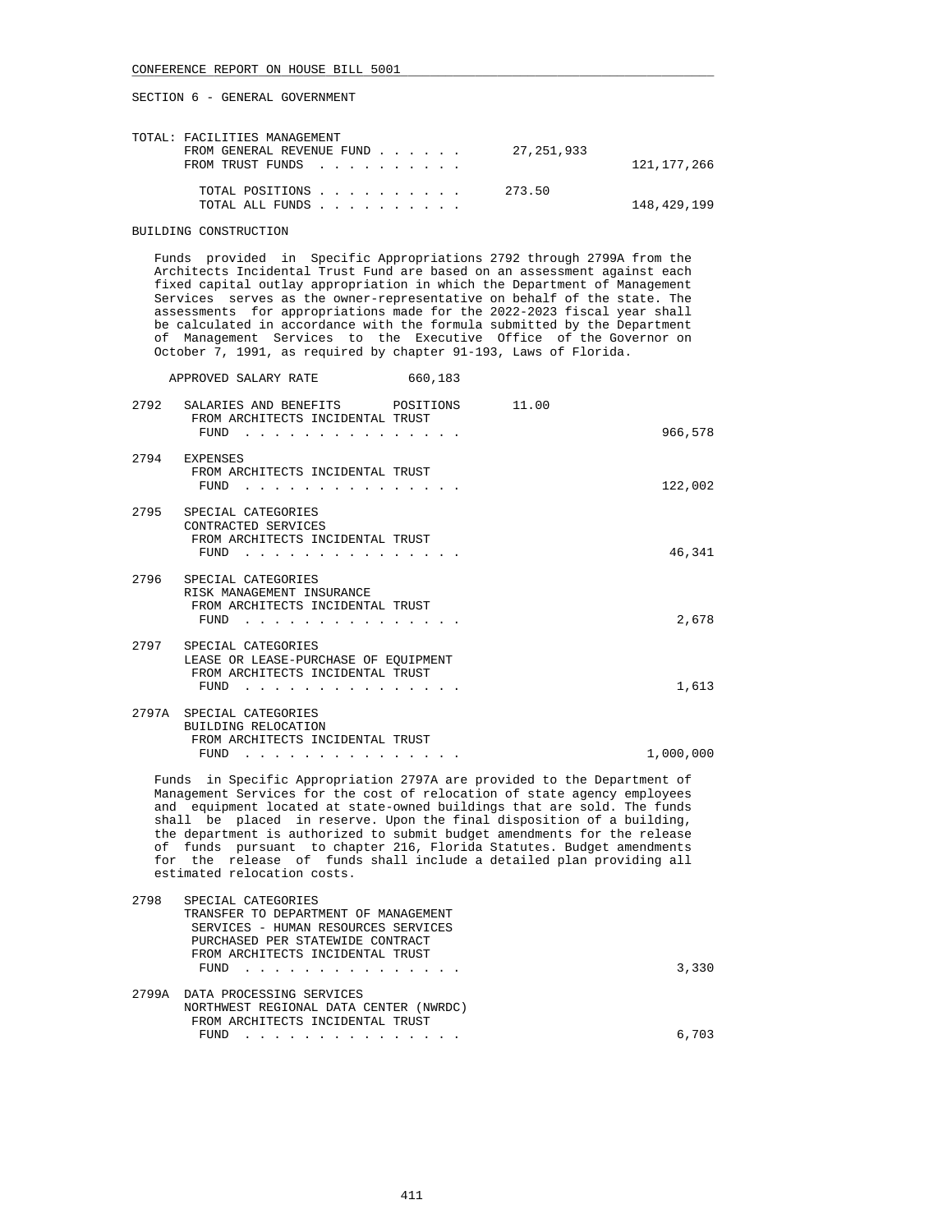SECTION 6 - GENERAL GOVERNMENT

| | | | |
|---|---|---|---|
| TOTAL: FACILITIES MANAGEMENT | | | |
| FROM GENERAL REVENUE FUND . . . . . . | | 27,251,933 | |
| FROM TRUST FUNDS . . . . . . . . . . | | | 121,177,266 |
| TOTAL POSITIONS . . . . . . . . . . | | 273.50 | |
| TOTAL ALL FUNDS . . . . . . . . . . | | | 148,429,199 |

BUILDING CONSTRUCTION

Funds provided in Specific Appropriations 2792 through 2799A from the Architects Incidental Trust Fund are based on an assessment against each fixed capital outlay appropriation in which the Department of Management Services serves as the owner-representative on behalf of the state. The assessments for appropriations made for the 2022-2023 fiscal year shall be calculated in accordance with the formula submitted by the Department of Management Services to the Executive Office of the Governor on October 7, 1991, as required by chapter 91-193, Laws of Florida.

APPROVED SALARY RATE 660,183

| | | | |
|---|---|---|---|
| 2792 | SALARIES AND BENEFITS POSITIONS<br>FROM ARCHITECTS INCIDENTAL TRUST FUND . . . . . . . . . . . . . . . | 11.00 | 966,578 |
| 2794 | EXPENSES<br>FROM ARCHITECTS INCIDENTAL TRUST FUND . . . . . . . . . . . . . . . | | 122,002 |
| 2795 | SPECIAL CATEGORIES<br>CONTRACTED SERVICES<br>FROM ARCHITECTS INCIDENTAL TRUST FUND . . . . . . . . . . . . . . . | | 46,341 |
| 2796 | SPECIAL CATEGORIES<br>RISK MANAGEMENT INSURANCE<br>FROM ARCHITECTS INCIDENTAL TRUST FUND . . . . . . . . . . . . . . . | | 2,678 |
| 2797 | SPECIAL CATEGORIES<br>LEASE OR LEASE-PURCHASE OF EQUIPMENT<br>FROM ARCHITECTS INCIDENTAL TRUST FUND . . . . . . . . . . . . . . . | | 1,613 |
| 2797A | SPECIAL CATEGORIES<br>BUILDING RELOCATION<br>FROM ARCHITECTS INCIDENTAL TRUST FUND . . . . . . . . . . . . . . . | | 1,000,000 |

Funds in Specific Appropriation 2797A are provided to the Department of Management Services for the cost of relocation of state agency employees and equipment located at state-owned buildings that are sold. The funds shall be placed in reserve. Upon the final disposition of a building, the department is authorized to submit budget amendments for the release of funds pursuant to chapter 216, Florida Statutes. Budget amendments for the release of funds shall include a detailed plan providing all estimated relocation costs.

| | | | |
|---|---|---|---|
| 2798 | SPECIAL CATEGORIES<br>TRANSFER TO DEPARTMENT OF MANAGEMENT SERVICES - HUMAN RESOURCES SERVICES PURCHASED PER STATEWIDE CONTRACT<br>FROM ARCHITECTS INCIDENTAL TRUST FUND . . . . . . . . . . . . . . . | | 3,330 |
| 2799A | DATA PROCESSING SERVICES<br>NORTHWEST REGIONAL DATA CENTER (NWRDC)<br>FROM ARCHITECTS INCIDENTAL TRUST FUND . . . . . . . . . . . . . . . | | 6,703 |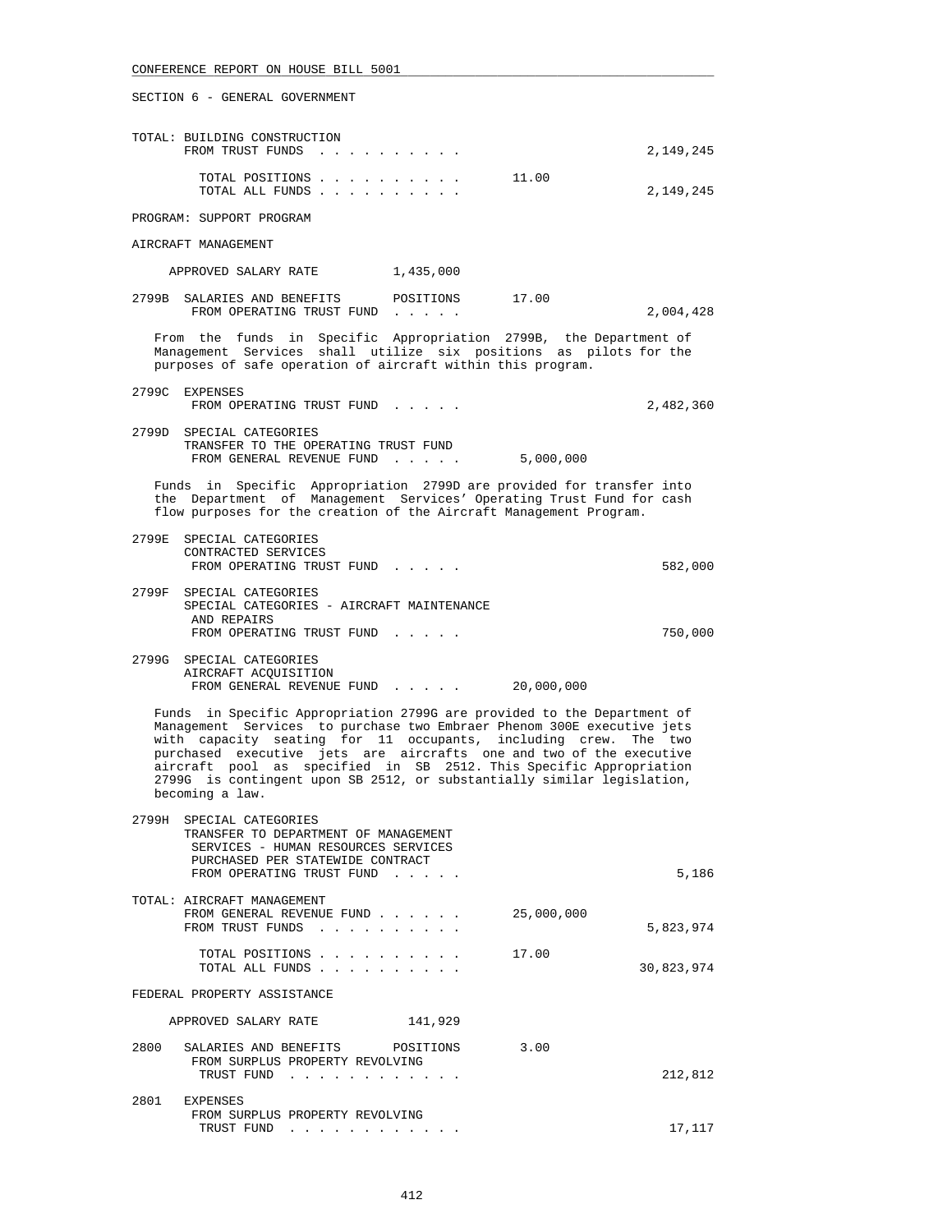SECTION 6 - GENERAL GOVERNMENT

```
TOTAL: BUILDING CONSTRUCTION
       FROM TRUST FUNDS  . . . . . . . . . .                       2,149,245

         TOTAL POSITIONS . . . . . . . . . .         11.00
         TOTAL ALL FUNDS . . . . . . . . . .                       2,149,245
```

PROGRAM: SUPPORT PROGRAM

AIRCRAFT MANAGEMENT

```
     APPROVED SALARY RATE          1,435,000

2799B  SALARIES AND BENEFITS       POSITIONS      17.00
       FROM OPERATING TRUST FUND  . . . . .                        2,004,428
```

From the funds in Specific Appropriation 2799B, the Department of Management Services shall utilize six positions as pilots for the purposes of safe operation of aircraft within this program.

```
2799C  EXPENSES
       FROM OPERATING TRUST FUND  . . . . .                        2,482,360

2799D  SPECIAL CATEGORIES
       TRANSFER TO THE OPERATING TRUST FUND
       FROM GENERAL REVENUE FUND  . . . . .         5,000,000
```

Funds in Specific Appropriation 2799D are provided for transfer into the Department of Management Services' Operating Trust Fund for cash flow purposes for the creation of the Aircraft Management Program.

```
2799E  SPECIAL CATEGORIES
       CONTRACTED SERVICES
       FROM OPERATING TRUST FUND  . . . . .                          582,000

2799F  SPECIAL CATEGORIES
       SPECIAL CATEGORIES - AIRCRAFT MAINTENANCE
        AND REPAIRS
       FROM OPERATING TRUST FUND  . . . . .                          750,000

2799G  SPECIAL CATEGORIES
       AIRCRAFT ACQUISITION
       FROM GENERAL REVENUE FUND  . . . . .        20,000,000
```

Funds in Specific Appropriation 2799G are provided to the Department of Management Services to purchase two Embraer Phenom 300E executive jets with capacity seating for 11 occupants, including crew. The two purchased executive jets are aircrafts one and two of the executive aircraft pool as specified in SB 2512. This Specific Appropriation 2799G is contingent upon SB 2512, or substantially similar legislation, becoming a law.

```
2799H  SPECIAL CATEGORIES
       TRANSFER TO DEPARTMENT OF MANAGEMENT
        SERVICES - HUMAN RESOURCES SERVICES
        PURCHASED PER STATEWIDE CONTRACT
       FROM OPERATING TRUST FUND  . . . . .                            5,186

TOTAL: AIRCRAFT MANAGEMENT
       FROM GENERAL REVENUE FUND . . . . . .       25,000,000
       FROM TRUST FUNDS  . . . . . . . . . .                       5,823,974

         TOTAL POSITIONS . . . . . . . . . .         17.00
         TOTAL ALL FUNDS . . . . . . . . . .                      30,823,974
```

FEDERAL PROPERTY ASSISTANCE

```
     APPROVED SALARY RATE            141,929

2800   SALARIES AND BENEFITS       POSITIONS       3.00
        FROM SURPLUS PROPERTY REVOLVING
         TRUST FUND  . . . . . . . . . . . .                         212,812

2801   EXPENSES
        FROM SURPLUS PROPERTY REVOLVING
         TRUST FUND  . . . . . . . . . . . .                          17,117
```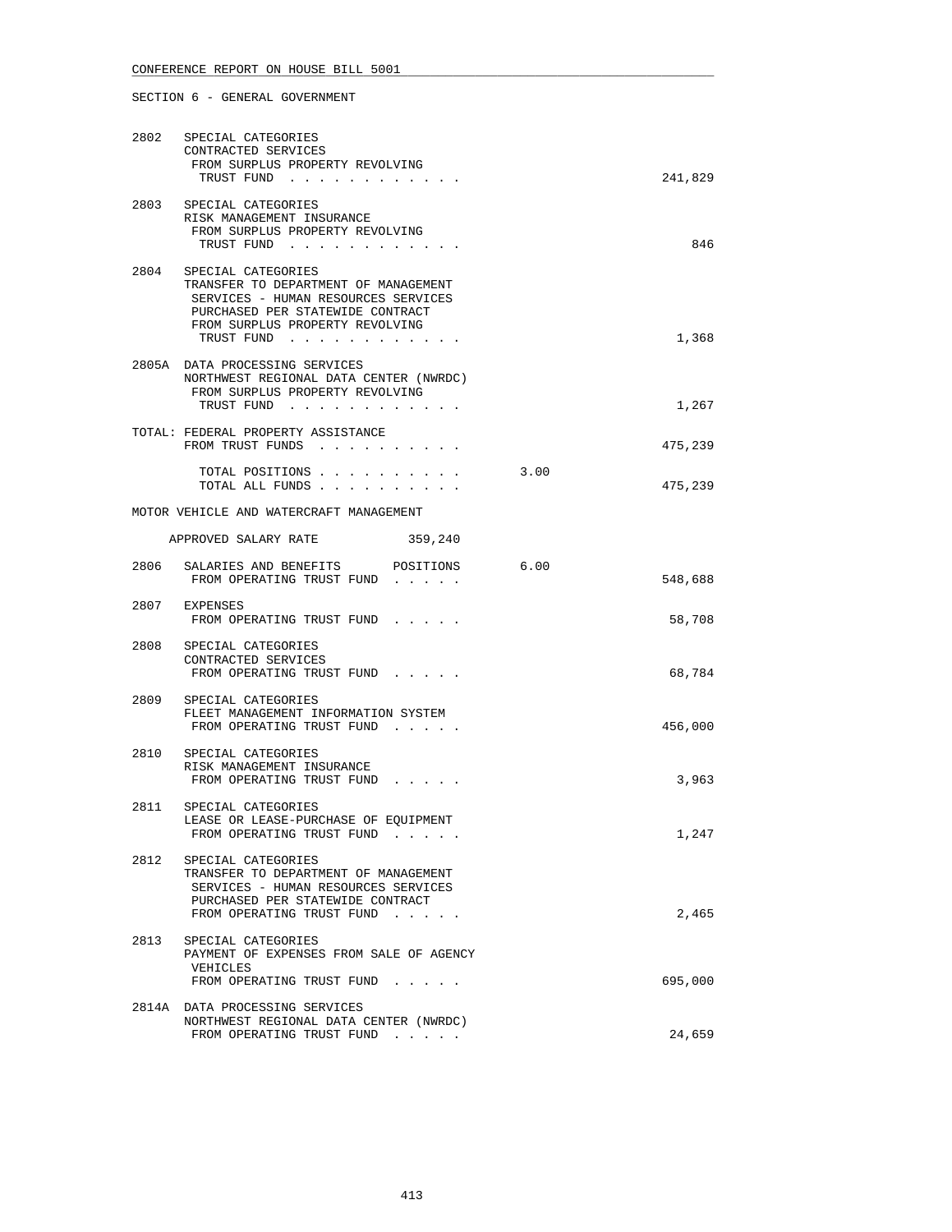CONFERENCE REPORT ON HOUSE BILL 5001

SECTION 6 - GENERAL GOVERNMENT

| | | | |
|---|---|---|---|
| 2802 | SPECIAL CATEGORIES<br>CONTRACTED SERVICES<br>FROM SURPLUS PROPERTY REVOLVING<br>TRUST FUND . . . . . . . . . . . . | | 241,829 |
| 2803 | SPECIAL CATEGORIES<br>RISK MANAGEMENT INSURANCE<br>FROM SURPLUS PROPERTY REVOLVING<br>TRUST FUND . . . . . . . . . . . . | | 846 |
| 2804 | SPECIAL CATEGORIES<br>TRANSFER TO DEPARTMENT OF MANAGEMENT<br>SERVICES - HUMAN RESOURCES SERVICES<br>PURCHASED PER STATEWIDE CONTRACT<br>FROM SURPLUS PROPERTY REVOLVING<br>TRUST FUND . . . . . . . . . . . . | | 1,368 |
| 2805A | DATA PROCESSING SERVICES<br>NORTHWEST REGIONAL DATA CENTER (NWRDC)<br>FROM SURPLUS PROPERTY REVOLVING<br>TRUST FUND . . . . . . . . . . . . | | 1,267 |
| | TOTAL: FEDERAL PROPERTY ASSISTANCE<br>FROM TRUST FUNDS . . . . . . . . . . | | 475,239 |
| | TOTAL POSITIONS . . . . . . . . . . | 3.00 | |
| | TOTAL ALL FUNDS . . . . . . . . . . | | 475,239 |

MOTOR VEHICLE AND WATERCRAFT MANAGEMENT

APPROVED SALARY RATE 359,240

| | | | |
|---|---|---|---|
| 2806 | SALARIES AND BENEFITS POSITIONS<br>FROM OPERATING TRUST FUND . . . . . | 6.00 | 548,688 |
| 2807 | EXPENSES<br>FROM OPERATING TRUST FUND . . . . . | | 58,708 |
| 2808 | SPECIAL CATEGORIES<br>CONTRACTED SERVICES<br>FROM OPERATING TRUST FUND . . . . . | | 68,784 |
| 2809 | SPECIAL CATEGORIES<br>FLEET MANAGEMENT INFORMATION SYSTEM<br>FROM OPERATING TRUST FUND . . . . . | | 456,000 |
| 2810 | SPECIAL CATEGORIES<br>RISK MANAGEMENT INSURANCE<br>FROM OPERATING TRUST FUND . . . . . | | 3,963 |
| 2811 | SPECIAL CATEGORIES<br>LEASE OR LEASE-PURCHASE OF EQUIPMENT<br>FROM OPERATING TRUST FUND . . . . . | | 1,247 |
| 2812 | SPECIAL CATEGORIES<br>TRANSFER TO DEPARTMENT OF MANAGEMENT<br>SERVICES - HUMAN RESOURCES SERVICES<br>PURCHASED PER STATEWIDE CONTRACT<br>FROM OPERATING TRUST FUND . . . . . | | 2,465 |
| 2813 | SPECIAL CATEGORIES<br>PAYMENT OF EXPENSES FROM SALE OF AGENCY<br>VEHICLES<br>FROM OPERATING TRUST FUND . . . . . | | 695,000 |
| 2814A | DATA PROCESSING SERVICES<br>NORTHWEST REGIONAL DATA CENTER (NWRDC)<br>FROM OPERATING TRUST FUND . . . . . | | 24,659 |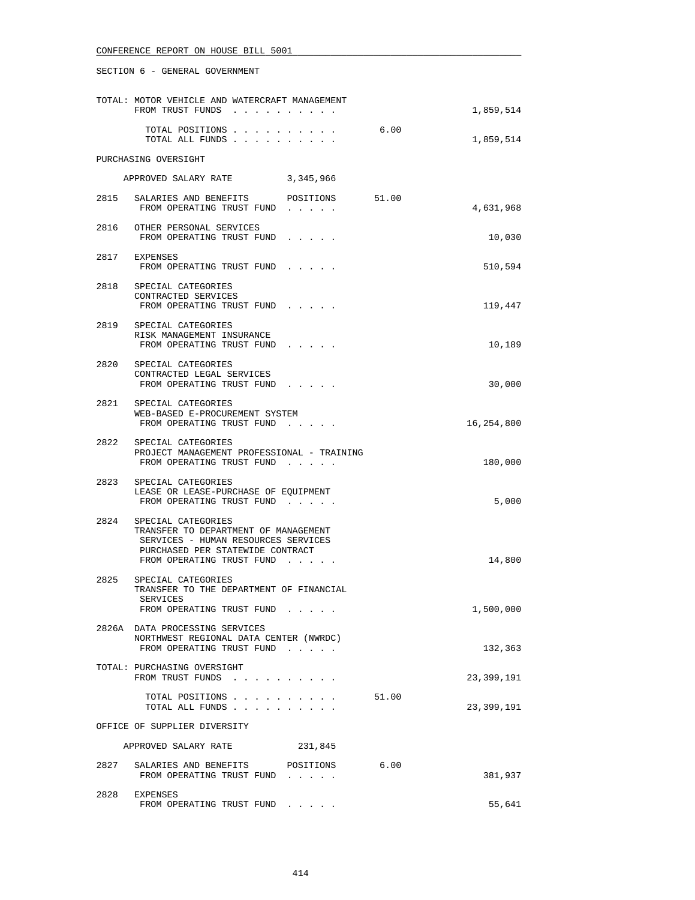SECTION 6 - GENERAL GOVERNMENT

TOTAL: MOTOR VEHICLE AND WATERCRAFT MANAGEMENT
FROM TRUST FUNDS . . . . . . . . . . 1,859,514

TOTAL POSITIONS . . . . . . . . . . 6.00
TOTAL ALL FUNDS . . . . . . . . . . 1,859,514

PURCHASING OVERSIGHT

APPROVED SALARY RATE 3,345,966

| | | | | |
|---|---|---|---|---|
| 2815 | SALARIES AND BENEFITS POSITIONS<br>FROM OPERATING TRUST FUND . . . . . | | 51.00 | 4,631,968 |
| 2816 | OTHER PERSONAL SERVICES<br>FROM OPERATING TRUST FUND . . . . . | | | 10,030 |
| 2817 | EXPENSES<br>FROM OPERATING TRUST FUND . . . . . | | | 510,594 |
| 2818 | SPECIAL CATEGORIES<br>CONTRACTED SERVICES<br>FROM OPERATING TRUST FUND . . . . . | | | 119,447 |
| 2819 | SPECIAL CATEGORIES<br>RISK MANAGEMENT INSURANCE<br>FROM OPERATING TRUST FUND . . . . . | | | 10,189 |
| 2820 | SPECIAL CATEGORIES<br>CONTRACTED LEGAL SERVICES<br>FROM OPERATING TRUST FUND . . . . . | | | 30,000 |
| 2821 | SPECIAL CATEGORIES<br>WEB-BASED E-PROCUREMENT SYSTEM<br>FROM OPERATING TRUST FUND . . . . . | | | 16,254,800 |
| 2822 | SPECIAL CATEGORIES<br>PROJECT MANAGEMENT PROFESSIONAL - TRAINING<br>FROM OPERATING TRUST FUND . . . . . | | | 180,000 |
| 2823 | SPECIAL CATEGORIES<br>LEASE OR LEASE-PURCHASE OF EQUIPMENT<br>FROM OPERATING TRUST FUND . . . . . | | | 5,000 |
| 2824 | SPECIAL CATEGORIES<br>TRANSFER TO DEPARTMENT OF MANAGEMENT SERVICES - HUMAN RESOURCES SERVICES PURCHASED PER STATEWIDE CONTRACT<br>FROM OPERATING TRUST FUND . . . . . | | | 14,800 |
| 2825 | SPECIAL CATEGORIES<br>TRANSFER TO THE DEPARTMENT OF FINANCIAL SERVICES<br>FROM OPERATING TRUST FUND . . . . . | | | 1,500,000 |
| 2826A | DATA PROCESSING SERVICES<br>NORTHWEST REGIONAL DATA CENTER (NWRDC)<br>FROM OPERATING TRUST FUND . . . . . | | | 132,363 |

TOTAL: PURCHASING OVERSIGHT
FROM TRUST FUNDS . . . . . . . . . . 23,399,191

TOTAL POSITIONS . . . . . . . . . . 51.00
TOTAL ALL FUNDS . . . . . . . . . . 23,399,191

OFFICE OF SUPPLIER DIVERSITY

APPROVED SALARY RATE 231,845

| | | | | |
|---|---|---|---|---|
| 2827 | SALARIES AND BENEFITS POSITIONS<br>FROM OPERATING TRUST FUND . . . . . | | 6.00 | 381,937 |
| 2828 | EXPENSES<br>FROM OPERATING TRUST FUND . . . . . | | | 55,641 |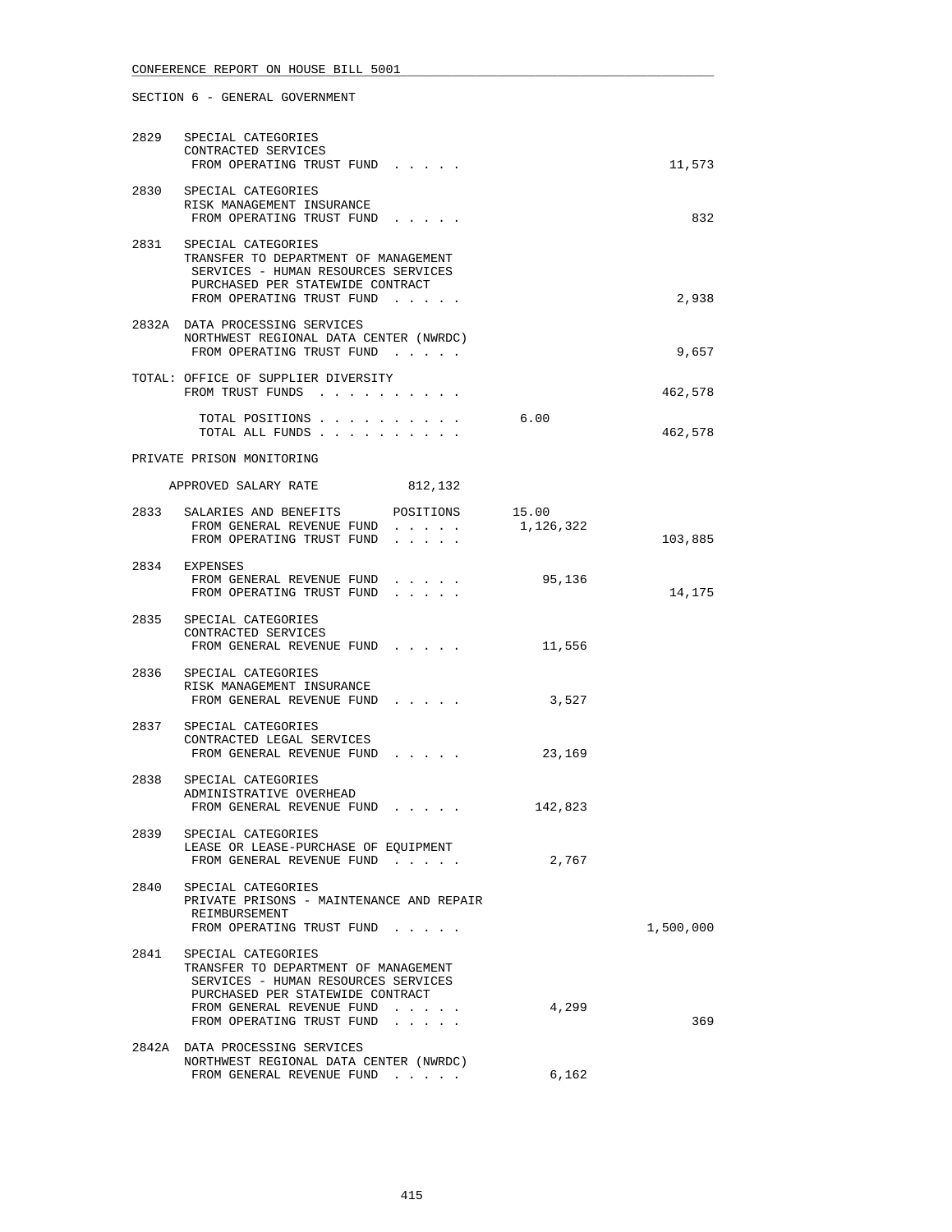SECTION 6 - GENERAL GOVERNMENT

| | | | |
|---|---|---|---|
| 2829 | SPECIAL CATEGORIES<br>CONTRACTED SERVICES<br>FROM OPERATING TRUST FUND . . . . . | | 11,573 |
| 2830 | SPECIAL CATEGORIES<br>RISK MANAGEMENT INSURANCE<br>FROM OPERATING TRUST FUND . . . . . | | 832 |
| 2831 | SPECIAL CATEGORIES<br>TRANSFER TO DEPARTMENT OF MANAGEMENT SERVICES - HUMAN RESOURCES SERVICES PURCHASED PER STATEWIDE CONTRACT<br>FROM OPERATING TRUST FUND . . . . . | | 2,938 |
| 2832A | DATA PROCESSING SERVICES<br>NORTHWEST REGIONAL DATA CENTER (NWRDC)<br>FROM OPERATING TRUST FUND . . . . . | | 9,657 |
| | TOTAL: OFFICE OF SUPPLIER DIVERSITY<br>FROM TRUST FUNDS . . . . . . . . . . | | 462,578 |
| | TOTAL POSITIONS . . . . . . . . . . | 6.00 | |
| | TOTAL ALL FUNDS . . . . . . . . . . | | 462,578 |

PRIVATE PRISON MONITORING

APPROVED SALARY RATE 812,132

| | | | |
|---|---|---|---|
| 2833 | SALARIES AND BENEFITS POSITIONS | 15.00 | |
| | FROM GENERAL REVENUE FUND . . . . . | 1,126,322 | |
| | FROM OPERATING TRUST FUND . . . . . | | 103,885 |
| 2834 | EXPENSES<br>FROM GENERAL REVENUE FUND . . . . . | 95,136 | |
| | FROM OPERATING TRUST FUND . . . . . | | 14,175 |
| 2835 | SPECIAL CATEGORIES<br>CONTRACTED SERVICES<br>FROM GENERAL REVENUE FUND . . . . . | 11,556 | |
| 2836 | SPECIAL CATEGORIES<br>RISK MANAGEMENT INSURANCE<br>FROM GENERAL REVENUE FUND . . . . . | 3,527 | |
| 2837 | SPECIAL CATEGORIES<br>CONTRACTED LEGAL SERVICES<br>FROM GENERAL REVENUE FUND . . . . . | 23,169 | |
| 2838 | SPECIAL CATEGORIES<br>ADMINISTRATIVE OVERHEAD<br>FROM GENERAL REVENUE FUND . . . . . | 142,823 | |
| 2839 | SPECIAL CATEGORIES<br>LEASE OR LEASE-PURCHASE OF EQUIPMENT<br>FROM GENERAL REVENUE FUND . . . . . | 2,767 | |
| 2840 | SPECIAL CATEGORIES<br>PRIVATE PRISONS - MAINTENANCE AND REPAIR REIMBURSEMENT<br>FROM OPERATING TRUST FUND . . . . . | | 1,500,000 |
| 2841 | SPECIAL CATEGORIES<br>TRANSFER TO DEPARTMENT OF MANAGEMENT SERVICES - HUMAN RESOURCES SERVICES PURCHASED PER STATEWIDE CONTRACT<br>FROM GENERAL REVENUE FUND . . . . . | 4,299 | |
| | FROM OPERATING TRUST FUND . . . . . | | 369 |
| 2842A | DATA PROCESSING SERVICES<br>NORTHWEST REGIONAL DATA CENTER (NWRDC)<br>FROM GENERAL REVENUE FUND . . . . . | 6,162 | |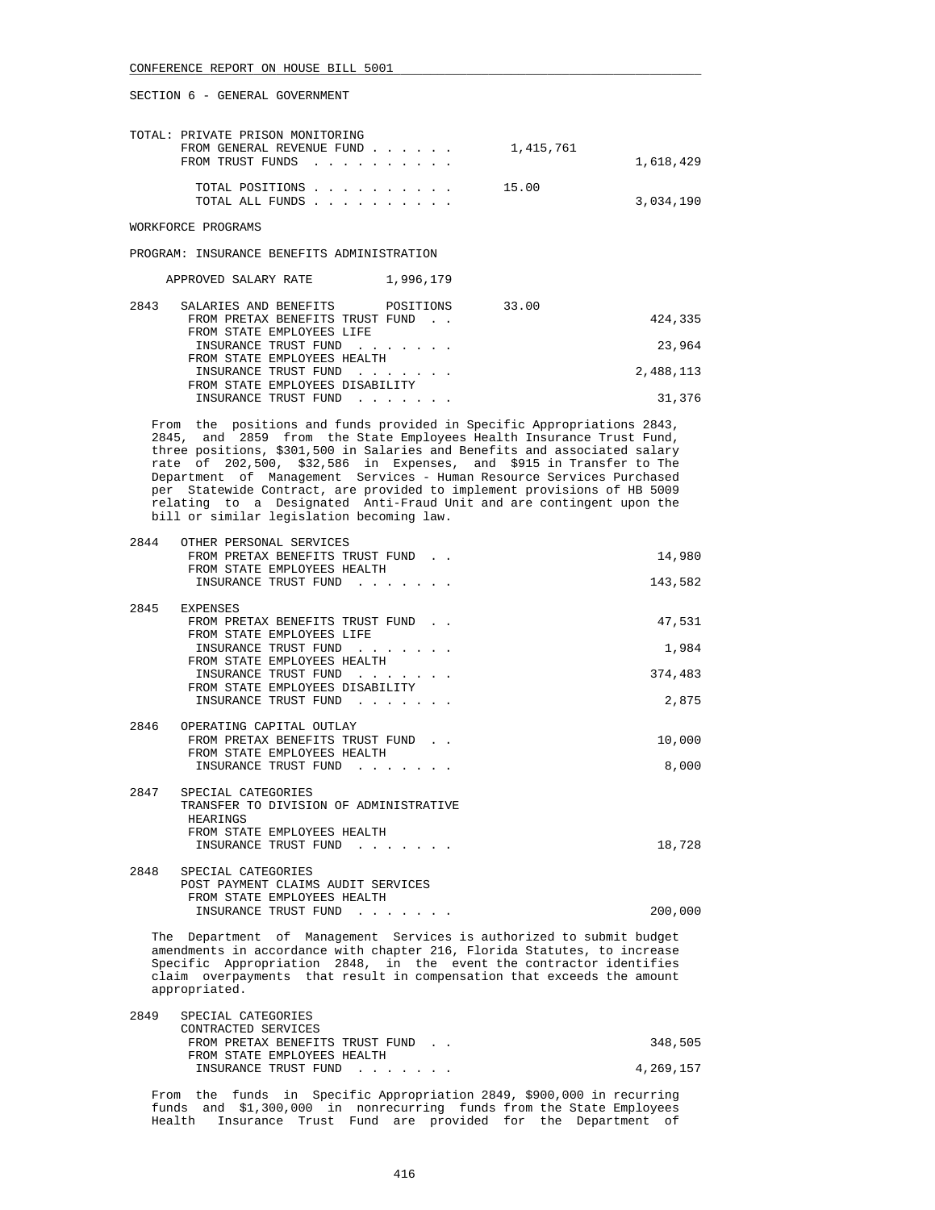SECTION 6 - GENERAL GOVERNMENT

TOTAL: PRIVATE PRISON MONITORING

| | | |
|---|---|---|
| FROM GENERAL REVENUE FUND | 1,415,761 | |
| FROM TRUST FUNDS | | 1,618,429 |
| TOTAL POSITIONS | 15.00 | |
| TOTAL ALL FUNDS | | 3,034,190 |

WORKFORCE PROGRAMS

PROGRAM: INSURANCE BENEFITS ADMINISTRATION

APPROVED SALARY RATE 1,996,179

2843 SALARIES AND BENEFITS POSITIONS 33.00

| | |
|---|---|
| FROM PRETAX BENEFITS TRUST FUND | 424,335 |
| FROM STATE EMPLOYEES LIFE INSURANCE TRUST FUND | 23,964 |
| FROM STATE EMPLOYEES HEALTH INSURANCE TRUST FUND | 2,488,113 |
| FROM STATE EMPLOYEES DISABILITY INSURANCE TRUST FUND | 31,376 |

From the positions and funds provided in Specific Appropriations 2843, 2845, and 2859 from the State Employees Health Insurance Trust Fund, three positions, $301,500 in Salaries and Benefits and associated salary rate of 202,500, $32,586 in Expenses, and $915 in Transfer to The Department of Management Services - Human Resource Services Purchased per Statewide Contract, are provided to implement provisions of HB 5009 relating to a Designated Anti-Fraud Unit and are contingent upon the bill or similar legislation becoming law.

2844 OTHER PERSONAL SERVICES

| | |
|---|---|
| FROM PRETAX BENEFITS TRUST FUND | 14,980 |
| FROM STATE EMPLOYEES HEALTH INSURANCE TRUST FUND | 143,582 |

2845 EXPENSES

| | |
|---|---|
| FROM PRETAX BENEFITS TRUST FUND | 47,531 |
| FROM STATE EMPLOYEES LIFE INSURANCE TRUST FUND | 1,984 |
| FROM STATE EMPLOYEES HEALTH INSURANCE TRUST FUND | 374,483 |
| FROM STATE EMPLOYEES DISABILITY INSURANCE TRUST FUND | 2,875 |

2846 OPERATING CAPITAL OUTLAY

| | |
|---|---|
| FROM PRETAX BENEFITS TRUST FUND | 10,000 |
| FROM STATE EMPLOYEES HEALTH INSURANCE TRUST FUND | 8,000 |

2847 SPECIAL CATEGORIES
TRANSFER TO DIVISION OF ADMINISTRATIVE HEARINGS

| | |
|---|---|
| FROM STATE EMPLOYEES HEALTH INSURANCE TRUST FUND | 18,728 |

2848 SPECIAL CATEGORIES
POST PAYMENT CLAIMS AUDIT SERVICES

| | |
|---|---|
| FROM STATE EMPLOYEES HEALTH INSURANCE TRUST FUND | 200,000 |

The Department of Management Services is authorized to submit budget amendments in accordance with chapter 216, Florida Statutes, to increase Specific Appropriation 2848, in the event the contractor identifies claim overpayments that result in compensation that exceeds the amount appropriated.

2849 SPECIAL CATEGORIES
CONTRACTED SERVICES

| | |
|---|---|
| FROM PRETAX BENEFITS TRUST FUND | 348,505 |
| FROM STATE EMPLOYEES HEALTH INSURANCE TRUST FUND | 4,269,157 |

From the funds in Specific Appropriation 2849, $900,000 in recurring funds and $1,300,000 in nonrecurring funds from the State Employees Health Insurance Trust Fund are provided for the Department of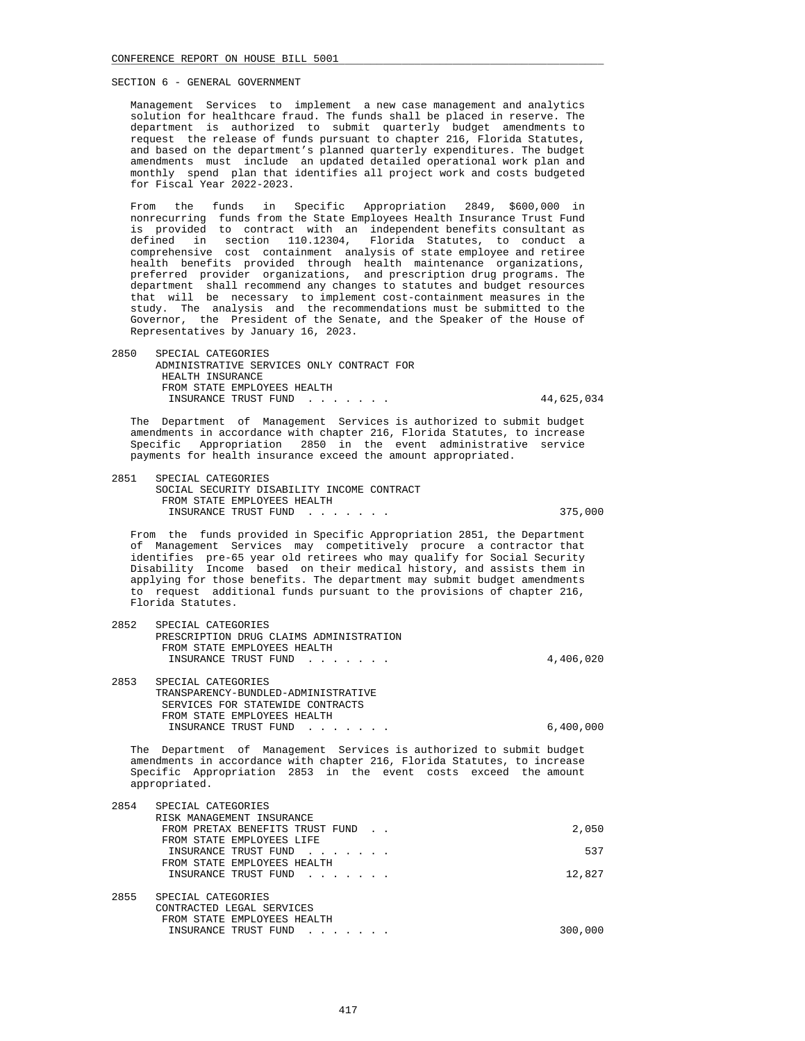SECTION 6 - GENERAL GOVERNMENT

Management Services to implement a new case management and analytics solution for healthcare fraud. The funds shall be placed in reserve. The department is authorized to submit quarterly budget amendments to request the release of funds pursuant to chapter 216, Florida Statutes, and based on the department's planned quarterly expenditures. The budget amendments must include an updated detailed operational work plan and monthly spend plan that identifies all project work and costs budgeted for Fiscal Year 2022-2023.

From the funds in Specific Appropriation 2849, $600,000 in nonrecurring funds from the State Employees Health Insurance Trust Fund is provided to contract with an independent benefits consultant as defined in section 110.12304, Florida Statutes, to conduct a comprehensive cost containment analysis of state employee and retiree health benefits provided through health maintenance organizations, preferred provider organizations, and prescription drug programs. The department shall recommend any changes to statutes and budget resources that will be necessary to implement cost-containment measures in the study. The analysis and the recommendations must be submitted to the Governor, the President of the Senate, and the Speaker of the House of Representatives by January 16, 2023.

| | | |
|---|---|---|
| 2850 | SPECIAL CATEGORIES<br>ADMINISTRATIVE SERVICES ONLY CONTRACT FOR HEALTH INSURANCE<br>FROM STATE EMPLOYEES HEALTH INSURANCE TRUST FUND . . . . . . . | 44,625,034 |

The Department of Management Services is authorized to submit budget amendments in accordance with chapter 216, Florida Statutes, to increase Specific Appropriation 2850 in the event administrative service payments for health insurance exceed the amount appropriated.

| | | |
|---|---|---|
| 2851 | SPECIAL CATEGORIES<br>SOCIAL SECURITY DISABILITY INCOME CONTRACT<br>FROM STATE EMPLOYEES HEALTH INSURANCE TRUST FUND . . . . . . . | 375,000 |

From the funds provided in Specific Appropriation 2851, the Department of Management Services may competitively procure a contractor that identifies pre-65 year old retirees who may qualify for Social Security Disability Income based on their medical history, and assists them in applying for those benefits. The department may submit budget amendments to request additional funds pursuant to the provisions of chapter 216, Florida Statutes.

| | | |
|---|---|---|
| 2852 | SPECIAL CATEGORIES<br>PRESCRIPTION DRUG CLAIMS ADMINISTRATION<br>FROM STATE EMPLOYEES HEALTH INSURANCE TRUST FUND . . . . . . . | 4,406,020 |
| 2853 | SPECIAL CATEGORIES<br>TRANSPARENCY-BUNDLED-ADMINISTRATIVE SERVICES FOR STATEWIDE CONTRACTS<br>FROM STATE EMPLOYEES HEALTH INSURANCE TRUST FUND . . . . . . . | 6,400,000 |

The Department of Management Services is authorized to submit budget amendments in accordance with chapter 216, Florida Statutes, to increase Specific Appropriation 2853 in the event costs exceed the amount appropriated.

| | | |
|---|---|---|
| 2854 | SPECIAL CATEGORIES<br>RISK MANAGEMENT INSURANCE | |
| | FROM PRETAX BENEFITS TRUST FUND . . | 2,050 |
| | FROM STATE EMPLOYEES LIFE INSURANCE TRUST FUND . . . . . . . | 537 |
| | FROM STATE EMPLOYEES HEALTH INSURANCE TRUST FUND . . . . . . . | 12,827 |
| 2855 | SPECIAL CATEGORIES<br>CONTRACTED LEGAL SERVICES<br>FROM STATE EMPLOYEES HEALTH INSURANCE TRUST FUND . . . . . . . | 300,000 |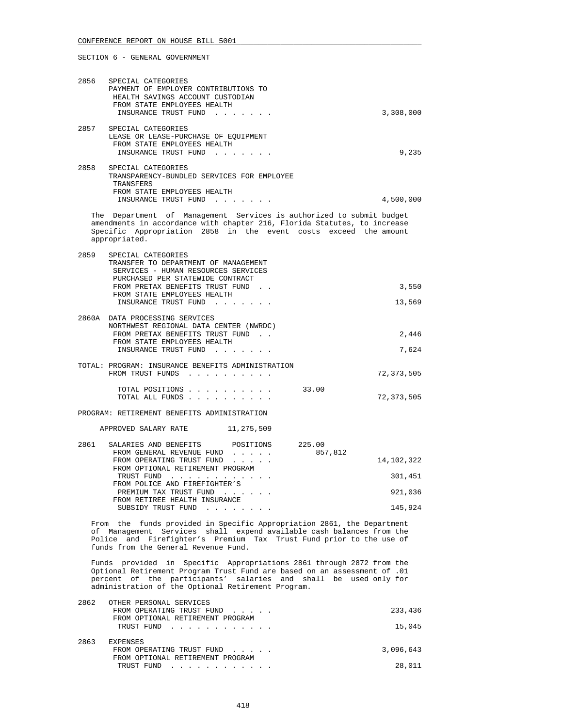CONFERENCE REPORT ON HOUSE BILL 5001

SECTION 6 - GENERAL GOVERNMENT

```
2856   SPECIAL CATEGORIES
       PAYMENT OF EMPLOYER CONTRIBUTIONS TO
        HEALTH SAVINGS ACCOUNT CUSTODIAN
        FROM STATE EMPLOYEES HEALTH
         INSURANCE TRUST FUND . . . . . . .                          3,308,000

2857   SPECIAL CATEGORIES
       LEASE OR LEASE-PURCHASE OF EQUIPMENT
        FROM STATE EMPLOYEES HEALTH
         INSURANCE TRUST FUND . . . . . . .                              9,235

2858   SPECIAL CATEGORIES
       TRANSPARENCY-BUNDLED SERVICES FOR EMPLOYEE
        TRANSFERS
        FROM STATE EMPLOYEES HEALTH
         INSURANCE TRUST FUND . . . . . . .                          4,500,000
```

The Department of Management Services is authorized to submit budget amendments in accordance with chapter 216, Florida Statutes, to increase Specific Appropriation 2858 in the event costs exceed the amount appropriated.

```
2859   SPECIAL CATEGORIES
       TRANSFER TO DEPARTMENT OF MANAGEMENT
        SERVICES - HUMAN RESOURCES SERVICES
        PURCHASED PER STATEWIDE CONTRACT
        FROM PRETAX BENEFITS TRUST FUND . .                              3,550
        FROM STATE EMPLOYEES HEALTH
         INSURANCE TRUST FUND . . . . . . .                             13,569

2860A  DATA PROCESSING SERVICES
       NORTHWEST REGIONAL DATA CENTER (NWRDC)
        FROM PRETAX BENEFITS TRUST FUND . .                              2,446
        FROM STATE EMPLOYEES HEALTH
         INSURANCE TRUST FUND . . . . . . .                              7,624

TOTAL: PROGRAM: INSURANCE BENEFITS ADMINISTRATION
       FROM TRUST FUNDS . . . . . . . . . .                         72,373,505

         TOTAL POSITIONS . . . . . . . . . .          33.00
         TOTAL ALL FUNDS . . . . . . . . . .                        72,373,505
```

PROGRAM: RETIREMENT BENEFITS ADMINISTRATION

```
    APPROVED SALARY RATE        11,275,509

2861   SALARIES AND BENEFITS       POSITIONS      225.00
        FROM GENERAL REVENUE FUND . . . . .           857,812
        FROM OPERATING TRUST FUND . . . . .                         14,102,322
        FROM OPTIONAL RETIREMENT PROGRAM
         TRUST FUND . . . . . . . . . . . .                            301,451
        FROM POLICE AND FIREFIGHTER'S
         PREMIUM TAX TRUST FUND . . . . . .                            921,036
        FROM RETIREE HEALTH INSURANCE
         SUBSIDY TRUST FUND . . . . . . . .                            145,924
```

From the funds provided in Specific Appropriation 2861, the Department of Management Services shall expend available cash balances from the Police and Firefighter's Premium Tax Trust Fund prior to the use of funds from the General Revenue Fund.

Funds provided in Specific Appropriations 2861 through 2872 from the Optional Retirement Program Trust Fund are based on an assessment of .01 percent of the participants' salaries and shall be used only for administration of the Optional Retirement Program.

```
2862   OTHER PERSONAL SERVICES
        FROM OPERATING TRUST FUND . . . . .                            233,436
        FROM OPTIONAL RETIREMENT PROGRAM
         TRUST FUND . . . . . . . . . . . .                             15,045

2863   EXPENSES
        FROM OPERATING TRUST FUND . . . . .                          3,096,643
        FROM OPTIONAL RETIREMENT PROGRAM
         TRUST FUND . . . . . . . . . . . .                             28,011
```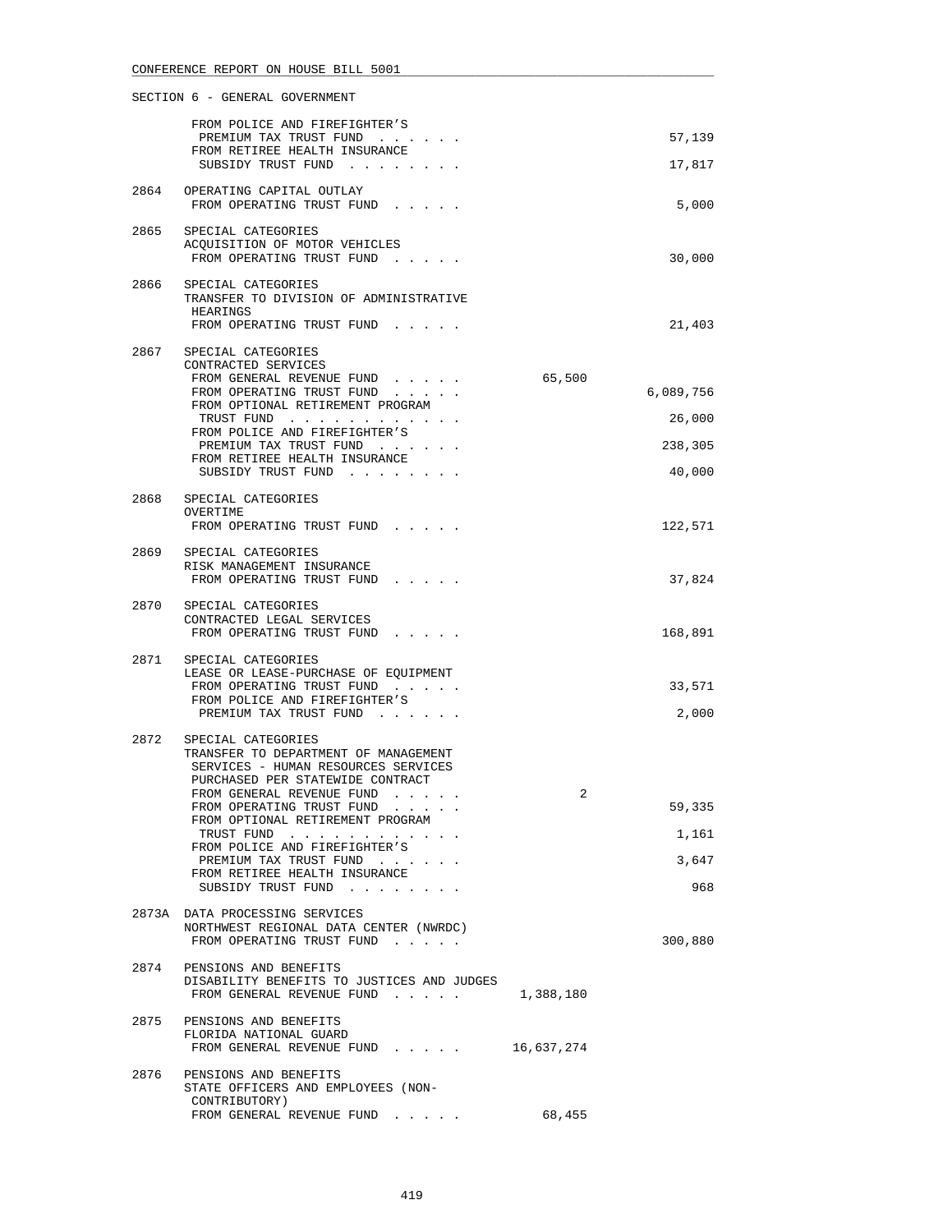SECTION 6 - GENERAL GOVERNMENT

| | | General Revenue | Trust Funds |
|---|---|---|---|
| | FROM POLICE AND FIREFIGHTER'S PREMIUM TAX TRUST FUND . . . . . . | | 57,139 |
| | FROM RETIREE HEALTH INSURANCE SUBSIDY TRUST FUND . . . . . . . . | | 17,817 |
| 2864 | OPERATING CAPITAL OUTLAY | | |
| | FROM OPERATING TRUST FUND . . . . . | | 5,000 |
| 2865 | SPECIAL CATEGORIES ACQUISITION OF MOTOR VEHICLES | | |
| | FROM OPERATING TRUST FUND . . . . . | | 30,000 |
| 2866 | SPECIAL CATEGORIES TRANSFER TO DIVISION OF ADMINISTRATIVE HEARINGS | | |
| | FROM OPERATING TRUST FUND . . . . . | | 21,403 |
| 2867 | SPECIAL CATEGORIES CONTRACTED SERVICES | | |
| | FROM GENERAL REVENUE FUND . . . . . | 65,500 | |
| | FROM OPERATING TRUST FUND . . . . . | | 6,089,756 |
| | FROM OPTIONAL RETIREMENT PROGRAM TRUST FUND . . . . . . . . . . . . | | 26,000 |
| | FROM POLICE AND FIREFIGHTER'S PREMIUM TAX TRUST FUND . . . . . . | | 238,305 |
| | FROM RETIREE HEALTH INSURANCE SUBSIDY TRUST FUND . . . . . . . . | | 40,000 |
| 2868 | SPECIAL CATEGORIES OVERTIME | | |
| | FROM OPERATING TRUST FUND . . . . . | | 122,571 |
| 2869 | SPECIAL CATEGORIES RISK MANAGEMENT INSURANCE | | |
| | FROM OPERATING TRUST FUND . . . . . | | 37,824 |
| 2870 | SPECIAL CATEGORIES CONTRACTED LEGAL SERVICES | | |
| | FROM OPERATING TRUST FUND . . . . . | | 168,891 |
| 2871 | SPECIAL CATEGORIES LEASE OR LEASE-PURCHASE OF EQUIPMENT | | |
| | FROM OPERATING TRUST FUND . . . . . | | 33,571 |
| | FROM POLICE AND FIREFIGHTER'S PREMIUM TAX TRUST FUND . . . . . . | | 2,000 |
| 2872 | SPECIAL CATEGORIES TRANSFER TO DEPARTMENT OF MANAGEMENT SERVICES - HUMAN RESOURCES SERVICES PURCHASED PER STATEWIDE CONTRACT | | |
| | FROM GENERAL REVENUE FUND . . . . . | 2 | |
| | FROM OPERATING TRUST FUND . . . . . | | 59,335 |
| | FROM OPTIONAL RETIREMENT PROGRAM TRUST FUND . . . . . . . . . . . . | | 1,161 |
| | FROM POLICE AND FIREFIGHTER'S PREMIUM TAX TRUST FUND . . . . . . | | 3,647 |
| | FROM RETIREE HEALTH INSURANCE SUBSIDY TRUST FUND . . . . . . . . | | 968 |
| 2873A | DATA PROCESSING SERVICES NORTHWEST REGIONAL DATA CENTER (NWRDC) | | |
| | FROM OPERATING TRUST FUND . . . . . | | 300,880 |
| 2874 | PENSIONS AND BENEFITS DISABILITY BENEFITS TO JUSTICES AND JUDGES | | |
| | FROM GENERAL REVENUE FUND . . . . . | 1,388,180 | |
| 2875 | PENSIONS AND BENEFITS FLORIDA NATIONAL GUARD | | |
| | FROM GENERAL REVENUE FUND . . . . . | 16,637,274 | |
| 2876 | PENSIONS AND BENEFITS STATE OFFICERS AND EMPLOYEES (NON-CONTRIBUTORY) | | |
| | FROM GENERAL REVENUE FUND . . . . . | 68,455 | |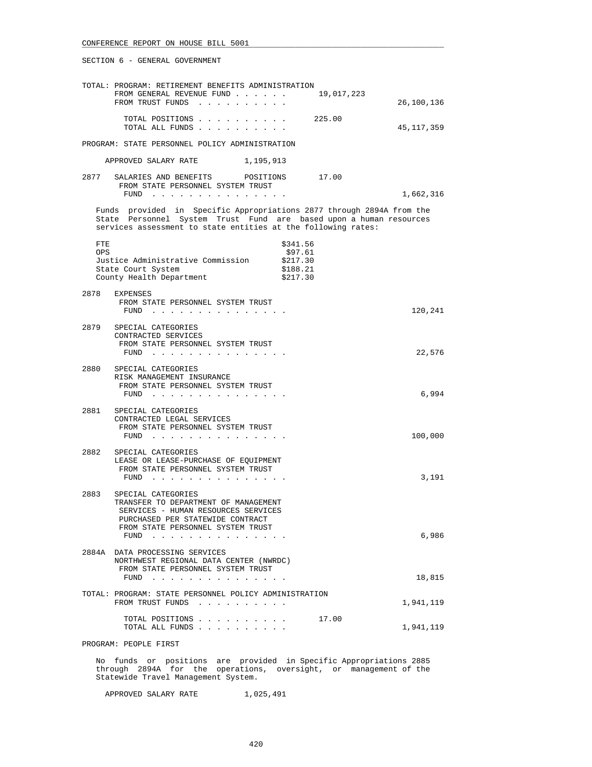SECTION 6 - GENERAL GOVERNMENT

TOTAL: PROGRAM: RETIREMENT BENEFITS ADMINISTRATION

| | | |
|---|---|---|
| FROM GENERAL REVENUE FUND . . . . . . | 19,017,223 | |
| FROM TRUST FUNDS . . . . . . . . . . | | 26,100,136 |
| TOTAL POSITIONS . . . . . . . . . . | 225.00 | |
| TOTAL ALL FUNDS . . . . . . . . . . | | 45,117,359 |

PROGRAM: STATE PERSONNEL POLICY ADMINISTRATION

APPROVED SALARY RATE 1,195,913

2877 SALARIES AND BENEFITS POSITIONS 17.00
FROM STATE PERSONNEL SYSTEM TRUST FUND . . . . . . . . . . . . . . . 1,662,316

Funds provided in Specific Appropriations 2877 through 2894A from the State Personnel System Trust Fund are based upon a human resources services assessment to state entities at the following rates:

| | |
|---|---|
| FTE | $341.56 |
| OPS | $97.61 |
| Justice Administrative Commission | $217.30 |
| State Court System | $188.21 |
| County Health Department | $217.30 |

2878 EXPENSES
FROM STATE PERSONNEL SYSTEM TRUST FUND . . . . . . . . . . . . . . . 120,241

2879 SPECIAL CATEGORIES
CONTRACTED SERVICES
FROM STATE PERSONNEL SYSTEM TRUST FUND . . . . . . . . . . . . . . . 22,576

2880 SPECIAL CATEGORIES
RISK MANAGEMENT INSURANCE
FROM STATE PERSONNEL SYSTEM TRUST FUND . . . . . . . . . . . . . . . 6,994

2881 SPECIAL CATEGORIES
CONTRACTED LEGAL SERVICES
FROM STATE PERSONNEL SYSTEM TRUST FUND . . . . . . . . . . . . . . . 100,000

2882 SPECIAL CATEGORIES
LEASE OR LEASE-PURCHASE OF EQUIPMENT
FROM STATE PERSONNEL SYSTEM TRUST FUND . . . . . . . . . . . . . . . 3,191

2883 SPECIAL CATEGORIES
TRANSFER TO DEPARTMENT OF MANAGEMENT SERVICES - HUMAN RESOURCES SERVICES PURCHASED PER STATEWIDE CONTRACT
FROM STATE PERSONNEL SYSTEM TRUST FUND . . . . . . . . . . . . . . . 6,986

2884A DATA PROCESSING SERVICES
NORTHWEST REGIONAL DATA CENTER (NWRDC)
FROM STATE PERSONNEL SYSTEM TRUST FUND . . . . . . . . . . . . . . . 18,815

TOTAL: PROGRAM: STATE PERSONNEL POLICY ADMINISTRATION

| | | |
|---|---|---|
| FROM TRUST FUNDS . . . . . . . . . . | | 1,941,119 |
| TOTAL POSITIONS . . . . . . . . . . | 17.00 | |
| TOTAL ALL FUNDS . . . . . . . . . . | | 1,941,119 |

PROGRAM: PEOPLE FIRST

No funds or positions are provided in Specific Appropriations 2885 through 2894A for the operations, oversight, or management of the Statewide Travel Management System.

APPROVED SALARY RATE 1,025,491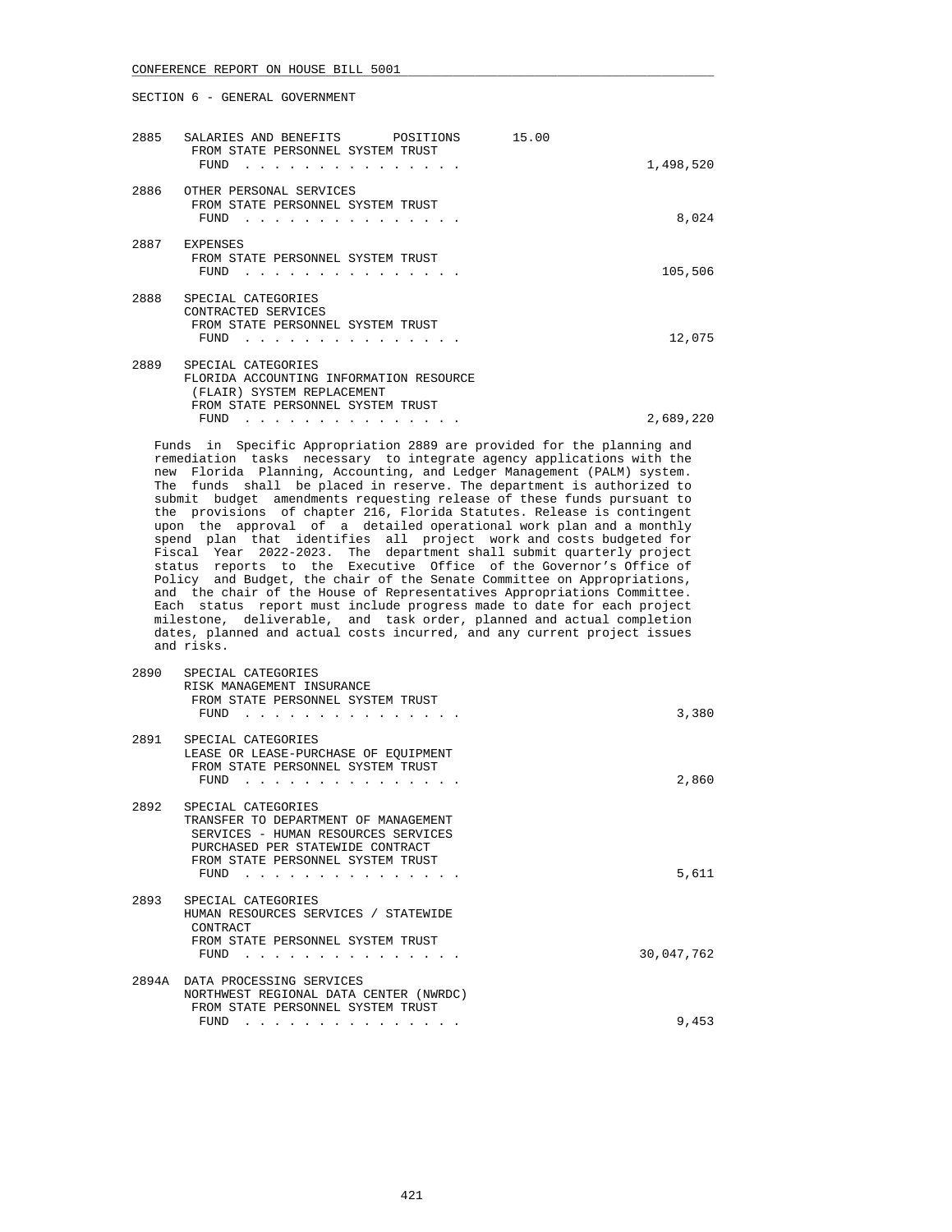SECTION 6 - GENERAL GOVERNMENT

| | | | |
|---|---|---|---|
| 2885 | SALARIES AND BENEFITS POSITIONS<br>FROM STATE PERSONNEL SYSTEM TRUST FUND . . . . . . . . . . . . . . . | 15.00 | 1,498,520 |
| 2886 | OTHER PERSONAL SERVICES<br>FROM STATE PERSONNEL SYSTEM TRUST FUND . . . . . . . . . . . . . . . | | 8,024 |
| 2887 | EXPENSES<br>FROM STATE PERSONNEL SYSTEM TRUST FUND . . . . . . . . . . . . . . . | | 105,506 |
| 2888 | SPECIAL CATEGORIES<br>CONTRACTED SERVICES<br>FROM STATE PERSONNEL SYSTEM TRUST FUND . . . . . . . . . . . . . . . | | 12,075 |
| 2889 | SPECIAL CATEGORIES<br>FLORIDA ACCOUNTING INFORMATION RESOURCE (FLAIR) SYSTEM REPLACEMENT<br>FROM STATE PERSONNEL SYSTEM TRUST FUND . . . . . . . . . . . . . . . | | 2,689,220 |

Funds in Specific Appropriation 2889 are provided for the planning and remediation tasks necessary to integrate agency applications with the new Florida Planning, Accounting, and Ledger Management (PALM) system. The funds shall be placed in reserve. The department is authorized to submit budget amendments requesting release of these funds pursuant to the provisions of chapter 216, Florida Statutes. Release is contingent upon the approval of a detailed operational work plan and a monthly spend plan that identifies all project work and costs budgeted for Fiscal Year 2022-2023. The department shall submit quarterly project status reports to the Executive Office of the Governor's Office of Policy and Budget, the chair of the Senate Committee on Appropriations, and the chair of the House of Representatives Appropriations Committee. Each status report must include progress made to date for each project milestone, deliverable, and task order, planned and actual completion dates, planned and actual costs incurred, and any current project issues and risks.

| | | | |
|---|---|---|---|
| 2890 | SPECIAL CATEGORIES<br>RISK MANAGEMENT INSURANCE<br>FROM STATE PERSONNEL SYSTEM TRUST FUND . . . . . . . . . . . . . . . | | 3,380 |
| 2891 | SPECIAL CATEGORIES<br>LEASE OR LEASE-PURCHASE OF EQUIPMENT<br>FROM STATE PERSONNEL SYSTEM TRUST FUND . . . . . . . . . . . . . . . | | 2,860 |
| 2892 | SPECIAL CATEGORIES<br>TRANSFER TO DEPARTMENT OF MANAGEMENT SERVICES - HUMAN RESOURCES SERVICES PURCHASED PER STATEWIDE CONTRACT<br>FROM STATE PERSONNEL SYSTEM TRUST FUND . . . . . . . . . . . . . . . | | 5,611 |
| 2893 | SPECIAL CATEGORIES<br>HUMAN RESOURCES SERVICES / STATEWIDE CONTRACT<br>FROM STATE PERSONNEL SYSTEM TRUST FUND . . . . . . . . . . . . . . . | | 30,047,762 |
| 2894A | DATA PROCESSING SERVICES<br>NORTHWEST REGIONAL DATA CENTER (NWRDC)<br>FROM STATE PERSONNEL SYSTEM TRUST FUND . . . . . . . . . . . . . . . | | 9,453 |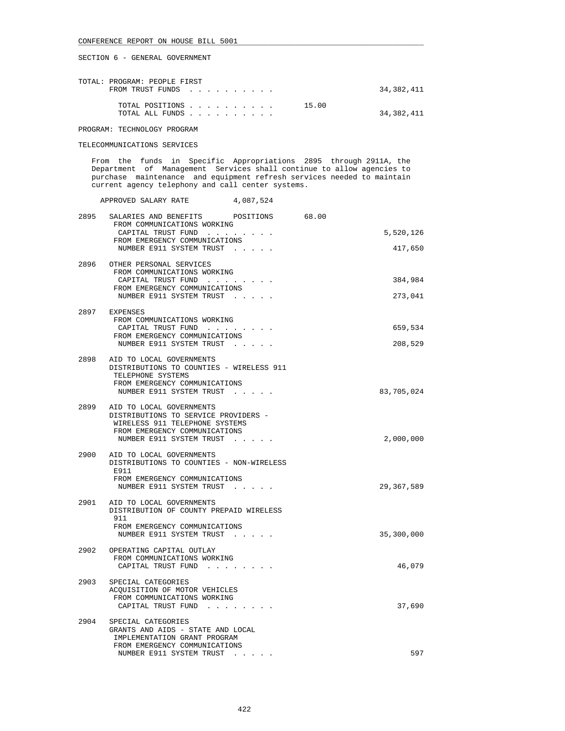SECTION 6 - GENERAL GOVERNMENT

```
TOTAL: PROGRAM: PEOPLE FIRST
       FROM TRUST FUNDS . . . . . . . . . .                          34,382,411

          TOTAL POSITIONS . . . . . . . . . .         15.00
          TOTAL ALL FUNDS . . . . . . . . . .                        34,382,411
```

PROGRAM: TECHNOLOGY PROGRAM

TELECOMMUNICATIONS SERVICES

From the funds in Specific Appropriations 2895 through 2911A, the Department of Management Services shall continue to allow agencies to purchase maintenance and equipment refresh services needed to maintain current agency telephony and call center systems.

```
     APPROVED SALARY RATE          4,087,524

2895   SALARIES AND BENEFITS       POSITIONS       68.00
        FROM COMMUNICATIONS WORKING
         CAPITAL TRUST FUND  . . . . . . . .                          5,520,126
        FROM EMERGENCY COMMUNICATIONS
         NUMBER E911 SYSTEM TRUST  . . . . .                            417,650

2896   OTHER PERSONAL SERVICES
        FROM COMMUNICATIONS WORKING
         CAPITAL TRUST FUND  . . . . . . . .                            384,984
        FROM EMERGENCY COMMUNICATIONS
         NUMBER E911 SYSTEM TRUST  . . . . .                            273,041

2897   EXPENSES
        FROM COMMUNICATIONS WORKING
         CAPITAL TRUST FUND  . . . . . . . .                            659,534
        FROM EMERGENCY COMMUNICATIONS
         NUMBER E911 SYSTEM TRUST  . . . . .                            208,529

2898   AID TO LOCAL GOVERNMENTS
       DISTRIBUTIONS TO COUNTIES - WIRELESS 911
        TELEPHONE SYSTEMS
        FROM EMERGENCY COMMUNICATIONS
         NUMBER E911 SYSTEM TRUST  . . . . .                         83,705,024

2899   AID TO LOCAL GOVERNMENTS
       DISTRIBUTIONS TO SERVICE PROVIDERS -
        WIRELESS 911 TELEPHONE SYSTEMS
        FROM EMERGENCY COMMUNICATIONS
         NUMBER E911 SYSTEM TRUST  . . . . .                          2,000,000

2900   AID TO LOCAL GOVERNMENTS
       DISTRIBUTIONS TO COUNTIES - NON-WIRELESS
        E911
        FROM EMERGENCY COMMUNICATIONS
         NUMBER E911 SYSTEM TRUST  . . . . .                         29,367,589

2901   AID TO LOCAL GOVERNMENTS
       DISTRIBUTION OF COUNTY PREPAID WIRELESS
        911
        FROM EMERGENCY COMMUNICATIONS
         NUMBER E911 SYSTEM TRUST  . . . . .                         35,300,000

2902   OPERATING CAPITAL OUTLAY
        FROM COMMUNICATIONS WORKING
         CAPITAL TRUST FUND  . . . . . . . .                             46,079

2903   SPECIAL CATEGORIES
       ACQUISITION OF MOTOR VEHICLES
        FROM COMMUNICATIONS WORKING
         CAPITAL TRUST FUND  . . . . . . . .                             37,690

2904   SPECIAL CATEGORIES
       GRANTS AND AIDS - STATE AND LOCAL
        IMPLEMENTATION GRANT PROGRAM
        FROM EMERGENCY COMMUNICATIONS
         NUMBER E911 SYSTEM TRUST  . . . . .                                597
```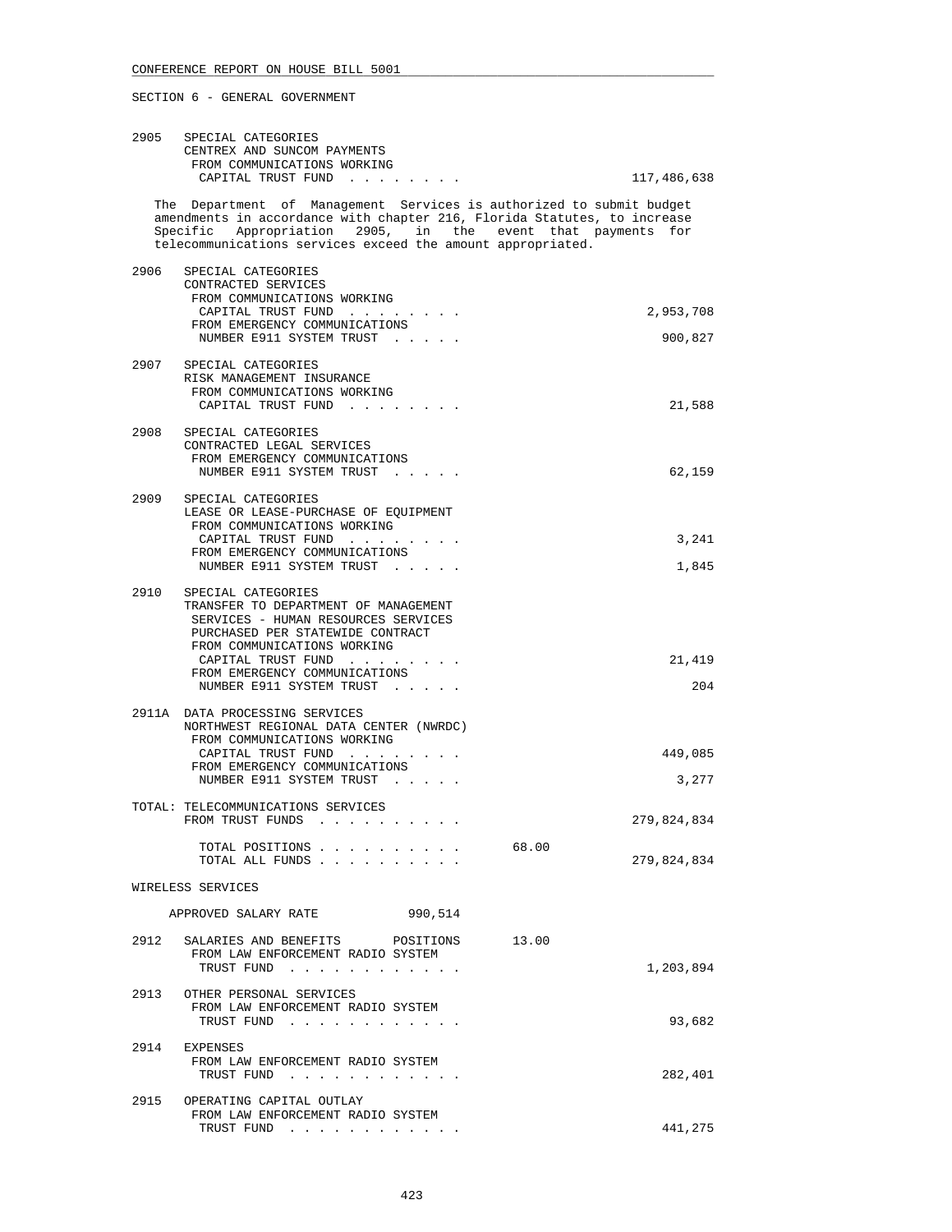SECTION 6 - GENERAL GOVERNMENT

```
2905   SPECIAL CATEGORIES
       CENTREX AND SUNCOM PAYMENTS
        FROM COMMUNICATIONS WORKING
         CAPITAL TRUST FUND  . . . . . . . .                     117,486,638
```

The Department of Management Services is authorized to submit budget amendments in accordance with chapter 216, Florida Statutes, to increase Specific Appropriation 2905, in the event that payments for telecommunications services exceed the amount appropriated.

```
2906   SPECIAL CATEGORIES
       CONTRACTED SERVICES
        FROM COMMUNICATIONS WORKING
         CAPITAL TRUST FUND  . . . . . . . .                       2,953,708
        FROM EMERGENCY COMMUNICATIONS
         NUMBER E911 SYSTEM TRUST  . . . . .                         900,827

2907   SPECIAL CATEGORIES
       RISK MANAGEMENT INSURANCE
        FROM COMMUNICATIONS WORKING
         CAPITAL TRUST FUND  . . . . . . . .                          21,588

2908   SPECIAL CATEGORIES
       CONTRACTED LEGAL SERVICES
        FROM EMERGENCY COMMUNICATIONS
         NUMBER E911 SYSTEM TRUST  . . . . .                          62,159

2909   SPECIAL CATEGORIES
       LEASE OR LEASE-PURCHASE OF EQUIPMENT
        FROM COMMUNICATIONS WORKING
         CAPITAL TRUST FUND  . . . . . . . .                           3,241
        FROM EMERGENCY COMMUNICATIONS
         NUMBER E911 SYSTEM TRUST  . . . . .                           1,845

2910   SPECIAL CATEGORIES
       TRANSFER TO DEPARTMENT OF MANAGEMENT
        SERVICES - HUMAN RESOURCES SERVICES
        PURCHASED PER STATEWIDE CONTRACT
        FROM COMMUNICATIONS WORKING
         CAPITAL TRUST FUND  . . . . . . . .                          21,419
        FROM EMERGENCY COMMUNICATIONS
         NUMBER E911 SYSTEM TRUST  . . . . .                             204

2911A  DATA PROCESSING SERVICES
       NORTHWEST REGIONAL DATA CENTER (NWRDC)
        FROM COMMUNICATIONS WORKING
         CAPITAL TRUST FUND  . . . . . . . .                         449,085
        FROM EMERGENCY COMMUNICATIONS
         NUMBER E911 SYSTEM TRUST  . . . . .                           3,277

TOTAL: TELECOMMUNICATIONS SERVICES
       FROM TRUST FUNDS  . . . . . . . . . .                     279,824,834

         TOTAL POSITIONS . . . . . . . . . .        68.00
         TOTAL ALL FUNDS . . . . . . . . . .                     279,824,834

WIRELESS SERVICES

     APPROVED SALARY RATE            990,514

2912   SALARIES AND BENEFITS       POSITIONS        13.00
        FROM LAW ENFORCEMENT RADIO SYSTEM
         TRUST FUND  . . . . . . . . . . . .                       1,203,894

2913   OTHER PERSONAL SERVICES
        FROM LAW ENFORCEMENT RADIO SYSTEM
         TRUST FUND  . . . . . . . . . . . .                          93,682

2914   EXPENSES
        FROM LAW ENFORCEMENT RADIO SYSTEM
         TRUST FUND  . . . . . . . . . . . .                         282,401

2915   OPERATING CAPITAL OUTLAY
        FROM LAW ENFORCEMENT RADIO SYSTEM
         TRUST FUND  . . . . . . . . . . . .                         441,275
```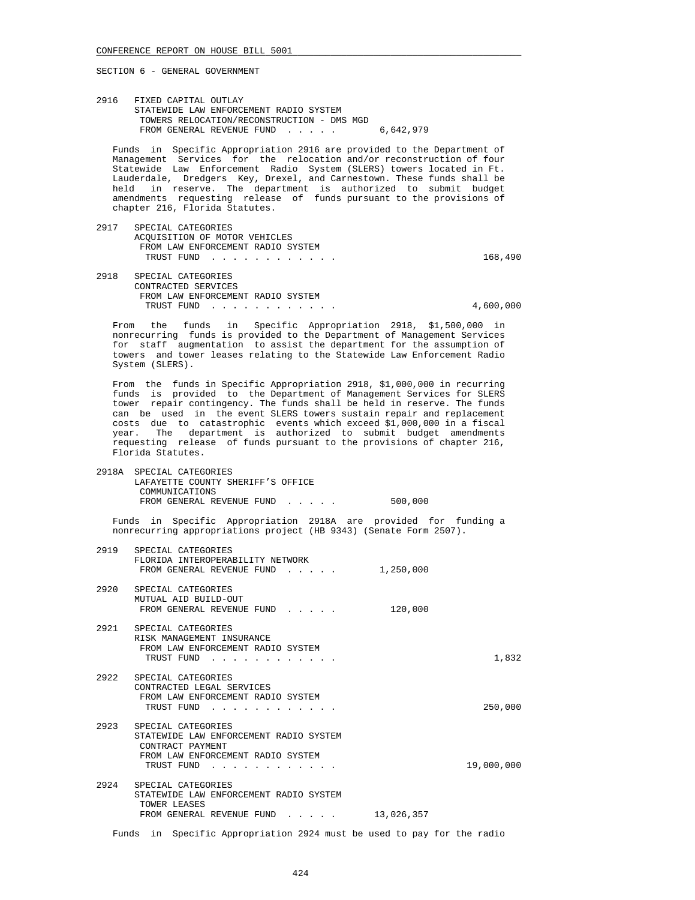SECTION 6 - GENERAL GOVERNMENT

2916 FIXED CAPITAL OUTLAY
STATEWIDE LAW ENFORCEMENT RADIO SYSTEM
TOWERS RELOCATION/RECONSTRUCTION - DMS MGD
FROM GENERAL REVENUE FUND . . . . . 6,642,979

Funds in Specific Appropriation 2916 are provided to the Department of Management Services for the relocation and/or reconstruction of four Statewide Law Enforcement Radio System (SLERS) towers located in Ft. Lauderdale, Dredgers Key, Drexel, and Carnestown. These funds shall be held in reserve. The department is authorized to submit budget amendments requesting release of funds pursuant to the provisions of chapter 216, Florida Statutes.

2917 SPECIAL CATEGORIES
ACQUISITION OF MOTOR VEHICLES
FROM LAW ENFORCEMENT RADIO SYSTEM
TRUST FUND . . . . . . . . . . . . 168,490

2918 SPECIAL CATEGORIES
CONTRACTED SERVICES
FROM LAW ENFORCEMENT RADIO SYSTEM
TRUST FUND . . . . . . . . . . . . 4,600,000

From the funds in Specific Appropriation 2918, $1,500,000 in nonrecurring funds is provided to the Department of Management Services for staff augmentation to assist the department for the assumption of towers and tower leases relating to the Statewide Law Enforcement Radio System (SLERS).

From the funds in Specific Appropriation 2918, $1,000,000 in recurring funds is provided to the Department of Management Services for SLERS tower repair contingency. The funds shall be held in reserve. The funds can be used in the event SLERS towers sustain repair and replacement costs due to catastrophic events which exceed $1,000,000 in a fiscal year. The department is authorized to submit budget amendments requesting release of funds pursuant to the provisions of chapter 216, Florida Statutes.

2918A SPECIAL CATEGORIES
LAFAYETTE COUNTY SHERIFF'S OFFICE
COMMUNICATIONS
FROM GENERAL REVENUE FUND . . . . . 500,000

Funds in Specific Appropriation 2918A are provided for funding a nonrecurring appropriations project (HB 9343) (Senate Form 2507).

2919 SPECIAL CATEGORIES
FLORIDA INTEROPERABILITY NETWORK
FROM GENERAL REVENUE FUND . . . . . 1,250,000

2920 SPECIAL CATEGORIES
MUTUAL AID BUILD-OUT
FROM GENERAL REVENUE FUND . . . . . 120,000

2921 SPECIAL CATEGORIES
RISK MANAGEMENT INSURANCE
FROM LAW ENFORCEMENT RADIO SYSTEM
TRUST FUND . . . . . . . . . . . . 1,832

2922 SPECIAL CATEGORIES
CONTRACTED LEGAL SERVICES
FROM LAW ENFORCEMENT RADIO SYSTEM
TRUST FUND . . . . . . . . . . . . 250,000

2923 SPECIAL CATEGORIES
STATEWIDE LAW ENFORCEMENT RADIO SYSTEM
CONTRACT PAYMENT
FROM LAW ENFORCEMENT RADIO SYSTEM
TRUST FUND . . . . . . . . . . . . 19,000,000

2924 SPECIAL CATEGORIES
STATEWIDE LAW ENFORCEMENT RADIO SYSTEM
TOWER LEASES
FROM GENERAL REVENUE FUND . . . . . 13,026,357

Funds in Specific Appropriation 2924 must be used to pay for the radio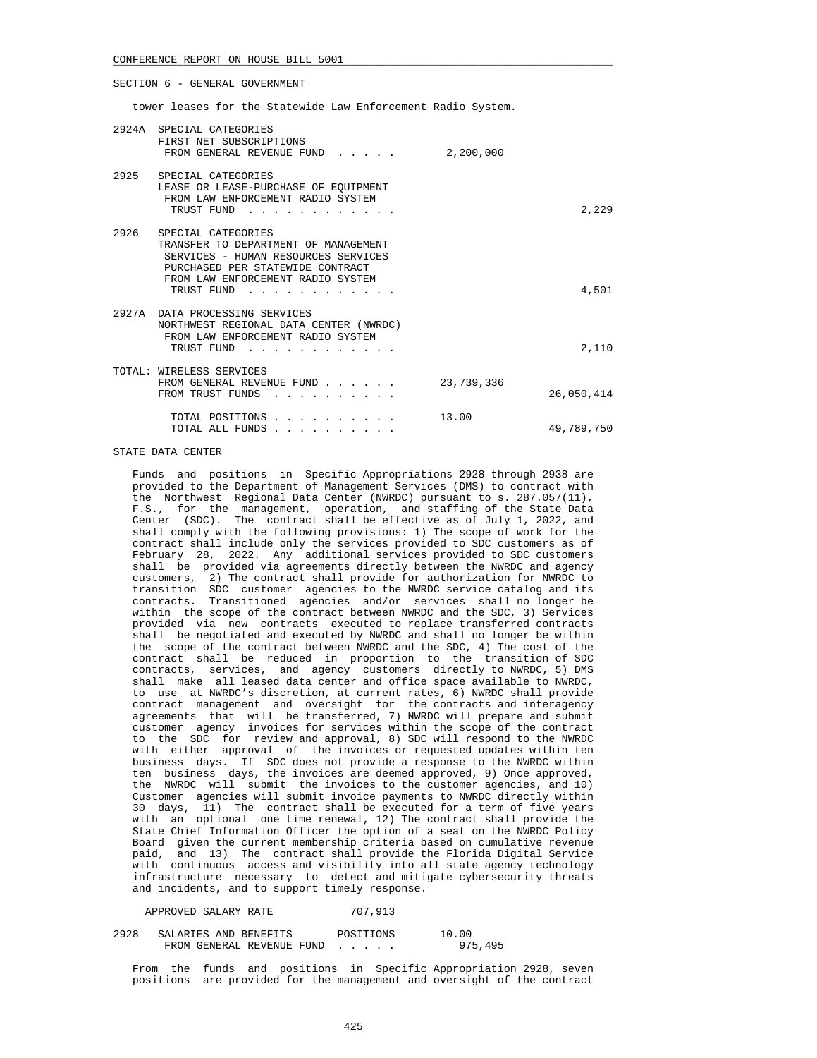SECTION 6 - GENERAL GOVERNMENT

tower leases for the Statewide Law Enforcement Radio System.

```
2924A  SPECIAL CATEGORIES
       FIRST NET SUBSCRIPTIONS
        FROM GENERAL REVENUE FUND  . . . . .       2,200,000

2925   SPECIAL CATEGORIES
       LEASE OR LEASE-PURCHASE OF EQUIPMENT
        FROM LAW ENFORCEMENT RADIO SYSTEM
         TRUST FUND  . . . . . . . . . . . .                            2,229

2926   SPECIAL CATEGORIES
       TRANSFER TO DEPARTMENT OF MANAGEMENT
        SERVICES - HUMAN RESOURCES SERVICES
        PURCHASED PER STATEWIDE CONTRACT
        FROM LAW ENFORCEMENT RADIO SYSTEM
         TRUST FUND  . . . . . . . . . . . .                            4,501

2927A  DATA PROCESSING SERVICES
       NORTHWEST REGIONAL DATA CENTER (NWRDC)
        FROM LAW ENFORCEMENT RADIO SYSTEM
         TRUST FUND  . . . . . . . . . . . .                            2,110

TOTAL: WIRELESS SERVICES
        FROM GENERAL REVENUE FUND . . . . . .     23,739,336
        FROM TRUST FUNDS  . . . . . . . . . .                      26,050,414

         TOTAL POSITIONS . . . . . . . . . .      13.00
         TOTAL ALL FUNDS . . . . . . . . . .                       49,789,750
```

STATE DATA CENTER

Funds and positions in Specific Appropriations 2928 through 2938 are provided to the Department of Management Services (DMS) to contract with the Northwest Regional Data Center (NWRDC) pursuant to s. 287.057(11), F.S., for the management, operation, and staffing of the State Data Center (SDC). The contract shall be effective as of July 1, 2022, and shall comply with the following provisions: 1) The scope of work for the contract shall include only the services provided to SDC customers as of February 28, 2022. Any additional services provided to SDC customers shall be provided via agreements directly between the NWRDC and agency customers, 2) The contract shall provide for authorization for NWRDC to transition SDC customer agencies to the NWRDC service catalog and its contracts. Transitioned agencies and/or services shall no longer be within the scope of the contract between NWRDC and the SDC, 3) Services provided via new contracts executed to replace transferred contracts shall be negotiated and executed by NWRDC and shall no longer be within the scope of the contract between NWRDC and the SDC, 4) The cost of the contract shall be reduced in proportion to the transition of SDC contracts, services, and agency customers directly to NWRDC, 5) DMS shall make all leased data center and office space available to NWRDC, to use at NWRDC's discretion, at current rates, 6) NWRDC shall provide contract management and oversight for the contracts and interagency agreements that will be transferred, 7) NWRDC will prepare and submit customer agency invoices for services within the scope of the contract to the SDC for review and approval, 8) SDC will respond to the NWRDC with either approval of the invoices or requested updates within ten business days. If SDC does not provide a response to the NWRDC within ten business days, the invoices are deemed approved, 9) Once approved, the NWRDC will submit the invoices to the customer agencies, and 10) Customer agencies will submit invoice payments to NWRDC directly within 30 days, 11) The contract shall be executed for a term of five years with an optional one time renewal, 12) The contract shall provide the State Chief Information Officer the option of a seat on the NWRDC Policy Board given the current membership criteria based on cumulative revenue paid, and 13) The contract shall provide the Florida Digital Service with continuous access and visibility into all state agency technology infrastructure necessary to detect and mitigate cybersecurity threats and incidents, and to support timely response.

```
  APPROVED SALARY RATE           707,913

2928   SALARIES AND BENEFITS       POSITIONS        10.00
        FROM GENERAL REVENUE FUND  . . . . .        975,495
```

From the funds and positions in Specific Appropriation 2928, seven positions are provided for the management and oversight of the contract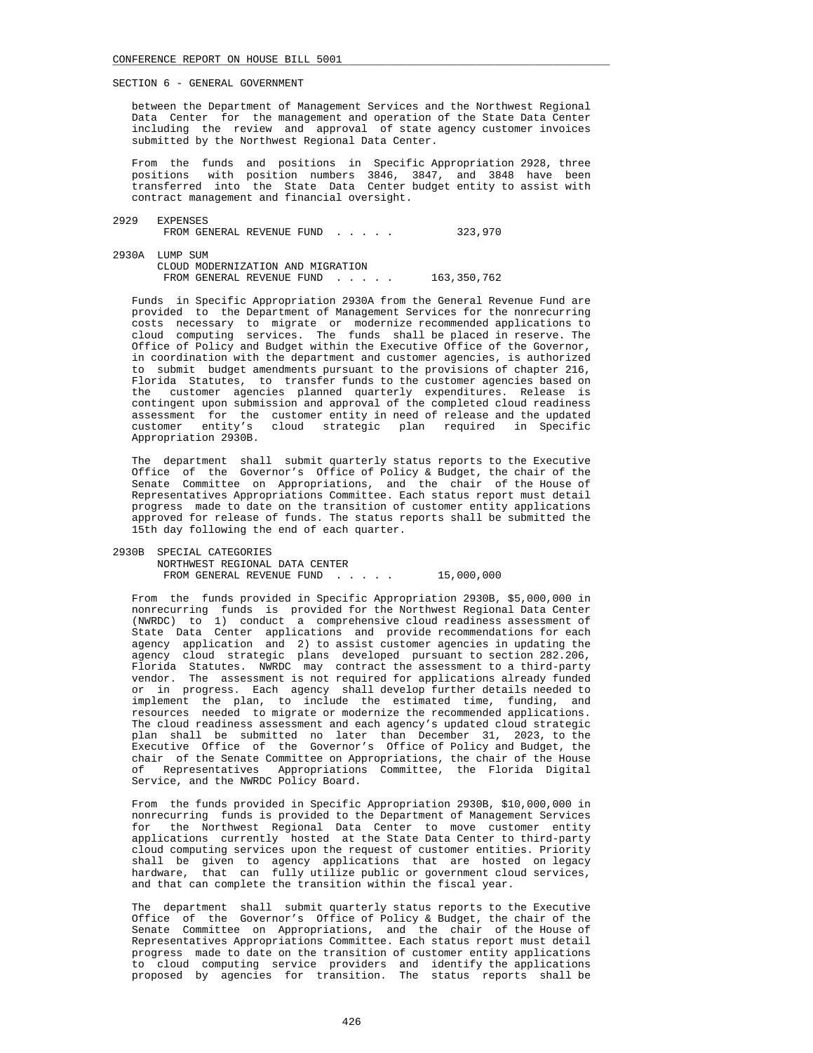SECTION 6 - GENERAL GOVERNMENT

between the Department of Management Services and the Northwest Regional Data Center for the management and operation of the State Data Center including the review and approval of state agency customer invoices submitted by the Northwest Regional Data Center.

From the funds and positions in Specific Appropriation 2928, three positions with position numbers 3846, 3847, and 3848 have been transferred into the State Data Center budget entity to assist with contract management and financial oversight.

2929 EXPENSES
FROM GENERAL REVENUE FUND . . . . . 323,970

2930A LUMP SUM
CLOUD MODERNIZATION AND MIGRATION
FROM GENERAL REVENUE FUND . . . . . 163,350,762

Funds in Specific Appropriation 2930A from the General Revenue Fund are provided to the Department of Management Services for the nonrecurring costs necessary to migrate or modernize recommended applications to cloud computing services. The funds shall be placed in reserve. The Office of Policy and Budget within the Executive Office of the Governor, in coordination with the department and customer agencies, is authorized to submit budget amendments pursuant to the provisions of chapter 216, Florida Statutes, to transfer funds to the customer agencies based on the customer agencies planned quarterly expenditures. Release is contingent upon submission and approval of the completed cloud readiness assessment for the customer entity in need of release and the updated customer entity's cloud strategic plan required in Specific Appropriation 2930B.

The department shall submit quarterly status reports to the Executive Office of the Governor's Office of Policy & Budget, the chair of the Senate Committee on Appropriations, and the chair of the House of Representatives Appropriations Committee. Each status report must detail progress made to date on the transition of customer entity applications approved for release of funds. The status reports shall be submitted the 15th day following the end of each quarter.

2930B SPECIAL CATEGORIES
NORTHWEST REGIONAL DATA CENTER
FROM GENERAL REVENUE FUND . . . . . 15,000,000

From the funds provided in Specific Appropriation 2930B, $5,000,000 in nonrecurring funds is provided for the Northwest Regional Data Center (NWRDC) to 1) conduct a comprehensive cloud readiness assessment of State Data Center applications and provide recommendations for each agency application and 2) to assist customer agencies in updating the agency cloud strategic plans developed pursuant to section 282.206, Florida Statutes. NWRDC may contract the assessment to a third-party vendor. The assessment is not required for applications already funded or in progress. Each agency shall develop further details needed to implement the plan, to include the estimated time, funding, and resources needed to migrate or modernize the recommended applications. The cloud readiness assessment and each agency's updated cloud strategic plan shall be submitted no later than December 31, 2023, to the Executive Office of the Governor's Office of Policy and Budget, the chair of the Senate Committee on Appropriations, the chair of the House of Representatives Appropriations Committee, the Florida Digital Service, and the NWRDC Policy Board.

From the funds provided in Specific Appropriation 2930B, $10,000,000 in nonrecurring funds is provided to the Department of Management Services for the Northwest Regional Data Center to move customer entity applications currently hosted at the State Data Center to third-party cloud computing services upon the request of customer entities. Priority shall be given to agency applications that are hosted on legacy hardware, that can fully utilize public or government cloud services, and that can complete the transition within the fiscal year.

The department shall submit quarterly status reports to the Executive Office of the Governor's Office of Policy & Budget, the chair of the Senate Committee on Appropriations, and the chair of the House of Representatives Appropriations Committee. Each status report must detail progress made to date on the transition of customer entity applications to cloud computing service providers and identify the applications proposed by agencies for transition. The status reports shall be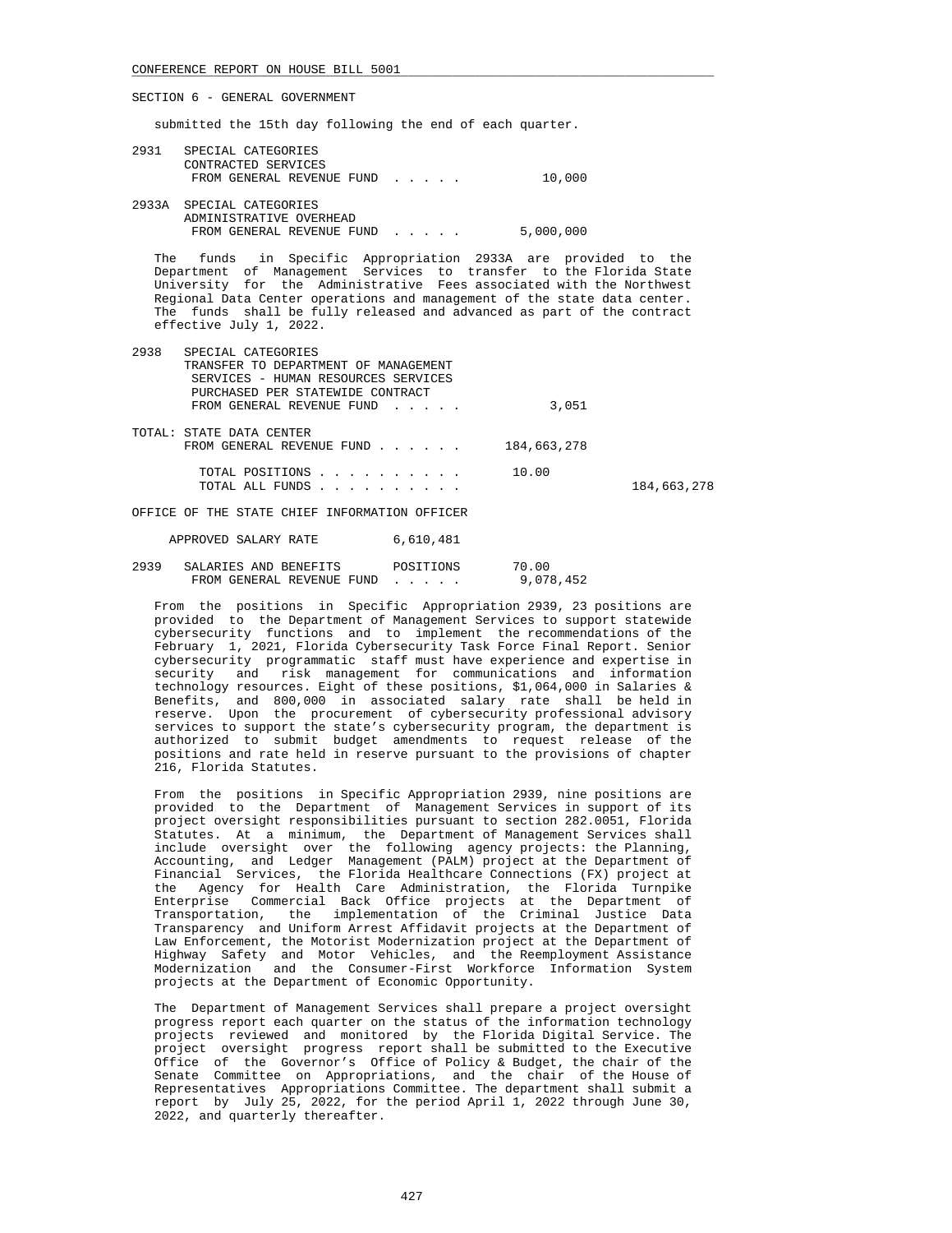SECTION 6 - GENERAL GOVERNMENT

submitted the 15th day following the end of each quarter.

```
2931   SPECIAL CATEGORIES
       CONTRACTED SERVICES
        FROM GENERAL REVENUE FUND  . . . . .          10,000

2933A  SPECIAL CATEGORIES
       ADMINISTRATIVE OVERHEAD
        FROM GENERAL REVENUE FUND  . . . . .       5,000,000
```

The funds in Specific Appropriation 2933A are provided to the Department of Management Services to transfer to the Florida State University for the Administrative Fees associated with the Northwest Regional Data Center operations and management of the state data center. The funds shall be fully released and advanced as part of the contract effective July 1, 2022.

```
2938   SPECIAL CATEGORIES
       TRANSFER TO DEPARTMENT OF MANAGEMENT
        SERVICES - HUMAN RESOURCES SERVICES
        PURCHASED PER STATEWIDE CONTRACT
        FROM GENERAL REVENUE FUND  . . . . .           3,051

TOTAL: STATE DATA CENTER
       FROM GENERAL REVENUE FUND . . . . . .     184,663,278

         TOTAL POSITIONS . . . . . . . . . .           10.00
         TOTAL ALL FUNDS . . . . . . . . . .                       184,663,278
```

OFFICE OF THE STATE CHIEF INFORMATION OFFICER

```
    APPROVED SALARY RATE          6,610,481

2939   SALARIES AND BENEFITS       POSITIONS         70.00
        FROM GENERAL REVENUE FUND  . . . . .       9,078,452
```

From the positions in Specific Appropriation 2939, 23 positions are provided to the Department of Management Services to support statewide cybersecurity functions and to implement the recommendations of the February 1, 2021, Florida Cybersecurity Task Force Final Report. Senior cybersecurity programmatic staff must have experience and expertise in security and risk management for communications and information technology resources. Eight of these positions, $1,064,000 in Salaries & Benefits, and 800,000 in associated salary rate shall be held in reserve. Upon the procurement of cybersecurity professional advisory services to support the state's cybersecurity program, the department is authorized to submit budget amendments to request release of the positions and rate held in reserve pursuant to the provisions of chapter 216, Florida Statutes.

From the positions in Specific Appropriation 2939, nine positions are provided to the Department of Management Services in support of its project oversight responsibilities pursuant to section 282.0051, Florida Statutes. At a minimum, the Department of Management Services shall include oversight over the following agency projects: the Planning, Accounting, and Ledger Management (PALM) project at the Department of Financial Services, the Florida Healthcare Connections (FX) project at the Agency for Health Care Administration, the Florida Turnpike Enterprise Commercial Back Office projects at the Department of Transportation, the implementation of the Criminal Justice Data Transparency and Uniform Arrest Affidavit projects at the Department of Law Enforcement, the Motorist Modernization project at the Department of Highway Safety and Motor Vehicles, and the Reemployment Assistance Modernization and the Consumer-First Workforce Information System projects at the Department of Economic Opportunity.

The Department of Management Services shall prepare a project oversight progress report each quarter on the status of the information technology projects reviewed and monitored by the Florida Digital Service. The project oversight progress report shall be submitted to the Executive Office of the Governor's Office of Policy & Budget, the chair of the Senate Committee on Appropriations, and the chair of the House of Representatives Appropriations Committee. The department shall submit a report by July 25, 2022, for the period April 1, 2022 through June 30, 2022, and quarterly thereafter.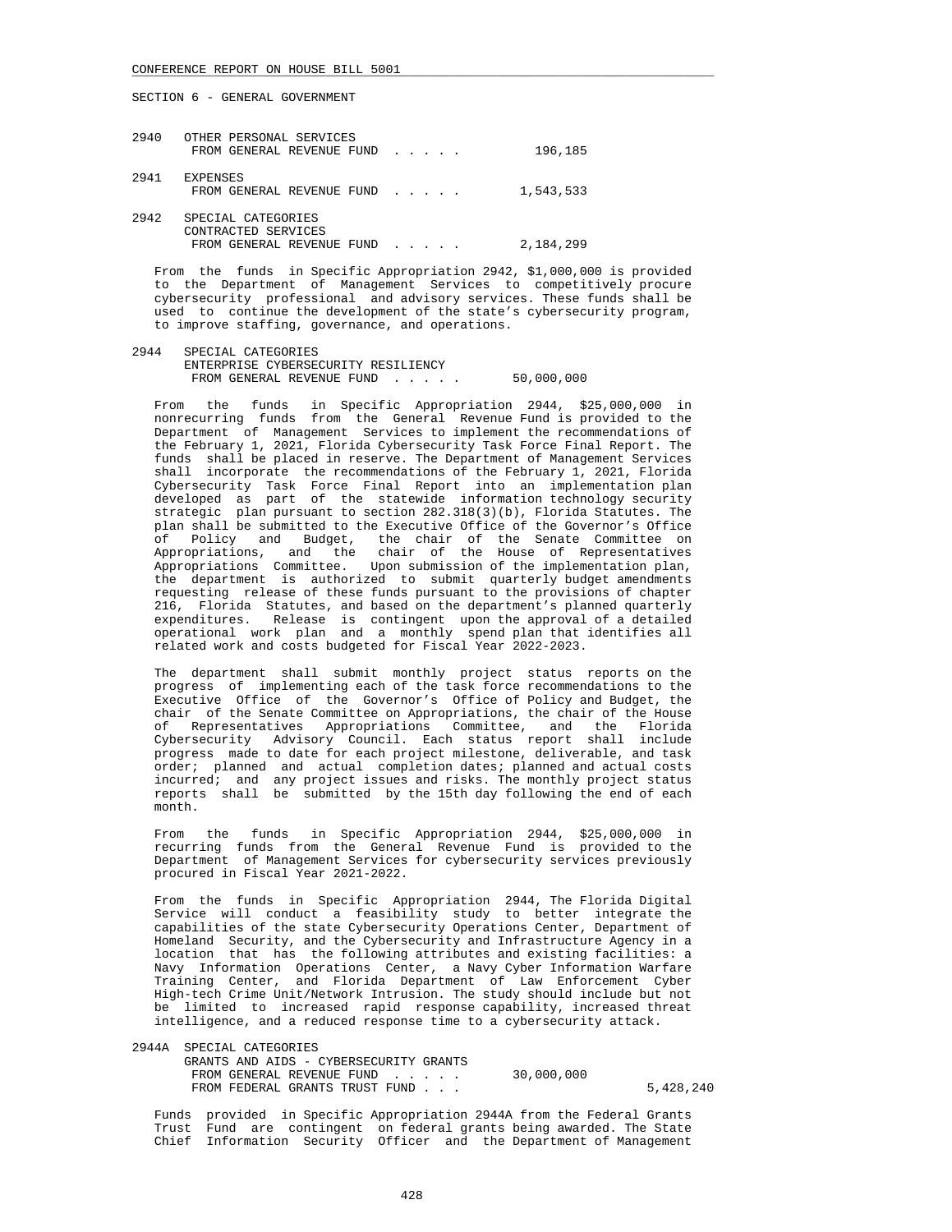SECTION 6 - GENERAL GOVERNMENT

2940 OTHER PERSONAL SERVICES
FROM GENERAL REVENUE FUND . . . . . 196,185

2941 EXPENSES
FROM GENERAL REVENUE FUND . . . . . 1,543,533

2942 SPECIAL CATEGORIES
CONTRACTED SERVICES
FROM GENERAL REVENUE FUND . . . . . 2,184,299

From the funds in Specific Appropriation 2942, $1,000,000 is provided to the Department of Management Services to competitively procure cybersecurity professional and advisory services. These funds shall be used to continue the development of the state's cybersecurity program, to improve staffing, governance, and operations.

2944 SPECIAL CATEGORIES
ENTERPRISE CYBERSECURITY RESILIENCY
FROM GENERAL REVENUE FUND . . . . . 50,000,000

From the funds in Specific Appropriation 2944, $25,000,000 in nonrecurring funds from the General Revenue Fund is provided to the Department of Management Services to implement the recommendations of the February 1, 2021, Florida Cybersecurity Task Force Final Report. The funds shall be placed in reserve. The Department of Management Services shall incorporate the recommendations of the February 1, 2021, Florida Cybersecurity Task Force Final Report into an implementation plan developed as part of the statewide information technology security strategic plan pursuant to section 282.318(3)(b), Florida Statutes. The plan shall be submitted to the Executive Office of the Governor's Office of Policy and Budget, the chair of the Senate Committee on Appropriations, and the chair of the House of Representatives Appropriations Committee. Upon submission of the implementation plan, the department is authorized to submit quarterly budget amendments requesting release of these funds pursuant to the provisions of chapter 216, Florida Statutes, and based on the department's planned quarterly expenditures. Release is contingent upon the approval of a detailed operational work plan and a monthly spend plan that identifies all related work and costs budgeted for Fiscal Year 2022-2023.

The department shall submit monthly project status reports on the progress of implementing each of the task force recommendations to the Executive Office of the Governor's Office of Policy and Budget, the chair of the Senate Committee on Appropriations, the chair of the House of Representatives Appropriations Committee, and the Florida Cybersecurity Advisory Council. Each status report shall include progress made to date for each project milestone, deliverable, and task order; planned and actual completion dates; planned and actual costs incurred; and any project issues and risks. The monthly project status reports shall be submitted by the 15th day following the end of each month.

From the funds in Specific Appropriation 2944, $25,000,000 in recurring funds from the General Revenue Fund is provided to the Department of Management Services for cybersecurity services previously procured in Fiscal Year 2021-2022.

From the funds in Specific Appropriation 2944, The Florida Digital Service will conduct a feasibility study to better integrate the capabilities of the state Cybersecurity Operations Center, Department of Homeland Security, and the Cybersecurity and Infrastructure Agency in a location that has the following attributes and existing facilities: a Navy Information Operations Center, a Navy Cyber Information Warfare Training Center, and Florida Department of Law Enforcement Cyber High-tech Crime Unit/Network Intrusion. The study should include but not be limited to increased rapid response capability, increased threat intelligence, and a reduced response time to a cybersecurity attack.

2944A SPECIAL CATEGORIES
GRANTS AND AIDS - CYBERSECURITY GRANTS
FROM GENERAL REVENUE FUND . . . . . 30,000,000
FROM FEDERAL GRANTS TRUST FUND . . . 5,428,240

Funds provided in Specific Appropriation 2944A from the Federal Grants Trust Fund are contingent on federal grants being awarded. The State Chief Information Security Officer and the Department of Management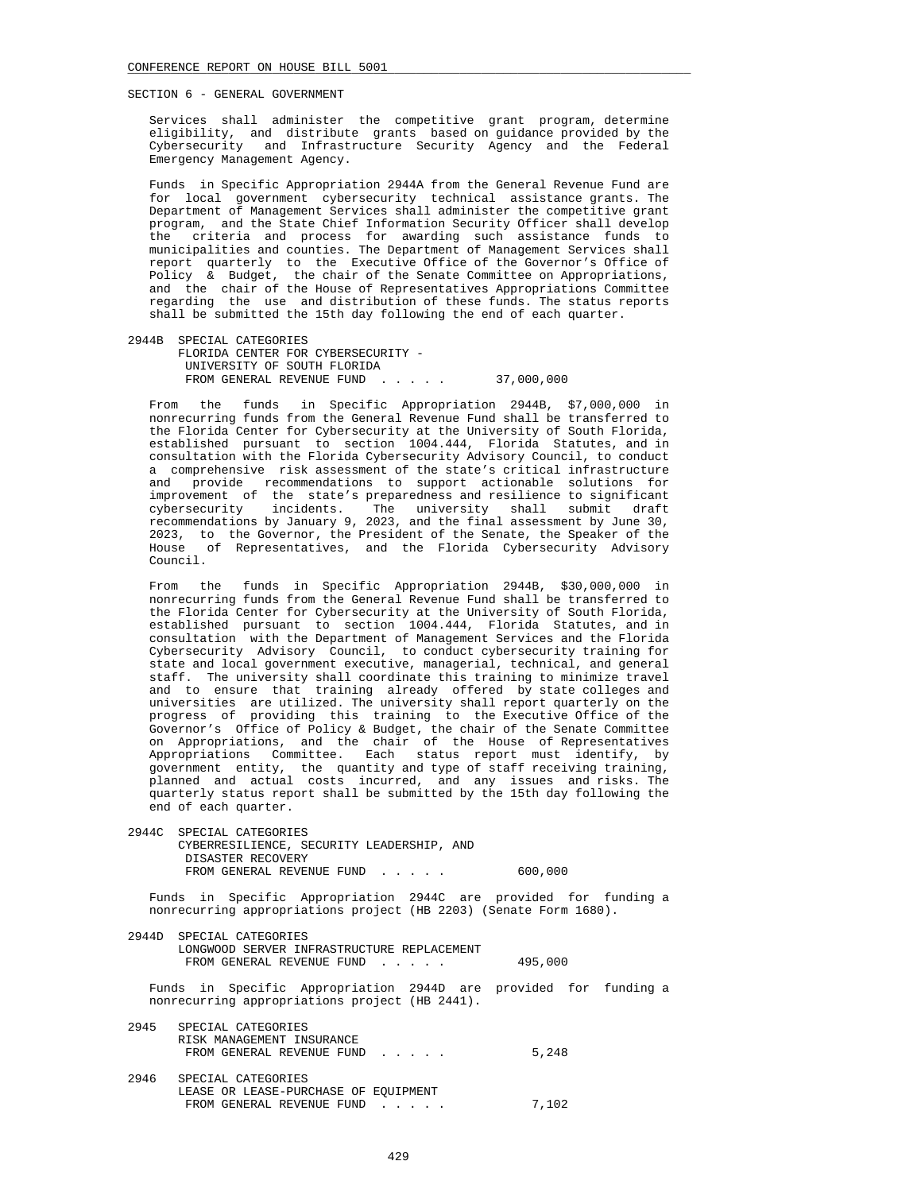SECTION 6 - GENERAL GOVERNMENT

Services shall administer the competitive grant program, determine eligibility, and distribute grants based on guidance provided by the Cybersecurity and Infrastructure Security Agency and the Federal Emergency Management Agency.

Funds in Specific Appropriation 2944A from the General Revenue Fund are for local government cybersecurity technical assistance grants. The Department of Management Services shall administer the competitive grant program, and the State Chief Information Security Officer shall develop the criteria and process for awarding such assistance funds to municipalities and counties. The Department of Management Services shall report quarterly to the Executive Office of the Governor's Office of Policy & Budget, the chair of the Senate Committee on Appropriations, and the chair of the House of Representatives Appropriations Committee regarding the use and distribution of these funds. The status reports shall be submitted the 15th day following the end of each quarter.

2944B SPECIAL CATEGORIES
FLORIDA CENTER FOR CYBERSECURITY - UNIVERSITY OF SOUTH FLORIDA
FROM GENERAL REVENUE FUND . . . . . 37,000,000

From the funds in Specific Appropriation 2944B, $7,000,000 in nonrecurring funds from the General Revenue Fund shall be transferred to the Florida Center for Cybersecurity at the University of South Florida, established pursuant to section 1004.444, Florida Statutes, and in consultation with the Florida Cybersecurity Advisory Council, to conduct a comprehensive risk assessment of the state's critical infrastructure and provide recommendations to support actionable solutions for improvement of the state's preparedness and resilience to significant cybersecurity incidents. The university shall submit draft recommendations by January 9, 2023, and the final assessment by June 30, 2023, to the Governor, the President of the Senate, the Speaker of the House of Representatives, and the Florida Cybersecurity Advisory Council.

From the funds in Specific Appropriation 2944B, $30,000,000 in nonrecurring funds from the General Revenue Fund shall be transferred to the Florida Center for Cybersecurity at the University of South Florida, established pursuant to section 1004.444, Florida Statutes, and in consultation with the Department of Management Services and the Florida Cybersecurity Advisory Council, to conduct cybersecurity training for state and local government executive, managerial, technical, and general staff. The university shall coordinate this training to minimize travel and to ensure that training already offered by state colleges and universities are utilized. The university shall report quarterly on the progress of providing this training to the Executive Office of the Governor's Office of Policy & Budget, the chair of the Senate Committee on Appropriations, and the chair of the House of Representatives Appropriations Committee. Each status report must identify, by government entity, the quantity and type of staff receiving training, planned and actual costs incurred, and any issues and risks. The quarterly status report shall be submitted by the 15th day following the end of each quarter.

2944C SPECIAL CATEGORIES
CYBERRESILIENCE, SECURITY LEADERSHIP, AND DISASTER RECOVERY
FROM GENERAL REVENUE FUND . . . . . 600,000

Funds in Specific Appropriation 2944C are provided for funding a nonrecurring appropriations project (HB 2203) (Senate Form 1680).

2944D SPECIAL CATEGORIES
LONGWOOD SERVER INFRASTRUCTURE REPLACEMENT
FROM GENERAL REVENUE FUND . . . . . 495,000

Funds in Specific Appropriation 2944D are provided for funding a nonrecurring appropriations project (HB 2441).

2945 SPECIAL CATEGORIES
RISK MANAGEMENT INSURANCE
FROM GENERAL REVENUE FUND . . . . . 5,248

2946 SPECIAL CATEGORIES
LEASE OR LEASE-PURCHASE OF EQUIPMENT
FROM GENERAL REVENUE FUND . . . . . 7,102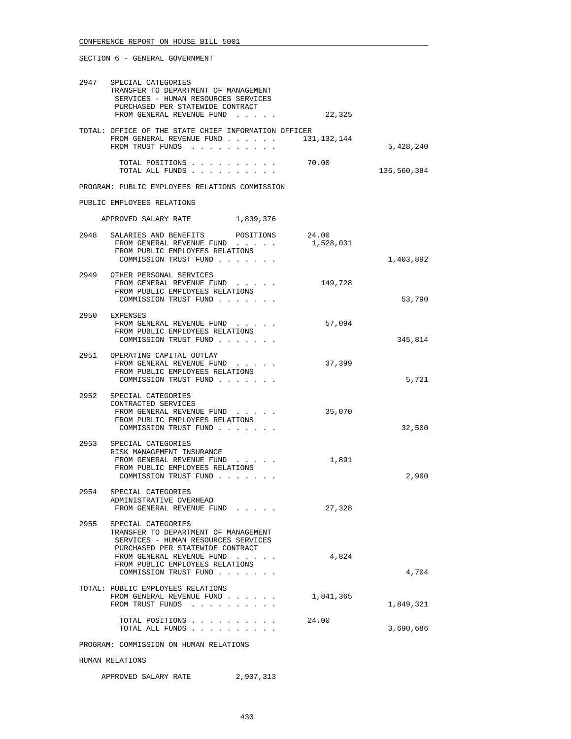SECTION 6 - GENERAL GOVERNMENT

2947 SPECIAL CATEGORIES
TRANSFER TO DEPARTMENT OF MANAGEMENT SERVICES - HUMAN RESOURCES SERVICES PURCHASED PER STATEWIDE CONTRACT
FROM GENERAL REVENUE FUND . . . . . 22,325

TOTAL: OFFICE OF THE STATE CHIEF INFORMATION OFFICER

| | | |
|---|---|---|
| FROM GENERAL REVENUE FUND . . . . . . | 131,132,144 | |
| FROM TRUST FUNDS . . . . . . . . . . | | 5,428,240 |
| TOTAL POSITIONS . . . . . . . . . . | 70.00 | |
| TOTAL ALL FUNDS . . . . . . . . . . | | 136,560,384 |

PROGRAM: PUBLIC EMPLOYEES RELATIONS COMMISSION

PUBLIC EMPLOYEES RELATIONS

APPROVED SALARY RATE 1,839,376

| | | | |
|---|---|---|---|
| 2948 | SALARIES AND BENEFITS POSITIONS | 24.00 | |
| | FROM GENERAL REVENUE FUND . . . . . | 1,528,031 | |
| | FROM PUBLIC EMPLOYEES RELATIONS COMMISSION TRUST FUND . . . . . . . | | 1,403,892 |
| 2949 | OTHER PERSONAL SERVICES | | |
| | FROM GENERAL REVENUE FUND . . . . . | 149,728 | |
| | FROM PUBLIC EMPLOYEES RELATIONS COMMISSION TRUST FUND . . . . . . . | | 53,790 |
| 2950 | EXPENSES | | |
| | FROM GENERAL REVENUE FUND . . . . . | 57,094 | |
| | FROM PUBLIC EMPLOYEES RELATIONS COMMISSION TRUST FUND . . . . . . . | | 345,814 |
| 2951 | OPERATING CAPITAL OUTLAY | | |
| | FROM GENERAL REVENUE FUND . . . . . | 37,399 | |
| | FROM PUBLIC EMPLOYEES RELATIONS COMMISSION TRUST FUND . . . . . . . | | 5,721 |
| 2952 | SPECIAL CATEGORIES CONTRACTED SERVICES | | |
| | FROM GENERAL REVENUE FUND . . . . . | 35,070 | |
| | FROM PUBLIC EMPLOYEES RELATIONS COMMISSION TRUST FUND . . . . . . . | | 32,500 |
| 2953 | SPECIAL CATEGORIES RISK MANAGEMENT INSURANCE | | |
| | FROM GENERAL REVENUE FUND . . . . . | 1,891 | |
| | FROM PUBLIC EMPLOYEES RELATIONS COMMISSION TRUST FUND . . . . . . . | | 2,900 |
| 2954 | SPECIAL CATEGORIES ADMINISTRATIVE OVERHEAD | | |
| | FROM GENERAL REVENUE FUND . . . . . | 27,328 | |
| 2955 | SPECIAL CATEGORIES TRANSFER TO DEPARTMENT OF MANAGEMENT SERVICES - HUMAN RESOURCES SERVICES PURCHASED PER STATEWIDE CONTRACT | | |
| | FROM GENERAL REVENUE FUND . . . . . | 4,824 | |
| | FROM PUBLIC EMPLOYEES RELATIONS COMMISSION TRUST FUND . . . . . . . | | 4,704 |

TOTAL: PUBLIC EMPLOYEES RELATIONS

| | | |
|---|---|---|
| FROM GENERAL REVENUE FUND . . . . . . | 1,841,365 | |
| FROM TRUST FUNDS . . . . . . . . . . | | 1,849,321 |
| TOTAL POSITIONS . . . . . . . . . . | 24.00 | |
| TOTAL ALL FUNDS . . . . . . . . . . | | 3,690,686 |

PROGRAM: COMMISSION ON HUMAN RELATIONS

HUMAN RELATIONS

APPROVED SALARY RATE 2,907,313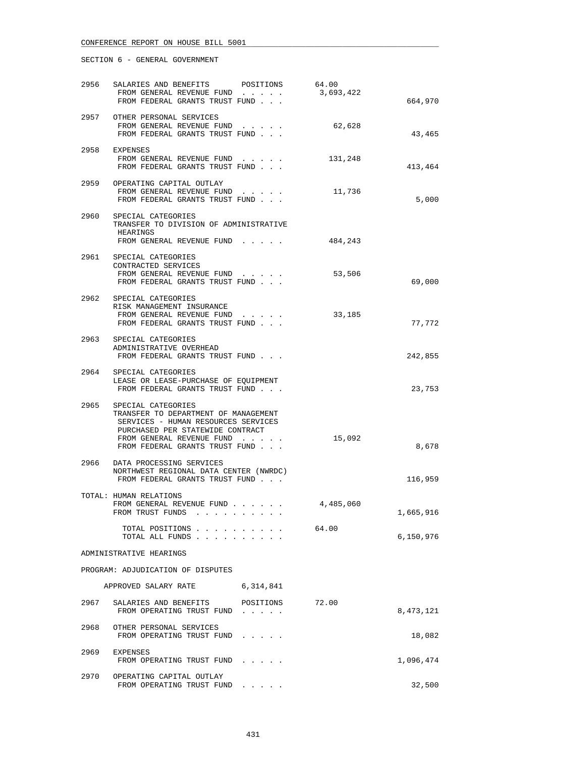CONFERENCE REPORT ON HOUSE BILL 5001

SECTION 6 - GENERAL GOVERNMENT

```
2956  SALARIES AND BENEFITS       POSITIONS       64.00
       FROM GENERAL REVENUE FUND  . . . . .      3,693,422
       FROM FEDERAL GRANTS TRUST FUND . . .                        664,970

2957  OTHER PERSONAL SERVICES
       FROM GENERAL REVENUE FUND  . . . . .         62,628
       FROM FEDERAL GRANTS TRUST FUND . . .                         43,465

2958  EXPENSES
       FROM GENERAL REVENUE FUND  . . . . .        131,248
       FROM FEDERAL GRANTS TRUST FUND . . .                        413,464

2959  OPERATING CAPITAL OUTLAY
       FROM GENERAL REVENUE FUND  . . . . .         11,736
       FROM FEDERAL GRANTS TRUST FUND . . .                          5,000

2960  SPECIAL CATEGORIES
       TRANSFER TO DIVISION OF ADMINISTRATIVE
        HEARINGS
       FROM GENERAL REVENUE FUND  . . . . .        484,243

2961  SPECIAL CATEGORIES
       CONTRACTED SERVICES
       FROM GENERAL REVENUE FUND  . . . . .         53,506
       FROM FEDERAL GRANTS TRUST FUND . . .                         69,000

2962  SPECIAL CATEGORIES
       RISK MANAGEMENT INSURANCE
       FROM GENERAL REVENUE FUND  . . . . .         33,185
       FROM FEDERAL GRANTS TRUST FUND . . .                         77,772

2963  SPECIAL CATEGORIES
       ADMINISTRATIVE OVERHEAD
       FROM FEDERAL GRANTS TRUST FUND . . .                        242,855

2964  SPECIAL CATEGORIES
       LEASE OR LEASE-PURCHASE OF EQUIPMENT
       FROM FEDERAL GRANTS TRUST FUND . . .                         23,753

2965  SPECIAL CATEGORIES
       TRANSFER TO DEPARTMENT OF MANAGEMENT
        SERVICES - HUMAN RESOURCES SERVICES
        PURCHASED PER STATEWIDE CONTRACT
       FROM GENERAL REVENUE FUND  . . . . .         15,092
       FROM FEDERAL GRANTS TRUST FUND . . .                          8,678

2966  DATA PROCESSING SERVICES
       NORTHWEST REGIONAL DATA CENTER (NWRDC)
       FROM FEDERAL GRANTS TRUST FUND . . .                        116,959

TOTAL: HUMAN RELATIONS
       FROM GENERAL REVENUE FUND . . . . . .     4,485,060
       FROM TRUST FUNDS  . . . . . . . . . .                     1,665,916

         TOTAL POSITIONS . . . . . . . . . .     64.00
         TOTAL ALL FUNDS . . . . . . . . . .                     6,150,976

ADMINISTRATIVE HEARINGS

PROGRAM: ADJUDICATION OF DISPUTES

     APPROVED SALARY RATE          6,314,841

2967  SALARIES AND BENEFITS       POSITIONS       72.00
       FROM OPERATING TRUST FUND  . . . . .                      8,473,121

2968  OTHER PERSONAL SERVICES
       FROM OPERATING TRUST FUND  . . . . .                         18,082

2969  EXPENSES
       FROM OPERATING TRUST FUND  . . . . .                      1,096,474

2970  OPERATING CAPITAL OUTLAY
       FROM OPERATING TRUST FUND  . . . . .                         32,500
```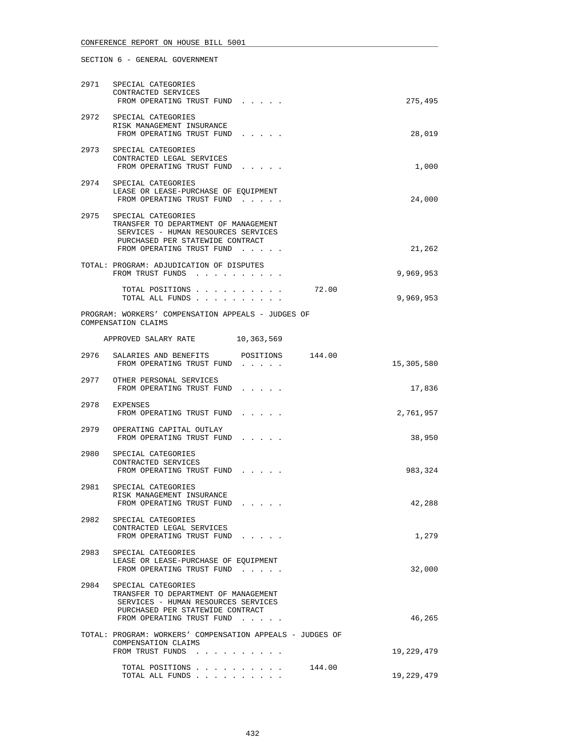SECTION 6 - GENERAL GOVERNMENT

```
2971   SPECIAL CATEGORIES
       CONTRACTED SERVICES
        FROM OPERATING TRUST FUND  . . . . .                              275,495

2972   SPECIAL CATEGORIES
       RISK MANAGEMENT INSURANCE
        FROM OPERATING TRUST FUND  . . . . .                               28,019

2973   SPECIAL CATEGORIES
       CONTRACTED LEGAL SERVICES
        FROM OPERATING TRUST FUND  . . . . .                                1,000

2974   SPECIAL CATEGORIES
       LEASE OR LEASE-PURCHASE OF EQUIPMENT
        FROM OPERATING TRUST FUND  . . . . .                               24,000

2975   SPECIAL CATEGORIES
       TRANSFER TO DEPARTMENT OF MANAGEMENT
        SERVICES - HUMAN RESOURCES SERVICES
        PURCHASED PER STATEWIDE CONTRACT
        FROM OPERATING TRUST FUND  . . . . .                               21,262

TOTAL: PROGRAM: ADJUDICATION OF DISPUTES
        FROM TRUST FUNDS  . . . . . . . . . .                           9,969,953

          TOTAL POSITIONS . . . . . . . . . .          72.00
          TOTAL ALL FUNDS . . . . . . . . . .                           9,969,953

PROGRAM: WORKERS' COMPENSATION APPEALS - JUDGES OF
COMPENSATION CLAIMS

     APPROVED SALARY RATE         10,363,569

2976   SALARIES AND BENEFITS       POSITIONS      144.00
        FROM OPERATING TRUST FUND  . . . . .                           15,305,580

2977   OTHER PERSONAL SERVICES
        FROM OPERATING TRUST FUND  . . . . .                               17,836

2978   EXPENSES
        FROM OPERATING TRUST FUND  . . . . .                            2,761,957

2979   OPERATING CAPITAL OUTLAY
        FROM OPERATING TRUST FUND  . . . . .                               38,950

2980   SPECIAL CATEGORIES
       CONTRACTED SERVICES
        FROM OPERATING TRUST FUND  . . . . .                              983,324

2981   SPECIAL CATEGORIES
       RISK MANAGEMENT INSURANCE
        FROM OPERATING TRUST FUND  . . . . .                               42,288

2982   SPECIAL CATEGORIES
       CONTRACTED LEGAL SERVICES
        FROM OPERATING TRUST FUND  . . . . .                                1,279

2983   SPECIAL CATEGORIES
       LEASE OR LEASE-PURCHASE OF EQUIPMENT
        FROM OPERATING TRUST FUND  . . . . .                               32,000

2984   SPECIAL CATEGORIES
       TRANSFER TO DEPARTMENT OF MANAGEMENT
        SERVICES - HUMAN RESOURCES SERVICES
        PURCHASED PER STATEWIDE CONTRACT
        FROM OPERATING TRUST FUND  . . . . .                               46,265

TOTAL: PROGRAM: WORKERS' COMPENSATION APPEALS - JUDGES OF
        COMPENSATION CLAIMS
        FROM TRUST FUNDS  . . . . . . . . . .                          19,229,479

          TOTAL POSITIONS . . . . . . . . . .         144.00
          TOTAL ALL FUNDS . . . . . . . . . .                          19,229,479
```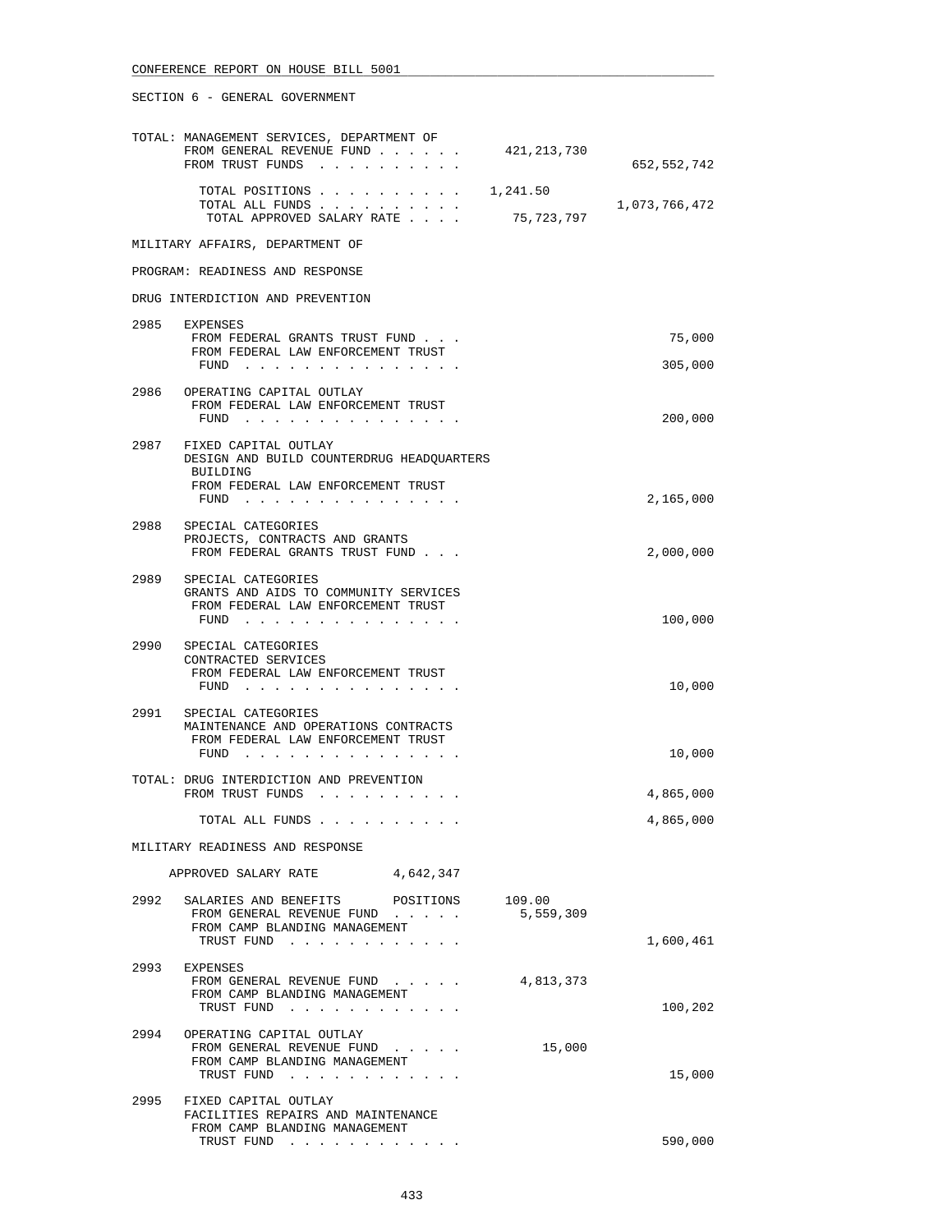SECTION 6 - GENERAL GOVERNMENT

```
TOTAL: MANAGEMENT SERVICES, DEPARTMENT OF
       FROM GENERAL REVENUE FUND . . . . . .    421,213,730
       FROM TRUST FUNDS  . . . . . . . . . .                    652,552,742

        TOTAL POSITIONS . . . . . . . . . .    1,241.50
        TOTAL ALL FUNDS . . . . . . . . . .                   1,073,766,472
         TOTAL APPROVED SALARY RATE . . . .     75,723,797

MILITARY AFFAIRS, DEPARTMENT OF

PROGRAM: READINESS AND RESPONSE

DRUG INTERDICTION AND PREVENTION

2985   EXPENSES
        FROM FEDERAL GRANTS TRUST FUND . . .                         75,000
        FROM FEDERAL LAW ENFORCEMENT TRUST
         FUND  . . . . . . . . . . . . . . .                        305,000

2986   OPERATING CAPITAL OUTLAY
        FROM FEDERAL LAW ENFORCEMENT TRUST
         FUND  . . . . . . . . . . . . . . .                        200,000

2987   FIXED CAPITAL OUTLAY
        DESIGN AND BUILD COUNTERDRUG HEADQUARTERS
        BUILDING
        FROM FEDERAL LAW ENFORCEMENT TRUST
         FUND  . . . . . . . . . . . . . . .                      2,165,000

2988   SPECIAL CATEGORIES
        PROJECTS, CONTRACTS AND GRANTS
        FROM FEDERAL GRANTS TRUST FUND . . .                      2,000,000

2989   SPECIAL CATEGORIES
        GRANTS AND AIDS TO COMMUNITY SERVICES
        FROM FEDERAL LAW ENFORCEMENT TRUST
         FUND  . . . . . . . . . . . . . . .                        100,000

2990   SPECIAL CATEGORIES
        CONTRACTED SERVICES
        FROM FEDERAL LAW ENFORCEMENT TRUST
         FUND  . . . . . . . . . . . . . . .                         10,000

2991   SPECIAL CATEGORIES
        MAINTENANCE AND OPERATIONS CONTRACTS
        FROM FEDERAL LAW ENFORCEMENT TRUST
         FUND  . . . . . . . . . . . . . . .                         10,000

TOTAL: DRUG INTERDICTION AND PREVENTION
       FROM TRUST FUNDS  . . . . . . . . . .                      4,865,000

        TOTAL ALL FUNDS . . . . . . . . . .                      4,865,000

MILITARY READINESS AND RESPONSE

    APPROVED SALARY RATE         4,642,347

2992   SALARIES AND BENEFITS      POSITIONS      109.00
        FROM GENERAL REVENUE FUND  . . . . .      5,559,309
        FROM CAMP BLANDING MANAGEMENT
         TRUST FUND  . . . . . . . . . . . .                      1,600,461

2993   EXPENSES
        FROM GENERAL REVENUE FUND  . . . . .      4,813,373
        FROM CAMP BLANDING MANAGEMENT
         TRUST FUND  . . . . . . . . . . . .                        100,202

2994   OPERATING CAPITAL OUTLAY
        FROM GENERAL REVENUE FUND  . . . . .         15,000
        FROM CAMP BLANDING MANAGEMENT
         TRUST FUND  . . . . . . . . . . . .                         15,000

2995   FIXED CAPITAL OUTLAY
        FACILITIES REPAIRS AND MAINTENANCE
        FROM CAMP BLANDING MANAGEMENT
         TRUST FUND  . . . . . . . . . . . .                        590,000
```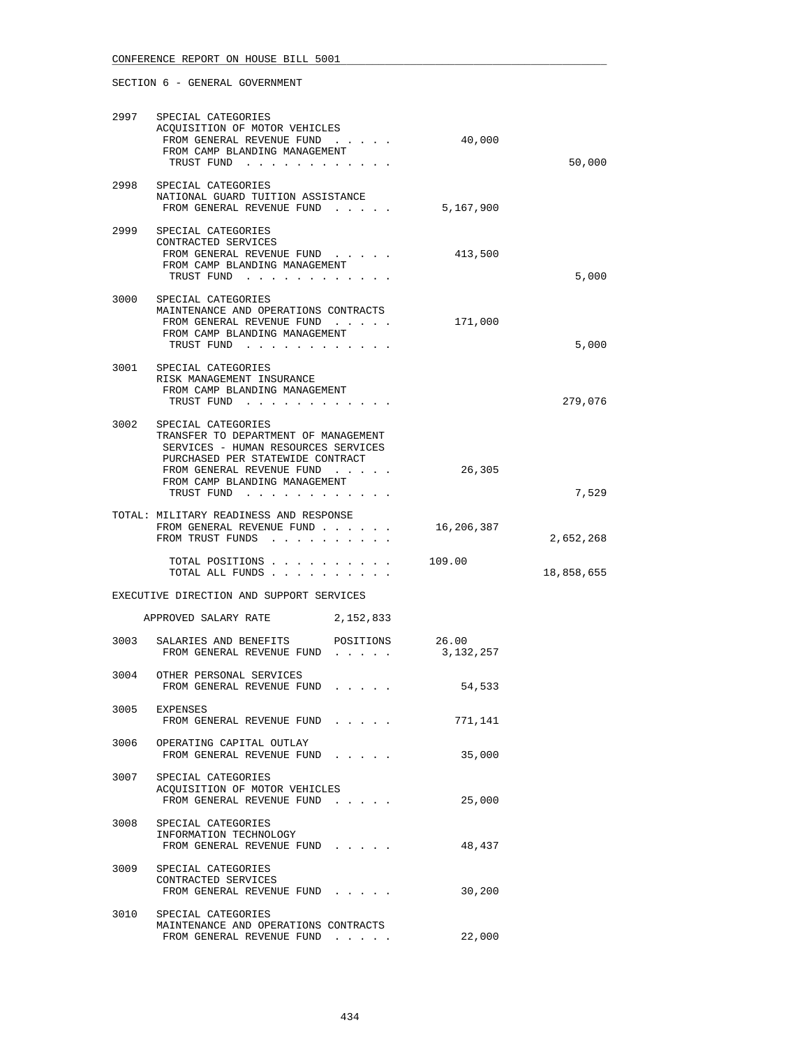CONFERENCE REPORT ON HOUSE BILL 5001

SECTION 6 - GENERAL GOVERNMENT

| | | | |
|---|---|---|---|
| 2997 | SPECIAL CATEGORIES<br>ACQUISITION OF MOTOR VEHICLES<br>FROM GENERAL REVENUE FUND . . . . .<br>FROM CAMP BLANDING MANAGEMENT<br>TRUST FUND . . . . . . . . . . . . | 40,000 | 50,000 |
| 2998 | SPECIAL CATEGORIES<br>NATIONAL GUARD TUITION ASSISTANCE<br>FROM GENERAL REVENUE FUND . . . . . | 5,167,900 | |
| 2999 | SPECIAL CATEGORIES<br>CONTRACTED SERVICES<br>FROM GENERAL REVENUE FUND . . . . .<br>FROM CAMP BLANDING MANAGEMENT<br>TRUST FUND . . . . . . . . . . . . | 413,500 | 5,000 |
| 3000 | SPECIAL CATEGORIES<br>MAINTENANCE AND OPERATIONS CONTRACTS<br>FROM GENERAL REVENUE FUND . . . . .<br>FROM CAMP BLANDING MANAGEMENT<br>TRUST FUND . . . . . . . . . . . . | 171,000 | 5,000 |
| 3001 | SPECIAL CATEGORIES<br>RISK MANAGEMENT INSURANCE<br>FROM CAMP BLANDING MANAGEMENT<br>TRUST FUND . . . . . . . . . . . . | | 279,076 |
| 3002 | SPECIAL CATEGORIES<br>TRANSFER TO DEPARTMENT OF MANAGEMENT<br>SERVICES - HUMAN RESOURCES SERVICES<br>PURCHASED PER STATEWIDE CONTRACT<br>FROM GENERAL REVENUE FUND . . . . .<br>FROM CAMP BLANDING MANAGEMENT<br>TRUST FUND . . . . . . . . . . . . | 26,305 | 7,529 |
| TOTAL: | MILITARY READINESS AND RESPONSE<br>FROM GENERAL REVENUE FUND . . . . . .<br>FROM TRUST FUNDS . . . . . . . . . . | 16,206,387 | 2,652,268 |
| | TOTAL POSITIONS . . . . . . . . . .<br>TOTAL ALL FUNDS . . . . . . . . . . | 109.00 | 18,858,655 |

EXECUTIVE DIRECTION AND SUPPORT SERVICES

APPROVED SALARY RATE 2,152,833

| | | | |
|---|---|---|---|
| 3003 | SALARIES AND BENEFITS POSITIONS<br>FROM GENERAL REVENUE FUND . . . . . | 26.00<br>3,132,257 | |
| 3004 | OTHER PERSONAL SERVICES<br>FROM GENERAL REVENUE FUND . . . . . | 54,533 | |
| 3005 | EXPENSES<br>FROM GENERAL REVENUE FUND . . . . . | 771,141 | |
| 3006 | OPERATING CAPITAL OUTLAY<br>FROM GENERAL REVENUE FUND . . . . . | 35,000 | |
| 3007 | SPECIAL CATEGORIES<br>ACQUISITION OF MOTOR VEHICLES<br>FROM GENERAL REVENUE FUND . . . . . | 25,000 | |
| 3008 | SPECIAL CATEGORIES<br>INFORMATION TECHNOLOGY<br>FROM GENERAL REVENUE FUND . . . . . | 48,437 | |
| 3009 | SPECIAL CATEGORIES<br>CONTRACTED SERVICES<br>FROM GENERAL REVENUE FUND . . . . . | 30,200 | |
| 3010 | SPECIAL CATEGORIES<br>MAINTENANCE AND OPERATIONS CONTRACTS<br>FROM GENERAL REVENUE FUND . . . . . | 22,000 | |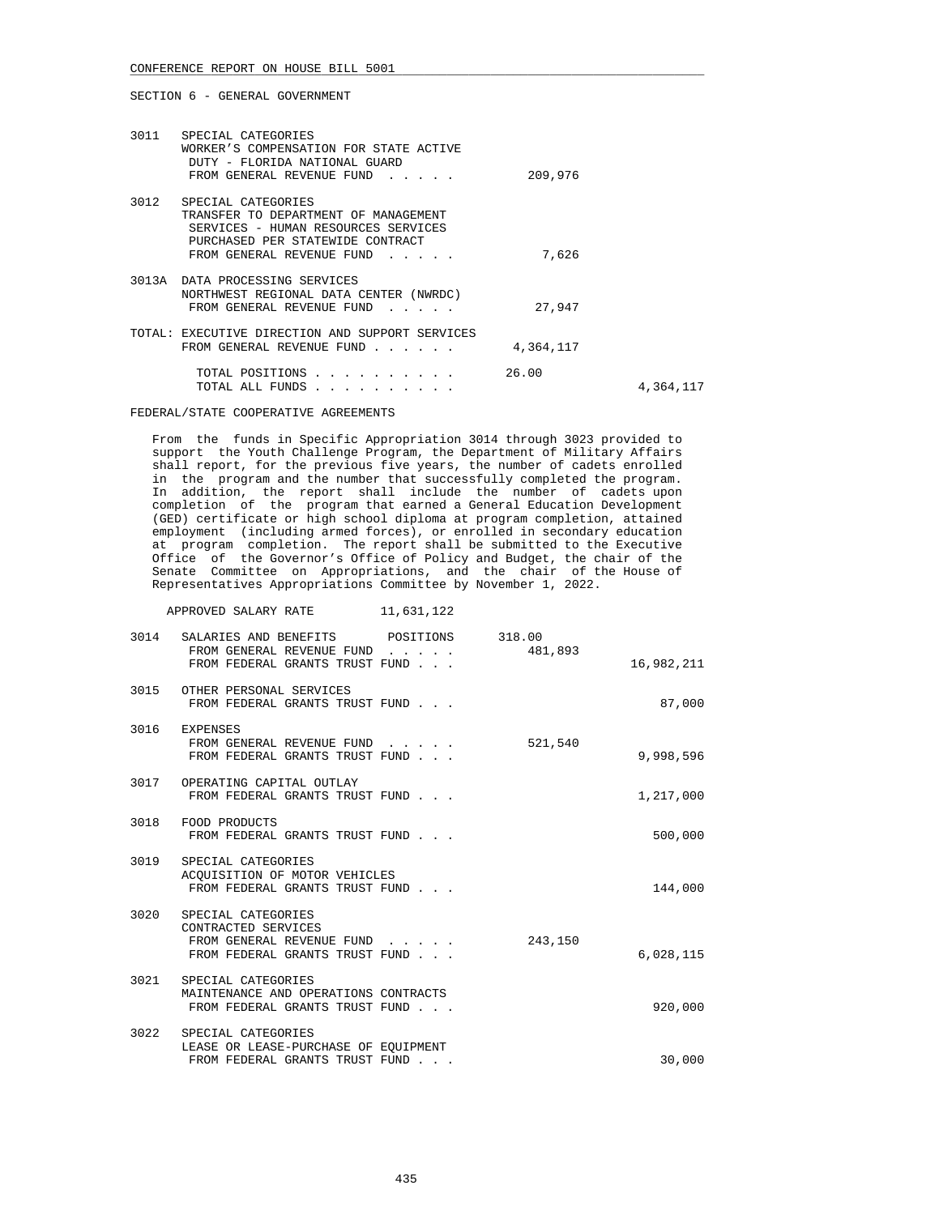CONFERENCE REPORT ON HOUSE BILL 5001

SECTION 6 - GENERAL GOVERNMENT

| | | | |
|---|---|---|---|
| 3011 | SPECIAL CATEGORIES<br>WORKER'S COMPENSATION FOR STATE ACTIVE DUTY - FLORIDA NATIONAL GUARD<br>FROM GENERAL REVENUE FUND . . . . . | 209,976 | |
| 3012 | SPECIAL CATEGORIES<br>TRANSFER TO DEPARTMENT OF MANAGEMENT SERVICES - HUMAN RESOURCES SERVICES PURCHASED PER STATEWIDE CONTRACT<br>FROM GENERAL REVENUE FUND . . . . . | 7,626 | |
| 3013A | DATA PROCESSING SERVICES<br>NORTHWEST REGIONAL DATA CENTER (NWRDC)<br>FROM GENERAL REVENUE FUND . . . . . | 27,947 | |
| TOTAL: | EXECUTIVE DIRECTION AND SUPPORT SERVICES<br>FROM GENERAL REVENUE FUND . . . . . . | 4,364,117 | |
| | TOTAL POSITIONS . . . . . . . . . . | 26.00 | |
| | TOTAL ALL FUNDS . . . . . . . . . . | | 4,364,117 |

FEDERAL/STATE COOPERATIVE AGREEMENTS

From the funds in Specific Appropriation 3014 through 3023 provided to support the Youth Challenge Program, the Department of Military Affairs shall report, for the previous five years, the number of cadets enrolled in the program and the number that successfully completed the program. In addition, the report shall include the number of cadets upon completion of the program that earned a General Education Development (GED) certificate or high school diploma at program completion, attained employment (including armed forces), or enrolled in secondary education at program completion. The report shall be submitted to the Executive Office of the Governor's Office of Policy and Budget, the chair of the Senate Committee on Appropriations, and the chair of the House of Representatives Appropriations Committee by November 1, 2022.

APPROVED SALARY RATE 11,631,122

| | | | |
|---|---|---|---|
| 3014 | SALARIES AND BENEFITS POSITIONS | 318.00 | |
| | FROM GENERAL REVENUE FUND . . . . . | 481,893 | |
| | FROM FEDERAL GRANTS TRUST FUND . . . | | 16,982,211 |
| 3015 | OTHER PERSONAL SERVICES<br>FROM FEDERAL GRANTS TRUST FUND . . . | | 87,000 |
| 3016 | EXPENSES | | |
| | FROM GENERAL REVENUE FUND . . . . . | 521,540 | |
| | FROM FEDERAL GRANTS TRUST FUND . . . | | 9,998,596 |
| 3017 | OPERATING CAPITAL OUTLAY<br>FROM FEDERAL GRANTS TRUST FUND . . . | | 1,217,000 |
| 3018 | FOOD PRODUCTS<br>FROM FEDERAL GRANTS TRUST FUND . . . | | 500,000 |
| 3019 | SPECIAL CATEGORIES<br>ACQUISITION OF MOTOR VEHICLES<br>FROM FEDERAL GRANTS TRUST FUND . . . | | 144,000 |
| 3020 | SPECIAL CATEGORIES<br>CONTRACTED SERVICES | | |
| | FROM GENERAL REVENUE FUND . . . . . | 243,150 | |
| | FROM FEDERAL GRANTS TRUST FUND . . . | | 6,028,115 |
| 3021 | SPECIAL CATEGORIES<br>MAINTENANCE AND OPERATIONS CONTRACTS<br>FROM FEDERAL GRANTS TRUST FUND . . . | | 920,000 |
| 3022 | SPECIAL CATEGORIES<br>LEASE OR LEASE-PURCHASE OF EQUIPMENT<br>FROM FEDERAL GRANTS TRUST FUND . . . | | 30,000 |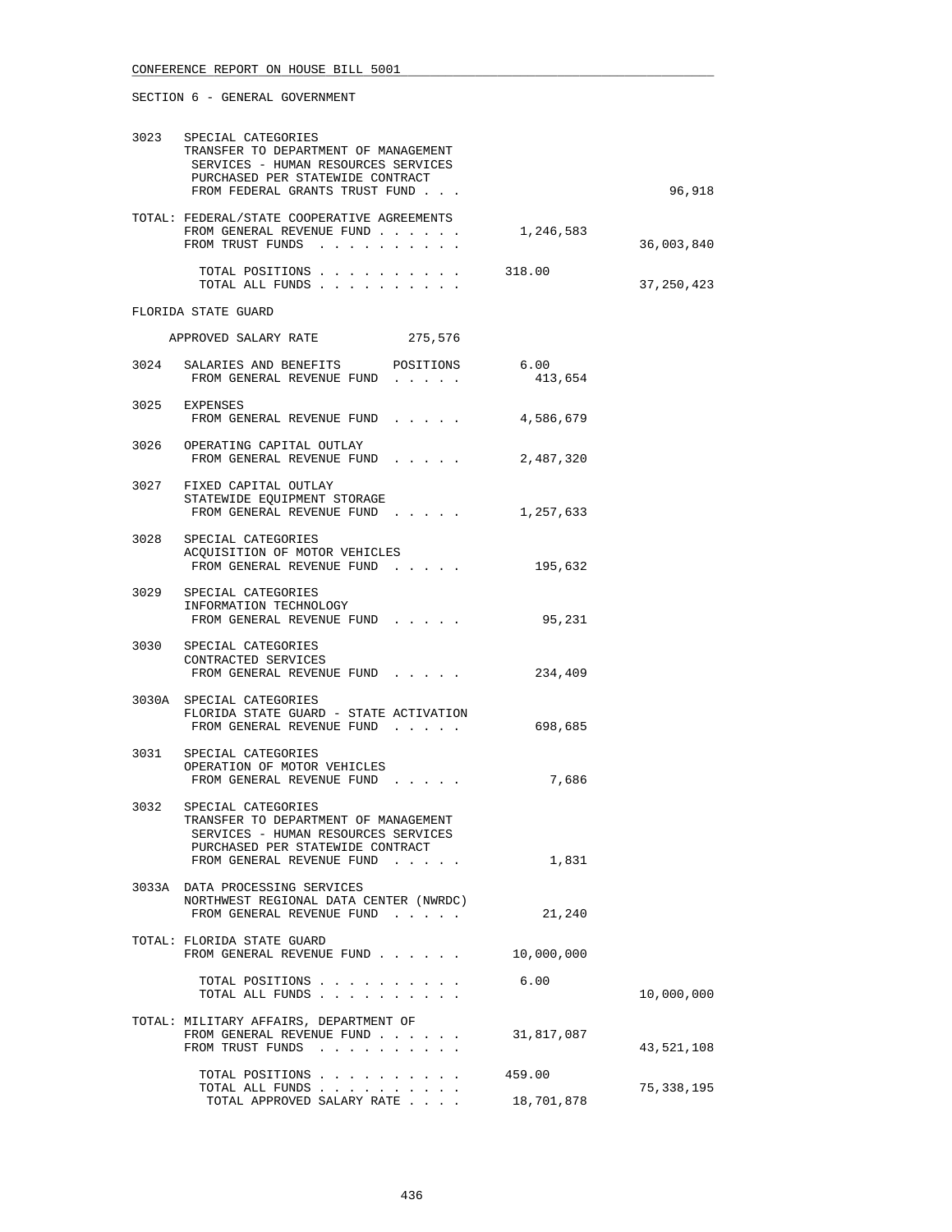CONFERENCE REPORT ON HOUSE BILL 5001

SECTION 6 - GENERAL GOVERNMENT

| | | | |
|---|---|---|---|
| 3023 | SPECIAL CATEGORIES<br>TRANSFER TO DEPARTMENT OF MANAGEMENT SERVICES - HUMAN RESOURCES SERVICES PURCHASED PER STATEWIDE CONTRACT<br>FROM FEDERAL GRANTS TRUST FUND . . . | | 96,918 |
| TOTAL: | FEDERAL/STATE COOPERATIVE AGREEMENTS<br>FROM GENERAL REVENUE FUND . . . . . . | 1,246,583 | |
| | FROM TRUST FUNDS . . . . . . . . . . | | 36,003,840 |
| | TOTAL POSITIONS . . . . . . . . . . | 318.00 | |
| | TOTAL ALL FUNDS . . . . . . . . . . | | 37,250,423 |

FLORIDA STATE GUARD

APPROVED SALARY RATE 275,576

| | | | |
|---|---|---|---|
| 3024 | SALARIES AND BENEFITS POSITIONS | 6.00 | |
| | FROM GENERAL REVENUE FUND . . . . . | 413,654 | |
| 3025 | EXPENSES<br>FROM GENERAL REVENUE FUND . . . . . | 4,586,679 | |
| 3026 | OPERATING CAPITAL OUTLAY<br>FROM GENERAL REVENUE FUND . . . . . | 2,487,320 | |
| 3027 | FIXED CAPITAL OUTLAY<br>STATEWIDE EQUIPMENT STORAGE<br>FROM GENERAL REVENUE FUND . . . . . | 1,257,633 | |
| 3028 | SPECIAL CATEGORIES<br>ACQUISITION OF MOTOR VEHICLES<br>FROM GENERAL REVENUE FUND . . . . . | 195,632 | |
| 3029 | SPECIAL CATEGORIES<br>INFORMATION TECHNOLOGY<br>FROM GENERAL REVENUE FUND . . . . . | 95,231 | |
| 3030 | SPECIAL CATEGORIES<br>CONTRACTED SERVICES<br>FROM GENERAL REVENUE FUND . . . . . | 234,409 | |
| 3030A | SPECIAL CATEGORIES<br>FLORIDA STATE GUARD - STATE ACTIVATION<br>FROM GENERAL REVENUE FUND . . . . . | 698,685 | |
| 3031 | SPECIAL CATEGORIES<br>OPERATION OF MOTOR VEHICLES<br>FROM GENERAL REVENUE FUND . . . . . | 7,686 | |
| 3032 | SPECIAL CATEGORIES<br>TRANSFER TO DEPARTMENT OF MANAGEMENT SERVICES - HUMAN RESOURCES SERVICES PURCHASED PER STATEWIDE CONTRACT<br>FROM GENERAL REVENUE FUND . . . . . | 1,831 | |
| 3033A | DATA PROCESSING SERVICES<br>NORTHWEST REGIONAL DATA CENTER (NWRDC)<br>FROM GENERAL REVENUE FUND . . . . . | 21,240 | |
| TOTAL: | FLORIDA STATE GUARD<br>FROM GENERAL REVENUE FUND . . . . . . | 10,000,000 | |
| | TOTAL POSITIONS . . . . . . . . . . | 6.00 | |
| | TOTAL ALL FUNDS . . . . . . . . . . | | 10,000,000 |
| TOTAL: | MILITARY AFFAIRS, DEPARTMENT OF<br>FROM GENERAL REVENUE FUND . . . . . . | 31,817,087 | |
| | FROM TRUST FUNDS . . . . . . . . . . | | 43,521,108 |
| | TOTAL POSITIONS . . . . . . . . . . | 459.00 | |
| | TOTAL ALL FUNDS . . . . . . . . . . | | 75,338,195 |
| | TOTAL APPROVED SALARY RATE . . . . | 18,701,878 | |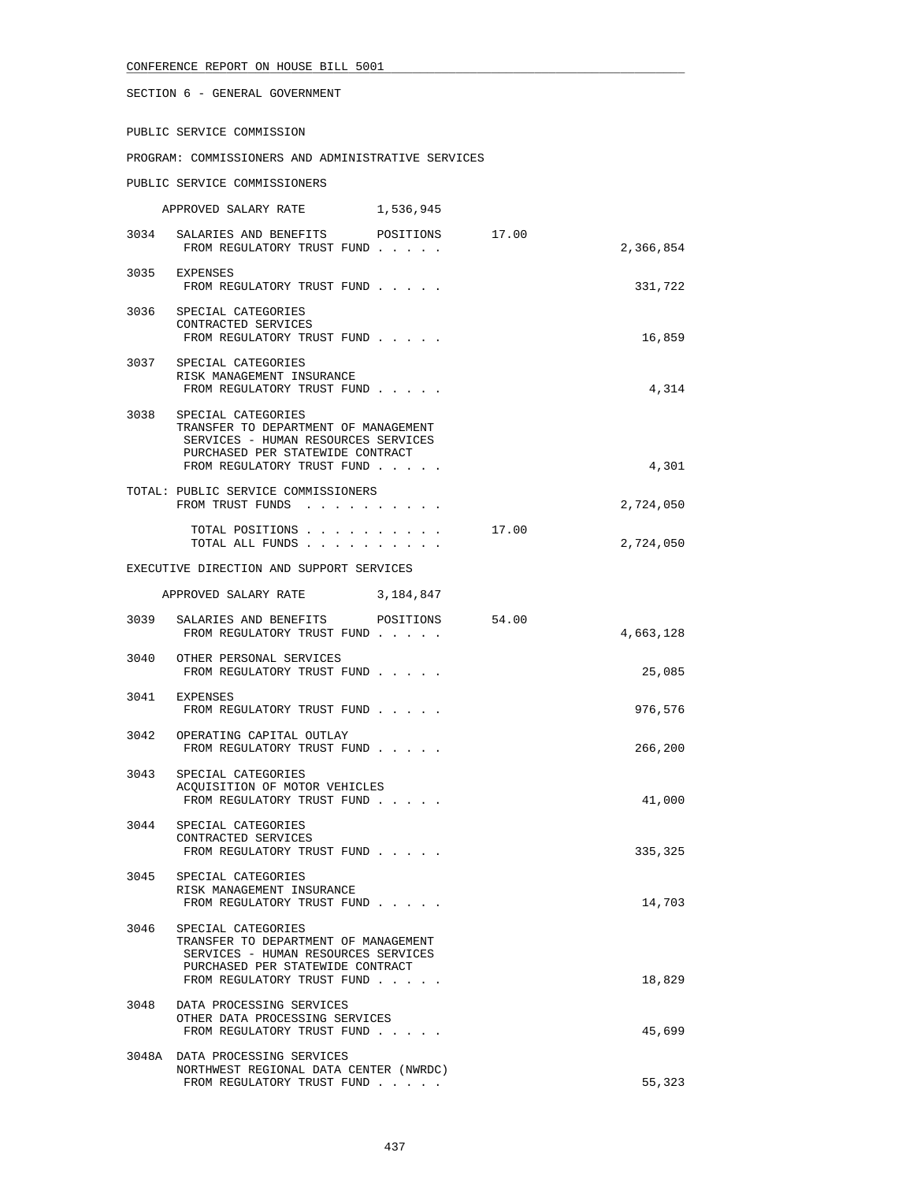CONFERENCE REPORT ON HOUSE BILL 5001

SECTION 6 - GENERAL GOVERNMENT

PUBLIC SERVICE COMMISSION

PROGRAM: COMMISSIONERS AND ADMINISTRATIVE SERVICES

PUBLIC SERVICE COMMISSIONERS

APPROVED SALARY RATE 1,536,945

| | | | |
|---|---|---|---|
| 3034 | SALARIES AND BENEFITS POSITIONS | 17.00 | |
| | FROM REGULATORY TRUST FUND . . . . . | | 2,366,854 |
| 3035 | EXPENSES | | |
| | FROM REGULATORY TRUST FUND . . . . . | | 331,722 |
| 3036 | SPECIAL CATEGORIES<br>CONTRACTED SERVICES | | |
| | FROM REGULATORY TRUST FUND . . . . . | | 16,859 |
| 3037 | SPECIAL CATEGORIES<br>RISK MANAGEMENT INSURANCE | | |
| | FROM REGULATORY TRUST FUND . . . . . | | 4,314 |
| 3038 | SPECIAL CATEGORIES<br>TRANSFER TO DEPARTMENT OF MANAGEMENT SERVICES - HUMAN RESOURCES SERVICES PURCHASED PER STATEWIDE CONTRACT | | |
| | FROM REGULATORY TRUST FUND . . . . . | | 4,301 |
| TOTAL: | PUBLIC SERVICE COMMISSIONERS | | |
| | FROM TRUST FUNDS . . . . . . . . . . | | 2,724,050 |
| | TOTAL POSITIONS . . . . . . . . . . | 17.00 | |
| | TOTAL ALL FUNDS . . . . . . . . . . | | 2,724,050 |

EXECUTIVE DIRECTION AND SUPPORT SERVICES

APPROVED SALARY RATE 3,184,847

| | | | |
|---|---|---|---|
| 3039 | SALARIES AND BENEFITS POSITIONS | 54.00 | |
| | FROM REGULATORY TRUST FUND . . . . . | | 4,663,128 |
| 3040 | OTHER PERSONAL SERVICES | | |
| | FROM REGULATORY TRUST FUND . . . . . | | 25,085 |
| 3041 | EXPENSES | | |
| | FROM REGULATORY TRUST FUND . . . . . | | 976,576 |
| 3042 | OPERATING CAPITAL OUTLAY | | |
| | FROM REGULATORY TRUST FUND . . . . . | | 266,200 |
| 3043 | SPECIAL CATEGORIES<br>ACQUISITION OF MOTOR VEHICLES | | |
| | FROM REGULATORY TRUST FUND . . . . . | | 41,000 |
| 3044 | SPECIAL CATEGORIES<br>CONTRACTED SERVICES | | |
| | FROM REGULATORY TRUST FUND . . . . . | | 335,325 |
| 3045 | SPECIAL CATEGORIES<br>RISK MANAGEMENT INSURANCE | | |
| | FROM REGULATORY TRUST FUND . . . . . | | 14,703 |
| 3046 | SPECIAL CATEGORIES<br>TRANSFER TO DEPARTMENT OF MANAGEMENT SERVICES - HUMAN RESOURCES SERVICES PURCHASED PER STATEWIDE CONTRACT | | |
| | FROM REGULATORY TRUST FUND . . . . . | | 18,829 |
| 3048 | DATA PROCESSING SERVICES<br>OTHER DATA PROCESSING SERVICES | | |
| | FROM REGULATORY TRUST FUND . . . . . | | 45,699 |
| 3048A | DATA PROCESSING SERVICES<br>NORTHWEST REGIONAL DATA CENTER (NWRDC) | | |
| | FROM REGULATORY TRUST FUND . . . . . | | 55,323 |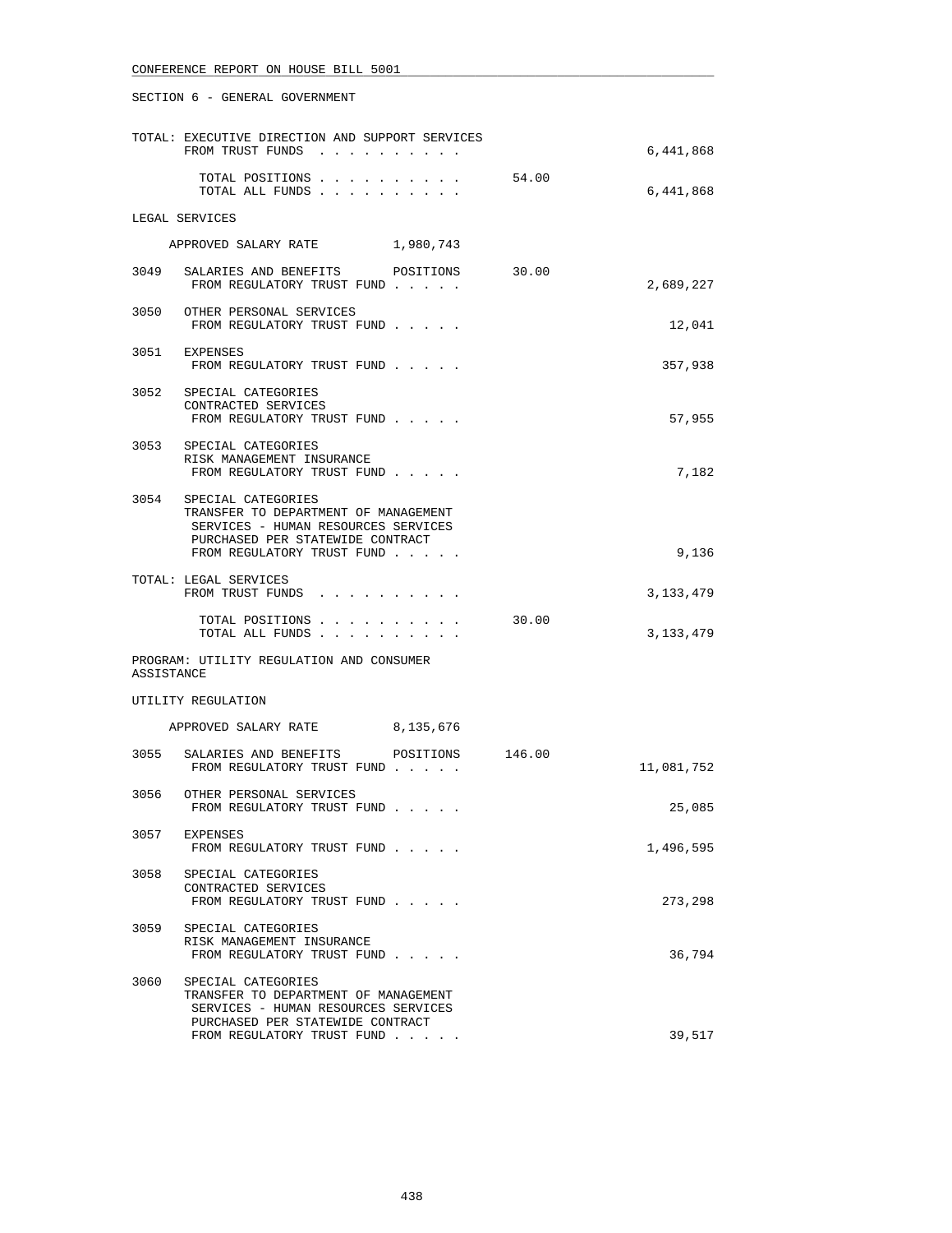CONFERENCE REPORT ON HOUSE BILL 5001

SECTION 6 - GENERAL GOVERNMENT

| | | | |
|---|---|---|---|
| TOTAL: EXECUTIVE DIRECTION AND SUPPORT SERVICES<br>FROM TRUST FUNDS . . . . . . . . . . | | | 6,441,868 |
| TOTAL POSITIONS . . . . . . . . . . | | 54.00 | |
| TOTAL ALL FUNDS . . . . . . . . . . | | | 6,441,868 |

LEGAL SERVICES

APPROVED SALARY RATE 1,980,743

| | | | |
|---|---|---|---|
| 3049 | SALARIES AND BENEFITS POSITIONS<br>FROM REGULATORY TRUST FUND . . . . . | 30.00 | 2,689,227 |
| 3050 | OTHER PERSONAL SERVICES<br>FROM REGULATORY TRUST FUND . . . . . | | 12,041 |
| 3051 | EXPENSES<br>FROM REGULATORY TRUST FUND . . . . . | | 357,938 |
| 3052 | SPECIAL CATEGORIES<br>CONTRACTED SERVICES<br>FROM REGULATORY TRUST FUND . . . . . | | 57,955 |
| 3053 | SPECIAL CATEGORIES<br>RISK MANAGEMENT INSURANCE<br>FROM REGULATORY TRUST FUND . . . . . | | 7,182 |
| 3054 | SPECIAL CATEGORIES<br>TRANSFER TO DEPARTMENT OF MANAGEMENT<br>SERVICES - HUMAN RESOURCES SERVICES<br>PURCHASED PER STATEWIDE CONTRACT<br>FROM REGULATORY TRUST FUND . . . . . | | 9,136 |

| | | |
|---|---|---|
| TOTAL: LEGAL SERVICES<br>FROM TRUST FUNDS . . . . . . . . . . | | 3,133,479 |
| TOTAL POSITIONS . . . . . . . . . . | 30.00 | |
| TOTAL ALL FUNDS . . . . . . . . . . | | 3,133,479 |

PROGRAM: UTILITY REGULATION AND CONSUMER ASSISTANCE

UTILITY REGULATION

APPROVED SALARY RATE 8,135,676

| | | | |
|---|---|---|---|
| 3055 | SALARIES AND BENEFITS POSITIONS<br>FROM REGULATORY TRUST FUND . . . . . | 146.00 | 11,081,752 |
| 3056 | OTHER PERSONAL SERVICES<br>FROM REGULATORY TRUST FUND . . . . . | | 25,085 |
| 3057 | EXPENSES<br>FROM REGULATORY TRUST FUND . . . . . | | 1,496,595 |
| 3058 | SPECIAL CATEGORIES<br>CONTRACTED SERVICES<br>FROM REGULATORY TRUST FUND . . . . . | | 273,298 |
| 3059 | SPECIAL CATEGORIES<br>RISK MANAGEMENT INSURANCE<br>FROM REGULATORY TRUST FUND . . . . . | | 36,794 |
| 3060 | SPECIAL CATEGORIES<br>TRANSFER TO DEPARTMENT OF MANAGEMENT<br>SERVICES - HUMAN RESOURCES SERVICES<br>PURCHASED PER STATEWIDE CONTRACT<br>FROM REGULATORY TRUST FUND . . . . . | | 39,517 |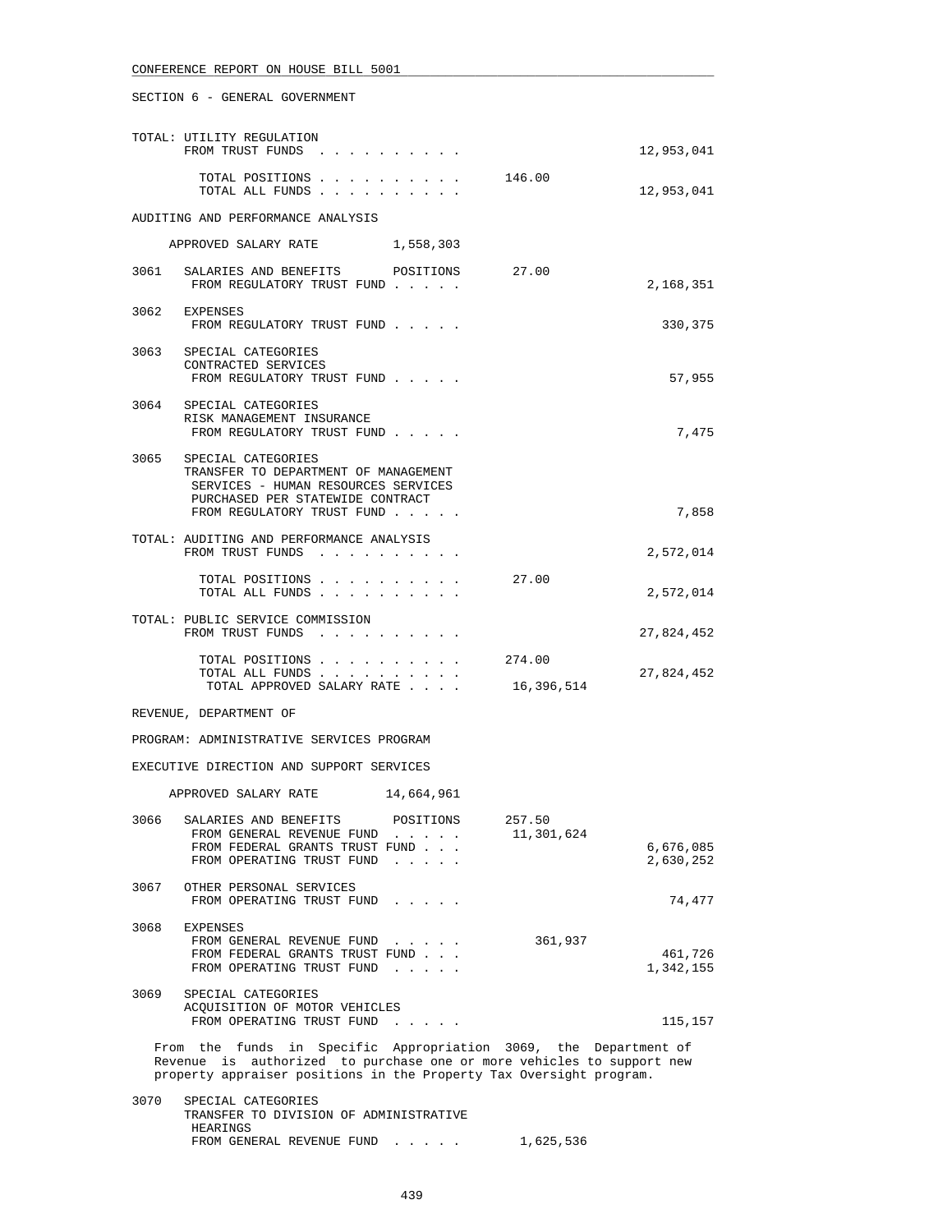SECTION 6 - GENERAL GOVERNMENT

```
TOTAL: UTILITY REGULATION
       FROM TRUST FUNDS  . . . . . . . . . .                           12,953,041

         TOTAL POSITIONS . . . . . . . . . .     146.00
         TOTAL ALL FUNDS . . . . . . . . . .                           12,953,041

AUDITING AND PERFORMANCE ANALYSIS

     APPROVED SALARY RATE          1,558,303

3061   SALARIES AND BENEFITS       POSITIONS      27.00
       FROM REGULATORY TRUST FUND . . . . .                             2,168,351

3062   EXPENSES
       FROM REGULATORY TRUST FUND . . . . .                               330,375

3063   SPECIAL CATEGORIES
       CONTRACTED SERVICES
       FROM REGULATORY TRUST FUND . . . . .                                57,955

3064   SPECIAL CATEGORIES
       RISK MANAGEMENT INSURANCE
       FROM REGULATORY TRUST FUND . . . . .                                 7,475

3065   SPECIAL CATEGORIES
       TRANSFER TO DEPARTMENT OF MANAGEMENT
        SERVICES - HUMAN RESOURCES SERVICES
        PURCHASED PER STATEWIDE CONTRACT
       FROM REGULATORY TRUST FUND . . . . .                                 7,858

TOTAL: AUDITING AND PERFORMANCE ANALYSIS
       FROM TRUST FUNDS  . . . . . . . . . .                            2,572,014

         TOTAL POSITIONS . . . . . . . . . .      27.00
         TOTAL ALL FUNDS . . . . . . . . . .                            2,572,014

TOTAL: PUBLIC SERVICE COMMISSION
       FROM TRUST FUNDS  . . . . . . . . . .                           27,824,452

         TOTAL POSITIONS . . . . . . . . . .     274.00
         TOTAL ALL FUNDS . . . . . . . . . .                           27,824,452
          TOTAL APPROVED SALARY RATE . . . .     16,396,514

REVENUE, DEPARTMENT OF

PROGRAM: ADMINISTRATIVE SERVICES PROGRAM

EXECUTIVE DIRECTION AND SUPPORT SERVICES

     APPROVED SALARY RATE         14,664,961

3066   SALARIES AND BENEFITS       POSITIONS     257.50
       FROM GENERAL REVENUE FUND  . . . . .  11,301,624
       FROM FEDERAL GRANTS TRUST FUND . . .                             6,676,085
       FROM OPERATING TRUST FUND  . . . . .                             2,630,252

3067   OTHER PERSONAL SERVICES
       FROM OPERATING TRUST FUND  . . . . .                                74,477

3068   EXPENSES
       FROM GENERAL REVENUE FUND  . . . . .     361,937
       FROM FEDERAL GRANTS TRUST FUND . . .                               461,726
       FROM OPERATING TRUST FUND  . . . . .                             1,342,155

3069   SPECIAL CATEGORIES
       ACQUISITION OF MOTOR VEHICLES
       FROM OPERATING TRUST FUND  . . . . .                               115,157
```

From the funds in Specific Appropriation 3069, the Department of Revenue is authorized to purchase one or more vehicles to support new property appraiser positions in the Property Tax Oversight program.

```
3070   SPECIAL CATEGORIES
       TRANSFER TO DIVISION OF ADMINISTRATIVE
        HEARINGS
       FROM GENERAL REVENUE FUND  . . . . .   1,625,536
```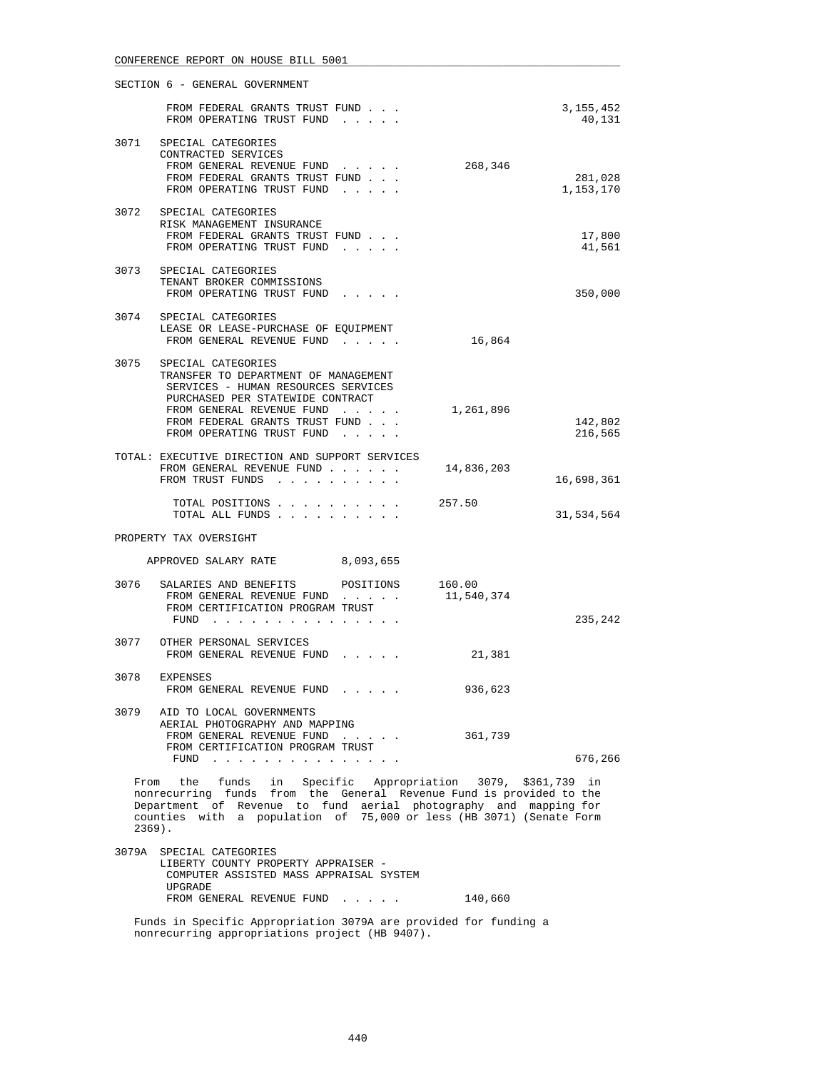SECTION 6 - GENERAL GOVERNMENT

| | | | |
|---|---|---|---|
| | FROM FEDERAL GRANTS TRUST FUND . . . | | 3,155,452 |
| | FROM OPERATING TRUST FUND . . . . . | | 40,131 |
| 3071 | SPECIAL CATEGORIES<br>CONTRACTED SERVICES | | |
| | FROM GENERAL REVENUE FUND . . . . . | 268,346 | |
| | FROM FEDERAL GRANTS TRUST FUND . . . | | 281,028 |
| | FROM OPERATING TRUST FUND . . . . . | | 1,153,170 |
| 3072 | SPECIAL CATEGORIES<br>RISK MANAGEMENT INSURANCE | | |
| | FROM FEDERAL GRANTS TRUST FUND . . . | | 17,800 |
| | FROM OPERATING TRUST FUND . . . . . | | 41,561 |
| 3073 | SPECIAL CATEGORIES<br>TENANT BROKER COMMISSIONS | | |
| | FROM OPERATING TRUST FUND . . . . . | | 350,000 |
| 3074 | SPECIAL CATEGORIES<br>LEASE OR LEASE-PURCHASE OF EQUIPMENT | | |
| | FROM GENERAL REVENUE FUND . . . . . | 16,864 | |
| 3075 | SPECIAL CATEGORIES<br>TRANSFER TO DEPARTMENT OF MANAGEMENT SERVICES - HUMAN RESOURCES SERVICES PURCHASED PER STATEWIDE CONTRACT | | |
| | FROM GENERAL REVENUE FUND . . . . . | 1,261,896 | |
| | FROM FEDERAL GRANTS TRUST FUND . . . | | 142,802 |
| | FROM OPERATING TRUST FUND . . . . . | | 216,565 |
| TOTAL: | EXECUTIVE DIRECTION AND SUPPORT SERVICES | | |
| | FROM GENERAL REVENUE FUND . . . . . . | 14,836,203 | |
| | FROM TRUST FUNDS . . . . . . . . . . | | 16,698,361 |
| | TOTAL POSITIONS . . . . . . . . . . | 257.50 | |
| | TOTAL ALL FUNDS . . . . . . . . . . | | 31,534,564 |

PROPERTY TAX OVERSIGHT

APPROVED SALARY RATE 8,093,655

| | | | |
|---|---|---|---|
| 3076 | SALARIES AND BENEFITS POSITIONS | 160.00 | |
| | FROM GENERAL REVENUE FUND . . . . . | 11,540,374 | |
| | FROM CERTIFICATION PROGRAM TRUST FUND . . . . . . . . . . . . . . . | | 235,242 |
| 3077 | OTHER PERSONAL SERVICES | | |
| | FROM GENERAL REVENUE FUND . . . . . | 21,381 | |
| 3078 | EXPENSES | | |
| | FROM GENERAL REVENUE FUND . . . . . | 936,623 | |
| 3079 | AID TO LOCAL GOVERNMENTS<br>AERIAL PHOTOGRAPHY AND MAPPING | | |
| | FROM GENERAL REVENUE FUND . . . . . | 361,739 | |
| | FROM CERTIFICATION PROGRAM TRUST FUND . . . . . . . . . . . . . . . | | 676,266 |

From the funds in Specific Appropriation 3079, $361,739 in nonrecurring funds from the General Revenue Fund is provided to the Department of Revenue to fund aerial photography and mapping for counties with a population of 75,000 or less (HB 3071) (Senate Form 2369).

| | | | |
|---|---|---|---|
| 3079A | SPECIAL CATEGORIES<br>LIBERTY COUNTY PROPERTY APPRAISER - COMPUTER ASSISTED MASS APPRAISAL SYSTEM UPGRADE | | |
| | FROM GENERAL REVENUE FUND . . . . . | 140,660 | |

Funds in Specific Appropriation 3079A are provided for funding a nonrecurring appropriations project (HB 9407).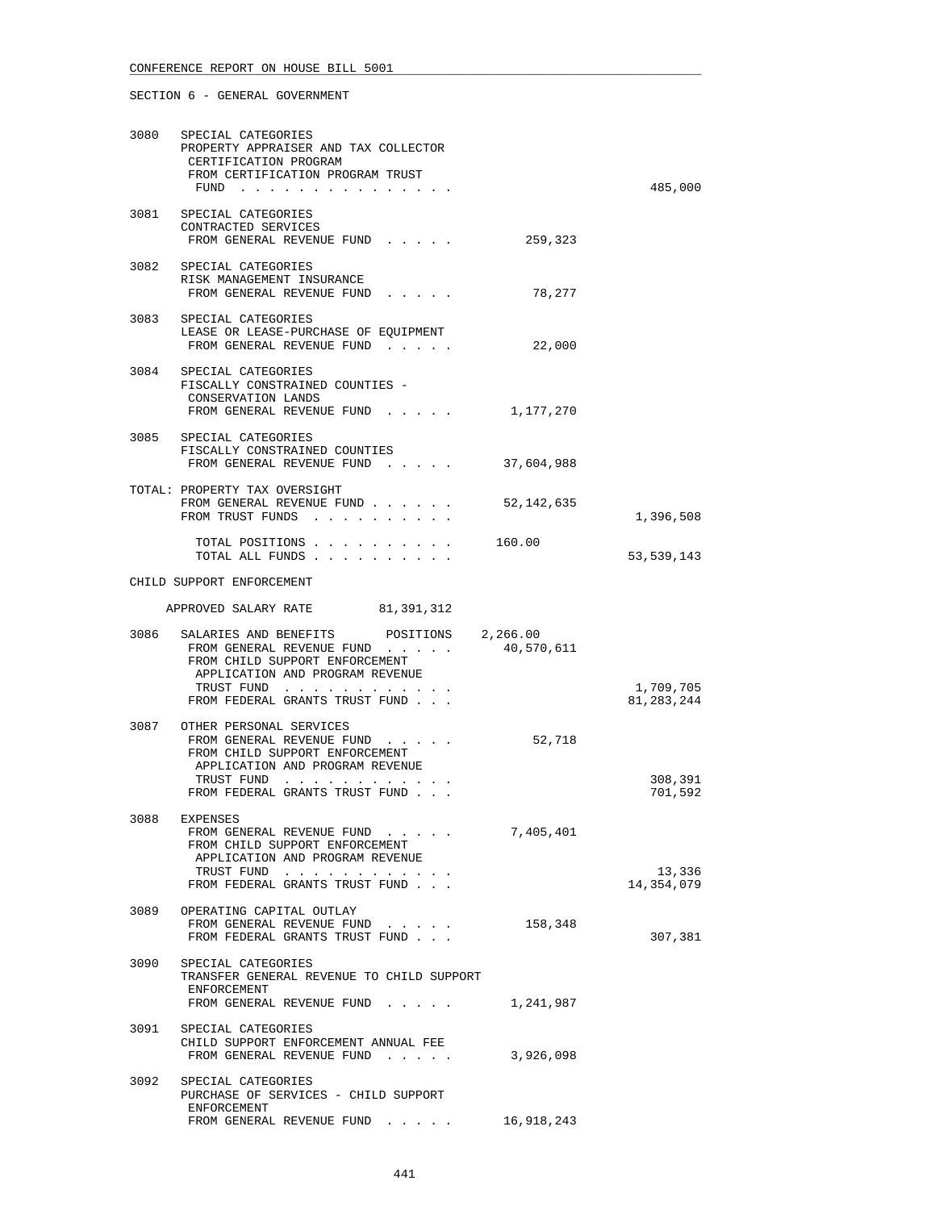CONFERENCE REPORT ON HOUSE BILL 5001

SECTION 6 - GENERAL GOVERNMENT

| | | | |
|---|---|---|---|
| 3080 | SPECIAL CATEGORIES<br>PROPERTY APPRAISER AND TAX COLLECTOR CERTIFICATION PROGRAM<br>FROM CERTIFICATION PROGRAM TRUST FUND . . . . . . . . . . . . . . . | | 485,000 |
| 3081 | SPECIAL CATEGORIES<br>CONTRACTED SERVICES<br>FROM GENERAL REVENUE FUND . . . . . | 259,323 | |
| 3082 | SPECIAL CATEGORIES<br>RISK MANAGEMENT INSURANCE<br>FROM GENERAL REVENUE FUND . . . . . | 78,277 | |
| 3083 | SPECIAL CATEGORIES<br>LEASE OR LEASE-PURCHASE OF EQUIPMENT<br>FROM GENERAL REVENUE FUND . . . . . | 22,000 | |
| 3084 | SPECIAL CATEGORIES<br>FISCALLY CONSTRAINED COUNTIES - CONSERVATION LANDS<br>FROM GENERAL REVENUE FUND . . . . . | 1,177,270 | |
| 3085 | SPECIAL CATEGORIES<br>FISCALLY CONSTRAINED COUNTIES<br>FROM GENERAL REVENUE FUND . . . . . | 37,604,988 | |

TOTAL: PROPERTY TAX OVERSIGHT

| | | |
|---|---|---|
| FROM GENERAL REVENUE FUND . . . . . . | 52,142,635 | |
| FROM TRUST FUNDS . . . . . . . . . . | | 1,396,508 |
| TOTAL POSITIONS . . . . . . . . . . | 160.00 | |
| TOTAL ALL FUNDS . . . . . . . . . . | | 53,539,143 |

CHILD SUPPORT ENFORCEMENT

APPROVED SALARY RATE 81,391,312

| | | | |
|---|---|---|---|
| 3086 | SALARIES AND BENEFITS POSITIONS | 2,266.00 | |
| | FROM GENERAL REVENUE FUND . . . . . | 40,570,611 | |
| | FROM CHILD SUPPORT ENFORCEMENT APPLICATION AND PROGRAM REVENUE TRUST FUND . . . . . . . . . . . . | | 1,709,705 |
| | FROM FEDERAL GRANTS TRUST FUND . . . | | 81,283,244 |
| 3087 | OTHER PERSONAL SERVICES | | |
| | FROM GENERAL REVENUE FUND . . . . . | 52,718 | |
| | FROM CHILD SUPPORT ENFORCEMENT APPLICATION AND PROGRAM REVENUE TRUST FUND . . . . . . . . . . . . | | 308,391 |
| | FROM FEDERAL GRANTS TRUST FUND . . . | | 701,592 |
| 3088 | EXPENSES | | |
| | FROM GENERAL REVENUE FUND . . . . . | 7,405,401 | |
| | FROM CHILD SUPPORT ENFORCEMENT APPLICATION AND PROGRAM REVENUE TRUST FUND . . . . . . . . . . . . | | 13,336 |
| | FROM FEDERAL GRANTS TRUST FUND . . . | | 14,354,079 |
| 3089 | OPERATING CAPITAL OUTLAY | | |
| | FROM GENERAL REVENUE FUND . . . . . | 158,348 | |
| | FROM FEDERAL GRANTS TRUST FUND . . . | | 307,381 |
| 3090 | SPECIAL CATEGORIES<br>TRANSFER GENERAL REVENUE TO CHILD SUPPORT ENFORCEMENT<br>FROM GENERAL REVENUE FUND . . . . . | 1,241,987 | |
| 3091 | SPECIAL CATEGORIES<br>CHILD SUPPORT ENFORCEMENT ANNUAL FEE<br>FROM GENERAL REVENUE FUND . . . . . | 3,926,098 | |
| 3092 | SPECIAL CATEGORIES<br>PURCHASE OF SERVICES - CHILD SUPPORT ENFORCEMENT<br>FROM GENERAL REVENUE FUND . . . . . | 16,918,243 | |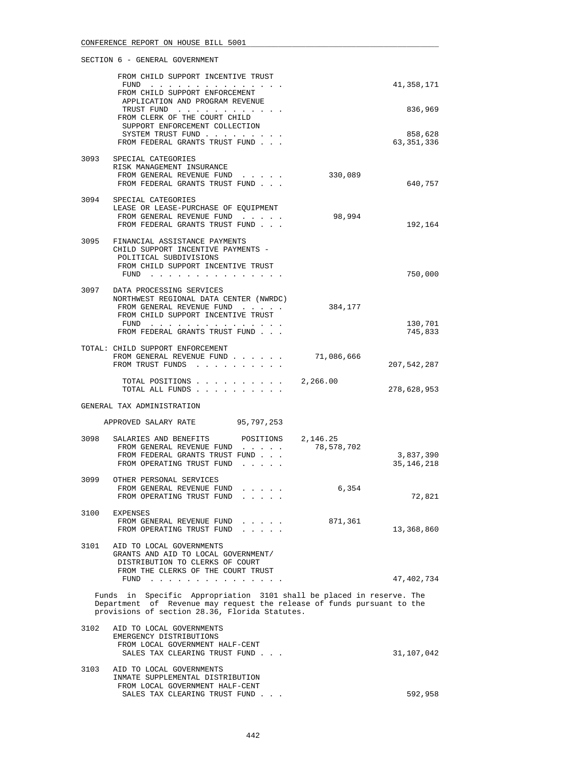SECTION 6 - GENERAL GOVERNMENT

| | | | |
|---|---|---|---|
| | FROM CHILD SUPPORT INCENTIVE TRUST FUND . . . . . . . . . . . . . . . | | 41,358,171 |
| | FROM CHILD SUPPORT ENFORCEMENT APPLICATION AND PROGRAM REVENUE TRUST FUND . . . . . . . . . . . . | | 836,969 |
| | FROM CLERK OF THE COURT CHILD SUPPORT ENFORCEMENT COLLECTION SYSTEM TRUST FUND . . . . . . . . . | | 858,628 |
| | FROM FEDERAL GRANTS TRUST FUND . . . | | 63,351,336 |
| 3093 | SPECIAL CATEGORIES<br>RISK MANAGEMENT INSURANCE | | |
| | FROM GENERAL REVENUE FUND . . . . . | 330,089 | |
| | FROM FEDERAL GRANTS TRUST FUND . . . | | 640,757 |
| 3094 | SPECIAL CATEGORIES<br>LEASE OR LEASE-PURCHASE OF EQUIPMENT | | |
| | FROM GENERAL REVENUE FUND . . . . . | 98,994 | |
| | FROM FEDERAL GRANTS TRUST FUND . . . | | 192,164 |
| 3095 | FINANCIAL ASSISTANCE PAYMENTS<br>CHILD SUPPORT INCENTIVE PAYMENTS - POLITICAL SUBDIVISIONS | | |
| | FROM CHILD SUPPORT INCENTIVE TRUST FUND . . . . . . . . . . . . . . . | | 750,000 |
| 3097 | DATA PROCESSING SERVICES<br>NORTHWEST REGIONAL DATA CENTER (NWRDC) | | |
| | FROM GENERAL REVENUE FUND . . . . . | 384,177 | |
| | FROM CHILD SUPPORT INCENTIVE TRUST FUND . . . . . . . . . . . . . . . | | 130,701 |
| | FROM FEDERAL GRANTS TRUST FUND . . . | | 745,833 |
| TOTAL: | CHILD SUPPORT ENFORCEMENT | | |
| | FROM GENERAL REVENUE FUND . . . . . . | 71,086,666 | |
| | FROM TRUST FUNDS . . . . . . . . . . | | 207,542,287 |
| | TOTAL POSITIONS . . . . . . . . . . | 2,266.00 | |
| | TOTAL ALL FUNDS . . . . . . . . . . | | 278,628,953 |

GENERAL TAX ADMINISTRATION

APPROVED SALARY RATE 95,797,253

| | | | |
|---|---|---|---|
| 3098 | SALARIES AND BENEFITS POSITIONS | 2,146.25 | |
| | FROM GENERAL REVENUE FUND . . . . . | 78,578,702 | |
| | FROM FEDERAL GRANTS TRUST FUND . . . | | 3,837,390 |
| | FROM OPERATING TRUST FUND . . . . . | | 35,146,218 |
| 3099 | OTHER PERSONAL SERVICES | | |
| | FROM GENERAL REVENUE FUND . . . . . | 6,354 | |
| | FROM OPERATING TRUST FUND . . . . . | | 72,821 |
| 3100 | EXPENSES | | |
| | FROM GENERAL REVENUE FUND . . . . . | 871,361 | |
| | FROM OPERATING TRUST FUND . . . . . | | 13,368,860 |
| 3101 | AID TO LOCAL GOVERNMENTS<br>GRANTS AND AID TO LOCAL GOVERNMENT/ DISTRIBUTION TO CLERKS OF COURT | | |
| | FROM THE CLERKS OF THE COURT TRUST FUND . . . . . . . . . . . . . . . | | 47,402,734 |

Funds in Specific Appropriation 3101 shall be placed in reserve. The Department of Revenue may request the release of funds pursuant to the provisions of section 28.36, Florida Statutes.

| | | | |
|---|---|---|---|
| 3102 | AID TO LOCAL GOVERNMENTS<br>EMERGENCY DISTRIBUTIONS | | |
| | FROM LOCAL GOVERNMENT HALF-CENT SALES TAX CLEARING TRUST FUND . . . | | 31,107,042 |
| 3103 | AID TO LOCAL GOVERNMENTS<br>INMATE SUPPLEMENTAL DISTRIBUTION | | |
| | FROM LOCAL GOVERNMENT HALF-CENT SALES TAX CLEARING TRUST FUND . . . | | 592,958 |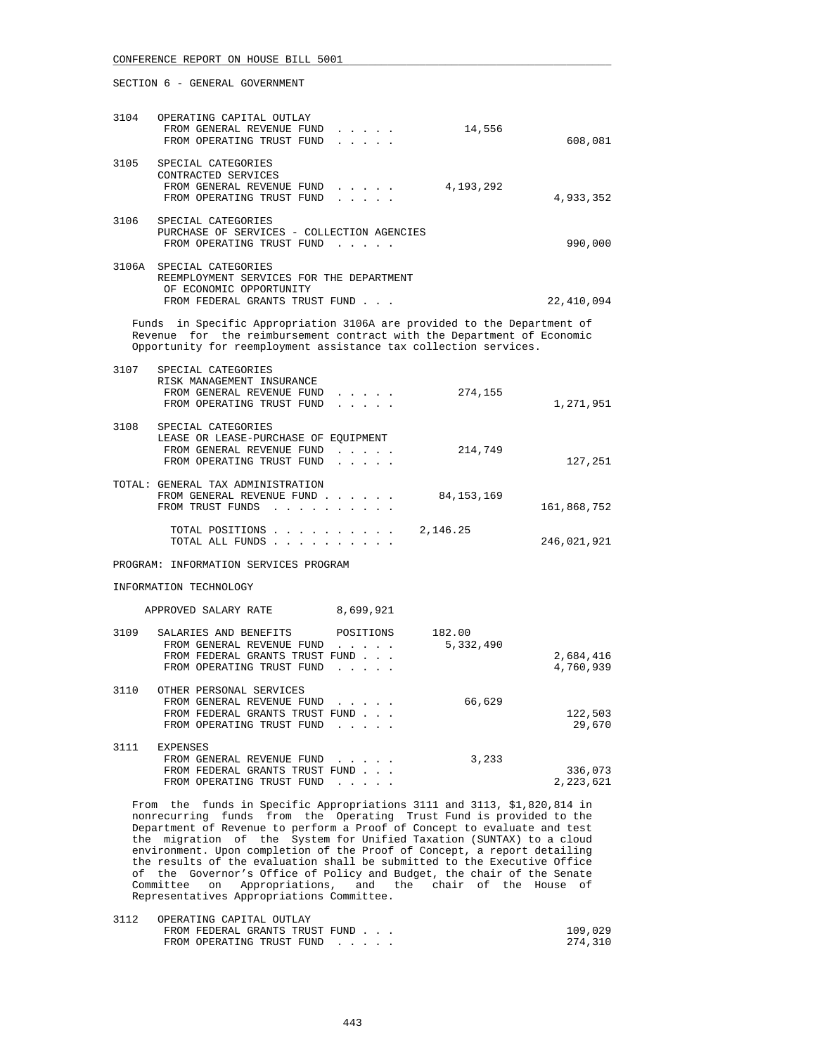SECTION 6 - GENERAL GOVERNMENT

| | | | |
|---|---|---|---|
| 3104 | OPERATING CAPITAL OUTLAY | | |
| | FROM GENERAL REVENUE FUND . . . . . | 14,556 | |
| | FROM OPERATING TRUST FUND . . . . . | | 608,081 |
| 3105 | SPECIAL CATEGORIES | | |
| | CONTRACTED SERVICES | | |
| | FROM GENERAL REVENUE FUND . . . . . | 4,193,292 | |
| | FROM OPERATING TRUST FUND . . . . . | | 4,933,352 |
| 3106 | SPECIAL CATEGORIES | | |
| | PURCHASE OF SERVICES - COLLECTION AGENCIES | | |
| | FROM OPERATING TRUST FUND . . . . . | | 990,000 |
| 3106A | SPECIAL CATEGORIES | | |
| | REEMPLOYMENT SERVICES FOR THE DEPARTMENT OF ECONOMIC OPPORTUNITY | | |
| | FROM FEDERAL GRANTS TRUST FUND . . . | | 22,410,094 |

Funds in Specific Appropriation 3106A are provided to the Department of Revenue for the reimbursement contract with the Department of Economic Opportunity for reemployment assistance tax collection services.

| | | | |
|---|---|---|---|
| 3107 | SPECIAL CATEGORIES | | |
| | RISK MANAGEMENT INSURANCE | | |
| | FROM GENERAL REVENUE FUND . . . . . | 274,155 | |
| | FROM OPERATING TRUST FUND . . . . . | | 1,271,951 |
| 3108 | SPECIAL CATEGORIES | | |
| | LEASE OR LEASE-PURCHASE OF EQUIPMENT | | |
| | FROM GENERAL REVENUE FUND . . . . . | 214,749 | |
| | FROM OPERATING TRUST FUND . . . . . | | 127,251 |
| TOTAL: | GENERAL TAX ADMINISTRATION | | |
| | FROM GENERAL REVENUE FUND . . . . . . | 84,153,169 | |
| | FROM TRUST FUNDS . . . . . . . . . . | | 161,868,752 |
| | TOTAL POSITIONS . . . . . . . . . . | 2,146.25 | |
| | TOTAL ALL FUNDS . . . . . . . . . . | | 246,021,921 |

PROGRAM: INFORMATION SERVICES PROGRAM

INFORMATION TECHNOLOGY

APPROVED SALARY RATE 8,699,921

| | | | |
|---|---|---|---|
| 3109 | SALARIES AND BENEFITS POSITIONS | 182.00 | |
| | FROM GENERAL REVENUE FUND . . . . . | 5,332,490 | |
| | FROM FEDERAL GRANTS TRUST FUND . . . | | 2,684,416 |
| | FROM OPERATING TRUST FUND . . . . . | | 4,760,939 |
| 3110 | OTHER PERSONAL SERVICES | | |
| | FROM GENERAL REVENUE FUND . . . . . | 66,629 | |
| | FROM FEDERAL GRANTS TRUST FUND . . . | | 122,503 |
| | FROM OPERATING TRUST FUND . . . . . | | 29,670 |
| 3111 | EXPENSES | | |
| | FROM GENERAL REVENUE FUND . . . . . | 3,233 | |
| | FROM FEDERAL GRANTS TRUST FUND . . . | | 336,073 |
| | FROM OPERATING TRUST FUND . . . . . | | 2,223,621 |

From the funds in Specific Appropriations 3111 and 3113, $1,820,814 in nonrecurring funds from the Operating Trust Fund is provided to the Department of Revenue to perform a Proof of Concept to evaluate and test the migration of the System for Unified Taxation (SUNTAX) to a cloud environment. Upon completion of the Proof of Concept, a report detailing the results of the evaluation shall be submitted to the Executive Office of the Governor's Office of Policy and Budget, the chair of the Senate Committee on Appropriations, and the chair of the House of Representatives Appropriations Committee.

| | | | |
|---|---|---|---|
| 3112 | OPERATING CAPITAL OUTLAY | | |
| | FROM FEDERAL GRANTS TRUST FUND . . . | | 109,029 |
| | FROM OPERATING TRUST FUND . . . . . | | 274,310 |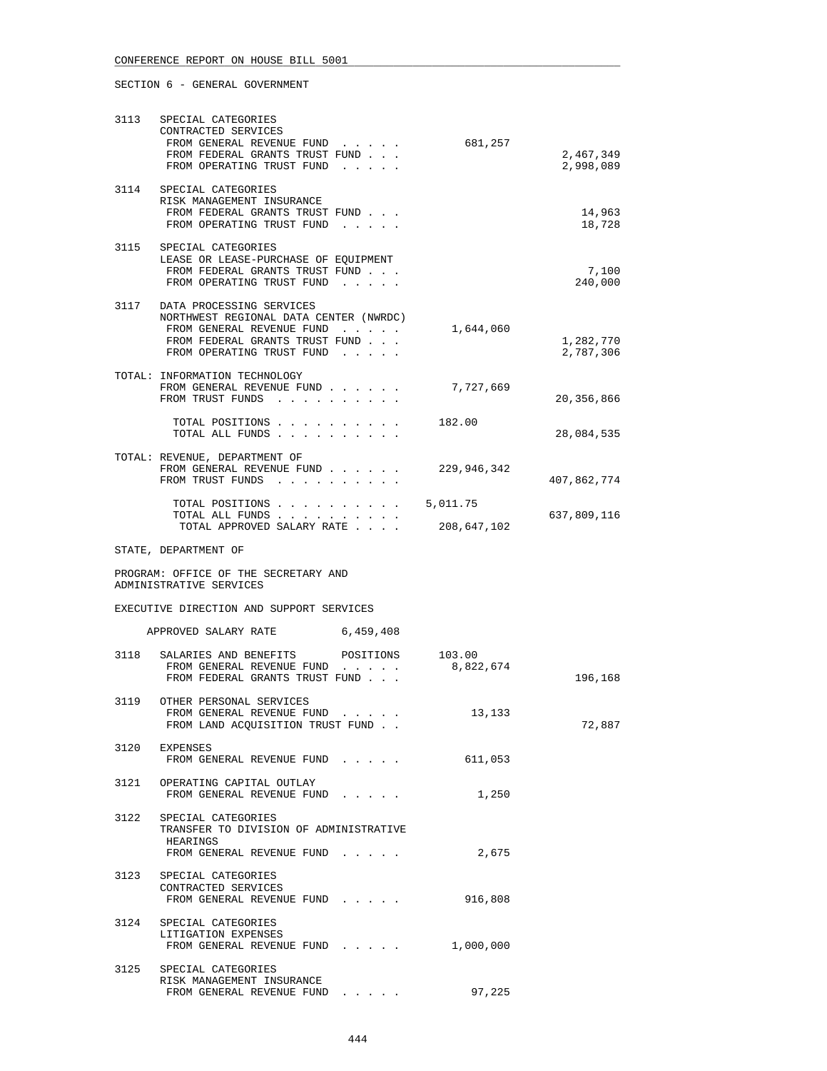SECTION 6 - GENERAL GOVERNMENT

| | | | |
|---|---|---|---|
| 3113 | SPECIAL CATEGORIES<br>CONTRACTED SERVICES | | |
| | FROM GENERAL REVENUE FUND . . . . . | 681,257 | |
| | FROM FEDERAL GRANTS TRUST FUND . . . | | 2,467,349 |
| | FROM OPERATING TRUST FUND . . . . . | | 2,998,089 |
| 3114 | SPECIAL CATEGORIES<br>RISK MANAGEMENT INSURANCE | | |
| | FROM FEDERAL GRANTS TRUST FUND . . . | | 14,963 |
| | FROM OPERATING TRUST FUND . . . . . | | 18,728 |
| 3115 | SPECIAL CATEGORIES<br>LEASE OR LEASE-PURCHASE OF EQUIPMENT | | |
| | FROM FEDERAL GRANTS TRUST FUND . . . | | 7,100 |
| | FROM OPERATING TRUST FUND . . . . . | | 240,000 |
| 3117 | DATA PROCESSING SERVICES<br>NORTHWEST REGIONAL DATA CENTER (NWRDC) | | |
| | FROM GENERAL REVENUE FUND . . . . . | 1,644,060 | |
| | FROM FEDERAL GRANTS TRUST FUND . . . | | 1,282,770 |
| | FROM OPERATING TRUST FUND . . . . . | | 2,787,306 |

TOTAL: INFORMATION TECHNOLOGY

| | | |
|---|---|---|
| FROM GENERAL REVENUE FUND . . . . . . | 7,727,669 | |
| FROM TRUST FUNDS . . . . . . . . . . | | 20,356,866 |
| TOTAL POSITIONS . . . . . . . . . . | 182.00 | |
| TOTAL ALL FUNDS . . . . . . . . . . | | 28,084,535 |

TOTAL: REVENUE, DEPARTMENT OF

| | | |
|---|---|---|
| FROM GENERAL REVENUE FUND . . . . . . | 229,946,342 | |
| FROM TRUST FUNDS . . . . . . . . . . | | 407,862,774 |
| TOTAL POSITIONS . . . . . . . . . . | 5,011.75 | |
| TOTAL ALL FUNDS . . . . . . . . . . | | 637,809,116 |
| TOTAL APPROVED SALARY RATE . . . . | 208,647,102 | |

STATE, DEPARTMENT OF

PROGRAM: OFFICE OF THE SECRETARY AND ADMINISTRATIVE SERVICES

EXECUTIVE DIRECTION AND SUPPORT SERVICES

APPROVED SALARY RATE 6,459,408

| | | | |
|---|---|---|---|
| 3118 | SALARIES AND BENEFITS POSITIONS | 103.00 | |
| | FROM GENERAL REVENUE FUND . . . . . | 8,822,674 | |
| | FROM FEDERAL GRANTS TRUST FUND . . . | | 196,168 |
| 3119 | OTHER PERSONAL SERVICES | | |
| | FROM GENERAL REVENUE FUND . . . . . | 13,133 | |
| | FROM LAND ACQUISITION TRUST FUND . . | | 72,887 |
| 3120 | EXPENSES | | |
| | FROM GENERAL REVENUE FUND . . . . . | 611,053 | |
| 3121 | OPERATING CAPITAL OUTLAY | | |
| | FROM GENERAL REVENUE FUND . . . . . | 1,250 | |
| 3122 | SPECIAL CATEGORIES<br>TRANSFER TO DIVISION OF ADMINISTRATIVE HEARINGS | | |
| | FROM GENERAL REVENUE FUND . . . . . | 2,675 | |
| 3123 | SPECIAL CATEGORIES<br>CONTRACTED SERVICES | | |
| | FROM GENERAL REVENUE FUND . . . . . | 916,808 | |
| 3124 | SPECIAL CATEGORIES<br>LITIGATION EXPENSES | | |
| | FROM GENERAL REVENUE FUND . . . . . | 1,000,000 | |
| 3125 | SPECIAL CATEGORIES<br>RISK MANAGEMENT INSURANCE | | |
| | FROM GENERAL REVENUE FUND . . . . . | 97,225 | |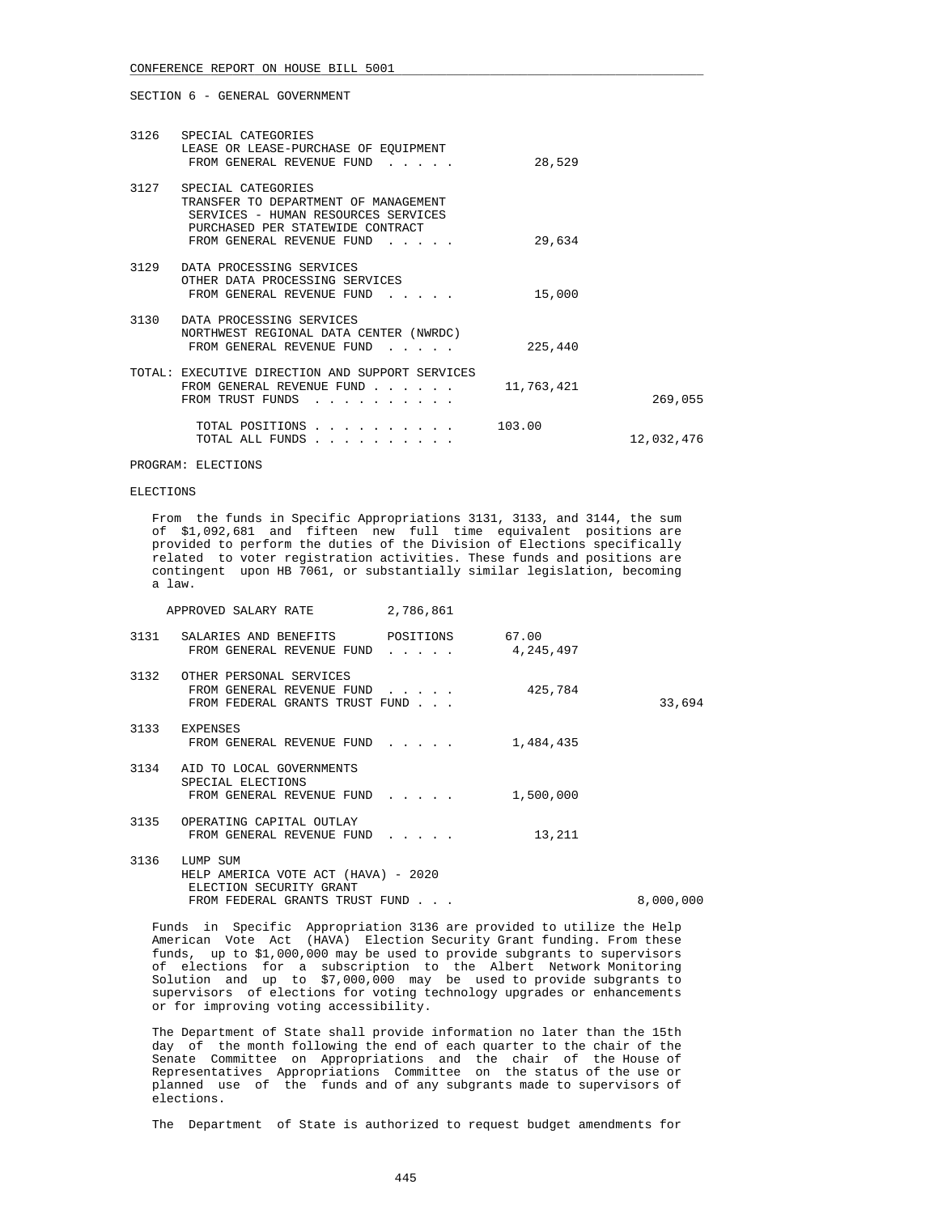CONFERENCE REPORT ON HOUSE BILL 5001

SECTION 6 - GENERAL GOVERNMENT

| | | | |
|---|---|---|---|
| 3126 | SPECIAL CATEGORIES<br>LEASE OR LEASE-PURCHASE OF EQUIPMENT<br>FROM GENERAL REVENUE FUND . . . . . | 28,529 | |
| 3127 | SPECIAL CATEGORIES<br>TRANSFER TO DEPARTMENT OF MANAGEMENT<br>SERVICES - HUMAN RESOURCES SERVICES<br>PURCHASED PER STATEWIDE CONTRACT<br>FROM GENERAL REVENUE FUND . . . . . | 29,634 | |
| 3129 | DATA PROCESSING SERVICES<br>OTHER DATA PROCESSING SERVICES<br>FROM GENERAL REVENUE FUND . . . . . | 15,000 | |
| 3130 | DATA PROCESSING SERVICES<br>NORTHWEST REGIONAL DATA CENTER (NWRDC)<br>FROM GENERAL REVENUE FUND . . . . . | 225,440 | |

TOTAL: EXECUTIVE DIRECTION AND SUPPORT SERVICES

| | | |
|---|---|---|
| FROM GENERAL REVENUE FUND . . . . . . | 11,763,421 | |
| FROM TRUST FUNDS . . . . . . . . . . | | 269,055 |
| TOTAL POSITIONS . . . . . . . . . . | 103.00 | |
| TOTAL ALL FUNDS . . . . . . . . . . | | 12,032,476 |

PROGRAM: ELECTIONS

ELECTIONS

From the funds in Specific Appropriations 3131, 3133, and 3144, the sum of $1,092,681 and fifteen new full time equivalent positions are provided to perform the duties of the Division of Elections specifically related to voter registration activities. These funds and positions are contingent upon HB 7061, or substantially similar legislation, becoming a law.

APPROVED SALARY RATE 2,786,861

| | | | |
|---|---|---|---|
| 3131 | SALARIES AND BENEFITS POSITIONS<br>FROM GENERAL REVENUE FUND . . . . . | 67.00<br>4,245,497 | |
| 3132 | OTHER PERSONAL SERVICES<br>FROM GENERAL REVENUE FUND . . . . .<br>FROM FEDERAL GRANTS TRUST FUND . . . | 425,784 | <br>33,694 |
| 3133 | EXPENSES<br>FROM GENERAL REVENUE FUND . . . . . | 1,484,435 | |
| 3134 | AID TO LOCAL GOVERNMENTS<br>SPECIAL ELECTIONS<br>FROM GENERAL REVENUE FUND . . . . . | 1,500,000 | |
| 3135 | OPERATING CAPITAL OUTLAY<br>FROM GENERAL REVENUE FUND . . . . . | 13,211 | |
| 3136 | LUMP SUM<br>HELP AMERICA VOTE ACT (HAVA) - 2020<br>ELECTION SECURITY GRANT<br>FROM FEDERAL GRANTS TRUST FUND . . . | | 8,000,000 |

Funds in Specific Appropriation 3136 are provided to utilize the Help American Vote Act (HAVA) Election Security Grant funding. From these funds, up to $1,000,000 may be used to provide subgrants to supervisors of elections for a subscription to the Albert Network Monitoring Solution and up to $7,000,000 may be used to provide subgrants to supervisors of elections for voting technology upgrades or enhancements or for improving voting accessibility.

The Department of State shall provide information no later than the 15th day of the month following the end of each quarter to the chair of the Senate Committee on Appropriations and the chair of the House of Representatives Appropriations Committee on the status of the use or planned use of the funds and of any subgrants made to supervisors of elections.

The Department of State is authorized to request budget amendments for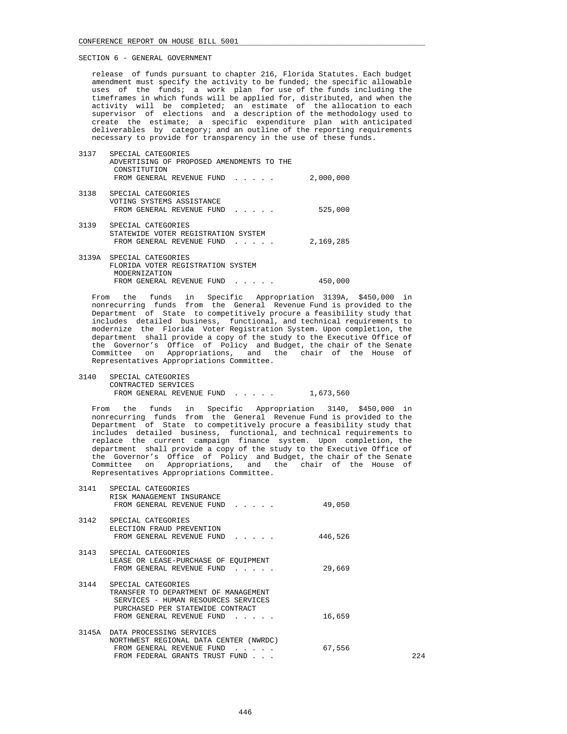SECTION 6 - GENERAL GOVERNMENT

release of funds pursuant to chapter 216, Florida Statutes. Each budget amendment must specify the activity to be funded; the specific allowable uses of the funds; a work plan for use of the funds including the timeframes in which funds will be applied for, distributed, and when the activity will be completed; an estimate of the allocation to each supervisor of elections and a description of the methodology used to create the estimate; a specific expenditure plan with anticipated deliverables by category; and an outline of the reporting requirements necessary to provide for transparency in the use of these funds.

3137 SPECIAL CATEGORIES
ADVERTISING OF PROPOSED AMENDMENTS TO THE CONSTITUTION
FROM GENERAL REVENUE FUND . . . . . 2,000,000

3138 SPECIAL CATEGORIES
VOTING SYSTEMS ASSISTANCE
FROM GENERAL REVENUE FUND . . . . . 525,000

3139 SPECIAL CATEGORIES
STATEWIDE VOTER REGISTRATION SYSTEM
FROM GENERAL REVENUE FUND . . . . . 2,169,285

3139A SPECIAL CATEGORIES
FLORIDA VOTER REGISTRATION SYSTEM MODERNIZATION
FROM GENERAL REVENUE FUND . . . . . 450,000

From the funds in Specific Appropriation 3139A, $450,000 in nonrecurring funds from the General Revenue Fund is provided to the Department of State to competitively procure a feasibility study that includes detailed business, functional, and technical requirements to modernize the Florida Voter Registration System. Upon completion, the department shall provide a copy of the study to the Executive Office of the Governor's Office of Policy and Budget, the chair of the Senate Committee on Appropriations, and the chair of the House of Representatives Appropriations Committee.

3140 SPECIAL CATEGORIES
CONTRACTED SERVICES
FROM GENERAL REVENUE FUND . . . . . 1,673,560

From the funds in Specific Appropriation 3140, $450,000 in nonrecurring funds from the General Revenue Fund is provided to the Department of State to competitively procure a feasibility study that includes detailed business, functional, and technical requirements to replace the current campaign finance system. Upon completion, the department shall provide a copy of the study to the Executive Office of the Governor's Office of Policy and Budget, the chair of the Senate Committee on Appropriations, and the chair of the House of Representatives Appropriations Committee.

3141 SPECIAL CATEGORIES
RISK MANAGEMENT INSURANCE
FROM GENERAL REVENUE FUND . . . . . 49,050

3142 SPECIAL CATEGORIES
ELECTION FRAUD PREVENTION
FROM GENERAL REVENUE FUND . . . . . 446,526

3143 SPECIAL CATEGORIES
LEASE OR LEASE-PURCHASE OF EQUIPMENT
FROM GENERAL REVENUE FUND . . . . . 29,669

3144 SPECIAL CATEGORIES
TRANSFER TO DEPARTMENT OF MANAGEMENT SERVICES - HUMAN RESOURCES SERVICES PURCHASED PER STATEWIDE CONTRACT
FROM GENERAL REVENUE FUND . . . . . 16,659

3145A DATA PROCESSING SERVICES
NORTHWEST REGIONAL DATA CENTER (NWRDC)
FROM GENERAL REVENUE FUND . . . . . 67,556
FROM FEDERAL GRANTS TRUST FUND . . . 224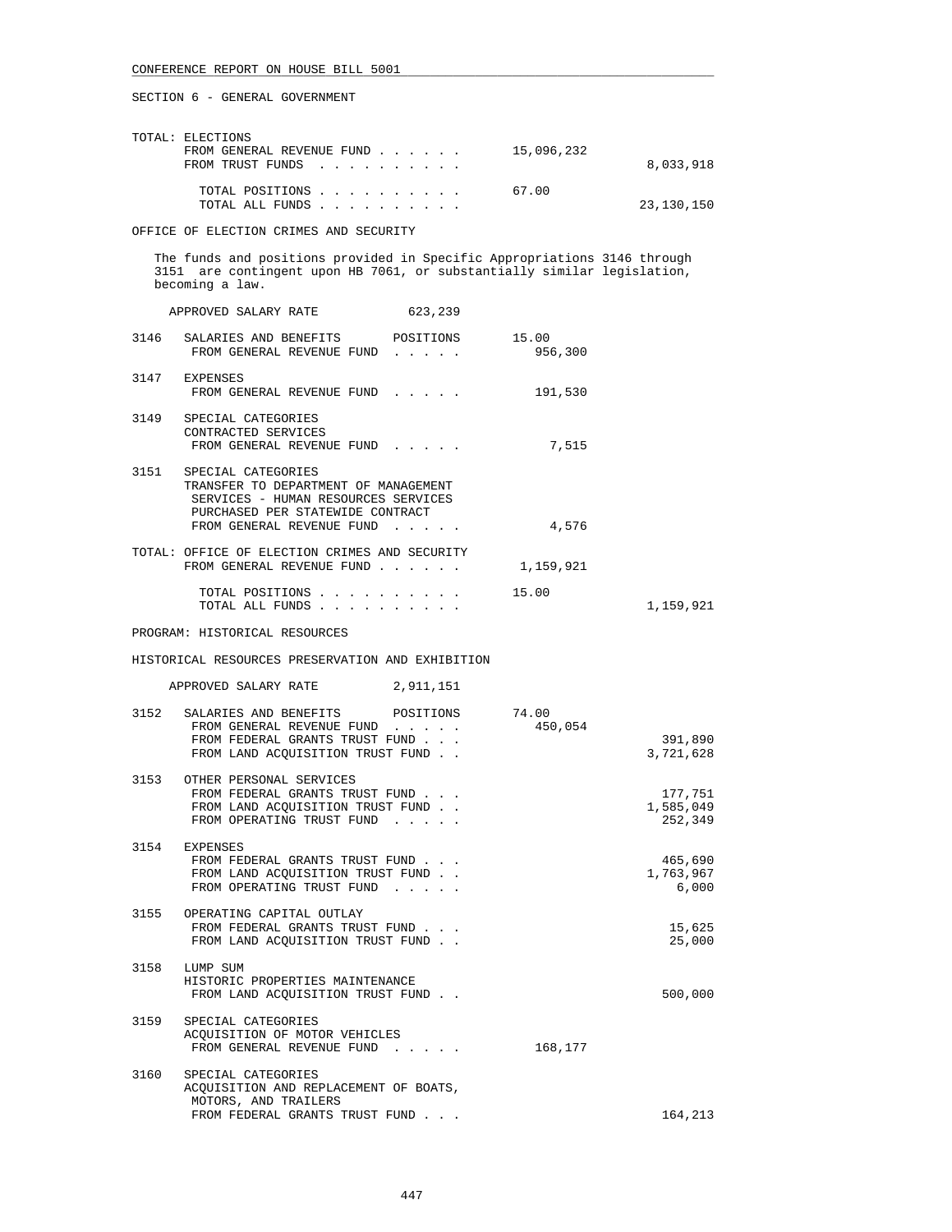SECTION 6 - GENERAL GOVERNMENT

```
TOTAL: ELECTIONS
       FROM GENERAL REVENUE FUND . . . . . .      15,096,232
       FROM TRUST FUNDS  . . . . . . . . . .                       8,033,918

         TOTAL POSITIONS . . . . . . . . . .      67.00
         TOTAL ALL FUNDS . . . . . . . . . .                      23,130,150
```

OFFICE OF ELECTION CRIMES AND SECURITY

The funds and positions provided in Specific Appropriations 3146 through 3151 are contingent upon HB 7061, or substantially similar legislation, becoming a law.

```
     APPROVED SALARY RATE           623,239

3146   SALARIES AND BENEFITS       POSITIONS       15.00
        FROM GENERAL REVENUE FUND  . . . . .       956,300

3147   EXPENSES
        FROM GENERAL REVENUE FUND  . . . . .       191,530

3149   SPECIAL CATEGORIES
        CONTRACTED SERVICES
        FROM GENERAL REVENUE FUND  . . . . .         7,515

3151   SPECIAL CATEGORIES
        TRANSFER TO DEPARTMENT OF MANAGEMENT
         SERVICES - HUMAN RESOURCES SERVICES
         PURCHASED PER STATEWIDE CONTRACT
        FROM GENERAL REVENUE FUND  . . . . .         4,576

TOTAL: OFFICE OF ELECTION CRIMES AND SECURITY
       FROM GENERAL REVENUE FUND . . . . . .     1,159,921

         TOTAL POSITIONS . . . . . . . . . .     15.00
         TOTAL ALL FUNDS . . . . . . . . . .                       1,159,921
```

PROGRAM: HISTORICAL RESOURCES

HISTORICAL RESOURCES PRESERVATION AND EXHIBITION

```
     APPROVED SALARY RATE         2,911,151

3152   SALARIES AND BENEFITS       POSITIONS      74.00
        FROM GENERAL REVENUE FUND  . . . . .       450,054
        FROM FEDERAL GRANTS TRUST FUND . . .                         391,890
        FROM LAND ACQUISITION TRUST FUND . .                       3,721,628

3153   OTHER PERSONAL SERVICES
        FROM FEDERAL GRANTS TRUST FUND . . .                         177,751
        FROM LAND ACQUISITION TRUST FUND . .                       1,585,049
        FROM OPERATING TRUST FUND  . . . . .                         252,349

3154   EXPENSES
        FROM FEDERAL GRANTS TRUST FUND . . .                         465,690
        FROM LAND ACQUISITION TRUST FUND . .                       1,763,967
        FROM OPERATING TRUST FUND  . . . . .                           6,000

3155   OPERATING CAPITAL OUTLAY
        FROM FEDERAL GRANTS TRUST FUND . . .                          15,625
        FROM LAND ACQUISITION TRUST FUND . .                          25,000

3158   LUMP SUM
        HISTORIC PROPERTIES MAINTENANCE
        FROM LAND ACQUISITION TRUST FUND . .                         500,000

3159   SPECIAL CATEGORIES
        ACQUISITION OF MOTOR VEHICLES
        FROM GENERAL REVENUE FUND  . . . . .       168,177

3160   SPECIAL CATEGORIES
        ACQUISITION AND REPLACEMENT OF BOATS,
         MOTORS, AND TRAILERS
        FROM FEDERAL GRANTS TRUST FUND . . .                         164,213
```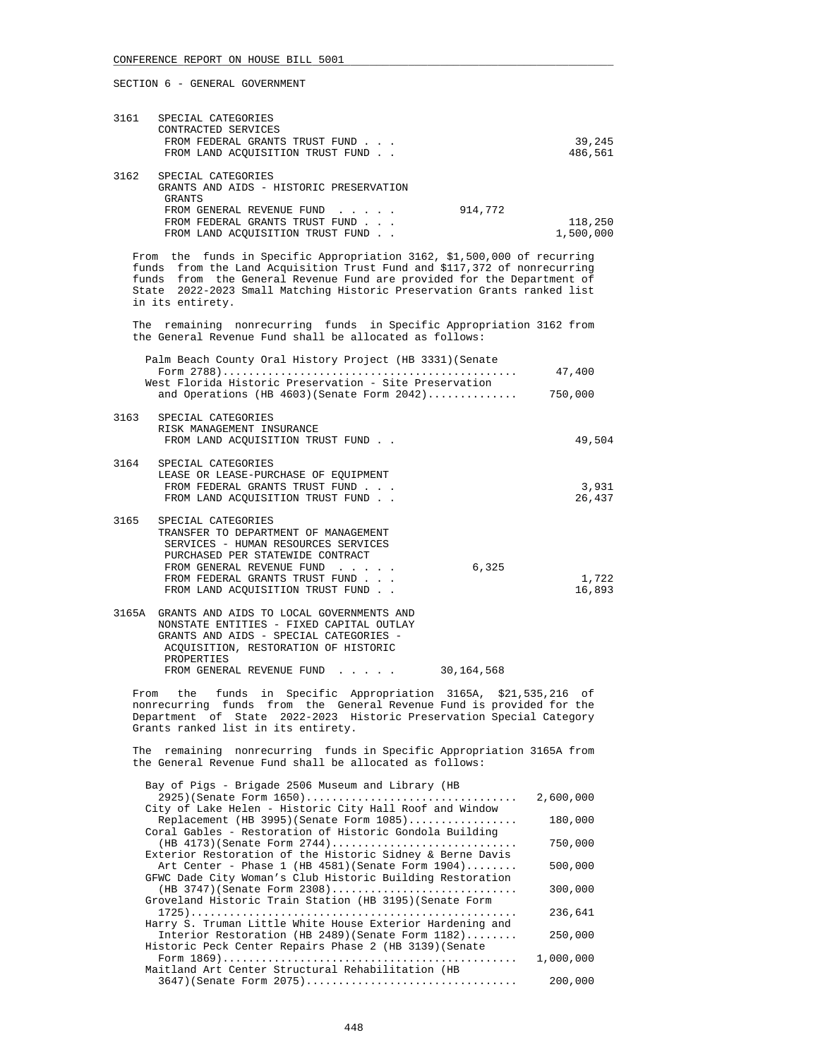CONFERENCE REPORT ON HOUSE BILL 5001

SECTION 6 - GENERAL GOVERNMENT

3161 SPECIAL CATEGORIES
CONTRACTED SERVICES
FROM FEDERAL GRANTS TRUST FUND . . . 39,245
FROM LAND ACQUISITION TRUST FUND . . 486,561

3162 SPECIAL CATEGORIES
GRANTS AND AIDS - HISTORIC PRESERVATION GRANTS
FROM GENERAL REVENUE FUND . . . . . 914,772
FROM FEDERAL GRANTS TRUST FUND . . . 118,250
FROM LAND ACQUISITION TRUST FUND . . 1,500,000

From the funds in Specific Appropriation 3162, $1,500,000 of recurring funds from the Land Acquisition Trust Fund and $117,372 of nonrecurring funds from the General Revenue Fund are provided for the Department of State 2022-2023 Small Matching Historic Preservation Grants ranked list in its entirety.

The remaining nonrecurring funds in Specific Appropriation 3162 from the General Revenue Fund shall be allocated as follows:

| | |
|---|---|
| Palm Beach County Oral History Project (HB 3331)(Senate Form 2788) | 47,400 |
| West Florida Historic Preservation - Site Preservation and Operations (HB 4603)(Senate Form 2042) | 750,000 |

3163 SPECIAL CATEGORIES
RISK MANAGEMENT INSURANCE
FROM LAND ACQUISITION TRUST FUND . . 49,504

3164 SPECIAL CATEGORIES
LEASE OR LEASE-PURCHASE OF EQUIPMENT
FROM FEDERAL GRANTS TRUST FUND . . . 3,931
FROM LAND ACQUISITION TRUST FUND . . 26,437

3165 SPECIAL CATEGORIES
TRANSFER TO DEPARTMENT OF MANAGEMENT SERVICES - HUMAN RESOURCES SERVICES PURCHASED PER STATEWIDE CONTRACT
FROM GENERAL REVENUE FUND . . . . . 6,325
FROM FEDERAL GRANTS TRUST FUND . . . 1,722
FROM LAND ACQUISITION TRUST FUND . . 16,893

3165A GRANTS AND AIDS TO LOCAL GOVERNMENTS AND NONSTATE ENTITIES - FIXED CAPITAL OUTLAY
GRANTS AND AIDS - SPECIAL CATEGORIES - ACQUISITION, RESTORATION OF HISTORIC PROPERTIES
FROM GENERAL REVENUE FUND . . . . . 30,164,568

From the funds in Specific Appropriation 3165A, $21,535,216 of nonrecurring funds from the General Revenue Fund is provided for the Department of State 2022-2023 Historic Preservation Special Category Grants ranked list in its entirety.

The remaining nonrecurring funds in Specific Appropriation 3165A from the General Revenue Fund shall be allocated as follows:

| | |
|---|---|
| Bay of Pigs - Brigade 2506 Museum and Library (HB 2925)(Senate Form 1650) | 2,600,000 |
| City of Lake Helen - Historic City Hall Roof and Window Replacement (HB 3995)(Senate Form 1085) | 180,000 |
| Coral Gables - Restoration of Historic Gondola Building (HB 4173)(Senate Form 2744) | 750,000 |
| Exterior Restoration of the Historic Sidney & Berne Davis Art Center - Phase 1 (HB 4581)(Senate Form 1904) | 500,000 |
| GFWC Dade City Woman's Club Historic Building Restoration (HB 3747)(Senate Form 2308) | 300,000 |
| Groveland Historic Train Station (HB 3195)(Senate Form 1725) | 236,641 |
| Harry S. Truman Little White House Exterior Hardening and Interior Restoration (HB 2489)(Senate Form 1182) | 250,000 |
| Historic Peck Center Repairs Phase 2 (HB 3139)(Senate Form 1869) | 1,000,000 |
| Maitland Art Center Structural Rehabilitation (HB 3647)(Senate Form 2075) | 200,000 |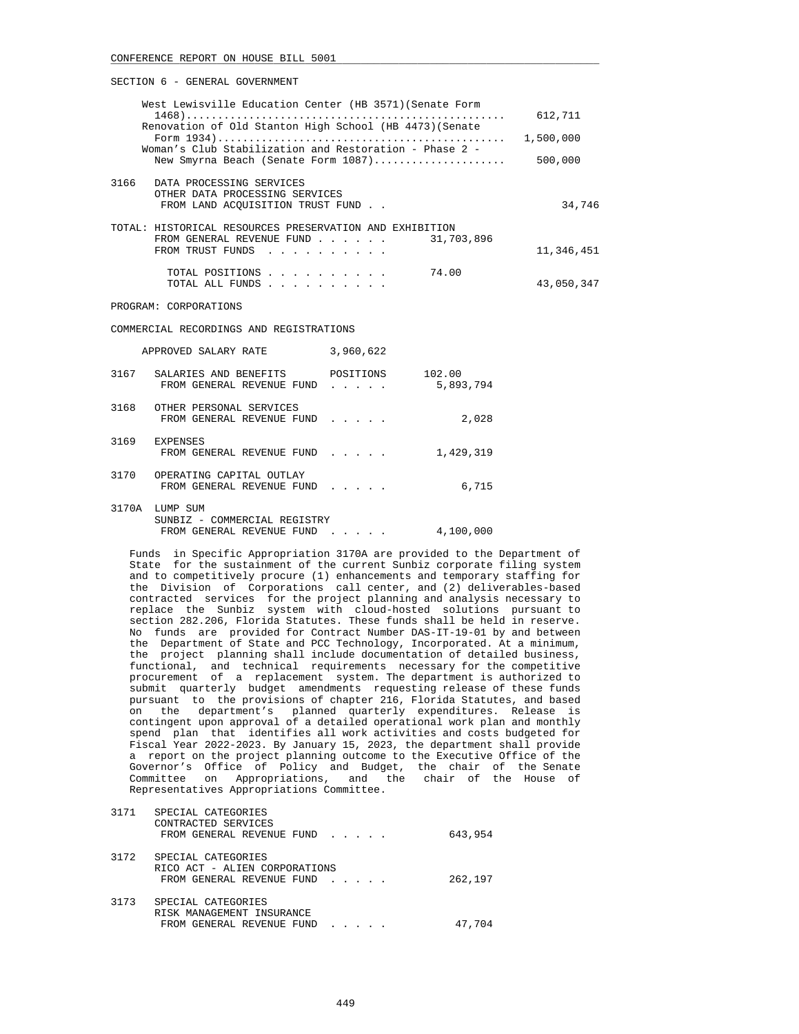SECTION 6 - GENERAL GOVERNMENT

West Lewisville Education Center (HB 3571)(Senate Form 1468).................................................. 612,711
Renovation of Old Stanton High School (HB 4473)(Senate Form 1934)............................................. 1,500,000
Woman's Club Stabilization and Restoration - Phase 2 - New Smyrna Beach (Senate Form 1087)..................... 500,000

3166 DATA PROCESSING SERVICES
OTHER DATA PROCESSING SERVICES
FROM LAND ACQUISITION TRUST FUND . . . . . 34,746

TOTAL: HISTORICAL RESOURCES PRESERVATION AND EXHIBITION
FROM GENERAL REVENUE FUND . . . . . . 31,703,896
FROM TRUST FUNDS . . . . . . . . . . 11,346,451

TOTAL POSITIONS . . . . . . . . . . 74.00
TOTAL ALL FUNDS . . . . . . . . . . 43,050,347

PROGRAM: CORPORATIONS

COMMERCIAL RECORDINGS AND REGISTRATIONS

APPROVED SALARY RATE 3,960,622

3167 SALARIES AND BENEFITS POSITIONS 102.00
FROM GENERAL REVENUE FUND . . . . . 5,893,794

3168 OTHER PERSONAL SERVICES
FROM GENERAL REVENUE FUND . . . . . 2,028

3169 EXPENSES
FROM GENERAL REVENUE FUND . . . . . 1,429,319

3170 OPERATING CAPITAL OUTLAY
FROM GENERAL REVENUE FUND . . . . . 6,715

3170A LUMP SUM
SUNBIZ - COMMERCIAL REGISTRY
FROM GENERAL REVENUE FUND . . . . . 4,100,000

Funds in Specific Appropriation 3170A are provided to the Department of State for the sustainment of the current Sunbiz corporate filing system and to competitively procure (1) enhancements and temporary staffing for the Division of Corporations call center, and (2) deliverables-based contracted services for the project planning and analysis necessary to replace the Sunbiz system with cloud-hosted solutions pursuant to section 282.206, Florida Statutes. These funds shall be held in reserve. No funds are provided for Contract Number DAS-IT-19-01 by and between the Department of State and PCC Technology, Incorporated. At a minimum, the project planning shall include documentation of detailed business, functional, and technical requirements necessary for the competitive procurement of a replacement system. The department is authorized to submit quarterly budget amendments requesting release of these funds pursuant to the provisions of chapter 216, Florida Statutes, and based on the department's planned quarterly expenditures. Release is contingent upon approval of a detailed operational work plan and monthly spend plan that identifies all work activities and costs budgeted for Fiscal Year 2022-2023. By January 15, 2023, the department shall provide a report on the project planning outcome to the Executive Office of the Governor's Office of Policy and Budget, the chair of the Senate Committee on Appropriations, and the chair of the House of Representatives Appropriations Committee.

3171 SPECIAL CATEGORIES
CONTRACTED SERVICES
FROM GENERAL REVENUE FUND . . . . . 643,954

3172 SPECIAL CATEGORIES
RICO ACT - ALIEN CORPORATIONS
FROM GENERAL REVENUE FUND . . . . . 262,197

3173 SPECIAL CATEGORIES
RISK MANAGEMENT INSURANCE
FROM GENERAL REVENUE FUND . . . . . 47,704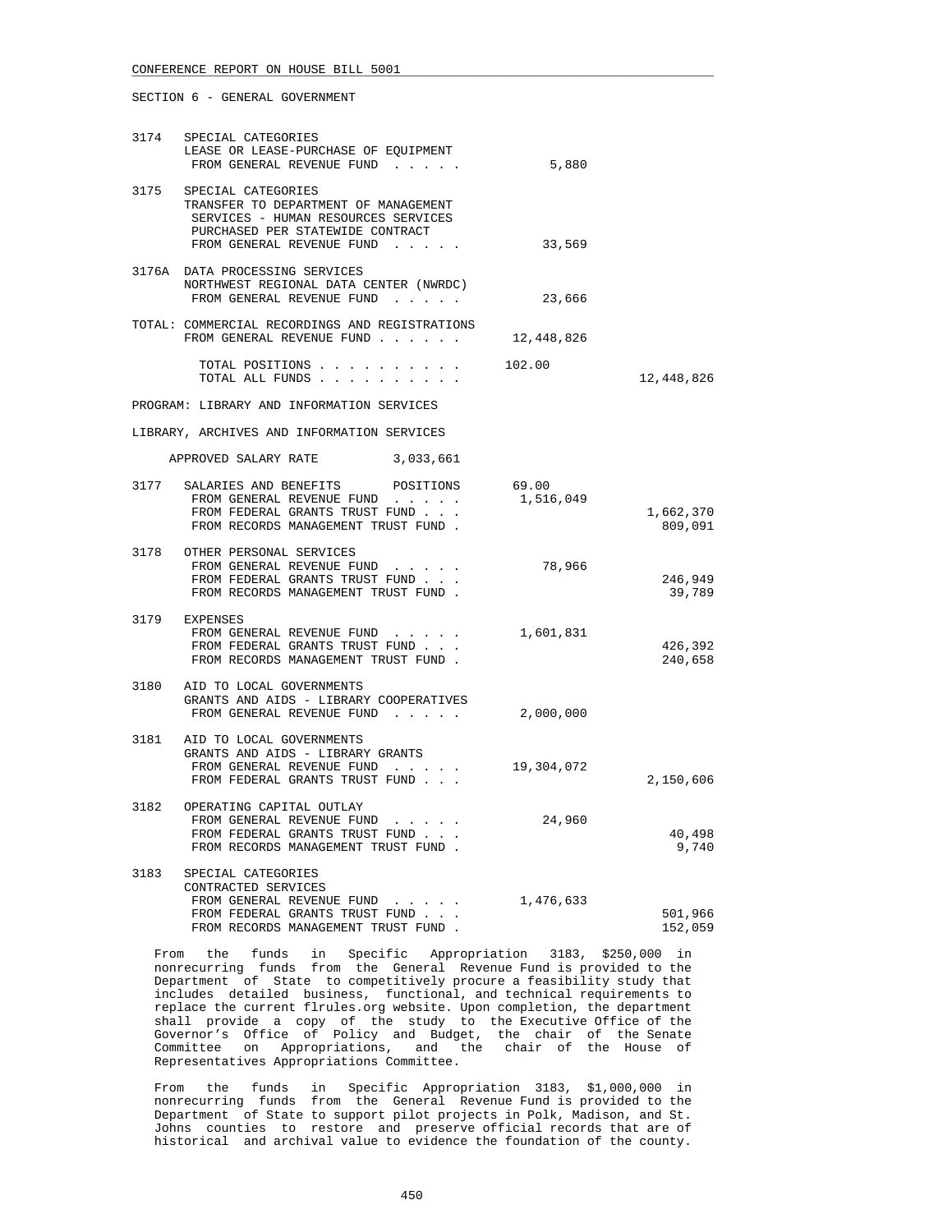SECTION 6 - GENERAL GOVERNMENT

| | | | |
|---|---|---|---|
| 3174 | SPECIAL CATEGORIES<br>LEASE OR LEASE-PURCHASE OF EQUIPMENT<br>FROM GENERAL REVENUE FUND . . . . . | 5,880 | |
| 3175 | SPECIAL CATEGORIES<br>TRANSFER TO DEPARTMENT OF MANAGEMENT SERVICES - HUMAN RESOURCES SERVICES PURCHASED PER STATEWIDE CONTRACT<br>FROM GENERAL REVENUE FUND . . . . . | 33,569 | |
| 3176A | DATA PROCESSING SERVICES<br>NORTHWEST REGIONAL DATA CENTER (NWRDC)<br>FROM GENERAL REVENUE FUND . . . . . | 23,666 | |
| TOTAL: | COMMERCIAL RECORDINGS AND REGISTRATIONS<br>FROM GENERAL REVENUE FUND . . . . . . | 12,448,826 | |
| | TOTAL POSITIONS . . . . . . . . . . | 102.00 | |
| | TOTAL ALL FUNDS . . . . . . . . . . | | 12,448,826 |

PROGRAM: LIBRARY AND INFORMATION SERVICES

LIBRARY, ARCHIVES AND INFORMATION SERVICES

APPROVED SALARY RATE 3,033,661

| | | | |
|---|---|---|---|
| 3177 | SALARIES AND BENEFITS POSITIONS | 69.00 | |
| | FROM GENERAL REVENUE FUND . . . . . | 1,516,049 | |
| | FROM FEDERAL GRANTS TRUST FUND . . . | | 1,662,370 |
| | FROM RECORDS MANAGEMENT TRUST FUND . | | 809,091 |
| 3178 | OTHER PERSONAL SERVICES | | |
| | FROM GENERAL REVENUE FUND . . . . . | 78,966 | |
| | FROM FEDERAL GRANTS TRUST FUND . . . | | 246,949 |
| | FROM RECORDS MANAGEMENT TRUST FUND . | | 39,789 |
| 3179 | EXPENSES | | |
| | FROM GENERAL REVENUE FUND . . . . . | 1,601,831 | |
| | FROM FEDERAL GRANTS TRUST FUND . . . | | 426,392 |
| | FROM RECORDS MANAGEMENT TRUST FUND . | | 240,658 |
| 3180 | AID TO LOCAL GOVERNMENTS<br>GRANTS AND AIDS - LIBRARY COOPERATIVES | | |
| | FROM GENERAL REVENUE FUND . . . . . | 2,000,000 | |
| 3181 | AID TO LOCAL GOVERNMENTS<br>GRANTS AND AIDS - LIBRARY GRANTS | | |
| | FROM GENERAL REVENUE FUND . . . . . | 19,304,072 | |
| | FROM FEDERAL GRANTS TRUST FUND . . . | | 2,150,606 |
| 3182 | OPERATING CAPITAL OUTLAY | | |
| | FROM GENERAL REVENUE FUND . . . . . | 24,960 | |
| | FROM FEDERAL GRANTS TRUST FUND . . . | | 40,498 |
| | FROM RECORDS MANAGEMENT TRUST FUND . | | 9,740 |
| 3183 | SPECIAL CATEGORIES<br>CONTRACTED SERVICES | | |
| | FROM GENERAL REVENUE FUND . . . . . | 1,476,633 | |
| | FROM FEDERAL GRANTS TRUST FUND . . . | | 501,966 |
| | FROM RECORDS MANAGEMENT TRUST FUND . | | 152,059 |

From the funds in Specific Appropriation 3183, $250,000 in nonrecurring funds from the General Revenue Fund is provided to the Department of State to competitively procure a feasibility study that includes detailed business, functional, and technical requirements to replace the current flrules.org website. Upon completion, the department shall provide a copy of the study to the Executive Office of the Governor's Office of Policy and Budget, the chair of the Senate Committee on Appropriations, and the chair of the House of Representatives Appropriations Committee.

From the funds in Specific Appropriation 3183, $1,000,000 in nonrecurring funds from the General Revenue Fund is provided to the Department of State to support pilot projects in Polk, Madison, and St. Johns counties to restore and preserve official records that are of historical and archival value to evidence the foundation of the county.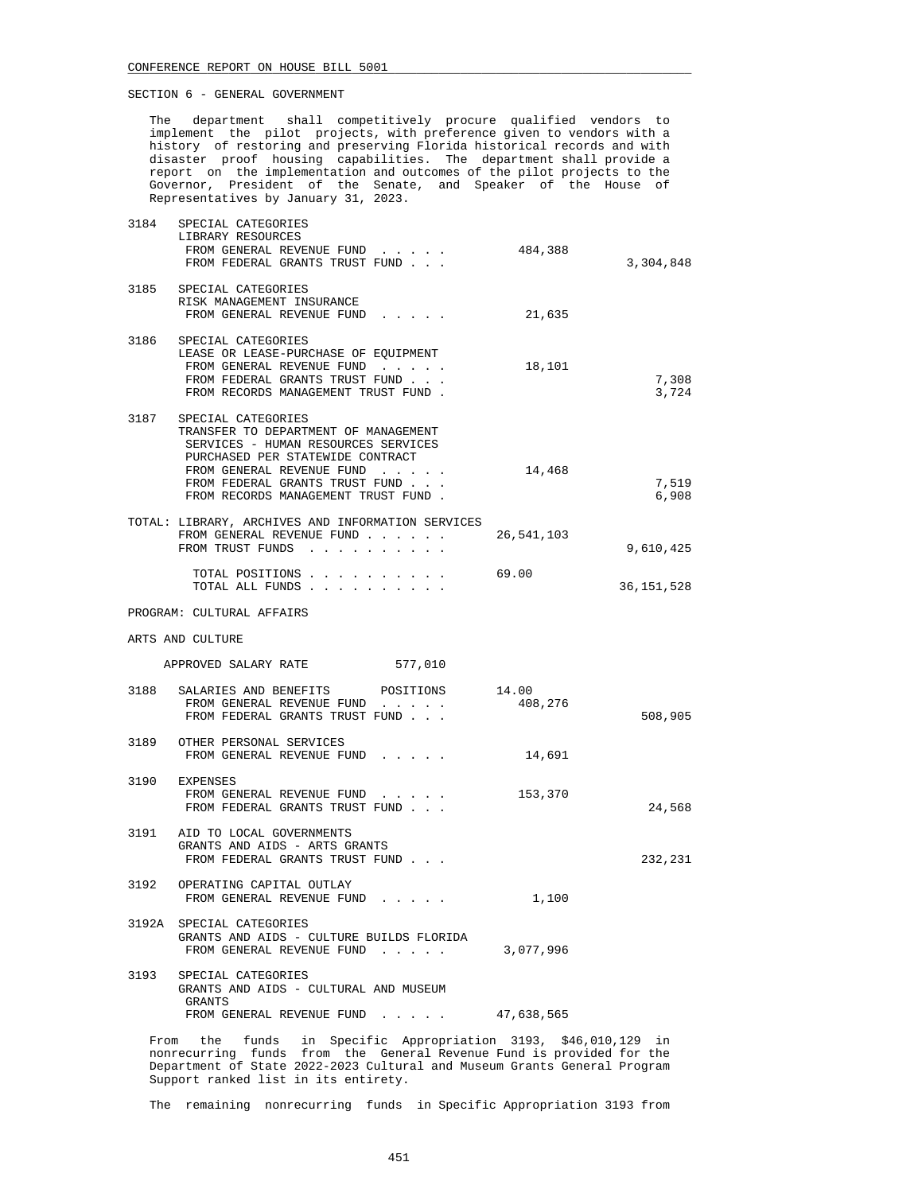SECTION 6 - GENERAL GOVERNMENT

The department shall competitively procure qualified vendors to implement the pilot projects, with preference given to vendors with a history of restoring and preserving Florida historical records and with disaster proof housing capabilities. The department shall provide a report on the implementation and outcomes of the pilot projects to the Governor, President of the Senate, and Speaker of the House of Representatives by January 31, 2023.

| | | | |
|---|---|---|---|
| 3184 | SPECIAL CATEGORIES<br>LIBRARY RESOURCES<br>FROM GENERAL REVENUE FUND . . . . .<br>FROM FEDERAL GRANTS TRUST FUND . . . | 484,388 | <br><br><br>3,304,848 |
| 3185 | SPECIAL CATEGORIES<br>RISK MANAGEMENT INSURANCE<br>FROM GENERAL REVENUE FUND . . . . . | 21,635 | |
| 3186 | SPECIAL CATEGORIES<br>LEASE OR LEASE-PURCHASE OF EQUIPMENT<br>FROM GENERAL REVENUE FUND . . . . .<br>FROM FEDERAL GRANTS TRUST FUND . . .<br>FROM RECORDS MANAGEMENT TRUST FUND . | 18,101 | <br><br><br>7,308<br>3,724 |
| 3187 | SPECIAL CATEGORIES<br>TRANSFER TO DEPARTMENT OF MANAGEMENT SERVICES - HUMAN RESOURCES SERVICES PURCHASED PER STATEWIDE CONTRACT<br>FROM GENERAL REVENUE FUND . . . . .<br>FROM FEDERAL GRANTS TRUST FUND . . .<br>FROM RECORDS MANAGEMENT TRUST FUND . | 14,468 | <br><br><br>7,519<br>6,908 |

TOTAL: LIBRARY, ARCHIVES AND INFORMATION SERVICES

| | | |
|---|---|---|
| FROM GENERAL REVENUE FUND . . . . . . | 26,541,103 | |
| FROM TRUST FUNDS . . . . . . . . . . | | 9,610,425 |
| TOTAL POSITIONS . . . . . . . . . . | 69.00 | |
| TOTAL ALL FUNDS . . . . . . . . . . | | 36,151,528 |

PROGRAM: CULTURAL AFFAIRS

ARTS AND CULTURE

APPROVED SALARY RATE 577,010

| | | | |
|---|---|---|---|
| 3188 | SALARIES AND BENEFITS POSITIONS<br>FROM GENERAL REVENUE FUND . . . . .<br>FROM FEDERAL GRANTS TRUST FUND . . . | 14.00<br>408,276 | <br><br>508,905 |
| 3189 | OTHER PERSONAL SERVICES<br>FROM GENERAL REVENUE FUND . . . . . | 14,691 | |
| 3190 | EXPENSES<br>FROM GENERAL REVENUE FUND . . . . .<br>FROM FEDERAL GRANTS TRUST FUND . . . | 153,370 | <br><br>24,568 |
| 3191 | AID TO LOCAL GOVERNMENTS<br>GRANTS AND AIDS - ARTS GRANTS<br>FROM FEDERAL GRANTS TRUST FUND . . . | | <br><br>232,231 |
| 3192 | OPERATING CAPITAL OUTLAY<br>FROM GENERAL REVENUE FUND . . . . . | 1,100 | |
| 3192A | SPECIAL CATEGORIES<br>GRANTS AND AIDS - CULTURE BUILDS FLORIDA<br>FROM GENERAL REVENUE FUND . . . . . | 3,077,996 | |
| 3193 | SPECIAL CATEGORIES<br>GRANTS AND AIDS - CULTURAL AND MUSEUM GRANTS<br>FROM GENERAL REVENUE FUND . . . . . | 47,638,565 | |

From the funds in Specific Appropriation 3193, $46,010,129 in nonrecurring funds from the General Revenue Fund is provided for the Department of State 2022-2023 Cultural and Museum Grants General Program Support ranked list in its entirety.

The remaining nonrecurring funds in Specific Appropriation 3193 from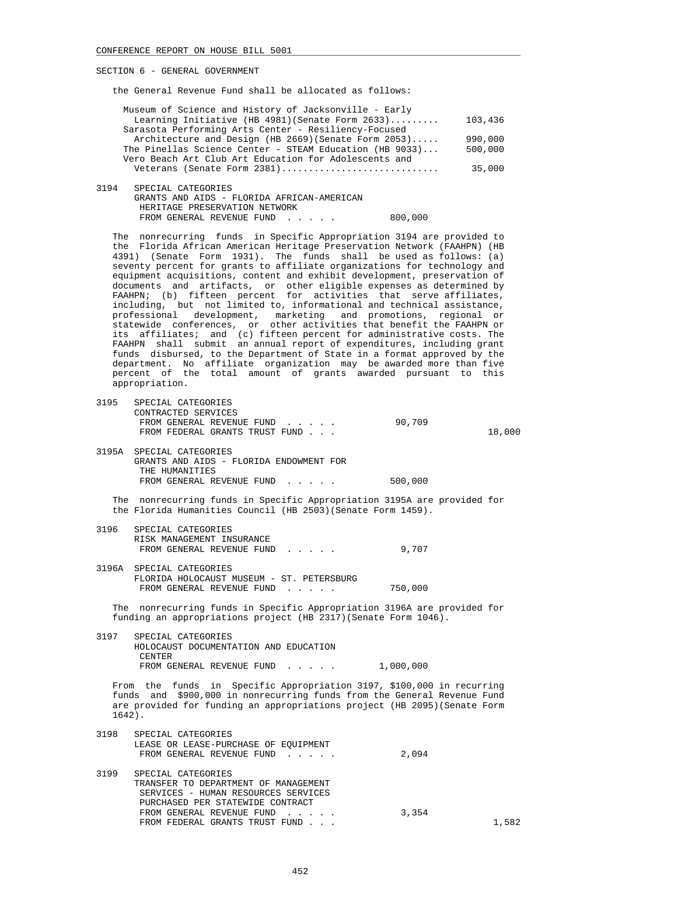SECTION 6 - GENERAL GOVERNMENT

the General Revenue Fund shall be allocated as follows:

| | |
|---|---|
| Museum of Science and History of Jacksonville - Early Learning Initiative (HB 4981)(Senate Form 2633)......... | 103,436 |
| Sarasota Performing Arts Center - Resiliency-Focused Architecture and Design (HB 2669)(Senate Form 2053)..... | 990,000 |
| The Pinellas Science Center - STEAM Education (HB 9033)... | 500,000 |
| Vero Beach Art Club Art Education for Adolescents and Veterans (Senate Form 2381)............................ | 35,000 |

3194 SPECIAL CATEGORIES
GRANTS AND AIDS - FLORIDA AFRICAN-AMERICAN HERITAGE PRESERVATION NETWORK
FROM GENERAL REVENUE FUND . . . . . 800,000

The nonrecurring funds in Specific Appropriation 3194 are provided to the Florida African American Heritage Preservation Network (FAAHPN) (HB 4391) (Senate Form 1931). The funds shall be used as follows: (a) seventy percent for grants to affiliate organizations for technology and equipment acquisitions, content and exhibit development, preservation of documents and artifacts, or other eligible expenses as determined by FAAHPN; (b) fifteen percent for activities that serve affiliates, including, but not limited to, informational and technical assistance, professional development, marketing and promotions, regional or statewide conferences, or other activities that benefit the FAAHPN or its affiliates; and (c) fifteen percent for administrative costs. The FAAHPN shall submit an annual report of expenditures, including grant funds disbursed, to the Department of State in a format approved by the department. No affiliate organization may be awarded more than five percent of the total amount of grants awarded pursuant to this appropriation.

3195 SPECIAL CATEGORIES
CONTRACTED SERVICES
FROM GENERAL REVENUE FUND . . . . . 90,709
FROM FEDERAL GRANTS TRUST FUND . . . 18,000

3195A SPECIAL CATEGORIES
GRANTS AND AIDS - FLORIDA ENDOWMENT FOR THE HUMANITIES
FROM GENERAL REVENUE FUND . . . . . 500,000

The nonrecurring funds in Specific Appropriation 3195A are provided for the Florida Humanities Council (HB 2503)(Senate Form 1459).

3196 SPECIAL CATEGORIES
RISK MANAGEMENT INSURANCE
FROM GENERAL REVENUE FUND . . . . . 9,707

3196A SPECIAL CATEGORIES
FLORIDA HOLOCAUST MUSEUM - ST. PETERSBURG
FROM GENERAL REVENUE FUND . . . . . 750,000

The nonrecurring funds in Specific Appropriation 3196A are provided for funding an appropriations project (HB 2317)(Senate Form 1046).

3197 SPECIAL CATEGORIES
HOLOCAUST DOCUMENTATION AND EDUCATION CENTER
FROM GENERAL REVENUE FUND . . . . . 1,000,000

From the funds in Specific Appropriation 3197, \$100,000 in recurring funds and \$900,000 in nonrecurring funds from the General Revenue Fund are provided for funding an appropriations project (HB 2095)(Senate Form 1642).

3198 SPECIAL CATEGORIES
LEASE OR LEASE-PURCHASE OF EQUIPMENT
FROM GENERAL REVENUE FUND . . . . . 2,094

3199 SPECIAL CATEGORIES
TRANSFER TO DEPARTMENT OF MANAGEMENT SERVICES - HUMAN RESOURCES SERVICES PURCHASED PER STATEWIDE CONTRACT
FROM GENERAL REVENUE FUND . . . . . 3,354
FROM FEDERAL GRANTS TRUST FUND . . . 1,582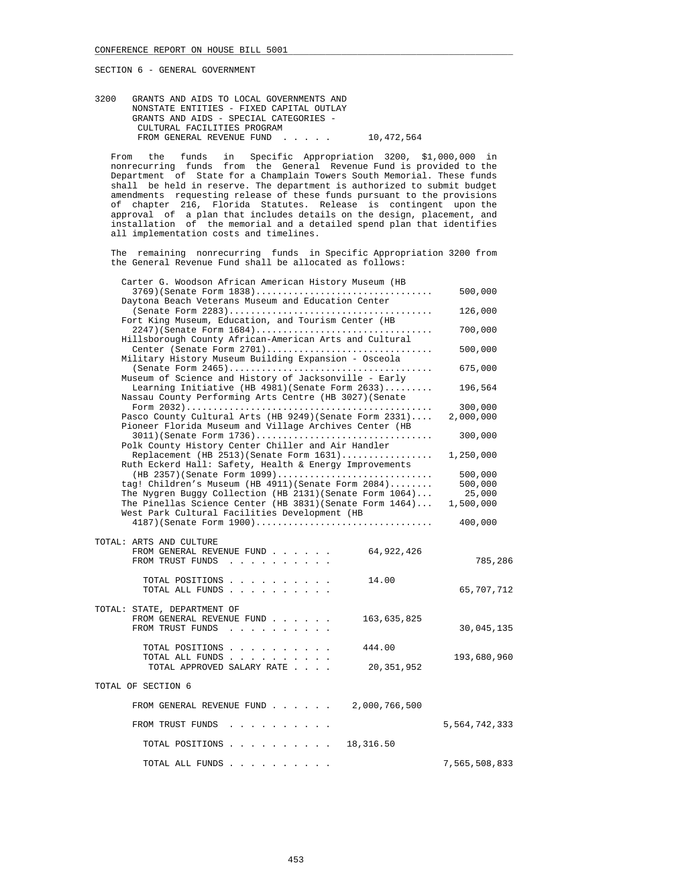SECTION 6 - GENERAL GOVERNMENT

3200 GRANTS AND AIDS TO LOCAL GOVERNMENTS AND NONSTATE ENTITIES - FIXED CAPITAL OUTLAY GRANTS AND AIDS - SPECIAL CATEGORIES - CULTURAL FACILITIES PROGRAM

| | | |
|---|---|---|
| FROM GENERAL REVENUE FUND . . . . . | 10,472,564 | |

From the funds in Specific Appropriation 3200, $1,000,000 in nonrecurring funds from the General Revenue Fund is provided to the Department of State for a Champlain Towers South Memorial. These funds shall be held in reserve. The department is authorized to submit budget amendments requesting release of these funds pursuant to the provisions of chapter 216, Florida Statutes. Release is contingent upon the approval of a plan that includes details on the design, placement, and installation of the memorial and a detailed spend plan that identifies all implementation costs and timelines.

The remaining nonrecurring funds in Specific Appropriation 3200 from the General Revenue Fund shall be allocated as follows:

| Project | Amount |
|---|---|
| Carter G. Woodson African American History Museum (HB 3769)(Senate Form 1838) | 500,000 |
| Daytona Beach Veterans Museum and Education Center (Senate Form 2283) | 126,000 |
| Fort King Museum, Education, and Tourism Center (HB 2247)(Senate Form 1684) | 700,000 |
| Hillsborough County African-American Arts and Cultural Center (Senate Form 2701) | 500,000 |
| Military History Museum Building Expansion - Osceola (Senate Form 2465) | 675,000 |
| Museum of Science and History of Jacksonville - Early Learning Initiative (HB 4981)(Senate Form 2633) | 196,564 |
| Nassau County Performing Arts Centre (HB 3027)(Senate Form 2032) | 300,000 |
| Pasco County Cultural Arts (HB 9249)(Senate Form 2331) | 2,000,000 |
| Pioneer Florida Museum and Village Archives Center (HB 3011)(Senate Form 1736) | 300,000 |
| Polk County History Center Chiller and Air Handler Replacement (HB 2513)(Senate Form 1631) | 1,250,000 |
| Ruth Eckerd Hall: Safety, Health & Energy Improvements (HB 2357)(Senate Form 1099) | 500,000 |
| tag! Children's Museum (HB 4911)(Senate Form 2084) | 500,000 |
| The Nygren Buggy Collection (HB 2131)(Senate Form 1064) | 25,000 |
| The Pinellas Science Center (HB 3831)(Senate Form 1464) | 1,500,000 |
| West Park Cultural Facilities Development (HB 4187)(Senate Form 1900) | 400,000 |

TOTAL: ARTS AND CULTURE

| | | |
|---|---|---|
| FROM GENERAL REVENUE FUND . . . . . . | 64,922,426 | |
| FROM TRUST FUNDS . . . . . . . . . . | | 785,286 |
| TOTAL POSITIONS . . . . . . . . . . | 14.00 | |
| TOTAL ALL FUNDS . . . . . . . . . . | | 65,707,712 |

TOTAL: STATE, DEPARTMENT OF

| | | |
|---|---|---|
| FROM GENERAL REVENUE FUND . . . . . . | 163,635,825 | |
| FROM TRUST FUNDS . . . . . . . . . . | | 30,045,135 |
| TOTAL POSITIONS . . . . . . . . . . | 444.00 | |
| TOTAL ALL FUNDS . . . . . . . . . . | | 193,680,960 |
| TOTAL APPROVED SALARY RATE . . . . | 20,351,952 | |

TOTAL OF SECTION 6

| | | |
|---|---|---|
| FROM GENERAL REVENUE FUND . . . . . . | 2,000,766,500 | |
| FROM TRUST FUNDS . . . . . . . . . . | | 5,564,742,333 |
| TOTAL POSITIONS . . . . . . . . . . | 18,316.50 | |
| TOTAL ALL FUNDS . . . . . . . . . . | | 7,565,508,833 |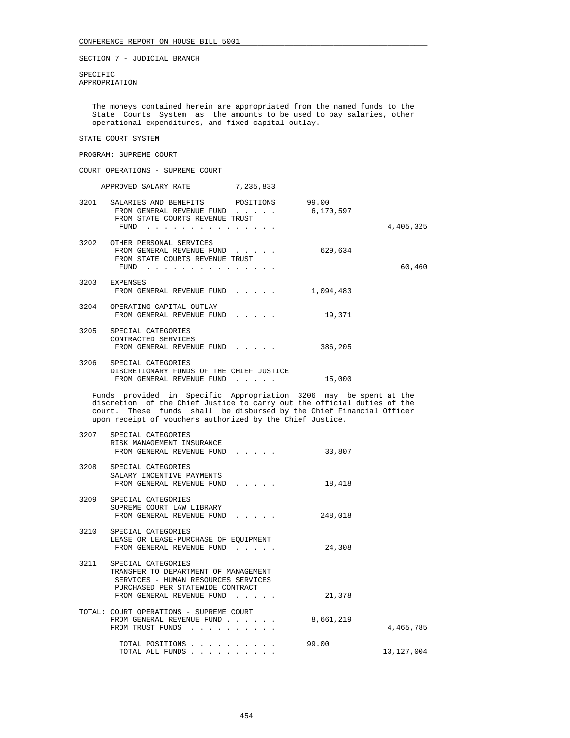CONFERENCE REPORT ON HOUSE BILL 5001

SECTION 7 - JUDICIAL BRANCH

SPECIFIC
APPROPRIATION

The moneys contained herein are appropriated from the named funds to the State Courts System as the amounts to be used to pay salaries, other operational expenditures, and fixed capital outlay.

STATE COURT SYSTEM

PROGRAM: SUPREME COURT

COURT OPERATIONS - SUPREME COURT

| | | | |
|---|---|---|---|
| | APPROVED SALARY RATE 7,235,833 | | |
| 3201 | SALARIES AND BENEFITS POSITIONS | 99.00 | |
| | FROM GENERAL REVENUE FUND . . . . . | 6,170,597 | |
| | FROM STATE COURTS REVENUE TRUST FUND . . . . . . . . . . . . . . . | | 4,405,325 |
| 3202 | OTHER PERSONAL SERVICES | | |
| | FROM GENERAL REVENUE FUND . . . . . | 629,634 | |
| | FROM STATE COURTS REVENUE TRUST FUND . . . . . . . . . . . . . . . | | 60,460 |
| 3203 | EXPENSES | | |
| | FROM GENERAL REVENUE FUND . . . . . | 1,094,483 | |
| 3204 | OPERATING CAPITAL OUTLAY | | |
| | FROM GENERAL REVENUE FUND . . . . . | 19,371 | |
| 3205 | SPECIAL CATEGORIES CONTRACTED SERVICES | | |
| | FROM GENERAL REVENUE FUND . . . . . | 386,205 | |
| 3206 | SPECIAL CATEGORIES DISCRETIONARY FUNDS OF THE CHIEF JUSTICE | | |
| | FROM GENERAL REVENUE FUND . . . . . | 15,000 | |

Funds provided in Specific Appropriation 3206 may be spent at the discretion of the Chief Justice to carry out the official duties of the court. These funds shall be disbursed by the Chief Financial Officer upon receipt of vouchers authorized by the Chief Justice.

| | | | |
|---|---|---|---|
| 3207 | SPECIAL CATEGORIES RISK MANAGEMENT INSURANCE | | |
| | FROM GENERAL REVENUE FUND . . . . . | 33,807 | |
| 3208 | SPECIAL CATEGORIES SALARY INCENTIVE PAYMENTS | | |
| | FROM GENERAL REVENUE FUND . . . . . | 18,418 | |
| 3209 | SPECIAL CATEGORIES SUPREME COURT LAW LIBRARY | | |
| | FROM GENERAL REVENUE FUND . . . . . | 248,018 | |
| 3210 | SPECIAL CATEGORIES LEASE OR LEASE-PURCHASE OF EQUIPMENT | | |
| | FROM GENERAL REVENUE FUND . . . . . | 24,308 | |
| 3211 | SPECIAL CATEGORIES TRANSFER TO DEPARTMENT OF MANAGEMENT SERVICES - HUMAN RESOURCES SERVICES PURCHASED PER STATEWIDE CONTRACT | | |
| | FROM GENERAL REVENUE FUND . . . . . | 21,378 | |
| TOTAL: | COURT OPERATIONS - SUPREME COURT | | |
| | FROM GENERAL REVENUE FUND . . . . . . | 8,661,219 | |
| | FROM TRUST FUNDS . . . . . . . . . . | | 4,465,785 |
| | TOTAL POSITIONS . . . . . . . . . . | 99.00 | |
| | TOTAL ALL FUNDS . . . . . . . . . . | | 13,127,004 |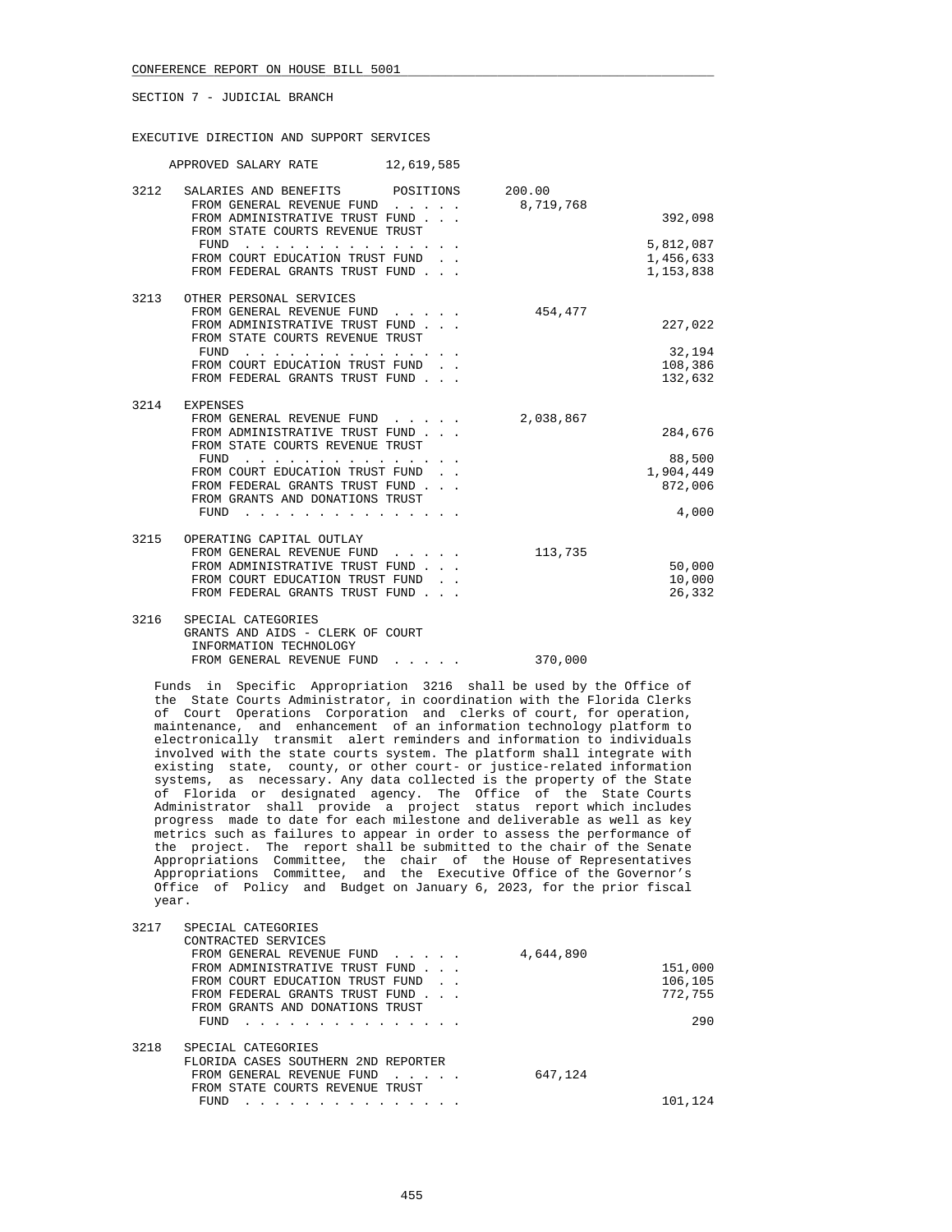CONFERENCE REPORT ON HOUSE BILL 5001

SECTION 7 - JUDICIAL BRANCH

EXECUTIVE DIRECTION AND SUPPORT SERVICES

APPROVED SALARY RATE 12,619,585

| | | | |
|---|---|---|---|
| 3212 | SALARIES AND BENEFITS POSITIONS | 200.00 | |
| | FROM GENERAL REVENUE FUND . . . . . | 8,719,768 | |
| | FROM ADMINISTRATIVE TRUST FUND . . . | | 392,098 |
| | FROM STATE COURTS REVENUE TRUST FUND . . . . . . . . . . . . . . . | | 5,812,087 |
| | FROM COURT EDUCATION TRUST FUND . . | | 1,456,633 |
| | FROM FEDERAL GRANTS TRUST FUND . . . | | 1,153,838 |
| 3213 | OTHER PERSONAL SERVICES | | |
| | FROM GENERAL REVENUE FUND . . . . . | 454,477 | |
| | FROM ADMINISTRATIVE TRUST FUND . . . | | 227,022 |
| | FROM STATE COURTS REVENUE TRUST FUND . . . . . . . . . . . . . . . | | 32,194 |
| | FROM COURT EDUCATION TRUST FUND . . | | 108,386 |
| | FROM FEDERAL GRANTS TRUST FUND . . . | | 132,632 |
| 3214 | EXPENSES | | |
| | FROM GENERAL REVENUE FUND . . . . . | 2,038,867 | |
| | FROM ADMINISTRATIVE TRUST FUND . . . | | 284,676 |
| | FROM STATE COURTS REVENUE TRUST FUND . . . . . . . . . . . . . . . | | 88,500 |
| | FROM COURT EDUCATION TRUST FUND . . | | 1,904,449 |
| | FROM FEDERAL GRANTS TRUST FUND . . . | | 872,006 |
| | FROM GRANTS AND DONATIONS TRUST FUND . . . . . . . . . . . . . . . | | 4,000 |
| 3215 | OPERATING CAPITAL OUTLAY | | |
| | FROM GENERAL REVENUE FUND . . . . . | 113,735 | |
| | FROM ADMINISTRATIVE TRUST FUND . . . | | 50,000 |
| | FROM COURT EDUCATION TRUST FUND . . | | 10,000 |
| | FROM FEDERAL GRANTS TRUST FUND . . . | | 26,332 |
| 3216 | SPECIAL CATEGORIES GRANTS AND AIDS - CLERK OF COURT INFORMATION TECHNOLOGY | | |
| | FROM GENERAL REVENUE FUND . . . . . | 370,000 | |

Funds in Specific Appropriation 3216 shall be used by the Office of the State Courts Administrator, in coordination with the Florida Clerks of Court Operations Corporation and clerks of court, for operation, maintenance, and enhancement of an information technology platform to electronically transmit alert reminders and information to individuals involved with the state courts system. The platform shall integrate with existing state, county, or other court- or justice-related information systems, as necessary. Any data collected is the property of the State of Florida or designated agency. The Office of the State Courts Administrator shall provide a project status report which includes progress made to date for each milestone and deliverable as well as key metrics such as failures to appear in order to assess the performance of the project. The report shall be submitted to the chair of the Senate Appropriations Committee, the chair of the House of Representatives Appropriations Committee, and the Executive Office of the Governor's Office of Policy and Budget on January 6, 2023, for the prior fiscal year.

| | | | |
|---|---|---|---|
| 3217 | SPECIAL CATEGORIES CONTRACTED SERVICES | | |
| | FROM GENERAL REVENUE FUND . . . . . | 4,644,890 | |
| | FROM ADMINISTRATIVE TRUST FUND . . . | | 151,000 |
| | FROM COURT EDUCATION TRUST FUND . . | | 106,105 |
| | FROM FEDERAL GRANTS TRUST FUND . . . | | 772,755 |
| | FROM GRANTS AND DONATIONS TRUST FUND . . . . . . . . . . . . . . . | | 290 |
| 3218 | SPECIAL CATEGORIES FLORIDA CASES SOUTHERN 2ND REPORTER | | |
| | FROM GENERAL REVENUE FUND . . . . . | 647,124 | |
| | FROM STATE COURTS REVENUE TRUST FUND . . . . . . . . . . . . . . . | | 101,124 |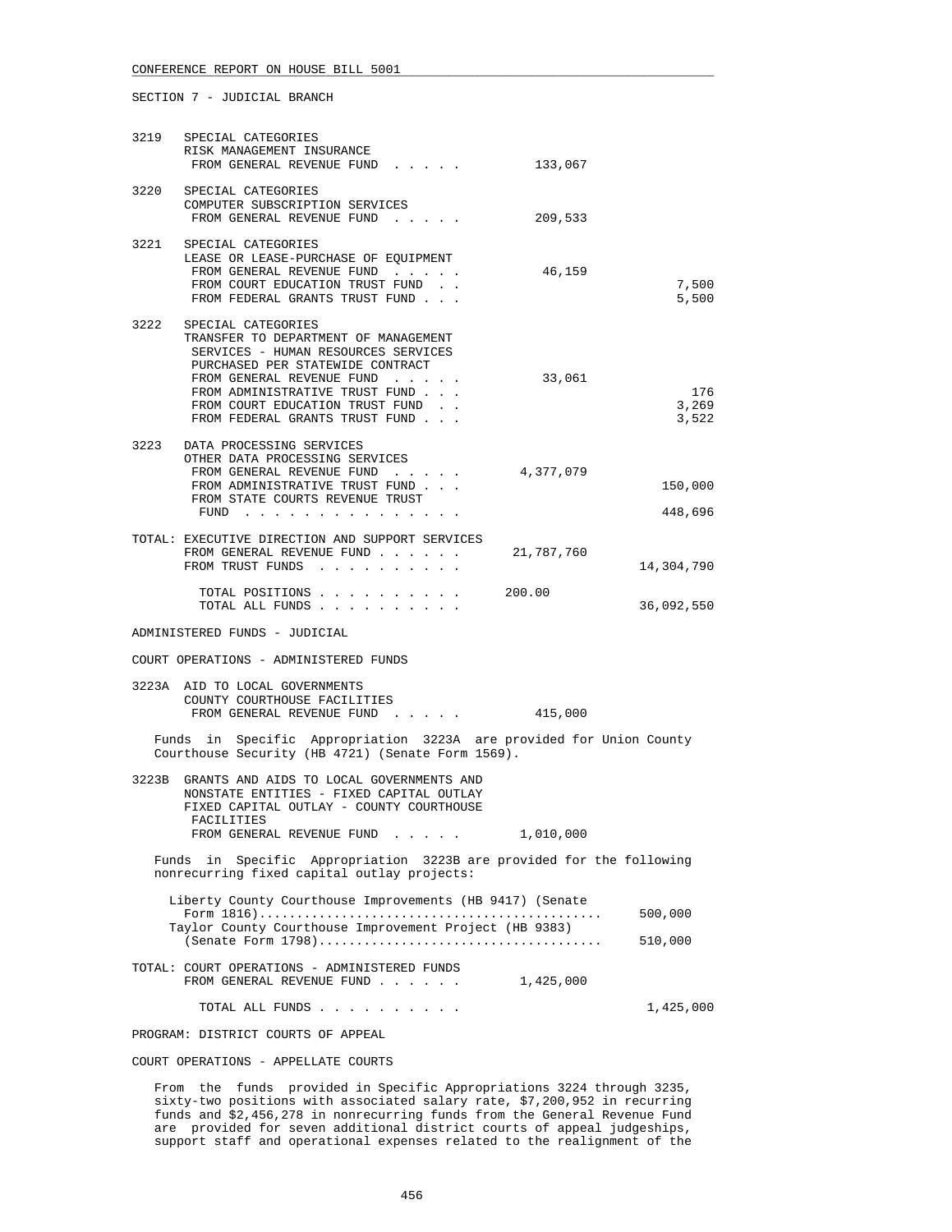SECTION 7 - JUDICIAL BRANCH

| | | | |
|---|---|---|---|
| 3219 | SPECIAL CATEGORIES<br>RISK MANAGEMENT INSURANCE<br>FROM GENERAL REVENUE FUND . . . . . | 133,067 | |
| 3220 | SPECIAL CATEGORIES<br>COMPUTER SUBSCRIPTION SERVICES<br>FROM GENERAL REVENUE FUND . . . . . | 209,533 | |
| 3221 | SPECIAL CATEGORIES<br>LEASE OR LEASE-PURCHASE OF EQUIPMENT<br>FROM GENERAL REVENUE FUND . . . . . | 46,159 | |
| | FROM COURT EDUCATION TRUST FUND . . | | 7,500 |
| | FROM FEDERAL GRANTS TRUST FUND . . . | | 5,500 |
| 3222 | SPECIAL CATEGORIES<br>TRANSFER TO DEPARTMENT OF MANAGEMENT SERVICES - HUMAN RESOURCES SERVICES PURCHASED PER STATEWIDE CONTRACT<br>FROM GENERAL REVENUE FUND . . . . . | 33,061 | |
| | FROM ADMINISTRATIVE TRUST FUND . . . | | 176 |
| | FROM COURT EDUCATION TRUST FUND . . | | 3,269 |
| | FROM FEDERAL GRANTS TRUST FUND . . . | | 3,522 |
| 3223 | DATA PROCESSING SERVICES<br>OTHER DATA PROCESSING SERVICES<br>FROM GENERAL REVENUE FUND . . . . . | 4,377,079 | |
| | FROM ADMINISTRATIVE TRUST FUND . . . | | 150,000 |
| | FROM STATE COURTS REVENUE TRUST FUND . . . . . . . . . . . . . . . | | 448,696 |

| | | |
|---|---|---|
| TOTAL: EXECUTIVE DIRECTION AND SUPPORT SERVICES<br>FROM GENERAL REVENUE FUND . . . . . . | 21,787,760 | |
| FROM TRUST FUNDS . . . . . . . . . . | | 14,304,790 |
| TOTAL POSITIONS . . . . . . . . . . | 200.00 | |
| TOTAL ALL FUNDS . . . . . . . . . . | | 36,092,550 |

ADMINISTERED FUNDS - JUDICIAL

COURT OPERATIONS - ADMINISTERED FUNDS

| | | |
|---|---|---|
| 3223A | AID TO LOCAL GOVERNMENTS<br>COUNTY COURTHOUSE FACILITIES<br>FROM GENERAL REVENUE FUND . . . . . | 415,000 |

Funds in Specific Appropriation 3223A are provided for Union County Courthouse Security (HB 4721) (Senate Form 1569).

| | | |
|---|---|---|
| 3223B | GRANTS AND AIDS TO LOCAL GOVERNMENTS AND NONSTATE ENTITIES - FIXED CAPITAL OUTLAY<br>FIXED CAPITAL OUTLAY - COUNTY COURTHOUSE FACILITIES<br>FROM GENERAL REVENUE FUND . . . . . | 1,010,000 |

Funds in Specific Appropriation 3223B are provided for the following nonrecurring fixed capital outlay projects:

| | |
|---|---|
| Liberty County Courthouse Improvements (HB 9417) (Senate Form 1816)............................................ | 500,000 |
| Taylor County Courthouse Improvement Project (HB 9383) (Senate Form 1798)..................................... | 510,000 |

| | | |
|---|---|---|
| TOTAL: COURT OPERATIONS - ADMINISTERED FUNDS<br>FROM GENERAL REVENUE FUND . . . . . . | 1,425,000 | |
| TOTAL ALL FUNDS . . . . . . . . . . | | 1,425,000 |

PROGRAM: DISTRICT COURTS OF APPEAL

COURT OPERATIONS - APPELLATE COURTS

From the funds provided in Specific Appropriations 3224 through 3235, sixty-two positions with associated salary rate, $7,200,952 in recurring funds and $2,456,278 in nonrecurring funds from the General Revenue Fund are provided for seven additional district courts of appeal judgeships, support staff and operational expenses related to the realignment of the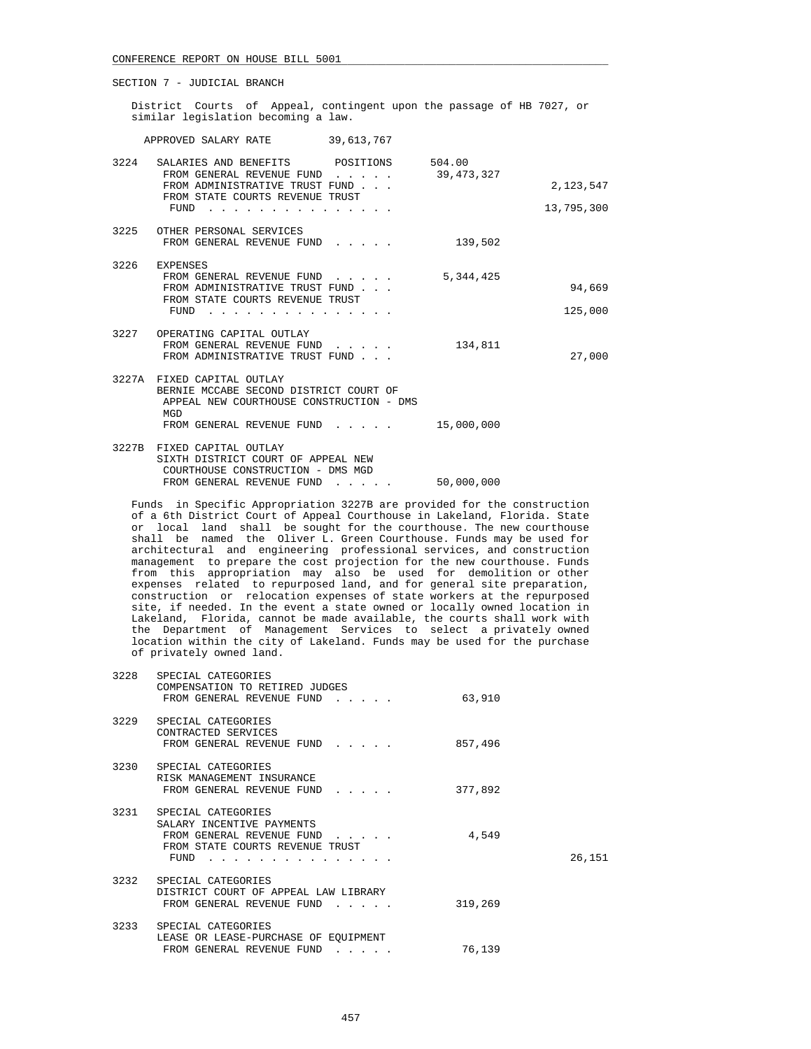SECTION 7 - JUDICIAL BRANCH

District Courts of Appeal, contingent upon the passage of HB 7027, or similar legislation becoming a law.

APPROVED SALARY RATE 39,613,767

| | | | |
|---|---|---|---|
| 3224 | SALARIES AND BENEFITS POSITIONS | 504.00 | |
| | FROM GENERAL REVENUE FUND . . . . . | 39,473,327 | |
| | FROM ADMINISTRATIVE TRUST FUND . . . | | 2,123,547 |
| | FROM STATE COURTS REVENUE TRUST FUND . . . . . . . . . . . . . . . | | 13,795,300 |
| 3225 | OTHER PERSONAL SERVICES | | |
| | FROM GENERAL REVENUE FUND . . . . . | 139,502 | |
| 3226 | EXPENSES | | |
| | FROM GENERAL REVENUE FUND . . . . . | 5,344,425 | |
| | FROM ADMINISTRATIVE TRUST FUND . . . | | 94,669 |
| | FROM STATE COURTS REVENUE TRUST FUND . . . . . . . . . . . . . . . | | 125,000 |
| 3227 | OPERATING CAPITAL OUTLAY | | |
| | FROM GENERAL REVENUE FUND . . . . . | 134,811 | |
| | FROM ADMINISTRATIVE TRUST FUND . . . | | 27,000 |
| 3227A | FIXED CAPITAL OUTLAY BERNIE MCCABE SECOND DISTRICT COURT OF APPEAL NEW COURTHOUSE CONSTRUCTION - DMS MGD | | |
| | FROM GENERAL REVENUE FUND . . . . . | 15,000,000 | |
| 3227B | FIXED CAPITAL OUTLAY SIXTH DISTRICT COURT OF APPEAL NEW COURTHOUSE CONSTRUCTION - DMS MGD | | |
| | FROM GENERAL REVENUE FUND . . . . . | 50,000,000 | |

Funds in Specific Appropriation 3227B are provided for the construction of a 6th District Court of Appeal Courthouse in Lakeland, Florida. State or local land shall be sought for the courthouse. The new courthouse shall be named the Oliver L. Green Courthouse. Funds may be used for architectural and engineering professional services, and construction management to prepare the cost projection for the new courthouse. Funds from this appropriation may also be used for demolition or other expenses related to repurposed land, and for general site preparation, construction or relocation expenses of state workers at the repurposed site, if needed. In the event a state owned or locally owned location in Lakeland, Florida, cannot be made available, the courts shall work with the Department of Management Services to select a privately owned location within the city of Lakeland. Funds may be used for the purchase of privately owned land.

| | | | |
|---|---|---|---|
| 3228 | SPECIAL CATEGORIES COMPENSATION TO RETIRED JUDGES | | |
| | FROM GENERAL REVENUE FUND . . . . . | 63,910 | |
| 3229 | SPECIAL CATEGORIES CONTRACTED SERVICES | | |
| | FROM GENERAL REVENUE FUND . . . . . | 857,496 | |
| 3230 | SPECIAL CATEGORIES RISK MANAGEMENT INSURANCE | | |
| | FROM GENERAL REVENUE FUND . . . . . | 377,892 | |
| 3231 | SPECIAL CATEGORIES SALARY INCENTIVE PAYMENTS | | |
| | FROM GENERAL REVENUE FUND . . . . . | 4,549 | |
| | FROM STATE COURTS REVENUE TRUST FUND . . . . . . . . . . . . . . . | | 26,151 |
| 3232 | SPECIAL CATEGORIES DISTRICT COURT OF APPEAL LAW LIBRARY | | |
| | FROM GENERAL REVENUE FUND . . . . . | 319,269 | |
| 3233 | SPECIAL CATEGORIES LEASE OR LEASE-PURCHASE OF EQUIPMENT | | |
| | FROM GENERAL REVENUE FUND . . . . . | 76,139 | |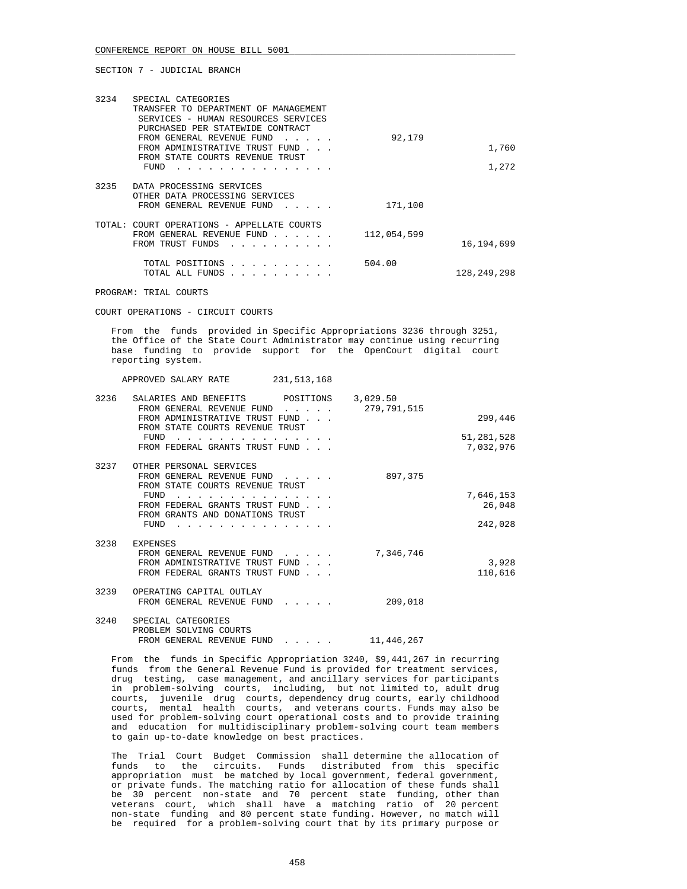SECTION 7 - JUDICIAL BRANCH

| | | | |
|---|---|---|---|
| 3234 | SPECIAL CATEGORIES<br>TRANSFER TO DEPARTMENT OF MANAGEMENT SERVICES - HUMAN RESOURCES SERVICES PURCHASED PER STATEWIDE CONTRACT | | |
| | FROM GENERAL REVENUE FUND | 92,179 | |
| | FROM ADMINISTRATIVE TRUST FUND | | 1,760 |
| | FROM STATE COURTS REVENUE TRUST FUND | | 1,272 |
| 3235 | DATA PROCESSING SERVICES<br>OTHER DATA PROCESSING SERVICES | | |
| | FROM GENERAL REVENUE FUND | 171,100 | |

TOTAL: COURT OPERATIONS - APPELLATE COURTS

| | | |
|---|---|---|
| FROM GENERAL REVENUE FUND | 112,054,599 | |
| FROM TRUST FUNDS | | 16,194,699 |
| TOTAL POSITIONS | 504.00 | |
| TOTAL ALL FUNDS | | 128,249,298 |

PROGRAM: TRIAL COURTS

COURT OPERATIONS - CIRCUIT COURTS

From the funds provided in Specific Appropriations 3236 through 3251, the Office of the State Court Administrator may continue using recurring base funding to provide support for the OpenCourt digital court reporting system.

APPROVED SALARY RATE 231,513,168

| | | | |
|---|---|---|---|
| 3236 | SALARIES AND BENEFITS POSITIONS | 3,029.50 | |
| | FROM GENERAL REVENUE FUND | 279,791,515 | |
| | FROM ADMINISTRATIVE TRUST FUND | | 299,446 |
| | FROM STATE COURTS REVENUE TRUST FUND | | 51,281,528 |
| | FROM FEDERAL GRANTS TRUST FUND | | 7,032,976 |
| 3237 | OTHER PERSONAL SERVICES | | |
| | FROM GENERAL REVENUE FUND | 897,375 | |
| | FROM STATE COURTS REVENUE TRUST FUND | | 7,646,153 |
| | FROM FEDERAL GRANTS TRUST FUND | | 26,048 |
| | FROM GRANTS AND DONATIONS TRUST FUND | | 242,028 |
| 3238 | EXPENSES | | |
| | FROM GENERAL REVENUE FUND | 7,346,746 | |
| | FROM ADMINISTRATIVE TRUST FUND | | 3,928 |
| | FROM FEDERAL GRANTS TRUST FUND | | 110,616 |
| 3239 | OPERATING CAPITAL OUTLAY | | |
| | FROM GENERAL REVENUE FUND | 209,018 | |
| 3240 | SPECIAL CATEGORIES<br>PROBLEM SOLVING COURTS | | |
| | FROM GENERAL REVENUE FUND | 11,446,267 | |

From the funds in Specific Appropriation 3240, $9,441,267 in recurring funds from the General Revenue Fund is provided for treatment services, drug testing, case management, and ancillary services for participants in problem-solving courts, including, but not limited to, adult drug courts, juvenile drug courts, dependency drug courts, early childhood courts, mental health courts, and veterans courts. Funds may also be used for problem-solving court operational costs and to provide training and education for multidisciplinary problem-solving court team members to gain up-to-date knowledge on best practices.

The Trial Court Budget Commission shall determine the allocation of funds to the circuits. Funds distributed from this specific appropriation must be matched by local government, federal government, or private funds. The matching ratio for allocation of these funds shall be 30 percent non-state and 70 percent state funding, other than veterans court, which shall have a matching ratio of 20 percent non-state funding and 80 percent state funding. However, no match will be required for a problem-solving court that by its primary purpose or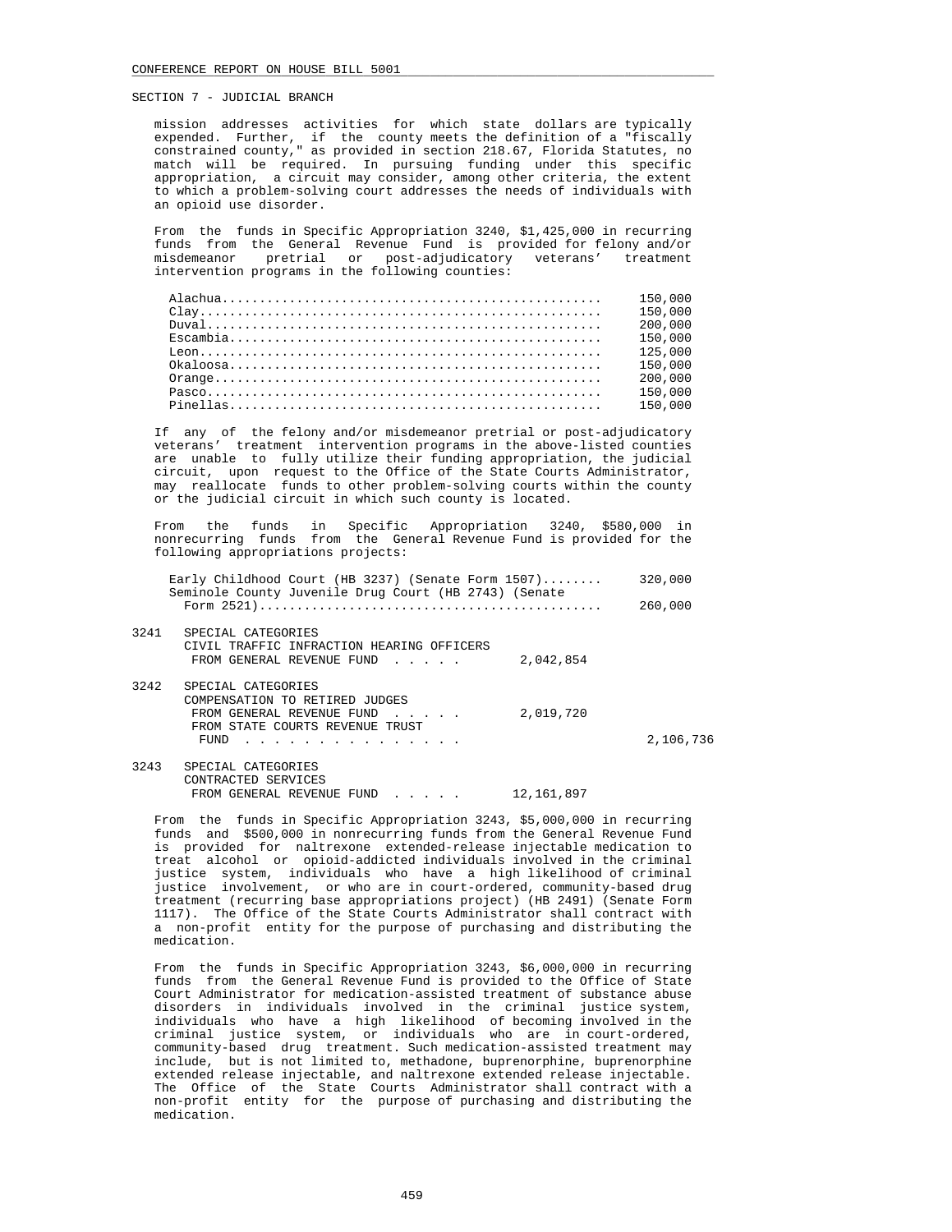SECTION 7 - JUDICIAL BRANCH

mission addresses activities for which state dollars are typically expended. Further, if the county meets the definition of a "fiscally constrained county," as provided in section 218.67, Florida Statutes, no match will be required. In pursuing funding under this specific appropriation, a circuit may consider, among other criteria, the extent to which a problem-solving court addresses the needs of individuals with an opioid use disorder.

From the funds in Specific Appropriation 3240, $1,425,000 in recurring funds from the General Revenue Fund is provided for felony and/or misdemeanor pretrial or post-adjudicatory veterans' treatment intervention programs in the following counties:

| County | Amount |
|---|---|
| Alachua | 150,000 |
| Clay | 150,000 |
| Duval | 200,000 |
| Escambia | 150,000 |
| Leon | 125,000 |
| Okaloosa | 150,000 |
| Orange | 200,000 |
| Pasco | 150,000 |
| Pinellas | 150,000 |

If any of the felony and/or misdemeanor pretrial or post-adjudicatory veterans' treatment intervention programs in the above-listed counties are unable to fully utilize their funding appropriation, the judicial circuit, upon request to the Office of the State Courts Administrator, may reallocate funds to other problem-solving courts within the county or the judicial circuit in which such county is located.

From the funds in Specific Appropriation 3240, $580,000 in nonrecurring funds from the General Revenue Fund is provided for the following appropriations projects:

| Project | Amount |
|---|---|
| Early Childhood Court (HB 3237) (Senate Form 1507) | 320,000 |
| Seminole County Juvenile Drug Court (HB 2743) (Senate Form 2521) | 260,000 |

3241 SPECIAL CATEGORIES
CIVIL TRAFFIC INFRACTION HEARING OFFICERS
FROM GENERAL REVENUE FUND . . . . . 2,042,854

3242 SPECIAL CATEGORIES
COMPENSATION TO RETIRED JUDGES
FROM GENERAL REVENUE FUND . . . . . 2,019,720
FROM STATE COURTS REVENUE TRUST
FUND . . . . . . . . . . . . . . . 2,106,736

3243 SPECIAL CATEGORIES
CONTRACTED SERVICES
FROM GENERAL REVENUE FUND . . . . . 12,161,897

From the funds in Specific Appropriation 3243, $5,000,000 in recurring funds and $500,000 in nonrecurring funds from the General Revenue Fund is provided for naltrexone extended-release injectable medication to treat alcohol or opioid-addicted individuals involved in the criminal justice system, individuals who have a high likelihood of criminal justice involvement, or who are in court-ordered, community-based drug treatment (recurring base appropriations project) (HB 2491) (Senate Form 1117). The Office of the State Courts Administrator shall contract with a non-profit entity for the purpose of purchasing and distributing the medication.

From the funds in Specific Appropriation 3243, $6,000,000 in recurring funds from the General Revenue Fund is provided to the Office of State Court Administrator for medication-assisted treatment of substance abuse disorders in individuals involved in the criminal justice system, individuals who have a high likelihood of becoming involved in the criminal justice system, or individuals who are in court-ordered, community-based drug treatment. Such medication-assisted treatment may include, but is not limited to, methadone, buprenorphine, buprenorphine extended release injectable, and naltrexone extended release injectable. The Office of the State Courts Administrator shall contract with a non-profit entity for the purpose of purchasing and distributing the medication.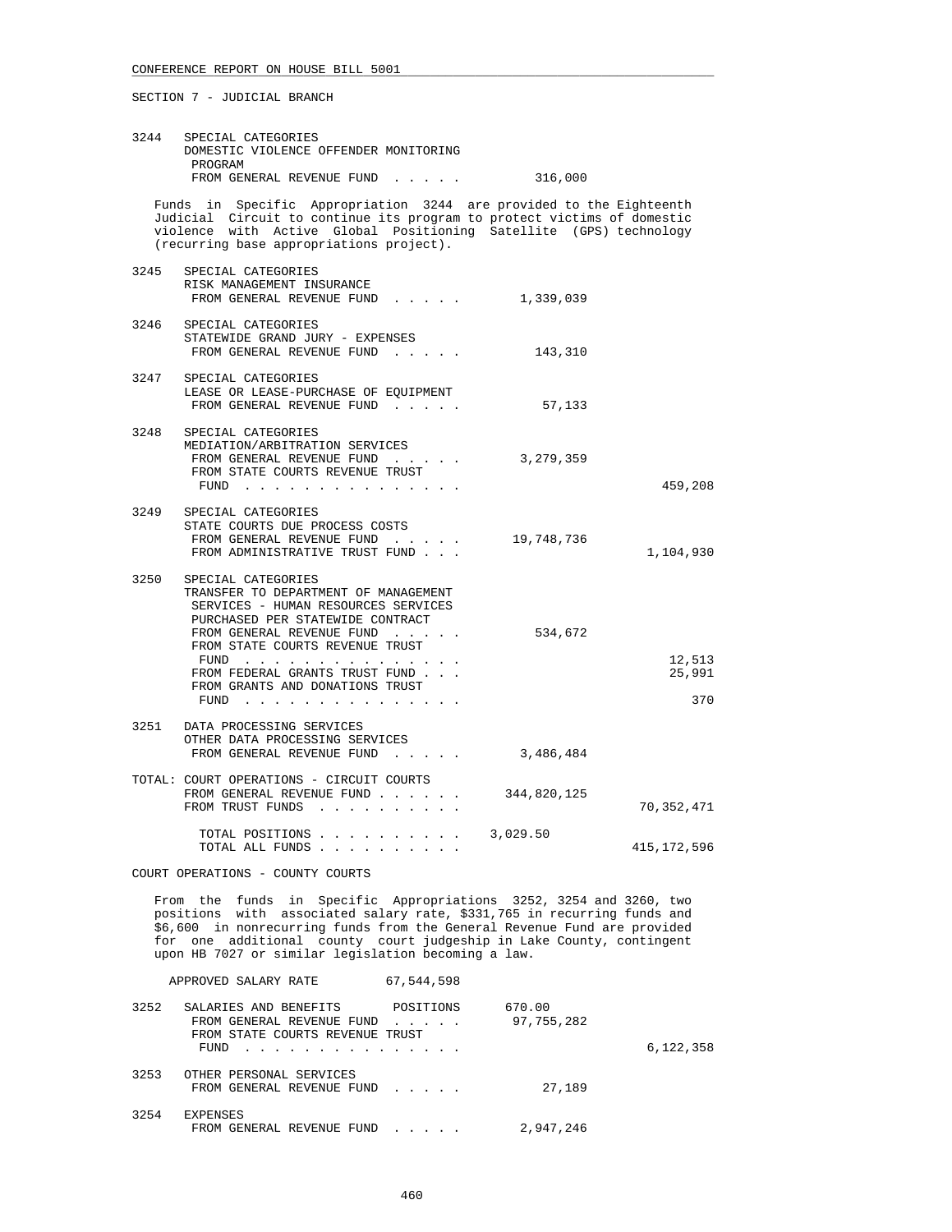CONFERENCE REPORT ON HOUSE BILL 5001

SECTION 7 - JUDICIAL BRANCH

| | | | |
|---|---|---|---|
| 3244 | SPECIAL CATEGORIES<br>DOMESTIC VIOLENCE OFFENDER MONITORING PROGRAM<br>FROM GENERAL REVENUE FUND . . . . . | 316,000 | |

Funds in Specific Appropriation 3244 are provided to the Eighteenth Judicial Circuit to continue its program to protect victims of domestic violence with Active Global Positioning Satellite (GPS) technology (recurring base appropriations project).

| | | | |
|---|---|---|---|
| 3245 | SPECIAL CATEGORIES<br>RISK MANAGEMENT INSURANCE<br>FROM GENERAL REVENUE FUND . . . . . | 1,339,039 | |
| 3246 | SPECIAL CATEGORIES<br>STATEWIDE GRAND JURY - EXPENSES<br>FROM GENERAL REVENUE FUND . . . . . | 143,310 | |
| 3247 | SPECIAL CATEGORIES<br>LEASE OR LEASE-PURCHASE OF EQUIPMENT<br>FROM GENERAL REVENUE FUND . . . . . | 57,133 | |
| 3248 | SPECIAL CATEGORIES<br>MEDIATION/ARBITRATION SERVICES<br>FROM GENERAL REVENUE FUND . . . . . | 3,279,359 | |
| | FROM STATE COURTS REVENUE TRUST FUND . . . . . . . . . . . . . . . | | 459,208 |
| 3249 | SPECIAL CATEGORIES<br>STATE COURTS DUE PROCESS COSTS<br>FROM GENERAL REVENUE FUND . . . . . | 19,748,736 | |
| | FROM ADMINISTRATIVE TRUST FUND . . . | | 1,104,930 |
| 3250 | SPECIAL CATEGORIES<br>TRANSFER TO DEPARTMENT OF MANAGEMENT SERVICES - HUMAN RESOURCES SERVICES PURCHASED PER STATEWIDE CONTRACT<br>FROM GENERAL REVENUE FUND . . . . . | 534,672 | |
| | FROM STATE COURTS REVENUE TRUST FUND . . . . . . . . . . . . . . . | | 12,513 |
| | FROM FEDERAL GRANTS TRUST FUND . . . | | 25,991 |
| | FROM GRANTS AND DONATIONS TRUST FUND . . . . . . . . . . . . . . . | | 370 |
| 3251 | DATA PROCESSING SERVICES<br>OTHER DATA PROCESSING SERVICES<br>FROM GENERAL REVENUE FUND . . . . . | 3,486,484 | |

| | | |
|---|---|---|
| TOTAL: COURT OPERATIONS - CIRCUIT COURTS<br>FROM GENERAL REVENUE FUND . . . . . . | 344,820,125 | |
| FROM TRUST FUNDS . . . . . . . . . . | | 70,352,471 |
| TOTAL POSITIONS . . . . . . . . . . | 3,029.50 | |
| TOTAL ALL FUNDS . . . . . . . . . . | | 415,172,596 |

COURT OPERATIONS - COUNTY COURTS

From the funds in Specific Appropriations 3252, 3254 and 3260, two positions with associated salary rate, $331,765 in recurring funds and $6,600 in nonrecurring funds from the General Revenue Fund are provided for one additional county court judgeship in Lake County, contingent upon HB 7027 or similar legislation becoming a law.

APPROVED SALARY RATE 67,544,598

| | | | |
|---|---|---|---|
| 3252 | SALARIES AND BENEFITS POSITIONS | 670.00 | |
| | FROM GENERAL REVENUE FUND . . . . . | 97,755,282 | |
| | FROM STATE COURTS REVENUE TRUST FUND . . . . . . . . . . . . . . . | | 6,122,358 |
| 3253 | OTHER PERSONAL SERVICES<br>FROM GENERAL REVENUE FUND . . . . . | 27,189 | |
| 3254 | EXPENSES<br>FROM GENERAL REVENUE FUND . . . . . | 2,947,246 | |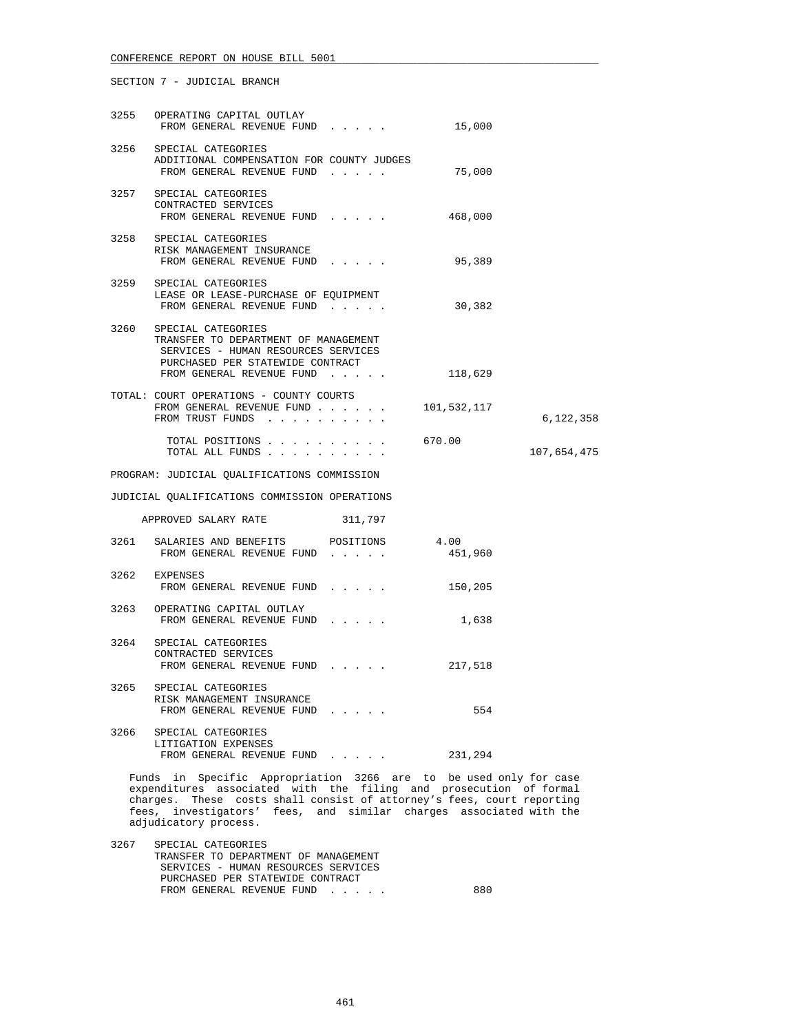SECTION 7 - JUDICIAL BRANCH

```
3255   OPERATING CAPITAL OUTLAY
        FROM GENERAL REVENUE FUND  . . . . .          15,000

3256   SPECIAL CATEGORIES
        ADDITIONAL COMPENSATION FOR COUNTY JUDGES
        FROM GENERAL REVENUE FUND  . . . . .          75,000

3257   SPECIAL CATEGORIES
        CONTRACTED SERVICES
        FROM GENERAL REVENUE FUND  . . . . .         468,000

3258   SPECIAL CATEGORIES
        RISK MANAGEMENT INSURANCE
        FROM GENERAL REVENUE FUND  . . . . .          95,389

3259   SPECIAL CATEGORIES
        LEASE OR LEASE-PURCHASE OF EQUIPMENT
        FROM GENERAL REVENUE FUND  . . . . .          30,382

3260   SPECIAL CATEGORIES
        TRANSFER TO DEPARTMENT OF MANAGEMENT
         SERVICES - HUMAN RESOURCES SERVICES
         PURCHASED PER STATEWIDE CONTRACT
        FROM GENERAL REVENUE FUND  . . . . .         118,629

TOTAL: COURT OPERATIONS - COUNTY COURTS
        FROM GENERAL REVENUE FUND . . . . . .    101,532,117
        FROM TRUST FUNDS  . . . . . . . . . .                     6,122,358

         TOTAL POSITIONS . . . . . . . . . .     670.00
         TOTAL ALL FUNDS . . . . . . . . . .                    107,654,475
```

PROGRAM: JUDICIAL QUALIFICATIONS COMMISSION

JUDICIAL QUALIFICATIONS COMMISSION OPERATIONS

```
    APPROVED SALARY RATE            311,797

3261   SALARIES AND BENEFITS      POSITIONS       4.00
        FROM GENERAL REVENUE FUND  . . . . .         451,960

3262   EXPENSES
        FROM GENERAL REVENUE FUND  . . . . .         150,205

3263   OPERATING CAPITAL OUTLAY
        FROM GENERAL REVENUE FUND  . . . . .           1,638

3264   SPECIAL CATEGORIES
        CONTRACTED SERVICES
        FROM GENERAL REVENUE FUND  . . . . .         217,518

3265   SPECIAL CATEGORIES
        RISK MANAGEMENT INSURANCE
        FROM GENERAL REVENUE FUND  . . . . .             554

3266   SPECIAL CATEGORIES
        LITIGATION EXPENSES
        FROM GENERAL REVENUE FUND  . . . . .         231,294
```

Funds in Specific Appropriation 3266 are to be used only for case expenditures associated with the filing and prosecution of formal charges. These costs shall consist of attorney's fees, court reporting fees, investigators' fees, and similar charges associated with the adjudicatory process.

```
3267   SPECIAL CATEGORIES
        TRANSFER TO DEPARTMENT OF MANAGEMENT
         SERVICES - HUMAN RESOURCES SERVICES
         PURCHASED PER STATEWIDE CONTRACT
        FROM GENERAL REVENUE FUND  . . . . .             880
```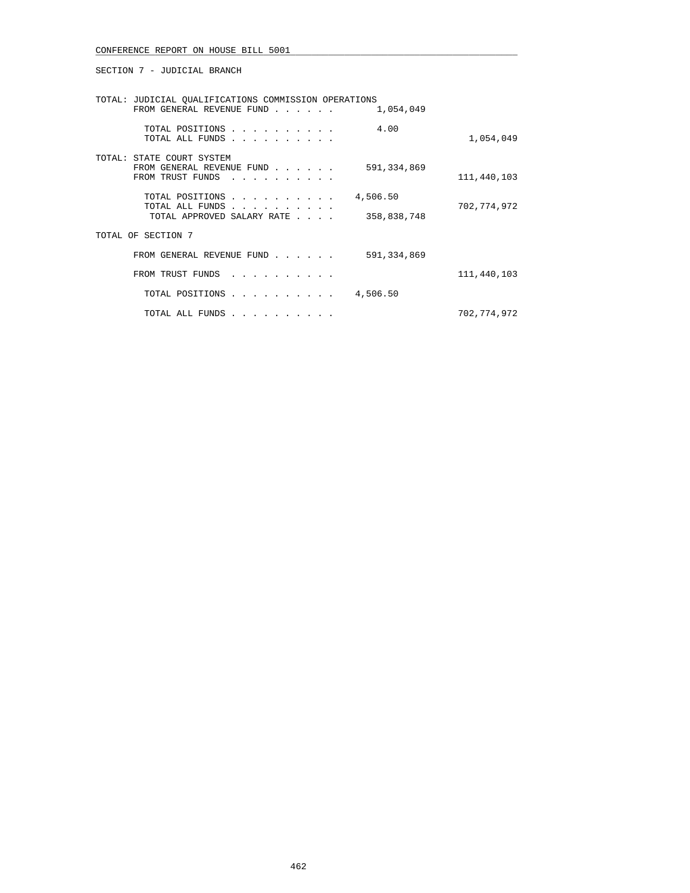SECTION 7 - JUDICIAL BRANCH

| | | |
|---|---|---|
| TOTAL: JUDICIAL QUALIFICATIONS COMMISSION OPERATIONS | | |
| FROM GENERAL REVENUE FUND . . . . . . | 1,054,049 | |
| TOTAL POSITIONS . . . . . . . . . . | 4.00 | |
| TOTAL ALL FUNDS . . . . . . . . . . | | 1,054,049 |
| TOTAL: STATE COURT SYSTEM | | |
| FROM GENERAL REVENUE FUND . . . . . . | 591,334,869 | |
| FROM TRUST FUNDS . . . . . . . . . . | | 111,440,103 |
| TOTAL POSITIONS . . . . . . . . . . | 4,506.50 | |
| TOTAL ALL FUNDS . . . . . . . . . . | | 702,774,972 |
| TOTAL APPROVED SALARY RATE . . . . | 358,838,748 | |
| TOTAL OF SECTION 7 | | |
| FROM GENERAL REVENUE FUND . . . . . . | 591,334,869 | |
| FROM TRUST FUNDS . . . . . . . . . . | | 111,440,103 |
| TOTAL POSITIONS . . . . . . . . . . | 4,506.50 | |
| TOTAL ALL FUNDS . . . . . . . . . . | | 702,774,972 |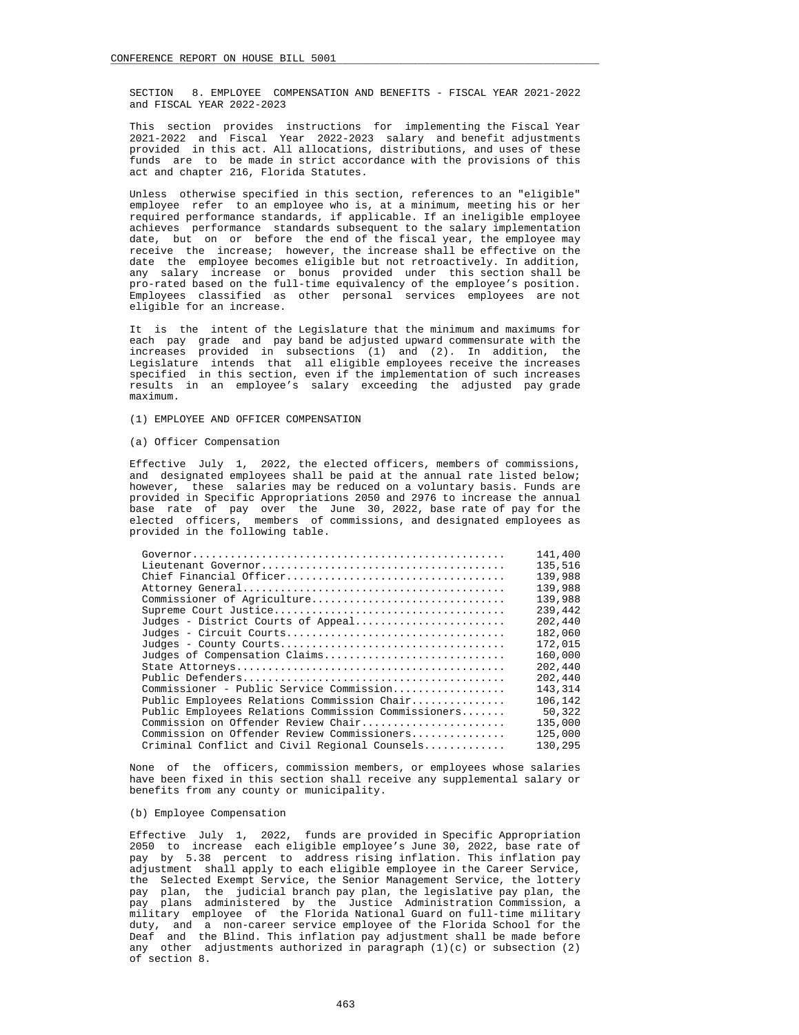SECTION 8. EMPLOYEE COMPENSATION AND BENEFITS - FISCAL YEAR 2021-2022 and FISCAL YEAR 2022-2023

This section provides instructions for implementing the Fiscal Year 2021-2022 and Fiscal Year 2022-2023 salary and benefit adjustments provided in this act. All allocations, distributions, and uses of these funds are to be made in strict accordance with the provisions of this act and chapter 216, Florida Statutes.

Unless otherwise specified in this section, references to an "eligible" employee refer to an employee who is, at a minimum, meeting his or her required performance standards, if applicable. If an ineligible employee achieves performance standards subsequent to the salary implementation date, but on or before the end of the fiscal year, the employee may receive the increase; however, the increase shall be effective on the date the employee becomes eligible but not retroactively. In addition, any salary increase or bonus provided under this section shall be pro-rated based on the full-time equivalency of the employee's position. Employees classified as other personal services employees are not eligible for an increase.

It is the intent of the Legislature that the minimum and maximums for each pay grade and pay band be adjusted upward commensurate with the increases provided in subsections (1) and (2). In addition, the Legislature intends that all eligible employees receive the increases specified in this section, even if the implementation of such increases results in an employee's salary exceeding the adjusted pay grade maximum.

(1) EMPLOYEE AND OFFICER COMPENSATION

(a) Officer Compensation

Effective July 1, 2022, the elected officers, members of commissions, and designated employees shall be paid at the annual rate listed below; however, these salaries may be reduced on a voluntary basis. Funds are provided in Specific Appropriations 2050 and 2976 to increase the annual base rate of pay over the June 30, 2022, base rate of pay for the elected officers, members of commissions, and designated employees as provided in the following table.

| Position | Annual Rate |
|---|---|
| Governor | 141,400 |
| Lieutenant Governor | 135,516 |
| Chief Financial Officer | 139,988 |
| Attorney General | 139,988 |
| Commissioner of Agriculture | 139,988 |
| Supreme Court Justice | 239,442 |
| Judges - District Courts of Appeal | 202,440 |
| Judges - Circuit Courts | 182,060 |
| Judges - County Courts | 172,015 |
| Judges of Compensation Claims | 160,000 |
| State Attorneys | 202,440 |
| Public Defenders | 202,440 |
| Commissioner - Public Service Commission | 143,314 |
| Public Employees Relations Commission Chair | 106,142 |
| Public Employees Relations Commission Commissioners | 50,322 |
| Commission on Offender Review Chair | 135,000 |
| Commission on Offender Review Commissioners | 125,000 |
| Criminal Conflict and Civil Regional Counsels | 130,295 |

None of the officers, commission members, or employees whose salaries have been fixed in this section shall receive any supplemental salary or benefits from any county or municipality.

(b) Employee Compensation

Effective July 1, 2022, funds are provided in Specific Appropriation 2050 to increase each eligible employee's June 30, 2022, base rate of pay by 5.38 percent to address rising inflation. This inflation pay adjustment shall apply to each eligible employee in the Career Service, the Selected Exempt Service, the Senior Management Service, the lottery pay plan, the judicial branch pay plan, the legislative pay plan, the pay plans administered by the Justice Administration Commission, a military employee of the Florida National Guard on full-time military duty, and a non-career service employee of the Florida School for the Deaf and the Blind. This inflation pay adjustment shall be made before any other adjustments authorized in paragraph (1)(c) or subsection (2) of section 8.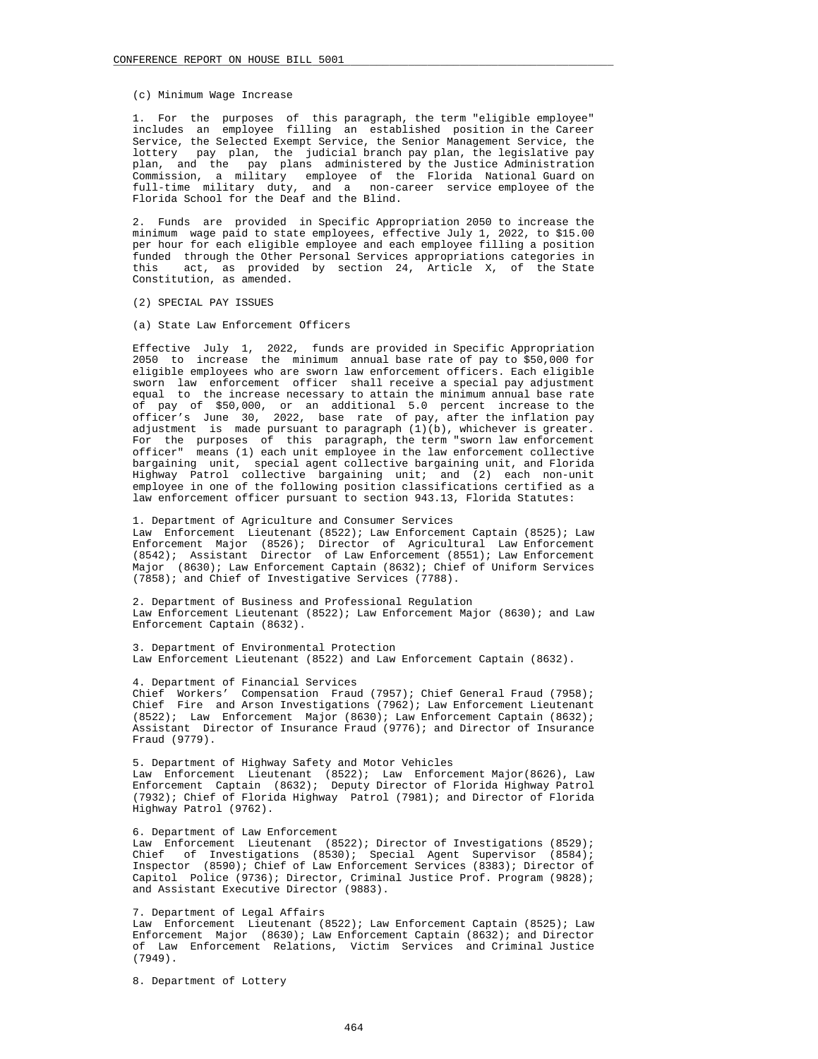(c) Minimum Wage Increase

1. For the purposes of this paragraph, the term "eligible employee" includes an employee filling an established position in the Career Service, the Selected Exempt Service, the Senior Management Service, the lottery pay plan, the judicial branch pay plan, the legislative pay plan, and the pay plans administered by the Justice Administration Commission, a military employee of the Florida National Guard on full-time military duty, and a non-career service employee of the Florida School for the Deaf and the Blind.

2. Funds are provided in Specific Appropriation 2050 to increase the minimum wage paid to state employees, effective July 1, 2022, to $15.00 per hour for each eligible employee and each employee filling a position funded through the Other Personal Services appropriations categories in this act, as provided by section 24, Article X, of the State Constitution, as amended.

(2) SPECIAL PAY ISSUES

(a) State Law Enforcement Officers

Effective July 1, 2022, funds are provided in Specific Appropriation 2050 to increase the minimum annual base rate of pay to $50,000 for eligible employees who are sworn law enforcement officers. Each eligible sworn law enforcement officer shall receive a special pay adjustment equal to the increase necessary to attain the minimum annual base rate of pay of $50,000, or an additional 5.0 percent increase to the officer's June 30, 2022, base rate of pay, after the inflation pay adjustment is made pursuant to paragraph (1)(b), whichever is greater. For the purposes of this paragraph, the term "sworn law enforcement officer" means (1) each unit employee in the law enforcement collective bargaining unit, special agent collective bargaining unit, and Florida Highway Patrol collective bargaining unit; and (2) each non-unit employee in one of the following position classifications certified as a law enforcement officer pursuant to section 943.13, Florida Statutes:

1. Department of Agriculture and Consumer Services
Law Enforcement Lieutenant (8522); Law Enforcement Captain (8525); Law Enforcement Major (8526); Director of Agricultural Law Enforcement (8542); Assistant Director of Law Enforcement (8551); Law Enforcement Major (8630); Law Enforcement Captain (8632); Chief of Uniform Services (7858); and Chief of Investigative Services (7788).

2. Department of Business and Professional Regulation
Law Enforcement Lieutenant (8522); Law Enforcement Major (8630); and Law Enforcement Captain (8632).

3. Department of Environmental Protection
Law Enforcement Lieutenant (8522) and Law Enforcement Captain (8632).

4. Department of Financial Services
Chief Workers' Compensation Fraud (7957); Chief General Fraud (7958); Chief Fire and Arson Investigations (7962); Law Enforcement Lieutenant (8522); Law Enforcement Major (8630); Law Enforcement Captain (8632); Assistant Director of Insurance Fraud (9776); and Director of Insurance Fraud (9779).

5. Department of Highway Safety and Motor Vehicles
Law Enforcement Lieutenant (8522); Law Enforcement Major(8626), Law Enforcement Captain (8632); Deputy Director of Florida Highway Patrol (7932); Chief of Florida Highway Patrol (7981); and Director of Florida Highway Patrol (9762).

6. Department of Law Enforcement
Law Enforcement Lieutenant (8522); Director of Investigations (8529); Chief of Investigations (8530); Special Agent Supervisor (8584); Inspector (8590); Chief of Law Enforcement Services (8383); Director of Capitol Police (9736); Director, Criminal Justice Prof. Program (9828); and Assistant Executive Director (9883).

7. Department of Legal Affairs
Law Enforcement Lieutenant (8522); Law Enforcement Captain (8525); Law Enforcement Major (8630); Law Enforcement Captain (8632); and Director of Law Enforcement Relations, Victim Services and Criminal Justice (7949).

8. Department of Lottery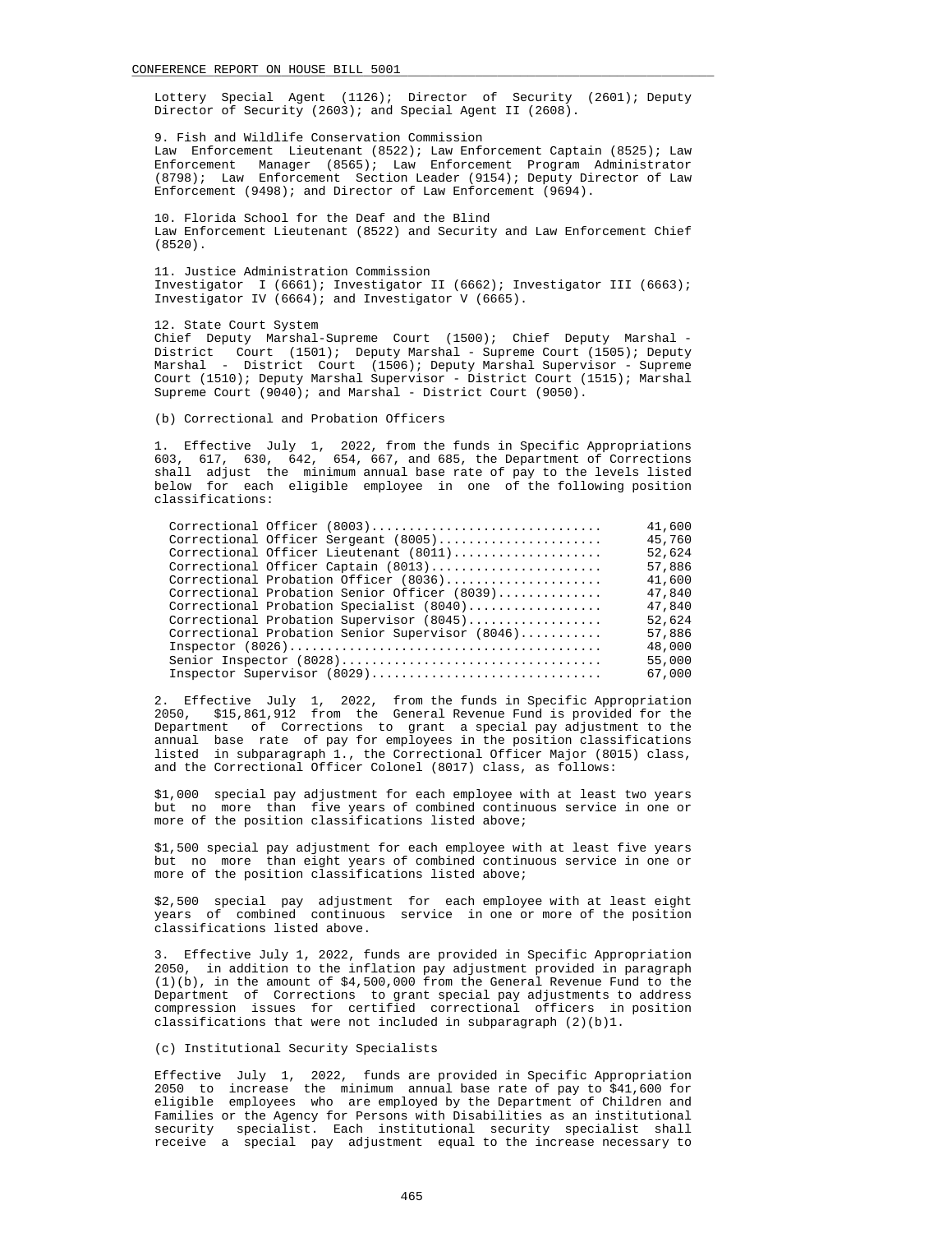Lottery Special Agent (1126); Director of Security (2601); Deputy Director of Security (2603); and Special Agent II (2608).

9. Fish and Wildlife Conservation Commission
Law Enforcement Lieutenant (8522); Law Enforcement Captain (8525); Law Enforcement Manager (8565); Law Enforcement Program Administrator (8798); Law Enforcement Section Leader (9154); Deputy Director of Law Enforcement (9498); and Director of Law Enforcement (9694).

10. Florida School for the Deaf and the Blind
Law Enforcement Lieutenant (8522) and Security and Law Enforcement Chief (8520).

11. Justice Administration Commission
Investigator I (6661); Investigator II (6662); Investigator III (6663); Investigator IV (6664); and Investigator V (6665).

12. State Court System
Chief Deputy Marshal-Supreme Court (1500); Chief Deputy Marshal - District Court (1501); Deputy Marshal - Supreme Court (1505); Deputy Marshal - District Court (1506); Deputy Marshal Supervisor - Supreme Court (1510); Deputy Marshal Supervisor - District Court (1515); Marshal Supreme Court (9040); and Marshal - District Court (9050).

(b) Correctional and Probation Officers

1. Effective July 1, 2022, from the funds in Specific Appropriations 603, 617, 630, 642, 654, 667, and 685, the Department of Corrections shall adjust the minimum annual base rate of pay to the levels listed below for each eligible employee in one of the following position classifications:

| Position Classification | Minimum Annual Base Rate |
|---|---|
| Correctional Officer (8003) | 41,600 |
| Correctional Officer Sergeant (8005) | 45,760 |
| Correctional Officer Lieutenant (8011) | 52,624 |
| Correctional Officer Captain (8013) | 57,886 |
| Correctional Probation Officer (8036) | 41,600 |
| Correctional Probation Senior Officer (8039) | 47,840 |
| Correctional Probation Specialist (8040) | 47,840 |
| Correctional Probation Supervisor (8045) | 52,624 |
| Correctional Probation Senior Supervisor (8046) | 57,886 |
| Inspector (8026) | 48,000 |
| Senior Inspector (8028) | 55,000 |
| Inspector Supervisor (8029) | 67,000 |

2. Effective July 1, 2022, from the funds in Specific Appropriation 2050, $15,861,912 from the General Revenue Fund is provided for the Department of Corrections to grant a special pay adjustment to the annual base rate of pay for employees in the position classifications listed in subparagraph 1., the Correctional Officer Major (8015) class, and the Correctional Officer Colonel (8017) class, as follows:

$1,000 special pay adjustment for each employee with at least two years but no more than five years of combined continuous service in one or more of the position classifications listed above;

$1,500 special pay adjustment for each employee with at least five years but no more than eight years of combined continuous service in one or more of the position classifications listed above;

$2,500 special pay adjustment for each employee with at least eight years of combined continuous service in one or more of the position classifications listed above.

3. Effective July 1, 2022, funds are provided in Specific Appropriation 2050, in addition to the inflation pay adjustment provided in paragraph (1)(b), in the amount of $4,500,000 from the General Revenue Fund to the Department of Corrections to grant special pay adjustments to address compression issues for certified correctional officers in position classifications that were not included in subparagraph (2)(b)1.

(c) Institutional Security Specialists

Effective July 1, 2022, funds are provided in Specific Appropriation 2050 to increase the minimum annual base rate of pay to $41,600 for eligible employees who are employed by the Department of Children and Families or the Agency for Persons with Disabilities as an institutional security specialist. Each institutional security specialist shall receive a special pay adjustment equal to the increase necessary to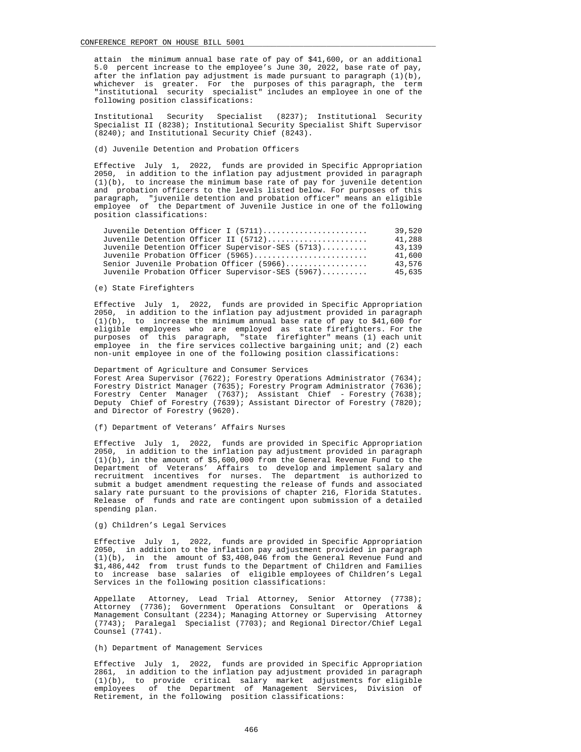attain the minimum annual base rate of pay of $41,600, or an additional 5.0 percent increase to the employee's June 30, 2022, base rate of pay, after the inflation pay adjustment is made pursuant to paragraph (1)(b), whichever is greater. For the purposes of this paragraph, the term "institutional security specialist" includes an employee in one of the following position classifications:

Institutional Security Specialist (8237); Institutional Security Specialist II (8238); Institutional Security Specialist Shift Supervisor (8240); and Institutional Security Chief (8243).

(d) Juvenile Detention and Probation Officers

Effective July 1, 2022, funds are provided in Specific Appropriation 2050, in addition to the inflation pay adjustment provided in paragraph (1)(b), to increase the minimum base rate of pay for juvenile detention and probation officers to the levels listed below. For purposes of this paragraph, "juvenile detention and probation officer" means an eligible employee of the Department of Juvenile Justice in one of the following position classifications:

| Position | Amount |
|---|---|
| Juvenile Detention Officer I (5711)...................... | 39,520 |
| Juvenile Detention Officer II (5712)..................... | 41,288 |
| Juvenile Detention Officer Supervisor-SES (5713).......... | 43,139 |
| Juvenile Probation Officer (5965)......................... | 41,600 |
| Senior Juvenile Probation Officer (5966).................. | 43,576 |
| Juvenile Probation Officer Supervisor-SES (5967).......... | 45,635 |

(e) State Firefighters

Effective July 1, 2022, funds are provided in Specific Appropriation 2050, in addition to the inflation pay adjustment provided in paragraph (1)(b), to increase the minimum annual base rate of pay to $41,600 for eligible employees who are employed as state firefighters. For the purposes of this paragraph, "state firefighter" means (1) each unit employee in the fire services collective bargaining unit; and (2) each non-unit employee in one of the following position classifications:

Department of Agriculture and Consumer Services
Forest Area Supervisor (7622); Forestry Operations Administrator (7634); Forestry District Manager (7635); Forestry Program Administrator (7636); Forestry Center Manager (7637); Assistant Chief - Forestry (7638); Deputy Chief of Forestry (7639); Assistant Director of Forestry (7820); and Director of Forestry (9620).

(f) Department of Veterans' Affairs Nurses

Effective July 1, 2022, funds are provided in Specific Appropriation 2050, in addition to the inflation pay adjustment provided in paragraph (1)(b), in the amount of $5,600,000 from the General Revenue Fund to the Department of Veterans' Affairs to develop and implement salary and recruitment incentives for nurses. The department is authorized to submit a budget amendment requesting the release of funds and associated salary rate pursuant to the provisions of chapter 216, Florida Statutes. Release of funds and rate are contingent upon submission of a detailed spending plan.

(g) Children's Legal Services

Effective July 1, 2022, funds are provided in Specific Appropriation 2050, in addition to the inflation pay adjustment provided in paragraph (1)(b), in the amount of $3,408,046 from the General Revenue Fund and $1,486,442 from trust funds to the Department of Children and Families to increase base salaries of eligible employees of Children's Legal Services in the following position classifications:

Appellate Attorney, Lead Trial Attorney, Senior Attorney (7738); Attorney (7736); Government Operations Consultant or Operations & Management Consultant (2234); Managing Attorney or Supervising Attorney (7743); Paralegal Specialist (7703); and Regional Director/Chief Legal Counsel (7741).

(h) Department of Management Services

Effective July 1, 2022, funds are provided in Specific Appropriation 2861, in addition to the inflation pay adjustment provided in paragraph (1)(b), to provide critical salary market adjustments for eligible employees of the Department of Management Services, Division of Retirement, in the following position classifications: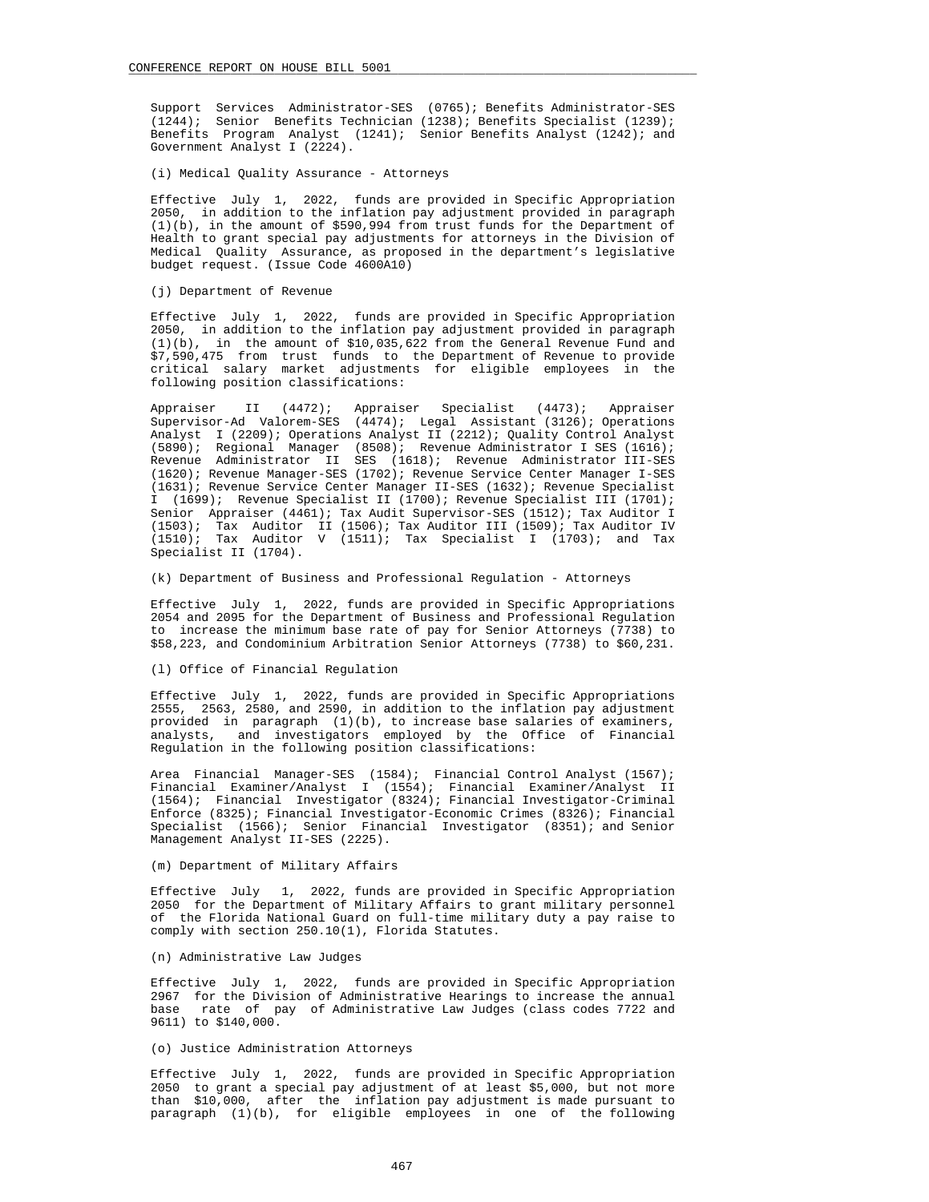Support Services Administrator-SES (0765); Benefits Administrator-SES (1244); Senior Benefits Technician (1238); Benefits Specialist (1239); Benefits Program Analyst (1241); Senior Benefits Analyst (1242); and Government Analyst I (2224).

(i) Medical Quality Assurance - Attorneys

Effective July 1, 2022, funds are provided in Specific Appropriation 2050, in addition to the inflation pay adjustment provided in paragraph (1)(b), in the amount of $590,994 from trust funds for the Department of Health to grant special pay adjustments for attorneys in the Division of Medical Quality Assurance, as proposed in the department's legislative budget request. (Issue Code 4600A10)

(j) Department of Revenue

Effective July 1, 2022, funds are provided in Specific Appropriation 2050, in addition to the inflation pay adjustment provided in paragraph (1)(b), in the amount of $10,035,622 from the General Revenue Fund and $7,590,475 from trust funds to the Department of Revenue to provide critical salary market adjustments for eligible employees in the following position classifications:

Appraiser II (4472); Appraiser Specialist (4473); Appraiser Supervisor-Ad Valorem-SES (4474); Legal Assistant (3126); Operations Analyst I (2209); Operations Analyst II (2212); Quality Control Analyst (5890); Regional Manager (8508); Revenue Administrator I SES (1616); Revenue Administrator II SES (1618); Revenue Administrator III-SES (1620); Revenue Manager-SES (1702); Revenue Service Center Manager I-SES (1631); Revenue Service Center Manager II-SES (1632); Revenue Specialist I (1699); Revenue Specialist II (1700); Revenue Specialist III (1701); Senior Appraiser (4461); Tax Audit Supervisor-SES (1512); Tax Auditor I (1503); Tax Auditor II (1506); Tax Auditor III (1509); Tax Auditor IV (1510); Tax Auditor V (1511); Tax Specialist I (1703); and Tax Specialist II (1704).

(k) Department of Business and Professional Regulation - Attorneys

Effective July 1, 2022, funds are provided in Specific Appropriations 2054 and 2095 for the Department of Business and Professional Regulation to increase the minimum base rate of pay for Senior Attorneys (7738) to $58,223, and Condominium Arbitration Senior Attorneys (7738) to $60,231.

(l) Office of Financial Regulation

Effective July 1, 2022, funds are provided in Specific Appropriations 2555, 2563, 2580, and 2590, in addition to the inflation pay adjustment provided in paragraph (1)(b), to increase base salaries of examiners, analysts, and investigators employed by the Office of Financial Regulation in the following position classifications:

Area Financial Manager-SES (1584); Financial Control Analyst (1567); Financial Examiner/Analyst I (1554); Financial Examiner/Analyst II (1564); Financial Investigator (8324); Financial Investigator-Criminal Enforce (8325); Financial Investigator-Economic Crimes (8326); Financial Specialist (1566); Senior Financial Investigator (8351); and Senior Management Analyst II-SES (2225).

(m) Department of Military Affairs

Effective July 1, 2022, funds are provided in Specific Appropriation 2050 for the Department of Military Affairs to grant military personnel of the Florida National Guard on full-time military duty a pay raise to comply with section 250.10(1), Florida Statutes.

(n) Administrative Law Judges

Effective July 1, 2022, funds are provided in Specific Appropriation 2967 for the Division of Administrative Hearings to increase the annual base rate of pay of Administrative Law Judges (class codes 7722 and 9611) to $140,000.

(o) Justice Administration Attorneys

Effective July 1, 2022, funds are provided in Specific Appropriation 2050 to grant a special pay adjustment of at least $5,000, but not more than $10,000, after the inflation pay adjustment is made pursuant to paragraph (1)(b), for eligible employees in one of the following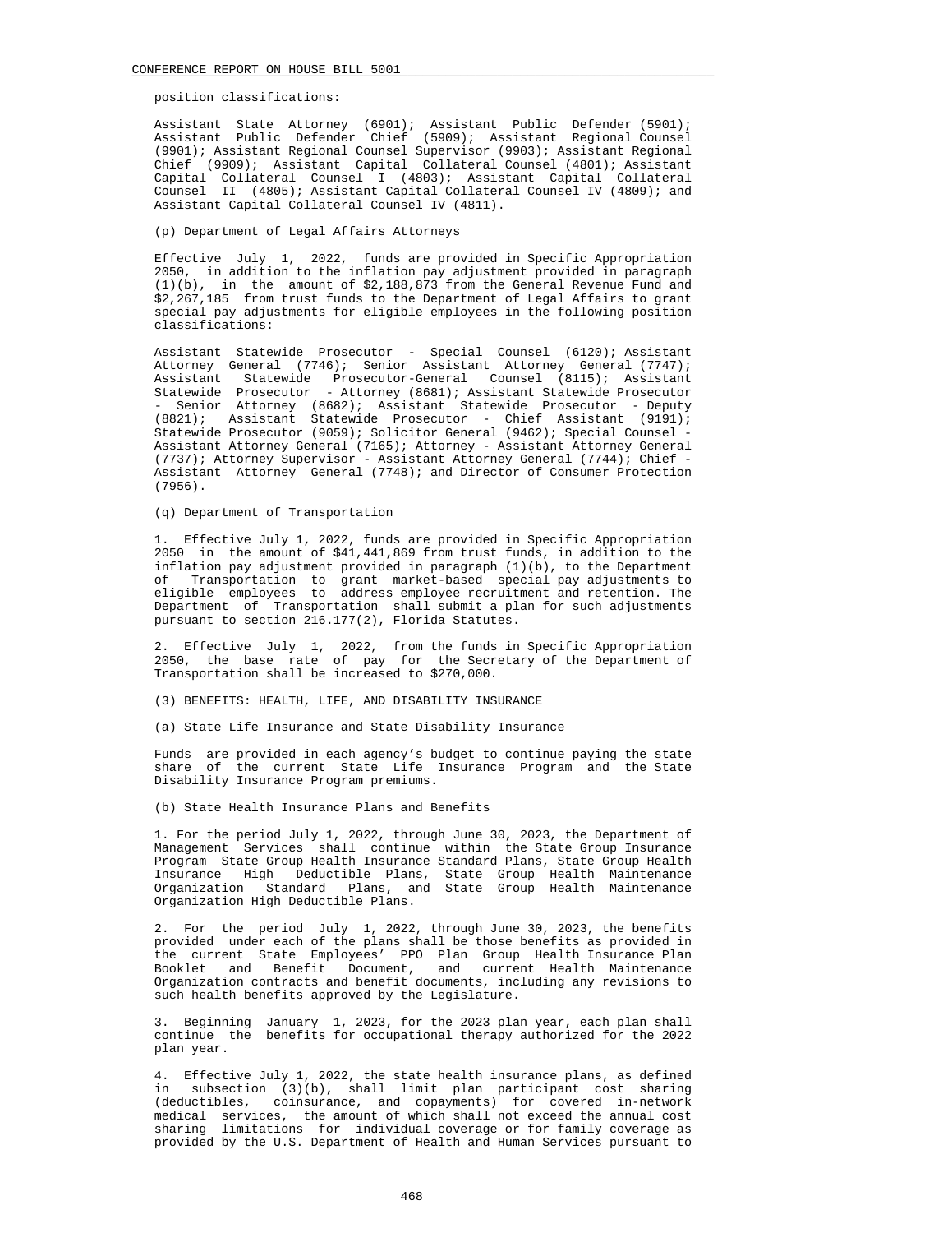position classifications:

Assistant State Attorney (6901); Assistant Public Defender (5901); Assistant Public Defender Chief (5909); Assistant Regional Counsel (9901); Assistant Regional Counsel Supervisor (9903); Assistant Regional Chief (9909); Assistant Capital Collateral Counsel (4801); Assistant Capital Collateral Counsel I (4803); Assistant Capital Collateral Counsel II (4805); Assistant Capital Collateral Counsel IV (4809); and Assistant Capital Collateral Counsel IV (4811).

(p) Department of Legal Affairs Attorneys

Effective July 1, 2022, funds are provided in Specific Appropriation 2050, in addition to the inflation pay adjustment provided in paragraph (1)(b), in the amount of $2,188,873 from the General Revenue Fund and $2,267,185 from trust funds to the Department of Legal Affairs to grant special pay adjustments for eligible employees in the following position classifications:

Assistant Statewide Prosecutor - Special Counsel (6120); Assistant Attorney General (7746); Senior Assistant Attorney General (7747); Assistant Statewide Prosecutor-General Counsel (8115); Assistant Statewide Prosecutor - Attorney (8681); Assistant Statewide Prosecutor - Senior Attorney (8682); Assistant Statewide Prosecutor - Deputy (8821); Assistant Statewide Prosecutor - Chief Assistant (9191); Statewide Prosecutor (9059); Solicitor General (9462); Special Counsel - Assistant Attorney General (7165); Attorney - Assistant Attorney General (7737); Attorney Supervisor - Assistant Attorney General (7744); Chief - Assistant Attorney General (7748); and Director of Consumer Protection (7956).

(q) Department of Transportation

1. Effective July 1, 2022, funds are provided in Specific Appropriation 2050 in the amount of $41,441,869 from trust funds, in addition to the inflation pay adjustment provided in paragraph (1)(b), to the Department of Transportation to grant market-based special pay adjustments to eligible employees to address employee recruitment and retention. The Department of Transportation shall submit a plan for such adjustments pursuant to section 216.177(2), Florida Statutes.

2. Effective July 1, 2022, from the funds in Specific Appropriation 2050, the base rate of pay for the Secretary of the Department of Transportation shall be increased to $270,000.

(3) BENEFITS: HEALTH, LIFE, AND DISABILITY INSURANCE

(a) State Life Insurance and State Disability Insurance

Funds are provided in each agency's budget to continue paying the state share of the current State Life Insurance Program and the State Disability Insurance Program premiums.

(b) State Health Insurance Plans and Benefits

1. For the period July 1, 2022, through June 30, 2023, the Department of Management Services shall continue within the State Group Insurance Program State Group Health Insurance Standard Plans, State Group Health Insurance High Deductible Plans, State Group Health Maintenance Organization Standard Plans, and State Group Health Maintenance Organization High Deductible Plans.

2. For the period July 1, 2022, through June 30, 2023, the benefits provided under each of the plans shall be those benefits as provided in the current State Employees' PPO Plan Group Health Insurance Plan Booklet and Benefit Document, and current Health Maintenance Organization contracts and benefit documents, including any revisions to such health benefits approved by the Legislature.

3. Beginning January 1, 2023, for the 2023 plan year, each plan shall continue the benefits for occupational therapy authorized for the 2022 plan year.

4. Effective July 1, 2022, the state health insurance plans, as defined in subsection (3)(b), shall limit plan participant cost sharing (deductibles, coinsurance, and copayments) for covered in-network medical services, the amount of which shall not exceed the annual cost sharing limitations for individual coverage or for family coverage as provided by the U.S. Department of Health and Human Services pursuant to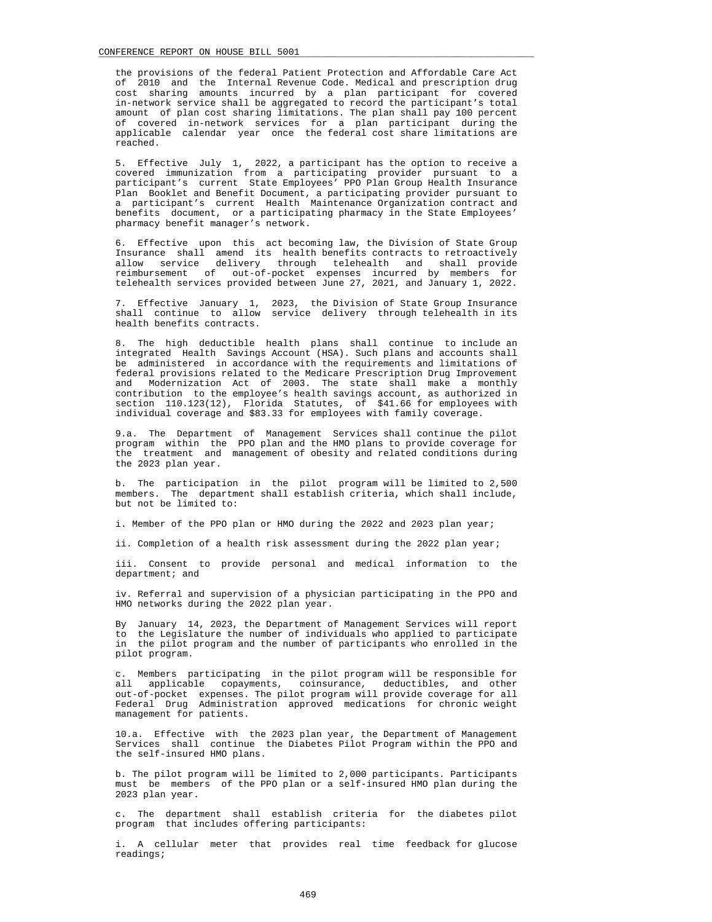the provisions of the federal Patient Protection and Affordable Care Act of 2010 and the Internal Revenue Code. Medical and prescription drug cost sharing amounts incurred by a plan participant for covered in-network service shall be aggregated to record the participant's total amount of plan cost sharing limitations. The plan shall pay 100 percent of covered in-network services for a plan participant during the applicable calendar year once the federal cost share limitations are reached.

5. Effective July 1, 2022, a participant has the option to receive a covered immunization from a participating provider pursuant to a participant's current State Employees' PPO Plan Group Health Insurance Plan Booklet and Benefit Document, a participating provider pursuant to a participant's current Health Maintenance Organization contract and benefits document, or a participating pharmacy in the State Employees' pharmacy benefit manager's network.

6. Effective upon this act becoming law, the Division of State Group Insurance shall amend its health benefits contracts to retroactively allow service delivery through telehealth and shall provide reimbursement of out-of-pocket expenses incurred by members for telehealth services provided between June 27, 2021, and January 1, 2022.

7. Effective January 1, 2023, the Division of State Group Insurance shall continue to allow service delivery through telehealth in its health benefits contracts.

8. The high deductible health plans shall continue to include an integrated Health Savings Account (HSA). Such plans and accounts shall be administered in accordance with the requirements and limitations of federal provisions related to the Medicare Prescription Drug Improvement and Modernization Act of 2003. The state shall make a monthly contribution to the employee's health savings account, as authorized in section 110.123(12), Florida Statutes, of $41.66 for employees with individual coverage and $83.33 for employees with family coverage.

9.a. The Department of Management Services shall continue the pilot program within the PPO plan and the HMO plans to provide coverage for the treatment and management of obesity and related conditions during the 2023 plan year.

b. The participation in the pilot program will be limited to 2,500 members. The department shall establish criteria, which shall include, but not be limited to:

i. Member of the PPO plan or HMO during the 2022 and 2023 plan year;

ii. Completion of a health risk assessment during the 2022 plan year;

iii. Consent to provide personal and medical information to the department; and

iv. Referral and supervision of a physician participating in the PPO and HMO networks during the 2022 plan year.

By January 14, 2023, the Department of Management Services will report to the Legislature the number of individuals who applied to participate in the pilot program and the number of participants who enrolled in the pilot program.

c. Members participating in the pilot program will be responsible for all applicable copayments, coinsurance, deductibles, and other out-of-pocket expenses. The pilot program will provide coverage for all Federal Drug Administration approved medications for chronic weight management for patients.

10.a. Effective with the 2023 plan year, the Department of Management Services shall continue the Diabetes Pilot Program within the PPO and the self-insured HMO plans.

b. The pilot program will be limited to 2,000 participants. Participants must be members of the PPO plan or a self-insured HMO plan during the 2023 plan year.

c. The department shall establish criteria for the diabetes pilot program that includes offering participants:

i. A cellular meter that provides real time feedback for glucose readings;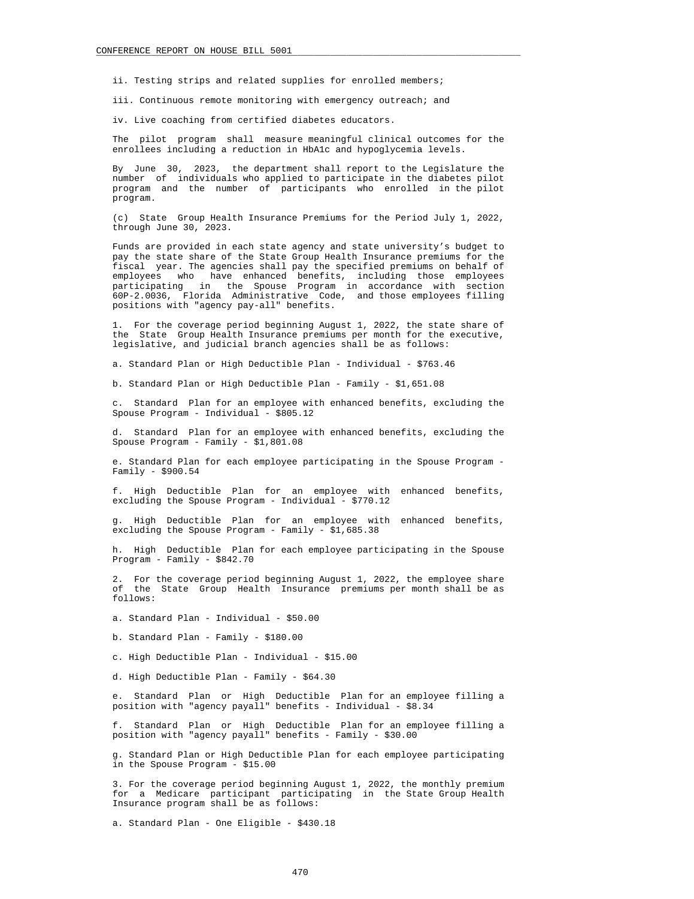ii. Testing strips and related supplies for enrolled members;

iii. Continuous remote monitoring with emergency outreach; and

iv. Live coaching from certified diabetes educators.

The pilot program shall measure meaningful clinical outcomes for the enrollees including a reduction in HbA1c and hypoglycemia levels.

By June 30, 2023, the department shall report to the Legislature the number of individuals who applied to participate in the diabetes pilot program and the number of participants who enrolled in the pilot program.

(c) State Group Health Insurance Premiums for the Period July 1, 2022, through June 30, 2023.

Funds are provided in each state agency and state university's budget to pay the state share of the State Group Health Insurance premiums for the fiscal year. The agencies shall pay the specified premiums on behalf of employees who have enhanced benefits, including those employees participating in the Spouse Program in accordance with section 60P-2.0036, Florida Administrative Code, and those employees filling positions with "agency pay-all" benefits.

1. For the coverage period beginning August 1, 2022, the state share of the State Group Health Insurance premiums per month for the executive, legislative, and judicial branch agencies shall be as follows:

a. Standard Plan or High Deductible Plan - Individual - $763.46

b. Standard Plan or High Deductible Plan - Family - $1,651.08

c. Standard Plan for an employee with enhanced benefits, excluding the Spouse Program - Individual - $805.12

d. Standard Plan for an employee with enhanced benefits, excluding the Spouse Program - Family - $1,801.08

e. Standard Plan for each employee participating in the Spouse Program - Family - $900.54

f. High Deductible Plan for an employee with enhanced benefits, excluding the Spouse Program - Individual - $770.12

g. High Deductible Plan for an employee with enhanced benefits, excluding the Spouse Program - Family - $1,685.38

h. High Deductible Plan for each employee participating in the Spouse Program - Family - $842.70

2. For the coverage period beginning August 1, 2022, the employee share of the State Group Health Insurance premiums per month shall be as follows:

a. Standard Plan - Individual - $50.00

b. Standard Plan - Family - $180.00

c. High Deductible Plan - Individual - $15.00

d. High Deductible Plan - Family - $64.30

e. Standard Plan or High Deductible Plan for an employee filling a position with "agency payall" benefits - Individual - $8.34

f. Standard Plan or High Deductible Plan for an employee filling a position with "agency payall" benefits - Family - $30.00

g. Standard Plan or High Deductible Plan for each employee participating in the Spouse Program - $15.00

3. For the coverage period beginning August 1, 2022, the monthly premium for a Medicare participant participating in the State Group Health Insurance program shall be as follows:

a. Standard Plan - One Eligible - $430.18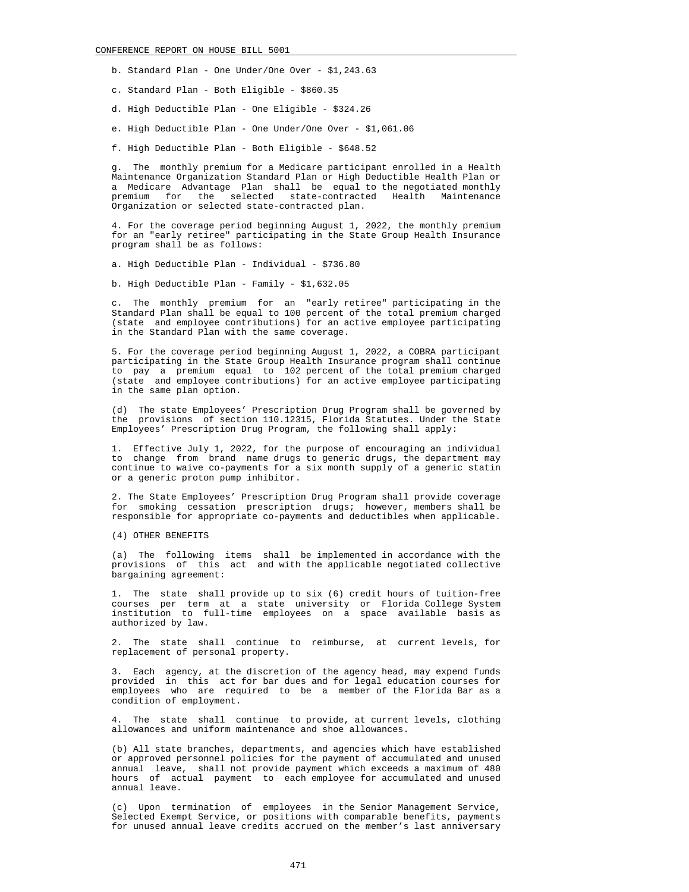b. Standard Plan - One Under/One Over - $1,243.63

c. Standard Plan - Both Eligible - $860.35

d. High Deductible Plan - One Eligible - $324.26

e. High Deductible Plan - One Under/One Over - $1,061.06

f. High Deductible Plan - Both Eligible - $648.52

g. The monthly premium for a Medicare participant enrolled in a Health Maintenance Organization Standard Plan or High Deductible Health Plan or a Medicare Advantage Plan shall be equal to the negotiated monthly premium for the selected state-contracted Health Maintenance Organization or selected state-contracted plan.

4. For the coverage period beginning August 1, 2022, the monthly premium for an "early retiree" participating in the State Group Health Insurance program shall be as follows:

a. High Deductible Plan - Individual - $736.80

b. High Deductible Plan - Family - $1,632.05

c. The monthly premium for an "early retiree" participating in the Standard Plan shall be equal to 100 percent of the total premium charged (state and employee contributions) for an active employee participating in the Standard Plan with the same coverage.

5. For the coverage period beginning August 1, 2022, a COBRA participant participating in the State Group Health Insurance program shall continue to pay a premium equal to 102 percent of the total premium charged (state and employee contributions) for an active employee participating in the same plan option.

(d) The state Employees’ Prescription Drug Program shall be governed by the provisions of section 110.12315, Florida Statutes. Under the State Employees’ Prescription Drug Program, the following shall apply:

1. Effective July 1, 2022, for the purpose of encouraging an individual to change from brand name drugs to generic drugs, the department may continue to waive co-payments for a six month supply of a generic statin or a generic proton pump inhibitor.

2. The State Employees’ Prescription Drug Program shall provide coverage for smoking cessation prescription drugs; however, members shall be responsible for appropriate co-payments and deductibles when applicable.

(4) OTHER BENEFITS

(a) The following items shall be implemented in accordance with the provisions of this act and with the applicable negotiated collective bargaining agreement:

1. The state shall provide up to six (6) credit hours of tuition-free courses per term at a state university or Florida College System institution to full-time employees on a space available basis as authorized by law.

2. The state shall continue to reimburse, at current levels, for replacement of personal property.

3. Each agency, at the discretion of the agency head, may expend funds provided in this act for bar dues and for legal education courses for employees who are required to be a member of the Florida Bar as a condition of employment.

4. The state shall continue to provide, at current levels, clothing allowances and uniform maintenance and shoe allowances.

(b) All state branches, departments, and agencies which have established or approved personnel policies for the payment of accumulated and unused annual leave, shall not provide payment which exceeds a maximum of 480 hours of actual payment to each employee for accumulated and unused annual leave.

(c) Upon termination of employees in the Senior Management Service, Selected Exempt Service, or positions with comparable benefits, payments for unused annual leave credits accrued on the member’s last anniversary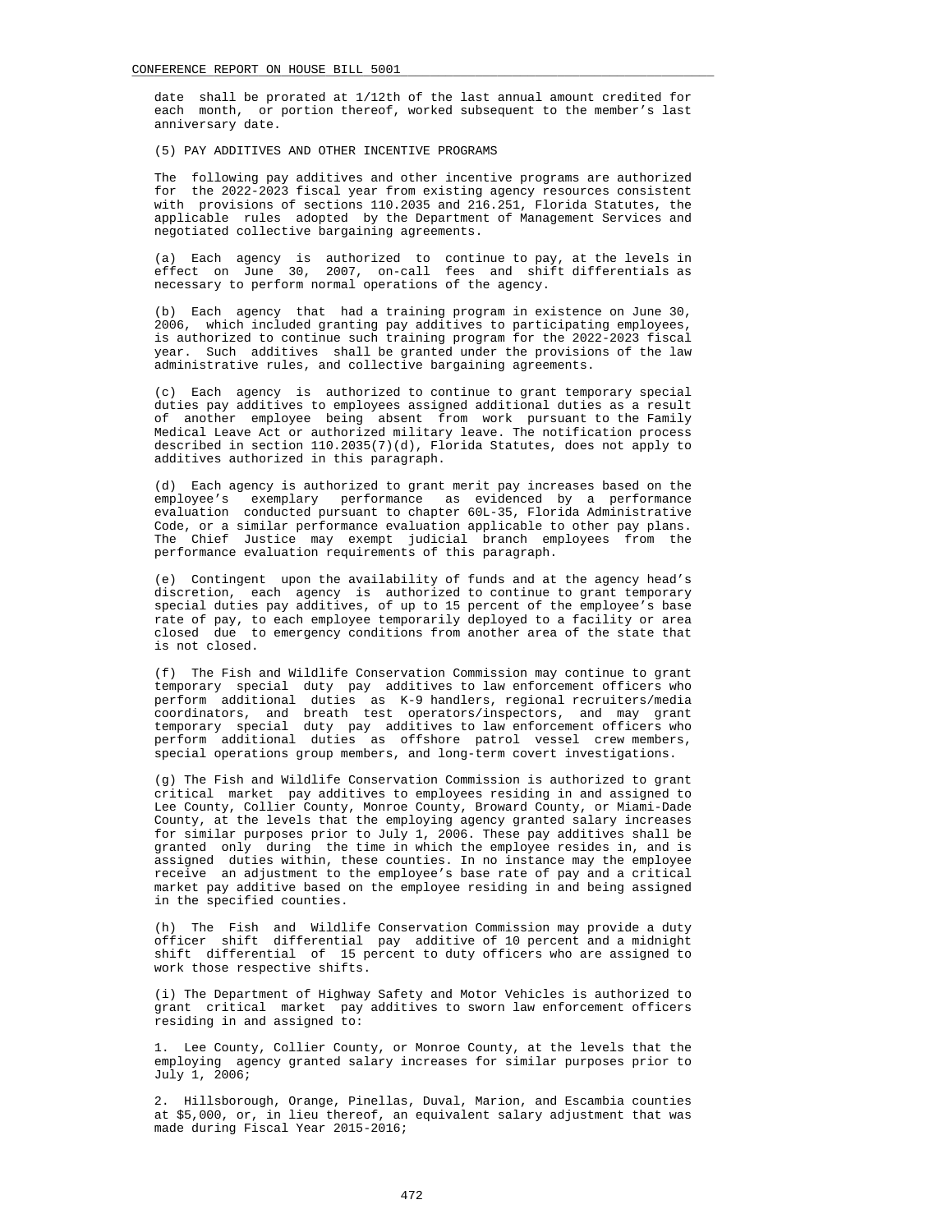date shall be prorated at 1/12th of the last annual amount credited for each month, or portion thereof, worked subsequent to the member's last anniversary date.

(5) PAY ADDITIVES AND OTHER INCENTIVE PROGRAMS

The following pay additives and other incentive programs are authorized for the 2022-2023 fiscal year from existing agency resources consistent with provisions of sections 110.2035 and 216.251, Florida Statutes, the applicable rules adopted by the Department of Management Services and negotiated collective bargaining agreements.

(a) Each agency is authorized to continue to pay, at the levels in effect on June 30, 2007, on-call fees and shift differentials as necessary to perform normal operations of the agency.

(b) Each agency that had a training program in existence on June 30, 2006, which included granting pay additives to participating employees, is authorized to continue such training program for the 2022-2023 fiscal year. Such additives shall be granted under the provisions of the law administrative rules, and collective bargaining agreements.

(c) Each agency is authorized to continue to grant temporary special duties pay additives to employees assigned additional duties as a result of another employee being absent from work pursuant to the Family Medical Leave Act or authorized military leave. The notification process described in section 110.2035(7)(d), Florida Statutes, does not apply to additives authorized in this paragraph.

(d) Each agency is authorized to grant merit pay increases based on the employee's exemplary performance as evidenced by a performance evaluation conducted pursuant to chapter 60L-35, Florida Administrative Code, or a similar performance evaluation applicable to other pay plans. The Chief Justice may exempt judicial branch employees from the performance evaluation requirements of this paragraph.

(e) Contingent upon the availability of funds and at the agency head's discretion, each agency is authorized to continue to grant temporary special duties pay additives, of up to 15 percent of the employee's base rate of pay, to each employee temporarily deployed to a facility or area closed due to emergency conditions from another area of the state that is not closed.

(f) The Fish and Wildlife Conservation Commission may continue to grant temporary special duty pay additives to law enforcement officers who perform additional duties as K-9 handlers, regional recruiters/media coordinators, and breath test operators/inspectors, and may grant temporary special duty pay additives to law enforcement officers who perform additional duties as offshore patrol vessel crew members, special operations group members, and long-term covert investigations.

(g) The Fish and Wildlife Conservation Commission is authorized to grant critical market pay additives to employees residing in and assigned to Lee County, Collier County, Monroe County, Broward County, or Miami-Dade County, at the levels that the employing agency granted salary increases for similar purposes prior to July 1, 2006. These pay additives shall be granted only during the time in which the employee resides in, and is assigned duties within, these counties. In no instance may the employee receive an adjustment to the employee's base rate of pay and a critical market pay additive based on the employee residing in and being assigned in the specified counties.

(h) The Fish and Wildlife Conservation Commission may provide a duty officer shift differential pay additive of 10 percent and a midnight shift differential of 15 percent to duty officers who are assigned to work those respective shifts.

(i) The Department of Highway Safety and Motor Vehicles is authorized to grant critical market pay additives to sworn law enforcement officers residing in and assigned to:

1. Lee County, Collier County, or Monroe County, at the levels that the employing agency granted salary increases for similar purposes prior to July 1, 2006;

2. Hillsborough, Orange, Pinellas, Duval, Marion, and Escambia counties at $5,000, or, in lieu thereof, an equivalent salary adjustment that was made during Fiscal Year 2015-2016;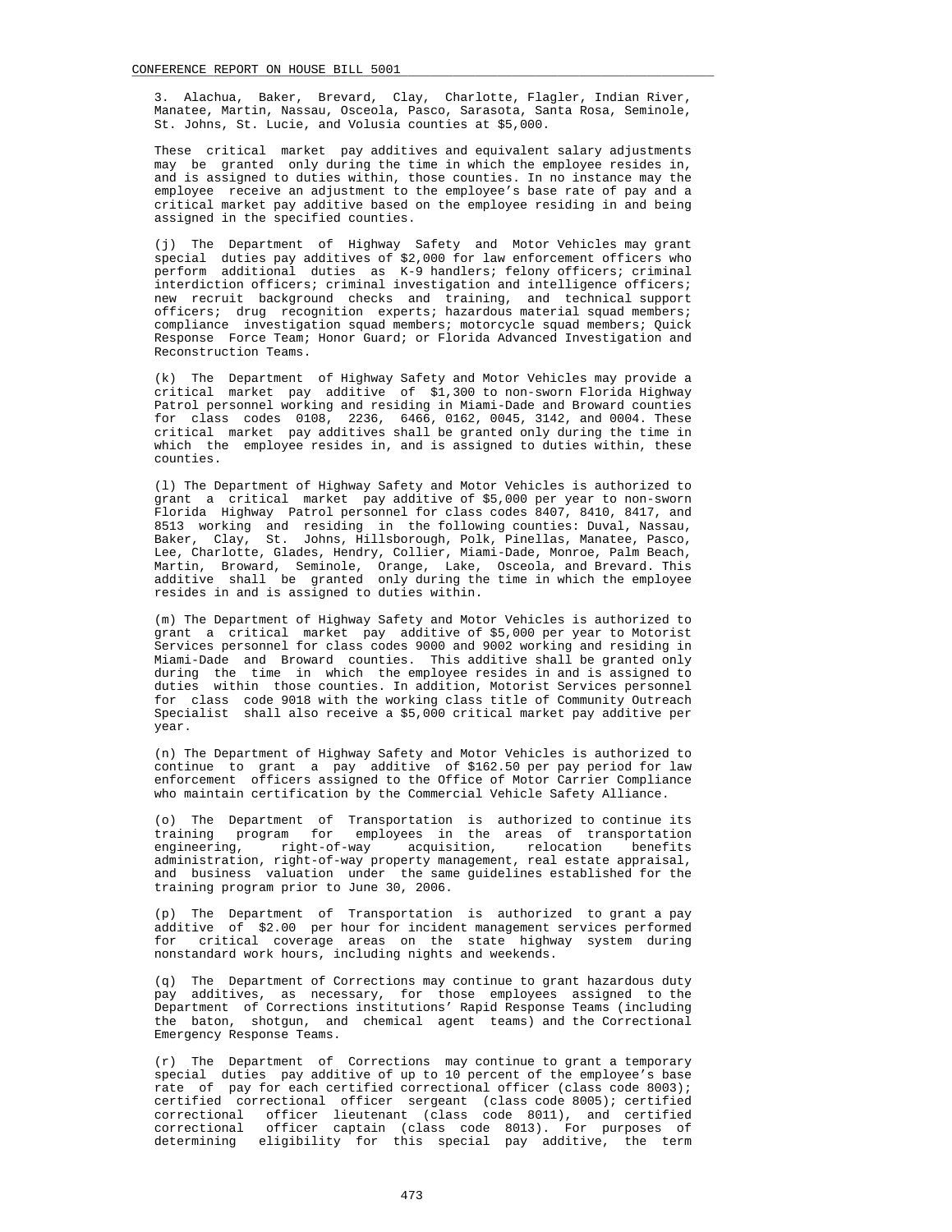3. Alachua, Baker, Brevard, Clay, Charlotte, Flagler, Indian River, Manatee, Martin, Nassau, Osceola, Pasco, Sarasota, Santa Rosa, Seminole, St. Johns, St. Lucie, and Volusia counties at $5,000.

These critical market pay additives and equivalent salary adjustments may be granted only during the time in which the employee resides in, and is assigned to duties within, those counties. In no instance may the employee receive an adjustment to the employee's base rate of pay and a critical market pay additive based on the employee residing in and being assigned in the specified counties.

(j) The Department of Highway Safety and Motor Vehicles may grant special duties pay additives of $2,000 for law enforcement officers who perform additional duties as K-9 handlers; felony officers; criminal interdiction officers; criminal investigation and intelligence officers; new recruit background checks and training, and technical support officers; drug recognition experts; hazardous material squad members; compliance investigation squad members; motorcycle squad members; Quick Response Force Team; Honor Guard; or Florida Advanced Investigation and Reconstruction Teams.

(k) The Department of Highway Safety and Motor Vehicles may provide a critical market pay additive of $1,300 to non-sworn Florida Highway Patrol personnel working and residing in Miami-Dade and Broward counties for class codes 0108, 2236, 6466, 0162, 0045, 3142, and 0004. These critical market pay additives shall be granted only during the time in which the employee resides in, and is assigned to duties within, these counties.

(l) The Department of Highway Safety and Motor Vehicles is authorized to grant a critical market pay additive of $5,000 per year to non-sworn Florida Highway Patrol personnel for class codes 8407, 8410, 8417, and 8513 working and residing in the following counties: Duval, Nassau, Baker, Clay, St. Johns, Hillsborough, Polk, Pinellas, Manatee, Pasco, Lee, Charlotte, Glades, Hendry, Collier, Miami-Dade, Monroe, Palm Beach, Martin, Broward, Seminole, Orange, Lake, Osceola, and Brevard. This additive shall be granted only during the time in which the employee resides in and is assigned to duties within.

(m) The Department of Highway Safety and Motor Vehicles is authorized to grant a critical market pay additive of $5,000 per year to Motorist Services personnel for class codes 9000 and 9002 working and residing in Miami-Dade and Broward counties. This additive shall be granted only during the time in which the employee resides in and is assigned to duties within those counties. In addition, Motorist Services personnel for class code 9018 with the working class title of Community Outreach Specialist shall also receive a $5,000 critical market pay additive per year.

(n) The Department of Highway Safety and Motor Vehicles is authorized to continue to grant a pay additive of $162.50 per pay period for law enforcement officers assigned to the Office of Motor Carrier Compliance who maintain certification by the Commercial Vehicle Safety Alliance.

(o) The Department of Transportation is authorized to continue its training program for employees in the areas of transportation engineering, right-of-way acquisition, relocation benefits administration, right-of-way property management, real estate appraisal, and business valuation under the same guidelines established for the training program prior to June 30, 2006.

(p) The Department of Transportation is authorized to grant a pay additive of $2.00 per hour for incident management services performed for critical coverage areas on the state highway system during nonstandard work hours, including nights and weekends.

(q) The Department of Corrections may continue to grant hazardous duty pay additives, as necessary, for those employees assigned to the Department of Corrections institutions' Rapid Response Teams (including the baton, shotgun, and chemical agent teams) and the Correctional Emergency Response Teams.

(r) The Department of Corrections may continue to grant a temporary special duties pay additive of up to 10 percent of the employee's base rate of pay for each certified correctional officer (class code 8003); certified correctional officer sergeant (class code 8005); certified correctional officer lieutenant (class code 8011), and certified correctional officer captain (class code 8013). For purposes of determining eligibility for this special pay additive, the term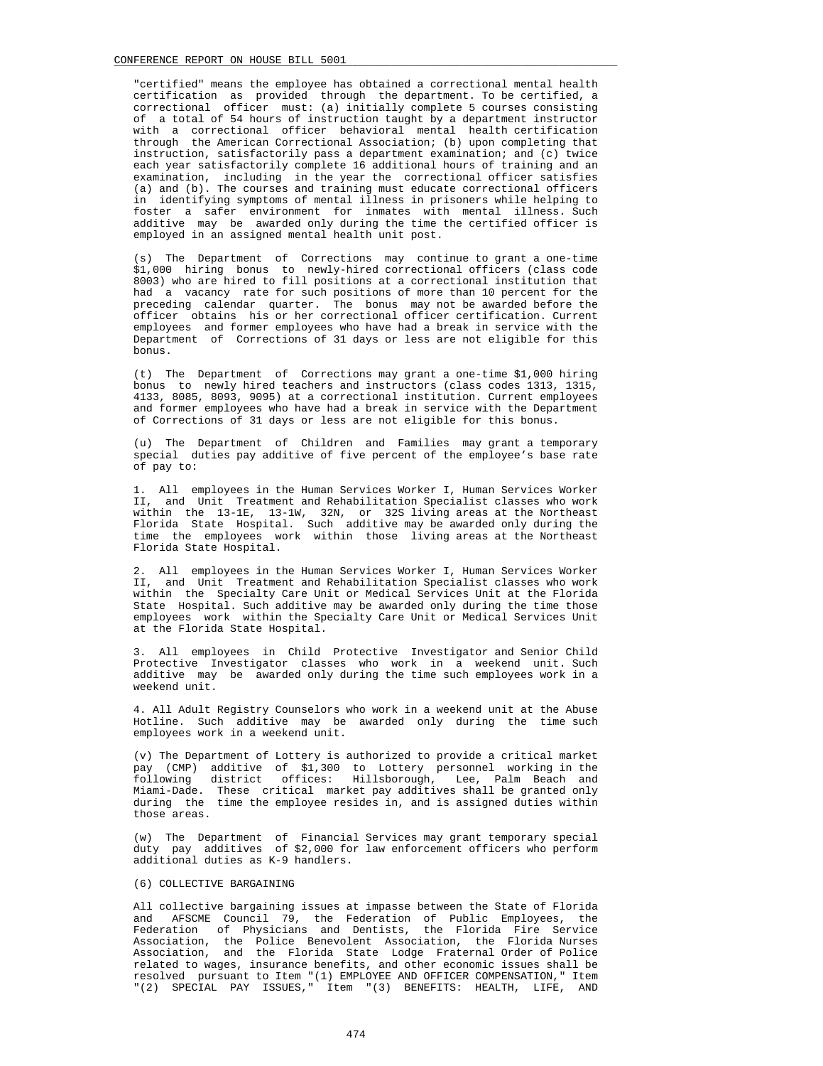"certified" means the employee has obtained a correctional mental health certification as provided through the department. To be certified, a correctional officer must: (a) initially complete 5 courses consisting of a total of 54 hours of instruction taught by a department instructor with a correctional officer behavioral mental health certification through the American Correctional Association; (b) upon completing that instruction, satisfactorily pass a department examination; and (c) twice each year satisfactorily complete 16 additional hours of training and an examination, including in the year the correctional officer satisfies (a) and (b). The courses and training must educate correctional officers in identifying symptoms of mental illness in prisoners while helping to foster a safer environment for inmates with mental illness. Such additive may be awarded only during the time the certified officer is employed in an assigned mental health unit post.

(s) The Department of Corrections may continue to grant a one-time $1,000 hiring bonus to newly-hired correctional officers (class code 8003) who are hired to fill positions at a correctional institution that had a vacancy rate for such positions of more than 10 percent for the preceding calendar quarter. The bonus may not be awarded before the officer obtains his or her correctional officer certification. Current employees and former employees who have had a break in service with the Department of Corrections of 31 days or less are not eligible for this bonus.

(t) The Department of Corrections may grant a one-time $1,000 hiring bonus to newly hired teachers and instructors (class codes 1313, 1315, 4133, 8085, 8093, 9095) at a correctional institution. Current employees and former employees who have had a break in service with the Department of Corrections of 31 days or less are not eligible for this bonus.

(u) The Department of Children and Families may grant a temporary special duties pay additive of five percent of the employee's base rate of pay to:

1. All employees in the Human Services Worker I, Human Services Worker II, and Unit Treatment and Rehabilitation Specialist classes who work within the 13-1E, 13-1W, 32N, or 32S living areas at the Northeast Florida State Hospital. Such additive may be awarded only during the time the employees work within those living areas at the Northeast Florida State Hospital.

2. All employees in the Human Services Worker I, Human Services Worker II, and Unit Treatment and Rehabilitation Specialist classes who work within the Specialty Care Unit or Medical Services Unit at the Florida State Hospital. Such additive may be awarded only during the time those employees work within the Specialty Care Unit or Medical Services Unit at the Florida State Hospital.

3. All employees in Child Protective Investigator and Senior Child Protective Investigator classes who work in a weekend unit. Such additive may be awarded only during the time such employees work in a weekend unit.

4. All Adult Registry Counselors who work in a weekend unit at the Abuse Hotline. Such additive may be awarded only during the time such employees work in a weekend unit.

(v) The Department of Lottery is authorized to provide a critical market pay (CMP) additive of $1,300 to Lottery personnel working in the following district offices: Hillsborough, Lee, Palm Beach and Miami-Dade. These critical market pay additives shall be granted only during the time the employee resides in, and is assigned duties within those areas.

(w) The Department of Financial Services may grant temporary special duty pay additives of $2,000 for law enforcement officers who perform additional duties as K-9 handlers.

(6) COLLECTIVE BARGAINING

All collective bargaining issues at impasse between the State of Florida and AFSCME Council 79, the Federation of Public Employees, the Federation of Physicians and Dentists, the Florida Fire Service Association, the Police Benevolent Association, the Florida Nurses Association, and the Florida State Lodge Fraternal Order of Police related to wages, insurance benefits, and other economic issues shall be resolved pursuant to Item "(1) EMPLOYEE AND OFFICER COMPENSATION," Item "(2) SPECIAL PAY ISSUES," Item "(3) BENEFITS: HEALTH, LIFE, AND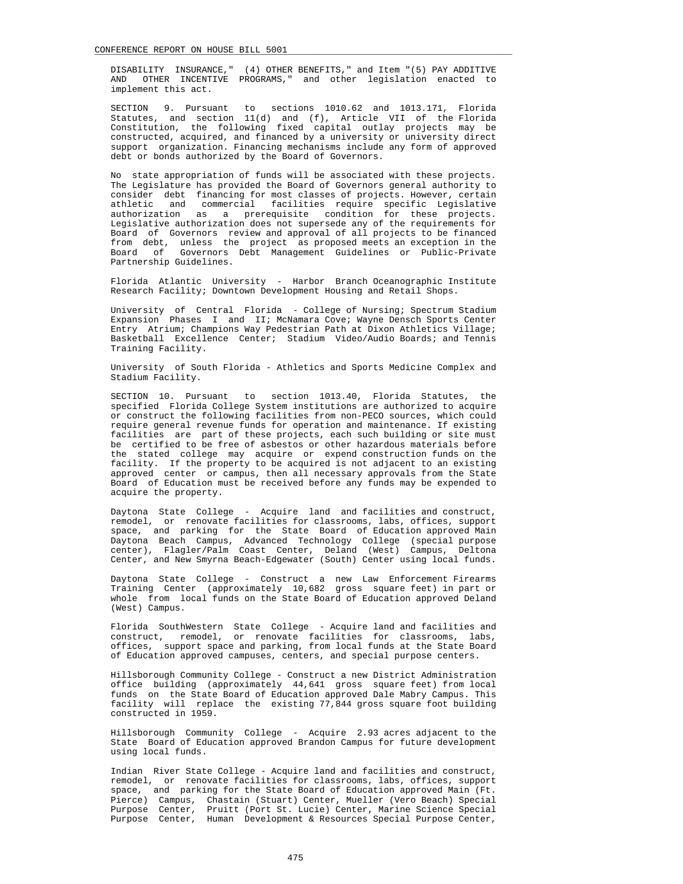DISABILITY INSURANCE," (4) OTHER BENEFITS," and Item "(5) PAY ADDITIVE AND OTHER INCENTIVE PROGRAMS," and other legislation enacted to implement this act.

SECTION 9. Pursuant to sections 1010.62 and 1013.171, Florida Statutes, and section 11(d) and (f), Article VII of the Florida Constitution, the following fixed capital outlay projects may be constructed, acquired, and financed by a university or university direct support organization. Financing mechanisms include any form of approved debt or bonds authorized by the Board of Governors.

No state appropriation of funds will be associated with these projects. The Legislature has provided the Board of Governors general authority to consider debt financing for most classes of projects. However, certain athletic and commercial facilities require specific Legislative authorization as a prerequisite condition for these projects. Legislative authorization does not supersede any of the requirements for Board of Governors review and approval of all projects to be financed from debt, unless the project as proposed meets an exception in the Board of Governors Debt Management Guidelines or Public-Private Partnership Guidelines.

Florida Atlantic University - Harbor Branch Oceanographic Institute Research Facility; Downtown Development Housing and Retail Shops.

University of Central Florida - College of Nursing; Spectrum Stadium Expansion Phases I and II; McNamara Cove; Wayne Densch Sports Center Entry Atrium; Champions Way Pedestrian Path at Dixon Athletics Village; Basketball Excellence Center; Stadium Video/Audio Boards; and Tennis Training Facility.

University of South Florida - Athletics and Sports Medicine Complex and Stadium Facility.

SECTION 10. Pursuant to section 1013.40, Florida Statutes, the specified Florida College System institutions are authorized to acquire or construct the following facilities from non-PECO sources, which could require general revenue funds for operation and maintenance. If existing facilities are part of these projects, each such building or site must be certified to be free of asbestos or other hazardous materials before the stated college may acquire or expend construction funds on the facility. If the property to be acquired is not adjacent to an existing approved center or campus, then all necessary approvals from the State Board of Education must be received before any funds may be expended to acquire the property.

Daytona State College - Acquire land and facilities and construct, remodel, or renovate facilities for classrooms, labs, offices, support space, and parking for the State Board of Education approved Main Daytona Beach Campus, Advanced Technology College (special purpose center), Flagler/Palm Coast Center, Deland (West) Campus, Deltona Center, and New Smyrna Beach-Edgewater (South) Center using local funds.

Daytona State College - Construct a new Law Enforcement Firearms Training Center (approximately 10,682 gross square feet) in part or whole from local funds on the State Board of Education approved Deland (West) Campus.

Florida SouthWestern State College - Acquire land and facilities and construct, remodel, or renovate facilities for classrooms, labs, offices, support space and parking, from local funds at the State Board of Education approved campuses, centers, and special purpose centers.

Hillsborough Community College - Construct a new District Administration office building (approximately 44,641 gross square feet) from local funds on the State Board of Education approved Dale Mabry Campus. This facility will replace the existing 77,844 gross square foot building constructed in 1959.

Hillsborough Community College - Acquire 2.93 acres adjacent to the State Board of Education approved Brandon Campus for future development using local funds.

Indian River State College - Acquire land and facilities and construct, remodel, or renovate facilities for classrooms, labs, offices, support space, and parking for the State Board of Education approved Main (Ft. Pierce) Campus, Chastain (Stuart) Center, Mueller (Vero Beach) Special Purpose Center, Pruitt (Port St. Lucie) Center, Marine Science Special Purpose Center, Human Development & Resources Special Purpose Center,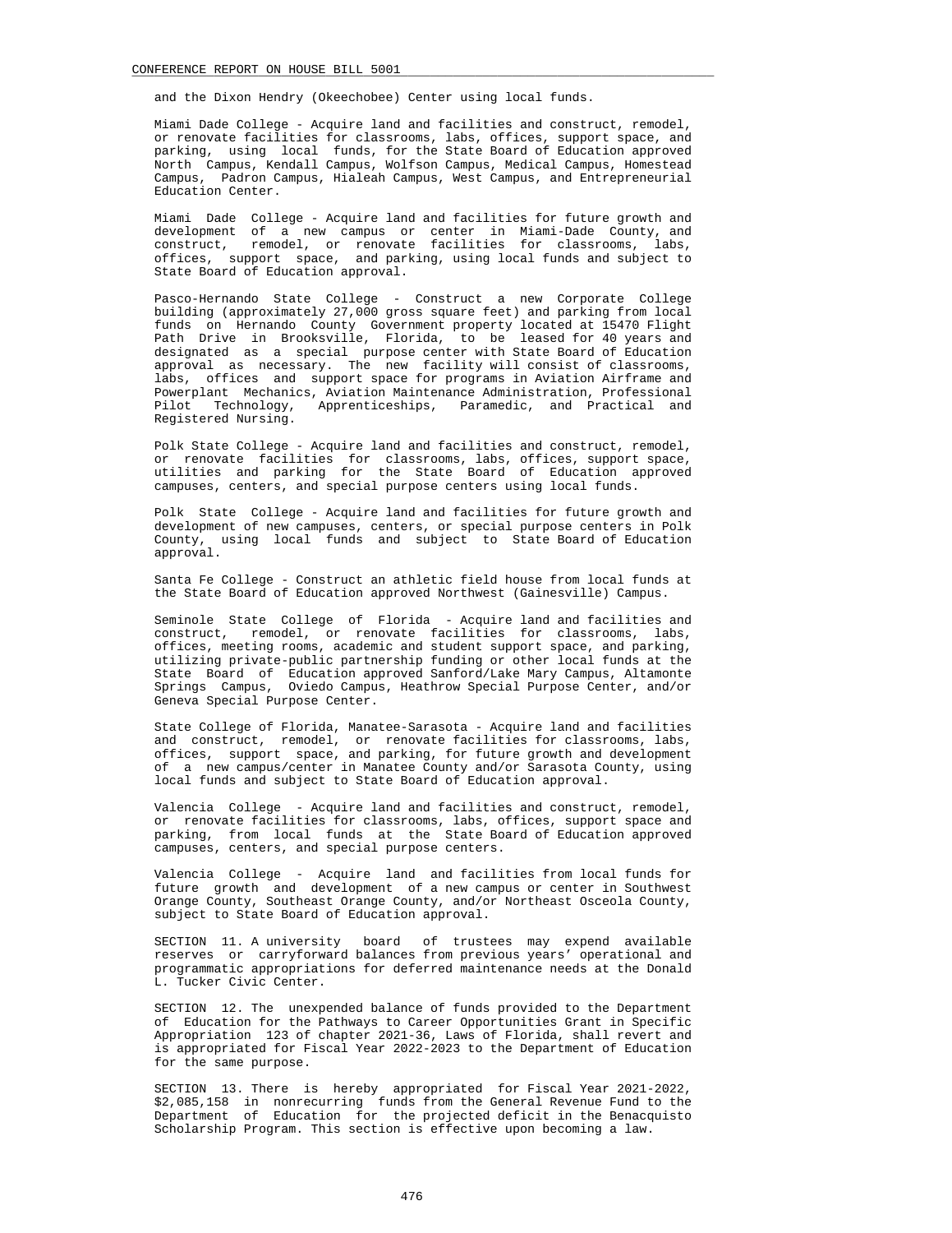and the Dixon Hendry (Okeechobee) Center using local funds.

Miami Dade College - Acquire land and facilities and construct, remodel, or renovate facilities for classrooms, labs, offices, support space, and parking, using local funds, for the State Board of Education approved North Campus, Kendall Campus, Wolfson Campus, Medical Campus, Homestead Campus, Padron Campus, Hialeah Campus, West Campus, and Entrepreneurial Education Center.

Miami Dade College - Acquire land and facilities for future growth and development of a new campus or center in Miami-Dade County, and construct, remodel, or renovate facilities for classrooms, labs, offices, support space, and parking, using local funds and subject to State Board of Education approval.

Pasco-Hernando State College - Construct a new Corporate College building (approximately 27,000 gross square feet) and parking from local funds on Hernando County Government property located at 15470 Flight Path Drive in Brooksville, Florida, to be leased for 40 years and designated as a special purpose center with State Board of Education approval as necessary. The new facility will consist of classrooms, labs, offices and support space for programs in Aviation Airframe and Powerplant Mechanics, Aviation Maintenance Administration, Professional Pilot Technology, Apprenticeships, Paramedic, and Practical and Registered Nursing.

Polk State College - Acquire land and facilities and construct, remodel, or renovate facilities for classrooms, labs, offices, support space, utilities and parking for the State Board of Education approved campuses, centers, and special purpose centers using local funds.

Polk State College - Acquire land and facilities for future growth and development of new campuses, centers, or special purpose centers in Polk County, using local funds and subject to State Board of Education approval.

Santa Fe College - Construct an athletic field house from local funds at the State Board of Education approved Northwest (Gainesville) Campus.

Seminole State College of Florida - Acquire land and facilities and construct, remodel, or renovate facilities for classrooms, labs, offices, meeting rooms, academic and student support space, and parking, utilizing private-public partnership funding or other local funds at the State Board of Education approved Sanford/Lake Mary Campus, Altamonte Springs Campus, Oviedo Campus, Heathrow Special Purpose Center, and/or Geneva Special Purpose Center.

State College of Florida, Manatee-Sarasota - Acquire land and facilities and construct, remodel, or renovate facilities for classrooms, labs, offices, support space, and parking, for future growth and development of a new campus/center in Manatee County and/or Sarasota County, using local funds and subject to State Board of Education approval.

Valencia College - Acquire land and facilities and construct, remodel, or renovate facilities for classrooms, labs, offices, support space and parking, from local funds at the State Board of Education approved campuses, centers, and special purpose centers.

Valencia College - Acquire land and facilities from local funds for future growth and development of a new campus or center in Southwest Orange County, Southeast Orange County, and/or Northeast Osceola County, subject to State Board of Education approval.

SECTION 11. A university board of trustees may expend available reserves or carryforward balances from previous years' operational and programmatic appropriations for deferred maintenance needs at the Donald L. Tucker Civic Center.

SECTION 12. The unexpended balance of funds provided to the Department of Education for the Pathways to Career Opportunities Grant in Specific Appropriation 123 of chapter 2021-36, Laws of Florida, shall revert and is appropriated for Fiscal Year 2022-2023 to the Department of Education for the same purpose.

SECTION 13. There is hereby appropriated for Fiscal Year 2021-2022, $2,085,158 in nonrecurring funds from the General Revenue Fund to the Department of Education for the projected deficit in the Benacquisto Scholarship Program. This section is effective upon becoming a law.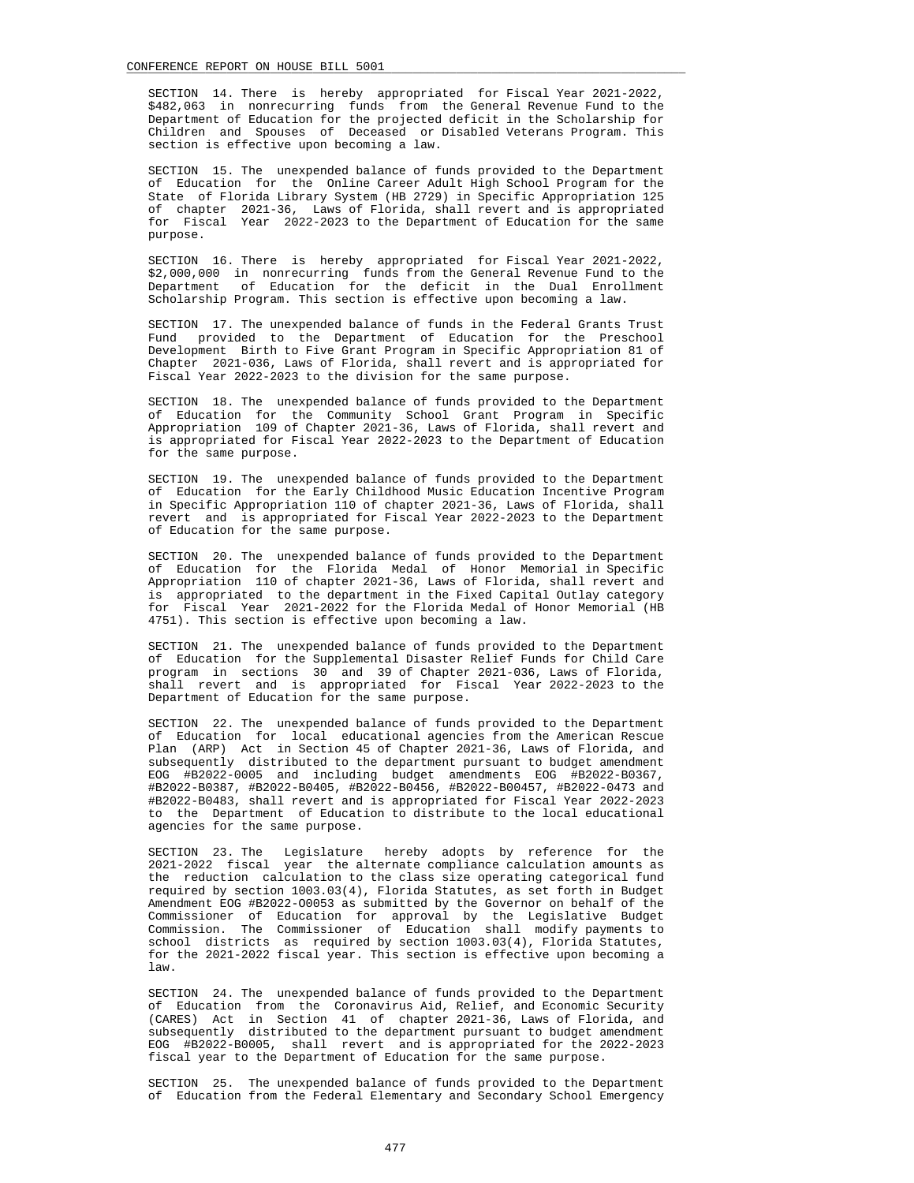SECTION 14. There is hereby appropriated for Fiscal Year 2021-2022, $482,063 in nonrecurring funds from the General Revenue Fund to the Department of Education for the projected deficit in the Scholarship for Children and Spouses of Deceased or Disabled Veterans Program. This section is effective upon becoming a law.

SECTION 15. The unexpended balance of funds provided to the Department of Education for the Online Career Adult High School Program for the State of Florida Library System (HB 2729) in Specific Appropriation 125 of chapter 2021-36, Laws of Florida, shall revert and is appropriated for Fiscal Year 2022-2023 to the Department of Education for the same purpose.

SECTION 16. There is hereby appropriated for Fiscal Year 2021-2022, $2,000,000 in nonrecurring funds from the General Revenue Fund to the Department of Education for the deficit in the Dual Enrollment Scholarship Program. This section is effective upon becoming a law.

SECTION 17. The unexpended balance of funds in the Federal Grants Trust Fund provided to the Department of Education for the Preschool Development Birth to Five Grant Program in Specific Appropriation 81 of Chapter 2021-036, Laws of Florida, shall revert and is appropriated for Fiscal Year 2022-2023 to the division for the same purpose.

SECTION 18. The unexpended balance of funds provided to the Department of Education for the Community School Grant Program in Specific Appropriation 109 of Chapter 2021-36, Laws of Florida, shall revert and is appropriated for Fiscal Year 2022-2023 to the Department of Education for the same purpose.

SECTION 19. The unexpended balance of funds provided to the Department of Education for the Early Childhood Music Education Incentive Program in Specific Appropriation 110 of chapter 2021-36, Laws of Florida, shall revert and is appropriated for Fiscal Year 2022-2023 to the Department of Education for the same purpose.

SECTION 20. The unexpended balance of funds provided to the Department of Education for the Florida Medal of Honor Memorial in Specific Appropriation 110 of chapter 2021-36, Laws of Florida, shall revert and is appropriated to the department in the Fixed Capital Outlay category for Fiscal Year 2021-2022 for the Florida Medal of Honor Memorial (HB 4751). This section is effective upon becoming a law.

SECTION 21. The unexpended balance of funds provided to the Department of Education for the Supplemental Disaster Relief Funds for Child Care program in sections 30 and 39 of Chapter 2021-036, Laws of Florida, shall revert and is appropriated for Fiscal Year 2022-2023 to the Department of Education for the same purpose.

SECTION 22. The unexpended balance of funds provided to the Department of Education for local educational agencies from the American Rescue Plan (ARP) Act in Section 45 of Chapter 2021-36, Laws of Florida, and subsequently distributed to the department pursuant to budget amendment EOG #B2022-0005 and including budget amendments EOG #B2022-B0367, #B2022-B0387, #B2022-B0405, #B2022-B0456, #B2022-B00457, #B2022-0473 and #B2022-B0483, shall revert and is appropriated for Fiscal Year 2022-2023 to the Department of Education to distribute to the local educational agencies for the same purpose.

SECTION 23. The Legislature hereby adopts by reference for the 2021-2022 fiscal year the alternate compliance calculation amounts as the reduction calculation to the class size operating categorical fund required by section 1003.03(4), Florida Statutes, as set forth in Budget Amendment EOG #B2022-O0053 as submitted by the Governor on behalf of the Commissioner of Education for approval by the Legislative Budget Commission. The Commissioner of Education shall modify payments to school districts as required by section 1003.03(4), Florida Statutes, for the 2021-2022 fiscal year. This section is effective upon becoming a law.

SECTION 24. The unexpended balance of funds provided to the Department of Education from the Coronavirus Aid, Relief, and Economic Security (CARES) Act in Section 41 of chapter 2021-36, Laws of Florida, and subsequently distributed to the department pursuant to budget amendment EOG #B2022-B0005, shall revert and is appropriated for the 2022-2023 fiscal year to the Department of Education for the same purpose.

SECTION 25. The unexpended balance of funds provided to the Department of Education from the Federal Elementary and Secondary School Emergency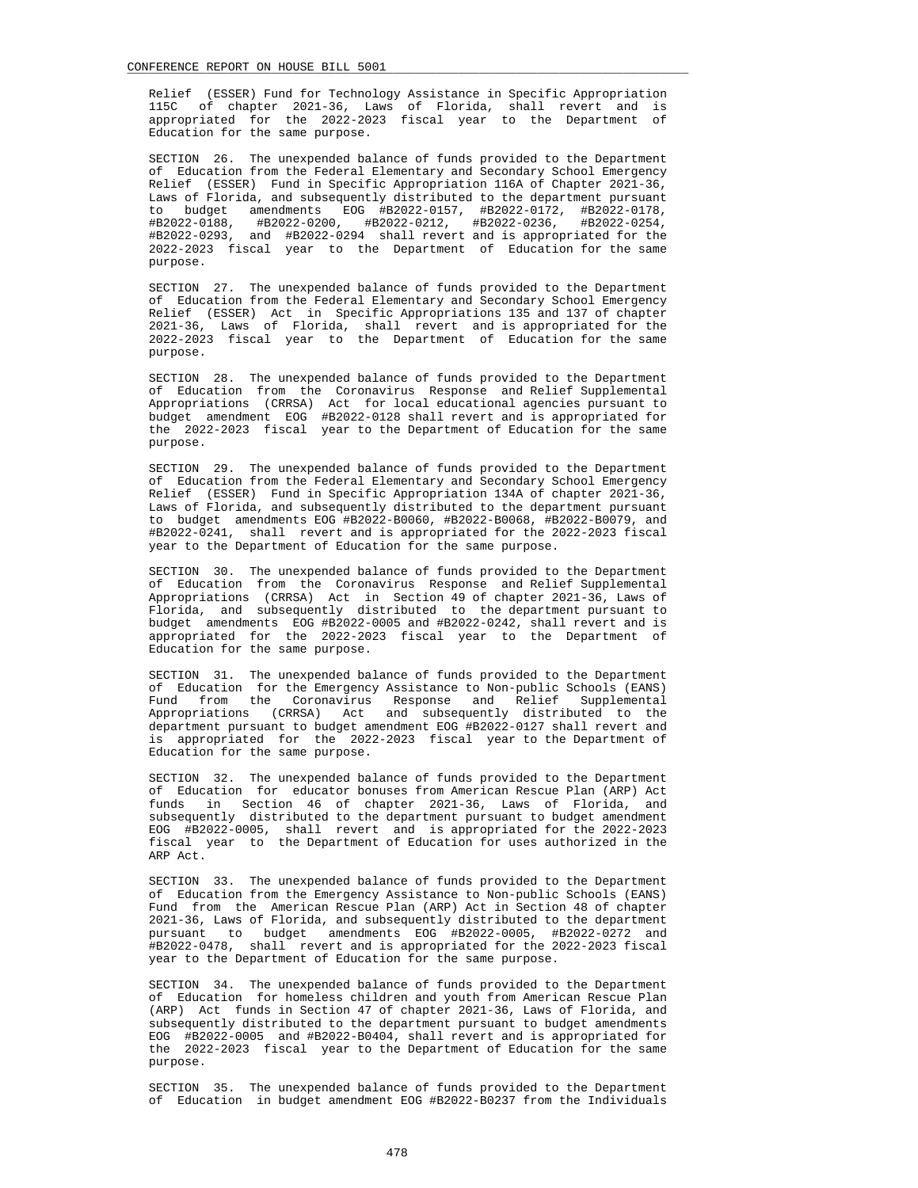Relief (ESSER) Fund for Technology Assistance in Specific Appropriation 115C of chapter 2021-36, Laws of Florida, shall revert and is appropriated for the 2022-2023 fiscal year to the Department of Education for the same purpose.

SECTION 26. The unexpended balance of funds provided to the Department of Education from the Federal Elementary and Secondary School Emergency Relief (ESSER) Fund in Specific Appropriation 116A of Chapter 2021-36, Laws of Florida, and subsequently distributed to the department pursuant to budget amendments EOG #B2022-0157, #B2022-0172, #B2022-0178, #B2022-0188, #B2022-0200, #B2022-0212, #B2022-0236, #B2022-0254, #B2022-0293, and #B2022-0294 shall revert and is appropriated for the 2022-2023 fiscal year to the Department of Education for the same purpose.

SECTION 27. The unexpended balance of funds provided to the Department of Education from the Federal Elementary and Secondary School Emergency Relief (ESSER) Act in Specific Appropriations 135 and 137 of chapter 2021-36, Laws of Florida, shall revert and is appropriated for the 2022-2023 fiscal year to the Department of Education for the same purpose.

SECTION 28. The unexpended balance of funds provided to the Department of Education from the Coronavirus Response and Relief Supplemental Appropriations (CRRSA) Act for local educational agencies pursuant to budget amendment EOG #B2022-0128 shall revert and is appropriated for the 2022-2023 fiscal year to the Department of Education for the same purpose.

SECTION 29. The unexpended balance of funds provided to the Department of Education from the Federal Elementary and Secondary School Emergency Relief (ESSER) Fund in Specific Appropriation 134A of chapter 2021-36, Laws of Florida, and subsequently distributed to the department pursuant to budget amendments EOG #B2022-B0060, #B2022-B0068, #B2022-B0079, and #B2022-0241, shall revert and is appropriated for the 2022-2023 fiscal year to the Department of Education for the same purpose.

SECTION 30. The unexpended balance of funds provided to the Department of Education from the Coronavirus Response and Relief Supplemental Appropriations (CRRSA) Act in Section 49 of chapter 2021-36, Laws of Florida, and subsequently distributed to the department pursuant to budget amendments EOG #B2022-0005 and #B2022-0242, shall revert and is appropriated for the 2022-2023 fiscal year to the Department of Education for the same purpose.

SECTION 31. The unexpended balance of funds provided to the Department of Education for the Emergency Assistance to Non-public Schools (EANS) Fund from the Coronavirus Response and Relief Supplemental Appropriations (CRRSA) Act and subsequently distributed to the department pursuant to budget amendment EOG #B2022-0127 shall revert and is appropriated for the 2022-2023 fiscal year to the Department of Education for the same purpose.

SECTION 32. The unexpended balance of funds provided to the Department of Education for educator bonuses from American Rescue Plan (ARP) Act funds in Section 46 of chapter 2021-36, Laws of Florida, and subsequently distributed to the department pursuant to budget amendment EOG #B2022-0005, shall revert and is appropriated for the 2022-2023 fiscal year to the Department of Education for uses authorized in the ARP Act.

SECTION 33. The unexpended balance of funds provided to the Department of Education from the Emergency Assistance to Non-public Schools (EANS) Fund from the American Rescue Plan (ARP) Act in Section 48 of chapter 2021-36, Laws of Florida, and subsequently distributed to the department pursuant to budget amendments EOG #B2022-0005, #B2022-0272 and #B2022-0478, shall revert and is appropriated for the 2022-2023 fiscal year to the Department of Education for the same purpose.

SECTION 34. The unexpended balance of funds provided to the Department of Education for homeless children and youth from American Rescue Plan (ARP) Act funds in Section 47 of chapter 2021-36, Laws of Florida, and subsequently distributed to the department pursuant to budget amendments EOG #B2022-0005 and #B2022-B0404, shall revert and is appropriated for the 2022-2023 fiscal year to the Department of Education for the same purpose.

SECTION 35. The unexpended balance of funds provided to the Department of Education in budget amendment EOG #B2022-B0237 from the Individuals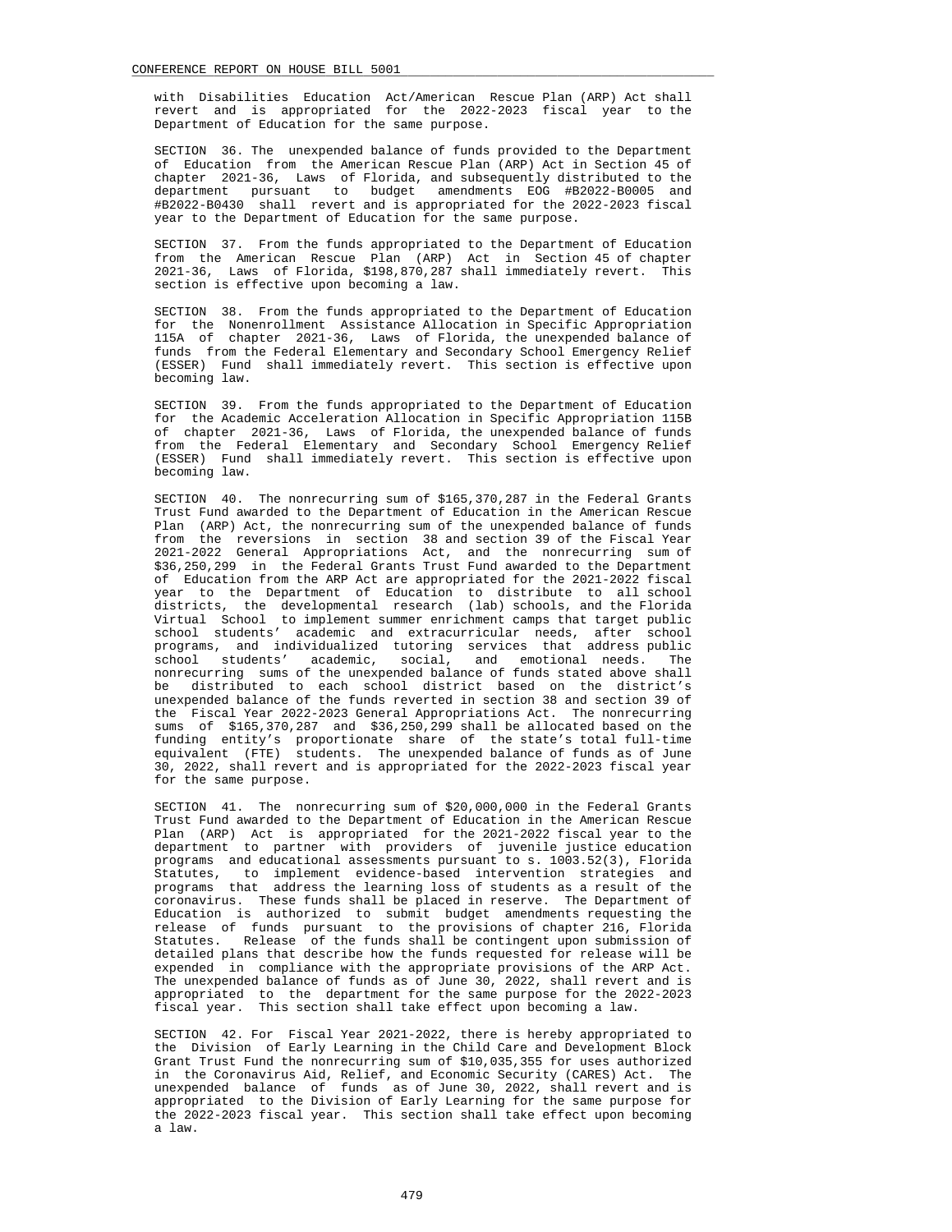with Disabilities Education Act/American Rescue Plan (ARP) Act shall revert and is appropriated for the 2022-2023 fiscal year to the Department of Education for the same purpose.

SECTION 36. The unexpended balance of funds provided to the Department of Education from the American Rescue Plan (ARP) Act in Section 45 of chapter 2021-36, Laws of Florida, and subsequently distributed to the department pursuant to budget amendments EOG #B2022-B0005 and #B2022-B0430 shall revert and is appropriated for the 2022-2023 fiscal year to the Department of Education for the same purpose.

SECTION 37. From the funds appropriated to the Department of Education from the American Rescue Plan (ARP) Act in Section 45 of chapter 2021-36, Laws of Florida, $198,870,287 shall immediately revert. This section is effective upon becoming a law.

SECTION 38. From the funds appropriated to the Department of Education for the Nonenrollment Assistance Allocation in Specific Appropriation 115A of chapter 2021-36, Laws of Florida, the unexpended balance of funds from the Federal Elementary and Secondary School Emergency Relief (ESSER) Fund shall immediately revert. This section is effective upon becoming law.

SECTION 39. From the funds appropriated to the Department of Education for the Academic Acceleration Allocation in Specific Appropriation 115B of chapter 2021-36, Laws of Florida, the unexpended balance of funds from the Federal Elementary and Secondary School Emergency Relief (ESSER) Fund shall immediately revert. This section is effective upon becoming law.

SECTION 40. The nonrecurring sum of $165,370,287 in the Federal Grants Trust Fund awarded to the Department of Education in the American Rescue Plan (ARP) Act, the nonrecurring sum of the unexpended balance of funds from the reversions in section 38 and section 39 of the Fiscal Year 2021-2022 General Appropriations Act, and the nonrecurring sum of $36,250,299 in the Federal Grants Trust Fund awarded to the Department of Education from the ARP Act are appropriated for the 2021-2022 fiscal year to the Department of Education to distribute to all school districts, the developmental research (lab) schools, and the Florida Virtual School to implement summer enrichment camps that target public school students' academic and extracurricular needs, after school programs, and individualized tutoring services that address public school students' academic, social, and emotional needs. The nonrecurring sums of the unexpended balance of funds stated above shall be distributed to each school district based on the district's unexpended balance of the funds reverted in section 38 and section 39 of the Fiscal Year 2022-2023 General Appropriations Act. The nonrecurring sums of $165,370,287 and $36,250,299 shall be allocated based on the funding entity's proportionate share of the state's total full-time equivalent (FTE) students. The unexpended balance of funds as of June 30, 2022, shall revert and is appropriated for the 2022-2023 fiscal year for the same purpose.

SECTION 41. The nonrecurring sum of $20,000,000 in the Federal Grants Trust Fund awarded to the Department of Education in the American Rescue Plan (ARP) Act is appropriated for the 2021-2022 fiscal year to the department to partner with providers of juvenile justice education programs and educational assessments pursuant to s. 1003.52(3), Florida Statutes, to implement evidence-based intervention strategies and programs that address the learning loss of students as a result of the coronavirus. These funds shall be placed in reserve. The Department of Education is authorized to submit budget amendments requesting the release of funds pursuant to the provisions of chapter 216, Florida Statutes. Release of the funds shall be contingent upon submission of detailed plans that describe how the funds requested for release will be expended in compliance with the appropriate provisions of the ARP Act. The unexpended balance of funds as of June 30, 2022, shall revert and is appropriated to the department for the same purpose for the 2022-2023 fiscal year. This section shall take effect upon becoming a law.

SECTION 42. For Fiscal Year 2021-2022, there is hereby appropriated to the Division of Early Learning in the Child Care and Development Block Grant Trust Fund the nonrecurring sum of $10,035,355 for uses authorized in the Coronavirus Aid, Relief, and Economic Security (CARES) Act. The unexpended balance of funds as of June 30, 2022, shall revert and is appropriated to the Division of Early Learning for the same purpose for the 2022-2023 fiscal year. This section shall take effect upon becoming a law.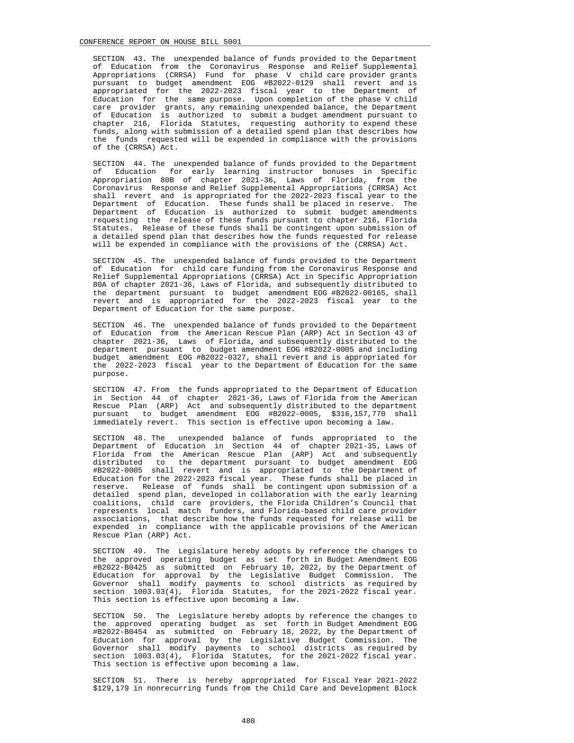SECTION 43. The unexpended balance of funds provided to the Department of Education from the Coronavirus Response and Relief Supplemental Appropriations (CRRSA) Fund for phase V child care provider grants pursuant to budget amendment EOG #B2022-0129 shall revert and is appropriated for the 2022-2023 fiscal year to the Department of Education for the same purpose. Upon completion of the phase V child care provider grants, any remaining unexpended balance, the Department of Education is authorized to submit a budget amendment pursuant to chapter 216, Florida Statutes, requesting authority to expend these funds, along with submission of a detailed spend plan that describes how the funds requested will be expended in compliance with the provisions of the (CRRSA) Act.

SECTION 44. The unexpended balance of funds provided to the Department of Education for early learning instructor bonuses in Specific Appropriation 80B of chapter 2021-36, Laws of Florida, from the Coronavirus Response and Relief Supplemental Appropriations (CRRSA) Act shall revert and is appropriated for the 2022-2023 fiscal year to the Department of Education. These funds shall be placed in reserve. The Department of Education is authorized to submit budget amendments requesting the release of these funds pursuant to chapter 216, Florida Statutes. Release of these funds shall be contingent upon submission of a detailed spend plan that describes how the funds requested for release will be expended in compliance with the provisions of the (CRRSA) Act.

SECTION 45. The unexpended balance of funds provided to the Department of Education for child care funding from the Coronavirus Response and Relief Supplemental Appropriations (CRRSA) Act in Specific Appropriation 80A of chapter 2021-36, Laws of Florida, and subsequently distributed to the department pursuant to budget amendment EOG #B2022-00165, shall revert and is appropriated for the 2022-2023 fiscal year to the Department of Education for the same purpose.

SECTION 46. The unexpended balance of funds provided to the Department of Education from the American Rescue Plan (ARP) Act in Section 43 of chapter 2021-36, Laws of Florida, and subsequently distributed to the department pursuant to budget amendment EOG #B2022-0005 and including budget amendment EOG #B2022-0327, shall revert and is appropriated for the 2022-2023 fiscal year to the Department of Education for the same purpose.

SECTION 47. From the funds appropriated to the Department of Education in Section 44 of chapter 2021-36, Laws of Florida from the American Rescue Plan (ARP) Act and subsequently distributed to the department pursuant to budget amendment EOG #B2022-0005, $316,157,770 shall immediately revert. This section is effective upon becoming a law.

SECTION 48. The unexpended balance of funds appropriated to the Department of Education in Section 44 of chapter 2021-35, Laws of Florida from the American Rescue Plan (ARP) Act and subsequently distributed to the department pursuant to budget amendment EOG #B2022-0005 shall revert and is appropriated to the Department of Education for the 2022-2023 fiscal year. These funds shall be placed in reserve. Release of funds shall be contingent upon submission of a detailed spend plan, developed in collaboration with the early learning coalitions, child care providers, the Florida Children's Council that represents local match funders, and Florida-based child care provider associations, that describe how the funds requested for release will be expended in compliance with the applicable provisions of the American Rescue Plan (ARP) Act.

SECTION 49. The Legislature hereby adopts by reference the changes to the approved operating budget as set forth in Budget Amendment EOG #B2022-B0425 as submitted on February 10, 2022, by the Department of Education for approval by the Legislative Budget Commission. The Governor shall modify payments to school districts as required by section 1003.03(4), Florida Statutes, for the 2021-2022 fiscal year. This section is effective upon becoming a law.

SECTION 50. The Legislature hereby adopts by reference the changes to the approved operating budget as set forth in Budget Amendment EOG #B2022-B0454 as submitted on February 18, 2022, by the Department of Education for approval by the Legislative Budget Commission. The Governor shall modify payments to school districts as required by section 1003.03(4), Florida Statutes, for the 2021-2022 fiscal year. This section is effective upon becoming a law.

SECTION 51. There is hereby appropriated for Fiscal Year 2021-2022 $129,179 in nonrecurring funds from the Child Care and Development Block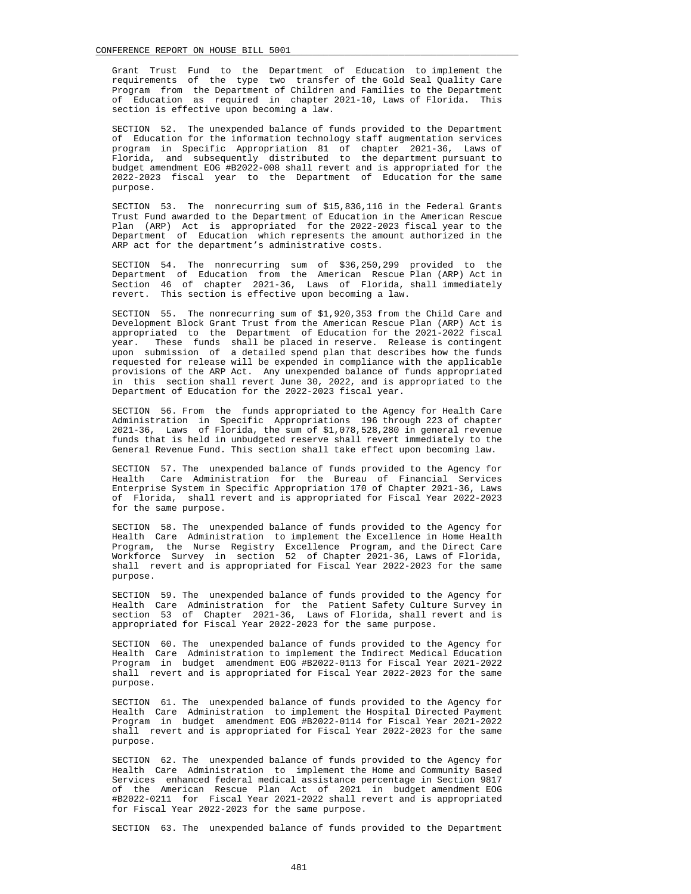Grant Trust Fund to the Department of Education to implement the requirements of the type two transfer of the Gold Seal Quality Care Program from the Department of Children and Families to the Department of Education as required in chapter 2021-10, Laws of Florida. This section is effective upon becoming a law.

SECTION 52. The unexpended balance of funds provided to the Department of Education for the information technology staff augmentation services program in Specific Appropriation 81 of chapter 2021-36, Laws of Florida, and subsequently distributed to the department pursuant to budget amendment EOG #B2022-008 shall revert and is appropriated for the 2022-2023 fiscal year to the Department of Education for the same purpose.

SECTION 53. The nonrecurring sum of $15,836,116 in the Federal Grants Trust Fund awarded to the Department of Education in the American Rescue Plan (ARP) Act is appropriated for the 2022-2023 fiscal year to the Department of Education which represents the amount authorized in the ARP act for the department's administrative costs.

SECTION 54. The nonrecurring sum of $36,250,299 provided to the Department of Education from the American Rescue Plan (ARP) Act in Section 46 of chapter 2021-36, Laws of Florida, shall immediately revert. This section is effective upon becoming a law.

SECTION 55. The nonrecurring sum of $1,920,353 from the Child Care and Development Block Grant Trust from the American Rescue Plan (ARP) Act is appropriated to the Department of Education for the 2021-2022 fiscal year. These funds shall be placed in reserve. Release is contingent upon submission of a detailed spend plan that describes how the funds requested for release will be expended in compliance with the applicable provisions of the ARP Act. Any unexpended balance of funds appropriated in this section shall revert June 30, 2022, and is appropriated to the Department of Education for the 2022-2023 fiscal year.

SECTION 56. From the funds appropriated to the Agency for Health Care Administration in Specific Appropriations 196 through 223 of chapter 2021-36, Laws of Florida, the sum of $1,078,528,280 in general revenue funds that is held in unbudgeted reserve shall revert immediately to the General Revenue Fund. This section shall take effect upon becoming law.

SECTION 57. The unexpended balance of funds provided to the Agency for Health Care Administration for the Bureau of Financial Services Enterprise System in Specific Appropriation 170 of Chapter 2021-36, Laws of Florida, shall revert and is appropriated for Fiscal Year 2022-2023 for the same purpose.

SECTION 58. The unexpended balance of funds provided to the Agency for Health Care Administration to implement the Excellence in Home Health Program, the Nurse Registry Excellence Program, and the Direct Care Workforce Survey in section 52 of Chapter 2021-36, Laws of Florida, shall revert and is appropriated for Fiscal Year 2022-2023 for the same purpose.

SECTION 59. The unexpended balance of funds provided to the Agency for Health Care Administration for the Patient Safety Culture Survey in section 53 of Chapter 2021-36, Laws of Florida, shall revert and is appropriated for Fiscal Year 2022-2023 for the same purpose.

SECTION 60. The unexpended balance of funds provided to the Agency for Health Care Administration to implement the Indirect Medical Education Program in budget amendment EOG #B2022-0113 for Fiscal Year 2021-2022 shall revert and is appropriated for Fiscal Year 2022-2023 for the same purpose.

SECTION 61. The unexpended balance of funds provided to the Agency for Health Care Administration to implement the Hospital Directed Payment Program in budget amendment EOG #B2022-0114 for Fiscal Year 2021-2022 shall revert and is appropriated for Fiscal Year 2022-2023 for the same purpose.

SECTION 62. The unexpended balance of funds provided to the Agency for Health Care Administration to implement the Home and Community Based Services enhanced federal medical assistance percentage in Section 9817 of the American Rescue Plan Act of 2021 in budget amendment EOG #B2022-0211 for Fiscal Year 2021-2022 shall revert and is appropriated for Fiscal Year 2022-2023 for the same purpose.

SECTION 63. The unexpended balance of funds provided to the Department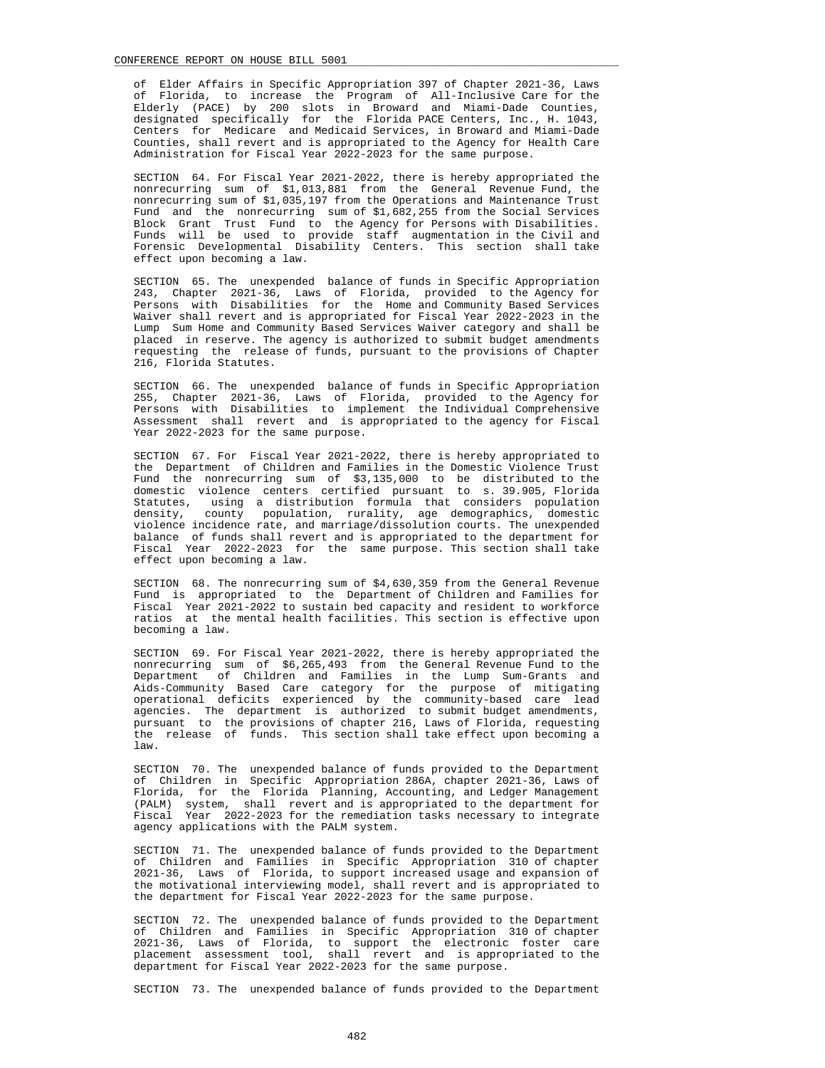of Elder Affairs in Specific Appropriation 397 of Chapter 2021-36, Laws of Florida, to increase the Program of All-Inclusive Care for the Elderly (PACE) by 200 slots in Broward and Miami-Dade Counties, designated specifically for the Florida PACE Centers, Inc., H. 1043, Centers for Medicare and Medicaid Services, in Broward and Miami-Dade Counties, shall revert and is appropriated to the Agency for Health Care Administration for Fiscal Year 2022-2023 for the same purpose.

SECTION 64. For Fiscal Year 2021-2022, there is hereby appropriated the nonrecurring sum of $1,013,881 from the General Revenue Fund, the nonrecurring sum of $1,035,197 from the Operations and Maintenance Trust Fund and the nonrecurring sum of $1,682,255 from the Social Services Block Grant Trust Fund to the Agency for Persons with Disabilities. Funds will be used to provide staff augmentation in the Civil and Forensic Developmental Disability Centers. This section shall take effect upon becoming a law.

SECTION 65. The unexpended balance of funds in Specific Appropriation 243, Chapter 2021-36, Laws of Florida, provided to the Agency for Persons with Disabilities for the Home and Community Based Services Waiver shall revert and is appropriated for Fiscal Year 2022-2023 in the Lump Sum Home and Community Based Services Waiver category and shall be placed in reserve. The agency is authorized to submit budget amendments requesting the release of funds, pursuant to the provisions of Chapter 216, Florida Statutes.

SECTION 66. The unexpended balance of funds in Specific Appropriation 255, Chapter 2021-36, Laws of Florida, provided to the Agency for Persons with Disabilities to implement the Individual Comprehensive Assessment shall revert and is appropriated to the agency for Fiscal Year 2022-2023 for the same purpose.

SECTION 67. For Fiscal Year 2021-2022, there is hereby appropriated to the Department of Children and Families in the Domestic Violence Trust Fund the nonrecurring sum of $3,135,000 to be distributed to the domestic violence centers certified pursuant to s. 39.905, Florida Statutes, using a distribution formula that considers population density, county population, rurality, age demographics, domestic violence incidence rate, and marriage/dissolution courts. The unexpended balance of funds shall revert and is appropriated to the department for Fiscal Year 2022-2023 for the same purpose. This section shall take effect upon becoming a law.

SECTION 68. The nonrecurring sum of $4,630,359 from the General Revenue Fund is appropriated to the Department of Children and Families for Fiscal Year 2021-2022 to sustain bed capacity and resident to workforce ratios at the mental health facilities. This section is effective upon becoming a law.

SECTION 69. For Fiscal Year 2021-2022, there is hereby appropriated the nonrecurring sum of $6,265,493 from the General Revenue Fund to the Department of Children and Families in the Lump Sum-Grants and Aids-Community Based Care category for the purpose of mitigating operational deficits experienced by the community-based care lead agencies. The department is authorized to submit budget amendments, pursuant to the provisions of chapter 216, Laws of Florida, requesting the release of funds. This section shall take effect upon becoming a law.

SECTION 70. The unexpended balance of funds provided to the Department of Children in Specific Appropriation 286A, chapter 2021-36, Laws of Florida, for the Florida Planning, Accounting, and Ledger Management (PALM) system, shall revert and is appropriated to the department for Fiscal Year 2022-2023 for the remediation tasks necessary to integrate agency applications with the PALM system.

SECTION 71. The unexpended balance of funds provided to the Department of Children and Families in Specific Appropriation 310 of chapter 2021-36, Laws of Florida, to support increased usage and expansion of the motivational interviewing model, shall revert and is appropriated to the department for Fiscal Year 2022-2023 for the same purpose.

SECTION 72. The unexpended balance of funds provided to the Department of Children and Families in Specific Appropriation 310 of chapter 2021-36, Laws of Florida, to support the electronic foster care placement assessment tool, shall revert and is appropriated to the department for Fiscal Year 2022-2023 for the same purpose.

SECTION 73. The unexpended balance of funds provided to the Department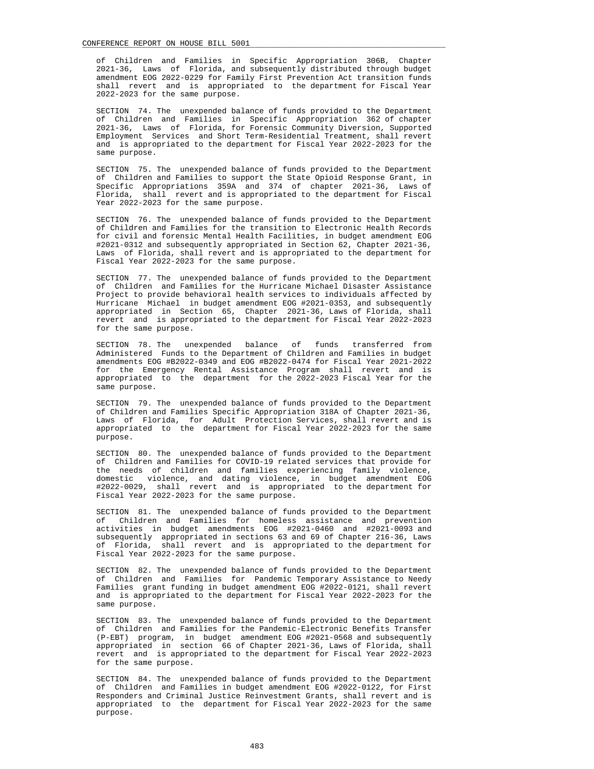of Children and Families in Specific Appropriation 306B, Chapter 2021-36, Laws of Florida, and subsequently distributed through budget amendment EOG 2022-0229 for Family First Prevention Act transition funds shall revert and is appropriated to the department for Fiscal Year 2022-2023 for the same purpose.

SECTION 74. The unexpended balance of funds provided to the Department of Children and Families in Specific Appropriation 362 of chapter 2021-36, Laws of Florida, for Forensic Community Diversion, Supported Employment Services and Short Term-Residential Treatment, shall revert and is appropriated to the department for Fiscal Year 2022-2023 for the same purpose.

SECTION 75. The unexpended balance of funds provided to the Department of Children and Families to support the State Opioid Response Grant, in Specific Appropriations 359A and 374 of chapter 2021-36, Laws of Florida, shall revert and is appropriated to the department for Fiscal Year 2022-2023 for the same purpose.

SECTION 76. The unexpended balance of funds provided to the Department of Children and Families for the transition to Electronic Health Records for civil and forensic Mental Health Facilities, in budget amendment EOG #2021-0312 and subsequently appropriated in Section 62, Chapter 2021-36, Laws of Florida, shall revert and is appropriated to the department for Fiscal Year 2022-2023 for the same purpose.

SECTION 77. The unexpended balance of funds provided to the Department of Children and Families for the Hurricane Michael Disaster Assistance Project to provide behavioral health services to individuals affected by Hurricane Michael in budget amendment EOG #2021-0353, and subsequently appropriated in Section 65, Chapter 2021-36, Laws of Florida, shall revert and is appropriated to the department for Fiscal Year 2022-2023 for the same purpose.

SECTION 78. The unexpended balance of funds transferred from Administered Funds to the Department of Children and Families in budget amendments EOG #B2022-0349 and EOG #B2022-0474 for Fiscal Year 2021-2022 for the Emergency Rental Assistance Program shall revert and is appropriated to the department for the 2022-2023 Fiscal Year for the same purpose.

SECTION 79. The unexpended balance of funds provided to the Department of Children and Families Specific Appropriation 318A of Chapter 2021-36, Laws of Florida, for Adult Protection Services, shall revert and is appropriated to the department for Fiscal Year 2022-2023 for the same purpose.

SECTION 80. The unexpended balance of funds provided to the Department of Children and Families for COVID-19 related services that provide for the needs of children and families experiencing family violence, domestic violence, and dating violence, in budget amendment EOG #2022-0029, shall revert and is appropriated to the department for Fiscal Year 2022-2023 for the same purpose.

SECTION 81. The unexpended balance of funds provided to the Department of Children and Families for homeless assistance and prevention activities in budget amendments EOG #2021-0460 and #2021-0093 and subsequently appropriated in sections 63 and 69 of Chapter 216-36, Laws of Florida, shall revert and is appropriated to the department for Fiscal Year 2022-2023 for the same purpose.

SECTION 82. The unexpended balance of funds provided to the Department of Children and Families for Pandemic Temporary Assistance to Needy Families grant funding in budget amendment EOG #2022-0121, shall revert and is appropriated to the department for Fiscal Year 2022-2023 for the same purpose.

SECTION 83. The unexpended balance of funds provided to the Department of Children and Families for the Pandemic-Electronic Benefits Transfer (P-EBT) program, in budget amendment EOG #2021-0568 and subsequently appropriated in section 66 of Chapter 2021-36, Laws of Florida, shall revert and is appropriated to the department for Fiscal Year 2022-2023 for the same purpose.

SECTION 84. The unexpended balance of funds provided to the Department of Children and Families in budget amendment EOG #2022-0122, for First Responders and Criminal Justice Reinvestment Grants, shall revert and is appropriated to the department for Fiscal Year 2022-2023 for the same purpose.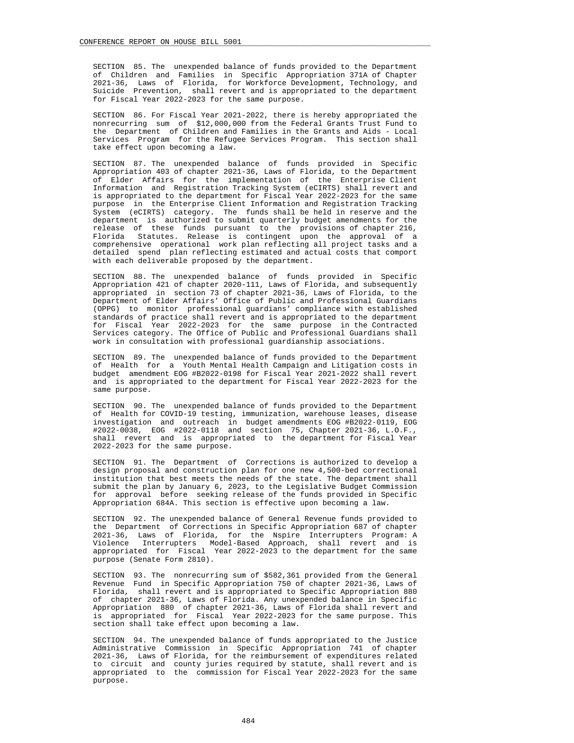SECTION 85. The unexpended balance of funds provided to the Department of Children and Families in Specific Appropriation 371A of Chapter 2021-36, Laws of Florida, for Workforce Development, Technology, and Suicide Prevention, shall revert and is appropriated to the department for Fiscal Year 2022-2023 for the same purpose.

SECTION 86. For Fiscal Year 2021-2022, there is hereby appropriated the nonrecurring sum of $12,000,000 from the Federal Grants Trust Fund to the Department of Children and Families in the Grants and Aids - Local Services Program for the Refugee Services Program. This section shall take effect upon becoming a law.

SECTION 87. The unexpended balance of funds provided in Specific Appropriation 403 of chapter 2021-36, Laws of Florida, to the Department of Elder Affairs for the implementation of the Enterprise Client Information and Registration Tracking System (eCIRTS) shall revert and is appropriated to the department for Fiscal Year 2022-2023 for the same purpose in the Enterprise Client Information and Registration Tracking System (eCIRTS) category. The funds shall be held in reserve and the department is authorized to submit quarterly budget amendments for the release of these funds pursuant to the provisions of chapter 216, Florida Statutes. Release is contingent upon the approval of a comprehensive operational work plan reflecting all project tasks and a detailed spend plan reflecting estimated and actual costs that comport with each deliverable proposed by the department.

SECTION 88. The unexpended balance of funds provided in Specific Appropriation 421 of chapter 2020-111, Laws of Florida, and subsequently appropriated in section 73 of chapter 2021-36, Laws of Florida, to the Department of Elder Affairs’ Office of Public and Professional Guardians (OPPG) to monitor professional guardians’ compliance with established standards of practice shall revert and is appropriated to the department for Fiscal Year 2022-2023 for the same purpose in the Contracted Services category. The Office of Public and Professional Guardians shall work in consultation with professional guardianship associations.

SECTION 89. The unexpended balance of funds provided to the Department of Health for a Youth Mental Health Campaign and Litigation costs in budget amendment EOG #B2022-0198 for Fiscal Year 2021-2022 shall revert and is appropriated to the department for Fiscal Year 2022-2023 for the same purpose.

SECTION 90. The unexpended balance of funds provided to the Department of Health for COVID-19 testing, immunization, warehouse leases, disease investigation and outreach in budget amendments EOG #B2022-0119, EOG #2022-0038, EOG #2022-0118 and section 75, Chapter 2021-36, L.O.F., shall revert and is appropriated to the department for Fiscal Year 2022-2023 for the same purpose.

SECTION 91. The Department of Corrections is authorized to develop a design proposal and construction plan for one new 4,500-bed correctional institution that best meets the needs of the state. The department shall submit the plan by January 6, 2023, to the Legislative Budget Commission for approval before seeking release of the funds provided in Specific Appropriation 684A. This section is effective upon becoming a law.

SECTION 92. The unexpended balance of General Revenue funds provided to the Department of Corrections in Specific Appropriation 687 of chapter 2021-36, Laws of Florida, for the Nspire Interrupters Program: A Violence Interrupters Model-Based Approach, shall revert and is appropriated for Fiscal Year 2022-2023 to the department for the same purpose (Senate Form 2810).

SECTION 93. The nonrecurring sum of $582,361 provided from the General Revenue Fund in Specific Appropriation 750 of chapter 2021-36, Laws of Florida, shall revert and is appropriated to Specific Appropriation 880 of chapter 2021-36, Laws of Florida. Any unexpended balance in Specific Appropriation 880 of chapter 2021-36, Laws of Florida shall revert and is appropriated for Fiscal Year 2022-2023 for the same purpose. This section shall take effect upon becoming a law.

SECTION 94. The unexpended balance of funds appropriated to the Justice Administrative Commission in Specific Appropriation 741 of chapter 2021-36, Laws of Florida, for the reimbursement of expenditures related to circuit and county juries required by statute, shall revert and is appropriated to the commission for Fiscal Year 2022-2023 for the same purpose.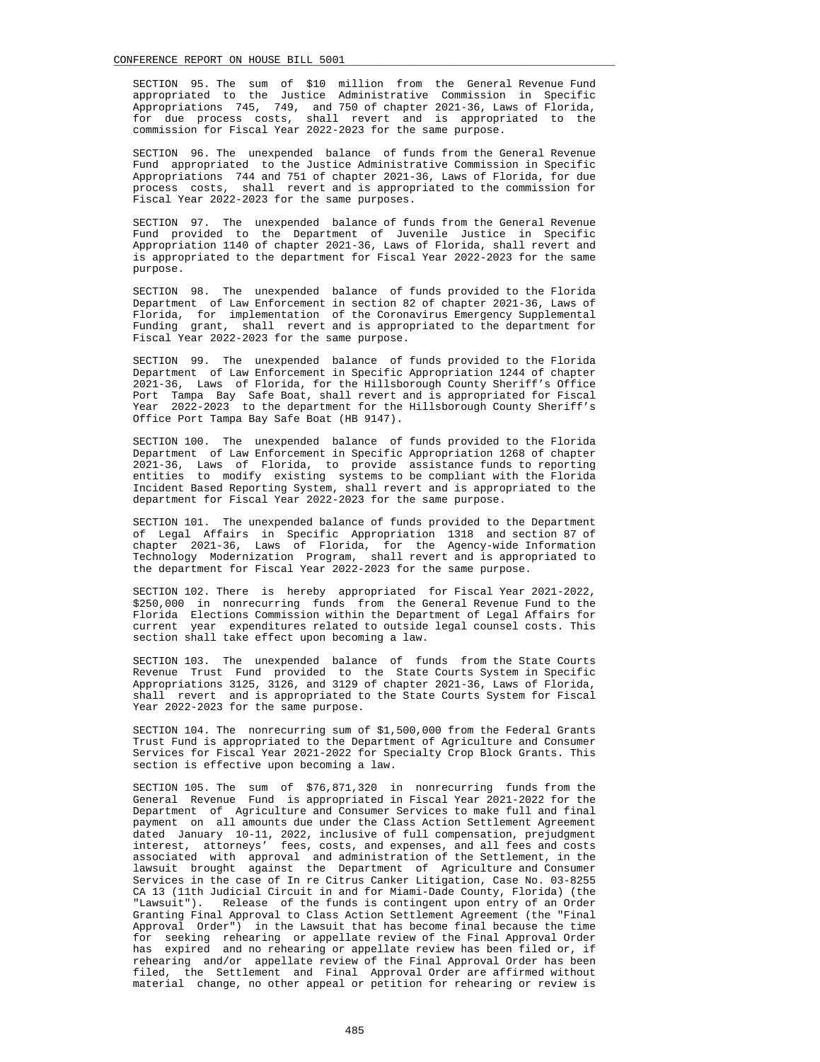SECTION 95. The sum of $10 million from the General Revenue Fund appropriated to the Justice Administrative Commission in Specific Appropriations 745, 749, and 750 of chapter 2021-36, Laws of Florida, for due process costs, shall revert and is appropriated to the commission for Fiscal Year 2022-2023 for the same purpose.

SECTION 96. The unexpended balance of funds from the General Revenue Fund appropriated to the Justice Administrative Commission in Specific Appropriations 744 and 751 of chapter 2021-36, Laws of Florida, for due process costs, shall revert and is appropriated to the commission for Fiscal Year 2022-2023 for the same purposes.

SECTION 97. The unexpended balance of funds from the General Revenue Fund provided to the Department of Juvenile Justice in Specific Appropriation 1140 of chapter 2021-36, Laws of Florida, shall revert and is appropriated to the department for Fiscal Year 2022-2023 for the same purpose.

SECTION 98. The unexpended balance of funds provided to the Florida Department of Law Enforcement in section 82 of chapter 2021-36, Laws of Florida, for implementation of the Coronavirus Emergency Supplemental Funding grant, shall revert and is appropriated to the department for Fiscal Year 2022-2023 for the same purpose.

SECTION 99. The unexpended balance of funds provided to the Florida Department of Law Enforcement in Specific Appropriation 1244 of chapter 2021-36, Laws of Florida, for the Hillsborough County Sheriff's Office Port Tampa Bay Safe Boat, shall revert and is appropriated for Fiscal Year 2022-2023 to the department for the Hillsborough County Sheriff's Office Port Tampa Bay Safe Boat (HB 9147).

SECTION 100. The unexpended balance of funds provided to the Florida Department of Law Enforcement in Specific Appropriation 1268 of chapter 2021-36, Laws of Florida, to provide assistance funds to reporting entities to modify existing systems to be compliant with the Florida Incident Based Reporting System, shall revert and is appropriated to the department for Fiscal Year 2022-2023 for the same purpose.

SECTION 101. The unexpended balance of funds provided to the Department of Legal Affairs in Specific Appropriation 1318 and section 87 of chapter 2021-36, Laws of Florida, for the Agency-wide Information Technology Modernization Program, shall revert and is appropriated to the department for Fiscal Year 2022-2023 for the same purpose.

SECTION 102. There is hereby appropriated for Fiscal Year 2021-2022, $250,000 in nonrecurring funds from the General Revenue Fund to the Florida Elections Commission within the Department of Legal Affairs for current year expenditures related to outside legal counsel costs. This section shall take effect upon becoming a law.

SECTION 103. The unexpended balance of funds from the State Courts Revenue Trust Fund provided to the State Courts System in Specific Appropriations 3125, 3126, and 3129 of chapter 2021-36, Laws of Florida, shall revert and is appropriated to the State Courts System for Fiscal Year 2022-2023 for the same purpose.

SECTION 104. The nonrecurring sum of $1,500,000 from the Federal Grants Trust Fund is appropriated to the Department of Agriculture and Consumer Services for Fiscal Year 2021-2022 for Specialty Crop Block Grants. This section is effective upon becoming a law.

SECTION 105. The sum of $76,871,320 in nonrecurring funds from the General Revenue Fund is appropriated in Fiscal Year 2021-2022 for the Department of Agriculture and Consumer Services to make full and final payment on all amounts due under the Class Action Settlement Agreement dated January 10-11, 2022, inclusive of full compensation, prejudgment interest, attorneys' fees, costs, and expenses, and all fees and costs associated with approval and administration of the Settlement, in the lawsuit brought against the Department of Agriculture and Consumer Services in the case of In re Citrus Canker Litigation, Case No. 03-8255 CA 13 (11th Judicial Circuit in and for Miami-Dade County, Florida) (the "Lawsuit"). Release of the funds is contingent upon entry of an Order Granting Final Approval to Class Action Settlement Agreement (the "Final Approval Order") in the Lawsuit that has become final because the time for seeking rehearing or appellate review of the Final Approval Order has expired and no rehearing or appellate review has been filed or, if rehearing and/or appellate review of the Final Approval Order has been filed, the Settlement and Final Approval Order are affirmed without material change, no other appeal or petition for rehearing or review is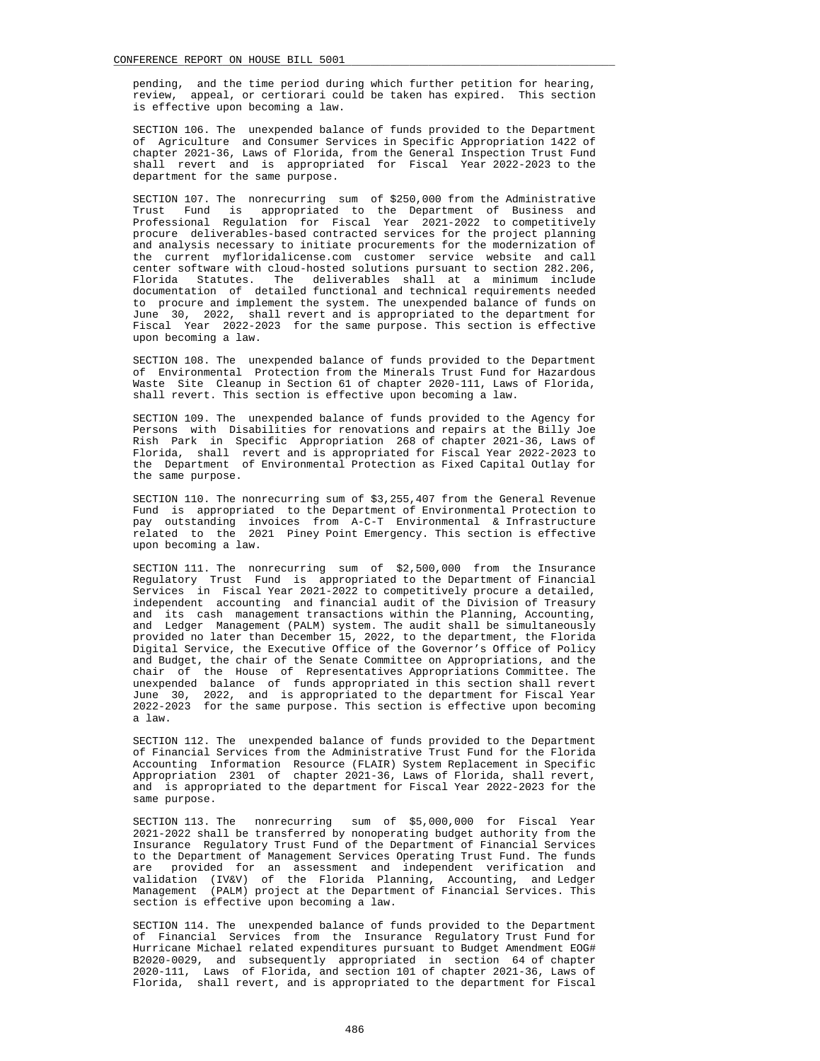pending, and the time period during which further petition for hearing, review, appeal, or certiorari could be taken has expired. This section is effective upon becoming a law.

SECTION 106. The unexpended balance of funds provided to the Department of Agriculture and Consumer Services in Specific Appropriation 1422 of chapter 2021-36, Laws of Florida, from the General Inspection Trust Fund shall revert and is appropriated for Fiscal Year 2022-2023 to the department for the same purpose.

SECTION 107. The nonrecurring sum of $250,000 from the Administrative Trust Fund is appropriated to the Department of Business and Professional Regulation for Fiscal Year 2021-2022 to competitively procure deliverables-based contracted services for the project planning and analysis necessary to initiate procurements for the modernization of the current myfloridalicense.com customer service website and call center software with cloud-hosted solutions pursuant to section 282.206, Florida Statutes. The deliverables shall at a minimum include documentation of detailed functional and technical requirements needed to procure and implement the system. The unexpended balance of funds on June 30, 2022, shall revert and is appropriated to the department for Fiscal Year 2022-2023 for the same purpose. This section is effective upon becoming a law.

SECTION 108. The unexpended balance of funds provided to the Department of Environmental Protection from the Minerals Trust Fund for Hazardous Waste Site Cleanup in Section 61 of chapter 2020-111, Laws of Florida, shall revert. This section is effective upon becoming a law.

SECTION 109. The unexpended balance of funds provided to the Agency for Persons with Disabilities for renovations and repairs at the Billy Joe Rish Park in Specific Appropriation 268 of chapter 2021-36, Laws of Florida, shall revert and is appropriated for Fiscal Year 2022-2023 to the Department of Environmental Protection as Fixed Capital Outlay for the same purpose.

SECTION 110. The nonrecurring sum of $3,255,407 from the General Revenue Fund is appropriated to the Department of Environmental Protection to pay outstanding invoices from A-C-T Environmental & Infrastructure related to the 2021 Piney Point Emergency. This section is effective upon becoming a law.

SECTION 111. The nonrecurring sum of $2,500,000 from the Insurance Regulatory Trust Fund is appropriated to the Department of Financial Services in Fiscal Year 2021-2022 to competitively procure a detailed, independent accounting and financial audit of the Division of Treasury and its cash management transactions within the Planning, Accounting, and Ledger Management (PALM) system. The audit shall be simultaneously provided no later than December 15, 2022, to the department, the Florida Digital Service, the Executive Office of the Governor's Office of Policy and Budget, the chair of the Senate Committee on Appropriations, and the chair of the House of Representatives Appropriations Committee. The unexpended balance of funds appropriated in this section shall revert June 30, 2022, and is appropriated to the department for Fiscal Year 2022-2023 for the same purpose. This section is effective upon becoming a law.

SECTION 112. The unexpended balance of funds provided to the Department of Financial Services from the Administrative Trust Fund for the Florida Accounting Information Resource (FLAIR) System Replacement in Specific Appropriation 2301 of chapter 2021-36, Laws of Florida, shall revert, and is appropriated to the department for Fiscal Year 2022-2023 for the same purpose.

SECTION 113. The nonrecurring sum of $5,000,000 for Fiscal Year 2021-2022 shall be transferred by nonoperating budget authority from the Insurance Regulatory Trust Fund of the Department of Financial Services to the Department of Management Services Operating Trust Fund. The funds are provided for an assessment and independent verification and validation (IV&V) of the Florida Planning, Accounting, and Ledger Management (PALM) project at the Department of Financial Services. This section is effective upon becoming a law.

SECTION 114. The unexpended balance of funds provided to the Department of Financial Services from the Insurance Regulatory Trust Fund for Hurricane Michael related expenditures pursuant to Budget Amendment EOG# B2020-0029, and subsequently appropriated in section 64 of chapter 2020-111, Laws of Florida, and section 101 of chapter 2021-36, Laws of Florida, shall revert, and is appropriated to the department for Fiscal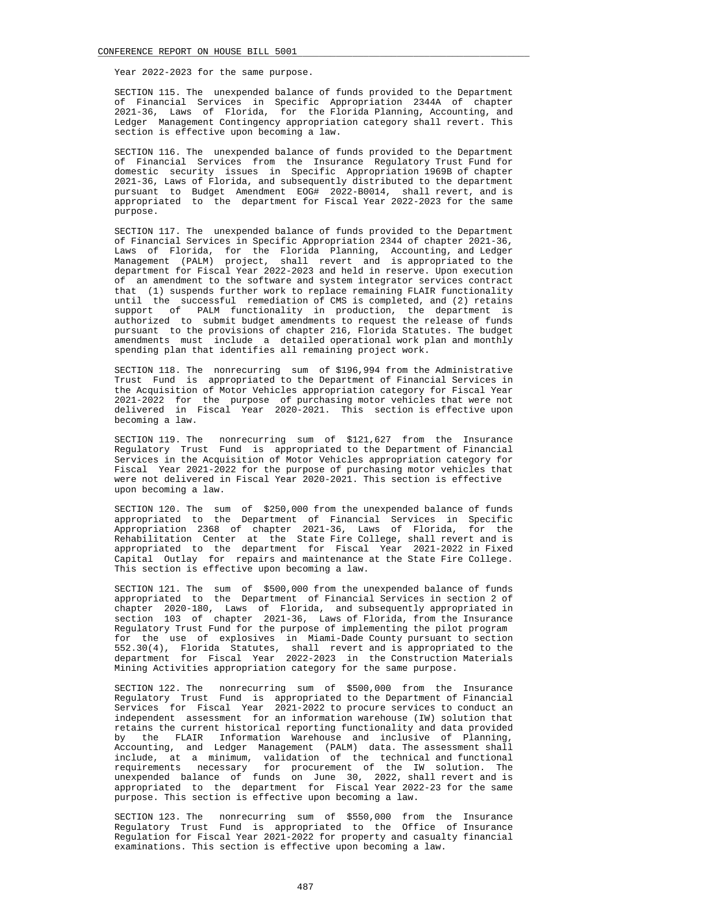Year 2022-2023 for the same purpose.

SECTION 115. The unexpended balance of funds provided to the Department of Financial Services in Specific Appropriation 2344A of chapter 2021-36, Laws of Florida, for the Florida Planning, Accounting, and Ledger Management Contingency appropriation category shall revert. This section is effective upon becoming a law.

SECTION 116. The unexpended balance of funds provided to the Department of Financial Services from the Insurance Regulatory Trust Fund for domestic security issues in Specific Appropriation 1969B of chapter 2021-36, Laws of Florida, and subsequently distributed to the department pursuant to Budget Amendment EOG# 2022-B0014, shall revert, and is appropriated to the department for Fiscal Year 2022-2023 for the same purpose.

SECTION 117. The unexpended balance of funds provided to the Department of Financial Services in Specific Appropriation 2344 of chapter 2021-36, Laws of Florida, for the Florida Planning, Accounting, and Ledger Management (PALM) project, shall revert and is appropriated to the department for Fiscal Year 2022-2023 and held in reserve. Upon execution of an amendment to the software and system integrator services contract that (1) suspends further work to replace remaining FLAIR functionality until the successful remediation of CMS is completed, and (2) retains support of PALM functionality in production, the department is authorized to submit budget amendments to request the release of funds pursuant to the provisions of chapter 216, Florida Statutes. The budget amendments must include a detailed operational work plan and monthly spending plan that identifies all remaining project work.

SECTION 118. The nonrecurring sum of $196,994 from the Administrative Trust Fund is appropriated to the Department of Financial Services in the Acquisition of Motor Vehicles appropriation category for Fiscal Year 2021-2022 for the purpose of purchasing motor vehicles that were not delivered in Fiscal Year 2020-2021. This section is effective upon becoming a law.

SECTION 119. The nonrecurring sum of $121,627 from the Insurance Regulatory Trust Fund is appropriated to the Department of Financial Services in the Acquisition of Motor Vehicles appropriation category for Fiscal Year 2021-2022 for the purpose of purchasing motor vehicles that were not delivered in Fiscal Year 2020-2021. This section is effective upon becoming a law.

SECTION 120. The sum of $250,000 from the unexpended balance of funds appropriated to the Department of Financial Services in Specific Appropriation 2368 of chapter 2021-36, Laws of Florida, for the Rehabilitation Center at the State Fire College, shall revert and is appropriated to the department for Fiscal Year 2021-2022 in Fixed Capital Outlay for repairs and maintenance at the State Fire College. This section is effective upon becoming a law.

SECTION 121. The sum of $500,000 from the unexpended balance of funds appropriated to the Department of Financial Services in section 2 of chapter 2020-180, Laws of Florida, and subsequently appropriated in section 103 of chapter 2021-36, Laws of Florida, from the Insurance Regulatory Trust Fund for the purpose of implementing the pilot program for the use of explosives in Miami-Dade County pursuant to section 552.30(4), Florida Statutes, shall revert and is appropriated to the department for Fiscal Year 2022-2023 in the Construction Materials Mining Activities appropriation category for the same purpose.

SECTION 122. The nonrecurring sum of $500,000 from the Insurance Regulatory Trust Fund is appropriated to the Department of Financial Services for Fiscal Year 2021-2022 to procure services to conduct an independent assessment for an information warehouse (IW) solution that retains the current historical reporting functionality and data provided by the FLAIR Information Warehouse and inclusive of Planning, Accounting, and Ledger Management (PALM) data. The assessment shall include, at a minimum, validation of the technical and functional requirements necessary for procurement of the IW solution. The unexpended balance of funds on June 30, 2022, shall revert and is appropriated to the department for Fiscal Year 2022-23 for the same purpose. This section is effective upon becoming a law.

SECTION 123. The nonrecurring sum of $550,000 from the Insurance Regulatory Trust Fund is appropriated to the Office of Insurance Regulation for Fiscal Year 2021-2022 for property and casualty financial examinations. This section is effective upon becoming a law.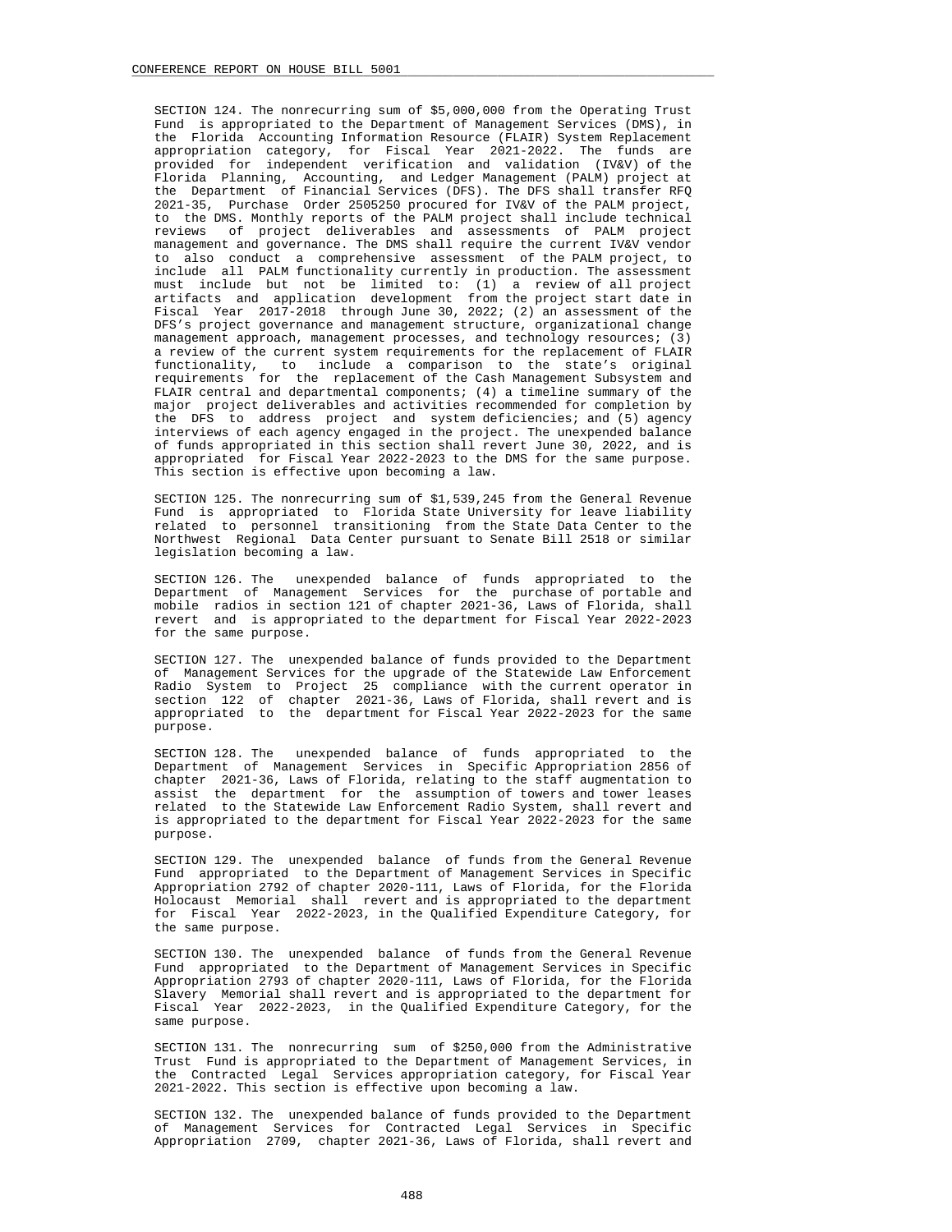SECTION 124. The nonrecurring sum of $5,000,000 from the Operating Trust Fund is appropriated to the Department of Management Services (DMS), in the Florida Accounting Information Resource (FLAIR) System Replacement appropriation category, for Fiscal Year 2021-2022. The funds are provided for independent verification and validation (IV&V) of the Florida Planning, Accounting, and Ledger Management (PALM) project at the Department of Financial Services (DFS). The DFS shall transfer RFQ 2021-35, Purchase Order 2505250 procured for IV&V of the PALM project, to the DMS. Monthly reports of the PALM project shall include technical reviews of project deliverables and assessments of PALM project management and governance. The DMS shall require the current IV&V vendor to also conduct a comprehensive assessment of the PALM project, to include all PALM functionality currently in production. The assessment must include but not be limited to: (1) a review of all project artifacts and application development from the project start date in Fiscal Year 2017-2018 through June 30, 2022; (2) an assessment of the DFS's project governance and management structure, organizational change management approach, management processes, and technology resources; (3) a review of the current system requirements for the replacement of FLAIR functionality, to include a comparison to the state's original requirements for the replacement of the Cash Management Subsystem and FLAIR central and departmental components; (4) a timeline summary of the major project deliverables and activities recommended for completion by the DFS to address project and system deficiencies; and (5) agency interviews of each agency engaged in the project. The unexpended balance of funds appropriated in this section shall revert June 30, 2022, and is appropriated for Fiscal Year 2022-2023 to the DMS for the same purpose. This section is effective upon becoming a law.

SECTION 125. The nonrecurring sum of $1,539,245 from the General Revenue Fund is appropriated to Florida State University for leave liability related to personnel transitioning from the State Data Center to the Northwest Regional Data Center pursuant to Senate Bill 2518 or similar legislation becoming a law.

SECTION 126. The unexpended balance of funds appropriated to the Department of Management Services for the purchase of portable and mobile radios in section 121 of chapter 2021-36, Laws of Florida, shall revert and is appropriated to the department for Fiscal Year 2022-2023 for the same purpose.

SECTION 127. The unexpended balance of funds provided to the Department of Management Services for the upgrade of the Statewide Law Enforcement Radio System to Project 25 compliance with the current operator in section 122 of chapter 2021-36, Laws of Florida, shall revert and is appropriated to the department for Fiscal Year 2022-2023 for the same purpose.

SECTION 128. The unexpended balance of funds appropriated to the Department of Management Services in Specific Appropriation 2856 of chapter 2021-36, Laws of Florida, relating to the staff augmentation to assist the department for the assumption of towers and tower leases related to the Statewide Law Enforcement Radio System, shall revert and is appropriated to the department for Fiscal Year 2022-2023 for the same purpose.

SECTION 129. The unexpended balance of funds from the General Revenue Fund appropriated to the Department of Management Services in Specific Appropriation 2792 of chapter 2020-111, Laws of Florida, for the Florida Holocaust Memorial shall revert and is appropriated to the department for Fiscal Year 2022-2023, in the Qualified Expenditure Category, for the same purpose.

SECTION 130. The unexpended balance of funds from the General Revenue Fund appropriated to the Department of Management Services in Specific Appropriation 2793 of chapter 2020-111, Laws of Florida, for the Florida Slavery Memorial shall revert and is appropriated to the department for Fiscal Year 2022-2023, in the Qualified Expenditure Category, for the same purpose.

SECTION 131. The nonrecurring sum of $250,000 from the Administrative Trust Fund is appropriated to the Department of Management Services, in the Contracted Legal Services appropriation category, for Fiscal Year 2021-2022. This section is effective upon becoming a law.

SECTION 132. The unexpended balance of funds provided to the Department of Management Services for Contracted Legal Services in Specific Appropriation 2709, chapter 2021-36, Laws of Florida, shall revert and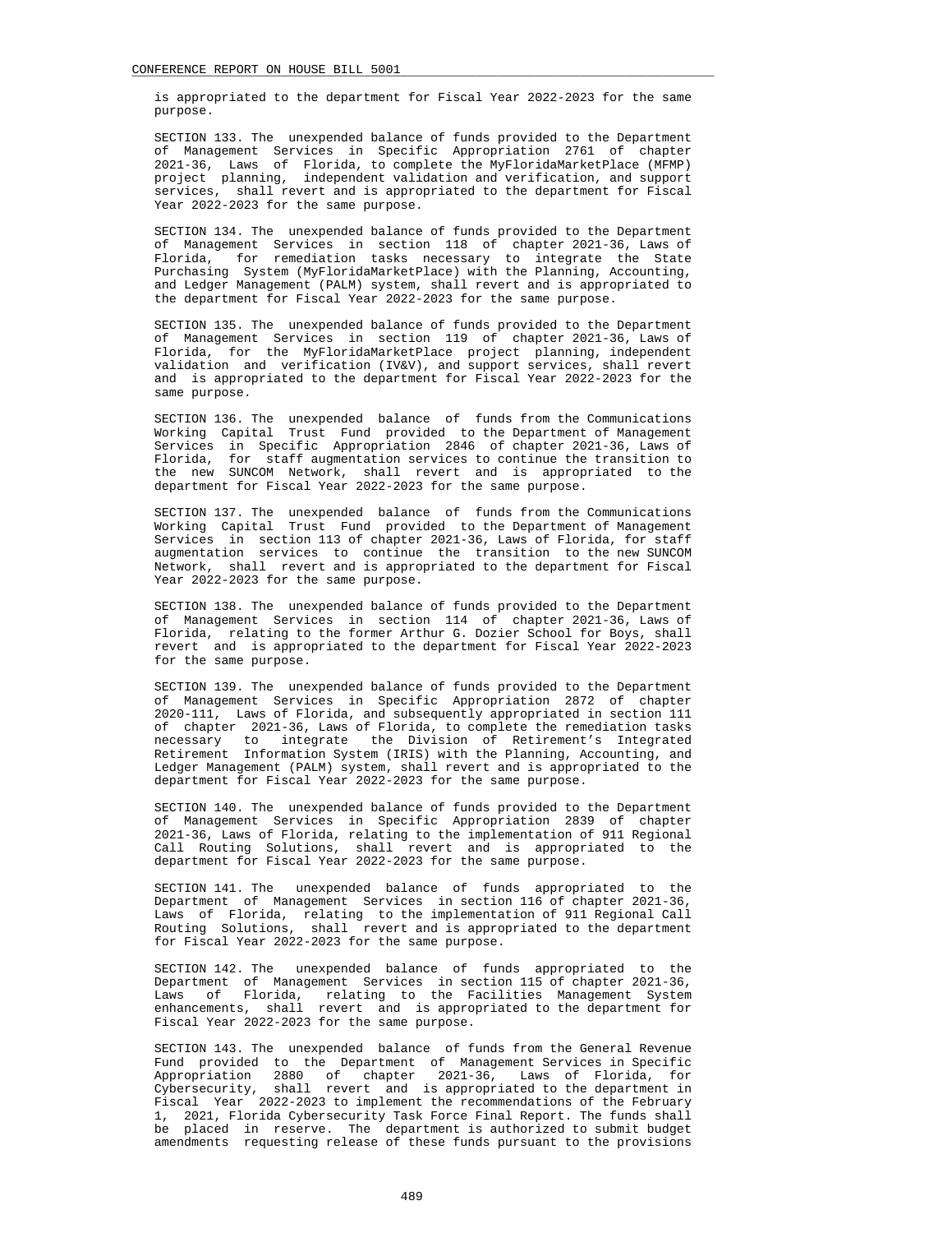is appropriated to the department for Fiscal Year 2022-2023 for the same purpose.

SECTION 133. The unexpended balance of funds provided to the Department of Management Services in Specific Appropriation 2761 of chapter 2021-36, Laws of Florida, to complete the MyFloridaMarketPlace (MFMP) project planning, independent validation and verification, and support services, shall revert and is appropriated to the department for Fiscal Year 2022-2023 for the same purpose.

SECTION 134. The unexpended balance of funds provided to the Department of Management Services in section 118 of chapter 2021-36, Laws of Florida, for remediation tasks necessary to integrate the State Purchasing System (MyFloridaMarketPlace) with the Planning, Accounting, and Ledger Management (PALM) system, shall revert and is appropriated to the department for Fiscal Year 2022-2023 for the same purpose.

SECTION 135. The unexpended balance of funds provided to the Department of Management Services in section 119 of chapter 2021-36, Laws of Florida, for the MyFloridaMarketPlace project planning, independent validation and verification (IV&V), and support services, shall revert and is appropriated to the department for Fiscal Year 2022-2023 for the same purpose.

SECTION 136. The unexpended balance of funds from the Communications Working Capital Trust Fund provided to the Department of Management Services in Specific Appropriation 2846 of chapter 2021-36, Laws of Florida, for staff augmentation services to continue the transition to the new SUNCOM Network, shall revert and is appropriated to the department for Fiscal Year 2022-2023 for the same purpose.

SECTION 137. The unexpended balance of funds from the Communications Working Capital Trust Fund provided to the Department of Management Services in section 113 of chapter 2021-36, Laws of Florida, for staff augmentation services to continue the transition to the new SUNCOM Network, shall revert and is appropriated to the department for Fiscal Year 2022-2023 for the same purpose.

SECTION 138. The unexpended balance of funds provided to the Department of Management Services in section 114 of chapter 2021-36, Laws of Florida, relating to the former Arthur G. Dozier School for Boys, shall revert and is appropriated to the department for Fiscal Year 2022-2023 for the same purpose.

SECTION 139. The unexpended balance of funds provided to the Department of Management Services in Specific Appropriation 2872 of chapter 2020-111, Laws of Florida, and subsequently appropriated in section 111 of chapter 2021-36, Laws of Florida, to complete the remediation tasks necessary to integrate the Division of Retirement's Integrated Retirement Information System (IRIS) with the Planning, Accounting, and Ledger Management (PALM) system, shall revert and is appropriated to the department for Fiscal Year 2022-2023 for the same purpose.

SECTION 140. The unexpended balance of funds provided to the Department of Management Services in Specific Appropriation 2839 of chapter 2021-36, Laws of Florida, relating to the implementation of 911 Regional Call Routing Solutions, shall revert and is appropriated to the department for Fiscal Year 2022-2023 for the same purpose.

SECTION 141. The unexpended balance of funds appropriated to the Department of Management Services in section 116 of chapter 2021-36, Laws of Florida, relating to the implementation of 911 Regional Call Routing Solutions, shall revert and is appropriated to the department for Fiscal Year 2022-2023 for the same purpose.

SECTION 142. The unexpended balance of funds appropriated to the Department of Management Services in section 115 of chapter 2021-36, Laws of Florida, relating to the Facilities Management System enhancements, shall revert and is appropriated to the department for Fiscal Year 2022-2023 for the same purpose.

SECTION 143. The unexpended balance of funds from the General Revenue Fund provided to the Department of Management Services in Specific Appropriation 2880 of chapter 2021-36, Laws of Florida, for Cybersecurity, shall revert and is appropriated to the department in Fiscal Year 2022-2023 to implement the recommendations of the February 1, 2021, Florida Cybersecurity Task Force Final Report. The funds shall be placed in reserve. The department is authorized to submit budget amendments requesting release of these funds pursuant to the provisions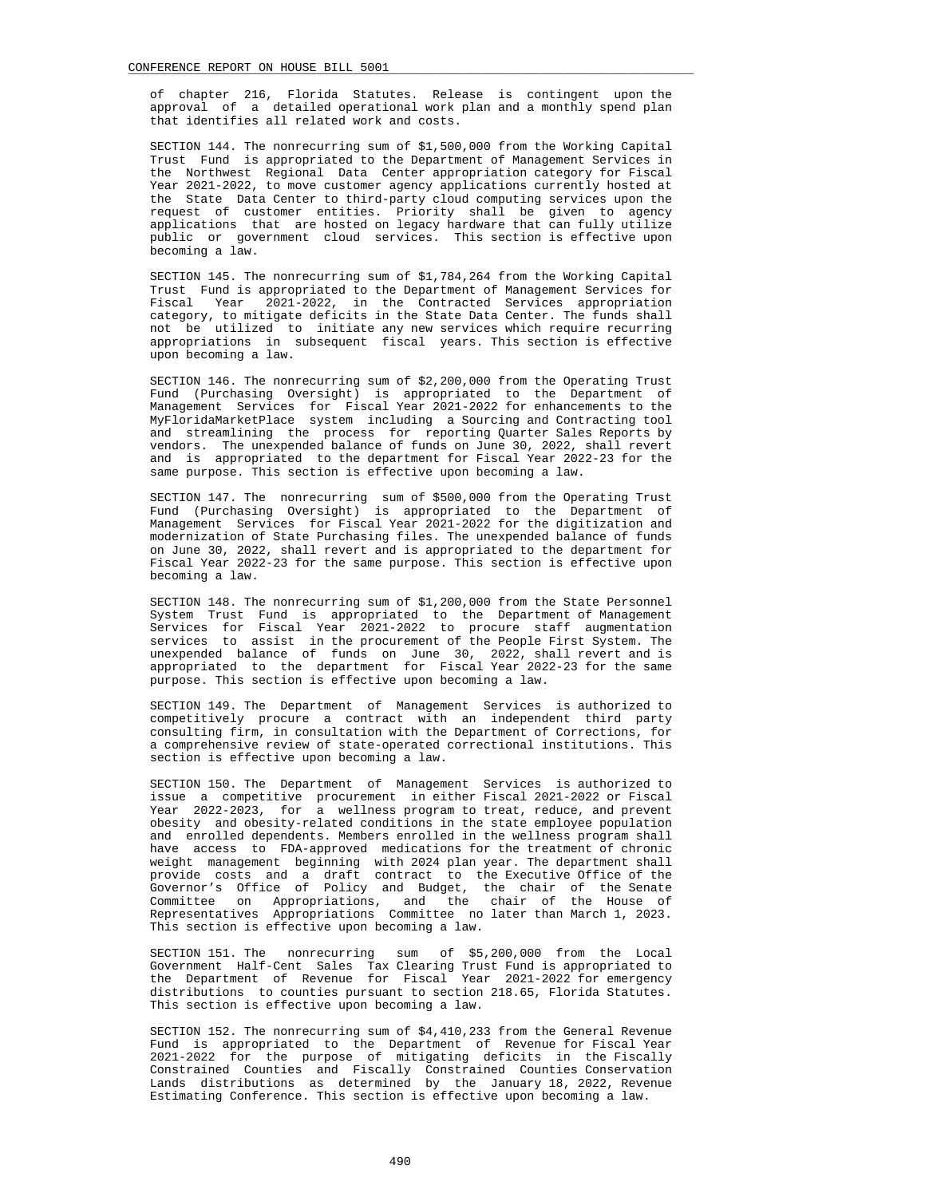of chapter 216, Florida Statutes. Release is contingent upon the approval of a detailed operational work plan and a monthly spend plan that identifies all related work and costs.

SECTION 144. The nonrecurring sum of $1,500,000 from the Working Capital Trust Fund is appropriated to the Department of Management Services in the Northwest Regional Data Center appropriation category for Fiscal Year 2021-2022, to move customer agency applications currently hosted at the State Data Center to third-party cloud computing services upon the request of customer entities. Priority shall be given to agency applications that are hosted on legacy hardware that can fully utilize public or government cloud services. This section is effective upon becoming a law.

SECTION 145. The nonrecurring sum of $1,784,264 from the Working Capital Trust Fund is appropriated to the Department of Management Services for Fiscal Year 2021-2022, in the Contracted Services appropriation category, to mitigate deficits in the State Data Center. The funds shall not be utilized to initiate any new services which require recurring appropriations in subsequent fiscal years. This section is effective upon becoming a law.

SECTION 146. The nonrecurring sum of $2,200,000 from the Operating Trust Fund (Purchasing Oversight) is appropriated to the Department of Management Services for Fiscal Year 2021-2022 for enhancements to the MyFloridaMarketPlace system including a Sourcing and Contracting tool and streamlining the process for reporting Quarter Sales Reports by vendors. The unexpended balance of funds on June 30, 2022, shall revert and is appropriated to the department for Fiscal Year 2022-23 for the same purpose. This section is effective upon becoming a law.

SECTION 147. The nonrecurring sum of $500,000 from the Operating Trust Fund (Purchasing Oversight) is appropriated to the Department of Management Services for Fiscal Year 2021-2022 for the digitization and modernization of State Purchasing files. The unexpended balance of funds on June 30, 2022, shall revert and is appropriated to the department for Fiscal Year 2022-23 for the same purpose. This section is effective upon becoming a law.

SECTION 148. The nonrecurring sum of $1,200,000 from the State Personnel System Trust Fund is appropriated to the Department of Management Services for Fiscal Year 2021-2022 to procure staff augmentation services to assist in the procurement of the People First System. The unexpended balance of funds on June 30, 2022, shall revert and is appropriated to the department for Fiscal Year 2022-23 for the same purpose. This section is effective upon becoming a law.

SECTION 149. The Department of Management Services is authorized to competitively procure a contract with an independent third party consulting firm, in consultation with the Department of Corrections, for a comprehensive review of state-operated correctional institutions. This section is effective upon becoming a law.

SECTION 150. The Department of Management Services is authorized to issue a competitive procurement in either Fiscal 2021-2022 or Fiscal Year 2022-2023, for a wellness program to treat, reduce, and prevent obesity and obesity-related conditions in the state employee population and enrolled dependents. Members enrolled in the wellness program shall have access to FDA-approved medications for the treatment of chronic weight management beginning with 2024 plan year. The department shall provide costs and a draft contract to the Executive Office of the Governor's Office of Policy and Budget, the chair of the Senate Committee on Appropriations, and the chair of the House of Representatives Appropriations Committee no later than March 1, 2023. This section is effective upon becoming a law.

SECTION 151. The nonrecurring sum of $5,200,000 from the Local Government Half-Cent Sales Tax Clearing Trust Fund is appropriated to the Department of Revenue for Fiscal Year 2021-2022 for emergency distributions to counties pursuant to section 218.65, Florida Statutes. This section is effective upon becoming a law.

SECTION 152. The nonrecurring sum of $4,410,233 from the General Revenue Fund is appropriated to the Department of Revenue for Fiscal Year 2021-2022 for the purpose of mitigating deficits in the Fiscally Constrained Counties and Fiscally Constrained Counties Conservation Lands distributions as determined by the January 18, 2022, Revenue Estimating Conference. This section is effective upon becoming a law.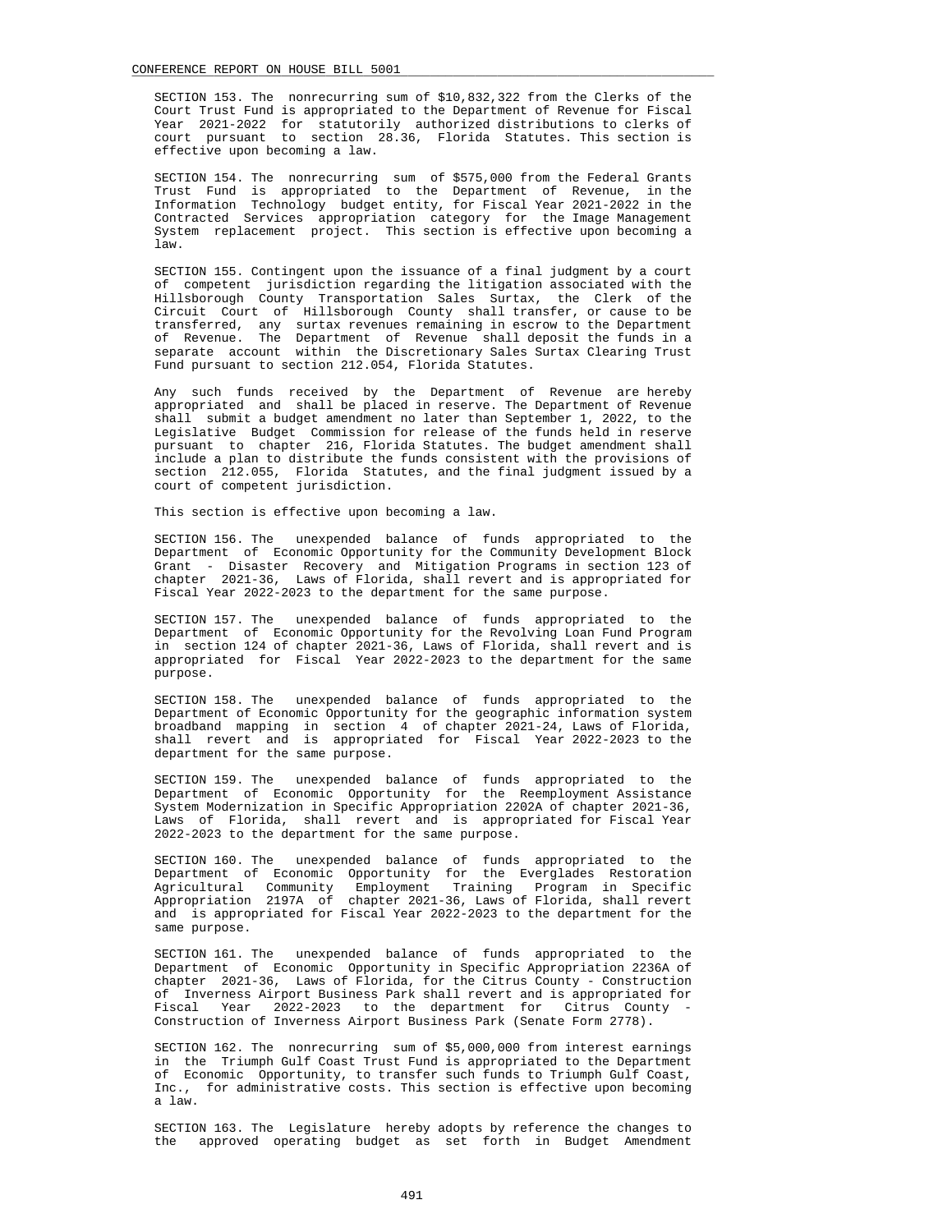SECTION 153. The nonrecurring sum of $10,832,322 from the Clerks of the Court Trust Fund is appropriated to the Department of Revenue for Fiscal Year 2021-2022 for statutorily authorized distributions to clerks of court pursuant to section 28.36, Florida Statutes. This section is effective upon becoming a law.

SECTION 154. The nonrecurring sum of $575,000 from the Federal Grants Trust Fund is appropriated to the Department of Revenue, in the Information Technology budget entity, for Fiscal Year 2021-2022 in the Contracted Services appropriation category for the Image Management System replacement project. This section is effective upon becoming a law.

SECTION 155. Contingent upon the issuance of a final judgment by a court of competent jurisdiction regarding the litigation associated with the Hillsborough County Transportation Sales Surtax, the Clerk of the Circuit Court of Hillsborough County shall transfer, or cause to be transferred, any surtax revenues remaining in escrow to the Department of Revenue. The Department of Revenue shall deposit the funds in a separate account within the Discretionary Sales Surtax Clearing Trust Fund pursuant to section 212.054, Florida Statutes.

Any such funds received by the Department of Revenue are hereby appropriated and shall be placed in reserve. The Department of Revenue shall submit a budget amendment no later than September 1, 2022, to the Legislative Budget Commission for release of the funds held in reserve pursuant to chapter 216, Florida Statutes. The budget amendment shall include a plan to distribute the funds consistent with the provisions of section 212.055, Florida Statutes, and the final judgment issued by a court of competent jurisdiction.

This section is effective upon becoming a law.

SECTION 156. The unexpended balance of funds appropriated to the Department of Economic Opportunity for the Community Development Block Grant - Disaster Recovery and Mitigation Programs in section 123 of chapter 2021-36, Laws of Florida, shall revert and is appropriated for Fiscal Year 2022-2023 to the department for the same purpose.

SECTION 157. The unexpended balance of funds appropriated to the Department of Economic Opportunity for the Revolving Loan Fund Program in section 124 of chapter 2021-36, Laws of Florida, shall revert and is appropriated for Fiscal Year 2022-2023 to the department for the same purpose.

SECTION 158. The unexpended balance of funds appropriated to the Department of Economic Opportunity for the geographic information system broadband mapping in section 4 of chapter 2021-24, Laws of Florida, shall revert and is appropriated for Fiscal Year 2022-2023 to the department for the same purpose.

SECTION 159. The unexpended balance of funds appropriated to the Department of Economic Opportunity for the Reemployment Assistance System Modernization in Specific Appropriation 2202A of chapter 2021-36, Laws of Florida, shall revert and is appropriated for Fiscal Year 2022-2023 to the department for the same purpose.

SECTION 160. The unexpended balance of funds appropriated to the Department of Economic Opportunity for the Everglades Restoration Agricultural Community Employment Training Program in Specific Appropriation 2197A of chapter 2021-36, Laws of Florida, shall revert and is appropriated for Fiscal Year 2022-2023 to the department for the same purpose.

SECTION 161. The unexpended balance of funds appropriated to the Department of Economic Opportunity in Specific Appropriation 2236A of chapter 2021-36, Laws of Florida, for the Citrus County - Construction of Inverness Airport Business Park shall revert and is appropriated for Fiscal Year 2022-2023 to the department for Citrus County - Construction of Inverness Airport Business Park (Senate Form 2778).

SECTION 162. The nonrecurring sum of $5,000,000 from interest earnings in the Triumph Gulf Coast Trust Fund is appropriated to the Department of Economic Opportunity, to transfer such funds to Triumph Gulf Coast, Inc., for administrative costs. This section is effective upon becoming a law.

SECTION 163. The Legislature hereby adopts by reference the changes to the approved operating budget as set forth in Budget Amendment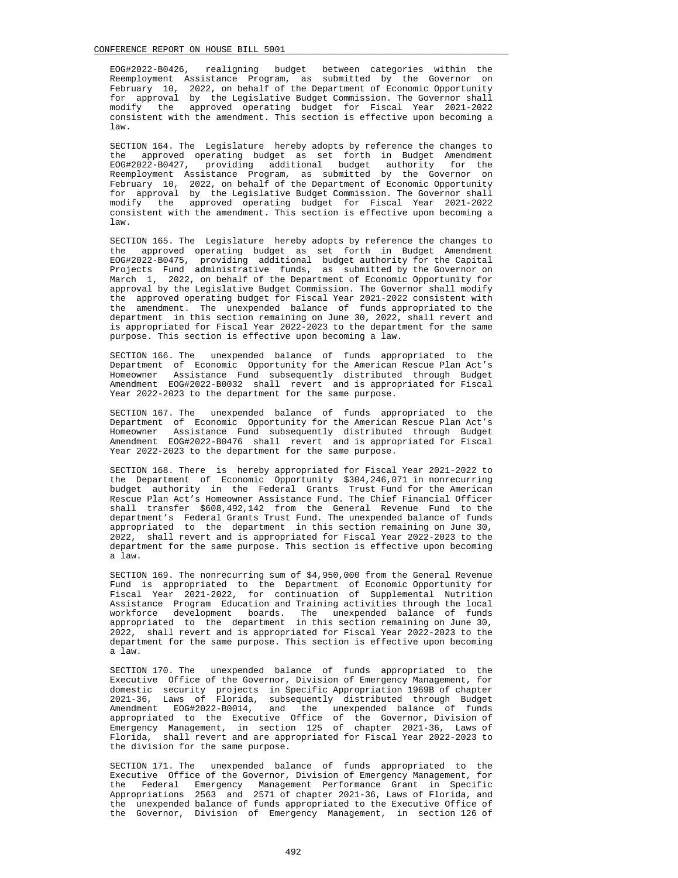EOG#2022-B0426, realigning budget between categories within the Reemployment Assistance Program, as submitted by the Governor on February 10, 2022, on behalf of the Department of Economic Opportunity for approval by the Legislative Budget Commission. The Governor shall modify the approved operating budget for Fiscal Year 2021-2022 consistent with the amendment. This section is effective upon becoming a law.

SECTION 164. The Legislature hereby adopts by reference the changes to the approved operating budget as set forth in Budget Amendment EOG#2022-B0427, providing additional budget authority for the Reemployment Assistance Program, as submitted by the Governor on February 10, 2022, on behalf of the Department of Economic Opportunity for approval by the Legislative Budget Commission. The Governor shall modify the approved operating budget for Fiscal Year 2021-2022 consistent with the amendment. This section is effective upon becoming a law.

SECTION 165. The Legislature hereby adopts by reference the changes to the approved operating budget as set forth in Budget Amendment EOG#2022-B0475, providing additional budget authority for the Capital Projects Fund administrative funds, as submitted by the Governor on March 1, 2022, on behalf of the Department of Economic Opportunity for approval by the Legislative Budget Commission. The Governor shall modify the approved operating budget for Fiscal Year 2021-2022 consistent with the amendment. The unexpended balance of funds appropriated to the department in this section remaining on June 30, 2022, shall revert and is appropriated for Fiscal Year 2022-2023 to the department for the same purpose. This section is effective upon becoming a law.

SECTION 166. The unexpended balance of funds appropriated to the Department of Economic Opportunity for the American Rescue Plan Act's Homeowner Assistance Fund subsequently distributed through Budget Amendment EOG#2022-B0032 shall revert and is appropriated for Fiscal Year 2022-2023 to the department for the same purpose.

SECTION 167. The unexpended balance of funds appropriated to the Department of Economic Opportunity for the American Rescue Plan Act's Homeowner Assistance Fund subsequently distributed through Budget Amendment EOG#2022-B0476 shall revert and is appropriated for Fiscal Year 2022-2023 to the department for the same purpose.

SECTION 168. There is hereby appropriated for Fiscal Year 2021-2022 to the Department of Economic Opportunity $304,246,071 in nonrecurring budget authority in the Federal Grants Trust Fund for the American Rescue Plan Act's Homeowner Assistance Fund. The Chief Financial Officer shall transfer $608,492,142 from the General Revenue Fund to the department's Federal Grants Trust Fund. The unexpended balance of funds appropriated to the department in this section remaining on June 30, 2022, shall revert and is appropriated for Fiscal Year 2022-2023 to the department for the same purpose. This section is effective upon becoming a law.

SECTION 169. The nonrecurring sum of $4,950,000 from the General Revenue Fund is appropriated to the Department of Economic Opportunity for Fiscal Year 2021-2022, for continuation of Supplemental Nutrition Assistance Program Education and Training activities through the local workforce development boards. The unexpended balance of funds appropriated to the department in this section remaining on June 30, 2022, shall revert and is appropriated for Fiscal Year 2022-2023 to the department for the same purpose. This section is effective upon becoming a law.

SECTION 170. The unexpended balance of funds appropriated to the Executive Office of the Governor, Division of Emergency Management, for domestic security projects in Specific Appropriation 1969B of chapter 2021-36, Laws of Florida, subsequently distributed through Budget Amendment EOG#2022-B0014, and the unexpended balance of funds appropriated to the Executive Office of the Governor, Division of Emergency Management, in section 125 of chapter 2021-36, Laws of Florida, shall revert and are appropriated for Fiscal Year 2022-2023 to the division for the same purpose.

SECTION 171. The unexpended balance of funds appropriated to the Executive Office of the Governor, Division of Emergency Management, for the Federal Emergency Management Performance Grant in Specific Appropriations 2563 and 2571 of chapter 2021-36, Laws of Florida, and the unexpended balance of funds appropriated to the Executive Office of the Governor, Division of Emergency Management, in section 126 of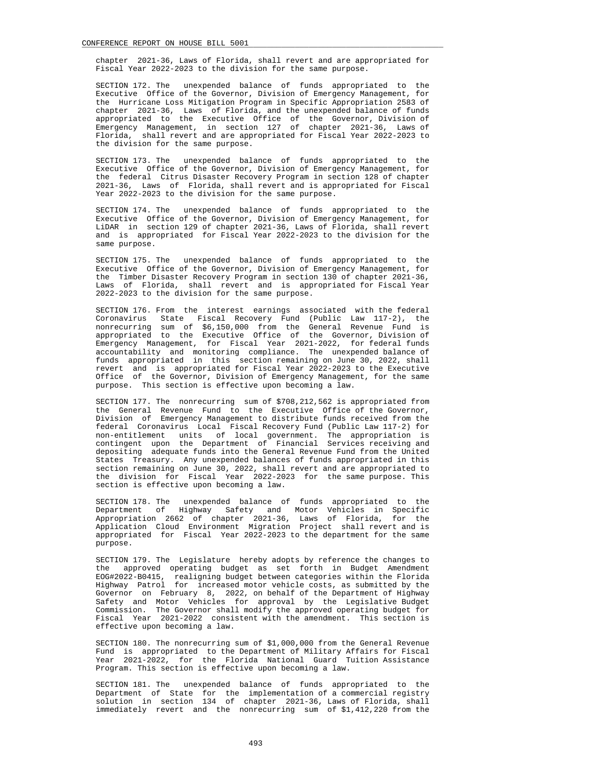chapter 2021-36, Laws of Florida, shall revert and are appropriated for Fiscal Year 2022-2023 to the division for the same purpose.

SECTION 172. The unexpended balance of funds appropriated to the Executive Office of the Governor, Division of Emergency Management, for the Hurricane Loss Mitigation Program in Specific Appropriation 2583 of chapter 2021-36, Laws of Florida, and the unexpended balance of funds appropriated to the Executive Office of the Governor, Division of Emergency Management, in section 127 of chapter 2021-36, Laws of Florida, shall revert and are appropriated for Fiscal Year 2022-2023 to the division for the same purpose.

SECTION 173. The unexpended balance of funds appropriated to the Executive Office of the Governor, Division of Emergency Management, for the federal Citrus Disaster Recovery Program in section 128 of chapter 2021-36, Laws of Florida, shall revert and is appropriated for Fiscal Year 2022-2023 to the division for the same purpose.

SECTION 174. The unexpended balance of funds appropriated to the Executive Office of the Governor, Division of Emergency Management, for LiDAR in section 129 of chapter 2021-36, Laws of Florida, shall revert and is appropriated for Fiscal Year 2022-2023 to the division for the same purpose.

SECTION 175. The unexpended balance of funds appropriated to the Executive Office of the Governor, Division of Emergency Management, for the Timber Disaster Recovery Program in section 130 of chapter 2021-36, Laws of Florida, shall revert and is appropriated for Fiscal Year 2022-2023 to the division for the same purpose.

SECTION 176. From the interest earnings associated with the federal Coronavirus State Fiscal Recovery Fund (Public Law 117-2), the nonrecurring sum of $6,150,000 from the General Revenue Fund is appropriated to the Executive Office of the Governor, Division of Emergency Management, for Fiscal Year 2021-2022, for federal funds accountability and monitoring compliance. The unexpended balance of funds appropriated in this section remaining on June 30, 2022, shall revert and is appropriated for Fiscal Year 2022-2023 to the Executive Office of the Governor, Division of Emergency Management, for the same purpose. This section is effective upon becoming a law.

SECTION 177. The nonrecurring sum of $708,212,562 is appropriated from the General Revenue Fund to the Executive Office of the Governor, Division of Emergency Management to distribute funds received from the federal Coronavirus Local Fiscal Recovery Fund (Public Law 117-2) for non-entitlement units of local government. The appropriation is contingent upon the Department of Financial Services receiving and depositing adequate funds into the General Revenue Fund from the United States Treasury. Any unexpended balances of funds appropriated in this section remaining on June 30, 2022, shall revert and are appropriated to the division for Fiscal Year 2022-2023 for the same purpose. This section is effective upon becoming a law.

SECTION 178. The unexpended balance of funds appropriated to the Department of Highway Safety and Motor Vehicles in Specific Appropriation 2662 of chapter 2021-36, Laws of Florida, for the Application Cloud Environment Migration Project shall revert and is appropriated for Fiscal Year 2022-2023 to the department for the same purpose.

SECTION 179. The Legislature hereby adopts by reference the changes to the approved operating budget as set forth in Budget Amendment EOG#2022-B0415, realigning budget between categories within the Florida Highway Patrol for increased motor vehicle costs, as submitted by the Governor on February 8, 2022, on behalf of the Department of Highway Safety and Motor Vehicles for approval by the Legislative Budget Commission. The Governor shall modify the approved operating budget for Fiscal Year 2021-2022 consistent with the amendment. This section is effective upon becoming a law.

SECTION 180. The nonrecurring sum of $1,000,000 from the General Revenue Fund is appropriated to the Department of Military Affairs for Fiscal Year 2021-2022, for the Florida National Guard Tuition Assistance Program. This section is effective upon becoming a law.

SECTION 181. The unexpended balance of funds appropriated to the Department of State for the implementation of a commercial registry solution in section 134 of chapter 2021-36, Laws of Florida, shall immediately revert and the nonrecurring sum of $1,412,220 from the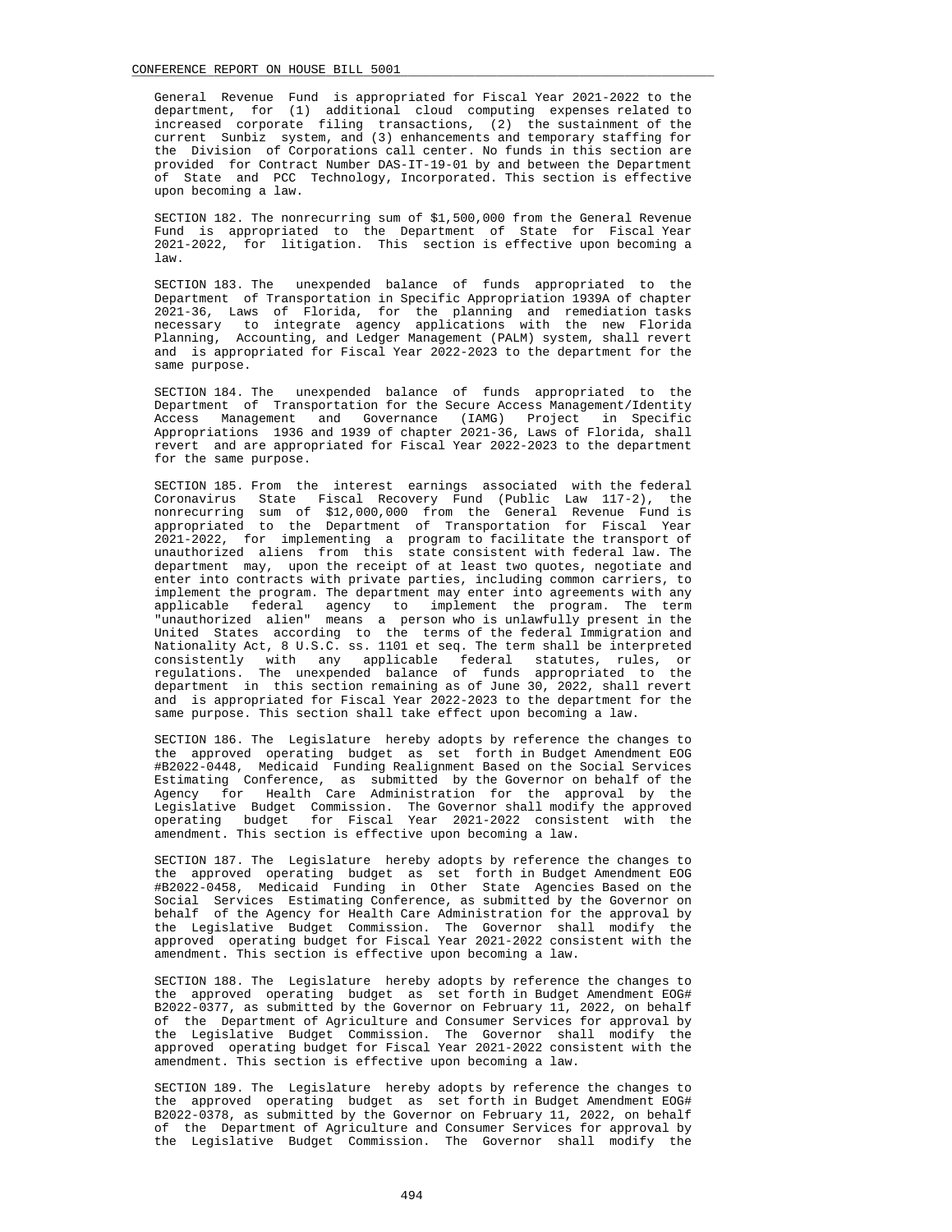General Revenue Fund is appropriated for Fiscal Year 2021-2022 to the department, for (1) additional cloud computing expenses related to increased corporate filing transactions, (2) the sustainment of the current Sunbiz system, and (3) enhancements and temporary staffing for the Division of Corporations call center. No funds in this section are provided for Contract Number DAS-IT-19-01 by and between the Department of State and PCC Technology, Incorporated. This section is effective upon becoming a law.

SECTION 182. The nonrecurring sum of $1,500,000 from the General Revenue Fund is appropriated to the Department of State for Fiscal Year 2021-2022, for litigation. This section is effective upon becoming a law.

SECTION 183. The unexpended balance of funds appropriated to the Department of Transportation in Specific Appropriation 1939A of chapter 2021-36, Laws of Florida, for the planning and remediation tasks necessary to integrate agency applications with the new Florida Planning, Accounting, and Ledger Management (PALM) system, shall revert and is appropriated for Fiscal Year 2022-2023 to the department for the same purpose.

SECTION 184. The unexpended balance of funds appropriated to the Department of Transportation for the Secure Access Management/Identity Access Management and Governance (IAMG) Project in Specific Appropriations 1936 and 1939 of chapter 2021-36, Laws of Florida, shall revert and are appropriated for Fiscal Year 2022-2023 to the department for the same purpose.

SECTION 185. From the interest earnings associated with the federal Coronavirus State Fiscal Recovery Fund (Public Law 117-2), the nonrecurring sum of $12,000,000 from the General Revenue Fund is appropriated to the Department of Transportation for Fiscal Year 2021-2022, for implementing a program to facilitate the transport of unauthorized aliens from this state consistent with federal law. The department may, upon the receipt of at least two quotes, negotiate and enter into contracts with private parties, including common carriers, to implement the program. The department may enter into agreements with any applicable federal agency to implement the program. The term "unauthorized alien" means a person who is unlawfully present in the United States according to the terms of the federal Immigration and Nationality Act, 8 U.S.C. ss. 1101 et seq. The term shall be interpreted consistently with any applicable federal statutes, rules, or regulations. The unexpended balance of funds appropriated to the department in this section remaining as of June 30, 2022, shall revert and is appropriated for Fiscal Year 2022-2023 to the department for the same purpose. This section shall take effect upon becoming a law.

SECTION 186. The Legislature hereby adopts by reference the changes to the approved operating budget as set forth in Budget Amendment EOG #B2022-0448, Medicaid Funding Realignment Based on the Social Services Estimating Conference, as submitted by the Governor on behalf of the Agency for Health Care Administration for the approval by the Legislative Budget Commission. The Governor shall modify the approved operating budget for Fiscal Year 2021-2022 consistent with the amendment. This section is effective upon becoming a law.

SECTION 187. The Legislature hereby adopts by reference the changes to the approved operating budget as set forth in Budget Amendment EOG #B2022-0458, Medicaid Funding in Other State Agencies Based on the Social Services Estimating Conference, as submitted by the Governor on behalf of the Agency for Health Care Administration for the approval by the Legislative Budget Commission. The Governor shall modify the approved operating budget for Fiscal Year 2021-2022 consistent with the amendment. This section is effective upon becoming a law.

SECTION 188. The Legislature hereby adopts by reference the changes to the approved operating budget as set forth in Budget Amendment EOG# B2022-0377, as submitted by the Governor on February 11, 2022, on behalf of the Department of Agriculture and Consumer Services for approval by the Legislative Budget Commission. The Governor shall modify the approved operating budget for Fiscal Year 2021-2022 consistent with the amendment. This section is effective upon becoming a law.

SECTION 189. The Legislature hereby adopts by reference the changes to the approved operating budget as set forth in Budget Amendment EOG# B2022-0378, as submitted by the Governor on February 11, 2022, on behalf of the Department of Agriculture and Consumer Services for approval by the Legislative Budget Commission. The Governor shall modify the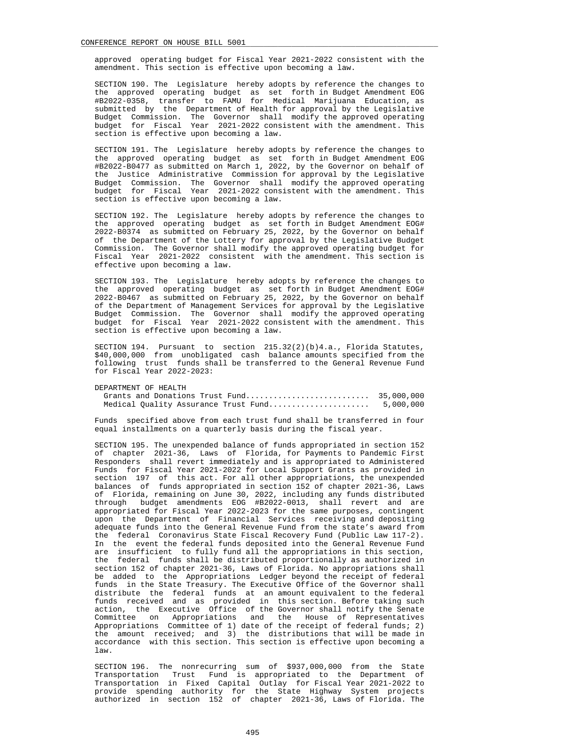approved operating budget for Fiscal Year 2021-2022 consistent with the amendment. This section is effective upon becoming a law.

SECTION 190. The Legislature hereby adopts by reference the changes to the approved operating budget as set forth in Budget Amendment EOG #B2022-0358, transfer to FAMU for Medical Marijuana Education, as submitted by the Department of Health for approval by the Legislative Budget Commission. The Governor shall modify the approved operating budget for Fiscal Year 2021-2022 consistent with the amendment. This section is effective upon becoming a law.

SECTION 191. The Legislature hereby adopts by reference the changes to the approved operating budget as set forth in Budget Amendment EOG #B2022-B0477 as submitted on March 1, 2022, by the Governor on behalf of the Justice Administrative Commission for approval by the Legislative Budget Commission. The Governor shall modify the approved operating budget for Fiscal Year 2021-2022 consistent with the amendment. This section is effective upon becoming a law.

SECTION 192. The Legislature hereby adopts by reference the changes to the approved operating budget as set forth in Budget Amendment EOG# 2022-B0374 as submitted on February 25, 2022, by the Governor on behalf of the Department of the Lottery for approval by the Legislative Budget Commission. The Governor shall modify the approved operating budget for Fiscal Year 2021-2022 consistent with the amendment. This section is effective upon becoming a law.

SECTION 193. The Legislature hereby adopts by reference the changes to the approved operating budget as set forth in Budget Amendment EOG# 2022-B0467 as submitted on February 25, 2022, by the Governor on behalf of the Department of Management Services for approval by the Legislative Budget Commission. The Governor shall modify the approved operating budget for Fiscal Year 2021-2022 consistent with the amendment. This section is effective upon becoming a law.

SECTION 194. Pursuant to section 215.32(2)(b)4.a., Florida Statutes, $40,000,000 from unobligated cash balance amounts specified from the following trust funds shall be transferred to the General Revenue Fund for Fiscal Year 2022-2023:

DEPARTMENT OF HEALTH
Grants and Donations Trust Fund........................... 35,000,000
Medical Quality Assurance Trust Fund...................... 5,000,000

Funds specified above from each trust fund shall be transferred in four equal installments on a quarterly basis during the fiscal year.

SECTION 195. The unexpended balance of funds appropriated in section 152 of chapter 2021-36, Laws of Florida, for Payments to Pandemic First Responders shall revert immediately and is appropriated to Administered Funds for Fiscal Year 2021-2022 for Local Support Grants as provided in section 197 of this act. For all other appropriations, the unexpended balances of funds appropriated in section 152 of chapter 2021-36, Laws of Florida, remaining on June 30, 2022, including any funds distributed through budget amendments EOG #B2022-0013, shall revert and are appropriated for Fiscal Year 2022-2023 for the same purposes, contingent upon the Department of Financial Services receiving and depositing adequate funds into the General Revenue Fund from the state's award from the federal Coronavirus State Fiscal Recovery Fund (Public Law 117-2). In the event the federal funds deposited into the General Revenue Fund are insufficient to fully fund all the appropriations in this section, the federal funds shall be distributed proportionally as authorized in section 152 of chapter 2021-36, Laws of Florida. No appropriations shall be added to the Appropriations Ledger beyond the receipt of federal funds in the State Treasury. The Executive Office of the Governor shall distribute the federal funds at an amount equivalent to the federal funds received and as provided in this section. Before taking such action, the Executive Office of the Governor shall notify the Senate Committee on Appropriations and the House of Representatives Appropriations Committee of 1) date of the receipt of federal funds; 2) the amount received; and 3) the distributions that will be made in accordance with this section. This section is effective upon becoming a law.

SECTION 196. The nonrecurring sum of $937,000,000 from the State Transportation Trust Fund is appropriated to the Department of Transportation in Fixed Capital Outlay for Fiscal Year 2021-2022 to provide spending authority for the State Highway System projects authorized in section 152 of chapter 2021-36, Laws of Florida. The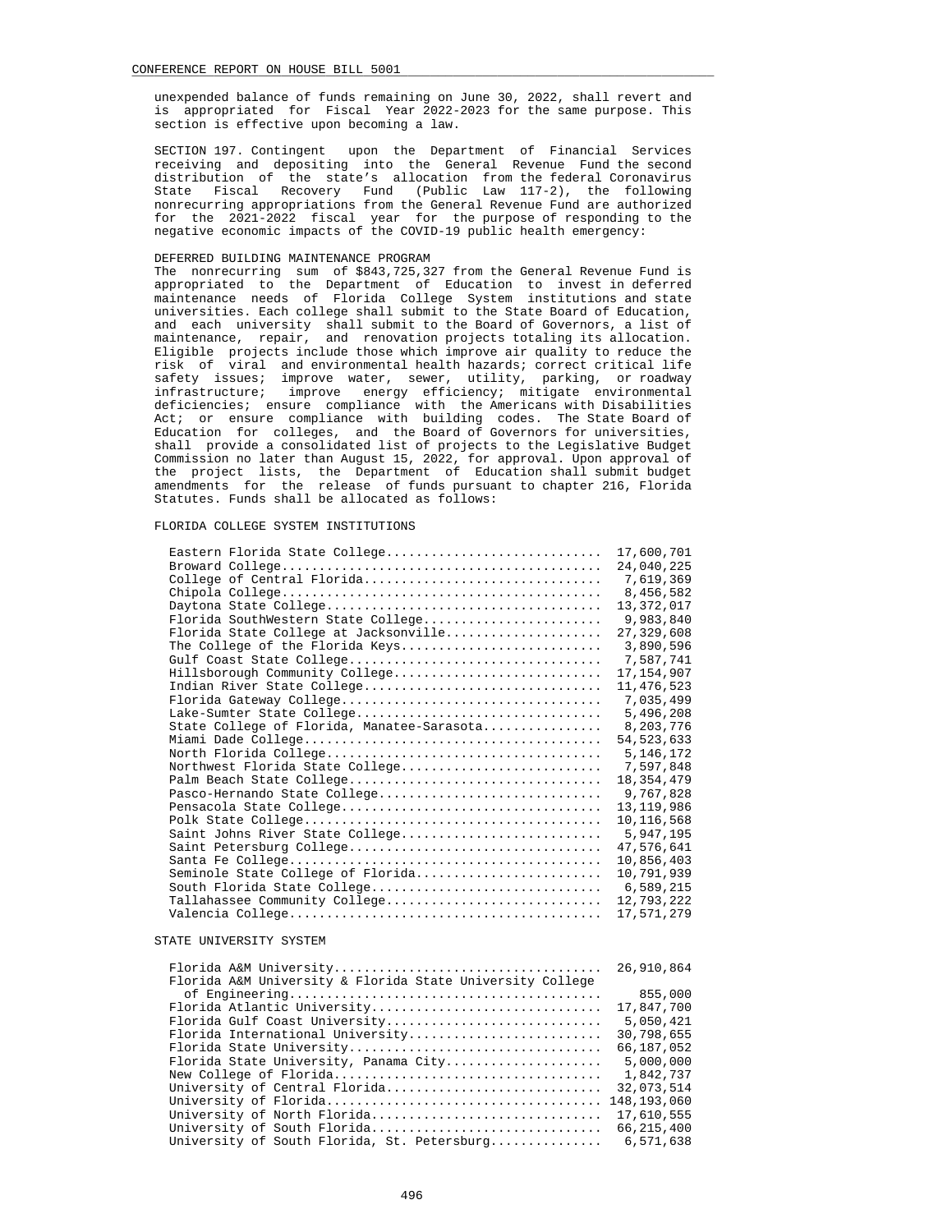unexpended balance of funds remaining on June 30, 2022, shall revert and is appropriated for Fiscal Year 2022-2023 for the same purpose. This section is effective upon becoming a law.

SECTION 197. Contingent upon the Department of Financial Services receiving and depositing into the General Revenue Fund the second distribution of the state's allocation from the federal Coronavirus State Fiscal Recovery Fund (Public Law 117-2), the following nonrecurring appropriations from the General Revenue Fund are authorized for the 2021-2022 fiscal year for the purpose of responding to the negative economic impacts of the COVID-19 public health emergency:

DEFERRED BUILDING MAINTENANCE PROGRAM

The nonrecurring sum of $843,725,327 from the General Revenue Fund is appropriated to the Department of Education to invest in deferred maintenance needs of Florida College System institutions and state universities. Each college shall submit to the State Board of Education, and each university shall submit to the Board of Governors, a list of maintenance, repair, and renovation projects totaling its allocation. Eligible projects include those which improve air quality to reduce the risk of viral and environmental health hazards; correct critical life safety issues; improve water, sewer, utility, parking, or roadway infrastructure; improve energy efficiency; mitigate environmental deficiencies; ensure compliance with the Americans with Disabilities Act; or ensure compliance with building codes. The State Board of Education for colleges, and the Board of Governors for universities, shall provide a consolidated list of projects to the Legislative Budget Commission no later than August 15, 2022, for approval. Upon approval of the project lists, the Department of Education shall submit budget amendments for the release of funds pursuant to chapter 216, Florida Statutes. Funds shall be allocated as follows:

FLORIDA COLLEGE SYSTEM INSTITUTIONS

| Institution | Amount |
|---|---|
| Eastern Florida State College | 17,600,701 |
| Broward College | 24,040,225 |
| College of Central Florida | 7,619,369 |
| Chipola College | 8,456,582 |
| Daytona State College | 13,372,017 |
| Florida SouthWestern State College | 9,983,840 |
| Florida State College at Jacksonville | 27,329,608 |
| The College of the Florida Keys | 3,890,596 |
| Gulf Coast State College | 7,587,741 |
| Hillsborough Community College | 17,154,907 |
| Indian River State College | 11,476,523 |
| Florida Gateway College | 7,035,499 |
| Lake-Sumter State College | 5,496,208 |
| State College of Florida, Manatee-Sarasota | 8,203,776 |
| Miami Dade College | 54,523,633 |
| North Florida College | 5,146,172 |
| Northwest Florida State College | 7,597,848 |
| Palm Beach State College | 18,354,479 |
| Pasco-Hernando State College | 9,767,828 |
| Pensacola State College | 13,119,986 |
| Polk State College | 10,116,568 |
| Saint Johns River State College | 5,947,195 |
| Saint Petersburg College | 47,576,641 |
| Santa Fe College | 10,856,403 |
| Seminole State College of Florida | 10,791,939 |
| South Florida State College | 6,589,215 |
| Tallahassee Community College | 12,793,222 |
| Valencia College | 17,571,279 |

STATE UNIVERSITY SYSTEM

| Institution | Amount |
|---|---|
| Florida A&M University | 26,910,864 |
| Florida A&M University & Florida State University College of Engineering | 855,000 |
| Florida Atlantic University | 17,847,700 |
| Florida Gulf Coast University | 5,050,421 |
| Florida International University | 30,798,655 |
| Florida State University | 66,187,052 |
| Florida State University, Panama City | 5,000,000 |
| New College of Florida | 1,842,737 |
| University of Central Florida | 32,073,514 |
| University of Florida | 148,193,060 |
| University of North Florida | 17,610,555 |
| University of South Florida | 66,215,400 |
| University of South Florida, St. Petersburg | 6,571,638 |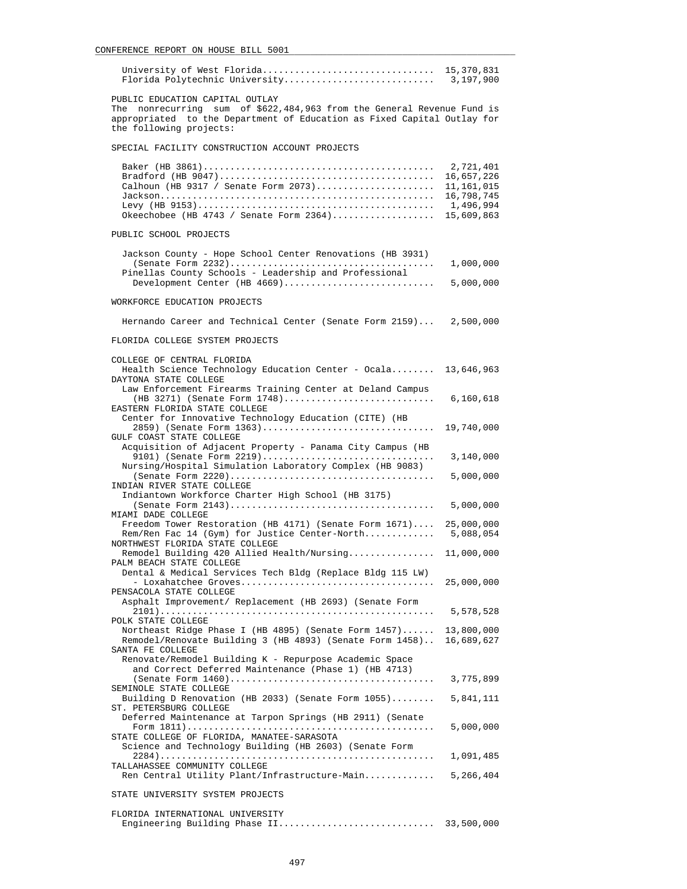| | |
|---|---|
| University of West Florida | 15,370,831 |
| Florida Polytechnic University | 3,197,900 |

PUBLIC EDUCATION CAPITAL OUTLAY

The nonrecurring sum of $622,484,963 from the General Revenue Fund is appropriated to the Department of Education as Fixed Capital Outlay for the following projects:

SPECIAL FACILITY CONSTRUCTION ACCOUNT PROJECTS

| | |
|---|---|
| Baker (HB 3861) | 2,721,401 |
| Bradford (HB 9047) | 16,657,226 |
| Calhoun (HB 9317 / Senate Form 2073) | 11,161,015 |
| Jackson | 16,798,745 |
| Levy (HB 9153) | 1,496,994 |
| Okeechobee (HB 4743 / Senate Form 2364) | 15,609,863 |

PUBLIC SCHOOL PROJECTS

| | |
|---|---|
| Jackson County - Hope School Center Renovations (HB 3931) (Senate Form 2232) | 1,000,000 |
| Pinellas County Schools - Leadership and Professional Development Center (HB 4669) | 5,000,000 |

WORKFORCE EDUCATION PROJECTS

| | |
|---|---|
| Hernando Career and Technical Center (Senate Form 2159) | 2,500,000 |

FLORIDA COLLEGE SYSTEM PROJECTS

| | |
|---|---|
| COLLEGE OF CENTRAL FLORIDA | |
| Health Science Technology Education Center - Ocala | 13,646,963 |
| DAYTONA STATE COLLEGE | |
| Law Enforcement Firearms Training Center at Deland Campus (HB 3271) (Senate Form 1748) | 6,160,618 |
| EASTERN FLORIDA STATE COLLEGE | |
| Center for Innovative Technology Education (CITE) (HB 2859) (Senate Form 1363) | 19,740,000 |
| GULF COAST STATE COLLEGE | |
| Acquisition of Adjacent Property - Panama City Campus (HB 9101) (Senate Form 2219) | 3,140,000 |
| Nursing/Hospital Simulation Laboratory Complex (HB 9083) (Senate Form 2220) | 5,000,000 |
| INDIAN RIVER STATE COLLEGE | |
| Indiantown Workforce Charter High School (HB 3175) (Senate Form 2143) | 5,000,000 |
| MIAMI DADE COLLEGE | |
| Freedom Tower Restoration (HB 4171) (Senate Form 1671) | 25,000,000 |
| Rem/Ren Fac 14 (Gym) for Justice Center-North | 5,088,054 |
| NORTHWEST FLORIDA STATE COLLEGE | |
| Remodel Building 420 Allied Health/Nursing | 11,000,000 |
| PALM BEACH STATE COLLEGE | |
| Dental & Medical Services Tech Bldg (Replace Bldg 115 LW) - Loxahatchee Groves | 25,000,000 |
| PENSACOLA STATE COLLEGE | |
| Asphalt Improvement/ Replacement (HB 2693) (Senate Form 2101) | 5,578,528 |
| POLK STATE COLLEGE | |
| Northeast Ridge Phase I (HB 4895) (Senate Form 1457) | 13,800,000 |
| Remodel/Renovate Building 3 (HB 4893) (Senate Form 1458) | 16,689,627 |
| SANTA FE COLLEGE | |
| Renovate/Remodel Building K - Repurpose Academic Space and Correct Deferred Maintenance (Phase 1) (HB 4713) (Senate Form 1460) | 3,775,899 |
| SEMINOLE STATE COLLEGE | |
| Building D Renovation (HB 2033) (Senate Form 1055) | 5,841,111 |
| ST. PETERSBURG COLLEGE | |
| Deferred Maintenance at Tarpon Springs (HB 2911) (Senate Form 1811) | 5,000,000 |
| STATE COLLEGE OF FLORIDA, MANATEE-SARASOTA | |
| Science and Technology Building (HB 2603) (Senate Form 2284) | 1,091,485 |
| TALLAHASSEE COMMUNITY COLLEGE | |
| Ren Central Utility Plant/Infrastructure-Main | 5,266,404 |

STATE UNIVERSITY SYSTEM PROJECTS

| | |
|---|---|
| FLORIDA INTERNATIONAL UNIVERSITY | |
| Engineering Building Phase II | 33,500,000 |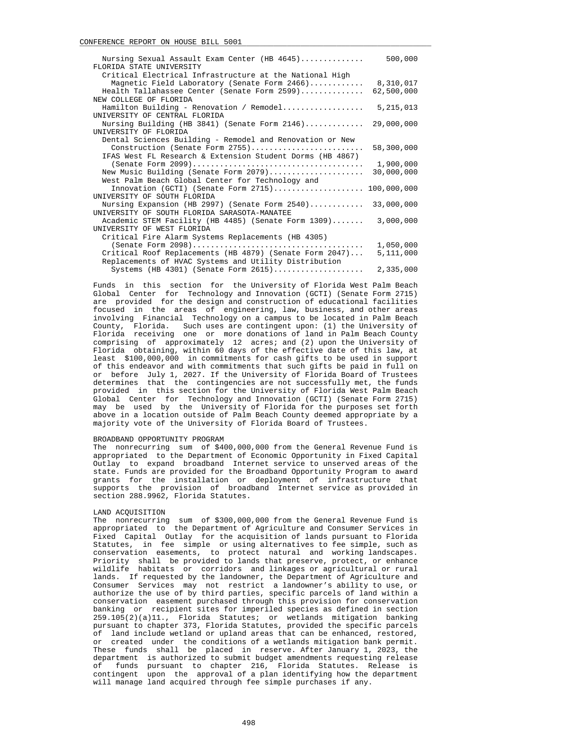| Item | Amount |
| --- | --- |
| Nursing Sexual Assault Exam Center (HB 4645) | 500,000 |
| FLORIDA STATE UNIVERSITY | |
| Critical Electrical Infrastructure at the National High Magnetic Field Laboratory (Senate Form 2466) | 8,310,017 |
| Health Tallahassee Center (Senate Form 2599) | 62,500,000 |
| NEW COLLEGE OF FLORIDA | |
| Hamilton Building - Renovation / Remodel | 5,215,013 |
| UNIVERSITY OF CENTRAL FLORIDA | |
| Nursing Building (HB 3841) (Senate Form 2146) | 29,000,000 |
| UNIVERSITY OF FLORIDA | |
| Dental Sciences Building - Remodel and Renovation or New Construction (Senate Form 2755) | 58,300,000 |
| IFAS West FL Research & Extension Student Dorms (HB 4867) (Senate Form 2099) | 1,900,000 |
| New Music Building (Senate Form 2079) | 30,000,000 |
| West Palm Beach Global Center for Technology and Innovation (GCTI) (Senate Form 2715) | 100,000,000 |
| UNIVERSITY OF SOUTH FLORIDA | |
| Nursing Expansion (HB 2997) (Senate Form 2540) | 33,000,000 |
| UNIVERSITY OF SOUTH FLORIDA SARASOTA-MANATEE | |
| Academic STEM Facility (HB 4485) (Senate Form 1309) | 3,000,000 |
| UNIVERSITY OF WEST FLORIDA | |
| Critical Fire Alarm Systems Replacements (HB 4305) (Senate Form 2098) | 1,050,000 |
| Critical Roof Replacements (HB 4879) (Senate Form 2047) | 5,111,000 |
| Replacements of HVAC Systems and Utility Distribution Systems (HB 4301) (Senate Form 2615) | 2,335,000 |

Funds in this section for the University of Florida West Palm Beach Global Center for Technology and Innovation (GCTI) (Senate Form 2715) are provided for the design and construction of educational facilities focused in the areas of engineering, law, business, and other areas involving Financial Technology on a campus to be located in Palm Beach County, Florida. Such uses are contingent upon: (1) the University of Florida receiving one or more donations of land in Palm Beach County comprising of approximately 12 acres; and (2) upon the University of Florida obtaining, within 60 days of the effective date of this law, at least $100,000,000 in commitments for cash gifts to be used in support of this endeavor and with commitments that such gifts be paid in full on or before July 1, 2027. If the University of Florida Board of Trustees determines that the contingencies are not successfully met, the funds provided in this section for the University of Florida West Palm Beach Global Center for Technology and Innovation (GCTI) (Senate Form 2715) may be used by the University of Florida for the purposes set forth above in a location outside of Palm Beach County deemed appropriate by a majority vote of the University of Florida Board of Trustees.

BROADBAND OPPORTUNITY PROGRAM

The nonrecurring sum of $400,000,000 from the General Revenue Fund is appropriated to the Department of Economic Opportunity in Fixed Capital Outlay to expand broadband Internet service to unserved areas of the state. Funds are provided for the Broadband Opportunity Program to award grants for the installation or deployment of infrastructure that supports the provision of broadband Internet service as provided in section 288.9962, Florida Statutes.

LAND ACQUISITION

The nonrecurring sum of $300,000,000 from the General Revenue Fund is appropriated to the Department of Agriculture and Consumer Services in Fixed Capital Outlay for the acquisition of lands pursuant to Florida Statutes, in fee simple or using alternatives to fee simple, such as conservation easements, to protect natural and working landscapes. Priority shall be provided to lands that preserve, protect, or enhance wildlife habitats or corridors and linkages or agricultural or rural lands. If requested by the landowner, the Department of Agriculture and Consumer Services may not restrict a landowner's ability to use, or authorize the use of by third parties, specific parcels of land within a conservation easement purchased through this provision for conservation banking or recipient sites for imperiled species as defined in section 259.105(2)(a)11., Florida Statutes; or wetlands mitigation banking pursuant to chapter 373, Florida Statutes, provided the specific parcels of land include wetland or upland areas that can be enhanced, restored, or created under the conditions of a wetlands mitigation bank permit. These funds shall be placed in reserve. After January 1, 2023, the department is authorized to submit budget amendments requesting release of funds pursuant to chapter 216, Florida Statutes. Release is contingent upon the approval of a plan identifying how the department will manage land acquired through fee simple purchases if any.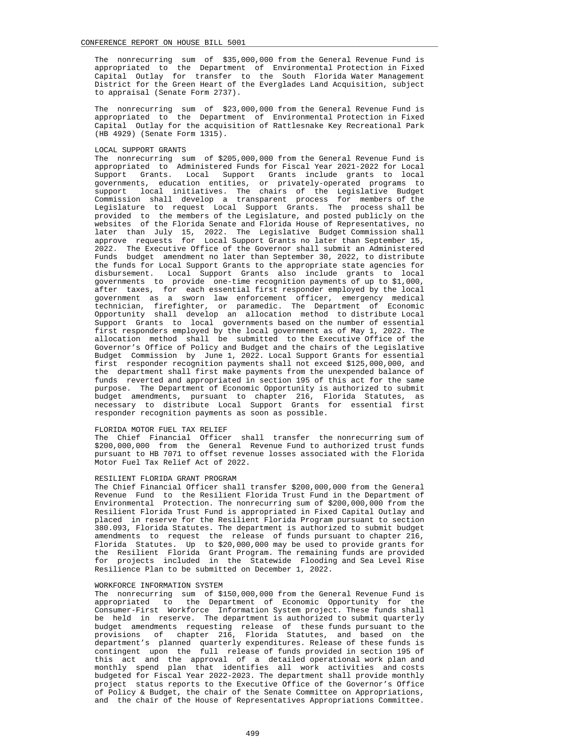The nonrecurring sum of $35,000,000 from the General Revenue Fund is appropriated to the Department of Environmental Protection in Fixed Capital Outlay for transfer to the South Florida Water Management District for the Green Heart of the Everglades Land Acquisition, subject to appraisal (Senate Form 2737).

The nonrecurring sum of $23,000,000 from the General Revenue Fund is appropriated to the Department of Environmental Protection in Fixed Capital Outlay for the acquisition of Rattlesnake Key Recreational Park (HB 4929) (Senate Form 1315).

LOCAL SUPPORT GRANTS
The nonrecurring sum of $205,000,000 from the General Revenue Fund is appropriated to Administered Funds for Fiscal Year 2021-2022 for Local Support Grants. Local Support Grants include grants to local governments, education entities, or privately-operated programs to support local initiatives. The chairs of the Legislative Budget Commission shall develop a transparent process for members of the Legislature to request Local Support Grants. The process shall be provided to the members of the Legislature, and posted publicly on the websites of the Florida Senate and Florida House of Representatives, no later than July 15, 2022. The Legislative Budget Commission shall approve requests for Local Support Grants no later than September 15, 2022. The Executive Office of the Governor shall submit an Administered Funds budget amendment no later than September 30, 2022, to distribute the funds for Local Support Grants to the appropriate state agencies for disbursement. Local Support Grants also include grants to local governments to provide one-time recognition payments of up to $1,000, after taxes, for each essential first responder employed by the local government as a sworn law enforcement officer, emergency medical technician, firefighter, or paramedic. The Department of Economic Opportunity shall develop an allocation method to distribute Local Support Grants to local governments based on the number of essential first responders employed by the local government as of May 1, 2022. The allocation method shall be submitted to the Executive Office of the Governor's Office of Policy and Budget and the chairs of the Legislative Budget Commission by June 1, 2022. Local Support Grants for essential first responder recognition payments shall not exceed $125,000,000, and the department shall first make payments from the unexpended balance of funds reverted and appropriated in section 195 of this act for the same purpose. The Department of Economic Opportunity is authorized to submit budget amendments, pursuant to chapter 216, Florida Statutes, as necessary to distribute Local Support Grants for essential first responder recognition payments as soon as possible.

FLORIDA MOTOR FUEL TAX RELIEF
The Chief Financial Officer shall transfer the nonrecurring sum of $200,000,000 from the General Revenue Fund to authorized trust funds pursuant to HB 7071 to offset revenue losses associated with the Florida Motor Fuel Tax Relief Act of 2022.

RESILIENT FLORIDA GRANT PROGRAM
The Chief Financial Officer shall transfer $200,000,000 from the General Revenue Fund to the Resilient Florida Trust Fund in the Department of Environmental Protection. The nonrecurring sum of $200,000,000 from the Resilient Florida Trust Fund is appropriated in Fixed Capital Outlay and placed in reserve for the Resilient Florida Program pursuant to section 380.093, Florida Statutes. The department is authorized to submit budget amendments to request the release of funds pursuant to chapter 216, Florida Statutes. Up to $20,000,000 may be used to provide grants for the Resilient Florida Grant Program. The remaining funds are provided for projects included in the Statewide Flooding and Sea Level Rise Resilience Plan to be submitted on December 1, 2022.

WORKFORCE INFORMATION SYSTEM
The nonrecurring sum of $150,000,000 from the General Revenue Fund is appropriated to the Department of Economic Opportunity for the Consumer-First Workforce Information System project. These funds shall be held in reserve. The department is authorized to submit quarterly budget amendments requesting release of these funds pursuant to the provisions of chapter 216, Florida Statutes, and based on the department's planned quarterly expenditures. Release of these funds is contingent upon the full release of funds provided in section 195 of this act and the approval of a detailed operational work plan and monthly spend plan that identifies all work activities and costs budgeted for Fiscal Year 2022-2023. The department shall provide monthly project status reports to the Executive Office of the Governor's Office of Policy & Budget, the chair of the Senate Committee on Appropriations, and the chair of the House of Representatives Appropriations Committee.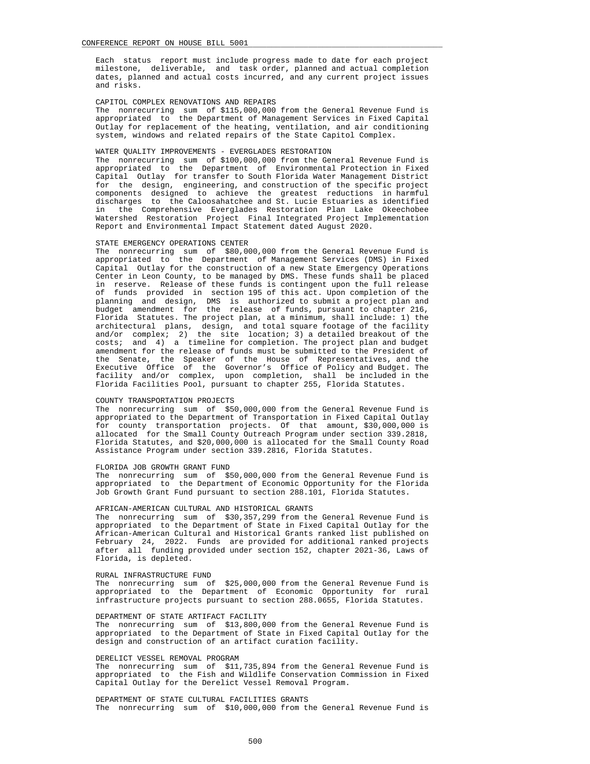Each status report must include progress made to date for each project milestone, deliverable, and task order, planned and actual completion dates, planned and actual costs incurred, and any current project issues and risks.

CAPITOL COMPLEX RENOVATIONS AND REPAIRS
The nonrecurring sum of $115,000,000 from the General Revenue Fund is appropriated to the Department of Management Services in Fixed Capital Outlay for replacement of the heating, ventilation, and air conditioning system, windows and related repairs of the State Capitol Complex.

WATER QUALITY IMPROVEMENTS - EVERGLADES RESTORATION
The nonrecurring sum of $100,000,000 from the General Revenue Fund is appropriated to the Department of Environmental Protection in Fixed Capital Outlay for transfer to South Florida Water Management District for the design, engineering, and construction of the specific project components designed to achieve the greatest reductions in harmful discharges to the Caloosahatchee and St. Lucie Estuaries as identified in the Comprehensive Everglades Restoration Plan Lake Okeechobee Watershed Restoration Project Final Integrated Project Implementation Report and Environmental Impact Statement dated August 2020.

STATE EMERGENCY OPERATIONS CENTER
The nonrecurring sum of $80,000,000 from the General Revenue Fund is appropriated to the Department of Management Services (DMS) in Fixed Capital Outlay for the construction of a new State Emergency Operations Center in Leon County, to be managed by DMS. These funds shall be placed in reserve. Release of these funds is contingent upon the full release of funds provided in section 195 of this act. Upon completion of the planning and design, DMS is authorized to submit a project plan and budget amendment for the release of funds, pursuant to chapter 216, Florida Statutes. The project plan, at a minimum, shall include: 1) the architectural plans, design, and total square footage of the facility and/or complex; 2) the site location; 3) a detailed breakout of the costs; and 4) a timeline for completion. The project plan and budget amendment for the release of funds must be submitted to the President of the Senate, the Speaker of the House of Representatives, and the Executive Office of the Governor's Office of Policy and Budget. The facility and/or complex, upon completion, shall be included in the Florida Facilities Pool, pursuant to chapter 255, Florida Statutes.

COUNTY TRANSPORTATION PROJECTS
The nonrecurring sum of $50,000,000 from the General Revenue Fund is appropriated to the Department of Transportation in Fixed Capital Outlay for county transportation projects. Of that amount, $30,000,000 is allocated for the Small County Outreach Program under section 339.2818, Florida Statutes, and $20,000,000 is allocated for the Small County Road Assistance Program under section 339.2816, Florida Statutes.

FLORIDA JOB GROWTH GRANT FUND
The nonrecurring sum of $50,000,000 from the General Revenue Fund is appropriated to the Department of Economic Opportunity for the Florida Job Growth Grant Fund pursuant to section 288.101, Florida Statutes.

AFRICAN-AMERICAN CULTURAL AND HISTORICAL GRANTS
The nonrecurring sum of $30,357,299 from the General Revenue Fund is appropriated to the Department of State in Fixed Capital Outlay for the African-American Cultural and Historical Grants ranked list published on February 24, 2022. Funds are provided for additional ranked projects after all funding provided under section 152, chapter 2021-36, Laws of Florida, is depleted.

RURAL INFRASTRUCTURE FUND
The nonrecurring sum of $25,000,000 from the General Revenue Fund is appropriated to the Department of Economic Opportunity for rural infrastructure projects pursuant to section 288.0655, Florida Statutes.

DEPARTMENT OF STATE ARTIFACT FACILITY
The nonrecurring sum of $13,800,000 from the General Revenue Fund is appropriated to the Department of State in Fixed Capital Outlay for the design and construction of an artifact curation facility.

DERELICT VESSEL REMOVAL PROGRAM
The nonrecurring sum of $11,735,894 from the General Revenue Fund is appropriated to the Fish and Wildlife Conservation Commission in Fixed Capital Outlay for the Derelict Vessel Removal Program.

DEPARTMENT OF STATE CULTURAL FACILITIES GRANTS
The nonrecurring sum of $10,000,000 from the General Revenue Fund is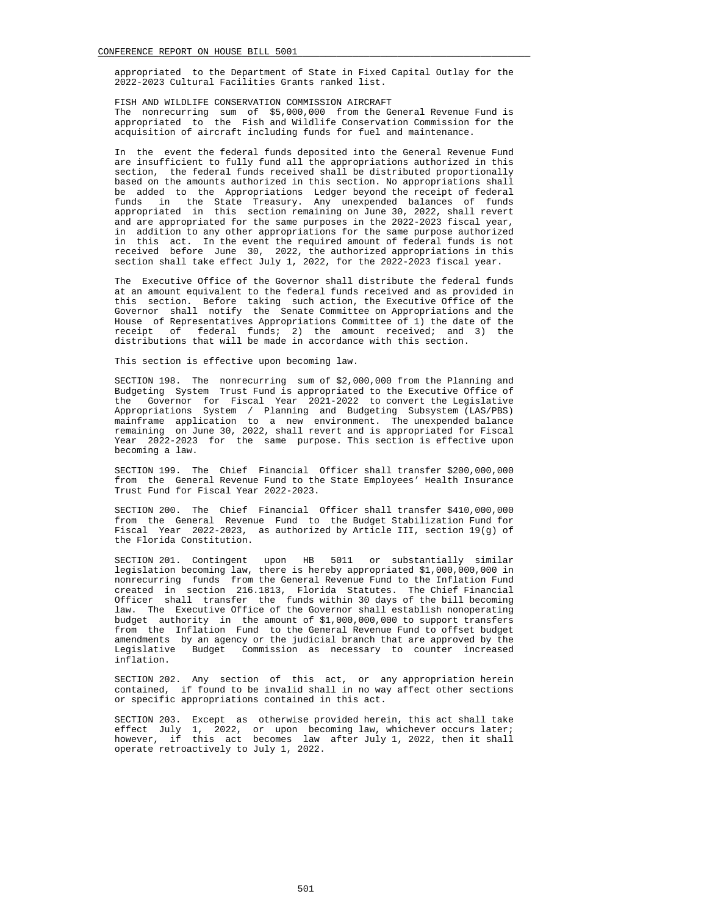appropriated to the Department of State in Fixed Capital Outlay for the 2022-2023 Cultural Facilities Grants ranked list.

FISH AND WILDLIFE CONSERVATION COMMISSION AIRCRAFT
The nonrecurring sum of $5,000,000 from the General Revenue Fund is appropriated to the Fish and Wildlife Conservation Commission for the acquisition of aircraft including funds for fuel and maintenance.

In the event the federal funds deposited into the General Revenue Fund are insufficient to fully fund all the appropriations authorized in this section, the federal funds received shall be distributed proportionally based on the amounts authorized in this section. No appropriations shall be added to the Appropriations Ledger beyond the receipt of federal funds in the State Treasury. Any unexpended balances of funds appropriated in this section remaining on June 30, 2022, shall revert and are appropriated for the same purposes in the 2022-2023 fiscal year, in addition to any other appropriations for the same purpose authorized in this act. In the event the required amount of federal funds is not received before June 30, 2022, the authorized appropriations in this section shall take effect July 1, 2022, for the 2022-2023 fiscal year.

The Executive Office of the Governor shall distribute the federal funds at an amount equivalent to the federal funds received and as provided in this section. Before taking such action, the Executive Office of the Governor shall notify the Senate Committee on Appropriations and the House of Representatives Appropriations Committee of 1) the date of the receipt of federal funds; 2) the amount received; and 3) the distributions that will be made in accordance with this section.

This section is effective upon becoming law.

SECTION 198. The nonrecurring sum of $2,000,000 from the Planning and Budgeting System Trust Fund is appropriated to the Executive Office of the Governor for Fiscal Year 2021-2022 to convert the Legislative Appropriations System / Planning and Budgeting Subsystem (LAS/PBS) mainframe application to a new environment. The unexpended balance remaining on June 30, 2022, shall revert and is appropriated for Fiscal Year 2022-2023 for the same purpose. This section is effective upon becoming a law.

SECTION 199. The Chief Financial Officer shall transfer $200,000,000 from the General Revenue Fund to the State Employees' Health Insurance Trust Fund for Fiscal Year 2022-2023.

SECTION 200. The Chief Financial Officer shall transfer $410,000,000 from the General Revenue Fund to the Budget Stabilization Fund for Fiscal Year 2022-2023, as authorized by Article III, section 19(g) of the Florida Constitution.

SECTION 201. Contingent upon HB 5011 or substantially similar legislation becoming law, there is hereby appropriated $1,000,000,000 in nonrecurring funds from the General Revenue Fund to the Inflation Fund created in section 216.1813, Florida Statutes. The Chief Financial Officer shall transfer the funds within 30 days of the bill becoming law. The Executive Office of the Governor shall establish nonoperating budget authority in the amount of $1,000,000,000 to support transfers from the Inflation Fund to the General Revenue Fund to offset budget amendments by an agency or the judicial branch that are approved by the Legislative Budget Commission as necessary to counter increased inflation.

SECTION 202. Any section of this act, or any appropriation herein contained, if found to be invalid shall in no way affect other sections or specific appropriations contained in this act.

SECTION 203. Except as otherwise provided herein, this act shall take effect July 1, 2022, or upon becoming law, whichever occurs later; however, if this act becomes law after July 1, 2022, then it shall operate retroactively to July 1, 2022.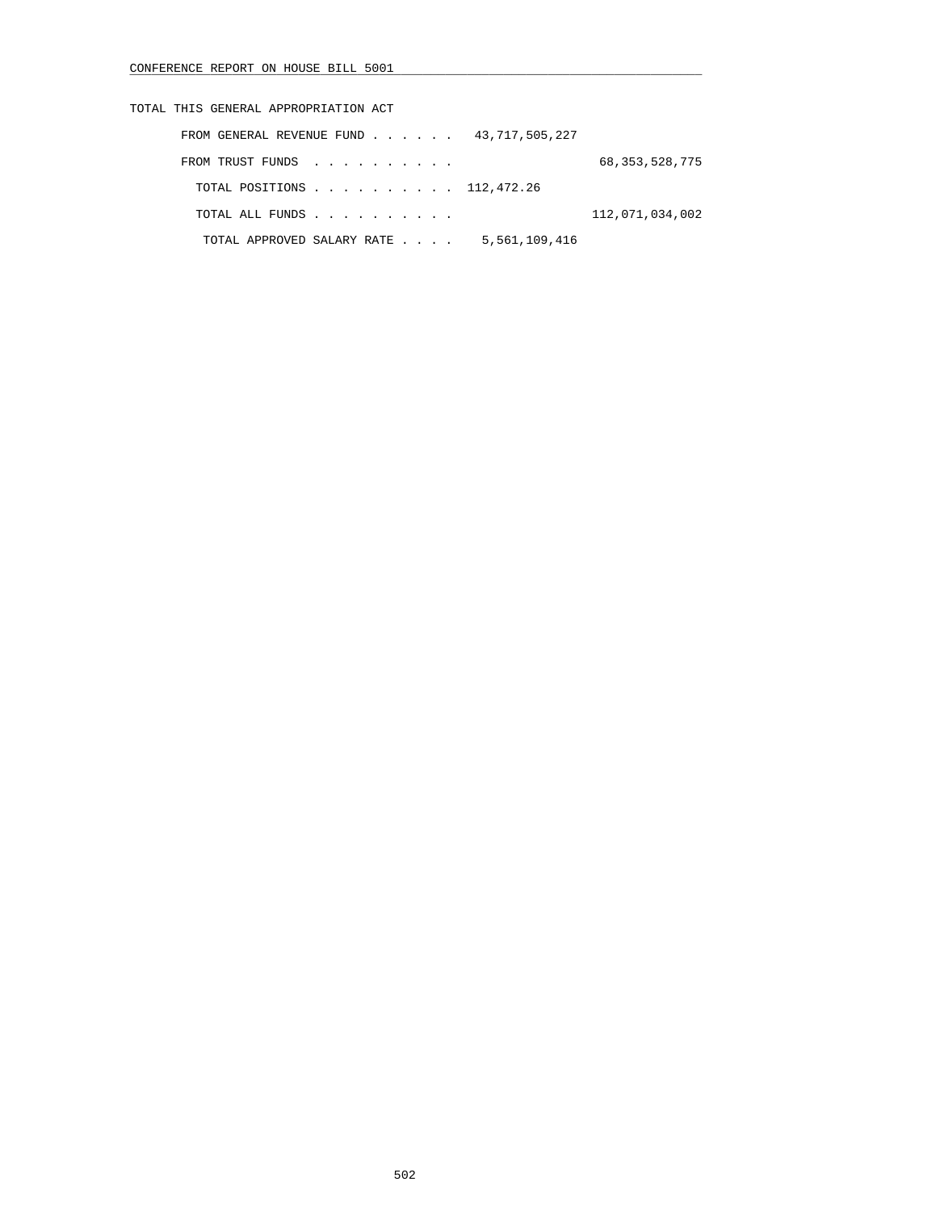TOTAL THIS GENERAL APPROPRIATION ACT

| | | |
|---|---|---|
| FROM GENERAL REVENUE FUND . . . . . . | 43,717,505,227 | |
| FROM TRUST FUNDS . . . . . . . . . . | | 68,353,528,775 |
| TOTAL POSITIONS . . . . . . . . . . | 112,472.26 | |
| TOTAL ALL FUNDS . . . . . . . . . . | | 112,071,034,002 |
| TOTAL APPROVED SALARY RATE . . . . | 5,561,109,416 | |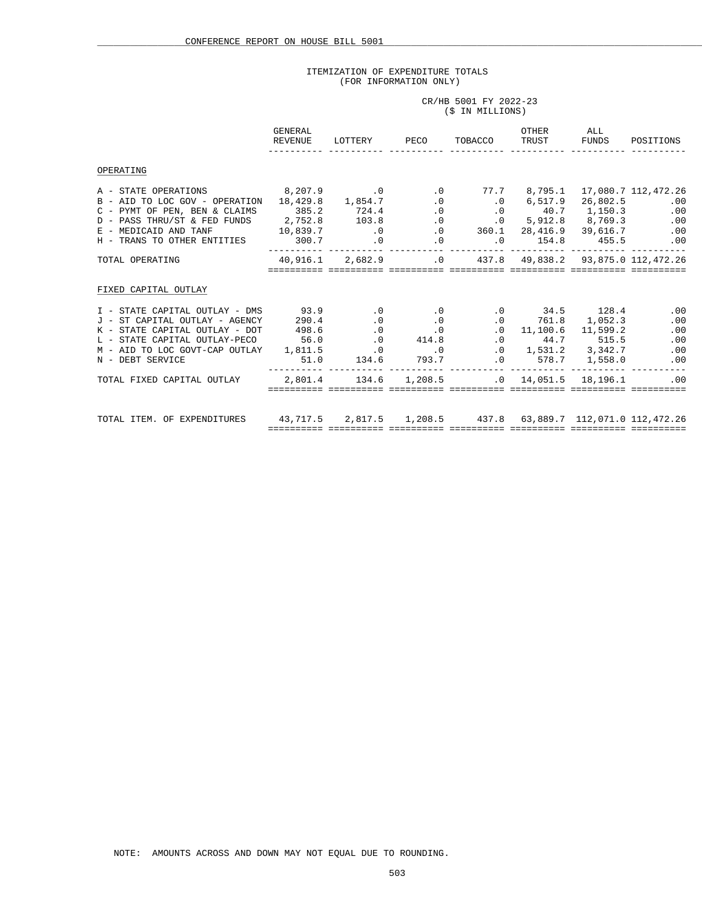ITEMIZATION OF EXPENDITURE TOTALS
(FOR INFORMATION ONLY)

CR/HB 5001 FY 2022-23
($ IN MILLIONS)

| | GENERAL REVENUE | LOTTERY | PECO | TOBACCO | OTHER TRUST | ALL FUNDS | POSITIONS |
|---|---|---|---|---|---|---|---|
| OPERATING | | | | | | | |
| A - STATE OPERATIONS | 8,207.9 | .0 | .0 | 77.7 | 8,795.1 | 17,080.7 | 112,472.26 |
| B - AID TO LOC GOV - OPERATION | 18,429.8 | 1,854.7 | .0 | .0 | 6,517.9 | 26,802.5 | .00 |
| C - PYMT OF PEN, BEN & CLAIMS | 385.2 | 724.4 | .0 | .0 | 40.7 | 1,150.3 | .00 |
| D - PASS THRU/ST & FED FUNDS | 2,752.8 | 103.8 | .0 | .0 | 5,912.8 | 8,769.3 | .00 |
| E - MEDICAID AND TANF | 10,839.7 | .0 | .0 | 360.1 | 28,416.9 | 39,616.7 | .00 |
| H - TRANS TO OTHER ENTITIES | 300.7 | .0 | .0 | .0 | 154.8 | 455.5 | .00 |
| TOTAL OPERATING | 40,916.1 | 2,682.9 | .0 | 437.8 | 49,838.2 | 93,875.0 | 112,472.26 |
| FIXED CAPITAL OUTLAY | | | | | | | |
| I - STATE CAPITAL OUTLAY - DMS | 93.9 | .0 | .0 | .0 | 34.5 | 128.4 | .00 |
| J - ST CAPITAL OUTLAY - AGENCY | 290.4 | .0 | .0 | .0 | 761.8 | 1,052.3 | .00 |
| K - STATE CAPITAL OUTLAY - DOT | 498.6 | .0 | .0 | .0 | 11,100.6 | 11,599.2 | .00 |
| L - STATE CAPITAL OUTLAY-PECO | 56.0 | .0 | 414.8 | .0 | 44.7 | 515.5 | .00 |
| M - AID TO LOC GOVT-CAP OUTLAY | 1,811.5 | .0 | .0 | .0 | 1,531.2 | 3,342.7 | .00 |
| N - DEBT SERVICE | 51.0 | 134.6 | 793.7 | .0 | 578.7 | 1,558.0 | .00 |
| TOTAL FIXED CAPITAL OUTLAY | 2,801.4 | 134.6 | 1,208.5 | .0 | 14,051.5 | 18,196.1 | .00 |
| TOTAL ITEM. OF EXPENDITURES | 43,717.5 | 2,817.5 | 1,208.5 | 437.8 | 63,889.7 | 112,071.0 | 112,472.26 |

NOTE: AMOUNTS ACROSS AND DOWN MAY NOT EQUAL DUE TO ROUNDING.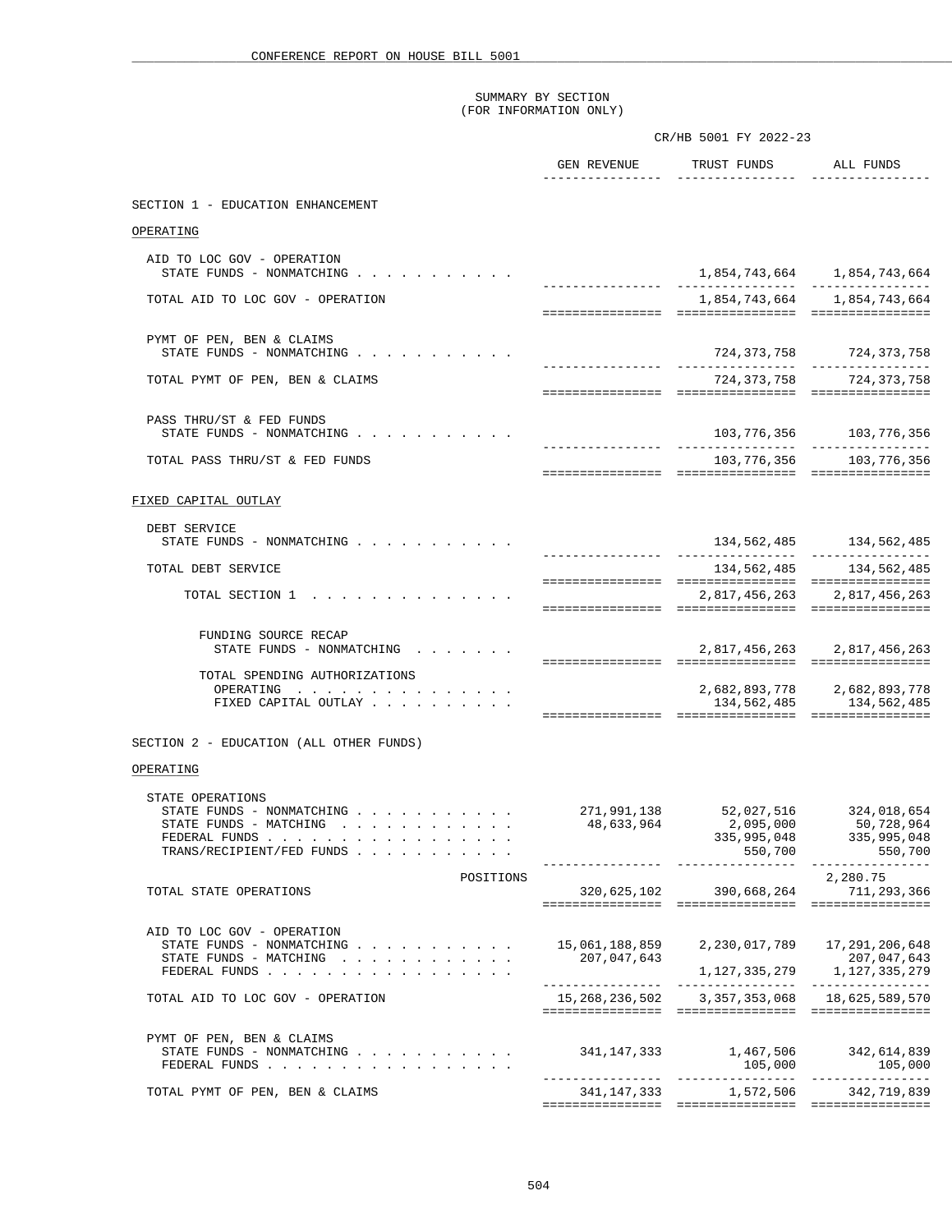SUMMARY BY SECTION
(FOR INFORMATION ONLY)

CR/HB 5001 FY 2022-23

| | GEN REVENUE | TRUST FUNDS | ALL FUNDS |
|---|---|---|---|
| **SECTION 1 - EDUCATION ENHANCEMENT** | | | |
| OPERATING | | | |
| AID TO LOC GOV - OPERATION | | | |
| STATE FUNDS - NONMATCHING | | 1,854,743,664 | 1,854,743,664 |
| TOTAL AID TO LOC GOV - OPERATION | | 1,854,743,664 | 1,854,743,664 |
| PYMT OF PEN, BEN & CLAIMS | | | |
| STATE FUNDS - NONMATCHING | | 724,373,758 | 724,373,758 |
| TOTAL PYMT OF PEN, BEN & CLAIMS | | 724,373,758 | 724,373,758 |
| PASS THRU/ST & FED FUNDS | | | |
| STATE FUNDS - NONMATCHING | | 103,776,356 | 103,776,356 |
| TOTAL PASS THRU/ST & FED FUNDS | | 103,776,356 | 103,776,356 |
| FIXED CAPITAL OUTLAY | | | |
| DEBT SERVICE | | | |
| STATE FUNDS - NONMATCHING | | 134,562,485 | 134,562,485 |
| TOTAL DEBT SERVICE | | 134,562,485 | 134,562,485 |
| TOTAL SECTION 1 | | 2,817,456,263 | 2,817,456,263 |
| FUNDING SOURCE RECAP | | | |
| STATE FUNDS - NONMATCHING | | 2,817,456,263 | 2,817,456,263 |
| TOTAL SPENDING AUTHORIZATIONS | | | |
| OPERATING | | 2,682,893,778 | 2,682,893,778 |
| FIXED CAPITAL OUTLAY | | 134,562,485 | 134,562,485 |
| **SECTION 2 - EDUCATION (ALL OTHER FUNDS)** | | | |
| OPERATING | | | |
| STATE OPERATIONS | | | |
| STATE FUNDS - NONMATCHING | 271,991,138 | 52,027,516 | 324,018,654 |
| STATE FUNDS - MATCHING | 48,633,964 | 2,095,000 | 50,728,964 |
| FEDERAL FUNDS | | 335,995,048 | 335,995,048 |
| TRANS/RECIPIENT/FED FUNDS | | 550,700 | 550,700 |
| POSITIONS | | | 2,280.75 |
| TOTAL STATE OPERATIONS | 320,625,102 | 390,668,264 | 711,293,366 |
| AID TO LOC GOV - OPERATION | | | |
| STATE FUNDS - NONMATCHING | 15,061,188,859 | 2,230,017,789 | 17,291,206,648 |
| STATE FUNDS - MATCHING | 207,047,643 | | 207,047,643 |
| FEDERAL FUNDS | | 1,127,335,279 | 1,127,335,279 |
| TOTAL AID TO LOC GOV - OPERATION | 15,268,236,502 | 3,357,353,068 | 18,625,589,570 |
| PYMT OF PEN, BEN & CLAIMS | | | |
| STATE FUNDS - NONMATCHING | 341,147,333 | 1,467,506 | 342,614,839 |
| FEDERAL FUNDS | | 105,000 | 105,000 |
| TOTAL PYMT OF PEN, BEN & CLAIMS | 341,147,333 | 1,572,506 | 342,719,839 |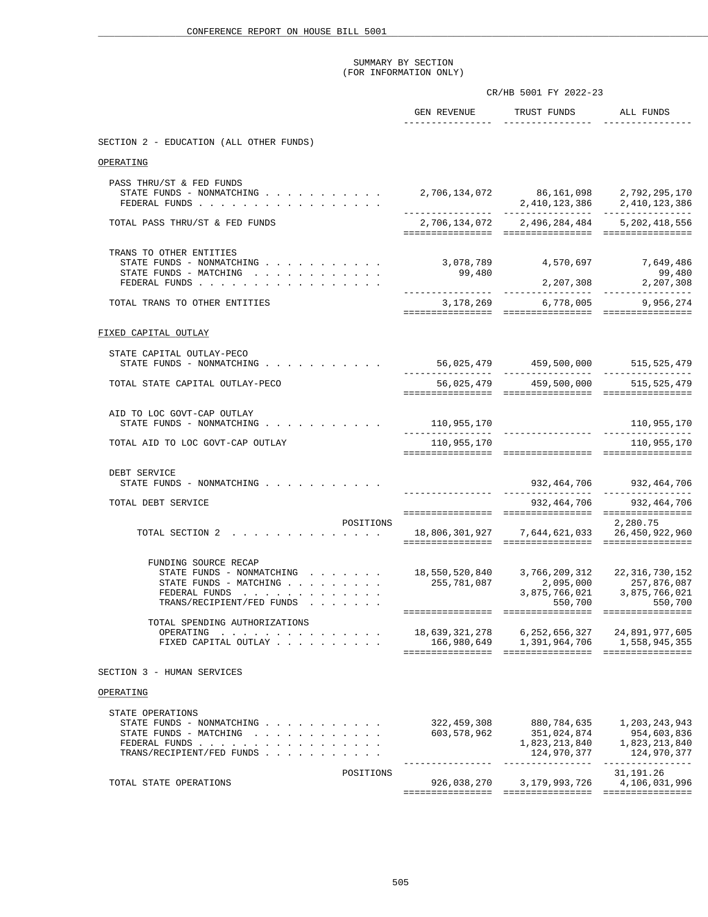SUMMARY BY SECTION
(FOR INFORMATION ONLY)

| | CR/HB 5001 FY 2022-23 | | |
|---|---|---|---|
| | GEN REVENUE | TRUST FUNDS | ALL FUNDS |
| **SECTION 2 - EDUCATION (ALL OTHER FUNDS)** | | | |
| **OPERATING** | | | |
| PASS THRU/ST & FED FUNDS | | | |
| STATE FUNDS - NONMATCHING | 2,706,134,072 | 86,161,098 | 2,792,295,170 |
| FEDERAL FUNDS | | 2,410,123,386 | 2,410,123,386 |
| TOTAL PASS THRU/ST & FED FUNDS | 2,706,134,072 | 2,496,284,484 | 5,202,418,556 |
| TRANS TO OTHER ENTITIES | | | |
| STATE FUNDS - NONMATCHING | 3,078,789 | 4,570,697 | 7,649,486 |
| STATE FUNDS - MATCHING | 99,480 | | 99,480 |
| FEDERAL FUNDS | | 2,207,308 | 2,207,308 |
| TOTAL TRANS TO OTHER ENTITIES | 3,178,269 | 6,778,005 | 9,956,274 |
| **FIXED CAPITAL OUTLAY** | | | |
| STATE CAPITAL OUTLAY-PECO | | | |
| STATE FUNDS - NONMATCHING | 56,025,479 | 459,500,000 | 515,525,479 |
| TOTAL STATE CAPITAL OUTLAY-PECO | 56,025,479 | 459,500,000 | 515,525,479 |
| AID TO LOC GOVT-CAP OUTLAY | | | |
| STATE FUNDS - NONMATCHING | 110,955,170 | | 110,955,170 |
| TOTAL AID TO LOC GOVT-CAP OUTLAY | 110,955,170 | | 110,955,170 |
| DEBT SERVICE | | | |
| STATE FUNDS - NONMATCHING | | 932,464,706 | 932,464,706 |
| TOTAL DEBT SERVICE | | 932,464,706 | 932,464,706 |
| POSITIONS | | | 2,280.75 |
| TOTAL SECTION 2 | 18,806,301,927 | 7,644,621,033 | 26,450,922,960 |
| FUNDING SOURCE RECAP | | | |
| STATE FUNDS - NONMATCHING | 18,550,520,840 | 3,766,209,312 | 22,316,730,152 |
| STATE FUNDS - MATCHING | 255,781,087 | 2,095,000 | 257,876,087 |
| FEDERAL FUNDS | | 3,875,766,021 | 3,875,766,021 |
| TRANS/RECIPIENT/FED FUNDS | | 550,700 | 550,700 |
| TOTAL SPENDING AUTHORIZATIONS | | | |
| OPERATING | 18,639,321,278 | 6,252,656,327 | 24,891,977,605 |
| FIXED CAPITAL OUTLAY | 166,980,649 | 1,391,964,706 | 1,558,945,355 |
| **SECTION 3 - HUMAN SERVICES** | | | |
| **OPERATING** | | | |
| STATE OPERATIONS | | | |
| STATE FUNDS - NONMATCHING | 322,459,308 | 880,784,635 | 1,203,243,943 |
| STATE FUNDS - MATCHING | 603,578,962 | 351,024,874 | 954,603,836 |
| FEDERAL FUNDS | | 1,823,213,840 | 1,823,213,840 |
| TRANS/RECIPIENT/FED FUNDS | | 124,970,377 | 124,970,377 |
| POSITIONS | | | 31,191.26 |
| TOTAL STATE OPERATIONS | 926,038,270 | 3,179,993,726 | 4,106,031,996 |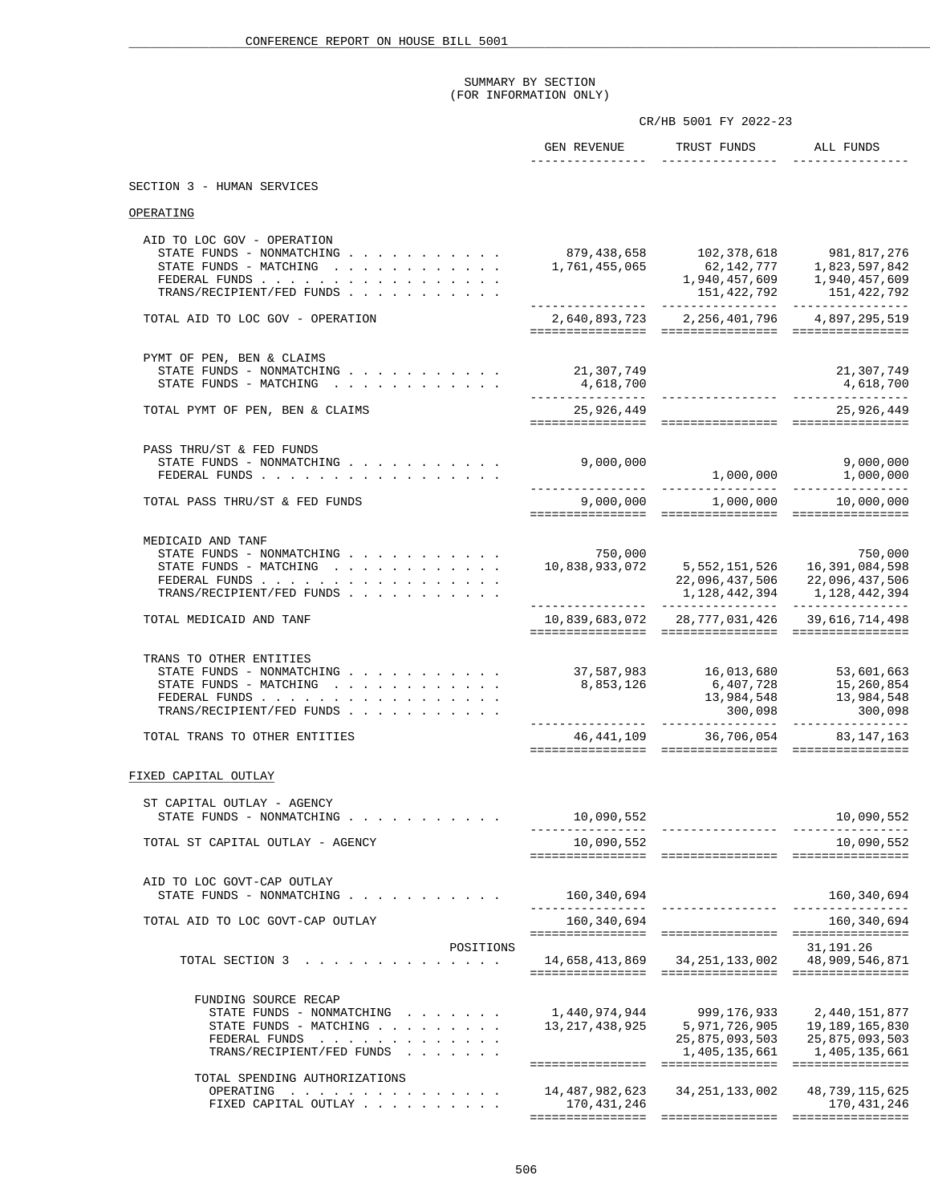SUMMARY BY SECTION
(FOR INFORMATION ONLY)

CR/HB 5001 FY 2022-23

| | GEN REVENUE | TRUST FUNDS | ALL FUNDS |
|---|---|---|---|
| **SECTION 3 - HUMAN SERVICES** | | | |
| **OPERATING** | | | |
| AID TO LOC GOV - OPERATION | | | |
| STATE FUNDS - NONMATCHING | 879,438,658 | 102,378,618 | 981,817,276 |
| STATE FUNDS - MATCHING | 1,761,455,065 | 62,142,777 | 1,823,597,842 |
| FEDERAL FUNDS | | 1,940,457,609 | 1,940,457,609 |
| TRANS/RECIPIENT/FED FUNDS | | 151,422,792 | 151,422,792 |
| TOTAL AID TO LOC GOV - OPERATION | 2,640,893,723 | 2,256,401,796 | 4,897,295,519 |
| PYMT OF PEN, BEN & CLAIMS | | | |
| STATE FUNDS - NONMATCHING | 21,307,749 | | 21,307,749 |
| STATE FUNDS - MATCHING | 4,618,700 | | 4,618,700 |
| TOTAL PYMT OF PEN, BEN & CLAIMS | 25,926,449 | | 25,926,449 |
| PASS THRU/ST & FED FUNDS | | | |
| STATE FUNDS - NONMATCHING | 9,000,000 | | 9,000,000 |
| FEDERAL FUNDS | | 1,000,000 | 1,000,000 |
| TOTAL PASS THRU/ST & FED FUNDS | 9,000,000 | 1,000,000 | 10,000,000 |
| MEDICAID AND TANF | | | |
| STATE FUNDS - NONMATCHING | 750,000 | | 750,000 |
| STATE FUNDS - MATCHING | 10,838,933,072 | 5,552,151,526 | 16,391,084,598 |
| FEDERAL FUNDS | | 22,096,437,506 | 22,096,437,506 |
| TRANS/RECIPIENT/FED FUNDS | | 1,128,442,394 | 1,128,442,394 |
| TOTAL MEDICAID AND TANF | 10,839,683,072 | 28,777,031,426 | 39,616,714,498 |
| TRANS TO OTHER ENTITIES | | | |
| STATE FUNDS - NONMATCHING | 37,587,983 | 16,013,680 | 53,601,663 |
| STATE FUNDS - MATCHING | 8,853,126 | 6,407,728 | 15,260,854 |
| FEDERAL FUNDS | | 13,984,548 | 13,984,548 |
| TRANS/RECIPIENT/FED FUNDS | | 300,098 | 300,098 |
| TOTAL TRANS TO OTHER ENTITIES | 46,441,109 | 36,706,054 | 83,147,163 |
| **FIXED CAPITAL OUTLAY** | | | |
| ST CAPITAL OUTLAY - AGENCY | | | |
| STATE FUNDS - NONMATCHING | 10,090,552 | | 10,090,552 |
| TOTAL ST CAPITAL OUTLAY - AGENCY | 10,090,552 | | 10,090,552 |
| AID TO LOC GOVT-CAP OUTLAY | | | |
| STATE FUNDS - NONMATCHING | 160,340,694 | | 160,340,694 |
| TOTAL AID TO LOC GOVT-CAP OUTLAY | 160,340,694 | | 160,340,694 |
| POSITIONS | | | 31,191.26 |
| TOTAL SECTION 3 | 14,658,413,869 | 34,251,133,002 | 48,909,546,871 |
| FUNDING SOURCE RECAP | | | |
| STATE FUNDS - NONMATCHING | 1,440,974,944 | 999,176,933 | 2,440,151,877 |
| STATE FUNDS - MATCHING | 13,217,438,925 | 5,971,726,905 | 19,189,165,830 |
| FEDERAL FUNDS | | 25,875,093,503 | 25,875,093,503 |
| TRANS/RECIPIENT/FED FUNDS | | 1,405,135,661 | 1,405,135,661 |
| TOTAL SPENDING AUTHORIZATIONS | | | |
| OPERATING | 14,487,982,623 | 34,251,133,002 | 48,739,115,625 |
| FIXED CAPITAL OUTLAY | 170,431,246 | | 170,431,246 |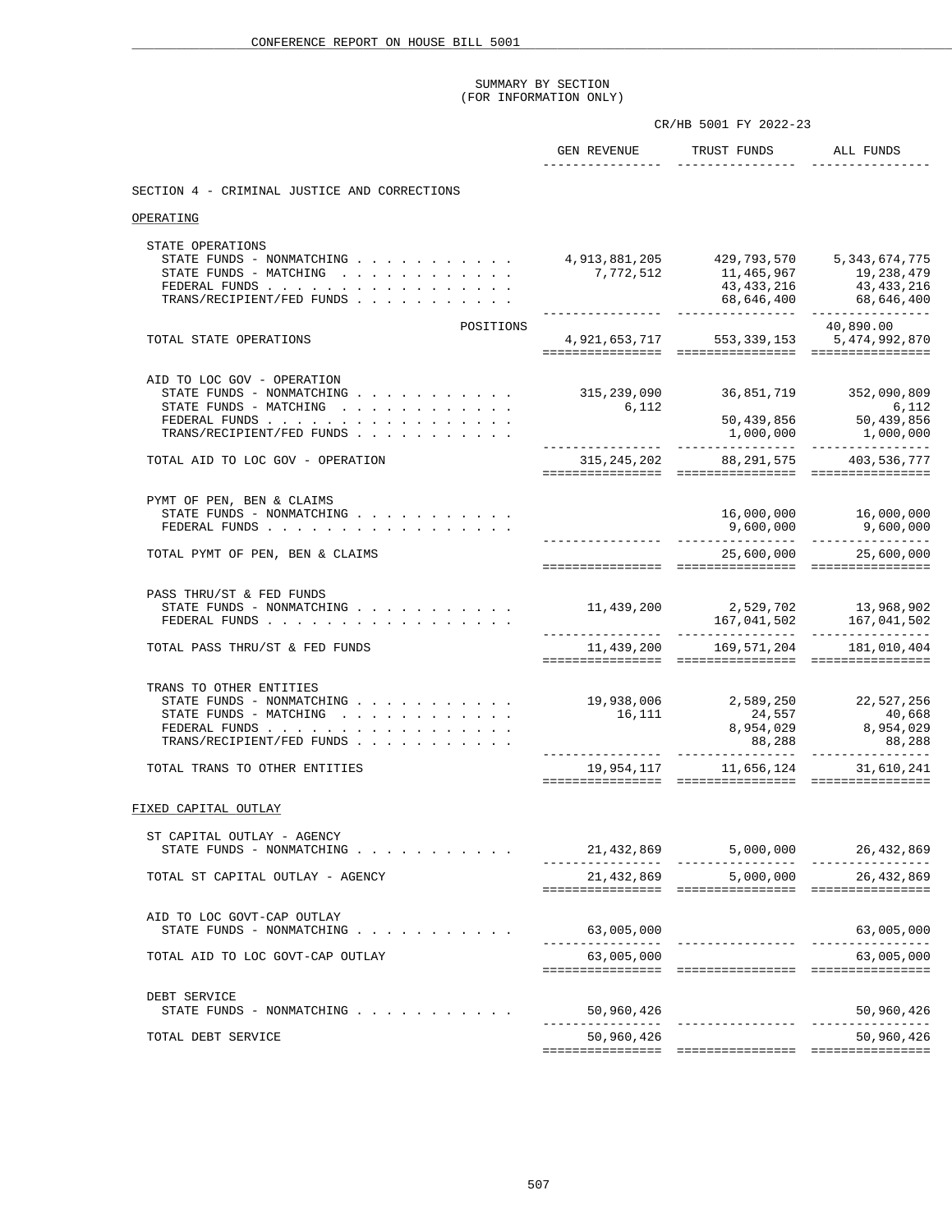SUMMARY BY SECTION
(FOR INFORMATION ONLY)

CR/HB 5001 FY 2022-23

| | GEN REVENUE | TRUST FUNDS | ALL FUNDS |
|---|---|---|---|
| **SECTION 4 - CRIMINAL JUSTICE AND CORRECTIONS** | | | |
| OPERATING | | | |
| STATE OPERATIONS | | | |
| STATE FUNDS - NONMATCHING | 4,913,881,205 | 429,793,570 | 5,343,674,775 |
| STATE FUNDS - MATCHING | 7,772,512 | 11,465,967 | 19,238,479 |
| FEDERAL FUNDS | | 43,433,216 | 43,433,216 |
| TRANS/RECIPIENT/FED FUNDS | | 68,646,400 | 68,646,400 |
| POSITIONS | | | 40,890.00 |
| TOTAL STATE OPERATIONS | 4,921,653,717 | 553,339,153 | 5,474,992,870 |
| AID TO LOC GOV - OPERATION | | | |
| STATE FUNDS - NONMATCHING | 315,239,090 | 36,851,719 | 352,090,809 |
| STATE FUNDS - MATCHING | 6,112 | | 6,112 |
| FEDERAL FUNDS | | 50,439,856 | 50,439,856 |
| TRANS/RECIPIENT/FED FUNDS | | 1,000,000 | 1,000,000 |
| TOTAL AID TO LOC GOV - OPERATION | 315,245,202 | 88,291,575 | 403,536,777 |
| PYMT OF PEN, BEN & CLAIMS | | | |
| STATE FUNDS - NONMATCHING | | 16,000,000 | 16,000,000 |
| FEDERAL FUNDS | | 9,600,000 | 9,600,000 |
| TOTAL PYMT OF PEN, BEN & CLAIMS | | 25,600,000 | 25,600,000 |
| PASS THRU/ST & FED FUNDS | | | |
| STATE FUNDS - NONMATCHING | 11,439,200 | 2,529,702 | 13,968,902 |
| FEDERAL FUNDS | | 167,041,502 | 167,041,502 |
| TOTAL PASS THRU/ST & FED FUNDS | 11,439,200 | 169,571,204 | 181,010,404 |
| TRANS TO OTHER ENTITIES | | | |
| STATE FUNDS - NONMATCHING | 19,938,006 | 2,589,250 | 22,527,256 |
| STATE FUNDS - MATCHING | 16,111 | 24,557 | 40,668 |
| FEDERAL FUNDS | | 8,954,029 | 8,954,029 |
| TRANS/RECIPIENT/FED FUNDS | | 88,288 | 88,288 |
| TOTAL TRANS TO OTHER ENTITIES | 19,954,117 | 11,656,124 | 31,610,241 |
| FIXED CAPITAL OUTLAY | | | |
| ST CAPITAL OUTLAY - AGENCY | | | |
| STATE FUNDS - NONMATCHING | 21,432,869 | 5,000,000 | 26,432,869 |
| TOTAL ST CAPITAL OUTLAY - AGENCY | 21,432,869 | 5,000,000 | 26,432,869 |
| AID TO LOC GOVT-CAP OUTLAY | | | |
| STATE FUNDS - NONMATCHING | 63,005,000 | | 63,005,000 |
| TOTAL AID TO LOC GOVT-CAP OUTLAY | 63,005,000 | | 63,005,000 |
| DEBT SERVICE | | | |
| STATE FUNDS - NONMATCHING | 50,960,426 | | 50,960,426 |
| TOTAL DEBT SERVICE | 50,960,426 | | 50,960,426 |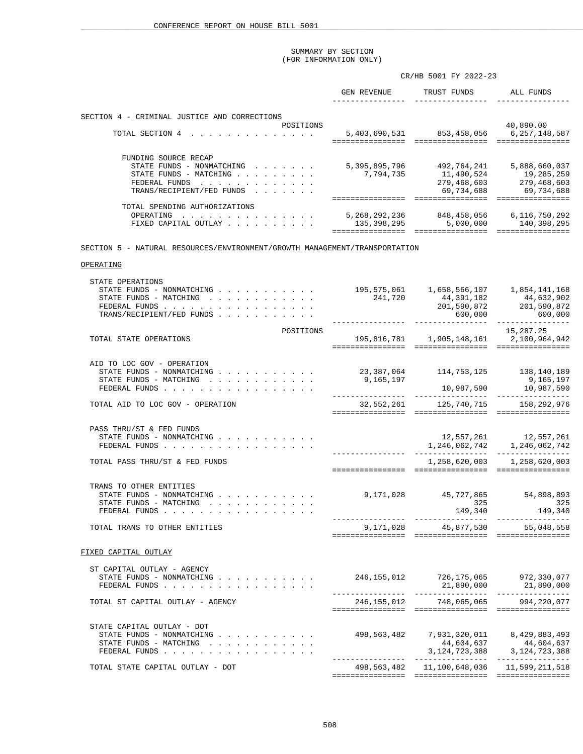SUMMARY BY SECTION
(FOR INFORMATION ONLY)

CR/HB 5001 FY 2022-23

| | GEN REVENUE | TRUST FUNDS | ALL FUNDS |
|---|---|---|---|
| **SECTION 4 - CRIMINAL JUSTICE AND CORRECTIONS** | | | |
| POSITIONS | | | 40,890.00 |
| TOTAL SECTION 4 | 5,403,690,531 | 853,458,056 | 6,257,148,587 |
| FUNDING SOURCE RECAP | | | |
| STATE FUNDS - NONMATCHING | 5,395,895,796 | 492,764,241 | 5,888,660,037 |
| STATE FUNDS - MATCHING | 7,794,735 | 11,490,524 | 19,285,259 |
| FEDERAL FUNDS | | 279,468,603 | 279,468,603 |
| TRANS/RECIPIENT/FED FUNDS | | 69,734,688 | 69,734,688 |
| TOTAL SPENDING AUTHORIZATIONS | | | |
| OPERATING | 5,268,292,236 | 848,458,056 | 6,116,750,292 |
| FIXED CAPITAL OUTLAY | 135,398,295 | 5,000,000 | 140,398,295 |
| **SECTION 5 - NATURAL RESOURCES/ENVIRONMENT/GROWTH MANAGEMENT/TRANSPORTATION** | | | |
| **OPERATING** | | | |
| STATE OPERATIONS | | | |
| STATE FUNDS - NONMATCHING | 195,575,061 | 1,658,566,107 | 1,854,141,168 |
| STATE FUNDS - MATCHING | 241,720 | 44,391,182 | 44,632,902 |
| FEDERAL FUNDS | | 201,590,872 | 201,590,872 |
| TRANS/RECIPIENT/FED FUNDS | | 600,000 | 600,000 |
| POSITIONS | | | 15,287.25 |
| TOTAL STATE OPERATIONS | 195,816,781 | 1,905,148,161 | 2,100,964,942 |
| AID TO LOC GOV - OPERATION | | | |
| STATE FUNDS - NONMATCHING | 23,387,064 | 114,753,125 | 138,140,189 |
| STATE FUNDS - MATCHING | 9,165,197 | | 9,165,197 |
| FEDERAL FUNDS | | 10,987,590 | 10,987,590 |
| TOTAL AID TO LOC GOV - OPERATION | 32,552,261 | 125,740,715 | 158,292,976 |
| PASS THRU/ST & FED FUNDS | | | |
| STATE FUNDS - NONMATCHING | | 12,557,261 | 12,557,261 |
| FEDERAL FUNDS | | 1,246,062,742 | 1,246,062,742 |
| TOTAL PASS THRU/ST & FED FUNDS | | 1,258,620,003 | 1,258,620,003 |
| TRANS TO OTHER ENTITIES | | | |
| STATE FUNDS - NONMATCHING | 9,171,028 | 45,727,865 | 54,898,893 |
| STATE FUNDS - MATCHING | | 325 | 325 |
| FEDERAL FUNDS | | 149,340 | 149,340 |
| TOTAL TRANS TO OTHER ENTITIES | 9,171,028 | 45,877,530 | 55,048,558 |
| **FIXED CAPITAL OUTLAY** | | | |
| ST CAPITAL OUTLAY - AGENCY | | | |
| STATE FUNDS - NONMATCHING | 246,155,012 | 726,175,065 | 972,330,077 |
| FEDERAL FUNDS | | 21,890,000 | 21,890,000 |
| TOTAL ST CAPITAL OUTLAY - AGENCY | 246,155,012 | 748,065,065 | 994,220,077 |
| STATE CAPITAL OUTLAY - DOT | | | |
| STATE FUNDS - NONMATCHING | 498,563,482 | 7,931,320,011 | 8,429,883,493 |
| STATE FUNDS - MATCHING | | 44,604,637 | 44,604,637 |
| FEDERAL FUNDS | | 3,124,723,388 | 3,124,723,388 |
| TOTAL STATE CAPITAL OUTLAY - DOT | 498,563,482 | 11,100,648,036 | 11,599,211,518 |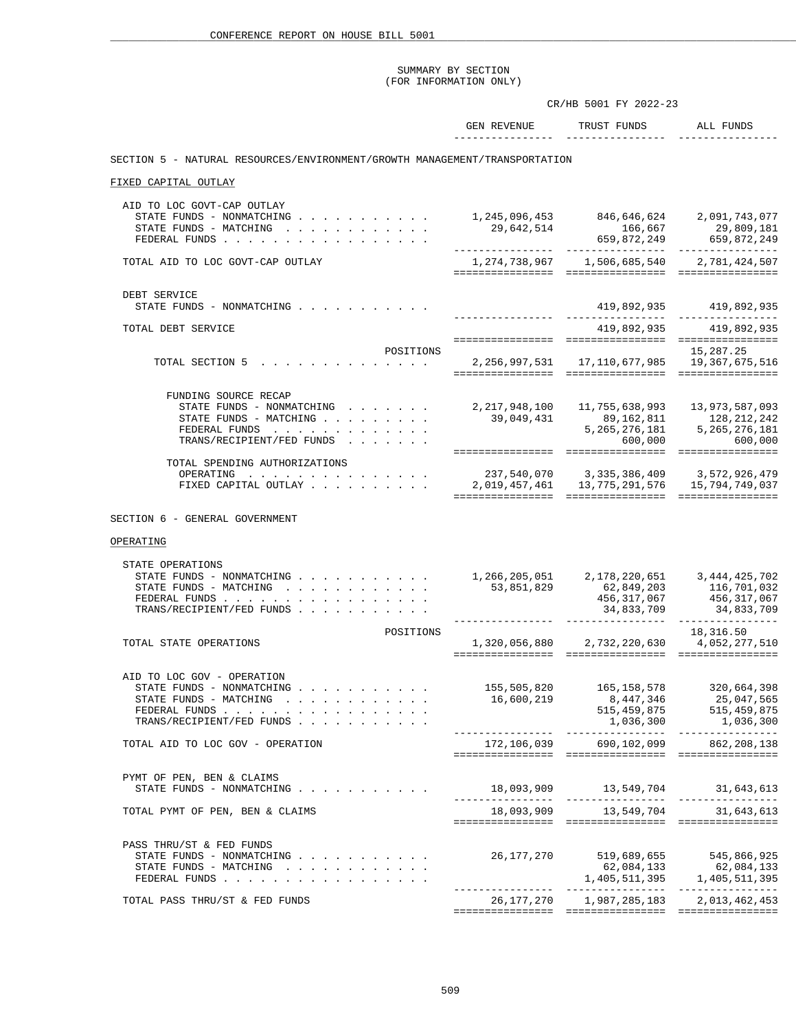SUMMARY BY SECTION
(FOR INFORMATION ONLY)

CR/HB 5001 FY 2022-23

| | GEN REVENUE | TRUST FUNDS | ALL FUNDS |
|---|---|---|---|
| **SECTION 5 - NATURAL RESOURCES/ENVIRONMENT/GROWTH MANAGEMENT/TRANSPORTATION** | | | |
| FIXED CAPITAL OUTLAY | | | |
| AID TO LOC GOVT-CAP OUTLAY | | | |
| STATE FUNDS - NONMATCHING | 1,245,096,453 | 846,646,624 | 2,091,743,077 |
| STATE FUNDS - MATCHING | 29,642,514 | 166,667 | 29,809,181 |
| FEDERAL FUNDS | | 659,872,249 | 659,872,249 |
| TOTAL AID TO LOC GOVT-CAP OUTLAY | 1,274,738,967 | 1,506,685,540 | 2,781,424,507 |
| DEBT SERVICE | | | |
| STATE FUNDS - NONMATCHING | | 419,892,935 | 419,892,935 |
| TOTAL DEBT SERVICE | | 419,892,935 | 419,892,935 |
| POSITIONS | | | 15,287.25 |
| TOTAL SECTION 5 | 2,256,997,531 | 17,110,677,985 | 19,367,675,516 |
| FUNDING SOURCE RECAP | | | |
| STATE FUNDS - NONMATCHING | 2,217,948,100 | 11,755,638,993 | 13,973,587,093 |
| STATE FUNDS - MATCHING | 39,049,431 | 89,162,811 | 128,212,242 |
| FEDERAL FUNDS | | 5,265,276,181 | 5,265,276,181 |
| TRANS/RECIPIENT/FED FUNDS | | 600,000 | 600,000 |
| TOTAL SPENDING AUTHORIZATIONS | | | |
| OPERATING | 237,540,070 | 3,335,386,409 | 3,572,926,479 |
| FIXED CAPITAL OUTLAY | 2,019,457,461 | 13,775,291,576 | 15,794,749,037 |
| **SECTION 6 - GENERAL GOVERNMENT** | | | |
| OPERATING | | | |
| STATE OPERATIONS | | | |
| STATE FUNDS - NONMATCHING | 1,266,205,051 | 2,178,220,651 | 3,444,425,702 |
| STATE FUNDS - MATCHING | 53,851,829 | 62,849,203 | 116,701,032 |
| FEDERAL FUNDS | | 456,317,067 | 456,317,067 |
| TRANS/RECIPIENT/FED FUNDS | | 34,833,709 | 34,833,709 |
| POSITIONS | | | 18,316.50 |
| TOTAL STATE OPERATIONS | 1,320,056,880 | 2,732,220,630 | 4,052,277,510 |
| AID TO LOC GOV - OPERATION | | | |
| STATE FUNDS - NONMATCHING | 155,505,820 | 165,158,578 | 320,664,398 |
| STATE FUNDS - MATCHING | 16,600,219 | 8,447,346 | 25,047,565 |
| FEDERAL FUNDS | | 515,459,875 | 515,459,875 |
| TRANS/RECIPIENT/FED FUNDS | | 1,036,300 | 1,036,300 |
| TOTAL AID TO LOC GOV - OPERATION | 172,106,039 | 690,102,099 | 862,208,138 |
| PYMT OF PEN, BEN & CLAIMS | | | |
| STATE FUNDS - NONMATCHING | 18,093,909 | 13,549,704 | 31,643,613 |
| TOTAL PYMT OF PEN, BEN & CLAIMS | 18,093,909 | 13,549,704 | 31,643,613 |
| PASS THRU/ST & FED FUNDS | | | |
| STATE FUNDS - NONMATCHING | 26,177,270 | 519,689,655 | 545,866,925 |
| STATE FUNDS - MATCHING | | 62,084,133 | 62,084,133 |
| FEDERAL FUNDS | | 1,405,511,395 | 1,405,511,395 |
| TOTAL PASS THRU/ST & FED FUNDS | 26,177,270 | 1,987,285,183 | 2,013,462,453 |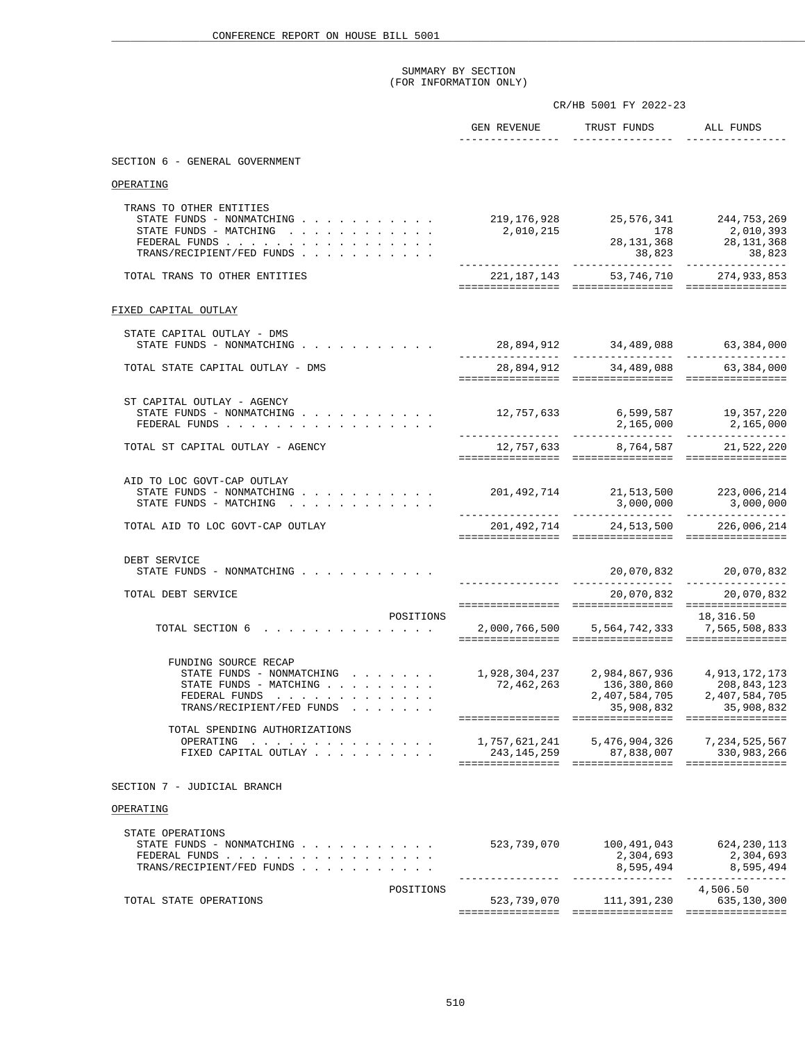CONFERENCE REPORT ON HOUSE BILL 5001

SUMMARY BY SECTION
(FOR INFORMATION ONLY)

| | CR/HB 5001 FY 2022-23 | | |
|---|---|---|---|
| | GEN REVENUE | TRUST FUNDS | ALL FUNDS |
| **SECTION 6 - GENERAL GOVERNMENT** | | | |
| OPERATING | | | |
| TRANS TO OTHER ENTITIES | | | |
| STATE FUNDS - NONMATCHING . . . . . . . . . . . | 219,176,928 | 25,576,341 | 244,753,269 |
| STATE FUNDS - MATCHING . . . . . . . . . . . . | 2,010,215 | 178 | 2,010,393 |
| FEDERAL FUNDS . . . . . . . . . . . . . . . . | | 28,131,368 | 28,131,368 |
| TRANS/RECIPIENT/FED FUNDS . . . . . . . . . . | | 38,823 | 38,823 |
| TOTAL TRANS TO OTHER ENTITIES | 221,187,143 | 53,746,710 | 274,933,853 |
| FIXED CAPITAL OUTLAY | | | |
| STATE CAPITAL OUTLAY - DMS | | | |
| STATE FUNDS - NONMATCHING . . . . . . . . . . . | 28,894,912 | 34,489,088 | 63,384,000 |
| TOTAL STATE CAPITAL OUTLAY - DMS | 28,894,912 | 34,489,088 | 63,384,000 |
| ST CAPITAL OUTLAY - AGENCY | | | |
| STATE FUNDS - NONMATCHING . . . . . . . . . . . | 12,757,633 | 6,599,587 | 19,357,220 |
| FEDERAL FUNDS . . . . . . . . . . . . . . . . | | 2,165,000 | 2,165,000 |
| TOTAL ST CAPITAL OUTLAY - AGENCY | 12,757,633 | 8,764,587 | 21,522,220 |
| AID TO LOC GOVT-CAP OUTLAY | | | |
| STATE FUNDS - NONMATCHING . . . . . . . . . . . | 201,492,714 | 21,513,500 | 223,006,214 |
| STATE FUNDS - MATCHING . . . . . . . . . . . . | | 3,000,000 | 3,000,000 |
| TOTAL AID TO LOC GOVT-CAP OUTLAY | 201,492,714 | 24,513,500 | 226,006,214 |
| DEBT SERVICE | | | |
| STATE FUNDS - NONMATCHING . . . . . . . . . . . | | 20,070,832 | 20,070,832 |
| TOTAL DEBT SERVICE | | 20,070,832 | 20,070,832 |
| POSITIONS | | | 18,316.50 |
| TOTAL SECTION 6 . . . . . . . . . . . . . . | 2,000,766,500 | 5,564,742,333 | 7,565,508,833 |
| FUNDING SOURCE RECAP | | | |
| STATE FUNDS - NONMATCHING . . . . . . . | 1,928,304,237 | 2,984,867,936 | 4,913,172,173 |
| STATE FUNDS - MATCHING . . . . . . . . . | 72,462,263 | 136,380,860 | 208,843,123 |
| FEDERAL FUNDS . . . . . . . . . . . . . | | 2,407,584,705 | 2,407,584,705 |
| TRANS/RECIPIENT/FED FUNDS . . . . . . . | | 35,908,832 | 35,908,832 |
| TOTAL SPENDING AUTHORIZATIONS | | | |
| OPERATING . . . . . . . . . . . . . . . | 1,757,621,241 | 5,476,904,326 | 7,234,525,567 |
| FIXED CAPITAL OUTLAY . . . . . . . . . . | 243,145,259 | 87,838,007 | 330,983,266 |
| **SECTION 7 - JUDICIAL BRANCH** | | | |
| OPERATING | | | |
| STATE OPERATIONS | | | |
| STATE FUNDS - NONMATCHING . . . . . . . . . . . | 523,739,070 | 100,491,043 | 624,230,113 |
| FEDERAL FUNDS . . . . . . . . . . . . . . . . | | 2,304,693 | 2,304,693 |
| TRANS/RECIPIENT/FED FUNDS . . . . . . . . . . | | 8,595,494 | 8,595,494 |
| POSITIONS | | | 4,506.50 |
| TOTAL STATE OPERATIONS | 523,739,070 | 111,391,230 | 635,130,300 |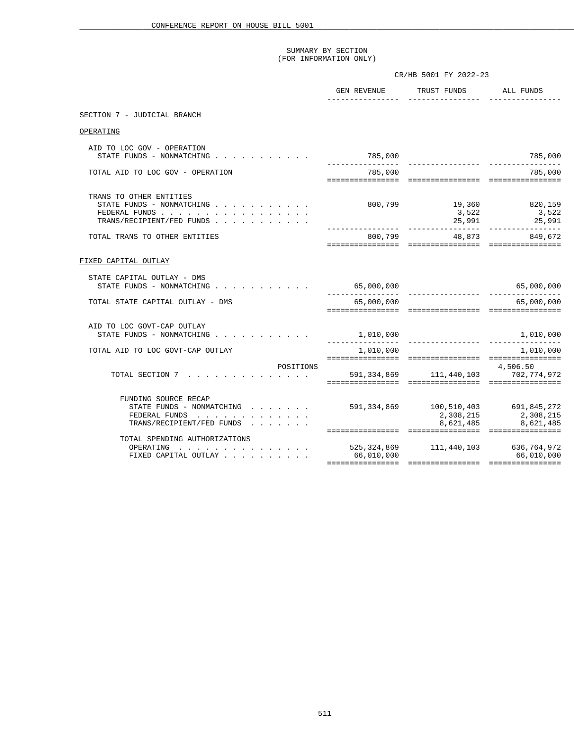SUMMARY BY SECTION
(FOR INFORMATION ONLY)

| | CR/HB 5001 FY 2022-23 | | |
|---|---|---|---|
| | GEN REVENUE | TRUST FUNDS | ALL FUNDS |
| **SECTION 7 - JUDICIAL BRANCH** | | | |
| **OPERATING** | | | |
| AID TO LOC GOV - OPERATION | | | |
| STATE FUNDS - NONMATCHING | 785,000 | | 785,000 |
| TOTAL AID TO LOC GOV - OPERATION | 785,000 | | 785,000 |
| TRANS TO OTHER ENTITIES | | | |
| STATE FUNDS - NONMATCHING | 800,799 | 19,360 | 820,159 |
| FEDERAL FUNDS | | 3,522 | 3,522 |
| TRANS/RECIPIENT/FED FUNDS | | 25,991 | 25,991 |
| TOTAL TRANS TO OTHER ENTITIES | 800,799 | 48,873 | 849,672 |
| **FIXED CAPITAL OUTLAY** | | | |
| STATE CAPITAL OUTLAY - DMS | | | |
| STATE FUNDS - NONMATCHING | 65,000,000 | | 65,000,000 |
| TOTAL STATE CAPITAL OUTLAY - DMS | 65,000,000 | | 65,000,000 |
| AID TO LOC GOVT-CAP OUTLAY | | | |
| STATE FUNDS - NONMATCHING | 1,010,000 | | 1,010,000 |
| TOTAL AID TO LOC GOVT-CAP OUTLAY | 1,010,000 | | 1,010,000 |
| POSITIONS | | | 4,506.50 |
| TOTAL SECTION 7 | 591,334,869 | 111,440,103 | 702,774,972 |
| FUNDING SOURCE RECAP | | | |
| STATE FUNDS - NONMATCHING | 591,334,869 | 100,510,403 | 691,845,272 |
| FEDERAL FUNDS | | 2,308,215 | 2,308,215 |
| TRANS/RECIPIENT/FED FUNDS | | 8,621,485 | 8,621,485 |
| TOTAL SPENDING AUTHORIZATIONS | | | |
| OPERATING | 525,324,869 | 111,440,103 | 636,764,972 |
| FIXED CAPITAL OUTLAY | 66,010,000 | | 66,010,000 |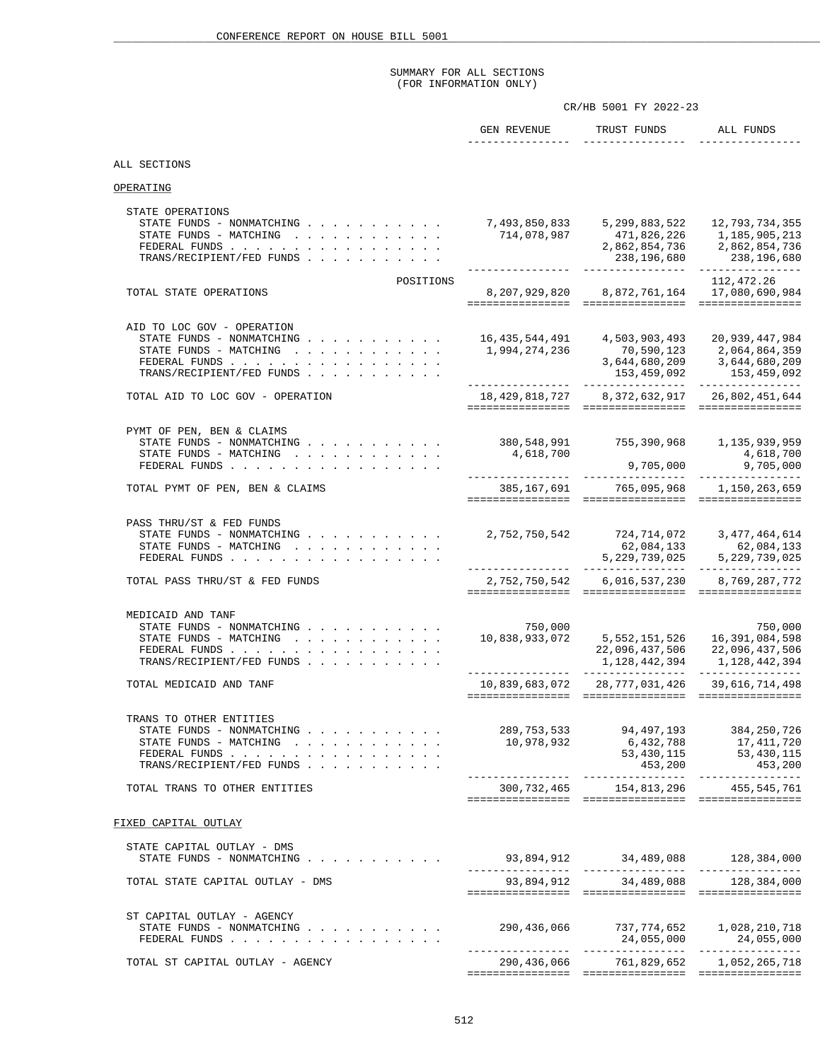SUMMARY FOR ALL SECTIONS
(FOR INFORMATION ONLY)

CR/HB 5001 FY 2022-23

| | GEN REVENUE | TRUST FUNDS | ALL FUNDS |
|---|---|---|---|
| **ALL SECTIONS** | | | |
| **OPERATING** | | | |
| STATE OPERATIONS | | | |
| STATE FUNDS - NONMATCHING | 7,493,850,833 | 5,299,883,522 | 12,793,734,355 |
| STATE FUNDS - MATCHING | 714,078,987 | 471,826,226 | 1,185,905,213 |
| FEDERAL FUNDS | | 2,862,854,736 | 2,862,854,736 |
| TRANS/RECIPIENT/FED FUNDS | | 238,196,680 | 238,196,680 |
| POSITIONS | | | 112,472.26 |
| TOTAL STATE OPERATIONS | 8,207,929,820 | 8,872,761,164 | 17,080,690,984 |
| AID TO LOC GOV - OPERATION | | | |
| STATE FUNDS - NONMATCHING | 16,435,544,491 | 4,503,903,493 | 20,939,447,984 |
| STATE FUNDS - MATCHING | 1,994,274,236 | 70,590,123 | 2,064,864,359 |
| FEDERAL FUNDS | | 3,644,680,209 | 3,644,680,209 |
| TRANS/RECIPIENT/FED FUNDS | | 153,459,092 | 153,459,092 |
| TOTAL AID TO LOC GOV - OPERATION | 18,429,818,727 | 8,372,632,917 | 26,802,451,644 |
| PYMT OF PEN, BEN & CLAIMS | | | |
| STATE FUNDS - NONMATCHING | 380,548,991 | 755,390,968 | 1,135,939,959 |
| STATE FUNDS - MATCHING | 4,618,700 | | 4,618,700 |
| FEDERAL FUNDS | | 9,705,000 | 9,705,000 |
| TOTAL PYMT OF PEN, BEN & CLAIMS | 385,167,691 | 765,095,968 | 1,150,263,659 |
| PASS THRU/ST & FED FUNDS | | | |
| STATE FUNDS - NONMATCHING | 2,752,750,542 | 724,714,072 | 3,477,464,614 |
| STATE FUNDS - MATCHING | | 62,084,133 | 62,084,133 |
| FEDERAL FUNDS | | 5,229,739,025 | 5,229,739,025 |
| TOTAL PASS THRU/ST & FED FUNDS | 2,752,750,542 | 6,016,537,230 | 8,769,287,772 |
| MEDICAID AND TANF | | | |
| STATE FUNDS - NONMATCHING | 750,000 | | 750,000 |
| STATE FUNDS - MATCHING | 10,838,933,072 | 5,552,151,526 | 16,391,084,598 |
| FEDERAL FUNDS | | 22,096,437,506 | 22,096,437,506 |
| TRANS/RECIPIENT/FED FUNDS | | 1,128,442,394 | 1,128,442,394 |
| TOTAL MEDICAID AND TANF | 10,839,683,072 | 28,777,031,426 | 39,616,714,498 |
| TRANS TO OTHER ENTITIES | | | |
| STATE FUNDS - NONMATCHING | 289,753,533 | 94,497,193 | 384,250,726 |
| STATE FUNDS - MATCHING | 10,978,932 | 6,432,788 | 17,411,720 |
| FEDERAL FUNDS | | 53,430,115 | 53,430,115 |
| TRANS/RECIPIENT/FED FUNDS | | 453,200 | 453,200 |
| TOTAL TRANS TO OTHER ENTITIES | 300,732,465 | 154,813,296 | 455,545,761 |
| **FIXED CAPITAL OUTLAY** | | | |
| STATE CAPITAL OUTLAY - DMS | | | |
| STATE FUNDS - NONMATCHING | 93,894,912 | 34,489,088 | 128,384,000 |
| TOTAL STATE CAPITAL OUTLAY - DMS | 93,894,912 | 34,489,088 | 128,384,000 |
| ST CAPITAL OUTLAY - AGENCY | | | |
| STATE FUNDS - NONMATCHING | 290,436,066 | 737,774,652 | 1,028,210,718 |
| FEDERAL FUNDS | | 24,055,000 | 24,055,000 |
| TOTAL ST CAPITAL OUTLAY - AGENCY | 290,436,066 | 761,829,652 | 1,052,265,718 |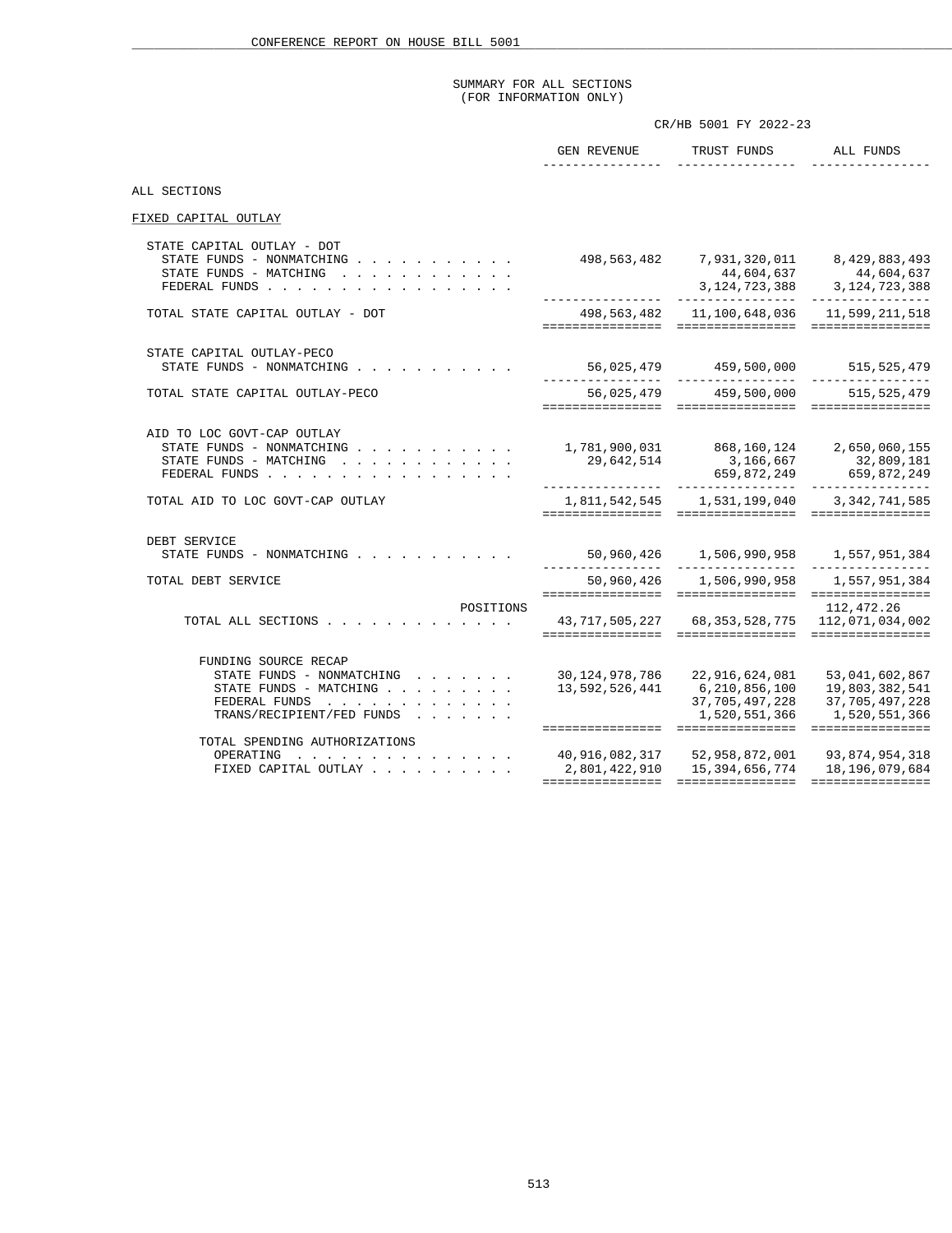## SUMMARY FOR ALL SECTIONS
(FOR INFORMATION ONLY)

| | CR/HB 5001 FY 2022-23 | | |
|---|---|---|---|
| | GEN REVENUE | TRUST FUNDS | ALL FUNDS |
| **ALL SECTIONS** | | | |
| **FIXED CAPITAL OUTLAY** | | | |
| STATE CAPITAL OUTLAY - DOT | | | |
| STATE FUNDS - NONMATCHING | 498,563,482 | 7,931,320,011 | 8,429,883,493 |
| STATE FUNDS - MATCHING | | 44,604,637 | 44,604,637 |
| FEDERAL FUNDS | | 3,124,723,388 | 3,124,723,388 |
| TOTAL STATE CAPITAL OUTLAY - DOT | 498,563,482 | 11,100,648,036 | 11,599,211,518 |
| STATE CAPITAL OUTLAY-PECO | | | |
| STATE FUNDS - NONMATCHING | 56,025,479 | 459,500,000 | 515,525,479 |
| TOTAL STATE CAPITAL OUTLAY-PECO | 56,025,479 | 459,500,000 | 515,525,479 |
| AID TO LOC GOVT-CAP OUTLAY | | | |
| STATE FUNDS - NONMATCHING | 1,781,900,031 | 868,160,124 | 2,650,060,155 |
| STATE FUNDS - MATCHING | 29,642,514 | 3,166,667 | 32,809,181 |
| FEDERAL FUNDS | | 659,872,249 | 659,872,249 |
| TOTAL AID TO LOC GOVT-CAP OUTLAY | 1,811,542,545 | 1,531,199,040 | 3,342,741,585 |
| DEBT SERVICE | | | |
| STATE FUNDS - NONMATCHING | 50,960,426 | 1,506,990,958 | 1,557,951,384 |
| TOTAL DEBT SERVICE | 50,960,426 | 1,506,990,958 | 1,557,951,384 |
| POSITIONS | | | 112,472.26 |
| TOTAL ALL SECTIONS | 43,717,505,227 | 68,353,528,775 | 112,071,034,002 |
| FUNDING SOURCE RECAP | | | |
| STATE FUNDS - NONMATCHING | 30,124,978,786 | 22,916,624,081 | 53,041,602,867 |
| STATE FUNDS - MATCHING | 13,592,526,441 | 6,210,856,100 | 19,803,382,541 |
| FEDERAL FUNDS | | 37,705,497,228 | 37,705,497,228 |
| TRANS/RECIPIENT/FED FUNDS | | 1,520,551,366 | 1,520,551,366 |
| TOTAL SPENDING AUTHORIZATIONS | | | |
| OPERATING | 40,916,082,317 | 52,958,872,001 | 93,874,954,318 |
| FIXED CAPITAL OUTLAY | 2,801,422,910 | 15,394,656,774 | 18,196,079,684 |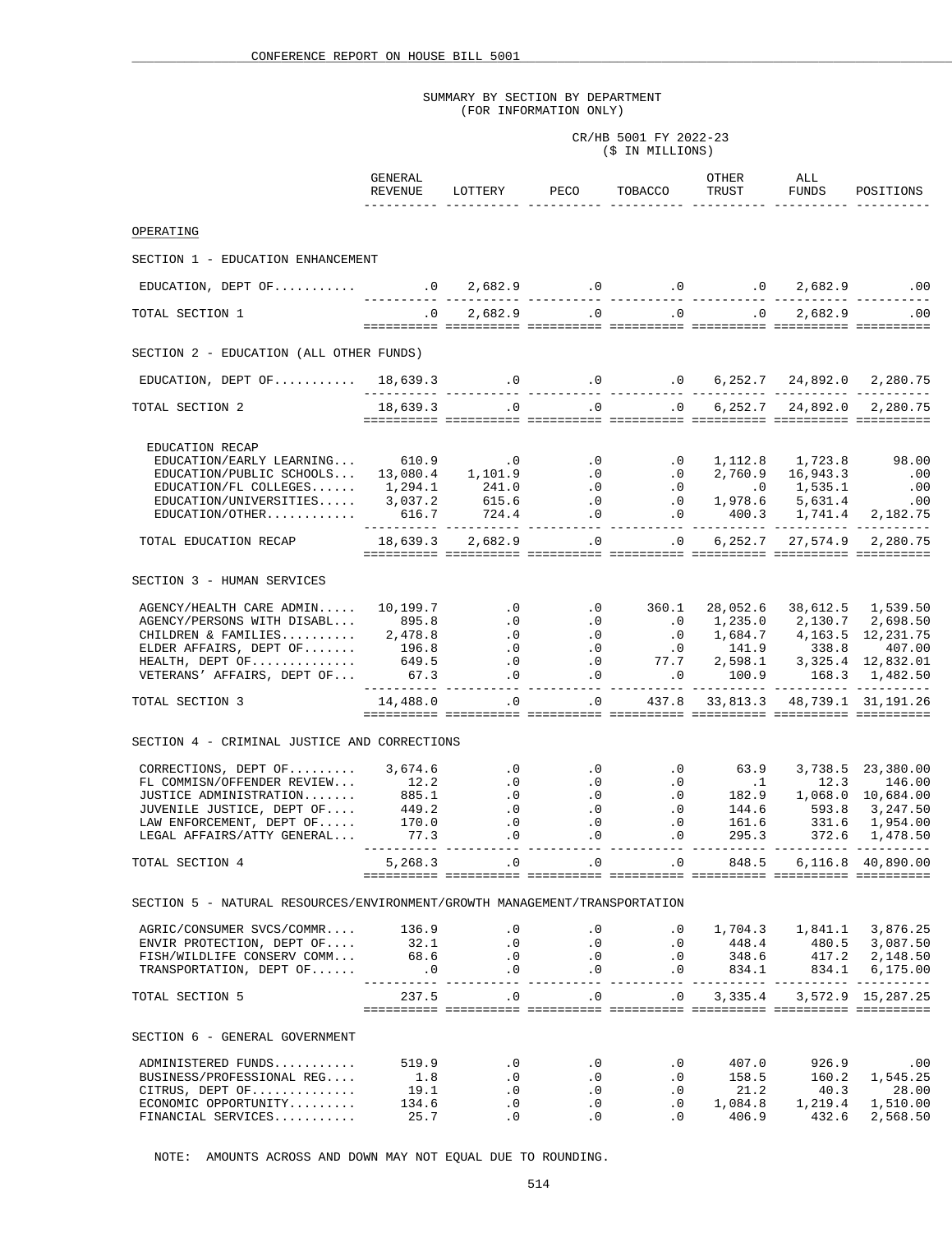CONFERENCE REPORT ON HOUSE BILL 5001

## SUMMARY BY SECTION BY DEPARTMENT
(FOR INFORMATION ONLY)

CR/HB 5001 FY 2022-23
($ IN MILLIONS)

| | GENERAL REVENUE | LOTTERY | PECO | TOBACCO | OTHER TRUST | ALL FUNDS | POSITIONS |
|---|---|---|---|---|---|---|---|
| **OPERATING** | | | | | | | |
| **SECTION 1 - EDUCATION ENHANCEMENT** | | | | | | | |
| EDUCATION, DEPT OF.......... | .0 | 2,682.9 | .0 | .0 | .0 | 2,682.9 | .00 |
| TOTAL SECTION 1 | .0 | 2,682.9 | .0 | .0 | .0 | 2,682.9 | .00 |
| **SECTION 2 - EDUCATION (ALL OTHER FUNDS)** | | | | | | | |
| EDUCATION, DEPT OF.......... | 18,639.3 | .0 | .0 | .0 | 6,252.7 | 24,892.0 | 2,280.75 |
| TOTAL SECTION 2 | 18,639.3 | .0 | .0 | .0 | 6,252.7 | 24,892.0 | 2,280.75 |
| EDUCATION RECAP | | | | | | | |
| EDUCATION/EARLY LEARNING... | 610.9 | .0 | .0 | .0 | 1,112.8 | 1,723.8 | 98.00 |
| EDUCATION/PUBLIC SCHOOLS... | 13,080.4 | 1,101.9 | .0 | .0 | 2,760.9 | 16,943.3 | .00 |
| EDUCATION/FL COLLEGES...... | 1,294.1 | 241.0 | .0 | .0 | .0 | 1,535.1 | .00 |
| EDUCATION/UNIVERSITIES..... | 3,037.2 | 615.6 | .0 | .0 | 1,978.6 | 5,631.4 | .00 |
| EDUCATION/OTHER............ | 616.7 | 724.4 | .0 | .0 | 400.3 | 1,741.4 | 2,182.75 |
| TOTAL EDUCATION RECAP | 18,639.3 | 2,682.9 | .0 | .0 | 6,252.7 | 27,574.9 | 2,280.75 |
| **SECTION 3 - HUMAN SERVICES** | | | | | | | |
| AGENCY/HEALTH CARE ADMIN..... | 10,199.7 | .0 | .0 | 360.1 | 28,052.6 | 38,612.5 | 1,539.50 |
| AGENCY/PERSONS WITH DISABL... | 895.8 | .0 | .0 | .0 | 1,235.0 | 2,130.7 | 2,698.50 |
| CHILDREN & FAMILIES.......... | 2,478.8 | .0 | .0 | .0 | 1,684.7 | 4,163.5 | 12,231.75 |
| ELDER AFFAIRS, DEPT OF....... | 196.8 | .0 | .0 | .0 | 141.9 | 338.8 | 407.00 |
| HEALTH, DEPT OF.............. | 649.5 | .0 | .0 | 77.7 | 2,598.1 | 3,325.4 | 12,832.01 |
| VETERANS' AFFAIRS, DEPT OF... | 67.3 | .0 | .0 | .0 | 100.9 | 168.3 | 1,482.50 |
| TOTAL SECTION 3 | 14,488.0 | .0 | .0 | 437.8 | 33,813.3 | 48,739.1 | 31,191.26 |
| **SECTION 4 - CRIMINAL JUSTICE AND CORRECTIONS** | | | | | | | |
| CORRECTIONS, DEPT OF......... | 3,674.6 | .0 | .0 | .0 | 63.9 | 3,738.5 | 23,380.00 |
| FL COMMISN/OFFENDER REVIEW... | 12.2 | .0 | .0 | .0 | .1 | 12.3 | 146.00 |
| JUSTICE ADMINISTRATION....... | 885.1 | .0 | .0 | .0 | 182.9 | 1,068.0 | 10,684.00 |
| JUVENILE JUSTICE, DEPT OF.... | 449.2 | .0 | .0 | .0 | 144.6 | 593.8 | 3,247.50 |
| LAW ENFORCEMENT, DEPT OF..... | 170.0 | .0 | .0 | .0 | 161.6 | 331.6 | 1,954.00 |
| LEGAL AFFAIRS/ATTY GENERAL... | 77.3 | .0 | .0 | .0 | 295.3 | 372.6 | 1,478.50 |
| TOTAL SECTION 4 | 5,268.3 | .0 | .0 | .0 | 848.5 | 6,116.8 | 40,890.00 |
| **SECTION 5 - NATURAL RESOURCES/ENVIRONMENT/GROWTH MANAGEMENT/TRANSPORTATION** | | | | | | | |
| AGRIC/CONSUMER SVCS/COMMR.... | 136.9 | .0 | .0 | .0 | 1,704.3 | 1,841.1 | 3,876.25 |
| ENVIR PROTECTION, DEPT OF.... | 32.1 | .0 | .0 | .0 | 448.4 | 480.5 | 3,087.50 |
| FISH/WILDLIFE CONSERV COMM... | 68.6 | .0 | .0 | .0 | 348.6 | 417.2 | 2,148.50 |
| TRANSPORTATION, DEPT OF...... | .0 | .0 | .0 | .0 | 834.1 | 834.1 | 6,175.00 |
| TOTAL SECTION 5 | 237.5 | .0 | .0 | .0 | 3,335.4 | 3,572.9 | 15,287.25 |
| **SECTION 6 - GENERAL GOVERNMENT** | | | | | | | |
| ADMINISTERED FUNDS........... | 519.9 | .0 | .0 | .0 | 407.0 | 926.9 | .00 |
| BUSINESS/PROFESSIONAL REG.... | 1.8 | .0 | .0 | .0 | 158.5 | 160.2 | 1,545.25 |
| CITRUS, DEPT OF.............. | 19.1 | .0 | .0 | .0 | 21.2 | 40.3 | 28.00 |
| ECONOMIC OPPORTUNITY......... | 134.6 | .0 | .0 | .0 | 1,084.8 | 1,219.4 | 1,510.00 |
| FINANCIAL SERVICES........... | 25.7 | .0 | .0 | .0 | 406.9 | 432.6 | 2,568.50 |

NOTE: AMOUNTS ACROSS AND DOWN MAY NOT EQUAL DUE TO ROUNDING.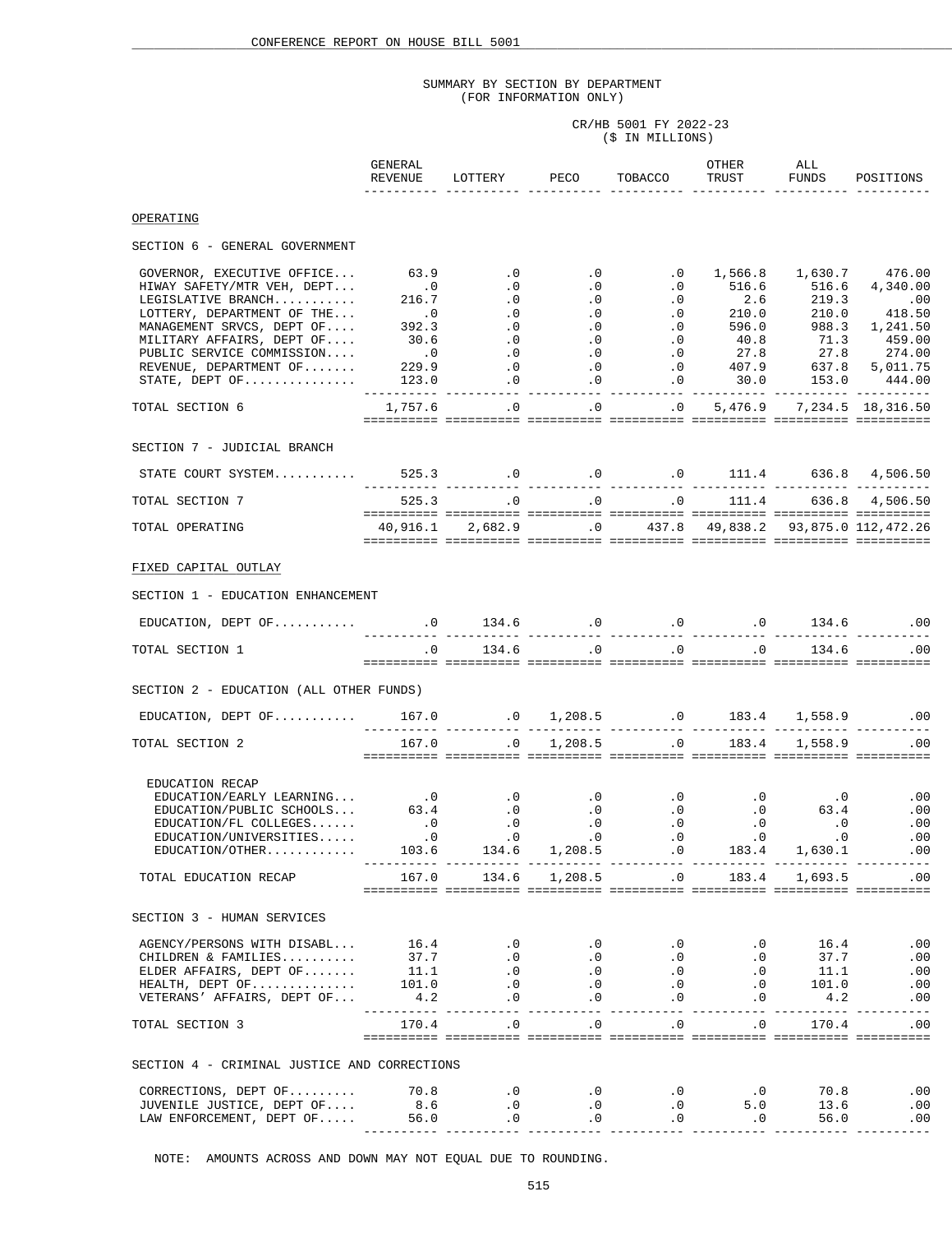SUMMARY BY SECTION BY DEPARTMENT
(FOR INFORMATION ONLY)

CR/HB 5001 FY 2022-23
($ IN MILLIONS)

| | GENERAL REVENUE | LOTTERY | PECO | TOBACCO | OTHER TRUST | ALL FUNDS | POSITIONS |
|---|---|---|---|---|---|---|---|
| **OPERATING** | | | | | | | |
| SECTION 6 - GENERAL GOVERNMENT | | | | | | | |
| GOVERNOR, EXECUTIVE OFFICE... | 63.9 | .0 | .0 | .0 | 1,566.8 | 1,630.7 | 476.00 |
| HIWAY SAFETY/MTR VEH, DEPT... | .0 | .0 | .0 | .0 | 516.6 | 516.6 | 4,340.00 |
| LEGISLATIVE BRANCH........... | 216.7 | .0 | .0 | .0 | 2.6 | 219.3 | .00 |
| LOTTERY, DEPARTMENT OF THE... | .0 | .0 | .0 | .0 | 210.0 | 210.0 | 418.50 |
| MANAGEMENT SRVCS, DEPT OF.... | 392.3 | .0 | .0 | .0 | 596.0 | 988.3 | 1,241.50 |
| MILITARY AFFAIRS, DEPT OF.... | 30.6 | .0 | .0 | .0 | 40.8 | 71.3 | 459.00 |
| PUBLIC SERVICE COMMISSION.... | .0 | .0 | .0 | .0 | 27.8 | 27.8 | 274.00 |
| REVENUE, DEPARTMENT OF....... | 229.9 | .0 | .0 | .0 | 407.9 | 637.8 | 5,011.75 |
| STATE, DEPT OF............... | 123.0 | .0 | .0 | .0 | 30.0 | 153.0 | 444.00 |
| TOTAL SECTION 6 | 1,757.6 | .0 | .0 | .0 | 5,476.9 | 7,234.5 | 18,316.50 |
| SECTION 7 - JUDICIAL BRANCH | | | | | | | |
| STATE COURT SYSTEM........... | 525.3 | .0 | .0 | .0 | 111.4 | 636.8 | 4,506.50 |
| TOTAL SECTION 7 | 525.3 | .0 | .0 | .0 | 111.4 | 636.8 | 4,506.50 |
| TOTAL OPERATING | 40,916.1 | 2,682.9 | .0 | 437.8 | 49,838.2 | 93,875.0 | 112,472.26 |
| **FIXED CAPITAL OUTLAY** | | | | | | | |
| SECTION 1 - EDUCATION ENHANCEMENT | | | | | | | |
| EDUCATION, DEPT OF........... | .0 | 134.6 | .0 | .0 | .0 | 134.6 | .00 |
| TOTAL SECTION 1 | .0 | 134.6 | .0 | .0 | .0 | 134.6 | .00 |
| SECTION 2 - EDUCATION (ALL OTHER FUNDS) | | | | | | | |
| EDUCATION, DEPT OF........... | 167.0 | .0 | 1,208.5 | .0 | 183.4 | 1,558.9 | .00 |
| TOTAL SECTION 2 | 167.0 | .0 | 1,208.5 | .0 | 183.4 | 1,558.9 | .00 |
| EDUCATION RECAP | | | | | | | |
| EDUCATION/EARLY LEARNING... | .0 | .0 | .0 | .0 | .0 | .0 | .00 |
| EDUCATION/PUBLIC SCHOOLS... | 63.4 | .0 | .0 | .0 | .0 | 63.4 | .00 |
| EDUCATION/FL COLLEGES...... | .0 | .0 | .0 | .0 | .0 | .0 | .00 |
| EDUCATION/UNIVERSITIES..... | .0 | .0 | .0 | .0 | .0 | .0 | .00 |
| EDUCATION/OTHER............ | 103.6 | 134.6 | 1,208.5 | .0 | 183.4 | 1,630.1 | .00 |
| TOTAL EDUCATION RECAP | 167.0 | 134.6 | 1,208.5 | .0 | 183.4 | 1,693.5 | .00 |
| SECTION 3 - HUMAN SERVICES | | | | | | | |
| AGENCY/PERSONS WITH DISABL... | 16.4 | .0 | .0 | .0 | .0 | 16.4 | .00 |
| CHILDREN & FAMILIES.......... | 37.7 | .0 | .0 | .0 | .0 | 37.7 | .00 |
| ELDER AFFAIRS, DEPT OF....... | 11.1 | .0 | .0 | .0 | .0 | 11.1 | .00 |
| HEALTH, DEPT OF.............. | 101.0 | .0 | .0 | .0 | .0 | 101.0 | .00 |
| VETERANS' AFFAIRS, DEPT OF... | 4.2 | .0 | .0 | .0 | .0 | 4.2 | .00 |
| TOTAL SECTION 3 | 170.4 | .0 | .0 | .0 | .0 | 170.4 | .00 |
| SECTION 4 - CRIMINAL JUSTICE AND CORRECTIONS | | | | | | | |
| CORRECTIONS, DEPT OF......... | 70.8 | .0 | .0 | .0 | .0 | 70.8 | .00 |
| JUVENILE JUSTICE, DEPT OF.... | 8.6 | .0 | .0 | .0 | 5.0 | 13.6 | .00 |
| LAW ENFORCEMENT, DEPT OF..... | 56.0 | .0 | .0 | .0 | .0 | 56.0 | .00 |

NOTE: AMOUNTS ACROSS AND DOWN MAY NOT EQUAL DUE TO ROUNDING.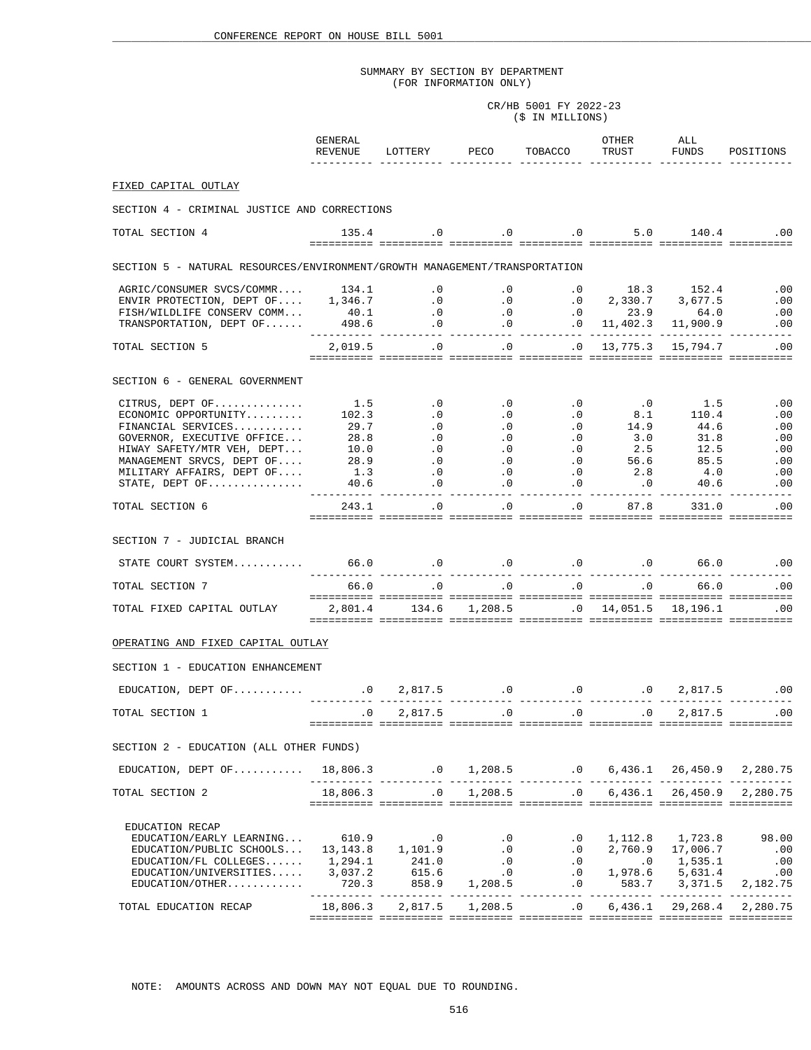SUMMARY BY SECTION BY DEPARTMENT
(FOR INFORMATION ONLY)

CR/HB 5001 FY 2022-23
($ IN MILLIONS)

| | GENERAL REVENUE | LOTTERY | PECO | TOBACCO | OTHER TRUST | ALL FUNDS | POSITIONS |
|---|---|---|---|---|---|---|---|
| FIXED CAPITAL OUTLAY | | | | | | | |
| SECTION 4 - CRIMINAL JUSTICE AND CORRECTIONS | | | | | | | |
| TOTAL SECTION 4 | 135.4 | .0 | .0 | .0 | 5.0 | 140.4 | .00 |
| SECTION 5 - NATURAL RESOURCES/ENVIRONMENT/GROWTH MANAGEMENT/TRANSPORTATION | | | | | | | |
| AGRIC/CONSUMER SVCS/COMMR.... | 134.1 | .0 | .0 | .0 | 18.3 | 152.4 | .00 |
| ENVIR PROTECTION, DEPT OF.... | 1,346.7 | .0 | .0 | .0 | 2,330.7 | 3,677.5 | .00 |
| FISH/WILDLIFE CONSERV COMM... | 40.1 | .0 | .0 | .0 | 23.9 | 64.0 | .00 |
| TRANSPORTATION, DEPT OF...... | 498.6 | .0 | .0 | .0 | 11,402.3 | 11,900.9 | .00 |
| TOTAL SECTION 5 | 2,019.5 | .0 | .0 | .0 | 13,775.3 | 15,794.7 | .00 |
| SECTION 6 - GENERAL GOVERNMENT | | | | | | | |
| CITRUS, DEPT OF.............. | 1.5 | .0 | .0 | .0 | .0 | 1.5 | .00 |
| ECONOMIC OPPORTUNITY......... | 102.3 | .0 | .0 | .0 | 8.1 | 110.4 | .00 |
| FINANCIAL SERVICES........... | 29.7 | .0 | .0 | .0 | 14.9 | 44.6 | .00 |
| GOVERNOR, EXECUTIVE OFFICE... | 28.8 | .0 | .0 | .0 | 3.0 | 31.8 | .00 |
| HIWAY SAFETY/MTR VEH, DEPT... | 10.0 | .0 | .0 | .0 | 2.5 | 12.5 | .00 |
| MANAGEMENT SRVCS, DEPT OF.... | 28.9 | .0 | .0 | .0 | 56.6 | 85.5 | .00 |
| MILITARY AFFAIRS, DEPT OF.... | 1.3 | .0 | .0 | .0 | 2.8 | 4.0 | .00 |
| STATE, DEPT OF............... | 40.6 | .0 | .0 | .0 | .0 | 40.6 | .00 |
| TOTAL SECTION 6 | 243.1 | .0 | .0 | .0 | 87.8 | 331.0 | .00 |
| SECTION 7 - JUDICIAL BRANCH | | | | | | | |
| STATE COURT SYSTEM........... | 66.0 | .0 | .0 | .0 | .0 | 66.0 | .00 |
| TOTAL SECTION 7 | 66.0 | .0 | .0 | .0 | .0 | 66.0 | .00 |
| TOTAL FIXED CAPITAL OUTLAY | 2,801.4 | 134.6 | 1,208.5 | .0 | 14,051.5 | 18,196.1 | .00 |
| OPERATING AND FIXED CAPITAL OUTLAY | | | | | | | |
| SECTION 1 - EDUCATION ENHANCEMENT | | | | | | | |
| EDUCATION, DEPT OF........... | .0 | 2,817.5 | .0 | .0 | .0 | 2,817.5 | .00 |
| TOTAL SECTION 1 | .0 | 2,817.5 | .0 | .0 | .0 | 2,817.5 | .00 |
| SECTION 2 - EDUCATION (ALL OTHER FUNDS) | | | | | | | |
| EDUCATION, DEPT OF........... | 18,806.3 | .0 | 1,208.5 | .0 | 6,436.1 | 26,450.9 | 2,280.75 |
| TOTAL SECTION 2 | 18,806.3 | .0 | 1,208.5 | .0 | 6,436.1 | 26,450.9 | 2,280.75 |
| EDUCATION RECAP | | | | | | | |
| EDUCATION/EARLY LEARNING... | 610.9 | .0 | .0 | .0 | 1,112.8 | 1,723.8 | 98.00 |
| EDUCATION/PUBLIC SCHOOLS... | 13,143.8 | 1,101.9 | .0 | .0 | 2,760.9 | 17,006.7 | .00 |
| EDUCATION/FL COLLEGES...... | 1,294.1 | 241.0 | .0 | .0 | .0 | 1,535.1 | .00 |
| EDUCATION/UNIVERSITIES..... | 3,037.2 | 615.6 | .0 | .0 | 1,978.6 | 5,631.4 | .00 |
| EDUCATION/OTHER............ | 720.3 | 858.9 | 1,208.5 | .0 | 583.7 | 3,371.5 | 2,182.75 |
| TOTAL EDUCATION RECAP | 18,806.3 | 2,817.5 | 1,208.5 | .0 | 6,436.1 | 29,268.4 | 2,280.75 |

NOTE: AMOUNTS ACROSS AND DOWN MAY NOT EQUAL DUE TO ROUNDING.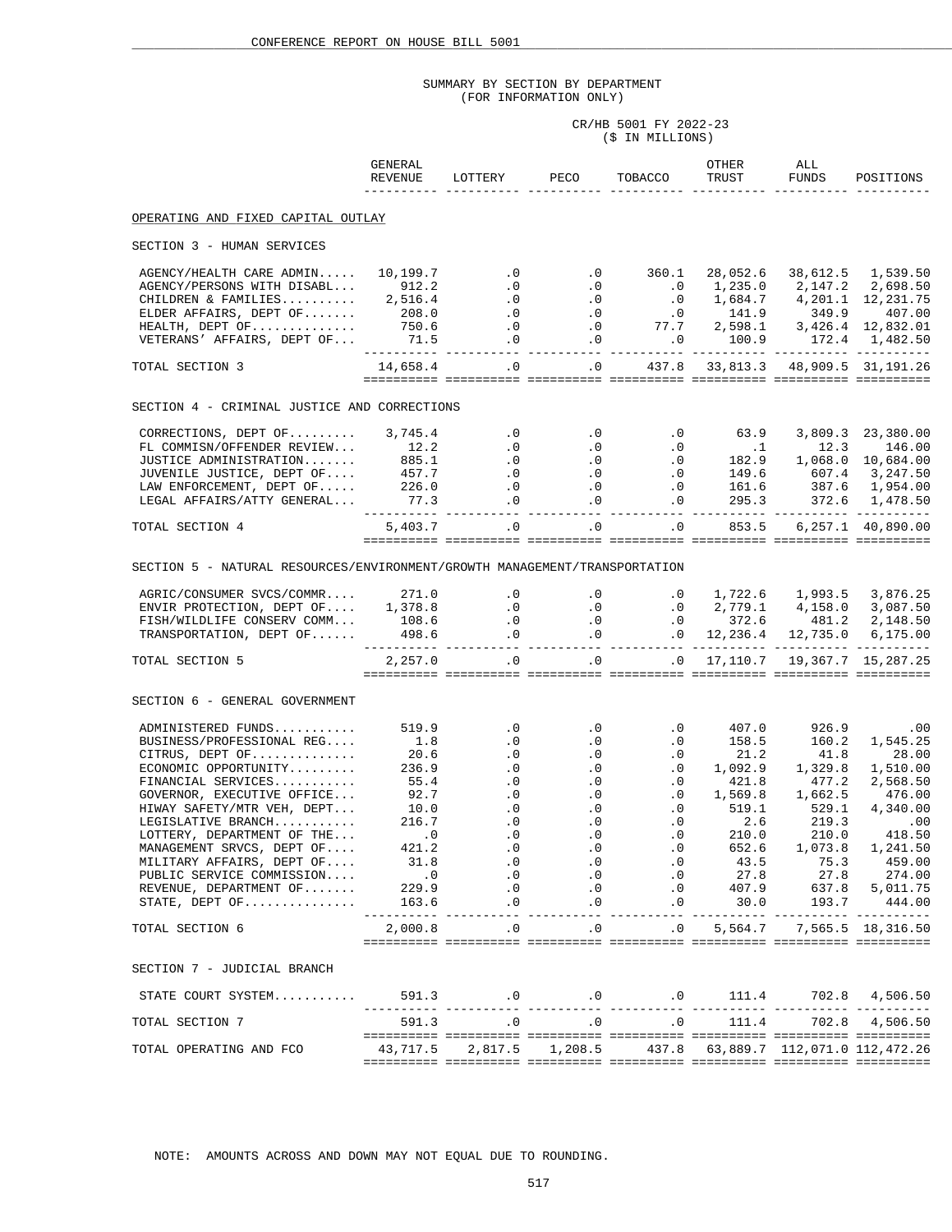SUMMARY BY SECTION BY DEPARTMENT
(FOR INFORMATION ONLY)

CR/HB 5001 FY 2022-23
($ IN MILLIONS)

| | GENERAL REVENUE | LOTTERY | PECO | TOBACCO | OTHER TRUST | ALL FUNDS | POSITIONS |
|---|---|---|---|---|---|---|---|
| **OPERATING AND FIXED CAPITAL OUTLAY** | | | | | | | |
| SECTION 3 - HUMAN SERVICES | | | | | | | |
| AGENCY/HEALTH CARE ADMIN..... | 10,199.7 | .0 | .0 | 360.1 | 28,052.6 | 38,612.5 | 1,539.50 |
| AGENCY/PERSONS WITH DISABL... | 912.2 | .0 | .0 | .0 | 1,235.0 | 2,147.2 | 2,698.50 |
| CHILDREN & FAMILIES.......... | 2,516.4 | .0 | .0 | .0 | 1,684.7 | 4,201.1 | 12,231.75 |
| ELDER AFFAIRS, DEPT OF....... | 208.0 | .0 | .0 | .0 | 141.9 | 349.9 | 407.00 |
| HEALTH, DEPT OF.............. | 750.6 | .0 | .0 | 77.7 | 2,598.1 | 3,426.4 | 12,832.01 |
| VETERANS' AFFAIRS, DEPT OF... | 71.5 | .0 | .0 | .0 | 100.9 | 172.4 | 1,482.50 |
| TOTAL SECTION 3 | 14,658.4 | .0 | .0 | 437.8 | 33,813.3 | 48,909.5 | 31,191.26 |
| SECTION 4 - CRIMINAL JUSTICE AND CORRECTIONS | | | | | | | |
| CORRECTIONS, DEPT OF......... | 3,745.4 | .0 | .0 | .0 | 63.9 | 3,809.3 | 23,380.00 |
| FL COMMISN/OFFENDER REVIEW... | 12.2 | .0 | .0 | .0 | .1 | 12.3 | 146.00 |
| JUSTICE ADMINISTRATION....... | 885.1 | .0 | .0 | .0 | 182.9 | 1,068.0 | 10,684.00 |
| JUVENILE JUSTICE, DEPT OF.... | 457.7 | .0 | .0 | .0 | 149.6 | 607.4 | 3,247.50 |
| LAW ENFORCEMENT, DEPT OF..... | 226.0 | .0 | .0 | .0 | 161.6 | 387.6 | 1,954.00 |
| LEGAL AFFAIRS/ATTY GENERAL... | 77.3 | .0 | .0 | .0 | 295.3 | 372.6 | 1,478.50 |
| TOTAL SECTION 4 | 5,403.7 | .0 | .0 | .0 | 853.5 | 6,257.1 | 40,890.00 |
| SECTION 5 - NATURAL RESOURCES/ENVIRONMENT/GROWTH MANAGEMENT/TRANSPORTATION | | | | | | | |
| AGRIC/CONSUMER SVCS/COMMR.... | 271.0 | .0 | .0 | .0 | 1,722.6 | 1,993.5 | 3,876.25 |
| ENVIR PROTECTION, DEPT OF.... | 1,378.8 | .0 | .0 | .0 | 2,779.1 | 4,158.0 | 3,087.50 |
| FISH/WILDLIFE CONSERV COMM... | 108.6 | .0 | .0 | .0 | 372.6 | 481.2 | 2,148.50 |
| TRANSPORTATION, DEPT OF...... | 498.6 | .0 | .0 | .0 | 12,236.4 | 12,735.0 | 6,175.00 |
| TOTAL SECTION 5 | 2,257.0 | .0 | .0 | .0 | 17,110.7 | 19,367.7 | 15,287.25 |
| SECTION 6 - GENERAL GOVERNMENT | | | | | | | |
| ADMINISTERED FUNDS........... | 519.9 | .0 | .0 | .0 | 407.0 | 926.9 | .00 |
| BUSINESS/PROFESSIONAL REG.... | 1.8 | .0 | .0 | .0 | 158.5 | 160.2 | 1,545.25 |
| CITRUS, DEPT OF.............. | 20.6 | .0 | .0 | .0 | 21.2 | 41.8 | 28.00 |
| ECONOMIC OPPORTUNITY......... | 236.9 | .0 | .0 | .0 | 1,092.9 | 1,329.8 | 1,510.00 |
| FINANCIAL SERVICES........... | 55.4 | .0 | .0 | .0 | 421.8 | 477.2 | 2,568.50 |
| GOVERNOR, EXECUTIVE OFFICE... | 92.7 | .0 | .0 | .0 | 1,569.8 | 1,662.5 | 476.00 |
| HIWAY SAFETY/MTR VEH, DEPT... | 10.0 | .0 | .0 | .0 | 519.1 | 529.1 | 4,340.00 |
| LEGISLATIVE BRANCH........... | 216.7 | .0 | .0 | .0 | 2.6 | 219.3 | .00 |
| LOTTERY, DEPARTMENT OF THE... | .0 | .0 | .0 | .0 | 210.0 | 210.0 | 418.50 |
| MANAGEMENT SRVCS, DEPT OF.... | 421.2 | .0 | .0 | .0 | 652.6 | 1,073.8 | 1,241.50 |
| MILITARY AFFAIRS, DEPT OF.... | 31.8 | .0 | .0 | .0 | 43.5 | 75.3 | 459.00 |
| PUBLIC SERVICE COMMISSION.... | .0 | .0 | .0 | .0 | 27.8 | 27.8 | 274.00 |
| REVENUE, DEPARTMENT OF....... | 229.9 | .0 | .0 | .0 | 407.9 | 637.8 | 5,011.75 |
| STATE, DEPT OF............... | 163.6 | .0 | .0 | .0 | 30.0 | 193.7 | 444.00 |
| TOTAL SECTION 6 | 2,000.8 | .0 | .0 | .0 | 5,564.7 | 7,565.5 | 18,316.50 |
| SECTION 7 - JUDICIAL BRANCH | | | | | | | |
| STATE COURT SYSTEM........... | 591.3 | .0 | .0 | .0 | 111.4 | 702.8 | 4,506.50 |
| TOTAL SECTION 7 | 591.3 | .0 | .0 | .0 | 111.4 | 702.8 | 4,506.50 |
| TOTAL OPERATING AND FCO | 43,717.5 | 2,817.5 | 1,208.5 | 437.8 | 63,889.7 | 112,071.0 | 112,472.26 |

NOTE: AMOUNTS ACROSS AND DOWN MAY NOT EQUAL DUE TO ROUNDING.